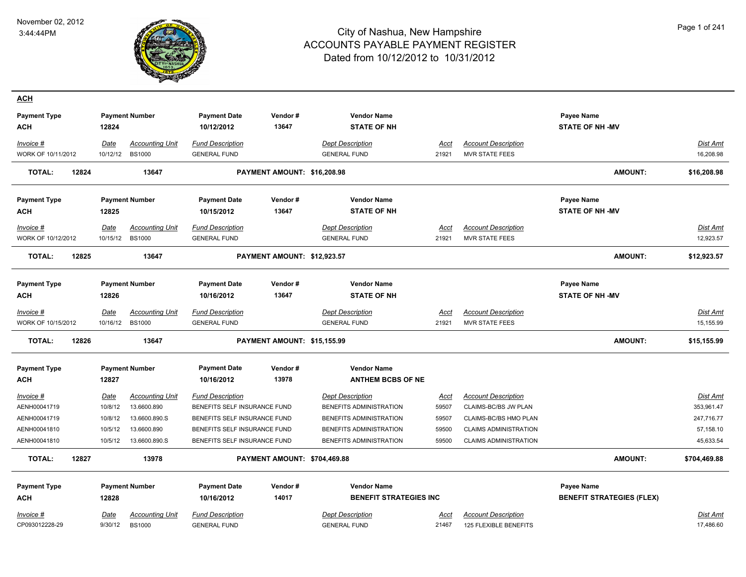# City of Nashua, New Hampshire
## ACCOUNTS PAYABLE PAYMENT REGISTER
### Dated from 10/12/2012 to 10/31/2012

November 02, 2012
3:44:44PM

## ACH

| Payment Type | Payment Number | Payment Date | Vendor # | Vendor Name | Payee Name |
|---|---|---|---|---|---|
| ACH | 12824 | 10/12/2012 | 13647 | STATE OF NH | STATE OF NH -MV |

| Invoice # | Date | Accounting Unit | Fund Description | Dept Description | Acct | Account Description | Dist Amt |
|---|---|---|---|---|---|---|---|
| WORK OF 10/11/2012 | 10/12/12 | BS1000 | GENERAL FUND | GENERAL FUND | 21921 | MVR STATE FEES | 16,208.98 |

**TOTAL: 12824 13647 PAYMENT AMOUNT: $16,208.98 AMOUNT: $16,208.98**

| Payment Type | Payment Number | Payment Date | Vendor # | Vendor Name | Payee Name |
|---|---|---|---|---|---|
| ACH | 12825 | 10/15/2012 | 13647 | STATE OF NH | STATE OF NH -MV |

| Invoice # | Date | Accounting Unit | Fund Description | Dept Description | Acct | Account Description | Dist Amt |
|---|---|---|---|---|---|---|---|
| WORK OF 10/12/2012 | 10/15/12 | BS1000 | GENERAL FUND | GENERAL FUND | 21921 | MVR STATE FEES | 12,923.57 |

**TOTAL: 12825 13647 PAYMENT AMOUNT: $12,923.57 AMOUNT: $12,923.57**

| Payment Type | Payment Number | Payment Date | Vendor # | Vendor Name | Payee Name |
|---|---|---|---|---|---|
| ACH | 12826 | 10/16/2012 | 13647 | STATE OF NH | STATE OF NH -MV |

| Invoice # | Date | Accounting Unit | Fund Description | Dept Description | Acct | Account Description | Dist Amt |
|---|---|---|---|---|---|---|---|
| WORK OF 10/15/2012 | 10/16/12 | BS1000 | GENERAL FUND | GENERAL FUND | 21921 | MVR STATE FEES | 15,155.99 |

**TOTAL: 12826 13647 PAYMENT AMOUNT: $15,155.99 AMOUNT: $15,155.99**

| Payment Type | Payment Number | Payment Date | Vendor # | Vendor Name |
|---|---|---|---|---|
| ACH | 12827 | 10/16/2012 | 13978 | ANTHEM BCBS OF NE |

| Invoice # | Date | Accounting Unit | Fund Description | Dept Description | Acct | Account Description | Dist Amt |
|---|---|---|---|---|---|---|---|
| AENH00041719 | 10/8/12 | 13.6600.890 | BENEFITS SELF INSURANCE FUND | BENEFITS ADMINISTRATION | 59507 | CLAIMS-BC/BS JW PLAN | 353,961.47 |
| AENH00041719 | 10/8/12 | 13.6600.890.S | BENEFITS SELF INSURANCE FUND | BENEFITS ADMINISTRATION | 59507 | CLAIMS-BC/BS HMO PLAN | 247,716.77 |
| AENH00041810 | 10/5/12 | 13.6600.890 | BENEFITS SELF INSURANCE FUND | BENEFITS ADMINISTRATION | 59500 | CLAIMS ADMINISTRATION | 57,158.10 |
| AENH00041810 | 10/5/12 | 13.6600.890.S | BENEFITS SELF INSURANCE FUND | BENEFITS ADMINISTRATION | 59500 | CLAIMS ADMINISTRATION | 45,633.54 |

**TOTAL: 12827 13978 PAYMENT AMOUNT: $704,469.88 AMOUNT: $704,469.88**

| Payment Type | Payment Number | Payment Date | Vendor # | Vendor Name | Payee Name |
|---|---|---|---|---|---|
| ACH | 12828 | 10/16/2012 | 14017 | BENEFIT STRATEGIES INC | BENEFIT STRATEGIES (FLEX) |

| Invoice # | Date | Accounting Unit | Fund Description | Dept Description | Acct | Account Description | Dist Amt |
|---|---|---|---|---|---|---|---|
| CP093012228-29 | 9/30/12 | BS1000 | GENERAL FUND | GENERAL FUND | 21467 | 125 FLEXIBLE BENEFITS | 17,486.60 |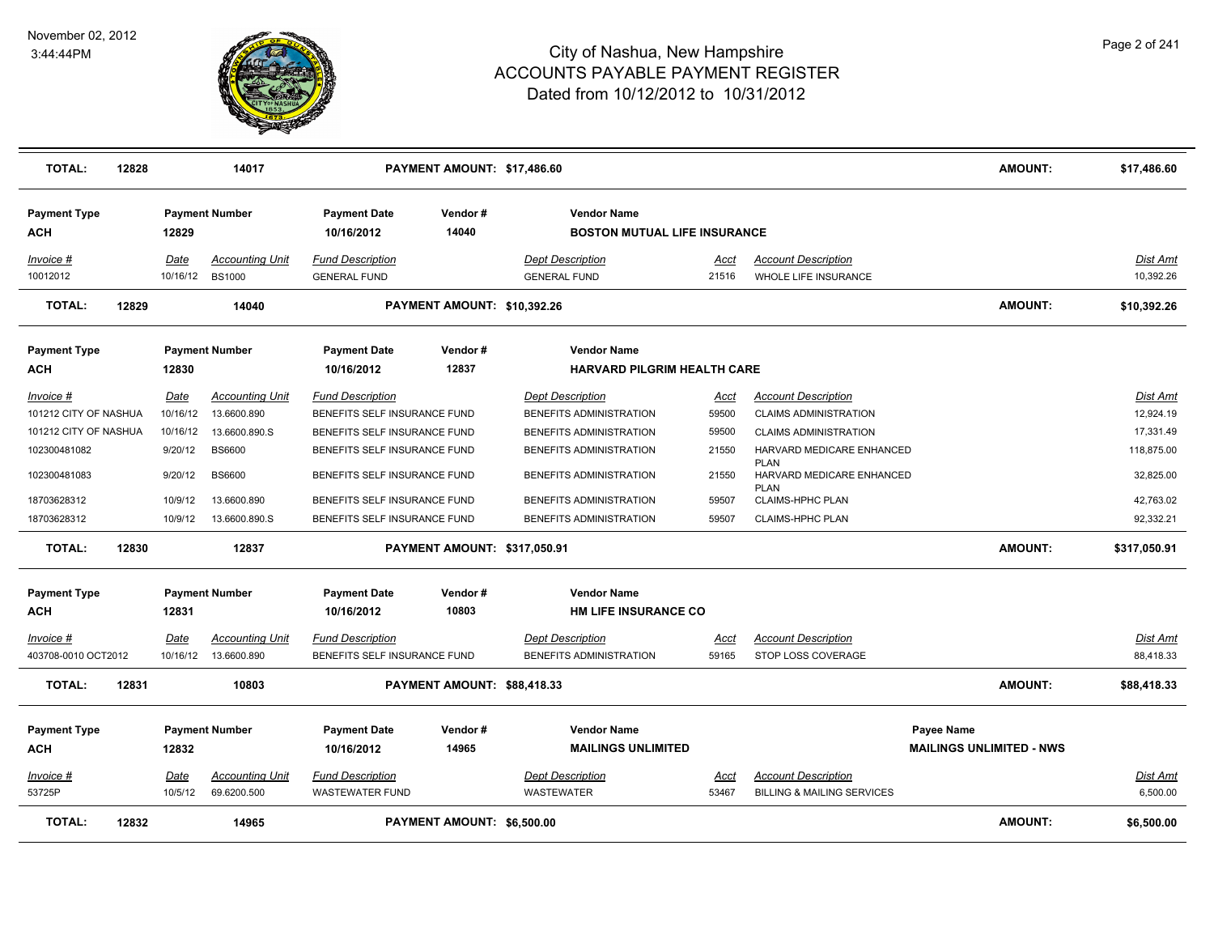# City of Nashua, New Hampshire
## ACCOUNTS PAYABLE PAYMENT REGISTER
### Dated from 10/12/2012 to 10/31/2012

November 02, 2012
3:44:44PM

| TOTAL: | 12828 | 14017 | PAYMENT AMOUNT: $17,486.60 | AMOUNT: | $17,486.60 |
|---|---|---|---|---|---|

**Payment Type:** ACH | **Payment Number:** 12829 | **Payment Date:** 10/16/2012 | **Vendor #:** 14040 | **Vendor Name:** BOSTON MUTUAL LIFE INSURANCE

| Invoice # | Date | Accounting Unit | Fund Description | Dept Description | Acct | Account Description | Dist Amt |
|---|---|---|---|---|---|---|---|
| 10012012 | 10/16/12 | BS1000 | GENERAL FUND | GENERAL FUND | 21516 | WHOLE LIFE INSURANCE | 10,392.26 |

| TOTAL: | 12829 | 14040 | PAYMENT AMOUNT: $10,392.26 | AMOUNT: | $10,392.26 |
|---|---|---|---|---|---|

**Payment Type:** ACH | **Payment Number:** 12830 | **Payment Date:** 10/16/2012 | **Vendor #:** 12837 | **Vendor Name:** HARVARD PILGRIM HEALTH CARE

| Invoice # | Date | Accounting Unit | Fund Description | Dept Description | Acct | Account Description | Dist Amt |
|---|---|---|---|---|---|---|---|
| 101212 CITY OF NASHUA | 10/16/12 | 13.6600.890 | BENEFITS SELF INSURANCE FUND | BENEFITS ADMINISTRATION | 59500 | CLAIMS ADMINISTRATION | 12,924.19 |
| 101212 CITY OF NASHUA | 10/16/12 | 13.6600.890.S | BENEFITS SELF INSURANCE FUND | BENEFITS ADMINISTRATION | 59500 | CLAIMS ADMINISTRATION | 17,331.49 |
| 102300481082 | 9/20/12 | BS6600 | BENEFITS SELF INSURANCE FUND | BENEFITS ADMINISTRATION | 21550 | HARVARD MEDICARE ENHANCED PLAN | 118,875.00 |
| 102300481083 | 9/20/12 | BS6600 | BENEFITS SELF INSURANCE FUND | BENEFITS ADMINISTRATION | 21550 | HARVARD MEDICARE ENHANCED PLAN | 32,825.00 |
| 18703628312 | 10/9/12 | 13.6600.890 | BENEFITS SELF INSURANCE FUND | BENEFITS ADMINISTRATION | 59507 | CLAIMS-HPHC PLAN | 42,763.02 |
| 18703628312 | 10/9/12 | 13.6600.890.S | BENEFITS SELF INSURANCE FUND | BENEFITS ADMINISTRATION | 59507 | CLAIMS-HPHC PLAN | 92,332.21 |

| TOTAL: | 12830 | 12837 | PAYMENT AMOUNT: $317,050.91 | AMOUNT: | $317,050.91 |
|---|---|---|---|---|---|

**Payment Type:** ACH | **Payment Number:** 12831 | **Payment Date:** 10/16/2012 | **Vendor #:** 10803 | **Vendor Name:** HM LIFE INSURANCE CO

| Invoice # | Date | Accounting Unit | Fund Description | Dept Description | Acct | Account Description | Dist Amt |
|---|---|---|---|---|---|---|---|
| 403708-0010 OCT2012 | 10/16/12 | 13.6600.890 | BENEFITS SELF INSURANCE FUND | BENEFITS ADMINISTRATION | 59165 | STOP LOSS COVERAGE | 88,418.33 |

| TOTAL: | 12831 | 10803 | PAYMENT AMOUNT: $88,418.33 | AMOUNT: | $88,418.33 |
|---|---|---|---|---|---|

**Payment Type:** ACH | **Payment Number:** 12832 | **Payment Date:** 10/16/2012 | **Vendor #:** 14965 | **Vendor Name:** MAILINGS UNLIMITED | **Payee Name:** MAILINGS UNLIMITED - NWS

| Invoice # | Date | Accounting Unit | Fund Description | Dept Description | Acct | Account Description | Dist Amt |
|---|---|---|---|---|---|---|---|
| 53725P | 10/5/12 | 69.6200.500 | WASTEWATER FUND | WASTEWATER | 53467 | BILLING & MAILING SERVICES | 6,500.00 |

| TOTAL: | 12832 | 14965 | PAYMENT AMOUNT: $6,500.00 | AMOUNT: | $6,500.00 |
|---|---|---|---|---|---|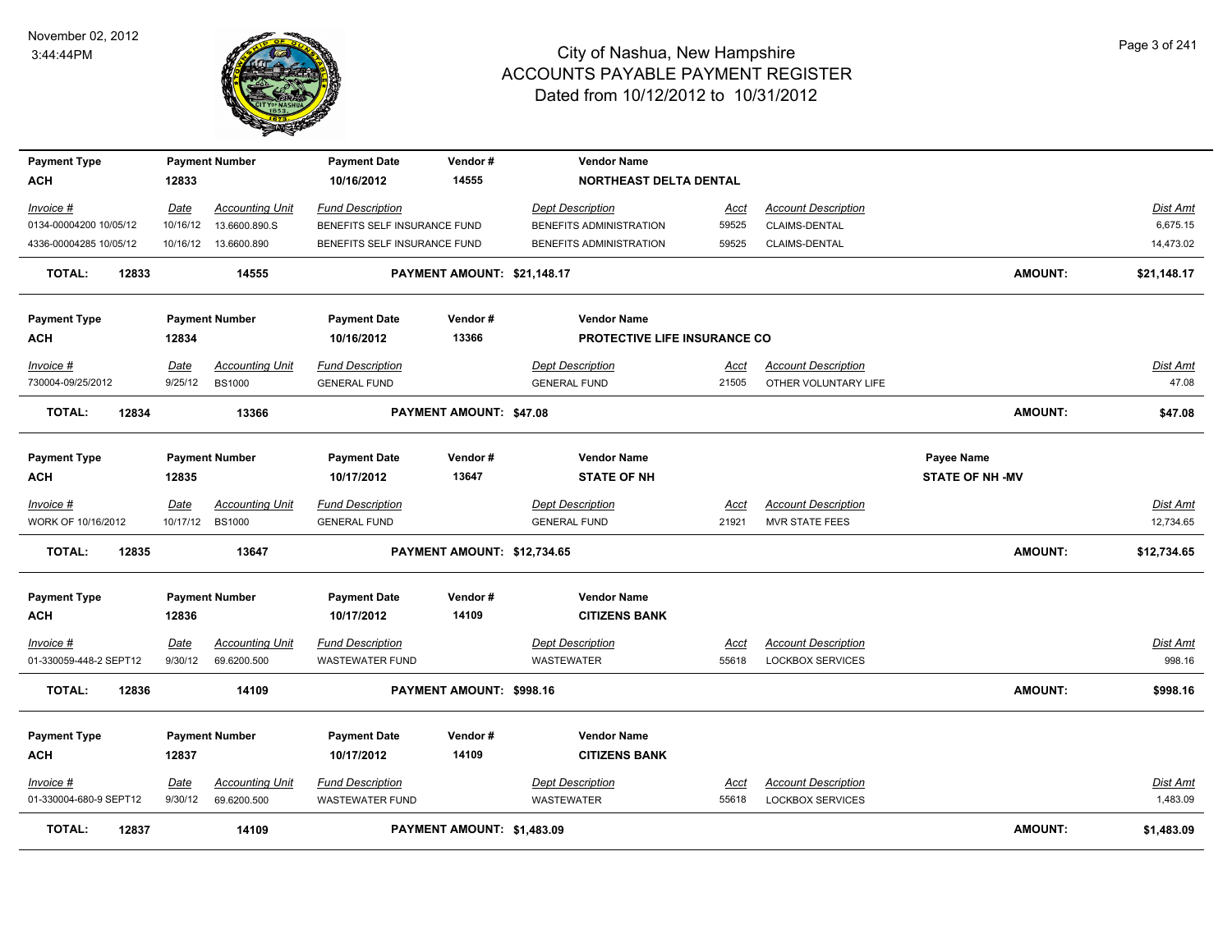# City of Nashua, New Hampshire
# ACCOUNTS PAYABLE PAYMENT REGISTER
## Dated from 10/12/2012 to 10/31/2012

November 02, 2012
3:44:44PM

| Payment Type | Payment Number | Payment Date | Vendor # | Vendor Name |
|---|---|---|---|---|
| ACH | 12833 | 10/16/2012 | 14555 | NORTHEAST DELTA DENTAL |

| Invoice # | Date | Accounting Unit | Fund Description | Dept Description | Acct | Account Description | Dist Amt |
|---|---|---|---|---|---|---|---|
| 0134-00004200 10/05/12 | 10/16/12 | 13.6600.890.S | BENEFITS SELF INSURANCE FUND | BENEFITS ADMINISTRATION | 59525 | CLAIMS-DENTAL | 6,675.15 |
| 4336-00004285 10/05/12 | 10/16/12 | 13.6600.890 | BENEFITS SELF INSURANCE FUND | BENEFITS ADMINISTRATION | 59525 | CLAIMS-DENTAL | 14,473.02 |

**TOTAL: 12833 14555 PAYMENT AMOUNT: $21,148.17 AMOUNT: $21,148.17**

| Payment Type | Payment Number | Payment Date | Vendor # | Vendor Name |
|---|---|---|---|---|
| ACH | 12834 | 10/16/2012 | 13366 | PROTECTIVE LIFE INSURANCE CO |

| Invoice # | Date | Accounting Unit | Fund Description | Dept Description | Acct | Account Description | Dist Amt |
|---|---|---|---|---|---|---|---|
| 730004-09/25/2012 | 9/25/12 | BS1000 | GENERAL FUND | GENERAL FUND | 21505 | OTHER VOLUNTARY LIFE | 47.08 |

**TOTAL: 12834 13366 PAYMENT AMOUNT: $47.08 AMOUNT: $47.08**

| Payment Type | Payment Number | Payment Date | Vendor # | Vendor Name | Payee Name |
|---|---|---|---|---|---|
| ACH | 12835 | 10/17/2012 | 13647 | STATE OF NH | STATE OF NH -MV |

| Invoice # | Date | Accounting Unit | Fund Description | Dept Description | Acct | Account Description | Dist Amt |
|---|---|---|---|---|---|---|---|
| WORK OF 10/16/2012 | 10/17/12 | BS1000 | GENERAL FUND | GENERAL FUND | 21921 | MVR STATE FEES | 12,734.65 |

**TOTAL: 12835 13647 PAYMENT AMOUNT: $12,734.65 AMOUNT: $12,734.65**

| Payment Type | Payment Number | Payment Date | Vendor # | Vendor Name |
|---|---|---|---|---|
| ACH | 12836 | 10/17/2012 | 14109 | CITIZENS BANK |

| Invoice # | Date | Accounting Unit | Fund Description | Dept Description | Acct | Account Description | Dist Amt |
|---|---|---|---|---|---|---|---|
| 01-330059-448-2 SEPT12 | 9/30/12 | 69.6200.500 | WASTEWATER FUND | WASTEWATER | 55618 | LOCKBOX SERVICES | 998.16 |

**TOTAL: 12836 14109 PAYMENT AMOUNT: $998.16 AMOUNT: $998.16**

| Payment Type | Payment Number | Payment Date | Vendor # | Vendor Name |
|---|---|---|---|---|
| ACH | 12837 | 10/17/2012 | 14109 | CITIZENS BANK |

| Invoice # | Date | Accounting Unit | Fund Description | Dept Description | Acct | Account Description | Dist Amt |
|---|---|---|---|---|---|---|---|
| 01-330004-680-9 SEPT12 | 9/30/12 | 69.6200.500 | WASTEWATER FUND | WASTEWATER | 55618 | LOCKBOX SERVICES | 1,483.09 |

**TOTAL: 12837 14109 PAYMENT AMOUNT: $1,483.09 AMOUNT: $1,483.09**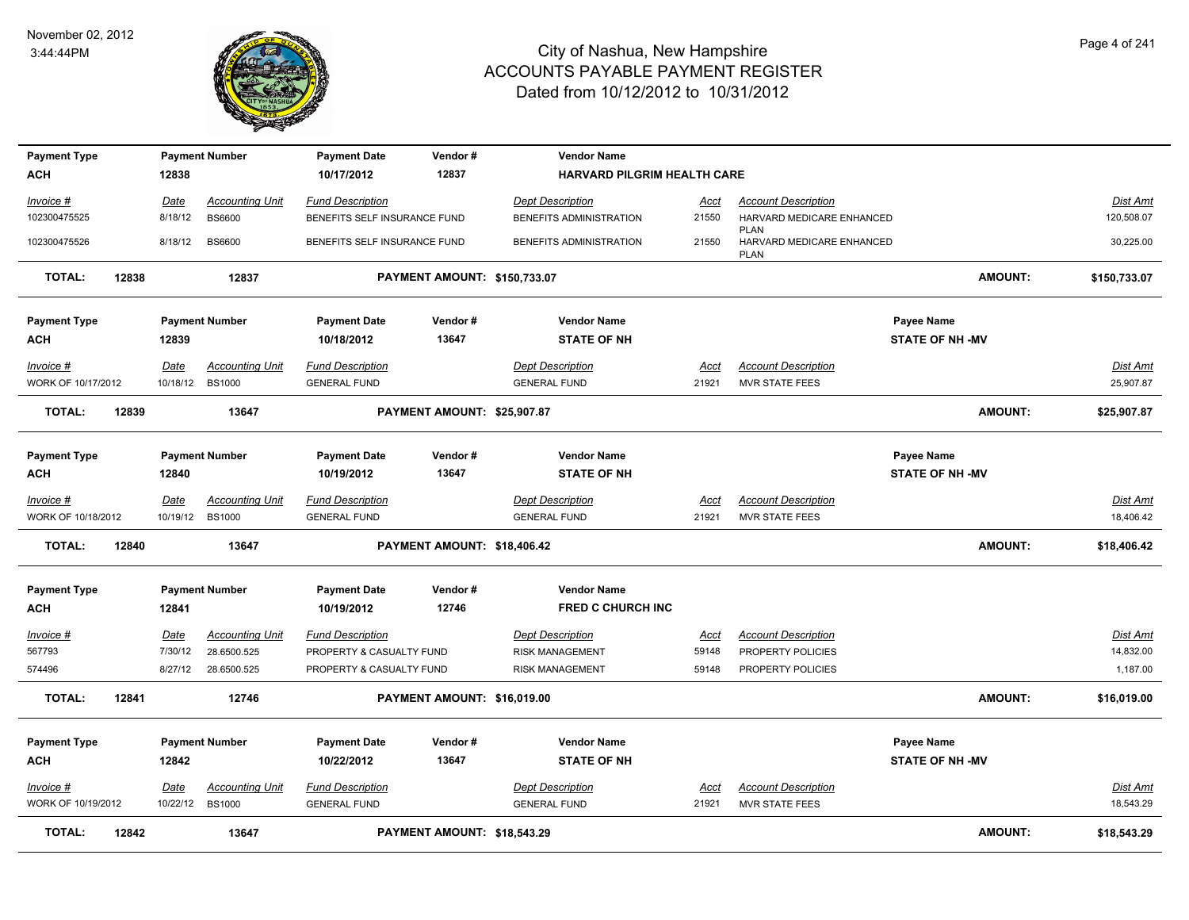# City of Nashua, New Hampshire
## ACCOUNTS PAYABLE PAYMENT REGISTER
### Dated from 10/12/2012 to 10/31/2012

November 02, 2012
3:44:44PM

| Payment Type | Payment Number | Payment Date | Vendor # | Vendor Name |
|---|---|---|---|---|
| ACH | 12838 | 10/17/2012 | 12837 | HARVARD PILGRIM HEALTH CARE |

| Invoice # | Date | Accounting Unit | Fund Description | Dept Description | Acct | Account Description | Dist Amt |
|---|---|---|---|---|---|---|---|
| 102300475525 | 8/18/12 | BS6600 | BENEFITS SELF INSURANCE FUND | BENEFITS ADMINISTRATION | 21550 | HARVARD MEDICARE ENHANCED PLAN | 120,508.07 |
| 102300475526 | 8/18/12 | BS6600 | BENEFITS SELF INSURANCE FUND | BENEFITS ADMINISTRATION | 21550 | HARVARD MEDICARE ENHANCED PLAN | 30,225.00 |

**TOTAL: 12838 12837 PAYMENT AMOUNT: $150,733.07 AMOUNT: $150,733.07**

| Payment Type | Payment Number | Payment Date | Vendor # | Vendor Name | Payee Name |
|---|---|---|---|---|---|
| ACH | 12839 | 10/18/2012 | 13647 | STATE OF NH | STATE OF NH -MV |

| Invoice # | Date | Accounting Unit | Fund Description | Dept Description | Acct | Account Description | Dist Amt |
|---|---|---|---|---|---|---|---|
| WORK OF 10/17/2012 | 10/18/12 | BS1000 | GENERAL FUND | GENERAL FUND | 21921 | MVR STATE FEES | 25,907.87 |

**TOTAL: 12839 13647 PAYMENT AMOUNT: $25,907.87 AMOUNT: $25,907.87**

| Payment Type | Payment Number | Payment Date | Vendor # | Vendor Name | Payee Name |
|---|---|---|---|---|---|
| ACH | 12840 | 10/19/2012 | 13647 | STATE OF NH | STATE OF NH -MV |

| Invoice # | Date | Accounting Unit | Fund Description | Dept Description | Acct | Account Description | Dist Amt |
|---|---|---|---|---|---|---|---|
| WORK OF 10/18/2012 | 10/19/12 | BS1000 | GENERAL FUND | GENERAL FUND | 21921 | MVR STATE FEES | 18,406.42 |

**TOTAL: 12840 13647 PAYMENT AMOUNT: $18,406.42 AMOUNT: $18,406.42**

| Payment Type | Payment Number | Payment Date | Vendor # | Vendor Name |
|---|---|---|---|---|
| ACH | 12841 | 10/19/2012 | 12746 | FRED C CHURCH INC |

| Invoice # | Date | Accounting Unit | Fund Description | Dept Description | Acct | Account Description | Dist Amt |
|---|---|---|---|---|---|---|---|
| 567793 | 7/30/12 | 28.6500.525 | PROPERTY & CASUALTY FUND | RISK MANAGEMENT | 59148 | PROPERTY POLICIES | 14,832.00 |
| 574496 | 8/27/12 | 28.6500.525 | PROPERTY & CASUALTY FUND | RISK MANAGEMENT | 59148 | PROPERTY POLICIES | 1,187.00 |

**TOTAL: 12841 12746 PAYMENT AMOUNT: $16,019.00 AMOUNT: $16,019.00**

| Payment Type | Payment Number | Payment Date | Vendor # | Vendor Name | Payee Name |
|---|---|---|---|---|---|
| ACH | 12842 | 10/22/2012 | 13647 | STATE OF NH | STATE OF NH -MV |

| Invoice # | Date | Accounting Unit | Fund Description | Dept Description | Acct | Account Description | Dist Amt |
|---|---|---|---|---|---|---|---|
| WORK OF 10/19/2012 | 10/22/12 | BS1000 | GENERAL FUND | GENERAL FUND | 21921 | MVR STATE FEES | 18,543.29 |

**TOTAL: 12842 13647 PAYMENT AMOUNT: $18,543.29 AMOUNT: $18,543.29**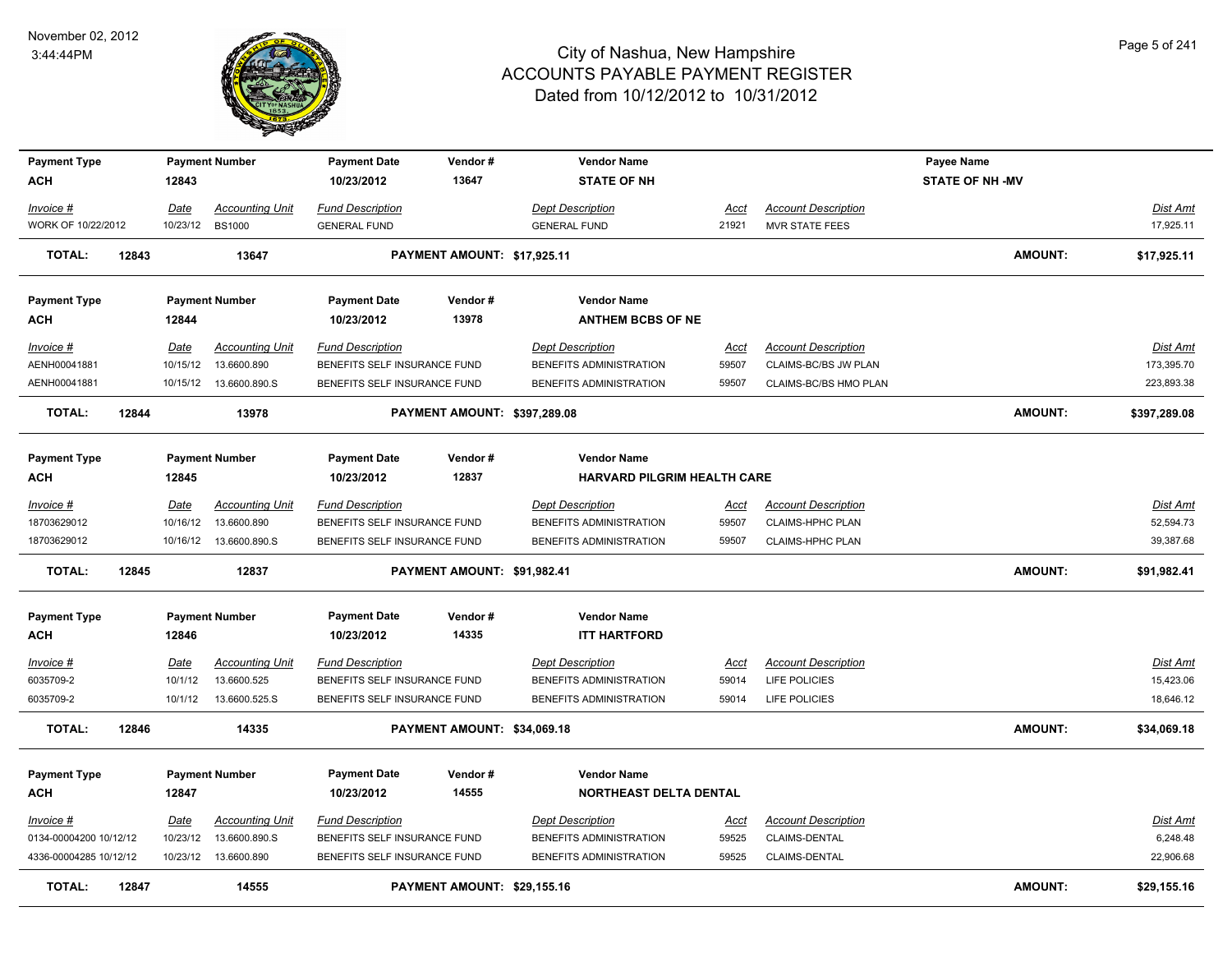# City of Nashua, New Hampshire
## ACCOUNTS PAYABLE PAYMENT REGISTER
### Dated from 10/12/2012 to 10/31/2012

November 02, 2012
3:44:44PM

| Payment Type | Payment Number | Payment Date | Vendor # | Vendor Name | Payee Name |
|---|---|---|---|---|---|
| ACH | 12843 | 10/23/2012 | 13647 | STATE OF NH | STATE OF NH -MV |

| Invoice # | Date | Accounting Unit | Fund Description | Dept Description | Acct | Account Description | Dist Amt |
|---|---|---|---|---|---|---|---|
| WORK OF 10/22/2012 | 10/23/12 | BS1000 | GENERAL FUND | GENERAL FUND | 21921 | MVR STATE FEES | 17,925.11 |

**TOTAL: 12843 13647 PAYMENT AMOUNT: $17,925.11 AMOUNT: $17,925.11**

| Payment Type | Payment Number | Payment Date | Vendor # | Vendor Name |
|---|---|---|---|---|
| ACH | 12844 | 10/23/2012 | 13978 | ANTHEM BCBS OF NE |

| Invoice # | Date | Accounting Unit | Fund Description | Dept Description | Acct | Account Description | Dist Amt |
|---|---|---|---|---|---|---|---|
| AENH00041881 | 10/15/12 | 13.6600.890 | BENEFITS SELF INSURANCE FUND | BENEFITS ADMINISTRATION | 59507 | CLAIMS-BC/BS JW PLAN | 173,395.70 |
| AENH00041881 | 10/15/12 | 13.6600.890.S | BENEFITS SELF INSURANCE FUND | BENEFITS ADMINISTRATION | 59507 | CLAIMS-BC/BS HMO PLAN | 223,893.38 |

**TOTAL: 12844 13978 PAYMENT AMOUNT: $397,289.08 AMOUNT: $397,289.08**

| Payment Type | Payment Number | Payment Date | Vendor # | Vendor Name |
|---|---|---|---|---|
| ACH | 12845 | 10/23/2012 | 12837 | HARVARD PILGRIM HEALTH CARE |

| Invoice # | Date | Accounting Unit | Fund Description | Dept Description | Acct | Account Description | Dist Amt |
|---|---|---|---|---|---|---|---|
| 18703629012 | 10/16/12 | 13.6600.890 | BENEFITS SELF INSURANCE FUND | BENEFITS ADMINISTRATION | 59507 | CLAIMS-HPHC PLAN | 52,594.73 |
| 18703629012 | 10/16/12 | 13.6600.890.S | BENEFITS SELF INSURANCE FUND | BENEFITS ADMINISTRATION | 59507 | CLAIMS-HPHC PLAN | 39,387.68 |

**TOTAL: 12845 12837 PAYMENT AMOUNT: $91,982.41 AMOUNT: $91,982.41**

| Payment Type | Payment Number | Payment Date | Vendor # | Vendor Name |
|---|---|---|---|---|
| ACH | 12846 | 10/23/2012 | 14335 | ITT HARTFORD |

| Invoice # | Date | Accounting Unit | Fund Description | Dept Description | Acct | Account Description | Dist Amt |
|---|---|---|---|---|---|---|---|
| 6035709-2 | 10/1/12 | 13.6600.525 | BENEFITS SELF INSURANCE FUND | BENEFITS ADMINISTRATION | 59014 | LIFE POLICIES | 15,423.06 |
| 6035709-2 | 10/1/12 | 13.6600.525.S | BENEFITS SELF INSURANCE FUND | BENEFITS ADMINISTRATION | 59014 | LIFE POLICIES | 18,646.12 |

**TOTAL: 12846 14335 PAYMENT AMOUNT: $34,069.18 AMOUNT: $34,069.18**

| Payment Type | Payment Number | Payment Date | Vendor # | Vendor Name |
|---|---|---|---|---|
| ACH | 12847 | 10/23/2012 | 14555 | NORTHEAST DELTA DENTAL |

| Invoice # | Date | Accounting Unit | Fund Description | Dept Description | Acct | Account Description | Dist Amt |
|---|---|---|---|---|---|---|---|
| 0134-00004200 10/12/12 | 10/23/12 | 13.6600.890.S | BENEFITS SELF INSURANCE FUND | BENEFITS ADMINISTRATION | 59525 | CLAIMS-DENTAL | 6,248.48 |
| 4336-00004285 10/12/12 | 10/23/12 | 13.6600.890 | BENEFITS SELF INSURANCE FUND | BENEFITS ADMINISTRATION | 59525 | CLAIMS-DENTAL | 22,906.68 |

**TOTAL: 12847 14555 PAYMENT AMOUNT: $29,155.16 AMOUNT: $29,155.16**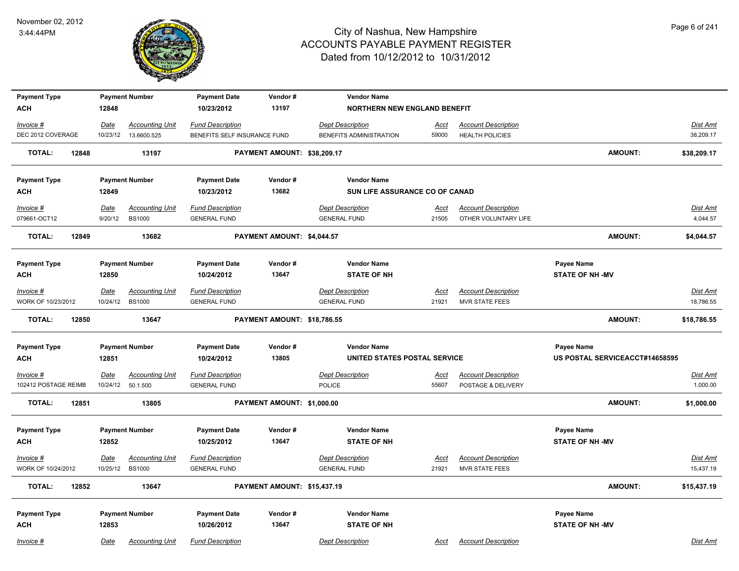# City of Nashua, New Hampshire
## ACCOUNTS PAYABLE PAYMENT REGISTER
### Dated from 10/12/2012 to 10/31/2012

November 02, 2012
3:44:44PM

| Payment Type | Payment Number | Payment Date | Vendor # | Vendor Name | | | Payee Name |
|---|---|---|---|---|---|---|---|
| ACH | 12848 | 10/23/2012 | 13197 | NORTHERN NEW ENGLAND BENEFIT | | | |

| Invoice # | Date | Accounting Unit | Fund Description | Dept Description | Acct | Account Description | Dist Amt |
|---|---|---|---|---|---|---|---|
| DEC 2012 COVERAGE | 10/23/12 | 13.6600.525 | BENEFITS SELF INSURANCE FUND | BENEFITS ADMINISTRATION | 59000 | HEALTH POLICIES | 38,209.17 |

**TOTAL: 12848 13197 PAYMENT AMOUNT: $38,209.17 AMOUNT: $38,209.17**

| Payment Type | Payment Number | Payment Date | Vendor # | Vendor Name | | | Payee Name |
|---|---|---|---|---|---|---|---|
| ACH | 12849 | 10/23/2012 | 13682 | SUN LIFE ASSURANCE CO OF CANAD | | | |

| Invoice # | Date | Accounting Unit | Fund Description | Dept Description | Acct | Account Description | Dist Amt |
|---|---|---|---|---|---|---|---|
| 079661-OCT12 | 9/20/12 | BS1000 | GENERAL FUND | GENERAL FUND | 21505 | OTHER VOLUNTARY LIFE | 4,044.57 |

**TOTAL: 12849 13682 PAYMENT AMOUNT: $4,044.57 AMOUNT: $4,044.57**

| Payment Type | Payment Number | Payment Date | Vendor # | Vendor Name | | | Payee Name |
|---|---|---|---|---|---|---|---|
| ACH | 12850 | 10/24/2012 | 13647 | STATE OF NH | | | STATE OF NH -MV |

| Invoice # | Date | Accounting Unit | Fund Description | Dept Description | Acct | Account Description | Dist Amt |
|---|---|---|---|---|---|---|---|
| WORK OF 10/23/2012 | 10/24/12 | BS1000 | GENERAL FUND | GENERAL FUND | 21921 | MVR STATE FEES | 18,786.55 |

**TOTAL: 12850 13647 PAYMENT AMOUNT: $18,786.55 AMOUNT: $18,786.55**

| Payment Type | Payment Number | Payment Date | Vendor # | Vendor Name | | | Payee Name |
|---|---|---|---|---|---|---|---|
| ACH | 12851 | 10/24/2012 | 13805 | UNITED STATES POSTAL SERVICE | | | US POSTAL SERVICEACCT#14658595 |

| Invoice # | Date | Accounting Unit | Fund Description | Dept Description | Acct | Account Description | Dist Amt |
|---|---|---|---|---|---|---|---|
| 102412 POSTAGE REIMB | 10/24/12 | 50.1.500 | GENERAL FUND | POLICE | 55607 | POSTAGE & DELIVERY | 1,000.00 |

**TOTAL: 12851 13805 PAYMENT AMOUNT: $1,000.00 AMOUNT: $1,000.00**

| Payment Type | Payment Number | Payment Date | Vendor # | Vendor Name | | | Payee Name |
|---|---|---|---|---|---|---|---|
| ACH | 12852 | 10/25/2012 | 13647 | STATE OF NH | | | STATE OF NH -MV |

| Invoice # | Date | Accounting Unit | Fund Description | Dept Description | Acct | Account Description | Dist Amt |
|---|---|---|---|---|---|---|---|
| WORK OF 10/24/2012 | 10/25/12 | BS1000 | GENERAL FUND | GENERAL FUND | 21921 | MVR STATE FEES | 15,437.19 |

**TOTAL: 12852 13647 PAYMENT AMOUNT: $15,437.19 AMOUNT: $15,437.19**

| Payment Type | Payment Number | Payment Date | Vendor # | Vendor Name | | | Payee Name |
|---|---|---|---|---|---|---|---|
| ACH | 12853 | 10/26/2012 | 13647 | STATE OF NH | | | STATE OF NH -MV |

| Invoice # | Date | Accounting Unit | Fund Description | Dept Description | Acct | Account Description | Dist Amt |
|---|---|---|---|---|---|---|---|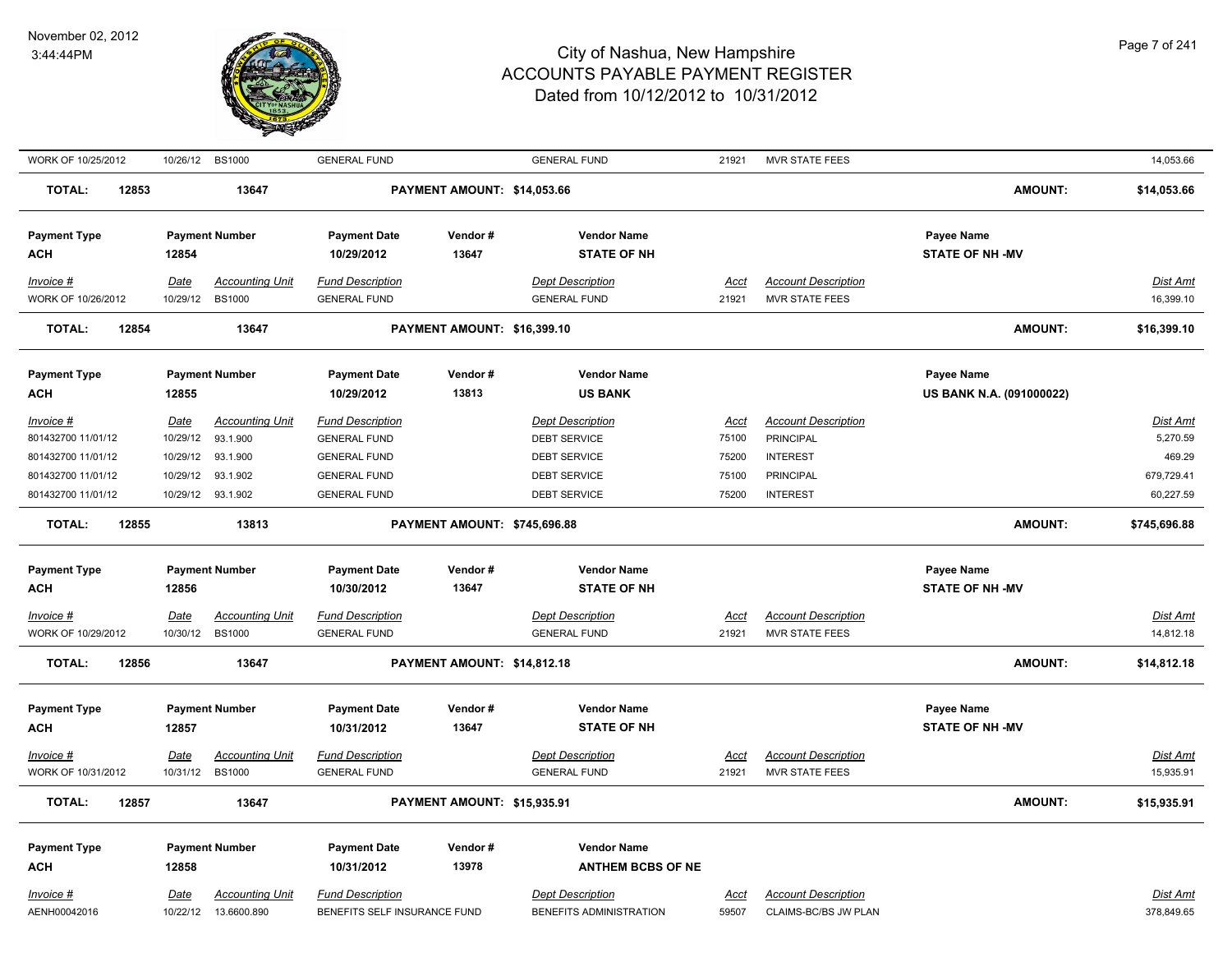| Invoice # | Date | Accounting Unit | Fund Description | Dept Description | Acct | Account Description | Dist Amt |
|---|---|---|---|---|---|---|---|
| WORK OF 10/25/2012 | 10/26/12 | BS1000 | GENERAL FUND | GENERAL FUND | 21921 | MVR STATE FEES | 14,053.66 |

**TOTAL: 12853 13647 PAYMENT AMOUNT: $14,053.66 AMOUNT: $14,053.66**

| Payment Type | Payment Number | Payment Date | Vendor # | Vendor Name | Payee Name |
|---|---|---|---|---|---|
| **ACH** | **12854** | **10/29/2012** | **13647** | **STATE OF NH** | **STATE OF NH -MV** |

| Invoice # | Date | Accounting Unit | Fund Description | Dept Description | Acct | Account Description | Dist Amt |
|---|---|---|---|---|---|---|---|
| WORK OF 10/26/2012 | 10/29/12 | BS1000 | GENERAL FUND | GENERAL FUND | 21921 | MVR STATE FEES | 16,399.10 |

**TOTAL: 12854 13647 PAYMENT AMOUNT: $16,399.10 AMOUNT: $16,399.10**

| Payment Type | Payment Number | Payment Date | Vendor # | Vendor Name | Payee Name |
|---|---|---|---|---|---|
| **ACH** | **12855** | **10/29/2012** | **13813** | **US BANK** | **US BANK N.A. (091000022)** |

| Invoice # | Date | Accounting Unit | Fund Description | Dept Description | Acct | Account Description | Dist Amt |
|---|---|---|---|---|---|---|---|
| 801432700 11/01/12 | 10/29/12 | 93.1.900 | GENERAL FUND | DEBT SERVICE | 75100 | PRINCIPAL | 5,270.59 |
| 801432700 11/01/12 | 10/29/12 | 93.1.900 | GENERAL FUND | DEBT SERVICE | 75200 | INTEREST | 469.29 |
| 801432700 11/01/12 | 10/29/12 | 93.1.902 | GENERAL FUND | DEBT SERVICE | 75100 | PRINCIPAL | 679,729.41 |
| 801432700 11/01/12 | 10/29/12 | 93.1.902 | GENERAL FUND | DEBT SERVICE | 75200 | INTEREST | 60,227.59 |

**TOTAL: 12855 13813 PAYMENT AMOUNT: $745,696.88 AMOUNT: $745,696.88**

| Payment Type | Payment Number | Payment Date | Vendor # | Vendor Name | Payee Name |
|---|---|---|---|---|---|
| **ACH** | **12856** | **10/30/2012** | **13647** | **STATE OF NH** | **STATE OF NH -MV** |

| Invoice # | Date | Accounting Unit | Fund Description | Dept Description | Acct | Account Description | Dist Amt |
|---|---|---|---|---|---|---|---|
| WORK OF 10/29/2012 | 10/30/12 | BS1000 | GENERAL FUND | GENERAL FUND | 21921 | MVR STATE FEES | 14,812.18 |

**TOTAL: 12856 13647 PAYMENT AMOUNT: $14,812.18 AMOUNT: $14,812.18**

| Payment Type | Payment Number | Payment Date | Vendor # | Vendor Name | Payee Name |
|---|---|---|---|---|---|
| **ACH** | **12857** | **10/31/2012** | **13647** | **STATE OF NH** | **STATE OF NH -MV** |

| Invoice # | Date | Accounting Unit | Fund Description | Dept Description | Acct | Account Description | Dist Amt |
|---|---|---|---|---|---|---|---|
| WORK OF 10/31/2012 | 10/31/12 | BS1000 | GENERAL FUND | GENERAL FUND | 21921 | MVR STATE FEES | 15,935.91 |

**TOTAL: 12857 13647 PAYMENT AMOUNT: $15,935.91 AMOUNT: $15,935.91**

| Payment Type | Payment Number | Payment Date | Vendor # | Vendor Name |
|---|---|---|---|---|
| **ACH** | **12858** | **10/31/2012** | **13978** | **ANTHEM BCBS OF NE** |

| Invoice # | Date | Accounting Unit | Fund Description | Dept Description | Acct | Account Description | Dist Amt |
|---|---|---|---|---|---|---|---|
| AENH00042016 | 10/22/12 | 13.6600.890 | BENEFITS SELF INSURANCE FUND | BENEFITS ADMINISTRATION | 59507 | CLAIMS-BC/BS JW PLAN | 378,849.65 |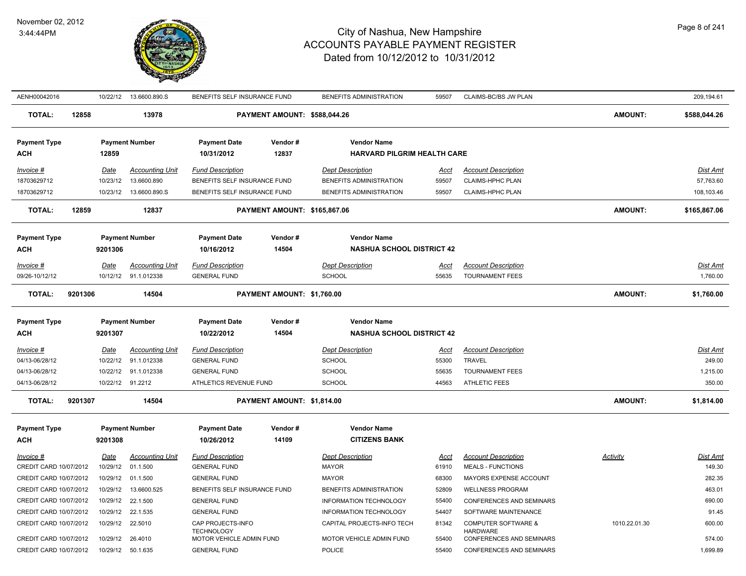| Invoice # | Date | Accounting Unit | Fund Description | Dept Description | Acct | Account Description | Activity | Dist Amt |
|---|---|---|---|---|---|---|---|---|
| AENH00042016 | 10/22/12 | 13.6600.890.S | BENEFITS SELF INSURANCE FUND | BENEFITS ADMINISTRATION | 59507 | CLAIMS-BC/BS JW PLAN | | 209,194.61 |

**TOTAL: 12858 — 13978 — PAYMENT AMOUNT: $588,044.26 — AMOUNT: $588,044.26**

| Payment Type | Payment Number | Payment Date | Vendor # | Vendor Name |
|---|---|---|---|---|
| ACH | 12859 | 10/31/2012 | 12837 | HARVARD PILGRIM HEALTH CARE |

| Invoice # | Date | Accounting Unit | Fund Description | Dept Description | Acct | Account Description | Dist Amt |
|---|---|---|---|---|---|---|---|
| 18703629712 | 10/23/12 | 13.6600.890 | BENEFITS SELF INSURANCE FUND | BENEFITS ADMINISTRATION | 59507 | CLAIMS-HPHC PLAN | 57,763.60 |
| 18703629712 | 10/23/12 | 13.6600.890.S | BENEFITS SELF INSURANCE FUND | BENEFITS ADMINISTRATION | 59507 | CLAIMS-HPHC PLAN | 108,103.46 |

**TOTAL: 12859 — 12837 — PAYMENT AMOUNT: $165,867.06 — AMOUNT: $165,867.06**

| Payment Type | Payment Number | Payment Date | Vendor # | Vendor Name |
|---|---|---|---|---|
| ACH | 9201306 | 10/16/2012 | 14504 | NASHUA SCHOOL DISTRICT 42 |

| Invoice # | Date | Accounting Unit | Fund Description | Dept Description | Acct | Account Description | Dist Amt |
|---|---|---|---|---|---|---|---|
| 09/26-10/12/12 | 10/12/12 | 91.1.012338 | GENERAL FUND | SCHOOL | 55635 | TOURNAMENT FEES | 1,760.00 |

**TOTAL: 9201306 — 14504 — PAYMENT AMOUNT: $1,760.00 — AMOUNT: $1,760.00**

| Payment Type | Payment Number | Payment Date | Vendor # | Vendor Name |
|---|---|---|---|---|
| ACH | 9201307 | 10/22/2012 | 14504 | NASHUA SCHOOL DISTRICT 42 |

| Invoice # | Date | Accounting Unit | Fund Description | Dept Description | Acct | Account Description | Dist Amt |
|---|---|---|---|---|---|---|---|
| 04/13-06/28/12 | 10/22/12 | 91.1.012338 | GENERAL FUND | SCHOOL | 55300 | TRAVEL | 249.00 |
| 04/13-06/28/12 | 10/22/12 | 91.1.012338 | GENERAL FUND | SCHOOL | 55635 | TOURNAMENT FEES | 1,215.00 |
| 04/13-06/28/12 | 10/22/12 | 91.2212 | ATHLETICS REVENUE FUND | SCHOOL | 44563 | ATHLETIC FEES | 350.00 |

**TOTAL: 9201307 — 14504 — PAYMENT AMOUNT: $1,814.00 — AMOUNT: $1,814.00**

| Payment Type | Payment Number | Payment Date | Vendor # | Vendor Name |
|---|---|---|---|---|
| ACH | 9201308 | 10/26/2012 | 14109 | CITIZENS BANK |

| Invoice # | Date | Accounting Unit | Fund Description | Dept Description | Acct | Account Description | Activity | Dist Amt |
|---|---|---|---|---|---|---|---|---|
| CREDIT CARD 10/07/2012 | 10/29/12 | 01.1.500 | GENERAL FUND | MAYOR | 61910 | MEALS - FUNCTIONS | | 149.30 |
| CREDIT CARD 10/07/2012 | 10/29/12 | 01.1.500 | GENERAL FUND | MAYOR | 68300 | MAYORS EXPENSE ACCOUNT | | 282.35 |
| CREDIT CARD 10/07/2012 | 10/29/12 | 13.6600.525 | BENEFITS SELF INSURANCE FUND | BENEFITS ADMINISTRATION | 52809 | WELLNESS PROGRAM | | 463.01 |
| CREDIT CARD 10/07/2012 | 10/29/12 | 22.1.500 | GENERAL FUND | INFORMATION TECHNOLOGY | 55400 | CONFERENCES AND SEMINARS | | 690.00 |
| CREDIT CARD 10/07/2012 | 10/29/12 | 22.1.535 | GENERAL FUND | INFORMATION TECHNOLOGY | 54407 | SOFTWARE MAINTENANCE | | 91.45 |
| CREDIT CARD 10/07/2012 | 10/29/12 | 22.5010 | CAP PROJECTS-INFO TECHNOLOGY | CAPITAL PROJECTS-INFO TECH | 81342 | COMPUTER SOFTWARE & HARDWARE | 1010.22.01.30 | 600.00 |
| CREDIT CARD 10/07/2012 | 10/29/12 | 26.4010 | MOTOR VEHICLE ADMIN FUND | MOTOR VEHICLE ADMIN FUND | 55400 | CONFERENCES AND SEMINARS | | 574.00 |
| CREDIT CARD 10/07/2012 | 10/29/12 | 50.1.635 | GENERAL FUND | POLICE | 55400 | CONFERENCES AND SEMINARS | | 1,699.89 |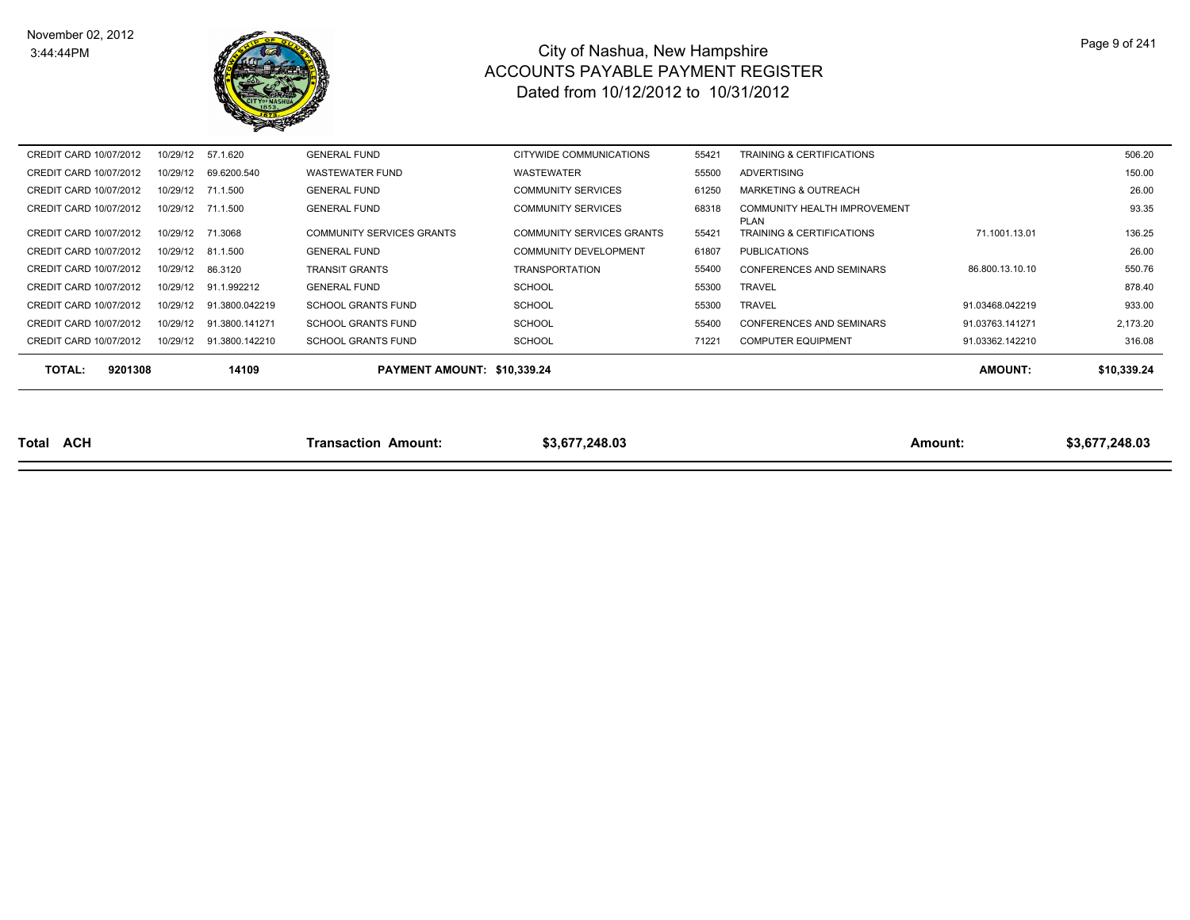| | | | | | | | | |
|---|---|---|---|---|---|---|---|---|
| CREDIT CARD 10/07/2012 | 10/29/12 | 57.1.620 | GENERAL FUND | CITYWIDE COMMUNICATIONS | 55421 | TRAINING & CERTIFICATIONS | | 506.20 |
| CREDIT CARD 10/07/2012 | 10/29/12 | 69.6200.540 | WASTEWATER FUND | WASTEWATER | 55500 | ADVERTISING | | 150.00 |
| CREDIT CARD 10/07/2012 | 10/29/12 | 71.1.500 | GENERAL FUND | COMMUNITY SERVICES | 61250 | MARKETING & OUTREACH | | 26.00 |
| CREDIT CARD 10/07/2012 | 10/29/12 | 71.1.500 | GENERAL FUND | COMMUNITY SERVICES | 68318 | COMMUNITY HEALTH IMPROVEMENT PLAN | | 93.35 |
| CREDIT CARD 10/07/2012 | 10/29/12 | 71.3068 | COMMUNITY SERVICES GRANTS | COMMUNITY SERVICES GRANTS | 55421 | TRAINING & CERTIFICATIONS | 71.1001.13.01 | 136.25 |
| CREDIT CARD 10/07/2012 | 10/29/12 | 81.1.500 | GENERAL FUND | COMMUNITY DEVELOPMENT | 61807 | PUBLICATIONS | | 26.00 |
| CREDIT CARD 10/07/2012 | 10/29/12 | 86.3120 | TRANSIT GRANTS | TRANSPORTATION | 55400 | CONFERENCES AND SEMINARS | 86.800.13.10.10 | 550.76 |
| CREDIT CARD 10/07/2012 | 10/29/12 | 91.1.992212 | GENERAL FUND | SCHOOL | 55300 | TRAVEL | | 878.40 |
| CREDIT CARD 10/07/2012 | 10/29/12 | 91.3800.042219 | SCHOOL GRANTS FUND | SCHOOL | 55300 | TRAVEL | 91.03468.042219 | 933.00 |
| CREDIT CARD 10/07/2012 | 10/29/12 | 91.3800.141271 | SCHOOL GRANTS FUND | SCHOOL | 55400 | CONFERENCES AND SEMINARS | 91.03763.141271 | 2,173.20 |
| CREDIT CARD 10/07/2012 | 10/29/12 | 91.3800.142210 | SCHOOL GRANTS FUND | SCHOOL | 71221 | COMPUTER EQUIPMENT | 91.03362.142210 | 316.08 |
| **TOTAL: 9201308** | | **14109** | **PAYMENT AMOUNT: $10,339.24** | | | | **AMOUNT:** | **$10,339.24** |

| | | | | |
|---|---|---|---|---|
| **Total ACH** | **Transaction Amount:** | **$3,677,248.03** | **Amount:** | **$3,677,248.03** |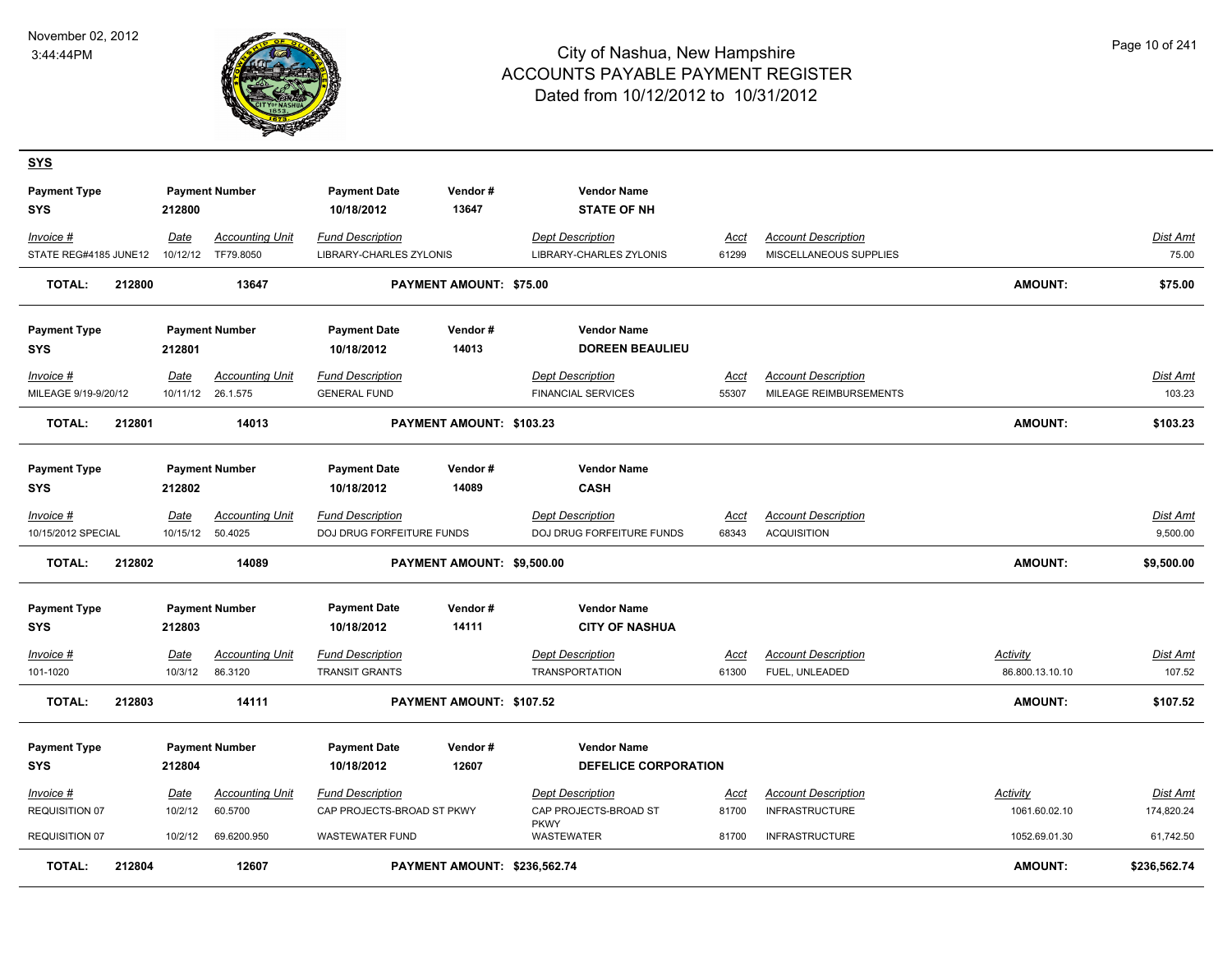# City of Nashua, New Hampshire
## ACCOUNTS PAYABLE PAYMENT REGISTER
### Dated from 10/12/2012 to 10/31/2012

November 02, 2012
3:44:44PM

## SYS

| Payment Type | Payment Number | Payment Date | Vendor # | Vendor Name |
|---|---|---|---|---|
| SYS | 212800 | 10/18/2012 | 13647 | STATE OF NH |

| Invoice # | Date | Accounting Unit | Fund Description | Dept Description | Acct | Account Description | Dist Amt |
|---|---|---|---|---|---|---|---|
| STATE REG#4185 JUNE12 | 10/12/12 | TF79.8050 | LIBRARY-CHARLES ZYLONIS | LIBRARY-CHARLES ZYLONIS | 61299 | MISCELLANEOUS SUPPLIES | 75.00 |

**TOTAL: 212800 13647 PAYMENT AMOUNT: $75.00 AMOUNT: $75.00**

| Payment Type | Payment Number | Payment Date | Vendor # | Vendor Name |
|---|---|---|---|---|
| SYS | 212801 | 10/18/2012 | 14013 | DOREEN BEAULIEU |

| Invoice # | Date | Accounting Unit | Fund Description | Dept Description | Acct | Account Description | Dist Amt |
|---|---|---|---|---|---|---|---|
| MILEAGE 9/19-9/20/12 | 10/11/12 | 26.1.575 | GENERAL FUND | FINANCIAL SERVICES | 55307 | MILEAGE REIMBURSEMENTS | 103.23 |

**TOTAL: 212801 14013 PAYMENT AMOUNT: $103.23 AMOUNT: $103.23**

| Payment Type | Payment Number | Payment Date | Vendor # | Vendor Name |
|---|---|---|---|---|
| SYS | 212802 | 10/18/2012 | 14089 | CASH |

| Invoice # | Date | Accounting Unit | Fund Description | Dept Description | Acct | Account Description | Dist Amt |
|---|---|---|---|---|---|---|---|
| 10/15/2012 SPECIAL | 10/15/12 | 50.4025 | DOJ DRUG FORFEITURE FUNDS | DOJ DRUG FORFEITURE FUNDS | 68343 | ACQUISITION | 9,500.00 |

**TOTAL: 212802 14089 PAYMENT AMOUNT: $9,500.00 AMOUNT: $9,500.00**

| Payment Type | Payment Number | Payment Date | Vendor # | Vendor Name |
|---|---|---|---|---|
| SYS | 212803 | 10/18/2012 | 14111 | CITY OF NASHUA |

| Invoice # | Date | Accounting Unit | Fund Description | Dept Description | Acct | Account Description | Activity | Dist Amt |
|---|---|---|---|---|---|---|---|---|
| 101-1020 | 10/3/12 | 86.3120 | TRANSIT GRANTS | TRANSPORTATION | 61300 | FUEL, UNLEADED | 86.800.13.10.10 | 107.52 |

**TOTAL: 212803 14111 PAYMENT AMOUNT: $107.52 AMOUNT: $107.52**

| Payment Type | Payment Number | Payment Date | Vendor # | Vendor Name |
|---|---|---|---|---|
| SYS | 212804 | 10/18/2012 | 12607 | DEFELICE CORPORATION |

| Invoice # | Date | Accounting Unit | Fund Description | Dept Description | Acct | Account Description | Activity | Dist Amt |
|---|---|---|---|---|---|---|---|---|
| REQUISITION 07 | 10/2/12 | 60.5700 | CAP PROJECTS-BROAD ST PKWY | CAP PROJECTS-BROAD ST PKWY | 81700 | INFRASTRUCTURE | 1061.60.02.10 | 174,820.24 |
| REQUISITION 07 | 10/2/12 | 69.6200.950 | WASTEWATER FUND | WASTEWATER | 81700 | INFRASTRUCTURE | 1052.69.01.30 | 61,742.50 |

**TOTAL: 212804 12607 PAYMENT AMOUNT: $236,562.74 AMOUNT: $236,562.74**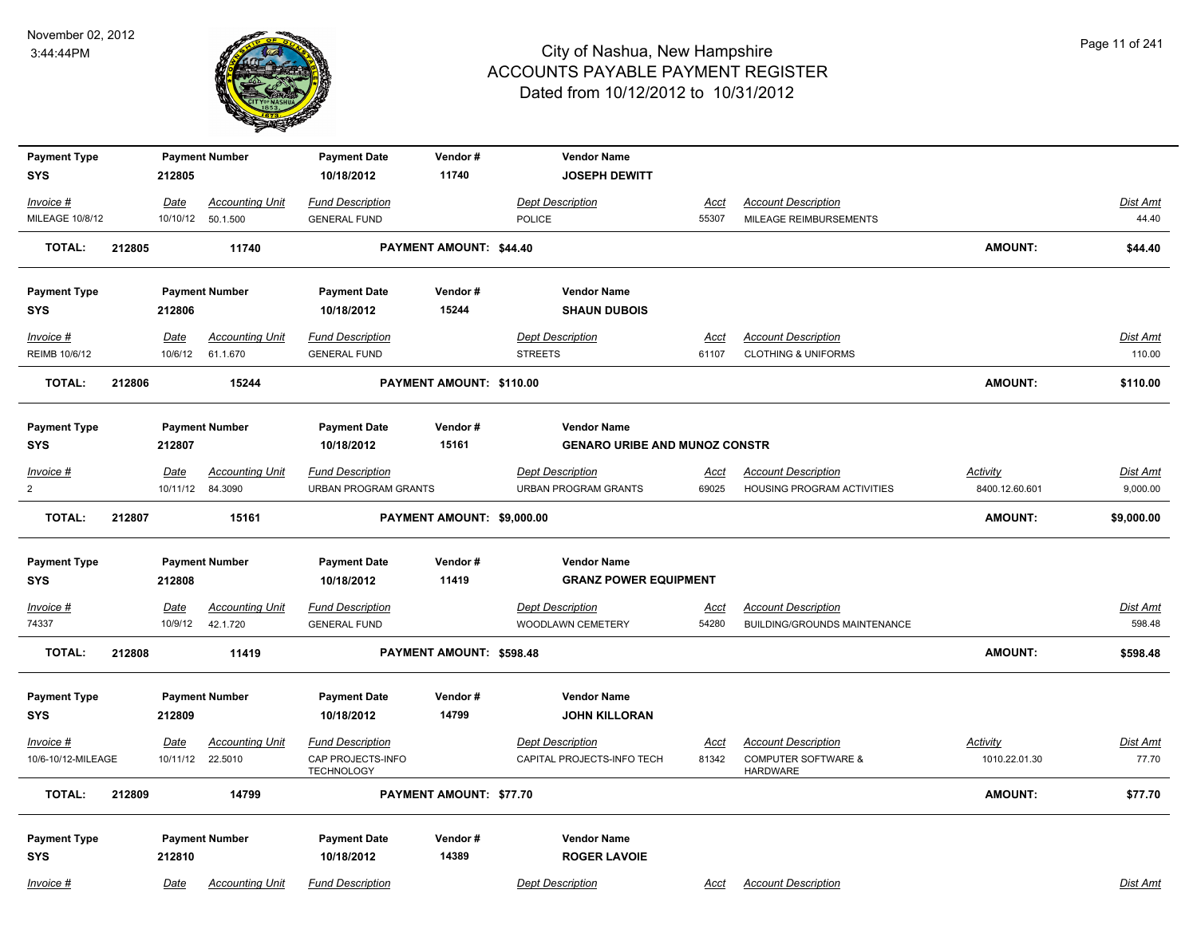# City of Nashua, New Hampshire
# ACCOUNTS PAYABLE PAYMENT REGISTER
## Dated from 10/12/2012 to 10/31/2012

November 02, 2012
3:44:44PM

| Payment Type | Payment Number | Payment Date | Vendor # | Vendor Name | | | | |
|---|---|---|---|---|---|---|---|---|
| SYS | 212805 | 10/18/2012 | 11740 | JOSEPH DEWITT | | | | |

| Invoice # | Date | Accounting Unit | Fund Description | Dept Description | Acct | Account Description | Activity | Dist Amt |
|---|---|---|---|---|---|---|---|---|
| MILEAGE 10/8/12 | 10/10/12 | 50.1.500 | GENERAL FUND | POLICE | 55307 | MILEAGE REIMBURSEMENTS | | 44.40 |

**TOTAL: 212805 11740 PAYMENT AMOUNT: $44.40 AMOUNT: $44.40**

| Payment Type | Payment Number | Payment Date | Vendor # | Vendor Name | | | | |
|---|---|---|---|---|---|---|---|---|
| SYS | 212806 | 10/18/2012 | 15244 | SHAUN DUBOIS | | | | |

| Invoice # | Date | Accounting Unit | Fund Description | Dept Description | Acct | Account Description | Activity | Dist Amt |
|---|---|---|---|---|---|---|---|---|
| REIMB 10/6/12 | 10/6/12 | 61.1.670 | GENERAL FUND | STREETS | 61107 | CLOTHING & UNIFORMS | | 110.00 |

**TOTAL: 212806 15244 PAYMENT AMOUNT: $110.00 AMOUNT: $110.00**

| Payment Type | Payment Number | Payment Date | Vendor # | Vendor Name | | | | |
|---|---|---|---|---|---|---|---|---|
| SYS | 212807 | 10/18/2012 | 15161 | GENARO URIBE AND MUNOZ CONSTR | | | | |

| Invoice # | Date | Accounting Unit | Fund Description | Dept Description | Acct | Account Description | Activity | Dist Amt |
|---|---|---|---|---|---|---|---|---|
| 2 | 10/11/12 | 84.3090 | URBAN PROGRAM GRANTS | URBAN PROGRAM GRANTS | 69025 | HOUSING PROGRAM ACTIVITIES | 8400.12.60.601 | 9,000.00 |

**TOTAL: 212807 15161 PAYMENT AMOUNT: $9,000.00 AMOUNT: $9,000.00**

| Payment Type | Payment Number | Payment Date | Vendor # | Vendor Name | | | | |
|---|---|---|---|---|---|---|---|---|
| SYS | 212808 | 10/18/2012 | 11419 | GRANZ POWER EQUIPMENT | | | | |

| Invoice # | Date | Accounting Unit | Fund Description | Dept Description | Acct | Account Description | Activity | Dist Amt |
|---|---|---|---|---|---|---|---|---|
| 74337 | 10/9/12 | 42.1.720 | GENERAL FUND | WOODLAWN CEMETERY | 54280 | BUILDING/GROUNDS MAINTENANCE | | 598.48 |

**TOTAL: 212808 11419 PAYMENT AMOUNT: $598.48 AMOUNT: $598.48**

| Payment Type | Payment Number | Payment Date | Vendor # | Vendor Name | | | | |
|---|---|---|---|---|---|---|---|---|
| SYS | 212809 | 10/18/2012 | 14799 | JOHN KILLORAN | | | | |

| Invoice # | Date | Accounting Unit | Fund Description | Dept Description | Acct | Account Description | Activity | Dist Amt |
|---|---|---|---|---|---|---|---|---|
| 10/6-10/12-MILEAGE | 10/11/12 | 22.5010 | CAP PROJECTS-INFO TECHNOLOGY | CAPITAL PROJECTS-INFO TECH | 81342 | COMPUTER SOFTWARE & HARDWARE | 1010.22.01.30 | 77.70 |

**TOTAL: 212809 14799 PAYMENT AMOUNT: $77.70 AMOUNT: $77.70**

| Payment Type | Payment Number | Payment Date | Vendor # | Vendor Name | | | | |
|---|---|---|---|---|---|---|---|---|
| SYS | 212810 | 10/18/2012 | 14389 | ROGER LAVOIE | | | | |

| Invoice # | Date | Accounting Unit | Fund Description | Dept Description | Acct | Account Description | Dist Amt |
|---|---|---|---|---|---|---|---|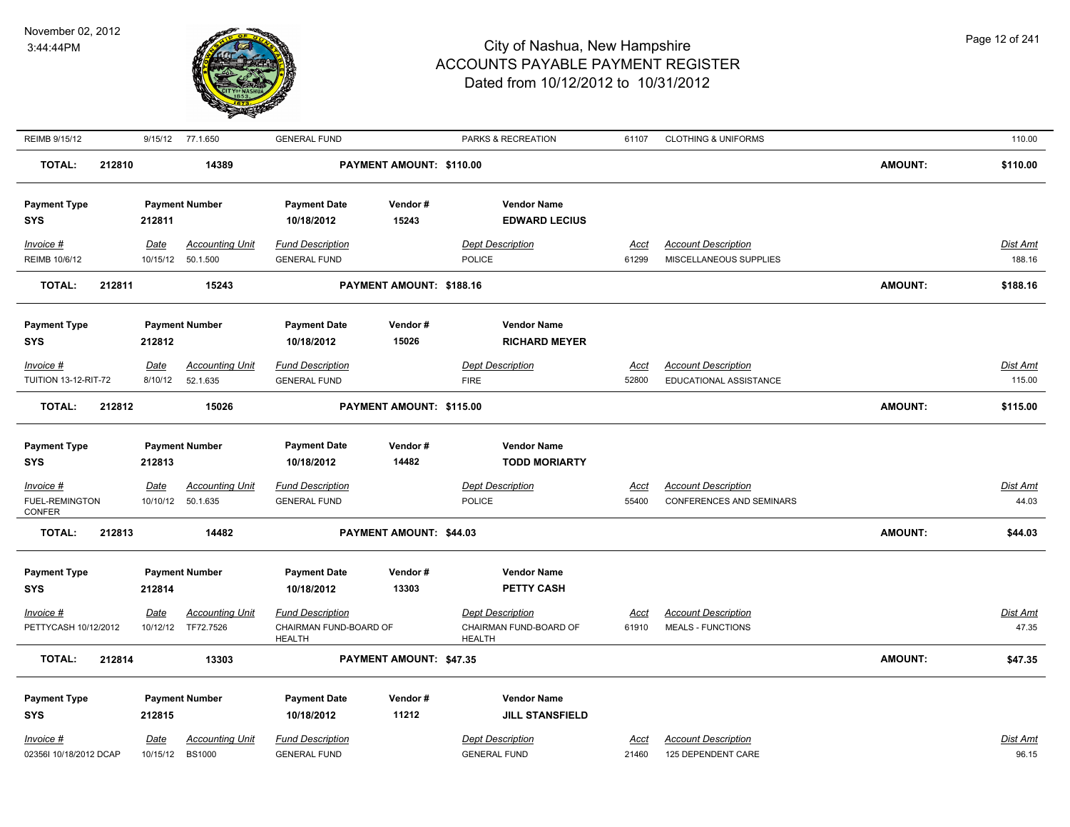| REIMB 9/15/12 | 9/15/12 | 77.1.650 | GENERAL FUND | | PARKS & RECREATION | 61107 | CLOTHING & UNIFORMS | | 110.00 |
|---|---|---|---|---|---|---|---|---|---|
| **TOTAL:** | **212810** | **14389** | | **PAYMENT AMOUNT: $110.00** | | | | **AMOUNT:** | **$110.00** |

| Payment Type | Payment Number | Payment Date | Vendor # | Vendor Name |
|---|---|---|---|---|
| **SYS** | **212811** | **10/18/2012** | **15243** | **EDWARD LECIUS** |

| Invoice # | Date | Accounting Unit | Fund Description | Dept Description | Acct | Account Description | Dist Amt |
|---|---|---|---|---|---|---|---|
| REIMB 10/6/12 | 10/15/12 | 50.1.500 | GENERAL FUND | POLICE | 61299 | MISCELLANEOUS SUPPLIES | 188.16 |
| **TOTAL: 212811** | | **15243** | **PAYMENT AMOUNT: $188.16** | | | **AMOUNT:** | **$188.16** |

| Payment Type | Payment Number | Payment Date | Vendor # | Vendor Name |
|---|---|---|---|---|
| **SYS** | **212812** | **10/18/2012** | **15026** | **RICHARD MEYER** |

| Invoice # | Date | Accounting Unit | Fund Description | Dept Description | Acct | Account Description | Dist Amt |
|---|---|---|---|---|---|---|---|
| TUITION 13-12-RIT-72 | 8/10/12 | 52.1.635 | GENERAL FUND | FIRE | 52800 | EDUCATIONAL ASSISTANCE | 115.00 |
| **TOTAL: 212812** | | **15026** | **PAYMENT AMOUNT: $115.00** | | | **AMOUNT:** | **$115.00** |

| Payment Type | Payment Number | Payment Date | Vendor # | Vendor Name |
|---|---|---|---|---|
| **SYS** | **212813** | **10/18/2012** | **14482** | **TODD MORIARTY** |

| Invoice # | Date | Accounting Unit | Fund Description | Dept Description | Acct | Account Description | Dist Amt |
|---|---|---|---|---|---|---|---|
| FUEL-REMINGTON CONFER | 10/10/12 | 50.1.635 | GENERAL FUND | POLICE | 55400 | CONFERENCES AND SEMINARS | 44.03 |
| **TOTAL: 212813** | | **14482** | **PAYMENT AMOUNT: $44.03** | | | **AMOUNT:** | **$44.03** |

| Payment Type | Payment Number | Payment Date | Vendor # | Vendor Name |
|---|---|---|---|---|
| **SYS** | **212814** | **10/18/2012** | **13303** | **PETTY CASH** |

| Invoice # | Date | Accounting Unit | Fund Description | Dept Description | Acct | Account Description | Dist Amt |
|---|---|---|---|---|---|---|---|
| PETTYCASH 10/12/2012 | 10/12/12 | TF72.7526 | CHAIRMAN FUND-BOARD OF HEALTH | CHAIRMAN FUND-BOARD OF HEALTH | 61910 | MEALS - FUNCTIONS | 47.35 |
| **TOTAL: 212814** | | **13303** | **PAYMENT AMOUNT: $47.35** | | | **AMOUNT:** | **$47.35** |

| Payment Type | Payment Number | Payment Date | Vendor # | Vendor Name |
|---|---|---|---|---|
| **SYS** | **212815** | **10/18/2012** | **11212** | **JILL STANSFIELD** |

| Invoice # | Date | Accounting Unit | Fund Description | Dept Description | Acct | Account Description | Dist Amt |
|---|---|---|---|---|---|---|---|
| 02356I 10/18/2012 DCAP | 10/15/12 | BS1000 | GENERAL FUND | GENERAL FUND | 21460 | 125 DEPENDENT CARE | 96.15 |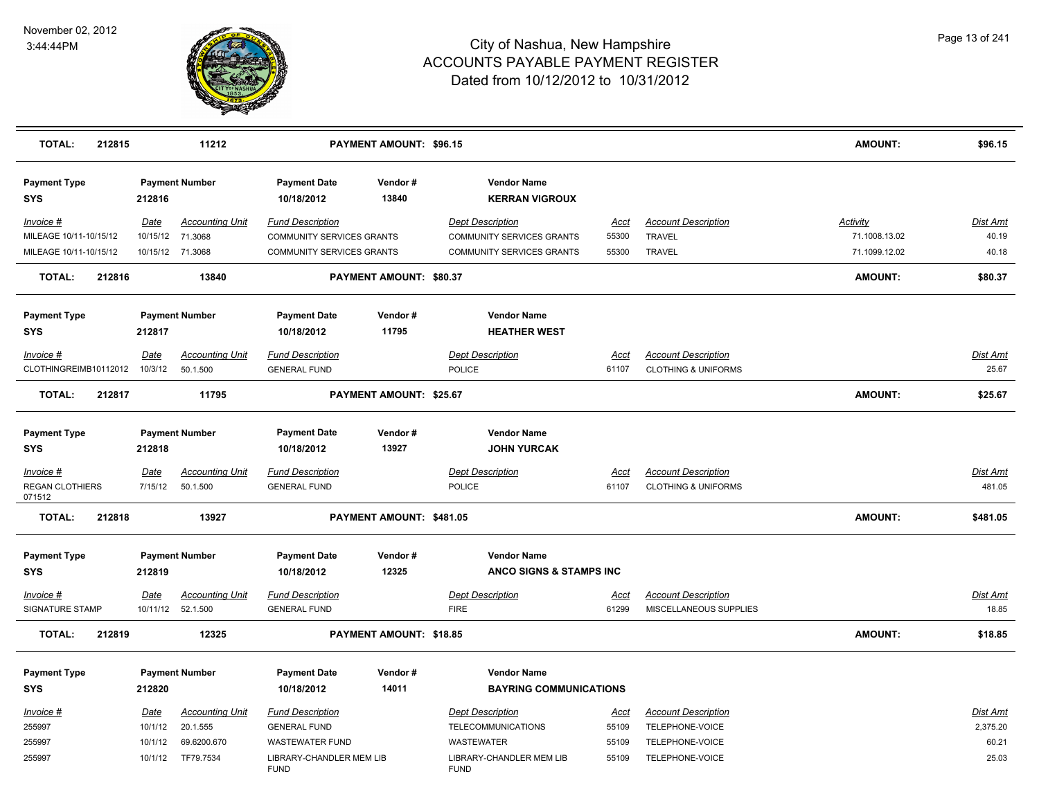| TOTAL: | 212815 | 11212 | PAYMENT AMOUNT: $96.15 | | | | AMOUNT: | $96.15 |
|---|---|---|---|---|---|---|---|---|

**Payment Type** SYS | **Payment Number** 212816 | **Payment Date** 10/18/2012 | **Vendor #** 13840 | **Vendor Name** KERRAN VIGROUX

| Invoice # | Date | Accounting Unit | Fund Description | Dept Description | Acct | Account Description | Activity | Dist Amt |
|---|---|---|---|---|---|---|---|---|
| MILEAGE 10/11-10/15/12 | 10/15/12 | 71.3068 | COMMUNITY SERVICES GRANTS | COMMUNITY SERVICES GRANTS | 55300 | TRAVEL | 71.1008.13.02 | 40.19 |
| MILEAGE 10/11-10/15/12 | 10/15/12 | 71.3068 | COMMUNITY SERVICES GRANTS | COMMUNITY SERVICES GRANTS | 55300 | TRAVEL | 71.1099.12.02 | 40.18 |

**TOTAL:** 212816 | 13840 | **PAYMENT AMOUNT: $80.37** | **AMOUNT:** $80.37

**Payment Type** SYS | **Payment Number** 212817 | **Payment Date** 10/18/2012 | **Vendor #** 11795 | **Vendor Name** HEATHER WEST

| Invoice # | Date | Accounting Unit | Fund Description | Dept Description | Acct | Account Description | Dist Amt |
|---|---|---|---|---|---|---|---|
| CLOTHINGREIMB10112012 | 10/3/12 | 50.1.500 | GENERAL FUND | POLICE | 61107 | CLOTHING & UNIFORMS | 25.67 |

**TOTAL:** 212817 | 11795 | **PAYMENT AMOUNT: $25.67** | **AMOUNT:** $25.67

**Payment Type** SYS | **Payment Number** 212818 | **Payment Date** 10/18/2012 | **Vendor #** 13927 | **Vendor Name** JOHN YURCAK

| Invoice # | Date | Accounting Unit | Fund Description | Dept Description | Acct | Account Description | Dist Amt |
|---|---|---|---|---|---|---|---|
| REGAN CLOTHIERS 071512 | 7/15/12 | 50.1.500 | GENERAL FUND | POLICE | 61107 | CLOTHING & UNIFORMS | 481.05 |

**TOTAL:** 212818 | 13927 | **PAYMENT AMOUNT: $481.05** | **AMOUNT:** $481.05

**Payment Type** SYS | **Payment Number** 212819 | **Payment Date** 10/18/2012 | **Vendor #** 12325 | **Vendor Name** ANCO SIGNS & STAMPS INC

| Invoice # | Date | Accounting Unit | Fund Description | Dept Description | Acct | Account Description | Dist Amt |
|---|---|---|---|---|---|---|---|
| SIGNATURE STAMP | 10/11/12 | 52.1.500 | GENERAL FUND | FIRE | 61299 | MISCELLANEOUS SUPPLIES | 18.85 |

**TOTAL:** 212819 | 12325 | **PAYMENT AMOUNT: $18.85** | **AMOUNT:** $18.85

**Payment Type** SYS | **Payment Number** 212820 | **Payment Date** 10/18/2012 | **Vendor #** 14011 | **Vendor Name** BAYRING COMMUNICATIONS

| Invoice # | Date | Accounting Unit | Fund Description | Dept Description | Acct | Account Description | Dist Amt |
|---|---|---|---|---|---|---|---|
| 255997 | 10/1/12 | 20.1.555 | GENERAL FUND | TELECOMMUNICATIONS | 55109 | TELEPHONE-VOICE | 2,375.20 |
| 255997 | 10/1/12 | 69.6200.670 | WASTEWATER FUND | WASTEWATER | 55109 | TELEPHONE-VOICE | 60.21 |
| 255997 | 10/1/12 | TF79.7534 | LIBRARY-CHANDLER MEM LIB FUND | LIBRARY-CHANDLER MEM LIB FUND | 55109 | TELEPHONE-VOICE | 25.03 |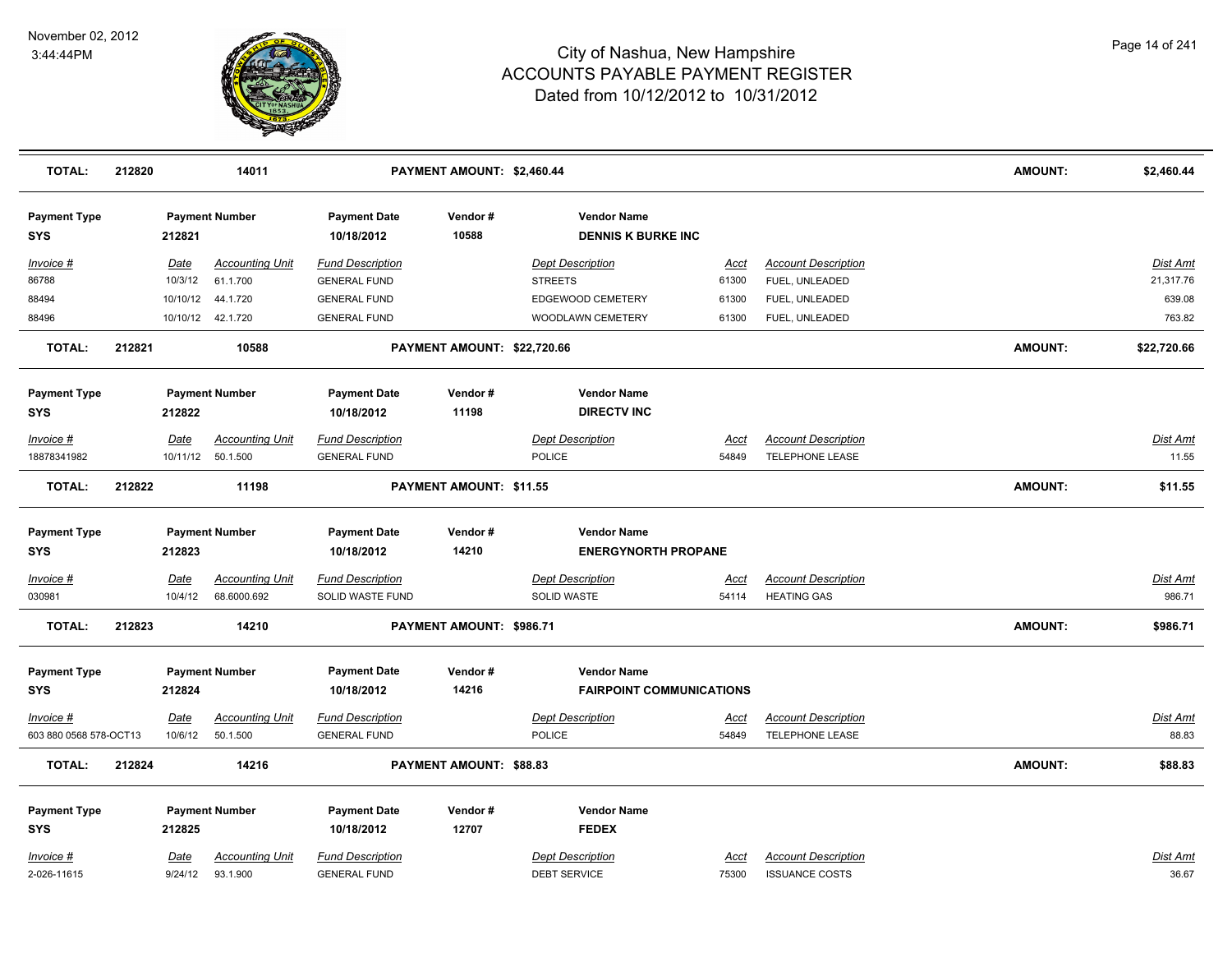| TOTAL: | 212820 | 14011 | PAYMENT AMOUNT: $2,460.44 | | | AMOUNT: | $2,460.44 |
|---|---|---|---|---|---|---|---|

| Payment Type | Payment Number | Payment Date | Vendor # | Vendor Name | | | |
|---|---|---|---|---|---|---|---|
| SYS | 212821 | 10/18/2012 | 10588 | DENNIS K BURKE INC | | | |

| Invoice # | Date | Accounting Unit | Fund Description | Dept Description | Acct | Account Description | Dist Amt |
|---|---|---|---|---|---|---|---|
| 86788 | 10/3/12 | 61.1.700 | GENERAL FUND | STREETS | 61300 | FUEL, UNLEADED | 21,317.76 |
| 88494 | 10/10/12 | 44.1.720 | GENERAL FUND | EDGEWOOD CEMETERY | 61300 | FUEL, UNLEADED | 639.08 |
| 88496 | 10/10/12 | 42.1.720 | GENERAL FUND | WOODLAWN CEMETERY | 61300 | FUEL, UNLEADED | 763.82 |

| TOTAL: | 212821 | 10588 | PAYMENT AMOUNT: $22,720.66 | | | AMOUNT: | $22,720.66 |
|---|---|---|---|---|---|---|---|

| Payment Type | Payment Number | Payment Date | Vendor # | Vendor Name | | | |
|---|---|---|---|---|---|---|---|
| SYS | 212822 | 10/18/2012 | 11198 | DIRECTV INC | | | |

| Invoice # | Date | Accounting Unit | Fund Description | Dept Description | Acct | Account Description | Dist Amt |
|---|---|---|---|---|---|---|---|
| 18878341982 | 10/11/12 | 50.1.500 | GENERAL FUND | POLICE | 54849 | TELEPHONE LEASE | 11.55 |

| TOTAL: | 212822 | 11198 | PAYMENT AMOUNT: $11.55 | | | AMOUNT: | $11.55 |
|---|---|---|---|---|---|---|---|

| Payment Type | Payment Number | Payment Date | Vendor # | Vendor Name | | | |
|---|---|---|---|---|---|---|---|
| SYS | 212823 | 10/18/2012 | 14210 | ENERGYNORTH PROPANE | | | |

| Invoice # | Date | Accounting Unit | Fund Description | Dept Description | Acct | Account Description | Dist Amt |
|---|---|---|---|---|---|---|---|
| 030981 | 10/4/12 | 68.6000.692 | SOLID WASTE FUND | SOLID WASTE | 54114 | HEATING GAS | 986.71 |

| TOTAL: | 212823 | 14210 | PAYMENT AMOUNT: $986.71 | | | AMOUNT: | $986.71 |
|---|---|---|---|---|---|---|---|

| Payment Type | Payment Number | Payment Date | Vendor # | Vendor Name | | | |
|---|---|---|---|---|---|---|---|
| SYS | 212824 | 10/18/2012 | 14216 | FAIRPOINT COMMUNICATIONS | | | |

| Invoice # | Date | Accounting Unit | Fund Description | Dept Description | Acct | Account Description | Dist Amt |
|---|---|---|---|---|---|---|---|
| 603 880 0568 578-OCT13 | 10/6/12 | 50.1.500 | GENERAL FUND | POLICE | 54849 | TELEPHONE LEASE | 88.83 |

| TOTAL: | 212824 | 14216 | PAYMENT AMOUNT: $88.83 | | | AMOUNT: | $88.83 |
|---|---|---|---|---|---|---|---|

| Payment Type | Payment Number | Payment Date | Vendor # | Vendor Name | | | |
|---|---|---|---|---|---|---|---|
| SYS | 212825 | 10/18/2012 | 12707 | FEDEX | | | |

| Invoice # | Date | Accounting Unit | Fund Description | Dept Description | Acct | Account Description | Dist Amt |
|---|---|---|---|---|---|---|---|
| 2-026-11615 | 9/24/12 | 93.1.900 | GENERAL FUND | DEBT SERVICE | 75300 | ISSUANCE COSTS | 36.67 |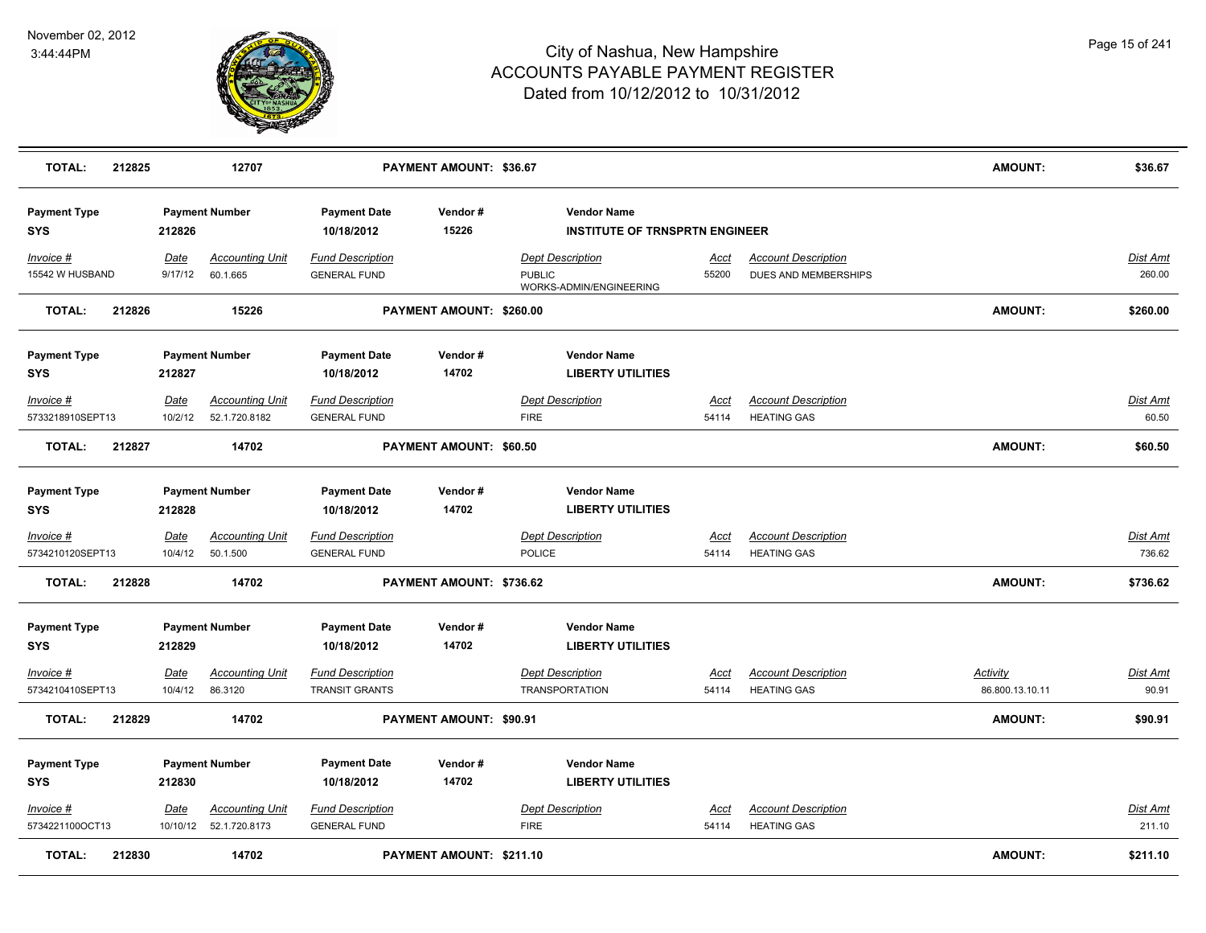# City of Nashua, New Hampshire
## ACCOUNTS PAYABLE PAYMENT REGISTER
### Dated from 10/12/2012 to 10/31/2012

November 02, 2012
3:44:44PM

| TOTAL: | 212825 | 12707 | PAYMENT AMOUNT: $36.67 | AMOUNT: | $36.67 |
|---|---|---|---|---|---|

| Payment Type | Payment Number | Payment Date | Vendor # | Vendor Name |
|---|---|---|---|---|
| SYS | 212826 | 10/18/2012 | 15226 | INSTITUTE OF TRNSPRTN ENGINEER |

| Invoice # | Date | Accounting Unit | Fund Description | Dept Description | Acct | Account Description | Dist Amt |
|---|---|---|---|---|---|---|---|
| 15542 W HUSBAND | 9/17/12 | 60.1.665 | GENERAL FUND | PUBLIC WORKS-ADMIN/ENGINEERING | 55200 | DUES AND MEMBERSHIPS | 260.00 |

| TOTAL: | 212826 | 15226 | PAYMENT AMOUNT: $260.00 | AMOUNT: | $260.00 |
|---|---|---|---|---|---|

| Payment Type | Payment Number | Payment Date | Vendor # | Vendor Name |
|---|---|---|---|---|
| SYS | 212827 | 10/18/2012 | 14702 | LIBERTY UTILITIES |

| Invoice # | Date | Accounting Unit | Fund Description | Dept Description | Acct | Account Description | Dist Amt |
|---|---|---|---|---|---|---|---|
| 5733218910SEPT13 | 10/2/12 | 52.1.720.8182 | GENERAL FUND | FIRE | 54114 | HEATING GAS | 60.50 |

| TOTAL: | 212827 | 14702 | PAYMENT AMOUNT: $60.50 | AMOUNT: | $60.50 |
|---|---|---|---|---|---|

| Payment Type | Payment Number | Payment Date | Vendor # | Vendor Name |
|---|---|---|---|---|
| SYS | 212828 | 10/18/2012 | 14702 | LIBERTY UTILITIES |

| Invoice # | Date | Accounting Unit | Fund Description | Dept Description | Acct | Account Description | Dist Amt |
|---|---|---|---|---|---|---|---|
| 5734210120SEPT13 | 10/4/12 | 50.1.500 | GENERAL FUND | POLICE | 54114 | HEATING GAS | 736.62 |

| TOTAL: | 212828 | 14702 | PAYMENT AMOUNT: $736.62 | AMOUNT: | $736.62 |
|---|---|---|---|---|---|

| Payment Type | Payment Number | Payment Date | Vendor # | Vendor Name |
|---|---|---|---|---|
| SYS | 212829 | 10/18/2012 | 14702 | LIBERTY UTILITIES |

| Invoice # | Date | Accounting Unit | Fund Description | Dept Description | Acct | Account Description | Activity | Dist Amt |
|---|---|---|---|---|---|---|---|---|
| 5734210410SEPT13 | 10/4/12 | 86.3120 | TRANSIT GRANTS | TRANSPORTATION | 54114 | HEATING GAS | 86.800.13.10.11 | 90.91 |

| TOTAL: | 212829 | 14702 | PAYMENT AMOUNT: $90.91 | AMOUNT: | $90.91 |
|---|---|---|---|---|---|

| Payment Type | Payment Number | Payment Date | Vendor # | Vendor Name |
|---|---|---|---|---|
| SYS | 212830 | 10/18/2012 | 14702 | LIBERTY UTILITIES |

| Invoice # | Date | Accounting Unit | Fund Description | Dept Description | Acct | Account Description | Dist Amt |
|---|---|---|---|---|---|---|---|
| 5734221100OCT13 | 10/10/12 | 52.1.720.8173 | GENERAL FUND | FIRE | 54114 | HEATING GAS | 211.10 |

| TOTAL: | 212830 | 14702 | PAYMENT AMOUNT: $211.10 | AMOUNT: | $211.10 |
|---|---|---|---|---|---|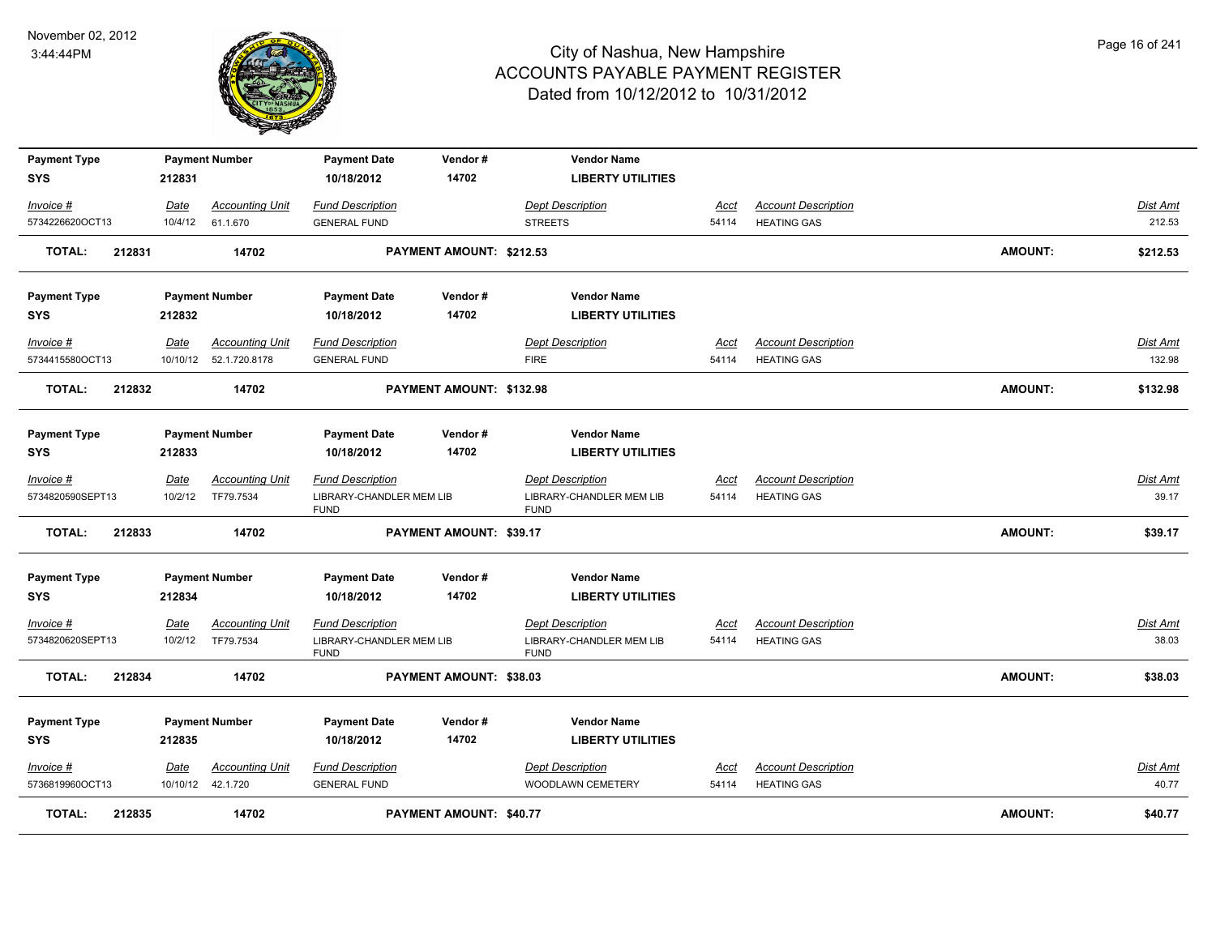# City of Nashua, New Hampshire
## ACCOUNTS PAYABLE PAYMENT REGISTER
### Dated from 10/12/2012 to 10/31/2012

November 02, 2012
3:44:44PM

| Payment Type | Payment Number | Payment Date | Vendor # | Vendor Name |
|---|---|---|---|---|
| SYS | 212831 | 10/18/2012 | 14702 | LIBERTY UTILITIES |

| Invoice # | Date | Accounting Unit | Fund Description | Dept Description | Acct | Account Description | Dist Amt |
|---|---|---|---|---|---|---|---|
| 5734226620OCT13 | 10/4/12 | 61.1.670 | GENERAL FUND | STREETS | 54114 | HEATING GAS | 212.53 |

**TOTAL: 212831 14702 PAYMENT AMOUNT: $212.53 AMOUNT: $212.53**

| Payment Type | Payment Number | Payment Date | Vendor # | Vendor Name |
|---|---|---|---|---|
| SYS | 212832 | 10/18/2012 | 14702 | LIBERTY UTILITIES |

| Invoice # | Date | Accounting Unit | Fund Description | Dept Description | Acct | Account Description | Dist Amt |
|---|---|---|---|---|---|---|---|
| 5734415580OCT13 | 10/10/12 | 52.1.720.8178 | GENERAL FUND | FIRE | 54114 | HEATING GAS | 132.98 |

**TOTAL: 212832 14702 PAYMENT AMOUNT: $132.98 AMOUNT: $132.98**

| Payment Type | Payment Number | Payment Date | Vendor # | Vendor Name |
|---|---|---|---|---|
| SYS | 212833 | 10/18/2012 | 14702 | LIBERTY UTILITIES |

| Invoice # | Date | Accounting Unit | Fund Description | Dept Description | Acct | Account Description | Dist Amt |
|---|---|---|---|---|---|---|---|
| 5734820590SEPT13 | 10/2/12 | TF79.7534 | LIBRARY-CHANDLER MEM LIB FUND | LIBRARY-CHANDLER MEM LIB FUND | 54114 | HEATING GAS | 39.17 |

**TOTAL: 212833 14702 PAYMENT AMOUNT: $39.17 AMOUNT: $39.17**

| Payment Type | Payment Number | Payment Date | Vendor # | Vendor Name |
|---|---|---|---|---|
| SYS | 212834 | 10/18/2012 | 14702 | LIBERTY UTILITIES |

| Invoice # | Date | Accounting Unit | Fund Description | Dept Description | Acct | Account Description | Dist Amt |
|---|---|---|---|---|---|---|---|
| 5734820620SEPT13 | 10/2/12 | TF79.7534 | LIBRARY-CHANDLER MEM LIB FUND | LIBRARY-CHANDLER MEM LIB FUND | 54114 | HEATING GAS | 38.03 |

**TOTAL: 212834 14702 PAYMENT AMOUNT: $38.03 AMOUNT: $38.03**

| Payment Type | Payment Number | Payment Date | Vendor # | Vendor Name |
|---|---|---|---|---|
| SYS | 212835 | 10/18/2012 | 14702 | LIBERTY UTILITIES |

| Invoice # | Date | Accounting Unit | Fund Description | Dept Description | Acct | Account Description | Dist Amt |
|---|---|---|---|---|---|---|---|
| 5736819960OCT13 | 10/10/12 | 42.1.720 | GENERAL FUND | WOODLAWN CEMETERY | 54114 | HEATING GAS | 40.77 |

**TOTAL: 212835 14702 PAYMENT AMOUNT: $40.77 AMOUNT: $40.77**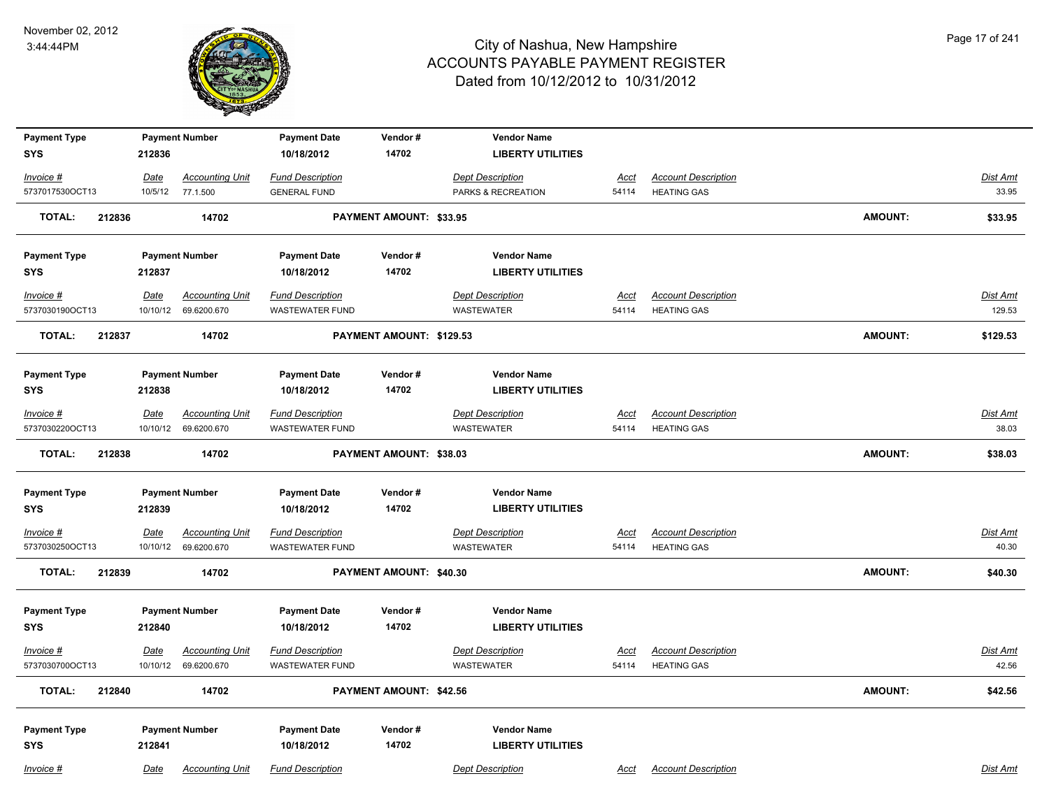# City of Nashua, New Hampshire
## ACCOUNTS PAYABLE PAYMENT REGISTER
### Dated from 10/12/2012 to 10/31/2012

November 02, 2012
3:44:44PM

| Payment Type | Payment Number | Payment Date | Vendor # | Vendor Name |
|---|---|---|---|---|
| SYS | 212836 | 10/18/2012 | 14702 | LIBERTY UTILITIES |

| Invoice # | Date | Accounting Unit | Fund Description | Dept Description | Acct | Account Description | Dist Amt |
|---|---|---|---|---|---|---|---|
| 5737017530OCT13 | 10/5/12 | 77.1.500 | GENERAL FUND | PARKS & RECREATION | 54114 | HEATING GAS | 33.95 |

**TOTAL: 212836 14702 PAYMENT AMOUNT: $33.95 AMOUNT: $33.95**

| Payment Type | Payment Number | Payment Date | Vendor # | Vendor Name |
|---|---|---|---|---|
| SYS | 212837 | 10/18/2012 | 14702 | LIBERTY UTILITIES |

| Invoice # | Date | Accounting Unit | Fund Description | Dept Description | Acct | Account Description | Dist Amt |
|---|---|---|---|---|---|---|---|
| 5737030190OCT13 | 10/10/12 | 69.6200.670 | WASTEWATER FUND | WASTEWATER | 54114 | HEATING GAS | 129.53 |

**TOTAL: 212837 14702 PAYMENT AMOUNT: $129.53 AMOUNT: $129.53**

| Payment Type | Payment Number | Payment Date | Vendor # | Vendor Name |
|---|---|---|---|---|
| SYS | 212838 | 10/18/2012 | 14702 | LIBERTY UTILITIES |

| Invoice # | Date | Accounting Unit | Fund Description | Dept Description | Acct | Account Description | Dist Amt |
|---|---|---|---|---|---|---|---|
| 5737030220OCT13 | 10/10/12 | 69.6200.670 | WASTEWATER FUND | WASTEWATER | 54114 | HEATING GAS | 38.03 |

**TOTAL: 212838 14702 PAYMENT AMOUNT: $38.03 AMOUNT: $38.03**

| Payment Type | Payment Number | Payment Date | Vendor # | Vendor Name |
|---|---|---|---|---|
| SYS | 212839 | 10/18/2012 | 14702 | LIBERTY UTILITIES |

| Invoice # | Date | Accounting Unit | Fund Description | Dept Description | Acct | Account Description | Dist Amt |
|---|---|---|---|---|---|---|---|
| 5737030250OCT13 | 10/10/12 | 69.6200.670 | WASTEWATER FUND | WASTEWATER | 54114 | HEATING GAS | 40.30 |

**TOTAL: 212839 14702 PAYMENT AMOUNT: $40.30 AMOUNT: $40.30**

| Payment Type | Payment Number | Payment Date | Vendor # | Vendor Name |
|---|---|---|---|---|
| SYS | 212840 | 10/18/2012 | 14702 | LIBERTY UTILITIES |

| Invoice # | Date | Accounting Unit | Fund Description | Dept Description | Acct | Account Description | Dist Amt |
|---|---|---|---|---|---|---|---|
| 5737030700OCT13 | 10/10/12 | 69.6200.670 | WASTEWATER FUND | WASTEWATER | 54114 | HEATING GAS | 42.56 |

**TOTAL: 212840 14702 PAYMENT AMOUNT: $42.56 AMOUNT: $42.56**

| Payment Type | Payment Number | Payment Date | Vendor # | Vendor Name |
|---|---|---|---|---|
| SYS | 212841 | 10/18/2012 | 14702 | LIBERTY UTILITIES |

| Invoice # | Date | Accounting Unit | Fund Description | Dept Description | Acct | Account Description | Dist Amt |
|---|---|---|---|---|---|---|---|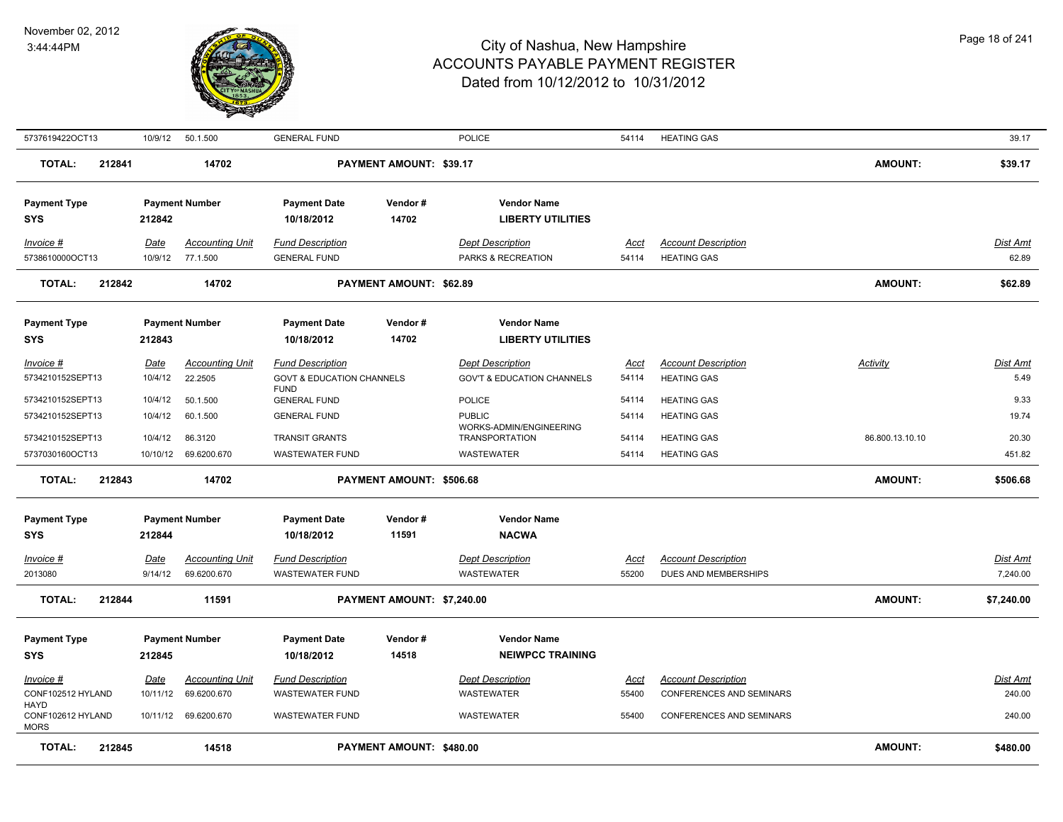| Invoice # | Date | Accounting Unit | Fund Description | Dept Description | Acct | Account Description | Activity | Dist Amt |
|---|---|---|---|---|---|---|---|---|
| 5737619422OCT13 | 10/9/12 | 50.1.500 | GENERAL FUND | POLICE | 54114 | HEATING GAS | | 39.17 |

**TOTAL: 212841 14702 PAYMENT AMOUNT: $39.17 AMOUNT: $39.17**

| Payment Type | Payment Number | Payment Date | Vendor # | Vendor Name |
|---|---|---|---|---|
| SYS | 212842 | 10/18/2012 | 14702 | LIBERTY UTILITIES |

| Invoice # | Date | Accounting Unit | Fund Description | Dept Description | Acct | Account Description | Dist Amt |
|---|---|---|---|---|---|---|---|
| 5738610000OCT13 | 10/9/12 | 77.1.500 | GENERAL FUND | PARKS & RECREATION | 54114 | HEATING GAS | 62.89 |

**TOTAL: 212842 14702 PAYMENT AMOUNT: $62.89 AMOUNT: $62.89**

| Payment Type | Payment Number | Payment Date | Vendor # | Vendor Name |
|---|---|---|---|---|
| SYS | 212843 | 10/18/2012 | 14702 | LIBERTY UTILITIES |

| Invoice # | Date | Accounting Unit | Fund Description | Dept Description | Acct | Account Description | Activity | Dist Amt |
|---|---|---|---|---|---|---|---|---|
| 5734210152SEPT13 | 10/4/12 | 22.2505 | GOVT & EDUCATION CHANNELS FUND | GOV'T & EDUCATION CHANNELS | 54114 | HEATING GAS | | 5.49 |
| 5734210152SEPT13 | 10/4/12 | 50.1.500 | GENERAL FUND | POLICE | 54114 | HEATING GAS | | 9.33 |
| 5734210152SEPT13 | 10/4/12 | 60.1.500 | GENERAL FUND | PUBLIC WORKS-ADMIN/ENGINEERING | 54114 | HEATING GAS | | 19.74 |
| 5734210152SEPT13 | 10/4/12 | 86.3120 | TRANSIT GRANTS | TRANSPORTATION | 54114 | HEATING GAS | 86.800.13.10.10 | 20.30 |
| 5737030160OCT13 | 10/10/12 | 69.6200.670 | WASTEWATER FUND | WASTEWATER | 54114 | HEATING GAS | | 451.82 |

**TOTAL: 212843 14702 PAYMENT AMOUNT: $506.68 AMOUNT: $506.68**

| Payment Type | Payment Number | Payment Date | Vendor # | Vendor Name |
|---|---|---|---|---|
| SYS | 212844 | 10/18/2012 | 11591 | NACWA |

| Invoice # | Date | Accounting Unit | Fund Description | Dept Description | Acct | Account Description | Dist Amt |
|---|---|---|---|---|---|---|---|
| 2013080 | 9/14/12 | 69.6200.670 | WASTEWATER FUND | WASTEWATER | 55200 | DUES AND MEMBERSHIPS | 7,240.00 |

**TOTAL: 212844 11591 PAYMENT AMOUNT: $7,240.00 AMOUNT: $7,240.00**

| Payment Type | Payment Number | Payment Date | Vendor # | Vendor Name |
|---|---|---|---|---|
| SYS | 212845 | 10/18/2012 | 14518 | NEIWPCC TRAINING |

| Invoice # | Date | Accounting Unit | Fund Description | Dept Description | Acct | Account Description | Dist Amt |
|---|---|---|---|---|---|---|---|
| CONF102512 HYLAND HAYD | 10/11/12 | 69.6200.670 | WASTEWATER FUND | WASTEWATER | 55400 | CONFERENCES AND SEMINARS | 240.00 |
| CONF102612 HYLAND MORS | 10/11/12 | 69.6200.670 | WASTEWATER FUND | WASTEWATER | 55400 | CONFERENCES AND SEMINARS | 240.00 |

**TOTAL: 212845 14518 PAYMENT AMOUNT: $480.00 AMOUNT: $480.00**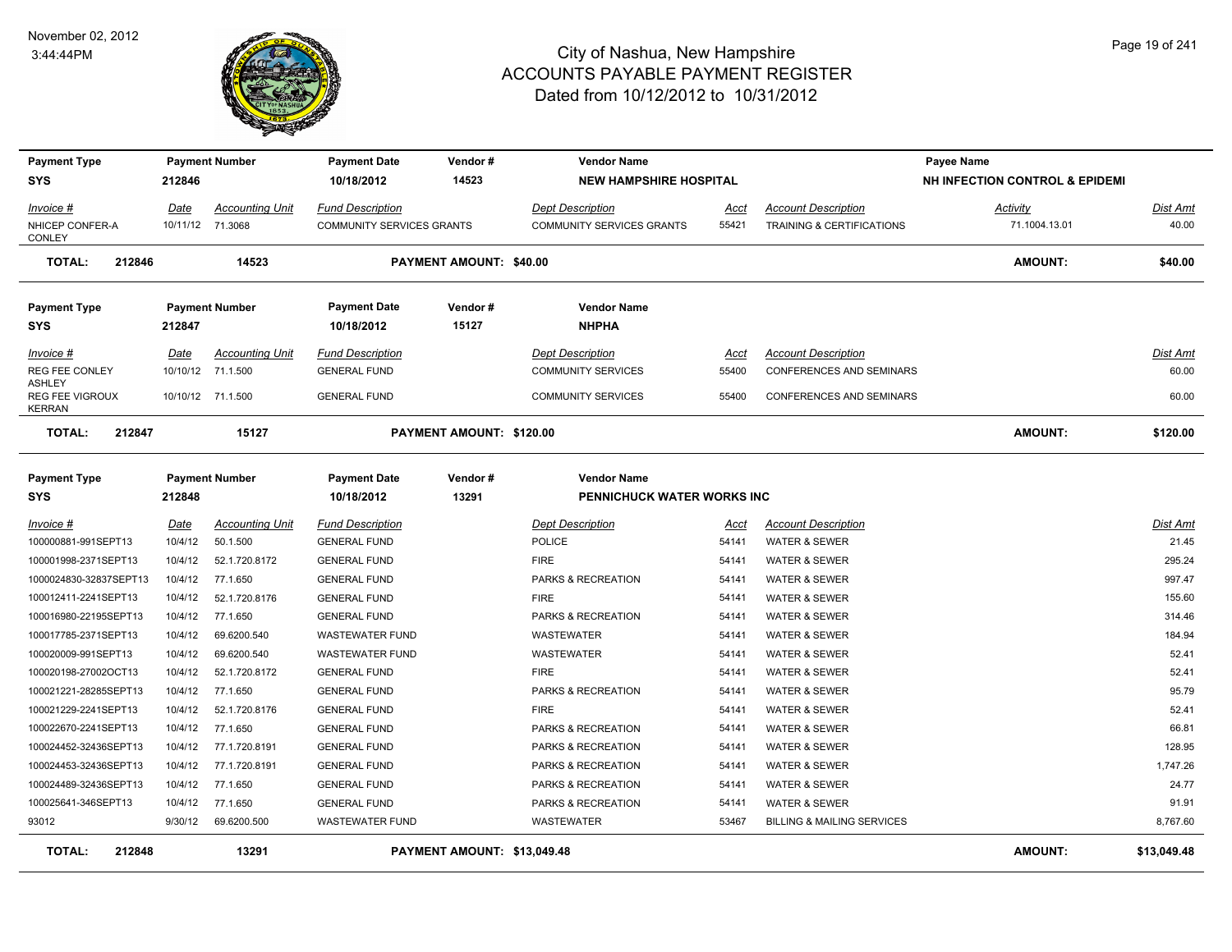# City of Nashua, New Hampshire
## ACCOUNTS PAYABLE PAYMENT REGISTER
### Dated from 10/12/2012 to 10/31/2012

November 02, 2012
3:44:44PM

| Payment Type | Payment Number | Payment Date | Vendor # | Vendor Name | Payee Name |
|---|---|---|---|---|---|
| SYS | 212846 | 10/18/2012 | 14523 | NEW HAMPSHIRE HOSPITAL | NH INFECTION CONTROL & EPIDEMI |

| Invoice # | Date | Accounting Unit | Fund Description | Dept Description | Acct | Account Description | Activity | Dist Amt |
|---|---|---|---|---|---|---|---|---|
| NHICEP CONFER-A CONLEY | 10/11/12 | 71.3068 | COMMUNITY SERVICES GRANTS | COMMUNITY SERVICES GRANTS | 55421 | TRAINING & CERTIFICATIONS | 71.1004.13.01 | 40.00 |

**TOTAL: 212846 14523 PAYMENT AMOUNT: $40.00 AMOUNT: $40.00**

| Payment Type | Payment Number | Payment Date | Vendor # | Vendor Name |
|---|---|---|---|---|
| SYS | 212847 | 10/18/2012 | 15127 | NHPHA |

| Invoice # | Date | Accounting Unit | Fund Description | Dept Description | Acct | Account Description | Dist Amt |
|---|---|---|---|---|---|---|---|
| REG FEE CONLEY ASHLEY | 10/10/12 | 71.1.500 | GENERAL FUND | COMMUNITY SERVICES | 55400 | CONFERENCES AND SEMINARS | 60.00 |
| REG FEE VIGROUX KERRAN | 10/10/12 | 71.1.500 | GENERAL FUND | COMMUNITY SERVICES | 55400 | CONFERENCES AND SEMINARS | 60.00 |

**TOTAL: 212847 15127 PAYMENT AMOUNT: $120.00 AMOUNT: $120.00**

| Payment Type | Payment Number | Payment Date | Vendor # | Vendor Name |
|---|---|---|---|---|
| SYS | 212848 | 10/18/2012 | 13291 | PENNICHUCK WATER WORKS INC |

| Invoice # | Date | Accounting Unit | Fund Description | Dept Description | Acct | Account Description | Dist Amt |
|---|---|---|---|---|---|---|---|
| 100000881-991SEPT13 | 10/4/12 | 50.1.500 | GENERAL FUND | POLICE | 54141 | WATER & SEWER | 21.45 |
| 100001998-2371SEPT13 | 10/4/12 | 52.1.720.8172 | GENERAL FUND | FIRE | 54141 | WATER & SEWER | 295.24 |
| 1000024830-32837SEPT13 | 10/4/12 | 77.1.650 | GENERAL FUND | PARKS & RECREATION | 54141 | WATER & SEWER | 997.47 |
| 100012411-2241SEPT13 | 10/4/12 | 52.1.720.8176 | GENERAL FUND | FIRE | 54141 | WATER & SEWER | 155.60 |
| 100016980-22195SEPT13 | 10/4/12 | 77.1.650 | GENERAL FUND | PARKS & RECREATION | 54141 | WATER & SEWER | 314.46 |
| 100017785-2371SEPT13 | 10/4/12 | 69.6200.540 | WASTEWATER FUND | WASTEWATER | 54141 | WATER & SEWER | 184.94 |
| 100020009-991SEPT13 | 10/4/12 | 69.6200.540 | WASTEWATER FUND | WASTEWATER | 54141 | WATER & SEWER | 52.41 |
| 100020198-27002OCT13 | 10/4/12 | 52.1.720.8172 | GENERAL FUND | FIRE | 54141 | WATER & SEWER | 52.41 |
| 100021221-28285SEPT13 | 10/4/12 | 77.1.650 | GENERAL FUND | PARKS & RECREATION | 54141 | WATER & SEWER | 95.79 |
| 100021229-2241SEPT13 | 10/4/12 | 52.1.720.8176 | GENERAL FUND | FIRE | 54141 | WATER & SEWER | 52.41 |
| 100022670-2241SEPT13 | 10/4/12 | 77.1.650 | GENERAL FUND | PARKS & RECREATION | 54141 | WATER & SEWER | 66.81 |
| 100024452-32436SEPT13 | 10/4/12 | 77.1.720.8191 | GENERAL FUND | PARKS & RECREATION | 54141 | WATER & SEWER | 128.95 |
| 100024453-32436SEPT13 | 10/4/12 | 77.1.720.8191 | GENERAL FUND | PARKS & RECREATION | 54141 | WATER & SEWER | 1,747.26 |
| 100024489-32436SEPT13 | 10/4/12 | 77.1.650 | GENERAL FUND | PARKS & RECREATION | 54141 | WATER & SEWER | 24.77 |
| 100025641-346SEPT13 | 10/4/12 | 77.1.650 | GENERAL FUND | PARKS & RECREATION | 54141 | WATER & SEWER | 91.91 |
| 93012 | 9/30/12 | 69.6200.500 | WASTEWATER FUND | WASTEWATER | 53467 | BILLING & MAILING SERVICES | 8,767.60 |

**TOTAL: 212848 13291 PAYMENT AMOUNT: $13,049.48 AMOUNT: $13,049.48**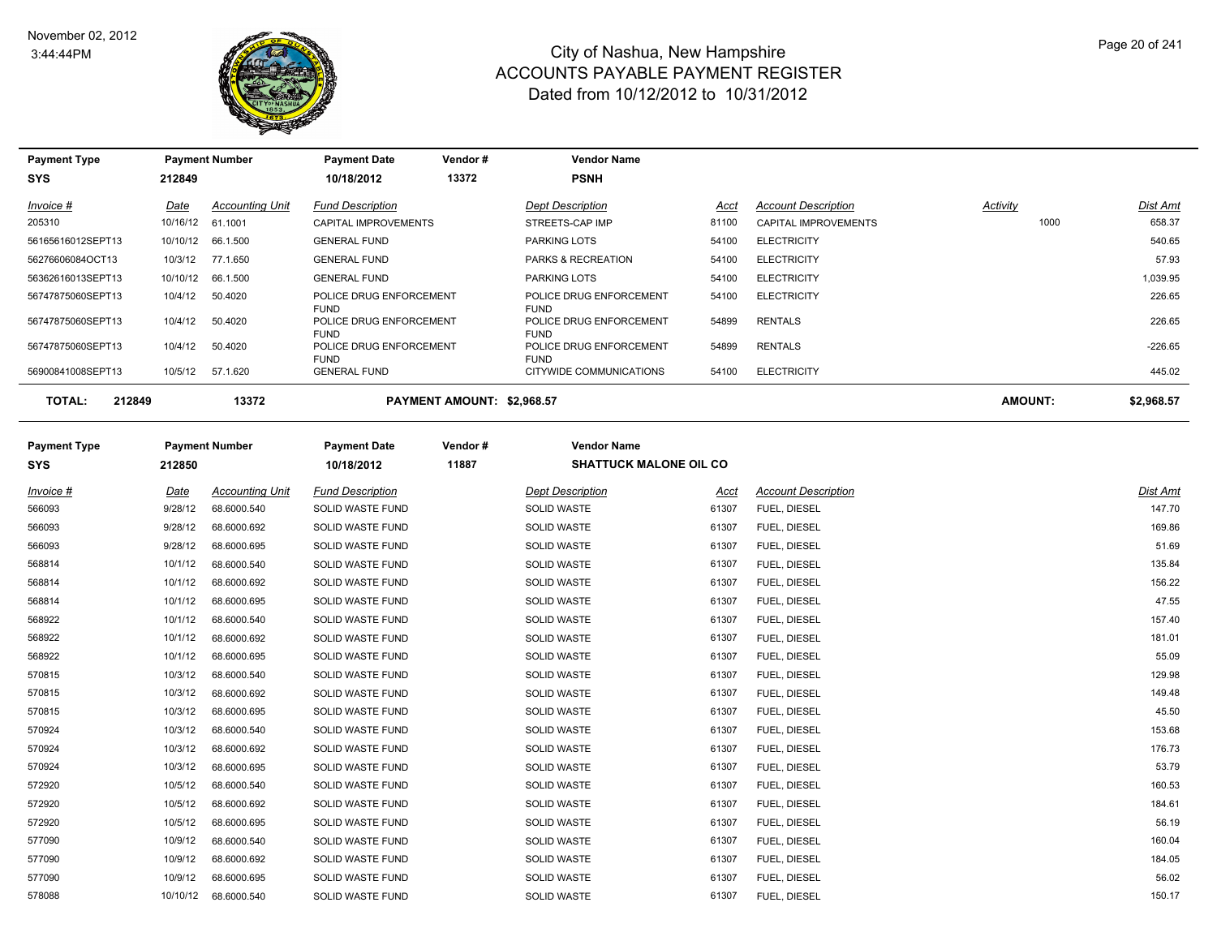# City of Nashua, New Hampshire
# ACCOUNTS PAYABLE PAYMENT REGISTER
## Dated from 10/12/2012 to 10/31/2012

November 02, 2012
3:44:44PM

| Payment Type | Payment Number | Payment Date | Vendor # | Vendor Name |
|---|---|---|---|---|
| SYS | 212849 | 10/18/2012 | 13372 | PSNH |

| Invoice # | Date | Accounting Unit | Fund Description | Dept Description | Acct | Account Description | Activity | Dist Amt |
|---|---|---|---|---|---|---|---|---|
| 205310 | 10/16/12 | 61.1001 | CAPITAL IMPROVEMENTS | STREETS-CAP IMP | 81100 | CAPITAL IMPROVEMENTS | 1000 | 658.37 |
| 56165616012SEPT13 | 10/10/12 | 66.1.500 | GENERAL FUND | PARKING LOTS | 54100 | ELECTRICITY | | 540.65 |
| 56276606084OCT13 | 10/3/12 | 77.1.650 | GENERAL FUND | PARKS & RECREATION | 54100 | ELECTRICITY | | 57.93 |
| 56362616013SEPT13 | 10/10/12 | 66.1.500 | GENERAL FUND | PARKING LOTS | 54100 | ELECTRICITY | | 1,039.95 |
| 56747875060SEPT13 | 10/4/12 | 50.4020 | POLICE DRUG ENFORCEMENT FUND | POLICE DRUG ENFORCEMENT FUND | 54100 | ELECTRICITY | | 226.65 |
| 56747875060SEPT13 | 10/4/12 | 50.4020 | POLICE DRUG ENFORCEMENT FUND | POLICE DRUG ENFORCEMENT FUND | 54899 | RENTALS | | 226.65 |
| 56747875060SEPT13 | 10/4/12 | 50.4020 | POLICE DRUG ENFORCEMENT FUND | POLICE DRUG ENFORCEMENT FUND | 54899 | RENTALS | | -226.65 |
| 56900841008SEPT13 | 10/5/12 | 57.1.620 | GENERAL FUND | CITYWIDE COMMUNICATIONS | 54100 | ELECTRICITY | | 445.02 |

**TOTAL: 212849 13372 PAYMENT AMOUNT: $2,968.57 AMOUNT: $2,968.57**

| Payment Type | Payment Number | Payment Date | Vendor # | Vendor Name |
|---|---|---|---|---|
| SYS | 212850 | 10/18/2012 | 11887 | SHATTUCK MALONE OIL CO |

| Invoice # | Date | Accounting Unit | Fund Description | Dept Description | Acct | Account Description | Dist Amt |
|---|---|---|---|---|---|---|---|
| 566093 | 9/28/12 | 68.6000.540 | SOLID WASTE FUND | SOLID WASTE | 61307 | FUEL, DIESEL | 147.70 |
| 566093 | 9/28/12 | 68.6000.692 | SOLID WASTE FUND | SOLID WASTE | 61307 | FUEL, DIESEL | 169.86 |
| 566093 | 9/28/12 | 68.6000.695 | SOLID WASTE FUND | SOLID WASTE | 61307 | FUEL, DIESEL | 51.69 |
| 568814 | 10/1/12 | 68.6000.540 | SOLID WASTE FUND | SOLID WASTE | 61307 | FUEL, DIESEL | 135.84 |
| 568814 | 10/1/12 | 68.6000.692 | SOLID WASTE FUND | SOLID WASTE | 61307 | FUEL, DIESEL | 156.22 |
| 568814 | 10/1/12 | 68.6000.695 | SOLID WASTE FUND | SOLID WASTE | 61307 | FUEL, DIESEL | 47.55 |
| 568922 | 10/1/12 | 68.6000.540 | SOLID WASTE FUND | SOLID WASTE | 61307 | FUEL, DIESEL | 157.40 |
| 568922 | 10/1/12 | 68.6000.692 | SOLID WASTE FUND | SOLID WASTE | 61307 | FUEL, DIESEL | 181.01 |
| 568922 | 10/1/12 | 68.6000.695 | SOLID WASTE FUND | SOLID WASTE | 61307 | FUEL, DIESEL | 55.09 |
| 570815 | 10/3/12 | 68.6000.540 | SOLID WASTE FUND | SOLID WASTE | 61307 | FUEL, DIESEL | 129.98 |
| 570815 | 10/3/12 | 68.6000.692 | SOLID WASTE FUND | SOLID WASTE | 61307 | FUEL, DIESEL | 149.48 |
| 570815 | 10/3/12 | 68.6000.695 | SOLID WASTE FUND | SOLID WASTE | 61307 | FUEL, DIESEL | 45.50 |
| 570924 | 10/3/12 | 68.6000.540 | SOLID WASTE FUND | SOLID WASTE | 61307 | FUEL, DIESEL | 153.68 |
| 570924 | 10/3/12 | 68.6000.692 | SOLID WASTE FUND | SOLID WASTE | 61307 | FUEL, DIESEL | 176.73 |
| 570924 | 10/3/12 | 68.6000.695 | SOLID WASTE FUND | SOLID WASTE | 61307 | FUEL, DIESEL | 53.79 |
| 572920 | 10/5/12 | 68.6000.540 | SOLID WASTE FUND | SOLID WASTE | 61307 | FUEL, DIESEL | 160.53 |
| 572920 | 10/5/12 | 68.6000.692 | SOLID WASTE FUND | SOLID WASTE | 61307 | FUEL, DIESEL | 184.61 |
| 572920 | 10/5/12 | 68.6000.695 | SOLID WASTE FUND | SOLID WASTE | 61307 | FUEL, DIESEL | 56.19 |
| 577090 | 10/9/12 | 68.6000.540 | SOLID WASTE FUND | SOLID WASTE | 61307 | FUEL, DIESEL | 160.04 |
| 577090 | 10/9/12 | 68.6000.692 | SOLID WASTE FUND | SOLID WASTE | 61307 | FUEL, DIESEL | 184.05 |
| 577090 | 10/9/12 | 68.6000.695 | SOLID WASTE FUND | SOLID WASTE | 61307 | FUEL, DIESEL | 56.02 |
| 578088 | 10/10/12 | 68.6000.540 | SOLID WASTE FUND | SOLID WASTE | 61307 | FUEL, DIESEL | 150.17 |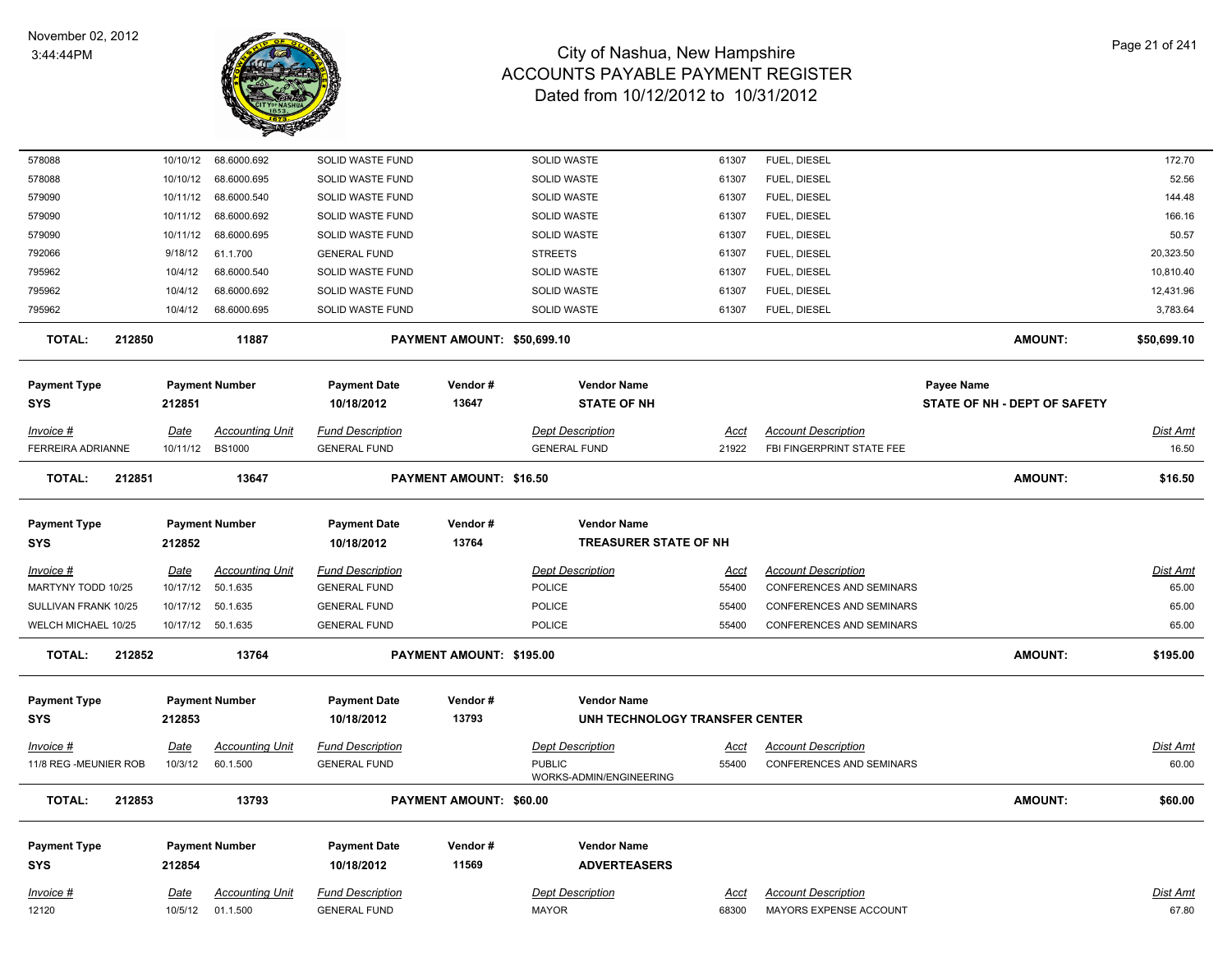# City of Nashua, New Hampshire
# ACCOUNTS PAYABLE PAYMENT REGISTER
## Dated from 10/12/2012 to 10/31/2012

November 02, 2012
3:44:44PM

| Invoice # | Date | Accounting Unit | Fund Description | Dept Description | Acct | Account Description | Dist Amt |
|---|---|---|---|---|---|---|---|
| 578088 | 10/10/12 | 68.6000.692 | SOLID WASTE FUND | SOLID WASTE | 61307 | FUEL, DIESEL | 172.70 |
| 578088 | 10/10/12 | 68.6000.695 | SOLID WASTE FUND | SOLID WASTE | 61307 | FUEL, DIESEL | 52.56 |
| 579090 | 10/11/12 | 68.6000.540 | SOLID WASTE FUND | SOLID WASTE | 61307 | FUEL, DIESEL | 144.48 |
| 579090 | 10/11/12 | 68.6000.692 | SOLID WASTE FUND | SOLID WASTE | 61307 | FUEL, DIESEL | 166.16 |
| 579090 | 10/11/12 | 68.6000.695 | SOLID WASTE FUND | SOLID WASTE | 61307 | FUEL, DIESEL | 50.57 |
| 792066 | 9/18/12 | 61.1.700 | GENERAL FUND | STREETS | 61307 | FUEL, DIESEL | 20,323.50 |
| 795962 | 10/4/12 | 68.6000.540 | SOLID WASTE FUND | SOLID WASTE | 61307 | FUEL, DIESEL | 10,810.40 |
| 795962 | 10/4/12 | 68.6000.692 | SOLID WASTE FUND | SOLID WASTE | 61307 | FUEL, DIESEL | 12,431.96 |
| 795962 | 10/4/12 | 68.6000.695 | SOLID WASTE FUND | SOLID WASTE | 61307 | FUEL, DIESEL | 3,783.64 |

**TOTAL: 212850 | 11887 | PAYMENT AMOUNT: $50,699.10 | AMOUNT: $50,699.10**

| Payment Type | Payment Number | Payment Date | Vendor # | Vendor Name | Payee Name |
|---|---|---|---|---|---|
| SYS | 212851 | 10/18/2012 | 13647 | STATE OF NH | STATE OF NH - DEPT OF SAFETY |

| Invoice # | Date | Accounting Unit | Fund Description | Dept Description | Acct | Account Description | Dist Amt |
|---|---|---|---|---|---|---|---|
| FERREIRA ADRIANNE | 10/11/12 | BS1000 | GENERAL FUND | GENERAL FUND | 21922 | FBI FINGERPRINT STATE FEE | 16.50 |

**TOTAL: 212851 | 13647 | PAYMENT AMOUNT: $16.50 | AMOUNT: $16.50**

| Payment Type | Payment Number | Payment Date | Vendor # | Vendor Name |
|---|---|---|---|---|
| SYS | 212852 | 10/18/2012 | 13764 | TREASURER STATE OF NH |

| Invoice # | Date | Accounting Unit | Fund Description | Dept Description | Acct | Account Description | Dist Amt |
|---|---|---|---|---|---|---|---|
| MARTYNY TODD 10/25 | 10/17/12 | 50.1.635 | GENERAL FUND | POLICE | 55400 | CONFERENCES AND SEMINARS | 65.00 |
| SULLIVAN FRANK 10/25 | 10/17/12 | 50.1.635 | GENERAL FUND | POLICE | 55400 | CONFERENCES AND SEMINARS | 65.00 |
| WELCH MICHAEL 10/25 | 10/17/12 | 50.1.635 | GENERAL FUND | POLICE | 55400 | CONFERENCES AND SEMINARS | 65.00 |

**TOTAL: 212852 | 13764 | PAYMENT AMOUNT: $195.00 | AMOUNT: $195.00**

| Payment Type | Payment Number | Payment Date | Vendor # | Vendor Name |
|---|---|---|---|---|
| SYS | 212853 | 10/18/2012 | 13793 | UNH TECHNOLOGY TRANSFER CENTER |

| Invoice # | Date | Accounting Unit | Fund Description | Dept Description | Acct | Account Description | Dist Amt |
|---|---|---|---|---|---|---|---|
| 11/8 REG -MEUNIER ROB | 10/3/12 | 60.1.500 | GENERAL FUND | PUBLIC WORKS-ADMIN/ENGINEERING | 55400 | CONFERENCES AND SEMINARS | 60.00 |

**TOTAL: 212853 | 13793 | PAYMENT AMOUNT: $60.00 | AMOUNT: $60.00**

| Payment Type | Payment Number | Payment Date | Vendor # | Vendor Name |
|---|---|---|---|---|
| SYS | 212854 | 10/18/2012 | 11569 | ADVERTEASERS |

| Invoice # | Date | Accounting Unit | Fund Description | Dept Description | Acct | Account Description | Dist Amt |
|---|---|---|---|---|---|---|---|
| 12120 | 10/5/12 | 01.1.500 | GENERAL FUND | MAYOR | 68300 | MAYORS EXPENSE ACCOUNT | 67.80 |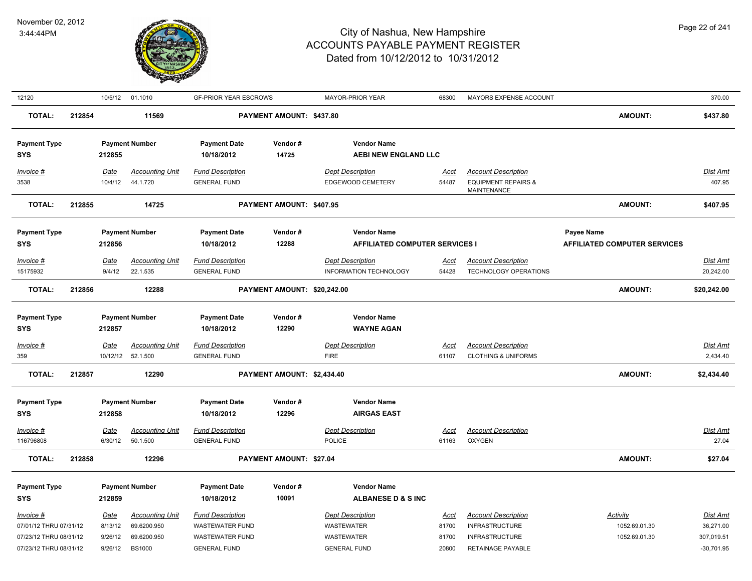| 12120 | 10/5/12 | 01.1010 | GF-PRIOR YEAR ESCROWS | MAYOR-PRIOR YEAR | 68300 | MAYORS EXPENSE ACCOUNT | | 370.00 |
|---|---|---|---|---|---|---|---|---|

**TOTAL:** 212854 &nbsp; 11569 &nbsp; **PAYMENT AMOUNT: $437.80** &nbsp; **AMOUNT:** **$437.80**

| Payment Type | Payment Number | Payment Date | Vendor # | Vendor Name |
|---|---|---|---|---|
| SYS | 212855 | 10/18/2012 | 14725 | AEBI NEW ENGLAND LLC |

| Invoice # | Date | Accounting Unit | Fund Description | Dept Description | Acct | Account Description | Dist Amt |
|---|---|---|---|---|---|---|---|
| 3538 | 10/4/12 | 44.1.720 | GENERAL FUND | EDGEWOOD CEMETERY | 54487 | EQUIPMENT REPAIRS & MAINTENANCE | 407.95 |

**TOTAL:** 212855 &nbsp; 14725 &nbsp; **PAYMENT AMOUNT: $407.95** &nbsp; **AMOUNT:** **$407.95**

| Payment Type | Payment Number | Payment Date | Vendor # | Vendor Name | Payee Name |
|---|---|---|---|---|---|
| SYS | 212856 | 10/18/2012 | 12288 | AFFILIATED COMPUTER SERVICES I | AFFILIATED COMPUTER SERVICES |

| Invoice # | Date | Accounting Unit | Fund Description | Dept Description | Acct | Account Description | Dist Amt |
|---|---|---|---|---|---|---|---|
| 15175932 | 9/4/12 | 22.1.535 | GENERAL FUND | INFORMATION TECHNOLOGY | 54428 | TECHNOLOGY OPERATIONS | 20,242.00 |

**TOTAL:** 212856 &nbsp; 12288 &nbsp; **PAYMENT AMOUNT: $20,242.00** &nbsp; **AMOUNT:** **$20,242.00**

| Payment Type | Payment Number | Payment Date | Vendor # | Vendor Name |
|---|---|---|---|---|
| SYS | 212857 | 10/18/2012 | 12290 | WAYNE AGAN |

| Invoice # | Date | Accounting Unit | Fund Description | Dept Description | Acct | Account Description | Dist Amt |
|---|---|---|---|---|---|---|---|
| 359 | 10/12/12 | 52.1.500 | GENERAL FUND | FIRE | 61107 | CLOTHING & UNIFORMS | 2,434.40 |

**TOTAL:** 212857 &nbsp; 12290 &nbsp; **PAYMENT AMOUNT: $2,434.40** &nbsp; **AMOUNT:** **$2,434.40**

| Payment Type | Payment Number | Payment Date | Vendor # | Vendor Name |
|---|---|---|---|---|
| SYS | 212858 | 10/18/2012 | 12296 | AIRGAS EAST |

| Invoice # | Date | Accounting Unit | Fund Description | Dept Description | Acct | Account Description | Dist Amt |
|---|---|---|---|---|---|---|---|
| 116796808 | 6/30/12 | 50.1.500 | GENERAL FUND | POLICE | 61163 | OXYGEN | 27.04 |

**TOTAL:** 212858 &nbsp; 12296 &nbsp; **PAYMENT AMOUNT: $27.04** &nbsp; **AMOUNT:** **$27.04**

| Payment Type | Payment Number | Payment Date | Vendor # | Vendor Name |
|---|---|---|---|---|
| SYS | 212859 | 10/18/2012 | 10091 | ALBANESE D & S INC |

| Invoice # | Date | Accounting Unit | Fund Description | Dept Description | Acct | Account Description | Activity | Dist Amt |
|---|---|---|---|---|---|---|---|---|
| 07/01/12 THRU 07/31/12 | 8/13/12 | 69.6200.950 | WASTEWATER FUND | WASTEWATER | 81700 | INFRASTRUCTURE | 1052.69.01.30 | 36,271.00 |
| 07/23/12 THRU 08/31/12 | 9/26/12 | 69.6200.950 | WASTEWATER FUND | WASTEWATER | 81700 | INFRASTRUCTURE | 1052.69.01.30 | 307,019.51 |
| 07/23/12 THRU 08/31/12 | 9/26/12 | BS1000 | GENERAL FUND | GENERAL FUND | 20800 | RETAINAGE PAYABLE | | -30,701.95 |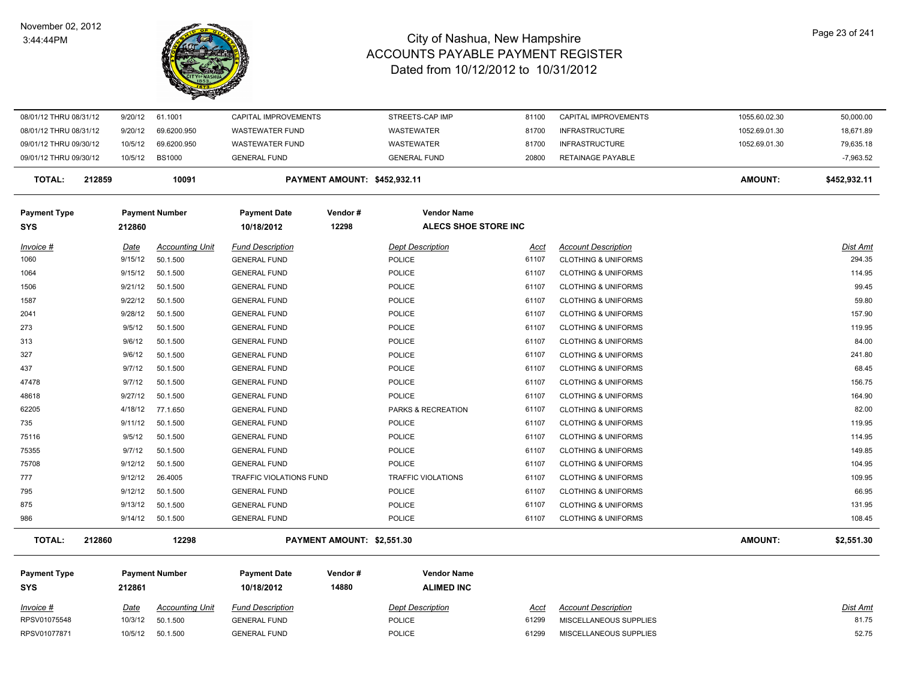# City of Nashua, New Hampshire
## ACCOUNTS PAYABLE PAYMENT REGISTER
### Dated from 10/12/2012 to 10/31/2012

November 02, 2012
3:44:44PM

| Invoice # | Date | Accounting Unit | Fund Description | Dept Description | Acct | Account Description | | Dist Amt |
|---|---|---|---|---|---|---|---|---|
| 08/01/12 THRU 08/31/12 | 9/20/12 | 61.1001 | CAPITAL IMPROVEMENTS | STREETS-CAP IMP | 81100 | CAPITAL IMPROVEMENTS | 1055.60.02.30 | 50,000.00 |
| 08/01/12 THRU 08/31/12 | 9/20/12 | 69.6200.950 | WASTEWATER FUND | WASTEWATER | 81700 | INFRASTRUCTURE | 1052.69.01.30 | 18,671.89 |
| 09/01/12 THRU 09/30/12 | 10/5/12 | 69.6200.950 | WASTEWATER FUND | WASTEWATER | 81700 | INFRASTRUCTURE | 1052.69.01.30 | 79,635.18 |
| 09/01/12 THRU 09/30/12 | 10/5/12 | BS1000 | GENERAL FUND | GENERAL FUND | 20800 | RETAINAGE PAYABLE | | -7,963.52 |

**TOTAL: 212859 — 10091 — PAYMENT AMOUNT: $452,932.11 — AMOUNT: $452,932.11**

| Payment Type | Payment Number | Payment Date | Vendor # | Vendor Name |
|---|---|---|---|---|
| SYS | 212860 | 10/18/2012 | 12298 | ALECS SHOE STORE INC |

| Invoice # | Date | Accounting Unit | Fund Description | Dept Description | Acct | Account Description | Dist Amt |
|---|---|---|---|---|---|---|---|
| 1060 | 9/15/12 | 50.1.500 | GENERAL FUND | POLICE | 61107 | CLOTHING & UNIFORMS | 294.35 |
| 1064 | 9/15/12 | 50.1.500 | GENERAL FUND | POLICE | 61107 | CLOTHING & UNIFORMS | 114.95 |
| 1506 | 9/21/12 | 50.1.500 | GENERAL FUND | POLICE | 61107 | CLOTHING & UNIFORMS | 99.45 |
| 1587 | 9/22/12 | 50.1.500 | GENERAL FUND | POLICE | 61107 | CLOTHING & UNIFORMS | 59.80 |
| 2041 | 9/28/12 | 50.1.500 | GENERAL FUND | POLICE | 61107 | CLOTHING & UNIFORMS | 157.90 |
| 273 | 9/5/12 | 50.1.500 | GENERAL FUND | POLICE | 61107 | CLOTHING & UNIFORMS | 119.95 |
| 313 | 9/6/12 | 50.1.500 | GENERAL FUND | POLICE | 61107 | CLOTHING & UNIFORMS | 84.00 |
| 327 | 9/6/12 | 50.1.500 | GENERAL FUND | POLICE | 61107 | CLOTHING & UNIFORMS | 241.80 |
| 437 | 9/7/12 | 50.1.500 | GENERAL FUND | POLICE | 61107 | CLOTHING & UNIFORMS | 68.45 |
| 47478 | 9/7/12 | 50.1.500 | GENERAL FUND | POLICE | 61107 | CLOTHING & UNIFORMS | 156.75 |
| 48618 | 9/27/12 | 50.1.500 | GENERAL FUND | POLICE | 61107 | CLOTHING & UNIFORMS | 164.90 |
| 62205 | 4/18/12 | 77.1.650 | GENERAL FUND | PARKS & RECREATION | 61107 | CLOTHING & UNIFORMS | 82.00 |
| 735 | 9/11/12 | 50.1.500 | GENERAL FUND | POLICE | 61107 | CLOTHING & UNIFORMS | 119.95 |
| 75116 | 9/5/12 | 50.1.500 | GENERAL FUND | POLICE | 61107 | CLOTHING & UNIFORMS | 114.95 |
| 75355 | 9/7/12 | 50.1.500 | GENERAL FUND | POLICE | 61107 | CLOTHING & UNIFORMS | 149.85 |
| 75708 | 9/12/12 | 50.1.500 | GENERAL FUND | POLICE | 61107 | CLOTHING & UNIFORMS | 104.95 |
| 777 | 9/12/12 | 26.4005 | TRAFFIC VIOLATIONS FUND | TRAFFIC VIOLATIONS | 61107 | CLOTHING & UNIFORMS | 109.95 |
| 795 | 9/12/12 | 50.1.500 | GENERAL FUND | POLICE | 61107 | CLOTHING & UNIFORMS | 66.95 |
| 875 | 9/13/12 | 50.1.500 | GENERAL FUND | POLICE | 61107 | CLOTHING & UNIFORMS | 131.95 |
| 986 | 9/14/12 | 50.1.500 | GENERAL FUND | POLICE | 61107 | CLOTHING & UNIFORMS | 108.45 |

**TOTAL: 212860 — 12298 — PAYMENT AMOUNT: $2,551.30 — AMOUNT: $2,551.30**

| Payment Type | Payment Number | Payment Date | Vendor # | Vendor Name |
|---|---|---|---|---|
| SYS | 212861 | 10/18/2012 | 14880 | ALIMED INC |

| Invoice # | Date | Accounting Unit | Fund Description | Dept Description | Acct | Account Description | Dist Amt |
|---|---|---|---|---|---|---|---|
| RPSV01075548 | 10/3/12 | 50.1.500 | GENERAL FUND | POLICE | 61299 | MISCELLANEOUS SUPPLIES | 81.75 |
| RPSV01077871 | 10/5/12 | 50.1.500 | GENERAL FUND | POLICE | 61299 | MISCELLANEOUS SUPPLIES | 52.75 |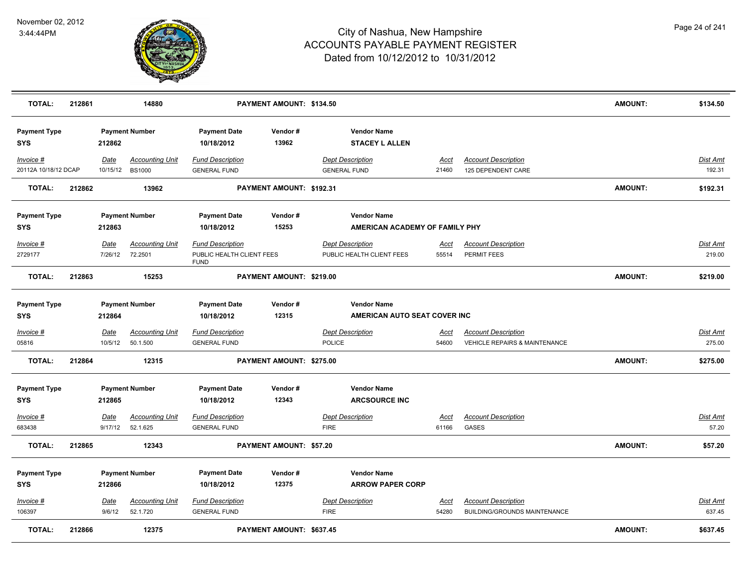# City of Nashua, New Hampshire
## ACCOUNTS PAYABLE PAYMENT REGISTER
### Dated from 10/12/2012 to 10/31/2012

November 02, 2012
3:44:44PM

| **TOTAL:** | **212861** | **14880** | **PAYMENT AMOUNT: $134.50** | **AMOUNT:** | **$134.50** |
|---|---|---|---|---|---|

| Payment Type | Payment Number | Payment Date | Vendor # | Vendor Name |
|---|---|---|---|---|
| SYS | 212862 | 10/18/2012 | 13962 | STACEY L ALLEN |

| Invoice # | Date | Accounting Unit | Fund Description | Dept Description | Acct | Account Description | Dist Amt |
|---|---|---|---|---|---|---|---|
| 20112A 10/18/12 DCAP | 10/15/12 | BS1000 | GENERAL FUND | GENERAL FUND | 21460 | 125 DEPENDENT CARE | 192.31 |

| **TOTAL:** | **212862** | **13962** | **PAYMENT AMOUNT: $192.31** | **AMOUNT:** | **$192.31** |
|---|---|---|---|---|---|

| Payment Type | Payment Number | Payment Date | Vendor # | Vendor Name |
|---|---|---|---|---|
| SYS | 212863 | 10/18/2012 | 15253 | AMERICAN ACADEMY OF FAMILY PHY |

| Invoice # | Date | Accounting Unit | Fund Description | Dept Description | Acct | Account Description | Dist Amt |
|---|---|---|---|---|---|---|---|
| 2729177 | 7/26/12 | 72.2501 | PUBLIC HEALTH CLIENT FEES FUND | PUBLIC HEALTH CLIENT FEES | 55514 | PERMIT FEES | 219.00 |

| **TOTAL:** | **212863** | **15253** | **PAYMENT AMOUNT: $219.00** | **AMOUNT:** | **$219.00** |
|---|---|---|---|---|---|

| Payment Type | Payment Number | Payment Date | Vendor # | Vendor Name |
|---|---|---|---|---|
| SYS | 212864 | 10/18/2012 | 12315 | AMERICAN AUTO SEAT COVER INC |

| Invoice # | Date | Accounting Unit | Fund Description | Dept Description | Acct | Account Description | Dist Amt |
|---|---|---|---|---|---|---|---|
| 05816 | 10/5/12 | 50.1.500 | GENERAL FUND | POLICE | 54600 | VEHICLE REPAIRS & MAINTENANCE | 275.00 |

| **TOTAL:** | **212864** | **12315** | **PAYMENT AMOUNT: $275.00** | **AMOUNT:** | **$275.00** |
|---|---|---|---|---|---|

| Payment Type | Payment Number | Payment Date | Vendor # | Vendor Name |
|---|---|---|---|---|
| SYS | 212865 | 10/18/2012 | 12343 | ARCSOURCE INC |

| Invoice # | Date | Accounting Unit | Fund Description | Dept Description | Acct | Account Description | Dist Amt |
|---|---|---|---|---|---|---|---|
| 683438 | 9/17/12 | 52.1.625 | GENERAL FUND | FIRE | 61166 | GASES | 57.20 |

| **TOTAL:** | **212865** | **12343** | **PAYMENT AMOUNT: $57.20** | **AMOUNT:** | **$57.20** |
|---|---|---|---|---|---|

| Payment Type | Payment Number | Payment Date | Vendor # | Vendor Name |
|---|---|---|---|---|
| SYS | 212866 | 10/18/2012 | 12375 | ARROW PAPER CORP |

| Invoice # | Date | Accounting Unit | Fund Description | Dept Description | Acct | Account Description | Dist Amt |
|---|---|---|---|---|---|---|---|
| 106397 | 9/6/12 | 52.1.720 | GENERAL FUND | FIRE | 54280 | BUILDING/GROUNDS MAINTENANCE | 637.45 |

| **TOTAL:** | **212866** | **12375** | **PAYMENT AMOUNT: $637.45** | **AMOUNT:** | **$637.45** |
|---|---|---|---|---|---|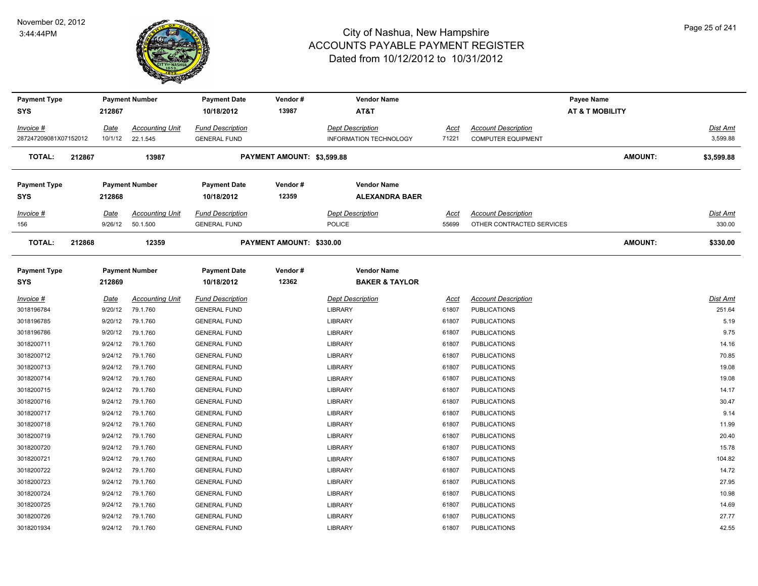# City of Nashua, New Hampshire
## ACCOUNTS PAYABLE PAYMENT REGISTER
### Dated from 10/12/2012 to 10/31/2012

November 02, 2012
3:44:44PM

| Payment Type | Payment Number | Payment Date | Vendor # | Vendor Name | Payee Name |
|---|---|---|---|---|---|
| SYS | 212867 | 10/18/2012 | 13987 | AT&T | AT & T MOBILITY |

| Invoice # | Date | Accounting Unit | Fund Description | Dept Description | Acct | Account Description | Dist Amt |
|---|---|---|---|---|---|---|---|
| 287247209081X07152012 | 10/1/12 | 22.1.545 | GENERAL FUND | INFORMATION TECHNOLOGY | 71221 | COMPUTER EQUIPMENT | 3,599.88 |

**TOTAL: 212867 13987 PAYMENT AMOUNT: $3,599.88 AMOUNT: $3,599.88**

| Payment Type | Payment Number | Payment Date | Vendor # | Vendor Name |
|---|---|---|---|---|
| SYS | 212868 | 10/18/2012 | 12359 | ALEXANDRA BAER |

| Invoice # | Date | Accounting Unit | Fund Description | Dept Description | Acct | Account Description | Dist Amt |
|---|---|---|---|---|---|---|---|
| 156 | 9/26/12 | 50.1.500 | GENERAL FUND | POLICE | 55699 | OTHER CONTRACTED SERVICES | 330.00 |

**TOTAL: 212868 12359 PAYMENT AMOUNT: $330.00 AMOUNT: $330.00**

| Payment Type | Payment Number | Payment Date | Vendor # | Vendor Name |
|---|---|---|---|---|
| SYS | 212869 | 10/18/2012 | 12362 | BAKER & TAYLOR |

| Invoice # | Date | Accounting Unit | Fund Description | Dept Description | Acct | Account Description | Dist Amt |
|---|---|---|---|---|---|---|---|
| 3018196784 | 9/20/12 | 79.1.760 | GENERAL FUND | LIBRARY | 61807 | PUBLICATIONS | 251.64 |
| 3018196785 | 9/20/12 | 79.1.760 | GENERAL FUND | LIBRARY | 61807 | PUBLICATIONS | 5.19 |
| 3018196786 | 9/20/12 | 79.1.760 | GENERAL FUND | LIBRARY | 61807 | PUBLICATIONS | 9.75 |
| 3018200711 | 9/24/12 | 79.1.760 | GENERAL FUND | LIBRARY | 61807 | PUBLICATIONS | 14.16 |
| 3018200712 | 9/24/12 | 79.1.760 | GENERAL FUND | LIBRARY | 61807 | PUBLICATIONS | 70.85 |
| 3018200713 | 9/24/12 | 79.1.760 | GENERAL FUND | LIBRARY | 61807 | PUBLICATIONS | 19.08 |
| 3018200714 | 9/24/12 | 79.1.760 | GENERAL FUND | LIBRARY | 61807 | PUBLICATIONS | 19.08 |
| 3018200715 | 9/24/12 | 79.1.760 | GENERAL FUND | LIBRARY | 61807 | PUBLICATIONS | 14.17 |
| 3018200716 | 9/24/12 | 79.1.760 | GENERAL FUND | LIBRARY | 61807 | PUBLICATIONS | 30.47 |
| 3018200717 | 9/24/12 | 79.1.760 | GENERAL FUND | LIBRARY | 61807 | PUBLICATIONS | 9.14 |
| 3018200718 | 9/24/12 | 79.1.760 | GENERAL FUND | LIBRARY | 61807 | PUBLICATIONS | 11.99 |
| 3018200719 | 9/24/12 | 79.1.760 | GENERAL FUND | LIBRARY | 61807 | PUBLICATIONS | 20.40 |
| 3018200720 | 9/24/12 | 79.1.760 | GENERAL FUND | LIBRARY | 61807 | PUBLICATIONS | 15.78 |
| 3018200721 | 9/24/12 | 79.1.760 | GENERAL FUND | LIBRARY | 61807 | PUBLICATIONS | 104.82 |
| 3018200722 | 9/24/12 | 79.1.760 | GENERAL FUND | LIBRARY | 61807 | PUBLICATIONS | 14.72 |
| 3018200723 | 9/24/12 | 79.1.760 | GENERAL FUND | LIBRARY | 61807 | PUBLICATIONS | 27.95 |
| 3018200724 | 9/24/12 | 79.1.760 | GENERAL FUND | LIBRARY | 61807 | PUBLICATIONS | 10.98 |
| 3018200725 | 9/24/12 | 79.1.760 | GENERAL FUND | LIBRARY | 61807 | PUBLICATIONS | 14.69 |
| 3018200726 | 9/24/12 | 79.1.760 | GENERAL FUND | LIBRARY | 61807 | PUBLICATIONS | 27.77 |
| 3018201934 | 9/24/12 | 79.1.760 | GENERAL FUND | LIBRARY | 61807 | PUBLICATIONS | 42.55 |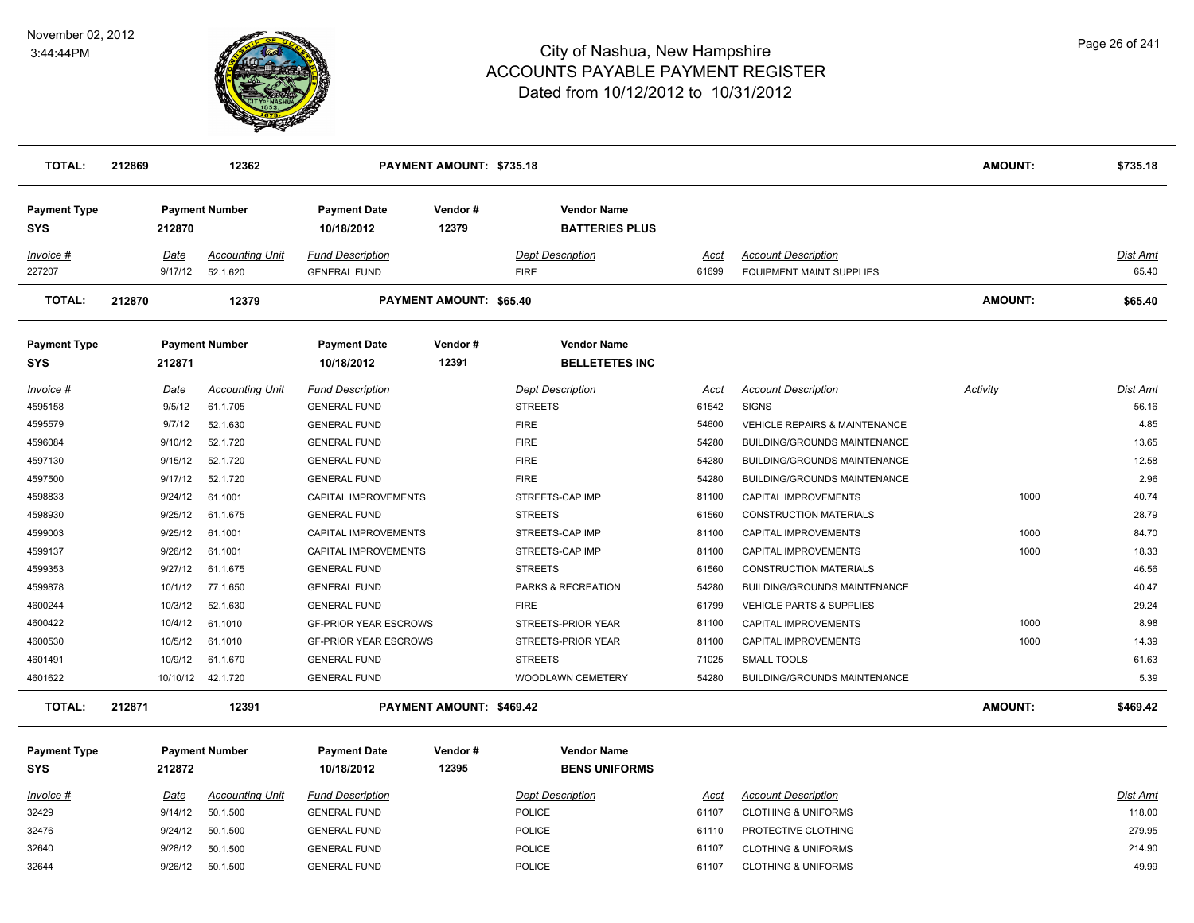| TOTAL: | 212869 | 12362 | | PAYMENT AMOUNT: $735.18 | | | | | AMOUNT: | $735.18 |
|---|---|---|---|---|---|---|---|---|---|---|

| Payment Type | Payment Number | | Payment Date | Vendor # | Vendor Name | | | | |
|---|---|---|---|---|---|---|---|---|---|
| SYS | 212870 | | 10/18/2012 | 12379 | BATTERIES PLUS | | | | |
| *Invoice #* | *Date* | *Accounting Unit* | *Fund Description* | | *Dept Description* | *Acct* | *Account Description* | | *Dist Amt* |
| 227207 | 9/17/12 | 52.1.620 | GENERAL FUND | | FIRE | 61699 | EQUIPMENT MAINT SUPPLIES | | 65.40 |
| **TOTAL:** | **212870** | **12379** | | **PAYMENT AMOUNT: $65.40** | | | | **AMOUNT:** | **$65.40** |

| Payment Type | Payment Number | | Payment Date | Vendor # | Vendor Name | | | | |
|---|---|---|---|---|---|---|---|---|---|
| SYS | 212871 | | 10/18/2012 | 12391 | BELLETETES INC | | | | |
| *Invoice #* | *Date* | *Accounting Unit* | *Fund Description* | | *Dept Description* | *Acct* | *Account Description* | *Activity* | *Dist Amt* |
| 4595158 | 9/5/12 | 61.1.705 | GENERAL FUND | | STREETS | 61542 | SIGNS | | 56.16 |
| 4595579 | 9/7/12 | 52.1.630 | GENERAL FUND | | FIRE | 54600 | VEHICLE REPAIRS & MAINTENANCE | | 4.85 |
| 4596084 | 9/10/12 | 52.1.720 | GENERAL FUND | | FIRE | 54280 | BUILDING/GROUNDS MAINTENANCE | | 13.65 |
| 4597130 | 9/15/12 | 52.1.720 | GENERAL FUND | | FIRE | 54280 | BUILDING/GROUNDS MAINTENANCE | | 12.58 |
| 4597500 | 9/17/12 | 52.1.720 | GENERAL FUND | | FIRE | 54280 | BUILDING/GROUNDS MAINTENANCE | | 2.96 |
| 4598833 | 9/24/12 | 61.1001 | CAPITAL IMPROVEMENTS | | STREETS-CAP IMP | 81100 | CAPITAL IMPROVEMENTS | 1000 | 40.74 |
| 4598930 | 9/25/12 | 61.1.675 | GENERAL FUND | | STREETS | 61560 | CONSTRUCTION MATERIALS | | 28.79 |
| 4599003 | 9/25/12 | 61.1001 | CAPITAL IMPROVEMENTS | | STREETS-CAP IMP | 81100 | CAPITAL IMPROVEMENTS | 1000 | 84.70 |
| 4599137 | 9/26/12 | 61.1001 | CAPITAL IMPROVEMENTS | | STREETS-CAP IMP | 81100 | CAPITAL IMPROVEMENTS | 1000 | 18.33 |
| 4599353 | 9/27/12 | 61.1.675 | GENERAL FUND | | STREETS | 61560 | CONSTRUCTION MATERIALS | | 46.56 |
| 4599878 | 10/1/12 | 77.1.650 | GENERAL FUND | | PARKS & RECREATION | 54280 | BUILDING/GROUNDS MAINTENANCE | | 40.47 |
| 4600244 | 10/3/12 | 52.1.630 | GENERAL FUND | | FIRE | 61799 | VEHICLE PARTS & SUPPLIES | | 29.24 |
| 4600422 | 10/4/12 | 61.1010 | GF-PRIOR YEAR ESCROWS | | STREETS-PRIOR YEAR | 81100 | CAPITAL IMPROVEMENTS | 1000 | 8.98 |
| 4600530 | 10/5/12 | 61.1010 | GF-PRIOR YEAR ESCROWS | | STREETS-PRIOR YEAR | 81100 | CAPITAL IMPROVEMENTS | 1000 | 14.39 |
| 4601491 | 10/9/12 | 61.1.670 | GENERAL FUND | | STREETS | 71025 | SMALL TOOLS | | 61.63 |
| 4601622 | 10/10/12 | 42.1.720 | GENERAL FUND | | WOODLAWN CEMETERY | 54280 | BUILDING/GROUNDS MAINTENANCE | | 5.39 |
| **TOTAL:** | **212871** | **12391** | | **PAYMENT AMOUNT: $469.42** | | | | **AMOUNT:** | **$469.42** |

| Payment Type | Payment Number | | Payment Date | Vendor # | Vendor Name | | | |
|---|---|---|---|---|---|---|---|---|
| SYS | 212872 | | 10/18/2012 | 12395 | BENS UNIFORMS | | | |
| *Invoice #* | *Date* | *Accounting Unit* | *Fund Description* | | *Dept Description* | *Acct* | *Account Description* | *Dist Amt* |
| 32429 | 9/14/12 | 50.1.500 | GENERAL FUND | | POLICE | 61107 | CLOTHING & UNIFORMS | 118.00 |
| 32476 | 9/24/12 | 50.1.500 | GENERAL FUND | | POLICE | 61110 | PROTECTIVE CLOTHING | 279.95 |
| 32640 | 9/28/12 | 50.1.500 | GENERAL FUND | | POLICE | 61107 | CLOTHING & UNIFORMS | 214.90 |
| 32644 | 9/26/12 | 50.1.500 | GENERAL FUND | | POLICE | 61107 | CLOTHING & UNIFORMS | 49.99 |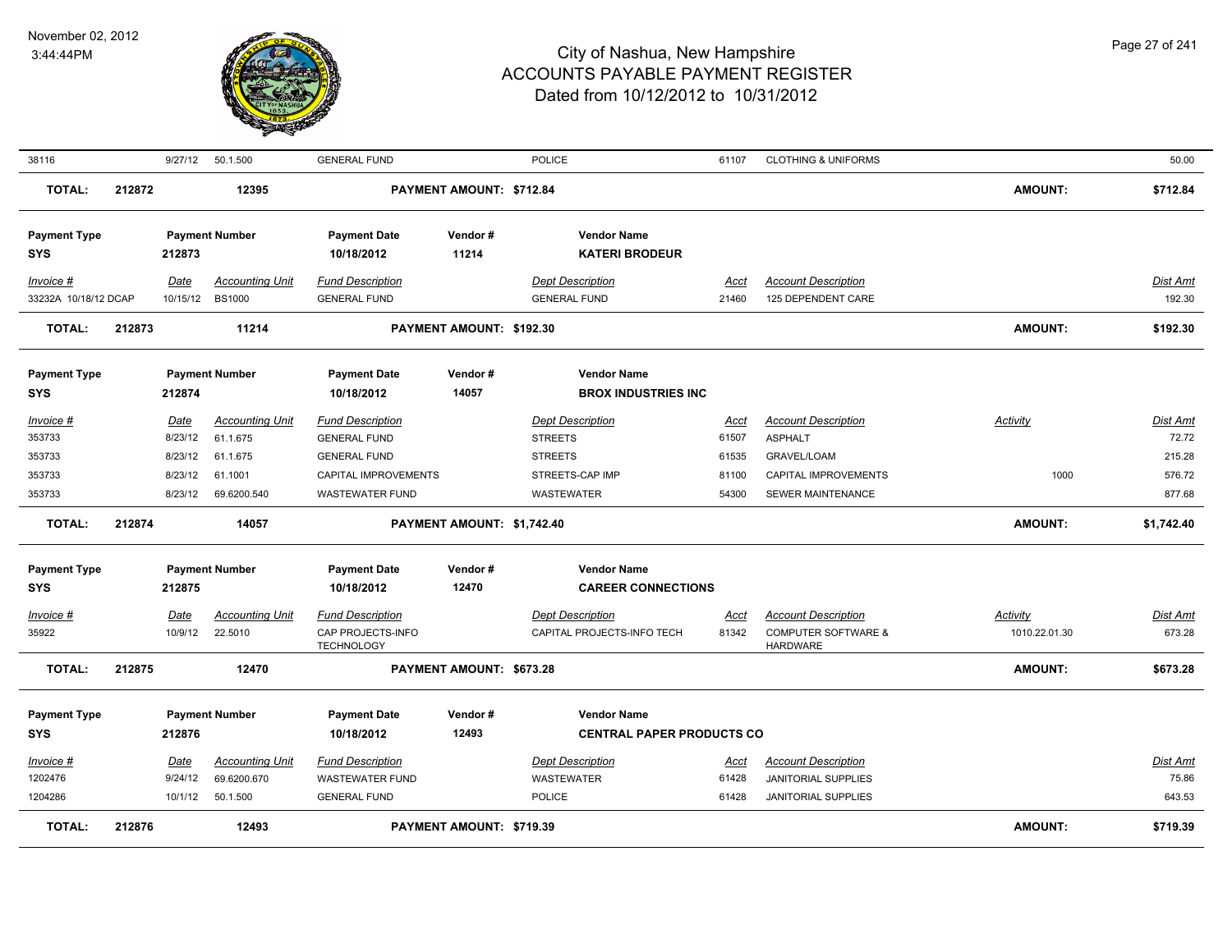# City of Nashua, New Hampshire
## ACCOUNTS PAYABLE PAYMENT REGISTER
### Dated from 10/12/2012 to 10/31/2012

November 02, 2012
3:44:44PM

| Invoice # | Date | Accounting Unit | Fund Description | Dept Description | Acct | Account Description | Activity | Dist Amt |
|---|---|---|---|---|---|---|---|---|
| 38116 | 9/27/12 | 50.1.500 | GENERAL FUND | POLICE | 61107 | CLOTHING & UNIFORMS | | 50.00 |

**TOTAL: 212872 — 12395 — PAYMENT AMOUNT: $712.84 — AMOUNT: $712.84**

| Payment Type | Payment Number | Payment Date | Vendor # | Vendor Name |
|---|---|---|---|---|
| SYS | 212873 | 10/18/2012 | 11214 | KATERI BRODEUR |

| Invoice # | Date | Accounting Unit | Fund Description | Dept Description | Acct | Account Description | Dist Amt |
|---|---|---|---|---|---|---|---|
| 33232A 10/18/12 DCAP | 10/15/12 | BS1000 | GENERAL FUND | GENERAL FUND | 21460 | 125 DEPENDENT CARE | 192.30 |

**TOTAL: 212873 — 11214 — PAYMENT AMOUNT: $192.30 — AMOUNT: $192.30**

| Payment Type | Payment Number | Payment Date | Vendor # | Vendor Name |
|---|---|---|---|---|
| SYS | 212874 | 10/18/2012 | 14057 | BROX INDUSTRIES INC |

| Invoice # | Date | Accounting Unit | Fund Description | Dept Description | Acct | Account Description | Activity | Dist Amt |
|---|---|---|---|---|---|---|---|---|
| 353733 | 8/23/12 | 61.1.675 | GENERAL FUND | STREETS | 61507 | ASPHALT | | 72.72 |
| 353733 | 8/23/12 | 61.1.675 | GENERAL FUND | STREETS | 61535 | GRAVEL/LOAM | | 215.28 |
| 353733 | 8/23/12 | 61.1001 | CAPITAL IMPROVEMENTS | STREETS-CAP IMP | 81100 | CAPITAL IMPROVEMENTS | 1000 | 576.72 |
| 353733 | 8/23/12 | 69.6200.540 | WASTEWATER FUND | WASTEWATER | 54300 | SEWER MAINTENANCE | | 877.68 |

**TOTAL: 212874 — 14057 — PAYMENT AMOUNT: $1,742.40 — AMOUNT: $1,742.40**

| Payment Type | Payment Number | Payment Date | Vendor # | Vendor Name |
|---|---|---|---|---|
| SYS | 212875 | 10/18/2012 | 12470 | CAREER CONNECTIONS |

| Invoice # | Date | Accounting Unit | Fund Description | Dept Description | Acct | Account Description | Activity | Dist Amt |
|---|---|---|---|---|---|---|---|---|
| 35922 | 10/9/12 | 22.5010 | CAP PROJECTS-INFO TECHNOLOGY | CAPITAL PROJECTS-INFO TECH | 81342 | COMPUTER SOFTWARE & HARDWARE | 1010.22.01.30 | 673.28 |

**TOTAL: 212875 — 12470 — PAYMENT AMOUNT: $673.28 — AMOUNT: $673.28**

| Payment Type | Payment Number | Payment Date | Vendor # | Vendor Name |
|---|---|---|---|---|
| SYS | 212876 | 10/18/2012 | 12493 | CENTRAL PAPER PRODUCTS CO |

| Invoice # | Date | Accounting Unit | Fund Description | Dept Description | Acct | Account Description | Dist Amt |
|---|---|---|---|---|---|---|---|
| 1202476 | 9/24/12 | 69.6200.670 | WASTEWATER FUND | WASTEWATER | 61428 | JANITORIAL SUPPLIES | 75.86 |
| 1204286 | 10/1/12 | 50.1.500 | GENERAL FUND | POLICE | 61428 | JANITORIAL SUPPLIES | 643.53 |

**TOTAL: 212876 — 12493 — PAYMENT AMOUNT: $719.39 — AMOUNT: $719.39**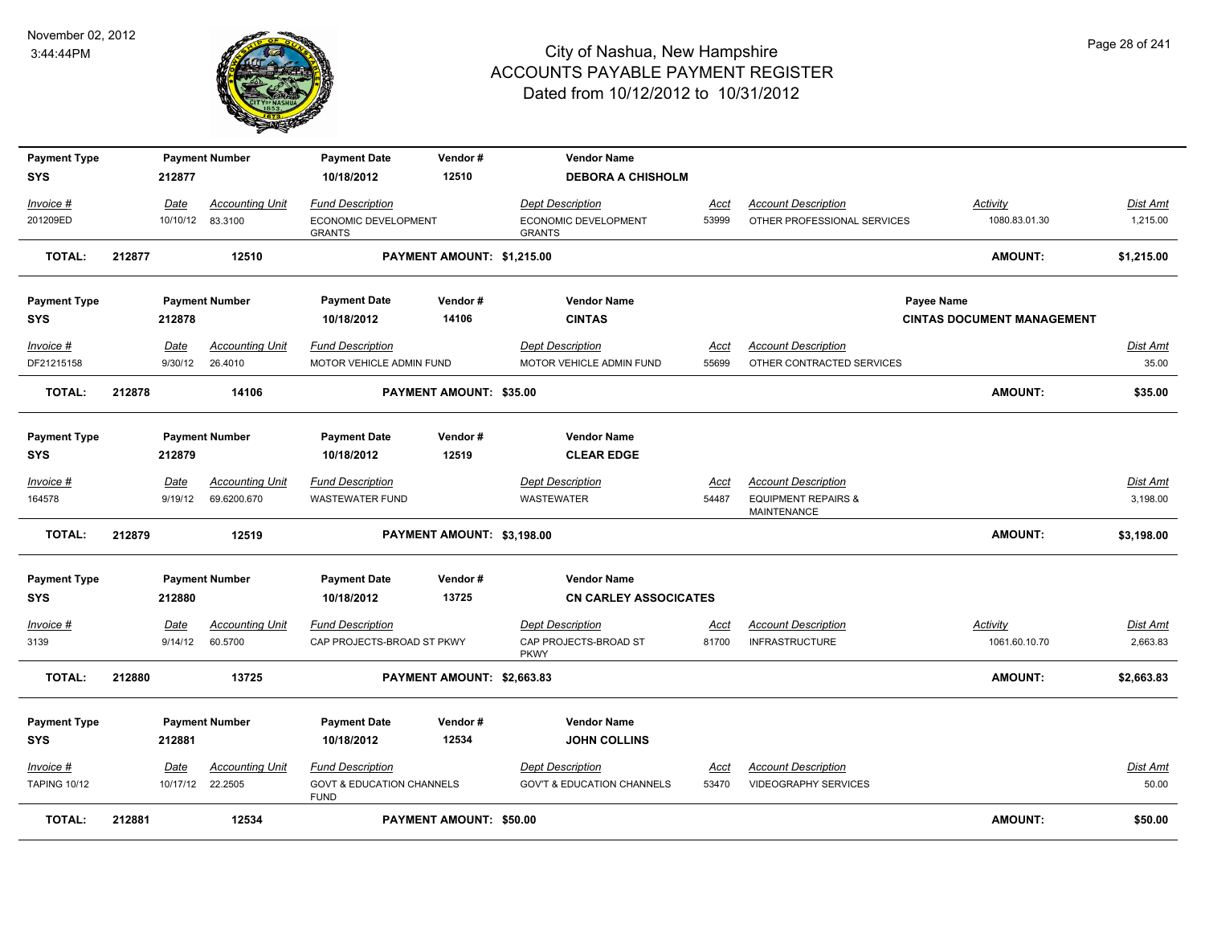# City of Nashua, New Hampshire
## ACCOUNTS PAYABLE PAYMENT REGISTER
### Dated from 10/12/2012 to 10/31/2012

November 02, 2012
3:44:44PM

| Payment Type | Payment Number | Payment Date | Vendor # | Vendor Name | | | |
|---|---|---|---|---|---|---|---|
| SYS | 212877 | 10/18/2012 | 12510 | DEBORA A CHISHOLM | | | |

| Invoice # | Date | Accounting Unit | Fund Description | Dept Description | Acct | Account Description | Activity | Dist Amt |
|---|---|---|---|---|---|---|---|---|
| 201209ED | 10/10/12 | 83.3100 | ECONOMIC DEVELOPMENT GRANTS | ECONOMIC DEVELOPMENT GRANTS | 53999 | OTHER PROFESSIONAL SERVICES | 1080.83.01.30 | 1,215.00 |

**TOTAL:** 212877 — 12510 — PAYMENT AMOUNT: $1,215.00 — **AMOUNT: $1,215.00**

| Payment Type | Payment Number | Payment Date | Vendor # | Vendor Name | Payee Name |
|---|---|---|---|---|---|
| SYS | 212878 | 10/18/2012 | 14106 | CINTAS | CINTAS DOCUMENT MANAGEMENT |

| Invoice # | Date | Accounting Unit | Fund Description | Dept Description | Acct | Account Description | Dist Amt |
|---|---|---|---|---|---|---|---|
| DF21215158 | 9/30/12 | 26.4010 | MOTOR VEHICLE ADMIN FUND | MOTOR VEHICLE ADMIN FUND | 55699 | OTHER CONTRACTED SERVICES | 35.00 |

**TOTAL:** 212878 — 14106 — PAYMENT AMOUNT: $35.00 — **AMOUNT: $35.00**

| Payment Type | Payment Number | Payment Date | Vendor # | Vendor Name |
|---|---|---|---|---|
| SYS | 212879 | 10/18/2012 | 12519 | CLEAR EDGE |

| Invoice # | Date | Accounting Unit | Fund Description | Dept Description | Acct | Account Description | Dist Amt |
|---|---|---|---|---|---|---|---|
| 164578 | 9/19/12 | 69.6200.670 | WASTEWATER FUND | WASTEWATER | 54487 | EQUIPMENT REPAIRS & MAINTENANCE | 3,198.00 |

**TOTAL:** 212879 — 12519 — PAYMENT AMOUNT: $3,198.00 — **AMOUNT: $3,198.00**

| Payment Type | Payment Number | Payment Date | Vendor # | Vendor Name |
|---|---|---|---|---|
| SYS | 212880 | 10/18/2012 | 13725 | CN CARLEY ASSOCIATES |

| Invoice # | Date | Accounting Unit | Fund Description | Dept Description | Acct | Account Description | Activity | Dist Amt |
|---|---|---|---|---|---|---|---|---|
| 3139 | 9/14/12 | 60.5700 | CAP PROJECTS-BROAD ST PKWY | CAP PROJECTS-BROAD ST PKWY | 81700 | INFRASTRUCTURE | 1061.60.10.70 | 2,663.83 |

**TOTAL:** 212880 — 13725 — PAYMENT AMOUNT: $2,663.83 — **AMOUNT: $2,663.83**

| Payment Type | Payment Number | Payment Date | Vendor # | Vendor Name |
|---|---|---|---|---|
| SYS | 212881 | 10/18/2012 | 12534 | JOHN COLLINS |

| Invoice # | Date | Accounting Unit | Fund Description | Dept Description | Acct | Account Description | Dist Amt |
|---|---|---|---|---|---|---|---|
| TAPING 10/12 | 10/17/12 | 22.2505 | GOVT & EDUCATION CHANNELS FUND | GOV'T & EDUCATION CHANNELS | 53470 | VIDEOGRAPHY SERVICES | 50.00 |

**TOTAL:** 212881 — 12534 — PAYMENT AMOUNT: $50.00 — **AMOUNT: $50.00**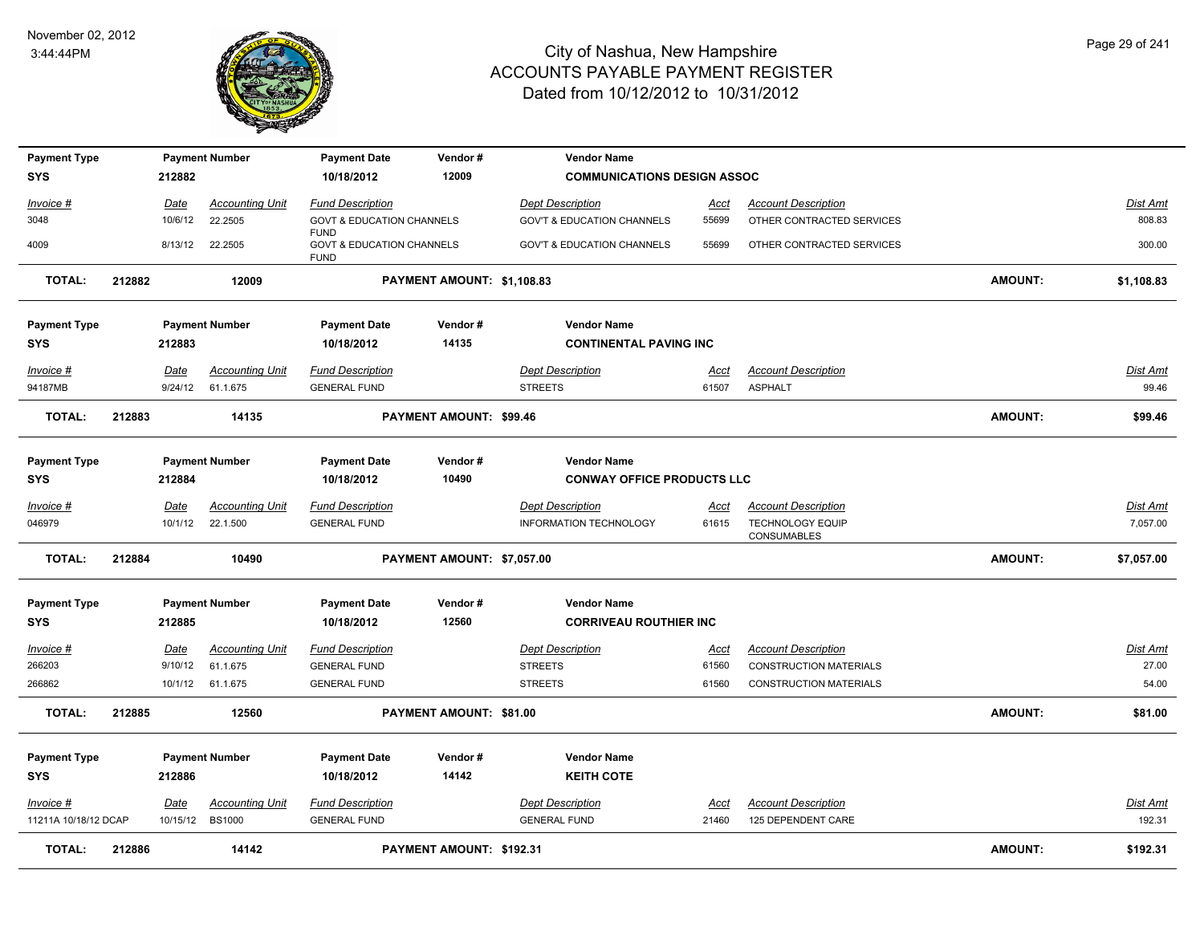# City of Nashua, New Hampshire
## ACCOUNTS PAYABLE PAYMENT REGISTER
### Dated from 10/12/2012 to 10/31/2012

November 02, 2012
3:44:44PM

| Payment Type | Payment Number | Payment Date | Vendor # | Vendor Name |
|---|---|---|---|---|
| SYS | 212882 | 10/18/2012 | 12009 | COMMUNICATIONS DESIGN ASSOC |

| Invoice # | Date | Accounting Unit | Fund Description | Dept Description | Acct | Account Description | Dist Amt |
|---|---|---|---|---|---|---|---|
| 3048 | 10/6/12 | 22.2505 | GOVT & EDUCATION CHANNELS FUND | GOV'T & EDUCATION CHANNELS | 55699 | OTHER CONTRACTED SERVICES | 808.83 |
| 4009 | 8/13/12 | 22.2505 | GOVT & EDUCATION CHANNELS FUND | GOV'T & EDUCATION CHANNELS | 55699 | OTHER CONTRACTED SERVICES | 300.00 |

**TOTAL: 212882 — 12009 — PAYMENT AMOUNT: $1,108.83 — AMOUNT: $1,108.83**

| Payment Type | Payment Number | Payment Date | Vendor # | Vendor Name |
|---|---|---|---|---|
| SYS | 212883 | 10/18/2012 | 14135 | CONTINENTAL PAVING INC |

| Invoice # | Date | Accounting Unit | Fund Description | Dept Description | Acct | Account Description | Dist Amt |
|---|---|---|---|---|---|---|---|
| 94187MB | 9/24/12 | 61.1.675 | GENERAL FUND | STREETS | 61507 | ASPHALT | 99.46 |

**TOTAL: 212883 — 14135 — PAYMENT AMOUNT: $99.46 — AMOUNT: $99.46**

| Payment Type | Payment Number | Payment Date | Vendor # | Vendor Name |
|---|---|---|---|---|
| SYS | 212884 | 10/18/2012 | 10490 | CONWAY OFFICE PRODUCTS LLC |

| Invoice # | Date | Accounting Unit | Fund Description | Dept Description | Acct | Account Description | Dist Amt |
|---|---|---|---|---|---|---|---|
| 046979 | 10/1/12 | 22.1.500 | GENERAL FUND | INFORMATION TECHNOLOGY | 61615 | TECHNOLOGY EQUIP CONSUMABLES | 7,057.00 |

**TOTAL: 212884 — 10490 — PAYMENT AMOUNT: $7,057.00 — AMOUNT: $7,057.00**

| Payment Type | Payment Number | Payment Date | Vendor # | Vendor Name |
|---|---|---|---|---|
| SYS | 212885 | 10/18/2012 | 12560 | CORRIVEAU ROUTHIER INC |

| Invoice # | Date | Accounting Unit | Fund Description | Dept Description | Acct | Account Description | Dist Amt |
|---|---|---|---|---|---|---|---|
| 266203 | 9/10/12 | 61.1.675 | GENERAL FUND | STREETS | 61560 | CONSTRUCTION MATERIALS | 27.00 |
| 266862 | 10/1/12 | 61.1.675 | GENERAL FUND | STREETS | 61560 | CONSTRUCTION MATERIALS | 54.00 |

**TOTAL: 212885 — 12560 — PAYMENT AMOUNT: $81.00 — AMOUNT: $81.00**

| Payment Type | Payment Number | Payment Date | Vendor # | Vendor Name |
|---|---|---|---|---|
| SYS | 212886 | 10/18/2012 | 14142 | KEITH COTE |

| Invoice # | Date | Accounting Unit | Fund Description | Dept Description | Acct | Account Description | Dist Amt |
|---|---|---|---|---|---|---|---|
| 11211A 10/18/12 DCAP | 10/15/12 | BS1000 | GENERAL FUND | GENERAL FUND | 21460 | 125 DEPENDENT CARE | 192.31 |

**TOTAL: 212886 — 14142 — PAYMENT AMOUNT: $192.31 — AMOUNT: $192.31**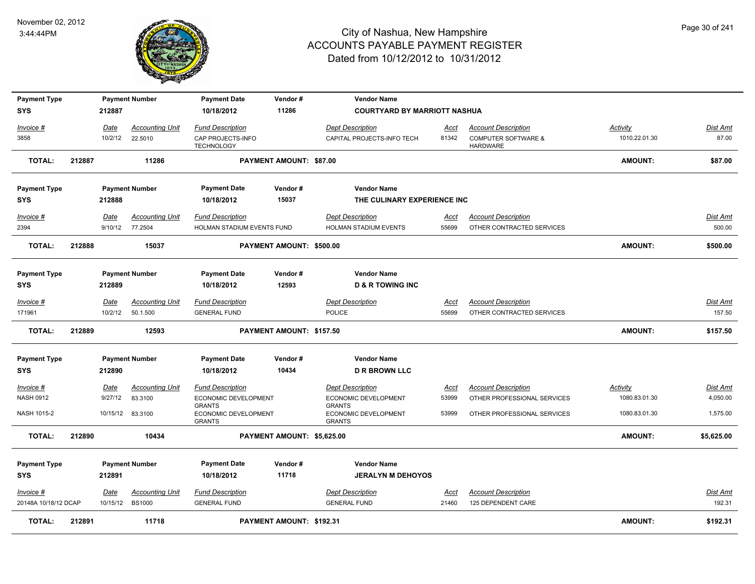# City of Nashua, New Hampshire
## ACCOUNTS PAYABLE PAYMENT REGISTER
### Dated from 10/12/2012 to 10/31/2012

November 02, 2012
3:44:44PM

| Payment Type | Payment Number | Payment Date | Vendor # | Vendor Name |
|---|---|---|---|---|
| SYS | 212887 | 10/18/2012 | 11286 | COURTYARD BY MARRIOTT NASHUA |

| Invoice # | Date | Accounting Unit | Fund Description | Dept Description | Acct | Account Description | Activity | Dist Amt |
|---|---|---|---|---|---|---|---|---|
| 3858 | 10/2/12 | 22.5010 | CAP PROJECTS-INFO TECHNOLOGY | CAPITAL PROJECTS-INFO TECH | 81342 | COMPUTER SOFTWARE & HARDWARE | 1010.22.01.30 | 87.00 |

**TOTAL: 212887 11286 PAYMENT AMOUNT: $87.00 AMOUNT: $87.00**

| Payment Type | Payment Number | Payment Date | Vendor # | Vendor Name |
|---|---|---|---|---|
| SYS | 212888 | 10/18/2012 | 15037 | THE CULINARY EXPERIENCE INC |

| Invoice # | Date | Accounting Unit | Fund Description | Dept Description | Acct | Account Description | Dist Amt |
|---|---|---|---|---|---|---|---|
| 2394 | 9/10/12 | 77.2504 | HOLMAN STADIUM EVENTS FUND | HOLMAN STADIUM EVENTS | 55699 | OTHER CONTRACTED SERVICES | 500.00 |

**TOTAL: 212888 15037 PAYMENT AMOUNT: $500.00 AMOUNT: $500.00**

| Payment Type | Payment Number | Payment Date | Vendor # | Vendor Name |
|---|---|---|---|---|
| SYS | 212889 | 10/18/2012 | 12593 | D & R TOWING INC |

| Invoice # | Date | Accounting Unit | Fund Description | Dept Description | Acct | Account Description | Dist Amt |
|---|---|---|---|---|---|---|---|
| 171961 | 10/2/12 | 50.1.500 | GENERAL FUND | POLICE | 55699 | OTHER CONTRACTED SERVICES | 157.50 |

**TOTAL: 212889 12593 PAYMENT AMOUNT: $157.50 AMOUNT: $157.50**

| Payment Type | Payment Number | Payment Date | Vendor # | Vendor Name |
|---|---|---|---|---|
| SYS | 212890 | 10/18/2012 | 10434 | D R BROWN LLC |

| Invoice # | Date | Accounting Unit | Fund Description | Dept Description | Acct | Account Description | Activity | Dist Amt |
|---|---|---|---|---|---|---|---|---|
| NASH 0912 | 9/27/12 | 83.3100 | ECONOMIC DEVELOPMENT GRANTS | ECONOMIC DEVELOPMENT GRANTS | 53999 | OTHER PROFESSIONAL SERVICES | 1080.83.01.30 | 4,050.00 |
| NASH 1015-2 | 10/15/12 | 83.3100 | ECONOMIC DEVELOPMENT GRANTS | ECONOMIC DEVELOPMENT GRANTS | 53999 | OTHER PROFESSIONAL SERVICES | 1080.83.01.30 | 1,575.00 |

**TOTAL: 212890 10434 PAYMENT AMOUNT: $5,625.00 AMOUNT: $5,625.00**

| Payment Type | Payment Number | Payment Date | Vendor # | Vendor Name |
|---|---|---|---|---|
| SYS | 212891 | 10/18/2012 | 11718 | JERALYN M DEHOYOS |

| Invoice # | Date | Accounting Unit | Fund Description | Dept Description | Acct | Account Description | Dist Amt |
|---|---|---|---|---|---|---|---|
| 20148A 10/18/12 DCAP | 10/15/12 | BS1000 | GENERAL FUND | GENERAL FUND | 21460 | 125 DEPENDENT CARE | 192.31 |

**TOTAL: 212891 11718 PAYMENT AMOUNT: $192.31 AMOUNT: $192.31**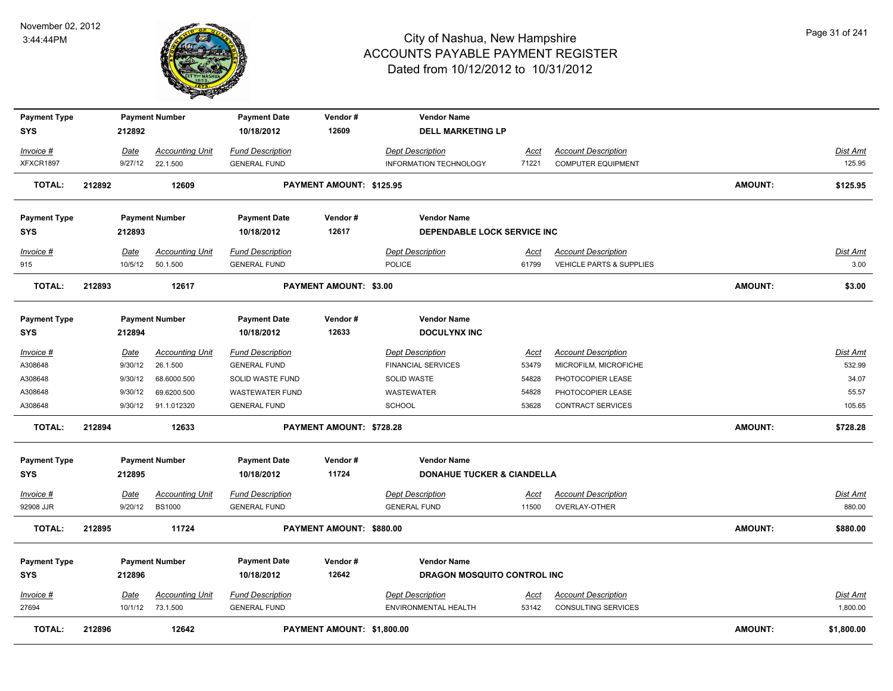# City of Nashua, New Hampshire
## ACCOUNTS PAYABLE PAYMENT REGISTER
### Dated from 10/12/2012 to 10/31/2012

November 02, 2012
3:44:44PM

| Payment Type | Payment Number | Payment Date | Vendor # | Vendor Name |
|---|---|---|---|---|
| SYS | 212892 | 10/18/2012 | 12609 | DELL MARKETING LP |

| Invoice # | Date | Accounting Unit | Fund Description | Dept Description | Acct | Account Description | Dist Amt |
|---|---|---|---|---|---|---|---|
| XFXCR1897 | 9/27/12 | 22.1.500 | GENERAL FUND | INFORMATION TECHNOLOGY | 71221 | COMPUTER EQUIPMENT | 125.95 |

**TOTAL: 212892 12609 PAYMENT AMOUNT: $125.95 AMOUNT: $125.95**

| Payment Type | Payment Number | Payment Date | Vendor # | Vendor Name |
|---|---|---|---|---|
| SYS | 212893 | 10/18/2012 | 12617 | DEPENDABLE LOCK SERVICE INC |

| Invoice # | Date | Accounting Unit | Fund Description | Dept Description | Acct | Account Description | Dist Amt |
|---|---|---|---|---|---|---|---|
| 915 | 10/5/12 | 50.1.500 | GENERAL FUND | POLICE | 61799 | VEHICLE PARTS & SUPPLIES | 3.00 |

**TOTAL: 212893 12617 PAYMENT AMOUNT: $3.00 AMOUNT: $3.00**

| Payment Type | Payment Number | Payment Date | Vendor # | Vendor Name |
|---|---|---|---|---|
| SYS | 212894 | 10/18/2012 | 12633 | DOCULYNX INC |

| Invoice # | Date | Accounting Unit | Fund Description | Dept Description | Acct | Account Description | Dist Amt |
|---|---|---|---|---|---|---|---|
| A308648 | 9/30/12 | 26.1.500 | GENERAL FUND | FINANCIAL SERVICES | 53479 | MICROFILM, MICROFICHE | 532.99 |
| A308648 | 9/30/12 | 68.6000.500 | SOLID WASTE FUND | SOLID WASTE | 54828 | PHOTOCOPIER LEASE | 34.07 |
| A308648 | 9/30/12 | 69.6200.500 | WASTEWATER FUND | WASTEWATER | 54828 | PHOTOCOPIER LEASE | 55.57 |
| A308648 | 9/30/12 | 91.1.012320 | GENERAL FUND | SCHOOL | 53628 | CONTRACT SERVICES | 105.65 |

**TOTAL: 212894 12633 PAYMENT AMOUNT: $728.28 AMOUNT: $728.28**

| Payment Type | Payment Number | Payment Date | Vendor # | Vendor Name |
|---|---|---|---|---|
| SYS | 212895 | 10/18/2012 | 11724 | DONAHUE TUCKER & CIANDELLA |

| Invoice # | Date | Accounting Unit | Fund Description | Dept Description | Acct | Account Description | Dist Amt |
|---|---|---|---|---|---|---|---|
| 92908 JJR | 9/20/12 | BS1000 | GENERAL FUND | GENERAL FUND | 11500 | OVERLAY-OTHER | 880.00 |

**TOTAL: 212895 11724 PAYMENT AMOUNT: $880.00 AMOUNT: $880.00**

| Payment Type | Payment Number | Payment Date | Vendor # | Vendor Name |
|---|---|---|---|---|
| SYS | 212896 | 10/18/2012 | 12642 | DRAGON MOSQUITO CONTROL INC |

| Invoice # | Date | Accounting Unit | Fund Description | Dept Description | Acct | Account Description | Dist Amt |
|---|---|---|---|---|---|---|---|
| 27694 | 10/1/12 | 73.1.500 | GENERAL FUND | ENVIRONMENTAL HEALTH | 53142 | CONSULTING SERVICES | 1,800.00 |

**TOTAL: 212896 12642 PAYMENT AMOUNT: $1,800.00 AMOUNT: $1,800.00**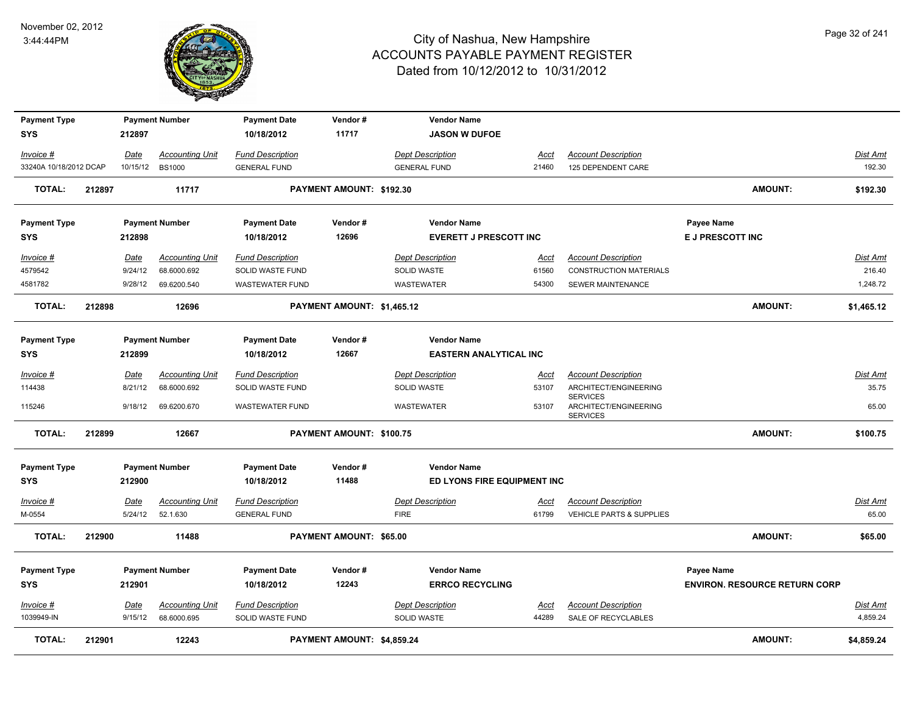# City of Nashua, New Hampshire
# ACCOUNTS PAYABLE PAYMENT REGISTER
Dated from 10/12/2012 to 10/31/2012

November 02, 2012
3:44:44PM

| Payment Type | Payment Number | Payment Date | Vendor # | Vendor Name |
|---|---|---|---|---|
| SYS | 212897 | 10/18/2012 | 11717 | JASON W DUFOE |

| Invoice # | Date | Accounting Unit | Fund Description | Dept Description | Acct | Account Description | Dist Amt |
|---|---|---|---|---|---|---|---|
| 33240A 10/18/2012 DCAP | 10/15/12 | BS1000 | GENERAL FUND | GENERAL FUND | 21460 | 125 DEPENDENT CARE | 192.30 |

**TOTAL:** 212897 11717 **PAYMENT AMOUNT: $192.30** **AMOUNT: $192.30**

| Payment Type | Payment Number | Payment Date | Vendor # | Vendor Name | Payee Name |
|---|---|---|---|---|---|
| SYS | 212898 | 10/18/2012 | 12696 | EVERETT J PRESCOTT INC | E J PRESCOTT INC |

| Invoice # | Date | Accounting Unit | Fund Description | Dept Description | Acct | Account Description | Dist Amt |
|---|---|---|---|---|---|---|---|
| 4579542 | 9/24/12 | 68.6000.692 | SOLID WASTE FUND | SOLID WASTE | 61560 | CONSTRUCTION MATERIALS | 216.40 |
| 4581782 | 9/28/12 | 69.6200.540 | WASTEWATER FUND | WASTEWATER | 54300 | SEWER MAINTENANCE | 1,248.72 |

**TOTAL:** 212898 12696 **PAYMENT AMOUNT: $1,465.12** **AMOUNT: $1,465.12**

| Payment Type | Payment Number | Payment Date | Vendor # | Vendor Name |
|---|---|---|---|---|
| SYS | 212899 | 10/18/2012 | 12667 | EASTERN ANALYTICAL INC |

| Invoice # | Date | Accounting Unit | Fund Description | Dept Description | Acct | Account Description | Dist Amt |
|---|---|---|---|---|---|---|---|
| 114438 | 8/21/12 | 68.6000.692 | SOLID WASTE FUND | SOLID WASTE | 53107 | ARCHITECT/ENGINEERING SERVICES | 35.75 |
| 115246 | 9/18/12 | 69.6200.670 | WASTEWATER FUND | WASTEWATER | 53107 | ARCHITECT/ENGINEERING SERVICES | 65.00 |

**TOTAL:** 212899 12667 **PAYMENT AMOUNT: $100.75** **AMOUNT: $100.75**

| Payment Type | Payment Number | Payment Date | Vendor # | Vendor Name |
|---|---|---|---|---|
| SYS | 212900 | 10/18/2012 | 11488 | ED LYONS FIRE EQUIPMENT INC |

| Invoice # | Date | Accounting Unit | Fund Description | Dept Description | Acct | Account Description | Dist Amt |
|---|---|---|---|---|---|---|---|
| M-0554 | 5/24/12 | 52.1.630 | GENERAL FUND | FIRE | 61799 | VEHICLE PARTS & SUPPLIES | 65.00 |

**TOTAL:** 212900 11488 **PAYMENT AMOUNT: $65.00** **AMOUNT: $65.00**

| Payment Type | Payment Number | Payment Date | Vendor # | Vendor Name | Payee Name |
|---|---|---|---|---|---|
| SYS | 212901 | 10/18/2012 | 12243 | ERRCO RECYCLING | ENVIRON. RESOURCE RETURN CORP |

| Invoice # | Date | Accounting Unit | Fund Description | Dept Description | Acct | Account Description | Dist Amt |
|---|---|---|---|---|---|---|---|
| 1039949-IN | 9/15/12 | 68.6000.695 | SOLID WASTE FUND | SOLID WASTE | 44289 | SALE OF RECYCLABLES | 4,859.24 |

**TOTAL:** 212901 12243 **PAYMENT AMOUNT: $4,859.24** **AMOUNT: $4,859.24**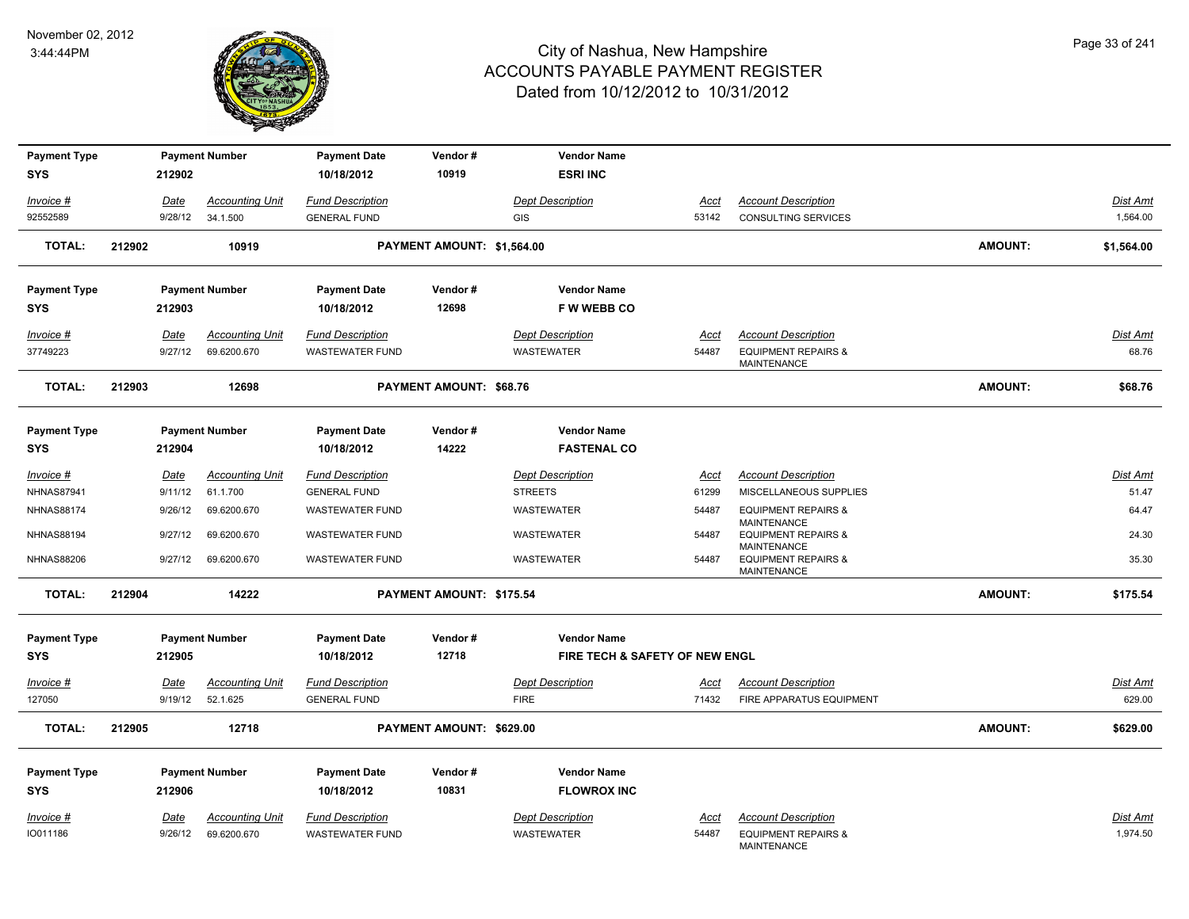# City of Nashua, New Hampshire
## ACCOUNTS PAYABLE PAYMENT REGISTER
### Dated from 10/12/2012 to 10/31/2012

November 02, 2012
3:44:44PM

| Payment Type | Payment Number | Payment Date | Vendor # | Vendor Name |
|---|---|---|---|---|
| SYS | 212902 | 10/18/2012 | 10919 | ESRI INC |

| Invoice # | Date | Accounting Unit | Fund Description | Dept Description | Acct | Account Description | Dist Amt |
|---|---|---|---|---|---|---|---|
| 92552589 | 9/28/12 | 34.1.500 | GENERAL FUND | GIS | 53142 | CONSULTING SERVICES | 1,564.00 |

**TOTAL: 212902 10919 PAYMENT AMOUNT: $1,564.00 AMOUNT: $1,564.00**

| Payment Type | Payment Number | Payment Date | Vendor # | Vendor Name |
|---|---|---|---|---|
| SYS | 212903 | 10/18/2012 | 12698 | F W WEBB CO |

| Invoice # | Date | Accounting Unit | Fund Description | Dept Description | Acct | Account Description | Dist Amt |
|---|---|---|---|---|---|---|---|
| 37749223 | 9/27/12 | 69.6200.670 | WASTEWATER FUND | WASTEWATER | 54487 | EQUIPMENT REPAIRS & MAINTENANCE | 68.76 |

**TOTAL: 212903 12698 PAYMENT AMOUNT: $68.76 AMOUNT: $68.76**

| Payment Type | Payment Number | Payment Date | Vendor # | Vendor Name |
|---|---|---|---|---|
| SYS | 212904 | 10/18/2012 | 14222 | FASTENAL CO |

| Invoice # | Date | Accounting Unit | Fund Description | Dept Description | Acct | Account Description | Dist Amt |
|---|---|---|---|---|---|---|---|
| NHNAS87941 | 9/11/12 | 61.1.700 | GENERAL FUND | STREETS | 61299 | MISCELLANEOUS SUPPLIES | 51.47 |
| NHNAS88174 | 9/26/12 | 69.6200.670 | WASTEWATER FUND | WASTEWATER | 54487 | EQUIPMENT REPAIRS & MAINTENANCE | 64.47 |
| NHNAS88194 | 9/27/12 | 69.6200.670 | WASTEWATER FUND | WASTEWATER | 54487 | EQUIPMENT REPAIRS & MAINTENANCE | 24.30 |
| NHNAS88206 | 9/27/12 | 69.6200.670 | WASTEWATER FUND | WASTEWATER | 54487 | EQUIPMENT REPAIRS & MAINTENANCE | 35.30 |

**TOTAL: 212904 14222 PAYMENT AMOUNT: $175.54 AMOUNT: $175.54**

| Payment Type | Payment Number | Payment Date | Vendor # | Vendor Name |
|---|---|---|---|---|
| SYS | 212905 | 10/18/2012 | 12718 | FIRE TECH & SAFETY OF NEW ENGL |

| Invoice # | Date | Accounting Unit | Fund Description | Dept Description | Acct | Account Description | Dist Amt |
|---|---|---|---|---|---|---|---|
| 127050 | 9/19/12 | 52.1.625 | GENERAL FUND | FIRE | 71432 | FIRE APPARATUS EQUIPMENT | 629.00 |

**TOTAL: 212905 12718 PAYMENT AMOUNT: $629.00 AMOUNT: $629.00**

| Payment Type | Payment Number | Payment Date | Vendor # | Vendor Name |
|---|---|---|---|---|
| SYS | 212906 | 10/18/2012 | 10831 | FLOWROX INC |

| Invoice # | Date | Accounting Unit | Fund Description | Dept Description | Acct | Account Description | Dist Amt |
|---|---|---|---|---|---|---|---|
| IO011186 | 9/26/12 | 69.6200.670 | WASTEWATER FUND | WASTEWATER | 54487 | EQUIPMENT REPAIRS & MAINTENANCE | 1,974.50 |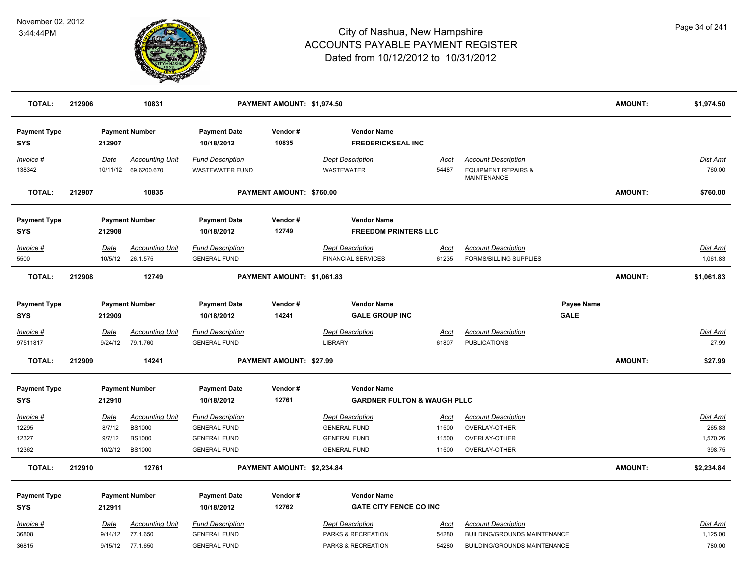# City of Nashua, New Hampshire
## ACCOUNTS PAYABLE PAYMENT REGISTER
### Dated from 10/12/2012 to 10/31/2012

November 02, 2012
3:44:44PM

| TOTAL: | 212906 | 10831 | PAYMENT AMOUNT: $1,974.50 | AMOUNT: | $1,974.50 |
|---|---|---|---|---|---|

| Payment Type | Payment Number | Payment Date | Vendor # | Vendor Name |
|---|---|---|---|---|
| SYS | 212907 | 10/18/2012 | 10835 | FREDERICKSEAL INC |

| Invoice # | Date | Accounting Unit | Fund Description | Dept Description | Acct | Account Description | Dist Amt |
|---|---|---|---|---|---|---|---|
| 138342 | 10/11/12 | 69.6200.670 | WASTEWATER FUND | WASTEWATER | 54487 | EQUIPMENT REPAIRS & MAINTENANCE | 760.00 |

| TOTAL: | 212907 | 10835 | PAYMENT AMOUNT: $760.00 | AMOUNT: | $760.00 |
|---|---|---|---|---|---|

| Payment Type | Payment Number | Payment Date | Vendor # | Vendor Name |
|---|---|---|---|---|
| SYS | 212908 | 10/18/2012 | 12749 | FREEDOM PRINTERS LLC |

| Invoice # | Date | Accounting Unit | Fund Description | Dept Description | Acct | Account Description | Dist Amt |
|---|---|---|---|---|---|---|---|
| 5500 | 10/5/12 | 26.1.575 | GENERAL FUND | FINANCIAL SERVICES | 61235 | FORMS/BILLING SUPPLIES | 1,061.83 |

| TOTAL: | 212908 | 12749 | PAYMENT AMOUNT: $1,061.83 | AMOUNT: | $1,061.83 |
|---|---|---|---|---|---|

| Payment Type | Payment Number | Payment Date | Vendor # | Vendor Name | Payee Name |
|---|---|---|---|---|---|
| SYS | 212909 | 10/18/2012 | 14241 | GALE GROUP INC | GALE |

| Invoice # | Date | Accounting Unit | Fund Description | Dept Description | Acct | Account Description | Dist Amt |
|---|---|---|---|---|---|---|---|
| 97511817 | 9/24/12 | 79.1.760 | GENERAL FUND | LIBRARY | 61807 | PUBLICATIONS | 27.99 |

| TOTAL: | 212909 | 14241 | PAYMENT AMOUNT: $27.99 | AMOUNT: | $27.99 |
|---|---|---|---|---|---|

| Payment Type | Payment Number | Payment Date | Vendor # | Vendor Name |
|---|---|---|---|---|
| SYS | 212910 | 10/18/2012 | 12761 | GARDNER FULTON & WAUGH PLLC |

| Invoice # | Date | Accounting Unit | Fund Description | Dept Description | Acct | Account Description | Dist Amt |
|---|---|---|---|---|---|---|---|
| 12295 | 8/7/12 | BS1000 | GENERAL FUND | GENERAL FUND | 11500 | OVERLAY-OTHER | 265.83 |
| 12327 | 9/7/12 | BS1000 | GENERAL FUND | GENERAL FUND | 11500 | OVERLAY-OTHER | 1,570.26 |
| 12362 | 10/2/12 | BS1000 | GENERAL FUND | GENERAL FUND | 11500 | OVERLAY-OTHER | 398.75 |

| TOTAL: | 212910 | 12761 | PAYMENT AMOUNT: $2,234.84 | AMOUNT: | $2,234.84 |
|---|---|---|---|---|---|

| Payment Type | Payment Number | Payment Date | Vendor # | Vendor Name |
|---|---|---|---|---|
| SYS | 212911 | 10/18/2012 | 12762 | GATE CITY FENCE CO INC |

| Invoice # | Date | Accounting Unit | Fund Description | Dept Description | Acct | Account Description | Dist Amt |
|---|---|---|---|---|---|---|---|
| 36808 | 9/14/12 | 77.1.650 | GENERAL FUND | PARKS & RECREATION | 54280 | BUILDING/GROUNDS MAINTENANCE | 1,125.00 |
| 36815 | 9/15/12 | 77.1.650 | GENERAL FUND | PARKS & RECREATION | 54280 | BUILDING/GROUNDS MAINTENANCE | 780.00 |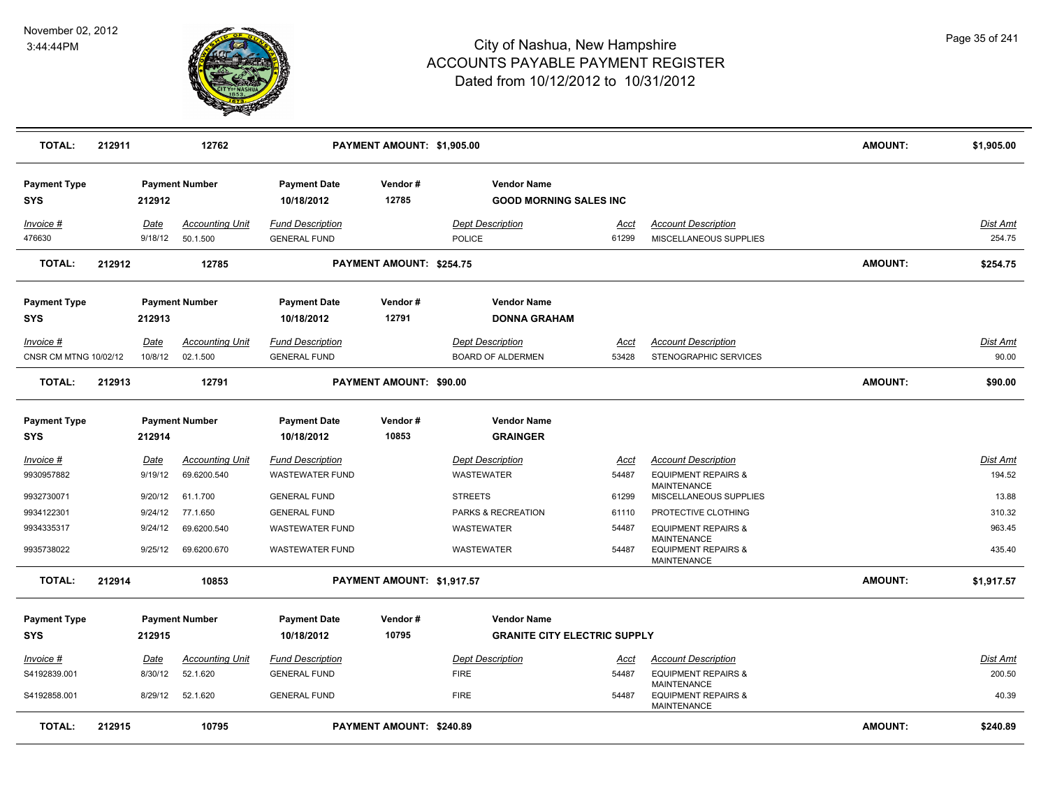# City of Nashua, New Hampshire
## ACCOUNTS PAYABLE PAYMENT REGISTER
### Dated from 10/12/2012 to 10/31/2012

November 02, 2012
3:44:44PM

| TOTAL: | 212911 | 12762 | PAYMENT AMOUNT: $1,905.00 | AMOUNT: | $1,905.00 |
|---|---|---|---|---|---|

| Payment Type | Payment Number | Payment Date | Vendor # | Vendor Name |
|---|---|---|---|---|
| SYS | 212912 | 10/18/2012 | 12785 | GOOD MORNING SALES INC |

| Invoice # | Date | Accounting Unit | Fund Description | Dept Description | Acct | Account Description | Dist Amt |
|---|---|---|---|---|---|---|---|
| 476630 | 9/18/12 | 50.1.500 | GENERAL FUND | POLICE | 61299 | MISCELLANEOUS SUPPLIES | 254.75 |

| TOTAL: | 212912 | 12785 | PAYMENT AMOUNT: $254.75 | AMOUNT: | $254.75 |
|---|---|---|---|---|---|

| Payment Type | Payment Number | Payment Date | Vendor # | Vendor Name |
|---|---|---|---|---|
| SYS | 212913 | 10/18/2012 | 12791 | DONNA GRAHAM |

| Invoice # | Date | Accounting Unit | Fund Description | Dept Description | Acct | Account Description | Dist Amt |
|---|---|---|---|---|---|---|---|
| CNSR CM MTNG 10/02/12 | 10/8/12 | 02.1.500 | GENERAL FUND | BOARD OF ALDERMEN | 53428 | STENOGRAPHIC SERVICES | 90.00 |

| TOTAL: | 212913 | 12791 | PAYMENT AMOUNT: $90.00 | AMOUNT: | $90.00 |
|---|---|---|---|---|---|

| Payment Type | Payment Number | Payment Date | Vendor # | Vendor Name |
|---|---|---|---|---|
| SYS | 212914 | 10/18/2012 | 10853 | GRAINGER |

| Invoice # | Date | Accounting Unit | Fund Description | Dept Description | Acct | Account Description | Dist Amt |
|---|---|---|---|---|---|---|---|
| 9930957882 | 9/19/12 | 69.6200.540 | WASTEWATER FUND | WASTEWATER | 54487 | EQUIPMENT REPAIRS & MAINTENANCE | 194.52 |
| 9932730071 | 9/20/12 | 61.1.700 | GENERAL FUND | STREETS | 61299 | MISCELLANEOUS SUPPLIES | 13.88 |
| 9934122301 | 9/24/12 | 77.1.650 | GENERAL FUND | PARKS & RECREATION | 61110 | PROTECTIVE CLOTHING | 310.32 |
| 9934335317 | 9/24/12 | 69.6200.540 | WASTEWATER FUND | WASTEWATER | 54487 | EQUIPMENT REPAIRS & MAINTENANCE | 963.45 |
| 9935738022 | 9/25/12 | 69.6200.670 | WASTEWATER FUND | WASTEWATER | 54487 | EQUIPMENT REPAIRS & MAINTENANCE | 435.40 |

| TOTAL: | 212914 | 10853 | PAYMENT AMOUNT: $1,917.57 | AMOUNT: | $1,917.57 |
|---|---|---|---|---|---|

| Payment Type | Payment Number | Payment Date | Vendor # | Vendor Name |
|---|---|---|---|---|
| SYS | 212915 | 10/18/2012 | 10795 | GRANITE CITY ELECTRIC SUPPLY |

| Invoice # | Date | Accounting Unit | Fund Description | Dept Description | Acct | Account Description | Dist Amt |
|---|---|---|---|---|---|---|---|
| S4192839.001 | 8/30/12 | 52.1.620 | GENERAL FUND | FIRE | 54487 | EQUIPMENT REPAIRS & MAINTENANCE | 200.50 |
| S4192858.001 | 8/29/12 | 52.1.620 | GENERAL FUND | FIRE | 54487 | EQUIPMENT REPAIRS & MAINTENANCE | 40.39 |

| TOTAL: | 212915 | 10795 | PAYMENT AMOUNT: $240.89 | AMOUNT: | $240.89 |
|---|---|---|---|---|---|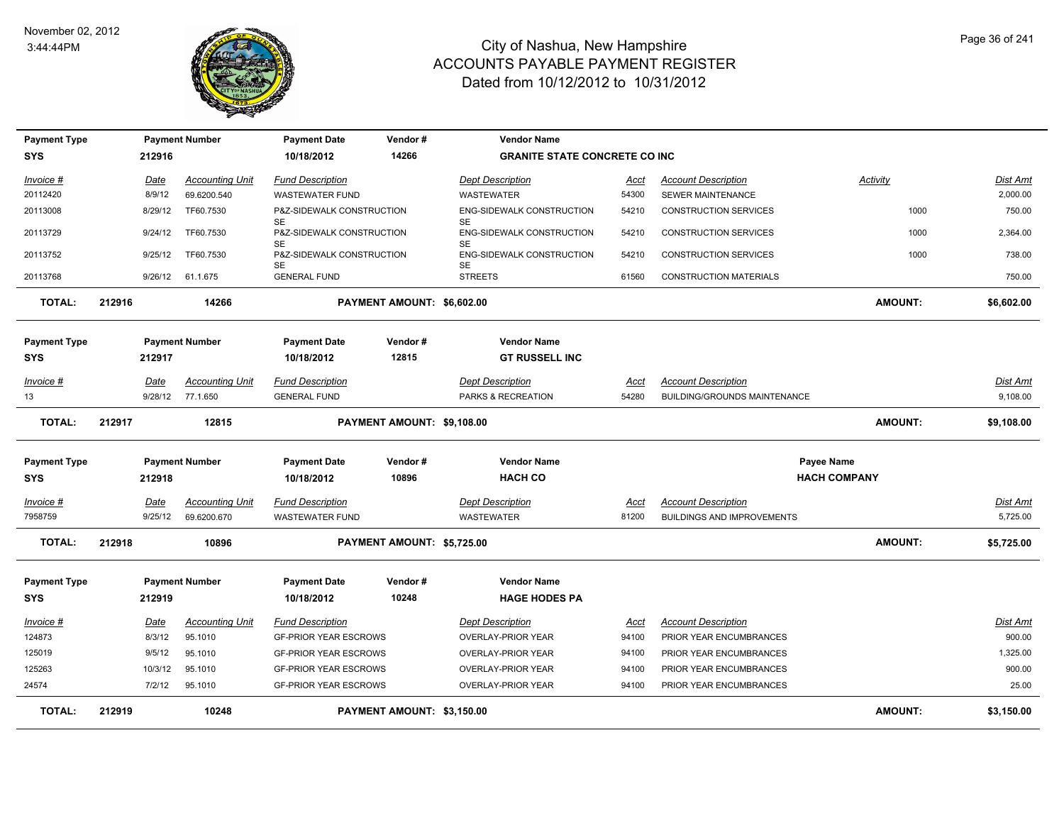# City of Nashua, New Hampshire
# ACCOUNTS PAYABLE PAYMENT REGISTER
Dated from 10/12/2012 to 10/31/2012

November 02, 2012
3:44:44PM

| Payment Type | Payment Number | Payment Date | Vendor # | Vendor Name |
|---|---|---|---|---|
| SYS | 212916 | 10/18/2012 | 14266 | GRANITE STATE CONCRETE CO INC |

| Invoice # | Date | Accounting Unit | Fund Description | Dept Description | Acct | Account Description | Activity | Dist Amt |
|---|---|---|---|---|---|---|---|---|
| 20112420 | 8/9/12 | 69.6200.540 | WASTEWATER FUND | WASTEWATER | 54300 | SEWER MAINTENANCE | | 2,000.00 |
| 20113008 | 8/29/12 | TF60.7530 | P&Z-SIDEWALK CONSTRUCTION SE | ENG-SIDEWALK CONSTRUCTION SE | 54210 | CONSTRUCTION SERVICES | 1000 | 750.00 |
| 20113729 | 9/24/12 | TF60.7530 | P&Z-SIDEWALK CONSTRUCTION SE | ENG-SIDEWALK CONSTRUCTION SE | 54210 | CONSTRUCTION SERVICES | 1000 | 2,364.00 |
| 20113752 | 9/25/12 | TF60.7530 | P&Z-SIDEWALK CONSTRUCTION SE | ENG-SIDEWALK CONSTRUCTION SE | 54210 | CONSTRUCTION SERVICES | 1000 | 738.00 |
| 20113768 | 9/26/12 | 61.1.675 | GENERAL FUND | STREETS | 61560 | CONSTRUCTION MATERIALS | | 750.00 |

**TOTAL: 212916 14266 PAYMENT AMOUNT: $6,602.00 AMOUNT: $6,602.00**

| Payment Type | Payment Number | Payment Date | Vendor # | Vendor Name |
|---|---|---|---|---|
| SYS | 212917 | 10/18/2012 | 12815 | GT RUSSELL INC |

| Invoice # | Date | Accounting Unit | Fund Description | Dept Description | Acct | Account Description | Activity | Dist Amt |
|---|---|---|---|---|---|---|---|---|
| 13 | 9/28/12 | 77.1.650 | GENERAL FUND | PARKS & RECREATION | 54280 | BUILDING/GROUNDS MAINTENANCE | | 9,108.00 |

**TOTAL: 212917 12815 PAYMENT AMOUNT: $9,108.00 AMOUNT: $9,108.00**

| Payment Type | Payment Number | Payment Date | Vendor # | Vendor Name | Payee Name |
|---|---|---|---|---|---|
| SYS | 212918 | 10/18/2012 | 10896 | HACH CO | HACH COMPANY |

| Invoice # | Date | Accounting Unit | Fund Description | Dept Description | Acct | Account Description | Activity | Dist Amt |
|---|---|---|---|---|---|---|---|---|
| 7958759 | 9/25/12 | 69.6200.670 | WASTEWATER FUND | WASTEWATER | 81200 | BUILDINGS AND IMPROVEMENTS | | 5,725.00 |

**TOTAL: 212918 10896 PAYMENT AMOUNT: $5,725.00 AMOUNT: $5,725.00**

| Payment Type | Payment Number | Payment Date | Vendor # | Vendor Name |
|---|---|---|---|---|
| SYS | 212919 | 10/18/2012 | 10248 | HAGE HODES PA |

| Invoice # | Date | Accounting Unit | Fund Description | Dept Description | Acct | Account Description | Activity | Dist Amt |
|---|---|---|---|---|---|---|---|---|
| 124873 | 8/3/12 | 95.1010 | GF-PRIOR YEAR ESCROWS | OVERLAY-PRIOR YEAR | 94100 | PRIOR YEAR ENCUMBRANCES | | 900.00 |
| 125019 | 9/5/12 | 95.1010 | GF-PRIOR YEAR ESCROWS | OVERLAY-PRIOR YEAR | 94100 | PRIOR YEAR ENCUMBRANCES | | 1,325.00 |
| 125263 | 10/3/12 | 95.1010 | GF-PRIOR YEAR ESCROWS | OVERLAY-PRIOR YEAR | 94100 | PRIOR YEAR ENCUMBRANCES | | 900.00 |
| 24574 | 7/2/12 | 95.1010 | GF-PRIOR YEAR ESCROWS | OVERLAY-PRIOR YEAR | 94100 | PRIOR YEAR ENCUMBRANCES | | 25.00 |

**TOTAL: 212919 10248 PAYMENT AMOUNT: $3,150.00 AMOUNT: $3,150.00**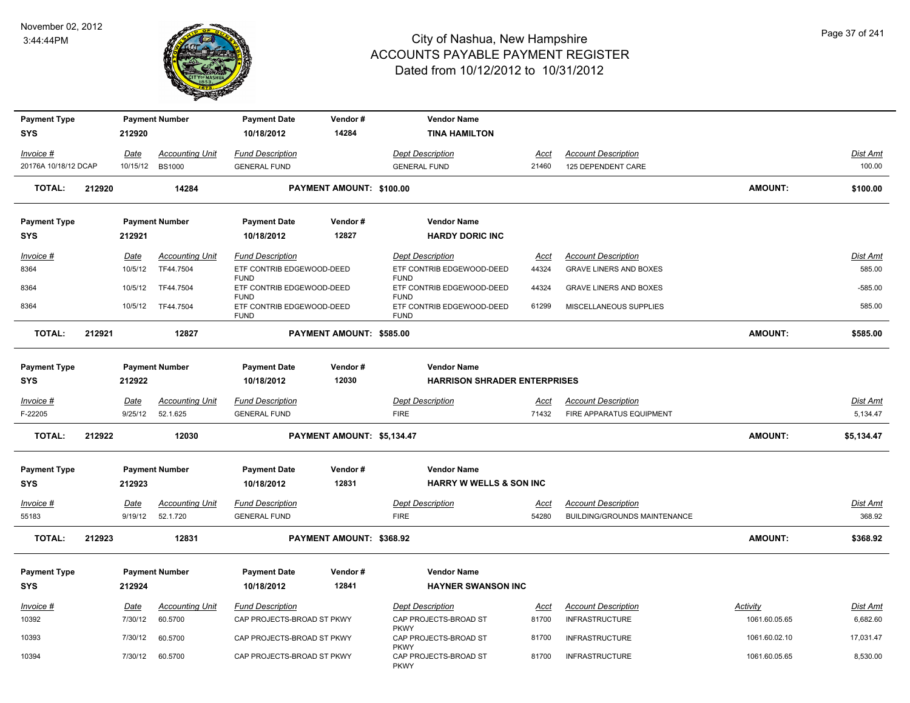# City of Nashua, New Hampshire
## ACCOUNTS PAYABLE PAYMENT REGISTER
### Dated from 10/12/2012 to 10/31/2012

November 02, 2012
3:44:44PM

| Payment Type | Payment Number | Payment Date | Vendor # | Vendor Name |
|---|---|---|---|---|
| SYS | 212920 | 10/18/2012 | 14284 | TINA HAMILTON |

| Invoice # | Date | Accounting Unit | Fund Description | Dept Description | Acct | Account Description | Dist Amt |
|---|---|---|---|---|---|---|---|
| 20176A 10/18/12 DCAP | 10/15/12 | BS1000 | GENERAL FUND | GENERAL FUND | 21460 | 125 DEPENDENT CARE | 100.00 |

**TOTAL: 212920 14284 PAYMENT AMOUNT: $100.00 AMOUNT: $100.00**

| Payment Type | Payment Number | Payment Date | Vendor # | Vendor Name |
|---|---|---|---|---|
| SYS | 212921 | 10/18/2012 | 12827 | HARDY DORIC INC |

| Invoice # | Date | Accounting Unit | Fund Description | Dept Description | Acct | Account Description | Dist Amt |
|---|---|---|---|---|---|---|---|
| 8364 | 10/5/12 | TF44.7504 | ETF CONTRIB EDGEWOOD-DEED FUND | ETF CONTRIB EDGEWOOD-DEED FUND | 44324 | GRAVE LINERS AND BOXES | 585.00 |
| 8364 | 10/5/12 | TF44.7504 | ETF CONTRIB EDGEWOOD-DEED FUND | ETF CONTRIB EDGEWOOD-DEED FUND | 44324 | GRAVE LINERS AND BOXES | -585.00 |
| 8364 | 10/5/12 | TF44.7504 | ETF CONTRIB EDGEWOOD-DEED FUND | ETF CONTRIB EDGEWOOD-DEED FUND | 61299 | MISCELLANEOUS SUPPLIES | 585.00 |

**TOTAL: 212921 12827 PAYMENT AMOUNT: $585.00 AMOUNT: $585.00**

| Payment Type | Payment Number | Payment Date | Vendor # | Vendor Name |
|---|---|---|---|---|
| SYS | 212922 | 10/18/2012 | 12030 | HARRISON SHRADER ENTERPRISES |

| Invoice # | Date | Accounting Unit | Fund Description | Dept Description | Acct | Account Description | Dist Amt |
|---|---|---|---|---|---|---|---|
| F-22205 | 9/25/12 | 52.1.625 | GENERAL FUND | FIRE | 71432 | FIRE APPARATUS EQUIPMENT | 5,134.47 |

**TOTAL: 212922 12030 PAYMENT AMOUNT: $5,134.47 AMOUNT: $5,134.47**

| Payment Type | Payment Number | Payment Date | Vendor # | Vendor Name |
|---|---|---|---|---|
| SYS | 212923 | 10/18/2012 | 12831 | HARRY W WELLS & SON INC |

| Invoice # | Date | Accounting Unit | Fund Description | Dept Description | Acct | Account Description | Dist Amt |
|---|---|---|---|---|---|---|---|
| 55183 | 9/19/12 | 52.1.720 | GENERAL FUND | FIRE | 54280 | BUILDING/GROUNDS MAINTENANCE | 368.92 |

**TOTAL: 212923 12831 PAYMENT AMOUNT: $368.92 AMOUNT: $368.92**

| Payment Type | Payment Number | Payment Date | Vendor # | Vendor Name |
|---|---|---|---|---|
| SYS | 212924 | 10/18/2012 | 12841 | HAYNER SWANSON INC |

| Invoice # | Date | Accounting Unit | Fund Description | Dept Description | Acct | Account Description | Activity | Dist Amt |
|---|---|---|---|---|---|---|---|---|
| 10392 | 7/30/12 | 60.5700 | CAP PROJECTS-BROAD ST PKWY | CAP PROJECTS-BROAD ST PKWY | 81700 | INFRASTRUCTURE | 1061.60.05.65 | 6,682.60 |
| 10393 | 7/30/12 | 60.5700 | CAP PROJECTS-BROAD ST PKWY | CAP PROJECTS-BROAD ST PKWY | 81700 | INFRASTRUCTURE | 1061.60.02.10 | 17,031.47 |
| 10394 | 7/30/12 | 60.5700 | CAP PROJECTS-BROAD ST PKWY | CAP PROJECTS-BROAD ST PKWY | 81700 | INFRASTRUCTURE | 1061.60.05.65 | 8,530.00 |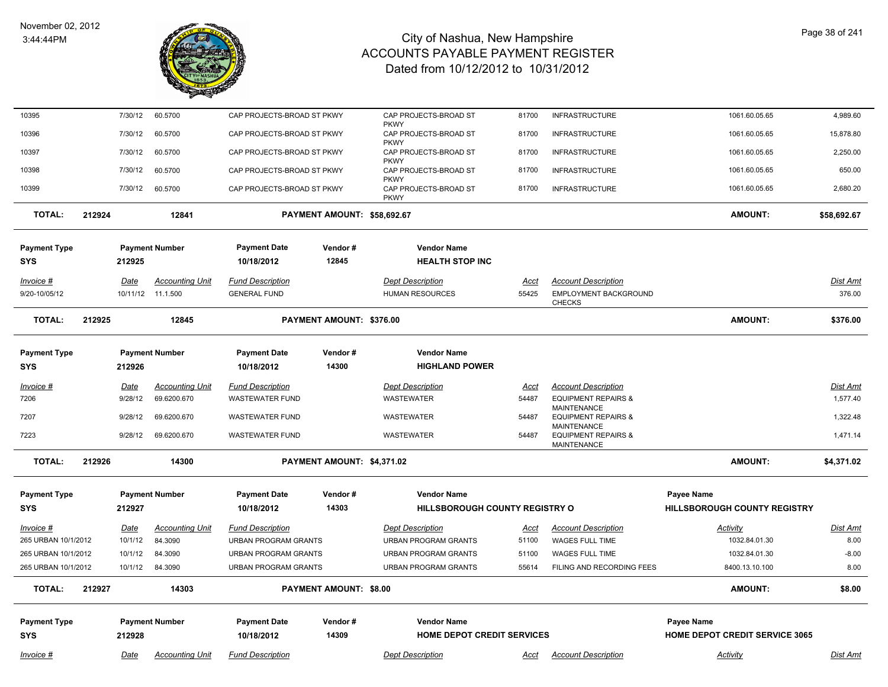| Invoice # | Date | Accounting Unit | Fund Description | | Dept Description | Acct | Account Description | Activity | Dist Amt |
|---|---|---|---|---|---|---|---|---|---|
| 10395 | 7/30/12 | 60.5700 | CAP PROJECTS-BROAD ST PKWY | | CAP PROJECTS-BROAD ST PKWY | 81700 | INFRASTRUCTURE | 1061.60.05.65 | 4,989.60 |
| 10396 | 7/30/12 | 60.5700 | CAP PROJECTS-BROAD ST PKWY | | CAP PROJECTS-BROAD ST PKWY | 81700 | INFRASTRUCTURE | 1061.60.05.65 | 15,878.80 |
| 10397 | 7/30/12 | 60.5700 | CAP PROJECTS-BROAD ST PKWY | | CAP PROJECTS-BROAD ST PKWY | 81700 | INFRASTRUCTURE | 1061.60.05.65 | 2,250.00 |
| 10398 | 7/30/12 | 60.5700 | CAP PROJECTS-BROAD ST PKWY | | CAP PROJECTS-BROAD ST PKWY | 81700 | INFRASTRUCTURE | 1061.60.05.65 | 650.00 |
| 10399 | 7/30/12 | 60.5700 | CAP PROJECTS-BROAD ST PKWY | | CAP PROJECTS-BROAD ST PKWY | 81700 | INFRASTRUCTURE | 1061.60.05.65 | 2,680.20 |
| **TOTAL:** | **212924** | **12841** | **PAYMENT AMOUNT: $58,692.67** | | | | | **AMOUNT:** | **$58,692.67** |

| Payment Type | Payment Number | Payment Date | Vendor # | Vendor Name |
|---|---|---|---|---|
| **SYS** | **212925** | **10/18/2012** | **12845** | **HEALTH STOP INC** |

| Invoice # | Date | Accounting Unit | Fund Description | Dept Description | Acct | Account Description | Dist Amt |
|---|---|---|---|---|---|---|---|
| 9/20-10/05/12 | 10/11/12 | 11.1.500 | GENERAL FUND | HUMAN RESOURCES | 55425 | EMPLOYMENT BACKGROUND CHECKS | 376.00 |
| **TOTAL:** | **212925** | **12845** | **PAYMENT AMOUNT: $376.00** | | | **AMOUNT:** | **$376.00** |

| Payment Type | Payment Number | Payment Date | Vendor # | Vendor Name |
|---|---|---|---|---|
| **SYS** | **212926** | **10/18/2012** | **14300** | **HIGHLAND POWER** |

| Invoice # | Date | Accounting Unit | Fund Description | Dept Description | Acct | Account Description | Dist Amt |
|---|---|---|---|---|---|---|---|
| 7206 | 9/28/12 | 69.6200.670 | WASTEWATER FUND | WASTEWATER | 54487 | EQUIPMENT REPAIRS & MAINTENANCE | 1,577.40 |
| 7207 | 9/28/12 | 69.6200.670 | WASTEWATER FUND | WASTEWATER | 54487 | EQUIPMENT REPAIRS & MAINTENANCE | 1,322.48 |
| 7223 | 9/28/12 | 69.6200.670 | WASTEWATER FUND | WASTEWATER | 54487 | EQUIPMENT REPAIRS & MAINTENANCE | 1,471.14 |
| **TOTAL:** | **212926** | **14300** | **PAYMENT AMOUNT: $4,371.02** | | | **AMOUNT:** | **$4,371.02** |

| Payment Type | Payment Number | Payment Date | Vendor # | Vendor Name | Payee Name |
|---|---|---|---|---|---|
| **SYS** | **212927** | **10/18/2012** | **14303** | **HILLSBOROUGH COUNTY REGISTRY O** | **HILLSBOROUGH COUNTY REGISTRY** |

| Invoice # | Date | Accounting Unit | Fund Description | Dept Description | Acct | Account Description | Activity | Dist Amt |
|---|---|---|---|---|---|---|---|---|
| 265 URBAN 10/1/2012 | 10/1/12 | 84.3090 | URBAN PROGRAM GRANTS | URBAN PROGRAM GRANTS | 51100 | WAGES FULL TIME | 1032.84.01.30 | 8.00 |
| 265 URBAN 10/1/2012 | 10/1/12 | 84.3090 | URBAN PROGRAM GRANTS | URBAN PROGRAM GRANTS | 51100 | WAGES FULL TIME | 1032.84.01.30 | -8.00 |
| 265 URBAN 10/1/2012 | 10/1/12 | 84.3090 | URBAN PROGRAM GRANTS | URBAN PROGRAM GRANTS | 55614 | FILING AND RECORDING FEES | 8400.13.10.100 | 8.00 |
| **TOTAL:** | **212927** | **14303** | **PAYMENT AMOUNT: $8.00** | | | | **AMOUNT:** | **$8.00** |

| Payment Type | Payment Number | Payment Date | Vendor # | Vendor Name | Payee Name |
|---|---|---|---|---|---|
| **SYS** | **212928** | **10/18/2012** | **14309** | **HOME DEPOT CREDIT SERVICES** | **HOME DEPOT CREDIT SERVICE 3065** |

| Invoice # | Date | Accounting Unit | Fund Description | Dept Description | Acct | Account Description | Activity | Dist Amt |
|---|---|---|---|---|---|---|---|---|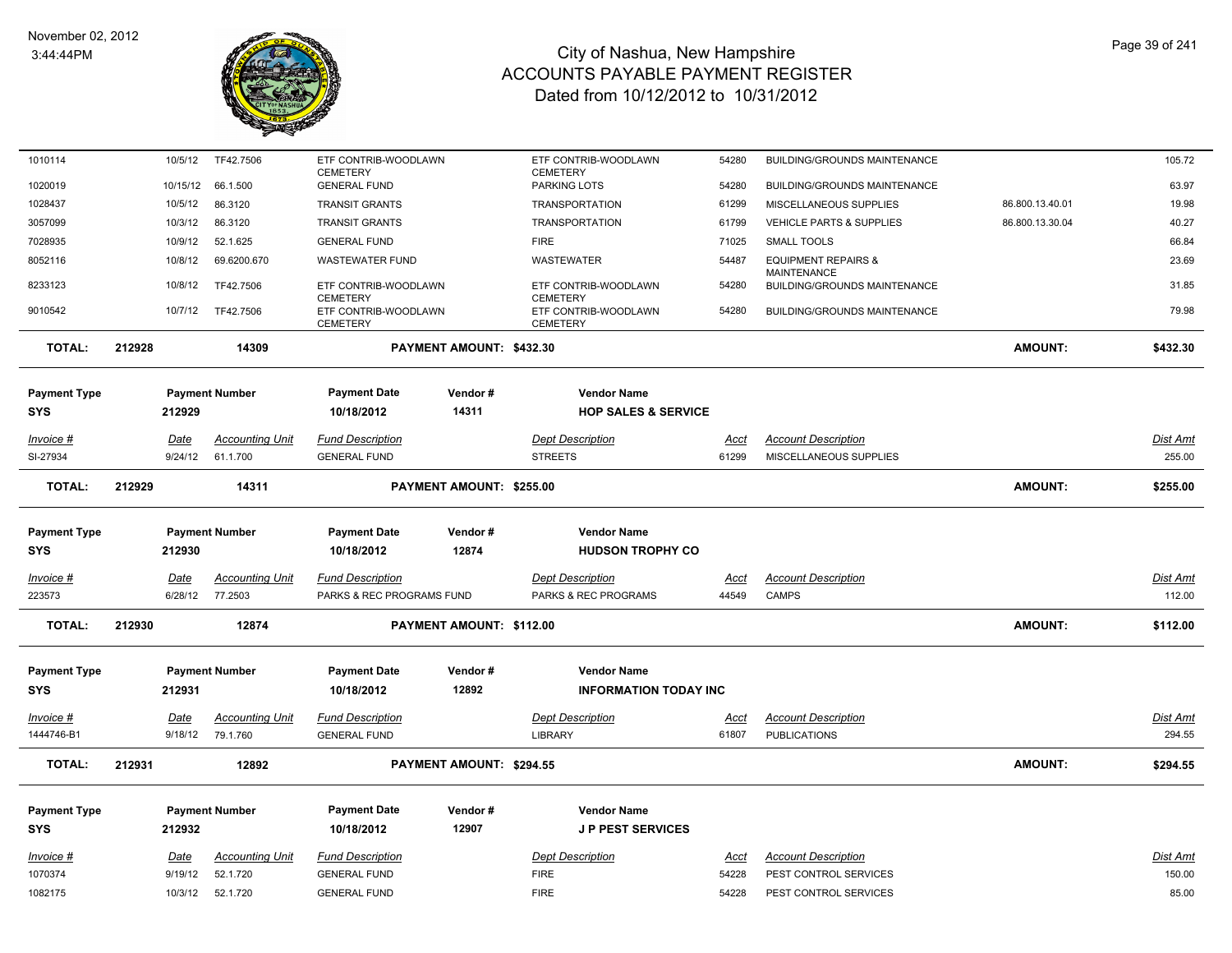| Invoice # | Date | Accounting Unit | Fund Description | Dept Description | Acct | Account Description | | Dist Amt |
|---|---|---|---|---|---|---|---|---|
| 1010114 | 10/5/12 | TF42.7506 | ETF CONTRIB-WOODLAWN CEMETERY | ETF CONTRIB-WOODLAWN CEMETERY | 54280 | BUILDING/GROUNDS MAINTENANCE | | 105.72 |
| 1020019 | 10/15/12 | 66.1.500 | GENERAL FUND | PARKING LOTS | 54280 | BUILDING/GROUNDS MAINTENANCE | | 63.97 |
| 1028437 | 10/5/12 | 86.3120 | TRANSIT GRANTS | TRANSPORTATION | 61299 | MISCELLANEOUS SUPPLIES | 86.800.13.40.01 | 19.98 |
| 3057099 | 10/3/12 | 86.3120 | TRANSIT GRANTS | TRANSPORTATION | 61799 | VEHICLE PARTS & SUPPLIES | 86.800.13.30.04 | 40.27 |
| 7028935 | 10/9/12 | 52.1.625 | GENERAL FUND | FIRE | 71025 | SMALL TOOLS | | 66.84 |
| 8052116 | 10/8/12 | 69.6200.670 | WASTEWATER FUND | WASTEWATER | 54487 | EQUIPMENT REPAIRS & MAINTENANCE | | 23.69 |
| 8233123 | 10/8/12 | TF42.7506 | ETF CONTRIB-WOODLAWN CEMETERY | ETF CONTRIB-WOODLAWN CEMETERY | 54280 | BUILDING/GROUNDS MAINTENANCE | | 31.85 |
| 9010542 | 10/7/12 | TF42.7506 | ETF CONTRIB-WOODLAWN CEMETERY | ETF CONTRIB-WOODLAWN CEMETERY | 54280 | BUILDING/GROUNDS MAINTENANCE | | 79.98 |

**TOTAL: 212928 — 14309 — PAYMENT AMOUNT: $432.30 — AMOUNT: $432.30**

| Payment Type | Payment Number | Payment Date | Vendor # | Vendor Name |
|---|---|---|---|---|
| SYS | 212929 | 10/18/2012 | 14311 | **HOP SALES & SERVICE** |

| Invoice # | Date | Accounting Unit | Fund Description | Dept Description | Acct | Account Description | Dist Amt |
|---|---|---|---|---|---|---|---|
| SI-27934 | 9/24/12 | 61.1.700 | GENERAL FUND | STREETS | 61299 | MISCELLANEOUS SUPPLIES | 255.00 |

**TOTAL: 212929 — 14311 — PAYMENT AMOUNT: $255.00 — AMOUNT: $255.00**

| Payment Type | Payment Number | Payment Date | Vendor # | Vendor Name |
|---|---|---|---|---|
| SYS | 212930 | 10/18/2012 | 12874 | **HUDSON TROPHY CO** |

| Invoice # | Date | Accounting Unit | Fund Description | Dept Description | Acct | Account Description | Dist Amt |
|---|---|---|---|---|---|---|---|
| 223573 | 6/28/12 | 77.2503 | PARKS & REC PROGRAMS FUND | PARKS & REC PROGRAMS | 44549 | CAMPS | 112.00 |

**TOTAL: 212930 — 12874 — PAYMENT AMOUNT: $112.00 — AMOUNT: $112.00**

| Payment Type | Payment Number | Payment Date | Vendor # | Vendor Name |
|---|---|---|---|---|
| SYS | 212931 | 10/18/2012 | 12892 | **INFORMATION TODAY INC** |

| Invoice # | Date | Accounting Unit | Fund Description | Dept Description | Acct | Account Description | Dist Amt |
|---|---|---|---|---|---|---|---|
| 1444746-B1 | 9/18/12 | 79.1.760 | GENERAL FUND | LIBRARY | 61807 | PUBLICATIONS | 294.55 |

**TOTAL: 212931 — 12892 — PAYMENT AMOUNT: $294.55 — AMOUNT: $294.55**

| Payment Type | Payment Number | Payment Date | Vendor # | Vendor Name |
|---|---|---|---|---|
| SYS | 212932 | 10/18/2012 | 12907 | **J P PEST SERVICES** |

| Invoice # | Date | Accounting Unit | Fund Description | Dept Description | Acct | Account Description | Dist Amt |
|---|---|---|---|---|---|---|---|
| 1070374 | 9/19/12 | 52.1.720 | GENERAL FUND | FIRE | 54228 | PEST CONTROL SERVICES | 150.00 |
| 1082175 | 10/3/12 | 52.1.720 | GENERAL FUND | FIRE | 54228 | PEST CONTROL SERVICES | 85.00 |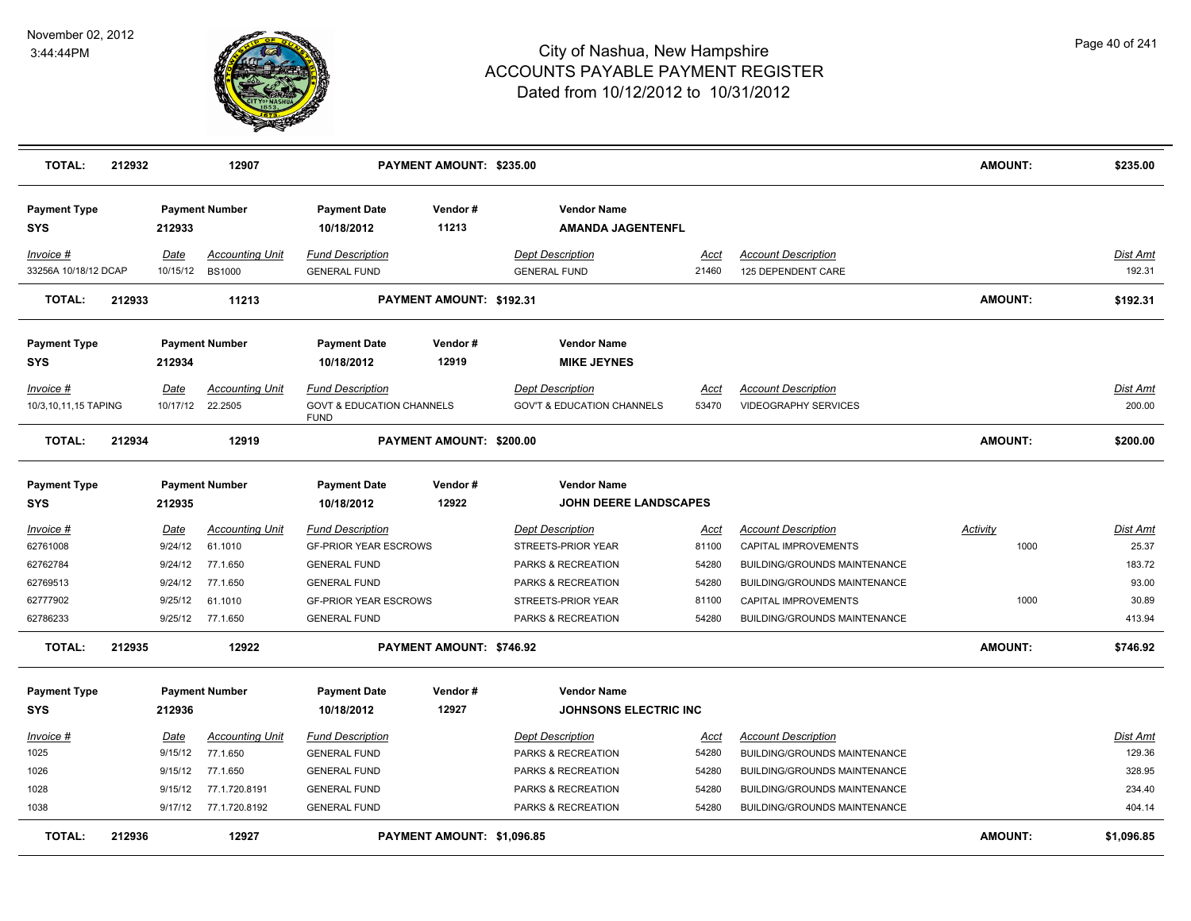# City of Nashua, New Hampshire
## ACCOUNTS PAYABLE PAYMENT REGISTER
### Dated from 10/12/2012 to 10/31/2012

November 02, 2012
3:44:44PM

| **TOTAL:** | **212932** | **12907** | **PAYMENT AMOUNT: $235.00** | | | | **AMOUNT:** | **$235.00** |
|---|---|---|---|---|---|---|---|---|

| Payment Type | Payment Number | Payment Date | Vendor # | Vendor Name |
|---|---|---|---|---|
| SYS | 212933 | 10/18/2012 | 11213 | AMANDA JAGENTENFL |

| Invoice # | Date | Accounting Unit | Fund Description | Dept Description | Acct | Account Description | Activity | Dist Amt |
|---|---|---|---|---|---|---|---|---|
| 33256A 10/18/12 DCAP | 10/15/12 | BS1000 | GENERAL FUND | GENERAL FUND | 21460 | 125 DEPENDENT CARE | | 192.31 |
| **TOTAL:** | **212933** | **11213** | **PAYMENT AMOUNT: $192.31** | | | | **AMOUNT:** | **$192.31** |

| Payment Type | Payment Number | Payment Date | Vendor # | Vendor Name |
|---|---|---|---|---|
| SYS | 212934 | 10/18/2012 | 12919 | MIKE JEYNES |

| Invoice # | Date | Accounting Unit | Fund Description | Dept Description | Acct | Account Description | Activity | Dist Amt |
|---|---|---|---|---|---|---|---|---|
| 10/3,10,11,15 TAPING | 10/17/12 | 22.2505 | GOVT & EDUCATION CHANNELS FUND | GOV'T & EDUCATION CHANNELS | 53470 | VIDEOGRAPHY SERVICES | | 200.00 |
| **TOTAL:** | **212934** | **12919** | **PAYMENT AMOUNT: $200.00** | | | | **AMOUNT:** | **$200.00** |

| Payment Type | Payment Number | Payment Date | Vendor # | Vendor Name |
|---|---|---|---|---|
| SYS | 212935 | 10/18/2012 | 12922 | JOHN DEERE LANDSCAPES |

| Invoice # | Date | Accounting Unit | Fund Description | Dept Description | Acct | Account Description | Activity | Dist Amt |
|---|---|---|---|---|---|---|---|---|
| 62761008 | 9/24/12 | 61.1010 | GF-PRIOR YEAR ESCROWS | STREETS-PRIOR YEAR | 81100 | CAPITAL IMPROVEMENTS | 1000 | 25.37 |
| 62762784 | 9/24/12 | 77.1.650 | GENERAL FUND | PARKS & RECREATION | 54280 | BUILDING/GROUNDS MAINTENANCE | | 183.72 |
| 62769513 | 9/24/12 | 77.1.650 | GENERAL FUND | PARKS & RECREATION | 54280 | BUILDING/GROUNDS MAINTENANCE | | 93.00 |
| 62777902 | 9/25/12 | 61.1010 | GF-PRIOR YEAR ESCROWS | STREETS-PRIOR YEAR | 81100 | CAPITAL IMPROVEMENTS | 1000 | 30.89 |
| 62786233 | 9/25/12 | 77.1.650 | GENERAL FUND | PARKS & RECREATION | 54280 | BUILDING/GROUNDS MAINTENANCE | | 413.94 |
| **TOTAL:** | **212935** | **12922** | **PAYMENT AMOUNT: $746.92** | | | | **AMOUNT:** | **$746.92** |

| Payment Type | Payment Number | Payment Date | Vendor # | Vendor Name |
|---|---|---|---|---|
| SYS | 212936 | 10/18/2012 | 12927 | JOHNSONS ELECTRIC INC |

| Invoice # | Date | Accounting Unit | Fund Description | Dept Description | Acct | Account Description | Activity | Dist Amt |
|---|---|---|---|---|---|---|---|---|
| 1025 | 9/15/12 | 77.1.650 | GENERAL FUND | PARKS & RECREATION | 54280 | BUILDING/GROUNDS MAINTENANCE | | 129.36 |
| 1026 | 9/15/12 | 77.1.650 | GENERAL FUND | PARKS & RECREATION | 54280 | BUILDING/GROUNDS MAINTENANCE | | 328.95 |
| 1028 | 9/15/12 | 77.1.720.8191 | GENERAL FUND | PARKS & RECREATION | 54280 | BUILDING/GROUNDS MAINTENANCE | | 234.40 |
| 1038 | 9/17/12 | 77.1.720.8192 | GENERAL FUND | PARKS & RECREATION | 54280 | BUILDING/GROUNDS MAINTENANCE | | 404.14 |
| **TOTAL:** | **212936** | **12927** | **PAYMENT AMOUNT: $1,096.85** | | | | **AMOUNT:** | **$1,096.85** |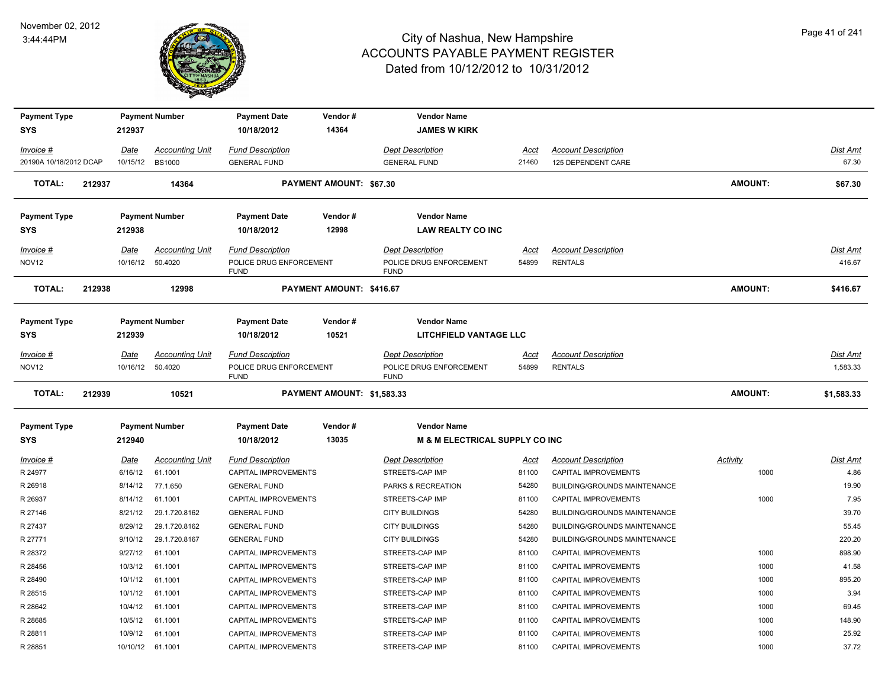November 02, 2012
3:44:44PM

# City of Nashua, New Hampshire
## ACCOUNTS PAYABLE PAYMENT REGISTER
Dated from 10/12/2012 to 10/31/2012

| Payment Type | Payment Number | Payment Date | Vendor # | Vendor Name |
|---|---|---|---|---|
| SYS | 212937 | 10/18/2012 | 14364 | JAMES W KIRK |

| Invoice # | Date | Accounting Unit | Fund Description | Dept Description | Acct | Account Description | Dist Amt |
|---|---|---|---|---|---|---|---|
| 20190A 10/18/2012 DCAP | 10/15/12 | BS1000 | GENERAL FUND | GENERAL FUND | 21460 | 125 DEPENDENT CARE | 67.30 |

**TOTAL: 212937 14364 PAYMENT AMOUNT: $67.30 AMOUNT: $67.30**

| Payment Type | Payment Number | Payment Date | Vendor # | Vendor Name |
|---|---|---|---|---|
| SYS | 212938 | 10/18/2012 | 12998 | LAW REALTY CO INC |

| Invoice # | Date | Accounting Unit | Fund Description | Dept Description | Acct | Account Description | Dist Amt |
|---|---|---|---|---|---|---|---|
| NOV12 | 10/16/12 | 50.4020 | POLICE DRUG ENFORCEMENT FUND | POLICE DRUG ENFORCEMENT FUND | 54899 | RENTALS | 416.67 |

**TOTAL: 212938 12998 PAYMENT AMOUNT: $416.67 AMOUNT: $416.67**

| Payment Type | Payment Number | Payment Date | Vendor # | Vendor Name |
|---|---|---|---|---|
| SYS | 212939 | 10/18/2012 | 10521 | LITCHFIELD VANTAGE LLC |

| Invoice # | Date | Accounting Unit | Fund Description | Dept Description | Acct | Account Description | Dist Amt |
|---|---|---|---|---|---|---|---|
| NOV12 | 10/16/12 | 50.4020 | POLICE DRUG ENFORCEMENT FUND | POLICE DRUG ENFORCEMENT FUND | 54899 | RENTALS | 1,583.33 |

**TOTAL: 212939 10521 PAYMENT AMOUNT: $1,583.33 AMOUNT: $1,583.33**

| Payment Type | Payment Number | Payment Date | Vendor # | Vendor Name |
|---|---|---|---|---|
| SYS | 212940 | 10/18/2012 | 13035 | M & M ELECTRICAL SUPPLY CO INC |

| Invoice # | Date | Accounting Unit | Fund Description | Dept Description | Acct | Account Description | Activity | Dist Amt |
|---|---|---|---|---|---|---|---|---|
| R 24977 | 6/16/12 | 61.1001 | CAPITAL IMPROVEMENTS | STREETS-CAP IMP | 81100 | CAPITAL IMPROVEMENTS | 1000 | 4.86 |
| R 26918 | 8/14/12 | 77.1.650 | GENERAL FUND | PARKS & RECREATION | 54280 | BUILDING/GROUNDS MAINTENANCE | | 19.90 |
| R 26937 | 8/14/12 | 61.1001 | CAPITAL IMPROVEMENTS | STREETS-CAP IMP | 81100 | CAPITAL IMPROVEMENTS | 1000 | 7.95 |
| R 27146 | 8/21/12 | 29.1.720.8162 | GENERAL FUND | CITY BUILDINGS | 54280 | BUILDING/GROUNDS MAINTENANCE | | 39.70 |
| R 27437 | 8/29/12 | 29.1.720.8162 | GENERAL FUND | CITY BUILDINGS | 54280 | BUILDING/GROUNDS MAINTENANCE | | 55.45 |
| R 27771 | 9/10/12 | 29.1.720.8167 | GENERAL FUND | CITY BUILDINGS | 54280 | BUILDING/GROUNDS MAINTENANCE | | 220.20 |
| R 28372 | 9/27/12 | 61.1001 | CAPITAL IMPROVEMENTS | STREETS-CAP IMP | 81100 | CAPITAL IMPROVEMENTS | 1000 | 898.90 |
| R 28456 | 10/3/12 | 61.1001 | CAPITAL IMPROVEMENTS | STREETS-CAP IMP | 81100 | CAPITAL IMPROVEMENTS | 1000 | 41.58 |
| R 28490 | 10/1/12 | 61.1001 | CAPITAL IMPROVEMENTS | STREETS-CAP IMP | 81100 | CAPITAL IMPROVEMENTS | 1000 | 895.20 |
| R 28515 | 10/1/12 | 61.1001 | CAPITAL IMPROVEMENTS | STREETS-CAP IMP | 81100 | CAPITAL IMPROVEMENTS | 1000 | 3.94 |
| R 28642 | 10/4/12 | 61.1001 | CAPITAL IMPROVEMENTS | STREETS-CAP IMP | 81100 | CAPITAL IMPROVEMENTS | 1000 | 69.45 |
| R 28685 | 10/5/12 | 61.1001 | CAPITAL IMPROVEMENTS | STREETS-CAP IMP | 81100 | CAPITAL IMPROVEMENTS | 1000 | 148.90 |
| R 28811 | 10/9/12 | 61.1001 | CAPITAL IMPROVEMENTS | STREETS-CAP IMP | 81100 | CAPITAL IMPROVEMENTS | 1000 | 25.92 |
| R 28851 | 10/10/12 | 61.1001 | CAPITAL IMPROVEMENTS | STREETS-CAP IMP | 81100 | CAPITAL IMPROVEMENTS | 1000 | 37.72 |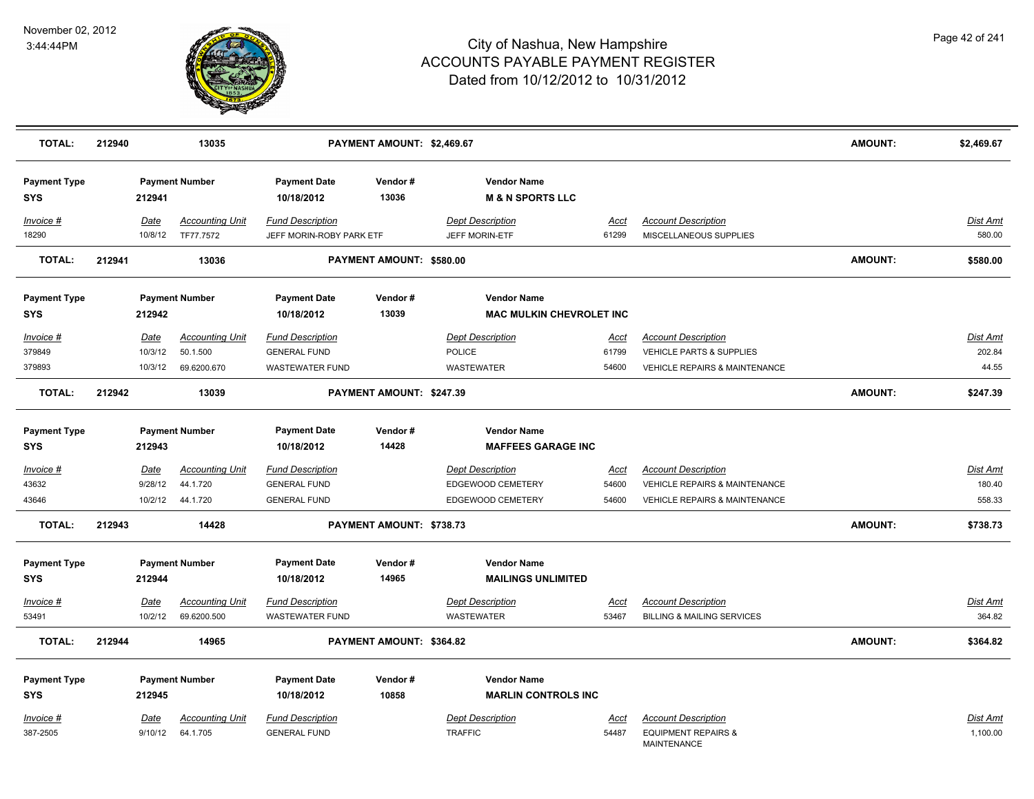# City of Nashua, New Hampshire
# ACCOUNTS PAYABLE PAYMENT REGISTER
## Dated from 10/12/2012 to 10/31/2012

November 02, 2012
3:44:44PM

| TOTAL: | 212940 | 13035 | PAYMENT AMOUNT: $2,469.67 | | | AMOUNT: | $2,469.67 |
|---|---|---|---|---|---|---|---|

**Payment Type:** SYS | **Payment Number:** 212941 | **Payment Date:** 10/18/2012 | **Vendor #:** 13036 | **Vendor Name:** M & N SPORTS LLC

| Invoice # | Date | Accounting Unit | Fund Description | Dept Description | Acct | Account Description | Dist Amt |
|---|---|---|---|---|---|---|---|
| 18290 | 10/8/12 | TF77.7572 | JEFF MORIN-ROBY PARK ETF | JEFF MORIN-ETF | 61299 | MISCELLANEOUS SUPPLIES | 580.00 |

| TOTAL: | 212941 | 13036 | PAYMENT AMOUNT: $580.00 | | | AMOUNT: | $580.00 |
|---|---|---|---|---|---|---|---|

**Payment Type:** SYS | **Payment Number:** 212942 | **Payment Date:** 10/18/2012 | **Vendor #:** 13039 | **Vendor Name:** MAC MULKIN CHEVROLET INC

| Invoice # | Date | Accounting Unit | Fund Description | Dept Description | Acct | Account Description | Dist Amt |
|---|---|---|---|---|---|---|---|
| 379849 | 10/3/12 | 50.1.500 | GENERAL FUND | POLICE | 61799 | VEHICLE PARTS & SUPPLIES | 202.84 |
| 379893 | 10/3/12 | 69.6200.670 | WASTEWATER FUND | WASTEWATER | 54600 | VEHICLE REPAIRS & MAINTENANCE | 44.55 |

| TOTAL: | 212942 | 13039 | PAYMENT AMOUNT: $247.39 | | | AMOUNT: | $247.39 |
|---|---|---|---|---|---|---|---|

**Payment Type:** SYS | **Payment Number:** 212943 | **Payment Date:** 10/18/2012 | **Vendor #:** 14428 | **Vendor Name:** MAFFEES GARAGE INC

| Invoice # | Date | Accounting Unit | Fund Description | Dept Description | Acct | Account Description | Dist Amt |
|---|---|---|---|---|---|---|---|
| 43632 | 9/28/12 | 44.1.720 | GENERAL FUND | EDGEWOOD CEMETERY | 54600 | VEHICLE REPAIRS & MAINTENANCE | 180.40 |
| 43646 | 10/2/12 | 44.1.720 | GENERAL FUND | EDGEWOOD CEMETERY | 54600 | VEHICLE REPAIRS & MAINTENANCE | 558.33 |

| TOTAL: | 212943 | 14428 | PAYMENT AMOUNT: $738.73 | | | AMOUNT: | $738.73 |
|---|---|---|---|---|---|---|---|

**Payment Type:** SYS | **Payment Number:** 212944 | **Payment Date:** 10/18/2012 | **Vendor #:** 14965 | **Vendor Name:** MAILINGS UNLIMITED

| Invoice # | Date | Accounting Unit | Fund Description | Dept Description | Acct | Account Description | Dist Amt |
|---|---|---|---|---|---|---|---|
| 53491 | 10/2/12 | 69.6200.500 | WASTEWATER FUND | WASTEWATER | 53467 | BILLING & MAILING SERVICES | 364.82 |

| TOTAL: | 212944 | 14965 | PAYMENT AMOUNT: $364.82 | | | AMOUNT: | $364.82 |
|---|---|---|---|---|---|---|---|

**Payment Type:** SYS | **Payment Number:** 212945 | **Payment Date:** 10/18/2012 | **Vendor #:** 10858 | **Vendor Name:** MARLIN CONTROLS INC

| Invoice # | Date | Accounting Unit | Fund Description | Dept Description | Acct | Account Description | Dist Amt |
|---|---|---|---|---|---|---|---|
| 387-2505 | 9/10/12 | 64.1.705 | GENERAL FUND | TRAFFIC | 54487 | EQUIPMENT REPAIRS & MAINTENANCE | 1,100.00 |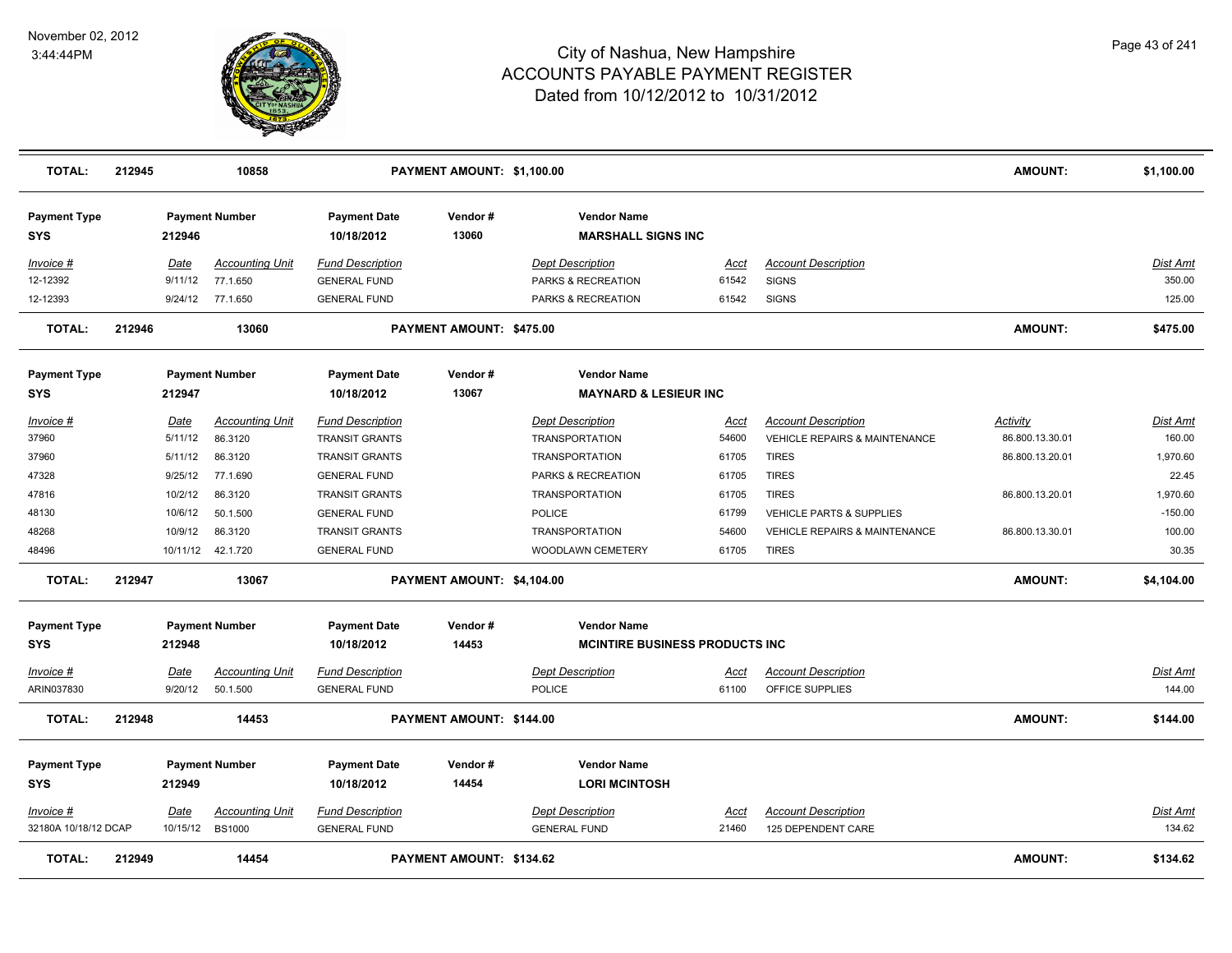# City of Nashua, New Hampshire
## ACCOUNTS PAYABLE PAYMENT REGISTER
### Dated from 10/12/2012 to 10/31/2012

November 02, 2012
3:44:44PM

| TOTAL: | 212945 | 10858 | PAYMENT AMOUNT: $1,100.00 | AMOUNT: | $1,100.00 |
|---|---|---|---|---|---|

**Payment Type:** SYS | **Payment Number:** 212946 | **Payment Date:** 10/18/2012 | **Vendor #:** 13060 | **Vendor Name:** MARSHALL SIGNS INC

| Invoice # | Date | Accounting Unit | Fund Description | Dept Description | Acct | Account Description | Dist Amt |
|---|---|---|---|---|---|---|---|
| 12-12392 | 9/11/12 | 77.1.650 | GENERAL FUND | PARKS & RECREATION | 61542 | SIGNS | 350.00 |
| 12-12393 | 9/24/12 | 77.1.650 | GENERAL FUND | PARKS & RECREATION | 61542 | SIGNS | 125.00 |

| TOTAL: | 212946 | 13060 | PAYMENT AMOUNT: $475.00 | AMOUNT: | $475.00 |
|---|---|---|---|---|---|

**Payment Type:** SYS | **Payment Number:** 212947 | **Payment Date:** 10/18/2012 | **Vendor #:** 13067 | **Vendor Name:** MAYNARD & LESIEUR INC

| Invoice # | Date | Accounting Unit | Fund Description | Dept Description | Acct | Account Description | Activity | Dist Amt |
|---|---|---|---|---|---|---|---|---|
| 37960 | 5/11/12 | 86.3120 | TRANSIT GRANTS | TRANSPORTATION | 54600 | VEHICLE REPAIRS & MAINTENANCE | 86.800.13.30.01 | 160.00 |
| 37960 | 5/11/12 | 86.3120 | TRANSIT GRANTS | TRANSPORTATION | 61705 | TIRES | 86.800.13.20.01 | 1,970.60 |
| 47328 | 9/25/12 | 77.1.690 | GENERAL FUND | PARKS & RECREATION | 61705 | TIRES | | 22.45 |
| 47816 | 10/2/12 | 86.3120 | TRANSIT GRANTS | TRANSPORTATION | 61705 | TIRES | 86.800.13.20.01 | 1,970.60 |
| 48130 | 10/6/12 | 50.1.500 | GENERAL FUND | POLICE | 61799 | VEHICLE PARTS & SUPPLIES | | -150.00 |
| 48268 | 10/9/12 | 86.3120 | TRANSIT GRANTS | TRANSPORTATION | 54600 | VEHICLE REPAIRS & MAINTENANCE | 86.800.13.30.01 | 100.00 |
| 48496 | 10/11/12 | 42.1.720 | GENERAL FUND | WOODLAWN CEMETERY | 61705 | TIRES | | 30.35 |

| TOTAL: | 212947 | 13067 | PAYMENT AMOUNT: $4,104.00 | AMOUNT: | $4,104.00 |
|---|---|---|---|---|---|

**Payment Type:** SYS | **Payment Number:** 212948 | **Payment Date:** 10/18/2012 | **Vendor #:** 14453 | **Vendor Name:** MCINTIRE BUSINESS PRODUCTS INC

| Invoice # | Date | Accounting Unit | Fund Description | Dept Description | Acct | Account Description | Dist Amt |
|---|---|---|---|---|---|---|---|
| ARIN037830 | 9/20/12 | 50.1.500 | GENERAL FUND | POLICE | 61100 | OFFICE SUPPLIES | 144.00 |

| TOTAL: | 212948 | 14453 | PAYMENT AMOUNT: $144.00 | AMOUNT: | $144.00 |
|---|---|---|---|---|---|

**Payment Type:** SYS | **Payment Number:** 212949 | **Payment Date:** 10/18/2012 | **Vendor #:** 14454 | **Vendor Name:** LORI MCINTOSH

| Invoice # | Date | Accounting Unit | Fund Description | Dept Description | Acct | Account Description | Dist Amt |
|---|---|---|---|---|---|---|---|
| 32180A 10/18/12 DCAP | 10/15/12 | BS1000 | GENERAL FUND | GENERAL FUND | 21460 | 125 DEPENDENT CARE | 134.62 |

| TOTAL: | 212949 | 14454 | PAYMENT AMOUNT: $134.62 | AMOUNT: | $134.62 |
|---|---|---|---|---|---|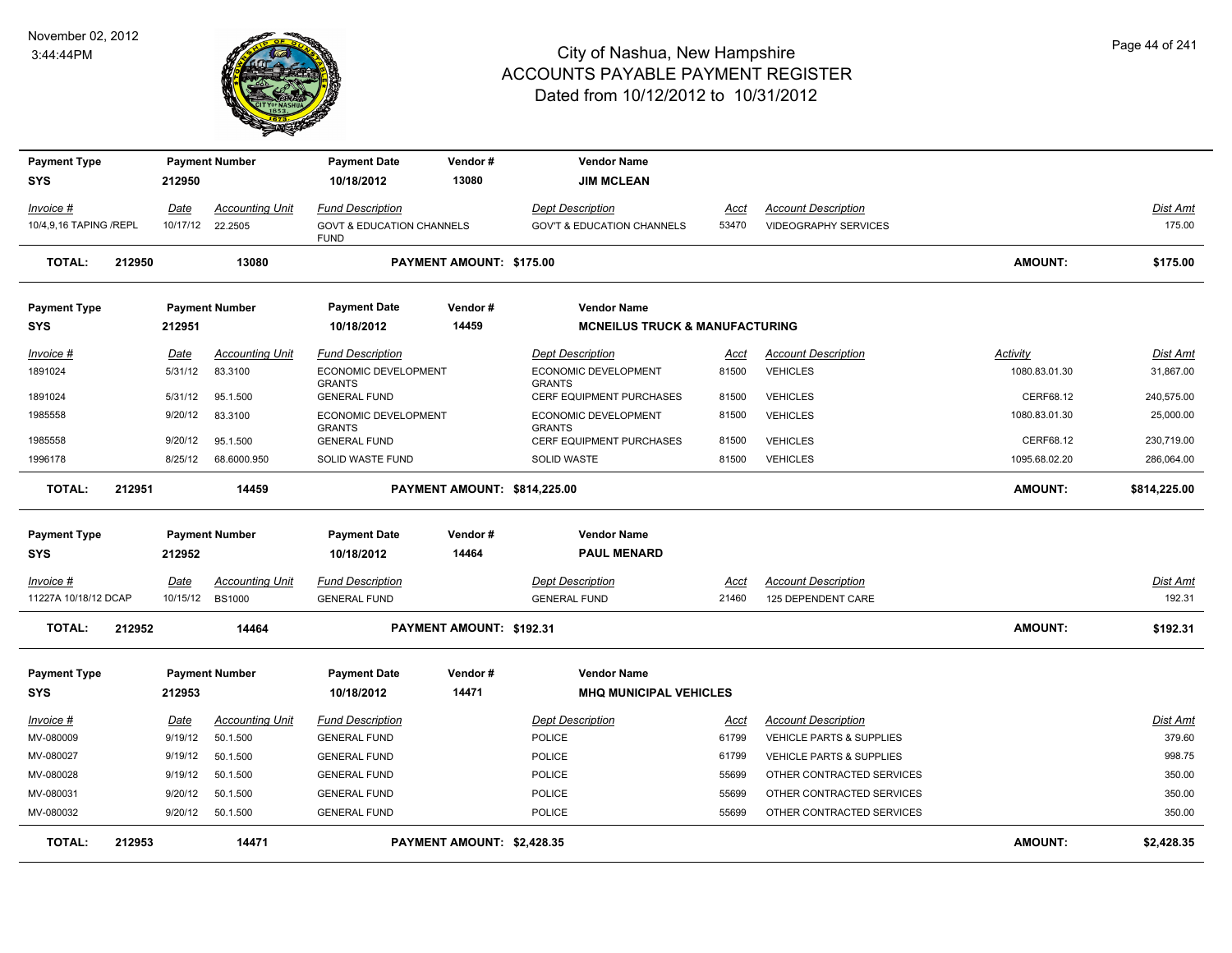# City of Nashua, New Hampshire
## ACCOUNTS PAYABLE PAYMENT REGISTER
### Dated from 10/12/2012 to 10/31/2012

November 02, 2012
3:44:44PM

| Payment Type | Payment Number | Payment Date | Vendor # | Vendor Name |
|---|---|---|---|---|
| SYS | 212950 | 10/18/2012 | 13080 | **JIM MCLEAN** |

| Invoice # | Date | Accounting Unit | Fund Description | Dept Description | Acct | Account Description | Dist Amt |
|---|---|---|---|---|---|---|---|
| 10/4,9,16 TAPING /REPL | 10/17/12 | 22.2505 | GOVT & EDUCATION CHANNELS FUND | GOV'T & EDUCATION CHANNELS | 53470 | VIDEOGRAPHY SERVICES | 175.00 |

**TOTAL: 212950 13080 PAYMENT AMOUNT: $175.00 AMOUNT: $175.00**

| Payment Type | Payment Number | Payment Date | Vendor # | Vendor Name |
|---|---|---|---|---|
| SYS | 212951 | 10/18/2012 | 14459 | **MCNEILUS TRUCK & MANUFACTURING** |

| Invoice # | Date | Accounting Unit | Fund Description | Dept Description | Acct | Account Description | Activity | Dist Amt |
|---|---|---|---|---|---|---|---|---|
| 1891024 | 5/31/12 | 83.3100 | ECONOMIC DEVELOPMENT GRANTS | ECONOMIC DEVELOPMENT GRANTS | 81500 | VEHICLES | 1080.83.01.30 | 31,867.00 |
| 1891024 | 5/31/12 | 95.1.500 | GENERAL FUND | CERF EQUIPMENT PURCHASES | 81500 | VEHICLES | CERF68.12 | 240,575.00 |
| 1985558 | 9/20/12 | 83.3100 | ECONOMIC DEVELOPMENT GRANTS | ECONOMIC DEVELOPMENT GRANTS | 81500 | VEHICLES | 1080.83.01.30 | 25,000.00 |
| 1985558 | 9/20/12 | 95.1.500 | GENERAL FUND | CERF EQUIPMENT PURCHASES | 81500 | VEHICLES | CERF68.12 | 230,719.00 |
| 1996178 | 8/25/12 | 68.6000.950 | SOLID WASTE FUND | SOLID WASTE | 81500 | VEHICLES | 1095.68.02.20 | 286,064.00 |

**TOTAL: 212951 14459 PAYMENT AMOUNT: $814,225.00 AMOUNT: $814,225.00**

| Payment Type | Payment Number | Payment Date | Vendor # | Vendor Name |
|---|---|---|---|---|
| SYS | 212952 | 10/18/2012 | 14464 | **PAUL MENARD** |

| Invoice # | Date | Accounting Unit | Fund Description | Dept Description | Acct | Account Description | Dist Amt |
|---|---|---|---|---|---|---|---|
| 11227A 10/18/12 DCAP | 10/15/12 | BS1000 | GENERAL FUND | GENERAL FUND | 21460 | 125 DEPENDENT CARE | 192.31 |

**TOTAL: 212952 14464 PAYMENT AMOUNT: $192.31 AMOUNT: $192.31**

| Payment Type | Payment Number | Payment Date | Vendor # | Vendor Name |
|---|---|---|---|---|
| SYS | 212953 | 10/18/2012 | 14471 | **MHQ MUNICIPAL VEHICLES** |

| Invoice # | Date | Accounting Unit | Fund Description | Dept Description | Acct | Account Description | Dist Amt |
|---|---|---|---|---|---|---|---|
| MV-080009 | 9/19/12 | 50.1.500 | GENERAL FUND | POLICE | 61799 | VEHICLE PARTS & SUPPLIES | 379.60 |
| MV-080027 | 9/19/12 | 50.1.500 | GENERAL FUND | POLICE | 61799 | VEHICLE PARTS & SUPPLIES | 998.75 |
| MV-080028 | 9/19/12 | 50.1.500 | GENERAL FUND | POLICE | 55699 | OTHER CONTRACTED SERVICES | 350.00 |
| MV-080031 | 9/20/12 | 50.1.500 | GENERAL FUND | POLICE | 55699 | OTHER CONTRACTED SERVICES | 350.00 |
| MV-080032 | 9/20/12 | 50.1.500 | GENERAL FUND | POLICE | 55699 | OTHER CONTRACTED SERVICES | 350.00 |

**TOTAL: 212953 14471 PAYMENT AMOUNT: $2,428.35 AMOUNT: $2,428.35**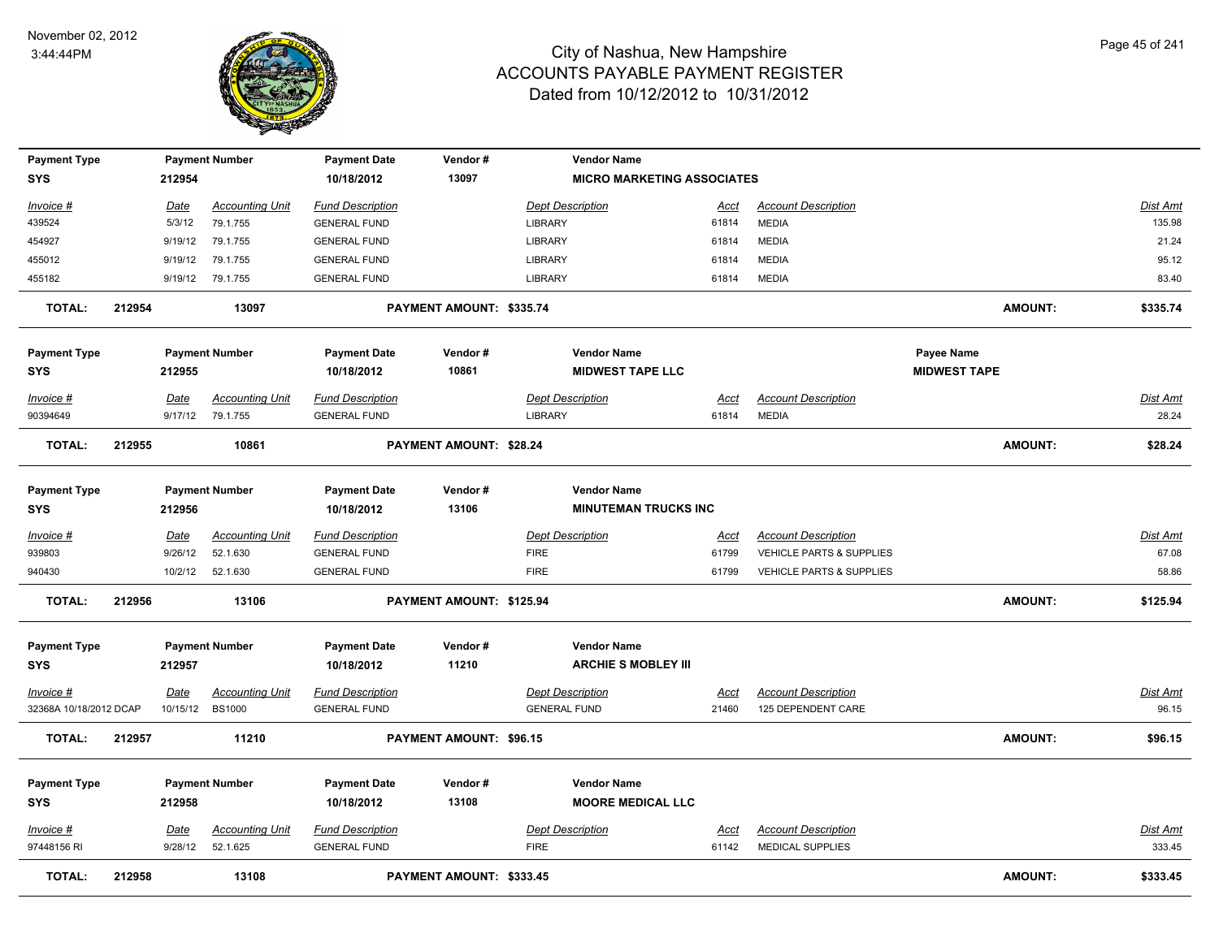# City of Nashua, New Hampshire
## ACCOUNTS PAYABLE PAYMENT REGISTER
### Dated from 10/12/2012 to 10/31/2012

November 02, 2012
3:44:44PM

| Payment Type | Payment Number | Payment Date | Vendor # | Vendor Name |
|---|---|---|---|---|
| SYS | 212954 | 10/18/2012 | 13097 | MICRO MARKETING ASSOCIATES |

| Invoice # | Date | Accounting Unit | Fund Description | Dept Description | Acct | Account Description | Dist Amt |
|---|---|---|---|---|---|---|---|
| 439524 | 5/3/12 | 79.1.755 | GENERAL FUND | LIBRARY | 61814 | MEDIA | 135.98 |
| 454927 | 9/19/12 | 79.1.755 | GENERAL FUND | LIBRARY | 61814 | MEDIA | 21.24 |
| 455012 | 9/19/12 | 79.1.755 | GENERAL FUND | LIBRARY | 61814 | MEDIA | 95.12 |
| 455182 | 9/19/12 | 79.1.755 | GENERAL FUND | LIBRARY | 61814 | MEDIA | 83.40 |

**TOTAL: 212954 13097 PAYMENT AMOUNT: $335.74 AMOUNT: $335.74**

| Payment Type | Payment Number | Payment Date | Vendor # | Vendor Name | Payee Name |
|---|---|---|---|---|---|
| SYS | 212955 | 10/18/2012 | 10861 | MIDWEST TAPE LLC | MIDWEST TAPE |

| Invoice # | Date | Accounting Unit | Fund Description | Dept Description | Acct | Account Description | Dist Amt |
|---|---|---|---|---|---|---|---|
| 90394649 | 9/17/12 | 79.1.755 | GENERAL FUND | LIBRARY | 61814 | MEDIA | 28.24 |

**TOTAL: 212955 10861 PAYMENT AMOUNT: $28.24 AMOUNT: $28.24**

| Payment Type | Payment Number | Payment Date | Vendor # | Vendor Name |
|---|---|---|---|---|
| SYS | 212956 | 10/18/2012 | 13106 | MINUTEMAN TRUCKS INC |

| Invoice # | Date | Accounting Unit | Fund Description | Dept Description | Acct | Account Description | Dist Amt |
|---|---|---|---|---|---|---|---|
| 939803 | 9/26/12 | 52.1.630 | GENERAL FUND | FIRE | 61799 | VEHICLE PARTS & SUPPLIES | 67.08 |
| 940430 | 10/2/12 | 52.1.630 | GENERAL FUND | FIRE | 61799 | VEHICLE PARTS & SUPPLIES | 58.86 |

**TOTAL: 212956 13106 PAYMENT AMOUNT: $125.94 AMOUNT: $125.94**

| Payment Type | Payment Number | Payment Date | Vendor # | Vendor Name |
|---|---|---|---|---|
| SYS | 212957 | 10/18/2012 | 11210 | ARCHIE S MOBLEY III |

| Invoice # | Date | Accounting Unit | Fund Description | Dept Description | Acct | Account Description | Dist Amt |
|---|---|---|---|---|---|---|---|
| 32368A 10/18/2012 DCAP | 10/15/12 | BS1000 | GENERAL FUND | GENERAL FUND | 21460 | 125 DEPENDENT CARE | 96.15 |

**TOTAL: 212957 11210 PAYMENT AMOUNT: $96.15 AMOUNT: $96.15**

| Payment Type | Payment Number | Payment Date | Vendor # | Vendor Name |
|---|---|---|---|---|
| SYS | 212958 | 10/18/2012 | 13108 | MOORE MEDICAL LLC |

| Invoice # | Date | Accounting Unit | Fund Description | Dept Description | Acct | Account Description | Dist Amt |
|---|---|---|---|---|---|---|---|
| 97448156 RI | 9/28/12 | 52.1.625 | GENERAL FUND | FIRE | 61142 | MEDICAL SUPPLIES | 333.45 |

**TOTAL: 212958 13108 PAYMENT AMOUNT: $333.45 AMOUNT: $333.45**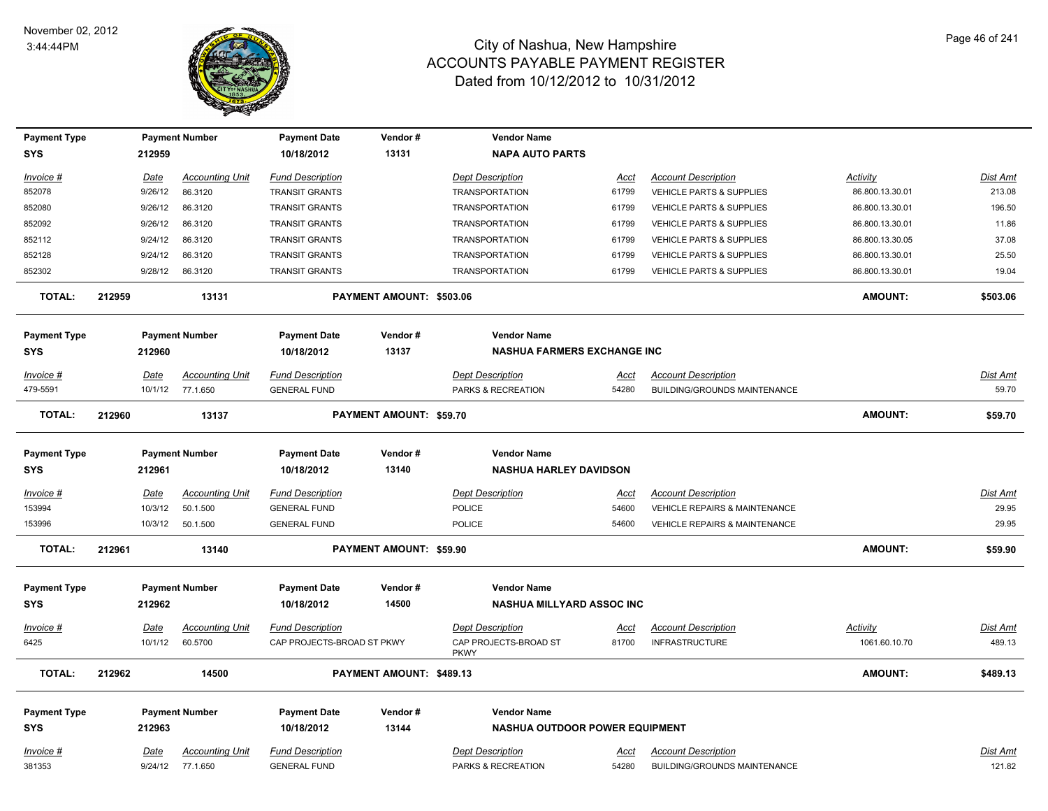# City of Nashua, New Hampshire
## ACCOUNTS PAYABLE PAYMENT REGISTER
### Dated from 10/12/2012 to 10/31/2012

November 02, 2012
3:44:44PM

| Payment Type | Payment Number | Payment Date | Vendor # | Vendor Name |
|---|---|---|---|---|
| SYS | 212959 | 10/18/2012 | 13131 | NAPA AUTO PARTS |

| Invoice # | Date | Accounting Unit | Fund Description | Dept Description | Acct | Account Description | Activity | Dist Amt |
|---|---|---|---|---|---|---|---|---|
| 852078 | 9/26/12 | 86.3120 | TRANSIT GRANTS | TRANSPORTATION | 61799 | VEHICLE PARTS & SUPPLIES | 86.800.13.30.01 | 213.08 |
| 852080 | 9/26/12 | 86.3120 | TRANSIT GRANTS | TRANSPORTATION | 61799 | VEHICLE PARTS & SUPPLIES | 86.800.13.30.01 | 196.50 |
| 852092 | 9/26/12 | 86.3120 | TRANSIT GRANTS | TRANSPORTATION | 61799 | VEHICLE PARTS & SUPPLIES | 86.800.13.30.01 | 11.86 |
| 852112 | 9/24/12 | 86.3120 | TRANSIT GRANTS | TRANSPORTATION | 61799 | VEHICLE PARTS & SUPPLIES | 86.800.13.30.05 | 37.08 |
| 852128 | 9/24/12 | 86.3120 | TRANSIT GRANTS | TRANSPORTATION | 61799 | VEHICLE PARTS & SUPPLIES | 86.800.13.30.01 | 25.50 |
| 852302 | 9/28/12 | 86.3120 | TRANSIT GRANTS | TRANSPORTATION | 61799 | VEHICLE PARTS & SUPPLIES | 86.800.13.30.01 | 19.04 |

**TOTAL: 212959 13131 PAYMENT AMOUNT: $503.06 AMOUNT: $503.06**

| Payment Type | Payment Number | Payment Date | Vendor # | Vendor Name |
|---|---|---|---|---|
| SYS | 212960 | 10/18/2012 | 13137 | NASHUA FARMERS EXCHANGE INC |

| Invoice # | Date | Accounting Unit | Fund Description | Dept Description | Acct | Account Description | Dist Amt |
|---|---|---|---|---|---|---|---|
| 479-5591 | 10/1/12 | 77.1.650 | GENERAL FUND | PARKS & RECREATION | 54280 | BUILDING/GROUNDS MAINTENANCE | 59.70 |

**TOTAL: 212960 13137 PAYMENT AMOUNT: $59.70 AMOUNT: $59.70**

| Payment Type | Payment Number | Payment Date | Vendor # | Vendor Name |
|---|---|---|---|---|
| SYS | 212961 | 10/18/2012 | 13140 | NASHUA HARLEY DAVIDSON |

| Invoice # | Date | Accounting Unit | Fund Description | Dept Description | Acct | Account Description | Dist Amt |
|---|---|---|---|---|---|---|---|
| 153994 | 10/3/12 | 50.1.500 | GENERAL FUND | POLICE | 54600 | VEHICLE REPAIRS & MAINTENANCE | 29.95 |
| 153996 | 10/3/12 | 50.1.500 | GENERAL FUND | POLICE | 54600 | VEHICLE REPAIRS & MAINTENANCE | 29.95 |

**TOTAL: 212961 13140 PAYMENT AMOUNT: $59.90 AMOUNT: $59.90**

| Payment Type | Payment Number | Payment Date | Vendor # | Vendor Name |
|---|---|---|---|---|
| SYS | 212962 | 10/18/2012 | 14500 | NASHUA MILLYARD ASSOC INC |

| Invoice # | Date | Accounting Unit | Fund Description | Dept Description | Acct | Account Description | Activity | Dist Amt |
|---|---|---|---|---|---|---|---|---|
| 6425 | 10/1/12 | 60.5700 | CAP PROJECTS-BROAD ST PKWY | CAP PROJECTS-BROAD ST PKWY | 81700 | INFRASTRUCTURE | 1061.60.10.70 | 489.13 |

**TOTAL: 212962 14500 PAYMENT AMOUNT: $489.13 AMOUNT: $489.13**

| Payment Type | Payment Number | Payment Date | Vendor # | Vendor Name |
|---|---|---|---|---|
| SYS | 212963 | 10/18/2012 | 13144 | NASHUA OUTDOOR POWER EQUIPMENT |

| Invoice # | Date | Accounting Unit | Fund Description | Dept Description | Acct | Account Description | Dist Amt |
|---|---|---|---|---|---|---|---|
| 381353 | 9/24/12 | 77.1.650 | GENERAL FUND | PARKS & RECREATION | 54280 | BUILDING/GROUNDS MAINTENANCE | 121.82 |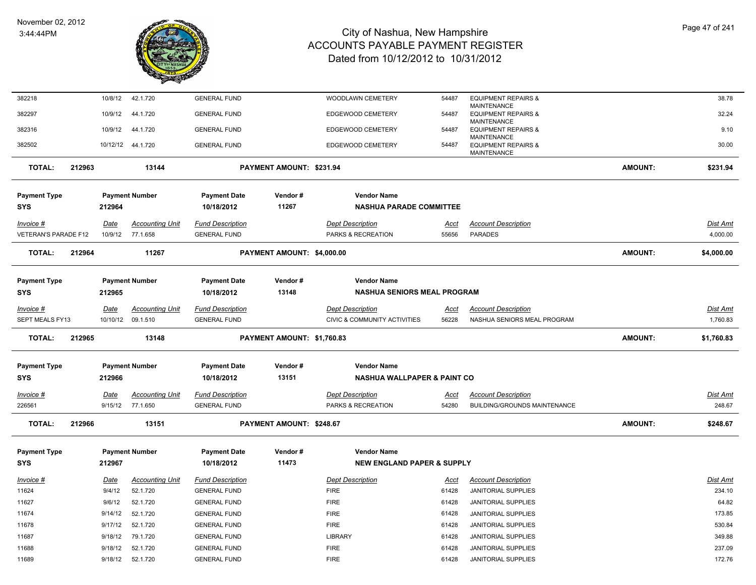| Invoice # | Date | Accounting Unit | Fund Description | Dept Description | Acct | Account Description | Dist Amt |
|---|---|---|---|---|---|---|---|
| 382218 | 10/8/12 | 42.1.720 | GENERAL FUND | WOODLAWN CEMETERY | 54487 | EQUIPMENT REPAIRS & MAINTENANCE | 38.78 |
| 382297 | 10/9/12 | 44.1.720 | GENERAL FUND | EDGEWOOD CEMETERY | 54487 | EQUIPMENT REPAIRS & MAINTENANCE | 32.24 |
| 382316 | 10/9/12 | 44.1.720 | GENERAL FUND | EDGEWOOD CEMETERY | 54487 | EQUIPMENT REPAIRS & MAINTENANCE | 9.10 |
| 382502 | 10/12/12 | 44.1.720 | GENERAL FUND | EDGEWOOD CEMETERY | 54487 | EQUIPMENT REPAIRS & MAINTENANCE | 30.00 |

**TOTAL: 212963 — 13144 — PAYMENT AMOUNT: $231.94 — AMOUNT: $231.94**

| Payment Type | Payment Number | Payment Date | Vendor # | Vendor Name |
|---|---|---|---|---|
| SYS | 212964 | 10/18/2012 | 11267 | NASHUA PARADE COMMITTEE |

| Invoice # | Date | Accounting Unit | Fund Description | Dept Description | Acct | Account Description | Dist Amt |
|---|---|---|---|---|---|---|---|
| VETERAN'S PARADE F12 | 10/9/12 | 77.1.658 | GENERAL FUND | PARKS & RECREATION | 55656 | PARADES | 4,000.00 |

**TOTAL: 212964 — 11267 — PAYMENT AMOUNT: $4,000.00 — AMOUNT: $4,000.00**

| Payment Type | Payment Number | Payment Date | Vendor # | Vendor Name |
|---|---|---|---|---|
| SYS | 212965 | 10/18/2012 | 13148 | NASHUA SENIORS MEAL PROGRAM |

| Invoice # | Date | Accounting Unit | Fund Description | Dept Description | Acct | Account Description | Dist Amt |
|---|---|---|---|---|---|---|---|
| SEPT MEALS FY13 | 10/10/12 | 09.1.510 | GENERAL FUND | CIVIC & COMMUNITY ACTIVITIES | 56228 | NASHUA SENIORS MEAL PROGRAM | 1,760.83 |

**TOTAL: 212965 — 13148 — PAYMENT AMOUNT: $1,760.83 — AMOUNT: $1,760.83**

| Payment Type | Payment Number | Payment Date | Vendor # | Vendor Name |
|---|---|---|---|---|
| SYS | 212966 | 10/18/2012 | 13151 | NASHUA WALLPAPER & PAINT CO |

| Invoice # | Date | Accounting Unit | Fund Description | Dept Description | Acct | Account Description | Dist Amt |
|---|---|---|---|---|---|---|---|
| 226561 | 9/15/12 | 77.1.650 | GENERAL FUND | PARKS & RECREATION | 54280 | BUILDING/GROUNDS MAINTENANCE | 248.67 |

**TOTAL: 212966 — 13151 — PAYMENT AMOUNT: $248.67 — AMOUNT: $248.67**

| Payment Type | Payment Number | Payment Date | Vendor # | Vendor Name |
|---|---|---|---|---|
| SYS | 212967 | 10/18/2012 | 11473 | NEW ENGLAND PAPER & SUPPLY |

| Invoice # | Date | Accounting Unit | Fund Description | Dept Description | Acct | Account Description | Dist Amt |
|---|---|---|---|---|---|---|---|
| 11624 | 9/4/12 | 52.1.720 | GENERAL FUND | FIRE | 61428 | JANITORIAL SUPPLIES | 234.10 |
| 11627 | 9/6/12 | 52.1.720 | GENERAL FUND | FIRE | 61428 | JANITORIAL SUPPLIES | 64.82 |
| 11674 | 9/14/12 | 52.1.720 | GENERAL FUND | FIRE | 61428 | JANITORIAL SUPPLIES | 173.85 |
| 11678 | 9/17/12 | 52.1.720 | GENERAL FUND | FIRE | 61428 | JANITORIAL SUPPLIES | 530.84 |
| 11687 | 9/18/12 | 79.1.720 | GENERAL FUND | LIBRARY | 61428 | JANITORIAL SUPPLIES | 349.88 |
| 11688 | 9/18/12 | 52.1.720 | GENERAL FUND | FIRE | 61428 | JANITORIAL SUPPLIES | 237.09 |
| 11689 | 9/18/12 | 52.1.720 | GENERAL FUND | FIRE | 61428 | JANITORIAL SUPPLIES | 172.76 |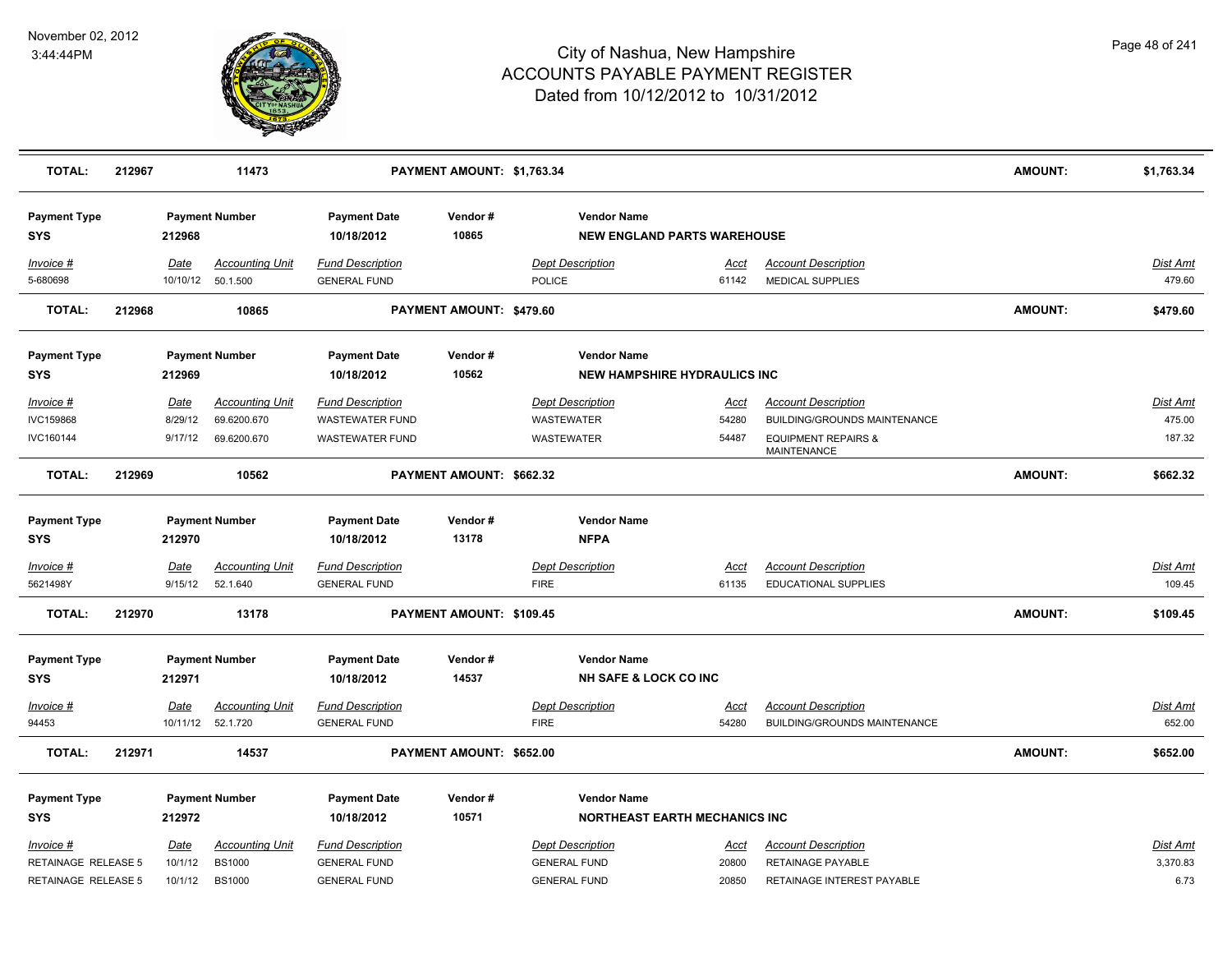# City of Nashua, New Hampshire
## ACCOUNTS PAYABLE PAYMENT REGISTER
### Dated from 10/12/2012 to 10/31/2012

November 02, 2012
3:44:44PM

| TOTAL: | 212967 | 11473 | PAYMENT AMOUNT: $1,763.34 | AMOUNT: | $1,763.34 |
|---|---|---|---|---|---|

| Payment Type | Payment Number | Payment Date | Vendor # | Vendor Name |
|---|---|---|---|---|
| SYS | 212968 | 10/18/2012 | 10865 | NEW ENGLAND PARTS WAREHOUSE |

| Invoice # | Date | Accounting Unit | Fund Description | Dept Description | Acct | Account Description | Dist Amt |
|---|---|---|---|---|---|---|---|
| 5-680698 | 10/10/12 | 50.1.500 | GENERAL FUND | POLICE | 61142 | MEDICAL SUPPLIES | 479.60 |

| TOTAL: | 212968 | 10865 | PAYMENT AMOUNT: $479.60 | AMOUNT: | $479.60 |
|---|---|---|---|---|---|

| Payment Type | Payment Number | Payment Date | Vendor # | Vendor Name |
|---|---|---|---|---|
| SYS | 212969 | 10/18/2012 | 10562 | NEW HAMPSHIRE HYDRAULICS INC |

| Invoice # | Date | Accounting Unit | Fund Description | Dept Description | Acct | Account Description | Dist Amt |
|---|---|---|---|---|---|---|---|
| IVC159868 | 8/29/12 | 69.6200.670 | WASTEWATER FUND | WASTEWATER | 54280 | BUILDING/GROUNDS MAINTENANCE | 475.00 |
| IVC160144 | 9/17/12 | 69.6200.670 | WASTEWATER FUND | WASTEWATER | 54487 | EQUIPMENT REPAIRS & MAINTENANCE | 187.32 |

| TOTAL: | 212969 | 10562 | PAYMENT AMOUNT: $662.32 | AMOUNT: | $662.32 |
|---|---|---|---|---|---|

| Payment Type | Payment Number | Payment Date | Vendor # | Vendor Name |
|---|---|---|---|---|
| SYS | 212970 | 10/18/2012 | 13178 | NFPA |

| Invoice # | Date | Accounting Unit | Fund Description | Dept Description | Acct | Account Description | Dist Amt |
|---|---|---|---|---|---|---|---|
| 5621498Y | 9/15/12 | 52.1.640 | GENERAL FUND | FIRE | 61135 | EDUCATIONAL SUPPLIES | 109.45 |

| TOTAL: | 212970 | 13178 | PAYMENT AMOUNT: $109.45 | AMOUNT: | $109.45 |
|---|---|---|---|---|---|

| Payment Type | Payment Number | Payment Date | Vendor # | Vendor Name |
|---|---|---|---|---|
| SYS | 212971 | 10/18/2012 | 14537 | NH SAFE & LOCK CO INC |

| Invoice # | Date | Accounting Unit | Fund Description | Dept Description | Acct | Account Description | Dist Amt |
|---|---|---|---|---|---|---|---|
| 94453 | 10/11/12 | 52.1.720 | GENERAL FUND | FIRE | 54280 | BUILDING/GROUNDS MAINTENANCE | 652.00 |

| TOTAL: | 212971 | 14537 | PAYMENT AMOUNT: $652.00 | AMOUNT: | $652.00 |
|---|---|---|---|---|---|

| Payment Type | Payment Number | Payment Date | Vendor # | Vendor Name |
|---|---|---|---|---|
| SYS | 212972 | 10/18/2012 | 10571 | NORTHEAST EARTH MECHANICS INC |

| Invoice # | Date | Accounting Unit | Fund Description | Dept Description | Acct | Account Description | Dist Amt |
|---|---|---|---|---|---|---|---|
| RETAINAGE RELEASE 5 | 10/1/12 | BS1000 | GENERAL FUND | GENERAL FUND | 20800 | RETAINAGE PAYABLE | 3,370.83 |
| RETAINAGE RELEASE 5 | 10/1/12 | BS1000 | GENERAL FUND | GENERAL FUND | 20850 | RETAINAGE INTEREST PAYABLE | 6.73 |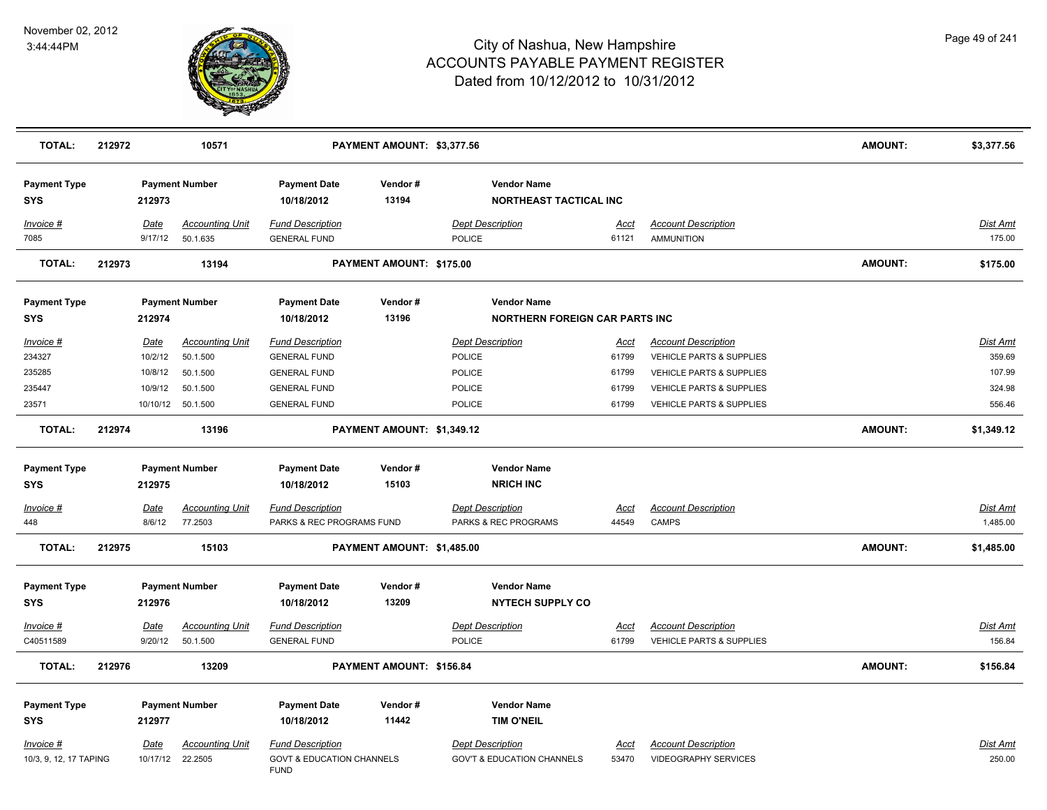# City of Nashua, New Hampshire
# ACCOUNTS PAYABLE PAYMENT REGISTER
## Dated from 10/12/2012 to 10/31/2012

November 02, 2012
3:44:44PM

| TOTAL: | 212972 | 10571 | PAYMENT AMOUNT: $3,377.56 | AMOUNT: | $3,377.56 |
|---|---|---|---|---|---|

| Payment Type | Payment Number | Payment Date | Vendor # | Vendor Name |
|---|---|---|---|---|
| SYS | 212973 | 10/18/2012 | 13194 | NORTHEAST TACTICAL INC |

| Invoice # | Date | Accounting Unit | Fund Description | Dept Description | Acct | Account Description | Dist Amt |
|---|---|---|---|---|---|---|---|
| 7085 | 9/17/12 | 50.1.635 | GENERAL FUND | POLICE | 61121 | AMMUNITION | 175.00 |

| TOTAL: | 212973 | 13194 | PAYMENT AMOUNT: $175.00 | AMOUNT: | $175.00 |
|---|---|---|---|---|---|

| Payment Type | Payment Number | Payment Date | Vendor # | Vendor Name |
|---|---|---|---|---|
| SYS | 212974 | 10/18/2012 | 13196 | NORTHERN FOREIGN CAR PARTS INC |

| Invoice # | Date | Accounting Unit | Fund Description | Dept Description | Acct | Account Description | Dist Amt |
|---|---|---|---|---|---|---|---|
| 234327 | 10/2/12 | 50.1.500 | GENERAL FUND | POLICE | 61799 | VEHICLE PARTS & SUPPLIES | 359.69 |
| 235285 | 10/8/12 | 50.1.500 | GENERAL FUND | POLICE | 61799 | VEHICLE PARTS & SUPPLIES | 107.99 |
| 235447 | 10/9/12 | 50.1.500 | GENERAL FUND | POLICE | 61799 | VEHICLE PARTS & SUPPLIES | 324.98 |
| 23571 | 10/10/12 | 50.1.500 | GENERAL FUND | POLICE | 61799 | VEHICLE PARTS & SUPPLIES | 556.46 |

| TOTAL: | 212974 | 13196 | PAYMENT AMOUNT: $1,349.12 | AMOUNT: | $1,349.12 |
|---|---|---|---|---|---|

| Payment Type | Payment Number | Payment Date | Vendor # | Vendor Name |
|---|---|---|---|---|
| SYS | 212975 | 10/18/2012 | 15103 | NRICH INC |

| Invoice # | Date | Accounting Unit | Fund Description | Dept Description | Acct | Account Description | Dist Amt |
|---|---|---|---|---|---|---|---|
| 448 | 8/6/12 | 77.2503 | PARKS & REC PROGRAMS FUND | PARKS & REC PROGRAMS | 44549 | CAMPS | 1,485.00 |

| TOTAL: | 212975 | 15103 | PAYMENT AMOUNT: $1,485.00 | AMOUNT: | $1,485.00 |
|---|---|---|---|---|---|

| Payment Type | Payment Number | Payment Date | Vendor # | Vendor Name |
|---|---|---|---|---|
| SYS | 212976 | 10/18/2012 | 13209 | NYTECH SUPPLY CO |

| Invoice # | Date | Accounting Unit | Fund Description | Dept Description | Acct | Account Description | Dist Amt |
|---|---|---|---|---|---|---|---|
| C40511589 | 9/20/12 | 50.1.500 | GENERAL FUND | POLICE | 61799 | VEHICLE PARTS & SUPPLIES | 156.84 |

| TOTAL: | 212976 | 13209 | PAYMENT AMOUNT: $156.84 | AMOUNT: | $156.84 |
|---|---|---|---|---|---|

| Payment Type | Payment Number | Payment Date | Vendor # | Vendor Name |
|---|---|---|---|---|
| SYS | 212977 | 10/18/2012 | 11442 | TIM O'NEIL |

| Invoice # | Date | Accounting Unit | Fund Description | Dept Description | Acct | Account Description | Dist Amt |
|---|---|---|---|---|---|---|---|
| 10/3, 9, 12, 17 TAPING | 10/17/12 | 22.2505 | GOVT & EDUCATION CHANNELS FUND | GOV'T & EDUCATION CHANNELS | 53470 | VIDEOGRAPHY SERVICES | 250.00 |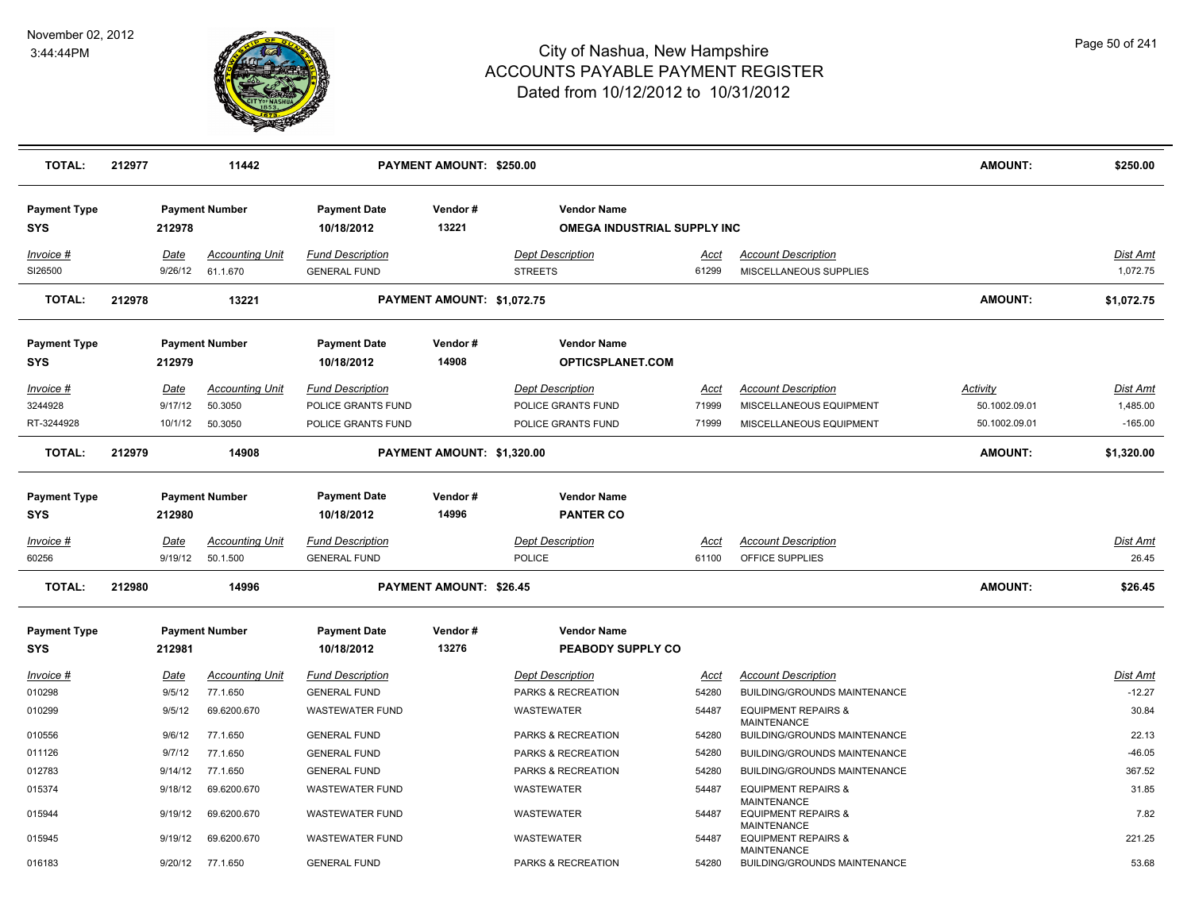# City of Nashua, New Hampshire
## ACCOUNTS PAYABLE PAYMENT REGISTER
### Dated from 10/12/2012 to 10/31/2012

November 02, 2012
3:44:44PM

| TOTAL: | 212977 | 11442 | PAYMENT AMOUNT: $250.00 | AMOUNT: | $250.00 |
|---|---|---|---|---|---|

| Payment Type | Payment Number | Payment Date | Vendor # | Vendor Name |
|---|---|---|---|---|
| SYS | 212978 | 10/18/2012 | 13221 | OMEGA INDUSTRIAL SUPPLY INC |

| Invoice # | Date | Accounting Unit | Fund Description | Dept Description | Acct | Account Description | Dist Amt |
|---|---|---|---|---|---|---|---|
| SI26500 | 9/26/12 | 61.1.670 | GENERAL FUND | STREETS | 61299 | MISCELLANEOUS SUPPLIES | 1,072.75 |

| TOTAL: | 212978 | 13221 | PAYMENT AMOUNT: $1,072.75 | AMOUNT: | $1,072.75 |
|---|---|---|---|---|---|

| Payment Type | Payment Number | Payment Date | Vendor # | Vendor Name |
|---|---|---|---|---|
| SYS | 212979 | 10/18/2012 | 14908 | OPTICSPLANET.COM |

| Invoice # | Date | Accounting Unit | Fund Description | Dept Description | Acct | Account Description | Activity | Dist Amt |
|---|---|---|---|---|---|---|---|---|
| 3244928 | 9/17/12 | 50.3050 | POLICE GRANTS FUND | POLICE GRANTS FUND | 71999 | MISCELLANEOUS EQUIPMENT | 50.1002.09.01 | 1,485.00 |
| RT-3244928 | 10/1/12 | 50.3050 | POLICE GRANTS FUND | POLICE GRANTS FUND | 71999 | MISCELLANEOUS EQUIPMENT | 50.1002.09.01 | -165.00 |

| TOTAL: | 212979 | 14908 | PAYMENT AMOUNT: $1,320.00 | AMOUNT: | $1,320.00 |
|---|---|---|---|---|---|

| Payment Type | Payment Number | Payment Date | Vendor # | Vendor Name |
|---|---|---|---|---|
| SYS | 212980 | 10/18/2012 | 14996 | PANTER CO |

| Invoice # | Date | Accounting Unit | Fund Description | Dept Description | Acct | Account Description | Dist Amt |
|---|---|---|---|---|---|---|---|
| 60256 | 9/19/12 | 50.1.500 | GENERAL FUND | POLICE | 61100 | OFFICE SUPPLIES | 26.45 |

| TOTAL: | 212980 | 14996 | PAYMENT AMOUNT: $26.45 | AMOUNT: | $26.45 |
|---|---|---|---|---|---|

| Payment Type | Payment Number | Payment Date | Vendor # | Vendor Name |
|---|---|---|---|---|
| SYS | 212981 | 10/18/2012 | 13276 | PEABODY SUPPLY CO |

| Invoice # | Date | Accounting Unit | Fund Description | Dept Description | Acct | Account Description | Dist Amt |
|---|---|---|---|---|---|---|---|
| 010298 | 9/5/12 | 77.1.650 | GENERAL FUND | PARKS & RECREATION | 54280 | BUILDING/GROUNDS MAINTENANCE | -12.27 |
| 010299 | 9/5/12 | 69.6200.670 | WASTEWATER FUND | WASTEWATER | 54487 | EQUIPMENT REPAIRS & MAINTENANCE | 30.84 |
| 010556 | 9/6/12 | 77.1.650 | GENERAL FUND | PARKS & RECREATION | 54280 | BUILDING/GROUNDS MAINTENANCE | 22.13 |
| 011126 | 9/7/12 | 77.1.650 | GENERAL FUND | PARKS & RECREATION | 54280 | BUILDING/GROUNDS MAINTENANCE | -46.05 |
| 012783 | 9/14/12 | 77.1.650 | GENERAL FUND | PARKS & RECREATION | 54280 | BUILDING/GROUNDS MAINTENANCE | 367.52 |
| 015374 | 9/18/12 | 69.6200.670 | WASTEWATER FUND | WASTEWATER | 54487 | EQUIPMENT REPAIRS & MAINTENANCE | 31.85 |
| 015944 | 9/19/12 | 69.6200.670 | WASTEWATER FUND | WASTEWATER | 54487 | EQUIPMENT REPAIRS & MAINTENANCE | 7.82 |
| 015945 | 9/19/12 | 69.6200.670 | WASTEWATER FUND | WASTEWATER | 54487 | EQUIPMENT REPAIRS & MAINTENANCE | 221.25 |
| 016183 | 9/20/12 | 77.1.650 | GENERAL FUND | PARKS & RECREATION | 54280 | BUILDING/GROUNDS MAINTENANCE | 53.68 |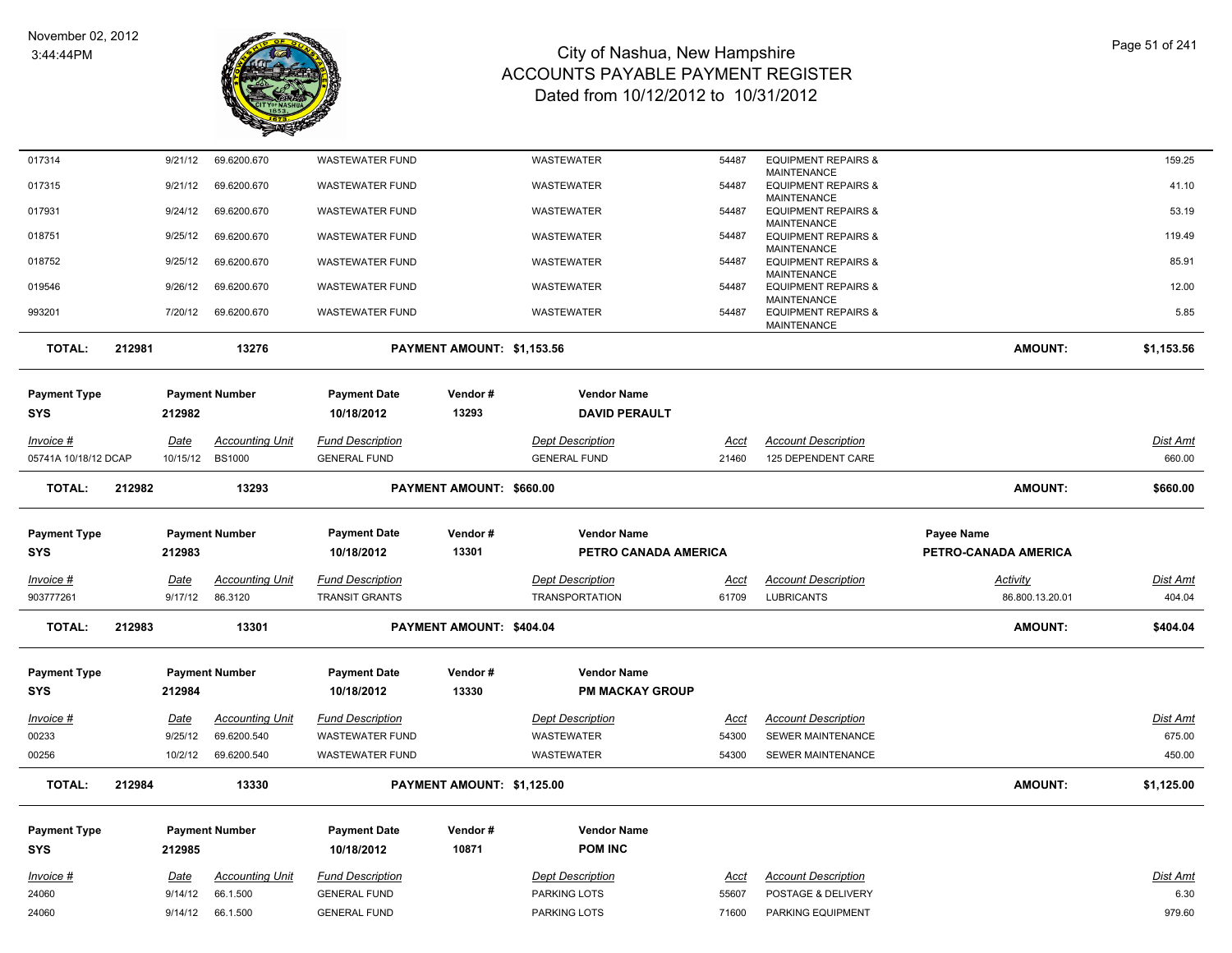# City of Nashua, New Hampshire
## ACCOUNTS PAYABLE PAYMENT REGISTER
### Dated from 10/12/2012 to 10/31/2012

November 02, 2012
3:44:44PM

| Invoice # | Date | Accounting Unit | Fund Description | Dept Description | Acct | Account Description | Activity | Dist Amt |
|---|---|---|---|---|---|---|---|---|
| 017314 | 9/21/12 | 69.6200.670 | WASTEWATER FUND | WASTEWATER | 54487 | EQUIPMENT REPAIRS & MAINTENANCE | | 159.25 |
| 017315 | 9/21/12 | 69.6200.670 | WASTEWATER FUND | WASTEWATER | 54487 | EQUIPMENT REPAIRS & MAINTENANCE | | 41.10 |
| 017931 | 9/24/12 | 69.6200.670 | WASTEWATER FUND | WASTEWATER | 54487 | EQUIPMENT REPAIRS & MAINTENANCE | | 53.19 |
| 018751 | 9/25/12 | 69.6200.670 | WASTEWATER FUND | WASTEWATER | 54487 | EQUIPMENT REPAIRS & MAINTENANCE | | 119.49 |
| 018752 | 9/25/12 | 69.6200.670 | WASTEWATER FUND | WASTEWATER | 54487 | EQUIPMENT REPAIRS & MAINTENANCE | | 85.91 |
| 019546 | 9/26/12 | 69.6200.670 | WASTEWATER FUND | WASTEWATER | 54487 | EQUIPMENT REPAIRS & MAINTENANCE | | 12.00 |
| 993201 | 7/20/12 | 69.6200.670 | WASTEWATER FUND | WASTEWATER | 54487 | EQUIPMENT REPAIRS & MAINTENANCE | | 5.85 |

**TOTAL: 212981 — 13276 — PAYMENT AMOUNT: $1,153.56 — AMOUNT: $1,153.56**

| Payment Type | Payment Number | Payment Date | Vendor # | Vendor Name |
|---|---|---|---|---|
| SYS | 212982 | 10/18/2012 | 13293 | DAVID PERAULT |

| Invoice # | Date | Accounting Unit | Fund Description | Dept Description | Acct | Account Description | Dist Amt |
|---|---|---|---|---|---|---|---|
| 05741A 10/18/12 DCAP | 10/15/12 | BS1000 | GENERAL FUND | GENERAL FUND | 21460 | 125 DEPENDENT CARE | 660.00 |

**TOTAL: 212982 — 13293 — PAYMENT AMOUNT: $660.00 — AMOUNT: $660.00**

| Payment Type | Payment Number | Payment Date | Vendor # | Vendor Name | Payee Name |
|---|---|---|---|---|---|
| SYS | 212983 | 10/18/2012 | 13301 | PETRO CANADA AMERICA | PETRO-CANADA AMERICA |

| Invoice # | Date | Accounting Unit | Fund Description | Dept Description | Acct | Account Description | Activity | Dist Amt |
|---|---|---|---|---|---|---|---|---|
| 903777261 | 9/17/12 | 86.3120 | TRANSIT GRANTS | TRANSPORTATION | 61709 | LUBRICANTS | 86.800.13.20.01 | 404.04 |

**TOTAL: 212983 — 13301 — PAYMENT AMOUNT: $404.04 — AMOUNT: $404.04**

| Payment Type | Payment Number | Payment Date | Vendor # | Vendor Name |
|---|---|---|---|---|
| SYS | 212984 | 10/18/2012 | 13330 | PM MACKAY GROUP |

| Invoice # | Date | Accounting Unit | Fund Description | Dept Description | Acct | Account Description | Dist Amt |
|---|---|---|---|---|---|---|---|
| 00233 | 9/25/12 | 69.6200.540 | WASTEWATER FUND | WASTEWATER | 54300 | SEWER MAINTENANCE | 675.00 |
| 00256 | 10/2/12 | 69.6200.540 | WASTEWATER FUND | WASTEWATER | 54300 | SEWER MAINTENANCE | 450.00 |

**TOTAL: 212984 — 13330 — PAYMENT AMOUNT: $1,125.00 — AMOUNT: $1,125.00**

| Payment Type | Payment Number | Payment Date | Vendor # | Vendor Name |
|---|---|---|---|---|
| SYS | 212985 | 10/18/2012 | 10871 | POM INC |

| Invoice # | Date | Accounting Unit | Fund Description | Dept Description | Acct | Account Description | Dist Amt |
|---|---|---|---|---|---|---|---|
| 24060 | 9/14/12 | 66.1.500 | GENERAL FUND | PARKING LOTS | 55607 | POSTAGE & DELIVERY | 6.30 |
| 24060 | 9/14/12 | 66.1.500 | GENERAL FUND | PARKING LOTS | 71600 | PARKING EQUIPMENT | 979.60 |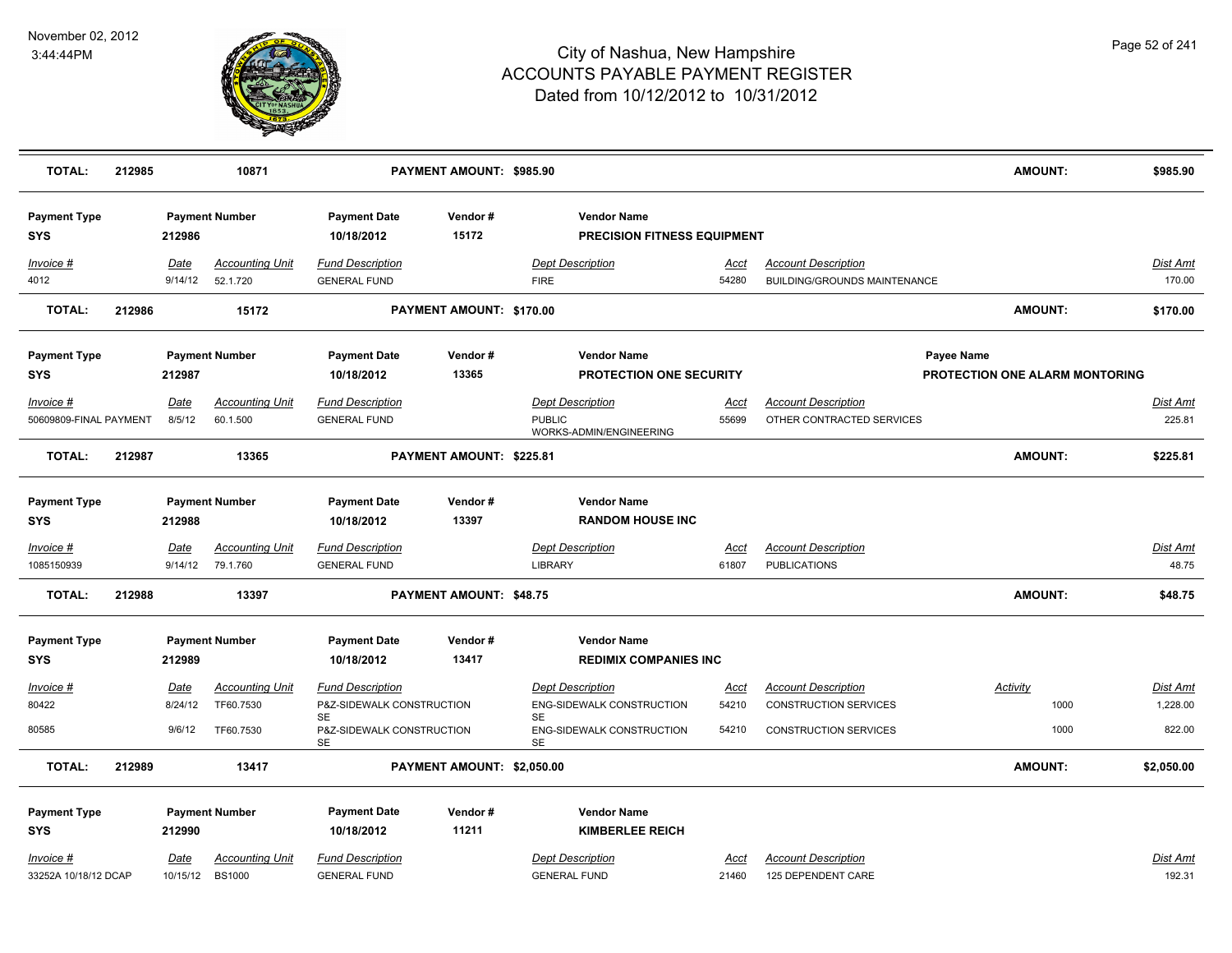# City of Nashua, New Hampshire
## ACCOUNTS PAYABLE PAYMENT REGISTER
### Dated from 10/12/2012 to 10/31/2012

November 02, 2012
3:44:44PM

| TOTAL: | 212985 | 10871 | PAYMENT AMOUNT: $985.90 | AMOUNT: | $985.90 |
|---|---|---|---|---|---|

| Payment Type | Payment Number | Payment Date | Vendor # | Vendor Name |
|---|---|---|---|---|
| SYS | 212986 | 10/18/2012 | 15172 | PRECISION FITNESS EQUIPMENT |

| Invoice # | Date | Accounting Unit | Fund Description | Dept Description | Acct | Account Description | Dist Amt |
|---|---|---|---|---|---|---|---|
| 4012 | 9/14/12 | 52.1.720 | GENERAL FUND | FIRE | 54280 | BUILDING/GROUNDS MAINTENANCE | 170.00 |

| TOTAL: | 212986 | 15172 | PAYMENT AMOUNT: $170.00 | AMOUNT: | $170.00 |
|---|---|---|---|---|---|

| Payment Type | Payment Number | Payment Date | Vendor # | Vendor Name | Payee Name |
|---|---|---|---|---|---|
| SYS | 212987 | 10/18/2012 | 13365 | PROTECTION ONE SECURITY | PROTECTION ONE ALARM MONTORING |

| Invoice # | Date | Accounting Unit | Fund Description | Dept Description | Acct | Account Description | Dist Amt |
|---|---|---|---|---|---|---|---|
| 50609809-FINAL PAYMENT | 8/5/12 | 60.1.500 | GENERAL FUND | PUBLIC WORKS-ADMIN/ENGINEERING | 55699 | OTHER CONTRACTED SERVICES | 225.81 |

| TOTAL: | 212987 | 13365 | PAYMENT AMOUNT: $225.81 | AMOUNT: | $225.81 |
|---|---|---|---|---|---|

| Payment Type | Payment Number | Payment Date | Vendor # | Vendor Name |
|---|---|---|---|---|
| SYS | 212988 | 10/18/2012 | 13397 | RANDOM HOUSE INC |

| Invoice # | Date | Accounting Unit | Fund Description | Dept Description | Acct | Account Description | Dist Amt |
|---|---|---|---|---|---|---|---|
| 1085150939 | 9/14/12 | 79.1.760 | GENERAL FUND | LIBRARY | 61807 | PUBLICATIONS | 48.75 |

| TOTAL: | 212988 | 13397 | PAYMENT AMOUNT: $48.75 | AMOUNT: | $48.75 |
|---|---|---|---|---|---|

| Payment Type | Payment Number | Payment Date | Vendor # | Vendor Name |
|---|---|---|---|---|
| SYS | 212989 | 10/18/2012 | 13417 | REDIMIX COMPANIES INC |

| Invoice # | Date | Accounting Unit | Fund Description | Dept Description | Acct | Account Description | Activity | Dist Amt |
|---|---|---|---|---|---|---|---|---|
| 80422 | 8/24/12 | TF60.7530 | P&Z-SIDEWALK CONSTRUCTION SE | ENG-SIDEWALK CONSTRUCTION SE | 54210 | CONSTRUCTION SERVICES | 1000 | 1,228.00 |
| 80585 | 9/6/12 | TF60.7530 | P&Z-SIDEWALK CONSTRUCTION SE | ENG-SIDEWALK CONSTRUCTION SE | 54210 | CONSTRUCTION SERVICES | 1000 | 822.00 |

| TOTAL: | 212989 | 13417 | PAYMENT AMOUNT: $2,050.00 | AMOUNT: | $2,050.00 |
|---|---|---|---|---|---|

| Payment Type | Payment Number | Payment Date | Vendor # | Vendor Name |
|---|---|---|---|---|
| SYS | 212990 | 10/18/2012 | 11211 | KIMBERLEE REICH |

| Invoice # | Date | Accounting Unit | Fund Description | Dept Description | Acct | Account Description | Dist Amt |
|---|---|---|---|---|---|---|---|
| 33252A 10/18/12 DCAP | 10/15/12 | BS1000 | GENERAL FUND | GENERAL FUND | 21460 | 125 DEPENDENT CARE | 192.31 |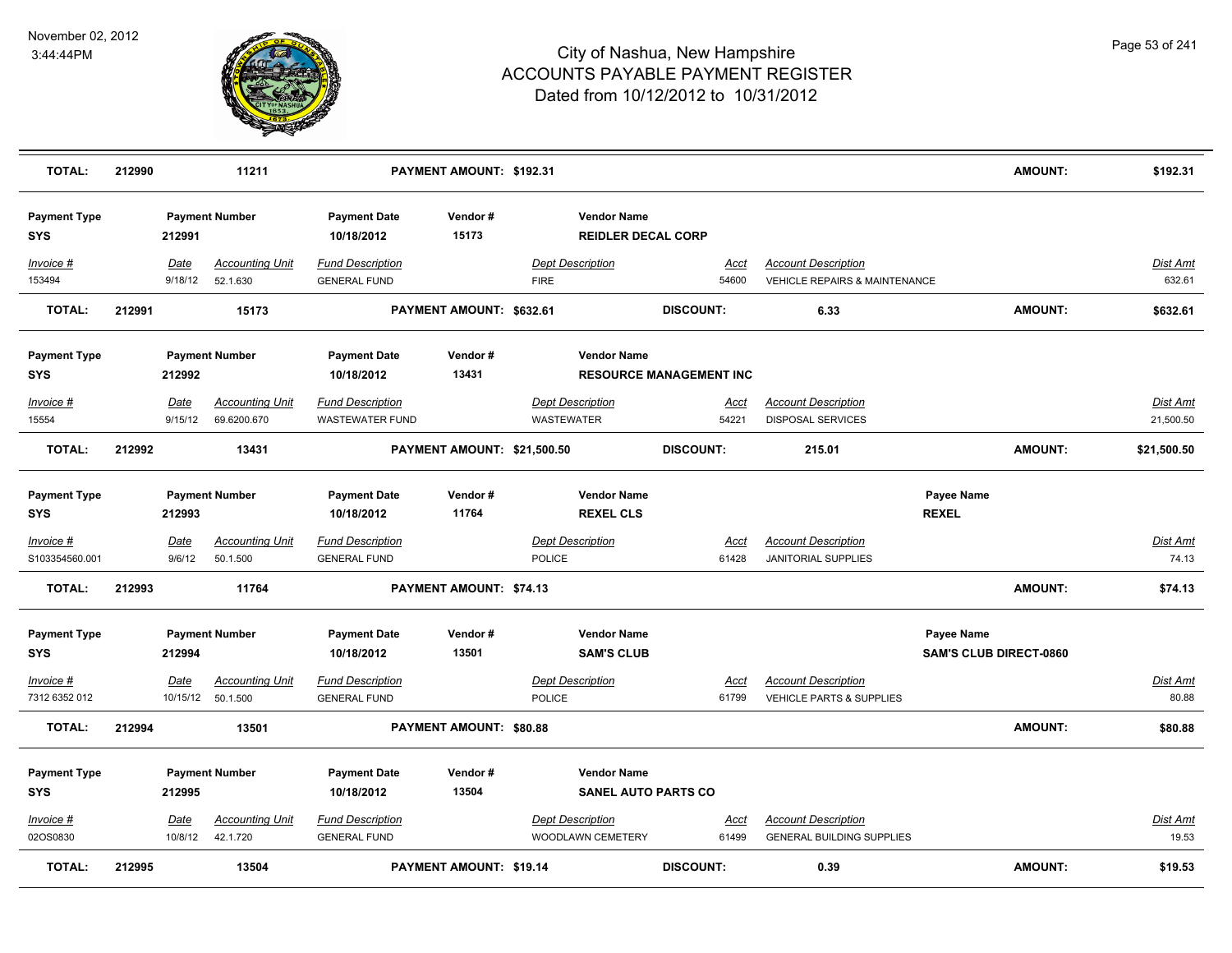# City of Nashua, New Hampshire
## ACCOUNTS PAYABLE PAYMENT REGISTER
### Dated from 10/12/2012 to 10/31/2012

November 02, 2012
3:44:44PM

| TOTAL: | 212990 | 11211 | PAYMENT AMOUNT: $192.31 | | | AMOUNT: | $192.31 |
|---|---|---|---|---|---|---|---|

| Payment Type | Payment Number | Payment Date | Vendor # | Vendor Name |
|---|---|---|---|---|
| SYS | 212991 | 10/18/2012 | 15173 | REIDLER DECAL CORP |

| Invoice # | Date | Accounting Unit | Fund Description | Dept Description | Acct | Account Description | Dist Amt |
|---|---|---|---|---|---|---|---|
| 153494 | 9/18/12 | 52.1.630 | GENERAL FUND | FIRE | 54600 | VEHICLE REPAIRS & MAINTENANCE | 632.61 |

| TOTAL: | 212991 | 15173 | PAYMENT AMOUNT: $632.61 | DISCOUNT: | 6.33 | AMOUNT: | $632.61 |
|---|---|---|---|---|---|---|---|

| Payment Type | Payment Number | Payment Date | Vendor # | Vendor Name |
|---|---|---|---|---|
| SYS | 212992 | 10/18/2012 | 13431 | RESOURCE MANAGEMENT INC |

| Invoice # | Date | Accounting Unit | Fund Description | Dept Description | Acct | Account Description | Dist Amt |
|---|---|---|---|---|---|---|---|
| 15554 | 9/15/12 | 69.6200.670 | WASTEWATER FUND | WASTEWATER | 54221 | DISPOSAL SERVICES | 21,500.50 |

| TOTAL: | 212992 | 13431 | PAYMENT AMOUNT: $21,500.50 | DISCOUNT: | 215.01 | AMOUNT: | $21,500.50 |
|---|---|---|---|---|---|---|---|

| Payment Type | Payment Number | Payment Date | Vendor # | Vendor Name | Payee Name |
|---|---|---|---|---|---|
| SYS | 212993 | 10/18/2012 | 11764 | REXEL CLS | REXEL |

| Invoice # | Date | Accounting Unit | Fund Description | Dept Description | Acct | Account Description | Dist Amt |
|---|---|---|---|---|---|---|---|
| S103354560.001 | 9/6/12 | 50.1.500 | GENERAL FUND | POLICE | 61428 | JANITORIAL SUPPLIES | 74.13 |

| TOTAL: | 212993 | 11764 | PAYMENT AMOUNT: $74.13 | | | AMOUNT: | $74.13 |
|---|---|---|---|---|---|---|---|

| Payment Type | Payment Number | Payment Date | Vendor # | Vendor Name | Payee Name |
|---|---|---|---|---|---|
| SYS | 212994 | 10/18/2012 | 13501 | SAM'S CLUB | SAM'S CLUB DIRECT-0860 |

| Invoice # | Date | Accounting Unit | Fund Description | Dept Description | Acct | Account Description | Dist Amt |
|---|---|---|---|---|---|---|---|
| 7312 6352 012 | 10/15/12 | 50.1.500 | GENERAL FUND | POLICE | 61799 | VEHICLE PARTS & SUPPLIES | 80.88 |

| TOTAL: | 212994 | 13501 | PAYMENT AMOUNT: $80.88 | | | AMOUNT: | $80.88 |
|---|---|---|---|---|---|---|---|

| Payment Type | Payment Number | Payment Date | Vendor # | Vendor Name |
|---|---|---|---|---|
| SYS | 212995 | 10/18/2012 | 13504 | SANEL AUTO PARTS CO |

| Invoice # | Date | Accounting Unit | Fund Description | Dept Description | Acct | Account Description | Dist Amt |
|---|---|---|---|---|---|---|---|
| 02OS0830 | 10/8/12 | 42.1.720 | GENERAL FUND | WOODLAWN CEMETERY | 61499 | GENERAL BUILDING SUPPLIES | 19.53 |

| TOTAL: | 212995 | 13504 | PAYMENT AMOUNT: $19.14 | DISCOUNT: | 0.39 | AMOUNT: | $19.53 |
|---|---|---|---|---|---|---|---|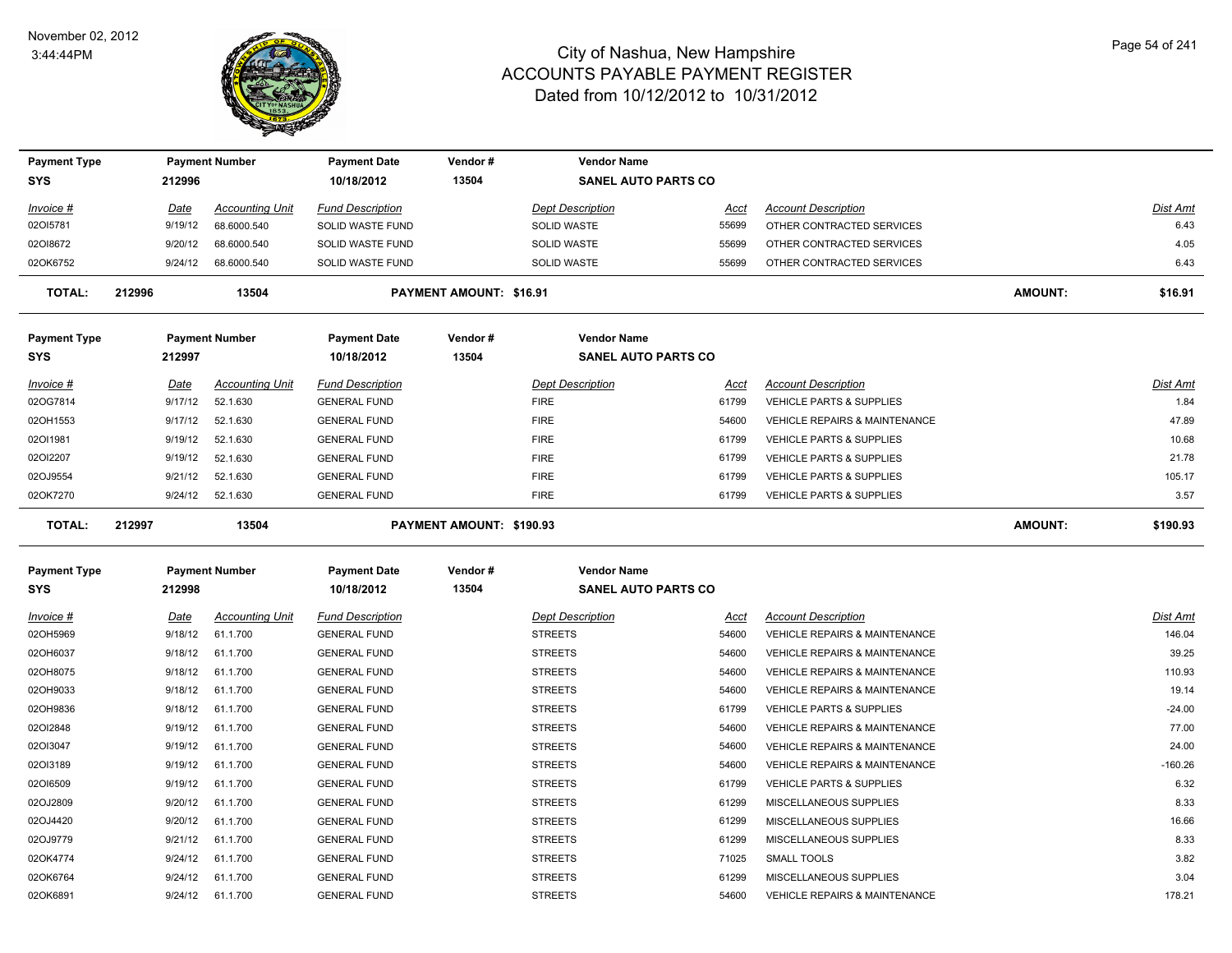# City of Nashua, New Hampshire
## ACCOUNTS PAYABLE PAYMENT REGISTER
### Dated from 10/12/2012 to 10/31/2012

November 02, 2012
3:44:44PM

| Payment Type | Payment Number | Payment Date | Vendor # | Vendor Name |
|---|---|---|---|---|
| SYS | 212996 | 10/18/2012 | 13504 | SANEL AUTO PARTS CO |

| Invoice # | Date | Accounting Unit | Fund Description | Dept Description | Acct | Account Description | Dist Amt |
|---|---|---|---|---|---|---|---|
| 02OI5781 | 9/19/12 | 68.6000.540 | SOLID WASTE FUND | SOLID WASTE | 55699 | OTHER CONTRACTED SERVICES | 6.43 |
| 02OI8672 | 9/20/12 | 68.6000.540 | SOLID WASTE FUND | SOLID WASTE | 55699 | OTHER CONTRACTED SERVICES | 4.05 |
| 02OK6752 | 9/24/12 | 68.6000.540 | SOLID WASTE FUND | SOLID WASTE | 55699 | OTHER CONTRACTED SERVICES | 6.43 |

**TOTAL: 212996 13504 PAYMENT AMOUNT: $16.91 AMOUNT: $16.91**

| Payment Type | Payment Number | Payment Date | Vendor # | Vendor Name |
|---|---|---|---|---|
| SYS | 212997 | 10/18/2012 | 13504 | SANEL AUTO PARTS CO |

| Invoice # | Date | Accounting Unit | Fund Description | Dept Description | Acct | Account Description | Dist Amt |
|---|---|---|---|---|---|---|---|
| 02OG7814 | 9/17/12 | 52.1.630 | GENERAL FUND | FIRE | 61799 | VEHICLE PARTS & SUPPLIES | 1.84 |
| 02OH1553 | 9/17/12 | 52.1.630 | GENERAL FUND | FIRE | 54600 | VEHICLE REPAIRS & MAINTENANCE | 47.89 |
| 02OI1981 | 9/19/12 | 52.1.630 | GENERAL FUND | FIRE | 61799 | VEHICLE PARTS & SUPPLIES | 10.68 |
| 02OI2207 | 9/19/12 | 52.1.630 | GENERAL FUND | FIRE | 61799 | VEHICLE PARTS & SUPPLIES | 21.78 |
| 02OJ9554 | 9/21/12 | 52.1.630 | GENERAL FUND | FIRE | 61799 | VEHICLE PARTS & SUPPLIES | 105.17 |
| 02OK7270 | 9/24/12 | 52.1.630 | GENERAL FUND | FIRE | 61799 | VEHICLE PARTS & SUPPLIES | 3.57 |

**TOTAL: 212997 13504 PAYMENT AMOUNT: $190.93 AMOUNT: $190.93**

| Payment Type | Payment Number | Payment Date | Vendor # | Vendor Name |
|---|---|---|---|---|
| SYS | 212998 | 10/18/2012 | 13504 | SANEL AUTO PARTS CO |

| Invoice # | Date | Accounting Unit | Fund Description | Dept Description | Acct | Account Description | Dist Amt |
|---|---|---|---|---|---|---|---|
| 02OH5969 | 9/18/12 | 61.1.700 | GENERAL FUND | STREETS | 54600 | VEHICLE REPAIRS & MAINTENANCE | 146.04 |
| 02OH6037 | 9/18/12 | 61.1.700 | GENERAL FUND | STREETS | 54600 | VEHICLE REPAIRS & MAINTENANCE | 39.25 |
| 02OH8075 | 9/18/12 | 61.1.700 | GENERAL FUND | STREETS | 54600 | VEHICLE REPAIRS & MAINTENANCE | 110.93 |
| 02OH9033 | 9/18/12 | 61.1.700 | GENERAL FUND | STREETS | 54600 | VEHICLE REPAIRS & MAINTENANCE | 19.14 |
| 02OH9836 | 9/18/12 | 61.1.700 | GENERAL FUND | STREETS | 61799 | VEHICLE PARTS & SUPPLIES | -24.00 |
| 02OI2848 | 9/19/12 | 61.1.700 | GENERAL FUND | STREETS | 54600 | VEHICLE REPAIRS & MAINTENANCE | 77.00 |
| 02OI3047 | 9/19/12 | 61.1.700 | GENERAL FUND | STREETS | 54600 | VEHICLE REPAIRS & MAINTENANCE | 24.00 |
| 02OI3189 | 9/19/12 | 61.1.700 | GENERAL FUND | STREETS | 54600 | VEHICLE REPAIRS & MAINTENANCE | -160.26 |
| 02OI6509 | 9/19/12 | 61.1.700 | GENERAL FUND | STREETS | 61799 | VEHICLE PARTS & SUPPLIES | 6.32 |
| 02OJ2809 | 9/20/12 | 61.1.700 | GENERAL FUND | STREETS | 61299 | MISCELLANEOUS SUPPLIES | 8.33 |
| 02OJ4420 | 9/20/12 | 61.1.700 | GENERAL FUND | STREETS | 61299 | MISCELLANEOUS SUPPLIES | 16.66 |
| 02OJ9779 | 9/21/12 | 61.1.700 | GENERAL FUND | STREETS | 61299 | MISCELLANEOUS SUPPLIES | 8.33 |
| 02OK4774 | 9/24/12 | 61.1.700 | GENERAL FUND | STREETS | 71025 | SMALL TOOLS | 3.82 |
| 02OK6764 | 9/24/12 | 61.1.700 | GENERAL FUND | STREETS | 61299 | MISCELLANEOUS SUPPLIES | 3.04 |
| 02OK6891 | 9/24/12 | 61.1.700 | GENERAL FUND | STREETS | 54600 | VEHICLE REPAIRS & MAINTENANCE | 178.21 |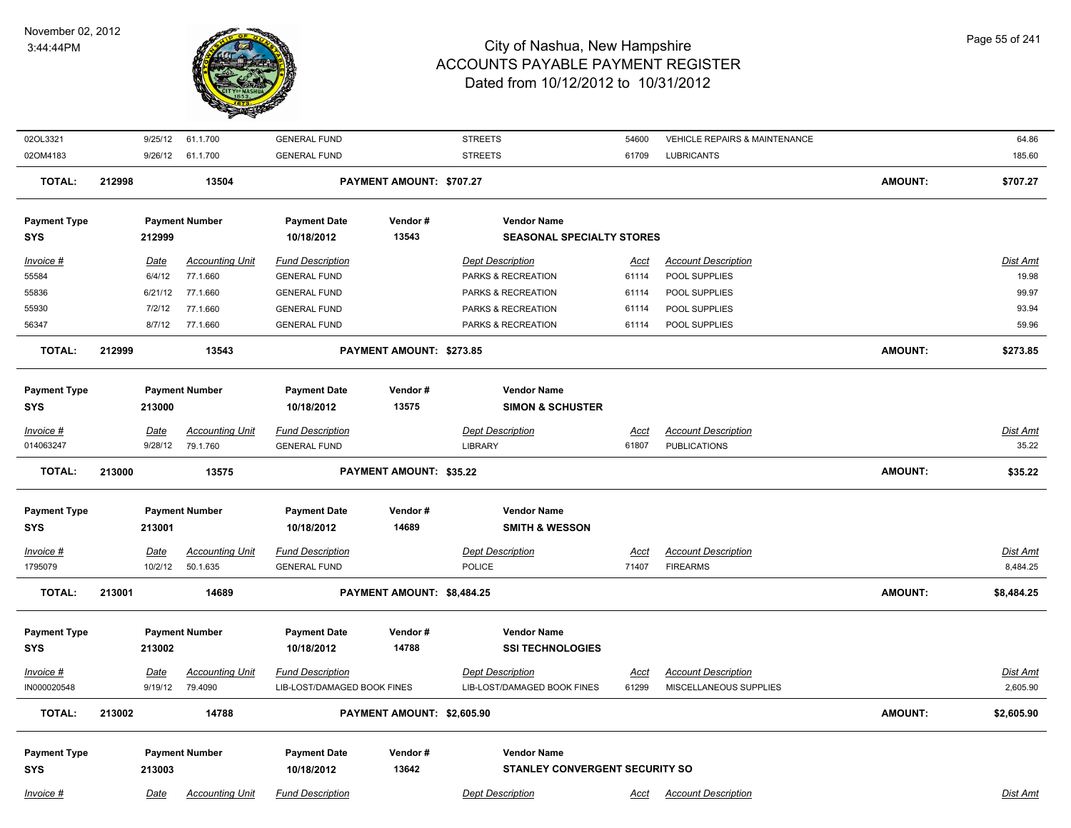| Invoice # | Date | Accounting Unit | Fund Description | Dept Description | Acct | Account Description | Dist Amt |
|---|---|---|---|---|---|---|---|
| 02OL3321 | 9/25/12 | 61.1.700 | GENERAL FUND | STREETS | 54600 | VEHICLE REPAIRS & MAINTENANCE | 64.86 |
| 02OM4183 | 9/26/12 | 61.1.700 | GENERAL FUND | STREETS | 61709 | LUBRICANTS | 185.60 |

**TOTAL:** 212998 13504 **PAYMENT AMOUNT: $707.27** **AMOUNT: $707.27**

| Payment Type | Payment Number | Payment Date | Vendor # | Vendor Name |
|---|---|---|---|---|
| SYS | 212999 | 10/18/2012 | 13543 | SEASONAL SPECIALTY STORES |

| Invoice # | Date | Accounting Unit | Fund Description | Dept Description | Acct | Account Description | Dist Amt |
|---|---|---|---|---|---|---|---|
| 55584 | 6/4/12 | 77.1.660 | GENERAL FUND | PARKS & RECREATION | 61114 | POOL SUPPLIES | 19.98 |
| 55836 | 6/21/12 | 77.1.660 | GENERAL FUND | PARKS & RECREATION | 61114 | POOL SUPPLIES | 99.97 |
| 55930 | 7/2/12 | 77.1.660 | GENERAL FUND | PARKS & RECREATION | 61114 | POOL SUPPLIES | 93.94 |
| 56347 | 8/7/12 | 77.1.660 | GENERAL FUND | PARKS & RECREATION | 61114 | POOL SUPPLIES | 59.96 |

**TOTAL:** 212999 13543 **PAYMENT AMOUNT: $273.85** **AMOUNT: $273.85**

| Payment Type | Payment Number | Payment Date | Vendor # | Vendor Name |
|---|---|---|---|---|
| SYS | 213000 | 10/18/2012 | 13575 | SIMON & SCHUSTER |

| Invoice # | Date | Accounting Unit | Fund Description | Dept Description | Acct | Account Description | Dist Amt |
|---|---|---|---|---|---|---|---|
| 014063247 | 9/28/12 | 79.1.760 | GENERAL FUND | LIBRARY | 61807 | PUBLICATIONS | 35.22 |

**TOTAL:** 213000 13575 **PAYMENT AMOUNT: $35.22** **AMOUNT: $35.22**

| Payment Type | Payment Number | Payment Date | Vendor # | Vendor Name |
|---|---|---|---|---|
| SYS | 213001 | 10/18/2012 | 14689 | SMITH & WESSON |

| Invoice # | Date | Accounting Unit | Fund Description | Dept Description | Acct | Account Description | Dist Amt |
|---|---|---|---|---|---|---|---|
| 1795079 | 10/2/12 | 50.1.635 | GENERAL FUND | POLICE | 71407 | FIREARMS | 8,484.25 |

**TOTAL:** 213001 14689 **PAYMENT AMOUNT: $8,484.25** **AMOUNT: $8,484.25**

| Payment Type | Payment Number | Payment Date | Vendor # | Vendor Name |
|---|---|---|---|---|
| SYS | 213002 | 10/18/2012 | 14788 | SSI TECHNOLOGIES |

| Invoice # | Date | Accounting Unit | Fund Description | Dept Description | Acct | Account Description | Dist Amt |
|---|---|---|---|---|---|---|---|
| IN000020548 | 9/19/12 | 79.4090 | LIB-LOST/DAMAGED BOOK FINES | LIB-LOST/DAMAGED BOOK FINES | 61299 | MISCELLANEOUS SUPPLIES | 2,605.90 |

**TOTAL:** 213002 14788 **PAYMENT AMOUNT: $2,605.90** **AMOUNT: $2,605.90**

| Payment Type | Payment Number | Payment Date | Vendor # | Vendor Name |
|---|---|---|---|---|
| SYS | 213003 | 10/18/2012 | 13642 | STANLEY CONVERGENT SECURITY SO |

| Invoice # | Date | Accounting Unit | Fund Description | Dept Description | Acct | Account Description | Dist Amt |
|---|---|---|---|---|---|---|---|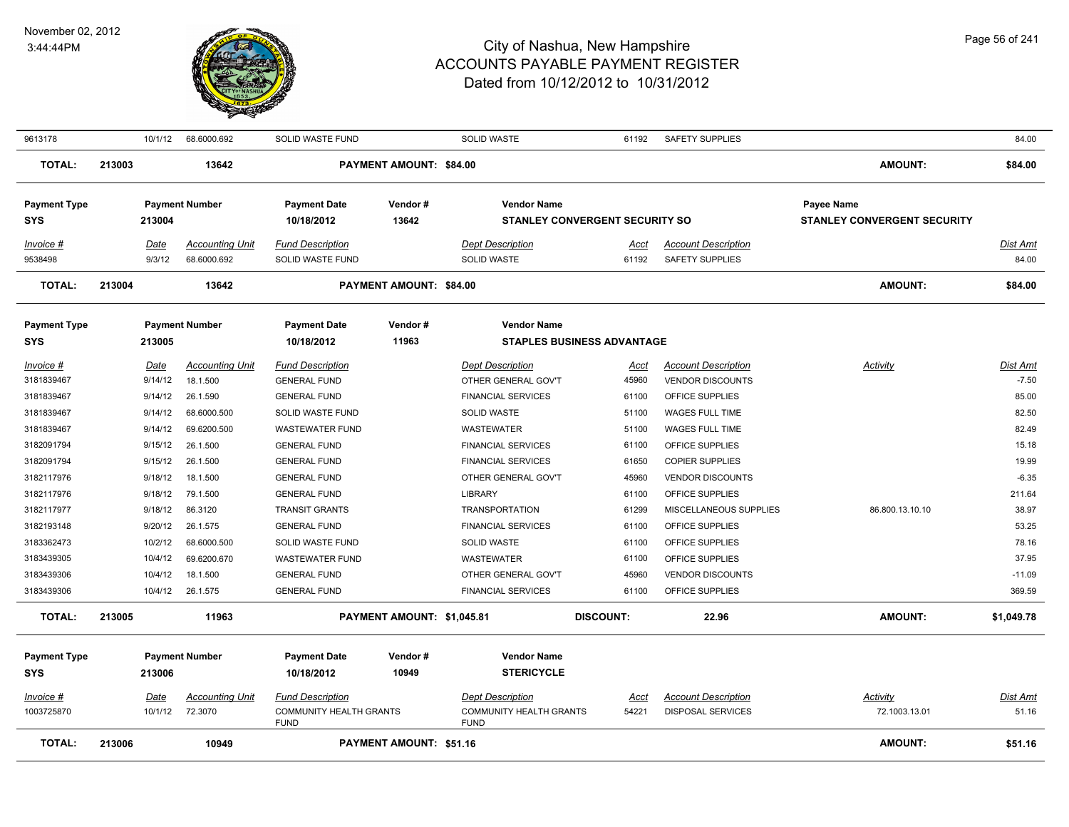# City of Nashua, New Hampshire
## ACCOUNTS PAYABLE PAYMENT REGISTER
### Dated from 10/12/2012 to 10/31/2012

November 02, 2012
3:44:44PM

| Invoice # | Date | Accounting Unit | Fund Description | Dept Description | Acct | Account Description | Activity | Dist Amt |
|---|---|---|---|---|---|---|---|---|
| 9613178 | 10/1/12 | 68.6000.692 | SOLID WASTE FUND | SOLID WASTE | 61192 | SAFETY SUPPLIES | | 84.00 |

**TOTAL:** 213003 | 13642 | **PAYMENT AMOUNT: $84.00** | **AMOUNT: $84.00**

| Payment Type | Payment Number | Payment Date | Vendor # | Vendor Name | Payee Name |
|---|---|---|---|---|---|
| SYS | 213004 | 10/18/2012 | 13642 | STANLEY CONVERGENT SECURITY SO | STANLEY CONVERGENT SECURITY |

| Invoice # | Date | Accounting Unit | Fund Description | Dept Description | Acct | Account Description | Dist Amt |
|---|---|---|---|---|---|---|---|
| 9538498 | 9/3/12 | 68.6000.692 | SOLID WASTE FUND | SOLID WASTE | 61192 | SAFETY SUPPLIES | 84.00 |

**TOTAL:** 213004 | 13642 | **PAYMENT AMOUNT: $84.00** | **AMOUNT: $84.00**

| Payment Type | Payment Number | Payment Date | Vendor # | Vendor Name |
|---|---|---|---|---|
| SYS | 213005 | 10/18/2012 | 11963 | STAPLES BUSINESS ADVANTAGE |

| Invoice # | Date | Accounting Unit | Fund Description | Dept Description | Acct | Account Description | Activity | Dist Amt |
|---|---|---|---|---|---|---|---|---|
| 3181839467 | 9/14/12 | 18.1.500 | GENERAL FUND | OTHER GENERAL GOV'T | 45960 | VENDOR DISCOUNTS | | -7.50 |
| 3181839467 | 9/14/12 | 26.1.590 | GENERAL FUND | FINANCIAL SERVICES | 61100 | OFFICE SUPPLIES | | 85.00 |
| 3181839467 | 9/14/12 | 68.6000.500 | SOLID WASTE FUND | SOLID WASTE | 51100 | WAGES FULL TIME | | 82.50 |
| 3181839467 | 9/14/12 | 69.6200.500 | WASTEWATER FUND | WASTEWATER | 51100 | WAGES FULL TIME | | 82.49 |
| 3182091794 | 9/15/12 | 26.1.500 | GENERAL FUND | FINANCIAL SERVICES | 61100 | OFFICE SUPPLIES | | 15.18 |
| 3182091794 | 9/15/12 | 26.1.500 | GENERAL FUND | FINANCIAL SERVICES | 61650 | COPIER SUPPLIES | | 19.99 |
| 3182117976 | 9/18/12 | 18.1.500 | GENERAL FUND | OTHER GENERAL GOV'T | 45960 | VENDOR DISCOUNTS | | -6.35 |
| 3182117976 | 9/18/12 | 79.1.500 | GENERAL FUND | LIBRARY | 61100 | OFFICE SUPPLIES | | 211.64 |
| 3182117977 | 9/18/12 | 86.3120 | TRANSIT GRANTS | TRANSPORTATION | 61299 | MISCELLANEOUS SUPPLIES | 86.800.13.10.10 | 38.97 |
| 3182193148 | 9/20/12 | 26.1.575 | GENERAL FUND | FINANCIAL SERVICES | 61100 | OFFICE SUPPLIES | | 53.25 |
| 3183362473 | 10/2/12 | 68.6000.500 | SOLID WASTE FUND | SOLID WASTE | 61100 | OFFICE SUPPLIES | | 78.16 |
| 3183439305 | 10/4/12 | 69.6200.670 | WASTEWATER FUND | WASTEWATER | 61100 | OFFICE SUPPLIES | | 37.95 |
| 3183439306 | 10/4/12 | 18.1.500 | GENERAL FUND | OTHER GENERAL GOV'T | 45960 | VENDOR DISCOUNTS | | -11.09 |
| 3183439306 | 10/4/12 | 26.1.575 | GENERAL FUND | FINANCIAL SERVICES | 61100 | OFFICE SUPPLIES | | 369.59 |

**TOTAL:** 213005 | 11963 | **PAYMENT AMOUNT: $1,045.81** | **DISCOUNT: 22.96** | **AMOUNT: $1,049.78**

| Payment Type | Payment Number | Payment Date | Vendor # | Vendor Name |
|---|---|---|---|---|
| SYS | 213006 | 10/18/2012 | 10949 | STERICYCLE |

| Invoice # | Date | Accounting Unit | Fund Description | Dept Description | Acct | Account Description | Activity | Dist Amt |
|---|---|---|---|---|---|---|---|---|
| 1003725870 | 10/1/12 | 72.3070 | COMMUNITY HEALTH GRANTS FUND | COMMUNITY HEALTH GRANTS FUND | 54221 | DISPOSAL SERVICES | 72.1003.13.01 | 51.16 |

**TOTAL:** 213006 | 10949 | **PAYMENT AMOUNT: $51.16** | **AMOUNT: $51.16**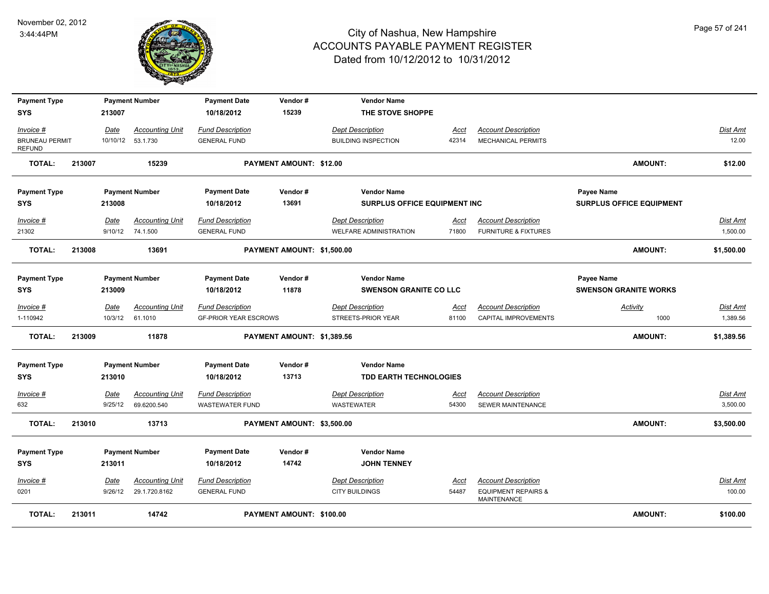# City of Nashua, New Hampshire
## ACCOUNTS PAYABLE PAYMENT REGISTER
### Dated from 10/12/2012 to 10/31/2012

November 02, 2012
3:44:44PM

| Payment Type | Payment Number | Payment Date | Vendor # | Vendor Name |
|---|---|---|---|---|
| SYS | 213007 | 10/18/2012 | 15239 | THE STOVE SHOPPE |

| Invoice # | Date | Accounting Unit | Fund Description | Dept Description | Acct | Account Description | Dist Amt |
|---|---|---|---|---|---|---|---|
| BRUNEAU PERMIT REFUND | 10/10/12 | 53.1.730 | GENERAL FUND | BUILDING INSPECTION | 42314 | MECHANICAL PERMITS | 12.00 |

**TOTAL: 213007 15239 PAYMENT AMOUNT: $12.00 AMOUNT: $12.00**

| Payment Type | Payment Number | Payment Date | Vendor # | Vendor Name | Payee Name |
|---|---|---|---|---|---|
| SYS | 213008 | 10/18/2012 | 13691 | SURPLUS OFFICE EQUIPMENT INC | SURPLUS OFFICE EQUIPMENT |

| Invoice # | Date | Accounting Unit | Fund Description | Dept Description | Acct | Account Description | Dist Amt |
|---|---|---|---|---|---|---|---|
| 21302 | 9/10/12 | 74.1.500 | GENERAL FUND | WELFARE ADMINISTRATION | 71800 | FURNITURE & FIXTURES | 1,500.00 |

**TOTAL: 213008 13691 PAYMENT AMOUNT: $1,500.00 AMOUNT: $1,500.00**

| Payment Type | Payment Number | Payment Date | Vendor # | Vendor Name | Payee Name |
|---|---|---|---|---|---|
| SYS | 213009 | 10/18/2012 | 11878 | SWENSON GRANITE CO LLC | SWENSON GRANITE WORKS |

| Invoice # | Date | Accounting Unit | Fund Description | Dept Description | Acct | Account Description | Activity | Dist Amt |
|---|---|---|---|---|---|---|---|---|
| 1-110942 | 10/3/12 | 61.1010 | GF-PRIOR YEAR ESCROWS | STREETS-PRIOR YEAR | 81100 | CAPITAL IMPROVEMENTS | 1000 | 1,389.56 |

**TOTAL: 213009 11878 PAYMENT AMOUNT: $1,389.56 AMOUNT: $1,389.56**

| Payment Type | Payment Number | Payment Date | Vendor # | Vendor Name |
|---|---|---|---|---|
| SYS | 213010 | 10/18/2012 | 13713 | TDD EARTH TECHNOLOGIES |

| Invoice # | Date | Accounting Unit | Fund Description | Dept Description | Acct | Account Description | Dist Amt |
|---|---|---|---|---|---|---|---|
| 632 | 9/25/12 | 69.6200.540 | WASTEWATER FUND | WASTEWATER | 54300 | SEWER MAINTENANCE | 3,500.00 |

**TOTAL: 213010 13713 PAYMENT AMOUNT: $3,500.00 AMOUNT: $3,500.00**

| Payment Type | Payment Number | Payment Date | Vendor # | Vendor Name |
|---|---|---|---|---|
| SYS | 213011 | 10/18/2012 | 14742 | JOHN TENNEY |

| Invoice # | Date | Accounting Unit | Fund Description | Dept Description | Acct | Account Description | Dist Amt |
|---|---|---|---|---|---|---|---|
| 0201 | 9/26/12 | 29.1.720.8162 | GENERAL FUND | CITY BUILDINGS | 54487 | EQUIPMENT REPAIRS & MAINTENANCE | 100.00 |

**TOTAL: 213011 14742 PAYMENT AMOUNT: $100.00 AMOUNT: $100.00**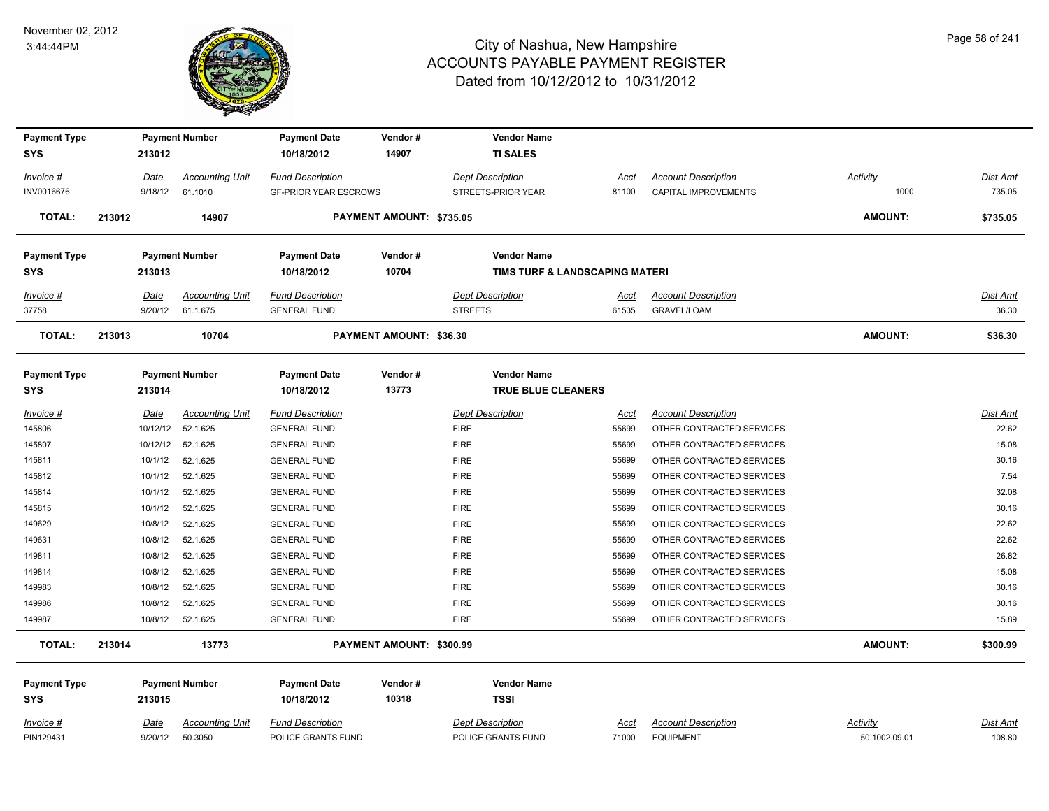# City of Nashua, New Hampshire
## ACCOUNTS PAYABLE PAYMENT REGISTER
### Dated from 10/12/2012 to 10/31/2012

November 02, 2012
3:44:44PM

| Payment Type | Payment Number | Payment Date | Vendor # | Vendor Name | | | | |
|---|---|---|---|---|---|---|---|---|
| SYS | 213012 | 10/18/2012 | 14907 | TI SALES | | | | |

| Invoice # | Date | Accounting Unit | Fund Description | Dept Description | Acct | Account Description | Activity | Dist Amt |
|---|---|---|---|---|---|---|---|---|
| INV0016676 | 9/18/12 | 61.1010 | GF-PRIOR YEAR ESCROWS | STREETS-PRIOR YEAR | 81100 | CAPITAL IMPROVEMENTS | 1000 | 735.05 |
| **TOTAL:** | **213012** | **14907** | | **PAYMENT AMOUNT: $735.05** | | | **AMOUNT:** | **$735.05** |

| Payment Type | Payment Number | Payment Date | Vendor # | Vendor Name | | | | |
|---|---|---|---|---|---|---|---|---|
| SYS | 213013 | 10/18/2012 | 10704 | TIMS TURF & LANDSCAPING MATERI | | | | |

| Invoice # | Date | Accounting Unit | Fund Description | Dept Description | Acct | Account Description | Activity | Dist Amt |
|---|---|---|---|---|---|---|---|---|
| 37758 | 9/20/12 | 61.1.675 | GENERAL FUND | STREETS | 61535 | GRAVEL/LOAM | | 36.30 |
| **TOTAL:** | **213013** | **10704** | | **PAYMENT AMOUNT: $36.30** | | | **AMOUNT:** | **$36.30** |

| Payment Type | Payment Number | Payment Date | Vendor # | Vendor Name | | | | |
|---|---|---|---|---|---|---|---|---|
| SYS | 213014 | 10/18/2012 | 13773 | TRUE BLUE CLEANERS | | | | |

| Invoice # | Date | Accounting Unit | Fund Description | Dept Description | Acct | Account Description | Activity | Dist Amt |
|---|---|---|---|---|---|---|---|---|
| 145806 | 10/12/12 | 52.1.625 | GENERAL FUND | FIRE | 55699 | OTHER CONTRACTED SERVICES | | 22.62 |
| 145807 | 10/12/12 | 52.1.625 | GENERAL FUND | FIRE | 55699 | OTHER CONTRACTED SERVICES | | 15.08 |
| 145811 | 10/1/12 | 52.1.625 | GENERAL FUND | FIRE | 55699 | OTHER CONTRACTED SERVICES | | 30.16 |
| 145812 | 10/1/12 | 52.1.625 | GENERAL FUND | FIRE | 55699 | OTHER CONTRACTED SERVICES | | 7.54 |
| 145814 | 10/1/12 | 52.1.625 | GENERAL FUND | FIRE | 55699 | OTHER CONTRACTED SERVICES | | 32.08 |
| 145815 | 10/1/12 | 52.1.625 | GENERAL FUND | FIRE | 55699 | OTHER CONTRACTED SERVICES | | 30.16 |
| 149629 | 10/8/12 | 52.1.625 | GENERAL FUND | FIRE | 55699 | OTHER CONTRACTED SERVICES | | 22.62 |
| 149631 | 10/8/12 | 52.1.625 | GENERAL FUND | FIRE | 55699 | OTHER CONTRACTED SERVICES | | 22.62 |
| 149811 | 10/8/12 | 52.1.625 | GENERAL FUND | FIRE | 55699 | OTHER CONTRACTED SERVICES | | 26.82 |
| 149814 | 10/8/12 | 52.1.625 | GENERAL FUND | FIRE | 55699 | OTHER CONTRACTED SERVICES | | 15.08 |
| 149983 | 10/8/12 | 52.1.625 | GENERAL FUND | FIRE | 55699 | OTHER CONTRACTED SERVICES | | 30.16 |
| 149986 | 10/8/12 | 52.1.625 | GENERAL FUND | FIRE | 55699 | OTHER CONTRACTED SERVICES | | 30.16 |
| 149987 | 10/8/12 | 52.1.625 | GENERAL FUND | FIRE | 55699 | OTHER CONTRACTED SERVICES | | 15.89 |
| **TOTAL:** | **213014** | **13773** | | **PAYMENT AMOUNT: $300.99** | | | **AMOUNT:** | **$300.99** |

| Payment Type | Payment Number | Payment Date | Vendor # | Vendor Name | | | | |
|---|---|---|---|---|---|---|---|---|
| SYS | 213015 | 10/18/2012 | 10318 | TSSI | | | | |

| Invoice # | Date | Accounting Unit | Fund Description | Dept Description | Acct | Account Description | Activity | Dist Amt |
|---|---|---|---|---|---|---|---|---|
| PIN129431 | 9/20/12 | 50.3050 | POLICE GRANTS FUND | POLICE GRANTS FUND | 71000 | EQUIPMENT | 50.1002.09.01 | 108.80 |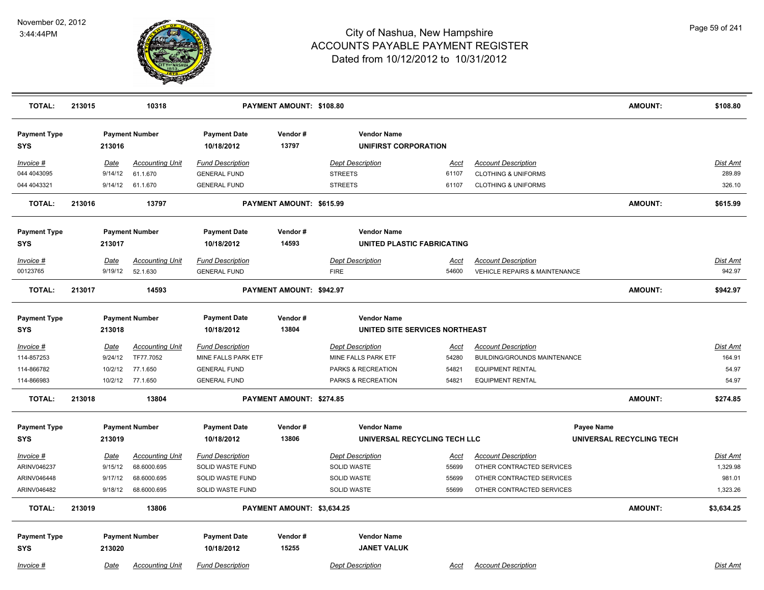# City of Nashua, New Hampshire
# ACCOUNTS PAYABLE PAYMENT REGISTER
## Dated from 10/12/2012 to 10/31/2012

November 02, 2012
3:44:44PM

| TOTAL: | 213015 | 10318 | PAYMENT AMOUNT: $108.80 | AMOUNT: | $108.80 |
|---|---|---|---|---|---|

| Payment Type | Payment Number | Payment Date | Vendor # | Vendor Name |
|---|---|---|---|---|
| SYS | 213016 | 10/18/2012 | 13797 | UNIFIRST CORPORATION |

| Invoice # | Date | Accounting Unit | Fund Description | Dept Description | Acct | Account Description | Dist Amt |
|---|---|---|---|---|---|---|---|
| 044 4043095 | 9/14/12 | 61.1.670 | GENERAL FUND | STREETS | 61107 | CLOTHING & UNIFORMS | 289.89 |
| 044 4043321 | 9/14/12 | 61.1.670 | GENERAL FUND | STREETS | 61107 | CLOTHING & UNIFORMS | 326.10 |
| **TOTAL:** | **213016** | **13797** | **PAYMENT AMOUNT: $615.99** | | | **AMOUNT:** | **$615.99** |

| Payment Type | Payment Number | Payment Date | Vendor # | Vendor Name |
|---|---|---|---|---|
| SYS | 213017 | 10/18/2012 | 14593 | UNITED PLASTIC FABRICATING |

| Invoice # | Date | Accounting Unit | Fund Description | Dept Description | Acct | Account Description | Dist Amt |
|---|---|---|---|---|---|---|---|
| 00123765 | 9/19/12 | 52.1.630 | GENERAL FUND | FIRE | 54600 | VEHICLE REPAIRS & MAINTENANCE | 942.97 |
| **TOTAL:** | **213017** | **14593** | **PAYMENT AMOUNT: $942.97** | | | **AMOUNT:** | **$942.97** |

| Payment Type | Payment Number | Payment Date | Vendor # | Vendor Name |
|---|---|---|---|---|
| SYS | 213018 | 10/18/2012 | 13804 | UNITED SITE SERVICES NORTHEAST |

| Invoice # | Date | Accounting Unit | Fund Description | Dept Description | Acct | Account Description | Dist Amt |
|---|---|---|---|---|---|---|---|
| 114-857253 | 9/24/12 | TF77.7052 | MINE FALLS PARK ETF | MINE FALLS PARK ETF | 54280 | BUILDING/GROUNDS MAINTENANCE | 164.91 |
| 114-866782 | 10/2/12 | 77.1.650 | GENERAL FUND | PARKS & RECREATION | 54821 | EQUIPMENT RENTAL | 54.97 |
| 114-866983 | 10/2/12 | 77.1.650 | GENERAL FUND | PARKS & RECREATION | 54821 | EQUIPMENT RENTAL | 54.97 |
| **TOTAL:** | **213018** | **13804** | **PAYMENT AMOUNT: $274.85** | | | **AMOUNT:** | **$274.85** |

| Payment Type | Payment Number | Payment Date | Vendor # | Vendor Name | Payee Name |
|---|---|---|---|---|---|
| SYS | 213019 | 10/18/2012 | 13806 | UNIVERSAL RECYCLING TECH LLC | UNIVERSAL RECYCLING TECH |

| Invoice # | Date | Accounting Unit | Fund Description | Dept Description | Acct | Account Description | Dist Amt |
|---|---|---|---|---|---|---|---|
| ARINV046237 | 9/15/12 | 68.6000.695 | SOLID WASTE FUND | SOLID WASTE | 55699 | OTHER CONTRACTED SERVICES | 1,329.98 |
| ARINV046448 | 9/17/12 | 68.6000.695 | SOLID WASTE FUND | SOLID WASTE | 55699 | OTHER CONTRACTED SERVICES | 981.01 |
| ARINV046482 | 9/18/12 | 68.6000.695 | SOLID WASTE FUND | SOLID WASTE | 55699 | OTHER CONTRACTED SERVICES | 1,323.26 |
| **TOTAL:** | **213019** | **13806** | **PAYMENT AMOUNT: $3,634.25** | | | **AMOUNT:** | **$3,634.25** |

| Payment Type | Payment Number | Payment Date | Vendor # | Vendor Name |
|---|---|---|---|---|
| SYS | 213020 | 10/18/2012 | 15255 | JANET VALUK |

| Invoice # | Date | Accounting Unit | Fund Description | Dept Description | Acct | Account Description | Dist Amt |
|---|---|---|---|---|---|---|---|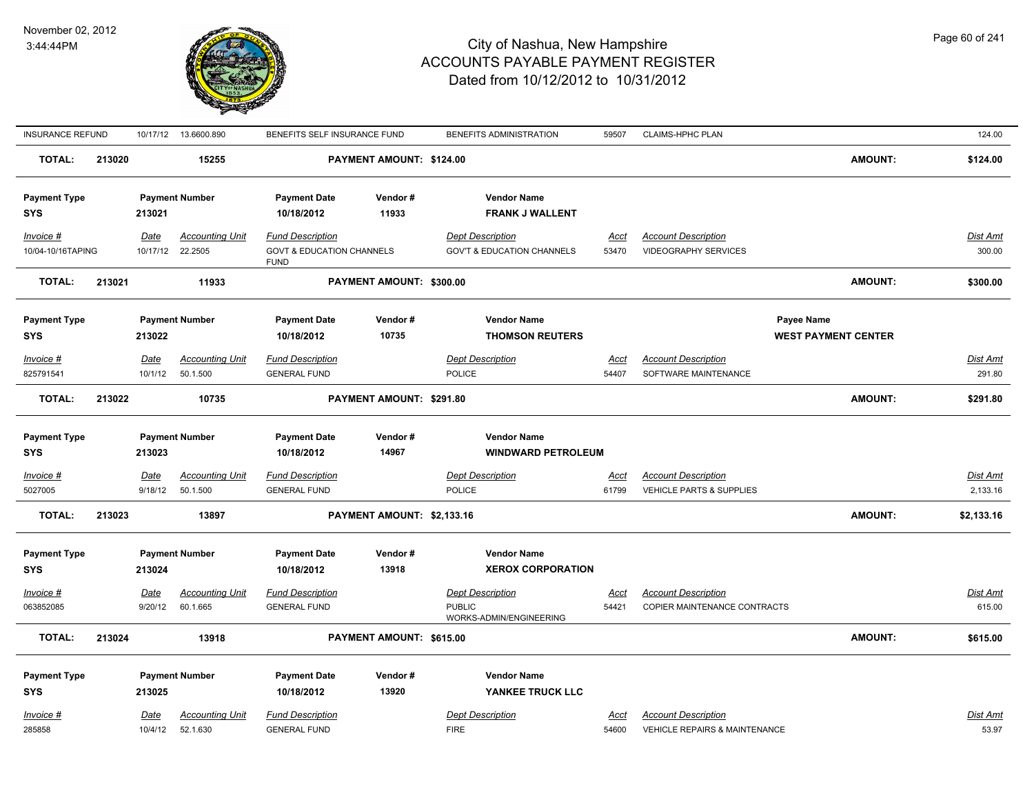# City of Nashua, New Hampshire
## ACCOUNTS PAYABLE PAYMENT REGISTER
### Dated from 10/12/2012 to 10/31/2012

November 02, 2012
3:44:44PM

| INSURANCE REFUND | 10/17/12 | 13.6600.890 | BENEFITS SELF INSURANCE FUND | BENEFITS ADMINISTRATION | 59507 | CLAIMS-HPHC PLAN | 124.00 |
|---|---|---|---|---|---|---|---|

**TOTAL: 213020 15255 PAYMENT AMOUNT: $124.00 AMOUNT: $124.00**

| Payment Type | Payment Number | Payment Date | Vendor # | Vendor Name |
|---|---|---|---|---|
| SYS | 213021 | 10/18/2012 | 11933 | FRANK J WALLENT |

| Invoice # | Date | Accounting Unit | Fund Description | Dept Description | Acct | Account Description | Dist Amt |
|---|---|---|---|---|---|---|---|
| 10/04-10/16TAPING | 10/17/12 | 22.2505 | GOVT & EDUCATION CHANNELS FUND | GOV'T & EDUCATION CHANNELS | 53470 | VIDEOGRAPHY SERVICES | 300.00 |

**TOTAL: 213021 11933 PAYMENT AMOUNT: $300.00 AMOUNT: $300.00**

| Payment Type | Payment Number | Payment Date | Vendor # | Vendor Name | Payee Name |
|---|---|---|---|---|---|
| SYS | 213022 | 10/18/2012 | 10735 | THOMSON REUTERS | WEST PAYMENT CENTER |

| Invoice # | Date | Accounting Unit | Fund Description | Dept Description | Acct | Account Description | Dist Amt |
|---|---|---|---|---|---|---|---|
| 825791541 | 10/1/12 | 50.1.500 | GENERAL FUND | POLICE | 54407 | SOFTWARE MAINTENANCE | 291.80 |

**TOTAL: 213022 10735 PAYMENT AMOUNT: $291.80 AMOUNT: $291.80**

| Payment Type | Payment Number | Payment Date | Vendor # | Vendor Name |
|---|---|---|---|---|
| SYS | 213023 | 10/18/2012 | 14967 | WINDWARD PETROLEUM |

| Invoice # | Date | Accounting Unit | Fund Description | Dept Description | Acct | Account Description | Dist Amt |
|---|---|---|---|---|---|---|---|
| 5027005 | 9/18/12 | 50.1.500 | GENERAL FUND | POLICE | 61799 | VEHICLE PARTS & SUPPLIES | 2,133.16 |

**TOTAL: 213023 13897 PAYMENT AMOUNT: $2,133.16 AMOUNT: $2,133.16**

| Payment Type | Payment Number | Payment Date | Vendor # | Vendor Name |
|---|---|---|---|---|
| SYS | 213024 | 10/18/2012 | 13918 | XEROX CORPORATION |

| Invoice # | Date | Accounting Unit | Fund Description | Dept Description | Acct | Account Description | Dist Amt |
|---|---|---|---|---|---|---|---|
| 063852085 | 9/20/12 | 60.1.665 | GENERAL FUND | PUBLIC WORKS-ADMIN/ENGINEERING | 54421 | COPIER MAINTENANCE CONTRACTS | 615.00 |

**TOTAL: 213024 13918 PAYMENT AMOUNT: $615.00 AMOUNT: $615.00**

| Payment Type | Payment Number | Payment Date | Vendor # | Vendor Name |
|---|---|---|---|---|
| SYS | 213025 | 10/18/2012 | 13920 | YANKEE TRUCK LLC |

| Invoice # | Date | Accounting Unit | Fund Description | Dept Description | Acct | Account Description | Dist Amt |
|---|---|---|---|---|---|---|---|
| 285858 | 10/4/12 | 52.1.630 | GENERAL FUND | FIRE | 54600 | VEHICLE REPAIRS & MAINTENANCE | 53.97 |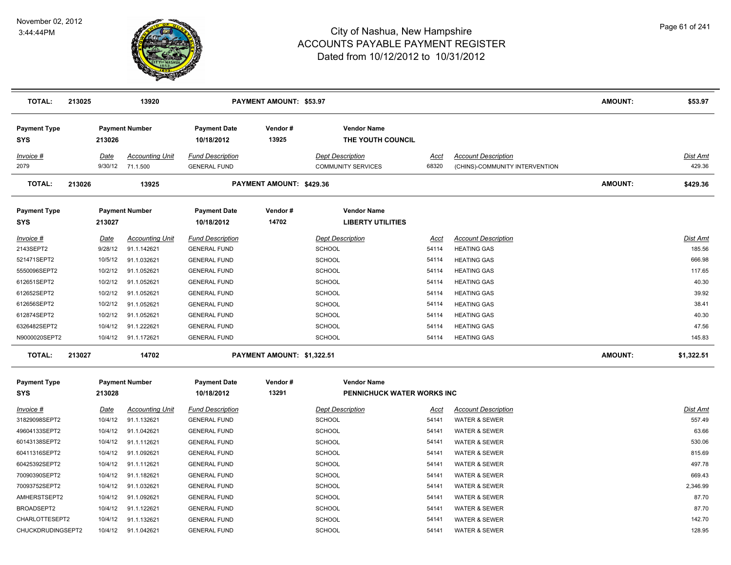# City of Nashua, New Hampshire
## ACCOUNTS PAYABLE PAYMENT REGISTER
### Dated from 10/12/2012 to 10/31/2012

November 02, 2012
3:44:44PM

| TOTAL: | 213025 | 13920 | PAYMENT AMOUNT: $53.97 | AMOUNT: | $53.97 |
|---|---|---|---|---|---|

**Payment Type:** SYS | **Payment Number:** 213026 | **Payment Date:** 10/18/2012 | **Vendor #:** 13925 | **Vendor Name:** THE YOUTH COUNCIL

| Invoice # | Date | Accounting Unit | Fund Description | Dept Description | Acct | Account Description | Dist Amt |
|---|---|---|---|---|---|---|---|
| 2079 | 9/30/12 | 71.1.500 | GENERAL FUND | COMMUNITY SERVICES | 68320 | (CHINS)-COMMUNITY INTERVENTION | 429.36 |

| TOTAL: | 213026 | 13925 | PAYMENT AMOUNT: $429.36 | AMOUNT: | $429.36 |
|---|---|---|---|---|---|

**Payment Type:** SYS | **Payment Number:** 213027 | **Payment Date:** 10/18/2012 | **Vendor #:** 14702 | **Vendor Name:** LIBERTY UTILITIES

| Invoice # | Date | Accounting Unit | Fund Description | Dept Description | Acct | Account Description | Dist Amt |
|---|---|---|---|---|---|---|---|
| 2143SEPT2 | 9/28/12 | 91.1.142621 | GENERAL FUND | SCHOOL | 54114 | HEATING GAS | 185.56 |
| 521471SEPT2 | 10/5/12 | 91.1.032621 | GENERAL FUND | SCHOOL | 54114 | HEATING GAS | 666.98 |
| 5550096SEPT2 | 10/2/12 | 91.1.052621 | GENERAL FUND | SCHOOL | 54114 | HEATING GAS | 117.65 |
| 612651SEPT2 | 10/2/12 | 91.1.052621 | GENERAL FUND | SCHOOL | 54114 | HEATING GAS | 40.30 |
| 612652SEPT2 | 10/2/12 | 91.1.052621 | GENERAL FUND | SCHOOL | 54114 | HEATING GAS | 39.92 |
| 612656SEPT2 | 10/2/12 | 91.1.052621 | GENERAL FUND | SCHOOL | 54114 | HEATING GAS | 38.41 |
| 612874SEPT2 | 10/2/12 | 91.1.052621 | GENERAL FUND | SCHOOL | 54114 | HEATING GAS | 40.30 |
| 6326482SEPT2 | 10/4/12 | 91.1.222621 | GENERAL FUND | SCHOOL | 54114 | HEATING GAS | 47.56 |
| N9000020SEPT2 | 10/4/12 | 91.1.172621 | GENERAL FUND | SCHOOL | 54114 | HEATING GAS | 145.83 |

| TOTAL: | 213027 | 14702 | PAYMENT AMOUNT: $1,322.51 | AMOUNT: | $1,322.51 |
|---|---|---|---|---|---|

**Payment Type:** SYS | **Payment Number:** 213028 | **Payment Date:** 10/18/2012 | **Vendor #:** 13291 | **Vendor Name:** PENNICHUCK WATER WORKS INC

| Invoice # | Date | Accounting Unit | Fund Description | Dept Description | Acct | Account Description | Dist Amt |
|---|---|---|---|---|---|---|---|
| 31829098SEPT2 | 10/4/12 | 91.1.132621 | GENERAL FUND | SCHOOL | 54141 | WATER & SEWER | 557.49 |
| 49604133SEPT2 | 10/4/12 | 91.1.042621 | GENERAL FUND | SCHOOL | 54141 | WATER & SEWER | 63.66 |
| 60143138SEPT2 | 10/4/12 | 91.1.112621 | GENERAL FUND | SCHOOL | 54141 | WATER & SEWER | 530.06 |
| 60411316SEPT2 | 10/4/12 | 91.1.092621 | GENERAL FUND | SCHOOL | 54141 | WATER & SEWER | 815.69 |
| 60425392SEPT2 | 10/4/12 | 91.1.112621 | GENERAL FUND | SCHOOL | 54141 | WATER & SEWER | 497.78 |
| 70090390SEPT2 | 10/4/12 | 91.1.182621 | GENERAL FUND | SCHOOL | 54141 | WATER & SEWER | 669.43 |
| 70093752SEPT2 | 10/4/12 | 91.1.032621 | GENERAL FUND | SCHOOL | 54141 | WATER & SEWER | 2,346.99 |
| AMHERSTSEPT2 | 10/4/12 | 91.1.092621 | GENERAL FUND | SCHOOL | 54141 | WATER & SEWER | 87.70 |
| BROADSEPT2 | 10/4/12 | 91.1.122621 | GENERAL FUND | SCHOOL | 54141 | WATER & SEWER | 87.70 |
| CHARLOTTESEPT2 | 10/4/12 | 91.1.132621 | GENERAL FUND | SCHOOL | 54141 | WATER & SEWER | 142.70 |
| CHUCKDRUDINGSEPT2 | 10/4/12 | 91.1.042621 | GENERAL FUND | SCHOOL | 54141 | WATER & SEWER | 128.95 |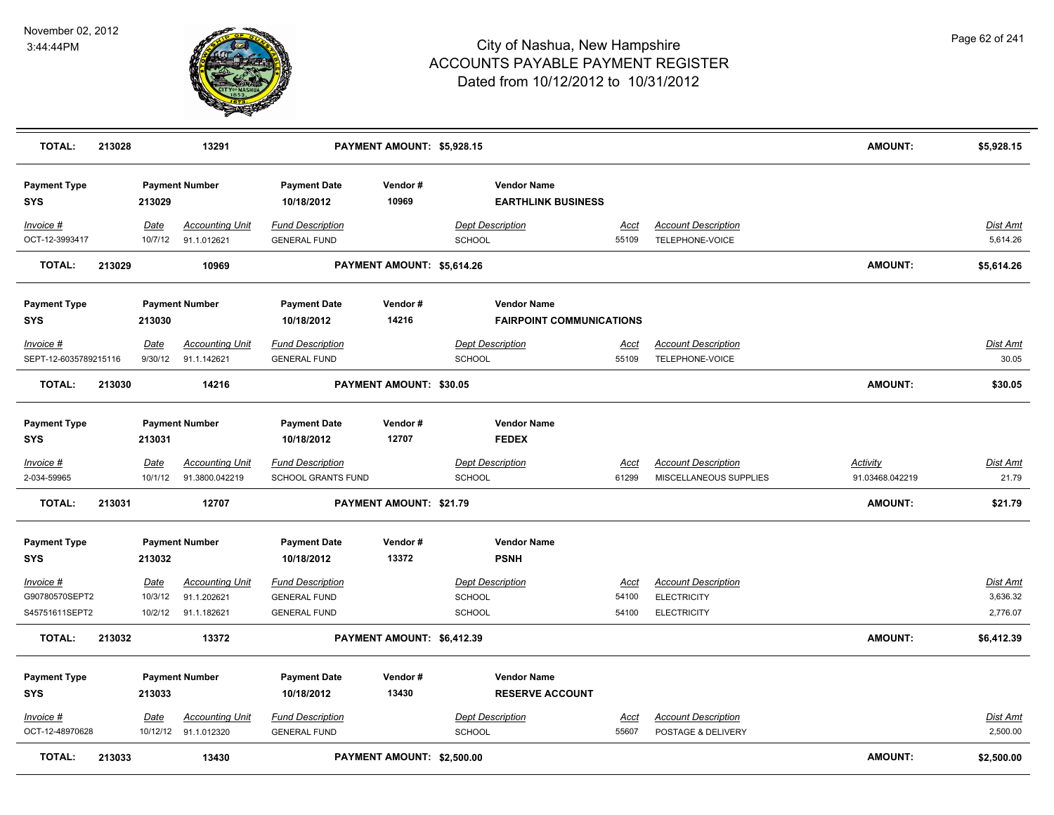# City of Nashua, New Hampshire
# ACCOUNTS PAYABLE PAYMENT REGISTER
## Dated from 10/12/2012 to 10/31/2012

November 02, 2012
3:44:44PM

| TOTAL: | 213028 | 13291 | PAYMENT AMOUNT: $5,928.15 | AMOUNT: | $5,928.15 |
|---|---|---|---|---|---|

| Payment Type | Payment Number | Payment Date | Vendor # | Vendor Name |
|---|---|---|---|---|
| SYS | 213029 | 10/18/2012 | 10969 | EARTHLINK BUSINESS |

| Invoice # | Date | Accounting Unit | Fund Description | Dept Description | Acct | Account Description | Dist Amt |
|---|---|---|---|---|---|---|---|
| OCT-12-3993417 | 10/7/12 | 91.1.012621 | GENERAL FUND | SCHOOL | 55109 | TELEPHONE-VOICE | 5,614.26 |

| TOTAL: | 213029 | 10969 | PAYMENT AMOUNT: $5,614.26 | AMOUNT: | $5,614.26 |
|---|---|---|---|---|---|

| Payment Type | Payment Number | Payment Date | Vendor # | Vendor Name |
|---|---|---|---|---|
| SYS | 213030 | 10/18/2012 | 14216 | FAIRPOINT COMMUNICATIONS |

| Invoice # | Date | Accounting Unit | Fund Description | Dept Description | Acct | Account Description | Dist Amt |
|---|---|---|---|---|---|---|---|
| SEPT-12-6035789215116 | 9/30/12 | 91.1.142621 | GENERAL FUND | SCHOOL | 55109 | TELEPHONE-VOICE | 30.05 |

| TOTAL: | 213030 | 14216 | PAYMENT AMOUNT: $30.05 | AMOUNT: | $30.05 |
|---|---|---|---|---|---|

| Payment Type | Payment Number | Payment Date | Vendor # | Vendor Name |
|---|---|---|---|---|
| SYS | 213031 | 10/18/2012 | 12707 | FEDEX |

| Invoice # | Date | Accounting Unit | Fund Description | Dept Description | Acct | Account Description | Activity | Dist Amt |
|---|---|---|---|---|---|---|---|---|
| 2-034-59965 | 10/1/12 | 91.3800.042219 | SCHOOL GRANTS FUND | SCHOOL | 61299 | MISCELLANEOUS SUPPLIES | 91.03468.042219 | 21.79 |

| TOTAL: | 213031 | 12707 | PAYMENT AMOUNT: $21.79 | AMOUNT: | $21.79 |
|---|---|---|---|---|---|

| Payment Type | Payment Number | Payment Date | Vendor # | Vendor Name |
|---|---|---|---|---|
| SYS | 213032 | 10/18/2012 | 13372 | PSNH |

| Invoice # | Date | Accounting Unit | Fund Description | Dept Description | Acct | Account Description | Dist Amt |
|---|---|---|---|---|---|---|---|
| G90780570SEPT2 | 10/3/12 | 91.1.202621 | GENERAL FUND | SCHOOL | 54100 | ELECTRICITY | 3,636.32 |
| S45751611SEPT2 | 10/2/12 | 91.1.182621 | GENERAL FUND | SCHOOL | 54100 | ELECTRICITY | 2,776.07 |

| TOTAL: | 213032 | 13372 | PAYMENT AMOUNT: $6,412.39 | AMOUNT: | $6,412.39 |
|---|---|---|---|---|---|

| Payment Type | Payment Number | Payment Date | Vendor # | Vendor Name |
|---|---|---|---|---|
| SYS | 213033 | 10/18/2012 | 13430 | RESERVE ACCOUNT |

| Invoice # | Date | Accounting Unit | Fund Description | Dept Description | Acct | Account Description | Dist Amt |
|---|---|---|---|---|---|---|---|
| OCT-12-48970628 | 10/12/12 | 91.1.012320 | GENERAL FUND | SCHOOL | 55607 | POSTAGE & DELIVERY | 2,500.00 |

| TOTAL: | 213033 | 13430 | PAYMENT AMOUNT: $2,500.00 | AMOUNT: | $2,500.00 |
|---|---|---|---|---|---|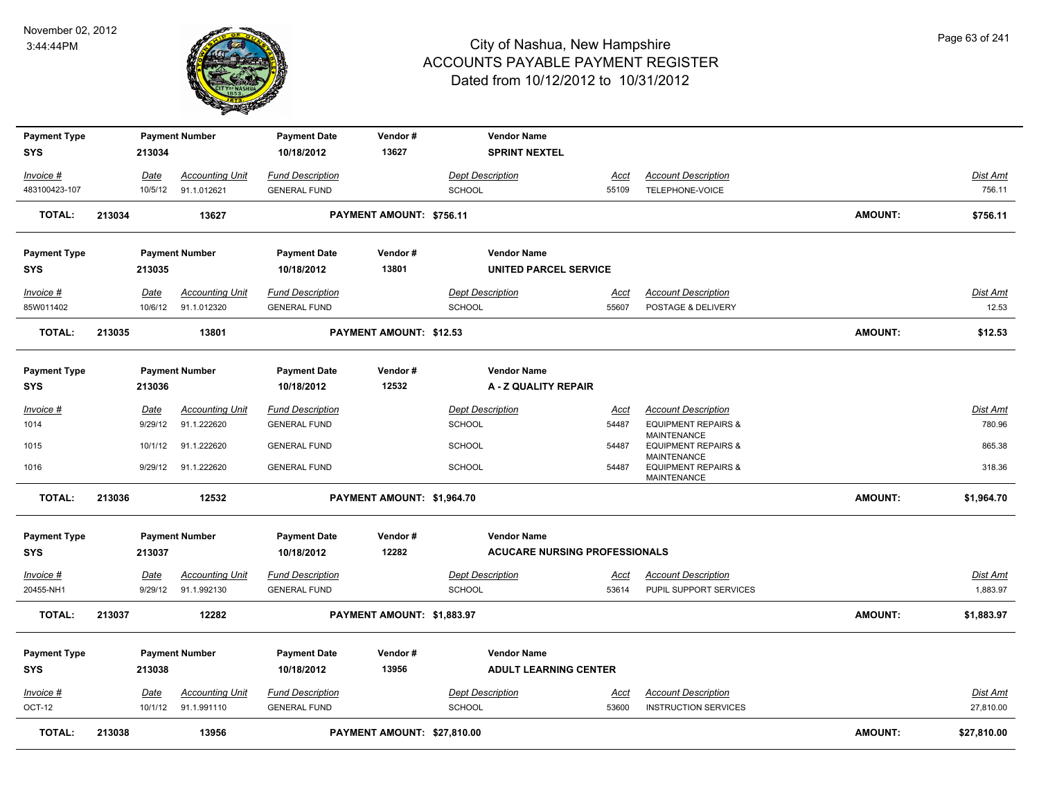# City of Nashua, New Hampshire
## ACCOUNTS PAYABLE PAYMENT REGISTER
### Dated from 10/12/2012 to 10/31/2012

November 02, 2012
3:44:44PM

| Payment Type | Payment Number | Payment Date | Vendor # | Vendor Name |
|---|---|---|---|---|
| SYS | 213034 | 10/18/2012 | 13627 | SPRINT NEXTEL |

| Invoice # | Date | Accounting Unit | Fund Description | Dept Description | Acct | Account Description | Dist Amt |
|---|---|---|---|---|---|---|---|
| 483100423-107 | 10/5/12 | 91.1.012621 | GENERAL FUND | SCHOOL | 55109 | TELEPHONE-VOICE | 756.11 |

**TOTAL: 213034 13627 PAYMENT AMOUNT: $756.11 AMOUNT: $756.11**

| Payment Type | Payment Number | Payment Date | Vendor # | Vendor Name |
|---|---|---|---|---|
| SYS | 213035 | 10/18/2012 | 13801 | UNITED PARCEL SERVICE |

| Invoice # | Date | Accounting Unit | Fund Description | Dept Description | Acct | Account Description | Dist Amt |
|---|---|---|---|---|---|---|---|
| 85W011402 | 10/6/12 | 91.1.012320 | GENERAL FUND | SCHOOL | 55607 | POSTAGE & DELIVERY | 12.53 |

**TOTAL: 213035 13801 PAYMENT AMOUNT: $12.53 AMOUNT: $12.53**

| Payment Type | Payment Number | Payment Date | Vendor # | Vendor Name |
|---|---|---|---|---|
| SYS | 213036 | 10/18/2012 | 12532 | A - Z QUALITY REPAIR |

| Invoice # | Date | Accounting Unit | Fund Description | Dept Description | Acct | Account Description | Dist Amt |
|---|---|---|---|---|---|---|---|
| 1014 | 9/29/12 | 91.1.222620 | GENERAL FUND | SCHOOL | 54487 | EQUIPMENT REPAIRS & MAINTENANCE | 780.96 |
| 1015 | 10/1/12 | 91.1.222620 | GENERAL FUND | SCHOOL | 54487 | EQUIPMENT REPAIRS & MAINTENANCE | 865.38 |
| 1016 | 9/29/12 | 91.1.222620 | GENERAL FUND | SCHOOL | 54487 | EQUIPMENT REPAIRS & MAINTENANCE | 318.36 |

**TOTAL: 213036 12532 PAYMENT AMOUNT: $1,964.70 AMOUNT: $1,964.70**

| Payment Type | Payment Number | Payment Date | Vendor # | Vendor Name |
|---|---|---|---|---|
| SYS | 213037 | 10/18/2012 | 12282 | ACUCARE NURSING PROFESSIONALS |

| Invoice # | Date | Accounting Unit | Fund Description | Dept Description | Acct | Account Description | Dist Amt |
|---|---|---|---|---|---|---|---|
| 20455-NH1 | 9/29/12 | 91.1.992130 | GENERAL FUND | SCHOOL | 53614 | PUPIL SUPPORT SERVICES | 1,883.97 |

**TOTAL: 213037 12282 PAYMENT AMOUNT: $1,883.97 AMOUNT: $1,883.97**

| Payment Type | Payment Number | Payment Date | Vendor # | Vendor Name |
|---|---|---|---|---|
| SYS | 213038 | 10/18/2012 | 13956 | ADULT LEARNING CENTER |

| Invoice # | Date | Accounting Unit | Fund Description | Dept Description | Acct | Account Description | Dist Amt |
|---|---|---|---|---|---|---|---|
| OCT-12 | 10/1/12 | 91.1.991110 | GENERAL FUND | SCHOOL | 53600 | INSTRUCTION SERVICES | 27,810.00 |

**TOTAL: 213038 13956 PAYMENT AMOUNT: $27,810.00 AMOUNT: $27,810.00**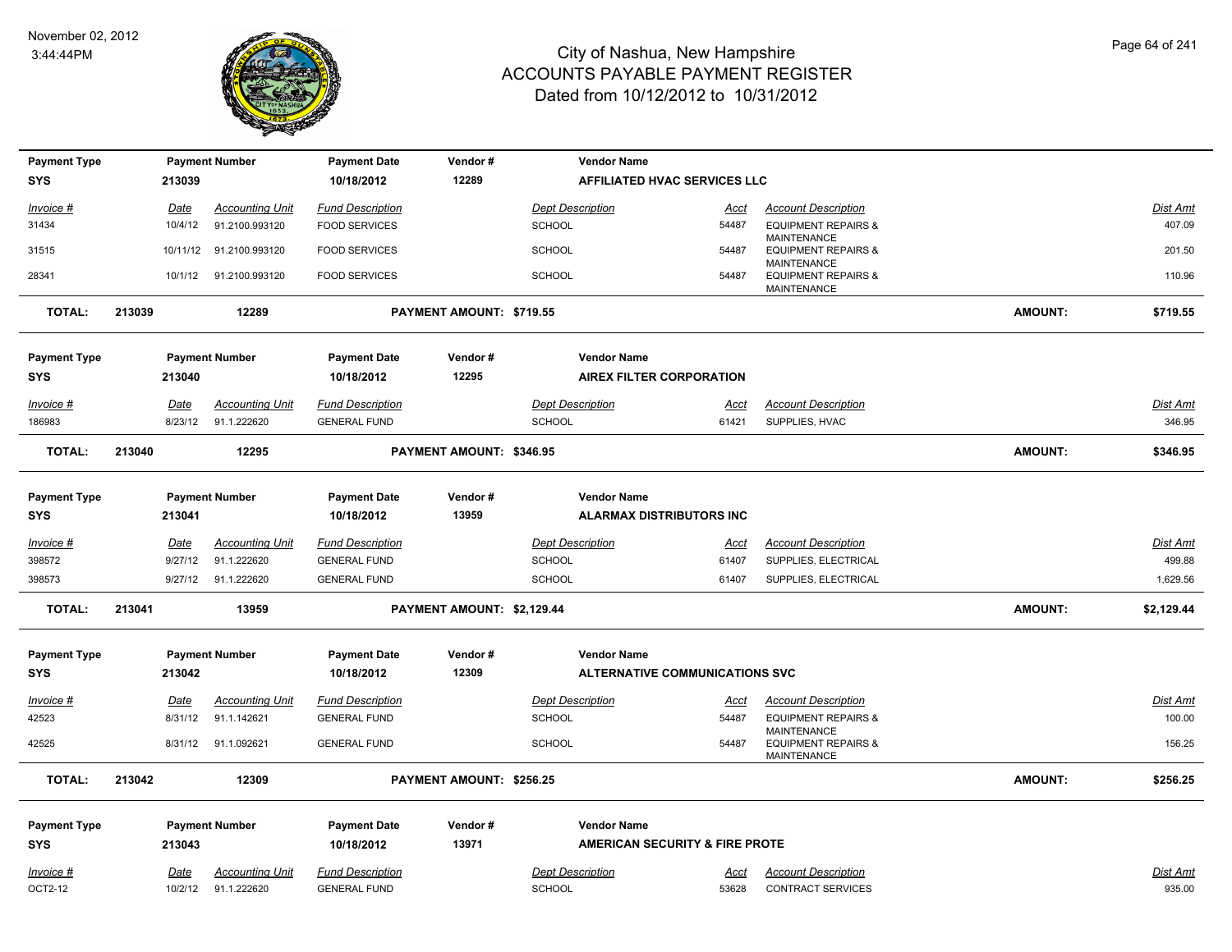# City of Nashua, New Hampshire
# ACCOUNTS PAYABLE PAYMENT REGISTER
Dated from 10/12/2012 to 10/31/2012

November 02, 2012
3:44:44PM

| Payment Type | Payment Number | Payment Date | Vendor # | Vendor Name |
|---|---|---|---|---|
| SYS | 213039 | 10/18/2012 | 12289 | AFFILIATED HVAC SERVICES LLC |

| Invoice # | Date | Accounting Unit | Fund Description | Dept Description | Acct | Account Description | Dist Amt |
|---|---|---|---|---|---|---|---|
| 31434 | 10/4/12 | 91.2100.993120 | FOOD SERVICES | SCHOOL | 54487 | EQUIPMENT REPAIRS & MAINTENANCE | 407.09 |
| 31515 | 10/11/12 | 91.2100.993120 | FOOD SERVICES | SCHOOL | 54487 | EQUIPMENT REPAIRS & MAINTENANCE | 201.50 |
| 28341 | 10/1/12 | 91.2100.993120 | FOOD SERVICES | SCHOOL | 54487 | EQUIPMENT REPAIRS & MAINTENANCE | 110.96 |

**TOTAL: 213039 12289 PAYMENT AMOUNT: $719.55 AMOUNT: $719.55**

| Payment Type | Payment Number | Payment Date | Vendor # | Vendor Name |
|---|---|---|---|---|
| SYS | 213040 | 10/18/2012 | 12295 | AIREX FILTER CORPORATION |

| Invoice # | Date | Accounting Unit | Fund Description | Dept Description | Acct | Account Description | Dist Amt |
|---|---|---|---|---|---|---|---|
| 186983 | 8/23/12 | 91.1.222620 | GENERAL FUND | SCHOOL | 61421 | SUPPLIES, HVAC | 346.95 |

**TOTAL: 213040 12295 PAYMENT AMOUNT: $346.95 AMOUNT: $346.95**

| Payment Type | Payment Number | Payment Date | Vendor # | Vendor Name |
|---|---|---|---|---|
| SYS | 213041 | 10/18/2012 | 13959 | ALARMAX DISTRIBUTORS INC |

| Invoice # | Date | Accounting Unit | Fund Description | Dept Description | Acct | Account Description | Dist Amt |
|---|---|---|---|---|---|---|---|
| 398572 | 9/27/12 | 91.1.222620 | GENERAL FUND | SCHOOL | 61407 | SUPPLIES, ELECTRICAL | 499.88 |
| 398573 | 9/27/12 | 91.1.222620 | GENERAL FUND | SCHOOL | 61407 | SUPPLIES, ELECTRICAL | 1,629.56 |

**TOTAL: 213041 13959 PAYMENT AMOUNT: $2,129.44 AMOUNT: $2,129.44**

| Payment Type | Payment Number | Payment Date | Vendor # | Vendor Name |
|---|---|---|---|---|
| SYS | 213042 | 10/18/2012 | 12309 | ALTERNATIVE COMMUNICATIONS SVC |

| Invoice # | Date | Accounting Unit | Fund Description | Dept Description | Acct | Account Description | Dist Amt |
|---|---|---|---|---|---|---|---|
| 42523 | 8/31/12 | 91.1.142621 | GENERAL FUND | SCHOOL | 54487 | EQUIPMENT REPAIRS & MAINTENANCE | 100.00 |
| 42525 | 8/31/12 | 91.1.092621 | GENERAL FUND | SCHOOL | 54487 | EQUIPMENT REPAIRS & MAINTENANCE | 156.25 |

**TOTAL: 213042 12309 PAYMENT AMOUNT: $256.25 AMOUNT: $256.25**

| Payment Type | Payment Number | Payment Date | Vendor # | Vendor Name |
|---|---|---|---|---|
| SYS | 213043 | 10/18/2012 | 13971 | AMERICAN SECURITY & FIRE PROTE |

| Invoice # | Date | Accounting Unit | Fund Description | Dept Description | Acct | Account Description | Dist Amt |
|---|---|---|---|---|---|---|---|
| OCT2-12 | 10/2/12 | 91.1.222620 | GENERAL FUND | SCHOOL | 53628 | CONTRACT SERVICES | 935.00 |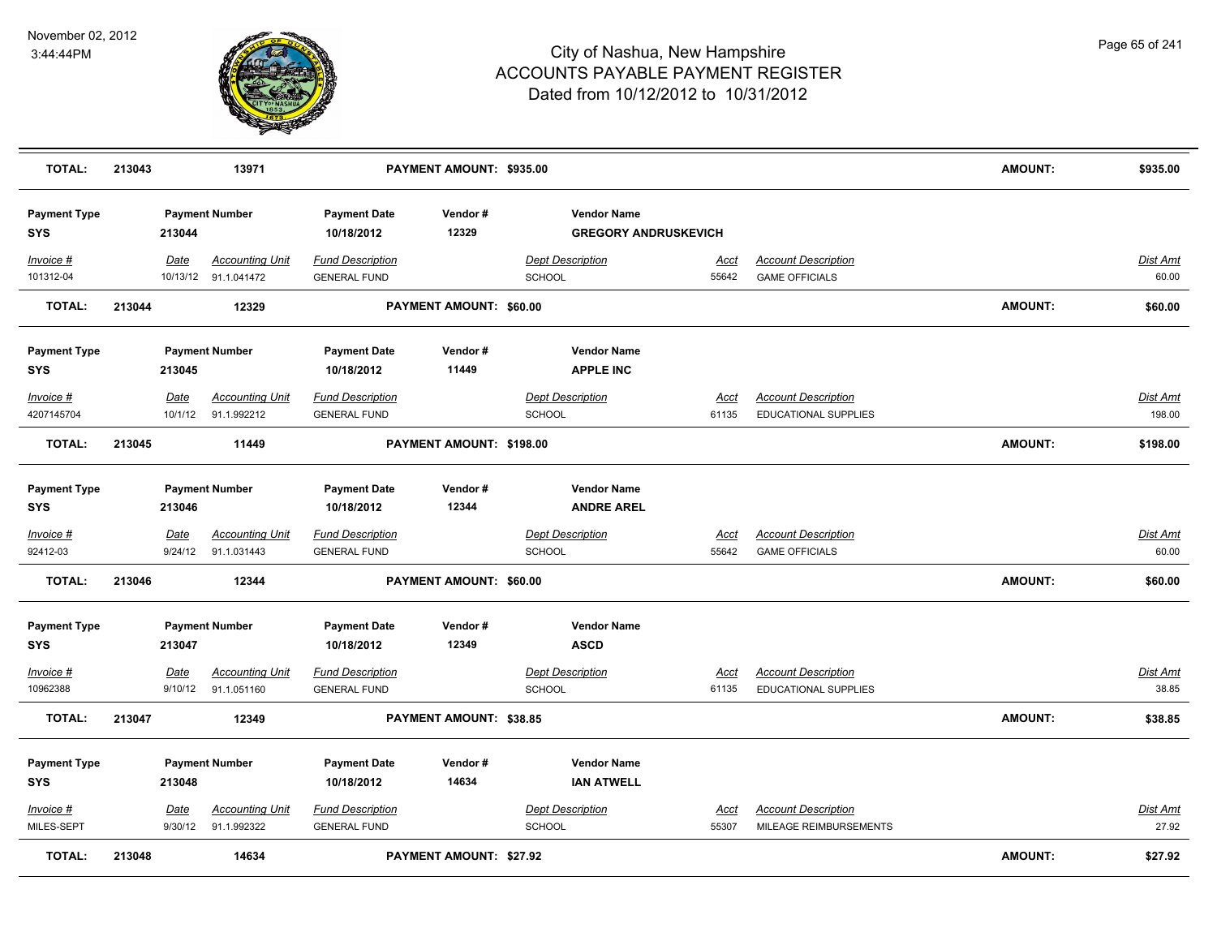# City of Nashua, New Hampshire
# ACCOUNTS PAYABLE PAYMENT REGISTER
# Dated from 10/12/2012 to 10/31/2012

November 02, 2012
3:44:44PM

| **TOTAL:** | **213043** | **13971** | **PAYMENT AMOUNT: $935.00** | **AMOUNT:** | **$935.00** |
|---|---|---|---|---|---|

| Payment Type | Payment Number | Payment Date | Vendor # | Vendor Name |
|---|---|---|---|---|
| **SYS** | **213044** | **10/18/2012** | **12329** | **GREGORY ANDRUSKEVICH** |

| Invoice # | Date | Accounting Unit | Fund Description | Dept Description | Acct | Account Description | Dist Amt |
|---|---|---|---|---|---|---|---|
| 101312-04 | 10/13/12 | 91.1.041472 | GENERAL FUND | SCHOOL | 55642 | GAME OFFICIALS | 60.00 |

| **TOTAL:** | **213044** | **12329** | **PAYMENT AMOUNT: $60.00** | **AMOUNT:** | **$60.00** |
|---|---|---|---|---|---|

| Payment Type | Payment Number | Payment Date | Vendor # | Vendor Name |
|---|---|---|---|---|
| **SYS** | **213045** | **10/18/2012** | **11449** | **APPLE INC** |

| Invoice # | Date | Accounting Unit | Fund Description | Dept Description | Acct | Account Description | Dist Amt |
|---|---|---|---|---|---|---|---|
| 4207145704 | 10/1/12 | 91.1.992212 | GENERAL FUND | SCHOOL | 61135 | EDUCATIONAL SUPPLIES | 198.00 |

| **TOTAL:** | **213045** | **11449** | **PAYMENT AMOUNT: $198.00** | **AMOUNT:** | **$198.00** |
|---|---|---|---|---|---|

| Payment Type | Payment Number | Payment Date | Vendor # | Vendor Name |
|---|---|---|---|---|
| **SYS** | **213046** | **10/18/2012** | **12344** | **ANDRE AREL** |

| Invoice # | Date | Accounting Unit | Fund Description | Dept Description | Acct | Account Description | Dist Amt |
|---|---|---|---|---|---|---|---|
| 92412-03 | 9/24/12 | 91.1.031443 | GENERAL FUND | SCHOOL | 55642 | GAME OFFICIALS | 60.00 |

| **TOTAL:** | **213046** | **12344** | **PAYMENT AMOUNT: $60.00** | **AMOUNT:** | **$60.00** |
|---|---|---|---|---|---|

| Payment Type | Payment Number | Payment Date | Vendor # | Vendor Name |
|---|---|---|---|---|
| **SYS** | **213047** | **10/18/2012** | **12349** | **ASCD** |

| Invoice # | Date | Accounting Unit | Fund Description | Dept Description | Acct | Account Description | Dist Amt |
|---|---|---|---|---|---|---|---|
| 10962388 | 9/10/12 | 91.1.051160 | GENERAL FUND | SCHOOL | 61135 | EDUCATIONAL SUPPLIES | 38.85 |

| **TOTAL:** | **213047** | **12349** | **PAYMENT AMOUNT: $38.85** | **AMOUNT:** | **$38.85** |
|---|---|---|---|---|---|

| Payment Type | Payment Number | Payment Date | Vendor # | Vendor Name |
|---|---|---|---|---|
| **SYS** | **213048** | **10/18/2012** | **14634** | **IAN ATWELL** |

| Invoice # | Date | Accounting Unit | Fund Description | Dept Description | Acct | Account Description | Dist Amt |
|---|---|---|---|---|---|---|---|
| MILES-SEPT | 9/30/12 | 91.1.992322 | GENERAL FUND | SCHOOL | 55307 | MILEAGE REIMBURSEMENTS | 27.92 |

| **TOTAL:** | **213048** | **14634** | **PAYMENT AMOUNT: $27.92** | **AMOUNT:** | **$27.92** |
|---|---|---|---|---|---|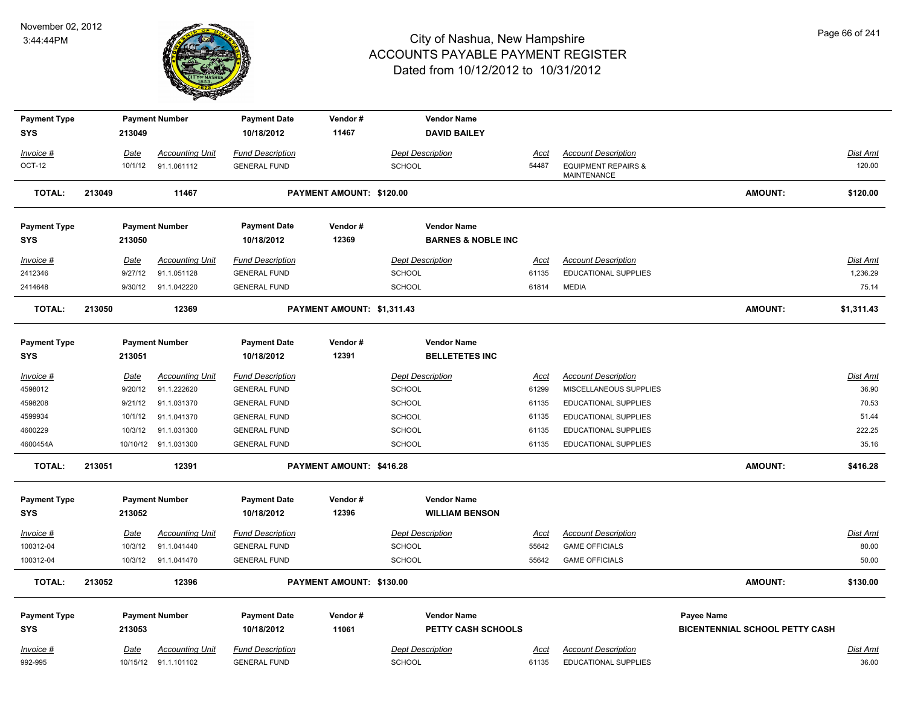# City of Nashua, New Hampshire
## ACCOUNTS PAYABLE PAYMENT REGISTER
### Dated from 10/12/2012 to 10/31/2012

November 02, 2012
3:44:44PM

| Payment Type | Payment Number | Payment Date | Vendor # | Vendor Name |
|---|---|---|---|---|
| SYS | 213049 | 10/18/2012 | 11467 | DAVID BAILEY |

| Invoice # | Date | Accounting Unit | Fund Description | Dept Description | Acct | Account Description | Dist Amt |
|---|---|---|---|---|---|---|---|
| OCT-12 | 10/1/12 | 91.1.061112 | GENERAL FUND | SCHOOL | 54487 | EQUIPMENT REPAIRS & MAINTENANCE | 120.00 |

**TOTAL: 213049 11467 PAYMENT AMOUNT: $120.00 AMOUNT: $120.00**

| Payment Type | Payment Number | Payment Date | Vendor # | Vendor Name |
|---|---|---|---|---|
| SYS | 213050 | 10/18/2012 | 12369 | BARNES & NOBLE INC |

| Invoice # | Date | Accounting Unit | Fund Description | Dept Description | Acct | Account Description | Dist Amt |
|---|---|---|---|---|---|---|---|
| 2412346 | 9/27/12 | 91.1.051128 | GENERAL FUND | SCHOOL | 61135 | EDUCATIONAL SUPPLIES | 1,236.29 |
| 2414648 | 9/30/12 | 91.1.042220 | GENERAL FUND | SCHOOL | 61814 | MEDIA | 75.14 |

**TOTAL: 213050 12369 PAYMENT AMOUNT: $1,311.43 AMOUNT: $1,311.43**

| Payment Type | Payment Number | Payment Date | Vendor # | Vendor Name |
|---|---|---|---|---|
| SYS | 213051 | 10/18/2012 | 12391 | BELLETETES INC |

| Invoice # | Date | Accounting Unit | Fund Description | Dept Description | Acct | Account Description | Dist Amt |
|---|---|---|---|---|---|---|---|
| 4598012 | 9/20/12 | 91.1.222620 | GENERAL FUND | SCHOOL | 61299 | MISCELLANEOUS SUPPLIES | 36.90 |
| 4598208 | 9/21/12 | 91.1.031370 | GENERAL FUND | SCHOOL | 61135 | EDUCATIONAL SUPPLIES | 70.53 |
| 4599934 | 10/1/12 | 91.1.041370 | GENERAL FUND | SCHOOL | 61135 | EDUCATIONAL SUPPLIES | 51.44 |
| 4600229 | 10/3/12 | 91.1.031300 | GENERAL FUND | SCHOOL | 61135 | EDUCATIONAL SUPPLIES | 222.25 |
| 4600454A | 10/10/12 | 91.1.031300 | GENERAL FUND | SCHOOL | 61135 | EDUCATIONAL SUPPLIES | 35.16 |

**TOTAL: 213051 12391 PAYMENT AMOUNT: $416.28 AMOUNT: $416.28**

| Payment Type | Payment Number | Payment Date | Vendor # | Vendor Name |
|---|---|---|---|---|
| SYS | 213052 | 10/18/2012 | 12396 | WILLIAM BENSON |

| Invoice # | Date | Accounting Unit | Fund Description | Dept Description | Acct | Account Description | Dist Amt |
|---|---|---|---|---|---|---|---|
| 100312-04 | 10/3/12 | 91.1.041440 | GENERAL FUND | SCHOOL | 55642 | GAME OFFICIALS | 80.00 |
| 100312-04 | 10/3/12 | 91.1.041470 | GENERAL FUND | SCHOOL | 55642 | GAME OFFICIALS | 50.00 |

**TOTAL: 213052 12396 PAYMENT AMOUNT: $130.00 AMOUNT: $130.00**

| Payment Type | Payment Number | Payment Date | Vendor # | Vendor Name | Payee Name |
|---|---|---|---|---|---|
| SYS | 213053 | 10/18/2012 | 11061 | PETTY CASH SCHOOLS | BICENTENNIAL SCHOOL PETTY CASH |

| Invoice # | Date | Accounting Unit | Fund Description | Dept Description | Acct | Account Description | Dist Amt |
|---|---|---|---|---|---|---|---|
| 992-995 | 10/15/12 | 91.1.101102 | GENERAL FUND | SCHOOL | 61135 | EDUCATIONAL SUPPLIES | 36.00 |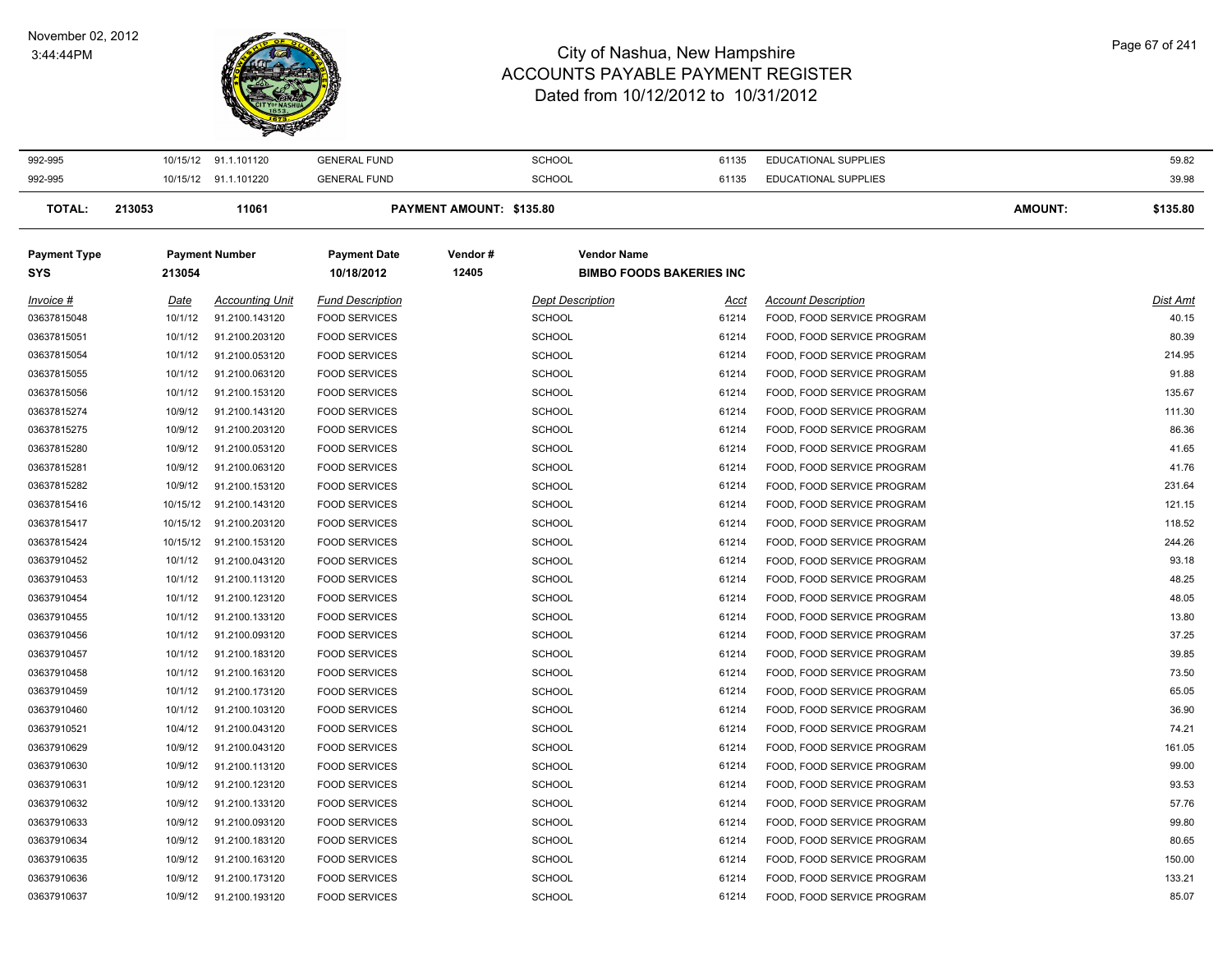# City of Nashua, New Hampshire
## ACCOUNTS PAYABLE PAYMENT REGISTER
### Dated from 10/12/2012 to 10/31/2012

November 02, 2012
3:44:44PM

| | | | | | | | | |
|---|---|---|---|---|---|---|---|---|
| 992-995 | 10/15/12 | 91.1.101120 | GENERAL FUND | | SCHOOL | 61135 | EDUCATIONAL SUPPLIES | 59.82 |
| 992-995 | 10/15/12 | 91.1.101220 | GENERAL FUND | | SCHOOL | 61135 | EDUCATIONAL SUPPLIES | 39.98 |
| **TOTAL:** | **213053** | **11061** | | **PAYMENT AMOUNT: $135.80** | | | **AMOUNT:** | **$135.80** |

| Payment Type | Payment Number | Payment Date | Vendor # | Vendor Name |
|---|---|---|---|---|
| **SYS** | **213054** | **10/18/2012** | **12405** | **BIMBO FOODS BAKERIES INC** |

| *Invoice #* | *Date* | *Accounting Unit* | *Fund Description* | *Dept Description* | *Acct* | *Account Description* | *Dist Amt* |
|---|---|---|---|---|---|---|---|
| 03637815048 | 10/1/12 | 91.2100.143120 | FOOD SERVICES | SCHOOL | 61214 | FOOD, FOOD SERVICE PROGRAM | 40.15 |
| 03637815051 | 10/1/12 | 91.2100.203120 | FOOD SERVICES | SCHOOL | 61214 | FOOD, FOOD SERVICE PROGRAM | 80.39 |
| 03637815054 | 10/1/12 | 91.2100.053120 | FOOD SERVICES | SCHOOL | 61214 | FOOD, FOOD SERVICE PROGRAM | 214.95 |
| 03637815055 | 10/1/12 | 91.2100.063120 | FOOD SERVICES | SCHOOL | 61214 | FOOD, FOOD SERVICE PROGRAM | 91.88 |
| 03637815056 | 10/1/12 | 91.2100.153120 | FOOD SERVICES | SCHOOL | 61214 | FOOD, FOOD SERVICE PROGRAM | 135.67 |
| 03637815274 | 10/9/12 | 91.2100.143120 | FOOD SERVICES | SCHOOL | 61214 | FOOD, FOOD SERVICE PROGRAM | 111.30 |
| 03637815275 | 10/9/12 | 91.2100.203120 | FOOD SERVICES | SCHOOL | 61214 | FOOD, FOOD SERVICE PROGRAM | 86.36 |
| 03637815280 | 10/9/12 | 91.2100.053120 | FOOD SERVICES | SCHOOL | 61214 | FOOD, FOOD SERVICE PROGRAM | 41.65 |
| 03637815281 | 10/9/12 | 91.2100.063120 | FOOD SERVICES | SCHOOL | 61214 | FOOD, FOOD SERVICE PROGRAM | 41.76 |
| 03637815282 | 10/9/12 | 91.2100.153120 | FOOD SERVICES | SCHOOL | 61214 | FOOD, FOOD SERVICE PROGRAM | 231.64 |
| 03637815416 | 10/15/12 | 91.2100.143120 | FOOD SERVICES | SCHOOL | 61214 | FOOD, FOOD SERVICE PROGRAM | 121.15 |
| 03637815417 | 10/15/12 | 91.2100.203120 | FOOD SERVICES | SCHOOL | 61214 | FOOD, FOOD SERVICE PROGRAM | 118.52 |
| 03637815424 | 10/15/12 | 91.2100.153120 | FOOD SERVICES | SCHOOL | 61214 | FOOD, FOOD SERVICE PROGRAM | 244.26 |
| 03637910452 | 10/1/12 | 91.2100.043120 | FOOD SERVICES | SCHOOL | 61214 | FOOD, FOOD SERVICE PROGRAM | 93.18 |
| 03637910453 | 10/1/12 | 91.2100.113120 | FOOD SERVICES | SCHOOL | 61214 | FOOD, FOOD SERVICE PROGRAM | 48.25 |
| 03637910454 | 10/1/12 | 91.2100.123120 | FOOD SERVICES | SCHOOL | 61214 | FOOD, FOOD SERVICE PROGRAM | 48.05 |
| 03637910455 | 10/1/12 | 91.2100.133120 | FOOD SERVICES | SCHOOL | 61214 | FOOD, FOOD SERVICE PROGRAM | 13.80 |
| 03637910456 | 10/1/12 | 91.2100.093120 | FOOD SERVICES | SCHOOL | 61214 | FOOD, FOOD SERVICE PROGRAM | 37.25 |
| 03637910457 | 10/1/12 | 91.2100.183120 | FOOD SERVICES | SCHOOL | 61214 | FOOD, FOOD SERVICE PROGRAM | 39.85 |
| 03637910458 | 10/1/12 | 91.2100.163120 | FOOD SERVICES | SCHOOL | 61214 | FOOD, FOOD SERVICE PROGRAM | 73.50 |
| 03637910459 | 10/1/12 | 91.2100.173120 | FOOD SERVICES | SCHOOL | 61214 | FOOD, FOOD SERVICE PROGRAM | 65.05 |
| 03637910460 | 10/1/12 | 91.2100.103120 | FOOD SERVICES | SCHOOL | 61214 | FOOD, FOOD SERVICE PROGRAM | 36.90 |
| 03637910521 | 10/4/12 | 91.2100.043120 | FOOD SERVICES | SCHOOL | 61214 | FOOD, FOOD SERVICE PROGRAM | 74.21 |
| 03637910629 | 10/9/12 | 91.2100.043120 | FOOD SERVICES | SCHOOL | 61214 | FOOD, FOOD SERVICE PROGRAM | 161.05 |
| 03637910630 | 10/9/12 | 91.2100.113120 | FOOD SERVICES | SCHOOL | 61214 | FOOD, FOOD SERVICE PROGRAM | 99.00 |
| 03637910631 | 10/9/12 | 91.2100.123120 | FOOD SERVICES | SCHOOL | 61214 | FOOD, FOOD SERVICE PROGRAM | 93.53 |
| 03637910632 | 10/9/12 | 91.2100.133120 | FOOD SERVICES | SCHOOL | 61214 | FOOD, FOOD SERVICE PROGRAM | 57.76 |
| 03637910633 | 10/9/12 | 91.2100.093120 | FOOD SERVICES | SCHOOL | 61214 | FOOD, FOOD SERVICE PROGRAM | 99.80 |
| 03637910634 | 10/9/12 | 91.2100.183120 | FOOD SERVICES | SCHOOL | 61214 | FOOD, FOOD SERVICE PROGRAM | 80.65 |
| 03637910635 | 10/9/12 | 91.2100.163120 | FOOD SERVICES | SCHOOL | 61214 | FOOD, FOOD SERVICE PROGRAM | 150.00 |
| 03637910636 | 10/9/12 | 91.2100.173120 | FOOD SERVICES | SCHOOL | 61214 | FOOD, FOOD SERVICE PROGRAM | 133.21 |
| 03637910637 | 10/9/12 | 91.2100.193120 | FOOD SERVICES | SCHOOL | 61214 | FOOD, FOOD SERVICE PROGRAM | 85.07 |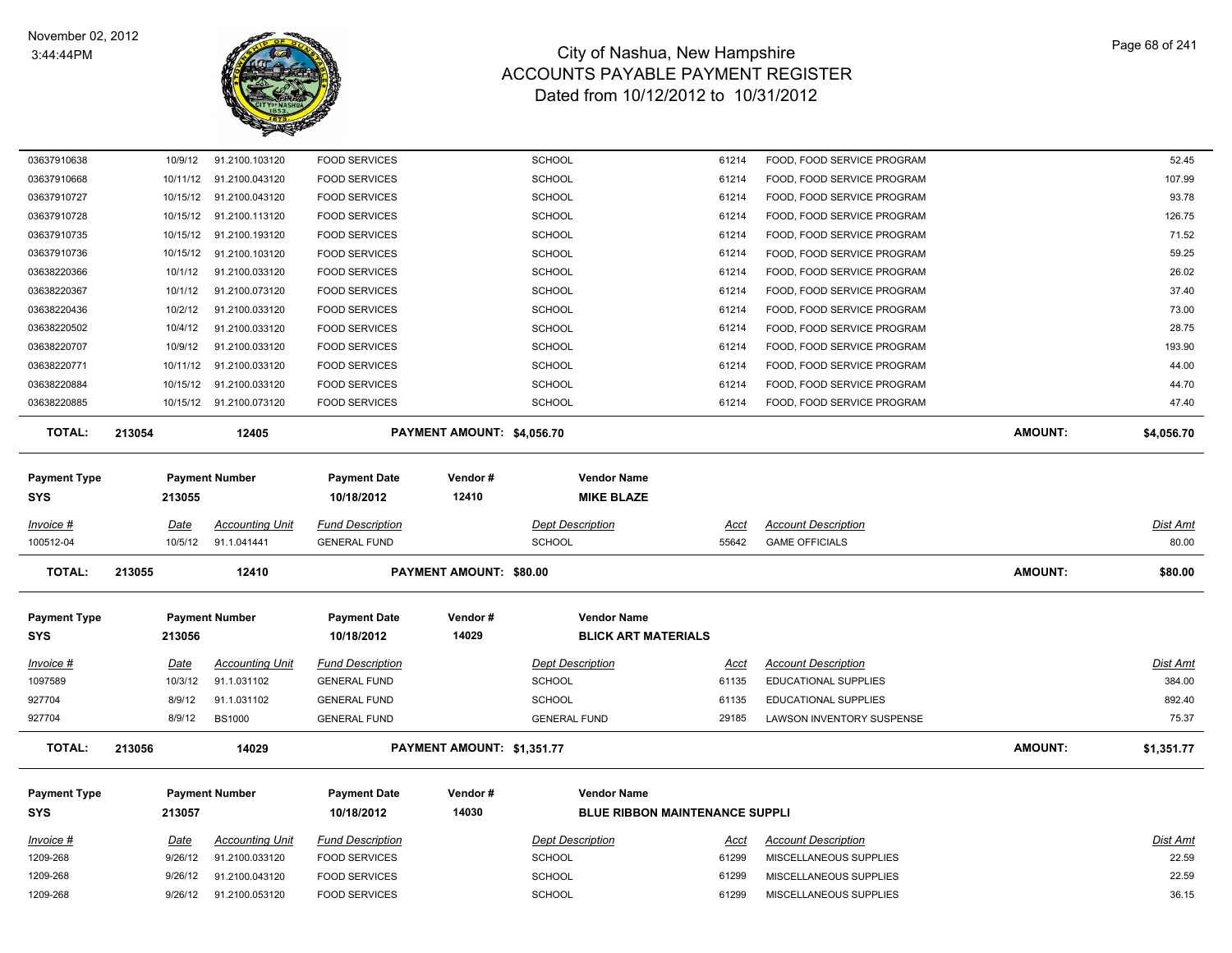# City of Nashua, New Hampshire
## ACCOUNTS PAYABLE PAYMENT REGISTER
### Dated from 10/12/2012 to 10/31/2012

November 02, 2012
3:44:44PM

| Invoice # | Date | Accounting Unit | Fund Description | | Dept Description | Acct | Account Description | | Dist Amt |
|---|---|---|---|---|---|---|---|---|---|
| 03637910638 | 10/9/12 | 91.2100.103120 | FOOD SERVICES | | SCHOOL | 61214 | FOOD, FOOD SERVICE PROGRAM | | 52.45 |
| 03637910668 | 10/11/12 | 91.2100.043120 | FOOD SERVICES | | SCHOOL | 61214 | FOOD, FOOD SERVICE PROGRAM | | 107.99 |
| 03637910727 | 10/15/12 | 91.2100.043120 | FOOD SERVICES | | SCHOOL | 61214 | FOOD, FOOD SERVICE PROGRAM | | 93.78 |
| 03637910728 | 10/15/12 | 91.2100.113120 | FOOD SERVICES | | SCHOOL | 61214 | FOOD, FOOD SERVICE PROGRAM | | 126.75 |
| 03637910735 | 10/15/12 | 91.2100.193120 | FOOD SERVICES | | SCHOOL | 61214 | FOOD, FOOD SERVICE PROGRAM | | 71.52 |
| 03637910736 | 10/15/12 | 91.2100.103120 | FOOD SERVICES | | SCHOOL | 61214 | FOOD, FOOD SERVICE PROGRAM | | 59.25 |
| 03638220366 | 10/1/12 | 91.2100.033120 | FOOD SERVICES | | SCHOOL | 61214 | FOOD, FOOD SERVICE PROGRAM | | 26.02 |
| 03638220367 | 10/1/12 | 91.2100.073120 | FOOD SERVICES | | SCHOOL | 61214 | FOOD, FOOD SERVICE PROGRAM | | 37.40 |
| 03638220436 | 10/2/12 | 91.2100.033120 | FOOD SERVICES | | SCHOOL | 61214 | FOOD, FOOD SERVICE PROGRAM | | 73.00 |
| 03638220502 | 10/4/12 | 91.2100.033120 | FOOD SERVICES | | SCHOOL | 61214 | FOOD, FOOD SERVICE PROGRAM | | 28.75 |
| 03638220707 | 10/9/12 | 91.2100.033120 | FOOD SERVICES | | SCHOOL | 61214 | FOOD, FOOD SERVICE PROGRAM | | 193.90 |
| 03638220771 | 10/11/12 | 91.2100.033120 | FOOD SERVICES | | SCHOOL | 61214 | FOOD, FOOD SERVICE PROGRAM | | 44.00 |
| 03638220884 | 10/15/12 | 91.2100.033120 | FOOD SERVICES | | SCHOOL | 61214 | FOOD, FOOD SERVICE PROGRAM | | 44.70 |
| 03638220885 | 10/15/12 | 91.2100.073120 | FOOD SERVICES | | SCHOOL | 61214 | FOOD, FOOD SERVICE PROGRAM | | 47.40 |
| **TOTAL:** | **213054** | **12405** | | **PAYMENT AMOUNT: $4,056.70** | | | | **AMOUNT:** | **$4,056.70** |

| Payment Type | Payment Number | Payment Date | Vendor # | Vendor Name |
|---|---|---|---|---|
| SYS | 213055 | 10/18/2012 | 12410 | MIKE BLAZE |

| Invoice # | Date | Accounting Unit | Fund Description | | Dept Description | Acct | Account Description | | Dist Amt |
|---|---|---|---|---|---|---|---|---|---|
| 100512-04 | 10/5/12 | 91.1.041441 | GENERAL FUND | | SCHOOL | 55642 | GAME OFFICIALS | | 80.00 |
| **TOTAL:** | **213055** | **12410** | | **PAYMENT AMOUNT: $80.00** | | | | **AMOUNT:** | **$80.00** |

| Payment Type | Payment Number | Payment Date | Vendor # | Vendor Name |
|---|---|---|---|---|
| SYS | 213056 | 10/18/2012 | 14029 | BLICK ART MATERIALS |

| Invoice # | Date | Accounting Unit | Fund Description | | Dept Description | Acct | Account Description | | Dist Amt |
|---|---|---|---|---|---|---|---|---|---|
| 1097589 | 10/3/12 | 91.1.031102 | GENERAL FUND | | SCHOOL | 61135 | EDUCATIONAL SUPPLIES | | 384.00 |
| 927704 | 8/9/12 | 91.1.031102 | GENERAL FUND | | SCHOOL | 61135 | EDUCATIONAL SUPPLIES | | 892.40 |
| 927704 | 8/9/12 | BS1000 | GENERAL FUND | | GENERAL FUND | 29185 | LAWSON INVENTORY SUSPENSE | | 75.37 |
| **TOTAL:** | **213056** | **14029** | | **PAYMENT AMOUNT: $1,351.77** | | | | **AMOUNT:** | **$1,351.77** |

| Payment Type | Payment Number | Payment Date | Vendor # | Vendor Name |
|---|---|---|---|---|
| SYS | 213057 | 10/18/2012 | 14030 | BLUE RIBBON MAINTENANCE SUPPLI |

| Invoice # | Date | Accounting Unit | Fund Description | Dept Description | Acct | Account Description | Dist Amt |
|---|---|---|---|---|---|---|---|
| 1209-268 | 9/26/12 | 91.2100.033120 | FOOD SERVICES | SCHOOL | 61299 | MISCELLANEOUS SUPPLIES | 22.59 |
| 1209-268 | 9/26/12 | 91.2100.043120 | FOOD SERVICES | SCHOOL | 61299 | MISCELLANEOUS SUPPLIES | 22.59 |
| 1209-268 | 9/26/12 | 91.2100.053120 | FOOD SERVICES | SCHOOL | 61299 | MISCELLANEOUS SUPPLIES | 36.15 |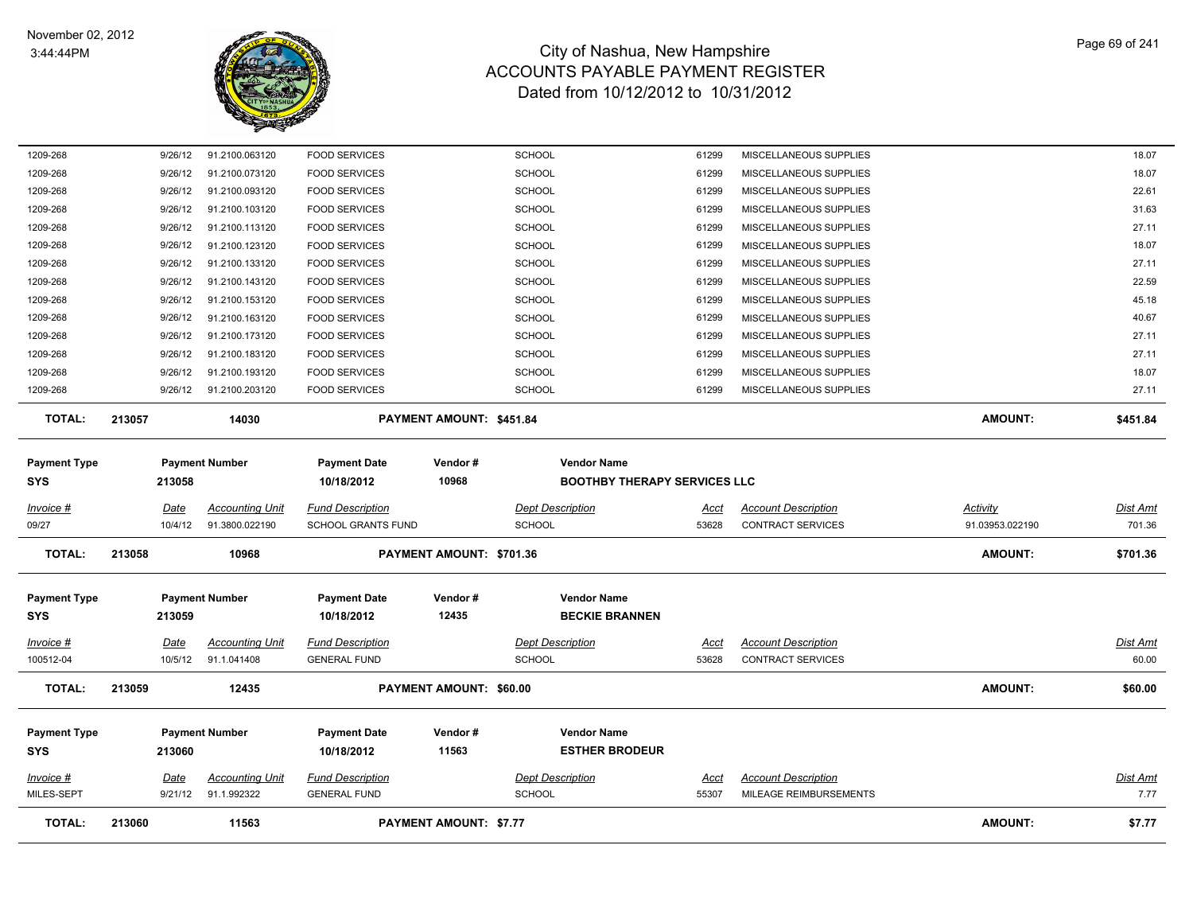# City of Nashua, New Hampshire
## ACCOUNTS PAYABLE PAYMENT REGISTER
### Dated from 10/12/2012 to 10/31/2012

November 02, 2012
3:44:44PM

| Invoice # | Date | Accounting Unit | Fund Description | Dept Description | Acct | Account Description | Activity | Dist Amt |
|---|---|---|---|---|---|---|---|---|
| 1209-268 | 9/26/12 | 91.2100.063120 | FOOD SERVICES | SCHOOL | 61299 | MISCELLANEOUS SUPPLIES | | 18.07 |
| 1209-268 | 9/26/12 | 91.2100.073120 | FOOD SERVICES | SCHOOL | 61299 | MISCELLANEOUS SUPPLIES | | 18.07 |
| 1209-268 | 9/26/12 | 91.2100.093120 | FOOD SERVICES | SCHOOL | 61299 | MISCELLANEOUS SUPPLIES | | 22.61 |
| 1209-268 | 9/26/12 | 91.2100.103120 | FOOD SERVICES | SCHOOL | 61299 | MISCELLANEOUS SUPPLIES | | 31.63 |
| 1209-268 | 9/26/12 | 91.2100.113120 | FOOD SERVICES | SCHOOL | 61299 | MISCELLANEOUS SUPPLIES | | 27.11 |
| 1209-268 | 9/26/12 | 91.2100.123120 | FOOD SERVICES | SCHOOL | 61299 | MISCELLANEOUS SUPPLIES | | 18.07 |
| 1209-268 | 9/26/12 | 91.2100.133120 | FOOD SERVICES | SCHOOL | 61299 | MISCELLANEOUS SUPPLIES | | 27.11 |
| 1209-268 | 9/26/12 | 91.2100.143120 | FOOD SERVICES | SCHOOL | 61299 | MISCELLANEOUS SUPPLIES | | 22.59 |
| 1209-268 | 9/26/12 | 91.2100.153120 | FOOD SERVICES | SCHOOL | 61299 | MISCELLANEOUS SUPPLIES | | 45.18 |
| 1209-268 | 9/26/12 | 91.2100.163120 | FOOD SERVICES | SCHOOL | 61299 | MISCELLANEOUS SUPPLIES | | 40.67 |
| 1209-268 | 9/26/12 | 91.2100.173120 | FOOD SERVICES | SCHOOL | 61299 | MISCELLANEOUS SUPPLIES | | 27.11 |
| 1209-268 | 9/26/12 | 91.2100.183120 | FOOD SERVICES | SCHOOL | 61299 | MISCELLANEOUS SUPPLIES | | 27.11 |
| 1209-268 | 9/26/12 | 91.2100.193120 | FOOD SERVICES | SCHOOL | 61299 | MISCELLANEOUS SUPPLIES | | 18.07 |
| 1209-268 | 9/26/12 | 91.2100.203120 | FOOD SERVICES | SCHOOL | 61299 | MISCELLANEOUS SUPPLIES | | 27.11 |

**TOTAL: 213057 — 14030 — PAYMENT AMOUNT: $451.84 — AMOUNT: $451.84**

| Payment Type | Payment Number | Payment Date | Vendor # | Vendor Name |
|---|---|---|---|---|
| SYS | 213058 | 10/18/2012 | 10968 | BOOTHBY THERAPY SERVICES LLC |

| Invoice # | Date | Accounting Unit | Fund Description | Dept Description | Acct | Account Description | Activity | Dist Amt |
|---|---|---|---|---|---|---|---|---|
| 09/27 | 10/4/12 | 91.3800.022190 | SCHOOL GRANTS FUND | SCHOOL | 53628 | CONTRACT SERVICES | 91.03953.022190 | 701.36 |

**TOTAL: 213058 — 10968 — PAYMENT AMOUNT: $701.36 — AMOUNT: $701.36**

| Payment Type | Payment Number | Payment Date | Vendor # | Vendor Name |
|---|---|---|---|---|
| SYS | 213059 | 10/18/2012 | 12435 | BECKIE BRANNEN |

| Invoice # | Date | Accounting Unit | Fund Description | Dept Description | Acct | Account Description | Dist Amt |
|---|---|---|---|---|---|---|---|
| 100512-04 | 10/5/12 | 91.1.041408 | GENERAL FUND | SCHOOL | 53628 | CONTRACT SERVICES | 60.00 |

**TOTAL: 213059 — 12435 — PAYMENT AMOUNT: $60.00 — AMOUNT: $60.00**

| Payment Type | Payment Number | Payment Date | Vendor # | Vendor Name |
|---|---|---|---|---|
| SYS | 213060 | 10/18/2012 | 11563 | ESTHER BRODEUR |

| Invoice # | Date | Accounting Unit | Fund Description | Dept Description | Acct | Account Description | Dist Amt |
|---|---|---|---|---|---|---|---|
| MILES-SEPT | 9/21/12 | 91.1.992322 | GENERAL FUND | SCHOOL | 55307 | MILEAGE REIMBURSEMENTS | 7.77 |

**TOTAL: 213060 — 11563 — PAYMENT AMOUNT: $7.77 — AMOUNT: $7.77**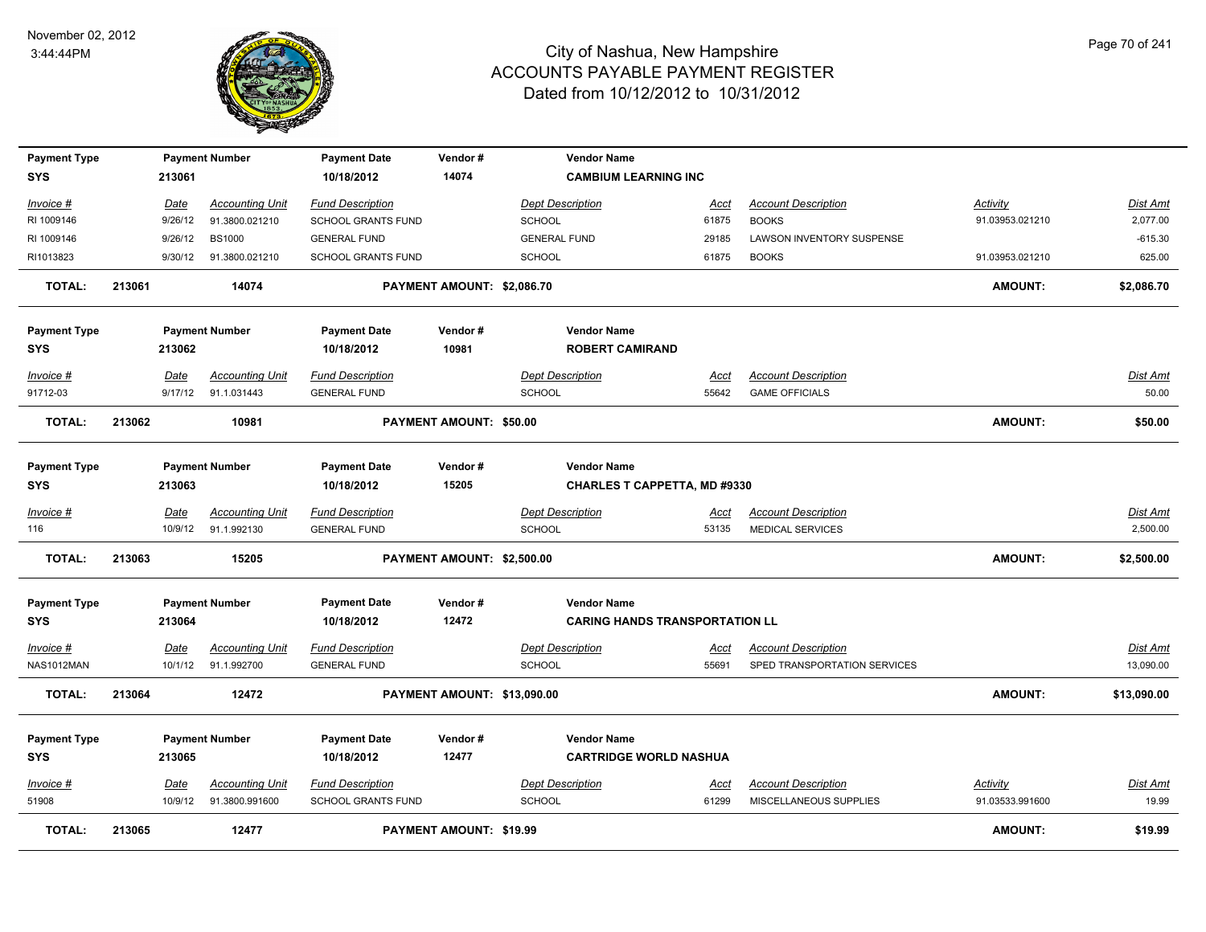# City of Nashua, New Hampshire
# ACCOUNTS PAYABLE PAYMENT REGISTER
## Dated from 10/12/2012 to 10/31/2012

November 02, 2012
3:44:44PM

| Payment Type | Payment Number | Payment Date | Vendor # | Vendor Name |
|---|---|---|---|---|
| SYS | 213061 | 10/18/2012 | 14074 | CAMBIUM LEARNING INC |

| Invoice # | Date | Accounting Unit | Fund Description | Dept Description | Acct | Account Description | Activity | Dist Amt |
|---|---|---|---|---|---|---|---|---|
| RI 1009146 | 9/26/12 | 91.3800.021210 | SCHOOL GRANTS FUND | SCHOOL | 61875 | BOOKS | 91.03953.021210 | 2,077.00 |
| RI 1009146 | 9/26/12 | BS1000 | GENERAL FUND | GENERAL FUND | 29185 | LAWSON INVENTORY SUSPENSE | | -615.30 |
| RI1013823 | 9/30/12 | 91.3800.021210 | SCHOOL GRANTS FUND | SCHOOL | 61875 | BOOKS | 91.03953.021210 | 625.00 |

**TOTAL: 213061 14074 PAYMENT AMOUNT: $2,086.70 AMOUNT: $2,086.70**

| Payment Type | Payment Number | Payment Date | Vendor # | Vendor Name |
|---|---|---|---|---|
| SYS | 213062 | 10/18/2012 | 10981 | ROBERT CAMIRAND |

| Invoice # | Date | Accounting Unit | Fund Description | Dept Description | Acct | Account Description | Dist Amt |
|---|---|---|---|---|---|---|---|
| 91712-03 | 9/17/12 | 91.1.031443 | GENERAL FUND | SCHOOL | 55642 | GAME OFFICIALS | 50.00 |

**TOTAL: 213062 10981 PAYMENT AMOUNT: $50.00 AMOUNT: $50.00**

| Payment Type | Payment Number | Payment Date | Vendor # | Vendor Name |
|---|---|---|---|---|
| SYS | 213063 | 10/18/2012 | 15205 | CHARLES T CAPPETTA, MD #9330 |

| Invoice # | Date | Accounting Unit | Fund Description | Dept Description | Acct | Account Description | Dist Amt |
|---|---|---|---|---|---|---|---|
| 116 | 10/9/12 | 91.1.992130 | GENERAL FUND | SCHOOL | 53135 | MEDICAL SERVICES | 2,500.00 |

**TOTAL: 213063 15205 PAYMENT AMOUNT: $2,500.00 AMOUNT: $2,500.00**

| Payment Type | Payment Number | Payment Date | Vendor # | Vendor Name |
|---|---|---|---|---|
| SYS | 213064 | 10/18/2012 | 12472 | CARING HANDS TRANSPORTATION LL |

| Invoice # | Date | Accounting Unit | Fund Description | Dept Description | Acct | Account Description | Dist Amt |
|---|---|---|---|---|---|---|---|
| NAS1012MAN | 10/1/12 | 91.1.992700 | GENERAL FUND | SCHOOL | 55691 | SPED TRANSPORTATION SERVICES | 13,090.00 |

**TOTAL: 213064 12472 PAYMENT AMOUNT: $13,090.00 AMOUNT: $13,090.00**

| Payment Type | Payment Number | Payment Date | Vendor # | Vendor Name |
|---|---|---|---|---|
| SYS | 213065 | 10/18/2012 | 12477 | CARTRIDGE WORLD NASHUA |

| Invoice # | Date | Accounting Unit | Fund Description | Dept Description | Acct | Account Description | Activity | Dist Amt |
|---|---|---|---|---|---|---|---|---|
| 51908 | 10/9/12 | 91.3800.991600 | SCHOOL GRANTS FUND | SCHOOL | 61299 | MISCELLANEOUS SUPPLIES | 91.03533.991600 | 19.99 |

**TOTAL: 213065 12477 PAYMENT AMOUNT: $19.99 AMOUNT: $19.99**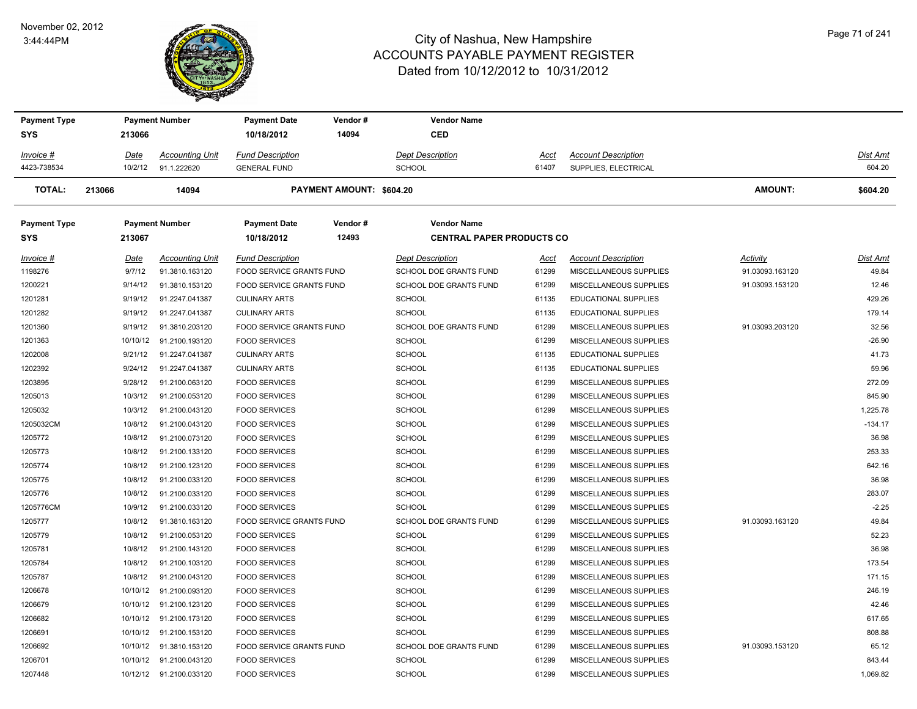# City of Nashua, New Hampshire
## ACCOUNTS PAYABLE PAYMENT REGISTER
### Dated from 10/12/2012 to 10/31/2012

November 02, 2012
3:44:44PM

| Payment Type | Payment Number | Payment Date | Vendor # | Vendor Name |
|---|---|---|---|---|
| SYS | 213066 | 10/18/2012 | 14094 | CED |

| Invoice # | Date | Accounting Unit | Fund Description | Dept Description | Acct | Account Description | Dist Amt |
|---|---|---|---|---|---|---|---|
| 4423-738534 | 10/2/12 | 91.1.222620 | GENERAL FUND | SCHOOL | 61407 | SUPPLIES, ELECTRICAL | 604.20 |

**TOTAL:** 213066 14094 **PAYMENT AMOUNT: $604.20** **AMOUNT: $604.20**

| Payment Type | Payment Number | Payment Date | Vendor # | Vendor Name |
|---|---|---|---|---|
| SYS | 213067 | 10/18/2012 | 12493 | CENTRAL PAPER PRODUCTS CO |

| Invoice # | Date | Accounting Unit | Fund Description | Dept Description | Acct | Account Description | Activity | Dist Amt |
|---|---|---|---|---|---|---|---|---|
| 1198276 | 9/7/12 | 91.3810.163120 | FOOD SERVICE GRANTS FUND | SCHOOL DOE GRANTS FUND | 61299 | MISCELLANEOUS SUPPLIES | 91.03093.163120 | 49.84 |
| 1200221 | 9/14/12 | 91.3810.153120 | FOOD SERVICE GRANTS FUND | SCHOOL DOE GRANTS FUND | 61299 | MISCELLANEOUS SUPPLIES | 91.03093.153120 | 12.46 |
| 1201281 | 9/19/12 | 91.2247.041387 | CULINARY ARTS | SCHOOL | 61135 | EDUCATIONAL SUPPLIES | | 429.26 |
| 1201282 | 9/19/12 | 91.2247.041387 | CULINARY ARTS | SCHOOL | 61135 | EDUCATIONAL SUPPLIES | | 179.14 |
| 1201360 | 9/19/12 | 91.3810.203120 | FOOD SERVICE GRANTS FUND | SCHOOL DOE GRANTS FUND | 61299 | MISCELLANEOUS SUPPLIES | 91.03093.203120 | 32.56 |
| 1201363 | 10/10/12 | 91.2100.193120 | FOOD SERVICES | SCHOOL | 61299 | MISCELLANEOUS SUPPLIES | | -26.90 |
| 1202008 | 9/21/12 | 91.2247.041387 | CULINARY ARTS | SCHOOL | 61135 | EDUCATIONAL SUPPLIES | | 41.73 |
| 1202392 | 9/24/12 | 91.2247.041387 | CULINARY ARTS | SCHOOL | 61135 | EDUCATIONAL SUPPLIES | | 59.96 |
| 1203895 | 9/28/12 | 91.2100.063120 | FOOD SERVICES | SCHOOL | 61299 | MISCELLANEOUS SUPPLIES | | 272.09 |
| 1205013 | 10/3/12 | 91.2100.053120 | FOOD SERVICES | SCHOOL | 61299 | MISCELLANEOUS SUPPLIES | | 845.90 |
| 1205032 | 10/3/12 | 91.2100.043120 | FOOD SERVICES | SCHOOL | 61299 | MISCELLANEOUS SUPPLIES | | 1,225.78 |
| 1205032CM | 10/8/12 | 91.2100.043120 | FOOD SERVICES | SCHOOL | 61299 | MISCELLANEOUS SUPPLIES | | -134.17 |
| 1205772 | 10/8/12 | 91.2100.073120 | FOOD SERVICES | SCHOOL | 61299 | MISCELLANEOUS SUPPLIES | | 36.98 |
| 1205773 | 10/8/12 | 91.2100.133120 | FOOD SERVICES | SCHOOL | 61299 | MISCELLANEOUS SUPPLIES | | 253.33 |
| 1205774 | 10/8/12 | 91.2100.123120 | FOOD SERVICES | SCHOOL | 61299 | MISCELLANEOUS SUPPLIES | | 642.16 |
| 1205775 | 10/8/12 | 91.2100.033120 | FOOD SERVICES | SCHOOL | 61299 | MISCELLANEOUS SUPPLIES | | 36.98 |
| 1205776 | 10/8/12 | 91.2100.033120 | FOOD SERVICES | SCHOOL | 61299 | MISCELLANEOUS SUPPLIES | | 283.07 |
| 1205776CM | 10/9/12 | 91.2100.033120 | FOOD SERVICES | SCHOOL | 61299 | MISCELLANEOUS SUPPLIES | | -2.25 |
| 1205777 | 10/8/12 | 91.3810.163120 | FOOD SERVICE GRANTS FUND | SCHOOL DOE GRANTS FUND | 61299 | MISCELLANEOUS SUPPLIES | 91.03093.163120 | 49.84 |
| 1205779 | 10/8/12 | 91.2100.053120 | FOOD SERVICES | SCHOOL | 61299 | MISCELLANEOUS SUPPLIES | | 52.23 |
| 1205781 | 10/8/12 | 91.2100.143120 | FOOD SERVICES | SCHOOL | 61299 | MISCELLANEOUS SUPPLIES | | 36.98 |
| 1205784 | 10/8/12 | 91.2100.103120 | FOOD SERVICES | SCHOOL | 61299 | MISCELLANEOUS SUPPLIES | | 173.54 |
| 1205787 | 10/8/12 | 91.2100.043120 | FOOD SERVICES | SCHOOL | 61299 | MISCELLANEOUS SUPPLIES | | 171.15 |
| 1206678 | 10/10/12 | 91.2100.093120 | FOOD SERVICES | SCHOOL | 61299 | MISCELLANEOUS SUPPLIES | | 246.19 |
| 1206679 | 10/10/12 | 91.2100.123120 | FOOD SERVICES | SCHOOL | 61299 | MISCELLANEOUS SUPPLIES | | 42.46 |
| 1206682 | 10/10/12 | 91.2100.173120 | FOOD SERVICES | SCHOOL | 61299 | MISCELLANEOUS SUPPLIES | | 617.65 |
| 1206691 | 10/10/12 | 91.2100.153120 | FOOD SERVICES | SCHOOL | 61299 | MISCELLANEOUS SUPPLIES | | 808.88 |
| 1206692 | 10/10/12 | 91.3810.153120 | FOOD SERVICE GRANTS FUND | SCHOOL DOE GRANTS FUND | 61299 | MISCELLANEOUS SUPPLIES | 91.03093.153120 | 65.12 |
| 1206701 | 10/10/12 | 91.2100.043120 | FOOD SERVICES | SCHOOL | 61299 | MISCELLANEOUS SUPPLIES | | 843.44 |
| 1207448 | 10/12/12 | 91.2100.033120 | FOOD SERVICES | SCHOOL | 61299 | MISCELLANEOUS SUPPLIES | | 1,069.82 |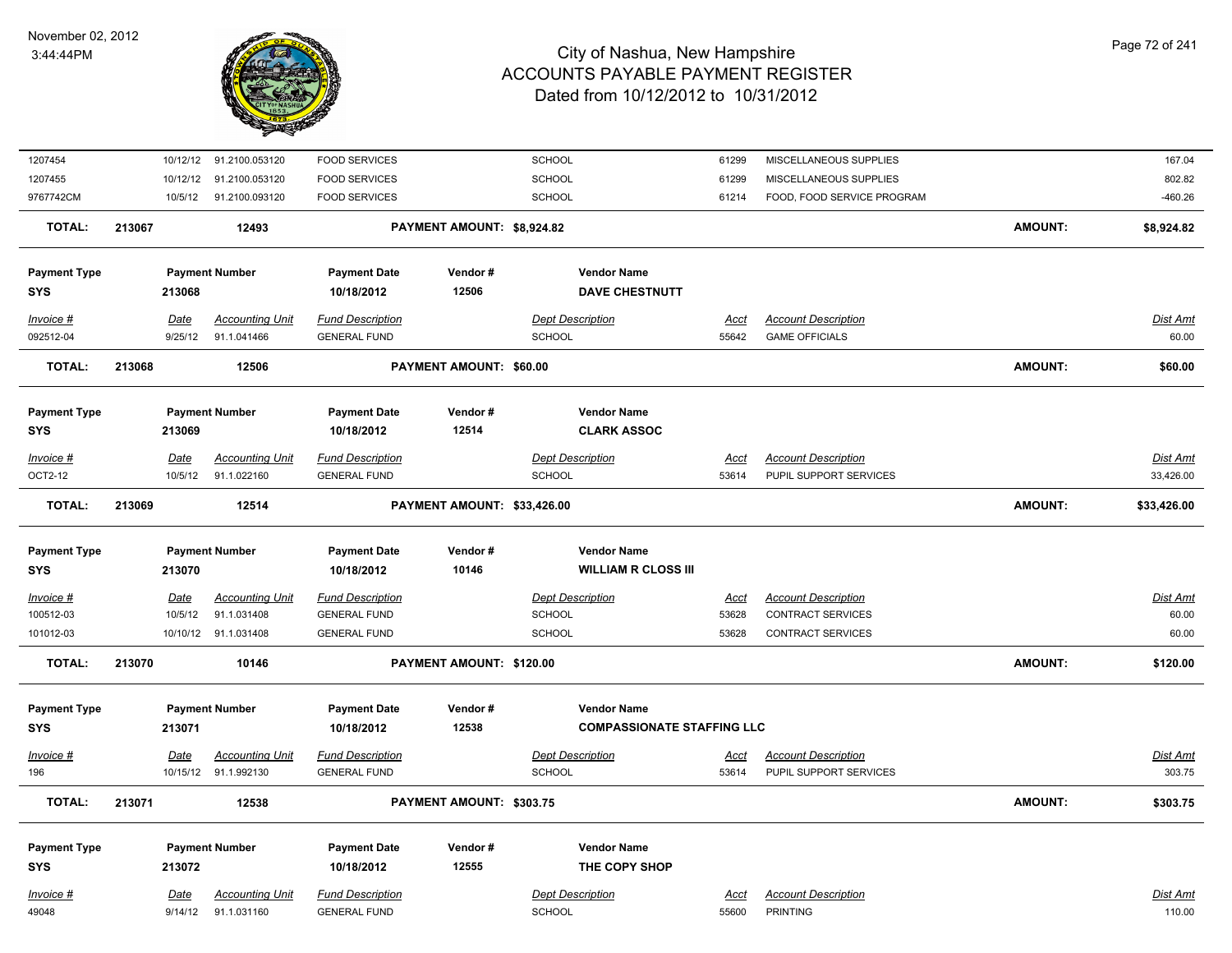| | | | | | | | | |
|---|---|---|---|---|---|---|---|---|
| 1207454 | 10/12/12 | 91.2100.053120 | FOOD SERVICES | SCHOOL | 61299 | MISCELLANEOUS SUPPLIES | | 167.04 |
| 1207455 | 10/12/12 | 91.2100.053120 | FOOD SERVICES | SCHOOL | 61299 | MISCELLANEOUS SUPPLIES | | 802.82 |
| 9767742CM | 10/5/12 | 91.2100.093120 | FOOD SERVICES | SCHOOL | 61214 | FOOD, FOOD SERVICE PROGRAM | | -460.26 |
| **TOTAL:** | **213067** | **12493** | **PAYMENT AMOUNT: $8,924.82** | | | | **AMOUNT:** | **$8,924.82** |

| Payment Type | Payment Number | Payment Date | Vendor # | Vendor Name |
|---|---|---|---|---|
| **SYS** | **213068** | **10/18/2012** | **12506** | **DAVE CHESTNUTT** |

| *Invoice #* | *Date* | *Accounting Unit* | *Fund Description* | *Dept Description* | *Acct* | *Account Description* | | *Dist Amt* |
|---|---|---|---|---|---|---|---|---|
| 092512-04 | 9/25/12 | 91.1.041466 | GENERAL FUND | SCHOOL | 55642 | GAME OFFICIALS | | 60.00 |
| **TOTAL:** | **213068** | **12506** | **PAYMENT AMOUNT: $60.00** | | | | **AMOUNT:** | **$60.00** |

| Payment Type | Payment Number | Payment Date | Vendor # | Vendor Name |
|---|---|---|---|---|
| **SYS** | **213069** | **10/18/2012** | **12514** | **CLARK ASSOC** |

| *Invoice #* | *Date* | *Accounting Unit* | *Fund Description* | *Dept Description* | *Acct* | *Account Description* | | *Dist Amt* |
|---|---|---|---|---|---|---|---|---|
| OCT2-12 | 10/5/12 | 91.1.022160 | GENERAL FUND | SCHOOL | 53614 | PUPIL SUPPORT SERVICES | | 33,426.00 |
| **TOTAL:** | **213069** | **12514** | **PAYMENT AMOUNT: $33,426.00** | | | | **AMOUNT:** | **$33,426.00** |

| Payment Type | Payment Number | Payment Date | Vendor # | Vendor Name |
|---|---|---|---|---|
| **SYS** | **213070** | **10/18/2012** | **10146** | **WILLIAM R CLOSS III** |

| *Invoice #* | *Date* | *Accounting Unit* | *Fund Description* | *Dept Description* | *Acct* | *Account Description* | | *Dist Amt* |
|---|---|---|---|---|---|---|---|---|
| 100512-03 | 10/5/12 | 91.1.031408 | GENERAL FUND | SCHOOL | 53628 | CONTRACT SERVICES | | 60.00 |
| 101012-03 | 10/10/12 | 91.1.031408 | GENERAL FUND | SCHOOL | 53628 | CONTRACT SERVICES | | 60.00 |
| **TOTAL:** | **213070** | **10146** | **PAYMENT AMOUNT: $120.00** | | | | **AMOUNT:** | **$120.00** |

| Payment Type | Payment Number | Payment Date | Vendor # | Vendor Name |
|---|---|---|---|---|
| **SYS** | **213071** | **10/18/2012** | **12538** | **COMPASSIONATE STAFFING LLC** |

| *Invoice #* | *Date* | *Accounting Unit* | *Fund Description* | *Dept Description* | *Acct* | *Account Description* | | *Dist Amt* |
|---|---|---|---|---|---|---|---|---|
| 196 | 10/15/12 | 91.1.992130 | GENERAL FUND | SCHOOL | 53614 | PUPIL SUPPORT SERVICES | | 303.75 |
| **TOTAL:** | **213071** | **12538** | **PAYMENT AMOUNT: $303.75** | | | | **AMOUNT:** | **$303.75** |

| Payment Type | Payment Number | Payment Date | Vendor # | Vendor Name |
|---|---|---|---|---|
| **SYS** | **213072** | **10/18/2012** | **12555** | **THE COPY SHOP** |

| *Invoice #* | *Date* | *Accounting Unit* | *Fund Description* | *Dept Description* | *Acct* | *Account Description* | | *Dist Amt* |
|---|---|---|---|---|---|---|---|---|
| 49048 | 9/14/12 | 91.1.031160 | GENERAL FUND | SCHOOL | 55600 | PRINTING | | 110.00 |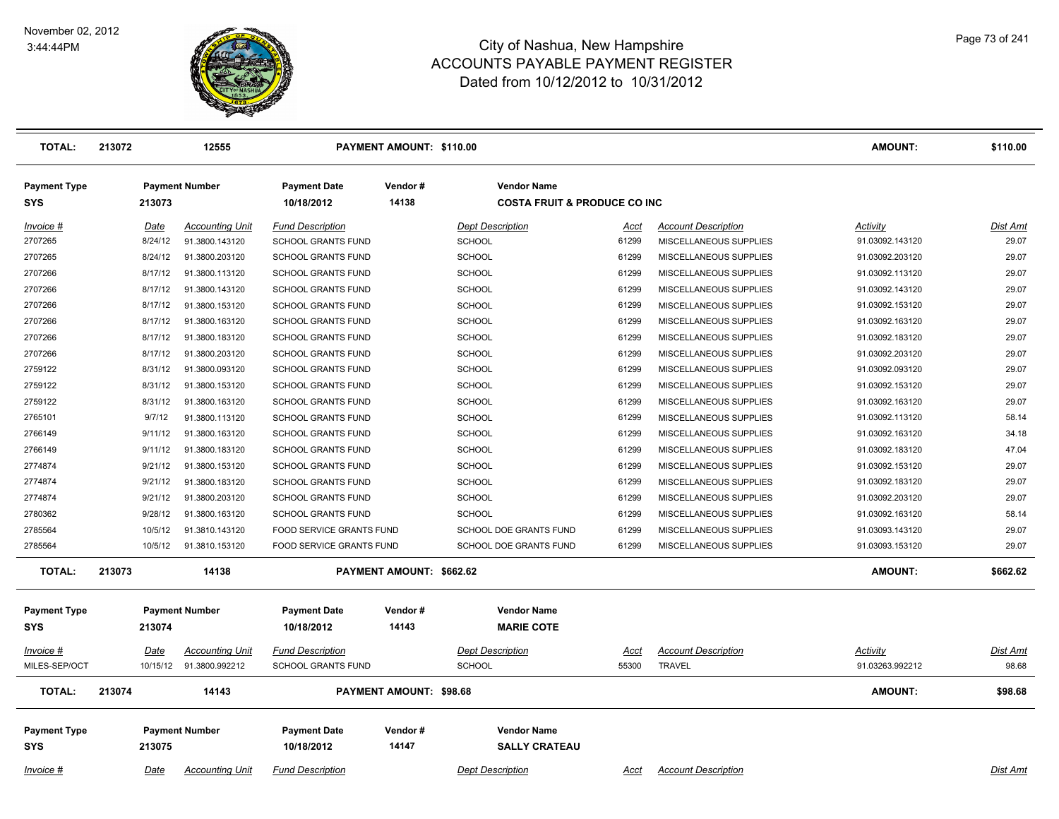# City of Nashua, New Hampshire
## ACCOUNTS PAYABLE PAYMENT REGISTER
### Dated from 10/12/2012 to 10/31/2012

November 02, 2012
3:44:44PM

| TOTAL: | 213072 | 12555 | PAYMENT AMOUNT: $110.00 | AMOUNT: | $110.00 |
|---|---|---|---|---|---|

**Payment Type:** SYS | **Payment Number:** 213073 | **Payment Date:** 10/18/2012 | **Vendor #:** 14138 | **Vendor Name:** COSTA FRUIT & PRODUCE CO INC

| Invoice # | Date | Accounting Unit | Fund Description | Dept Description | Acct | Account Description | Activity | Dist Amt |
|---|---|---|---|---|---|---|---|---|
| 2707265 | 8/24/12 | 91.3800.143120 | SCHOOL GRANTS FUND | SCHOOL | 61299 | MISCELLANEOUS SUPPLIES | 91.03092.143120 | 29.07 |
| 2707265 | 8/24/12 | 91.3800.203120 | SCHOOL GRANTS FUND | SCHOOL | 61299 | MISCELLANEOUS SUPPLIES | 91.03092.203120 | 29.07 |
| 2707266 | 8/17/12 | 91.3800.113120 | SCHOOL GRANTS FUND | SCHOOL | 61299 | MISCELLANEOUS SUPPLIES | 91.03092.113120 | 29.07 |
| 2707266 | 8/17/12 | 91.3800.143120 | SCHOOL GRANTS FUND | SCHOOL | 61299 | MISCELLANEOUS SUPPLIES | 91.03092.143120 | 29.07 |
| 2707266 | 8/17/12 | 91.3800.153120 | SCHOOL GRANTS FUND | SCHOOL | 61299 | MISCELLANEOUS SUPPLIES | 91.03092.153120 | 29.07 |
| 2707266 | 8/17/12 | 91.3800.163120 | SCHOOL GRANTS FUND | SCHOOL | 61299 | MISCELLANEOUS SUPPLIES | 91.03092.163120 | 29.07 |
| 2707266 | 8/17/12 | 91.3800.183120 | SCHOOL GRANTS FUND | SCHOOL | 61299 | MISCELLANEOUS SUPPLIES | 91.03092.183120 | 29.07 |
| 2707266 | 8/17/12 | 91.3800.203120 | SCHOOL GRANTS FUND | SCHOOL | 61299 | MISCELLANEOUS SUPPLIES | 91.03092.203120 | 29.07 |
| 2759122 | 8/31/12 | 91.3800.093120 | SCHOOL GRANTS FUND | SCHOOL | 61299 | MISCELLANEOUS SUPPLIES | 91.03092.093120 | 29.07 |
| 2759122 | 8/31/12 | 91.3800.153120 | SCHOOL GRANTS FUND | SCHOOL | 61299 | MISCELLANEOUS SUPPLIES | 91.03092.153120 | 29.07 |
| 2759122 | 8/31/12 | 91.3800.163120 | SCHOOL GRANTS FUND | SCHOOL | 61299 | MISCELLANEOUS SUPPLIES | 91.03092.163120 | 29.07 |
| 2765101 | 9/7/12 | 91.3800.113120 | SCHOOL GRANTS FUND | SCHOOL | 61299 | MISCELLANEOUS SUPPLIES | 91.03092.113120 | 58.14 |
| 2766149 | 9/11/12 | 91.3800.163120 | SCHOOL GRANTS FUND | SCHOOL | 61299 | MISCELLANEOUS SUPPLIES | 91.03092.163120 | 34.18 |
| 2766149 | 9/11/12 | 91.3800.183120 | SCHOOL GRANTS FUND | SCHOOL | 61299 | MISCELLANEOUS SUPPLIES | 91.03092.183120 | 47.04 |
| 2774874 | 9/21/12 | 91.3800.153120 | SCHOOL GRANTS FUND | SCHOOL | 61299 | MISCELLANEOUS SUPPLIES | 91.03092.153120 | 29.07 |
| 2774874 | 9/21/12 | 91.3800.183120 | SCHOOL GRANTS FUND | SCHOOL | 61299 | MISCELLANEOUS SUPPLIES | 91.03092.183120 | 29.07 |
| 2774874 | 9/21/12 | 91.3800.203120 | SCHOOL GRANTS FUND | SCHOOL | 61299 | MISCELLANEOUS SUPPLIES | 91.03092.203120 | 29.07 |
| 2780362 | 9/28/12 | 91.3800.163120 | SCHOOL GRANTS FUND | SCHOOL | 61299 | MISCELLANEOUS SUPPLIES | 91.03092.163120 | 58.14 |
| 2785564 | 10/5/12 | 91.3810.143120 | FOOD SERVICE GRANTS FUND | SCHOOL DOE GRANTS FUND | 61299 | MISCELLANEOUS SUPPLIES | 91.03093.143120 | 29.07 |
| 2785564 | 10/5/12 | 91.3810.153120 | FOOD SERVICE GRANTS FUND | SCHOOL DOE GRANTS FUND | 61299 | MISCELLANEOUS SUPPLIES | 91.03093.153120 | 29.07 |

| TOTAL: | 213073 | 14138 | PAYMENT AMOUNT: $662.62 | AMOUNT: | $662.62 |
|---|---|---|---|---|---|

**Payment Type:** SYS | **Payment Number:** 213074 | **Payment Date:** 10/18/2012 | **Vendor #:** 14143 | **Vendor Name:** MARIE COTE

| Invoice # | Date | Accounting Unit | Fund Description | Dept Description | Acct | Account Description | Activity | Dist Amt |
|---|---|---|---|---|---|---|---|---|
| MILES-SEP/OCT | 10/15/12 | 91.3800.992212 | SCHOOL GRANTS FUND | SCHOOL | 55300 | TRAVEL | 91.03263.992212 | 98.68 |

| TOTAL: | 213074 | 14143 | PAYMENT AMOUNT: $98.68 | AMOUNT: | $98.68 |
|---|---|---|---|---|---|

**Payment Type:** SYS | **Payment Number:** 213075 | **Payment Date:** 10/18/2012 | **Vendor #:** 14147 | **Vendor Name:** SALLY CRATEAU

| Invoice # | Date | Accounting Unit | Fund Description | Dept Description | Acct | Account Description | Dist Amt |
|---|---|---|---|---|---|---|---|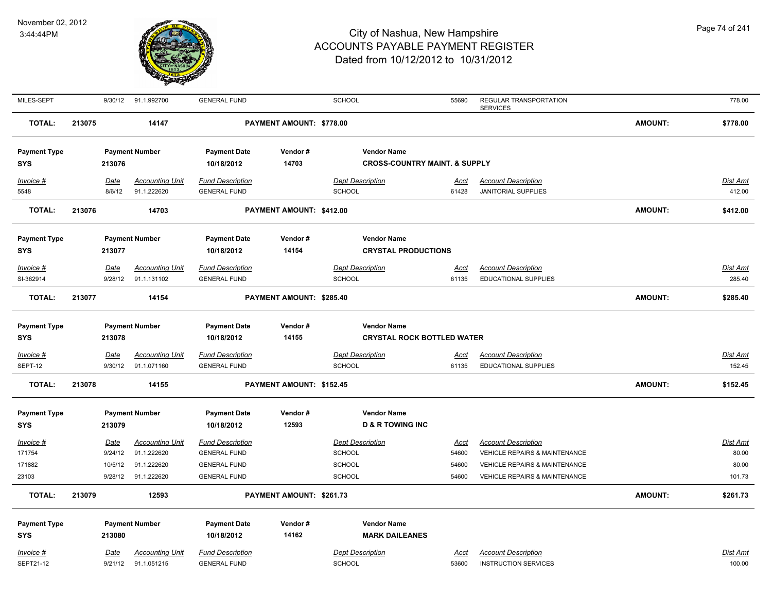# City of Nashua, New Hampshire
## ACCOUNTS PAYABLE PAYMENT REGISTER
### Dated from 10/12/2012 to 10/31/2012

November 02, 2012
3:44:44PM

| Invoice # | Date | Accounting Unit | Fund Description | Dept Description | Acct | Account Description | Dist Amt |
|---|---|---|---|---|---|---|---|
| MILES-SEPT | 9/30/12 | 91.1.992700 | GENERAL FUND | SCHOOL | 55690 | REGULAR TRANSPORTATION SERVICES | 778.00 |

**TOTAL:** 213075 | 14147 | **PAYMENT AMOUNT: $778.00** | **AMOUNT:** **$778.00**

| Payment Type | Payment Number | Payment Date | Vendor # | Vendor Name |
|---|---|---|---|---|
| SYS | 213076 | 10/18/2012 | 14703 | CROSS-COUNTRY MAINT. & SUPPLY |

| Invoice # | Date | Accounting Unit | Fund Description | Dept Description | Acct | Account Description | Dist Amt |
|---|---|---|---|---|---|---|---|
| 5548 | 8/6/12 | 91.1.222620 | GENERAL FUND | SCHOOL | 61428 | JANITORIAL SUPPLIES | 412.00 |

**TOTAL:** 213076 | 14703 | **PAYMENT AMOUNT: $412.00** | **AMOUNT:** **$412.00**

| Payment Type | Payment Number | Payment Date | Vendor # | Vendor Name |
|---|---|---|---|---|
| SYS | 213077 | 10/18/2012 | 14154 | CRYSTAL PRODUCTIONS |

| Invoice # | Date | Accounting Unit | Fund Description | Dept Description | Acct | Account Description | Dist Amt |
|---|---|---|---|---|---|---|---|
| SI-362914 | 9/28/12 | 91.1.131102 | GENERAL FUND | SCHOOL | 61135 | EDUCATIONAL SUPPLIES | 285.40 |

**TOTAL:** 213077 | 14154 | **PAYMENT AMOUNT: $285.40** | **AMOUNT:** **$285.40**

| Payment Type | Payment Number | Payment Date | Vendor # | Vendor Name |
|---|---|---|---|---|
| SYS | 213078 | 10/18/2012 | 14155 | CRYSTAL ROCK BOTTLED WATER |

| Invoice # | Date | Accounting Unit | Fund Description | Dept Description | Acct | Account Description | Dist Amt |
|---|---|---|---|---|---|---|---|
| SEPT-12 | 9/30/12 | 91.1.071160 | GENERAL FUND | SCHOOL | 61135 | EDUCATIONAL SUPPLIES | 152.45 |

**TOTAL:** 213078 | 14155 | **PAYMENT AMOUNT: $152.45** | **AMOUNT:** **$152.45**

| Payment Type | Payment Number | Payment Date | Vendor # | Vendor Name |
|---|---|---|---|---|
| SYS | 213079 | 10/18/2012 | 12593 | D & R TOWING INC |

| Invoice # | Date | Accounting Unit | Fund Description | Dept Description | Acct | Account Description | Dist Amt |
|---|---|---|---|---|---|---|---|
| 171754 | 9/24/12 | 91.1.222620 | GENERAL FUND | SCHOOL | 54600 | VEHICLE REPAIRS & MAINTENANCE | 80.00 |
| 171882 | 10/5/12 | 91.1.222620 | GENERAL FUND | SCHOOL | 54600 | VEHICLE REPAIRS & MAINTENANCE | 80.00 |
| 23103 | 9/28/12 | 91.1.222620 | GENERAL FUND | SCHOOL | 54600 | VEHICLE REPAIRS & MAINTENANCE | 101.73 |

**TOTAL:** 213079 | 12593 | **PAYMENT AMOUNT: $261.73** | **AMOUNT:** **$261.73**

| Payment Type | Payment Number | Payment Date | Vendor # | Vendor Name |
|---|---|---|---|---|
| SYS | 213080 | 10/18/2012 | 14162 | MARK DAILEANES |

| Invoice # | Date | Accounting Unit | Fund Description | Dept Description | Acct | Account Description | Dist Amt |
|---|---|---|---|---|---|---|---|
| SEPT21-12 | 9/21/12 | 91.1.051215 | GENERAL FUND | SCHOOL | 53600 | INSTRUCTION SERVICES | 100.00 |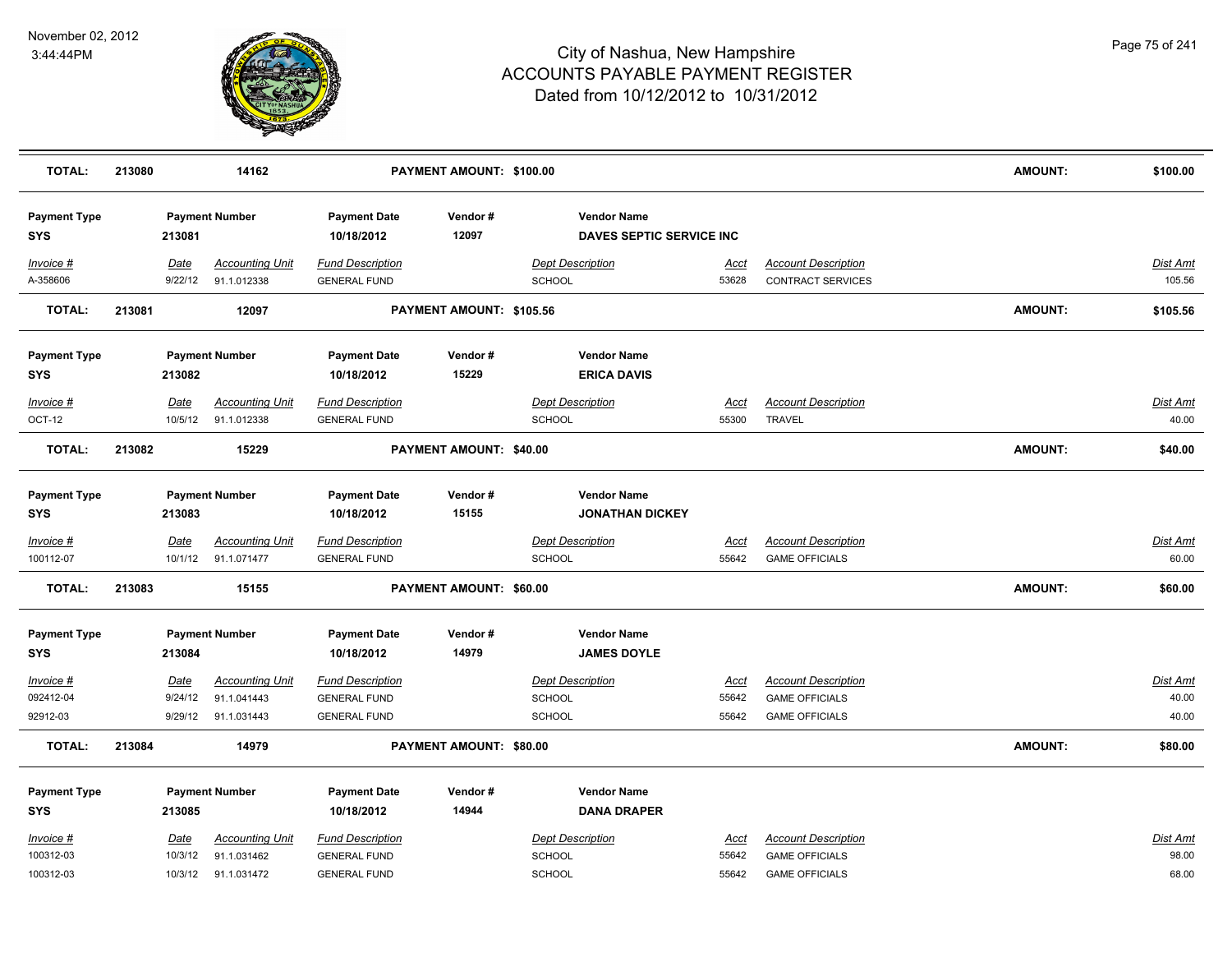# City of Nashua, New Hampshire
# ACCOUNTS PAYABLE PAYMENT REGISTER
## Dated from 10/12/2012 to 10/31/2012

November 02, 2012
3:44:44PM

| **TOTAL:** | **213080** | **14162** | **PAYMENT AMOUNT: $100.00** | **AMOUNT:** | **$100.00** |
|---|---|---|---|---|---|

| Payment Type | Payment Number | Payment Date | Vendor # | Vendor Name |
|---|---|---|---|---|
| SYS | 213081 | 10/18/2012 | 12097 | DAVES SEPTIC SERVICE INC |

| Invoice # | Date | Accounting Unit | Fund Description | Dept Description | Acct | Account Description | Dist Amt |
|---|---|---|---|---|---|---|---|
| A-358606 | 9/22/12 | 91.1.012338 | GENERAL FUND | SCHOOL | 53628 | CONTRACT SERVICES | 105.56 |

| **TOTAL:** | **213081** | **12097** | **PAYMENT AMOUNT: $105.56** | **AMOUNT:** | **$105.56** |
|---|---|---|---|---|---|

| Payment Type | Payment Number | Payment Date | Vendor # | Vendor Name |
|---|---|---|---|---|
| SYS | 213082 | 10/18/2012 | 15229 | ERICA DAVIS |

| Invoice # | Date | Accounting Unit | Fund Description | Dept Description | Acct | Account Description | Dist Amt |
|---|---|---|---|---|---|---|---|
| OCT-12 | 10/5/12 | 91.1.012338 | GENERAL FUND | SCHOOL | 55300 | TRAVEL | 40.00 |

| **TOTAL:** | **213082** | **15229** | **PAYMENT AMOUNT: $40.00** | **AMOUNT:** | **$40.00** |
|---|---|---|---|---|---|

| Payment Type | Payment Number | Payment Date | Vendor # | Vendor Name |
|---|---|---|---|---|
| SYS | 213083 | 10/18/2012 | 15155 | JONATHAN DICKEY |

| Invoice # | Date | Accounting Unit | Fund Description | Dept Description | Acct | Account Description | Dist Amt |
|---|---|---|---|---|---|---|---|
| 100112-07 | 10/1/12 | 91.1.071477 | GENERAL FUND | SCHOOL | 55642 | GAME OFFICIALS | 60.00 |

| **TOTAL:** | **213083** | **15155** | **PAYMENT AMOUNT: $60.00** | **AMOUNT:** | **$60.00** |
|---|---|---|---|---|---|

| Payment Type | Payment Number | Payment Date | Vendor # | Vendor Name |
|---|---|---|---|---|
| SYS | 213084 | 10/18/2012 | 14979 | JAMES DOYLE |

| Invoice # | Date | Accounting Unit | Fund Description | Dept Description | Acct | Account Description | Dist Amt |
|---|---|---|---|---|---|---|---|
| 092412-04 | 9/24/12 | 91.1.041443 | GENERAL FUND | SCHOOL | 55642 | GAME OFFICIALS | 40.00 |
| 92912-03 | 9/29/12 | 91.1.031443 | GENERAL FUND | SCHOOL | 55642 | GAME OFFICIALS | 40.00 |

| **TOTAL:** | **213084** | **14979** | **PAYMENT AMOUNT: $80.00** | **AMOUNT:** | **$80.00** |
|---|---|---|---|---|---|

| Payment Type | Payment Number | Payment Date | Vendor # | Vendor Name |
|---|---|---|---|---|
| SYS | 213085 | 10/18/2012 | 14944 | DANA DRAPER |

| Invoice # | Date | Accounting Unit | Fund Description | Dept Description | Acct | Account Description | Dist Amt |
|---|---|---|---|---|---|---|---|
| 100312-03 | 10/3/12 | 91.1.031462 | GENERAL FUND | SCHOOL | 55642 | GAME OFFICIALS | 98.00 |
| 100312-03 | 10/3/12 | 91.1.031472 | GENERAL FUND | SCHOOL | 55642 | GAME OFFICIALS | 68.00 |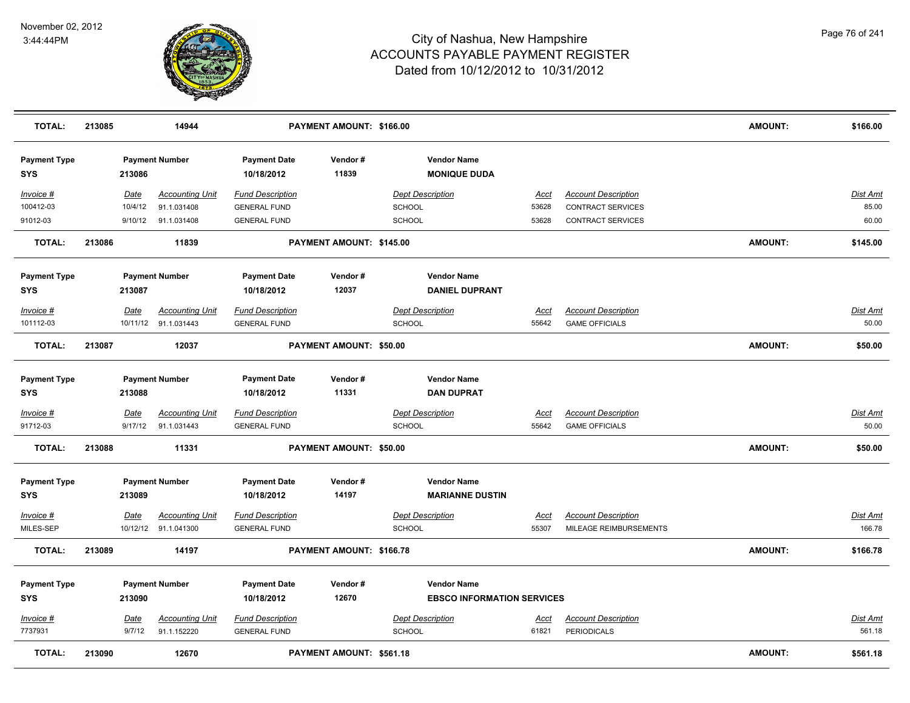# City of Nashua, New Hampshire
## ACCOUNTS PAYABLE PAYMENT REGISTER
### Dated from 10/12/2012 to 10/31/2012

November 02, 2012
3:44:44PM

| TOTAL: | 213085 | 14944 | PAYMENT AMOUNT: $166.00 | AMOUNT: | $166.00 |
|---|---|---|---|---|---|

| Payment Type | Payment Number | Payment Date | Vendor # | Vendor Name |
|---|---|---|---|---|
| SYS | 213086 | 10/18/2012 | 11839 | MONIQUE DUDA |

| Invoice # | Date | Accounting Unit | Fund Description | Dept Description | Acct | Account Description | Dist Amt |
|---|---|---|---|---|---|---|---|
| 100412-03 | 10/4/12 | 91.1.031408 | GENERAL FUND | SCHOOL | 53628 | CONTRACT SERVICES | 85.00 |
| 91012-03 | 9/10/12 | 91.1.031408 | GENERAL FUND | SCHOOL | 53628 | CONTRACT SERVICES | 60.00 |

| TOTAL: | 213086 | 11839 | PAYMENT AMOUNT: $145.00 | AMOUNT: | $145.00 |
|---|---|---|---|---|---|

| Payment Type | Payment Number | Payment Date | Vendor # | Vendor Name |
|---|---|---|---|---|
| SYS | 213087 | 10/18/2012 | 12037 | DANIEL DUPRANT |

| Invoice # | Date | Accounting Unit | Fund Description | Dept Description | Acct | Account Description | Dist Amt |
|---|---|---|---|---|---|---|---|
| 101112-03 | 10/11/12 | 91.1.031443 | GENERAL FUND | SCHOOL | 55642 | GAME OFFICIALS | 50.00 |

| TOTAL: | 213087 | 12037 | PAYMENT AMOUNT: $50.00 | AMOUNT: | $50.00 |
|---|---|---|---|---|---|

| Payment Type | Payment Number | Payment Date | Vendor # | Vendor Name |
|---|---|---|---|---|
| SYS | 213088 | 10/18/2012 | 11331 | DAN DUPRAT |

| Invoice # | Date | Accounting Unit | Fund Description | Dept Description | Acct | Account Description | Dist Amt |
|---|---|---|---|---|---|---|---|
| 91712-03 | 9/17/12 | 91.1.031443 | GENERAL FUND | SCHOOL | 55642 | GAME OFFICIALS | 50.00 |

| TOTAL: | 213088 | 11331 | PAYMENT AMOUNT: $50.00 | AMOUNT: | $50.00 |
|---|---|---|---|---|---|

| Payment Type | Payment Number | Payment Date | Vendor # | Vendor Name |
|---|---|---|---|---|
| SYS | 213089 | 10/18/2012 | 14197 | MARIANNE DUSTIN |

| Invoice # | Date | Accounting Unit | Fund Description | Dept Description | Acct | Account Description | Dist Amt |
|---|---|---|---|---|---|---|---|
| MILES-SEP | 10/12/12 | 91.1.041300 | GENERAL FUND | SCHOOL | 55307 | MILEAGE REIMBURSEMENTS | 166.78 |

| TOTAL: | 213089 | 14197 | PAYMENT AMOUNT: $166.78 | AMOUNT: | $166.78 |
|---|---|---|---|---|---|

| Payment Type | Payment Number | Payment Date | Vendor # | Vendor Name |
|---|---|---|---|---|
| SYS | 213090 | 10/18/2012 | 12670 | EBSCO INFORMATION SERVICES |

| Invoice # | Date | Accounting Unit | Fund Description | Dept Description | Acct | Account Description | Dist Amt |
|---|---|---|---|---|---|---|---|
| 7737931 | 9/7/12 | 91.1.152220 | GENERAL FUND | SCHOOL | 61821 | PERIODICALS | 561.18 |

| TOTAL: | 213090 | 12670 | PAYMENT AMOUNT: $561.18 | AMOUNT: | $561.18 |
|---|---|---|---|---|---|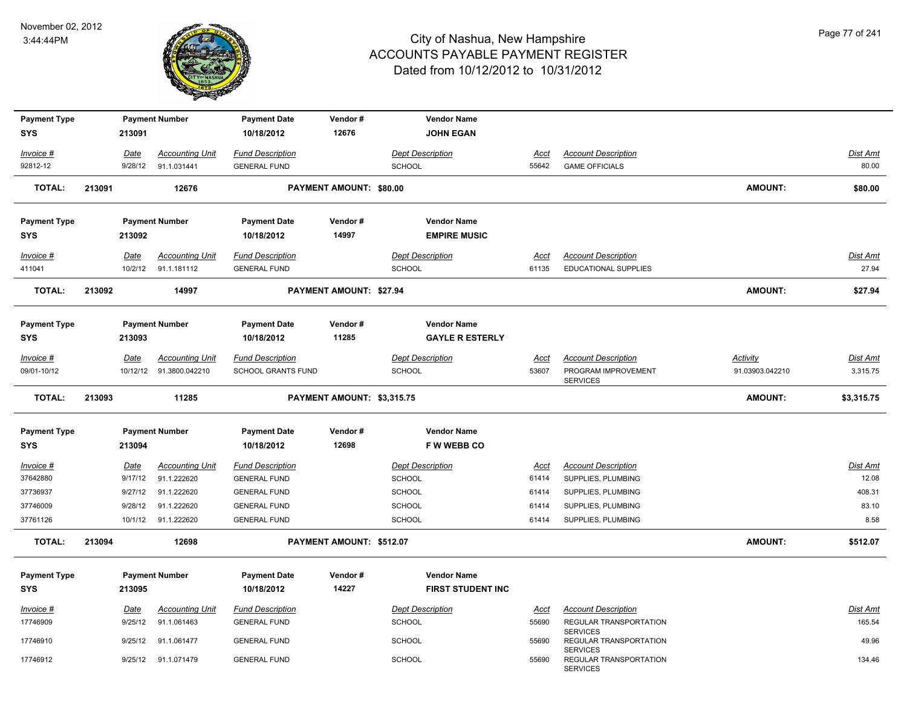# City of Nashua, New Hampshire
## ACCOUNTS PAYABLE PAYMENT REGISTER
### Dated from 10/12/2012 to 10/31/2012

November 02, 2012
3:44:44PM

| Payment Type | Payment Number | Payment Date | Vendor # | Vendor Name |
|---|---|---|---|---|
| SYS | 213091 | 10/18/2012 | 12676 | JOHN EGAN |

| Invoice # | Date | Accounting Unit | Fund Description | Dept Description | Acct | Account Description | Activity | Dist Amt |
|---|---|---|---|---|---|---|---|---|
| 92812-12 | 9/28/12 | 91.1.031441 | GENERAL FUND | SCHOOL | 55642 | GAME OFFICIALS | | 80.00 |

**TOTAL: 213091 12676 PAYMENT AMOUNT: $80.00 AMOUNT: $80.00**

| Payment Type | Payment Number | Payment Date | Vendor # | Vendor Name |
|---|---|---|---|---|
| SYS | 213092 | 10/18/2012 | 14997 | EMPIRE MUSIC |

| Invoice # | Date | Accounting Unit | Fund Description | Dept Description | Acct | Account Description | Activity | Dist Amt |
|---|---|---|---|---|---|---|---|---|
| 411041 | 10/2/12 | 91.1.181112 | GENERAL FUND | SCHOOL | 61135 | EDUCATIONAL SUPPLIES | | 27.94 |

**TOTAL: 213092 14997 PAYMENT AMOUNT: $27.94 AMOUNT: $27.94**

| Payment Type | Payment Number | Payment Date | Vendor # | Vendor Name |
|---|---|---|---|---|
| SYS | 213093 | 10/18/2012 | 11285 | GAYLE R ESTERLY |

| Invoice # | Date | Accounting Unit | Fund Description | Dept Description | Acct | Account Description | Activity | Dist Amt |
|---|---|---|---|---|---|---|---|---|
| 09/01-10/12 | 10/12/12 | 91.3800.042210 | SCHOOL GRANTS FUND | SCHOOL | 53607 | PROGRAM IMPROVEMENT SERVICES | 91.03903.042210 | 3,315.75 |

**TOTAL: 213093 11285 PAYMENT AMOUNT: $3,315.75 AMOUNT: $3,315.75**

| Payment Type | Payment Number | Payment Date | Vendor # | Vendor Name |
|---|---|---|---|---|
| SYS | 213094 | 10/18/2012 | 12698 | F W WEBB CO |

| Invoice # | Date | Accounting Unit | Fund Description | Dept Description | Acct | Account Description | Activity | Dist Amt |
|---|---|---|---|---|---|---|---|---|
| 37642880 | 9/17/12 | 91.1.222620 | GENERAL FUND | SCHOOL | 61414 | SUPPLIES, PLUMBING | | 12.08 |
| 37736937 | 9/27/12 | 91.1.222620 | GENERAL FUND | SCHOOL | 61414 | SUPPLIES, PLUMBING | | 408.31 |
| 37746009 | 9/28/12 | 91.1.222620 | GENERAL FUND | SCHOOL | 61414 | SUPPLIES, PLUMBING | | 83.10 |
| 37761126 | 10/1/12 | 91.1.222620 | GENERAL FUND | SCHOOL | 61414 | SUPPLIES, PLUMBING | | 8.58 |

**TOTAL: 213094 12698 PAYMENT AMOUNT: $512.07 AMOUNT: $512.07**

| Payment Type | Payment Number | Payment Date | Vendor # | Vendor Name |
|---|---|---|---|---|
| SYS | 213095 | 10/18/2012 | 14227 | FIRST STUDENT INC |

| Invoice # | Date | Accounting Unit | Fund Description | Dept Description | Acct | Account Description | Activity | Dist Amt |
|---|---|---|---|---|---|---|---|---|
| 17746909 | 9/25/12 | 91.1.061463 | GENERAL FUND | SCHOOL | 55690 | REGULAR TRANSPORTATION SERVICES | | 165.54 |
| 17746910 | 9/25/12 | 91.1.061477 | GENERAL FUND | SCHOOL | 55690 | REGULAR TRANSPORTATION SERVICES | | 49.96 |
| 17746912 | 9/25/12 | 91.1.071479 | GENERAL FUND | SCHOOL | 55690 | REGULAR TRANSPORTATION SERVICES | | 134.46 |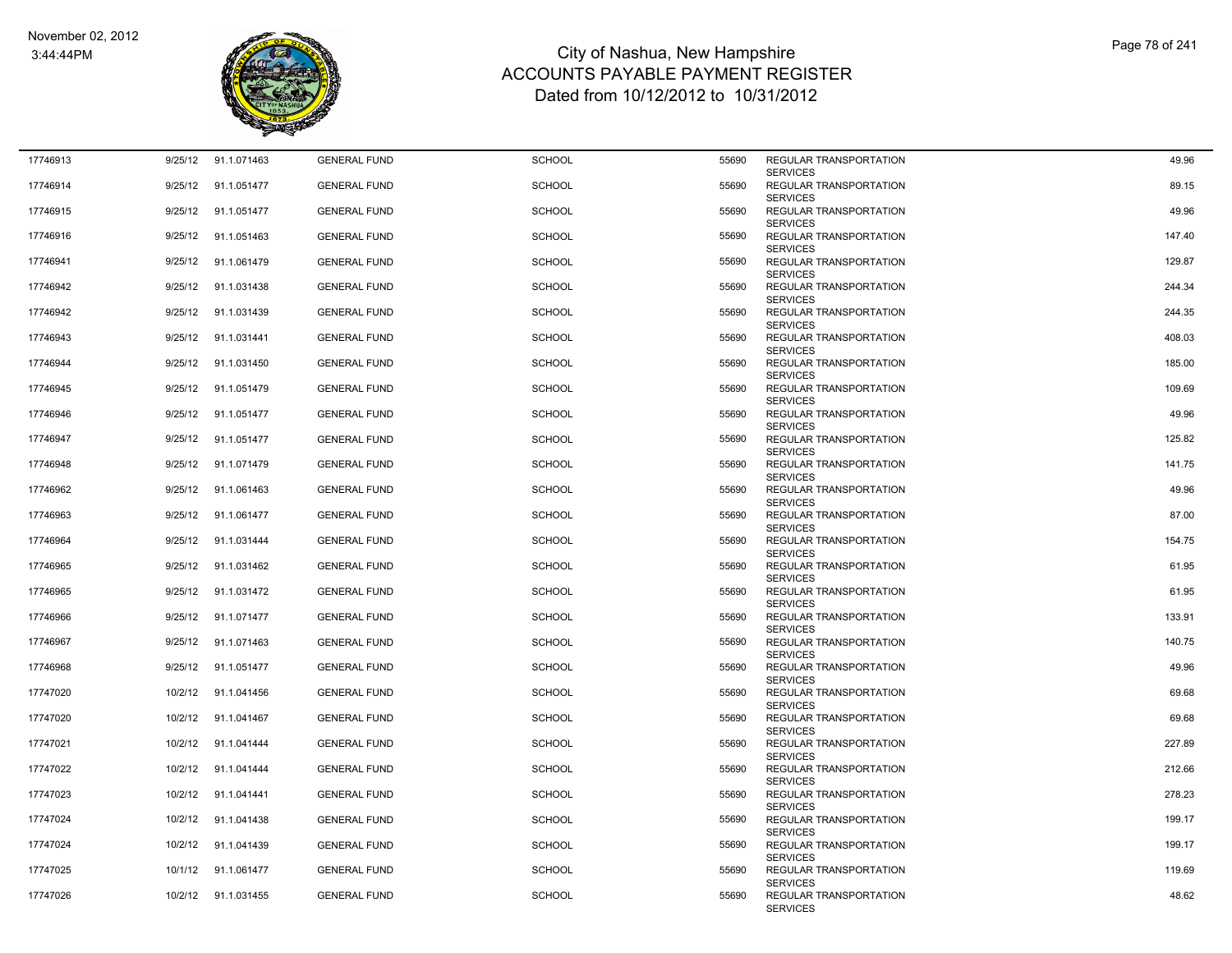# City of Nashua, New Hampshire
## ACCOUNTS PAYABLE PAYMENT REGISTER
### Dated from 10/12/2012 to 10/31/2012

November 02, 2012
3:44:44PM

| | | | | | | | |
|---|---|---|---|---|---|---|---|
| 17746913 | 9/25/12 | 91.1.071463 | GENERAL FUND | SCHOOL | 55690 | REGULAR TRANSPORTATION SERVICES | 49.96 |
| 17746914 | 9/25/12 | 91.1.051477 | GENERAL FUND | SCHOOL | 55690 | REGULAR TRANSPORTATION SERVICES | 89.15 |
| 17746915 | 9/25/12 | 91.1.051477 | GENERAL FUND | SCHOOL | 55690 | REGULAR TRANSPORTATION SERVICES | 49.96 |
| 17746916 | 9/25/12 | 91.1.051463 | GENERAL FUND | SCHOOL | 55690 | REGULAR TRANSPORTATION SERVICES | 147.40 |
| 17746941 | 9/25/12 | 91.1.061479 | GENERAL FUND | SCHOOL | 55690 | REGULAR TRANSPORTATION SERVICES | 129.87 |
| 17746942 | 9/25/12 | 91.1.031438 | GENERAL FUND | SCHOOL | 55690 | REGULAR TRANSPORTATION SERVICES | 244.34 |
| 17746942 | 9/25/12 | 91.1.031439 | GENERAL FUND | SCHOOL | 55690 | REGULAR TRANSPORTATION SERVICES | 244.35 |
| 17746943 | 9/25/12 | 91.1.031441 | GENERAL FUND | SCHOOL | 55690 | REGULAR TRANSPORTATION SERVICES | 408.03 |
| 17746944 | 9/25/12 | 91.1.031450 | GENERAL FUND | SCHOOL | 55690 | REGULAR TRANSPORTATION SERVICES | 185.00 |
| 17746945 | 9/25/12 | 91.1.051479 | GENERAL FUND | SCHOOL | 55690 | REGULAR TRANSPORTATION SERVICES | 109.69 |
| 17746946 | 9/25/12 | 91.1.051477 | GENERAL FUND | SCHOOL | 55690 | REGULAR TRANSPORTATION SERVICES | 49.96 |
| 17746947 | 9/25/12 | 91.1.051477 | GENERAL FUND | SCHOOL | 55690 | REGULAR TRANSPORTATION SERVICES | 125.82 |
| 17746948 | 9/25/12 | 91.1.071479 | GENERAL FUND | SCHOOL | 55690 | REGULAR TRANSPORTATION SERVICES | 141.75 |
| 17746962 | 9/25/12 | 91.1.061463 | GENERAL FUND | SCHOOL | 55690 | REGULAR TRANSPORTATION SERVICES | 49.96 |
| 17746963 | 9/25/12 | 91.1.061477 | GENERAL FUND | SCHOOL | 55690 | REGULAR TRANSPORTATION SERVICES | 87.00 |
| 17746964 | 9/25/12 | 91.1.031444 | GENERAL FUND | SCHOOL | 55690 | REGULAR TRANSPORTATION SERVICES | 154.75 |
| 17746965 | 9/25/12 | 91.1.031462 | GENERAL FUND | SCHOOL | 55690 | REGULAR TRANSPORTATION SERVICES | 61.95 |
| 17746965 | 9/25/12 | 91.1.031472 | GENERAL FUND | SCHOOL | 55690 | REGULAR TRANSPORTATION SERVICES | 61.95 |
| 17746966 | 9/25/12 | 91.1.071477 | GENERAL FUND | SCHOOL | 55690 | REGULAR TRANSPORTATION SERVICES | 133.91 |
| 17746967 | 9/25/12 | 91.1.071463 | GENERAL FUND | SCHOOL | 55690 | REGULAR TRANSPORTATION SERVICES | 140.75 |
| 17746968 | 9/25/12 | 91.1.051477 | GENERAL FUND | SCHOOL | 55690 | REGULAR TRANSPORTATION SERVICES | 49.96 |
| 17747020 | 10/2/12 | 91.1.041456 | GENERAL FUND | SCHOOL | 55690 | REGULAR TRANSPORTATION SERVICES | 69.68 |
| 17747020 | 10/2/12 | 91.1.041467 | GENERAL FUND | SCHOOL | 55690 | REGULAR TRANSPORTATION SERVICES | 69.68 |
| 17747021 | 10/2/12 | 91.1.041444 | GENERAL FUND | SCHOOL | 55690 | REGULAR TRANSPORTATION SERVICES | 227.89 |
| 17747022 | 10/2/12 | 91.1.041444 | GENERAL FUND | SCHOOL | 55690 | REGULAR TRANSPORTATION SERVICES | 212.66 |
| 17747023 | 10/2/12 | 91.1.041441 | GENERAL FUND | SCHOOL | 55690 | REGULAR TRANSPORTATION SERVICES | 278.23 |
| 17747024 | 10/2/12 | 91.1.041438 | GENERAL FUND | SCHOOL | 55690 | REGULAR TRANSPORTATION SERVICES | 199.17 |
| 17747024 | 10/2/12 | 91.1.041439 | GENERAL FUND | SCHOOL | 55690 | REGULAR TRANSPORTATION SERVICES | 199.17 |
| 17747025 | 10/1/12 | 91.1.061477 | GENERAL FUND | SCHOOL | 55690 | REGULAR TRANSPORTATION SERVICES | 119.69 |
| 17747026 | 10/2/12 | 91.1.031455 | GENERAL FUND | SCHOOL | 55690 | REGULAR TRANSPORTATION SERVICES | 48.62 |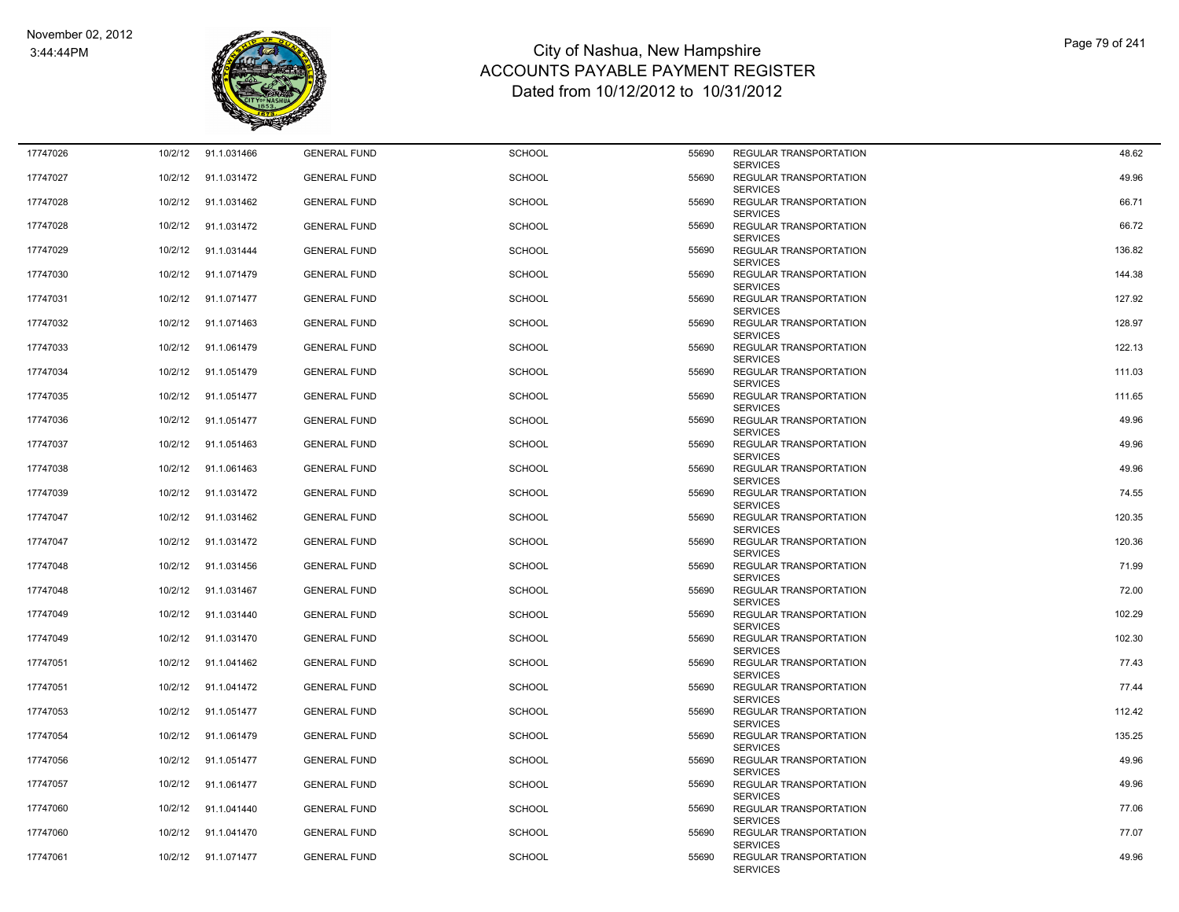# City of Nashua, New Hampshire
## ACCOUNTS PAYABLE PAYMENT REGISTER
### Dated from 10/12/2012 to 10/31/2012

November 02, 2012
3:44:44PM

| | | | | | | | |
|---|---|---|---|---|---|---|---|
| 17747026 | 10/2/12 | 91.1.031466 | GENERAL FUND | SCHOOL | 55690 | REGULAR TRANSPORTATION SERVICES | 48.62 |
| 17747027 | 10/2/12 | 91.1.031472 | GENERAL FUND | SCHOOL | 55690 | REGULAR TRANSPORTATION SERVICES | 49.96 |
| 17747028 | 10/2/12 | 91.1.031462 | GENERAL FUND | SCHOOL | 55690 | REGULAR TRANSPORTATION SERVICES | 66.71 |
| 17747028 | 10/2/12 | 91.1.031472 | GENERAL FUND | SCHOOL | 55690 | REGULAR TRANSPORTATION SERVICES | 66.72 |
| 17747029 | 10/2/12 | 91.1.031444 | GENERAL FUND | SCHOOL | 55690 | REGULAR TRANSPORTATION SERVICES | 136.82 |
| 17747030 | 10/2/12 | 91.1.071479 | GENERAL FUND | SCHOOL | 55690 | REGULAR TRANSPORTATION SERVICES | 144.38 |
| 17747031 | 10/2/12 | 91.1.071477 | GENERAL FUND | SCHOOL | 55690 | REGULAR TRANSPORTATION SERVICES | 127.92 |
| 17747032 | 10/2/12 | 91.1.071463 | GENERAL FUND | SCHOOL | 55690 | REGULAR TRANSPORTATION SERVICES | 128.97 |
| 17747033 | 10/2/12 | 91.1.061479 | GENERAL FUND | SCHOOL | 55690 | REGULAR TRANSPORTATION SERVICES | 122.13 |
| 17747034 | 10/2/12 | 91.1.051479 | GENERAL FUND | SCHOOL | 55690 | REGULAR TRANSPORTATION SERVICES | 111.03 |
| 17747035 | 10/2/12 | 91.1.051477 | GENERAL FUND | SCHOOL | 55690 | REGULAR TRANSPORTATION SERVICES | 111.65 |
| 17747036 | 10/2/12 | 91.1.051477 | GENERAL FUND | SCHOOL | 55690 | REGULAR TRANSPORTATION SERVICES | 49.96 |
| 17747037 | 10/2/12 | 91.1.051463 | GENERAL FUND | SCHOOL | 55690 | REGULAR TRANSPORTATION SERVICES | 49.96 |
| 17747038 | 10/2/12 | 91.1.061463 | GENERAL FUND | SCHOOL | 55690 | REGULAR TRANSPORTATION SERVICES | 49.96 |
| 17747039 | 10/2/12 | 91.1.031472 | GENERAL FUND | SCHOOL | 55690 | REGULAR TRANSPORTATION SERVICES | 74.55 |
| 17747047 | 10/2/12 | 91.1.031462 | GENERAL FUND | SCHOOL | 55690 | REGULAR TRANSPORTATION SERVICES | 120.35 |
| 17747047 | 10/2/12 | 91.1.031472 | GENERAL FUND | SCHOOL | 55690 | REGULAR TRANSPORTATION SERVICES | 120.36 |
| 17747048 | 10/2/12 | 91.1.031456 | GENERAL FUND | SCHOOL | 55690 | REGULAR TRANSPORTATION SERVICES | 71.99 |
| 17747048 | 10/2/12 | 91.1.031467 | GENERAL FUND | SCHOOL | 55690 | REGULAR TRANSPORTATION SERVICES | 72.00 |
| 17747049 | 10/2/12 | 91.1.031440 | GENERAL FUND | SCHOOL | 55690 | REGULAR TRANSPORTATION SERVICES | 102.29 |
| 17747049 | 10/2/12 | 91.1.031470 | GENERAL FUND | SCHOOL | 55690 | REGULAR TRANSPORTATION SERVICES | 102.30 |
| 17747051 | 10/2/12 | 91.1.041462 | GENERAL FUND | SCHOOL | 55690 | REGULAR TRANSPORTATION SERVICES | 77.43 |
| 17747051 | 10/2/12 | 91.1.041472 | GENERAL FUND | SCHOOL | 55690 | REGULAR TRANSPORTATION SERVICES | 77.44 |
| 17747053 | 10/2/12 | 91.1.051477 | GENERAL FUND | SCHOOL | 55690 | REGULAR TRANSPORTATION SERVICES | 112.42 |
| 17747054 | 10/2/12 | 91.1.061479 | GENERAL FUND | SCHOOL | 55690 | REGULAR TRANSPORTATION SERVICES | 135.25 |
| 17747056 | 10/2/12 | 91.1.051477 | GENERAL FUND | SCHOOL | 55690 | REGULAR TRANSPORTATION SERVICES | 49.96 |
| 17747057 | 10/2/12 | 91.1.061477 | GENERAL FUND | SCHOOL | 55690 | REGULAR TRANSPORTATION SERVICES | 49.96 |
| 17747060 | 10/2/12 | 91.1.041440 | GENERAL FUND | SCHOOL | 55690 | REGULAR TRANSPORTATION SERVICES | 77.06 |
| 17747060 | 10/2/12 | 91.1.041470 | GENERAL FUND | SCHOOL | 55690 | REGULAR TRANSPORTATION SERVICES | 77.07 |
| 17747061 | 10/2/12 | 91.1.071477 | GENERAL FUND | SCHOOL | 55690 | REGULAR TRANSPORTATION SERVICES | 49.96 |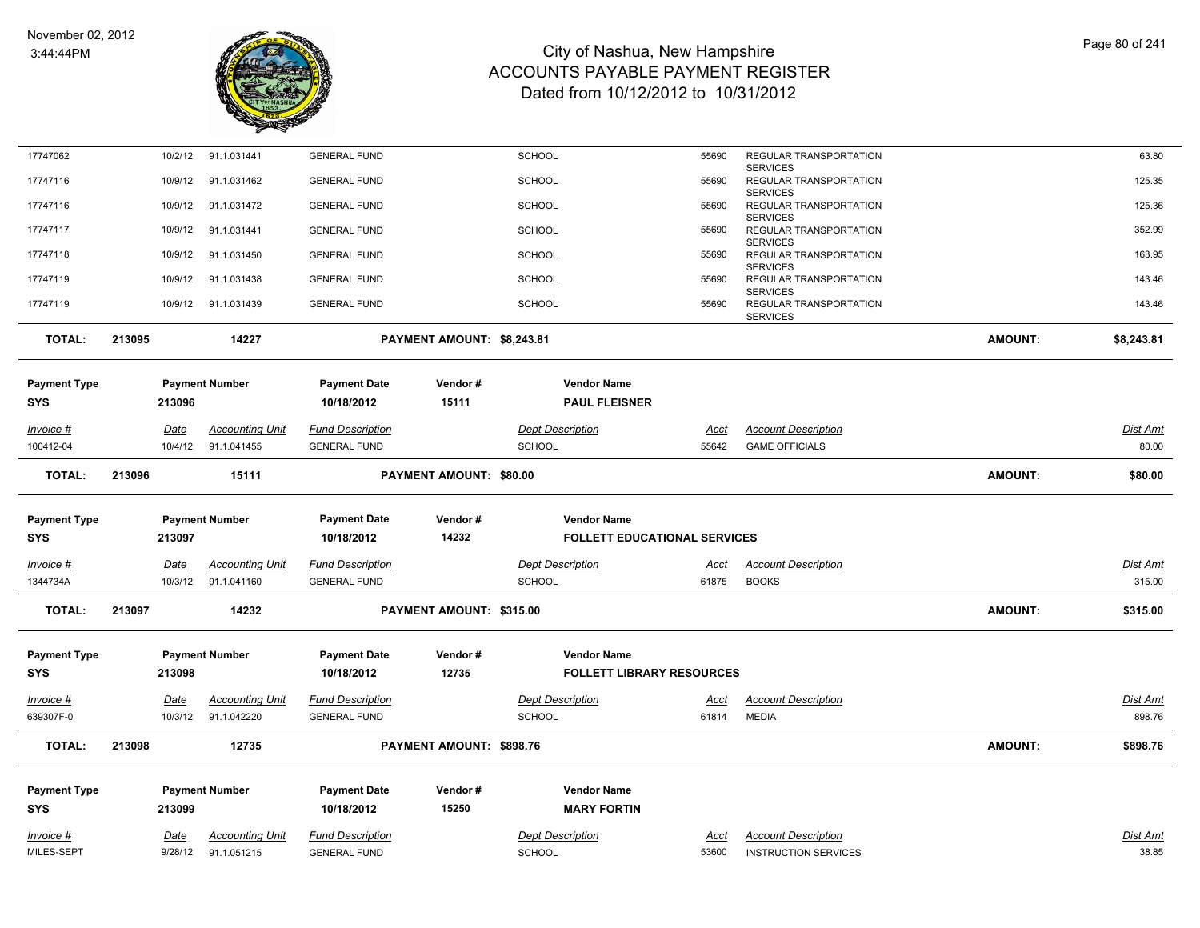| Invoice # | Date | Accounting Unit | Fund Description | Dept Description | Acct | Account Description | Dist Amt |
|---|---|---|---|---|---|---|---|
| 17747062 | 10/2/12 | 91.1.031441 | GENERAL FUND | SCHOOL | 55690 | REGULAR TRANSPORTATION SERVICES | 63.80 |
| 17747116 | 10/9/12 | 91.1.031462 | GENERAL FUND | SCHOOL | 55690 | REGULAR TRANSPORTATION SERVICES | 125.35 |
| 17747116 | 10/9/12 | 91.1.031472 | GENERAL FUND | SCHOOL | 55690 | REGULAR TRANSPORTATION SERVICES | 125.36 |
| 17747117 | 10/9/12 | 91.1.031441 | GENERAL FUND | SCHOOL | 55690 | REGULAR TRANSPORTATION SERVICES | 352.99 |
| 17747118 | 10/9/12 | 91.1.031450 | GENERAL FUND | SCHOOL | 55690 | REGULAR TRANSPORTATION SERVICES | 163.95 |
| 17747119 | 10/9/12 | 91.1.031438 | GENERAL FUND | SCHOOL | 55690 | REGULAR TRANSPORTATION SERVICES | 143.46 |
| 17747119 | 10/9/12 | 91.1.031439 | GENERAL FUND | SCHOOL | 55690 | REGULAR TRANSPORTATION SERVICES | 143.46 |

**TOTAL: 213095 — 14227 — PAYMENT AMOUNT: $8,243.81 — AMOUNT: $8,243.81**

| Payment Type | Payment Number | Payment Date | Vendor # | Vendor Name |
|---|---|---|---|---|
| SYS | 213096 | 10/18/2012 | 15111 | PAUL FLEISNER |

| Invoice # | Date | Accounting Unit | Fund Description | Dept Description | Acct | Account Description | Dist Amt |
|---|---|---|---|---|---|---|---|
| 100412-04 | 10/4/12 | 91.1.041455 | GENERAL FUND | SCHOOL | 55642 | GAME OFFICIALS | 80.00 |

**TOTAL: 213096 — 15111 — PAYMENT AMOUNT: $80.00 — AMOUNT: $80.00**

| Payment Type | Payment Number | Payment Date | Vendor # | Vendor Name |
|---|---|---|---|---|
| SYS | 213097 | 10/18/2012 | 14232 | FOLLETT EDUCATIONAL SERVICES |

| Invoice # | Date | Accounting Unit | Fund Description | Dept Description | Acct | Account Description | Dist Amt |
|---|---|---|---|---|---|---|---|
| 1344734A | 10/3/12 | 91.1.041160 | GENERAL FUND | SCHOOL | 61875 | BOOKS | 315.00 |

**TOTAL: 213097 — 14232 — PAYMENT AMOUNT: $315.00 — AMOUNT: $315.00**

| Payment Type | Payment Number | Payment Date | Vendor # | Vendor Name |
|---|---|---|---|---|
| SYS | 213098 | 10/18/2012 | 12735 | FOLLETT LIBRARY RESOURCES |

| Invoice # | Date | Accounting Unit | Fund Description | Dept Description | Acct | Account Description | Dist Amt |
|---|---|---|---|---|---|---|---|
| 639307F-0 | 10/3/12 | 91.1.042220 | GENERAL FUND | SCHOOL | 61814 | MEDIA | 898.76 |

**TOTAL: 213098 — 12735 — PAYMENT AMOUNT: $898.76 — AMOUNT: $898.76**

| Payment Type | Payment Number | Payment Date | Vendor # | Vendor Name |
|---|---|---|---|---|
| SYS | 213099 | 10/18/2012 | 15250 | MARY FORTIN |

| Invoice # | Date | Accounting Unit | Fund Description | Dept Description | Acct | Account Description | Dist Amt |
|---|---|---|---|---|---|---|---|
| MILES-SEPT | 9/28/12 | 91.1.051215 | GENERAL FUND | SCHOOL | 53600 | INSTRUCTION SERVICES | 38.85 |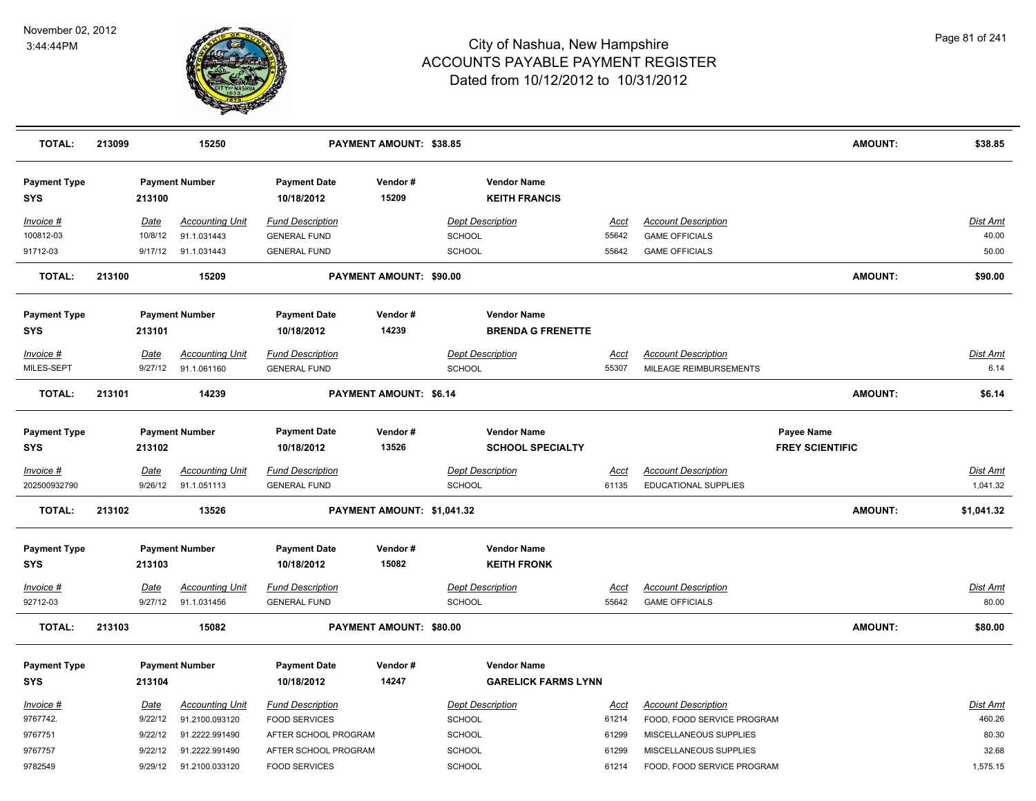# City of Nashua, New Hampshire
## ACCOUNTS PAYABLE PAYMENT REGISTER
### Dated from 10/12/2012 to 10/31/2012

November 02, 2012
3:44:44PM

| TOTAL: | 213099 | 15250 | PAYMENT AMOUNT: $38.85 | AMOUNT: | $38.85 |
|---|---|---|---|---|---|

**Payment Type:** SYS | **Payment Number:** 213100 | **Payment Date:** 10/18/2012 | **Vendor #:** 15209 | **Vendor Name:** KEITH FRANCIS

| Invoice # | Date | Accounting Unit | Fund Description | Dept Description | Acct | Account Description | Dist Amt |
|---|---|---|---|---|---|---|---|
| 100812-03 | 10/8/12 | 91.1.031443 | GENERAL FUND | SCHOOL | 55642 | GAME OFFICIALS | 40.00 |
| 91712-03 | 9/17/12 | 91.1.031443 | GENERAL FUND | SCHOOL | 55642 | GAME OFFICIALS | 50.00 |

| TOTAL: | 213100 | 15209 | PAYMENT AMOUNT: $90.00 | AMOUNT: | $90.00 |
|---|---|---|---|---|---|

**Payment Type:** SYS | **Payment Number:** 213101 | **Payment Date:** 10/18/2012 | **Vendor #:** 14239 | **Vendor Name:** BRENDA G FRENETTE

| Invoice # | Date | Accounting Unit | Fund Description | Dept Description | Acct | Account Description | Dist Amt |
|---|---|---|---|---|---|---|---|
| MILES-SEPT | 9/27/12 | 91.1.061160 | GENERAL FUND | SCHOOL | 55307 | MILEAGE REIMBURSEMENTS | 6.14 |

| TOTAL: | 213101 | 14239 | PAYMENT AMOUNT: $6.14 | AMOUNT: | $6.14 |
|---|---|---|---|---|---|

**Payment Type:** SYS | **Payment Number:** 213102 | **Payment Date:** 10/18/2012 | **Vendor #:** 13526 | **Vendor Name:** SCHOOL SPECIALTY | **Payee Name:** FREY SCIENTIFIC

| Invoice # | Date | Accounting Unit | Fund Description | Dept Description | Acct | Account Description | Dist Amt |
|---|---|---|---|---|---|---|---|
| 202500932790 | 9/26/12 | 91.1.051113 | GENERAL FUND | SCHOOL | 61135 | EDUCATIONAL SUPPLIES | 1,041.32 |

| TOTAL: | 213102 | 13526 | PAYMENT AMOUNT: $1,041.32 | AMOUNT: | $1,041.32 |
|---|---|---|---|---|---|

**Payment Type:** SYS | **Payment Number:** 213103 | **Payment Date:** 10/18/2012 | **Vendor #:** 15082 | **Vendor Name:** KEITH FRONK

| Invoice # | Date | Accounting Unit | Fund Description | Dept Description | Acct | Account Description | Dist Amt |
|---|---|---|---|---|---|---|---|
| 92712-03 | 9/27/12 | 91.1.031456 | GENERAL FUND | SCHOOL | 55642 | GAME OFFICIALS | 80.00 |

| TOTAL: | 213103 | 15082 | PAYMENT AMOUNT: $80.00 | AMOUNT: | $80.00 |
|---|---|---|---|---|---|

**Payment Type:** SYS | **Payment Number:** 213104 | **Payment Date:** 10/18/2012 | **Vendor #:** 14247 | **Vendor Name:** GARELICK FARMS LYNN

| Invoice # | Date | Accounting Unit | Fund Description | Dept Description | Acct | Account Description | Dist Amt |
|---|---|---|---|---|---|---|---|
| 9767742. | 9/22/12 | 91.2100.093120 | FOOD SERVICES | SCHOOL | 61214 | FOOD, FOOD SERVICE PROGRAM | 460.26 |
| 9767751 | 9/22/12 | 91.2222.991490 | AFTER SCHOOL PROGRAM | SCHOOL | 61299 | MISCELLANEOUS SUPPLIES | 80.30 |
| 9767757 | 9/22/12 | 91.2222.991490 | AFTER SCHOOL PROGRAM | SCHOOL | 61299 | MISCELLANEOUS SUPPLIES | 32.68 |
| 9782549 | 9/29/12 | 91.2100.033120 | FOOD SERVICES | SCHOOL | 61214 | FOOD, FOOD SERVICE PROGRAM | 1,575.15 |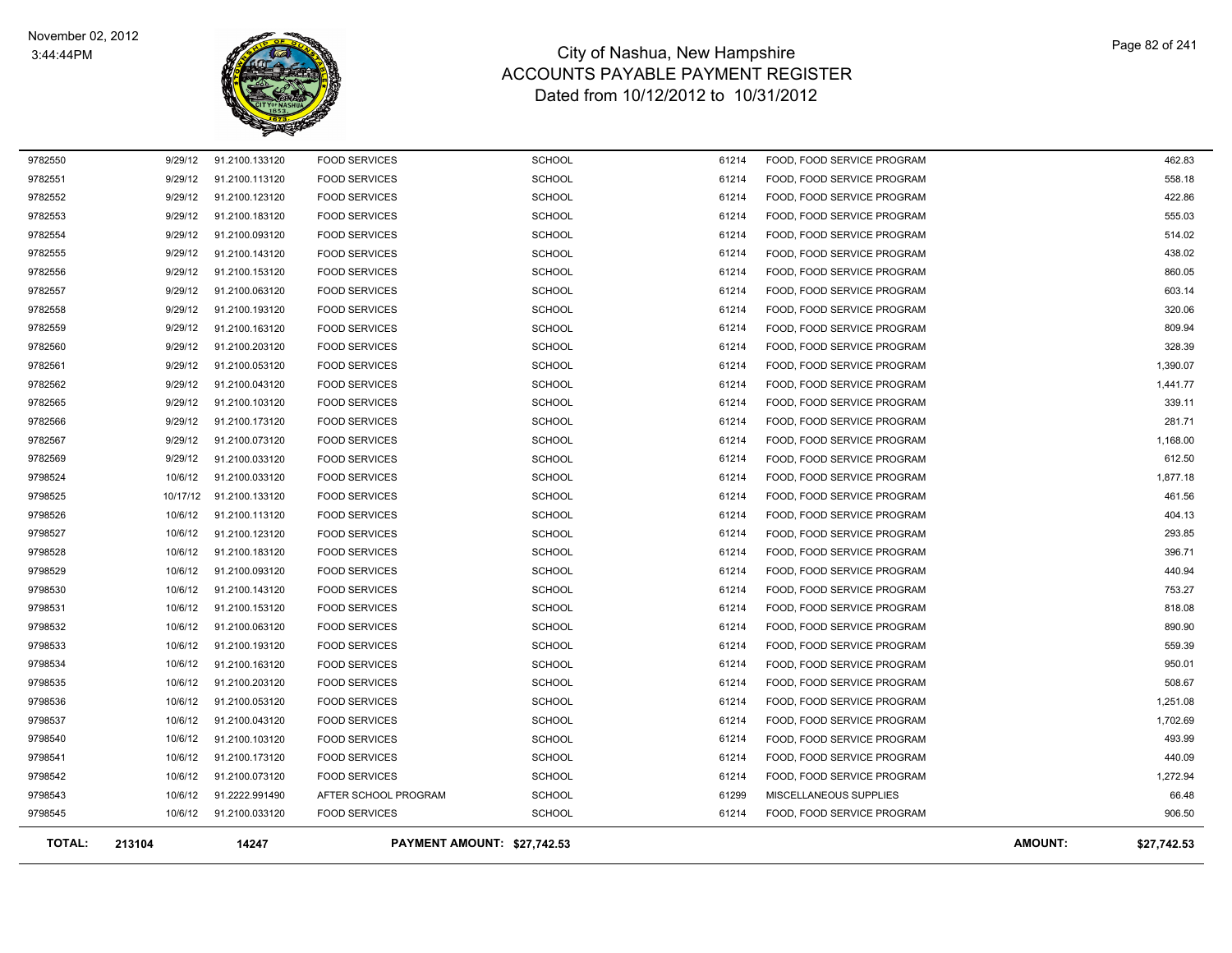# City of Nashua, New Hampshire
## ACCOUNTS PAYABLE PAYMENT REGISTER
### Dated from 10/12/2012 to 10/31/2012

November 02, 2012
3:44:44PM

| | | | | | | | |
|---|---|---|---|---|---|---|---|
| 9782550 | 9/29/12 | 91.2100.133120 | FOOD SERVICES | SCHOOL | 61214 | FOOD, FOOD SERVICE PROGRAM | 462.83 |
| 9782551 | 9/29/12 | 91.2100.113120 | FOOD SERVICES | SCHOOL | 61214 | FOOD, FOOD SERVICE PROGRAM | 558.18 |
| 9782552 | 9/29/12 | 91.2100.123120 | FOOD SERVICES | SCHOOL | 61214 | FOOD, FOOD SERVICE PROGRAM | 422.86 |
| 9782553 | 9/29/12 | 91.2100.183120 | FOOD SERVICES | SCHOOL | 61214 | FOOD, FOOD SERVICE PROGRAM | 555.03 |
| 9782554 | 9/29/12 | 91.2100.093120 | FOOD SERVICES | SCHOOL | 61214 | FOOD, FOOD SERVICE PROGRAM | 514.02 |
| 9782555 | 9/29/12 | 91.2100.143120 | FOOD SERVICES | SCHOOL | 61214 | FOOD, FOOD SERVICE PROGRAM | 438.02 |
| 9782556 | 9/29/12 | 91.2100.153120 | FOOD SERVICES | SCHOOL | 61214 | FOOD, FOOD SERVICE PROGRAM | 860.05 |
| 9782557 | 9/29/12 | 91.2100.063120 | FOOD SERVICES | SCHOOL | 61214 | FOOD, FOOD SERVICE PROGRAM | 603.14 |
| 9782558 | 9/29/12 | 91.2100.193120 | FOOD SERVICES | SCHOOL | 61214 | FOOD, FOOD SERVICE PROGRAM | 320.06 |
| 9782559 | 9/29/12 | 91.2100.163120 | FOOD SERVICES | SCHOOL | 61214 | FOOD, FOOD SERVICE PROGRAM | 809.94 |
| 9782560 | 9/29/12 | 91.2100.203120 | FOOD SERVICES | SCHOOL | 61214 | FOOD, FOOD SERVICE PROGRAM | 328.39 |
| 9782561 | 9/29/12 | 91.2100.053120 | FOOD SERVICES | SCHOOL | 61214 | FOOD, FOOD SERVICE PROGRAM | 1,390.07 |
| 9782562 | 9/29/12 | 91.2100.043120 | FOOD SERVICES | SCHOOL | 61214 | FOOD, FOOD SERVICE PROGRAM | 1,441.77 |
| 9782565 | 9/29/12 | 91.2100.103120 | FOOD SERVICES | SCHOOL | 61214 | FOOD, FOOD SERVICE PROGRAM | 339.11 |
| 9782566 | 9/29/12 | 91.2100.173120 | FOOD SERVICES | SCHOOL | 61214 | FOOD, FOOD SERVICE PROGRAM | 281.71 |
| 9782567 | 9/29/12 | 91.2100.073120 | FOOD SERVICES | SCHOOL | 61214 | FOOD, FOOD SERVICE PROGRAM | 1,168.00 |
| 9782569 | 9/29/12 | 91.2100.033120 | FOOD SERVICES | SCHOOL | 61214 | FOOD, FOOD SERVICE PROGRAM | 612.50 |
| 9798524 | 10/6/12 | 91.2100.033120 | FOOD SERVICES | SCHOOL | 61214 | FOOD, FOOD SERVICE PROGRAM | 1,877.18 |
| 9798525 | 10/17/12 | 91.2100.133120 | FOOD SERVICES | SCHOOL | 61214 | FOOD, FOOD SERVICE PROGRAM | 461.56 |
| 9798526 | 10/6/12 | 91.2100.113120 | FOOD SERVICES | SCHOOL | 61214 | FOOD, FOOD SERVICE PROGRAM | 404.13 |
| 9798527 | 10/6/12 | 91.2100.123120 | FOOD SERVICES | SCHOOL | 61214 | FOOD, FOOD SERVICE PROGRAM | 293.85 |
| 9798528 | 10/6/12 | 91.2100.183120 | FOOD SERVICES | SCHOOL | 61214 | FOOD, FOOD SERVICE PROGRAM | 396.71 |
| 9798529 | 10/6/12 | 91.2100.093120 | FOOD SERVICES | SCHOOL | 61214 | FOOD, FOOD SERVICE PROGRAM | 440.94 |
| 9798530 | 10/6/12 | 91.2100.143120 | FOOD SERVICES | SCHOOL | 61214 | FOOD, FOOD SERVICE PROGRAM | 753.27 |
| 9798531 | 10/6/12 | 91.2100.153120 | FOOD SERVICES | SCHOOL | 61214 | FOOD, FOOD SERVICE PROGRAM | 818.08 |
| 9798532 | 10/6/12 | 91.2100.063120 | FOOD SERVICES | SCHOOL | 61214 | FOOD, FOOD SERVICE PROGRAM | 890.90 |
| 9798533 | 10/6/12 | 91.2100.193120 | FOOD SERVICES | SCHOOL | 61214 | FOOD, FOOD SERVICE PROGRAM | 559.39 |
| 9798534 | 10/6/12 | 91.2100.163120 | FOOD SERVICES | SCHOOL | 61214 | FOOD, FOOD SERVICE PROGRAM | 950.01 |
| 9798535 | 10/6/12 | 91.2100.203120 | FOOD SERVICES | SCHOOL | 61214 | FOOD, FOOD SERVICE PROGRAM | 508.67 |
| 9798536 | 10/6/12 | 91.2100.053120 | FOOD SERVICES | SCHOOL | 61214 | FOOD, FOOD SERVICE PROGRAM | 1,251.08 |
| 9798537 | 10/6/12 | 91.2100.043120 | FOOD SERVICES | SCHOOL | 61214 | FOOD, FOOD SERVICE PROGRAM | 1,702.69 |
| 9798540 | 10/6/12 | 91.2100.103120 | FOOD SERVICES | SCHOOL | 61214 | FOOD, FOOD SERVICE PROGRAM | 493.99 |
| 9798541 | 10/6/12 | 91.2100.173120 | FOOD SERVICES | SCHOOL | 61214 | FOOD, FOOD SERVICE PROGRAM | 440.09 |
| 9798542 | 10/6/12 | 91.2100.073120 | FOOD SERVICES | SCHOOL | 61214 | FOOD, FOOD SERVICE PROGRAM | 1,272.94 |
| 9798543 | 10/6/12 | 91.2222.991490 | AFTER SCHOOL PROGRAM | SCHOOL | 61299 | MISCELLANEOUS SUPPLIES | 66.48 |
| 9798545 | 10/6/12 | 91.2100.033120 | FOOD SERVICES | SCHOOL | 61214 | FOOD, FOOD SERVICE PROGRAM | 906.50 |

| **TOTAL:** | **213104** | **14247** | **PAYMENT AMOUNT: $27,742.53** | **AMOUNT:** | **$27,742.53** |
|---|---|---|---|---|---|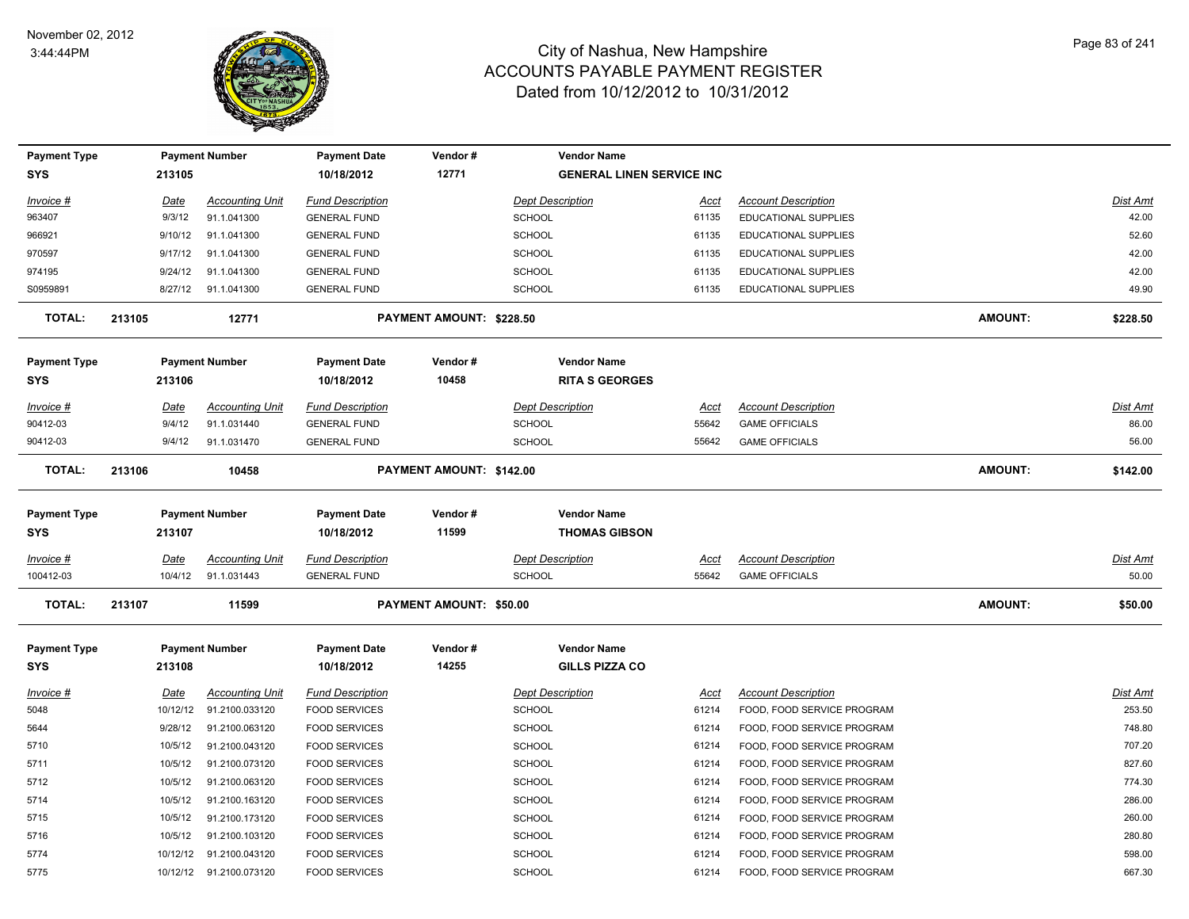# City of Nashua, New Hampshire
## ACCOUNTS PAYABLE PAYMENT REGISTER
### Dated from 10/12/2012 to 10/31/2012

November 02, 2012
3:44:44PM

| Payment Type | Payment Number | Payment Date | Vendor # | Vendor Name |
|---|---|---|---|---|
| SYS | 213105 | 10/18/2012 | 12771 | GENERAL LINEN SERVICE INC |

| Invoice # | Date | Accounting Unit | Fund Description | Dept Description | Acct | Account Description | Dist Amt |
|---|---|---|---|---|---|---|---|
| 963407 | 9/3/12 | 91.1.041300 | GENERAL FUND | SCHOOL | 61135 | EDUCATIONAL SUPPLIES | 42.00 |
| 966921 | 9/10/12 | 91.1.041300 | GENERAL FUND | SCHOOL | 61135 | EDUCATIONAL SUPPLIES | 52.60 |
| 970597 | 9/17/12 | 91.1.041300 | GENERAL FUND | SCHOOL | 61135 | EDUCATIONAL SUPPLIES | 42.00 |
| 974195 | 9/24/12 | 91.1.041300 | GENERAL FUND | SCHOOL | 61135 | EDUCATIONAL SUPPLIES | 42.00 |
| S0959891 | 8/27/12 | 91.1.041300 | GENERAL FUND | SCHOOL | 61135 | EDUCATIONAL SUPPLIES | 49.90 |

**TOTAL: 213105 12771 PAYMENT AMOUNT: $228.50 AMOUNT: $228.50**

| Payment Type | Payment Number | Payment Date | Vendor # | Vendor Name |
|---|---|---|---|---|
| SYS | 213106 | 10/18/2012 | 10458 | RITA S GEORGES |

| Invoice # | Date | Accounting Unit | Fund Description | Dept Description | Acct | Account Description | Dist Amt |
|---|---|---|---|---|---|---|---|
| 90412-03 | 9/4/12 | 91.1.031440 | GENERAL FUND | SCHOOL | 55642 | GAME OFFICIALS | 86.00 |
| 90412-03 | 9/4/12 | 91.1.031470 | GENERAL FUND | SCHOOL | 55642 | GAME OFFICIALS | 56.00 |

**TOTAL: 213106 10458 PAYMENT AMOUNT: $142.00 AMOUNT: $142.00**

| Payment Type | Payment Number | Payment Date | Vendor # | Vendor Name |
|---|---|---|---|---|
| SYS | 213107 | 10/18/2012 | 11599 | THOMAS GIBSON |

| Invoice # | Date | Accounting Unit | Fund Description | Dept Description | Acct | Account Description | Dist Amt |
|---|---|---|---|---|---|---|---|
| 100412-03 | 10/4/12 | 91.1.031443 | GENERAL FUND | SCHOOL | 55642 | GAME OFFICIALS | 50.00 |

**TOTAL: 213107 11599 PAYMENT AMOUNT: $50.00 AMOUNT: $50.00**

| Payment Type | Payment Number | Payment Date | Vendor # | Vendor Name |
|---|---|---|---|---|
| SYS | 213108 | 10/18/2012 | 14255 | GILLS PIZZA CO |

| Invoice # | Date | Accounting Unit | Fund Description | Dept Description | Acct | Account Description | Dist Amt |
|---|---|---|---|---|---|---|---|
| 5048 | 10/12/12 | 91.2100.033120 | FOOD SERVICES | SCHOOL | 61214 | FOOD, FOOD SERVICE PROGRAM | 253.50 |
| 5644 | 9/28/12 | 91.2100.063120 | FOOD SERVICES | SCHOOL | 61214 | FOOD, FOOD SERVICE PROGRAM | 748.80 |
| 5710 | 10/5/12 | 91.2100.043120 | FOOD SERVICES | SCHOOL | 61214 | FOOD, FOOD SERVICE PROGRAM | 707.20 |
| 5711 | 10/5/12 | 91.2100.073120 | FOOD SERVICES | SCHOOL | 61214 | FOOD, FOOD SERVICE PROGRAM | 827.60 |
| 5712 | 10/5/12 | 91.2100.063120 | FOOD SERVICES | SCHOOL | 61214 | FOOD, FOOD SERVICE PROGRAM | 774.30 |
| 5714 | 10/5/12 | 91.2100.163120 | FOOD SERVICES | SCHOOL | 61214 | FOOD, FOOD SERVICE PROGRAM | 286.00 |
| 5715 | 10/5/12 | 91.2100.173120 | FOOD SERVICES | SCHOOL | 61214 | FOOD, FOOD SERVICE PROGRAM | 260.00 |
| 5716 | 10/5/12 | 91.2100.103120 | FOOD SERVICES | SCHOOL | 61214 | FOOD, FOOD SERVICE PROGRAM | 280.80 |
| 5774 | 10/12/12 | 91.2100.043120 | FOOD SERVICES | SCHOOL | 61214 | FOOD, FOOD SERVICE PROGRAM | 598.00 |
| 5775 | 10/12/12 | 91.2100.073120 | FOOD SERVICES | SCHOOL | 61214 | FOOD, FOOD SERVICE PROGRAM | 667.30 |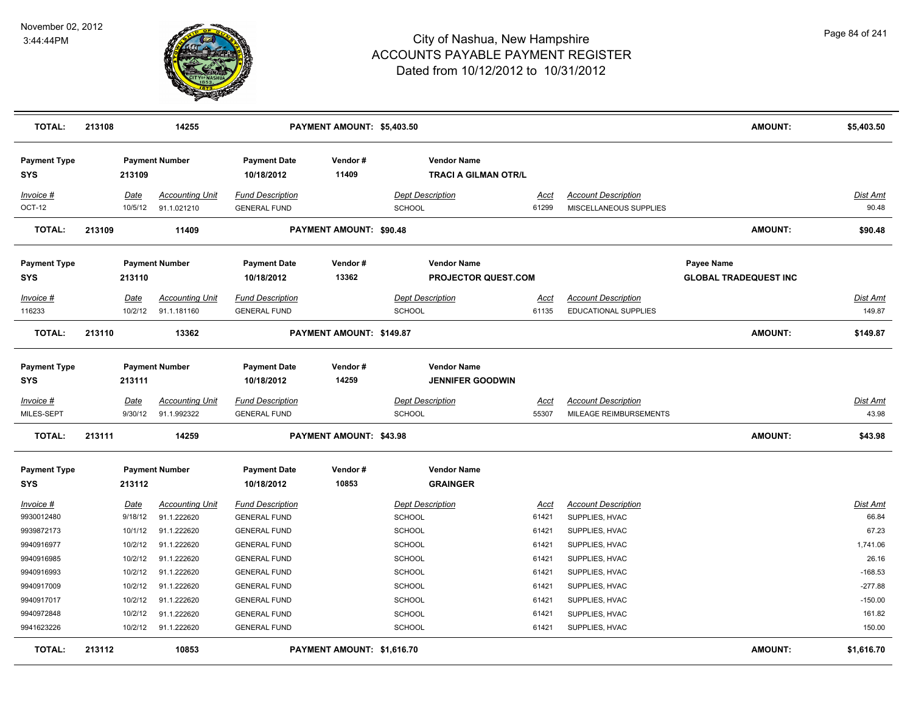| TOTAL: | 213108 | 14255 | PAYMENT AMOUNT: $5,403.50 | AMOUNT: | $5,403.50 |
|---|---|---|---|---|---|

**Payment Type** SYS | **Payment Number** 213109 | **Payment Date** 10/18/2012 | **Vendor #** 11409 | **Vendor Name** TRACI A GILMAN OTR/L

| Invoice # | Date | Accounting Unit | Fund Description | Dept Description | Acct | Account Description | Dist Amt |
|---|---|---|---|---|---|---|---|
| OCT-12 | 10/5/12 | 91.1.021210 | GENERAL FUND | SCHOOL | 61299 | MISCELLANEOUS SUPPLIES | 90.48 |

| TOTAL: | 213109 | 11409 | PAYMENT AMOUNT: $90.48 | AMOUNT: | $90.48 |
|---|---|---|---|---|---|

**Payment Type** SYS | **Payment Number** 213110 | **Payment Date** 10/18/2012 | **Vendor #** 13362 | **Vendor Name** PROJECTOR QUEST.COM | **Payee Name** GLOBAL TRADEQUEST INC

| Invoice # | Date | Accounting Unit | Fund Description | Dept Description | Acct | Account Description | Dist Amt |
|---|---|---|---|---|---|---|---|
| 116233 | 10/2/12 | 91.1.181160 | GENERAL FUND | SCHOOL | 61135 | EDUCATIONAL SUPPLIES | 149.87 |

| TOTAL: | 213110 | 13362 | PAYMENT AMOUNT: $149.87 | AMOUNT: | $149.87 |
|---|---|---|---|---|---|

**Payment Type** SYS | **Payment Number** 213111 | **Payment Date** 10/18/2012 | **Vendor #** 14259 | **Vendor Name** JENNIFER GOODWIN

| Invoice # | Date | Accounting Unit | Fund Description | Dept Description | Acct | Account Description | Dist Amt |
|---|---|---|---|---|---|---|---|
| MILES-SEPT | 9/30/12 | 91.1.992322 | GENERAL FUND | SCHOOL | 55307 | MILEAGE REIMBURSEMENTS | 43.98 |

| TOTAL: | 213111 | 14259 | PAYMENT AMOUNT: $43.98 | AMOUNT: | $43.98 |
|---|---|---|---|---|---|

**Payment Type** SYS | **Payment Number** 213112 | **Payment Date** 10/18/2012 | **Vendor #** 10853 | **Vendor Name** GRAINGER

| Invoice # | Date | Accounting Unit | Fund Description | Dept Description | Acct | Account Description | Dist Amt |
|---|---|---|---|---|---|---|---|
| 9930012480 | 9/18/12 | 91.1.222620 | GENERAL FUND | SCHOOL | 61421 | SUPPLIES, HVAC | 66.84 |
| 9939872173 | 10/1/12 | 91.1.222620 | GENERAL FUND | SCHOOL | 61421 | SUPPLIES, HVAC | 67.23 |
| 9940916977 | 10/2/12 | 91.1.222620 | GENERAL FUND | SCHOOL | 61421 | SUPPLIES, HVAC | 1,741.06 |
| 9940916985 | 10/2/12 | 91.1.222620 | GENERAL FUND | SCHOOL | 61421 | SUPPLIES, HVAC | 26.16 |
| 9940916993 | 10/2/12 | 91.1.222620 | GENERAL FUND | SCHOOL | 61421 | SUPPLIES, HVAC | -168.53 |
| 9940917009 | 10/2/12 | 91.1.222620 | GENERAL FUND | SCHOOL | 61421 | SUPPLIES, HVAC | -277.88 |
| 9940917017 | 10/2/12 | 91.1.222620 | GENERAL FUND | SCHOOL | 61421 | SUPPLIES, HVAC | -150.00 |
| 9940972848 | 10/2/12 | 91.1.222620 | GENERAL FUND | SCHOOL | 61421 | SUPPLIES, HVAC | 161.82 |
| 9941623226 | 10/2/12 | 91.1.222620 | GENERAL FUND | SCHOOL | 61421 | SUPPLIES, HVAC | 150.00 |

| TOTAL: | 213112 | 10853 | PAYMENT AMOUNT: $1,616.70 | AMOUNT: | $1,616.70 |
|---|---|---|---|---|---|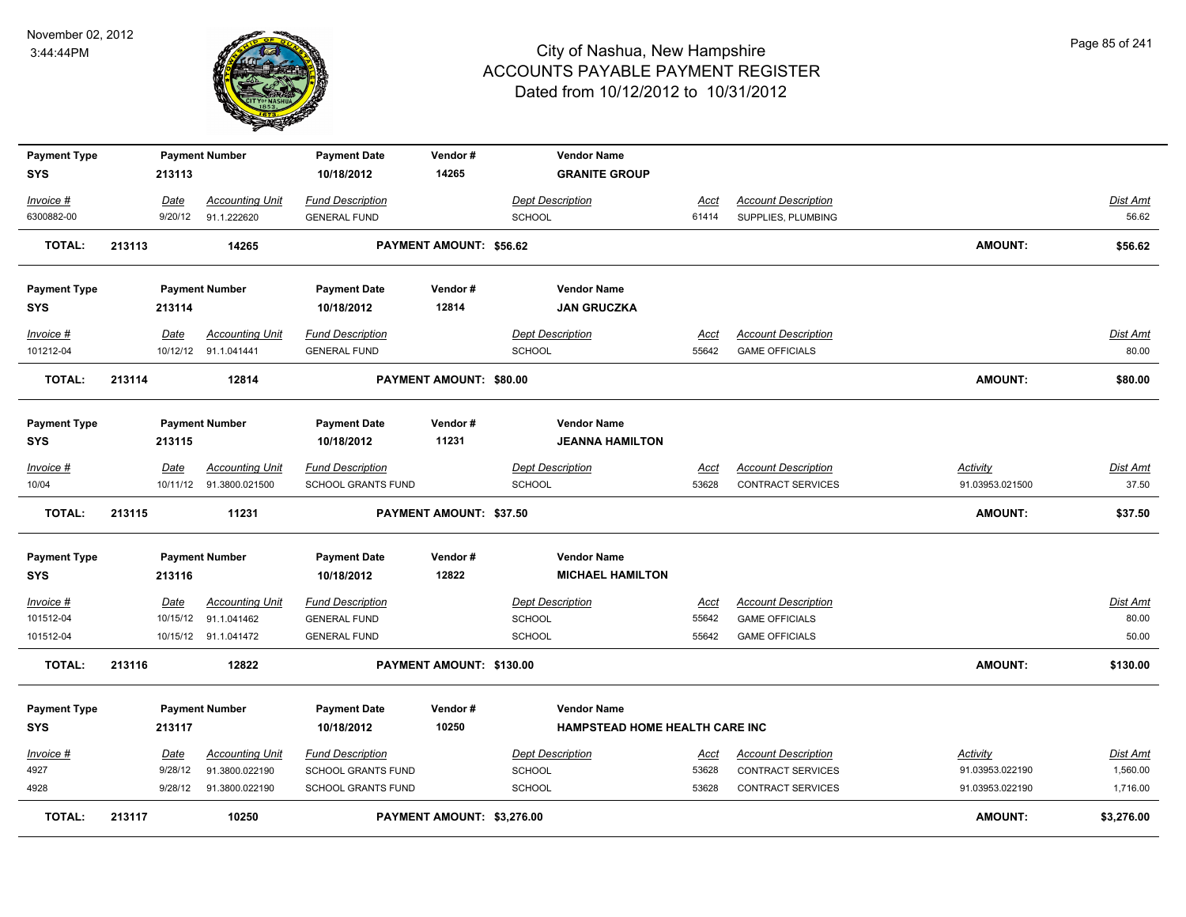# City of Nashua, New Hampshire
## ACCOUNTS PAYABLE PAYMENT REGISTER
### Dated from 10/12/2012 to 10/31/2012

November 02, 2012
3:44:44PM

| Payment Type | Payment Number | Payment Date | Vendor # | Vendor Name | | | |
|---|---|---|---|---|---|---|---|
| SYS | 213113 | 10/18/2012 | 14265 | GRANITE GROUP | | | |

| Invoice # | Date | Accounting Unit | Fund Description | Dept Description | Acct | Account Description | Activity | Dist Amt |
|---|---|---|---|---|---|---|---|---|
| 6300882-00 | 9/20/12 | 91.1.222620 | GENERAL FUND | SCHOOL | 61414 | SUPPLIES, PLUMBING | | 56.62 |

**TOTAL: 213113 14265 PAYMENT AMOUNT: $56.62 AMOUNT: $56.62**

| Payment Type | Payment Number | Payment Date | Vendor # | Vendor Name | | | |
|---|---|---|---|---|---|---|---|
| SYS | 213114 | 10/18/2012 | 12814 | JAN GRUCZKA | | | |

| Invoice # | Date | Accounting Unit | Fund Description | Dept Description | Acct | Account Description | Activity | Dist Amt |
|---|---|---|---|---|---|---|---|---|
| 101212-04 | 10/12/12 | 91.1.041441 | GENERAL FUND | SCHOOL | 55642 | GAME OFFICIALS | | 80.00 |

**TOTAL: 213114 12814 PAYMENT AMOUNT: $80.00 AMOUNT: $80.00**

| Payment Type | Payment Number | Payment Date | Vendor # | Vendor Name | | | |
|---|---|---|---|---|---|---|---|
| SYS | 213115 | 10/18/2012 | 11231 | JEANNA HAMILTON | | | |

| Invoice # | Date | Accounting Unit | Fund Description | Dept Description | Acct | Account Description | Activity | Dist Amt |
|---|---|---|---|---|---|---|---|---|
| 10/04 | 10/11/12 | 91.3800.021500 | SCHOOL GRANTS FUND | SCHOOL | 53628 | CONTRACT SERVICES | 91.03953.021500 | 37.50 |

**TOTAL: 213115 11231 PAYMENT AMOUNT: $37.50 AMOUNT: $37.50**

| Payment Type | Payment Number | Payment Date | Vendor # | Vendor Name | | | |
|---|---|---|---|---|---|---|---|
| SYS | 213116 | 10/18/2012 | 12822 | MICHAEL HAMILTON | | | |

| Invoice # | Date | Accounting Unit | Fund Description | Dept Description | Acct | Account Description | Activity | Dist Amt |
|---|---|---|---|---|---|---|---|---|
| 101512-04 | 10/15/12 | 91.1.041462 | GENERAL FUND | SCHOOL | 55642 | GAME OFFICIALS | | 80.00 |
| 101512-04 | 10/15/12 | 91.1.041472 | GENERAL FUND | SCHOOL | 55642 | GAME OFFICIALS | | 50.00 |

**TOTAL: 213116 12822 PAYMENT AMOUNT: $130.00 AMOUNT: $130.00**

| Payment Type | Payment Number | Payment Date | Vendor # | Vendor Name | | | |
|---|---|---|---|---|---|---|---|
| SYS | 213117 | 10/18/2012 | 10250 | HAMPSTEAD HOME HEALTH CARE INC | | | |

| Invoice # | Date | Accounting Unit | Fund Description | Dept Description | Acct | Account Description | Activity | Dist Amt |
|---|---|---|---|---|---|---|---|---|
| 4927 | 9/28/12 | 91.3800.022190 | SCHOOL GRANTS FUND | SCHOOL | 53628 | CONTRACT SERVICES | 91.03953.022190 | 1,560.00 |
| 4928 | 9/28/12 | 91.3800.022190 | SCHOOL GRANTS FUND | SCHOOL | 53628 | CONTRACT SERVICES | 91.03953.022190 | 1,716.00 |

**TOTAL: 213117 10250 PAYMENT AMOUNT: $3,276.00 AMOUNT: $3,276.00**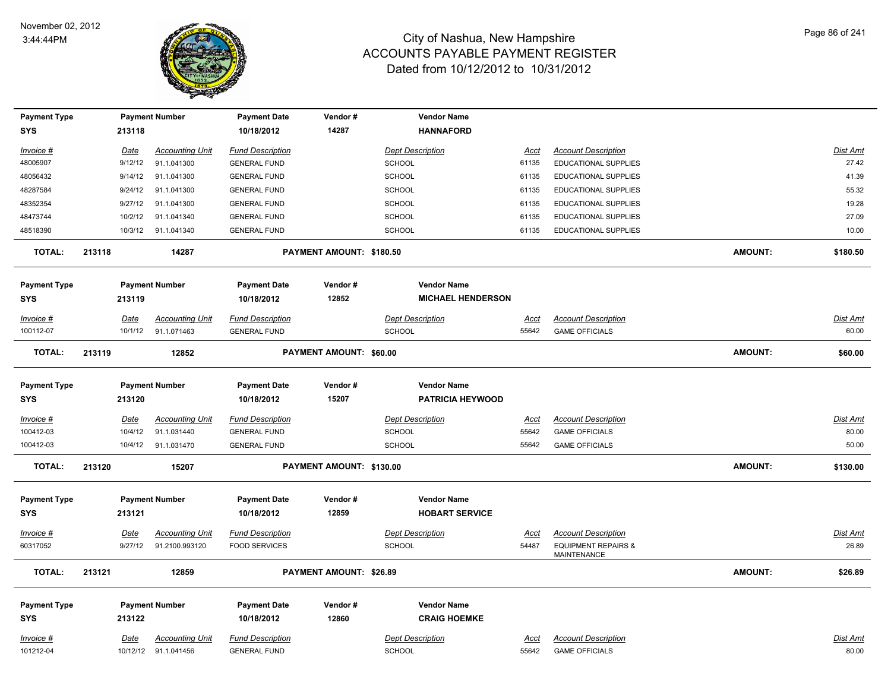# City of Nashua, New Hampshire
## ACCOUNTS PAYABLE PAYMENT REGISTER
### Dated from 10/12/2012 to 10/31/2012

November 02, 2012
3:44:44PM

| Payment Type | Payment Number | Payment Date | Vendor # | Vendor Name |
|---|---|---|---|---|
| SYS | 213118 | 10/18/2012 | 14287 | HANNAFORD |

| Invoice # | Date | Accounting Unit | Fund Description | Dept Description | Acct | Account Description | Dist Amt |
|---|---|---|---|---|---|---|---|
| 48005907 | 9/12/12 | 91.1.041300 | GENERAL FUND | SCHOOL | 61135 | EDUCATIONAL SUPPLIES | 27.42 |
| 48056432 | 9/14/12 | 91.1.041300 | GENERAL FUND | SCHOOL | 61135 | EDUCATIONAL SUPPLIES | 41.39 |
| 48287584 | 9/24/12 | 91.1.041300 | GENERAL FUND | SCHOOL | 61135 | EDUCATIONAL SUPPLIES | 55.32 |
| 48352354 | 9/27/12 | 91.1.041300 | GENERAL FUND | SCHOOL | 61135 | EDUCATIONAL SUPPLIES | 19.28 |
| 48473744 | 10/2/12 | 91.1.041340 | GENERAL FUND | SCHOOL | 61135 | EDUCATIONAL SUPPLIES | 27.09 |
| 48518390 | 10/3/12 | 91.1.041340 | GENERAL FUND | SCHOOL | 61135 | EDUCATIONAL SUPPLIES | 10.00 |

**TOTAL: 213118 14287 PAYMENT AMOUNT: $180.50 AMOUNT: $180.50**

| Payment Type | Payment Number | Payment Date | Vendor # | Vendor Name |
|---|---|---|---|---|
| SYS | 213119 | 10/18/2012 | 12852 | MICHAEL HENDERSON |

| Invoice # | Date | Accounting Unit | Fund Description | Dept Description | Acct | Account Description | Dist Amt |
|---|---|---|---|---|---|---|---|
| 100112-07 | 10/1/12 | 91.1.071463 | GENERAL FUND | SCHOOL | 55642 | GAME OFFICIALS | 60.00 |

**TOTAL: 213119 12852 PAYMENT AMOUNT: $60.00 AMOUNT: $60.00**

| Payment Type | Payment Number | Payment Date | Vendor # | Vendor Name |
|---|---|---|---|---|
| SYS | 213120 | 10/18/2012 | 15207 | PATRICIA HEYWOOD |

| Invoice # | Date | Accounting Unit | Fund Description | Dept Description | Acct | Account Description | Dist Amt |
|---|---|---|---|---|---|---|---|
| 100412-03 | 10/4/12 | 91.1.031440 | GENERAL FUND | SCHOOL | 55642 | GAME OFFICIALS | 80.00 |
| 100412-03 | 10/4/12 | 91.1.031470 | GENERAL FUND | SCHOOL | 55642 | GAME OFFICIALS | 50.00 |

**TOTAL: 213120 15207 PAYMENT AMOUNT: $130.00 AMOUNT: $130.00**

| Payment Type | Payment Number | Payment Date | Vendor # | Vendor Name |
|---|---|---|---|---|
| SYS | 213121 | 10/18/2012 | 12859 | HOBART SERVICE |

| Invoice # | Date | Accounting Unit | Fund Description | Dept Description | Acct | Account Description | Dist Amt |
|---|---|---|---|---|---|---|---|
| 60317052 | 9/27/12 | 91.2100.993120 | FOOD SERVICES | SCHOOL | 54487 | EQUIPMENT REPAIRS & MAINTENANCE | 26.89 |

**TOTAL: 213121 12859 PAYMENT AMOUNT: $26.89 AMOUNT: $26.89**

| Payment Type | Payment Number | Payment Date | Vendor # | Vendor Name |
|---|---|---|---|---|
| SYS | 213122 | 10/18/2012 | 12860 | CRAIG HOEMKE |

| Invoice # | Date | Accounting Unit | Fund Description | Dept Description | Acct | Account Description | Dist Amt |
|---|---|---|---|---|---|---|---|
| 101212-04 | 10/12/12 | 91.1.041456 | GENERAL FUND | SCHOOL | 55642 | GAME OFFICIALS | 80.00 |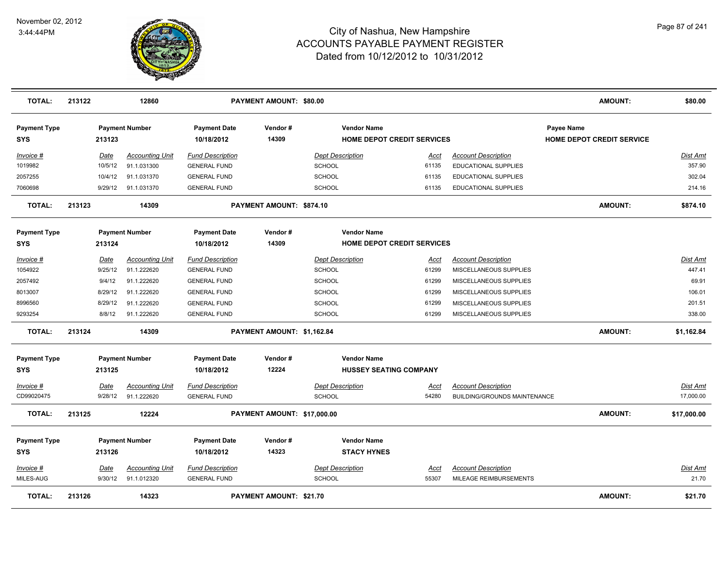# City of Nashua, New Hampshire
# ACCOUNTS PAYABLE PAYMENT REGISTER
## Dated from 10/12/2012 to 10/31/2012

November 02, 2012
3:44:44PM

**TOTAL:** 213122 | 12860 | **PAYMENT AMOUNT: $80.00** | **AMOUNT: $80.00**

| Payment Type | Payment Number | Payment Date | Vendor # | Vendor Name | Payee Name |
|---|---|---|---|---|---|
| SYS | 213123 | 10/18/2012 | 14309 | HOME DEPOT CREDIT SERVICES | HOME DEPOT CREDIT SERVICE |

| Invoice # | Date | Accounting Unit | Fund Description | Dept Description | Acct | Account Description | Dist Amt |
|---|---|---|---|---|---|---|---|
| 1019982 | 10/5/12 | 91.1.031300 | GENERAL FUND | SCHOOL | 61135 | EDUCATIONAL SUPPLIES | 357.90 |
| 2057255 | 10/4/12 | 91.1.031370 | GENERAL FUND | SCHOOL | 61135 | EDUCATIONAL SUPPLIES | 302.04 |
| 7060698 | 9/29/12 | 91.1.031370 | GENERAL FUND | SCHOOL | 61135 | EDUCATIONAL SUPPLIES | 214.16 |

**TOTAL:** 213123 | 14309 | **PAYMENT AMOUNT: $874.10** | **AMOUNT: $874.10**

| Payment Type | Payment Number | Payment Date | Vendor # | Vendor Name |
|---|---|---|---|---|
| SYS | 213124 | 10/18/2012 | 14309 | HOME DEPOT CREDIT SERVICES |

| Invoice # | Date | Accounting Unit | Fund Description | Dept Description | Acct | Account Description | Dist Amt |
|---|---|---|---|---|---|---|---|
| 1054922 | 9/25/12 | 91.1.222620 | GENERAL FUND | SCHOOL | 61299 | MISCELLANEOUS SUPPLIES | 447.41 |
| 2057492 | 9/4/12 | 91.1.222620 | GENERAL FUND | SCHOOL | 61299 | MISCELLANEOUS SUPPLIES | 69.91 |
| 8013007 | 8/29/12 | 91.1.222620 | GENERAL FUND | SCHOOL | 61299 | MISCELLANEOUS SUPPLIES | 106.01 |
| 8996560 | 8/29/12 | 91.1.222620 | GENERAL FUND | SCHOOL | 61299 | MISCELLANEOUS SUPPLIES | 201.51 |
| 9293254 | 8/8/12 | 91.1.222620 | GENERAL FUND | SCHOOL | 61299 | MISCELLANEOUS SUPPLIES | 338.00 |

**TOTAL:** 213124 | 14309 | **PAYMENT AMOUNT: $1,162.84** | **AMOUNT: $1,162.84**

| Payment Type | Payment Number | Payment Date | Vendor # | Vendor Name |
|---|---|---|---|---|
| SYS | 213125 | 10/18/2012 | 12224 | HUSSEY SEATING COMPANY |

| Invoice # | Date | Accounting Unit | Fund Description | Dept Description | Acct | Account Description | Dist Amt |
|---|---|---|---|---|---|---|---|
| CD99020475 | 9/28/12 | 91.1.222620 | GENERAL FUND | SCHOOL | 54280 | BUILDING/GROUNDS MAINTENANCE | 17,000.00 |

**TOTAL:** 213125 | 12224 | **PAYMENT AMOUNT: $17,000.00** | **AMOUNT: $17,000.00**

| Payment Type | Payment Number | Payment Date | Vendor # | Vendor Name |
|---|---|---|---|---|
| SYS | 213126 | 10/18/2012 | 14323 | STACY HYNES |

| Invoice # | Date | Accounting Unit | Fund Description | Dept Description | Acct | Account Description | Dist Amt |
|---|---|---|---|---|---|---|---|
| MILES-AUG | 9/30/12 | 91.1.012320 | GENERAL FUND | SCHOOL | 55307 | MILEAGE REIMBURSEMENTS | 21.70 |

**TOTAL:** 213126 | 14323 | **PAYMENT AMOUNT: $21.70** | **AMOUNT: $21.70**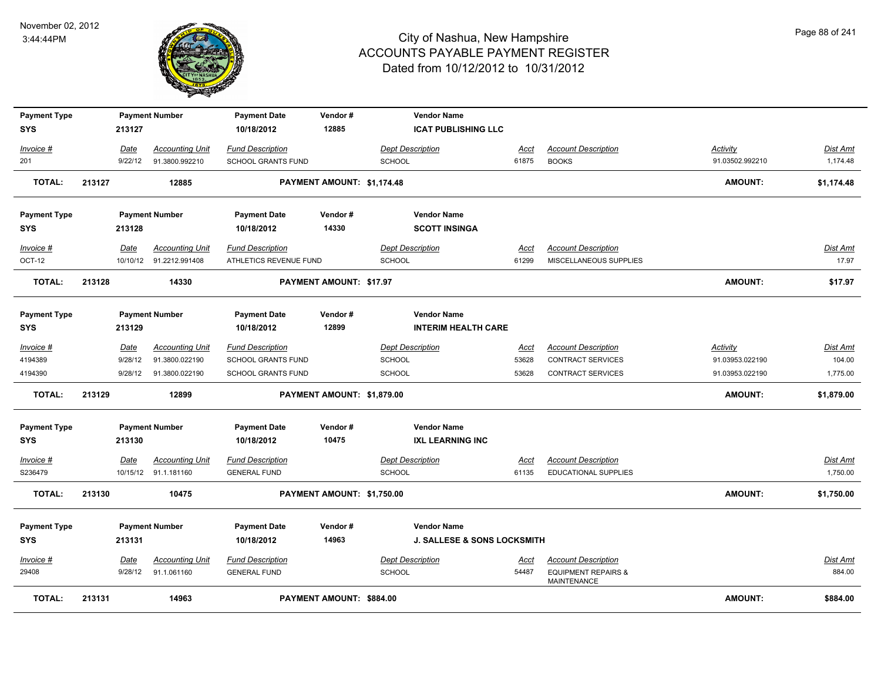# City of Nashua, New Hampshire
## ACCOUNTS PAYABLE PAYMENT REGISTER
### Dated from 10/12/2012 to 10/31/2012

November 02, 2012
3:44:44PM

| Payment Type | Payment Number | Payment Date | Vendor # | Vendor Name |
|---|---|---|---|---|
| SYS | 213127 | 10/18/2012 | 12885 | ICAT PUBLISHING LLC |

| Invoice # | Date | Accounting Unit | Fund Description | Dept Description | Acct | Account Description | Activity | Dist Amt |
|---|---|---|---|---|---|---|---|---|
| 201 | 9/22/12 | 91.3800.992210 | SCHOOL GRANTS FUND | SCHOOL | 61875 | BOOKS | 91.03502.992210 | 1,174.48 |

**TOTAL:** 213127 — 12885 — **PAYMENT AMOUNT: $1,174.48** — **AMOUNT: $1,174.48**

| Payment Type | Payment Number | Payment Date | Vendor # | Vendor Name |
|---|---|---|---|---|
| SYS | 213128 | 10/18/2012 | 14330 | SCOTT INSINGA |

| Invoice # | Date | Accounting Unit | Fund Description | Dept Description | Acct | Account Description | Dist Amt |
|---|---|---|---|---|---|---|---|
| OCT-12 | 10/10/12 | 91.2212.991408 | ATHLETICS REVENUE FUND | SCHOOL | 61299 | MISCELLANEOUS SUPPLIES | 17.97 |

**TOTAL:** 213128 — 14330 — **PAYMENT AMOUNT: $17.97** — **AMOUNT: $17.97**

| Payment Type | Payment Number | Payment Date | Vendor # | Vendor Name |
|---|---|---|---|---|
| SYS | 213129 | 10/18/2012 | 12899 | INTERIM HEALTH CARE |

| Invoice # | Date | Accounting Unit | Fund Description | Dept Description | Acct | Account Description | Activity | Dist Amt |
|---|---|---|---|---|---|---|---|---|
| 4194389 | 9/28/12 | 91.3800.022190 | SCHOOL GRANTS FUND | SCHOOL | 53628 | CONTRACT SERVICES | 91.03953.022190 | 104.00 |
| 4194390 | 9/28/12 | 91.3800.022190 | SCHOOL GRANTS FUND | SCHOOL | 53628 | CONTRACT SERVICES | 91.03953.022190 | 1,775.00 |

**TOTAL:** 213129 — 12899 — **PAYMENT AMOUNT: $1,879.00** — **AMOUNT: $1,879.00**

| Payment Type | Payment Number | Payment Date | Vendor # | Vendor Name |
|---|---|---|---|---|
| SYS | 213130 | 10/18/2012 | 10475 | IXL LEARNING INC |

| Invoice # | Date | Accounting Unit | Fund Description | Dept Description | Acct | Account Description | Dist Amt |
|---|---|---|---|---|---|---|---|
| S236479 | 10/15/12 | 91.1.181160 | GENERAL FUND | SCHOOL | 61135 | EDUCATIONAL SUPPLIES | 1,750.00 |

**TOTAL:** 213130 — 10475 — **PAYMENT AMOUNT: $1,750.00** — **AMOUNT: $1,750.00**

| Payment Type | Payment Number | Payment Date | Vendor # | Vendor Name |
|---|---|---|---|---|
| SYS | 213131 | 10/18/2012 | 14963 | J. SALLESE & SONS LOCKSMITH |

| Invoice # | Date | Accounting Unit | Fund Description | Dept Description | Acct | Account Description | Dist Amt |
|---|---|---|---|---|---|---|---|
| 29408 | 9/28/12 | 91.1.061160 | GENERAL FUND | SCHOOL | 54487 | EQUIPMENT REPAIRS & MAINTENANCE | 884.00 |

**TOTAL:** 213131 — 14963 — **PAYMENT AMOUNT: $884.00** — **AMOUNT: $884.00**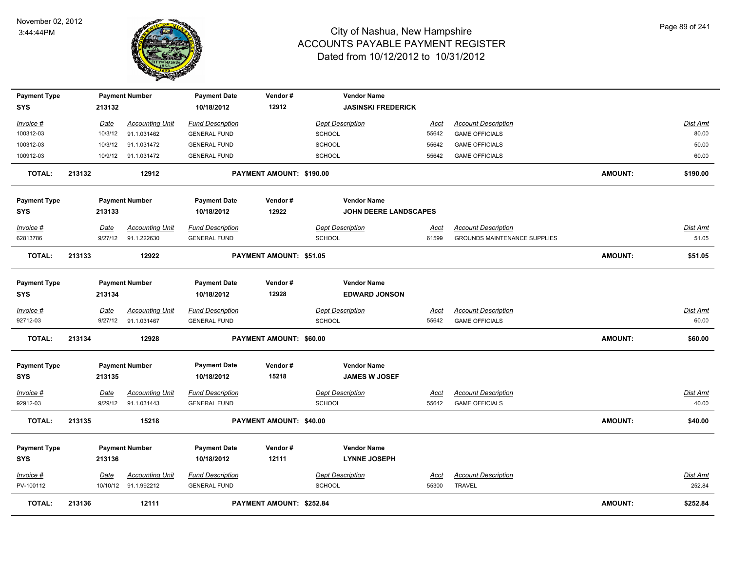# City of Nashua, New Hampshire
## ACCOUNTS PAYABLE PAYMENT REGISTER
### Dated from 10/12/2012 to 10/31/2012

November 02, 2012
3:44:44PM

| Payment Type | Payment Number | Payment Date | Vendor # | Vendor Name |
|---|---|---|---|---|
| SYS | 213132 | 10/18/2012 | 12912 | JASINSKI FREDERICK |

| Invoice # | Date | Accounting Unit | Fund Description | Dept Description | Acct | Account Description | Dist Amt |
|---|---|---|---|---|---|---|---|
| 100312-03 | 10/3/12 | 91.1.031462 | GENERAL FUND | SCHOOL | 55642 | GAME OFFICIALS | 80.00 |
| 100312-03 | 10/3/12 | 91.1.031472 | GENERAL FUND | SCHOOL | 55642 | GAME OFFICIALS | 50.00 |
| 100912-03 | 10/9/12 | 91.1.031472 | GENERAL FUND | SCHOOL | 55642 | GAME OFFICIALS | 60.00 |

**TOTAL: 213132 12912 PAYMENT AMOUNT: $190.00 AMOUNT: $190.00**

| Payment Type | Payment Number | Payment Date | Vendor # | Vendor Name |
|---|---|---|---|---|
| SYS | 213133 | 10/18/2012 | 12922 | JOHN DEERE LANDSCAPES |

| Invoice # | Date | Accounting Unit | Fund Description | Dept Description | Acct | Account Description | Dist Amt |
|---|---|---|---|---|---|---|---|
| 62813786 | 9/27/12 | 91.1.222630 | GENERAL FUND | SCHOOL | 61599 | GROUNDS MAINTENANCE SUPPLIES | 51.05 |

**TOTAL: 213133 12922 PAYMENT AMOUNT: $51.05 AMOUNT: $51.05**

| Payment Type | Payment Number | Payment Date | Vendor # | Vendor Name |
|---|---|---|---|---|
| SYS | 213134 | 10/18/2012 | 12928 | EDWARD JONSON |

| Invoice # | Date | Accounting Unit | Fund Description | Dept Description | Acct | Account Description | Dist Amt |
|---|---|---|---|---|---|---|---|
| 92712-03 | 9/27/12 | 91.1.031467 | GENERAL FUND | SCHOOL | 55642 | GAME OFFICIALS | 60.00 |

**TOTAL: 213134 12928 PAYMENT AMOUNT: $60.00 AMOUNT: $60.00**

| Payment Type | Payment Number | Payment Date | Vendor # | Vendor Name |
|---|---|---|---|---|
| SYS | 213135 | 10/18/2012 | 15218 | JAMES W JOSEF |

| Invoice # | Date | Accounting Unit | Fund Description | Dept Description | Acct | Account Description | Dist Amt |
|---|---|---|---|---|---|---|---|
| 92912-03 | 9/29/12 | 91.1.031443 | GENERAL FUND | SCHOOL | 55642 | GAME OFFICIALS | 40.00 |

**TOTAL: 213135 15218 PAYMENT AMOUNT: $40.00 AMOUNT: $40.00**

| Payment Type | Payment Number | Payment Date | Vendor # | Vendor Name |
|---|---|---|---|---|
| SYS | 213136 | 10/18/2012 | 12111 | LYNNE JOSEPH |

| Invoice # | Date | Accounting Unit | Fund Description | Dept Description | Acct | Account Description | Dist Amt |
|---|---|---|---|---|---|---|---|
| PV-100112 | 10/10/12 | 91.1.992212 | GENERAL FUND | SCHOOL | 55300 | TRAVEL | 252.84 |

**TOTAL: 213136 12111 PAYMENT AMOUNT: $252.84 AMOUNT: $252.84**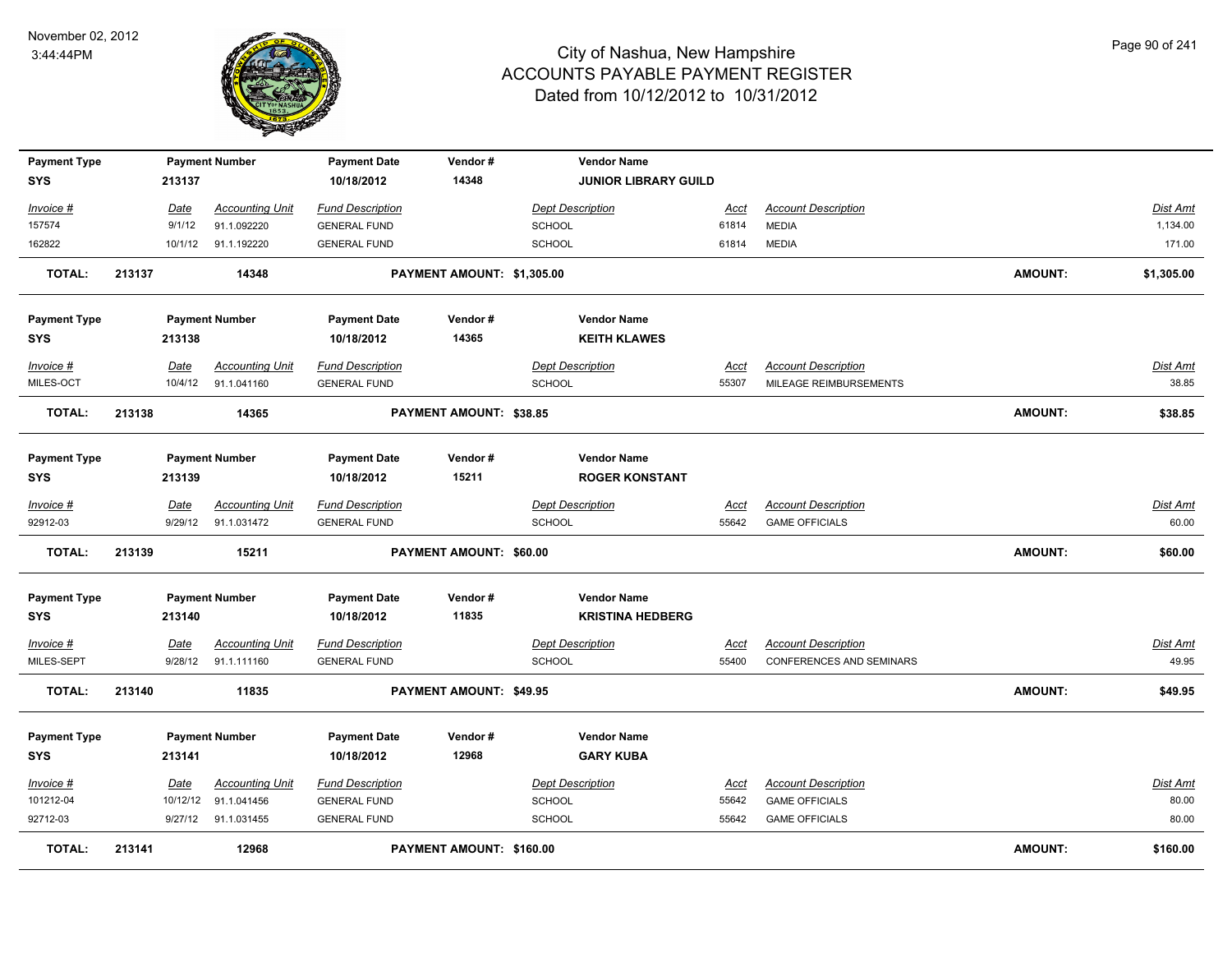# City of Nashua, New Hampshire
## ACCOUNTS PAYABLE PAYMENT REGISTER
### Dated from 10/12/2012 to 10/31/2012

November 02, 2012
3:44:44PM

| Payment Type | Payment Number | Payment Date | Vendor # | Vendor Name |
|---|---|---|---|---|
| **SYS** | **213137** | **10/18/2012** | **14348** | **JUNIOR LIBRARY GUILD** |

| Invoice # | Date | Accounting Unit | Fund Description | Dept Description | Acct | Account Description | Dist Amt |
|---|---|---|---|---|---|---|---|
| 157574 | 9/1/12 | 91.1.092220 | GENERAL FUND | SCHOOL | 61814 | MEDIA | 1,134.00 |
| 162822 | 10/1/12 | 91.1.192220 | GENERAL FUND | SCHOOL | 61814 | MEDIA | 171.00 |

**TOTAL: 213137 14348 PAYMENT AMOUNT: $1,305.00 AMOUNT: $1,305.00**

| Payment Type | Payment Number | Payment Date | Vendor # | Vendor Name |
|---|---|---|---|---|
| **SYS** | **213138** | **10/18/2012** | **14365** | **KEITH KLAWES** |

| Invoice # | Date | Accounting Unit | Fund Description | Dept Description | Acct | Account Description | Dist Amt |
|---|---|---|---|---|---|---|---|
| MILES-OCT | 10/4/12 | 91.1.041160 | GENERAL FUND | SCHOOL | 55307 | MILEAGE REIMBURSEMENTS | 38.85 |

**TOTAL: 213138 14365 PAYMENT AMOUNT: $38.85 AMOUNT: $38.85**

| Payment Type | Payment Number | Payment Date | Vendor # | Vendor Name |
|---|---|---|---|---|
| **SYS** | **213139** | **10/18/2012** | **15211** | **ROGER KONSTANT** |

| Invoice # | Date | Accounting Unit | Fund Description | Dept Description | Acct | Account Description | Dist Amt |
|---|---|---|---|---|---|---|---|
| 92912-03 | 9/29/12 | 91.1.031472 | GENERAL FUND | SCHOOL | 55642 | GAME OFFICIALS | 60.00 |

**TOTAL: 213139 15211 PAYMENT AMOUNT: $60.00 AMOUNT: $60.00**

| Payment Type | Payment Number | Payment Date | Vendor # | Vendor Name |
|---|---|---|---|---|
| **SYS** | **213140** | **10/18/2012** | **11835** | **KRISTINA HEDBERG** |

| Invoice # | Date | Accounting Unit | Fund Description | Dept Description | Acct | Account Description | Dist Amt |
|---|---|---|---|---|---|---|---|
| MILES-SEPT | 9/28/12 | 91.1.111160 | GENERAL FUND | SCHOOL | 55400 | CONFERENCES AND SEMINARS | 49.95 |

**TOTAL: 213140 11835 PAYMENT AMOUNT: $49.95 AMOUNT: $49.95**

| Payment Type | Payment Number | Payment Date | Vendor # | Vendor Name |
|---|---|---|---|---|
| **SYS** | **213141** | **10/18/2012** | **12968** | **GARY KUBA** |

| Invoice # | Date | Accounting Unit | Fund Description | Dept Description | Acct | Account Description | Dist Amt |
|---|---|---|---|---|---|---|---|
| 101212-04 | 10/12/12 | 91.1.041456 | GENERAL FUND | SCHOOL | 55642 | GAME OFFICIALS | 80.00 |
| 92712-03 | 9/27/12 | 91.1.031455 | GENERAL FUND | SCHOOL | 55642 | GAME OFFICIALS | 80.00 |

**TOTAL: 213141 12968 PAYMENT AMOUNT: $160.00 AMOUNT: $160.00**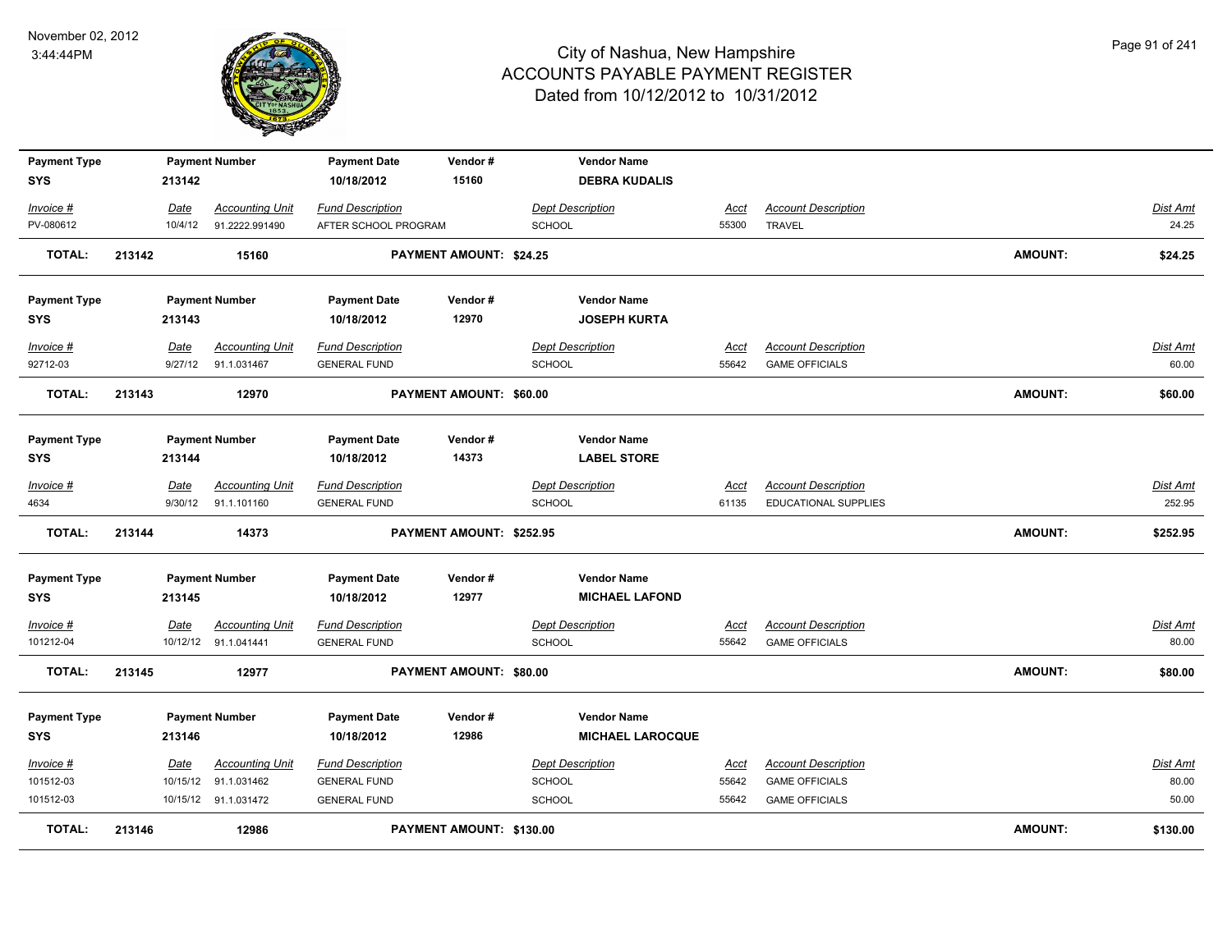# City of Nashua, New Hampshire
## ACCOUNTS PAYABLE PAYMENT REGISTER
### Dated from 10/12/2012 to 10/31/2012

November 02, 2012
3:44:44PM

| Payment Type | Payment Number | Payment Date | Vendor # | Vendor Name |
|---|---|---|---|---|
| SYS | 213142 | 10/18/2012 | 15160 | **DEBRA KUDALIS** |

| Invoice # | Date | Accounting Unit | Fund Description | Dept Description | Acct | Account Description | Dist Amt |
|---|---|---|---|---|---|---|---|
| PV-080612 | 10/4/12 | 91.2222.991490 | AFTER SCHOOL PROGRAM | SCHOOL | 55300 | TRAVEL | 24.25 |

**TOTAL: 213142 15160 PAYMENT AMOUNT: $24.25 AMOUNT: $24.25**

| Payment Type | Payment Number | Payment Date | Vendor # | Vendor Name |
|---|---|---|---|---|
| SYS | 213143 | 10/18/2012 | 12970 | **JOSEPH KURTA** |

| Invoice # | Date | Accounting Unit | Fund Description | Dept Description | Acct | Account Description | Dist Amt |
|---|---|---|---|---|---|---|---|
| 92712-03 | 9/27/12 | 91.1.031467 | GENERAL FUND | SCHOOL | 55642 | GAME OFFICIALS | 60.00 |

**TOTAL: 213143 12970 PAYMENT AMOUNT: $60.00 AMOUNT: $60.00**

| Payment Type | Payment Number | Payment Date | Vendor # | Vendor Name |
|---|---|---|---|---|
| SYS | 213144 | 10/18/2012 | 14373 | **LABEL STORE** |

| Invoice # | Date | Accounting Unit | Fund Description | Dept Description | Acct | Account Description | Dist Amt |
|---|---|---|---|---|---|---|---|
| 4634 | 9/30/12 | 91.1.101160 | GENERAL FUND | SCHOOL | 61135 | EDUCATIONAL SUPPLIES | 252.95 |

**TOTAL: 213144 14373 PAYMENT AMOUNT: $252.95 AMOUNT: $252.95**

| Payment Type | Payment Number | Payment Date | Vendor # | Vendor Name |
|---|---|---|---|---|
| SYS | 213145 | 10/18/2012 | 12977 | **MICHAEL LAFOND** |

| Invoice # | Date | Accounting Unit | Fund Description | Dept Description | Acct | Account Description | Dist Amt |
|---|---|---|---|---|---|---|---|
| 101212-04 | 10/12/12 | 91.1.041441 | GENERAL FUND | SCHOOL | 55642 | GAME OFFICIALS | 80.00 |

**TOTAL: 213145 12977 PAYMENT AMOUNT: $80.00 AMOUNT: $80.00**

| Payment Type | Payment Number | Payment Date | Vendor # | Vendor Name |
|---|---|---|---|---|
| SYS | 213146 | 10/18/2012 | 12986 | **MICHAEL LAROCQUE** |

| Invoice # | Date | Accounting Unit | Fund Description | Dept Description | Acct | Account Description | Dist Amt |
|---|---|---|---|---|---|---|---|
| 101512-03 | 10/15/12 | 91.1.031462 | GENERAL FUND | SCHOOL | 55642 | GAME OFFICIALS | 80.00 |
| 101512-03 | 10/15/12 | 91.1.031472 | GENERAL FUND | SCHOOL | 55642 | GAME OFFICIALS | 50.00 |

**TOTAL: 213146 12986 PAYMENT AMOUNT: $130.00 AMOUNT: $130.00**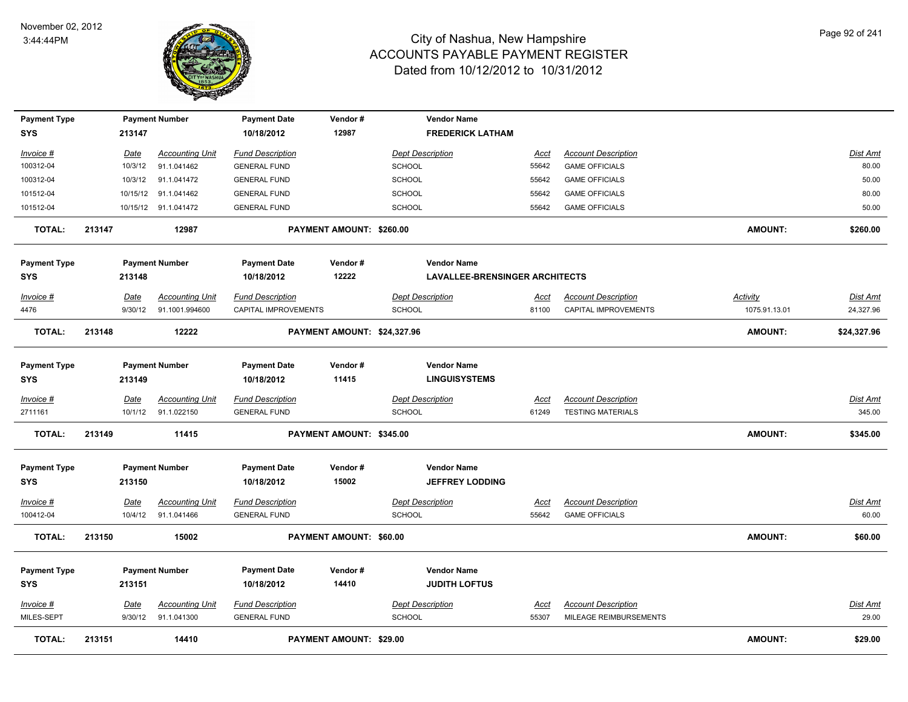# City of Nashua, New Hampshire
# ACCOUNTS PAYABLE PAYMENT REGISTER
## Dated from 10/12/2012 to 10/31/2012

November 02, 2012
3:44:44PM

| Payment Type | Payment Number | Payment Date | Vendor # | Vendor Name |
|---|---|---|---|---|
| SYS | 213147 | 10/18/2012 | 12987 | FREDERICK LATHAM |

| Invoice # | Date | Accounting Unit | Fund Description | Dept Description | Acct | Account Description | Dist Amt |
|---|---|---|---|---|---|---|---|
| 100312-04 | 10/3/12 | 91.1.041462 | GENERAL FUND | SCHOOL | 55642 | GAME OFFICIALS | 80.00 |
| 100312-04 | 10/3/12 | 91.1.041472 | GENERAL FUND | SCHOOL | 55642 | GAME OFFICIALS | 50.00 |
| 101512-04 | 10/15/12 | 91.1.041462 | GENERAL FUND | SCHOOL | 55642 | GAME OFFICIALS | 80.00 |
| 101512-04 | 10/15/12 | 91.1.041472 | GENERAL FUND | SCHOOL | 55642 | GAME OFFICIALS | 50.00 |

**TOTAL: 213147 12987 PAYMENT AMOUNT: $260.00 AMOUNT: $260.00**

| Payment Type | Payment Number | Payment Date | Vendor # | Vendor Name |
|---|---|---|---|---|
| SYS | 213148 | 10/18/2012 | 12222 | LAVALLEE-BRENSINGER ARCHITECTS |

| Invoice # | Date | Accounting Unit | Fund Description | Dept Description | Acct | Account Description | Activity | Dist Amt |
|---|---|---|---|---|---|---|---|---|
| 4476 | 9/30/12 | 91.1001.994600 | CAPITAL IMPROVEMENTS | SCHOOL | 81100 | CAPITAL IMPROVEMENTS | 1075.91.13.01 | 24,327.96 |

**TOTAL: 213148 12222 PAYMENT AMOUNT: $24,327.96 AMOUNT: $24,327.96**

| Payment Type | Payment Number | Payment Date | Vendor # | Vendor Name |
|---|---|---|---|---|
| SYS | 213149 | 10/18/2012 | 11415 | LINGUISYSTEMS |

| Invoice # | Date | Accounting Unit | Fund Description | Dept Description | Acct | Account Description | Dist Amt |
|---|---|---|---|---|---|---|---|
| 2711161 | 10/1/12 | 91.1.022150 | GENERAL FUND | SCHOOL | 61249 | TESTING MATERIALS | 345.00 |

**TOTAL: 213149 11415 PAYMENT AMOUNT: $345.00 AMOUNT: $345.00**

| Payment Type | Payment Number | Payment Date | Vendor # | Vendor Name |
|---|---|---|---|---|
| SYS | 213150 | 10/18/2012 | 15002 | JEFFREY LODDING |

| Invoice # | Date | Accounting Unit | Fund Description | Dept Description | Acct | Account Description | Dist Amt |
|---|---|---|---|---|---|---|---|
| 100412-04 | 10/4/12 | 91.1.041466 | GENERAL FUND | SCHOOL | 55642 | GAME OFFICIALS | 60.00 |

**TOTAL: 213150 15002 PAYMENT AMOUNT: $60.00 AMOUNT: $60.00**

| Payment Type | Payment Number | Payment Date | Vendor # | Vendor Name |
|---|---|---|---|---|
| SYS | 213151 | 10/18/2012 | 14410 | JUDITH LOFTUS |

| Invoice # | Date | Accounting Unit | Fund Description | Dept Description | Acct | Account Description | Dist Amt |
|---|---|---|---|---|---|---|---|
| MILES-SEPT | 9/30/12 | 91.1.041300 | GENERAL FUND | SCHOOL | 55307 | MILEAGE REIMBURSEMENTS | 29.00 |

**TOTAL: 213151 14410 PAYMENT AMOUNT: $29.00 AMOUNT: $29.00**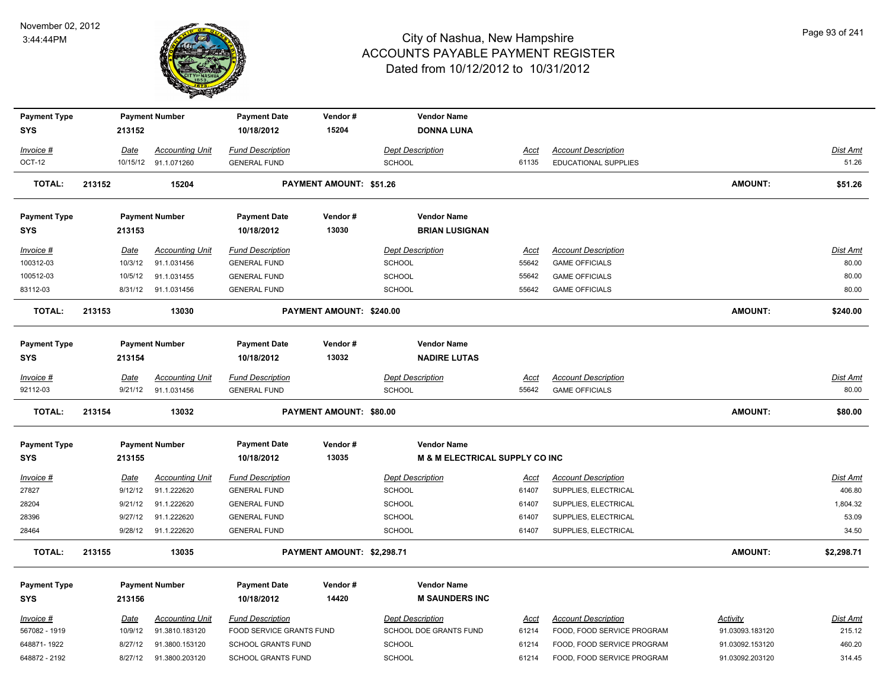# City of Nashua, New Hampshire
## ACCOUNTS PAYABLE PAYMENT REGISTER
### Dated from 10/12/2012 to 10/31/2012

November 02, 2012
3:44:44PM

| Payment Type | Payment Number | Payment Date | Vendor # | Vendor Name |
|---|---|---|---|---|
| SYS | 213152 | 10/18/2012 | 15204 | DONNA LUNA |

| Invoice # | Date | Accounting Unit | Fund Description | Dept Description | Acct | Account Description | Dist Amt |
|---|---|---|---|---|---|---|---|
| OCT-12 | 10/15/12 | 91.1.071260 | GENERAL FUND | SCHOOL | 61135 | EDUCATIONAL SUPPLIES | 51.26 |

**TOTAL: 213152 15204 PAYMENT AMOUNT: $51.26 AMOUNT: $51.26**

| Payment Type | Payment Number | Payment Date | Vendor # | Vendor Name |
|---|---|---|---|---|
| SYS | 213153 | 10/18/2012 | 13030 | BRIAN LUSIGNAN |

| Invoice # | Date | Accounting Unit | Fund Description | Dept Description | Acct | Account Description | Dist Amt |
|---|---|---|---|---|---|---|---|
| 100312-03 | 10/3/12 | 91.1.031456 | GENERAL FUND | SCHOOL | 55642 | GAME OFFICIALS | 80.00 |
| 100512-03 | 10/5/12 | 91.1.031455 | GENERAL FUND | SCHOOL | 55642 | GAME OFFICIALS | 80.00 |
| 83112-03 | 8/31/12 | 91.1.031456 | GENERAL FUND | SCHOOL | 55642 | GAME OFFICIALS | 80.00 |

**TOTAL: 213153 13030 PAYMENT AMOUNT: $240.00 AMOUNT: $240.00**

| Payment Type | Payment Number | Payment Date | Vendor # | Vendor Name |
|---|---|---|---|---|
| SYS | 213154 | 10/18/2012 | 13032 | NADIRE LUTAS |

| Invoice # | Date | Accounting Unit | Fund Description | Dept Description | Acct | Account Description | Dist Amt |
|---|---|---|---|---|---|---|---|
| 92112-03 | 9/21/12 | 91.1.031456 | GENERAL FUND | SCHOOL | 55642 | GAME OFFICIALS | 80.00 |

**TOTAL: 213154 13032 PAYMENT AMOUNT: $80.00 AMOUNT: $80.00**

| Payment Type | Payment Number | Payment Date | Vendor # | Vendor Name |
|---|---|---|---|---|
| SYS | 213155 | 10/18/2012 | 13035 | M & M ELECTRICAL SUPPLY CO INC |

| Invoice # | Date | Accounting Unit | Fund Description | Dept Description | Acct | Account Description | Dist Amt |
|---|---|---|---|---|---|---|---|
| 27827 | 9/12/12 | 91.1.222620 | GENERAL FUND | SCHOOL | 61407 | SUPPLIES, ELECTRICAL | 406.80 |
| 28204 | 9/21/12 | 91.1.222620 | GENERAL FUND | SCHOOL | 61407 | SUPPLIES, ELECTRICAL | 1,804.32 |
| 28396 | 9/27/12 | 91.1.222620 | GENERAL FUND | SCHOOL | 61407 | SUPPLIES, ELECTRICAL | 53.09 |
| 28464 | 9/28/12 | 91.1.222620 | GENERAL FUND | SCHOOL | 61407 | SUPPLIES, ELECTRICAL | 34.50 |

**TOTAL: 213155 13035 PAYMENT AMOUNT: $2,298.71 AMOUNT: $2,298.71**

| Payment Type | Payment Number | Payment Date | Vendor # | Vendor Name |
|---|---|---|---|---|
| SYS | 213156 | 10/18/2012 | 14420 | M SAUNDERS INC |

| Invoice # | Date | Accounting Unit | Fund Description | Dept Description | Acct | Account Description | Activity | Dist Amt |
|---|---|---|---|---|---|---|---|---|
| 567082 - 1919 | 10/9/12 | 91.3810.183120 | FOOD SERVICE GRANTS FUND | SCHOOL DOE GRANTS FUND | 61214 | FOOD, FOOD SERVICE PROGRAM | 91.03093.183120 | 215.12 |
| 648871- 1922 | 8/27/12 | 91.3800.153120 | SCHOOL GRANTS FUND | SCHOOL | 61214 | FOOD, FOOD SERVICE PROGRAM | 91.03092.153120 | 460.20 |
| 648872 - 2192 | 8/27/12 | 91.3800.203120 | SCHOOL GRANTS FUND | SCHOOL | 61214 | FOOD, FOOD SERVICE PROGRAM | 91.03092.203120 | 314.45 |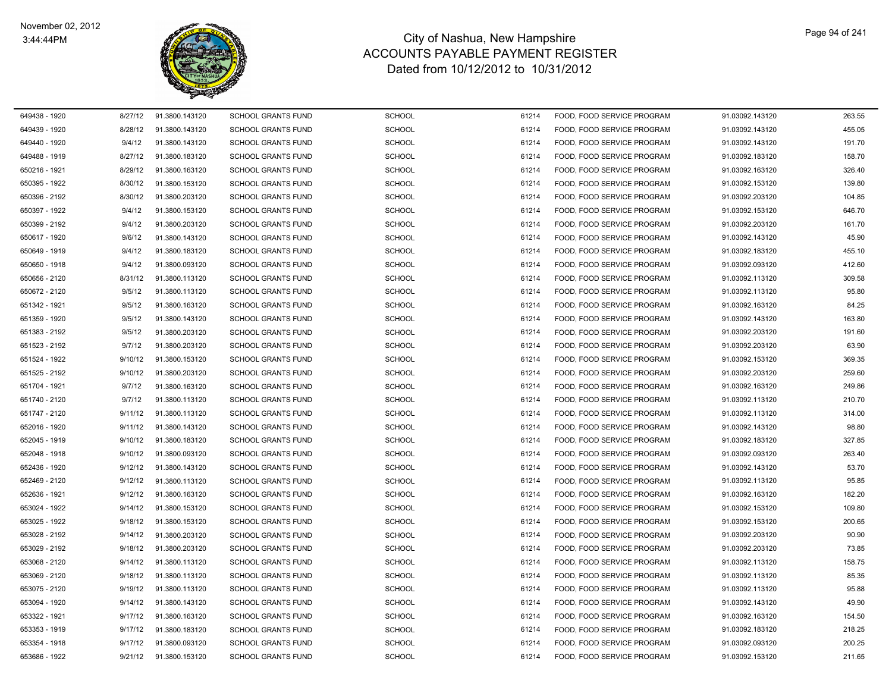# City of Nashua, New Hampshire
## ACCOUNTS PAYABLE PAYMENT REGISTER
### Dated from 10/12/2012 to 10/31/2012

November 02, 2012
3:44:44PM

| | | | | | | | | |
|---|---|---|---|---|---|---|---|---|
| 649438 - 1920 | 8/27/12 | 91.3800.143120 | SCHOOL GRANTS FUND | SCHOOL | 61214 | FOOD, FOOD SERVICE PROGRAM | 91.03092.143120 | 263.55 |
| 649439 - 1920 | 8/28/12 | 91.3800.143120 | SCHOOL GRANTS FUND | SCHOOL | 61214 | FOOD, FOOD SERVICE PROGRAM | 91.03092.143120 | 455.05 |
| 649440 - 1920 | 9/4/12 | 91.3800.143120 | SCHOOL GRANTS FUND | SCHOOL | 61214 | FOOD, FOOD SERVICE PROGRAM | 91.03092.143120 | 191.70 |
| 649488 - 1919 | 8/27/12 | 91.3800.183120 | SCHOOL GRANTS FUND | SCHOOL | 61214 | FOOD, FOOD SERVICE PROGRAM | 91.03092.183120 | 158.70 |
| 650216 - 1921 | 8/29/12 | 91.3800.163120 | SCHOOL GRANTS FUND | SCHOOL | 61214 | FOOD, FOOD SERVICE PROGRAM | 91.03092.163120 | 326.40 |
| 650395 - 1922 | 8/30/12 | 91.3800.153120 | SCHOOL GRANTS FUND | SCHOOL | 61214 | FOOD, FOOD SERVICE PROGRAM | 91.03092.153120 | 139.80 |
| 650396 - 2192 | 8/30/12 | 91.3800.203120 | SCHOOL GRANTS FUND | SCHOOL | 61214 | FOOD, FOOD SERVICE PROGRAM | 91.03092.203120 | 104.85 |
| 650397 - 1922 | 9/4/12 | 91.3800.153120 | SCHOOL GRANTS FUND | SCHOOL | 61214 | FOOD, FOOD SERVICE PROGRAM | 91.03092.153120 | 646.70 |
| 650399 - 2192 | 9/4/12 | 91.3800.203120 | SCHOOL GRANTS FUND | SCHOOL | 61214 | FOOD, FOOD SERVICE PROGRAM | 91.03092.203120 | 161.70 |
| 650617 - 1920 | 9/6/12 | 91.3800.143120 | SCHOOL GRANTS FUND | SCHOOL | 61214 | FOOD, FOOD SERVICE PROGRAM | 91.03092.143120 | 45.90 |
| 650649 - 1919 | 9/4/12 | 91.3800.183120 | SCHOOL GRANTS FUND | SCHOOL | 61214 | FOOD, FOOD SERVICE PROGRAM | 91.03092.183120 | 455.10 |
| 650650 - 1918 | 9/4/12 | 91.3800.093120 | SCHOOL GRANTS FUND | SCHOOL | 61214 | FOOD, FOOD SERVICE PROGRAM | 91.03092.093120 | 412.60 |
| 650656 - 2120 | 8/31/12 | 91.3800.113120 | SCHOOL GRANTS FUND | SCHOOL | 61214 | FOOD, FOOD SERVICE PROGRAM | 91.03092.113120 | 309.58 |
| 650672 - 2120 | 9/5/12 | 91.3800.113120 | SCHOOL GRANTS FUND | SCHOOL | 61214 | FOOD, FOOD SERVICE PROGRAM | 91.03092.113120 | 95.80 |
| 651342 - 1921 | 9/5/12 | 91.3800.163120 | SCHOOL GRANTS FUND | SCHOOL | 61214 | FOOD, FOOD SERVICE PROGRAM | 91.03092.163120 | 84.25 |
| 651359 - 1920 | 9/5/12 | 91.3800.143120 | SCHOOL GRANTS FUND | SCHOOL | 61214 | FOOD, FOOD SERVICE PROGRAM | 91.03092.143120 | 163.80 |
| 651383 - 2192 | 9/5/12 | 91.3800.203120 | SCHOOL GRANTS FUND | SCHOOL | 61214 | FOOD, FOOD SERVICE PROGRAM | 91.03092.203120 | 191.60 |
| 651523 - 2192 | 9/7/12 | 91.3800.203120 | SCHOOL GRANTS FUND | SCHOOL | 61214 | FOOD, FOOD SERVICE PROGRAM | 91.03092.203120 | 63.90 |
| 651524 - 1922 | 9/10/12 | 91.3800.153120 | SCHOOL GRANTS FUND | SCHOOL | 61214 | FOOD, FOOD SERVICE PROGRAM | 91.03092.153120 | 369.35 |
| 651525 - 2192 | 9/10/12 | 91.3800.203120 | SCHOOL GRANTS FUND | SCHOOL | 61214 | FOOD, FOOD SERVICE PROGRAM | 91.03092.203120 | 259.60 |
| 651704 - 1921 | 9/7/12 | 91.3800.163120 | SCHOOL GRANTS FUND | SCHOOL | 61214 | FOOD, FOOD SERVICE PROGRAM | 91.03092.163120 | 249.86 |
| 651740 - 2120 | 9/7/12 | 91.3800.113120 | SCHOOL GRANTS FUND | SCHOOL | 61214 | FOOD, FOOD SERVICE PROGRAM | 91.03092.113120 | 210.70 |
| 651747 - 2120 | 9/11/12 | 91.3800.113120 | SCHOOL GRANTS FUND | SCHOOL | 61214 | FOOD, FOOD SERVICE PROGRAM | 91.03092.113120 | 314.00 |
| 652016 - 1920 | 9/11/12 | 91.3800.143120 | SCHOOL GRANTS FUND | SCHOOL | 61214 | FOOD, FOOD SERVICE PROGRAM | 91.03092.143120 | 98.80 |
| 652045 - 1919 | 9/10/12 | 91.3800.183120 | SCHOOL GRANTS FUND | SCHOOL | 61214 | FOOD, FOOD SERVICE PROGRAM | 91.03092.183120 | 327.85 |
| 652048 - 1918 | 9/10/12 | 91.3800.093120 | SCHOOL GRANTS FUND | SCHOOL | 61214 | FOOD, FOOD SERVICE PROGRAM | 91.03092.093120 | 263.40 |
| 652436 - 1920 | 9/12/12 | 91.3800.143120 | SCHOOL GRANTS FUND | SCHOOL | 61214 | FOOD, FOOD SERVICE PROGRAM | 91.03092.143120 | 53.70 |
| 652469 - 2120 | 9/12/12 | 91.3800.113120 | SCHOOL GRANTS FUND | SCHOOL | 61214 | FOOD, FOOD SERVICE PROGRAM | 91.03092.113120 | 95.85 |
| 652636 - 1921 | 9/12/12 | 91.3800.163120 | SCHOOL GRANTS FUND | SCHOOL | 61214 | FOOD, FOOD SERVICE PROGRAM | 91.03092.163120 | 182.20 |
| 653024 - 1922 | 9/14/12 | 91.3800.153120 | SCHOOL GRANTS FUND | SCHOOL | 61214 | FOOD, FOOD SERVICE PROGRAM | 91.03092.153120 | 109.80 |
| 653025 - 1922 | 9/18/12 | 91.3800.153120 | SCHOOL GRANTS FUND | SCHOOL | 61214 | FOOD, FOOD SERVICE PROGRAM | 91.03092.153120 | 200.65 |
| 653028 - 2192 | 9/14/12 | 91.3800.203120 | SCHOOL GRANTS FUND | SCHOOL | 61214 | FOOD, FOOD SERVICE PROGRAM | 91.03092.203120 | 90.90 |
| 653029 - 2192 | 9/18/12 | 91.3800.203120 | SCHOOL GRANTS FUND | SCHOOL | 61214 | FOOD, FOOD SERVICE PROGRAM | 91.03092.203120 | 73.85 |
| 653068 - 2120 | 9/14/12 | 91.3800.113120 | SCHOOL GRANTS FUND | SCHOOL | 61214 | FOOD, FOOD SERVICE PROGRAM | 91.03092.113120 | 158.75 |
| 653069 - 2120 | 9/18/12 | 91.3800.113120 | SCHOOL GRANTS FUND | SCHOOL | 61214 | FOOD, FOOD SERVICE PROGRAM | 91.03092.113120 | 85.35 |
| 653075 - 2120 | 9/19/12 | 91.3800.113120 | SCHOOL GRANTS FUND | SCHOOL | 61214 | FOOD, FOOD SERVICE PROGRAM | 91.03092.113120 | 95.88 |
| 653094 - 1920 | 9/14/12 | 91.3800.143120 | SCHOOL GRANTS FUND | SCHOOL | 61214 | FOOD, FOOD SERVICE PROGRAM | 91.03092.143120 | 49.90 |
| 653322 - 1921 | 9/17/12 | 91.3800.163120 | SCHOOL GRANTS FUND | SCHOOL | 61214 | FOOD, FOOD SERVICE PROGRAM | 91.03092.163120 | 154.50 |
| 653353 - 1919 | 9/17/12 | 91.3800.183120 | SCHOOL GRANTS FUND | SCHOOL | 61214 | FOOD, FOOD SERVICE PROGRAM | 91.03092.183120 | 218.25 |
| 653354 - 1918 | 9/17/12 | 91.3800.093120 | SCHOOL GRANTS FUND | SCHOOL | 61214 | FOOD, FOOD SERVICE PROGRAM | 91.03092.093120 | 200.25 |
| 653686 - 1922 | 9/21/12 | 91.3800.153120 | SCHOOL GRANTS FUND | SCHOOL | 61214 | FOOD, FOOD SERVICE PROGRAM | 91.03092.153120 | 211.65 |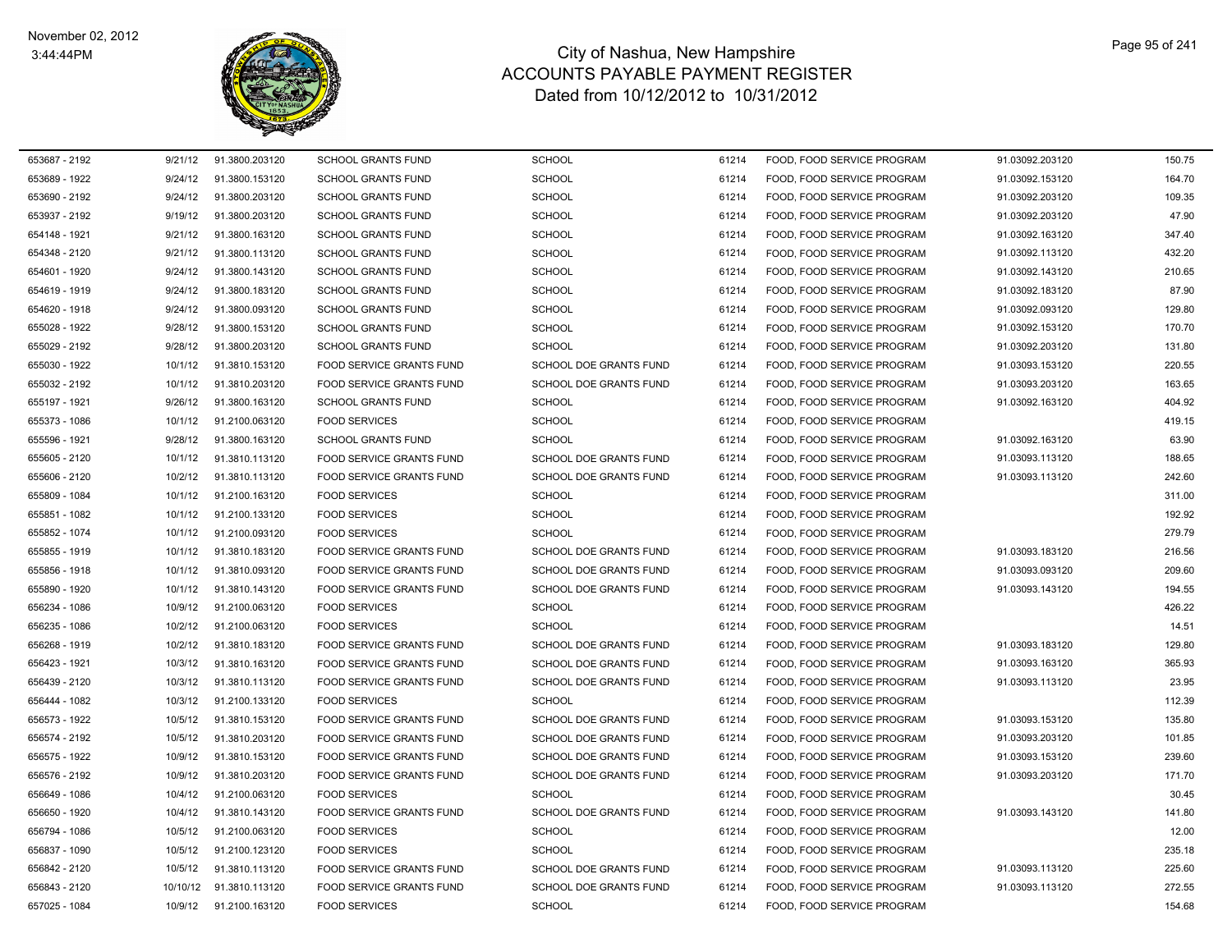# City of Nashua, New Hampshire
## ACCOUNTS PAYABLE PAYMENT REGISTER
### Dated from 10/12/2012 to 10/31/2012

November 02, 2012
3:44:44PM

| | | | | | | | | |
|---|---|---|---|---|---|---|---|---|
| 653687 - 2192 | 9/21/12 | 91.3800.203120 | SCHOOL GRANTS FUND | SCHOOL | 61214 | FOOD, FOOD SERVICE PROGRAM | 91.03092.203120 | 150.75 |
| 653689 - 1922 | 9/24/12 | 91.3800.153120 | SCHOOL GRANTS FUND | SCHOOL | 61214 | FOOD, FOOD SERVICE PROGRAM | 91.03092.153120 | 164.70 |
| 653690 - 2192 | 9/24/12 | 91.3800.203120 | SCHOOL GRANTS FUND | SCHOOL | 61214 | FOOD, FOOD SERVICE PROGRAM | 91.03092.203120 | 109.35 |
| 653937 - 2192 | 9/19/12 | 91.3800.203120 | SCHOOL GRANTS FUND | SCHOOL | 61214 | FOOD, FOOD SERVICE PROGRAM | 91.03092.203120 | 47.90 |
| 654148 - 1921 | 9/21/12 | 91.3800.163120 | SCHOOL GRANTS FUND | SCHOOL | 61214 | FOOD, FOOD SERVICE PROGRAM | 91.03092.163120 | 347.40 |
| 654348 - 2120 | 9/21/12 | 91.3800.113120 | SCHOOL GRANTS FUND | SCHOOL | 61214 | FOOD, FOOD SERVICE PROGRAM | 91.03092.113120 | 432.20 |
| 654601 - 1920 | 9/24/12 | 91.3800.143120 | SCHOOL GRANTS FUND | SCHOOL | 61214 | FOOD, FOOD SERVICE PROGRAM | 91.03092.143120 | 210.65 |
| 654619 - 1919 | 9/24/12 | 91.3800.183120 | SCHOOL GRANTS FUND | SCHOOL | 61214 | FOOD, FOOD SERVICE PROGRAM | 91.03092.183120 | 87.90 |
| 654620 - 1918 | 9/24/12 | 91.3800.093120 | SCHOOL GRANTS FUND | SCHOOL | 61214 | FOOD, FOOD SERVICE PROGRAM | 91.03092.093120 | 129.80 |
| 655028 - 1922 | 9/28/12 | 91.3800.153120 | SCHOOL GRANTS FUND | SCHOOL | 61214 | FOOD, FOOD SERVICE PROGRAM | 91.03092.153120 | 170.70 |
| 655029 - 2192 | 9/28/12 | 91.3800.203120 | SCHOOL GRANTS FUND | SCHOOL | 61214 | FOOD, FOOD SERVICE PROGRAM | 91.03092.203120 | 131.80 |
| 655030 - 1922 | 10/1/12 | 91.3810.153120 | FOOD SERVICE GRANTS FUND | SCHOOL DOE GRANTS FUND | 61214 | FOOD, FOOD SERVICE PROGRAM | 91.03093.153120 | 220.55 |
| 655032 - 2192 | 10/1/12 | 91.3810.203120 | FOOD SERVICE GRANTS FUND | SCHOOL DOE GRANTS FUND | 61214 | FOOD, FOOD SERVICE PROGRAM | 91.03093.203120 | 163.65 |
| 655197 - 1921 | 9/26/12 | 91.3800.163120 | SCHOOL GRANTS FUND | SCHOOL | 61214 | FOOD, FOOD SERVICE PROGRAM | 91.03092.163120 | 404.92 |
| 655373 - 1086 | 10/1/12 | 91.2100.063120 | FOOD SERVICES | SCHOOL | 61214 | FOOD, FOOD SERVICE PROGRAM | | 419.15 |
| 655596 - 1921 | 9/28/12 | 91.3800.163120 | SCHOOL GRANTS FUND | SCHOOL | 61214 | FOOD, FOOD SERVICE PROGRAM | 91.03092.163120 | 63.90 |
| 655605 - 2120 | 10/1/12 | 91.3810.113120 | FOOD SERVICE GRANTS FUND | SCHOOL DOE GRANTS FUND | 61214 | FOOD, FOOD SERVICE PROGRAM | 91.03093.113120 | 188.65 |
| 655606 - 2120 | 10/2/12 | 91.3810.113120 | FOOD SERVICE GRANTS FUND | SCHOOL DOE GRANTS FUND | 61214 | FOOD, FOOD SERVICE PROGRAM | 91.03093.113120 | 242.60 |
| 655809 - 1084 | 10/1/12 | 91.2100.163120 | FOOD SERVICES | SCHOOL | 61214 | FOOD, FOOD SERVICE PROGRAM | | 311.00 |
| 655851 - 1082 | 10/1/12 | 91.2100.133120 | FOOD SERVICES | SCHOOL | 61214 | FOOD, FOOD SERVICE PROGRAM | | 192.92 |
| 655852 - 1074 | 10/1/12 | 91.2100.093120 | FOOD SERVICES | SCHOOL | 61214 | FOOD, FOOD SERVICE PROGRAM | | 279.79 |
| 655855 - 1919 | 10/1/12 | 91.3810.183120 | FOOD SERVICE GRANTS FUND | SCHOOL DOE GRANTS FUND | 61214 | FOOD, FOOD SERVICE PROGRAM | 91.03093.183120 | 216.56 |
| 655856 - 1918 | 10/1/12 | 91.3810.093120 | FOOD SERVICE GRANTS FUND | SCHOOL DOE GRANTS FUND | 61214 | FOOD, FOOD SERVICE PROGRAM | 91.03093.093120 | 209.60 |
| 655890 - 1920 | 10/1/12 | 91.3810.143120 | FOOD SERVICE GRANTS FUND | SCHOOL DOE GRANTS FUND | 61214 | FOOD, FOOD SERVICE PROGRAM | 91.03093.143120 | 194.55 |
| 656234 - 1086 | 10/9/12 | 91.2100.063120 | FOOD SERVICES | SCHOOL | 61214 | FOOD, FOOD SERVICE PROGRAM | | 426.22 |
| 656235 - 1086 | 10/2/12 | 91.2100.063120 | FOOD SERVICES | SCHOOL | 61214 | FOOD, FOOD SERVICE PROGRAM | | 14.51 |
| 656268 - 1919 | 10/2/12 | 91.3810.183120 | FOOD SERVICE GRANTS FUND | SCHOOL DOE GRANTS FUND | 61214 | FOOD, FOOD SERVICE PROGRAM | 91.03093.183120 | 129.80 |
| 656423 - 1921 | 10/3/12 | 91.3810.163120 | FOOD SERVICE GRANTS FUND | SCHOOL DOE GRANTS FUND | 61214 | FOOD, FOOD SERVICE PROGRAM | 91.03093.163120 | 365.93 |
| 656439 - 2120 | 10/3/12 | 91.3810.113120 | FOOD SERVICE GRANTS FUND | SCHOOL DOE GRANTS FUND | 61214 | FOOD, FOOD SERVICE PROGRAM | 91.03093.113120 | 23.95 |
| 656444 - 1082 | 10/3/12 | 91.2100.133120 | FOOD SERVICES | SCHOOL | 61214 | FOOD, FOOD SERVICE PROGRAM | | 112.39 |
| 656573 - 1922 | 10/5/12 | 91.3810.153120 | FOOD SERVICE GRANTS FUND | SCHOOL DOE GRANTS FUND | 61214 | FOOD, FOOD SERVICE PROGRAM | 91.03093.153120 | 135.80 |
| 656574 - 2192 | 10/5/12 | 91.3810.203120 | FOOD SERVICE GRANTS FUND | SCHOOL DOE GRANTS FUND | 61214 | FOOD, FOOD SERVICE PROGRAM | 91.03093.203120 | 101.85 |
| 656575 - 1922 | 10/9/12 | 91.3810.153120 | FOOD SERVICE GRANTS FUND | SCHOOL DOE GRANTS FUND | 61214 | FOOD, FOOD SERVICE PROGRAM | 91.03093.153120 | 239.60 |
| 656576 - 2192 | 10/9/12 | 91.3810.203120 | FOOD SERVICE GRANTS FUND | SCHOOL DOE GRANTS FUND | 61214 | FOOD, FOOD SERVICE PROGRAM | 91.03093.203120 | 171.70 |
| 656649 - 1086 | 10/4/12 | 91.2100.063120 | FOOD SERVICES | SCHOOL | 61214 | FOOD, FOOD SERVICE PROGRAM | | 30.45 |
| 656650 - 1920 | 10/4/12 | 91.3810.143120 | FOOD SERVICE GRANTS FUND | SCHOOL DOE GRANTS FUND | 61214 | FOOD, FOOD SERVICE PROGRAM | 91.03093.143120 | 141.80 |
| 656794 - 1086 | 10/5/12 | 91.2100.063120 | FOOD SERVICES | SCHOOL | 61214 | FOOD, FOOD SERVICE PROGRAM | | 12.00 |
| 656837 - 1090 | 10/5/12 | 91.2100.123120 | FOOD SERVICES | SCHOOL | 61214 | FOOD, FOOD SERVICE PROGRAM | | 235.18 |
| 656842 - 2120 | 10/5/12 | 91.3810.113120 | FOOD SERVICE GRANTS FUND | SCHOOL DOE GRANTS FUND | 61214 | FOOD, FOOD SERVICE PROGRAM | 91.03093.113120 | 225.60 |
| 656843 - 2120 | 10/10/12 | 91.3810.113120 | FOOD SERVICE GRANTS FUND | SCHOOL DOE GRANTS FUND | 61214 | FOOD, FOOD SERVICE PROGRAM | 91.03093.113120 | 272.55 |
| 657025 - 1084 | 10/9/12 | 91.2100.163120 | FOOD SERVICES | SCHOOL | 61214 | FOOD, FOOD SERVICE PROGRAM | | 154.68 |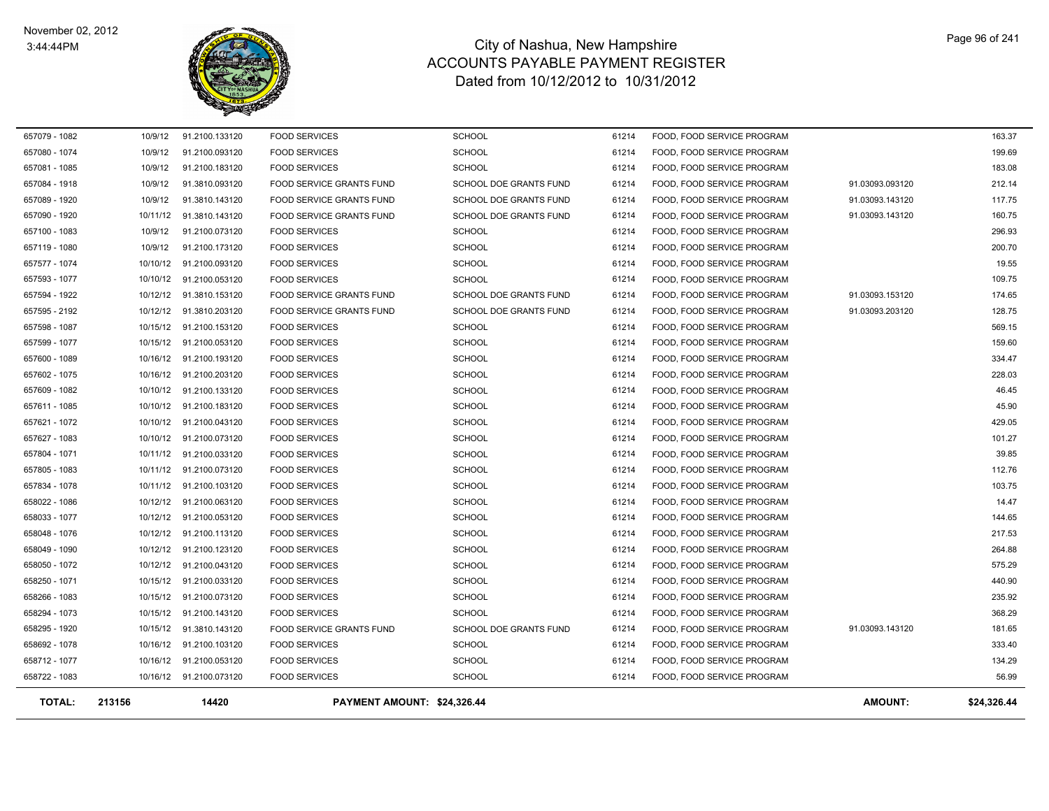# City of Nashua, New Hampshire
## ACCOUNTS PAYABLE PAYMENT REGISTER
### Dated from 10/12/2012 to 10/31/2012

November 02, 2012
3:44:44PM

| | | | | | | | | |
|---|---|---|---|---|---|---|---|---|
| 657079 - 1082 | 10/9/12 | 91.2100.133120 | FOOD SERVICES | SCHOOL | 61214 | FOOD, FOOD SERVICE PROGRAM | | 163.37 |
| 657080 - 1074 | 10/9/12 | 91.2100.093120 | FOOD SERVICES | SCHOOL | 61214 | FOOD, FOOD SERVICE PROGRAM | | 199.69 |
| 657081 - 1085 | 10/9/12 | 91.2100.183120 | FOOD SERVICES | SCHOOL | 61214 | FOOD, FOOD SERVICE PROGRAM | | 183.08 |
| 657084 - 1918 | 10/9/12 | 91.3810.093120 | FOOD SERVICE GRANTS FUND | SCHOOL DOE GRANTS FUND | 61214 | FOOD, FOOD SERVICE PROGRAM | 91.03093.093120 | 212.14 |
| 657089 - 1920 | 10/9/12 | 91.3810.143120 | FOOD SERVICE GRANTS FUND | SCHOOL DOE GRANTS FUND | 61214 | FOOD, FOOD SERVICE PROGRAM | 91.03093.143120 | 117.75 |
| 657090 - 1920 | 10/11/12 | 91.3810.143120 | FOOD SERVICE GRANTS FUND | SCHOOL DOE GRANTS FUND | 61214 | FOOD, FOOD SERVICE PROGRAM | 91.03093.143120 | 160.75 |
| 657100 - 1083 | 10/9/12 | 91.2100.073120 | FOOD SERVICES | SCHOOL | 61214 | FOOD, FOOD SERVICE PROGRAM | | 296.93 |
| 657119 - 1080 | 10/9/12 | 91.2100.173120 | FOOD SERVICES | SCHOOL | 61214 | FOOD, FOOD SERVICE PROGRAM | | 200.70 |
| 657577 - 1074 | 10/10/12 | 91.2100.093120 | FOOD SERVICES | SCHOOL | 61214 | FOOD, FOOD SERVICE PROGRAM | | 19.55 |
| 657593 - 1077 | 10/10/12 | 91.2100.053120 | FOOD SERVICES | SCHOOL | 61214 | FOOD, FOOD SERVICE PROGRAM | | 109.75 |
| 657594 - 1922 | 10/12/12 | 91.3810.153120 | FOOD SERVICE GRANTS FUND | SCHOOL DOE GRANTS FUND | 61214 | FOOD, FOOD SERVICE PROGRAM | 91.03093.153120 | 174.65 |
| 657595 - 2192 | 10/12/12 | 91.3810.203120 | FOOD SERVICE GRANTS FUND | SCHOOL DOE GRANTS FUND | 61214 | FOOD, FOOD SERVICE PROGRAM | 91.03093.203120 | 128.75 |
| 657598 - 1087 | 10/15/12 | 91.2100.153120 | FOOD SERVICES | SCHOOL | 61214 | FOOD, FOOD SERVICE PROGRAM | | 569.15 |
| 657599 - 1077 | 10/15/12 | 91.2100.053120 | FOOD SERVICES | SCHOOL | 61214 | FOOD, FOOD SERVICE PROGRAM | | 159.60 |
| 657600 - 1089 | 10/16/12 | 91.2100.193120 | FOOD SERVICES | SCHOOL | 61214 | FOOD, FOOD SERVICE PROGRAM | | 334.47 |
| 657602 - 1075 | 10/16/12 | 91.2100.203120 | FOOD SERVICES | SCHOOL | 61214 | FOOD, FOOD SERVICE PROGRAM | | 228.03 |
| 657609 - 1082 | 10/10/12 | 91.2100.133120 | FOOD SERVICES | SCHOOL | 61214 | FOOD, FOOD SERVICE PROGRAM | | 46.45 |
| 657611 - 1085 | 10/10/12 | 91.2100.183120 | FOOD SERVICES | SCHOOL | 61214 | FOOD, FOOD SERVICE PROGRAM | | 45.90 |
| 657621 - 1072 | 10/10/12 | 91.2100.043120 | FOOD SERVICES | SCHOOL | 61214 | FOOD, FOOD SERVICE PROGRAM | | 429.05 |
| 657627 - 1083 | 10/10/12 | 91.2100.073120 | FOOD SERVICES | SCHOOL | 61214 | FOOD, FOOD SERVICE PROGRAM | | 101.27 |
| 657804 - 1071 | 10/11/12 | 91.2100.033120 | FOOD SERVICES | SCHOOL | 61214 | FOOD, FOOD SERVICE PROGRAM | | 39.85 |
| 657805 - 1083 | 10/11/12 | 91.2100.073120 | FOOD SERVICES | SCHOOL | 61214 | FOOD, FOOD SERVICE PROGRAM | | 112.76 |
| 657834 - 1078 | 10/11/12 | 91.2100.103120 | FOOD SERVICES | SCHOOL | 61214 | FOOD, FOOD SERVICE PROGRAM | | 103.75 |
| 658022 - 1086 | 10/12/12 | 91.2100.063120 | FOOD SERVICES | SCHOOL | 61214 | FOOD, FOOD SERVICE PROGRAM | | 14.47 |
| 658033 - 1077 | 10/12/12 | 91.2100.053120 | FOOD SERVICES | SCHOOL | 61214 | FOOD, FOOD SERVICE PROGRAM | | 144.65 |
| 658048 - 1076 | 10/12/12 | 91.2100.113120 | FOOD SERVICES | SCHOOL | 61214 | FOOD, FOOD SERVICE PROGRAM | | 217.53 |
| 658049 - 1090 | 10/12/12 | 91.2100.123120 | FOOD SERVICES | SCHOOL | 61214 | FOOD, FOOD SERVICE PROGRAM | | 264.88 |
| 658050 - 1072 | 10/12/12 | 91.2100.043120 | FOOD SERVICES | SCHOOL | 61214 | FOOD, FOOD SERVICE PROGRAM | | 575.29 |
| 658250 - 1071 | 10/15/12 | 91.2100.033120 | FOOD SERVICES | SCHOOL | 61214 | FOOD, FOOD SERVICE PROGRAM | | 440.90 |
| 658266 - 1083 | 10/15/12 | 91.2100.073120 | FOOD SERVICES | SCHOOL | 61214 | FOOD, FOOD SERVICE PROGRAM | | 235.92 |
| 658294 - 1073 | 10/15/12 | 91.2100.143120 | FOOD SERVICES | SCHOOL | 61214 | FOOD, FOOD SERVICE PROGRAM | | 368.29 |
| 658295 - 1920 | 10/15/12 | 91.3810.143120 | FOOD SERVICE GRANTS FUND | SCHOOL DOE GRANTS FUND | 61214 | FOOD, FOOD SERVICE PROGRAM | 91.03093.143120 | 181.65 |
| 658692 - 1078 | 10/16/12 | 91.2100.103120 | FOOD SERVICES | SCHOOL | 61214 | FOOD, FOOD SERVICE PROGRAM | | 333.40 |
| 658712 - 1077 | 10/16/12 | 91.2100.053120 | FOOD SERVICES | SCHOOL | 61214 | FOOD, FOOD SERVICE PROGRAM | | 134.29 |
| 658722 - 1083 | 10/16/12 | 91.2100.073120 | FOOD SERVICES | SCHOOL | 61214 | FOOD, FOOD SERVICE PROGRAM | | 56.99 |
| **TOTAL:** | **213156** | **14420** | **PAYMENT AMOUNT: $24,326.44** | | | | **AMOUNT:** | **$24,326.44** |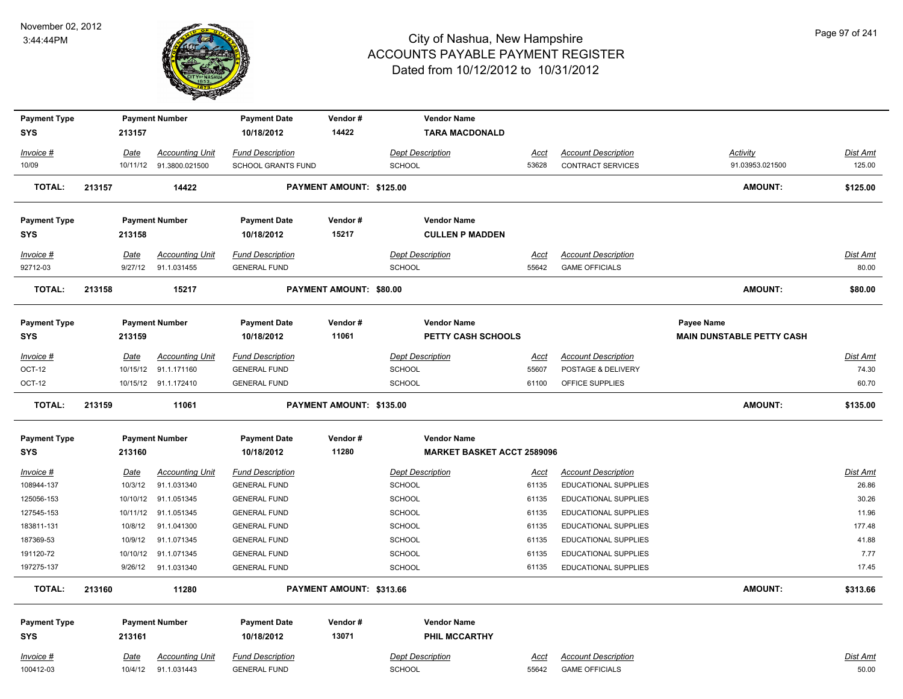# City of Nashua, New Hampshire
## ACCOUNTS PAYABLE PAYMENT REGISTER
### Dated from 10/12/2012 to 10/31/2012

November 02, 2012
3:44:44PM

| Payment Type | Payment Number | Payment Date | Vendor # | Vendor Name | | | | |
|---|---|---|---|---|---|---|---|---|
| SYS | 213157 | 10/18/2012 | 14422 | TARA MACDONALD | | | | |

| Invoice # | Date | Accounting Unit | Fund Description | Dept Description | Acct | Account Description | Activity | Dist Amt |
|---|---|---|---|---|---|---|---|---|
| 10/09 | 10/11/12 | 91.3800.021500 | SCHOOL GRANTS FUND | SCHOOL | 53628 | CONTRACT SERVICES | 91.03953.021500 | 125.00 |

**TOTAL: 213157 — 14422 — PAYMENT AMOUNT: $125.00 — AMOUNT: $125.00**

| Payment Type | Payment Number | Payment Date | Vendor # | Vendor Name | | | | |
|---|---|---|---|---|---|---|---|---|
| SYS | 213158 | 10/18/2012 | 15217 | CULLEN P MADDEN | | | | |

| Invoice # | Date | Accounting Unit | Fund Description | Dept Description | Acct | Account Description | Dist Amt |
|---|---|---|---|---|---|---|---|
| 92712-03 | 9/27/12 | 91.1.031455 | GENERAL FUND | SCHOOL | 55642 | GAME OFFICIALS | 80.00 |

**TOTAL: 213158 — 15217 — PAYMENT AMOUNT: $80.00 — AMOUNT: $80.00**

| Payment Type | Payment Number | Payment Date | Vendor # | Vendor Name | Payee Name |
|---|---|---|---|---|---|
| SYS | 213159 | 10/18/2012 | 11061 | PETTY CASH SCHOOLS | MAIN DUNSTABLE PETTY CASH |

| Invoice # | Date | Accounting Unit | Fund Description | Dept Description | Acct | Account Description | Dist Amt |
|---|---|---|---|---|---|---|---|
| OCT-12 | 10/15/12 | 91.1.171160 | GENERAL FUND | SCHOOL | 55607 | POSTAGE & DELIVERY | 74.30 |
| OCT-12 | 10/15/12 | 91.1.172410 | GENERAL FUND | SCHOOL | 61100 | OFFICE SUPPLIES | 60.70 |

**TOTAL: 213159 — 11061 — PAYMENT AMOUNT: $135.00 — AMOUNT: $135.00**

| Payment Type | Payment Number | Payment Date | Vendor # | Vendor Name |
|---|---|---|---|---|
| SYS | 213160 | 10/18/2012 | 11280 | MARKET BASKET ACCT 2589096 |

| Invoice # | Date | Accounting Unit | Fund Description | Dept Description | Acct | Account Description | Dist Amt |
|---|---|---|---|---|---|---|---|
| 108944-137 | 10/3/12 | 91.1.031340 | GENERAL FUND | SCHOOL | 61135 | EDUCATIONAL SUPPLIES | 26.86 |
| 125056-153 | 10/10/12 | 91.1.051345 | GENERAL FUND | SCHOOL | 61135 | EDUCATIONAL SUPPLIES | 30.26 |
| 127545-153 | 10/11/12 | 91.1.051345 | GENERAL FUND | SCHOOL | 61135 | EDUCATIONAL SUPPLIES | 11.96 |
| 183811-131 | 10/8/12 | 91.1.041300 | GENERAL FUND | SCHOOL | 61135 | EDUCATIONAL SUPPLIES | 177.48 |
| 187369-53 | 10/9/12 | 91.1.071345 | GENERAL FUND | SCHOOL | 61135 | EDUCATIONAL SUPPLIES | 41.88 |
| 191120-72 | 10/10/12 | 91.1.071345 | GENERAL FUND | SCHOOL | 61135 | EDUCATIONAL SUPPLIES | 7.77 |
| 197275-137 | 9/26/12 | 91.1.031340 | GENERAL FUND | SCHOOL | 61135 | EDUCATIONAL SUPPLIES | 17.45 |

**TOTAL: 213160 — 11280 — PAYMENT AMOUNT: $313.66 — AMOUNT: $313.66**

| Payment Type | Payment Number | Payment Date | Vendor # | Vendor Name |
|---|---|---|---|---|
| SYS | 213161 | 10/18/2012 | 13071 | PHIL MCCARTHY |

| Invoice # | Date | Accounting Unit | Fund Description | Dept Description | Acct | Account Description | Dist Amt |
|---|---|---|---|---|---|---|---|
| 100412-03 | 10/4/12 | 91.1.031443 | GENERAL FUND | SCHOOL | 55642 | GAME OFFICIALS | 50.00 |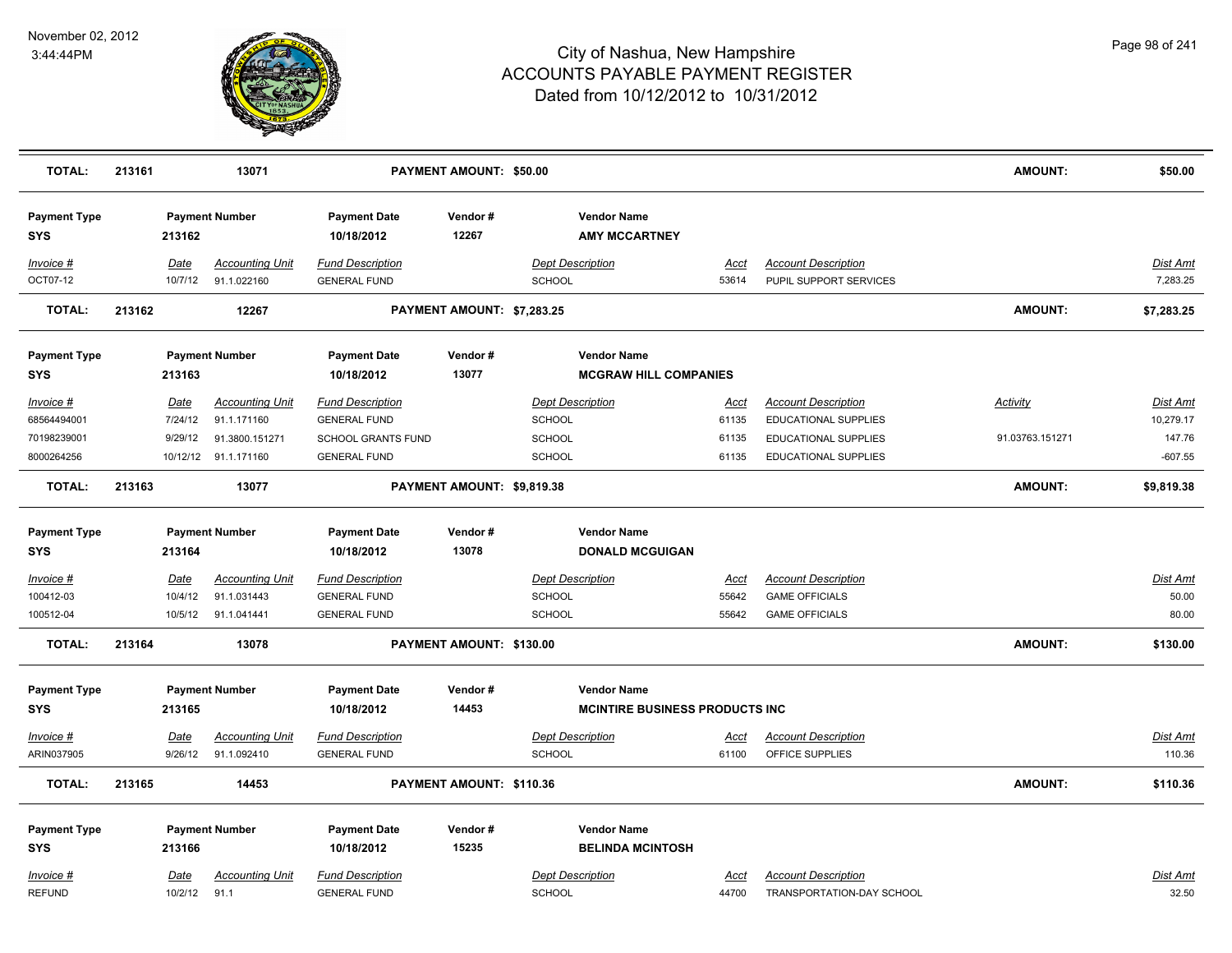# City of Nashua, New Hampshire
# ACCOUNTS PAYABLE PAYMENT REGISTER
## Dated from 10/12/2012 to 10/31/2012

November 02, 2012
3:44:44PM

| **TOTAL:** | **213161** | **13071** | **PAYMENT AMOUNT: $50.00** | **AMOUNT:** | **$50.00** |
|---|---|---|---|---|---|

**Payment Type:** SYS | **Payment Number:** 213162 | **Payment Date:** 10/18/2012 | **Vendor #:** 12267 | **Vendor Name:** AMY MCCARTNEY

| Invoice # | Date | Accounting Unit | Fund Description | Dept Description | Acct | Account Description | Activity | Dist Amt |
|---|---|---|---|---|---|---|---|---|
| OCT07-12 | 10/7/12 | 91.1.022160 | GENERAL FUND | SCHOOL | 53614 | PUPIL SUPPORT SERVICES | | 7,283.25 |

| **TOTAL:** | **213162** | **12267** | **PAYMENT AMOUNT: $7,283.25** | **AMOUNT:** | **$7,283.25** |
|---|---|---|---|---|---|

**Payment Type:** SYS | **Payment Number:** 213163 | **Payment Date:** 10/18/2012 | **Vendor #:** 13077 | **Vendor Name:** MCGRAW HILL COMPANIES

| Invoice # | Date | Accounting Unit | Fund Description | Dept Description | Acct | Account Description | Activity | Dist Amt |
|---|---|---|---|---|---|---|---|---|
| 68564494001 | 7/24/12 | 91.1.171160 | GENERAL FUND | SCHOOL | 61135 | EDUCATIONAL SUPPLIES | | 10,279.17 |
| 70198239001 | 9/29/12 | 91.3800.151271 | SCHOOL GRANTS FUND | SCHOOL | 61135 | EDUCATIONAL SUPPLIES | 91.03763.151271 | 147.76 |
| 8000264256 | 10/12/12 | 91.1.171160 | GENERAL FUND | SCHOOL | 61135 | EDUCATIONAL SUPPLIES | | -607.55 |

| **TOTAL:** | **213163** | **13077** | **PAYMENT AMOUNT: $9,819.38** | **AMOUNT:** | **$9,819.38** |
|---|---|---|---|---|---|

**Payment Type:** SYS | **Payment Number:** 213164 | **Payment Date:** 10/18/2012 | **Vendor #:** 13078 | **Vendor Name:** DONALD MCGUIGAN

| Invoice # | Date | Accounting Unit | Fund Description | Dept Description | Acct | Account Description | Activity | Dist Amt |
|---|---|---|---|---|---|---|---|---|
| 100412-03 | 10/4/12 | 91.1.031443 | GENERAL FUND | SCHOOL | 55642 | GAME OFFICIALS | | 50.00 |
| 100512-04 | 10/5/12 | 91.1.041441 | GENERAL FUND | SCHOOL | 55642 | GAME OFFICIALS | | 80.00 |

| **TOTAL:** | **213164** | **13078** | **PAYMENT AMOUNT: $130.00** | **AMOUNT:** | **$130.00** |
|---|---|---|---|---|---|

**Payment Type:** SYS | **Payment Number:** 213165 | **Payment Date:** 10/18/2012 | **Vendor #:** 14453 | **Vendor Name:** MCINTIRE BUSINESS PRODUCTS INC

| Invoice # | Date | Accounting Unit | Fund Description | Dept Description | Acct | Account Description | Activity | Dist Amt |
|---|---|---|---|---|---|---|---|---|
| ARIN037905 | 9/26/12 | 91.1.092410 | GENERAL FUND | SCHOOL | 61100 | OFFICE SUPPLIES | | 110.36 |

| **TOTAL:** | **213165** | **14453** | **PAYMENT AMOUNT: $110.36** | **AMOUNT:** | **$110.36** |
|---|---|---|---|---|---|

**Payment Type:** SYS | **Payment Number:** 213166 | **Payment Date:** 10/18/2012 | **Vendor #:** 15235 | **Vendor Name:** BELINDA MCINTOSH

| Invoice # | Date | Accounting Unit | Fund Description | Dept Description | Acct | Account Description | Activity | Dist Amt |
|---|---|---|---|---|---|---|---|---|
| REFUND | 10/2/12 | 91.1 | GENERAL FUND | SCHOOL | 44700 | TRANSPORTATION-DAY SCHOOL | | 32.50 |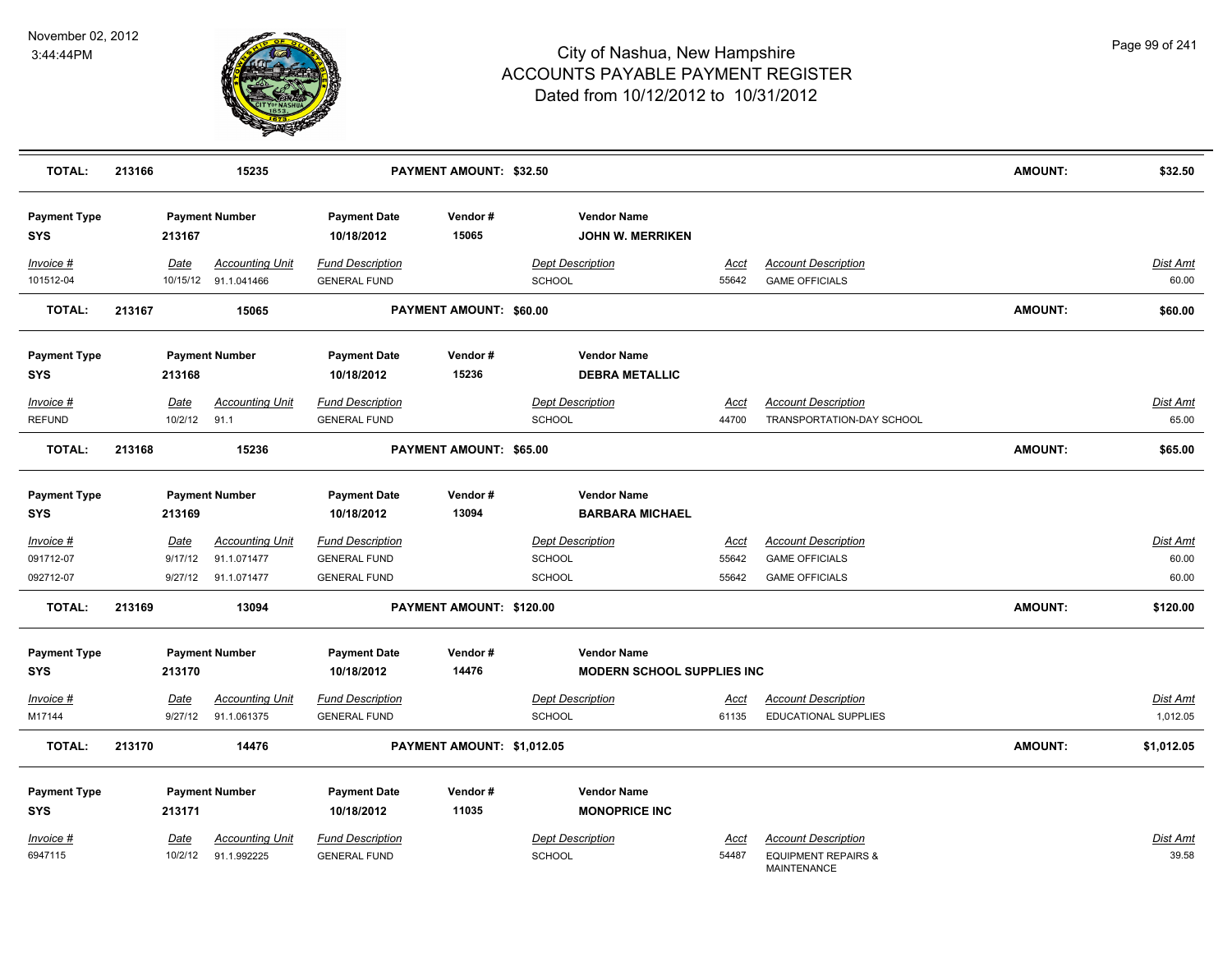## City of Nashua, New Hampshire
## ACCOUNTS PAYABLE PAYMENT REGISTER
## Dated from 10/12/2012 to 10/31/2012

November 02, 2012
3:44:44PM

| TOTAL: | 213166 | 15235 | PAYMENT AMOUNT: $32.50 | AMOUNT: | $32.50 |
|---|---|---|---|---|---|

| Payment Type | Payment Number | Payment Date | Vendor # | Vendor Name |
|---|---|---|---|---|
| SYS | 213167 | 10/18/2012 | 15065 | JOHN W. MERRIKEN |

| Invoice # | Date | Accounting Unit | Fund Description | Dept Description | Acct | Account Description | Dist Amt |
|---|---|---|---|---|---|---|---|
| 101512-04 | 10/15/12 | 91.1.041466 | GENERAL FUND | SCHOOL | 55642 | GAME OFFICIALS | 60.00 |

| TOTAL: | 213167 | 15065 | PAYMENT AMOUNT: $60.00 | AMOUNT: | $60.00 |
|---|---|---|---|---|---|

| Payment Type | Payment Number | Payment Date | Vendor # | Vendor Name |
|---|---|---|---|---|
| SYS | 213168 | 10/18/2012 | 15236 | DEBRA METALLIC |

| Invoice # | Date | Accounting Unit | Fund Description | Dept Description | Acct | Account Description | Dist Amt |
|---|---|---|---|---|---|---|---|
| REFUND | 10/2/12 | 91.1 | GENERAL FUND | SCHOOL | 44700 | TRANSPORTATION-DAY SCHOOL | 65.00 |

| TOTAL: | 213168 | 15236 | PAYMENT AMOUNT: $65.00 | AMOUNT: | $65.00 |
|---|---|---|---|---|---|

| Payment Type | Payment Number | Payment Date | Vendor # | Vendor Name |
|---|---|---|---|---|
| SYS | 213169 | 10/18/2012 | 13094 | BARBARA MICHAEL |

| Invoice # | Date | Accounting Unit | Fund Description | Dept Description | Acct | Account Description | Dist Amt |
|---|---|---|---|---|---|---|---|
| 091712-07 | 9/17/12 | 91.1.071477 | GENERAL FUND | SCHOOL | 55642 | GAME OFFICIALS | 60.00 |
| 092712-07 | 9/27/12 | 91.1.071477 | GENERAL FUND | SCHOOL | 55642 | GAME OFFICIALS | 60.00 |

| TOTAL: | 213169 | 13094 | PAYMENT AMOUNT: $120.00 | AMOUNT: | $120.00 |
|---|---|---|---|---|---|

| Payment Type | Payment Number | Payment Date | Vendor # | Vendor Name |
|---|---|---|---|---|
| SYS | 213170 | 10/18/2012 | 14476 | MODERN SCHOOL SUPPLIES INC |

| Invoice # | Date | Accounting Unit | Fund Description | Dept Description | Acct | Account Description | Dist Amt |
|---|---|---|---|---|---|---|---|
| M17144 | 9/27/12 | 91.1.061375 | GENERAL FUND | SCHOOL | 61135 | EDUCATIONAL SUPPLIES | 1,012.05 |

| TOTAL: | 213170 | 14476 | PAYMENT AMOUNT: $1,012.05 | AMOUNT: | $1,012.05 |
|---|---|---|---|---|---|

| Payment Type | Payment Number | Payment Date | Vendor # | Vendor Name |
|---|---|---|---|---|
| SYS | 213171 | 10/18/2012 | 11035 | MONOPRICE INC |

| Invoice # | Date | Accounting Unit | Fund Description | Dept Description | Acct | Account Description | Dist Amt |
|---|---|---|---|---|---|---|---|
| 6947115 | 10/2/12 | 91.1.992225 | GENERAL FUND | SCHOOL | 54487 | EQUIPMENT REPAIRS & MAINTENANCE | 39.58 |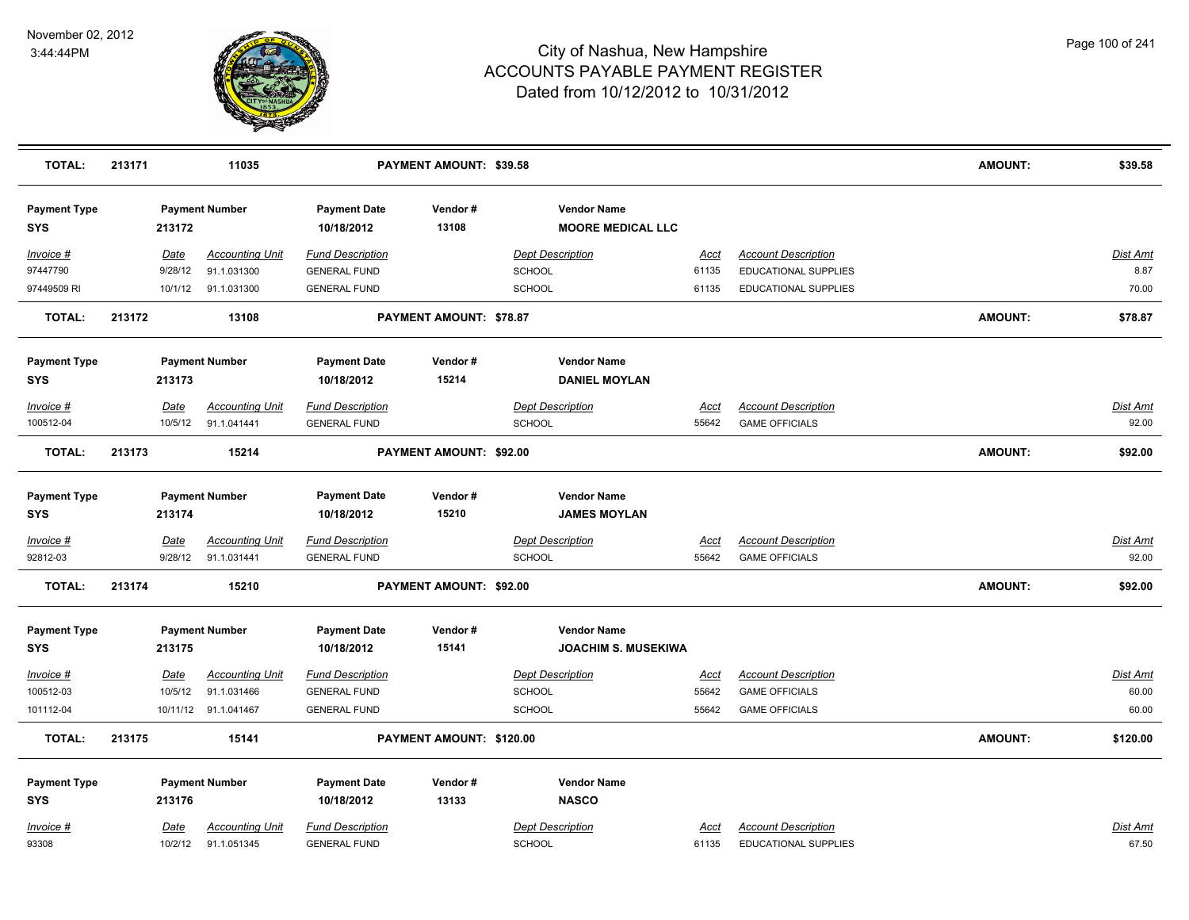# City of Nashua, New Hampshire
## ACCOUNTS PAYABLE PAYMENT REGISTER
### Dated from 10/12/2012 to 10/31/2012

November 02, 2012
3:44:44PM

| **TOTAL:** | **213171** | **11035** | **PAYMENT AMOUNT: $39.58** | **AMOUNT:** | **$39.58** |
|---|---|---|---|---|---|

| Payment Type | Payment Number | Payment Date | Vendor # | Vendor Name |
|---|---|---|---|---|
| **SYS** | **213172** | **10/18/2012** | **13108** | **MOORE MEDICAL LLC** |

| Invoice # | Date | Accounting Unit | Fund Description | Dept Description | Acct | Account Description | Dist Amt |
|---|---|---|---|---|---|---|---|
| 97447790 | 9/28/12 | 91.1.031300 | GENERAL FUND | SCHOOL | 61135 | EDUCATIONAL SUPPLIES | 8.87 |
| 97449509 RI | 10/1/12 | 91.1.031300 | GENERAL FUND | SCHOOL | 61135 | EDUCATIONAL SUPPLIES | 70.00 |

| **TOTAL:** | **213172** | **13108** | **PAYMENT AMOUNT: $78.87** | **AMOUNT:** | **$78.87** |
|---|---|---|---|---|---|

| Payment Type | Payment Number | Payment Date | Vendor # | Vendor Name |
|---|---|---|---|---|
| **SYS** | **213173** | **10/18/2012** | **15214** | **DANIEL MOYLAN** |

| Invoice # | Date | Accounting Unit | Fund Description | Dept Description | Acct | Account Description | Dist Amt |
|---|---|---|---|---|---|---|---|
| 100512-04 | 10/5/12 | 91.1.041441 | GENERAL FUND | SCHOOL | 55642 | GAME OFFICIALS | 92.00 |

| **TOTAL:** | **213173** | **15214** | **PAYMENT AMOUNT: $92.00** | **AMOUNT:** | **$92.00** |
|---|---|---|---|---|---|

| Payment Type | Payment Number | Payment Date | Vendor # | Vendor Name |
|---|---|---|---|---|
| **SYS** | **213174** | **10/18/2012** | **15210** | **JAMES MOYLAN** |

| Invoice # | Date | Accounting Unit | Fund Description | Dept Description | Acct | Account Description | Dist Amt |
|---|---|---|---|---|---|---|---|
| 92812-03 | 9/28/12 | 91.1.031441 | GENERAL FUND | SCHOOL | 55642 | GAME OFFICIALS | 92.00 |

| **TOTAL:** | **213174** | **15210** | **PAYMENT AMOUNT: $92.00** | **AMOUNT:** | **$92.00** |
|---|---|---|---|---|---|

| Payment Type | Payment Number | Payment Date | Vendor # | Vendor Name |
|---|---|---|---|---|
| **SYS** | **213175** | **10/18/2012** | **15141** | **JOACHIM S. MUSEKIWA** |

| Invoice # | Date | Accounting Unit | Fund Description | Dept Description | Acct | Account Description | Dist Amt |
|---|---|---|---|---|---|---|---|
| 100512-03 | 10/5/12 | 91.1.031466 | GENERAL FUND | SCHOOL | 55642 | GAME OFFICIALS | 60.00 |
| 101112-04 | 10/11/12 | 91.1.041467 | GENERAL FUND | SCHOOL | 55642 | GAME OFFICIALS | 60.00 |

| **TOTAL:** | **213175** | **15141** | **PAYMENT AMOUNT: $120.00** | **AMOUNT:** | **$120.00** |
|---|---|---|---|---|---|

| Payment Type | Payment Number | Payment Date | Vendor # | Vendor Name |
|---|---|---|---|---|
| **SYS** | **213176** | **10/18/2012** | **13133** | **NASCO** |

| Invoice # | Date | Accounting Unit | Fund Description | Dept Description | Acct | Account Description | Dist Amt |
|---|---|---|---|---|---|---|---|
| 93308 | 10/2/12 | 91.1.051345 | GENERAL FUND | SCHOOL | 61135 | EDUCATIONAL SUPPLIES | 67.50 |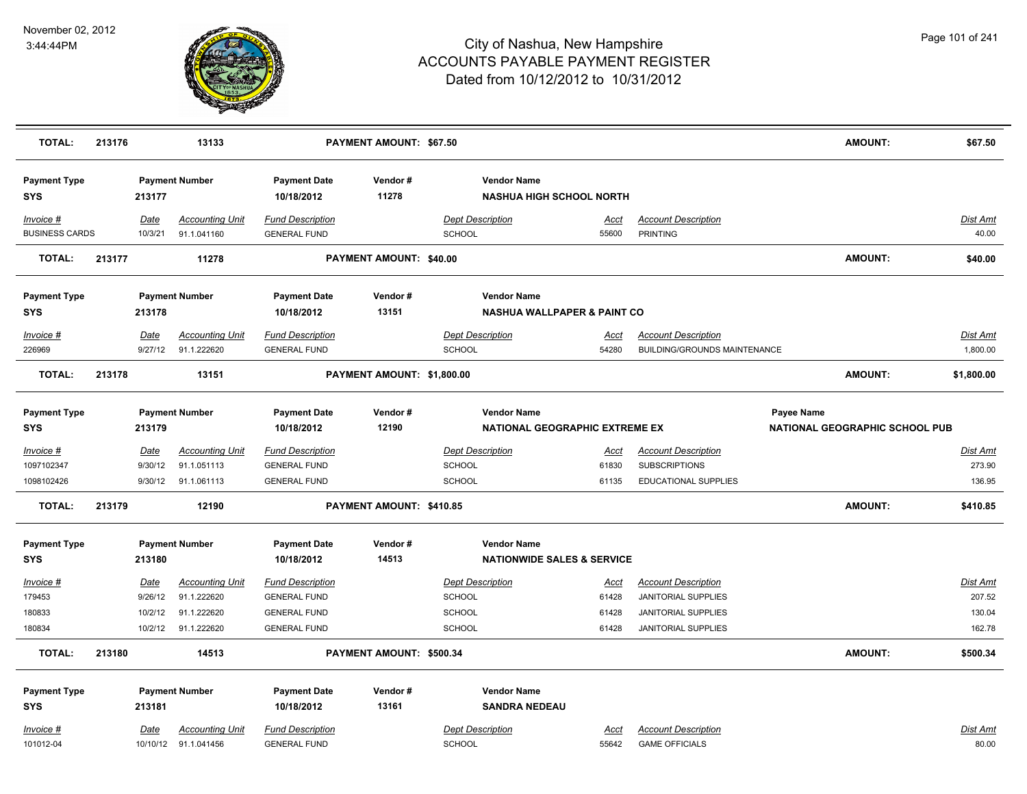# City of Nashua, New Hampshire
## ACCOUNTS PAYABLE PAYMENT REGISTER
### Dated from 10/12/2012 to 10/31/2012

November 02, 2012
3:44:44PM

| **TOTAL:** | **213176** | **13133** | | **PAYMENT AMOUNT: $67.50** | | | | **AMOUNT:** | **$67.50** |
|---|---|---|---|---|---|---|---|---|---|

**Payment Type:** SYS | **Payment Number:** 213177 | **Payment Date:** 10/18/2012 | **Vendor #:** 11278 | **Vendor Name:** NASHUA HIGH SCHOOL NORTH

| Invoice # | Date | Accounting Unit | Fund Description | Dept Description | Acct | Account Description | Dist Amt |
|---|---|---|---|---|---|---|---|
| BUSINESS CARDS | 10/3/21 | 91.1.041160 | GENERAL FUND | SCHOOL | 55600 | PRINTING | 40.00 |

**TOTAL: 213177 | 11278 | PAYMENT AMOUNT: $40.00 | AMOUNT: $40.00**

**Payment Type:** SYS | **Payment Number:** 213178 | **Payment Date:** 10/18/2012 | **Vendor #:** 13151 | **Vendor Name:** NASHUA WALLPAPER & PAINT CO

| Invoice # | Date | Accounting Unit | Fund Description | Dept Description | Acct | Account Description | Dist Amt |
|---|---|---|---|---|---|---|---|
| 226969 | 9/27/12 | 91.1.222620 | GENERAL FUND | SCHOOL | 54280 | BUILDING/GROUNDS MAINTENANCE | 1,800.00 |

**TOTAL: 213178 | 13151 | PAYMENT AMOUNT: $1,800.00 | AMOUNT: $1,800.00**

**Payment Type:** SYS | **Payment Number:** 213179 | **Payment Date:** 10/18/2012 | **Vendor #:** 12190 | **Vendor Name:** NATIONAL GEOGRAPHIC EXTREME EX | **Payee Name:** NATIONAL GEOGRAPHIC SCHOOL PUB

| Invoice # | Date | Accounting Unit | Fund Description | Dept Description | Acct | Account Description | Dist Amt |
|---|---|---|---|---|---|---|---|
| 1097102347 | 9/30/12 | 91.1.051113 | GENERAL FUND | SCHOOL | 61830 | SUBSCRIPTIONS | 273.90 |
| 1098102426 | 9/30/12 | 91.1.061113 | GENERAL FUND | SCHOOL | 61135 | EDUCATIONAL SUPPLIES | 136.95 |

**TOTAL: 213179 | 12190 | PAYMENT AMOUNT: $410.85 | AMOUNT: $410.85**

**Payment Type:** SYS | **Payment Number:** 213180 | **Payment Date:** 10/18/2012 | **Vendor #:** 14513 | **Vendor Name:** NATIONWIDE SALES & SERVICE

| Invoice # | Date | Accounting Unit | Fund Description | Dept Description | Acct | Account Description | Dist Amt |
|---|---|---|---|---|---|---|---|
| 179453 | 9/26/12 | 91.1.222620 | GENERAL FUND | SCHOOL | 61428 | JANITORIAL SUPPLIES | 207.52 |
| 180833 | 10/2/12 | 91.1.222620 | GENERAL FUND | SCHOOL | 61428 | JANITORIAL SUPPLIES | 130.04 |
| 180834 | 10/2/12 | 91.1.222620 | GENERAL FUND | SCHOOL | 61428 | JANITORIAL SUPPLIES | 162.78 |

**TOTAL: 213180 | 14513 | PAYMENT AMOUNT: $500.34 | AMOUNT: $500.34**

**Payment Type:** SYS | **Payment Number:** 213181 | **Payment Date:** 10/18/2012 | **Vendor #:** 13161 | **Vendor Name:** SANDRA NEDEAU

| Invoice # | Date | Accounting Unit | Fund Description | Dept Description | Acct | Account Description | Dist Amt |
|---|---|---|---|---|---|---|---|
| 101012-04 | 10/10/12 | 91.1.041456 | GENERAL FUND | SCHOOL | 55642 | GAME OFFICIALS | 80.00 |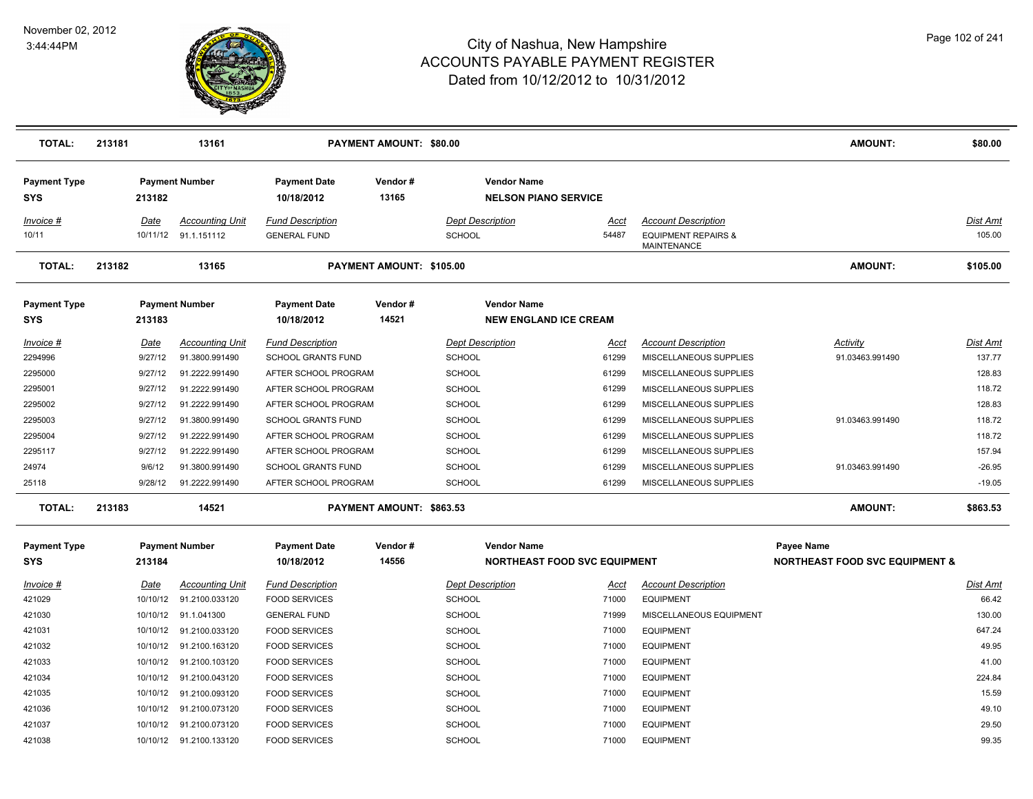# City of Nashua, New Hampshire
# ACCOUNTS PAYABLE PAYMENT REGISTER
## Dated from 10/12/2012 to 10/31/2012

November 02, 2012
3:44:44PM

| TOTAL: | 213181 | 13161 | PAYMENT AMOUNT: $80.00 | AMOUNT: | $80.00 |
|---|---|---|---|---|---|

| Payment Type | Payment Number | Payment Date | Vendor # | Vendor Name |
|---|---|---|---|---|
| SYS | 213182 | 10/18/2012 | 13165 | NELSON PIANO SERVICE |

| Invoice # | Date | Accounting Unit | Fund Description | Dept Description | Acct | Account Description | Dist Amt |
|---|---|---|---|---|---|---|---|
| 10/11 | 10/11/12 | 91.1.151112 | GENERAL FUND | SCHOOL | 54487 | EQUIPMENT REPAIRS & MAINTENANCE | 105.00 |

| TOTAL: | 213182 | 13165 | PAYMENT AMOUNT: $105.00 | AMOUNT: | $105.00 |
|---|---|---|---|---|---|

| Payment Type | Payment Number | Payment Date | Vendor # | Vendor Name |
|---|---|---|---|---|
| SYS | 213183 | 10/18/2012 | 14521 | NEW ENGLAND ICE CREAM |

| Invoice # | Date | Accounting Unit | Fund Description | Dept Description | Acct | Account Description | Activity | Dist Amt |
|---|---|---|---|---|---|---|---|---|
| 2294996 | 9/27/12 | 91.3800.991490 | SCHOOL GRANTS FUND | SCHOOL | 61299 | MISCELLANEOUS SUPPLIES | 91.03463.991490 | 137.77 |
| 2295000 | 9/27/12 | 91.2222.991490 | AFTER SCHOOL PROGRAM | SCHOOL | 61299 | MISCELLANEOUS SUPPLIES | | 128.83 |
| 2295001 | 9/27/12 | 91.2222.991490 | AFTER SCHOOL PROGRAM | SCHOOL | 61299 | MISCELLANEOUS SUPPLIES | | 118.72 |
| 2295002 | 9/27/12 | 91.2222.991490 | AFTER SCHOOL PROGRAM | SCHOOL | 61299 | MISCELLANEOUS SUPPLIES | | 128.83 |
| 2295003 | 9/27/12 | 91.3800.991490 | SCHOOL GRANTS FUND | SCHOOL | 61299 | MISCELLANEOUS SUPPLIES | 91.03463.991490 | 118.72 |
| 2295004 | 9/27/12 | 91.2222.991490 | AFTER SCHOOL PROGRAM | SCHOOL | 61299 | MISCELLANEOUS SUPPLIES | | 118.72 |
| 2295117 | 9/27/12 | 91.2222.991490 | AFTER SCHOOL PROGRAM | SCHOOL | 61299 | MISCELLANEOUS SUPPLIES | | 157.94 |
| 24974 | 9/6/12 | 91.3800.991490 | SCHOOL GRANTS FUND | SCHOOL | 61299 | MISCELLANEOUS SUPPLIES | 91.03463.991490 | -26.95 |
| 25118 | 9/28/12 | 91.2222.991490 | AFTER SCHOOL PROGRAM | SCHOOL | 61299 | MISCELLANEOUS SUPPLIES | | -19.05 |

| TOTAL: | 213183 | 14521 | PAYMENT AMOUNT: $863.53 | AMOUNT: | $863.53 |
|---|---|---|---|---|---|

| Payment Type | Payment Number | Payment Date | Vendor # | Vendor Name | Payee Name |
|---|---|---|---|---|---|
| SYS | 213184 | 10/18/2012 | 14556 | NORTHEAST FOOD SVC EQUIPMENT | NORTHEAST FOOD SVC EQUIPMENT & |

| Invoice # | Date | Accounting Unit | Fund Description | Dept Description | Acct | Account Description | Dist Amt |
|---|---|---|---|---|---|---|---|
| 421029 | 10/10/12 | 91.2100.033120 | FOOD SERVICES | SCHOOL | 71000 | EQUIPMENT | 66.42 |
| 421030 | 10/10/12 | 91.1.041300 | GENERAL FUND | SCHOOL | 71999 | MISCELLANEOUS EQUIPMENT | 130.00 |
| 421031 | 10/10/12 | 91.2100.033120 | FOOD SERVICES | SCHOOL | 71000 | EQUIPMENT | 647.24 |
| 421032 | 10/10/12 | 91.2100.163120 | FOOD SERVICES | SCHOOL | 71000 | EQUIPMENT | 49.95 |
| 421033 | 10/10/12 | 91.2100.103120 | FOOD SERVICES | SCHOOL | 71000 | EQUIPMENT | 41.00 |
| 421034 | 10/10/12 | 91.2100.043120 | FOOD SERVICES | SCHOOL | 71000 | EQUIPMENT | 224.84 |
| 421035 | 10/10/12 | 91.2100.093120 | FOOD SERVICES | SCHOOL | 71000 | EQUIPMENT | 15.59 |
| 421036 | 10/10/12 | 91.2100.073120 | FOOD SERVICES | SCHOOL | 71000 | EQUIPMENT | 49.10 |
| 421037 | 10/10/12 | 91.2100.073120 | FOOD SERVICES | SCHOOL | 71000 | EQUIPMENT | 29.50 |
| 421038 | 10/10/12 | 91.2100.133120 | FOOD SERVICES | SCHOOL | 71000 | EQUIPMENT | 99.35 |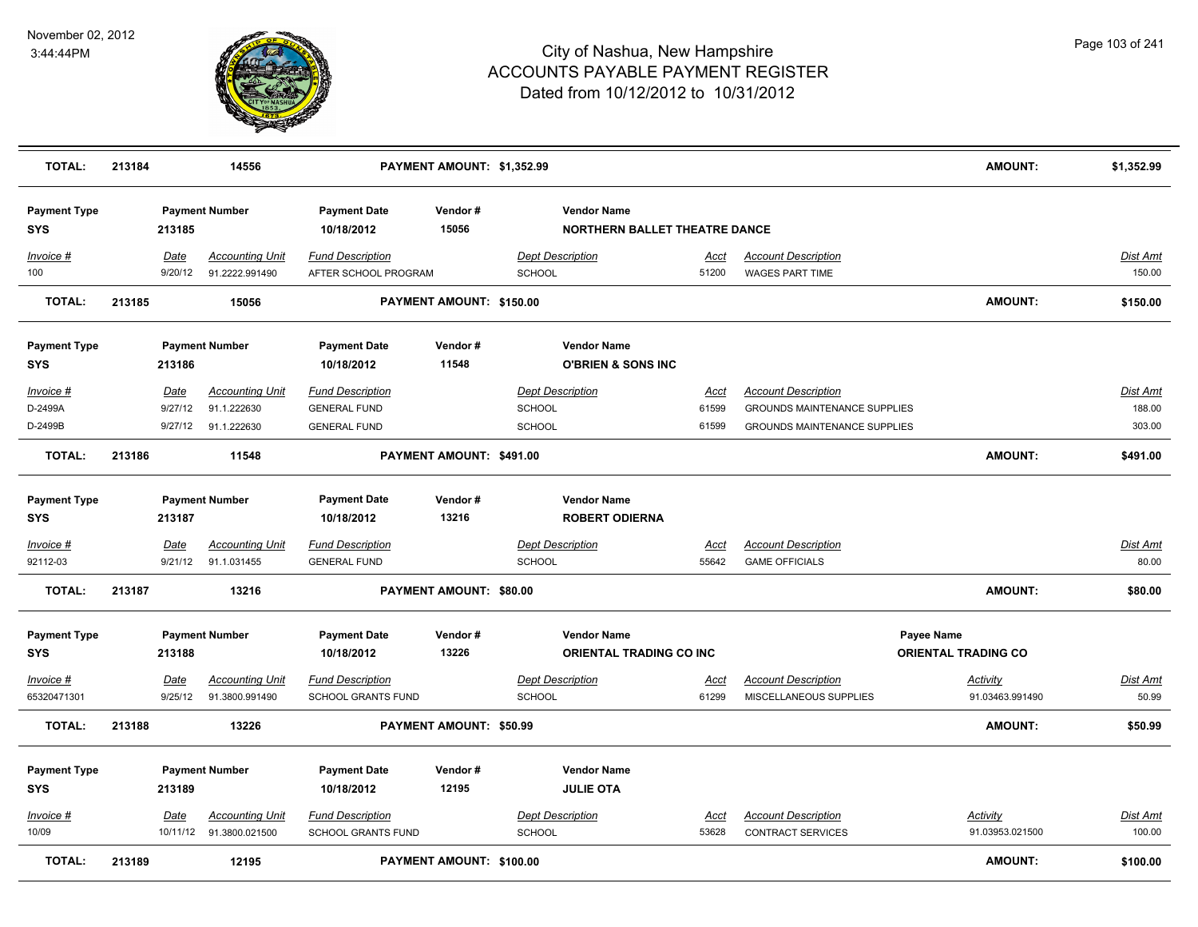# City of Nashua, New Hampshire
## ACCOUNTS PAYABLE PAYMENT REGISTER
### Dated from 10/12/2012 to 10/31/2012

November 02, 2012
3:44:44PM

| TOTAL: | 213184 | 14556 | PAYMENT AMOUNT: $1,352.99 | AMOUNT: | $1,352.99 |
|---|---|---|---|---|---|

**Payment Type:** SYS | **Payment Number:** 213185 | **Payment Date:** 10/18/2012 | **Vendor #:** 15056 | **Vendor Name:** NORTHERN BALLET THEATRE DANCE

| Invoice # | Date | Accounting Unit | Fund Description | Dept Description | Acct | Account Description | Dist Amt |
|---|---|---|---|---|---|---|---|
| 100 | 9/20/12 | 91.2222.991490 | AFTER SCHOOL PROGRAM | SCHOOL | 51200 | WAGES PART TIME | 150.00 |

| TOTAL: | 213185 | 15056 | PAYMENT AMOUNT: $150.00 | AMOUNT: | $150.00 |
|---|---|---|---|---|---|

**Payment Type:** SYS | **Payment Number:** 213186 | **Payment Date:** 10/18/2012 | **Vendor #:** 11548 | **Vendor Name:** O'BRIEN & SONS INC

| Invoice # | Date | Accounting Unit | Fund Description | Dept Description | Acct | Account Description | Dist Amt |
|---|---|---|---|---|---|---|---|
| D-2499A | 9/27/12 | 91.1.222630 | GENERAL FUND | SCHOOL | 61599 | GROUNDS MAINTENANCE SUPPLIES | 188.00 |
| D-2499B | 9/27/12 | 91.1.222630 | GENERAL FUND | SCHOOL | 61599 | GROUNDS MAINTENANCE SUPPLIES | 303.00 |

| TOTAL: | 213186 | 11548 | PAYMENT AMOUNT: $491.00 | AMOUNT: | $491.00 |
|---|---|---|---|---|---|

**Payment Type:** SYS | **Payment Number:** 213187 | **Payment Date:** 10/18/2012 | **Vendor #:** 13216 | **Vendor Name:** ROBERT ODIERNA

| Invoice # | Date | Accounting Unit | Fund Description | Dept Description | Acct | Account Description | Dist Amt |
|---|---|---|---|---|---|---|---|
| 92112-03 | 9/21/12 | 91.1.031455 | GENERAL FUND | SCHOOL | 55642 | GAME OFFICIALS | 80.00 |

| TOTAL: | 213187 | 13216 | PAYMENT AMOUNT: $80.00 | AMOUNT: | $80.00 |
|---|---|---|---|---|---|

**Payment Type:** SYS | **Payment Number:** 213188 | **Payment Date:** 10/18/2012 | **Vendor #:** 13226 | **Vendor Name:** ORIENTAL TRADING CO INC | **Payee Name:** ORIENTAL TRADING CO

| Invoice # | Date | Accounting Unit | Fund Description | Dept Description | Acct | Account Description | Activity | Dist Amt |
|---|---|---|---|---|---|---|---|---|
| 65320471301 | 9/25/12 | 91.3800.991490 | SCHOOL GRANTS FUND | SCHOOL | 61299 | MISCELLANEOUS SUPPLIES | 91.03463.991490 | 50.99 |

| TOTAL: | 213188 | 13226 | PAYMENT AMOUNT: $50.99 | AMOUNT: | $50.99 |
|---|---|---|---|---|---|

**Payment Type:** SYS | **Payment Number:** 213189 | **Payment Date:** 10/18/2012 | **Vendor #:** 12195 | **Vendor Name:** JULIE OTA

| Invoice # | Date | Accounting Unit | Fund Description | Dept Description | Acct | Account Description | Activity | Dist Amt |
|---|---|---|---|---|---|---|---|---|
| 10/09 | 10/11/12 | 91.3800.021500 | SCHOOL GRANTS FUND | SCHOOL | 53628 | CONTRACT SERVICES | 91.03953.021500 | 100.00 |

| TOTAL: | 213189 | 12195 | PAYMENT AMOUNT: $100.00 | AMOUNT: | $100.00 |
|---|---|---|---|---|---|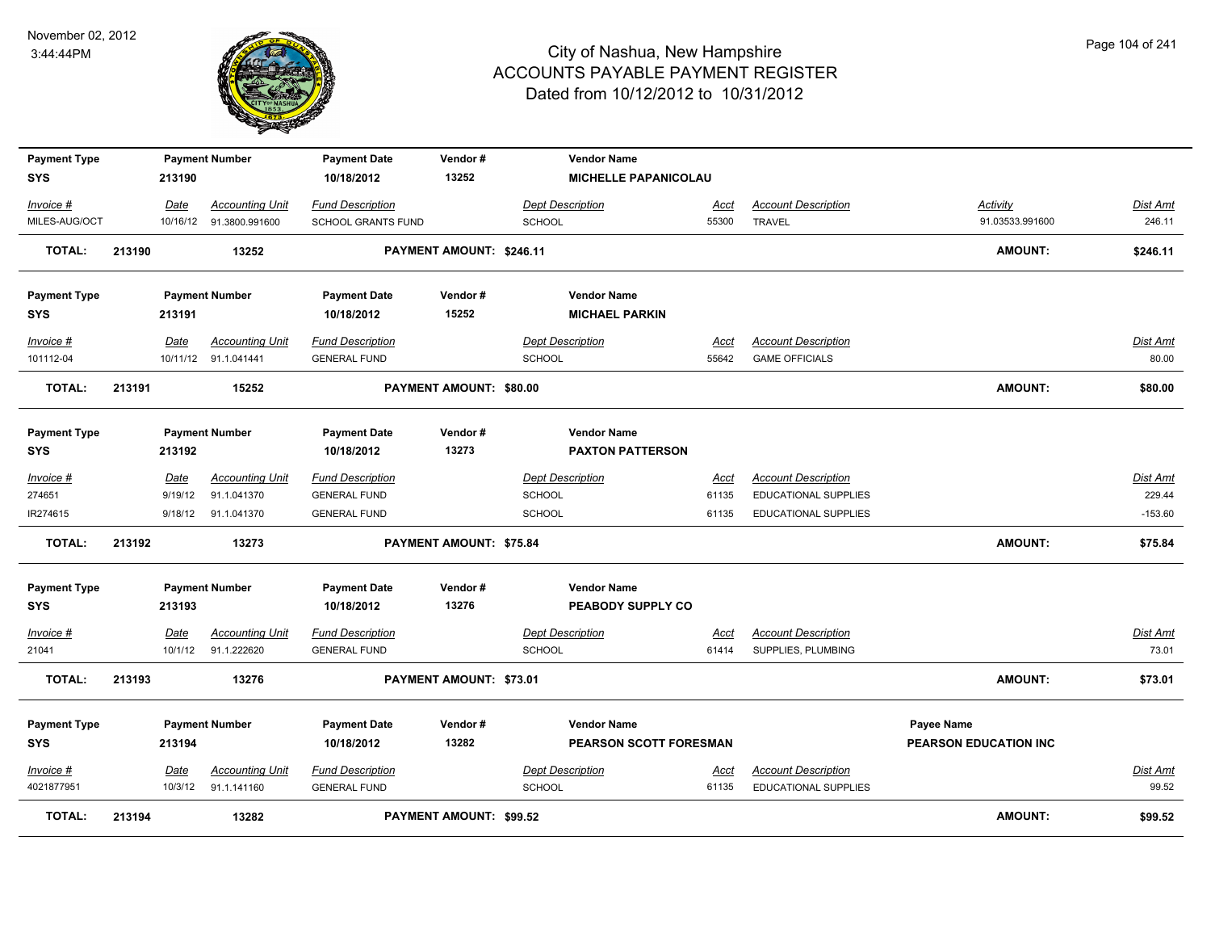# City of Nashua, New Hampshire
## ACCOUNTS PAYABLE PAYMENT REGISTER
### Dated from 10/12/2012 to 10/31/2012

November 02, 2012
3:44:44PM

| Payment Type | Payment Number | Payment Date | Vendor # | Vendor Name |
|---|---|---|---|---|
| SYS | 213190 | 10/18/2012 | 13252 | MICHELLE PAPANICOLAU |

| Invoice # | Date | Accounting Unit | Fund Description | Dept Description | Acct | Account Description | Activity | Dist Amt |
|---|---|---|---|---|---|---|---|---|
| MILES-AUG/OCT | 10/16/12 | 91.3800.991600 | SCHOOL GRANTS FUND | SCHOOL | 55300 | TRAVEL | 91.03533.991600 | 246.11 |

**TOTAL: 213190 13252 PAYMENT AMOUNT: $246.11 AMOUNT: $246.11**

| Payment Type | Payment Number | Payment Date | Vendor # | Vendor Name |
|---|---|---|---|---|
| SYS | 213191 | 10/18/2012 | 15252 | MICHAEL PARKIN |

| Invoice # | Date | Accounting Unit | Fund Description | Dept Description | Acct | Account Description | Dist Amt |
|---|---|---|---|---|---|---|---|
| 101112-04 | 10/11/12 | 91.1.041441 | GENERAL FUND | SCHOOL | 55642 | GAME OFFICIALS | 80.00 |

**TOTAL: 213191 15252 PAYMENT AMOUNT: $80.00 AMOUNT: $80.00**

| Payment Type | Payment Number | Payment Date | Vendor # | Vendor Name |
|---|---|---|---|---|
| SYS | 213192 | 10/18/2012 | 13273 | PAXTON PATTERSON |

| Invoice # | Date | Accounting Unit | Fund Description | Dept Description | Acct | Account Description | Dist Amt |
|---|---|---|---|---|---|---|---|
| 274651 | 9/19/12 | 91.1.041370 | GENERAL FUND | SCHOOL | 61135 | EDUCATIONAL SUPPLIES | 229.44 |
| IR274615 | 9/18/12 | 91.1.041370 | GENERAL FUND | SCHOOL | 61135 | EDUCATIONAL SUPPLIES | -153.60 |

**TOTAL: 213192 13273 PAYMENT AMOUNT: $75.84 AMOUNT: $75.84**

| Payment Type | Payment Number | Payment Date | Vendor # | Vendor Name |
|---|---|---|---|---|
| SYS | 213193 | 10/18/2012 | 13276 | PEABODY SUPPLY CO |

| Invoice # | Date | Accounting Unit | Fund Description | Dept Description | Acct | Account Description | Dist Amt |
|---|---|---|---|---|---|---|---|
| 21041 | 10/1/12 | 91.1.222620 | GENERAL FUND | SCHOOL | 61414 | SUPPLIES, PLUMBING | 73.01 |

**TOTAL: 213193 13276 PAYMENT AMOUNT: $73.01 AMOUNT: $73.01**

| Payment Type | Payment Number | Payment Date | Vendor # | Vendor Name | Payee Name |
|---|---|---|---|---|---|
| SYS | 213194 | 10/18/2012 | 13282 | PEARSON SCOTT FORESMAN | PEARSON EDUCATION INC |

| Invoice # | Date | Accounting Unit | Fund Description | Dept Description | Acct | Account Description | Dist Amt |
|---|---|---|---|---|---|---|---|
| 4021877951 | 10/3/12 | 91.1.141160 | GENERAL FUND | SCHOOL | 61135 | EDUCATIONAL SUPPLIES | 99.52 |

**TOTAL: 213194 13282 PAYMENT AMOUNT: $99.52 AMOUNT: $99.52**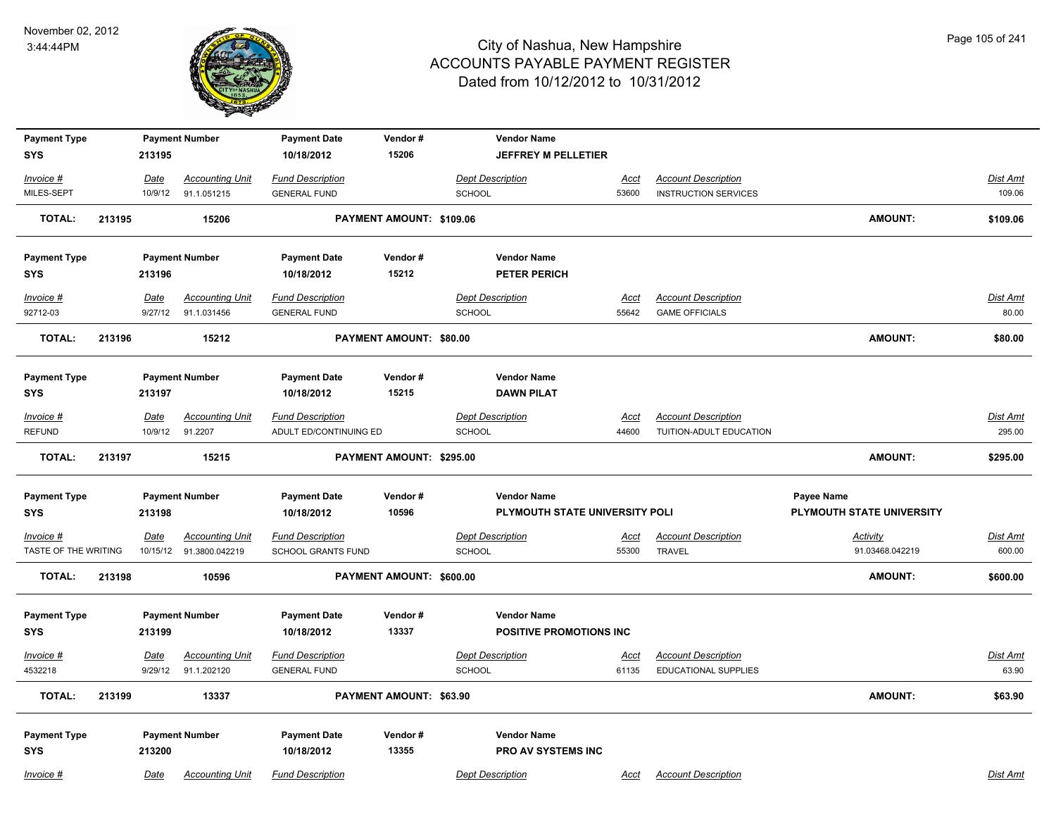# City of Nashua, New Hampshire
## ACCOUNTS PAYABLE PAYMENT REGISTER
### Dated from 10/12/2012 to 10/31/2012

November 02, 2012
3:44:44PM

| Payment Type | Payment Number | Payment Date | Vendor # | Vendor Name | | | |
|---|---|---|---|---|---|---|---|
| SYS | 213195 | 10/18/2012 | 15206 | JEFFREY M PELLETIER | | | |

| Invoice # | Date | Accounting Unit | Fund Description | Dept Description | Acct | Account Description | Dist Amt |
|---|---|---|---|---|---|---|---|
| MILES-SEPT | 10/9/12 | 91.1.051215 | GENERAL FUND | SCHOOL | 53600 | INSTRUCTION SERVICES | 109.06 |

**TOTAL: 213195 15206 PAYMENT AMOUNT: $109.06 AMOUNT: $109.06**

| Payment Type | Payment Number | Payment Date | Vendor # | Vendor Name | | | |
|---|---|---|---|---|---|---|---|
| SYS | 213196 | 10/18/2012 | 15212 | PETER PERICH | | | |

| Invoice # | Date | Accounting Unit | Fund Description | Dept Description | Acct | Account Description | Dist Amt |
|---|---|---|---|---|---|---|---|
| 92712-03 | 9/27/12 | 91.1.031456 | GENERAL FUND | SCHOOL | 55642 | GAME OFFICIALS | 80.00 |

**TOTAL: 213196 15212 PAYMENT AMOUNT: $80.00 AMOUNT: $80.00**

| Payment Type | Payment Number | Payment Date | Vendor # | Vendor Name | | | |
|---|---|---|---|---|---|---|---|
| SYS | 213197 | 10/18/2012 | 15215 | DAWN PILAT | | | |

| Invoice # | Date | Accounting Unit | Fund Description | Dept Description | Acct | Account Description | Dist Amt |
|---|---|---|---|---|---|---|---|
| REFUND | 10/9/12 | 91.2207 | ADULT ED/CONTINUING ED | SCHOOL | 44600 | TUITION-ADULT EDUCATION | 295.00 |

**TOTAL: 213197 15215 PAYMENT AMOUNT: $295.00 AMOUNT: $295.00**

| Payment Type | Payment Number | Payment Date | Vendor # | Vendor Name | | | Payee Name | |
|---|---|---|---|---|---|---|---|---|
| SYS | 213198 | 10/18/2012 | 10596 | PLYMOUTH STATE UNIVERSITY POLI | | | PLYMOUTH STATE UNIVERSITY | |

| Invoice # | Date | Accounting Unit | Fund Description | Dept Description | Acct | Account Description | Activity | Dist Amt |
|---|---|---|---|---|---|---|---|---|
| TASTE OF THE WRITING | 10/15/12 | 91.3800.042219 | SCHOOL GRANTS FUND | SCHOOL | 55300 | TRAVEL | 91.03468.042219 | 600.00 |

**TOTAL: 213198 10596 PAYMENT AMOUNT: $600.00 AMOUNT: $600.00**

| Payment Type | Payment Number | Payment Date | Vendor # | Vendor Name | | | |
|---|---|---|---|---|---|---|---|
| SYS | 213199 | 10/18/2012 | 13337 | POSITIVE PROMOTIONS INC | | | |

| Invoice # | Date | Accounting Unit | Fund Description | Dept Description | Acct | Account Description | Dist Amt |
|---|---|---|---|---|---|---|---|
| 4532218 | 9/29/12 | 91.1.202120 | GENERAL FUND | SCHOOL | 61135 | EDUCATIONAL SUPPLIES | 63.90 |

**TOTAL: 213199 13337 PAYMENT AMOUNT: $63.90 AMOUNT: $63.90**

| Payment Type | Payment Number | Payment Date | Vendor # | Vendor Name | | | |
|---|---|---|---|---|---|---|---|
| SYS | 213200 | 10/18/2012 | 13355 | PRO AV SYSTEMS INC | | | |

| Invoice # | Date | Accounting Unit | Fund Description | Dept Description | Acct | Account Description | Dist Amt |
|---|---|---|---|---|---|---|---|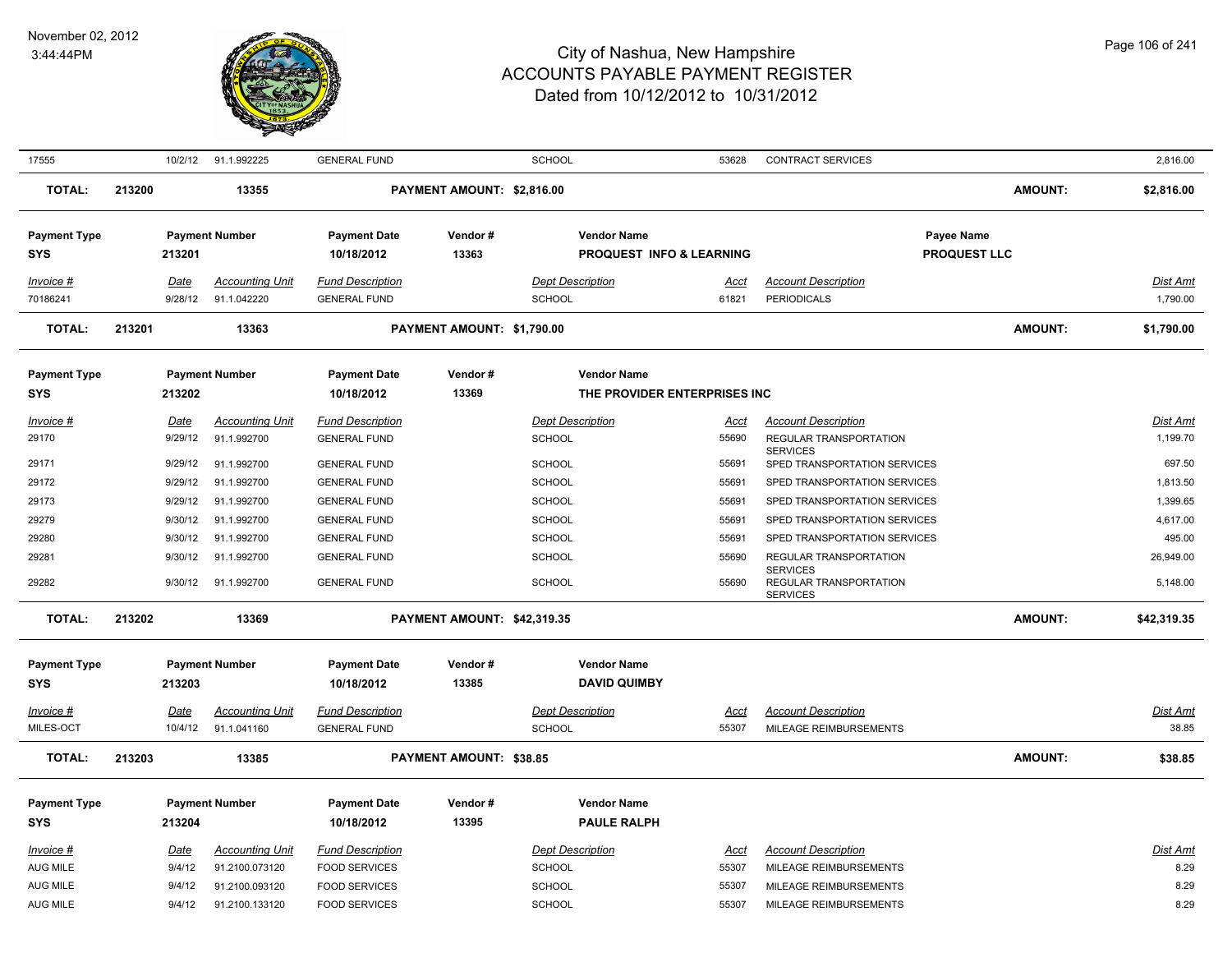| 17555 | 10/2/12 | 91.1.992225 | GENERAL FUND | SCHOOL | 53628 | CONTRACT SERVICES | 2,816.00 |
|---|---|---|---|---|---|---|---|

**TOTAL: 213200 13355 PAYMENT AMOUNT: $2,816.00 AMOUNT: $2,816.00**

| Payment Type | Payment Number | Payment Date | Vendor # | Vendor Name | Payee Name |
|---|---|---|---|---|---|
| **SYS** | **213201** | **10/18/2012** | **13363** | **PROQUEST INFO & LEARNING** | **PROQUEST LLC** |

| Invoice # | Date | Accounting Unit | Fund Description | Dept Description | Acct | Account Description | Dist Amt |
|---|---|---|---|---|---|---|---|
| 70186241 | 9/28/12 | 91.1.042220 | GENERAL FUND | SCHOOL | 61821 | PERIODICALS | 1,790.00 |

**TOTAL: 213201 13363 PAYMENT AMOUNT: $1,790.00 AMOUNT: $1,790.00**

| Payment Type | Payment Number | Payment Date | Vendor # | Vendor Name |
|---|---|---|---|---|
| **SYS** | **213202** | **10/18/2012** | **13369** | **THE PROVIDER ENTERPRISES INC** |

| Invoice # | Date | Accounting Unit | Fund Description | Dept Description | Acct | Account Description | Dist Amt |
|---|---|---|---|---|---|---|---|
| 29170 | 9/29/12 | 91.1.992700 | GENERAL FUND | SCHOOL | 55690 | REGULAR TRANSPORTATION SERVICES | 1,199.70 |
| 29171 | 9/29/12 | 91.1.992700 | GENERAL FUND | SCHOOL | 55691 | SPED TRANSPORTATION SERVICES | 697.50 |
| 29172 | 9/29/12 | 91.1.992700 | GENERAL FUND | SCHOOL | 55691 | SPED TRANSPORTATION SERVICES | 1,813.50 |
| 29173 | 9/29/12 | 91.1.992700 | GENERAL FUND | SCHOOL | 55691 | SPED TRANSPORTATION SERVICES | 1,399.65 |
| 29279 | 9/30/12 | 91.1.992700 | GENERAL FUND | SCHOOL | 55691 | SPED TRANSPORTATION SERVICES | 4,617.00 |
| 29280 | 9/30/12 | 91.1.992700 | GENERAL FUND | SCHOOL | 55691 | SPED TRANSPORTATION SERVICES | 495.00 |
| 29281 | 9/30/12 | 91.1.992700 | GENERAL FUND | SCHOOL | 55690 | REGULAR TRANSPORTATION SERVICES | 26,949.00 |
| 29282 | 9/30/12 | 91.1.992700 | GENERAL FUND | SCHOOL | 55690 | REGULAR TRANSPORTATION SERVICES | 5,148.00 |

**TOTAL: 213202 13369 PAYMENT AMOUNT: $42,319.35 AMOUNT: $42,319.35**

| Payment Type | Payment Number | Payment Date | Vendor # | Vendor Name |
|---|---|---|---|---|
| **SYS** | **213203** | **10/18/2012** | **13385** | **DAVID QUIMBY** |

| Invoice # | Date | Accounting Unit | Fund Description | Dept Description | Acct | Account Description | Dist Amt |
|---|---|---|---|---|---|---|---|
| MILES-OCT | 10/4/12 | 91.1.041160 | GENERAL FUND | SCHOOL | 55307 | MILEAGE REIMBURSEMENTS | 38.85 |

**TOTAL: 213203 13385 PAYMENT AMOUNT: $38.85 AMOUNT: $38.85**

| Payment Type | Payment Number | Payment Date | Vendor # | Vendor Name |
|---|---|---|---|---|
| **SYS** | **213204** | **10/18/2012** | **13395** | **PAULE RALPH** |

| Invoice # | Date | Accounting Unit | Fund Description | Dept Description | Acct | Account Description | Dist Amt |
|---|---|---|---|---|---|---|---|
| AUG MILE | 9/4/12 | 91.2100.073120 | FOOD SERVICES | SCHOOL | 55307 | MILEAGE REIMBURSEMENTS | 8.29 |
| AUG MILE | 9/4/12 | 91.2100.093120 | FOOD SERVICES | SCHOOL | 55307 | MILEAGE REIMBURSEMENTS | 8.29 |
| AUG MILE | 9/4/12 | 91.2100.133120 | FOOD SERVICES | SCHOOL | 55307 | MILEAGE REIMBURSEMENTS | 8.29 |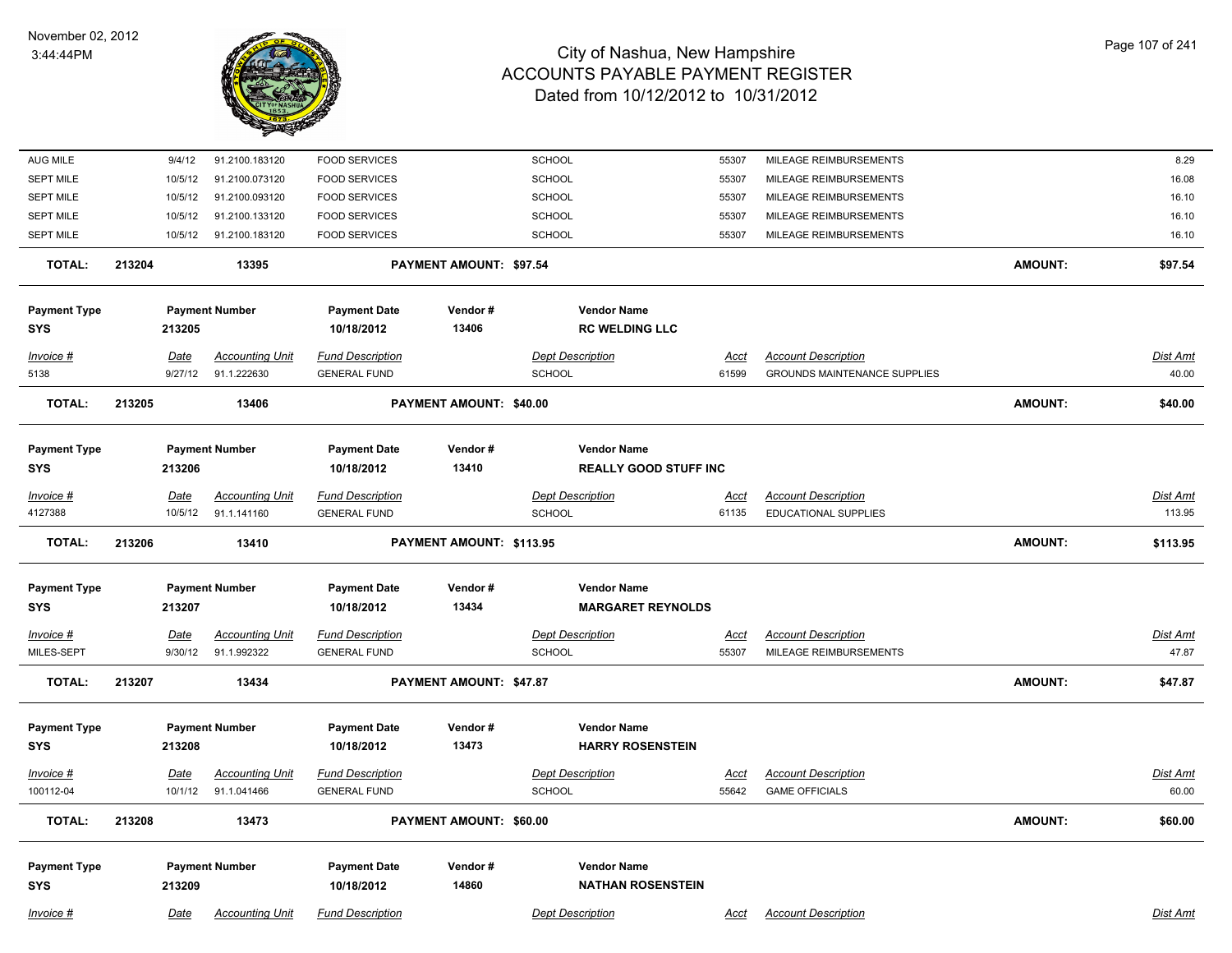| Invoice # | Date | Accounting Unit | Fund Description | Dept Description | Acct | Account Description | Dist Amt |
|---|---|---|---|---|---|---|---|
| AUG MILE | 9/4/12 | 91.2100.183120 | FOOD SERVICES | SCHOOL | 55307 | MILEAGE REIMBURSEMENTS | 8.29 |
| SEPT MILE | 10/5/12 | 91.2100.073120 | FOOD SERVICES | SCHOOL | 55307 | MILEAGE REIMBURSEMENTS | 16.08 |
| SEPT MILE | 10/5/12 | 91.2100.093120 | FOOD SERVICES | SCHOOL | 55307 | MILEAGE REIMBURSEMENTS | 16.10 |
| SEPT MILE | 10/5/12 | 91.2100.133120 | FOOD SERVICES | SCHOOL | 55307 | MILEAGE REIMBURSEMENTS | 16.10 |
| SEPT MILE | 10/5/12 | 91.2100.183120 | FOOD SERVICES | SCHOOL | 55307 | MILEAGE REIMBURSEMENTS | 16.10 |

**TOTAL: 213204 13395 PAYMENT AMOUNT: $97.54 AMOUNT: $97.54**

| Payment Type | Payment Number | Payment Date | Vendor # | Vendor Name |
|---|---|---|---|---|
| SYS | 213205 | 10/18/2012 | 13406 | **RC WELDING LLC** |

| Invoice # | Date | Accounting Unit | Fund Description | Dept Description | Acct | Account Description | Dist Amt |
|---|---|---|---|---|---|---|---|
| 5138 | 9/27/12 | 91.1.222630 | GENERAL FUND | SCHOOL | 61599 | GROUNDS MAINTENANCE SUPPLIES | 40.00 |

**TOTAL: 213205 13406 PAYMENT AMOUNT: $40.00 AMOUNT: $40.00**

| Payment Type | Payment Number | Payment Date | Vendor # | Vendor Name |
|---|---|---|---|---|
| SYS | 213206 | 10/18/2012 | 13410 | **REALLY GOOD STUFF INC** |

| Invoice # | Date | Accounting Unit | Fund Description | Dept Description | Acct | Account Description | Dist Amt |
|---|---|---|---|---|---|---|---|
| 4127388 | 10/5/12 | 91.1.141160 | GENERAL FUND | SCHOOL | 61135 | EDUCATIONAL SUPPLIES | 113.95 |

**TOTAL: 213206 13410 PAYMENT AMOUNT: $113.95 AMOUNT: $113.95**

| Payment Type | Payment Number | Payment Date | Vendor # | Vendor Name |
|---|---|---|---|---|
| SYS | 213207 | 10/18/2012 | 13434 | **MARGARET REYNOLDS** |

| Invoice # | Date | Accounting Unit | Fund Description | Dept Description | Acct | Account Description | Dist Amt |
|---|---|---|---|---|---|---|---|
| MILES-SEPT | 9/30/12 | 91.1.992322 | GENERAL FUND | SCHOOL | 55307 | MILEAGE REIMBURSEMENTS | 47.87 |

**TOTAL: 213207 13434 PAYMENT AMOUNT: $47.87 AMOUNT: $47.87**

| Payment Type | Payment Number | Payment Date | Vendor # | Vendor Name |
|---|---|---|---|---|
| SYS | 213208 | 10/18/2012 | 13473 | **HARRY ROSENSTEIN** |

| Invoice # | Date | Accounting Unit | Fund Description | Dept Description | Acct | Account Description | Dist Amt |
|---|---|---|---|---|---|---|---|
| 100112-04 | 10/1/12 | 91.1.041466 | GENERAL FUND | SCHOOL | 55642 | GAME OFFICIALS | 60.00 |

**TOTAL: 213208 13473 PAYMENT AMOUNT: $60.00 AMOUNT: $60.00**

| Payment Type | Payment Number | Payment Date | Vendor # | Vendor Name |
|---|---|---|---|---|
| SYS | 213209 | 10/18/2012 | 14860 | **NATHAN ROSENSTEIN** |

| Invoice # | Date | Accounting Unit | Fund Description | Dept Description | Acct | Account Description | Dist Amt |
|---|---|---|---|---|---|---|---|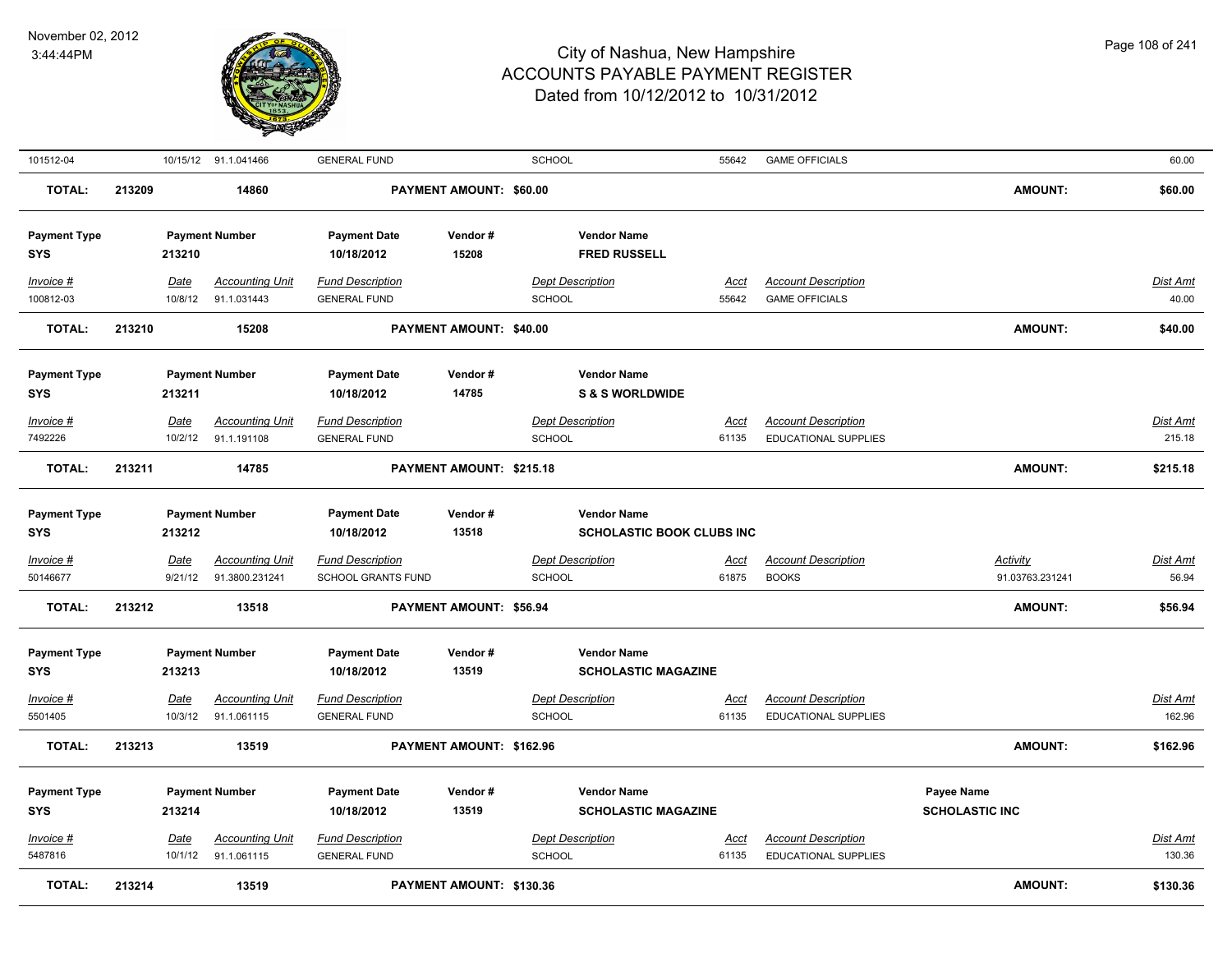| Invoice # | Date | Accounting Unit | Fund Description | Dept Description | Acct | Account Description | Activity | Dist Amt |
|---|---|---|---|---|---|---|---|---|
| 101512-04 | 10/15/12 | 91.1.041466 | GENERAL FUND | SCHOOL | 55642 | GAME OFFICIALS | | 60.00 |

**TOTAL:** 213209 | 14860 | **PAYMENT AMOUNT: $60.00** | **AMOUNT: $60.00**

| Payment Type | Payment Number | Payment Date | Vendor # | Vendor Name |
|---|---|---|---|---|
| SYS | 213210 | 10/18/2012 | 15208 | FRED RUSSELL |

| Invoice # | Date | Accounting Unit | Fund Description | Dept Description | Acct | Account Description | Dist Amt |
|---|---|---|---|---|---|---|---|
| 100812-03 | 10/8/12 | 91.1.031443 | GENERAL FUND | SCHOOL | 55642 | GAME OFFICIALS | 40.00 |

**TOTAL:** 213210 | 15208 | **PAYMENT AMOUNT: $40.00** | **AMOUNT: $40.00**

| Payment Type | Payment Number | Payment Date | Vendor # | Vendor Name |
|---|---|---|---|---|
| SYS | 213211 | 10/18/2012 | 14785 | S & S WORLDWIDE |

| Invoice # | Date | Accounting Unit | Fund Description | Dept Description | Acct | Account Description | Dist Amt |
|---|---|---|---|---|---|---|---|
| 7492226 | 10/2/12 | 91.1.191108 | GENERAL FUND | SCHOOL | 61135 | EDUCATIONAL SUPPLIES | 215.18 |

**TOTAL:** 213211 | 14785 | **PAYMENT AMOUNT: $215.18** | **AMOUNT: $215.18**

| Payment Type | Payment Number | Payment Date | Vendor # | Vendor Name |
|---|---|---|---|---|
| SYS | 213212 | 10/18/2012 | 13518 | SCHOLASTIC BOOK CLUBS INC |

| Invoice # | Date | Accounting Unit | Fund Description | Dept Description | Acct | Account Description | Activity | Dist Amt |
|---|---|---|---|---|---|---|---|---|
| 50146677 | 9/21/12 | 91.3800.231241 | SCHOOL GRANTS FUND | SCHOOL | 61875 | BOOKS | 91.03763.231241 | 56.94 |

**TOTAL:** 213212 | 13518 | **PAYMENT AMOUNT: $56.94** | **AMOUNT: $56.94**

| Payment Type | Payment Number | Payment Date | Vendor # | Vendor Name |
|---|---|---|---|---|
| SYS | 213213 | 10/18/2012 | 13519 | SCHOLASTIC MAGAZINE |

| Invoice # | Date | Accounting Unit | Fund Description | Dept Description | Acct | Account Description | Dist Amt |
|---|---|---|---|---|---|---|---|
| 5501405 | 10/3/12 | 91.1.061115 | GENERAL FUND | SCHOOL | 61135 | EDUCATIONAL SUPPLIES | 162.96 |

**TOTAL:** 213213 | 13519 | **PAYMENT AMOUNT: $162.96** | **AMOUNT: $162.96**

| Payment Type | Payment Number | Payment Date | Vendor # | Vendor Name | Payee Name |
|---|---|---|---|---|---|
| SYS | 213214 | 10/18/2012 | 13519 | SCHOLASTIC MAGAZINE | SCHOLASTIC INC |

| Invoice # | Date | Accounting Unit | Fund Description | Dept Description | Acct | Account Description | Dist Amt |
|---|---|---|---|---|---|---|---|
| 5487816 | 10/1/12 | 91.1.061115 | GENERAL FUND | SCHOOL | 61135 | EDUCATIONAL SUPPLIES | 130.36 |

**TOTAL:** 213214 | 13519 | **PAYMENT AMOUNT: $130.36** | **AMOUNT: $130.36**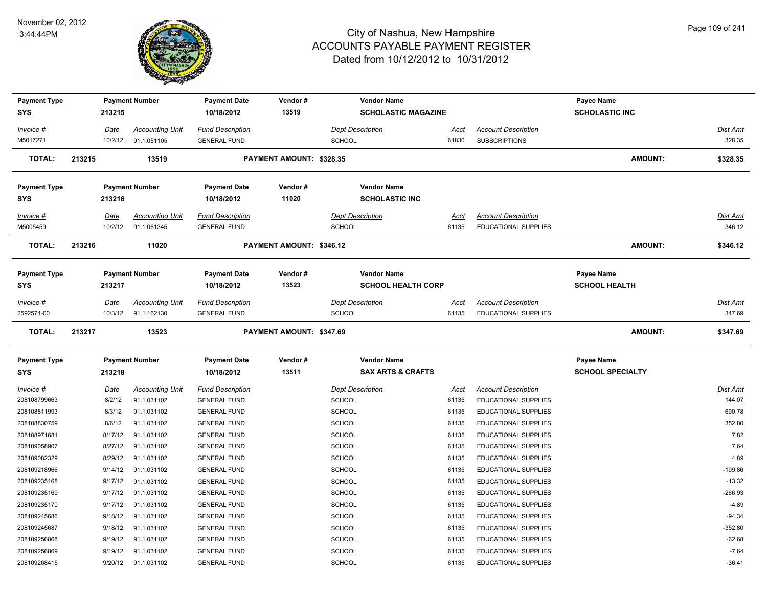# City of Nashua, New Hampshire
## ACCOUNTS PAYABLE PAYMENT REGISTER
### Dated from 10/12/2012 to 10/31/2012

November 02, 2012
3:44:44PM

| Payment Type | Payment Number | Payment Date | Vendor # | Vendor Name | Payee Name |
|---|---|---|---|---|---|
| SYS | 213215 | 10/18/2012 | 13519 | SCHOLASTIC MAGAZINE | SCHOLASTIC INC |

| Invoice # | Date | Accounting Unit | Fund Description | Dept Description | Acct | Account Description | Dist Amt |
|---|---|---|---|---|---|---|---|
| M5017271 | 10/2/12 | 91.1.051105 | GENERAL FUND | SCHOOL | 61830 | SUBSCRIPTIONS | 328.35 |

**TOTAL: 213215 13519 PAYMENT AMOUNT: $328.35 AMOUNT: $328.35**

| Payment Type | Payment Number | Payment Date | Vendor # | Vendor Name |
|---|---|---|---|---|
| SYS | 213216 | 10/18/2012 | 11020 | SCHOLASTIC INC |

| Invoice # | Date | Accounting Unit | Fund Description | Dept Description | Acct | Account Description | Dist Amt |
|---|---|---|---|---|---|---|---|
| M5005459 | 10/2/12 | 91.1.061345 | GENERAL FUND | SCHOOL | 61135 | EDUCATIONAL SUPPLIES | 346.12 |

**TOTAL: 213216 11020 PAYMENT AMOUNT: $346.12 AMOUNT: $346.12**

| Payment Type | Payment Number | Payment Date | Vendor # | Vendor Name | Payee Name |
|---|---|---|---|---|---|
| SYS | 213217 | 10/18/2012 | 13523 | SCHOOL HEALTH CORP | SCHOOL HEALTH |

| Invoice # | Date | Accounting Unit | Fund Description | Dept Description | Acct | Account Description | Dist Amt |
|---|---|---|---|---|---|---|---|
| 2592574-00 | 10/3/12 | 91.1.162130 | GENERAL FUND | SCHOOL | 61135 | EDUCATIONAL SUPPLIES | 347.69 |

**TOTAL: 213217 13523 PAYMENT AMOUNT: $347.69 AMOUNT: $347.69**

| Payment Type | Payment Number | Payment Date | Vendor # | Vendor Name | Payee Name |
|---|---|---|---|---|---|
| SYS | 213218 | 10/18/2012 | 13511 | SAX ARTS & CRAFTS | SCHOOL SPECIALTY |

| Invoice # | Date | Accounting Unit | Fund Description | Dept Description | Acct | Account Description | Dist Amt |
|---|---|---|---|---|---|---|---|
| 208108799663 | 8/2/12 | 91.1.031102 | GENERAL FUND | SCHOOL | 61135 | EDUCATIONAL SUPPLIES | 144.07 |
| 208108811993 | 8/3/12 | 91.1.031102 | GENERAL FUND | SCHOOL | 61135 | EDUCATIONAL SUPPLIES | 690.78 |
| 208108830759 | 8/6/12 | 91.1.031102 | GENERAL FUND | SCHOOL | 61135 | EDUCATIONAL SUPPLIES | 352.80 |
| 208108971681 | 8/17/12 | 91.1.031102 | GENERAL FUND | SCHOOL | 61135 | EDUCATIONAL SUPPLIES | 7.82 |
| 208109058907 | 8/27/12 | 91.1.031102 | GENERAL FUND | SCHOOL | 61135 | EDUCATIONAL SUPPLIES | 7.64 |
| 208109082329 | 8/29/12 | 91.1.031102 | GENERAL FUND | SCHOOL | 61135 | EDUCATIONAL SUPPLIES | 4.89 |
| 208109218966 | 9/14/12 | 91.1.031102 | GENERAL FUND | SCHOOL | 61135 | EDUCATIONAL SUPPLIES | -199.86 |
| 208109235168 | 9/17/12 | 91.1.031102 | GENERAL FUND | SCHOOL | 61135 | EDUCATIONAL SUPPLIES | -13.32 |
| 208109235169 | 9/17/12 | 91.1.031102 | GENERAL FUND | SCHOOL | 61135 | EDUCATIONAL SUPPLIES | -266.93 |
| 208109235170 | 9/17/12 | 91.1.031102 | GENERAL FUND | SCHOOL | 61135 | EDUCATIONAL SUPPLIES | -4.89 |
| 208109245686 | 9/18/12 | 91.1.031102 | GENERAL FUND | SCHOOL | 61135 | EDUCATIONAL SUPPLIES | -94.34 |
| 208109245687 | 9/18/12 | 91.1.031102 | GENERAL FUND | SCHOOL | 61135 | EDUCATIONAL SUPPLIES | -352.80 |
| 208109256868 | 9/19/12 | 91.1.031102 | GENERAL FUND | SCHOOL | 61135 | EDUCATIONAL SUPPLIES | -62.68 |
| 208109256869 | 9/19/12 | 91.1.031102 | GENERAL FUND | SCHOOL | 61135 | EDUCATIONAL SUPPLIES | -7.64 |
| 208109268415 | 9/20/12 | 91.1.031102 | GENERAL FUND | SCHOOL | 61135 | EDUCATIONAL SUPPLIES | -36.41 |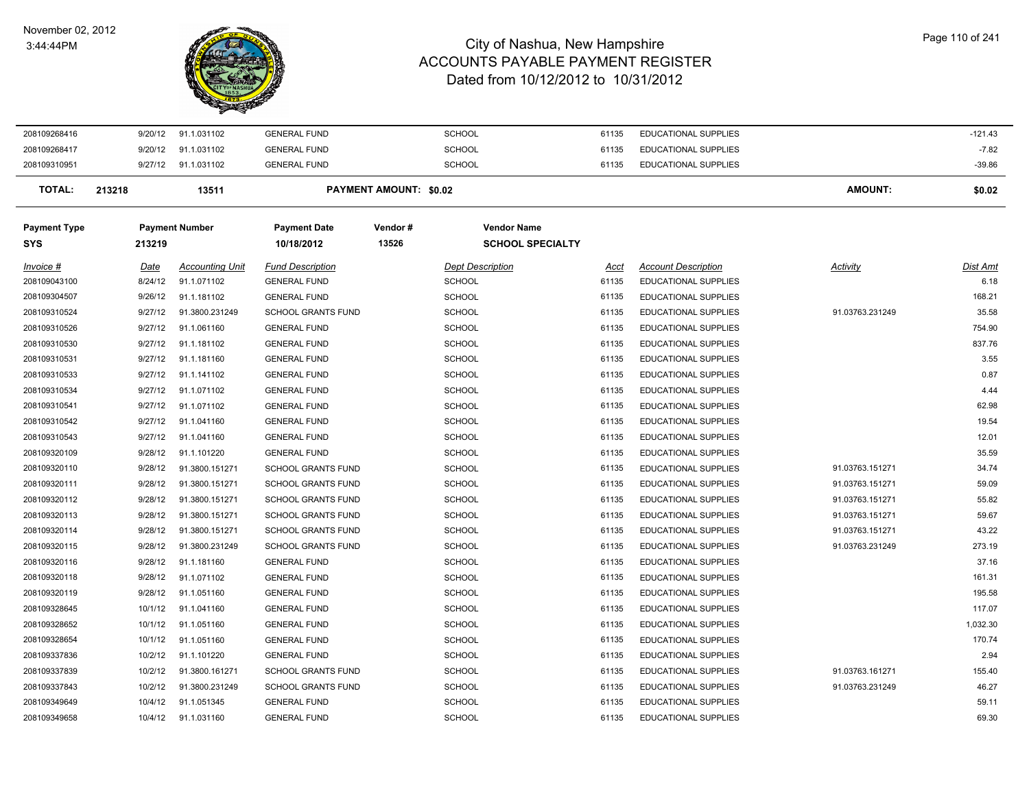| Invoice # | Date | Accounting Unit | Fund Description | Dept Description | Acct | Account Description | Activity | Dist Amt |
|---|---|---|---|---|---|---|---|---|
| 208109268416 | 9/20/12 | 91.1.031102 | GENERAL FUND | SCHOOL | 61135 | EDUCATIONAL SUPPLIES | | -121.43 |
| 208109268417 | 9/20/12 | 91.1.031102 | GENERAL FUND | SCHOOL | 61135 | EDUCATIONAL SUPPLIES | | -7.82 |
| 208109310951 | 9/27/12 | 91.1.031102 | GENERAL FUND | SCHOOL | 61135 | EDUCATIONAL SUPPLIES | | -39.86 |

**TOTAL:** 213218 | 13511 | **PAYMENT AMOUNT: $0.02** | **AMOUNT: $0.02**

| Payment Type | Payment Number | Payment Date | Vendor # | Vendor Name |
|---|---|---|---|---|
| SYS | 213219 | 10/18/2012 | 13526 | SCHOOL SPECIALTY |

| Invoice # | Date | Accounting Unit | Fund Description | Dept Description | Acct | Account Description | Activity | Dist Amt |
|---|---|---|---|---|---|---|---|---|
| 208109043100 | 8/24/12 | 91.1.071102 | GENERAL FUND | SCHOOL | 61135 | EDUCATIONAL SUPPLIES | | 6.18 |
| 208109304507 | 9/26/12 | 91.1.181102 | GENERAL FUND | SCHOOL | 61135 | EDUCATIONAL SUPPLIES | | 168.21 |
| 208109310524 | 9/27/12 | 91.3800.231249 | SCHOOL GRANTS FUND | SCHOOL | 61135 | EDUCATIONAL SUPPLIES | 91.03763.231249 | 35.58 |
| 208109310526 | 9/27/12 | 91.1.061160 | GENERAL FUND | SCHOOL | 61135 | EDUCATIONAL SUPPLIES | | 754.90 |
| 208109310530 | 9/27/12 | 91.1.181102 | GENERAL FUND | SCHOOL | 61135 | EDUCATIONAL SUPPLIES | | 837.76 |
| 208109310531 | 9/27/12 | 91.1.181160 | GENERAL FUND | SCHOOL | 61135 | EDUCATIONAL SUPPLIES | | 3.55 |
| 208109310533 | 9/27/12 | 91.1.141102 | GENERAL FUND | SCHOOL | 61135 | EDUCATIONAL SUPPLIES | | 0.87 |
| 208109310534 | 9/27/12 | 91.1.071102 | GENERAL FUND | SCHOOL | 61135 | EDUCATIONAL SUPPLIES | | 4.44 |
| 208109310541 | 9/27/12 | 91.1.071102 | GENERAL FUND | SCHOOL | 61135 | EDUCATIONAL SUPPLIES | | 62.98 |
| 208109310542 | 9/27/12 | 91.1.041160 | GENERAL FUND | SCHOOL | 61135 | EDUCATIONAL SUPPLIES | | 19.54 |
| 208109310543 | 9/27/12 | 91.1.041160 | GENERAL FUND | SCHOOL | 61135 | EDUCATIONAL SUPPLIES | | 12.01 |
| 208109320109 | 9/28/12 | 91.1.101220 | GENERAL FUND | SCHOOL | 61135 | EDUCATIONAL SUPPLIES | | 35.59 |
| 208109320110 | 9/28/12 | 91.3800.151271 | SCHOOL GRANTS FUND | SCHOOL | 61135 | EDUCATIONAL SUPPLIES | 91.03763.151271 | 34.74 |
| 208109320111 | 9/28/12 | 91.3800.151271 | SCHOOL GRANTS FUND | SCHOOL | 61135 | EDUCATIONAL SUPPLIES | 91.03763.151271 | 59.09 |
| 208109320112 | 9/28/12 | 91.3800.151271 | SCHOOL GRANTS FUND | SCHOOL | 61135 | EDUCATIONAL SUPPLIES | 91.03763.151271 | 55.82 |
| 208109320113 | 9/28/12 | 91.3800.151271 | SCHOOL GRANTS FUND | SCHOOL | 61135 | EDUCATIONAL SUPPLIES | 91.03763.151271 | 59.67 |
| 208109320114 | 9/28/12 | 91.3800.151271 | SCHOOL GRANTS FUND | SCHOOL | 61135 | EDUCATIONAL SUPPLIES | 91.03763.151271 | 43.22 |
| 208109320115 | 9/28/12 | 91.3800.231249 | SCHOOL GRANTS FUND | SCHOOL | 61135 | EDUCATIONAL SUPPLIES | 91.03763.231249 | 273.19 |
| 208109320116 | 9/28/12 | 91.1.181160 | GENERAL FUND | SCHOOL | 61135 | EDUCATIONAL SUPPLIES | | 37.16 |
| 208109320118 | 9/28/12 | 91.1.071102 | GENERAL FUND | SCHOOL | 61135 | EDUCATIONAL SUPPLIES | | 161.31 |
| 208109320119 | 9/28/12 | 91.1.051160 | GENERAL FUND | SCHOOL | 61135 | EDUCATIONAL SUPPLIES | | 195.58 |
| 208109328645 | 10/1/12 | 91.1.041160 | GENERAL FUND | SCHOOL | 61135 | EDUCATIONAL SUPPLIES | | 117.07 |
| 208109328652 | 10/1/12 | 91.1.051160 | GENERAL FUND | SCHOOL | 61135 | EDUCATIONAL SUPPLIES | | 1,032.30 |
| 208109328654 | 10/1/12 | 91.1.051160 | GENERAL FUND | SCHOOL | 61135 | EDUCATIONAL SUPPLIES | | 170.74 |
| 208109337836 | 10/2/12 | 91.1.101220 | GENERAL FUND | SCHOOL | 61135 | EDUCATIONAL SUPPLIES | | 2.94 |
| 208109337839 | 10/2/12 | 91.3800.161271 | SCHOOL GRANTS FUND | SCHOOL | 61135 | EDUCATIONAL SUPPLIES | 91.03763.161271 | 155.40 |
| 208109337843 | 10/2/12 | 91.3800.231249 | SCHOOL GRANTS FUND | SCHOOL | 61135 | EDUCATIONAL SUPPLIES | 91.03763.231249 | 46.27 |
| 208109349649 | 10/4/12 | 91.1.051345 | GENERAL FUND | SCHOOL | 61135 | EDUCATIONAL SUPPLIES | | 59.11 |
| 208109349658 | 10/4/12 | 91.1.031160 | GENERAL FUND | SCHOOL | 61135 | EDUCATIONAL SUPPLIES | | 69.30 |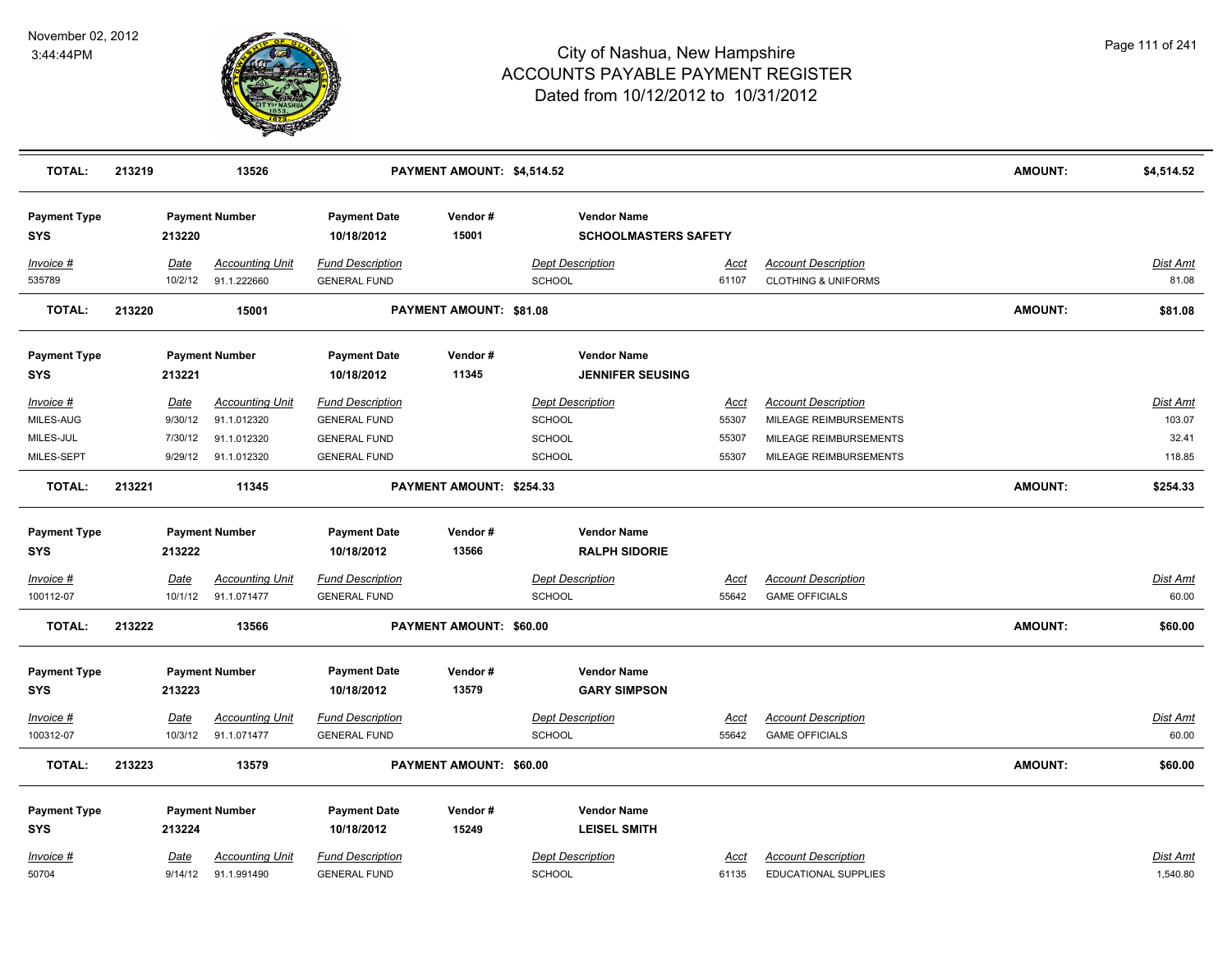| TOTAL: | 213219 | 13526 | PAYMENT AMOUNT: $4,514.52 | | | | AMOUNT: | $4,514.52 |
|---|---|---|---|---|---|---|---|---|

| Payment Type | Payment Number | | Payment Date | Vendor # | Vendor Name | | | |
|---|---|---|---|---|---|---|---|---|
| SYS | 213220 | | 10/18/2012 | 15001 | SCHOOLMASTERS SAFETY | | | |
| *Invoice #* | *Date* | *Accounting Unit* | *Fund Description* | | *Dept Description* | *Acct* | *Account Description* | *Dist Amt* |
| 535789 | 10/2/12 | 91.1.222660 | GENERAL FUND | | SCHOOL | 61107 | CLOTHING & UNIFORMS | 81.08 |
| **TOTAL:** | **213220** | **15001** | **PAYMENT AMOUNT: $81.08** | | | | **AMOUNT:** | **$81.08** |

| Payment Type | Payment Number | | Payment Date | Vendor # | Vendor Name | | | |
|---|---|---|---|---|---|---|---|---|
| SYS | 213221 | | 10/18/2012 | 11345 | JENNIFER SEUSING | | | |
| *Invoice #* | *Date* | *Accounting Unit* | *Fund Description* | | *Dept Description* | *Acct* | *Account Description* | *Dist Amt* |
| MILES-AUG | 9/30/12 | 91.1.012320 | GENERAL FUND | | SCHOOL | 55307 | MILEAGE REIMBURSEMENTS | 103.07 |
| MILES-JUL | 7/30/12 | 91.1.012320 | GENERAL FUND | | SCHOOL | 55307 | MILEAGE REIMBURSEMENTS | 32.41 |
| MILES-SEPT | 9/29/12 | 91.1.012320 | GENERAL FUND | | SCHOOL | 55307 | MILEAGE REIMBURSEMENTS | 118.85 |
| **TOTAL:** | **213221** | **11345** | **PAYMENT AMOUNT: $254.33** | | | | **AMOUNT:** | **$254.33** |

| Payment Type | Payment Number | | Payment Date | Vendor # | Vendor Name | | | |
|---|---|---|---|---|---|---|---|---|
| SYS | 213222 | | 10/18/2012 | 13566 | RALPH SIDORIE | | | |
| *Invoice #* | *Date* | *Accounting Unit* | *Fund Description* | | *Dept Description* | *Acct* | *Account Description* | *Dist Amt* |
| 100112-07 | 10/1/12 | 91.1.071477 | GENERAL FUND | | SCHOOL | 55642 | GAME OFFICIALS | 60.00 |
| **TOTAL:** | **213222** | **13566** | **PAYMENT AMOUNT: $60.00** | | | | **AMOUNT:** | **$60.00** |

| Payment Type | Payment Number | | Payment Date | Vendor # | Vendor Name | | | |
|---|---|---|---|---|---|---|---|---|
| SYS | 213223 | | 10/18/2012 | 13579 | GARY SIMPSON | | | |
| *Invoice #* | *Date* | *Accounting Unit* | *Fund Description* | | *Dept Description* | *Acct* | *Account Description* | *Dist Amt* |
| 100312-07 | 10/3/12 | 91.1.071477 | GENERAL FUND | | SCHOOL | 55642 | GAME OFFICIALS | 60.00 |
| **TOTAL:** | **213223** | **13579** | **PAYMENT AMOUNT: $60.00** | | | | **AMOUNT:** | **$60.00** |

| Payment Type | Payment Number | | Payment Date | Vendor # | Vendor Name | | | |
|---|---|---|---|---|---|---|---|---|
| SYS | 213224 | | 10/18/2012 | 15249 | LEISEL SMITH | | | |
| *Invoice #* | *Date* | *Accounting Unit* | *Fund Description* | | *Dept Description* | *Acct* | *Account Description* | *Dist Amt* |
| 50704 | 9/14/12 | 91.1.991490 | GENERAL FUND | | SCHOOL | 61135 | EDUCATIONAL SUPPLIES | 1,540.80 |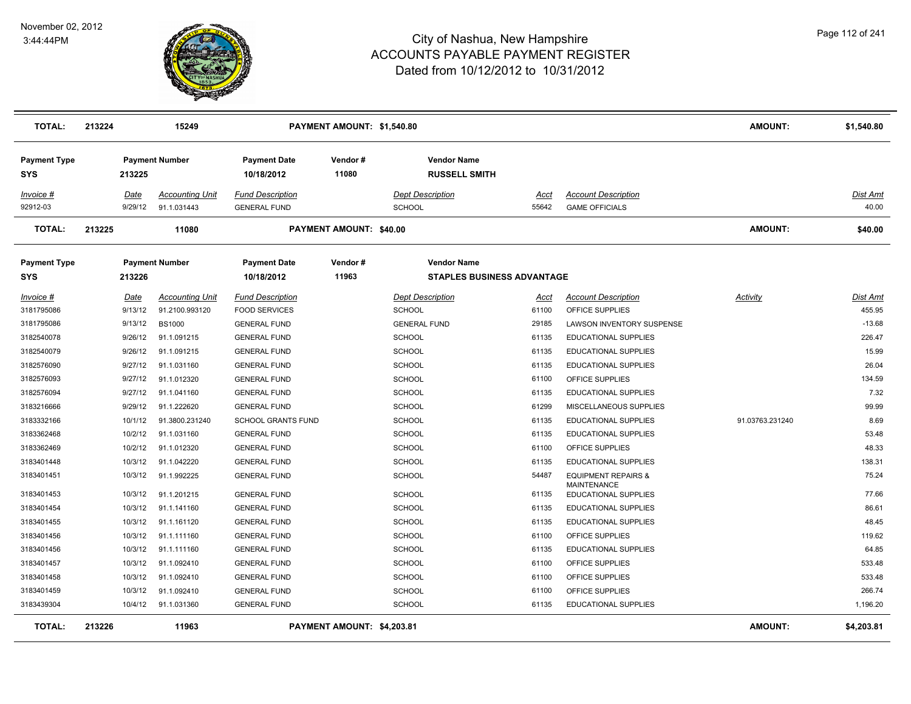# City of Nashua, New Hampshire
# ACCOUNTS PAYABLE PAYMENT REGISTER
## Dated from 10/12/2012 to 10/31/2012

November 02, 2012
3:44:44PM

| TOTAL: | 213224 | 15249 | PAYMENT AMOUNT: $1,540.80 | | AMOUNT: | $1,540.80 |
|---|---|---|---|---|---|---|

| Payment Type | Payment Number | Payment Date | Vendor # | Vendor Name |
|---|---|---|---|---|
| SYS | 213225 | 10/18/2012 | 11080 | RUSSELL SMITH |

| Invoice # | Date | Accounting Unit | Fund Description | Dept Description | Acct | Account Description | Dist Amt |
|---|---|---|---|---|---|---|---|
| 92912-03 | 9/29/12 | 91.1.031443 | GENERAL FUND | SCHOOL | 55642 | GAME OFFICIALS | 40.00 |

| TOTAL: | 213225 | 11080 | PAYMENT AMOUNT: $40.00 | | AMOUNT: | $40.00 |
|---|---|---|---|---|---|---|

| Payment Type | Payment Number | Payment Date | Vendor # | Vendor Name |
|---|---|---|---|---|
| SYS | 213226 | 10/18/2012 | 11963 | STAPLES BUSINESS ADVANTAGE |

| Invoice # | Date | Accounting Unit | Fund Description | Dept Description | Acct | Account Description | Activity | Dist Amt |
|---|---|---|---|---|---|---|---|---|
| 3181795086 | 9/13/12 | 91.2100.993120 | FOOD SERVICES | SCHOOL | 61100 | OFFICE SUPPLIES | | 455.95 |
| 3181795086 | 9/13/12 | BS1000 | GENERAL FUND | GENERAL FUND | 29185 | LAWSON INVENTORY SUSPENSE | | -13.68 |
| 3182540078 | 9/26/12 | 91.1.091215 | GENERAL FUND | SCHOOL | 61135 | EDUCATIONAL SUPPLIES | | 226.47 |
| 3182540079 | 9/26/12 | 91.1.091215 | GENERAL FUND | SCHOOL | 61135 | EDUCATIONAL SUPPLIES | | 15.99 |
| 3182576090 | 9/27/12 | 91.1.031160 | GENERAL FUND | SCHOOL | 61135 | EDUCATIONAL SUPPLIES | | 26.04 |
| 3182576093 | 9/27/12 | 91.1.012320 | GENERAL FUND | SCHOOL | 61100 | OFFICE SUPPLIES | | 134.59 |
| 3182576094 | 9/27/12 | 91.1.041160 | GENERAL FUND | SCHOOL | 61135 | EDUCATIONAL SUPPLIES | | 7.32 |
| 3183216666 | 9/29/12 | 91.1.222620 | GENERAL FUND | SCHOOL | 61299 | MISCELLANEOUS SUPPLIES | | 99.99 |
| 3183332166 | 10/1/12 | 91.3800.231240 | SCHOOL GRANTS FUND | SCHOOL | 61135 | EDUCATIONAL SUPPLIES | 91.03763.231240 | 8.69 |
| 3183362468 | 10/2/12 | 91.1.031160 | GENERAL FUND | SCHOOL | 61135 | EDUCATIONAL SUPPLIES | | 53.48 |
| 3183362469 | 10/2/12 | 91.1.012320 | GENERAL FUND | SCHOOL | 61100 | OFFICE SUPPLIES | | 48.33 |
| 3183401448 | 10/3/12 | 91.1.042220 | GENERAL FUND | SCHOOL | 61135 | EDUCATIONAL SUPPLIES | | 138.31 |
| 3183401451 | 10/3/12 | 91.1.992225 | GENERAL FUND | SCHOOL | 54487 | EQUIPMENT REPAIRS & MAINTENANCE | | 75.24 |
| 3183401453 | 10/3/12 | 91.1.201215 | GENERAL FUND | SCHOOL | 61135 | EDUCATIONAL SUPPLIES | | 77.66 |
| 3183401454 | 10/3/12 | 91.1.141160 | GENERAL FUND | SCHOOL | 61135 | EDUCATIONAL SUPPLIES | | 86.61 |
| 3183401455 | 10/3/12 | 91.1.161120 | GENERAL FUND | SCHOOL | 61135 | EDUCATIONAL SUPPLIES | | 48.45 |
| 3183401456 | 10/3/12 | 91.1.111160 | GENERAL FUND | SCHOOL | 61100 | OFFICE SUPPLIES | | 119.62 |
| 3183401456 | 10/3/12 | 91.1.111160 | GENERAL FUND | SCHOOL | 61135 | EDUCATIONAL SUPPLIES | | 64.85 |
| 3183401457 | 10/3/12 | 91.1.092410 | GENERAL FUND | SCHOOL | 61100 | OFFICE SUPPLIES | | 533.48 |
| 3183401458 | 10/3/12 | 91.1.092410 | GENERAL FUND | SCHOOL | 61100 | OFFICE SUPPLIES | | 533.48 |
| 3183401459 | 10/3/12 | 91.1.092410 | GENERAL FUND | SCHOOL | 61100 | OFFICE SUPPLIES | | 266.74 |
| 3183439304 | 10/4/12 | 91.1.031360 | GENERAL FUND | SCHOOL | 61135 | EDUCATIONAL SUPPLIES | | 1,196.20 |

| TOTAL: | 213226 | 11963 | PAYMENT AMOUNT: $4,203.81 | | AMOUNT: | $4,203.81 |
|---|---|---|---|---|---|---|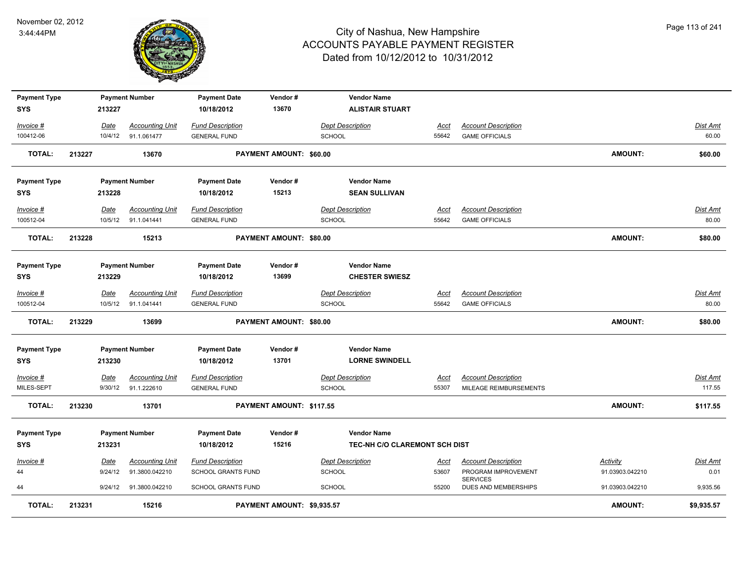# City of Nashua, New Hampshire
# ACCOUNTS PAYABLE PAYMENT REGISTER
## Dated from 10/12/2012 to 10/31/2012

November 02, 2012
3:44:44PM

| Payment Type | Payment Number | Payment Date | Vendor # | Vendor Name |
|---|---|---|---|---|
| SYS | 213227 | 10/18/2012 | 13670 | ALISTAIR STUART |

| Invoice # | Date | Accounting Unit | Fund Description | Dept Description | Acct | Account Description | Dist Amt |
|---|---|---|---|---|---|---|---|
| 100412-06 | 10/4/12 | 91.1.061477 | GENERAL FUND | SCHOOL | 55642 | GAME OFFICIALS | 60.00 |

**TOTAL: 213227 13670 PAYMENT AMOUNT: $60.00 AMOUNT: $60.00**

| Payment Type | Payment Number | Payment Date | Vendor # | Vendor Name |
|---|---|---|---|---|
| SYS | 213228 | 10/18/2012 | 15213 | SEAN SULLIVAN |

| Invoice # | Date | Accounting Unit | Fund Description | Dept Description | Acct | Account Description | Dist Amt |
|---|---|---|---|---|---|---|---|
| 100512-04 | 10/5/12 | 91.1.041441 | GENERAL FUND | SCHOOL | 55642 | GAME OFFICIALS | 80.00 |

**TOTAL: 213228 15213 PAYMENT AMOUNT: $80.00 AMOUNT: $80.00**

| Payment Type | Payment Number | Payment Date | Vendor # | Vendor Name |
|---|---|---|---|---|
| SYS | 213229 | 10/18/2012 | 13699 | CHESTER SWIESZ |

| Invoice # | Date | Accounting Unit | Fund Description | Dept Description | Acct | Account Description | Dist Amt |
|---|---|---|---|---|---|---|---|
| 100512-04 | 10/5/12 | 91.1.041441 | GENERAL FUND | SCHOOL | 55642 | GAME OFFICIALS | 80.00 |

**TOTAL: 213229 13699 PAYMENT AMOUNT: $80.00 AMOUNT: $80.00**

| Payment Type | Payment Number | Payment Date | Vendor # | Vendor Name |
|---|---|---|---|---|
| SYS | 213230 | 10/18/2012 | 13701 | LORNE SWINDELL |

| Invoice # | Date | Accounting Unit | Fund Description | Dept Description | Acct | Account Description | Dist Amt |
|---|---|---|---|---|---|---|---|
| MILES-SEPT | 9/30/12 | 91.1.222610 | GENERAL FUND | SCHOOL | 55307 | MILEAGE REIMBURSEMENTS | 117.55 |

**TOTAL: 213230 13701 PAYMENT AMOUNT: $117.55 AMOUNT: $117.55**

| Payment Type | Payment Number | Payment Date | Vendor # | Vendor Name |
|---|---|---|---|---|
| SYS | 213231 | 10/18/2012 | 15216 | TEC-NH C/O CLAREMONT SCH DIST |

| Invoice # | Date | Accounting Unit | Fund Description | Dept Description | Acct | Account Description | Activity | Dist Amt |
|---|---|---|---|---|---|---|---|---|
| 44 | 9/24/12 | 91.3800.042210 | SCHOOL GRANTS FUND | SCHOOL | 53607 | PROGRAM IMPROVEMENT SERVICES | 91.03903.042210 | 0.01 |
| 44 | 9/24/12 | 91.3800.042210 | SCHOOL GRANTS FUND | SCHOOL | 55200 | DUES AND MEMBERSHIPS | 91.03903.042210 | 9,935.56 |

**TOTAL: 213231 15216 PAYMENT AMOUNT: $9,935.57 AMOUNT: $9,935.57**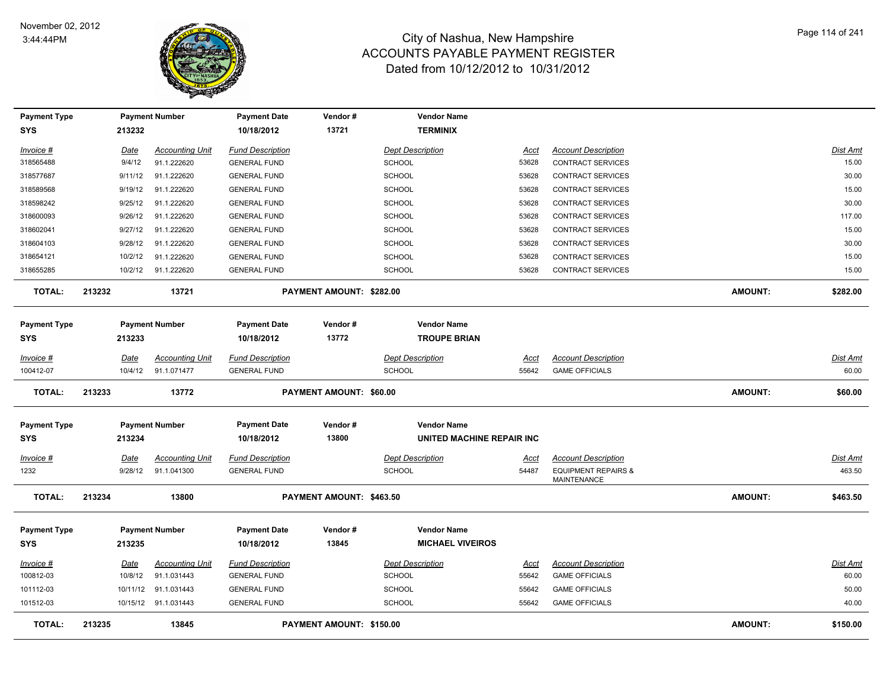# City of Nashua, New Hampshire
## ACCOUNTS PAYABLE PAYMENT REGISTER
### Dated from 10/12/2012 to 10/31/2012

November 02, 2012
3:44:44PM

| Payment Type | Payment Number | Payment Date | Vendor # | Vendor Name |
|---|---|---|---|---|
| SYS | 213232 | 10/18/2012 | 13721 | TERMINIX |

| Invoice # | Date | Accounting Unit | Fund Description | Dept Description | Acct | Account Description | Dist Amt |
|---|---|---|---|---|---|---|---|
| 318565488 | 9/4/12 | 91.1.222620 | GENERAL FUND | SCHOOL | 53628 | CONTRACT SERVICES | 15.00 |
| 318577687 | 9/11/12 | 91.1.222620 | GENERAL FUND | SCHOOL | 53628 | CONTRACT SERVICES | 30.00 |
| 318589568 | 9/19/12 | 91.1.222620 | GENERAL FUND | SCHOOL | 53628 | CONTRACT SERVICES | 15.00 |
| 318598242 | 9/25/12 | 91.1.222620 | GENERAL FUND | SCHOOL | 53628 | CONTRACT SERVICES | 30.00 |
| 318600093 | 9/26/12 | 91.1.222620 | GENERAL FUND | SCHOOL | 53628 | CONTRACT SERVICES | 117.00 |
| 318602041 | 9/27/12 | 91.1.222620 | GENERAL FUND | SCHOOL | 53628 | CONTRACT SERVICES | 15.00 |
| 318604103 | 9/28/12 | 91.1.222620 | GENERAL FUND | SCHOOL | 53628 | CONTRACT SERVICES | 30.00 |
| 318654121 | 10/2/12 | 91.1.222620 | GENERAL FUND | SCHOOL | 53628 | CONTRACT SERVICES | 15.00 |
| 318655285 | 10/2/12 | 91.1.222620 | GENERAL FUND | SCHOOL | 53628 | CONTRACT SERVICES | 15.00 |

**TOTAL: 213232 13721 PAYMENT AMOUNT: $282.00 AMOUNT: $282.00**

| Payment Type | Payment Number | Payment Date | Vendor # | Vendor Name |
|---|---|---|---|---|
| SYS | 213233 | 10/18/2012 | 13772 | TROUPE BRIAN |

| Invoice # | Date | Accounting Unit | Fund Description | Dept Description | Acct | Account Description | Dist Amt |
|---|---|---|---|---|---|---|---|
| 100412-07 | 10/4/12 | 91.1.071477 | GENERAL FUND | SCHOOL | 55642 | GAME OFFICIALS | 60.00 |

**TOTAL: 213233 13772 PAYMENT AMOUNT: $60.00 AMOUNT: $60.00**

| Payment Type | Payment Number | Payment Date | Vendor # | Vendor Name |
|---|---|---|---|---|
| SYS | 213234 | 10/18/2012 | 13800 | UNITED MACHINE REPAIR INC |

| Invoice # | Date | Accounting Unit | Fund Description | Dept Description | Acct | Account Description | Dist Amt |
|---|---|---|---|---|---|---|---|
| 1232 | 9/28/12 | 91.1.041300 | GENERAL FUND | SCHOOL | 54487 | EQUIPMENT REPAIRS & MAINTENANCE | 463.50 |

**TOTAL: 213234 13800 PAYMENT AMOUNT: $463.50 AMOUNT: $463.50**

| Payment Type | Payment Number | Payment Date | Vendor # | Vendor Name |
|---|---|---|---|---|
| SYS | 213235 | 10/18/2012 | 13845 | MICHAEL VIVEIROS |

| Invoice # | Date | Accounting Unit | Fund Description | Dept Description | Acct | Account Description | Dist Amt |
|---|---|---|---|---|---|---|---|
| 100812-03 | 10/8/12 | 91.1.031443 | GENERAL FUND | SCHOOL | 55642 | GAME OFFICIALS | 60.00 |
| 101112-03 | 10/11/12 | 91.1.031443 | GENERAL FUND | SCHOOL | 55642 | GAME OFFICIALS | 50.00 |
| 101512-03 | 10/15/12 | 91.1.031443 | GENERAL FUND | SCHOOL | 55642 | GAME OFFICIALS | 40.00 |

**TOTAL: 213235 13845 PAYMENT AMOUNT: $150.00 AMOUNT: $150.00**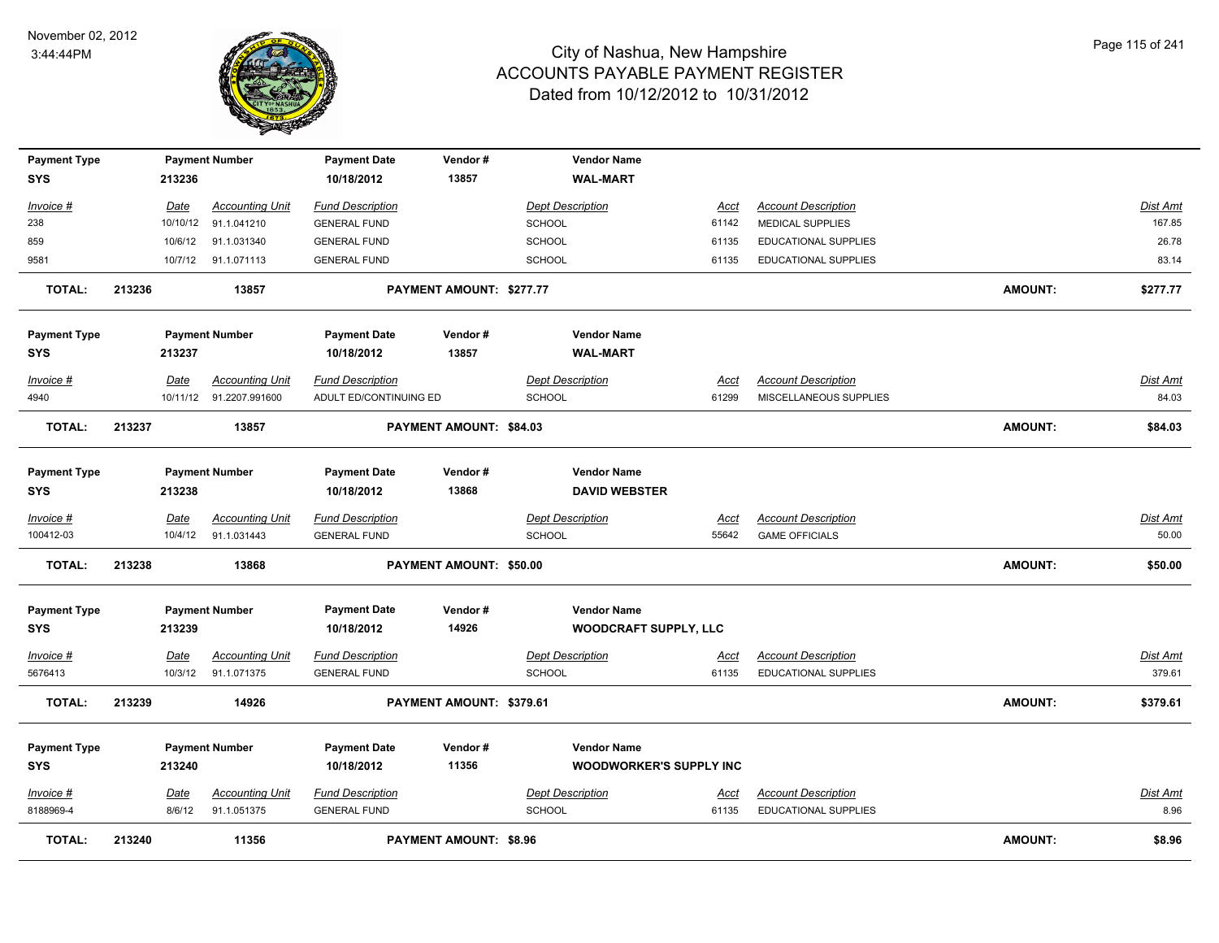| Payment Type | Payment Number | Payment Date | Vendor # | Vendor Name |
|---|---|---|---|---|
| SYS | 213236 | 10/18/2012 | 13857 | WAL-MART |

| Invoice # | Date | Accounting Unit | Fund Description | Dept Description | Acct | Account Description | Dist Amt |
|---|---|---|---|---|---|---|---|
| 238 | 10/10/12 | 91.1.041210 | GENERAL FUND | SCHOOL | 61142 | MEDICAL SUPPLIES | 167.85 |
| 859 | 10/6/12 | 91.1.031340 | GENERAL FUND | SCHOOL | 61135 | EDUCATIONAL SUPPLIES | 26.78 |
| 9581 | 10/7/12 | 91.1.071113 | GENERAL FUND | SCHOOL | 61135 | EDUCATIONAL SUPPLIES | 83.14 |

**TOTAL: 213236 13857 PAYMENT AMOUNT: $277.77 AMOUNT: $277.77**

| Payment Type | Payment Number | Payment Date | Vendor # | Vendor Name |
|---|---|---|---|---|
| SYS | 213237 | 10/18/2012 | 13857 | WAL-MART |

| Invoice # | Date | Accounting Unit | Fund Description | Dept Description | Acct | Account Description | Dist Amt |
|---|---|---|---|---|---|---|---|
| 4940 | 10/11/12 | 91.2207.991600 | ADULT ED/CONTINUING ED | SCHOOL | 61299 | MISCELLANEOUS SUPPLIES | 84.03 |

**TOTAL: 213237 13857 PAYMENT AMOUNT: $84.03 AMOUNT: $84.03**

| Payment Type | Payment Number | Payment Date | Vendor # | Vendor Name |
|---|---|---|---|---|
| SYS | 213238 | 10/18/2012 | 13868 | DAVID WEBSTER |

| Invoice # | Date | Accounting Unit | Fund Description | Dept Description | Acct | Account Description | Dist Amt |
|---|---|---|---|---|---|---|---|
| 100412-03 | 10/4/12 | 91.1.031443 | GENERAL FUND | SCHOOL | 55642 | GAME OFFICIALS | 50.00 |

**TOTAL: 213238 13868 PAYMENT AMOUNT: $50.00 AMOUNT: $50.00**

| Payment Type | Payment Number | Payment Date | Vendor # | Vendor Name |
|---|---|---|---|---|
| SYS | 213239 | 10/18/2012 | 14926 | WOODCRAFT SUPPLY, LLC |

| Invoice # | Date | Accounting Unit | Fund Description | Dept Description | Acct | Account Description | Dist Amt |
|---|---|---|---|---|---|---|---|
| 5676413 | 10/3/12 | 91.1.071375 | GENERAL FUND | SCHOOL | 61135 | EDUCATIONAL SUPPLIES | 379.61 |

**TOTAL: 213239 14926 PAYMENT AMOUNT: $379.61 AMOUNT: $379.61**

| Payment Type | Payment Number | Payment Date | Vendor # | Vendor Name |
|---|---|---|---|---|
| SYS | 213240 | 10/18/2012 | 11356 | WOODWORKER'S SUPPLY INC |

| Invoice # | Date | Accounting Unit | Fund Description | Dept Description | Acct | Account Description | Dist Amt |
|---|---|---|---|---|---|---|---|
| 8188969-4 | 8/6/12 | 91.1.051375 | GENERAL FUND | SCHOOL | 61135 | EDUCATIONAL SUPPLIES | 8.96 |

**TOTAL: 213240 11356 PAYMENT AMOUNT: $8.96 AMOUNT: $8.96**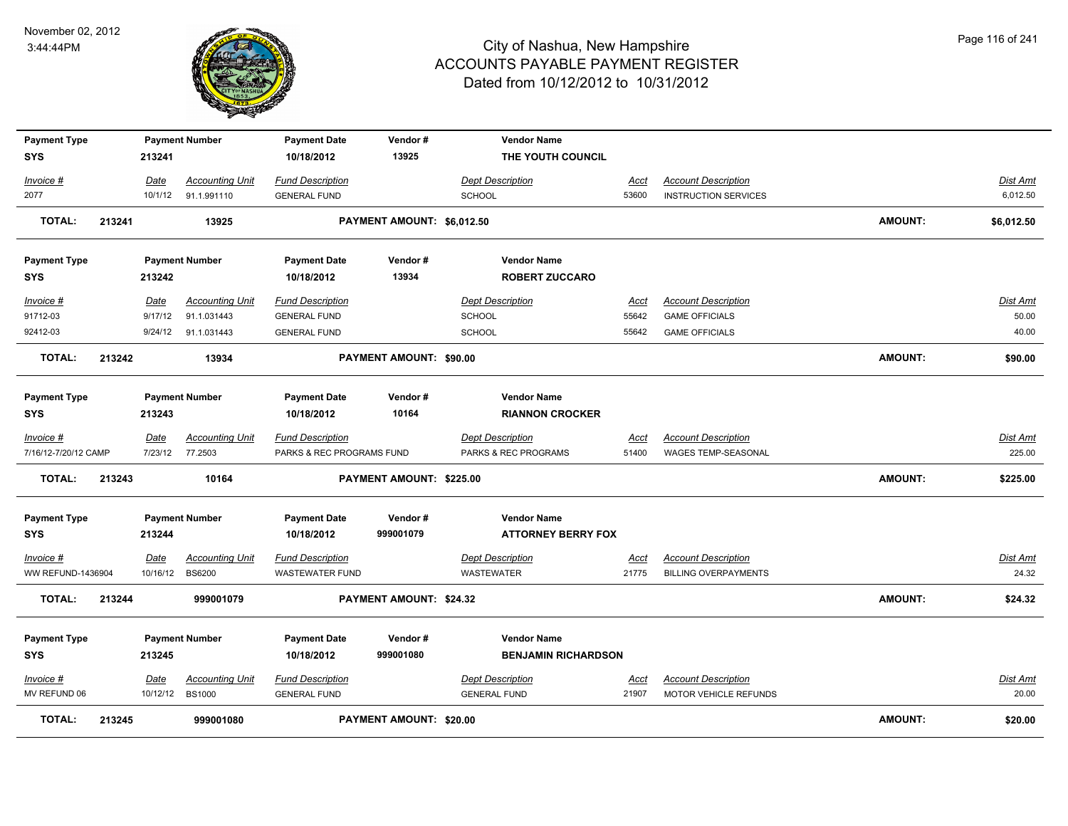# City of Nashua, New Hampshire
## ACCOUNTS PAYABLE PAYMENT REGISTER
### Dated from 10/12/2012 to 10/31/2012

November 02, 2012
3:44:44PM

| Payment Type | Payment Number | Payment Date | Vendor # | Vendor Name |
|---|---|---|---|---|
| SYS | 213241 | 10/18/2012 | 13925 | THE YOUTH COUNCIL |

| Invoice # | Date | Accounting Unit | Fund Description | Dept Description | Acct | Account Description | Dist Amt |
|---|---|---|---|---|---|---|---|
| 2077 | 10/1/12 | 91.1.991110 | GENERAL FUND | SCHOOL | 53600 | INSTRUCTION SERVICES | 6,012.50 |

**TOTAL: 213241 13925 PAYMENT AMOUNT: $6,012.50 AMOUNT: $6,012.50**

| Payment Type | Payment Number | Payment Date | Vendor # | Vendor Name |
|---|---|---|---|---|
| SYS | 213242 | 10/18/2012 | 13934 | ROBERT ZUCCARO |

| Invoice # | Date | Accounting Unit | Fund Description | Dept Description | Acct | Account Description | Dist Amt |
|---|---|---|---|---|---|---|---|
| 91712-03 | 9/17/12 | 91.1.031443 | GENERAL FUND | SCHOOL | 55642 | GAME OFFICIALS | 50.00 |
| 92412-03 | 9/24/12 | 91.1.031443 | GENERAL FUND | SCHOOL | 55642 | GAME OFFICIALS | 40.00 |

**TOTAL: 213242 13934 PAYMENT AMOUNT: $90.00 AMOUNT: $90.00**

| Payment Type | Payment Number | Payment Date | Vendor # | Vendor Name |
|---|---|---|---|---|
| SYS | 213243 | 10/18/2012 | 10164 | RIANNON CROCKER |

| Invoice # | Date | Accounting Unit | Fund Description | Dept Description | Acct | Account Description | Dist Amt |
|---|---|---|---|---|---|---|---|
| 7/16/12-7/20/12 CAMP | 7/23/12 | 77.2503 | PARKS & REC PROGRAMS FUND | PARKS & REC PROGRAMS | 51400 | WAGES TEMP-SEASONAL | 225.00 |

**TOTAL: 213243 10164 PAYMENT AMOUNT: $225.00 AMOUNT: $225.00**

| Payment Type | Payment Number | Payment Date | Vendor # | Vendor Name |
|---|---|---|---|---|
| SYS | 213244 | 10/18/2012 | 999001079 | ATTORNEY BERRY FOX |

| Invoice # | Date | Accounting Unit | Fund Description | Dept Description | Acct | Account Description | Dist Amt |
|---|---|---|---|---|---|---|---|
| WW REFUND-1436904 | 10/16/12 | BS6200 | WASTEWATER FUND | WASTEWATER | 21775 | BILLING OVERPAYMENTS | 24.32 |

**TOTAL: 213244 999001079 PAYMENT AMOUNT: $24.32 AMOUNT: $24.32**

| Payment Type | Payment Number | Payment Date | Vendor # | Vendor Name |
|---|---|---|---|---|
| SYS | 213245 | 10/18/2012 | 999001080 | BENJAMIN RICHARDSON |

| Invoice # | Date | Accounting Unit | Fund Description | Dept Description | Acct | Account Description | Dist Amt |
|---|---|---|---|---|---|---|---|
| MV REFUND 06 | 10/12/12 | BS1000 | GENERAL FUND | GENERAL FUND | 21907 | MOTOR VEHICLE REFUNDS | 20.00 |

**TOTAL: 213245 999001080 PAYMENT AMOUNT: $20.00 AMOUNT: $20.00**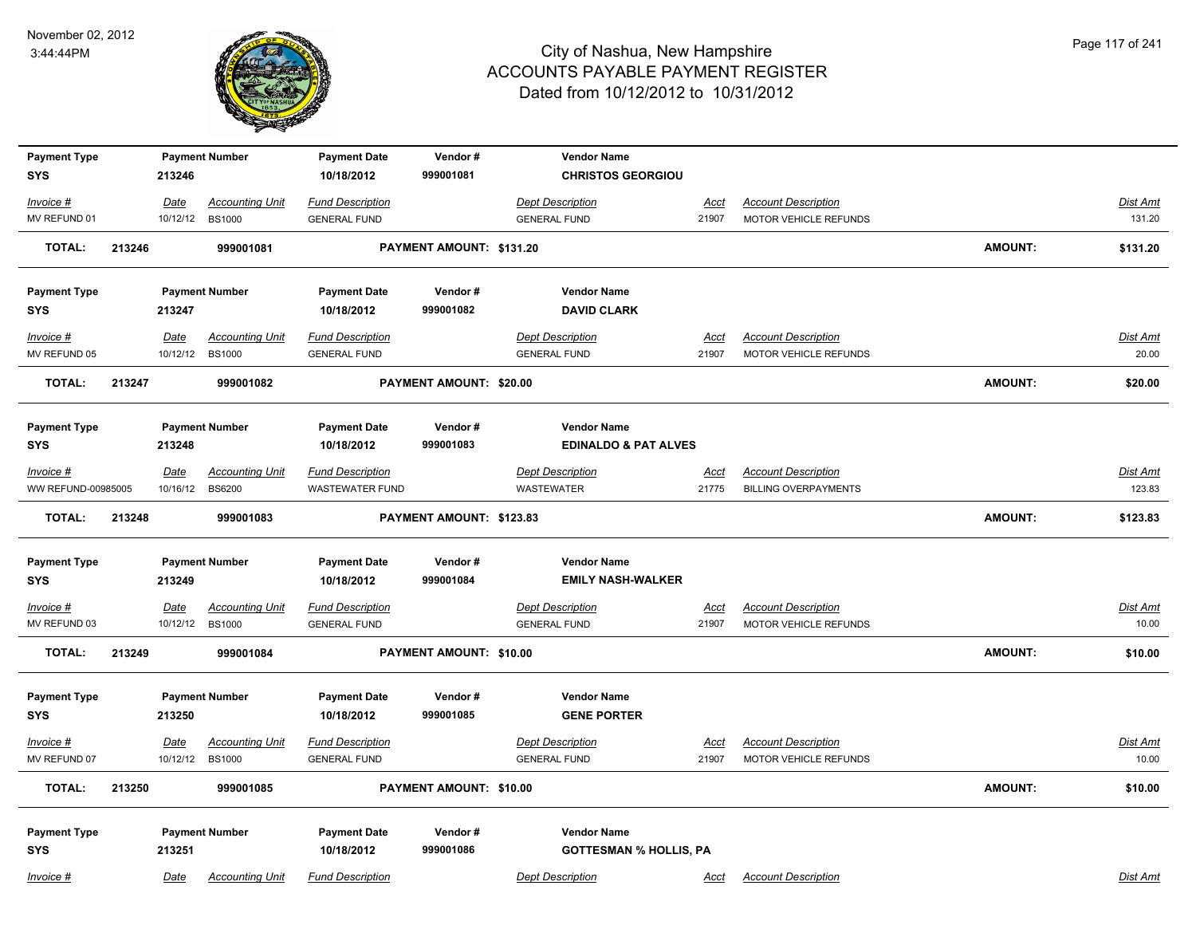# City of Nashua, New Hampshire
## ACCOUNTS PAYABLE PAYMENT REGISTER
### Dated from 10/12/2012 to 10/31/2012

November 02, 2012
3:44:44PM

| Payment Type | Payment Number | Payment Date | Vendor # | Vendor Name |
|---|---|---|---|---|
| SYS | 213246 | 10/18/2012 | 999001081 | **CHRISTOS GEORGIOU** |

| Invoice # | Date | Accounting Unit | Fund Description | Dept Description | Acct | Account Description | Dist Amt |
|---|---|---|---|---|---|---|---|
| MV REFUND 01 | 10/12/12 | BS1000 | GENERAL FUND | GENERAL FUND | 21907 | MOTOR VEHICLE REFUNDS | 131.20 |

**TOTAL: 213246 999001081 PAYMENT AMOUNT: $131.20 AMOUNT: $131.20**

| Payment Type | Payment Number | Payment Date | Vendor # | Vendor Name |
|---|---|---|---|---|
| SYS | 213247 | 10/18/2012 | 999001082 | **DAVID CLARK** |

| Invoice # | Date | Accounting Unit | Fund Description | Dept Description | Acct | Account Description | Dist Amt |
|---|---|---|---|---|---|---|---|
| MV REFUND 05 | 10/12/12 | BS1000 | GENERAL FUND | GENERAL FUND | 21907 | MOTOR VEHICLE REFUNDS | 20.00 |

**TOTAL: 213247 999001082 PAYMENT AMOUNT: $20.00 AMOUNT: $20.00**

| Payment Type | Payment Number | Payment Date | Vendor # | Vendor Name |
|---|---|---|---|---|
| SYS | 213248 | 10/18/2012 | 999001083 | **EDINALDO & PAT ALVES** |

| Invoice # | Date | Accounting Unit | Fund Description | Dept Description | Acct | Account Description | Dist Amt |
|---|---|---|---|---|---|---|---|
| WW REFUND-00985005 | 10/16/12 | BS6200 | WASTEWATER FUND | WASTEWATER | 21775 | BILLING OVERPAYMENTS | 123.83 |

**TOTAL: 213248 999001083 PAYMENT AMOUNT: $123.83 AMOUNT: $123.83**

| Payment Type | Payment Number | Payment Date | Vendor # | Vendor Name |
|---|---|---|---|---|
| SYS | 213249 | 10/18/2012 | 999001084 | **EMILY NASH-WALKER** |

| Invoice # | Date | Accounting Unit | Fund Description | Dept Description | Acct | Account Description | Dist Amt |
|---|---|---|---|---|---|---|---|
| MV REFUND 03 | 10/12/12 | BS1000 | GENERAL FUND | GENERAL FUND | 21907 | MOTOR VEHICLE REFUNDS | 10.00 |

**TOTAL: 213249 999001084 PAYMENT AMOUNT: $10.00 AMOUNT: $10.00**

| Payment Type | Payment Number | Payment Date | Vendor # | Vendor Name |
|---|---|---|---|---|
| SYS | 213250 | 10/18/2012 | 999001085 | **GENE PORTER** |

| Invoice # | Date | Accounting Unit | Fund Description | Dept Description | Acct | Account Description | Dist Amt |
|---|---|---|---|---|---|---|---|
| MV REFUND 07 | 10/12/12 | BS1000 | GENERAL FUND | GENERAL FUND | 21907 | MOTOR VEHICLE REFUNDS | 10.00 |

**TOTAL: 213250 999001085 PAYMENT AMOUNT: $10.00 AMOUNT: $10.00**

| Payment Type | Payment Number | Payment Date | Vendor # | Vendor Name |
|---|---|---|---|---|
| SYS | 213251 | 10/18/2012 | 999001086 | **GOTTESMAN % HOLLIS, PA** |

| Invoice # | Date | Accounting Unit | Fund Description | Dept Description | Acct | Account Description | Dist Amt |
|---|---|---|---|---|---|---|---|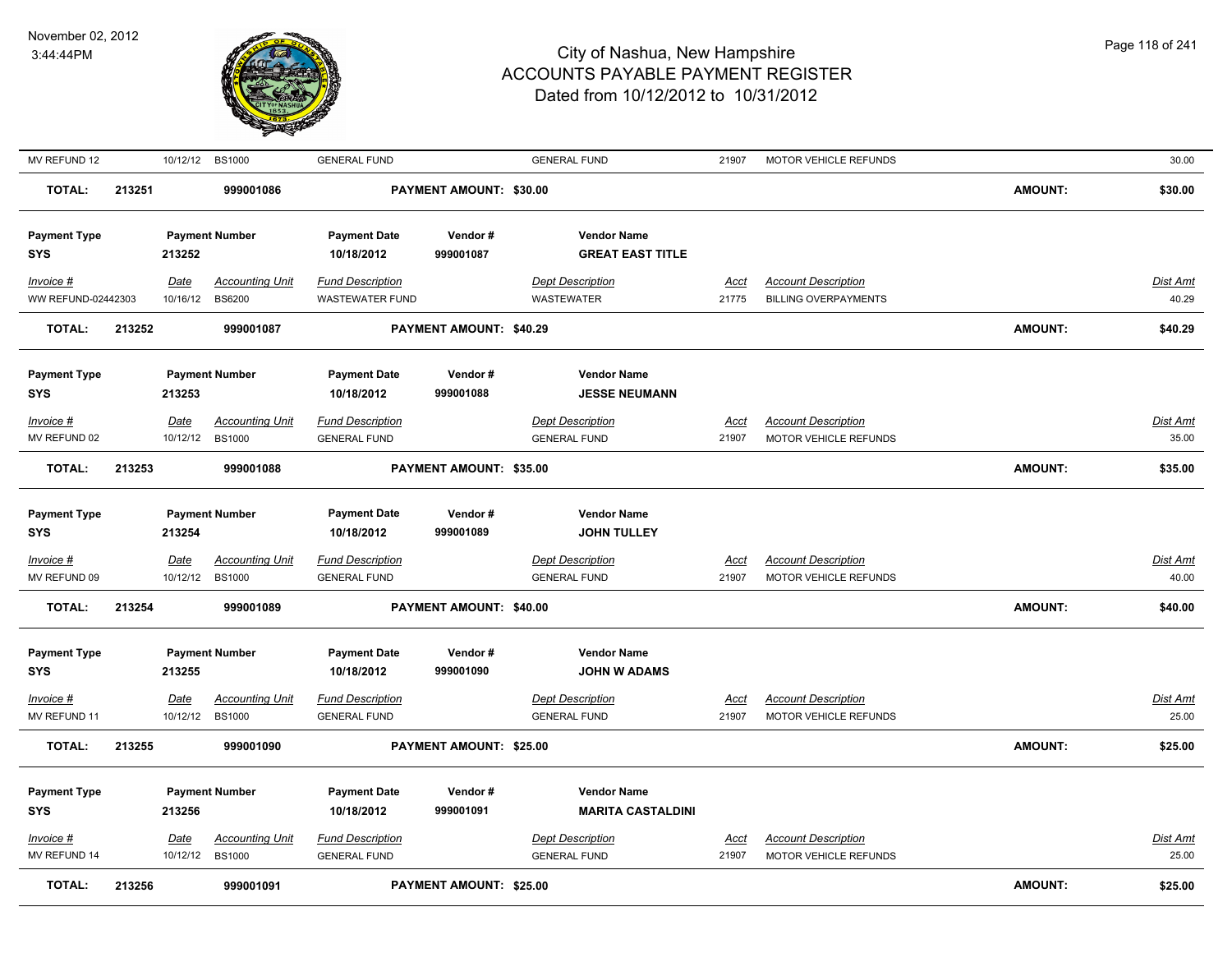| Invoice # | Date | Accounting Unit | Fund Description | Dept Description | Acct | Account Description | Dist Amt |
|---|---|---|---|---|---|---|---|
| MV REFUND 12 | 10/12/12 | BS1000 | GENERAL FUND | GENERAL FUND | 21907 | MOTOR VEHICLE REFUNDS | 30.00 |

**TOTAL: 213251 999001086 PAYMENT AMOUNT: $30.00 AMOUNT: $30.00**

| Payment Type | Payment Number | Payment Date | Vendor # | Vendor Name |
|---|---|---|---|---|
| SYS | 213252 | 10/18/2012 | 999001087 | **GREAT EAST TITLE** |

| Invoice # | Date | Accounting Unit | Fund Description | Dept Description | Acct | Account Description | Dist Amt |
|---|---|---|---|---|---|---|---|
| WW REFUND-02442303 | 10/16/12 | BS6200 | WASTEWATER FUND | WASTEWATER | 21775 | BILLING OVERPAYMENTS | 40.29 |

**TOTAL: 213252 999001087 PAYMENT AMOUNT: $40.29 AMOUNT: $40.29**

| Payment Type | Payment Number | Payment Date | Vendor # | Vendor Name |
|---|---|---|---|---|
| SYS | 213253 | 10/18/2012 | 999001088 | **JESSE NEUMANN** |

| Invoice # | Date | Accounting Unit | Fund Description | Dept Description | Acct | Account Description | Dist Amt |
|---|---|---|---|---|---|---|---|
| MV REFUND 02 | 10/12/12 | BS1000 | GENERAL FUND | GENERAL FUND | 21907 | MOTOR VEHICLE REFUNDS | 35.00 |

**TOTAL: 213253 999001088 PAYMENT AMOUNT: $35.00 AMOUNT: $35.00**

| Payment Type | Payment Number | Payment Date | Vendor # | Vendor Name |
|---|---|---|---|---|
| SYS | 213254 | 10/18/2012 | 999001089 | **JOHN TULLEY** |

| Invoice # | Date | Accounting Unit | Fund Description | Dept Description | Acct | Account Description | Dist Amt |
|---|---|---|---|---|---|---|---|
| MV REFUND 09 | 10/12/12 | BS1000 | GENERAL FUND | GENERAL FUND | 21907 | MOTOR VEHICLE REFUNDS | 40.00 |

**TOTAL: 213254 999001089 PAYMENT AMOUNT: $40.00 AMOUNT: $40.00**

| Payment Type | Payment Number | Payment Date | Vendor # | Vendor Name |
|---|---|---|---|---|
| SYS | 213255 | 10/18/2012 | 999001090 | **JOHN W ADAMS** |

| Invoice # | Date | Accounting Unit | Fund Description | Dept Description | Acct | Account Description | Dist Amt |
|---|---|---|---|---|---|---|---|
| MV REFUND 11 | 10/12/12 | BS1000 | GENERAL FUND | GENERAL FUND | 21907 | MOTOR VEHICLE REFUNDS | 25.00 |

**TOTAL: 213255 999001090 PAYMENT AMOUNT: $25.00 AMOUNT: $25.00**

| Payment Type | Payment Number | Payment Date | Vendor # | Vendor Name |
|---|---|---|---|---|
| SYS | 213256 | 10/18/2012 | 999001091 | **MARITA CASTALDINI** |

| Invoice # | Date | Accounting Unit | Fund Description | Dept Description | Acct | Account Description | Dist Amt |
|---|---|---|---|---|---|---|---|
| MV REFUND 14 | 10/12/12 | BS1000 | GENERAL FUND | GENERAL FUND | 21907 | MOTOR VEHICLE REFUNDS | 25.00 |

**TOTAL: 213256 999001091 PAYMENT AMOUNT: $25.00 AMOUNT: $25.00**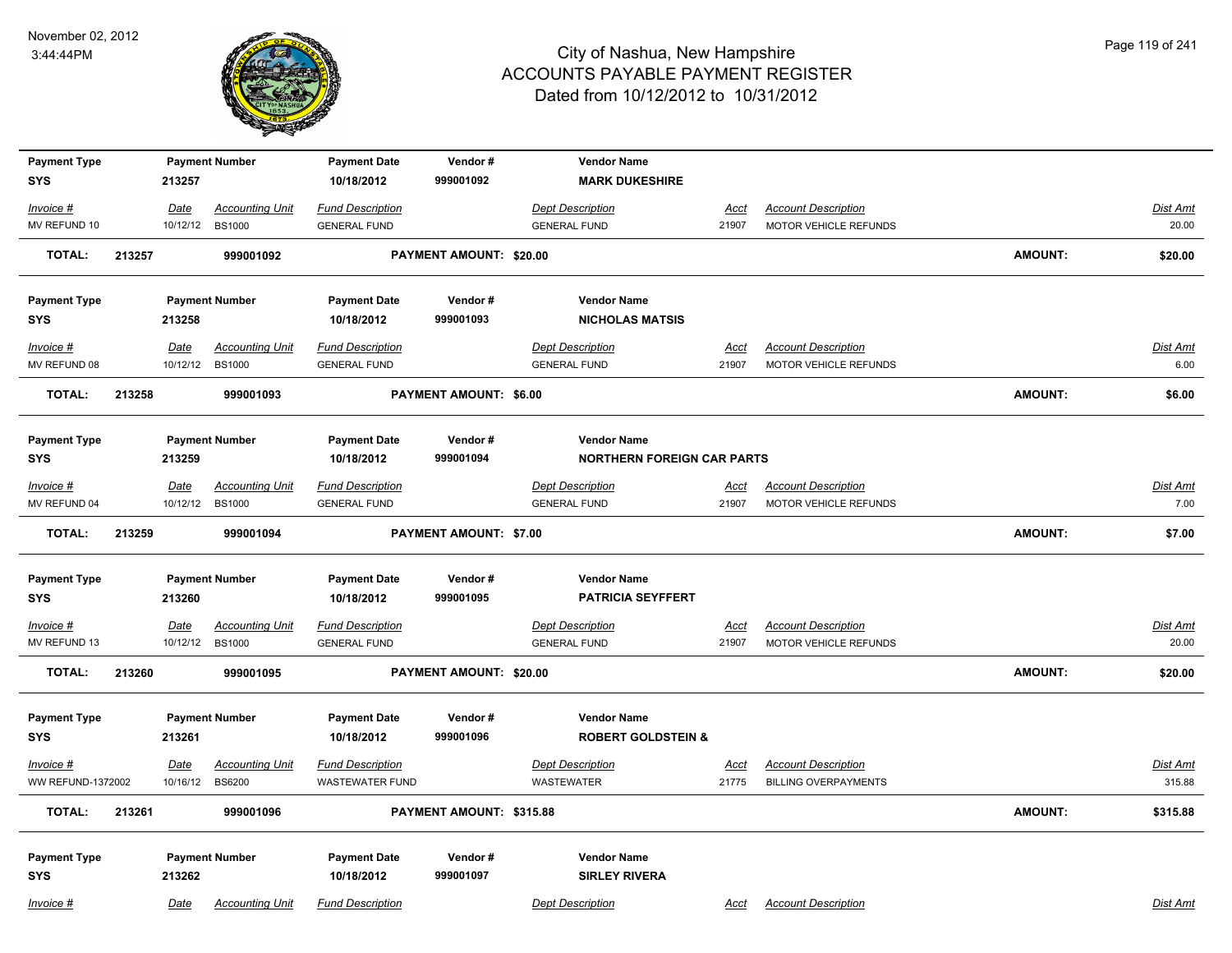# City of Nashua, New Hampshire
## ACCOUNTS PAYABLE PAYMENT REGISTER
### Dated from 10/12/2012 to 10/31/2012

November 02, 2012
3:44:44PM

| Payment Type | Payment Number | Payment Date | Vendor # | Vendor Name |
|---|---|---|---|---|
| SYS | 213257 | 10/18/2012 | 999001092 | MARK DUKESHIRE |

| Invoice # | Date | Accounting Unit | Fund Description | Dept Description | Acct | Account Description | Dist Amt |
|---|---|---|---|---|---|---|---|
| MV REFUND 10 | 10/12/12 | BS1000 | GENERAL FUND | GENERAL FUND | 21907 | MOTOR VEHICLE REFUNDS | 20.00 |

**TOTAL: 213257 999001092 PAYMENT AMOUNT: $20.00 AMOUNT: $20.00**

| Payment Type | Payment Number | Payment Date | Vendor # | Vendor Name |
|---|---|---|---|---|
| SYS | 213258 | 10/18/2012 | 999001093 | NICHOLAS MATSIS |

| Invoice # | Date | Accounting Unit | Fund Description | Dept Description | Acct | Account Description | Dist Amt |
|---|---|---|---|---|---|---|---|
| MV REFUND 08 | 10/12/12 | BS1000 | GENERAL FUND | GENERAL FUND | 21907 | MOTOR VEHICLE REFUNDS | 6.00 |

**TOTAL: 213258 999001093 PAYMENT AMOUNT: $6.00 AMOUNT: $6.00**

| Payment Type | Payment Number | Payment Date | Vendor # | Vendor Name |
|---|---|---|---|---|
| SYS | 213259 | 10/18/2012 | 999001094 | NORTHERN FOREIGN CAR PARTS |

| Invoice # | Date | Accounting Unit | Fund Description | Dept Description | Acct | Account Description | Dist Amt |
|---|---|---|---|---|---|---|---|
| MV REFUND 04 | 10/12/12 | BS1000 | GENERAL FUND | GENERAL FUND | 21907 | MOTOR VEHICLE REFUNDS | 7.00 |

**TOTAL: 213259 999001094 PAYMENT AMOUNT: $7.00 AMOUNT: $7.00**

| Payment Type | Payment Number | Payment Date | Vendor # | Vendor Name |
|---|---|---|---|---|
| SYS | 213260 | 10/18/2012 | 999001095 | PATRICIA SEYFFERT |

| Invoice # | Date | Accounting Unit | Fund Description | Dept Description | Acct | Account Description | Dist Amt |
|---|---|---|---|---|---|---|---|
| MV REFUND 13 | 10/12/12 | BS1000 | GENERAL FUND | GENERAL FUND | 21907 | MOTOR VEHICLE REFUNDS | 20.00 |

**TOTAL: 213260 999001095 PAYMENT AMOUNT: $20.00 AMOUNT: $20.00**

| Payment Type | Payment Number | Payment Date | Vendor # | Vendor Name |
|---|---|---|---|---|
| SYS | 213261 | 10/18/2012 | 999001096 | ROBERT GOLDSTEIN & |

| Invoice # | Date | Accounting Unit | Fund Description | Dept Description | Acct | Account Description | Dist Amt |
|---|---|---|---|---|---|---|---|
| WW REFUND-1372002 | 10/16/12 | BS6200 | WASTEWATER FUND | WASTEWATER | 21775 | BILLING OVERPAYMENTS | 315.88 |

**TOTAL: 213261 999001096 PAYMENT AMOUNT: $315.88 AMOUNT: $315.88**

| Payment Type | Payment Number | Payment Date | Vendor # | Vendor Name |
|---|---|---|---|---|
| SYS | 213262 | 10/18/2012 | 999001097 | SIRLEY RIVERA |

| Invoice # | Date | Accounting Unit | Fund Description | Dept Description | Acct | Account Description | Dist Amt |
|---|---|---|---|---|---|---|---|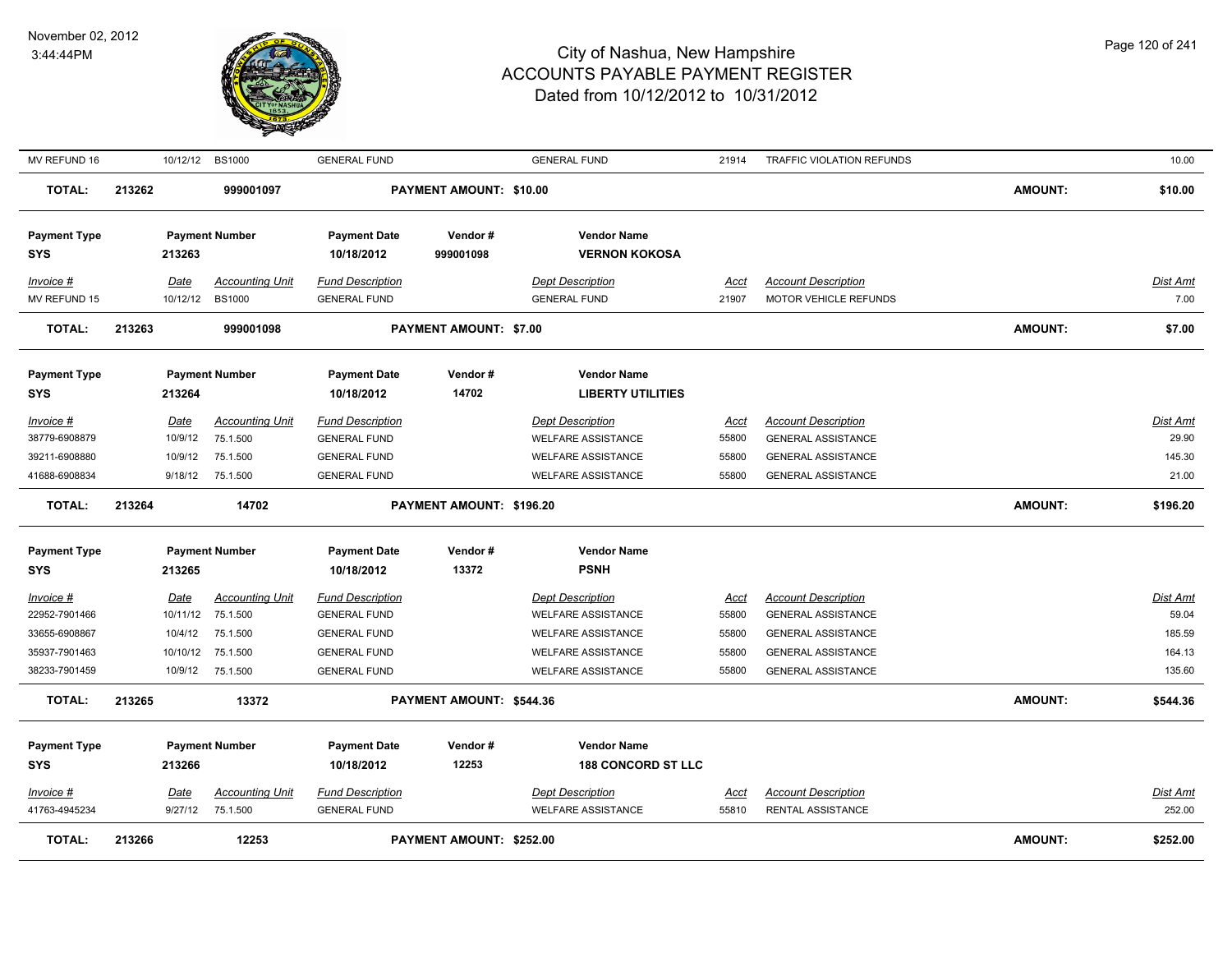| MV REFUND 16 | 10/12/12 | BS1000 | GENERAL FUND | | GENERAL FUND | 21914 | TRAFFIC VIOLATION REFUNDS | | 10.00 |
|---|---|---|---|---|---|---|---|---|---|
| **TOTAL:** | **213262** | **999001097** | | **PAYMENT AMOUNT: $10.00** | | | | **AMOUNT:** | **$10.00** |

| **Payment Type** | **Payment Number** | | **Payment Date** | **Vendor #** | **Vendor Name** | | | | |
|---|---|---|---|---|---|---|---|---|---|
| **SYS** | **213263** | | **10/18/2012** | **999001098** | **VERNON KOKOSA** | | | | |
| *Invoice #* | *Date* | *Accounting Unit* | *Fund Description* | | *Dept Description* | *Acct* | *Account Description* | | *Dist Amt* |
| MV REFUND 15 | 10/12/12 | BS1000 | GENERAL FUND | | GENERAL FUND | 21907 | MOTOR VEHICLE REFUNDS | | 7.00 |
| **TOTAL:** | **213263** | **999001098** | | **PAYMENT AMOUNT: $7.00** | | | | **AMOUNT:** | **$7.00** |

| **Payment Type** | **Payment Number** | | **Payment Date** | **Vendor #** | **Vendor Name** | | | | |
|---|---|---|---|---|---|---|---|---|---|
| **SYS** | **213264** | | **10/18/2012** | **14702** | **LIBERTY UTILITIES** | | | | |
| *Invoice #* | *Date* | *Accounting Unit* | *Fund Description* | | *Dept Description* | *Acct* | *Account Description* | | *Dist Amt* |
| 38779-6908879 | 10/9/12 | 75.1.500 | GENERAL FUND | | WELFARE ASSISTANCE | 55800 | GENERAL ASSISTANCE | | 29.90 |
| 39211-6908880 | 10/9/12 | 75.1.500 | GENERAL FUND | | WELFARE ASSISTANCE | 55800 | GENERAL ASSISTANCE | | 145.30 |
| 41688-6908834 | 9/18/12 | 75.1.500 | GENERAL FUND | | WELFARE ASSISTANCE | 55800 | GENERAL ASSISTANCE | | 21.00 |
| **TOTAL:** | **213264** | **14702** | | **PAYMENT AMOUNT: $196.20** | | | | **AMOUNT:** | **$196.20** |

| **Payment Type** | **Payment Number** | | **Payment Date** | **Vendor #** | **Vendor Name** | | | | |
|---|---|---|---|---|---|---|---|---|---|
| **SYS** | **213265** | | **10/18/2012** | **13372** | **PSNH** | | | | |
| *Invoice #* | *Date* | *Accounting Unit* | *Fund Description* | | *Dept Description* | *Acct* | *Account Description* | | *Dist Amt* |
| 22952-7901466 | 10/11/12 | 75.1.500 | GENERAL FUND | | WELFARE ASSISTANCE | 55800 | GENERAL ASSISTANCE | | 59.04 |
| 33655-6908867 | 10/4/12 | 75.1.500 | GENERAL FUND | | WELFARE ASSISTANCE | 55800 | GENERAL ASSISTANCE | | 185.59 |
| 35937-7901463 | 10/10/12 | 75.1.500 | GENERAL FUND | | WELFARE ASSISTANCE | 55800 | GENERAL ASSISTANCE | | 164.13 |
| 38233-7901459 | 10/9/12 | 75.1.500 | GENERAL FUND | | WELFARE ASSISTANCE | 55800 | GENERAL ASSISTANCE | | 135.60 |
| **TOTAL:** | **213265** | **13372** | | **PAYMENT AMOUNT: $544.36** | | | | **AMOUNT:** | **$544.36** |

| **Payment Type** | **Payment Number** | | **Payment Date** | **Vendor #** | **Vendor Name** | | | | |
|---|---|---|---|---|---|---|---|---|---|
| **SYS** | **213266** | | **10/18/2012** | **12253** | **188 CONCORD ST LLC** | | | | |
| *Invoice #* | *Date* | *Accounting Unit* | *Fund Description* | | *Dept Description* | *Acct* | *Account Description* | | *Dist Amt* |
| 41763-4945234 | 9/27/12 | 75.1.500 | GENERAL FUND | | WELFARE ASSISTANCE | 55810 | RENTAL ASSISTANCE | | 252.00 |
| **TOTAL:** | **213266** | **12253** | | **PAYMENT AMOUNT: $252.00** | | | | **AMOUNT:** | **$252.00** |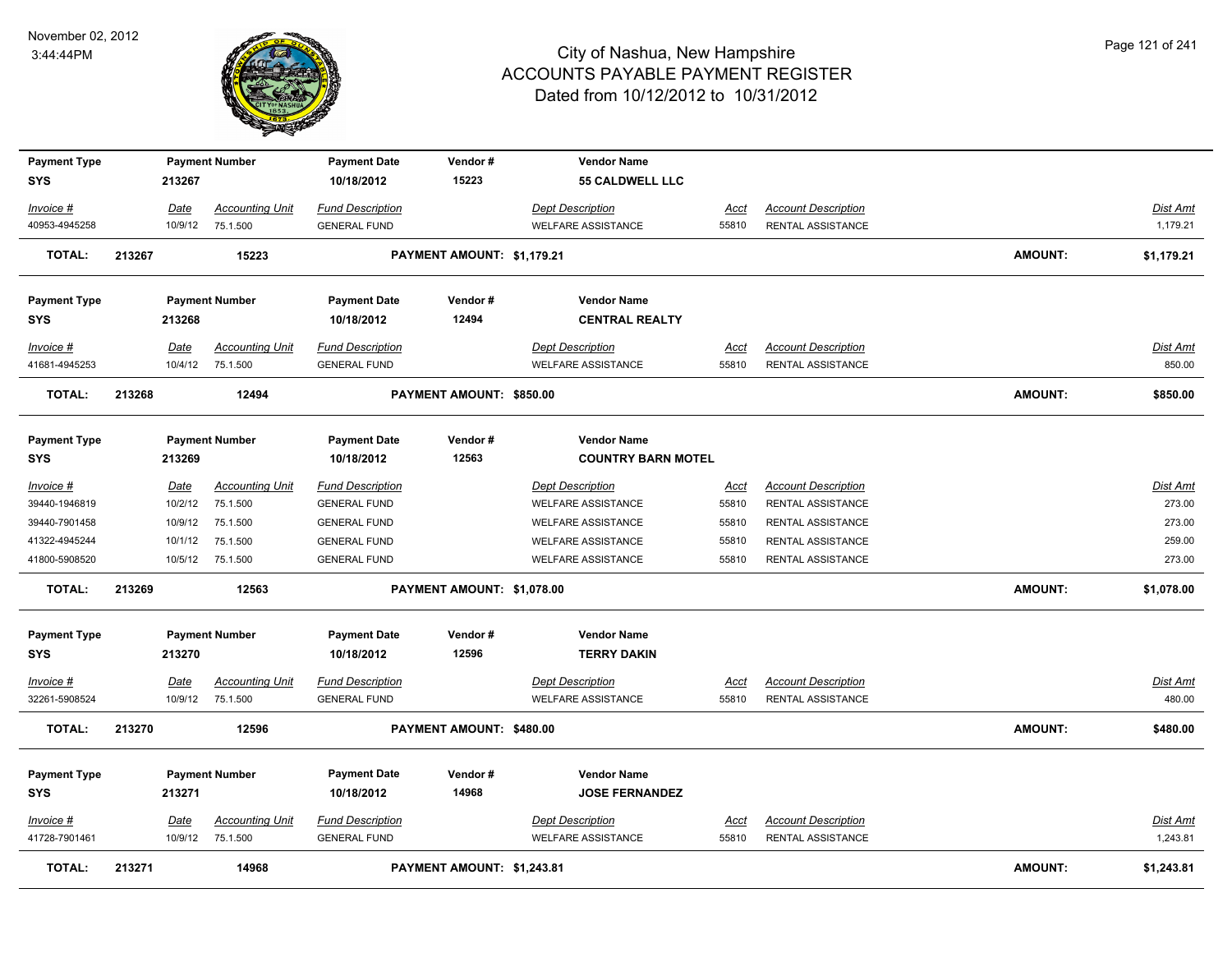# City of Nashua, New Hampshire
## ACCOUNTS PAYABLE PAYMENT REGISTER
### Dated from 10/12/2012 to 10/31/2012

November 02, 2012
3:44:44PM

| Payment Type | Payment Number | Payment Date | Vendor # | Vendor Name |
|---|---|---|---|---|
| SYS | 213267 | 10/18/2012 | 15223 | 55 CALDWELL LLC |

| Invoice # | Date | Accounting Unit | Fund Description | Dept Description | Acct | Account Description | Dist Amt |
|---|---|---|---|---|---|---|---|
| 40953-4945258 | 10/9/12 | 75.1.500 | GENERAL FUND | WELFARE ASSISTANCE | 55810 | RENTAL ASSISTANCE | 1,179.21 |

**TOTAL: 213267 15223 PAYMENT AMOUNT: $1,179.21 AMOUNT: $1,179.21**

| Payment Type | Payment Number | Payment Date | Vendor # | Vendor Name |
|---|---|---|---|---|
| SYS | 213268 | 10/18/2012 | 12494 | CENTRAL REALTY |

| Invoice # | Date | Accounting Unit | Fund Description | Dept Description | Acct | Account Description | Dist Amt |
|---|---|---|---|---|---|---|---|
| 41681-4945253 | 10/4/12 | 75.1.500 | GENERAL FUND | WELFARE ASSISTANCE | 55810 | RENTAL ASSISTANCE | 850.00 |

**TOTAL: 213268 12494 PAYMENT AMOUNT: $850.00 AMOUNT: $850.00**

| Payment Type | Payment Number | Payment Date | Vendor # | Vendor Name |
|---|---|---|---|---|
| SYS | 213269 | 10/18/2012 | 12563 | COUNTRY BARN MOTEL |

| Invoice # | Date | Accounting Unit | Fund Description | Dept Description | Acct | Account Description | Dist Amt |
|---|---|---|---|---|---|---|---|
| 39440-1946819 | 10/2/12 | 75.1.500 | GENERAL FUND | WELFARE ASSISTANCE | 55810 | RENTAL ASSISTANCE | 273.00 |
| 39440-7901458 | 10/9/12 | 75.1.500 | GENERAL FUND | WELFARE ASSISTANCE | 55810 | RENTAL ASSISTANCE | 273.00 |
| 41322-4945244 | 10/1/12 | 75.1.500 | GENERAL FUND | WELFARE ASSISTANCE | 55810 | RENTAL ASSISTANCE | 259.00 |
| 41800-5908520 | 10/5/12 | 75.1.500 | GENERAL FUND | WELFARE ASSISTANCE | 55810 | RENTAL ASSISTANCE | 273.00 |

**TOTAL: 213269 12563 PAYMENT AMOUNT: $1,078.00 AMOUNT: $1,078.00**

| Payment Type | Payment Number | Payment Date | Vendor # | Vendor Name |
|---|---|---|---|---|
| SYS | 213270 | 10/18/2012 | 12596 | TERRY DAKIN |

| Invoice # | Date | Accounting Unit | Fund Description | Dept Description | Acct | Account Description | Dist Amt |
|---|---|---|---|---|---|---|---|
| 32261-5908524 | 10/9/12 | 75.1.500 | GENERAL FUND | WELFARE ASSISTANCE | 55810 | RENTAL ASSISTANCE | 480.00 |

**TOTAL: 213270 12596 PAYMENT AMOUNT: $480.00 AMOUNT: $480.00**

| Payment Type | Payment Number | Payment Date | Vendor # | Vendor Name |
|---|---|---|---|---|
| SYS | 213271 | 10/18/2012 | 14968 | JOSE FERNANDEZ |

| Invoice # | Date | Accounting Unit | Fund Description | Dept Description | Acct | Account Description | Dist Amt |
|---|---|---|---|---|---|---|---|
| 41728-7901461 | 10/9/12 | 75.1.500 | GENERAL FUND | WELFARE ASSISTANCE | 55810 | RENTAL ASSISTANCE | 1,243.81 |

**TOTAL: 213271 14968 PAYMENT AMOUNT: $1,243.81 AMOUNT: $1,243.81**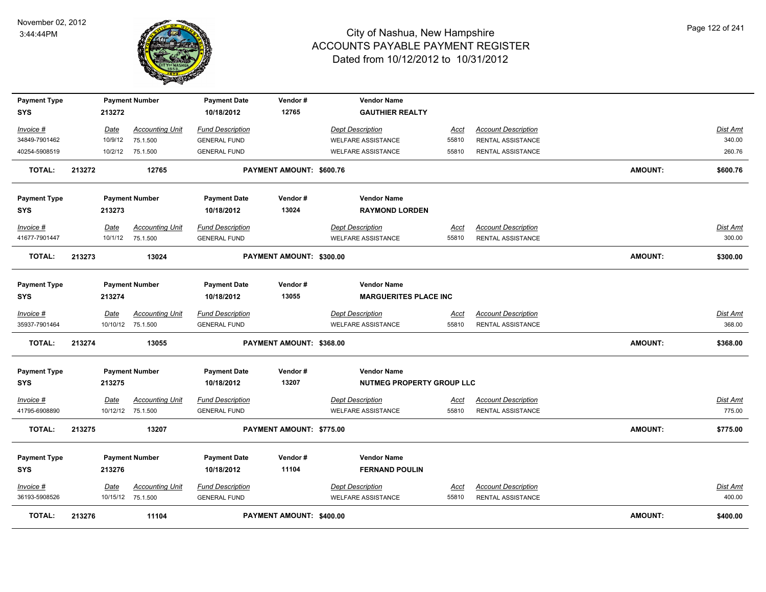# City of Nashua, New Hampshire
## ACCOUNTS PAYABLE PAYMENT REGISTER
### Dated from 10/12/2012 to 10/31/2012

November 02, 2012
3:44:44PM

| Payment Type | Payment Number | Payment Date | Vendor # | Vendor Name |
|---|---|---|---|---|
| SYS | 213272 | 10/18/2012 | 12765 | GAUTHIER REALTY |

| Invoice # | Date | Accounting Unit | Fund Description | Dept Description | Acct | Account Description | Dist Amt |
|---|---|---|---|---|---|---|---|
| 34849-7901462 | 10/9/12 | 75.1.500 | GENERAL FUND | WELFARE ASSISTANCE | 55810 | RENTAL ASSISTANCE | 340.00 |
| 40254-5908519 | 10/2/12 | 75.1.500 | GENERAL FUND | WELFARE ASSISTANCE | 55810 | RENTAL ASSISTANCE | 260.76 |

**TOTAL: 213272 12765 PAYMENT AMOUNT: $600.76 AMOUNT: $600.76**

| Payment Type | Payment Number | Payment Date | Vendor # | Vendor Name |
|---|---|---|---|---|
| SYS | 213273 | 10/18/2012 | 13024 | RAYMOND LORDEN |

| Invoice # | Date | Accounting Unit | Fund Description | Dept Description | Acct | Account Description | Dist Amt |
|---|---|---|---|---|---|---|---|
| 41677-7901447 | 10/1/12 | 75.1.500 | GENERAL FUND | WELFARE ASSISTANCE | 55810 | RENTAL ASSISTANCE | 300.00 |

**TOTAL: 213273 13024 PAYMENT AMOUNT: $300.00 AMOUNT: $300.00**

| Payment Type | Payment Number | Payment Date | Vendor # | Vendor Name |
|---|---|---|---|---|
| SYS | 213274 | 10/18/2012 | 13055 | MARGUERITES PLACE INC |

| Invoice # | Date | Accounting Unit | Fund Description | Dept Description | Acct | Account Description | Dist Amt |
|---|---|---|---|---|---|---|---|
| 35937-7901464 | 10/10/12 | 75.1.500 | GENERAL FUND | WELFARE ASSISTANCE | 55810 | RENTAL ASSISTANCE | 368.00 |

**TOTAL: 213274 13055 PAYMENT AMOUNT: $368.00 AMOUNT: $368.00**

| Payment Type | Payment Number | Payment Date | Vendor # | Vendor Name |
|---|---|---|---|---|
| SYS | 213275 | 10/18/2012 | 13207 | NUTMEG PROPERTY GROUP LLC |

| Invoice # | Date | Accounting Unit | Fund Description | Dept Description | Acct | Account Description | Dist Amt |
|---|---|---|---|---|---|---|---|
| 41795-6908890 | 10/12/12 | 75.1.500 | GENERAL FUND | WELFARE ASSISTANCE | 55810 | RENTAL ASSISTANCE | 775.00 |

**TOTAL: 213275 13207 PAYMENT AMOUNT: $775.00 AMOUNT: $775.00**

| Payment Type | Payment Number | Payment Date | Vendor # | Vendor Name |
|---|---|---|---|---|
| SYS | 213276 | 10/18/2012 | 11104 | FERNAND POULIN |

| Invoice # | Date | Accounting Unit | Fund Description | Dept Description | Acct | Account Description | Dist Amt |
|---|---|---|---|---|---|---|---|
| 36193-5908526 | 10/15/12 | 75.1.500 | GENERAL FUND | WELFARE ASSISTANCE | 55810 | RENTAL ASSISTANCE | 400.00 |

**TOTAL: 213276 11104 PAYMENT AMOUNT: $400.00 AMOUNT: $400.00**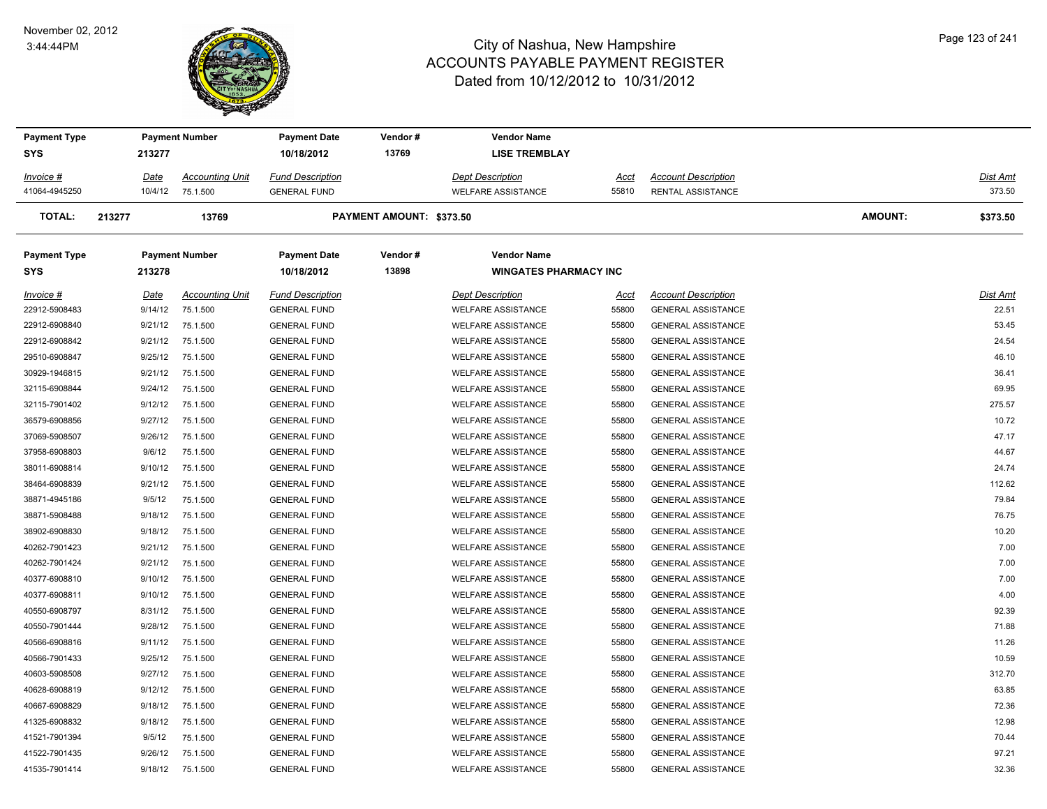# City of Nashua, New Hampshire
## ACCOUNTS PAYABLE PAYMENT REGISTER
### Dated from 10/12/2012 to 10/31/2012

November 02, 2012
3:44:44PM

| Payment Type | Payment Number | Payment Date | Vendor # | Vendor Name |
|---|---|---|---|---|
| SYS | 213277 | 10/18/2012 | 13769 | LISE TREMBLAY |

| Invoice # | Date | Accounting Unit | Fund Description | Dept Description | Acct | Account Description | Dist Amt |
|---|---|---|---|---|---|---|---|
| 41064-4945250 | 10/4/12 | 75.1.500 | GENERAL FUND | WELFARE ASSISTANCE | 55810 | RENTAL ASSISTANCE | 373.50 |

**TOTAL: 213277 13769 PAYMENT AMOUNT: $373.50 AMOUNT: $373.50**

| Payment Type | Payment Number | Payment Date | Vendor # | Vendor Name |
|---|---|---|---|---|
| SYS | 213278 | 10/18/2012 | 13898 | WINGATES PHARMACY INC |

| Invoice # | Date | Accounting Unit | Fund Description | Dept Description | Acct | Account Description | Dist Amt |
|---|---|---|---|---|---|---|---|
| 22912-5908483 | 9/14/12 | 75.1.500 | GENERAL FUND | WELFARE ASSISTANCE | 55800 | GENERAL ASSISTANCE | 22.51 |
| 22912-6908840 | 9/21/12 | 75.1.500 | GENERAL FUND | WELFARE ASSISTANCE | 55800 | GENERAL ASSISTANCE | 53.45 |
| 22912-6908842 | 9/21/12 | 75.1.500 | GENERAL FUND | WELFARE ASSISTANCE | 55800 | GENERAL ASSISTANCE | 24.54 |
| 29510-6908847 | 9/25/12 | 75.1.500 | GENERAL FUND | WELFARE ASSISTANCE | 55800 | GENERAL ASSISTANCE | 46.10 |
| 30929-1946815 | 9/21/12 | 75.1.500 | GENERAL FUND | WELFARE ASSISTANCE | 55800 | GENERAL ASSISTANCE | 36.41 |
| 32115-6908844 | 9/24/12 | 75.1.500 | GENERAL FUND | WELFARE ASSISTANCE | 55800 | GENERAL ASSISTANCE | 69.95 |
| 32115-7901402 | 9/12/12 | 75.1.500 | GENERAL FUND | WELFARE ASSISTANCE | 55800 | GENERAL ASSISTANCE | 275.57 |
| 36579-6908856 | 9/27/12 | 75.1.500 | GENERAL FUND | WELFARE ASSISTANCE | 55800 | GENERAL ASSISTANCE | 10.72 |
| 37069-5908507 | 9/26/12 | 75.1.500 | GENERAL FUND | WELFARE ASSISTANCE | 55800 | GENERAL ASSISTANCE | 47.17 |
| 37958-6908803 | 9/6/12 | 75.1.500 | GENERAL FUND | WELFARE ASSISTANCE | 55800 | GENERAL ASSISTANCE | 44.67 |
| 38011-6908814 | 9/10/12 | 75.1.500 | GENERAL FUND | WELFARE ASSISTANCE | 55800 | GENERAL ASSISTANCE | 24.74 |
| 38464-6908839 | 9/21/12 | 75.1.500 | GENERAL FUND | WELFARE ASSISTANCE | 55800 | GENERAL ASSISTANCE | 112.62 |
| 38871-4945186 | 9/5/12 | 75.1.500 | GENERAL FUND | WELFARE ASSISTANCE | 55800 | GENERAL ASSISTANCE | 79.84 |
| 38871-5908488 | 9/18/12 | 75.1.500 | GENERAL FUND | WELFARE ASSISTANCE | 55800 | GENERAL ASSISTANCE | 76.75 |
| 38902-6908830 | 9/18/12 | 75.1.500 | GENERAL FUND | WELFARE ASSISTANCE | 55800 | GENERAL ASSISTANCE | 10.20 |
| 40262-7901423 | 9/21/12 | 75.1.500 | GENERAL FUND | WELFARE ASSISTANCE | 55800 | GENERAL ASSISTANCE | 7.00 |
| 40262-7901424 | 9/21/12 | 75.1.500 | GENERAL FUND | WELFARE ASSISTANCE | 55800 | GENERAL ASSISTANCE | 7.00 |
| 40377-6908810 | 9/10/12 | 75.1.500 | GENERAL FUND | WELFARE ASSISTANCE | 55800 | GENERAL ASSISTANCE | 7.00 |
| 40377-6908811 | 9/10/12 | 75.1.500 | GENERAL FUND | WELFARE ASSISTANCE | 55800 | GENERAL ASSISTANCE | 4.00 |
| 40550-6908797 | 8/31/12 | 75.1.500 | GENERAL FUND | WELFARE ASSISTANCE | 55800 | GENERAL ASSISTANCE | 92.39 |
| 40550-7901444 | 9/28/12 | 75.1.500 | GENERAL FUND | WELFARE ASSISTANCE | 55800 | GENERAL ASSISTANCE | 71.88 |
| 40566-6908816 | 9/11/12 | 75.1.500 | GENERAL FUND | WELFARE ASSISTANCE | 55800 | GENERAL ASSISTANCE | 11.26 |
| 40566-7901433 | 9/25/12 | 75.1.500 | GENERAL FUND | WELFARE ASSISTANCE | 55800 | GENERAL ASSISTANCE | 10.59 |
| 40603-5908508 | 9/27/12 | 75.1.500 | GENERAL FUND | WELFARE ASSISTANCE | 55800 | GENERAL ASSISTANCE | 312.70 |
| 40628-6908819 | 9/12/12 | 75.1.500 | GENERAL FUND | WELFARE ASSISTANCE | 55800 | GENERAL ASSISTANCE | 63.85 |
| 40667-6908829 | 9/18/12 | 75.1.500 | GENERAL FUND | WELFARE ASSISTANCE | 55800 | GENERAL ASSISTANCE | 72.36 |
| 41325-6908832 | 9/18/12 | 75.1.500 | GENERAL FUND | WELFARE ASSISTANCE | 55800 | GENERAL ASSISTANCE | 12.98 |
| 41521-7901394 | 9/5/12 | 75.1.500 | GENERAL FUND | WELFARE ASSISTANCE | 55800 | GENERAL ASSISTANCE | 70.44 |
| 41522-7901435 | 9/26/12 | 75.1.500 | GENERAL FUND | WELFARE ASSISTANCE | 55800 | GENERAL ASSISTANCE | 97.21 |
| 41535-7901414 | 9/18/12 | 75.1.500 | GENERAL FUND | WELFARE ASSISTANCE | 55800 | GENERAL ASSISTANCE | 32.36 |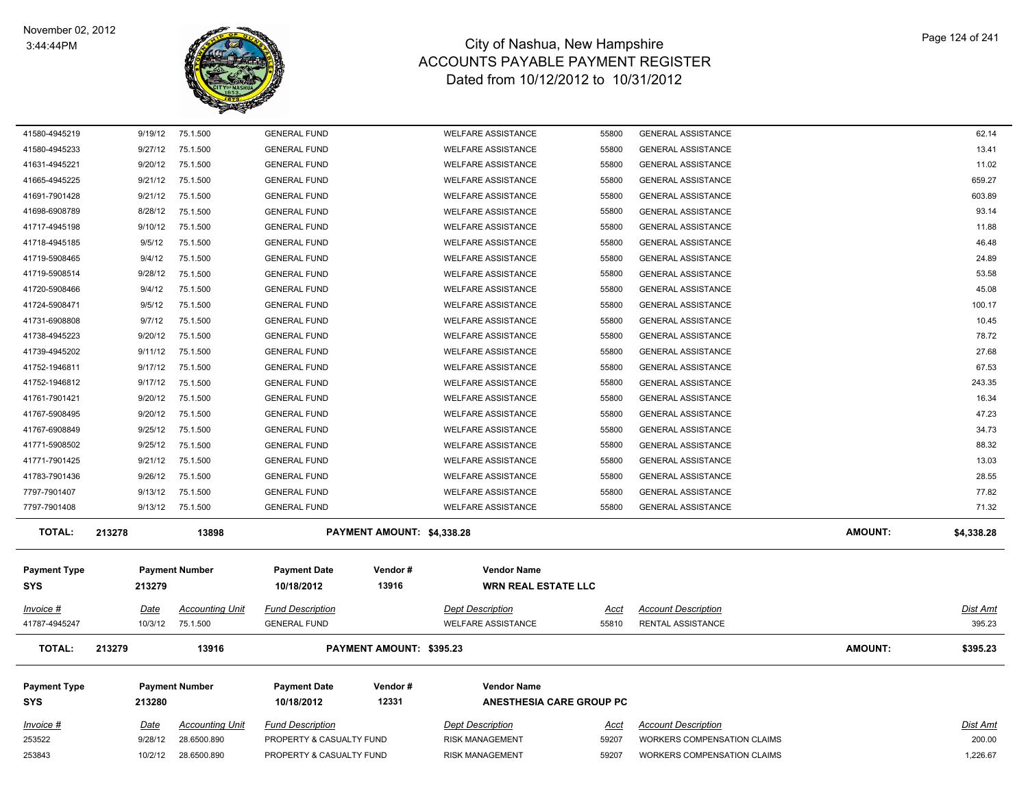# City of Nashua, New Hampshire
## ACCOUNTS PAYABLE PAYMENT REGISTER
### Dated from 10/12/2012 to 10/31/2012

November 02, 2012
3:44:44PM

| Invoice # | Date | Accounting Unit | Fund Description | Dept Description | Acct | Account Description | Dist Amt |
|---|---|---|---|---|---|---|---|
| 41580-4945219 | 9/19/12 | 75.1.500 | GENERAL FUND | WELFARE ASSISTANCE | 55800 | GENERAL ASSISTANCE | 62.14 |
| 41580-4945233 | 9/27/12 | 75.1.500 | GENERAL FUND | WELFARE ASSISTANCE | 55800 | GENERAL ASSISTANCE | 13.41 |
| 41631-4945221 | 9/20/12 | 75.1.500 | GENERAL FUND | WELFARE ASSISTANCE | 55800 | GENERAL ASSISTANCE | 11.02 |
| 41665-4945225 | 9/21/12 | 75.1.500 | GENERAL FUND | WELFARE ASSISTANCE | 55800 | GENERAL ASSISTANCE | 659.27 |
| 41691-7901428 | 9/21/12 | 75.1.500 | GENERAL FUND | WELFARE ASSISTANCE | 55800 | GENERAL ASSISTANCE | 603.89 |
| 41698-6908789 | 8/28/12 | 75.1.500 | GENERAL FUND | WELFARE ASSISTANCE | 55800 | GENERAL ASSISTANCE | 93.14 |
| 41717-4945198 | 9/10/12 | 75.1.500 | GENERAL FUND | WELFARE ASSISTANCE | 55800 | GENERAL ASSISTANCE | 11.88 |
| 41718-4945185 | 9/5/12 | 75.1.500 | GENERAL FUND | WELFARE ASSISTANCE | 55800 | GENERAL ASSISTANCE | 46.48 |
| 41719-5908465 | 9/4/12 | 75.1.500 | GENERAL FUND | WELFARE ASSISTANCE | 55800 | GENERAL ASSISTANCE | 24.89 |
| 41719-5908514 | 9/28/12 | 75.1.500 | GENERAL FUND | WELFARE ASSISTANCE | 55800 | GENERAL ASSISTANCE | 53.58 |
| 41720-5908466 | 9/4/12 | 75.1.500 | GENERAL FUND | WELFARE ASSISTANCE | 55800 | GENERAL ASSISTANCE | 45.08 |
| 41724-5908471 | 9/5/12 | 75.1.500 | GENERAL FUND | WELFARE ASSISTANCE | 55800 | GENERAL ASSISTANCE | 100.17 |
| 41731-6908808 | 9/7/12 | 75.1.500 | GENERAL FUND | WELFARE ASSISTANCE | 55800 | GENERAL ASSISTANCE | 10.45 |
| 41738-4945223 | 9/20/12 | 75.1.500 | GENERAL FUND | WELFARE ASSISTANCE | 55800 | GENERAL ASSISTANCE | 78.72 |
| 41739-4945202 | 9/11/12 | 75.1.500 | GENERAL FUND | WELFARE ASSISTANCE | 55800 | GENERAL ASSISTANCE | 27.68 |
| 41752-1946811 | 9/17/12 | 75.1.500 | GENERAL FUND | WELFARE ASSISTANCE | 55800 | GENERAL ASSISTANCE | 67.53 |
| 41752-1946812 | 9/17/12 | 75.1.500 | GENERAL FUND | WELFARE ASSISTANCE | 55800 | GENERAL ASSISTANCE | 243.35 |
| 41761-7901421 | 9/20/12 | 75.1.500 | GENERAL FUND | WELFARE ASSISTANCE | 55800 | GENERAL ASSISTANCE | 16.34 |
| 41767-5908495 | 9/20/12 | 75.1.500 | GENERAL FUND | WELFARE ASSISTANCE | 55800 | GENERAL ASSISTANCE | 47.23 |
| 41767-6908849 | 9/25/12 | 75.1.500 | GENERAL FUND | WELFARE ASSISTANCE | 55800 | GENERAL ASSISTANCE | 34.73 |
| 41771-5908502 | 9/25/12 | 75.1.500 | GENERAL FUND | WELFARE ASSISTANCE | 55800 | GENERAL ASSISTANCE | 88.32 |
| 41771-7901425 | 9/21/12 | 75.1.500 | GENERAL FUND | WELFARE ASSISTANCE | 55800 | GENERAL ASSISTANCE | 13.03 |
| 41783-7901436 | 9/26/12 | 75.1.500 | GENERAL FUND | WELFARE ASSISTANCE | 55800 | GENERAL ASSISTANCE | 28.55 |
| 7797-7901407 | 9/13/12 | 75.1.500 | GENERAL FUND | WELFARE ASSISTANCE | 55800 | GENERAL ASSISTANCE | 77.82 |
| 7797-7901408 | 9/13/12 | 75.1.500 | GENERAL FUND | WELFARE ASSISTANCE | 55800 | GENERAL ASSISTANCE | 71.32 |

**TOTAL: 213278 13898 PAYMENT AMOUNT: $4,338.28 AMOUNT: $4,338.28**

| Payment Type | Payment Number | Payment Date | Vendor # | Vendor Name |
|---|---|---|---|---|
| SYS | 213279 | 10/18/2012 | 13916 | WRN REAL ESTATE LLC |

| Invoice # | Date | Accounting Unit | Fund Description | Dept Description | Acct | Account Description | Dist Amt |
|---|---|---|---|---|---|---|---|
| 41787-4945247 | 10/3/12 | 75.1.500 | GENERAL FUND | WELFARE ASSISTANCE | 55810 | RENTAL ASSISTANCE | 395.23 |

**TOTAL: 213279 13916 PAYMENT AMOUNT: $395.23 AMOUNT: $395.23**

| Payment Type | Payment Number | Payment Date | Vendor # | Vendor Name |
|---|---|---|---|---|
| SYS | 213280 | 10/18/2012 | 12331 | ANESTHESIA CARE GROUP PC |

| Invoice # | Date | Accounting Unit | Fund Description | Dept Description | Acct | Account Description | Dist Amt |
|---|---|---|---|---|---|---|---|
| 253522 | 9/28/12 | 28.6500.890 | PROPERTY & CASUALTY FUND | RISK MANAGEMENT | 59207 | WORKERS COMPENSATION CLAIMS | 200.00 |
| 253843 | 10/2/12 | 28.6500.890 | PROPERTY & CASUALTY FUND | RISK MANAGEMENT | 59207 | WORKERS COMPENSATION CLAIMS | 1,226.67 |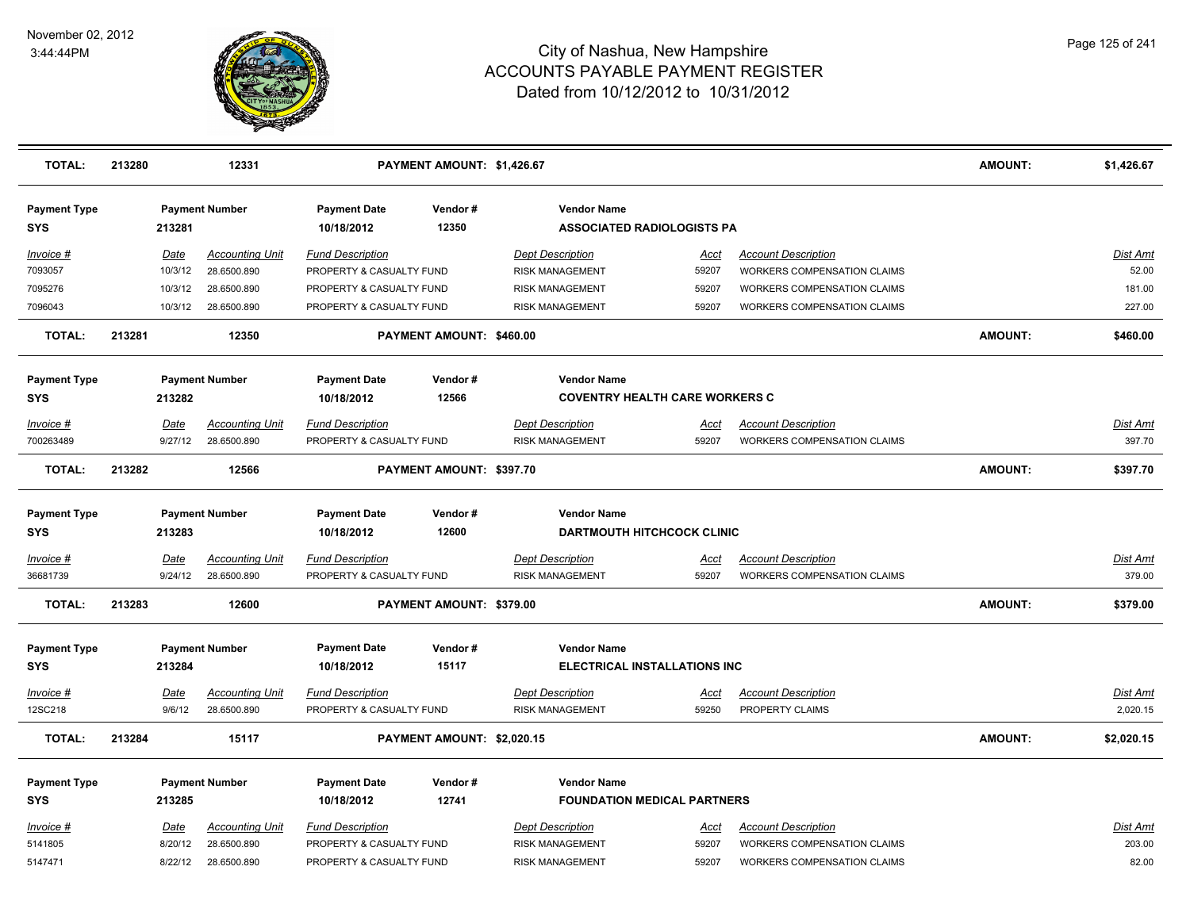| TOTAL: | 213280 | 12331 | PAYMENT AMOUNT: $1,426.67 | AMOUNT: | $1,426.67 |
|---|---|---|---|---|---|

| Payment Type | Payment Number | Payment Date | Vendor # | Vendor Name |
|---|---|---|---|---|
| SYS | 213281 | 10/18/2012 | 12350 | ASSOCIATED RADIOLOGISTS PA |

| Invoice # | Date | Accounting Unit | Fund Description | Dept Description | Acct | Account Description | Dist Amt |
|---|---|---|---|---|---|---|---|
| 7093057 | 10/3/12 | 28.6500.890 | PROPERTY & CASUALTY FUND | RISK MANAGEMENT | 59207 | WORKERS COMPENSATION CLAIMS | 52.00 |
| 7095276 | 10/3/12 | 28.6500.890 | PROPERTY & CASUALTY FUND | RISK MANAGEMENT | 59207 | WORKERS COMPENSATION CLAIMS | 181.00 |
| 7096043 | 10/3/12 | 28.6500.890 | PROPERTY & CASUALTY FUND | RISK MANAGEMENT | 59207 | WORKERS COMPENSATION CLAIMS | 227.00 |

| TOTAL: | 213281 | 12350 | PAYMENT AMOUNT: $460.00 | AMOUNT: | $460.00 |
|---|---|---|---|---|---|

| Payment Type | Payment Number | Payment Date | Vendor # | Vendor Name |
|---|---|---|---|---|
| SYS | 213282 | 10/18/2012 | 12566 | COVENTRY HEALTH CARE WORKERS C |

| Invoice # | Date | Accounting Unit | Fund Description | Dept Description | Acct | Account Description | Dist Amt |
|---|---|---|---|---|---|---|---|
| 700263489 | 9/27/12 | 28.6500.890 | PROPERTY & CASUALTY FUND | RISK MANAGEMENT | 59207 | WORKERS COMPENSATION CLAIMS | 397.70 |

| TOTAL: | 213282 | 12566 | PAYMENT AMOUNT: $397.70 | AMOUNT: | $397.70 |
|---|---|---|---|---|---|

| Payment Type | Payment Number | Payment Date | Vendor # | Vendor Name |
|---|---|---|---|---|
| SYS | 213283 | 10/18/2012 | 12600 | DARTMOUTH HITCHCOCK CLINIC |

| Invoice # | Date | Accounting Unit | Fund Description | Dept Description | Acct | Account Description | Dist Amt |
|---|---|---|---|---|---|---|---|
| 36681739 | 9/24/12 | 28.6500.890 | PROPERTY & CASUALTY FUND | RISK MANAGEMENT | 59207 | WORKERS COMPENSATION CLAIMS | 379.00 |

| TOTAL: | 213283 | 12600 | PAYMENT AMOUNT: $379.00 | AMOUNT: | $379.00 |
|---|---|---|---|---|---|

| Payment Type | Payment Number | Payment Date | Vendor # | Vendor Name |
|---|---|---|---|---|
| SYS | 213284 | 10/18/2012 | 15117 | ELECTRICAL INSTALLATIONS INC |

| Invoice # | Date | Accounting Unit | Fund Description | Dept Description | Acct | Account Description | Dist Amt |
|---|---|---|---|---|---|---|---|
| 12SC218 | 9/6/12 | 28.6500.890 | PROPERTY & CASUALTY FUND | RISK MANAGEMENT | 59250 | PROPERTY CLAIMS | 2,020.15 |

| TOTAL: | 213284 | 15117 | PAYMENT AMOUNT: $2,020.15 | AMOUNT: | $2,020.15 |
|---|---|---|---|---|---|

| Payment Type | Payment Number | Payment Date | Vendor # | Vendor Name |
|---|---|---|---|---|
| SYS | 213285 | 10/18/2012 | 12741 | FOUNDATION MEDICAL PARTNERS |

| Invoice # | Date | Accounting Unit | Fund Description | Dept Description | Acct | Account Description | Dist Amt |
|---|---|---|---|---|---|---|---|
| 5141805 | 8/20/12 | 28.6500.890 | PROPERTY & CASUALTY FUND | RISK MANAGEMENT | 59207 | WORKERS COMPENSATION CLAIMS | 203.00 |
| 5147471 | 8/22/12 | 28.6500.890 | PROPERTY & CASUALTY FUND | RISK MANAGEMENT | 59207 | WORKERS COMPENSATION CLAIMS | 82.00 |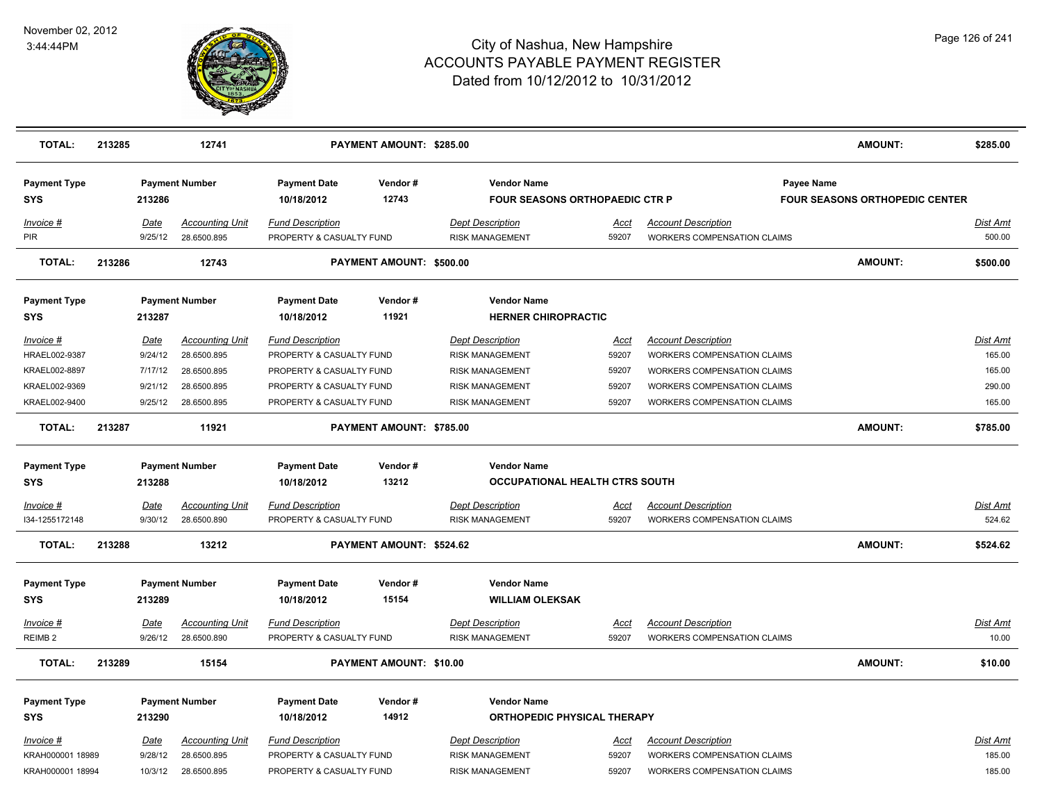| TOTAL: | 213285 | 12741 | PAYMENT AMOUNT: $285.00 | | | AMOUNT: | $285.00 |
|---|---|---|---|---|---|---|---|

| Payment Type | Payment Number | Payment Date | Vendor # | Vendor Name | Payee Name |
|---|---|---|---|---|---|
| SYS | 213286 | 10/18/2012 | 12743 | FOUR SEASONS ORTHOPAEDIC CTR P | FOUR SEASONS ORTHOPEDIC CENTER |

| Invoice # | Date | Accounting Unit | Fund Description | Dept Description | Acct | Account Description | Dist Amt |
|---|---|---|---|---|---|---|---|
| PIR | 9/25/12 | 28.6500.895 | PROPERTY & CASUALTY FUND | RISK MANAGEMENT | 59207 | WORKERS COMPENSATION CLAIMS | 500.00 |

| TOTAL: | 213286 | 12743 | PAYMENT AMOUNT: $500.00 | AMOUNT: | $500.00 |
|---|---|---|---|---|---|

| Payment Type | Payment Number | Payment Date | Vendor # | Vendor Name |
|---|---|---|---|---|
| SYS | 213287 | 10/18/2012 | 11921 | HERNER CHIROPRACTIC |

| Invoice # | Date | Accounting Unit | Fund Description | Dept Description | Acct | Account Description | Dist Amt |
|---|---|---|---|---|---|---|---|
| HRAEL002-9387 | 9/24/12 | 28.6500.895 | PROPERTY & CASUALTY FUND | RISK MANAGEMENT | 59207 | WORKERS COMPENSATION CLAIMS | 165.00 |
| KRAEL002-8897 | 7/17/12 | 28.6500.895 | PROPERTY & CASUALTY FUND | RISK MANAGEMENT | 59207 | WORKERS COMPENSATION CLAIMS | 165.00 |
| KRAEL002-9369 | 9/21/12 | 28.6500.895 | PROPERTY & CASUALTY FUND | RISK MANAGEMENT | 59207 | WORKERS COMPENSATION CLAIMS | 290.00 |
| KRAEL002-9400 | 9/25/12 | 28.6500.895 | PROPERTY & CASUALTY FUND | RISK MANAGEMENT | 59207 | WORKERS COMPENSATION CLAIMS | 165.00 |

| TOTAL: | 213287 | 11921 | PAYMENT AMOUNT: $785.00 | AMOUNT: | $785.00 |
|---|---|---|---|---|---|

| Payment Type | Payment Number | Payment Date | Vendor # | Vendor Name |
|---|---|---|---|---|
| SYS | 213288 | 10/18/2012 | 13212 | OCCUPATIONAL HEALTH CTRS SOUTH |

| Invoice # | Date | Accounting Unit | Fund Description | Dept Description | Acct | Account Description | Dist Amt |
|---|---|---|---|---|---|---|---|
| I34-1255172148 | 9/30/12 | 28.6500.890 | PROPERTY & CASUALTY FUND | RISK MANAGEMENT | 59207 | WORKERS COMPENSATION CLAIMS | 524.62 |

| TOTAL: | 213288 | 13212 | PAYMENT AMOUNT: $524.62 | AMOUNT: | $524.62 |
|---|---|---|---|---|---|

| Payment Type | Payment Number | Payment Date | Vendor # | Vendor Name |
|---|---|---|---|---|
| SYS | 213289 | 10/18/2012 | 15154 | WILLIAM OLEKSAK |

| Invoice # | Date | Accounting Unit | Fund Description | Dept Description | Acct | Account Description | Dist Amt |
|---|---|---|---|---|---|---|---|
| REIMB 2 | 9/26/12 | 28.6500.890 | PROPERTY & CASUALTY FUND | RISK MANAGEMENT | 59207 | WORKERS COMPENSATION CLAIMS | 10.00 |

| TOTAL: | 213289 | 15154 | PAYMENT AMOUNT: $10.00 | AMOUNT: | $10.00 |
|---|---|---|---|---|---|

| Payment Type | Payment Number | Payment Date | Vendor # | Vendor Name |
|---|---|---|---|---|
| SYS | 213290 | 10/18/2012 | 14912 | ORTHOPEDIC PHYSICAL THERAPY |

| Invoice # | Date | Accounting Unit | Fund Description | Dept Description | Acct | Account Description | Dist Amt |
|---|---|---|---|---|---|---|---|
| KRAH000001 18989 | 9/28/12 | 28.6500.895 | PROPERTY & CASUALTY FUND | RISK MANAGEMENT | 59207 | WORKERS COMPENSATION CLAIMS | 185.00 |
| KRAH000001 18994 | 10/3/12 | 28.6500.895 | PROPERTY & CASUALTY FUND | RISK MANAGEMENT | 59207 | WORKERS COMPENSATION CLAIMS | 185.00 |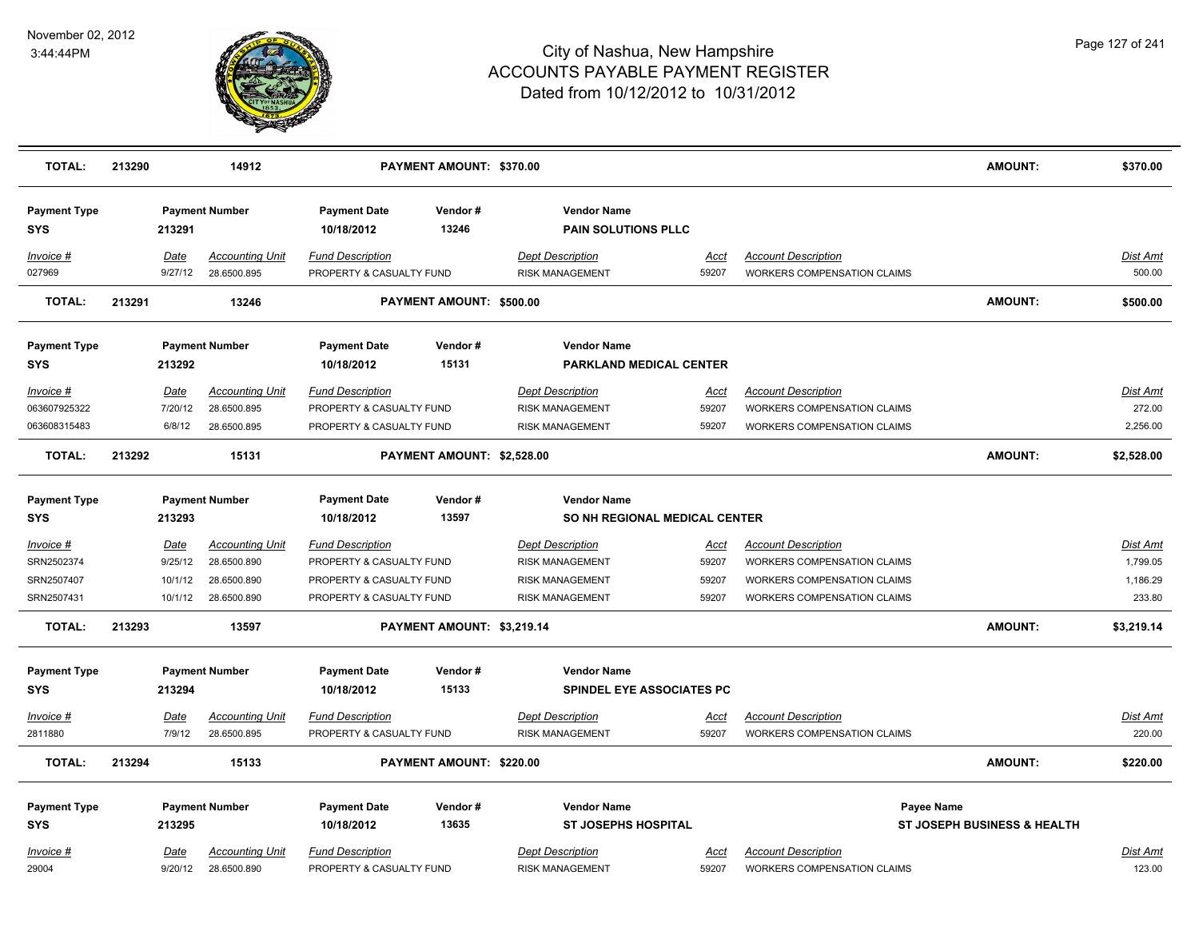# City of Nashua, New Hampshire
# ACCOUNTS PAYABLE PAYMENT REGISTER
## Dated from 10/12/2012 to 10/31/2012

November 02, 2012
3:44:44PM

| TOTAL: | 213290 | 14912 | PAYMENT AMOUNT: $370.00 | AMOUNT: | $370.00 |
|---|---|---|---|---|---|

| Payment Type | Payment Number | Payment Date | Vendor # | Vendor Name |
|---|---|---|---|---|
| SYS | 213291 | 10/18/2012 | 13246 | PAIN SOLUTIONS PLLC |

| Invoice # | Date | Accounting Unit | Fund Description | Dept Description | Acct | Account Description | Dist Amt |
|---|---|---|---|---|---|---|---|
| 027969 | 9/27/12 | 28.6500.895 | PROPERTY & CASUALTY FUND | RISK MANAGEMENT | 59207 | WORKERS COMPENSATION CLAIMS | 500.00 |

| TOTAL: | 213291 | 13246 | PAYMENT AMOUNT: $500.00 | AMOUNT: | $500.00 |
|---|---|---|---|---|---|

| Payment Type | Payment Number | Payment Date | Vendor # | Vendor Name |
|---|---|---|---|---|
| SYS | 213292 | 10/18/2012 | 15131 | PARKLAND MEDICAL CENTER |

| Invoice # | Date | Accounting Unit | Fund Description | Dept Description | Acct | Account Description | Dist Amt |
|---|---|---|---|---|---|---|---|
| 063607925322 | 7/20/12 | 28.6500.895 | PROPERTY & CASUALTY FUND | RISK MANAGEMENT | 59207 | WORKERS COMPENSATION CLAIMS | 272.00 |
| 063608315483 | 6/8/12 | 28.6500.895 | PROPERTY & CASUALTY FUND | RISK MANAGEMENT | 59207 | WORKERS COMPENSATION CLAIMS | 2,256.00 |

| TOTAL: | 213292 | 15131 | PAYMENT AMOUNT: $2,528.00 | AMOUNT: | $2,528.00 |
|---|---|---|---|---|---|

| Payment Type | Payment Number | Payment Date | Vendor # | Vendor Name |
|---|---|---|---|---|
| SYS | 213293 | 10/18/2012 | 13597 | SO NH REGIONAL MEDICAL CENTER |

| Invoice # | Date | Accounting Unit | Fund Description | Dept Description | Acct | Account Description | Dist Amt |
|---|---|---|---|---|---|---|---|
| SRN2502374 | 9/25/12 | 28.6500.890 | PROPERTY & CASUALTY FUND | RISK MANAGEMENT | 59207 | WORKERS COMPENSATION CLAIMS | 1,799.05 |
| SRN2507407 | 10/1/12 | 28.6500.890 | PROPERTY & CASUALTY FUND | RISK MANAGEMENT | 59207 | WORKERS COMPENSATION CLAIMS | 1,186.29 |
| SRN2507431 | 10/1/12 | 28.6500.890 | PROPERTY & CASUALTY FUND | RISK MANAGEMENT | 59207 | WORKERS COMPENSATION CLAIMS | 233.80 |

| TOTAL: | 213293 | 13597 | PAYMENT AMOUNT: $3,219.14 | AMOUNT: | $3,219.14 |
|---|---|---|---|---|---|

| Payment Type | Payment Number | Payment Date | Vendor # | Vendor Name |
|---|---|---|---|---|
| SYS | 213294 | 10/18/2012 | 15133 | SPINDEL EYE ASSOCIATES PC |

| Invoice # | Date | Accounting Unit | Fund Description | Dept Description | Acct | Account Description | Dist Amt |
|---|---|---|---|---|---|---|---|
| 2811880 | 7/9/12 | 28.6500.895 | PROPERTY & CASUALTY FUND | RISK MANAGEMENT | 59207 | WORKERS COMPENSATION CLAIMS | 220.00 |

| TOTAL: | 213294 | 15133 | PAYMENT AMOUNT: $220.00 | AMOUNT: | $220.00 |
|---|---|---|---|---|---|

| Payment Type | Payment Number | Payment Date | Vendor # | Vendor Name | Payee Name |
|---|---|---|---|---|---|
| SYS | 213295 | 10/18/2012 | 13635 | ST JOSEPHS HOSPITAL | ST JOSEPH BUSINESS & HEALTH |

| Invoice # | Date | Accounting Unit | Fund Description | Dept Description | Acct | Account Description | Dist Amt |
|---|---|---|---|---|---|---|---|
| 29004 | 9/20/12 | 28.6500.890 | PROPERTY & CASUALTY FUND | RISK MANAGEMENT | 59207 | WORKERS COMPENSATION CLAIMS | 123.00 |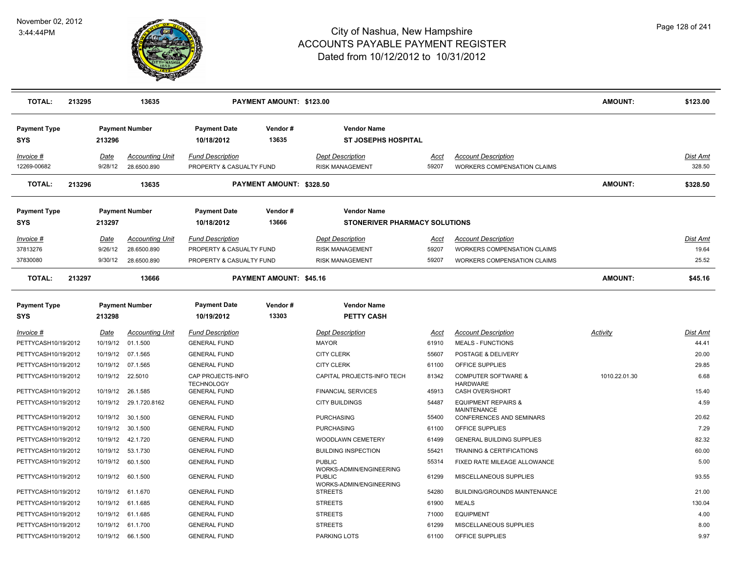# City of Nashua, New Hampshire
## ACCOUNTS PAYABLE PAYMENT REGISTER
### Dated from 10/12/2012 to 10/31/2012

November 02, 2012
3:44:44PM

| TOTAL: | 213295 | 13635 | PAYMENT AMOUNT: $123.00 | AMOUNT: | $123.00 |
|---|---|---|---|---|---|

| Payment Type | Payment Number | Payment Date | Vendor # | Vendor Name |
|---|---|---|---|---|
| SYS | 213296 | 10/18/2012 | 13635 | ST JOSEPHS HOSPITAL |

| Invoice # | Date | Accounting Unit | Fund Description | Dept Description | Acct | Account Description | Dist Amt |
|---|---|---|---|---|---|---|---|
| 12269-00682 | 9/28/12 | 28.6500.890 | PROPERTY & CASUALTY FUND | RISK MANAGEMENT | 59207 | WORKERS COMPENSATION CLAIMS | 328.50 |

| TOTAL: | 213296 | 13635 | PAYMENT AMOUNT: $328.50 | AMOUNT: | $328.50 |
|---|---|---|---|---|---|

| Payment Type | Payment Number | Payment Date | Vendor # | Vendor Name |
|---|---|---|---|---|
| SYS | 213297 | 10/18/2012 | 13666 | STONERIVER PHARMACY SOLUTIONS |

| Invoice # | Date | Accounting Unit | Fund Description | Dept Description | Acct | Account Description | Dist Amt |
|---|---|---|---|---|---|---|---|
| 37813276 | 9/26/12 | 28.6500.890 | PROPERTY & CASUALTY FUND | RISK MANAGEMENT | 59207 | WORKERS COMPENSATION CLAIMS | 19.64 |
| 37830080 | 9/30/12 | 28.6500.890 | PROPERTY & CASUALTY FUND | RISK MANAGEMENT | 59207 | WORKERS COMPENSATION CLAIMS | 25.52 |

| TOTAL: | 213297 | 13666 | PAYMENT AMOUNT: $45.16 | AMOUNT: | $45.16 |
|---|---|---|---|---|---|

| Payment Type | Payment Number | Payment Date | Vendor # | Vendor Name |
|---|---|---|---|---|
| SYS | 213298 | 10/19/2012 | 13303 | PETTY CASH |

| Invoice # | Date | Accounting Unit | Fund Description | Dept Description | Acct | Account Description | Activity | Dist Amt |
|---|---|---|---|---|---|---|---|---|
| PETTYCASH10/19/2012 | 10/19/12 | 01.1.500 | GENERAL FUND | MAYOR | 61910 | MEALS - FUNCTIONS | | 44.41 |
| PETTYCASH10/19/2012 | 10/19/12 | 07.1.565 | GENERAL FUND | CITY CLERK | 55607 | POSTAGE & DELIVERY | | 20.00 |
| PETTYCASH10/19/2012 | 10/19/12 | 07.1.565 | GENERAL FUND | CITY CLERK | 61100 | OFFICE SUPPLIES | | 29.85 |
| PETTYCASH10/19/2012 | 10/19/12 | 22.5010 | CAP PROJECTS-INFO TECHNOLOGY | CAPITAL PROJECTS-INFO TECH | 81342 | COMPUTER SOFTWARE & HARDWARE | 1010.22.01.30 | 6.68 |
| PETTYCASH10/19/2012 | 10/19/12 | 26.1.585 | GENERAL FUND | FINANCIAL SERVICES | 45913 | CASH OVER/SHORT | | 15.40 |
| PETTYCASH10/19/2012 | 10/19/12 | 29.1.720.8162 | GENERAL FUND | CITY BUILDINGS | 54487 | EQUIPMENT REPAIRS & MAINTENANCE | | 4.59 |
| PETTYCASH10/19/2012 | 10/19/12 | 30.1.500 | GENERAL FUND | PURCHASING | 55400 | CONFERENCES AND SEMINARS | | 20.62 |
| PETTYCASH10/19/2012 | 10/19/12 | 30.1.500 | GENERAL FUND | PURCHASING | 61100 | OFFICE SUPPLIES | | 7.29 |
| PETTYCASH10/19/2012 | 10/19/12 | 42.1.720 | GENERAL FUND | WOODLAWN CEMETERY | 61499 | GENERAL BUILDING SUPPLIES | | 82.32 |
| PETTYCASH10/19/2012 | 10/19/12 | 53.1.730 | GENERAL FUND | BUILDING INSPECTION | 55421 | TRAINING & CERTIFICATIONS | | 60.00 |
| PETTYCASH10/19/2012 | 10/19/12 | 60.1.500 | GENERAL FUND | PUBLIC WORKS-ADMIN/ENGINEERING | 55314 | FIXED RATE MILEAGE ALLOWANCE | | 5.00 |
| PETTYCASH10/19/2012 | 10/19/12 | 60.1.500 | GENERAL FUND | PUBLIC WORKS-ADMIN/ENGINEERING | 61299 | MISCELLANEOUS SUPPLIES | | 93.55 |
| PETTYCASH10/19/2012 | 10/19/12 | 61.1.670 | GENERAL FUND | STREETS | 54280 | BUILDING/GROUNDS MAINTENANCE | | 21.00 |
| PETTYCASH10/19/2012 | 10/19/12 | 61.1.685 | GENERAL FUND | STREETS | 61900 | MEALS | | 130.04 |
| PETTYCASH10/19/2012 | 10/19/12 | 61.1.685 | GENERAL FUND | STREETS | 71000 | EQUIPMENT | | 4.00 |
| PETTYCASH10/19/2012 | 10/19/12 | 61.1.700 | GENERAL FUND | STREETS | 61299 | MISCELLANEOUS SUPPLIES | | 8.00 |
| PETTYCASH10/19/2012 | 10/19/12 | 66.1.500 | GENERAL FUND | PARKING LOTS | 61100 | OFFICE SUPPLIES | | 9.97 |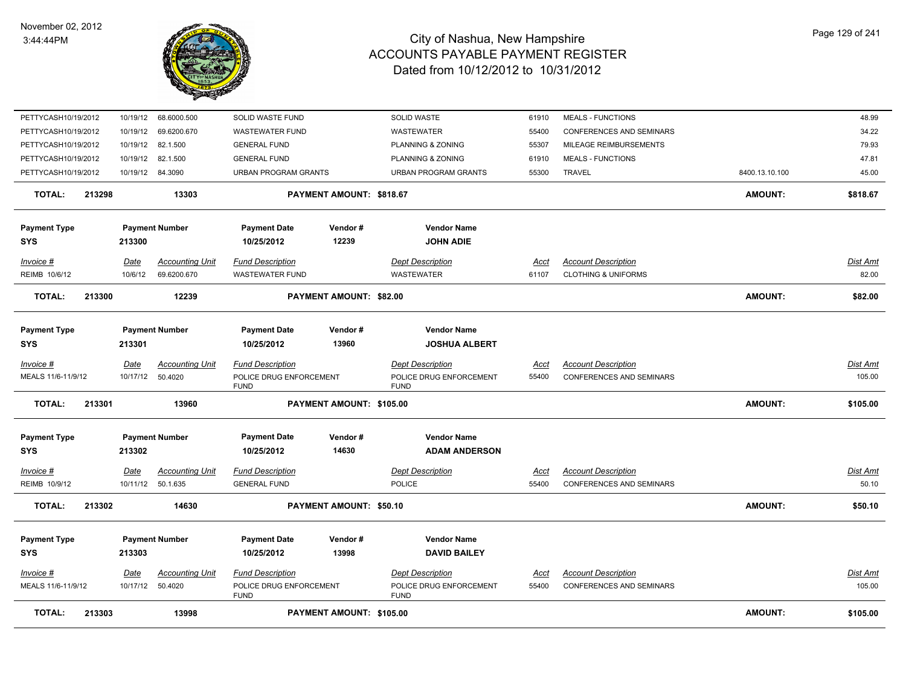# City of Nashua, New Hampshire
# ACCOUNTS PAYABLE PAYMENT REGISTER
## Dated from 10/12/2012 to 10/31/2012

November 02, 2012
3:44:44PM

| Invoice # | Date | Accounting Unit | Fund Description | Dept Description | Acct | Account Description | | Dist Amt |
|---|---|---|---|---|---|---|---|---|
| PETTYCASH10/19/2012 | 10/19/12 | 68.6000.500 | SOLID WASTE FUND | SOLID WASTE | 61910 | MEALS - FUNCTIONS | | 48.99 |
| PETTYCASH10/19/2012 | 10/19/12 | 69.6200.670 | WASTEWATER FUND | WASTEWATER | 55400 | CONFERENCES AND SEMINARS | | 34.22 |
| PETTYCASH10/19/2012 | 10/19/12 | 82.1.500 | GENERAL FUND | PLANNING & ZONING | 55307 | MILEAGE REIMBURSEMENTS | | 79.93 |
| PETTYCASH10/19/2012 | 10/19/12 | 82.1.500 | GENERAL FUND | PLANNING & ZONING | 61910 | MEALS - FUNCTIONS | | 47.81 |
| PETTYCASH10/19/2012 | 10/19/12 | 84.3090 | URBAN PROGRAM GRANTS | URBAN PROGRAM GRANTS | 55300 | TRAVEL | 8400.13.10.100 | 45.00 |
| **TOTAL: 213298** | | **13303** | **PAYMENT AMOUNT: $818.67** | | | | **AMOUNT:** | **$818.67** |

| Payment Type | Payment Number | Payment Date | Vendor # | Vendor Name |
|---|---|---|---|---|
| SYS | 213300 | 10/25/2012 | 12239 | JOHN ADIE |

| Invoice # | Date | Accounting Unit | Fund Description | Dept Description | Acct | Account Description | Dist Amt |
|---|---|---|---|---|---|---|---|
| REIMB 10/6/12 | 10/6/12 | 69.6200.670 | WASTEWATER FUND | WASTEWATER | 61107 | CLOTHING & UNIFORMS | 82.00 |
| **TOTAL: 213300** | | **12239** | **PAYMENT AMOUNT: $82.00** | | | **AMOUNT:** | **$82.00** |

| Payment Type | Payment Number | Payment Date | Vendor # | Vendor Name |
|---|---|---|---|---|
| SYS | 213301 | 10/25/2012 | 13960 | JOSHUA ALBERT |

| Invoice # | Date | Accounting Unit | Fund Description | Dept Description | Acct | Account Description | Dist Amt |
|---|---|---|---|---|---|---|---|
| MEALS 11/6-11/9/12 | 10/17/12 | 50.4020 | POLICE DRUG ENFORCEMENT FUND | POLICE DRUG ENFORCEMENT FUND | 55400 | CONFERENCES AND SEMINARS | 105.00 |
| **TOTAL: 213301** | | **13960** | **PAYMENT AMOUNT: $105.00** | | | **AMOUNT:** | **$105.00** |

| Payment Type | Payment Number | Payment Date | Vendor # | Vendor Name |
|---|---|---|---|---|
| SYS | 213302 | 10/25/2012 | 14630 | ADAM ANDERSON |

| Invoice # | Date | Accounting Unit | Fund Description | Dept Description | Acct | Account Description | Dist Amt |
|---|---|---|---|---|---|---|---|
| REIMB 10/9/12 | 10/11/12 | 50.1.635 | GENERAL FUND | POLICE | 55400 | CONFERENCES AND SEMINARS | 50.10 |
| **TOTAL: 213302** | | **14630** | **PAYMENT AMOUNT: $50.10** | | | **AMOUNT:** | **$50.10** |

| Payment Type | Payment Number | Payment Date | Vendor # | Vendor Name |
|---|---|---|---|---|
| SYS | 213303 | 10/25/2012 | 13998 | DAVID BAILEY |

| Invoice # | Date | Accounting Unit | Fund Description | Dept Description | Acct | Account Description | Dist Amt |
|---|---|---|---|---|---|---|---|
| MEALS 11/6-11/9/12 | 10/17/12 | 50.4020 | POLICE DRUG ENFORCEMENT FUND | POLICE DRUG ENFORCEMENT FUND | 55400 | CONFERENCES AND SEMINARS | 105.00 |
| **TOTAL: 213303** | | **13998** | **PAYMENT AMOUNT: $105.00** | | | **AMOUNT:** | **$105.00** |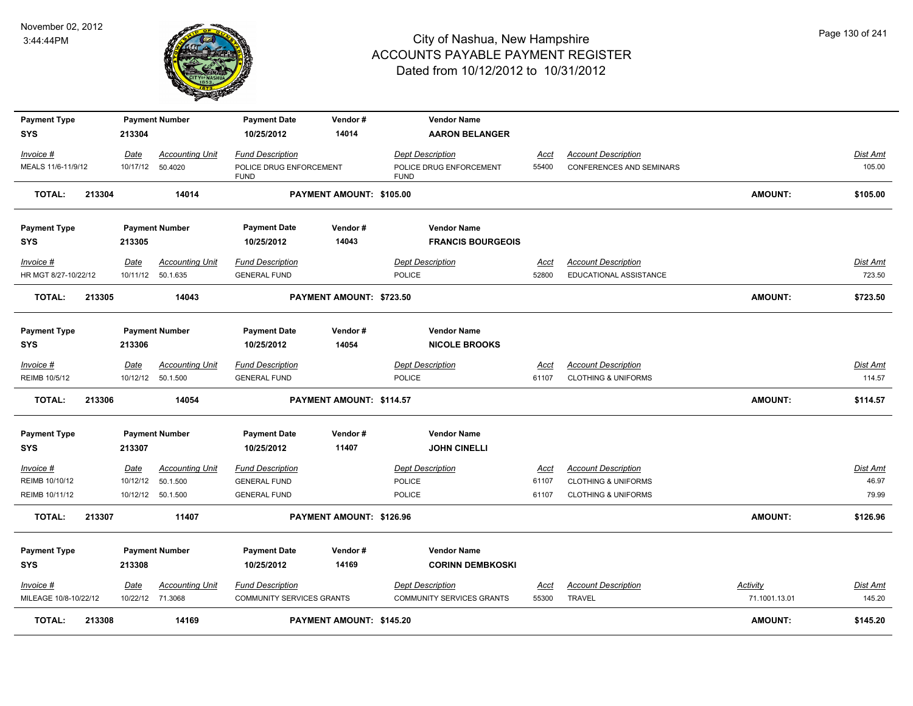# City of Nashua, New Hampshire
## ACCOUNTS PAYABLE PAYMENT REGISTER
### Dated from 10/12/2012 to 10/31/2012

November 02, 2012
3:44:44PM

| Payment Type | Payment Number | Payment Date | Vendor # | Vendor Name |
|---|---|---|---|---|
| SYS | 213304 | 10/25/2012 | 14014 | AARON BELANGER |

| Invoice # | Date | Accounting Unit | Fund Description | Dept Description | Acct | Account Description | Dist Amt |
|---|---|---|---|---|---|---|---|
| MEALS 11/6-11/9/12 | 10/17/12 | 50.4020 | POLICE DRUG ENFORCEMENT FUND | POLICE DRUG ENFORCEMENT FUND | 55400 | CONFERENCES AND SEMINARS | 105.00 |

**TOTAL: 213304 14014 PAYMENT AMOUNT: $105.00 AMOUNT: $105.00**

| Payment Type | Payment Number | Payment Date | Vendor # | Vendor Name |
|---|---|---|---|---|
| SYS | 213305 | 10/25/2012 | 14043 | FRANCIS BOURGEOIS |

| Invoice # | Date | Accounting Unit | Fund Description | Dept Description | Acct | Account Description | Dist Amt |
|---|---|---|---|---|---|---|---|
| HR MGT 8/27-10/22/12 | 10/11/12 | 50.1.635 | GENERAL FUND | POLICE | 52800 | EDUCATIONAL ASSISTANCE | 723.50 |

**TOTAL: 213305 14043 PAYMENT AMOUNT: $723.50 AMOUNT: $723.50**

| Payment Type | Payment Number | Payment Date | Vendor # | Vendor Name |
|---|---|---|---|---|
| SYS | 213306 | 10/25/2012 | 14054 | NICOLE BROOKS |

| Invoice # | Date | Accounting Unit | Fund Description | Dept Description | Acct | Account Description | Dist Amt |
|---|---|---|---|---|---|---|---|
| REIMB 10/5/12 | 10/12/12 | 50.1.500 | GENERAL FUND | POLICE | 61107 | CLOTHING & UNIFORMS | 114.57 |

**TOTAL: 213306 14054 PAYMENT AMOUNT: $114.57 AMOUNT: $114.57**

| Payment Type | Payment Number | Payment Date | Vendor # | Vendor Name |
|---|---|---|---|---|
| SYS | 213307 | 10/25/2012 | 11407 | JOHN CINELLI |

| Invoice # | Date | Accounting Unit | Fund Description | Dept Description | Acct | Account Description | Dist Amt |
|---|---|---|---|---|---|---|---|
| REIMB 10/10/12 | 10/12/12 | 50.1.500 | GENERAL FUND | POLICE | 61107 | CLOTHING & UNIFORMS | 46.97 |
| REIMB 10/11/12 | 10/12/12 | 50.1.500 | GENERAL FUND | POLICE | 61107 | CLOTHING & UNIFORMS | 79.99 |

**TOTAL: 213307 11407 PAYMENT AMOUNT: $126.96 AMOUNT: $126.96**

| Payment Type | Payment Number | Payment Date | Vendor # | Vendor Name |
|---|---|---|---|---|
| SYS | 213308 | 10/25/2012 | 14169 | CORINN DEMBKOSKI |

| Invoice # | Date | Accounting Unit | Fund Description | Dept Description | Acct | Account Description | Activity | Dist Amt |
|---|---|---|---|---|---|---|---|---|
| MILEAGE 10/8-10/22/12 | 10/22/12 | 71.3068 | COMMUNITY SERVICES GRANTS | COMMUNITY SERVICES GRANTS | 55300 | TRAVEL | 71.1001.13.01 | 145.20 |

**TOTAL: 213308 14169 PAYMENT AMOUNT: $145.20 AMOUNT: $145.20**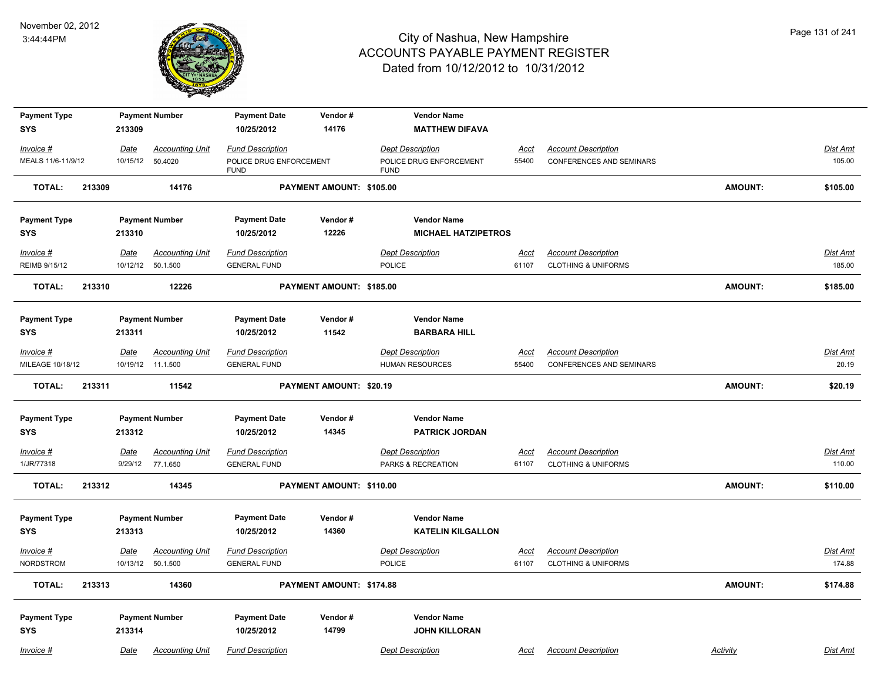# City of Nashua, New Hampshire
# ACCOUNTS PAYABLE PAYMENT REGISTER
## Dated from 10/12/2012 to 10/31/2012

November 02, 2012
3:44:44PM

| Payment Type | Payment Number | Payment Date | Vendor # | Vendor Name |
|---|---|---|---|---|
| SYS | 213309 | 10/25/2012 | 14176 | MATTHEW DIFAVA |

| Invoice # | Date | Accounting Unit | Fund Description | Dept Description | Acct | Account Description | Dist Amt |
|---|---|---|---|---|---|---|---|
| MEALS 11/6-11/9/12 | 10/15/12 | 50.4020 | POLICE DRUG ENFORCEMENT FUND | POLICE DRUG ENFORCEMENT FUND | 55400 | CONFERENCES AND SEMINARS | 105.00 |

**TOTAL: 213309 14176 PAYMENT AMOUNT: $105.00 AMOUNT: $105.00**

| Payment Type | Payment Number | Payment Date | Vendor # | Vendor Name |
|---|---|---|---|---|
| SYS | 213310 | 10/25/2012 | 12226 | MICHAEL HATZIPETROS |

| Invoice # | Date | Accounting Unit | Fund Description | Dept Description | Acct | Account Description | Dist Amt |
|---|---|---|---|---|---|---|---|
| REIMB 9/15/12 | 10/12/12 | 50.1.500 | GENERAL FUND | POLICE | 61107 | CLOTHING & UNIFORMS | 185.00 |

**TOTAL: 213310 12226 PAYMENT AMOUNT: $185.00 AMOUNT: $185.00**

| Payment Type | Payment Number | Payment Date | Vendor # | Vendor Name |
|---|---|---|---|---|
| SYS | 213311 | 10/25/2012 | 11542 | BARBARA HILL |

| Invoice # | Date | Accounting Unit | Fund Description | Dept Description | Acct | Account Description | Dist Amt |
|---|---|---|---|---|---|---|---|
| MILEAGE 10/18/12 | 10/19/12 | 11.1.500 | GENERAL FUND | HUMAN RESOURCES | 55400 | CONFERENCES AND SEMINARS | 20.19 |

**TOTAL: 213311 11542 PAYMENT AMOUNT: $20.19 AMOUNT: $20.19**

| Payment Type | Payment Number | Payment Date | Vendor # | Vendor Name |
|---|---|---|---|---|
| SYS | 213312 | 10/25/2012 | 14345 | PATRICK JORDAN |

| Invoice # | Date | Accounting Unit | Fund Description | Dept Description | Acct | Account Description | Dist Amt |
|---|---|---|---|---|---|---|---|
| 1/JR/77318 | 9/29/12 | 77.1.650 | GENERAL FUND | PARKS & RECREATION | 61107 | CLOTHING & UNIFORMS | 110.00 |

**TOTAL: 213312 14345 PAYMENT AMOUNT: $110.00 AMOUNT: $110.00**

| Payment Type | Payment Number | Payment Date | Vendor # | Vendor Name |
|---|---|---|---|---|
| SYS | 213313 | 10/25/2012 | 14360 | KATELIN KILGALLON |

| Invoice # | Date | Accounting Unit | Fund Description | Dept Description | Acct | Account Description | Dist Amt |
|---|---|---|---|---|---|---|---|
| NORDSTROM | 10/13/12 | 50.1.500 | GENERAL FUND | POLICE | 61107 | CLOTHING & UNIFORMS | 174.88 |

**TOTAL: 213313 14360 PAYMENT AMOUNT: $174.88 AMOUNT: $174.88**

| Payment Type | Payment Number | Payment Date | Vendor # | Vendor Name |
|---|---|---|---|---|
| SYS | 213314 | 10/25/2012 | 14799 | JOHN KILLORAN |

| Invoice # | Date | Accounting Unit | Fund Description | Dept Description | Acct | Account Description | Activity | Dist Amt |
|---|---|---|---|---|---|---|---|---|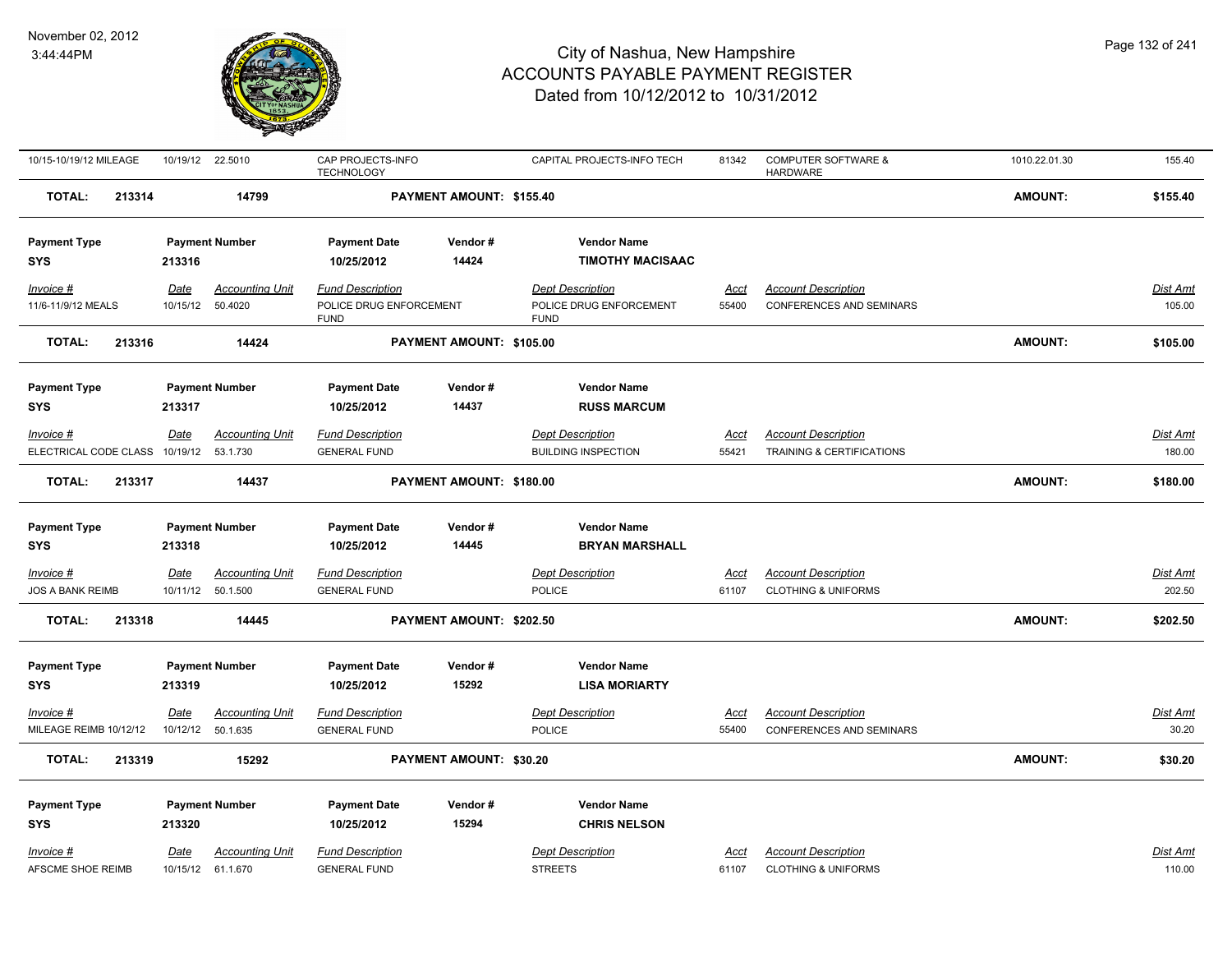# City of Nashua, New Hampshire
## ACCOUNTS PAYABLE PAYMENT REGISTER
### Dated from 10/12/2012 to 10/31/2012

November 02, 2012
3:44:44PM

| Invoice # | Date | Accounting Unit | Fund Description | Dept Description | Acct | Account Description | | Dist Amt |
|---|---|---|---|---|---|---|---|---|
| 10/15-10/19/12 MILEAGE | 10/19/12 | 22.5010 | CAP PROJECTS-INFO TECHNOLOGY | CAPITAL PROJECTS-INFO TECH | 81342 | COMPUTER SOFTWARE & HARDWARE | 1010.22.01.30 | 155.40 |

**TOTAL: 213314 — 14799 — PAYMENT AMOUNT: $155.40 — AMOUNT: $155.40**

| Payment Type | Payment Number | Payment Date | Vendor # | Vendor Name |
|---|---|---|---|---|
| SYS | 213316 | 10/25/2012 | 14424 | TIMOTHY MACISAAC |

| Invoice # | Date | Accounting Unit | Fund Description | Dept Description | Acct | Account Description | Dist Amt |
|---|---|---|---|---|---|---|---|
| 11/6-11/9/12 MEALS | 10/15/12 | 50.4020 | POLICE DRUG ENFORCEMENT FUND | POLICE DRUG ENFORCEMENT FUND | 55400 | CONFERENCES AND SEMINARS | 105.00 |

**TOTAL: 213316 — 14424 — PAYMENT AMOUNT: $105.00 — AMOUNT: $105.00**

| Payment Type | Payment Number | Payment Date | Vendor # | Vendor Name |
|---|---|---|---|---|
| SYS | 213317 | 10/25/2012 | 14437 | RUSS MARCUM |

| Invoice # | Date | Accounting Unit | Fund Description | Dept Description | Acct | Account Description | Dist Amt |
|---|---|---|---|---|---|---|---|
| ELECTRICAL CODE CLASS | 10/19/12 | 53.1.730 | GENERAL FUND | BUILDING INSPECTION | 55421 | TRAINING & CERTIFICATIONS | 180.00 |

**TOTAL: 213317 — 14437 — PAYMENT AMOUNT: $180.00 — AMOUNT: $180.00**

| Payment Type | Payment Number | Payment Date | Vendor # | Vendor Name |
|---|---|---|---|---|
| SYS | 213318 | 10/25/2012 | 14445 | BRYAN MARSHALL |

| Invoice # | Date | Accounting Unit | Fund Description | Dept Description | Acct | Account Description | Dist Amt |
|---|---|---|---|---|---|---|---|
| JOS A BANK REIMB | 10/11/12 | 50.1.500 | GENERAL FUND | POLICE | 61107 | CLOTHING & UNIFORMS | 202.50 |

**TOTAL: 213318 — 14445 — PAYMENT AMOUNT: $202.50 — AMOUNT: $202.50**

| Payment Type | Payment Number | Payment Date | Vendor # | Vendor Name |
|---|---|---|---|---|
| SYS | 213319 | 10/25/2012 | 15292 | LISA MORIARTY |

| Invoice # | Date | Accounting Unit | Fund Description | Dept Description | Acct | Account Description | Dist Amt |
|---|---|---|---|---|---|---|---|
| MILEAGE REIMB 10/12/12 | 10/12/12 | 50.1.635 | GENERAL FUND | POLICE | 55400 | CONFERENCES AND SEMINARS | 30.20 |

**TOTAL: 213319 — 15292 — PAYMENT AMOUNT: $30.20 — AMOUNT: $30.20**

| Payment Type | Payment Number | Payment Date | Vendor # | Vendor Name |
|---|---|---|---|---|
| SYS | 213320 | 10/25/2012 | 15294 | CHRIS NELSON |

| Invoice # | Date | Accounting Unit | Fund Description | Dept Description | Acct | Account Description | Dist Amt |
|---|---|---|---|---|---|---|---|
| AFSCME SHOE REIMB | 10/15/12 | 61.1.670 | GENERAL FUND | STREETS | 61107 | CLOTHING & UNIFORMS | 110.00 |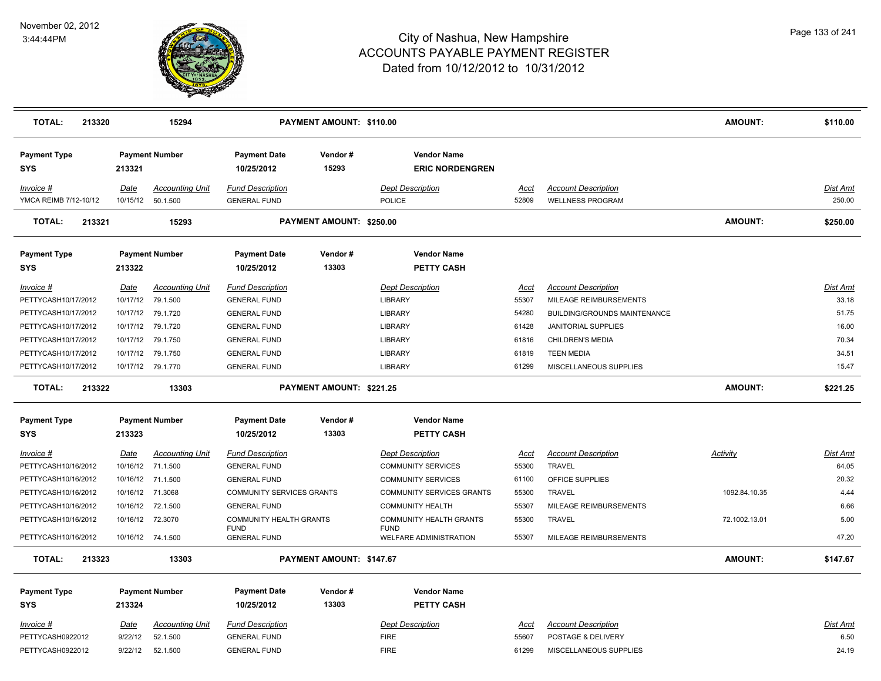# City of Nashua, New Hampshire
# ACCOUNTS PAYABLE PAYMENT REGISTER
## Dated from 10/12/2012 to 10/31/2012

November 02, 2012
3:44:44PM

| TOTAL: | 213320 | 15294 | | PAYMENT AMOUNT: $110.00 | | | | AMOUNT: | $110.00 |
|---|---|---|---|---|---|---|---|---|---|

| Payment Type | Payment Number | | Payment Date | Vendor # | Vendor Name | | | | |
|---|---|---|---|---|---|---|---|---|---|
| SYS | 213321 | | 10/25/2012 | 15293 | ERIC NORDENGREN | | | | |
| *Invoice #* | *Date* | *Accounting Unit* | *Fund Description* | | *Dept Description* | *Acct* | *Account Description* | | *Dist Amt* |
| YMCA REIMB 7/12-10/12 | 10/15/12 | 50.1.500 | GENERAL FUND | | POLICE | 52809 | WELLNESS PROGRAM | | 250.00 |
| **TOTAL:** | **213321** | **15293** | | **PAYMENT AMOUNT: $250.00** | | | | **AMOUNT:** | **$250.00** |

| Payment Type | Payment Number | | Payment Date | Vendor # | Vendor Name | | | | |
|---|---|---|---|---|---|---|---|---|---|
| SYS | 213322 | | 10/25/2012 | 13303 | PETTY CASH | | | | |
| *Invoice #* | *Date* | *Accounting Unit* | *Fund Description* | | *Dept Description* | *Acct* | *Account Description* | | *Dist Amt* |
| PETTYCASH10/17/2012 | 10/17/12 | 79.1.500 | GENERAL FUND | | LIBRARY | 55307 | MILEAGE REIMBURSEMENTS | | 33.18 |
| PETTYCASH10/17/2012 | 10/17/12 | 79.1.720 | GENERAL FUND | | LIBRARY | 54280 | BUILDING/GROUNDS MAINTENANCE | | 51.75 |
| PETTYCASH10/17/2012 | 10/17/12 | 79.1.720 | GENERAL FUND | | LIBRARY | 61428 | JANITORIAL SUPPLIES | | 16.00 |
| PETTYCASH10/17/2012 | 10/17/12 | 79.1.750 | GENERAL FUND | | LIBRARY | 61816 | CHILDREN'S MEDIA | | 70.34 |
| PETTYCASH10/17/2012 | 10/17/12 | 79.1.750 | GENERAL FUND | | LIBRARY | 61819 | TEEN MEDIA | | 34.51 |
| PETTYCASH10/17/2012 | 10/17/12 | 79.1.770 | GENERAL FUND | | LIBRARY | 61299 | MISCELLANEOUS SUPPLIES | | 15.47 |
| **TOTAL:** | **213322** | **13303** | | **PAYMENT AMOUNT: $221.25** | | | | **AMOUNT:** | **$221.25** |

| Payment Type | Payment Number | | Payment Date | Vendor # | Vendor Name | | | | |
|---|---|---|---|---|---|---|---|---|---|
| SYS | 213323 | | 10/25/2012 | 13303 | PETTY CASH | | | | |
| *Invoice #* | *Date* | *Accounting Unit* | *Fund Description* | | *Dept Description* | *Acct* | *Account Description* | *Activity* | *Dist Amt* |
| PETTYCASH10/16/2012 | 10/16/12 | 71.1.500 | GENERAL FUND | | COMMUNITY SERVICES | 55300 | TRAVEL | | 64.05 |
| PETTYCASH10/16/2012 | 10/16/12 | 71.1.500 | GENERAL FUND | | COMMUNITY SERVICES | 61100 | OFFICE SUPPLIES | | 20.32 |
| PETTYCASH10/16/2012 | 10/16/12 | 71.3068 | COMMUNITY SERVICES GRANTS | | COMMUNITY SERVICES GRANTS | 55300 | TRAVEL | 1092.84.10.35 | 4.44 |
| PETTYCASH10/16/2012 | 10/16/12 | 72.1.500 | GENERAL FUND | | COMMUNITY HEALTH | 55307 | MILEAGE REIMBURSEMENTS | | 6.66 |
| PETTYCASH10/16/2012 | 10/16/12 | 72.3070 | COMMUNITY HEALTH GRANTS FUND | | COMMUNITY HEALTH GRANTS FUND | 55300 | TRAVEL | 72.1002.13.01 | 5.00 |
| PETTYCASH10/16/2012 | 10/16/12 | 74.1.500 | GENERAL FUND | | WELFARE ADMINISTRATION | 55307 | MILEAGE REIMBURSEMENTS | | 47.20 |
| **TOTAL:** | **213323** | **13303** | | **PAYMENT AMOUNT: $147.67** | | | | **AMOUNT:** | **$147.67** |

| Payment Type | Payment Number | | Payment Date | Vendor # | Vendor Name | | | | |
|---|---|---|---|---|---|---|---|---|---|
| SYS | 213324 | | 10/25/2012 | 13303 | PETTY CASH | | | | |
| *Invoice #* | *Date* | *Accounting Unit* | *Fund Description* | | *Dept Description* | *Acct* | *Account Description* | | *Dist Amt* |
| PETTYCASH0922012 | 9/22/12 | 52.1.500 | GENERAL FUND | | FIRE | 55607 | POSTAGE & DELIVERY | | 6.50 |
| PETTYCASH0922012 | 9/22/12 | 52.1.500 | GENERAL FUND | | FIRE | 61299 | MISCELLANEOUS SUPPLIES | | 24.19 |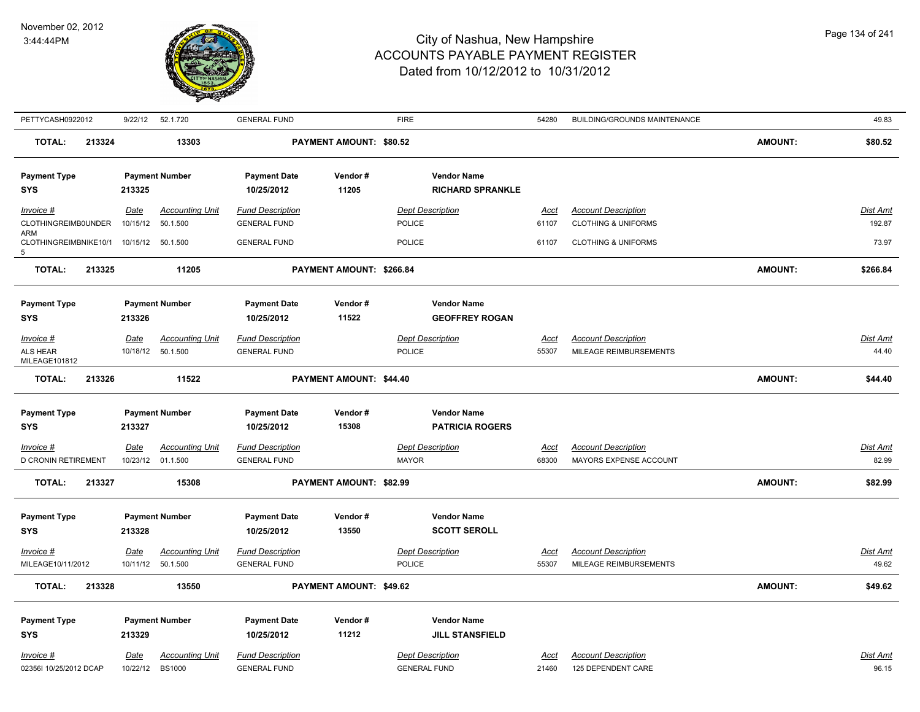| Invoice # | Date | Accounting Unit | Fund Description | Dept Description | Acct | Account Description | Dist Amt |
|---|---|---|---|---|---|---|---|
| PETTYCASH0922012 | 9/22/12 | 52.1.720 | GENERAL FUND | FIRE | 54280 | BUILDING/GROUNDS MAINTENANCE | 49.83 |

**TOTAL: 213324 | 13303 | PAYMENT AMOUNT: $80.52 | AMOUNT: $80.52**

| Payment Type | Payment Number | Payment Date | Vendor # | Vendor Name |
|---|---|---|---|---|
| SYS | 213325 | 10/25/2012 | 11205 | RICHARD SPRANKLE |

| Invoice # | Date | Accounting Unit | Fund Description | Dept Description | Acct | Account Description | Dist Amt |
|---|---|---|---|---|---|---|---|
| CLOTHINGREIMB0UNDER ARM | 10/15/12 | 50.1.500 | GENERAL FUND | POLICE | 61107 | CLOTHING & UNIFORMS | 192.87 |
| CLOTHINGREIMBNIKE10/15 | 10/15/12 | 50.1.500 | GENERAL FUND | POLICE | 61107 | CLOTHING & UNIFORMS | 73.97 |

**TOTAL: 213325 | 11205 | PAYMENT AMOUNT: $266.84 | AMOUNT: $266.84**

| Payment Type | Payment Number | Payment Date | Vendor # | Vendor Name |
|---|---|---|---|---|
| SYS | 213326 | 10/25/2012 | 11522 | GEOFFREY ROGAN |

| Invoice # | Date | Accounting Unit | Fund Description | Dept Description | Acct | Account Description | Dist Amt |
|---|---|---|---|---|---|---|---|
| ALS HEAR MILEAGE101812 | 10/18/12 | 50.1.500 | GENERAL FUND | POLICE | 55307 | MILEAGE REIMBURSEMENTS | 44.40 |

**TOTAL: 213326 | 11522 | PAYMENT AMOUNT: $44.40 | AMOUNT: $44.40**

| Payment Type | Payment Number | Payment Date | Vendor # | Vendor Name |
|---|---|---|---|---|
| SYS | 213327 | 10/25/2012 | 15308 | PATRICIA ROGERS |

| Invoice # | Date | Accounting Unit | Fund Description | Dept Description | Acct | Account Description | Dist Amt |
|---|---|---|---|---|---|---|---|
| D CRONIN RETIREMENT | 10/23/12 | 01.1.500 | GENERAL FUND | MAYOR | 68300 | MAYORS EXPENSE ACCOUNT | 82.99 |

**TOTAL: 213327 | 15308 | PAYMENT AMOUNT: $82.99 | AMOUNT: $82.99**

| Payment Type | Payment Number | Payment Date | Vendor # | Vendor Name |
|---|---|---|---|---|
| SYS | 213328 | 10/25/2012 | 13550 | SCOTT SEROLL |

| Invoice # | Date | Accounting Unit | Fund Description | Dept Description | Acct | Account Description | Dist Amt |
|---|---|---|---|---|---|---|---|
| MILEAGE10/11/2012 | 10/11/12 | 50.1.500 | GENERAL FUND | POLICE | 55307 | MILEAGE REIMBURSEMENTS | 49.62 |

**TOTAL: 213328 | 13550 | PAYMENT AMOUNT: $49.62 | AMOUNT: $49.62**

| Payment Type | Payment Number | Payment Date | Vendor # | Vendor Name |
|---|---|---|---|---|
| SYS | 213329 | 10/25/2012 | 11212 | JILL STANSFIELD |

| Invoice # | Date | Accounting Unit | Fund Description | Dept Description | Acct | Account Description | Dist Amt |
|---|---|---|---|---|---|---|---|
| 02356I 10/25/2012 DCAP | 10/22/12 | BS1000 | GENERAL FUND | GENERAL FUND | 21460 | 125 DEPENDENT CARE | 96.15 |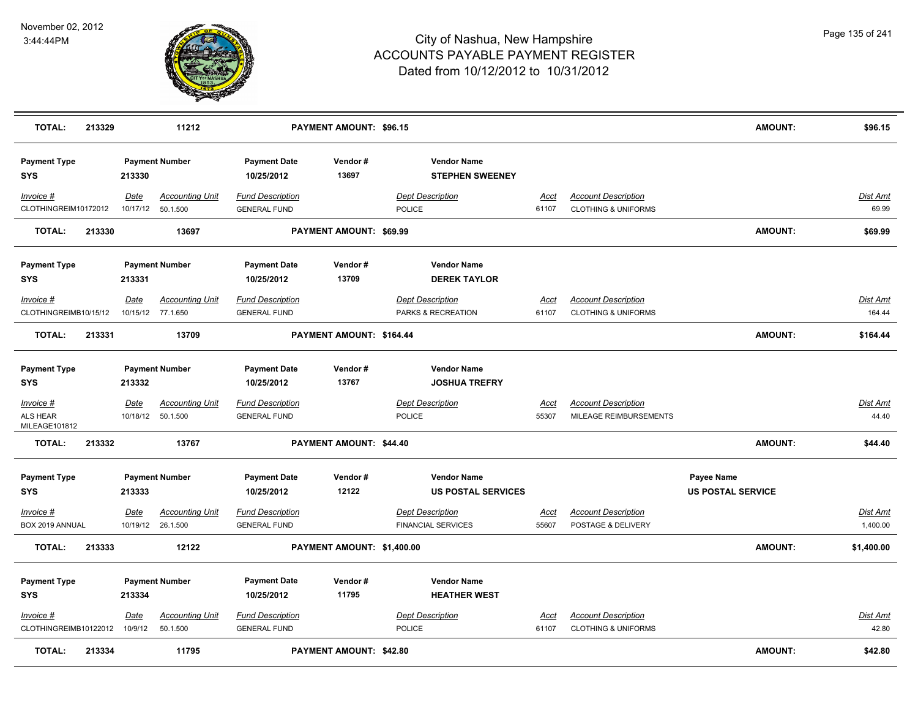# City of Nashua, New Hampshire
## ACCOUNTS PAYABLE PAYMENT REGISTER
### Dated from 10/12/2012 to 10/31/2012

November 02, 2012
3:44:44PM

**TOTAL:** 213329 &nbsp; 11212 &nbsp; **PAYMENT AMOUNT: $96.15** &nbsp; **AMOUNT: $96.15**

| Payment Type | Payment Number | Payment Date | Vendor # | Vendor Name |
|---|---|---|---|---|
| SYS | 213330 | 10/25/2012 | 13697 | STEPHEN SWEENEY |

| Invoice # | Date | Accounting Unit | Fund Description | Dept Description | Acct | Account Description | Dist Amt |
|---|---|---|---|---|---|---|---|
| CLOTHINGREIM10172012 | 10/17/12 | 50.1.500 | GENERAL FUND | POLICE | 61107 | CLOTHING & UNIFORMS | 69.99 |

**TOTAL:** 213330 &nbsp; 13697 &nbsp; **PAYMENT AMOUNT: $69.99** &nbsp; **AMOUNT: $69.99**

| Payment Type | Payment Number | Payment Date | Vendor # | Vendor Name |
|---|---|---|---|---|
| SYS | 213331 | 10/25/2012 | 13709 | DEREK TAYLOR |

| Invoice # | Date | Accounting Unit | Fund Description | Dept Description | Acct | Account Description | Dist Amt |
|---|---|---|---|---|---|---|---|
| CLOTHINGREIMB10/15/12 | 10/15/12 | 77.1.650 | GENERAL FUND | PARKS & RECREATION | 61107 | CLOTHING & UNIFORMS | 164.44 |

**TOTAL:** 213331 &nbsp; 13709 &nbsp; **PAYMENT AMOUNT: $164.44** &nbsp; **AMOUNT: $164.44**

| Payment Type | Payment Number | Payment Date | Vendor # | Vendor Name |
|---|---|---|---|---|
| SYS | 213332 | 10/25/2012 | 13767 | JOSHUA TREFRY |

| Invoice # | Date | Accounting Unit | Fund Description | Dept Description | Acct | Account Description | Dist Amt |
|---|---|---|---|---|---|---|---|
| ALS HEAR MILEAGE101812 | 10/18/12 | 50.1.500 | GENERAL FUND | POLICE | 55307 | MILEAGE REIMBURSEMENTS | 44.40 |

**TOTAL:** 213332 &nbsp; 13767 &nbsp; **PAYMENT AMOUNT: $44.40** &nbsp; **AMOUNT: $44.40**

| Payment Type | Payment Number | Payment Date | Vendor # | Vendor Name | Payee Name |
|---|---|---|---|---|---|
| SYS | 213333 | 10/25/2012 | 12122 | US POSTAL SERVICES | US POSTAL SERVICE |

| Invoice # | Date | Accounting Unit | Fund Description | Dept Description | Acct | Account Description | Dist Amt |
|---|---|---|---|---|---|---|---|
| BOX 2019 ANNUAL | 10/19/12 | 26.1.500 | GENERAL FUND | FINANCIAL SERVICES | 55607 | POSTAGE & DELIVERY | 1,400.00 |

**TOTAL:** 213333 &nbsp; 12122 &nbsp; **PAYMENT AMOUNT: $1,400.00** &nbsp; **AMOUNT: $1,400.00**

| Payment Type | Payment Number | Payment Date | Vendor # | Vendor Name |
|---|---|---|---|---|
| SYS | 213334 | 10/25/2012 | 11795 | HEATHER WEST |

| Invoice # | Date | Accounting Unit | Fund Description | Dept Description | Acct | Account Description | Dist Amt |
|---|---|---|---|---|---|---|---|
| CLOTHINGREIMB10122012 | 10/9/12 | 50.1.500 | GENERAL FUND | POLICE | 61107 | CLOTHING & UNIFORMS | 42.80 |

**TOTAL:** 213334 &nbsp; 11795 &nbsp; **PAYMENT AMOUNT: $42.80** &nbsp; **AMOUNT: $42.80**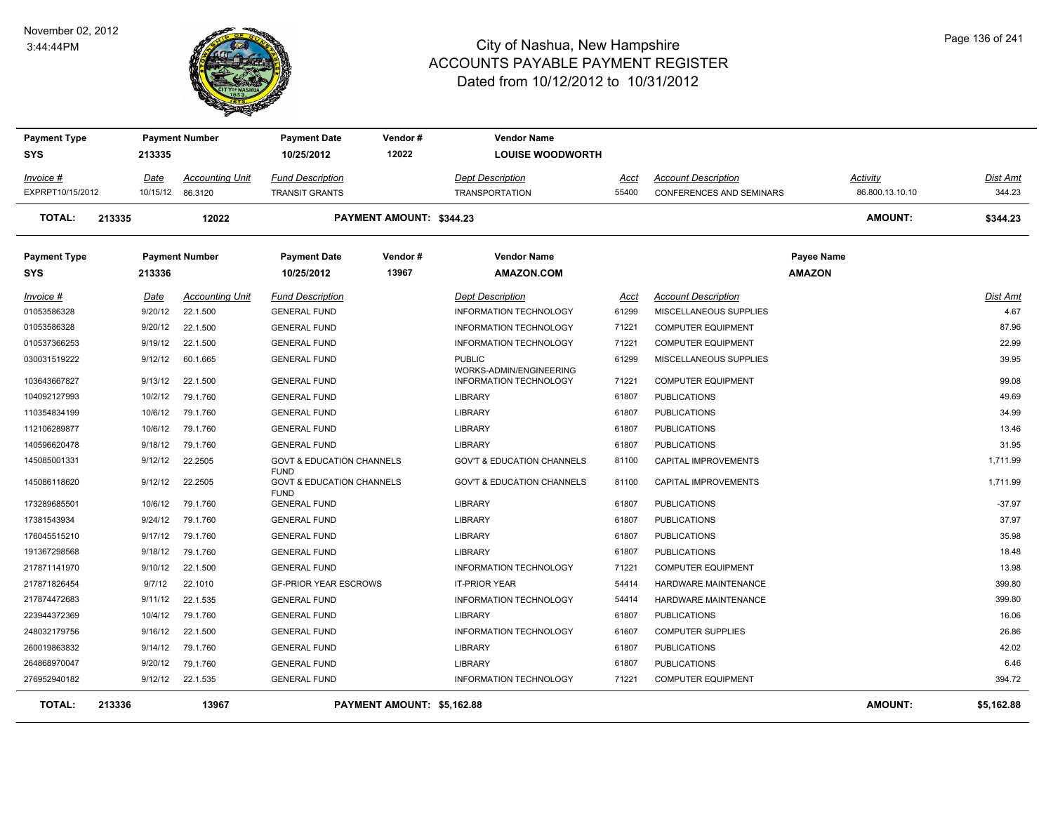November 02, 2012
3:44:44PM

# City of Nashua, New Hampshire
## ACCOUNTS PAYABLE PAYMENT REGISTER
### Dated from 10/12/2012 to 10/31/2012

| Payment Type | Payment Number | Payment Date | Vendor # | Vendor Name |
|---|---|---|---|---|
| SYS | 213335 | 10/25/2012 | 12022 | LOUISE WOODWORTH |

| Invoice # | Date | Accounting Unit | Fund Description | Dept Description | Acct | Account Description | Activity | Dist Amt |
|---|---|---|---|---|---|---|---|---|
| EXPRPT10/15/2012 | 10/15/12 | 86.3120 | TRANSIT GRANTS | TRANSPORTATION | 55400 | CONFERENCES AND SEMINARS | 86.800.13.10.10 | 344.23 |

**TOTAL: 213335 12022 PAYMENT AMOUNT: $344.23 AMOUNT: $344.23**

| Payment Type | Payment Number | Payment Date | Vendor # | Vendor Name | Payee Name |
|---|---|---|---|---|---|
| SYS | 213336 | 10/25/2012 | 13967 | AMAZON.COM | AMAZON |

| Invoice # | Date | Accounting Unit | Fund Description | Dept Description | Acct | Account Description | Dist Amt |
|---|---|---|---|---|---|---|---|
| 01053586328 | 9/20/12 | 22.1.500 | GENERAL FUND | INFORMATION TECHNOLOGY | 61299 | MISCELLANEOUS SUPPLIES | 4.67 |
| 01053586328 | 9/20/12 | 22.1.500 | GENERAL FUND | INFORMATION TECHNOLOGY | 71221 | COMPUTER EQUIPMENT | 87.96 |
| 010537366253 | 9/19/12 | 22.1.500 | GENERAL FUND | INFORMATION TECHNOLOGY | 71221 | COMPUTER EQUIPMENT | 22.99 |
| 030031519222 | 9/12/12 | 60.1.665 | GENERAL FUND | PUBLIC WORKS-ADMIN/ENGINEERING | 61299 | MISCELLANEOUS SUPPLIES | 39.95 |
| 103643667827 | 9/13/12 | 22.1.500 | GENERAL FUND | INFORMATION TECHNOLOGY | 71221 | COMPUTER EQUIPMENT | 99.08 |
| 104092127993 | 10/2/12 | 79.1.760 | GENERAL FUND | LIBRARY | 61807 | PUBLICATIONS | 49.69 |
| 110354834199 | 10/6/12 | 79.1.760 | GENERAL FUND | LIBRARY | 61807 | PUBLICATIONS | 34.99 |
| 112106289877 | 10/6/12 | 79.1.760 | GENERAL FUND | LIBRARY | 61807 | PUBLICATIONS | 13.46 |
| 140596620478 | 9/18/12 | 79.1.760 | GENERAL FUND | LIBRARY | 61807 | PUBLICATIONS | 31.95 |
| 145085001331 | 9/12/12 | 22.2505 | GOVT & EDUCATION CHANNELS FUND | GOV'T & EDUCATION CHANNELS | 81100 | CAPITAL IMPROVEMENTS | 1,711.99 |
| 145086118620 | 9/12/12 | 22.2505 | GOVT & EDUCATION CHANNELS FUND | GOV'T & EDUCATION CHANNELS | 81100 | CAPITAL IMPROVEMENTS | 1,711.99 |
| 173289685501 | 10/6/12 | 79.1.760 | GENERAL FUND | LIBRARY | 61807 | PUBLICATIONS | -37.97 |
| 17381543934 | 9/24/12 | 79.1.760 | GENERAL FUND | LIBRARY | 61807 | PUBLICATIONS | 37.97 |
| 176045515210 | 9/17/12 | 79.1.760 | GENERAL FUND | LIBRARY | 61807 | PUBLICATIONS | 35.98 |
| 191367298568 | 9/18/12 | 79.1.760 | GENERAL FUND | LIBRARY | 61807 | PUBLICATIONS | 18.48 |
| 217871141970 | 9/10/12 | 22.1.500 | GENERAL FUND | INFORMATION TECHNOLOGY | 71221 | COMPUTER EQUIPMENT | 13.98 |
| 217871826454 | 9/7/12 | 22.1010 | GF-PRIOR YEAR ESCROWS | IT-PRIOR YEAR | 54414 | HARDWARE MAINTENANCE | 399.80 |
| 217874472683 | 9/11/12 | 22.1.535 | GENERAL FUND | INFORMATION TECHNOLOGY | 54414 | HARDWARE MAINTENANCE | 399.80 |
| 223944372369 | 10/4/12 | 79.1.760 | GENERAL FUND | LIBRARY | 61807 | PUBLICATIONS | 16.06 |
| 248032179756 | 9/16/12 | 22.1.500 | GENERAL FUND | INFORMATION TECHNOLOGY | 61607 | COMPUTER SUPPLIES | 26.86 |
| 260019863832 | 9/14/12 | 79.1.760 | GENERAL FUND | LIBRARY | 61807 | PUBLICATIONS | 42.02 |
| 264868970047 | 9/20/12 | 79.1.760 | GENERAL FUND | LIBRARY | 61807 | PUBLICATIONS | 6.46 |
| 276952940182 | 9/12/12 | 22.1.535 | GENERAL FUND | INFORMATION TECHNOLOGY | 71221 | COMPUTER EQUIPMENT | 394.72 |

**TOTAL: 213336 13967 PAYMENT AMOUNT: $5,162.88 AMOUNT: $5,162.88**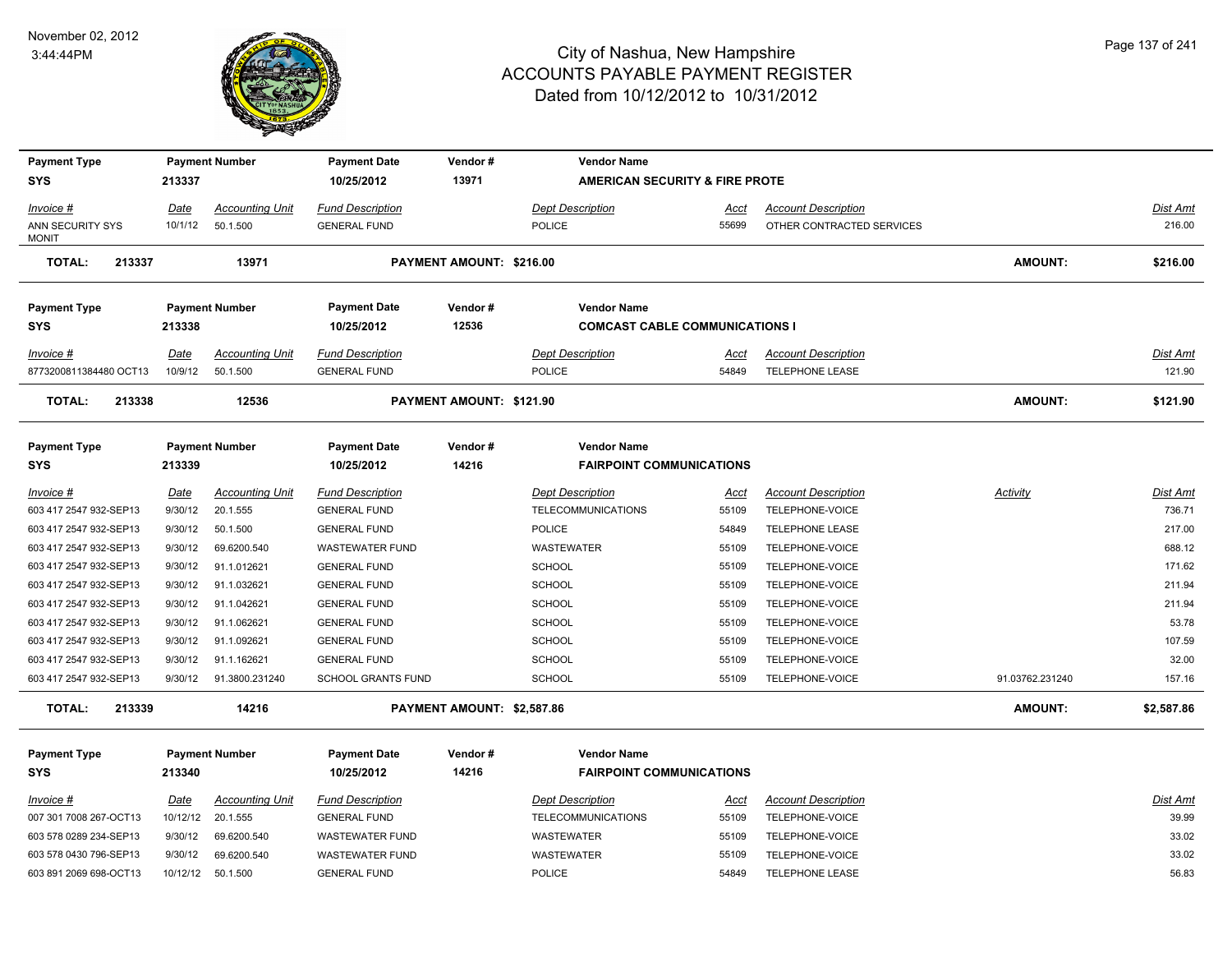November 02, 2012
3:44:44PM

# City of Nashua, New Hampshire
## ACCOUNTS PAYABLE PAYMENT REGISTER
Dated from 10/12/2012 to 10/31/2012

| Payment Type | Payment Number | Payment Date | Vendor # | Vendor Name |
|---|---|---|---|---|
| SYS | 213337 | 10/25/2012 | 13971 | AMERICAN SECURITY & FIRE PROTE |

| Invoice # | Date | Accounting Unit | Fund Description | Dept Description | Acct | Account Description | Dist Amt |
|---|---|---|---|---|---|---|---|
| ANN SECURITY SYS MONIT | 10/1/12 | 50.1.500 | GENERAL FUND | POLICE | 55699 | OTHER CONTRACTED SERVICES | 216.00 |

**TOTAL: 213337 13971 PAYMENT AMOUNT: $216.00 AMOUNT: $216.00**

| Payment Type | Payment Number | Payment Date | Vendor # | Vendor Name |
|---|---|---|---|---|
| SYS | 213338 | 10/25/2012 | 12536 | COMCAST CABLE COMMUNICATIONS I |

| Invoice # | Date | Accounting Unit | Fund Description | Dept Description | Acct | Account Description | Dist Amt |
|---|---|---|---|---|---|---|---|
| 8773200811384480 OCT13 | 10/9/12 | 50.1.500 | GENERAL FUND | POLICE | 54849 | TELEPHONE LEASE | 121.90 |

**TOTAL: 213338 12536 PAYMENT AMOUNT: $121.90 AMOUNT: $121.90**

| Payment Type | Payment Number | Payment Date | Vendor # | Vendor Name |
|---|---|---|---|---|
| SYS | 213339 | 10/25/2012 | 14216 | FAIRPOINT COMMUNICATIONS |

| Invoice # | Date | Accounting Unit | Fund Description | Dept Description | Acct | Account Description | Activity | Dist Amt |
|---|---|---|---|---|---|---|---|---|
| 603 417 2547 932-SEP13 | 9/30/12 | 20.1.555 | GENERAL FUND | TELECOMMUNICATIONS | 55109 | TELEPHONE-VOICE | | 736.71 |
| 603 417 2547 932-SEP13 | 9/30/12 | 50.1.500 | GENERAL FUND | POLICE | 54849 | TELEPHONE LEASE | | 217.00 |
| 603 417 2547 932-SEP13 | 9/30/12 | 69.6200.540 | WASTEWATER FUND | WASTEWATER | 55109 | TELEPHONE-VOICE | | 688.12 |
| 603 417 2547 932-SEP13 | 9/30/12 | 91.1.012621 | GENERAL FUND | SCHOOL | 55109 | TELEPHONE-VOICE | | 171.62 |
| 603 417 2547 932-SEP13 | 9/30/12 | 91.1.032621 | GENERAL FUND | SCHOOL | 55109 | TELEPHONE-VOICE | | 211.94 |
| 603 417 2547 932-SEP13 | 9/30/12 | 91.1.042621 | GENERAL FUND | SCHOOL | 55109 | TELEPHONE-VOICE | | 211.94 |
| 603 417 2547 932-SEP13 | 9/30/12 | 91.1.062621 | GENERAL FUND | SCHOOL | 55109 | TELEPHONE-VOICE | | 53.78 |
| 603 417 2547 932-SEP13 | 9/30/12 | 91.1.092621 | GENERAL FUND | SCHOOL | 55109 | TELEPHONE-VOICE | | 107.59 |
| 603 417 2547 932-SEP13 | 9/30/12 | 91.1.162621 | GENERAL FUND | SCHOOL | 55109 | TELEPHONE-VOICE | | 32.00 |
| 603 417 2547 932-SEP13 | 9/30/12 | 91.3800.231240 | SCHOOL GRANTS FUND | SCHOOL | 55109 | TELEPHONE-VOICE | 91.03762.231240 | 157.16 |

**TOTAL: 213339 14216 PAYMENT AMOUNT: $2,587.86 AMOUNT: $2,587.86**

| Payment Type | Payment Number | Payment Date | Vendor # | Vendor Name |
|---|---|---|---|---|
| SYS | 213340 | 10/25/2012 | 14216 | FAIRPOINT COMMUNICATIONS |

| Invoice # | Date | Accounting Unit | Fund Description | Dept Description | Acct | Account Description | Dist Amt |
|---|---|---|---|---|---|---|---|
| 007 301 7008 267-OCT13 | 10/12/12 | 20.1.555 | GENERAL FUND | TELECOMMUNICATIONS | 55109 | TELEPHONE-VOICE | 39.99 |
| 603 578 0289 234-SEP13 | 9/30/12 | 69.6200.540 | WASTEWATER FUND | WASTEWATER | 55109 | TELEPHONE-VOICE | 33.02 |
| 603 578 0430 796-SEP13 | 9/30/12 | 69.6200.540 | WASTEWATER FUND | WASTEWATER | 55109 | TELEPHONE-VOICE | 33.02 |
| 603 891 2069 698-OCT13 | 10/12/12 | 50.1.500 | GENERAL FUND | POLICE | 54849 | TELEPHONE LEASE | 56.83 |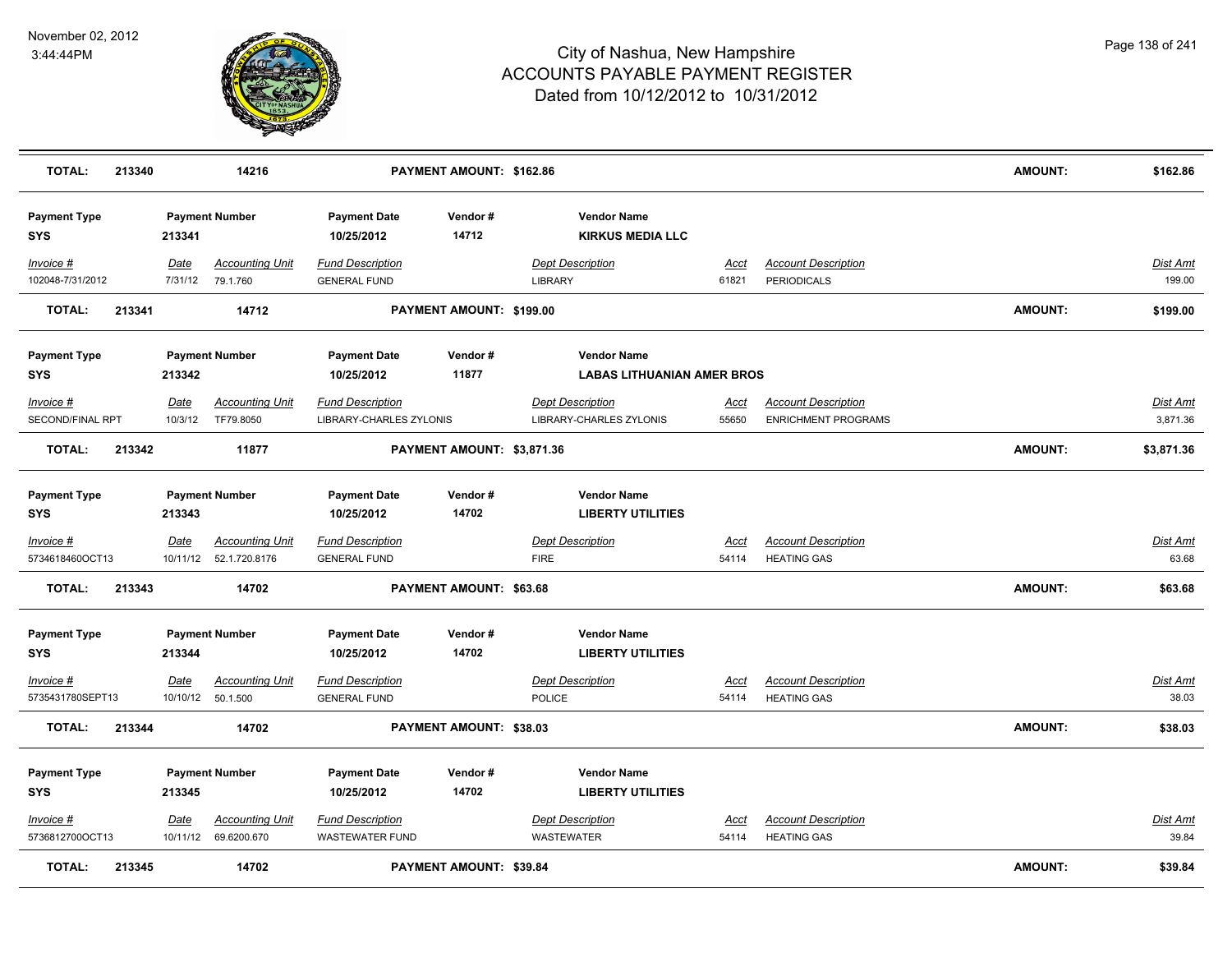# City of Nashua, New Hampshire
## ACCOUNTS PAYABLE PAYMENT REGISTER
### Dated from 10/12/2012 to 10/31/2012

November 02, 2012
3:44:44PM

| **TOTAL:** | **213340** | **14216** | **PAYMENT AMOUNT: $162.86** | **AMOUNT:** | **$162.86** |
|---|---|---|---|---|---|

| Payment Type | Payment Number | Payment Date | Vendor # | Vendor Name | | | |
|---|---|---|---|---|---|---|---|
| **SYS** | **213341** | **10/25/2012** | **14712** | **KIRKUS MEDIA LLC** | | | |
| *Invoice #* | *Date* | *Accounting Unit* | *Fund Description* | *Dept Description* | *Acct* | *Account Description* | *Dist Amt* |
| 102048-7/31/2012 | 7/31/12 | 79.1.760 | GENERAL FUND | LIBRARY | 61821 | PERIODICALS | 199.00 |
| **TOTAL:** | **213341** | **14712** | **PAYMENT AMOUNT: $199.00** | | | **AMOUNT:** | **$199.00** |

| Payment Type | Payment Number | Payment Date | Vendor # | Vendor Name | | | |
|---|---|---|---|---|---|---|---|
| **SYS** | **213342** | **10/25/2012** | **11877** | **LABAS LITHUANIAN AMER BROS** | | | |
| *Invoice #* | *Date* | *Accounting Unit* | *Fund Description* | *Dept Description* | *Acct* | *Account Description* | *Dist Amt* |
| SECOND/FINAL RPT | 10/3/12 | TF79.8050 | LIBRARY-CHARLES ZYLONIS | LIBRARY-CHARLES ZYLONIS | 55650 | ENRICHMENT PROGRAMS | 3,871.36 |
| **TOTAL:** | **213342** | **11877** | **PAYMENT AMOUNT: $3,871.36** | | | **AMOUNT:** | **$3,871.36** |

| Payment Type | Payment Number | Payment Date | Vendor # | Vendor Name | | | |
|---|---|---|---|---|---|---|---|
| **SYS** | **213343** | **10/25/2012** | **14702** | **LIBERTY UTILITIES** | | | |
| *Invoice #* | *Date* | *Accounting Unit* | *Fund Description* | *Dept Description* | *Acct* | *Account Description* | *Dist Amt* |
| 5734618460OCT13 | 10/11/12 | 52.1.720.8176 | GENERAL FUND | FIRE | 54114 | HEATING GAS | 63.68 |
| **TOTAL:** | **213343** | **14702** | **PAYMENT AMOUNT: $63.68** | | | **AMOUNT:** | **$63.68** |

| Payment Type | Payment Number | Payment Date | Vendor # | Vendor Name | | | |
|---|---|---|---|---|---|---|---|
| **SYS** | **213344** | **10/25/2012** | **14702** | **LIBERTY UTILITIES** | | | |
| *Invoice #* | *Date* | *Accounting Unit* | *Fund Description* | *Dept Description* | *Acct* | *Account Description* | *Dist Amt* |
| 5735431780SEPT13 | 10/10/12 | 50.1.500 | GENERAL FUND | POLICE | 54114 | HEATING GAS | 38.03 |
| **TOTAL:** | **213344** | **14702** | **PAYMENT AMOUNT: $38.03** | | | **AMOUNT:** | **$38.03** |

| Payment Type | Payment Number | Payment Date | Vendor # | Vendor Name | | | |
|---|---|---|---|---|---|---|---|
| **SYS** | **213345** | **10/25/2012** | **14702** | **LIBERTY UTILITIES** | | | |
| *Invoice #* | *Date* | *Accounting Unit* | *Fund Description* | *Dept Description* | *Acct* | *Account Description* | *Dist Amt* |
| 5736812700OCT13 | 10/11/12 | 69.6200.670 | WASTEWATER FUND | WASTEWATER | 54114 | HEATING GAS | 39.84 |
| **TOTAL:** | **213345** | **14702** | **PAYMENT AMOUNT: $39.84** | | | **AMOUNT:** | **$39.84** |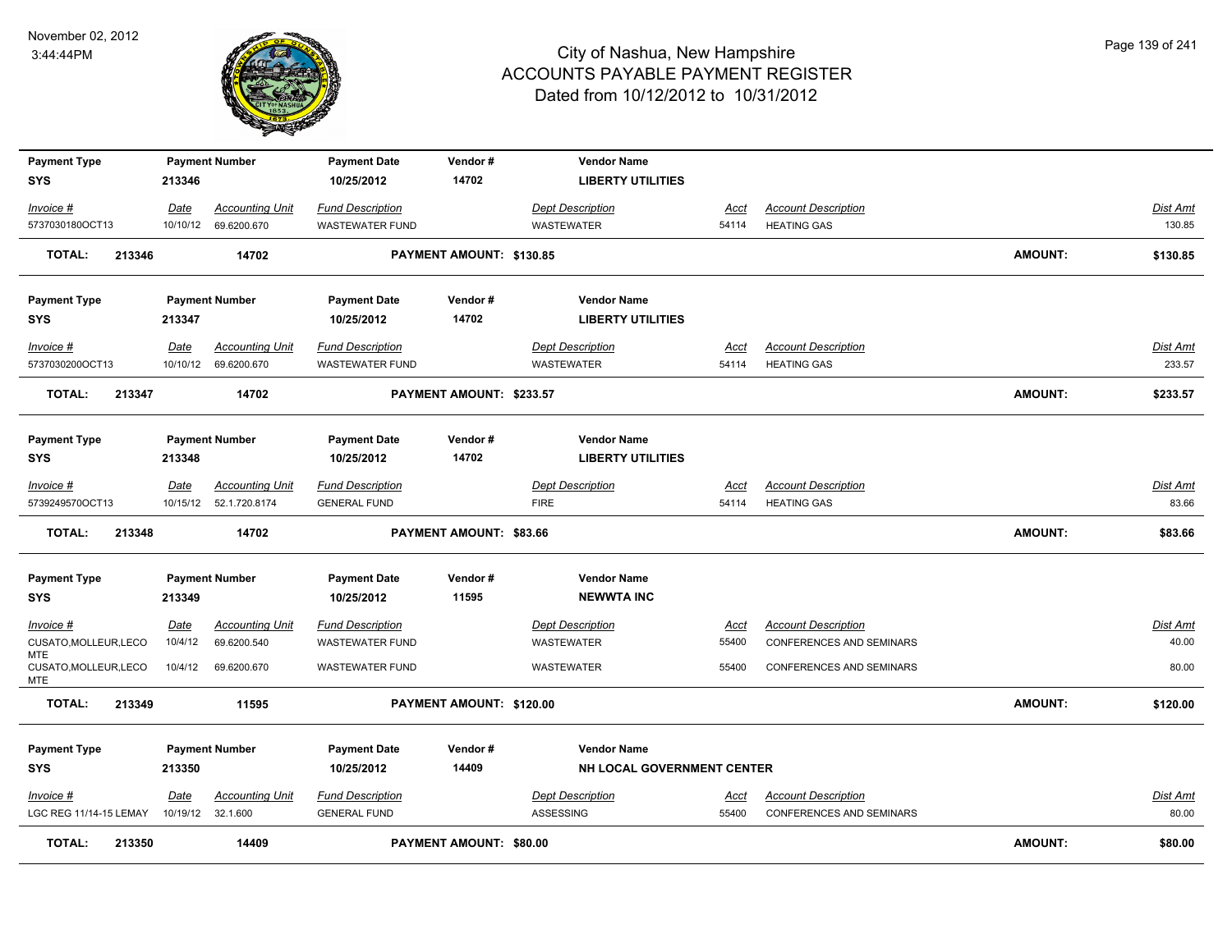# City of Nashua, New Hampshire
## ACCOUNTS PAYABLE PAYMENT REGISTER
### Dated from 10/12/2012 to 10/31/2012

November 02, 2012
3:44:44PM

| Payment Type | Payment Number | Payment Date | Vendor # | Vendor Name |
|---|---|---|---|---|
| SYS | 213346 | 10/25/2012 | 14702 | LIBERTY UTILITIES |

| Invoice # | Date | Accounting Unit | Fund Description | Dept Description | Acct | Account Description | Dist Amt |
|---|---|---|---|---|---|---|---|
| 5737030180OCT13 | 10/10/12 | 69.6200.670 | WASTEWATER FUND | WASTEWATER | 54114 | HEATING GAS | 130.85 |

**TOTAL: 213346 14702 PAYMENT AMOUNT: $130.85 AMOUNT: $130.85**

| Payment Type | Payment Number | Payment Date | Vendor # | Vendor Name |
|---|---|---|---|---|
| SYS | 213347 | 10/25/2012 | 14702 | LIBERTY UTILITIES |

| Invoice # | Date | Accounting Unit | Fund Description | Dept Description | Acct | Account Description | Dist Amt |
|---|---|---|---|---|---|---|---|
| 5737030200OCT13 | 10/10/12 | 69.6200.670 | WASTEWATER FUND | WASTEWATER | 54114 | HEATING GAS | 233.57 |

**TOTAL: 213347 14702 PAYMENT AMOUNT: $233.57 AMOUNT: $233.57**

| Payment Type | Payment Number | Payment Date | Vendor # | Vendor Name |
|---|---|---|---|---|
| SYS | 213348 | 10/25/2012 | 14702 | LIBERTY UTILITIES |

| Invoice # | Date | Accounting Unit | Fund Description | Dept Description | Acct | Account Description | Dist Amt |
|---|---|---|---|---|---|---|---|
| 5739249570OCT13 | 10/15/12 | 52.1.720.8174 | GENERAL FUND | FIRE | 54114 | HEATING GAS | 83.66 |

**TOTAL: 213348 14702 PAYMENT AMOUNT: $83.66 AMOUNT: $83.66**

| Payment Type | Payment Number | Payment Date | Vendor # | Vendor Name |
|---|---|---|---|---|
| SYS | 213349 | 10/25/2012 | 11595 | NEWWTA INC |

| Invoice # | Date | Accounting Unit | Fund Description | Dept Description | Acct | Account Description | Dist Amt |
|---|---|---|---|---|---|---|---|
| CUSATO,MOLLEUR,LECO MTE | 10/4/12 | 69.6200.540 | WASTEWATER FUND | WASTEWATER | 55400 | CONFERENCES AND SEMINARS | 40.00 |
| CUSATO,MOLLEUR,LECO MTE | 10/4/12 | 69.6200.670 | WASTEWATER FUND | WASTEWATER | 55400 | CONFERENCES AND SEMINARS | 80.00 |

**TOTAL: 213349 11595 PAYMENT AMOUNT: $120.00 AMOUNT: $120.00**

| Payment Type | Payment Number | Payment Date | Vendor # | Vendor Name |
|---|---|---|---|---|
| SYS | 213350 | 10/25/2012 | 14409 | NH LOCAL GOVERNMENT CENTER |

| Invoice # | Date | Accounting Unit | Fund Description | Dept Description | Acct | Account Description | Dist Amt |
|---|---|---|---|---|---|---|---|
| LGC REG 11/14-15 LEMAY | 10/19/12 | 32.1.600 | GENERAL FUND | ASSESSING | 55400 | CONFERENCES AND SEMINARS | 80.00 |

**TOTAL: 213350 14409 PAYMENT AMOUNT: $80.00 AMOUNT: $80.00**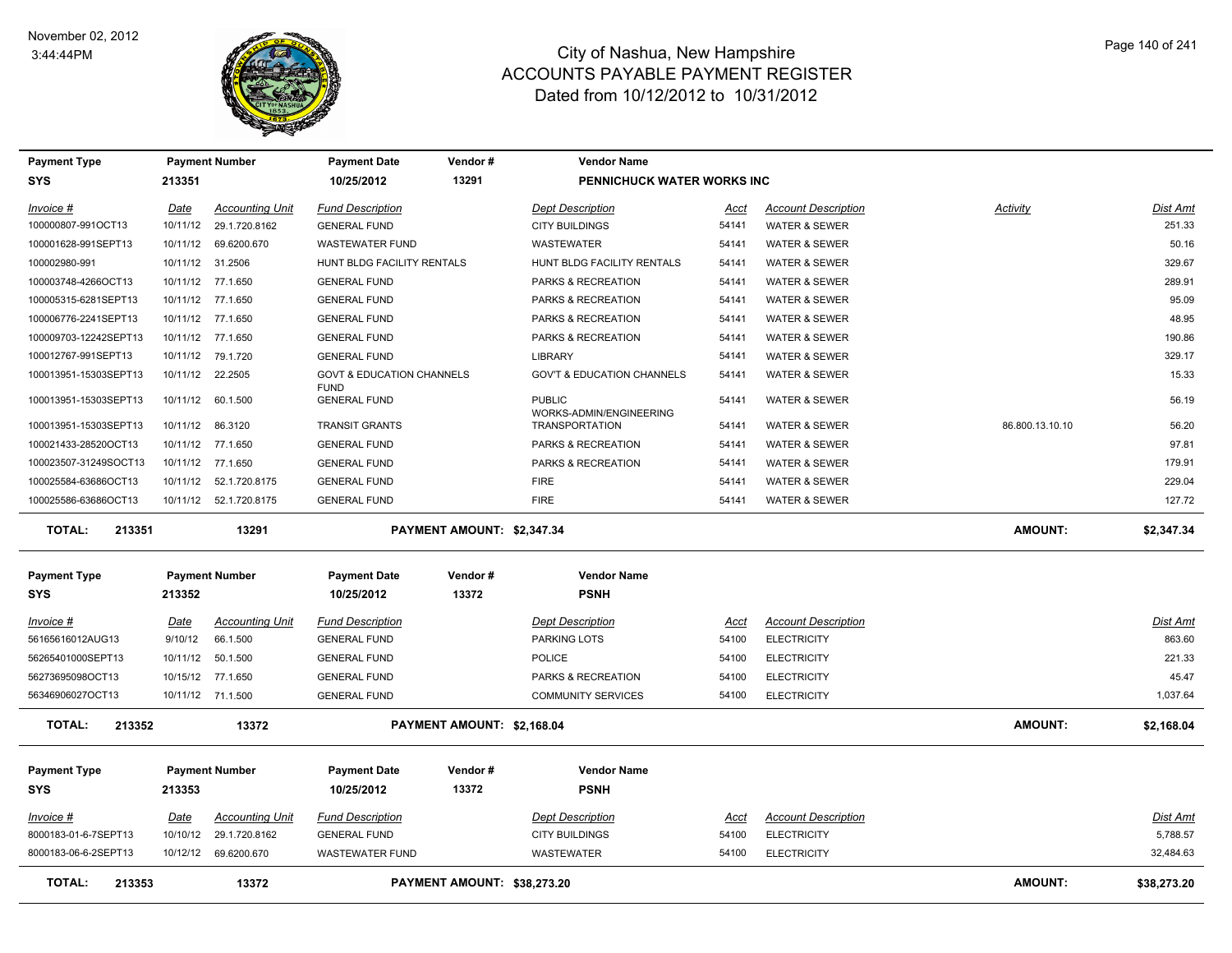# City of Nashua, New Hampshire
## ACCOUNTS PAYABLE PAYMENT REGISTER
### Dated from 10/12/2012 to 10/31/2012

November 02, 2012
3:44:44PM

| Payment Type | Payment Number | Payment Date | Vendor # | Vendor Name |
|---|---|---|---|---|
| SYS | 213351 | 10/25/2012 | 13291 | PENNICHUCK WATER WORKS INC |

| Invoice # | Date | Accounting Unit | Fund Description | Dept Description | Acct | Account Description | Activity | Dist Amt |
|---|---|---|---|---|---|---|---|---|
| 100000807-991OCT13 | 10/11/12 | 29.1.720.8162 | GENERAL FUND | CITY BUILDINGS | 54141 | WATER & SEWER | | 251.33 |
| 100001628-991SEPT13 | 10/11/12 | 69.6200.670 | WASTEWATER FUND | WASTEWATER | 54141 | WATER & SEWER | | 50.16 |
| 100002980-991 | 10/11/12 | 31.2506 | HUNT BLDG FACILITY RENTALS | HUNT BLDG FACILITY RENTALS | 54141 | WATER & SEWER | | 329.67 |
| 100003748-4266OCT13 | 10/11/12 | 77.1.650 | GENERAL FUND | PARKS & RECREATION | 54141 | WATER & SEWER | | 289.91 |
| 100005315-6281SEPT13 | 10/11/12 | 77.1.650 | GENERAL FUND | PARKS & RECREATION | 54141 | WATER & SEWER | | 95.09 |
| 100006776-2241SEPT13 | 10/11/12 | 77.1.650 | GENERAL FUND | PARKS & RECREATION | 54141 | WATER & SEWER | | 48.95 |
| 100009703-12242SEPT13 | 10/11/12 | 77.1.650 | GENERAL FUND | PARKS & RECREATION | 54141 | WATER & SEWER | | 190.86 |
| 100012767-991SEPT13 | 10/11/12 | 79.1.720 | GENERAL FUND | LIBRARY | 54141 | WATER & SEWER | | 329.17 |
| 100013951-15303SEPT13 | 10/11/12 | 22.2505 | GOVT & EDUCATION CHANNELS FUND | GOV'T & EDUCATION CHANNELS | 54141 | WATER & SEWER | | 15.33 |
| 100013951-15303SEPT13 | 10/11/12 | 60.1.500 | GENERAL FUND | PUBLIC WORKS-ADMIN/ENGINEERING | 54141 | WATER & SEWER | | 56.19 |
| 100013951-15303SEPT13 | 10/11/12 | 86.3120 | TRANSIT GRANTS | TRANSPORTATION | 54141 | WATER & SEWER | 86.800.13.10.10 | 56.20 |
| 100021433-28520OCT13 | 10/11/12 | 77.1.650 | GENERAL FUND | PARKS & RECREATION | 54141 | WATER & SEWER | | 97.81 |
| 100023507-31249SOCT13 | 10/11/12 | 77.1.650 | GENERAL FUND | PARKS & RECREATION | 54141 | WATER & SEWER | | 179.91 |
| 100025584-63686OCT13 | 10/11/12 | 52.1.720.8175 | GENERAL FUND | FIRE | 54141 | WATER & SEWER | | 229.04 |
| 100025586-63686OCT13 | 10/11/12 | 52.1.720.8175 | GENERAL FUND | FIRE | 54141 | WATER & SEWER | | 127.72 |

**TOTAL: 213351 13291 PAYMENT AMOUNT: $2,347.34 AMOUNT: $2,347.34**

| Payment Type | Payment Number | Payment Date | Vendor # | Vendor Name |
|---|---|---|---|---|
| SYS | 213352 | 10/25/2012 | 13372 | PSNH |

| Invoice # | Date | Accounting Unit | Fund Description | Dept Description | Acct | Account Description | Dist Amt |
|---|---|---|---|---|---|---|---|
| 56165616012AUG13 | 9/10/12 | 66.1.500 | GENERAL FUND | PARKING LOTS | 54100 | ELECTRICITY | 863.60 |
| 56265401000SEPT13 | 10/11/12 | 50.1.500 | GENERAL FUND | POLICE | 54100 | ELECTRICITY | 221.33 |
| 56273695098OCT13 | 10/15/12 | 77.1.650 | GENERAL FUND | PARKS & RECREATION | 54100 | ELECTRICITY | 45.47 |
| 56346906027OCT13 | 10/11/12 | 71.1.500 | GENERAL FUND | COMMUNITY SERVICES | 54100 | ELECTRICITY | 1,037.64 |

**TOTAL: 213352 13372 PAYMENT AMOUNT: $2,168.04 AMOUNT: $2,168.04**

| Payment Type | Payment Number | Payment Date | Vendor # | Vendor Name |
|---|---|---|---|---|
| SYS | 213353 | 10/25/2012 | 13372 | PSNH |

| Invoice # | Date | Accounting Unit | Fund Description | Dept Description | Acct | Account Description | Dist Amt |
|---|---|---|---|---|---|---|---|
| 8000183-01-6-7SEPT13 | 10/10/12 | 29.1.720.8162 | GENERAL FUND | CITY BUILDINGS | 54100 | ELECTRICITY | 5,788.57 |
| 8000183-06-6-2SEPT13 | 10/12/12 | 69.6200.670 | WASTEWATER FUND | WASTEWATER | 54100 | ELECTRICITY | 32,484.63 |

**TOTAL: 213353 13372 PAYMENT AMOUNT: $38,273.20 AMOUNT: $38,273.20**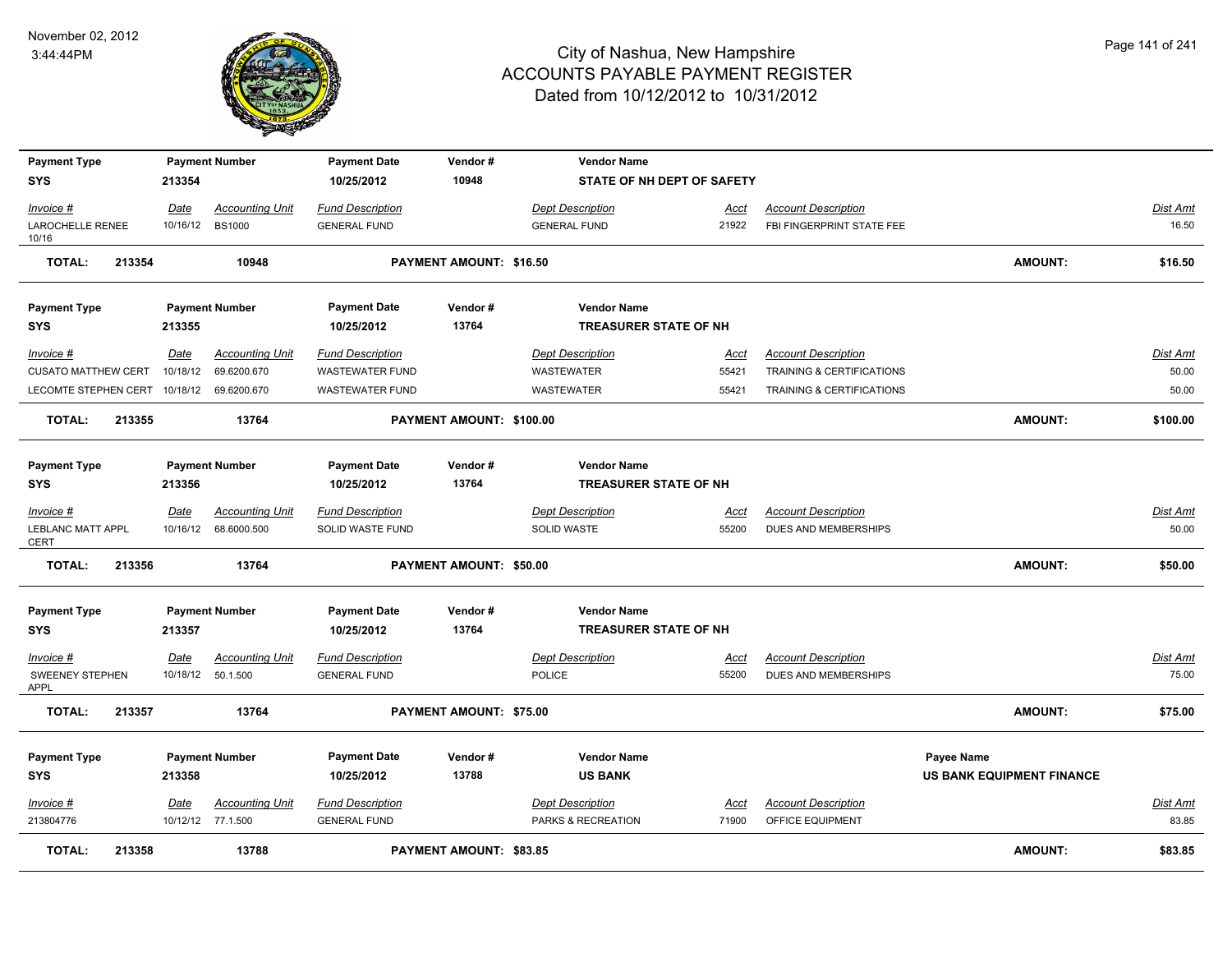# City of Nashua, New Hampshire
## ACCOUNTS PAYABLE PAYMENT REGISTER
### Dated from 10/12/2012 to 10/31/2012

November 02, 2012
3:44:44PM

| Payment Type | Payment Number | Payment Date | Vendor # | Vendor Name |
|---|---|---|---|---|
| SYS | 213354 | 10/25/2012 | 10948 | STATE OF NH DEPT OF SAFETY |

| Invoice # | Date | Accounting Unit | Fund Description | Dept Description | Acct | Account Description | Dist Amt |
|---|---|---|---|---|---|---|---|
| LAROCHELLE RENEE 10/16 | 10/16/12 | BS1000 | GENERAL FUND | GENERAL FUND | 21922 | FBI FINGERPRINT STATE FEE | 16.50 |

**TOTAL: 213354 10948 PAYMENT AMOUNT: $16.50 AMOUNT: $16.50**

| Payment Type | Payment Number | Payment Date | Vendor # | Vendor Name |
|---|---|---|---|---|
| SYS | 213355 | 10/25/2012 | 13764 | TREASURER STATE OF NH |

| Invoice # | Date | Accounting Unit | Fund Description | Dept Description | Acct | Account Description | Dist Amt |
|---|---|---|---|---|---|---|---|
| CUSATO MATTHEW CERT | 10/18/12 | 69.6200.670 | WASTEWATER FUND | WASTEWATER | 55421 | TRAINING & CERTIFICATIONS | 50.00 |
| LECOMTE STEPHEN CERT | 10/18/12 | 69.6200.670 | WASTEWATER FUND | WASTEWATER | 55421 | TRAINING & CERTIFICATIONS | 50.00 |

**TOTAL: 213355 13764 PAYMENT AMOUNT: $100.00 AMOUNT: $100.00**

| Payment Type | Payment Number | Payment Date | Vendor # | Vendor Name |
|---|---|---|---|---|
| SYS | 213356 | 10/25/2012 | 13764 | TREASURER STATE OF NH |

| Invoice # | Date | Accounting Unit | Fund Description | Dept Description | Acct | Account Description | Dist Amt |
|---|---|---|---|---|---|---|---|
| LEBLANC MATT APPL CERT | 10/16/12 | 68.6000.500 | SOLID WASTE FUND | SOLID WASTE | 55200 | DUES AND MEMBERSHIPS | 50.00 |

**TOTAL: 213356 13764 PAYMENT AMOUNT: $50.00 AMOUNT: $50.00**

| Payment Type | Payment Number | Payment Date | Vendor # | Vendor Name |
|---|---|---|---|---|
| SYS | 213357 | 10/25/2012 | 13764 | TREASURER STATE OF NH |

| Invoice # | Date | Accounting Unit | Fund Description | Dept Description | Acct | Account Description | Dist Amt |
|---|---|---|---|---|---|---|---|
| SWEENEY STEPHEN APPL | 10/18/12 | 50.1.500 | GENERAL FUND | POLICE | 55200 | DUES AND MEMBERSHIPS | 75.00 |

**TOTAL: 213357 13764 PAYMENT AMOUNT: $75.00 AMOUNT: $75.00**

| Payment Type | Payment Number | Payment Date | Vendor # | Vendor Name | Payee Name |
|---|---|---|---|---|---|
| SYS | 213358 | 10/25/2012 | 13788 | US BANK | US BANK EQUIPMENT FINANCE |

| Invoice # | Date | Accounting Unit | Fund Description | Dept Description | Acct | Account Description | Dist Amt |
|---|---|---|---|---|---|---|---|
| 213804776 | 10/12/12 | 77.1.500 | GENERAL FUND | PARKS & RECREATION | 71900 | OFFICE EQUIPMENT | 83.85 |

**TOTAL: 213358 13788 PAYMENT AMOUNT: $83.85 AMOUNT: $83.85**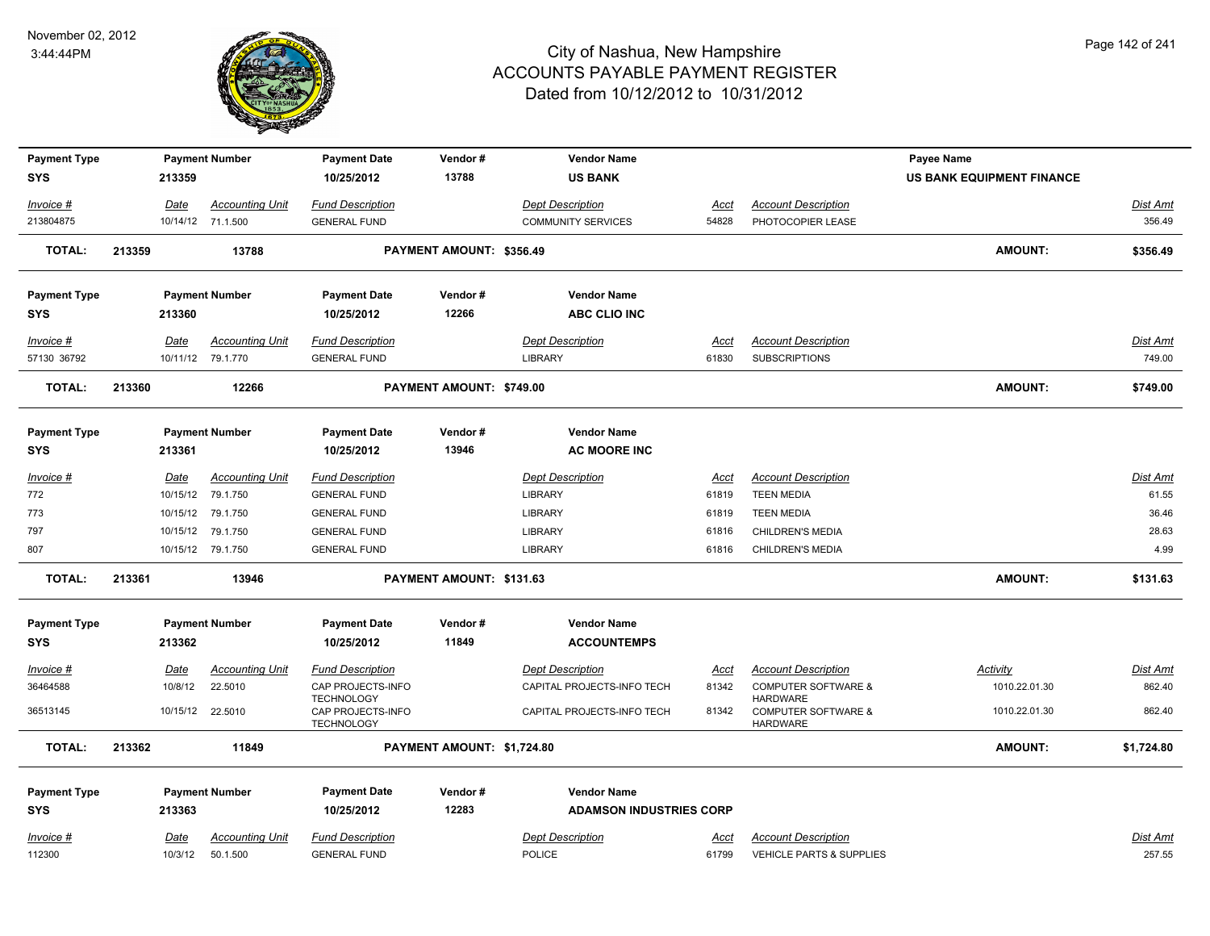# City of Nashua, New Hampshire
## ACCOUNTS PAYABLE PAYMENT REGISTER
### Dated from 10/12/2012 to 10/31/2012

November 02, 2012
3:44:44PM

| Payment Type | Payment Number | Payment Date | Vendor # | Vendor Name | Payee Name |
|---|---|---|---|---|---|
| SYS | 213359 | 10/25/2012 | 13788 | US BANK | US BANK EQUIPMENT FINANCE |

| Invoice # | Date | Accounting Unit | Fund Description | Dept Description | Acct | Account Description | Dist Amt |
|---|---|---|---|---|---|---|---|
| 213804875 | 10/14/12 | 71.1.500 | GENERAL FUND | COMMUNITY SERVICES | 54828 | PHOTOCOPIER LEASE | 356.49 |

**TOTAL: 213359 13788 PAYMENT AMOUNT: $356.49 AMOUNT: $356.49**

| Payment Type | Payment Number | Payment Date | Vendor # | Vendor Name |
|---|---|---|---|---|
| SYS | 213360 | 10/25/2012 | 12266 | ABC CLIO INC |

| Invoice # | Date | Accounting Unit | Fund Description | Dept Description | Acct | Account Description | Dist Amt |
|---|---|---|---|---|---|---|---|
| 57130 36792 | 10/11/12 | 79.1.770 | GENERAL FUND | LIBRARY | 61830 | SUBSCRIPTIONS | 749.00 |

**TOTAL: 213360 12266 PAYMENT AMOUNT: $749.00 AMOUNT: $749.00**

| Payment Type | Payment Number | Payment Date | Vendor # | Vendor Name |
|---|---|---|---|---|
| SYS | 213361 | 10/25/2012 | 13946 | AC MOORE INC |

| Invoice # | Date | Accounting Unit | Fund Description | Dept Description | Acct | Account Description | Dist Amt |
|---|---|---|---|---|---|---|---|
| 772 | 10/15/12 | 79.1.750 | GENERAL FUND | LIBRARY | 61819 | TEEN MEDIA | 61.55 |
| 773 | 10/15/12 | 79.1.750 | GENERAL FUND | LIBRARY | 61819 | TEEN MEDIA | 36.46 |
| 797 | 10/15/12 | 79.1.750 | GENERAL FUND | LIBRARY | 61816 | CHILDREN'S MEDIA | 28.63 |
| 807 | 10/15/12 | 79.1.750 | GENERAL FUND | LIBRARY | 61816 | CHILDREN'S MEDIA | 4.99 |

**TOTAL: 213361 13946 PAYMENT AMOUNT: $131.63 AMOUNT: $131.63**

| Payment Type | Payment Number | Payment Date | Vendor # | Vendor Name |
|---|---|---|---|---|
| SYS | 213362 | 10/25/2012 | 11849 | ACCOUNTEMPS |

| Invoice # | Date | Accounting Unit | Fund Description | Dept Description | Acct | Account Description | Activity | Dist Amt |
|---|---|---|---|---|---|---|---|---|
| 36464588 | 10/8/12 | 22.5010 | CAP PROJECTS-INFO TECHNOLOGY | CAPITAL PROJECTS-INFO TECH | 81342 | COMPUTER SOFTWARE & HARDWARE | 1010.22.01.30 | 862.40 |
| 36513145 | 10/15/12 | 22.5010 | CAP PROJECTS-INFO TECHNOLOGY | CAPITAL PROJECTS-INFO TECH | 81342 | COMPUTER SOFTWARE & HARDWARE | 1010.22.01.30 | 862.40 |

**TOTAL: 213362 11849 PAYMENT AMOUNT: $1,724.80 AMOUNT: $1,724.80**

| Payment Type | Payment Number | Payment Date | Vendor # | Vendor Name |
|---|---|---|---|---|
| SYS | 213363 | 10/25/2012 | 12283 | ADAMSON INDUSTRIES CORP |

| Invoice # | Date | Accounting Unit | Fund Description | Dept Description | Acct | Account Description | Dist Amt |
|---|---|---|---|---|---|---|---|
| 112300 | 10/3/12 | 50.1.500 | GENERAL FUND | POLICE | 61799 | VEHICLE PARTS & SUPPLIES | 257.55 |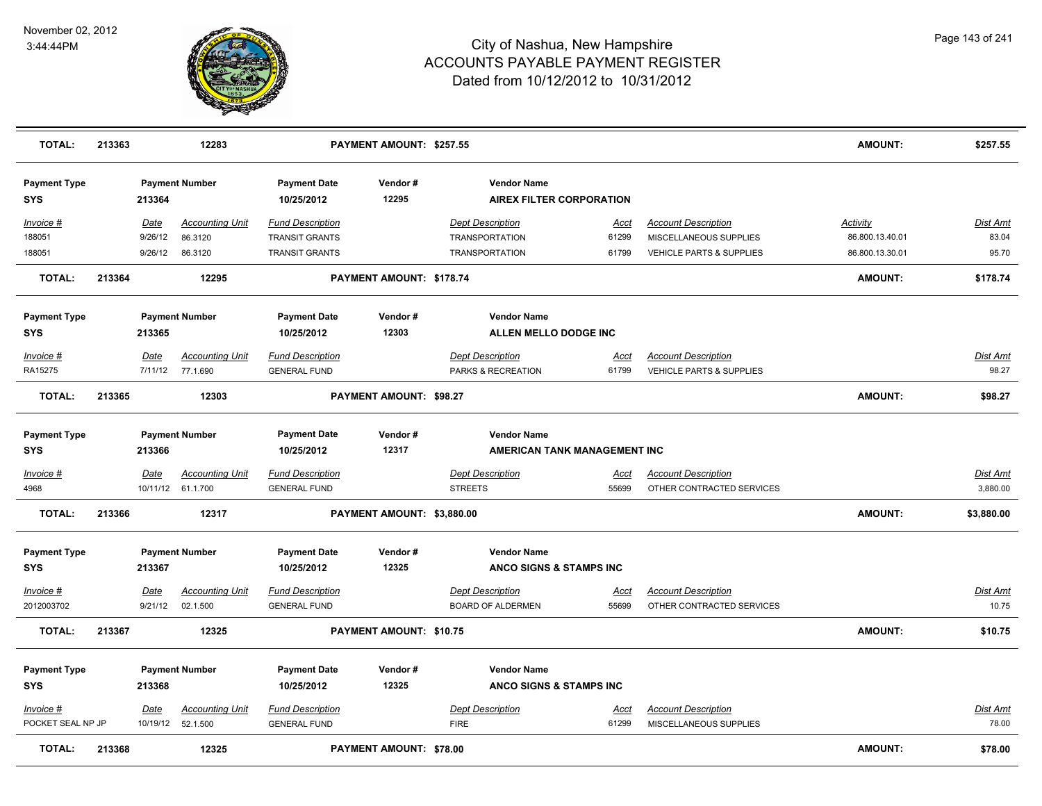# City of Nashua, New Hampshire
## ACCOUNTS PAYABLE PAYMENT REGISTER
### Dated from 10/12/2012 to 10/31/2012

November 02, 2012
3:44:44PM

| **TOTAL:** | **213363** | **12283** | **PAYMENT AMOUNT: $257.55** | **AMOUNT:** | **$257.55** |
|---|---|---|---|---|---|

| Payment Type | Payment Number | Payment Date | Vendor # | Vendor Name |
|---|---|---|---|---|
| **SYS** | **213364** | **10/25/2012** | **12295** | **AIREX FILTER CORPORATION** |

| Invoice # | Date | Accounting Unit | Fund Description | Dept Description | Acct | Account Description | Activity | Dist Amt |
|---|---|---|---|---|---|---|---|---|
| 188051 | 9/26/12 | 86.3120 | TRANSIT GRANTS | TRANSPORTATION | 61299 | MISCELLANEOUS SUPPLIES | 86.800.13.40.01 | 83.04 |
| 188051 | 9/26/12 | 86.3120 | TRANSIT GRANTS | TRANSPORTATION | 61799 | VEHICLE PARTS & SUPPLIES | 86.800.13.30.01 | 95.70 |

| **TOTAL:** | **213364** | **12295** | **PAYMENT AMOUNT: $178.74** | **AMOUNT:** | **$178.74** |
|---|---|---|---|---|---|

| Payment Type | Payment Number | Payment Date | Vendor # | Vendor Name |
|---|---|---|---|---|
| **SYS** | **213365** | **10/25/2012** | **12303** | **ALLEN MELLO DODGE INC** |

| Invoice # | Date | Accounting Unit | Fund Description | Dept Description | Acct | Account Description | Dist Amt |
|---|---|---|---|---|---|---|---|
| RA15275 | 7/11/12 | 77.1.690 | GENERAL FUND | PARKS & RECREATION | 61799 | VEHICLE PARTS & SUPPLIES | 98.27 |

| **TOTAL:** | **213365** | **12303** | **PAYMENT AMOUNT: $98.27** | **AMOUNT:** | **$98.27** |
|---|---|---|---|---|---|

| Payment Type | Payment Number | Payment Date | Vendor # | Vendor Name |
|---|---|---|---|---|
| **SYS** | **213366** | **10/25/2012** | **12317** | **AMERICAN TANK MANAGEMENT INC** |

| Invoice # | Date | Accounting Unit | Fund Description | Dept Description | Acct | Account Description | Dist Amt |
|---|---|---|---|---|---|---|---|
| 4968 | 10/11/12 | 61.1.700 | GENERAL FUND | STREETS | 55699 | OTHER CONTRACTED SERVICES | 3,880.00 |

| **TOTAL:** | **213366** | **12317** | **PAYMENT AMOUNT: $3,880.00** | **AMOUNT:** | **$3,880.00** |
|---|---|---|---|---|---|

| Payment Type | Payment Number | Payment Date | Vendor # | Vendor Name |
|---|---|---|---|---|
| **SYS** | **213367** | **10/25/2012** | **12325** | **ANCO SIGNS & STAMPS INC** |

| Invoice # | Date | Accounting Unit | Fund Description | Dept Description | Acct | Account Description | Dist Amt |
|---|---|---|---|---|---|---|---|
| 2012003702 | 9/21/12 | 02.1.500 | GENERAL FUND | BOARD OF ALDERMEN | 55699 | OTHER CONTRACTED SERVICES | 10.75 |

| **TOTAL:** | **213367** | **12325** | **PAYMENT AMOUNT: $10.75** | **AMOUNT:** | **$10.75** |
|---|---|---|---|---|---|

| Payment Type | Payment Number | Payment Date | Vendor # | Vendor Name |
|---|---|---|---|---|
| **SYS** | **213368** | **10/25/2012** | **12325** | **ANCO SIGNS & STAMPS INC** |

| Invoice # | Date | Accounting Unit | Fund Description | Dept Description | Acct | Account Description | Dist Amt |
|---|---|---|---|---|---|---|---|
| POCKET SEAL NP JP | 10/19/12 | 52.1.500 | GENERAL FUND | FIRE | 61299 | MISCELLANEOUS SUPPLIES | 78.00 |

| **TOTAL:** | **213368** | **12325** | **PAYMENT AMOUNT: $78.00** | **AMOUNT:** | **$78.00** |
|---|---|---|---|---|---|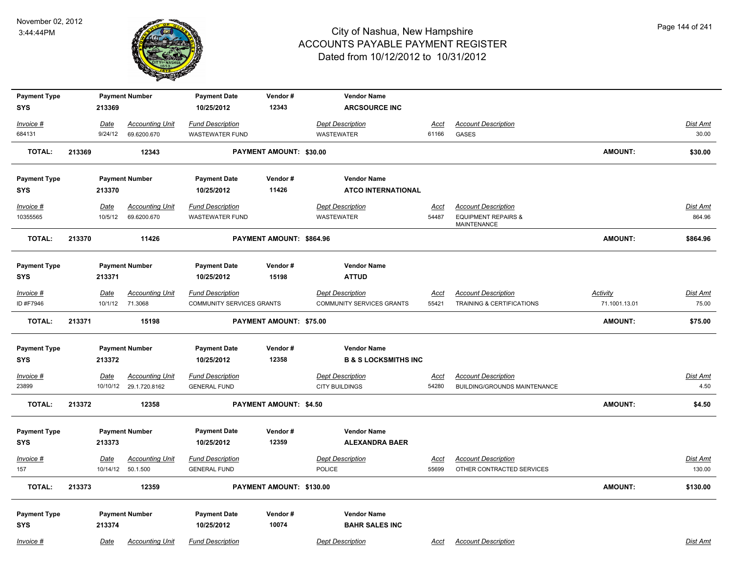# City of Nashua, New Hampshire
## ACCOUNTS PAYABLE PAYMENT REGISTER
### Dated from 10/12/2012 to 10/31/2012

November 02, 2012
3:44:44PM

| Payment Type | Payment Number | Payment Date | Vendor # | Vendor Name |
|---|---|---|---|---|
| SYS | 213369 | 10/25/2012 | 12343 | ARCSOURCE INC |

| Invoice # | Date | Accounting Unit | Fund Description | Dept Description | Acct | Account Description | Dist Amt |
|---|---|---|---|---|---|---|---|
| 684131 | 9/24/12 | 69.6200.670 | WASTEWATER FUND | WASTEWATER | 61166 | GASES | 30.00 |

**TOTAL: 213369 12343 PAYMENT AMOUNT: $30.00 AMOUNT: $30.00**

| Payment Type | Payment Number | Payment Date | Vendor # | Vendor Name |
|---|---|---|---|---|
| SYS | 213370 | 10/25/2012 | 11426 | ATCO INTERNATIONAL |

| Invoice # | Date | Accounting Unit | Fund Description | Dept Description | Acct | Account Description | Dist Amt |
|---|---|---|---|---|---|---|---|
| 10355565 | 10/5/12 | 69.6200.670 | WASTEWATER FUND | WASTEWATER | 54487 | EQUIPMENT REPAIRS & MAINTENANCE | 864.96 |

**TOTAL: 213370 11426 PAYMENT AMOUNT: $864.96 AMOUNT: $864.96**

| Payment Type | Payment Number | Payment Date | Vendor # | Vendor Name |
|---|---|---|---|---|
| SYS | 213371 | 10/25/2012 | 15198 | ATTUD |

| Invoice # | Date | Accounting Unit | Fund Description | Dept Description | Acct | Account Description | Activity | Dist Amt |
|---|---|---|---|---|---|---|---|---|
| ID #F7946 | 10/1/12 | 71.3068 | COMMUNITY SERVICES GRANTS | COMMUNITY SERVICES GRANTS | 55421 | TRAINING & CERTIFICATIONS | 71.1001.13.01 | 75.00 |

**TOTAL: 213371 15198 PAYMENT AMOUNT: $75.00 AMOUNT: $75.00**

| Payment Type | Payment Number | Payment Date | Vendor # | Vendor Name |
|---|---|---|---|---|
| SYS | 213372 | 10/25/2012 | 12358 | B & S LOCKSMITHS INC |

| Invoice # | Date | Accounting Unit | Fund Description | Dept Description | Acct | Account Description | Dist Amt |
|---|---|---|---|---|---|---|---|
| 23899 | 10/10/12 | 29.1.720.8162 | GENERAL FUND | CITY BUILDINGS | 54280 | BUILDING/GROUNDS MAINTENANCE | 4.50 |

**TOTAL: 213372 12358 PAYMENT AMOUNT: $4.50 AMOUNT: $4.50**

| Payment Type | Payment Number | Payment Date | Vendor # | Vendor Name |
|---|---|---|---|---|
| SYS | 213373 | 10/25/2012 | 12359 | ALEXANDRA BAER |

| Invoice # | Date | Accounting Unit | Fund Description | Dept Description | Acct | Account Description | Dist Amt |
|---|---|---|---|---|---|---|---|
| 157 | 10/14/12 | 50.1.500 | GENERAL FUND | POLICE | 55699 | OTHER CONTRACTED SERVICES | 130.00 |

**TOTAL: 213373 12359 PAYMENT AMOUNT: $130.00 AMOUNT: $130.00**

| Payment Type | Payment Number | Payment Date | Vendor # | Vendor Name |
|---|---|---|---|---|
| SYS | 213374 | 10/25/2012 | 10074 | BAHR SALES INC |

| Invoice # | Date | Accounting Unit | Fund Description | Dept Description | Acct | Account Description | Dist Amt |
|---|---|---|---|---|---|---|---|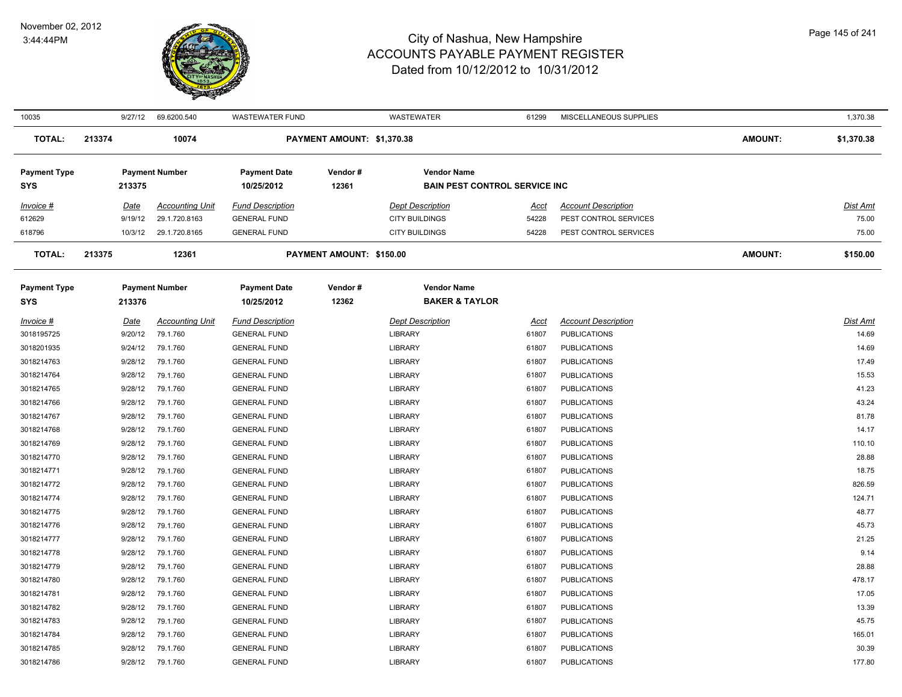# City of Nashua, New Hampshire
## ACCOUNTS PAYABLE PAYMENT REGISTER
### Dated from 10/12/2012 to 10/31/2012

November 02, 2012
3:44:44PM

| | | | | | | | | |
|---|---|---|---|---|---|---|---|---|
| 10035 | 9/27/12 | 69.6200.540 | WASTEWATER FUND | | WASTEWATER | 61299 | MISCELLANEOUS SUPPLIES | 1,370.38 |
| **TOTAL:** | **213374** | **10074** | | **PAYMENT AMOUNT: $1,370.38** | | | **AMOUNT:** | **$1,370.38** |

| Payment Type | Payment Number | Payment Date | Vendor # | Vendor Name |
|---|---|---|---|---|
| **SYS** | **213375** | **10/25/2012** | **12361** | **BAIN PEST CONTROL SERVICE INC** |

| *Invoice #* | *Date* | *Accounting Unit* | *Fund Description* | *Dept Description* | *Acct* | *Account Description* | *Dist Amt* |
|---|---|---|---|---|---|---|---|
| 612629 | 9/19/12 | 29.1.720.8163 | GENERAL FUND | CITY BUILDINGS | 54228 | PEST CONTROL SERVICES | 75.00 |
| 618796 | 10/3/12 | 29.1.720.8165 | GENERAL FUND | CITY BUILDINGS | 54228 | PEST CONTROL SERVICES | 75.00 |
| **TOTAL:** | **213375** | **12361** | **PAYMENT AMOUNT: $150.00** | | | **AMOUNT:** | **$150.00** |

| Payment Type | Payment Number | Payment Date | Vendor # | Vendor Name |
|---|---|---|---|---|
| **SYS** | **213376** | **10/25/2012** | **12362** | **BAKER & TAYLOR** |

| *Invoice #* | *Date* | *Accounting Unit* | *Fund Description* | *Dept Description* | *Acct* | *Account Description* | *Dist Amt* |
|---|---|---|---|---|---|---|---|
| 3018195725 | 9/20/12 | 79.1.760 | GENERAL FUND | LIBRARY | 61807 | PUBLICATIONS | 14.69 |
| 3018201935 | 9/24/12 | 79.1.760 | GENERAL FUND | LIBRARY | 61807 | PUBLICATIONS | 14.69 |
| 3018214763 | 9/28/12 | 79.1.760 | GENERAL FUND | LIBRARY | 61807 | PUBLICATIONS | 17.49 |
| 3018214764 | 9/28/12 | 79.1.760 | GENERAL FUND | LIBRARY | 61807 | PUBLICATIONS | 15.53 |
| 3018214765 | 9/28/12 | 79.1.760 | GENERAL FUND | LIBRARY | 61807 | PUBLICATIONS | 41.23 |
| 3018214766 | 9/28/12 | 79.1.760 | GENERAL FUND | LIBRARY | 61807 | PUBLICATIONS | 43.24 |
| 3018214767 | 9/28/12 | 79.1.760 | GENERAL FUND | LIBRARY | 61807 | PUBLICATIONS | 81.78 |
| 3018214768 | 9/28/12 | 79.1.760 | GENERAL FUND | LIBRARY | 61807 | PUBLICATIONS | 14.17 |
| 3018214769 | 9/28/12 | 79.1.760 | GENERAL FUND | LIBRARY | 61807 | PUBLICATIONS | 110.10 |
| 3018214770 | 9/28/12 | 79.1.760 | GENERAL FUND | LIBRARY | 61807 | PUBLICATIONS | 28.88 |
| 3018214771 | 9/28/12 | 79.1.760 | GENERAL FUND | LIBRARY | 61807 | PUBLICATIONS | 18.75 |
| 3018214772 | 9/28/12 | 79.1.760 | GENERAL FUND | LIBRARY | 61807 | PUBLICATIONS | 826.59 |
| 3018214774 | 9/28/12 | 79.1.760 | GENERAL FUND | LIBRARY | 61807 | PUBLICATIONS | 124.71 |
| 3018214775 | 9/28/12 | 79.1.760 | GENERAL FUND | LIBRARY | 61807 | PUBLICATIONS | 48.77 |
| 3018214776 | 9/28/12 | 79.1.760 | GENERAL FUND | LIBRARY | 61807 | PUBLICATIONS | 45.73 |
| 3018214777 | 9/28/12 | 79.1.760 | GENERAL FUND | LIBRARY | 61807 | PUBLICATIONS | 21.25 |
| 3018214778 | 9/28/12 | 79.1.760 | GENERAL FUND | LIBRARY | 61807 | PUBLICATIONS | 9.14 |
| 3018214779 | 9/28/12 | 79.1.760 | GENERAL FUND | LIBRARY | 61807 | PUBLICATIONS | 28.88 |
| 3018214780 | 9/28/12 | 79.1.760 | GENERAL FUND | LIBRARY | 61807 | PUBLICATIONS | 478.17 |
| 3018214781 | 9/28/12 | 79.1.760 | GENERAL FUND | LIBRARY | 61807 | PUBLICATIONS | 17.05 |
| 3018214782 | 9/28/12 | 79.1.760 | GENERAL FUND | LIBRARY | 61807 | PUBLICATIONS | 13.39 |
| 3018214783 | 9/28/12 | 79.1.760 | GENERAL FUND | LIBRARY | 61807 | PUBLICATIONS | 45.75 |
| 3018214784 | 9/28/12 | 79.1.760 | GENERAL FUND | LIBRARY | 61807 | PUBLICATIONS | 165.01 |
| 3018214785 | 9/28/12 | 79.1.760 | GENERAL FUND | LIBRARY | 61807 | PUBLICATIONS | 30.39 |
| 3018214786 | 9/28/12 | 79.1.760 | GENERAL FUND | LIBRARY | 61807 | PUBLICATIONS | 177.80 |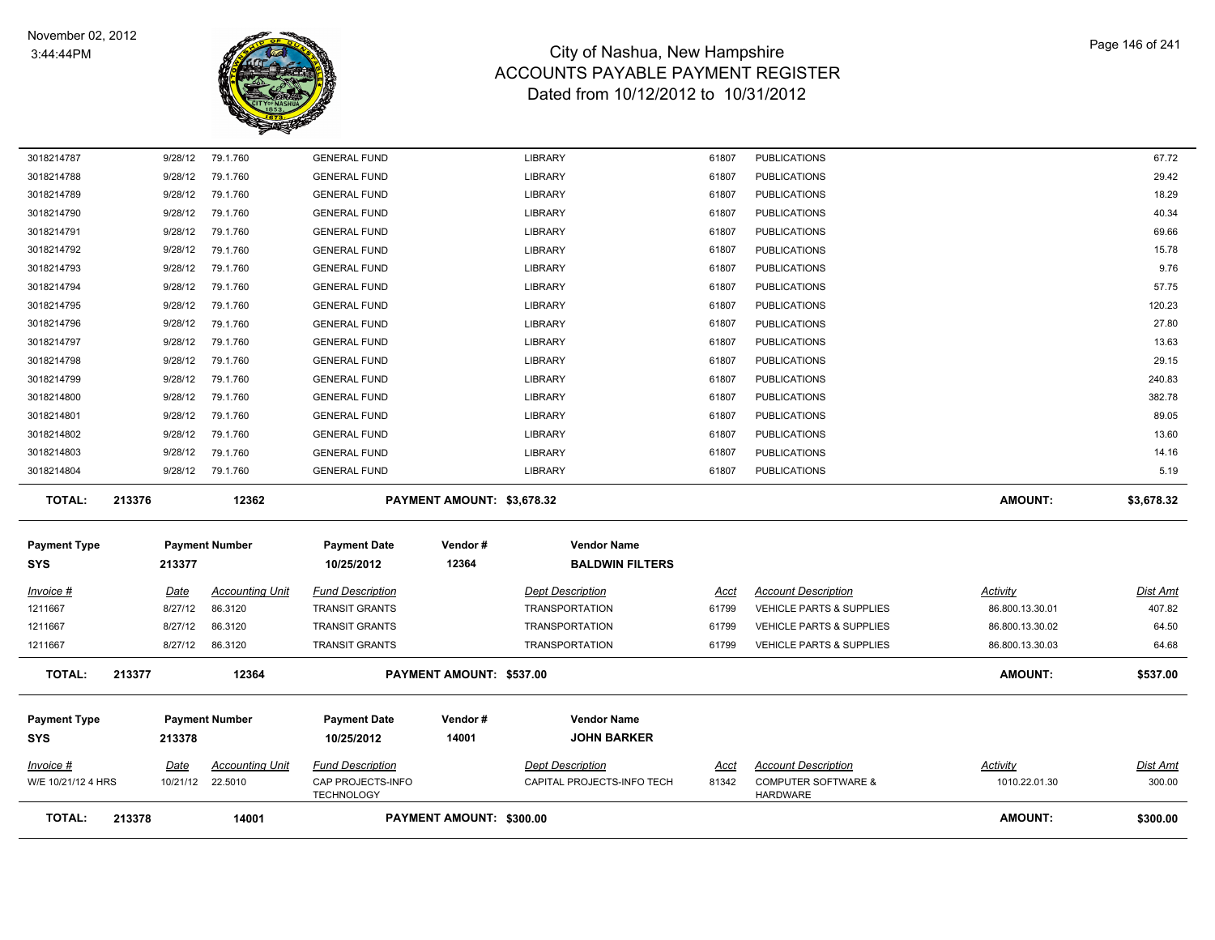# City of Nashua, New Hampshire
## ACCOUNTS PAYABLE PAYMENT REGISTER
### Dated from 10/12/2012 to 10/31/2012

November 02, 2012
3:44:44PM

| Invoice # | Date | Accounting Unit | Fund Description | Dept Description | Acct | Account Description | Activity | Dist Amt |
|---|---|---|---|---|---|---|---|---|
| 3018214787 | 9/28/12 | 79.1.760 | GENERAL FUND | LIBRARY | 61807 | PUBLICATIONS | | 67.72 |
| 3018214788 | 9/28/12 | 79.1.760 | GENERAL FUND | LIBRARY | 61807 | PUBLICATIONS | | 29.42 |
| 3018214789 | 9/28/12 | 79.1.760 | GENERAL FUND | LIBRARY | 61807 | PUBLICATIONS | | 18.29 |
| 3018214790 | 9/28/12 | 79.1.760 | GENERAL FUND | LIBRARY | 61807 | PUBLICATIONS | | 40.34 |
| 3018214791 | 9/28/12 | 79.1.760 | GENERAL FUND | LIBRARY | 61807 | PUBLICATIONS | | 69.66 |
| 3018214792 | 9/28/12 | 79.1.760 | GENERAL FUND | LIBRARY | 61807 | PUBLICATIONS | | 15.78 |
| 3018214793 | 9/28/12 | 79.1.760 | GENERAL FUND | LIBRARY | 61807 | PUBLICATIONS | | 9.76 |
| 3018214794 | 9/28/12 | 79.1.760 | GENERAL FUND | LIBRARY | 61807 | PUBLICATIONS | | 57.75 |
| 3018214795 | 9/28/12 | 79.1.760 | GENERAL FUND | LIBRARY | 61807 | PUBLICATIONS | | 120.23 |
| 3018214796 | 9/28/12 | 79.1.760 | GENERAL FUND | LIBRARY | 61807 | PUBLICATIONS | | 27.80 |
| 3018214797 | 9/28/12 | 79.1.760 | GENERAL FUND | LIBRARY | 61807 | PUBLICATIONS | | 13.63 |
| 3018214798 | 9/28/12 | 79.1.760 | GENERAL FUND | LIBRARY | 61807 | PUBLICATIONS | | 29.15 |
| 3018214799 | 9/28/12 | 79.1.760 | GENERAL FUND | LIBRARY | 61807 | PUBLICATIONS | | 240.83 |
| 3018214800 | 9/28/12 | 79.1.760 | GENERAL FUND | LIBRARY | 61807 | PUBLICATIONS | | 382.78 |
| 3018214801 | 9/28/12 | 79.1.760 | GENERAL FUND | LIBRARY | 61807 | PUBLICATIONS | | 89.05 |
| 3018214802 | 9/28/12 | 79.1.760 | GENERAL FUND | LIBRARY | 61807 | PUBLICATIONS | | 13.60 |
| 3018214803 | 9/28/12 | 79.1.760 | GENERAL FUND | LIBRARY | 61807 | PUBLICATIONS | | 14.16 |
| 3018214804 | 9/28/12 | 79.1.760 | GENERAL FUND | LIBRARY | 61807 | PUBLICATIONS | | 5.19 |

**TOTAL: 213376 — 12362 — PAYMENT AMOUNT: $3,678.32 — AMOUNT: $3,678.32**

| Payment Type | Payment Number | Payment Date | Vendor # | Vendor Name |
|---|---|---|---|---|
| SYS | 213377 | 10/25/2012 | 12364 | BALDWIN FILTERS |

| Invoice # | Date | Accounting Unit | Fund Description | Dept Description | Acct | Account Description | Activity | Dist Amt |
|---|---|---|---|---|---|---|---|---|
| 1211667 | 8/27/12 | 86.3120 | TRANSIT GRANTS | TRANSPORTATION | 61799 | VEHICLE PARTS & SUPPLIES | 86.800.13.30.01 | 407.82 |
| 1211667 | 8/27/12 | 86.3120 | TRANSIT GRANTS | TRANSPORTATION | 61799 | VEHICLE PARTS & SUPPLIES | 86.800.13.30.02 | 64.50 |
| 1211667 | 8/27/12 | 86.3120 | TRANSIT GRANTS | TRANSPORTATION | 61799 | VEHICLE PARTS & SUPPLIES | 86.800.13.30.03 | 64.68 |

**TOTAL: 213377 — 12364 — PAYMENT AMOUNT: $537.00 — AMOUNT: $537.00**

| Payment Type | Payment Number | Payment Date | Vendor # | Vendor Name |
|---|---|---|---|---|
| SYS | 213378 | 10/25/2012 | 14001 | JOHN BARKER |

| Invoice # | Date | Accounting Unit | Fund Description | Dept Description | Acct | Account Description | Activity | Dist Amt |
|---|---|---|---|---|---|---|---|---|
| W/E 10/21/12 4 HRS | 10/21/12 | 22.5010 | CAP PROJECTS-INFO TECHNOLOGY | CAPITAL PROJECTS-INFO TECH | 81342 | COMPUTER SOFTWARE & HARDWARE | 1010.22.01.30 | 300.00 |

**TOTAL: 213378 — 14001 — PAYMENT AMOUNT: $300.00 — AMOUNT: $300.00**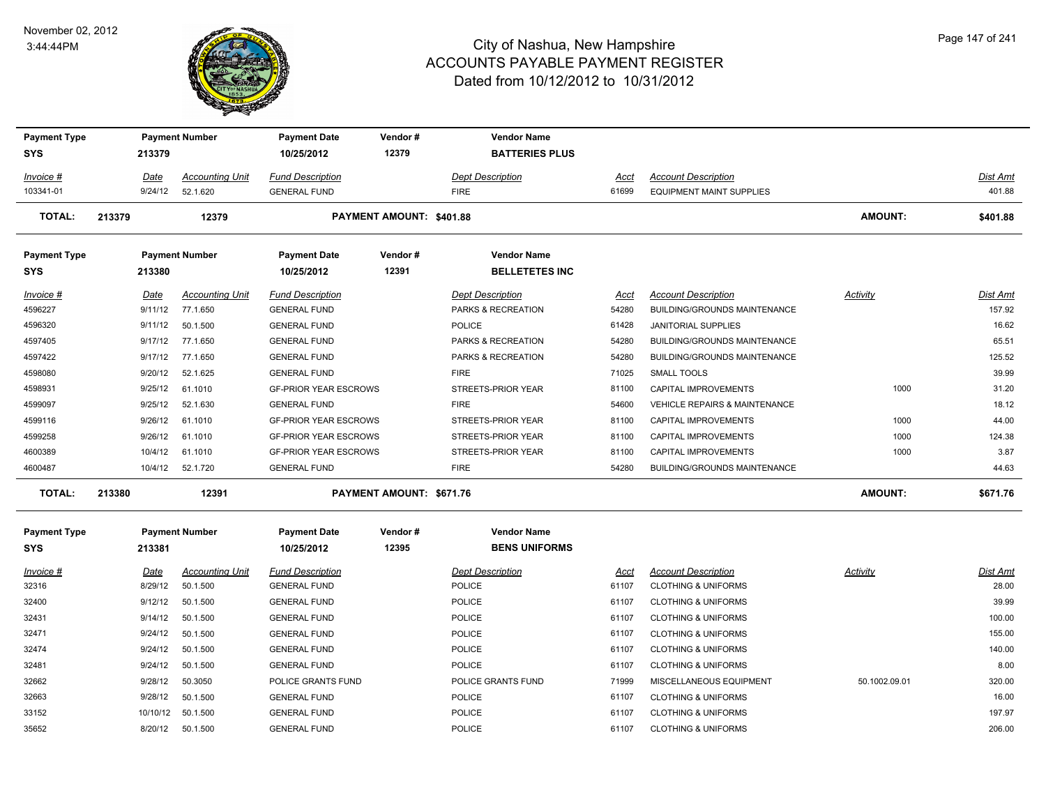November 02, 2012
3:44:44PM

# City of Nashua, New Hampshire
## ACCOUNTS PAYABLE PAYMENT REGISTER
### Dated from 10/12/2012 to 10/31/2012

| Payment Type | Payment Number | Payment Date | Vendor # | Vendor Name |
|---|---|---|---|---|
| SYS | 213379 | 10/25/2012 | 12379 | **BATTERIES PLUS** |

| Invoice # | Date | Accounting Unit | Fund Description | Dept Description | Acct | Account Description | Dist Amt |
|---|---|---|---|---|---|---|---|
| 103341-01 | 9/24/12 | 52.1.620 | GENERAL FUND | FIRE | 61699 | EQUIPMENT MAINT SUPPLIES | 401.88 |

**TOTAL: 213379 12379 PAYMENT AMOUNT: $401.88 AMOUNT: $401.88**

| Payment Type | Payment Number | Payment Date | Vendor # | Vendor Name |
|---|---|---|---|---|
| SYS | 213380 | 10/25/2012 | 12391 | **BELLETETES INC** |

| Invoice # | Date | Accounting Unit | Fund Description | Dept Description | Acct | Account Description | Activity | Dist Amt |
|---|---|---|---|---|---|---|---|---|
| 4596227 | 9/11/12 | 77.1.650 | GENERAL FUND | PARKS & RECREATION | 54280 | BUILDING/GROUNDS MAINTENANCE | | 157.92 |
| 4596320 | 9/11/12 | 50.1.500 | GENERAL FUND | POLICE | 61428 | JANITORIAL SUPPLIES | | 16.62 |
| 4597405 | 9/17/12 | 77.1.650 | GENERAL FUND | PARKS & RECREATION | 54280 | BUILDING/GROUNDS MAINTENANCE | | 65.51 |
| 4597422 | 9/17/12 | 77.1.650 | GENERAL FUND | PARKS & RECREATION | 54280 | BUILDING/GROUNDS MAINTENANCE | | 125.52 |
| 4598080 | 9/20/12 | 52.1.625 | GENERAL FUND | FIRE | 71025 | SMALL TOOLS | | 39.99 |
| 4598931 | 9/25/12 | 61.1010 | GF-PRIOR YEAR ESCROWS | STREETS-PRIOR YEAR | 81100 | CAPITAL IMPROVEMENTS | 1000 | 31.20 |
| 4599097 | 9/25/12 | 52.1.630 | GENERAL FUND | FIRE | 54600 | VEHICLE REPAIRS & MAINTENANCE | | 18.12 |
| 4599116 | 9/26/12 | 61.1010 | GF-PRIOR YEAR ESCROWS | STREETS-PRIOR YEAR | 81100 | CAPITAL IMPROVEMENTS | 1000 | 44.00 |
| 4599258 | 9/26/12 | 61.1010 | GF-PRIOR YEAR ESCROWS | STREETS-PRIOR YEAR | 81100 | CAPITAL IMPROVEMENTS | 1000 | 124.38 |
| 4600389 | 10/4/12 | 61.1010 | GF-PRIOR YEAR ESCROWS | STREETS-PRIOR YEAR | 81100 | CAPITAL IMPROVEMENTS | 1000 | 3.87 |
| 4600487 | 10/4/12 | 52.1.720 | GENERAL FUND | FIRE | 54280 | BUILDING/GROUNDS MAINTENANCE | | 44.63 |

**TOTAL: 213380 12391 PAYMENT AMOUNT: $671.76 AMOUNT: $671.76**

| Payment Type | Payment Number | Payment Date | Vendor # | Vendor Name |
|---|---|---|---|---|
| SYS | 213381 | 10/25/2012 | 12395 | **BENS UNIFORMS** |

| Invoice # | Date | Accounting Unit | Fund Description | Dept Description | Acct | Account Description | Activity | Dist Amt |
|---|---|---|---|---|---|---|---|---|
| 32316 | 8/29/12 | 50.1.500 | GENERAL FUND | POLICE | 61107 | CLOTHING & UNIFORMS | | 28.00 |
| 32400 | 9/12/12 | 50.1.500 | GENERAL FUND | POLICE | 61107 | CLOTHING & UNIFORMS | | 39.99 |
| 32431 | 9/14/12 | 50.1.500 | GENERAL FUND | POLICE | 61107 | CLOTHING & UNIFORMS | | 100.00 |
| 32471 | 9/24/12 | 50.1.500 | GENERAL FUND | POLICE | 61107 | CLOTHING & UNIFORMS | | 155.00 |
| 32474 | 9/24/12 | 50.1.500 | GENERAL FUND | POLICE | 61107 | CLOTHING & UNIFORMS | | 140.00 |
| 32481 | 9/24/12 | 50.1.500 | GENERAL FUND | POLICE | 61107 | CLOTHING & UNIFORMS | | 8.00 |
| 32662 | 9/28/12 | 50.3050 | POLICE GRANTS FUND | POLICE GRANTS FUND | 71999 | MISCELLANEOUS EQUIPMENT | 50.1002.09.01 | 320.00 |
| 32663 | 9/28/12 | 50.1.500 | GENERAL FUND | POLICE | 61107 | CLOTHING & UNIFORMS | | 16.00 |
| 33152 | 10/10/12 | 50.1.500 | GENERAL FUND | POLICE | 61107 | CLOTHING & UNIFORMS | | 197.97 |
| 35652 | 8/20/12 | 50.1.500 | GENERAL FUND | POLICE | 61107 | CLOTHING & UNIFORMS | | 206.00 |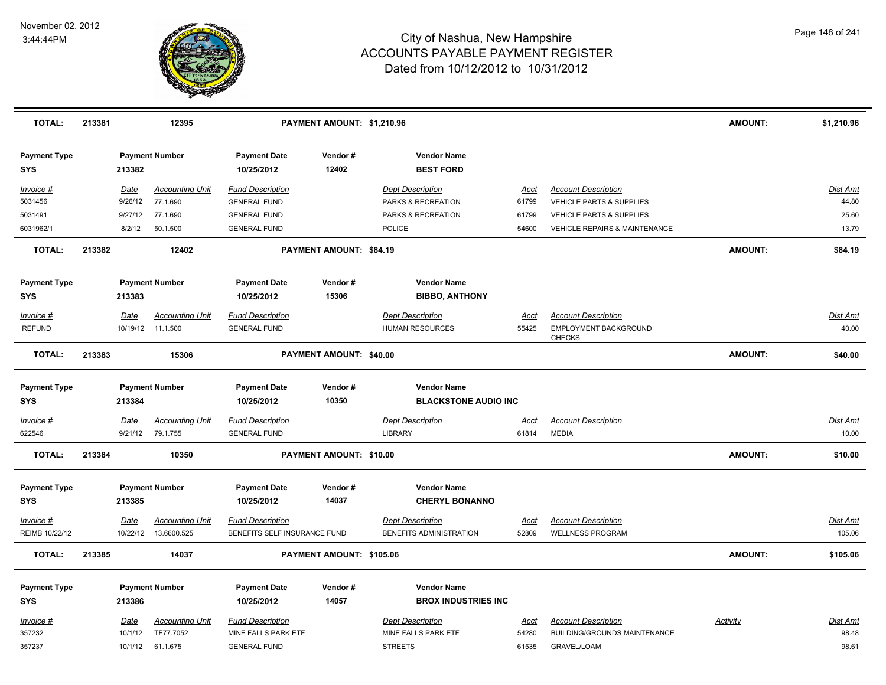# City of Nashua, New Hampshire
# ACCOUNTS PAYABLE PAYMENT REGISTER
## Dated from 10/12/2012 to 10/31/2012

November 02, 2012
3:44:44PM

| TOTAL: | 213381 | 12395 | PAYMENT AMOUNT: $1,210.96 | AMOUNT: | $1,210.96 |
|---|---|---|---|---|---|

| Payment Type | Payment Number | Payment Date | Vendor # | Vendor Name |
|---|---|---|---|---|
| SYS | 213382 | 10/25/2012 | 12402 | BEST FORD |

| Invoice # | Date | Accounting Unit | Fund Description | Dept Description | Acct | Account Description | Dist Amt |
|---|---|---|---|---|---|---|---|
| 5031456 | 9/26/12 | 77.1.690 | GENERAL FUND | PARKS & RECREATION | 61799 | VEHICLE PARTS & SUPPLIES | 44.80 |
| 5031491 | 9/27/12 | 77.1.690 | GENERAL FUND | PARKS & RECREATION | 61799 | VEHICLE PARTS & SUPPLIES | 25.60 |
| 6031962/1 | 8/2/12 | 50.1.500 | GENERAL FUND | POLICE | 54600 | VEHICLE REPAIRS & MAINTENANCE | 13.79 |

| TOTAL: | 213382 | 12402 | PAYMENT AMOUNT: $84.19 | AMOUNT: | $84.19 |
|---|---|---|---|---|---|

| Payment Type | Payment Number | Payment Date | Vendor # | Vendor Name |
|---|---|---|---|---|
| SYS | 213383 | 10/25/2012 | 15306 | BIBBO, ANTHONY |

| Invoice # | Date | Accounting Unit | Fund Description | Dept Description | Acct | Account Description | Dist Amt |
|---|---|---|---|---|---|---|---|
| REFUND | 10/19/12 | 11.1.500 | GENERAL FUND | HUMAN RESOURCES | 55425 | EMPLOYMENT BACKGROUND CHECKS | 40.00 |

| TOTAL: | 213383 | 15306 | PAYMENT AMOUNT: $40.00 | AMOUNT: | $40.00 |
|---|---|---|---|---|---|

| Payment Type | Payment Number | Payment Date | Vendor # | Vendor Name |
|---|---|---|---|---|
| SYS | 213384 | 10/25/2012 | 10350 | BLACKSTONE AUDIO INC |

| Invoice # | Date | Accounting Unit | Fund Description | Dept Description | Acct | Account Description | Dist Amt |
|---|---|---|---|---|---|---|---|
| 622546 | 9/21/12 | 79.1.755 | GENERAL FUND | LIBRARY | 61814 | MEDIA | 10.00 |

| TOTAL: | 213384 | 10350 | PAYMENT AMOUNT: $10.00 | AMOUNT: | $10.00 |
|---|---|---|---|---|---|

| Payment Type | Payment Number | Payment Date | Vendor # | Vendor Name |
|---|---|---|---|---|
| SYS | 213385 | 10/25/2012 | 14037 | CHERYL BONANNO |

| Invoice # | Date | Accounting Unit | Fund Description | Dept Description | Acct | Account Description | Dist Amt |
|---|---|---|---|---|---|---|---|
| REIMB 10/22/12 | 10/22/12 | 13.6600.525 | BENEFITS SELF INSURANCE FUND | BENEFITS ADMINISTRATION | 52809 | WELLNESS PROGRAM | 105.06 |

| TOTAL: | 213385 | 14037 | PAYMENT AMOUNT: $105.06 | AMOUNT: | $105.06 |
|---|---|---|---|---|---|

| Payment Type | Payment Number | Payment Date | Vendor # | Vendor Name |
|---|---|---|---|---|
| SYS | 213386 | 10/25/2012 | 14057 | BROX INDUSTRIES INC |

| Invoice # | Date | Accounting Unit | Fund Description | Dept Description | Acct | Account Description | Activity | Dist Amt |
|---|---|---|---|---|---|---|---|---|
| 357232 | 10/1/12 | TF77.7052 | MINE FALLS PARK ETF | MINE FALLS PARK ETF | 54280 | BUILDING/GROUNDS MAINTENANCE | | 98.48 |
| 357237 | 10/1/12 | 61.1.675 | GENERAL FUND | STREETS | 61535 | GRAVEL/LOAM | | 98.61 |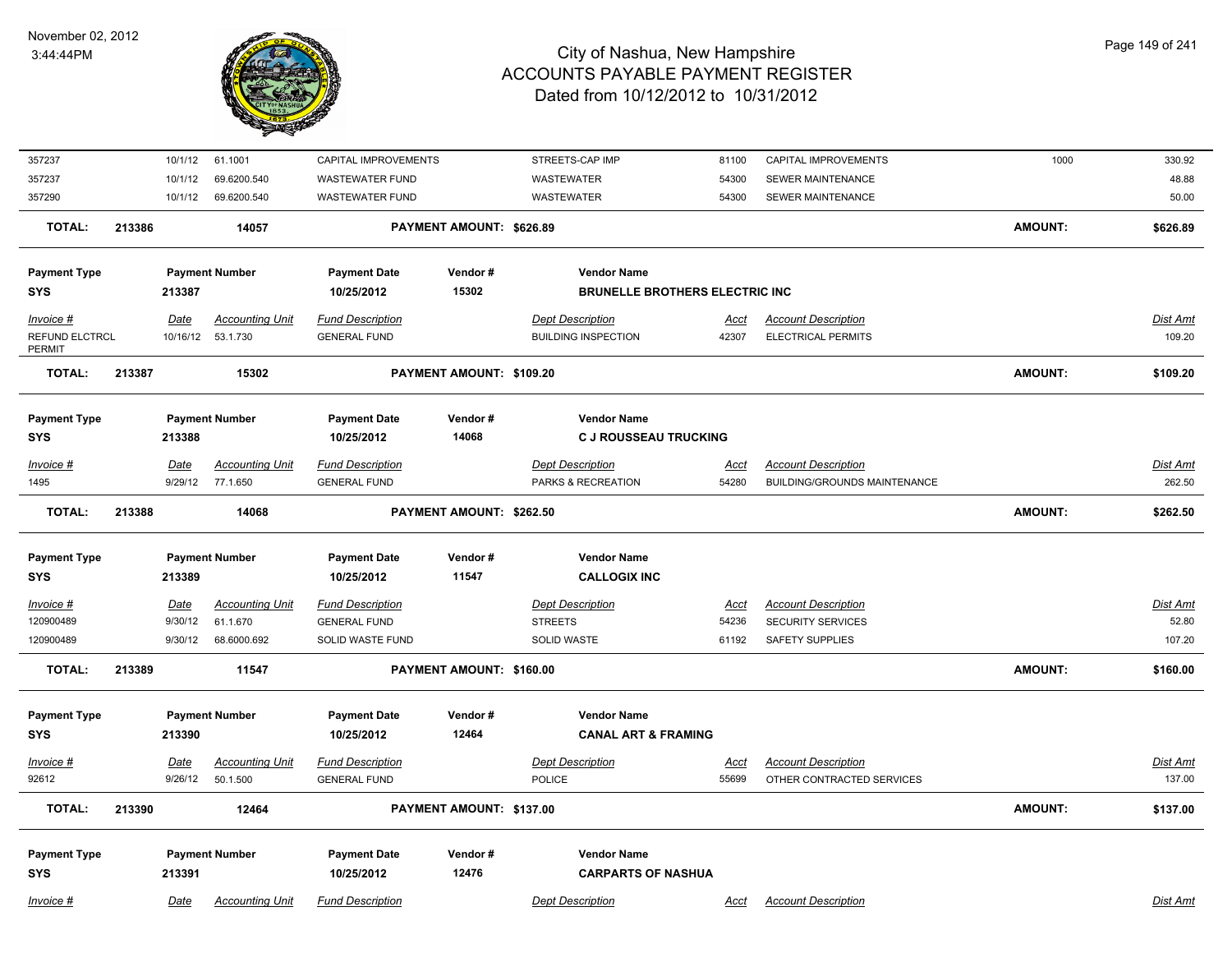| Invoice # | Date | Accounting Unit | Fund Description | | Dept Description | Acct | Account Description | | Dist Amt |
|---|---|---|---|---|---|---|---|---|---|
| 357237 | 10/1/12 | 61.1001 | CAPITAL IMPROVEMENTS | | STREETS-CAP IMP | 81100 | CAPITAL IMPROVEMENTS | 1000 | 330.92 |
| 357237 | 10/1/12 | 69.6200.540 | WASTEWATER FUND | | WASTEWATER | 54300 | SEWER MAINTENANCE | | 48.88 |
| 357290 | 10/1/12 | 69.6200.540 | WASTEWATER FUND | | WASTEWATER | 54300 | SEWER MAINTENANCE | | 50.00 |
| **TOTAL:** | **213386** | **14057** | | **PAYMENT AMOUNT: $626.89** | | | | **AMOUNT:** | **$626.89** |

| Payment Type | Payment Number | Payment Date | Vendor # | Vendor Name |
|---|---|---|---|---|
| SYS | 213387 | 10/25/2012 | 15302 | **BRUNELLE BROTHERS ELECTRIC INC** |

| Invoice # | Date | Accounting Unit | Fund Description | | Dept Description | Acct | Account Description | | Dist Amt |
|---|---|---|---|---|---|---|---|---|---|
| REFUND ELCTRCL PERMIT | 10/16/12 | 53.1.730 | GENERAL FUND | | BUILDING INSPECTION | 42307 | ELECTRICAL PERMITS | | 109.20 |
| **TOTAL:** | **213387** | **15302** | | **PAYMENT AMOUNT: $109.20** | | | | **AMOUNT:** | **$109.20** |

| Payment Type | Payment Number | Payment Date | Vendor # | Vendor Name |
|---|---|---|---|---|
| SYS | 213388 | 10/25/2012 | 14068 | **C J ROUSSEAU TRUCKING** |

| Invoice # | Date | Accounting Unit | Fund Description | | Dept Description | Acct | Account Description | | Dist Amt |
|---|---|---|---|---|---|---|---|---|---|
| 1495 | 9/29/12 | 77.1.650 | GENERAL FUND | | PARKS & RECREATION | 54280 | BUILDING/GROUNDS MAINTENANCE | | 262.50 |
| **TOTAL:** | **213388** | **14068** | | **PAYMENT AMOUNT: $262.50** | | | | **AMOUNT:** | **$262.50** |

| Payment Type | Payment Number | Payment Date | Vendor # | Vendor Name |
|---|---|---|---|---|
| SYS | 213389 | 10/25/2012 | 11547 | **CALLOGIX INC** |

| Invoice # | Date | Accounting Unit | Fund Description | | Dept Description | Acct | Account Description | | Dist Amt |
|---|---|---|---|---|---|---|---|---|---|
| 120900489 | 9/30/12 | 61.1.670 | GENERAL FUND | | STREETS | 54236 | SECURITY SERVICES | | 52.80 |
| 120900489 | 9/30/12 | 68.6000.692 | SOLID WASTE FUND | | SOLID WASTE | 61192 | SAFETY SUPPLIES | | 107.20 |
| **TOTAL:** | **213389** | **11547** | | **PAYMENT AMOUNT: $160.00** | | | | **AMOUNT:** | **$160.00** |

| Payment Type | Payment Number | Payment Date | Vendor # | Vendor Name |
|---|---|---|---|---|
| SYS | 213390 | 10/25/2012 | 12464 | **CANAL ART & FRAMING** |

| Invoice # | Date | Accounting Unit | Fund Description | | Dept Description | Acct | Account Description | | Dist Amt |
|---|---|---|---|---|---|---|---|---|---|
| 92612 | 9/26/12 | 50.1.500 | GENERAL FUND | | POLICE | 55699 | OTHER CONTRACTED SERVICES | | 137.00 |
| **TOTAL:** | **213390** | **12464** | | **PAYMENT AMOUNT: $137.00** | | | | **AMOUNT:** | **$137.00** |

| Payment Type | Payment Number | Payment Date | Vendor # | Vendor Name |
|---|---|---|---|---|
| SYS | 213391 | 10/25/2012 | 12476 | **CARPARTS OF NASHUA** |

| Invoice # | Date | Accounting Unit | Fund Description | | Dept Description | Acct | Account Description | | Dist Amt |
|---|---|---|---|---|---|---|---|---|---|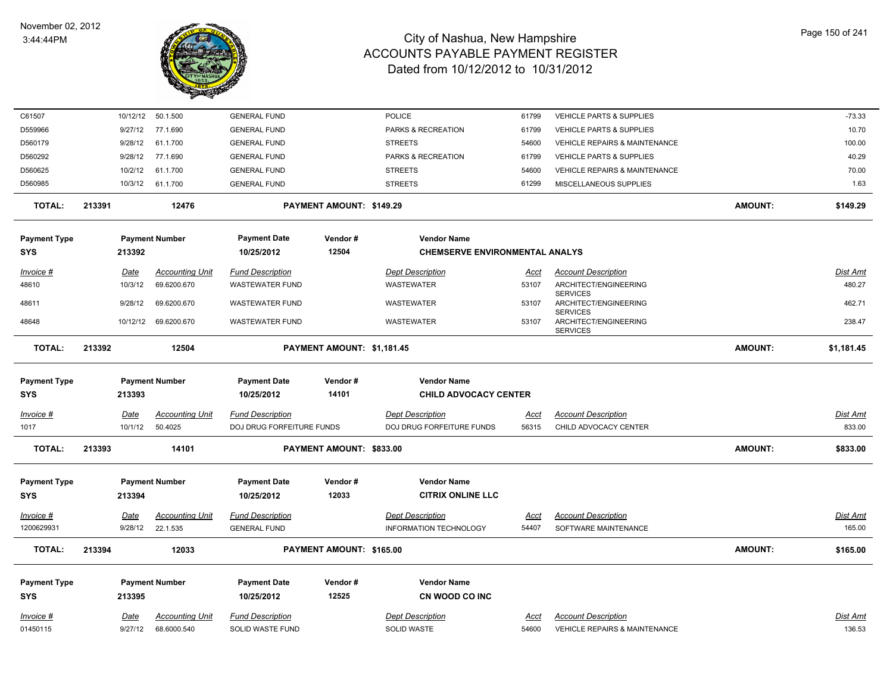# City of Nashua, New Hampshire
## ACCOUNTS PAYABLE PAYMENT REGISTER
### Dated from 10/12/2012 to 10/31/2012

November 02, 2012
3:44:44PM

| Invoice # | Date | Accounting Unit | Fund Description | Dept Description | Acct | Account Description | Dist Amt |
|---|---|---|---|---|---|---|---|
| C61507 | 10/12/12 | 50.1.500 | GENERAL FUND | POLICE | 61799 | VEHICLE PARTS & SUPPLIES | -73.33 |
| D559966 | 9/27/12 | 77.1.690 | GENERAL FUND | PARKS & RECREATION | 61799 | VEHICLE PARTS & SUPPLIES | 10.70 |
| D560179 | 9/28/12 | 61.1.700 | GENERAL FUND | STREETS | 54600 | VEHICLE REPAIRS & MAINTENANCE | 100.00 |
| D560292 | 9/28/12 | 77.1.690 | GENERAL FUND | PARKS & RECREATION | 61799 | VEHICLE PARTS & SUPPLIES | 40.29 |
| D560625 | 10/2/12 | 61.1.700 | GENERAL FUND | STREETS | 54600 | VEHICLE REPAIRS & MAINTENANCE | 70.00 |
| D560985 | 10/3/12 | 61.1.700 | GENERAL FUND | STREETS | 61299 | MISCELLANEOUS SUPPLIES | 1.63 |

**TOTAL: 213391 — 12476 — PAYMENT AMOUNT: $149.29 — AMOUNT: $149.29**

| Payment Type | Payment Number | Payment Date | Vendor # | Vendor Name |
|---|---|---|---|---|
| SYS | 213392 | 10/25/2012 | 12504 | CHEMSERVE ENVIRONMENTAL ANALYS |

| Invoice # | Date | Accounting Unit | Fund Description | Dept Description | Acct | Account Description | Dist Amt |
|---|---|---|---|---|---|---|---|
| 48610 | 10/3/12 | 69.6200.670 | WASTEWATER FUND | WASTEWATER | 53107 | ARCHITECT/ENGINEERING SERVICES | 480.27 |
| 48611 | 9/28/12 | 69.6200.670 | WASTEWATER FUND | WASTEWATER | 53107 | ARCHITECT/ENGINEERING SERVICES | 462.71 |
| 48648 | 10/12/12 | 69.6200.670 | WASTEWATER FUND | WASTEWATER | 53107 | ARCHITECT/ENGINEERING SERVICES | 238.47 |

**TOTAL: 213392 — 12504 — PAYMENT AMOUNT: $1,181.45 — AMOUNT: $1,181.45**

| Payment Type | Payment Number | Payment Date | Vendor # | Vendor Name |
|---|---|---|---|---|
| SYS | 213393 | 10/25/2012 | 14101 | CHILD ADVOCACY CENTER |

| Invoice # | Date | Accounting Unit | Fund Description | Dept Description | Acct | Account Description | Dist Amt |
|---|---|---|---|---|---|---|---|
| 1017 | 10/1/12 | 50.4025 | DOJ DRUG FORFEITURE FUNDS | DOJ DRUG FORFEITURE FUNDS | 56315 | CHILD ADVOCACY CENTER | 833.00 |

**TOTAL: 213393 — 14101 — PAYMENT AMOUNT: $833.00 — AMOUNT: $833.00**

| Payment Type | Payment Number | Payment Date | Vendor # | Vendor Name |
|---|---|---|---|---|
| SYS | 213394 | 10/25/2012 | 12033 | CITRIX ONLINE LLC |

| Invoice # | Date | Accounting Unit | Fund Description | Dept Description | Acct | Account Description | Dist Amt |
|---|---|---|---|---|---|---|---|
| 1200629931 | 9/28/12 | 22.1.535 | GENERAL FUND | INFORMATION TECHNOLOGY | 54407 | SOFTWARE MAINTENANCE | 165.00 |

**TOTAL: 213394 — 12033 — PAYMENT AMOUNT: $165.00 — AMOUNT: $165.00**

| Payment Type | Payment Number | Payment Date | Vendor # | Vendor Name |
|---|---|---|---|---|
| SYS | 213395 | 10/25/2012 | 12525 | CN WOOD CO INC |

| Invoice # | Date | Accounting Unit | Fund Description | Dept Description | Acct | Account Description | Dist Amt |
|---|---|---|---|---|---|---|---|
| 01450115 | 9/27/12 | 68.6000.540 | SOLID WASTE FUND | SOLID WASTE | 54600 | VEHICLE REPAIRS & MAINTENANCE | 136.53 |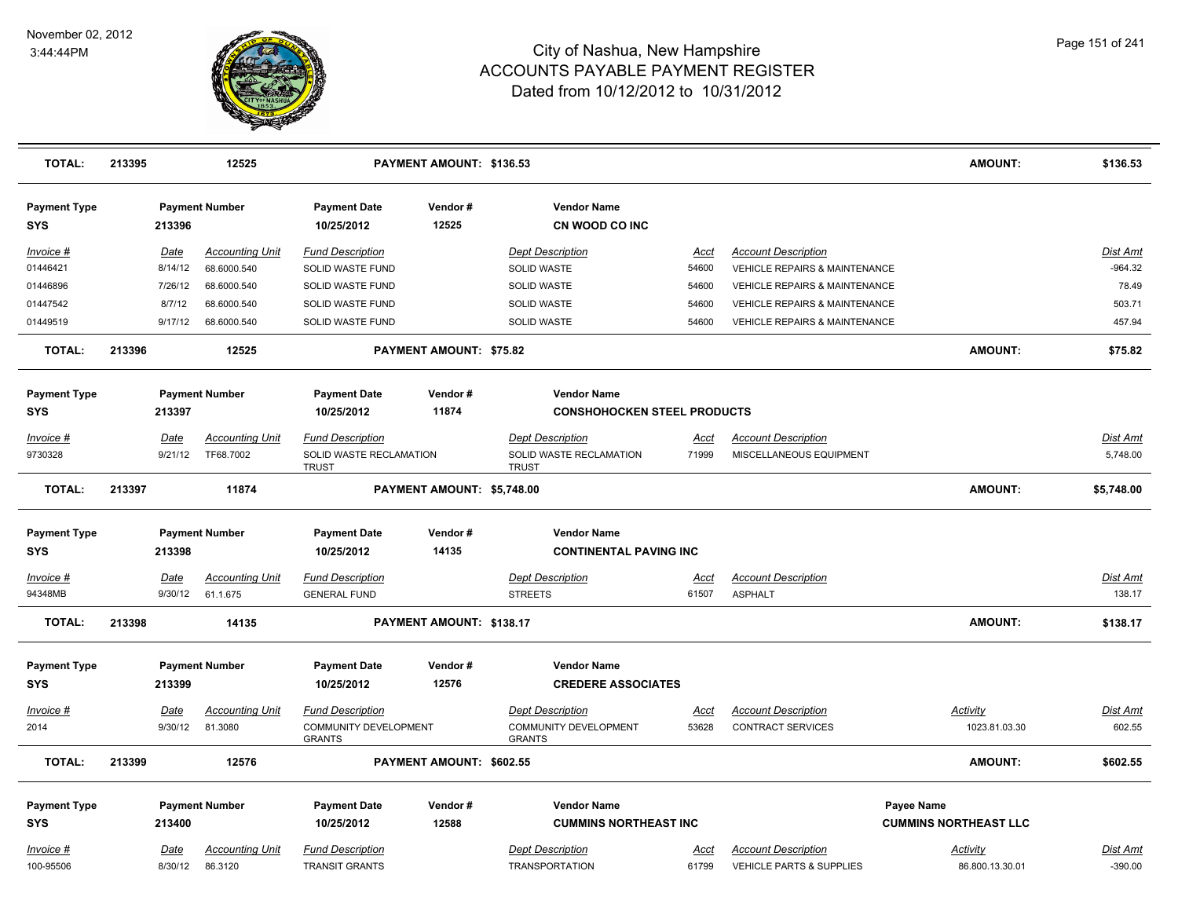# City of Nashua, New Hampshire
## ACCOUNTS PAYABLE PAYMENT REGISTER
### Dated from 10/12/2012 to 10/31/2012

November 02, 2012
3:44:44PM

| TOTAL: | 213395 | 12525 | PAYMENT AMOUNT: $136.53 | AMOUNT: | $136.53 |
|---|---|---|---|---|---|

| Payment Type | Payment Number | Payment Date | Vendor # | Vendor Name |
|---|---|---|---|---|
| SYS | 213396 | 10/25/2012 | 12525 | CN WOOD CO INC |

| Invoice # | Date | Accounting Unit | Fund Description | Dept Description | Acct | Account Description | Dist Amt |
|---|---|---|---|---|---|---|---|
| 01446421 | 8/14/12 | 68.6000.540 | SOLID WASTE FUND | SOLID WASTE | 54600 | VEHICLE REPAIRS & MAINTENANCE | -964.32 |
| 01446896 | 7/26/12 | 68.6000.540 | SOLID WASTE FUND | SOLID WASTE | 54600 | VEHICLE REPAIRS & MAINTENANCE | 78.49 |
| 01447542 | 8/7/12 | 68.6000.540 | SOLID WASTE FUND | SOLID WASTE | 54600 | VEHICLE REPAIRS & MAINTENANCE | 503.71 |
| 01449519 | 9/17/12 | 68.6000.540 | SOLID WASTE FUND | SOLID WASTE | 54600 | VEHICLE REPAIRS & MAINTENANCE | 457.94 |

| TOTAL: | 213396 | 12525 | PAYMENT AMOUNT: $75.82 | AMOUNT: | $75.82 |
|---|---|---|---|---|---|

| Payment Type | Payment Number | Payment Date | Vendor # | Vendor Name |
|---|---|---|---|---|
| SYS | 213397 | 10/25/2012 | 11874 | CONSHOHOCKEN STEEL PRODUCTS |

| Invoice # | Date | Accounting Unit | Fund Description | Dept Description | Acct | Account Description | Dist Amt |
|---|---|---|---|---|---|---|---|
| 9730328 | 9/21/12 | TF68.7002 | SOLID WASTE RECLAMATION TRUST | SOLID WASTE RECLAMATION TRUST | 71999 | MISCELLANEOUS EQUIPMENT | 5,748.00 |

| TOTAL: | 213397 | 11874 | PAYMENT AMOUNT: $5,748.00 | AMOUNT: | $5,748.00 |
|---|---|---|---|---|---|

| Payment Type | Payment Number | Payment Date | Vendor # | Vendor Name |
|---|---|---|---|---|
| SYS | 213398 | 10/25/2012 | 14135 | CONTINENTAL PAVING INC |

| Invoice # | Date | Accounting Unit | Fund Description | Dept Description | Acct | Account Description | Dist Amt |
|---|---|---|---|---|---|---|---|
| 94348MB | 9/30/12 | 61.1.675 | GENERAL FUND | STREETS | 61507 | ASPHALT | 138.17 |

| TOTAL: | 213398 | 14135 | PAYMENT AMOUNT: $138.17 | AMOUNT: | $138.17 |
|---|---|---|---|---|---|

| Payment Type | Payment Number | Payment Date | Vendor # | Vendor Name |
|---|---|---|---|---|
| SYS | 213399 | 10/25/2012 | 12576 | CREDERE ASSOCIATES |

| Invoice # | Date | Accounting Unit | Fund Description | Dept Description | Acct | Account Description | Activity | Dist Amt |
|---|---|---|---|---|---|---|---|---|
| 2014 | 9/30/12 | 81.3080 | COMMUNITY DEVELOPMENT GRANTS | COMMUNITY DEVELOPMENT GRANTS | 53628 | CONTRACT SERVICES | 1023.81.03.30 | 602.55 |

| TOTAL: | 213399 | 12576 | PAYMENT AMOUNT: $602.55 | AMOUNT: | $602.55 |
|---|---|---|---|---|---|

| Payment Type | Payment Number | Payment Date | Vendor # | Vendor Name | Payee Name |
|---|---|---|---|---|---|
| SYS | 213400 | 10/25/2012 | 12588 | CUMMINS NORTHEAST INC | CUMMINS NORTHEAST LLC |

| Invoice # | Date | Accounting Unit | Fund Description | Dept Description | Acct | Account Description | Activity | Dist Amt |
|---|---|---|---|---|---|---|---|---|
| 100-95506 | 8/30/12 | 86.3120 | TRANSIT GRANTS | TRANSPORTATION | 61799 | VEHICLE PARTS & SUPPLIES | 86.800.13.30.01 | -390.00 |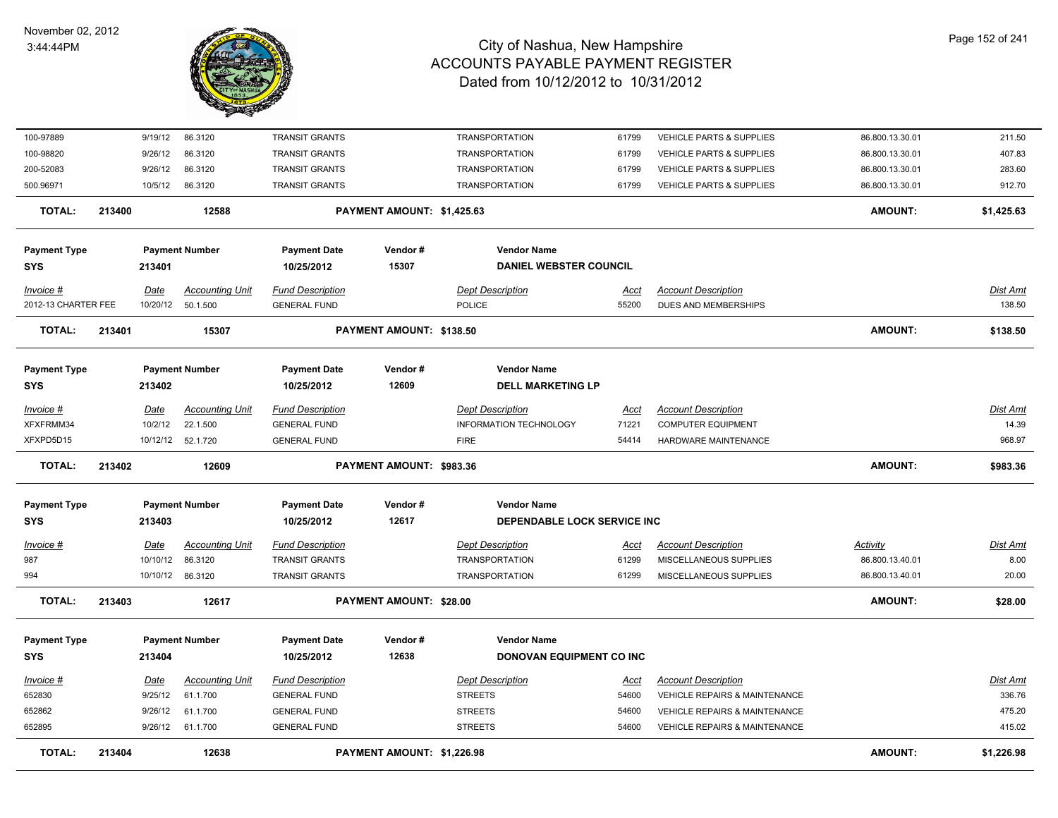# City of Nashua, New Hampshire
## ACCOUNTS PAYABLE PAYMENT REGISTER
### Dated from 10/12/2012 to 10/31/2012

November 02, 2012
3:44:44PM

| Invoice # | Date | Accounting Unit | Fund Description | Dept Description | Acct | Account Description | Activity | Dist Amt |
|---|---|---|---|---|---|---|---|---|
| 100-97889 | 9/19/12 | 86.3120 | TRANSIT GRANTS | TRANSPORTATION | 61799 | VEHICLE PARTS & SUPPLIES | 86.800.13.30.01 | 211.50 |
| 100-98820 | 9/26/12 | 86.3120 | TRANSIT GRANTS | TRANSPORTATION | 61799 | VEHICLE PARTS & SUPPLIES | 86.800.13.30.01 | 407.83 |
| 200-52083 | 9/26/12 | 86.3120 | TRANSIT GRANTS | TRANSPORTATION | 61799 | VEHICLE PARTS & SUPPLIES | 86.800.13.30.01 | 283.60 |
| 500.96971 | 10/5/12 | 86.3120 | TRANSIT GRANTS | TRANSPORTATION | 61799 | VEHICLE PARTS & SUPPLIES | 86.800.13.30.01 | 912.70 |

**TOTAL: 213400 — 12588 — PAYMENT AMOUNT: $1,425.63 — AMOUNT: $1,425.63**

| Payment Type | Payment Number | Payment Date | Vendor # | Vendor Name |
|---|---|---|---|---|
| SYS | 213401 | 10/25/2012 | 15307 | DANIEL WEBSTER COUNCIL |

| Invoice # | Date | Accounting Unit | Fund Description | Dept Description | Acct | Account Description | Dist Amt |
|---|---|---|---|---|---|---|---|
| 2012-13 CHARTER FEE | 10/20/12 | 50.1.500 | GENERAL FUND | POLICE | 55200 | DUES AND MEMBERSHIPS | 138.50 |

**TOTAL: 213401 — 15307 — PAYMENT AMOUNT: $138.50 — AMOUNT: $138.50**

| Payment Type | Payment Number | Payment Date | Vendor # | Vendor Name |
|---|---|---|---|---|
| SYS | 213402 | 10/25/2012 | 12609 | DELL MARKETING LP |

| Invoice # | Date | Accounting Unit | Fund Description | Dept Description | Acct | Account Description | Dist Amt |
|---|---|---|---|---|---|---|---|
| XFXFRMM34 | 10/2/12 | 22.1.500 | GENERAL FUND | INFORMATION TECHNOLOGY | 71221 | COMPUTER EQUIPMENT | 14.39 |
| XFXPD5D15 | 10/12/12 | 52.1.720 | GENERAL FUND | FIRE | 54414 | HARDWARE MAINTENANCE | 968.97 |

**TOTAL: 213402 — 12609 — PAYMENT AMOUNT: $983.36 — AMOUNT: $983.36**

| Payment Type | Payment Number | Payment Date | Vendor # | Vendor Name |
|---|---|---|---|---|
| SYS | 213403 | 10/25/2012 | 12617 | DEPENDABLE LOCK SERVICE INC |

| Invoice # | Date | Accounting Unit | Fund Description | Dept Description | Acct | Account Description | Activity | Dist Amt |
|---|---|---|---|---|---|---|---|---|
| 987 | 10/10/12 | 86.3120 | TRANSIT GRANTS | TRANSPORTATION | 61299 | MISCELLANEOUS SUPPLIES | 86.800.13.40.01 | 8.00 |
| 994 | 10/10/12 | 86.3120 | TRANSIT GRANTS | TRANSPORTATION | 61299 | MISCELLANEOUS SUPPLIES | 86.800.13.40.01 | 20.00 |

**TOTAL: 213403 — 12617 — PAYMENT AMOUNT: $28.00 — AMOUNT: $28.00**

| Payment Type | Payment Number | Payment Date | Vendor # | Vendor Name |
|---|---|---|---|---|
| SYS | 213404 | 10/25/2012 | 12638 | DONOVAN EQUIPMENT CO INC |

| Invoice # | Date | Accounting Unit | Fund Description | Dept Description | Acct | Account Description | Dist Amt |
|---|---|---|---|---|---|---|---|
| 652830 | 9/25/12 | 61.1.700 | GENERAL FUND | STREETS | 54600 | VEHICLE REPAIRS & MAINTENANCE | 336.76 |
| 652862 | 9/26/12 | 61.1.700 | GENERAL FUND | STREETS | 54600 | VEHICLE REPAIRS & MAINTENANCE | 475.20 |
| 652895 | 9/26/12 | 61.1.700 | GENERAL FUND | STREETS | 54600 | VEHICLE REPAIRS & MAINTENANCE | 415.02 |

**TOTAL: 213404 — 12638 — PAYMENT AMOUNT: $1,226.98 — AMOUNT: $1,226.98**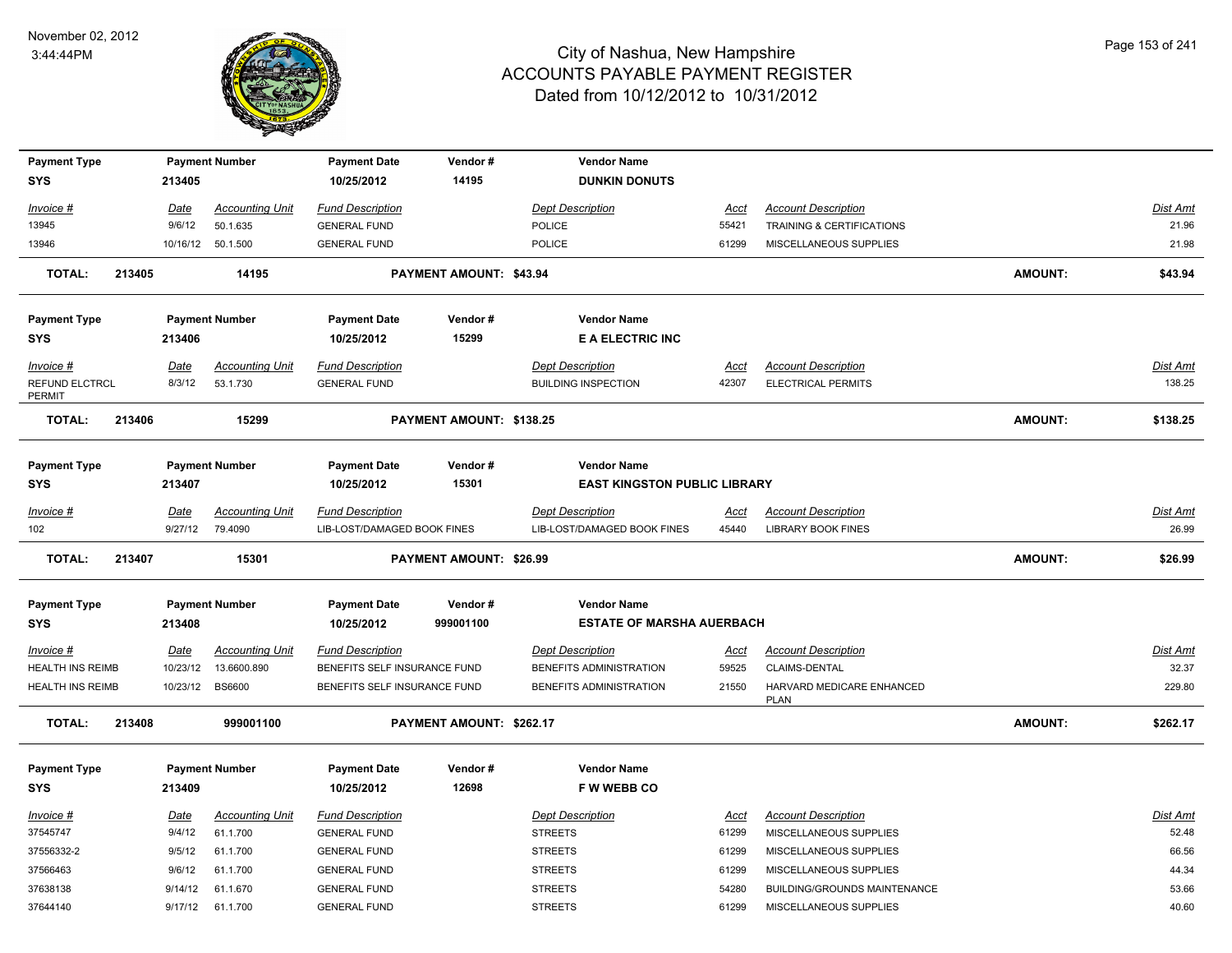# City of Nashua, New Hampshire
## ACCOUNTS PAYABLE PAYMENT REGISTER
### Dated from 10/12/2012 to 10/31/2012

November 02, 2012
3:44:44PM

| Payment Type | Payment Number | Payment Date | Vendor # | Vendor Name |
|---|---|---|---|---|
| SYS | 213405 | 10/25/2012 | 14195 | DUNKIN DONUTS |

| Invoice # | Date | Accounting Unit | Fund Description | Dept Description | Acct | Account Description | Dist Amt |
|---|---|---|---|---|---|---|---|
| 13945 | 9/6/12 | 50.1.635 | GENERAL FUND | POLICE | 55421 | TRAINING & CERTIFICATIONS | 21.96 |
| 13946 | 10/16/12 | 50.1.500 | GENERAL FUND | POLICE | 61299 | MISCELLANEOUS SUPPLIES | 21.98 |

**TOTAL: 213405 14195 PAYMENT AMOUNT: $43.94 AMOUNT: $43.94**

| Payment Type | Payment Number | Payment Date | Vendor # | Vendor Name |
|---|---|---|---|---|
| SYS | 213406 | 10/25/2012 | 15299 | E A ELECTRIC INC |

| Invoice # | Date | Accounting Unit | Fund Description | Dept Description | Acct | Account Description | Dist Amt |
|---|---|---|---|---|---|---|---|
| REFUND ELCTRCL PERMIT | 8/3/12 | 53.1.730 | GENERAL FUND | BUILDING INSPECTION | 42307 | ELECTRICAL PERMITS | 138.25 |

**TOTAL: 213406 15299 PAYMENT AMOUNT: $138.25 AMOUNT: $138.25**

| Payment Type | Payment Number | Payment Date | Vendor # | Vendor Name |
|---|---|---|---|---|
| SYS | 213407 | 10/25/2012 | 15301 | EAST KINGSTON PUBLIC LIBRARY |

| Invoice # | Date | Accounting Unit | Fund Description | Dept Description | Acct | Account Description | Dist Amt |
|---|---|---|---|---|---|---|---|
| 102 | 9/27/12 | 79.4090 | LIB-LOST/DAMAGED BOOK FINES | LIB-LOST/DAMAGED BOOK FINES | 45440 | LIBRARY BOOK FINES | 26.99 |

**TOTAL: 213407 15301 PAYMENT AMOUNT: $26.99 AMOUNT: $26.99**

| Payment Type | Payment Number | Payment Date | Vendor # | Vendor Name |
|---|---|---|---|---|
| SYS | 213408 | 10/25/2012 | 999001100 | ESTATE OF MARSHA AUERBACH |

| Invoice # | Date | Accounting Unit | Fund Description | Dept Description | Acct | Account Description | Dist Amt |
|---|---|---|---|---|---|---|---|
| HEALTH INS REIMB | 10/23/12 | 13.6600.890 | BENEFITS SELF INSURANCE FUND | BENEFITS ADMINISTRATION | 59525 | CLAIMS-DENTAL | 32.37 |
| HEALTH INS REIMB | 10/23/12 | BS6600 | BENEFITS SELF INSURANCE FUND | BENEFITS ADMINISTRATION | 21550 | HARVARD MEDICARE ENHANCED PLAN | 229.80 |

**TOTAL: 213408 999001100 PAYMENT AMOUNT: $262.17 AMOUNT: $262.17**

| Payment Type | Payment Number | Payment Date | Vendor # | Vendor Name |
|---|---|---|---|---|
| SYS | 213409 | 10/25/2012 | 12698 | F W WEBB CO |

| Invoice # | Date | Accounting Unit | Fund Description | Dept Description | Acct | Account Description | Dist Amt |
|---|---|---|---|---|---|---|---|
| 37545747 | 9/4/12 | 61.1.700 | GENERAL FUND | STREETS | 61299 | MISCELLANEOUS SUPPLIES | 52.48 |
| 37556332-2 | 9/5/12 | 61.1.700 | GENERAL FUND | STREETS | 61299 | MISCELLANEOUS SUPPLIES | 66.56 |
| 37566463 | 9/6/12 | 61.1.700 | GENERAL FUND | STREETS | 61299 | MISCELLANEOUS SUPPLIES | 44.34 |
| 37638138 | 9/14/12 | 61.1.670 | GENERAL FUND | STREETS | 54280 | BUILDING/GROUNDS MAINTENANCE | 53.66 |
| 37644140 | 9/17/12 | 61.1.700 | GENERAL FUND | STREETS | 61299 | MISCELLANEOUS SUPPLIES | 40.60 |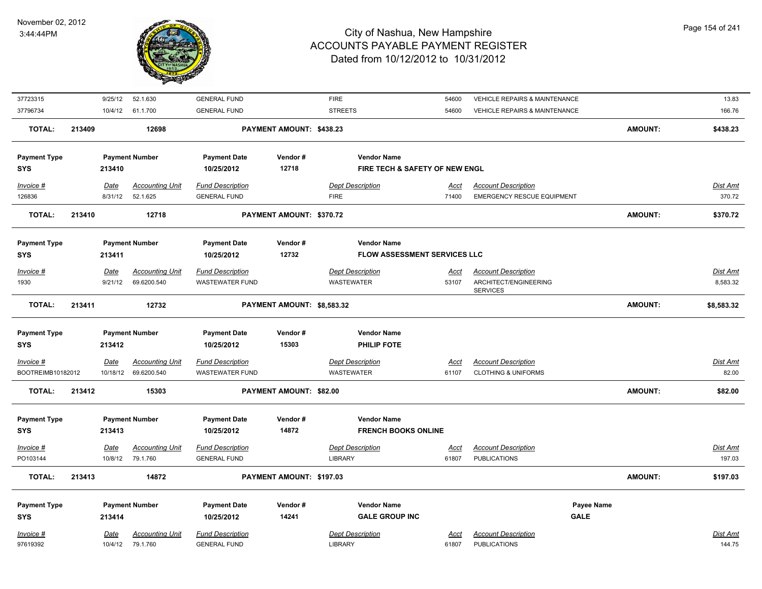# City of Nashua, New Hampshire
## ACCOUNTS PAYABLE PAYMENT REGISTER
### Dated from 10/12/2012 to 10/31/2012

November 02, 2012
3:44:44PM

| Invoice # | Date | Accounting Unit | Fund Description | Dept Description | Acct | Account Description | Dist Amt |
|---|---|---|---|---|---|---|---|
| 37723315 | 9/25/12 | 52.1.630 | GENERAL FUND | FIRE | 54600 | VEHICLE REPAIRS & MAINTENANCE | 13.83 |
| 37796734 | 10/4/12 | 61.1.700 | GENERAL FUND | STREETS | 54600 | VEHICLE REPAIRS & MAINTENANCE | 166.76 |

**TOTAL: 213409 | 12698 | PAYMENT AMOUNT: $438.23 | AMOUNT: $438.23**

| Payment Type | Payment Number | Payment Date | Vendor # | Vendor Name |
|---|---|---|---|---|
| SYS | 213410 | 10/25/2012 | 12718 | FIRE TECH & SAFETY OF NEW ENGL |

| Invoice # | Date | Accounting Unit | Fund Description | Dept Description | Acct | Account Description | Dist Amt |
|---|---|---|---|---|---|---|---|
| 126836 | 8/31/12 | 52.1.625 | GENERAL FUND | FIRE | 71400 | EMERGENCY RESCUE EQUIPMENT | 370.72 |

**TOTAL: 213410 | 12718 | PAYMENT AMOUNT: $370.72 | AMOUNT: $370.72**

| Payment Type | Payment Number | Payment Date | Vendor # | Vendor Name |
|---|---|---|---|---|
| SYS | 213411 | 10/25/2012 | 12732 | FLOW ASSESSMENT SERVICES LLC |

| Invoice # | Date | Accounting Unit | Fund Description | Dept Description | Acct | Account Description | Dist Amt |
|---|---|---|---|---|---|---|---|
| 1930 | 9/21/12 | 69.6200.540 | WASTEWATER FUND | WASTEWATER | 53107 | ARCHITECT/ENGINEERING SERVICES | 8,583.32 |

**TOTAL: 213411 | 12732 | PAYMENT AMOUNT: $8,583.32 | AMOUNT: $8,583.32**

| Payment Type | Payment Number | Payment Date | Vendor # | Vendor Name |
|---|---|---|---|---|
| SYS | 213412 | 10/25/2012 | 15303 | PHILIP FOTE |

| Invoice # | Date | Accounting Unit | Fund Description | Dept Description | Acct | Account Description | Dist Amt |
|---|---|---|---|---|---|---|---|
| BOOTREIMB10182012 | 10/18/12 | 69.6200.540 | WASTEWATER FUND | WASTEWATER | 61107 | CLOTHING & UNIFORMS | 82.00 |

**TOTAL: 213412 | 15303 | PAYMENT AMOUNT: $82.00 | AMOUNT: $82.00**

| Payment Type | Payment Number | Payment Date | Vendor # | Vendor Name |
|---|---|---|---|---|
| SYS | 213413 | 10/25/2012 | 14872 | FRENCH BOOKS ONLINE |

| Invoice # | Date | Accounting Unit | Fund Description | Dept Description | Acct | Account Description | Dist Amt |
|---|---|---|---|---|---|---|---|
| PO103144 | 10/8/12 | 79.1.760 | GENERAL FUND | LIBRARY | 61807 | PUBLICATIONS | 197.03 |

**TOTAL: 213413 | 14872 | PAYMENT AMOUNT: $197.03 | AMOUNT: $197.03**

| Payment Type | Payment Number | Payment Date | Vendor # | Vendor Name | Payee Name |
|---|---|---|---|---|---|
| SYS | 213414 | 10/25/2012 | 14241 | GALE GROUP INC | GALE |

| Invoice # | Date | Accounting Unit | Fund Description | Dept Description | Acct | Account Description | Dist Amt |
|---|---|---|---|---|---|---|---|
| 97619392 | 10/4/12 | 79.1.760 | GENERAL FUND | LIBRARY | 61807 | PUBLICATIONS | 144.75 |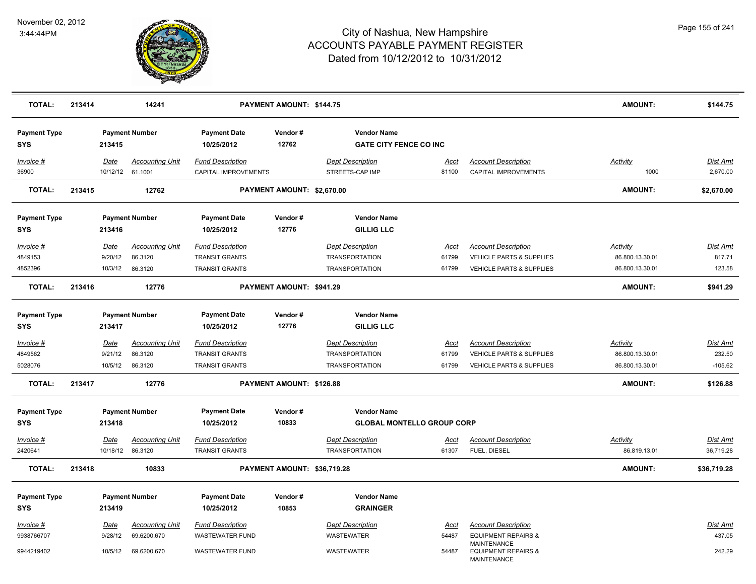| **TOTAL:** | **213414** | **14241** | | **PAYMENT AMOUNT: $144.75** | | | | | **AMOUNT:** | **$144.75** |
|---|---|---|---|---|---|---|---|---|---|---|

| **Payment Type** | **Payment Number** | | **Payment Date** | **Vendor #** | **Vendor Name** | | | | | |
|---|---|---|---|---|---|---|---|---|---|---|
| **SYS** | **213415** | | **10/25/2012** | **12762** | **GATE CITY FENCE CO INC** | | | | | |
| *Invoice #* | *Date* | *Accounting Unit* | *Fund Description* | | *Dept Description* | *Acct* | *Account Description* | | *Activity* | *Dist Amt* |
| 36900 | 10/12/12 | 61.1001 | CAPITAL IMPROVEMENTS | | STREETS-CAP IMP | 81100 | CAPITAL IMPROVEMENTS | | 1000 | 2,670.00 |
| **TOTAL:** | **213415** | **12762** | | **PAYMENT AMOUNT: $2,670.00** | | | | | **AMOUNT:** | **$2,670.00** |

| **Payment Type** | **Payment Number** | | **Payment Date** | **Vendor #** | **Vendor Name** | | | | | |
|---|---|---|---|---|---|---|---|---|---|---|
| **SYS** | **213416** | | **10/25/2012** | **12776** | **GILLIG LLC** | | | | | |
| *Invoice #* | *Date* | *Accounting Unit* | *Fund Description* | | *Dept Description* | *Acct* | *Account Description* | | *Activity* | *Dist Amt* |
| 4849153 | 9/20/12 | 86.3120 | TRANSIT GRANTS | | TRANSPORTATION | 61799 | VEHICLE PARTS & SUPPLIES | | 86.800.13.30.01 | 817.71 |
| 4852396 | 10/3/12 | 86.3120 | TRANSIT GRANTS | | TRANSPORTATION | 61799 | VEHICLE PARTS & SUPPLIES | | 86.800.13.30.01 | 123.58 |
| **TOTAL:** | **213416** | **12776** | | **PAYMENT AMOUNT: $941.29** | | | | | **AMOUNT:** | **$941.29** |

| **Payment Type** | **Payment Number** | | **Payment Date** | **Vendor #** | **Vendor Name** | | | | | |
|---|---|---|---|---|---|---|---|---|---|---|
| **SYS** | **213417** | | **10/25/2012** | **12776** | **GILLIG LLC** | | | | | |
| *Invoice #* | *Date* | *Accounting Unit* | *Fund Description* | | *Dept Description* | *Acct* | *Account Description* | | *Activity* | *Dist Amt* |
| 4849562 | 9/21/12 | 86.3120 | TRANSIT GRANTS | | TRANSPORTATION | 61799 | VEHICLE PARTS & SUPPLIES | | 86.800.13.30.01 | 232.50 |
| 5028076 | 10/5/12 | 86.3120 | TRANSIT GRANTS | | TRANSPORTATION | 61799 | VEHICLE PARTS & SUPPLIES | | 86.800.13.30.01 | -105.62 |
| **TOTAL:** | **213417** | **12776** | | **PAYMENT AMOUNT: $126.88** | | | | | **AMOUNT:** | **$126.88** |

| **Payment Type** | **Payment Number** | | **Payment Date** | **Vendor #** | **Vendor Name** | | | | | |
|---|---|---|---|---|---|---|---|---|---|---|
| **SYS** | **213418** | | **10/25/2012** | **10833** | **GLOBAL MONTELLO GROUP CORP** | | | | | |
| *Invoice #* | *Date* | *Accounting Unit* | *Fund Description* | | *Dept Description* | *Acct* | *Account Description* | | *Activity* | *Dist Amt* |
| 2420641 | 10/18/12 | 86.3120 | TRANSIT GRANTS | | TRANSPORTATION | 61307 | FUEL, DIESEL | | 86.819.13.01 | 36,719.28 |
| **TOTAL:** | **213418** | **10833** | | **PAYMENT AMOUNT: $36,719.28** | | | | | **AMOUNT:** | **$36,719.28** |

| **Payment Type** | **Payment Number** | | **Payment Date** | **Vendor #** | **Vendor Name** | | | | | |
|---|---|---|---|---|---|---|---|---|---|---|
| **SYS** | **213419** | | **10/25/2012** | **10853** | **GRAINGER** | | | | | |
| *Invoice #* | *Date* | *Accounting Unit* | *Fund Description* | | *Dept Description* | *Acct* | *Account Description* | | | *Dist Amt* |
| 9938766707 | 9/28/12 | 69.6200.670 | WASTEWATER FUND | | WASTEWATER | 54487 | EQUIPMENT REPAIRS & MAINTENANCE | | | 437.05 |
| 9944219402 | 10/5/12 | 69.6200.670 | WASTEWATER FUND | | WASTEWATER | 54487 | EQUIPMENT REPAIRS & MAINTENANCE | | | 242.29 |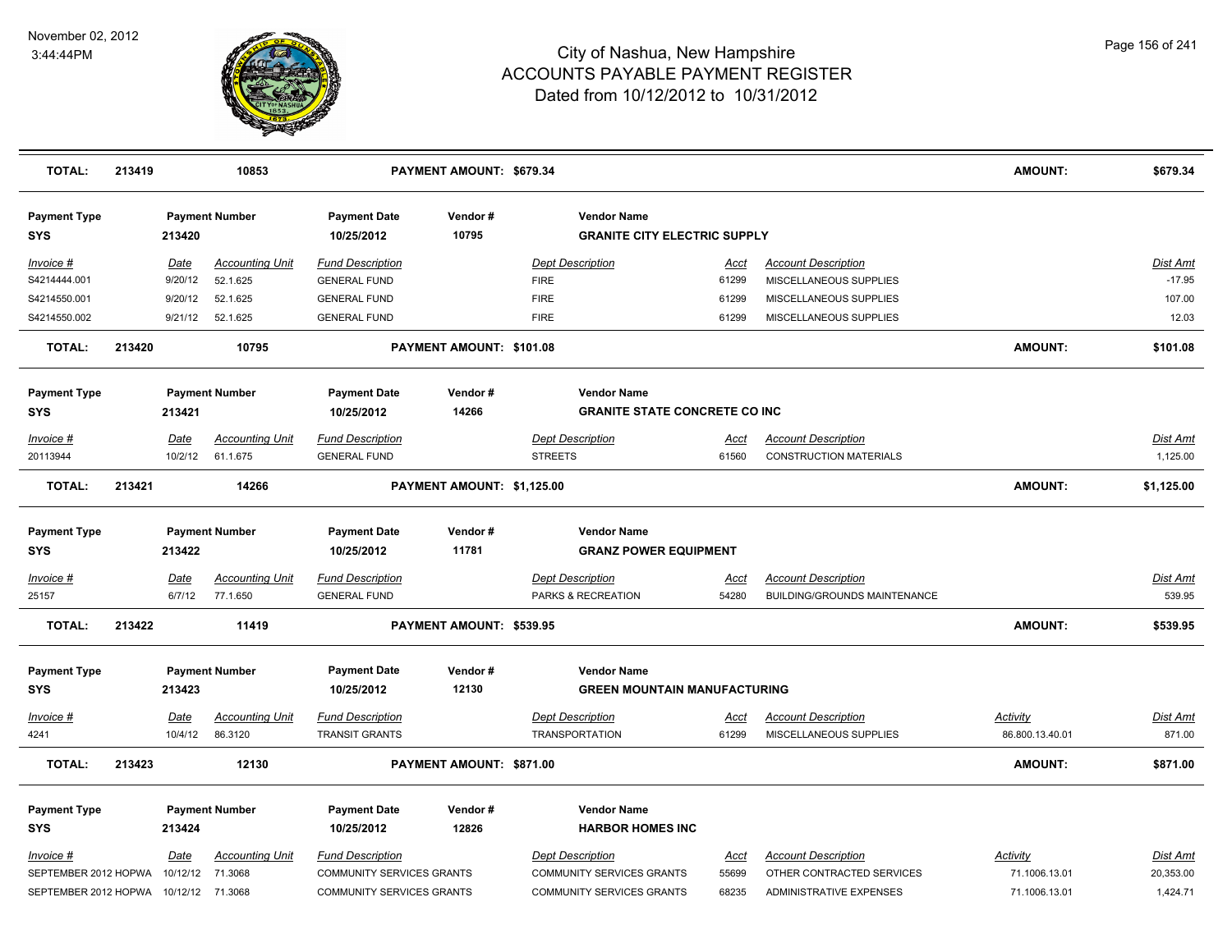# City of Nashua, New Hampshire
## ACCOUNTS PAYABLE PAYMENT REGISTER
### Dated from 10/12/2012 to 10/31/2012

November 02, 2012
3:44:44PM

**TOTAL: 213419 — 10853 — PAYMENT AMOUNT: $679.34 — AMOUNT: $679.34**

| Payment Type | Payment Number | Payment Date | Vendor # | Vendor Name |
|---|---|---|---|---|
| SYS | 213420 | 10/25/2012 | 10795 | GRANITE CITY ELECTRIC SUPPLY |

| Invoice # | Date | Accounting Unit | Fund Description | Dept Description | Acct | Account Description | Activity | Dist Amt |
|---|---|---|---|---|---|---|---|---|
| S4214444.001 | 9/20/12 | 52.1.625 | GENERAL FUND | FIRE | 61299 | MISCELLANEOUS SUPPLIES | | -17.95 |
| S4214550.001 | 9/20/12 | 52.1.625 | GENERAL FUND | FIRE | 61299 | MISCELLANEOUS SUPPLIES | | 107.00 |
| S4214550.002 | 9/21/12 | 52.1.625 | GENERAL FUND | FIRE | 61299 | MISCELLANEOUS SUPPLIES | | 12.03 |

**TOTAL: 213420 — 10795 — PAYMENT AMOUNT: $101.08 — AMOUNT: $101.08**

| Payment Type | Payment Number | Payment Date | Vendor # | Vendor Name |
|---|---|---|---|---|
| SYS | 213421 | 10/25/2012 | 14266 | GRANITE STATE CONCRETE CO INC |

| Invoice # | Date | Accounting Unit | Fund Description | Dept Description | Acct | Account Description | Activity | Dist Amt |
|---|---|---|---|---|---|---|---|---|
| 20113944 | 10/2/12 | 61.1.675 | GENERAL FUND | STREETS | 61560 | CONSTRUCTION MATERIALS | | 1,125.00 |

**TOTAL: 213421 — 14266 — PAYMENT AMOUNT: $1,125.00 — AMOUNT: $1,125.00**

| Payment Type | Payment Number | Payment Date | Vendor # | Vendor Name |
|---|---|---|---|---|
| SYS | 213422 | 10/25/2012 | 11781 | GRANZ POWER EQUIPMENT |

| Invoice # | Date | Accounting Unit | Fund Description | Dept Description | Acct | Account Description | Activity | Dist Amt |
|---|---|---|---|---|---|---|---|---|
| 25157 | 6/7/12 | 77.1.650 | GENERAL FUND | PARKS & RECREATION | 54280 | BUILDING/GROUNDS MAINTENANCE | | 539.95 |

**TOTAL: 213422 — 11419 — PAYMENT AMOUNT: $539.95 — AMOUNT: $539.95**

| Payment Type | Payment Number | Payment Date | Vendor # | Vendor Name |
|---|---|---|---|---|
| SYS | 213423 | 10/25/2012 | 12130 | GREEN MOUNTAIN MANUFACTURING |

| Invoice # | Date | Accounting Unit | Fund Description | Dept Description | Acct | Account Description | Activity | Dist Amt |
|---|---|---|---|---|---|---|---|---|
| 4241 | 10/4/12 | 86.3120 | TRANSIT GRANTS | TRANSPORTATION | 61299 | MISCELLANEOUS SUPPLIES | 86.800.13.40.01 | 871.00 |

**TOTAL: 213423 — 12130 — PAYMENT AMOUNT: $871.00 — AMOUNT: $871.00**

| Payment Type | Payment Number | Payment Date | Vendor # | Vendor Name |
|---|---|---|---|---|
| SYS | 213424 | 10/25/2012 | 12826 | HARBOR HOMES INC |

| Invoice # | Date | Accounting Unit | Fund Description | Dept Description | Acct | Account Description | Activity | Dist Amt |
|---|---|---|---|---|---|---|---|---|
| SEPTEMBER 2012 HOPWA | 10/12/12 | 71.3068 | COMMUNITY SERVICES GRANTS | COMMUNITY SERVICES GRANTS | 55699 | OTHER CONTRACTED SERVICES | 71.1006.13.01 | 20,353.00 |
| SEPTEMBER 2012 HOPWA | 10/12/12 | 71.3068 | COMMUNITY SERVICES GRANTS | COMMUNITY SERVICES GRANTS | 68235 | ADMINISTRATIVE EXPENSES | 71.1006.13.01 | 1,424.71 |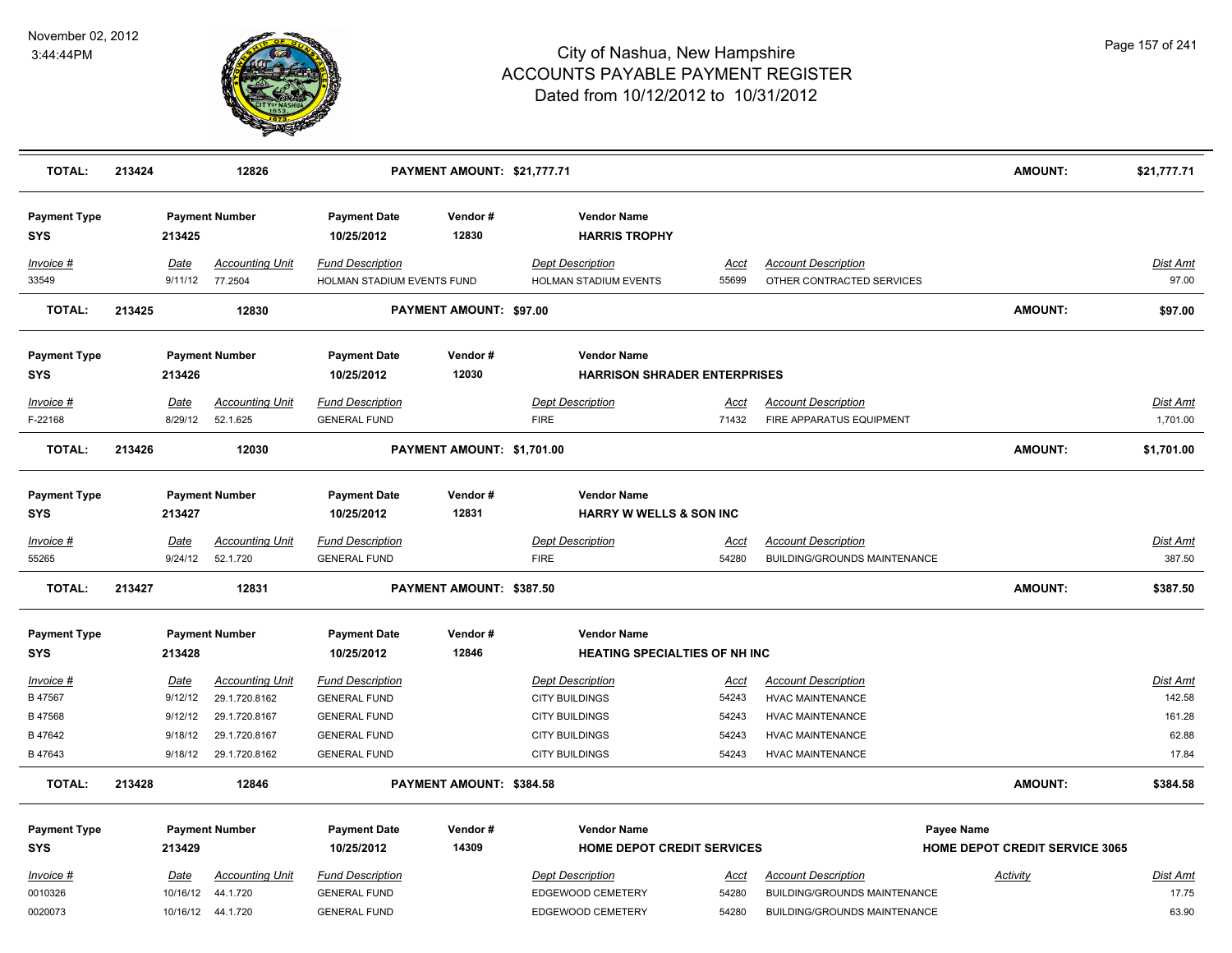# City of Nashua, New Hampshire
## ACCOUNTS PAYABLE PAYMENT REGISTER
### Dated from 10/12/2012 to 10/31/2012

November 02, 2012
3:44:44PM

| TOTAL: | 213424 | 12826 | PAYMENT AMOUNT: $21,777.71 | AMOUNT: | $21,777.71 |
|---|---|---|---|---|---|

| Payment Type | Payment Number | Payment Date | Vendor # | Vendor Name |
|---|---|---|---|---|
| SYS | 213425 | 10/25/2012 | 12830 | HARRIS TROPHY |

| Invoice # | Date | Accounting Unit | Fund Description | Dept Description | Acct | Account Description | Dist Amt |
|---|---|---|---|---|---|---|---|
| 33549 | 9/11/12 | 77.2504 | HOLMAN STADIUM EVENTS FUND | HOLMAN STADIUM EVENTS | 55699 | OTHER CONTRACTED SERVICES | 97.00 |

| TOTAL: | 213425 | 12830 | PAYMENT AMOUNT: $97.00 | AMOUNT: | $97.00 |
|---|---|---|---|---|---|

| Payment Type | Payment Number | Payment Date | Vendor # | Vendor Name |
|---|---|---|---|---|
| SYS | 213426 | 10/25/2012 | 12030 | HARRISON SHRADER ENTERPRISES |

| Invoice # | Date | Accounting Unit | Fund Description | Dept Description | Acct | Account Description | Dist Amt |
|---|---|---|---|---|---|---|---|
| F-22168 | 8/29/12 | 52.1.625 | GENERAL FUND | FIRE | 71432 | FIRE APPARATUS EQUIPMENT | 1,701.00 |

| TOTAL: | 213426 | 12030 | PAYMENT AMOUNT: $1,701.00 | AMOUNT: | $1,701.00 |
|---|---|---|---|---|---|

| Payment Type | Payment Number | Payment Date | Vendor # | Vendor Name |
|---|---|---|---|---|
| SYS | 213427 | 10/25/2012 | 12831 | HARRY W WELLS & SON INC |

| Invoice # | Date | Accounting Unit | Fund Description | Dept Description | Acct | Account Description | Dist Amt |
|---|---|---|---|---|---|---|---|
| 55265 | 9/24/12 | 52.1.720 | GENERAL FUND | FIRE | 54280 | BUILDING/GROUNDS MAINTENANCE | 387.50 |

| TOTAL: | 213427 | 12831 | PAYMENT AMOUNT: $387.50 | AMOUNT: | $387.50 |
|---|---|---|---|---|---|

| Payment Type | Payment Number | Payment Date | Vendor # | Vendor Name |
|---|---|---|---|---|
| SYS | 213428 | 10/25/2012 | 12846 | HEATING SPECIALTIES OF NH INC |

| Invoice # | Date | Accounting Unit | Fund Description | Dept Description | Acct | Account Description | Dist Amt |
|---|---|---|---|---|---|---|---|
| B 47567 | 9/12/12 | 29.1.720.8162 | GENERAL FUND | CITY BUILDINGS | 54243 | HVAC MAINTENANCE | 142.58 |
| B 47568 | 9/12/12 | 29.1.720.8167 | GENERAL FUND | CITY BUILDINGS | 54243 | HVAC MAINTENANCE | 161.28 |
| B 47642 | 9/18/12 | 29.1.720.8167 | GENERAL FUND | CITY BUILDINGS | 54243 | HVAC MAINTENANCE | 62.88 |
| B 47643 | 9/18/12 | 29.1.720.8162 | GENERAL FUND | CITY BUILDINGS | 54243 | HVAC MAINTENANCE | 17.84 |

| TOTAL: | 213428 | 12846 | PAYMENT AMOUNT: $384.58 | AMOUNT: | $384.58 |
|---|---|---|---|---|---|

| Payment Type | Payment Number | Payment Date | Vendor # | Vendor Name | Payee Name |
|---|---|---|---|---|---|
| SYS | 213429 | 10/25/2012 | 14309 | HOME DEPOT CREDIT SERVICES | HOME DEPOT CREDIT SERVICE 3065 |

| Invoice # | Date | Accounting Unit | Fund Description | Dept Description | Acct | Account Description | Activity | Dist Amt |
|---|---|---|---|---|---|---|---|---|
| 0010326 | 10/16/12 | 44.1.720 | GENERAL FUND | EDGEWOOD CEMETERY | 54280 | BUILDING/GROUNDS MAINTENANCE | | 17.75 |
| 0020073 | 10/16/12 | 44.1.720 | GENERAL FUND | EDGEWOOD CEMETERY | 54280 | BUILDING/GROUNDS MAINTENANCE | | 63.90 |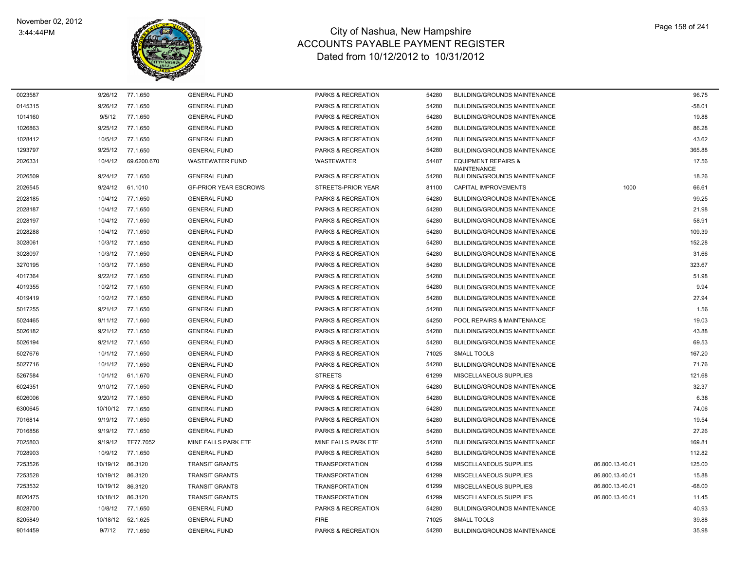# City of Nashua, New Hampshire
## ACCOUNTS PAYABLE PAYMENT REGISTER
### Dated from 10/12/2012 to 10/31/2012

| | | | | | | | | |
|---|---|---|---|---|---|---|---|---|
| 0023587 | 9/26/12 | 77.1.650 | GENERAL FUND | PARKS & RECREATION | 54280 | BUILDING/GROUNDS MAINTENANCE | | 96.75 |
| 0145315 | 9/26/12 | 77.1.650 | GENERAL FUND | PARKS & RECREATION | 54280 | BUILDING/GROUNDS MAINTENANCE | | -58.01 |
| 1014160 | 9/5/12 | 77.1.650 | GENERAL FUND | PARKS & RECREATION | 54280 | BUILDING/GROUNDS MAINTENANCE | | 19.88 |
| 1026863 | 9/25/12 | 77.1.650 | GENERAL FUND | PARKS & RECREATION | 54280 | BUILDING/GROUNDS MAINTENANCE | | 86.28 |
| 1028412 | 10/5/12 | 77.1.650 | GENERAL FUND | PARKS & RECREATION | 54280 | BUILDING/GROUNDS MAINTENANCE | | 43.62 |
| 1293797 | 9/25/12 | 77.1.650 | GENERAL FUND | PARKS & RECREATION | 54280 | BUILDING/GROUNDS MAINTENANCE | | 365.88 |
| 2026331 | 10/4/12 | 69.6200.670 | WASTEWATER FUND | WASTEWATER | 54487 | EQUIPMENT REPAIRS & MAINTENANCE | | 17.56 |
| 2026509 | 9/24/12 | 77.1.650 | GENERAL FUND | PARKS & RECREATION | 54280 | BUILDING/GROUNDS MAINTENANCE | | 18.26 |
| 2026545 | 9/24/12 | 61.1010 | GF-PRIOR YEAR ESCROWS | STREETS-PRIOR YEAR | 81100 | CAPITAL IMPROVEMENTS | 1000 | 66.61 |
| 2028185 | 10/4/12 | 77.1.650 | GENERAL FUND | PARKS & RECREATION | 54280 | BUILDING/GROUNDS MAINTENANCE | | 99.25 |
| 2028187 | 10/4/12 | 77.1.650 | GENERAL FUND | PARKS & RECREATION | 54280 | BUILDING/GROUNDS MAINTENANCE | | 21.98 |
| 2028197 | 10/4/12 | 77.1.650 | GENERAL FUND | PARKS & RECREATION | 54280 | BUILDING/GROUNDS MAINTENANCE | | 58.91 |
| 2028288 | 10/4/12 | 77.1.650 | GENERAL FUND | PARKS & RECREATION | 54280 | BUILDING/GROUNDS MAINTENANCE | | 109.39 |
| 3028061 | 10/3/12 | 77.1.650 | GENERAL FUND | PARKS & RECREATION | 54280 | BUILDING/GROUNDS MAINTENANCE | | 152.28 |
| 3028097 | 10/3/12 | 77.1.650 | GENERAL FUND | PARKS & RECREATION | 54280 | BUILDING/GROUNDS MAINTENANCE | | 31.66 |
| 3270195 | 10/3/12 | 77.1.650 | GENERAL FUND | PARKS & RECREATION | 54280 | BUILDING/GROUNDS MAINTENANCE | | 323.67 |
| 4017364 | 9/22/12 | 77.1.650 | GENERAL FUND | PARKS & RECREATION | 54280 | BUILDING/GROUNDS MAINTENANCE | | 51.98 |
| 4019355 | 10/2/12 | 77.1.650 | GENERAL FUND | PARKS & RECREATION | 54280 | BUILDING/GROUNDS MAINTENANCE | | 9.94 |
| 4019419 | 10/2/12 | 77.1.650 | GENERAL FUND | PARKS & RECREATION | 54280 | BUILDING/GROUNDS MAINTENANCE | | 27.94 |
| 5017255 | 9/21/12 | 77.1.650 | GENERAL FUND | PARKS & RECREATION | 54280 | BUILDING/GROUNDS MAINTENANCE | | 1.56 |
| 5024465 | 9/11/12 | 77.1.660 | GENERAL FUND | PARKS & RECREATION | 54250 | POOL REPAIRS & MAINTENANCE | | 19.03 |
| 5026182 | 9/21/12 | 77.1.650 | GENERAL FUND | PARKS & RECREATION | 54280 | BUILDING/GROUNDS MAINTENANCE | | 43.88 |
| 5026194 | 9/21/12 | 77.1.650 | GENERAL FUND | PARKS & RECREATION | 54280 | BUILDING/GROUNDS MAINTENANCE | | 69.53 |
| 5027676 | 10/1/12 | 77.1.650 | GENERAL FUND | PARKS & RECREATION | 71025 | SMALL TOOLS | | 167.20 |
| 5027716 | 10/1/12 | 77.1.650 | GENERAL FUND | PARKS & RECREATION | 54280 | BUILDING/GROUNDS MAINTENANCE | | 71.76 |
| 5267584 | 10/1/12 | 61.1.670 | GENERAL FUND | STREETS | 61299 | MISCELLANEOUS SUPPLIES | | 121.68 |
| 6024351 | 9/10/12 | 77.1.650 | GENERAL FUND | PARKS & RECREATION | 54280 | BUILDING/GROUNDS MAINTENANCE | | 32.37 |
| 6026006 | 9/20/12 | 77.1.650 | GENERAL FUND | PARKS & RECREATION | 54280 | BUILDING/GROUNDS MAINTENANCE | | 6.38 |
| 6300645 | 10/10/12 | 77.1.650 | GENERAL FUND | PARKS & RECREATION | 54280 | BUILDING/GROUNDS MAINTENANCE | | 74.06 |
| 7016814 | 9/19/12 | 77.1.650 | GENERAL FUND | PARKS & RECREATION | 54280 | BUILDING/GROUNDS MAINTENANCE | | 19.54 |
| 7016856 | 9/19/12 | 77.1.650 | GENERAL FUND | PARKS & RECREATION | 54280 | BUILDING/GROUNDS MAINTENANCE | | 27.26 |
| 7025803 | 9/19/12 | TF77.7052 | MINE FALLS PARK ETF | MINE FALLS PARK ETF | 54280 | BUILDING/GROUNDS MAINTENANCE | | 169.81 |
| 7028903 | 10/9/12 | 77.1.650 | GENERAL FUND | PARKS & RECREATION | 54280 | BUILDING/GROUNDS MAINTENANCE | | 112.82 |
| 7253526 | 10/19/12 | 86.3120 | TRANSIT GRANTS | TRANSPORTATION | 61299 | MISCELLANEOUS SUPPLIES | 86.800.13.40.01 | 125.00 |
| 7253528 | 10/19/12 | 86.3120 | TRANSIT GRANTS | TRANSPORTATION | 61299 | MISCELLANEOUS SUPPLIES | 86.800.13.40.01 | 15.88 |
| 7253532 | 10/19/12 | 86.3120 | TRANSIT GRANTS | TRANSPORTATION | 61299 | MISCELLANEOUS SUPPLIES | 86.800.13.40.01 | -68.00 |
| 8020475 | 10/18/12 | 86.3120 | TRANSIT GRANTS | TRANSPORTATION | 61299 | MISCELLANEOUS SUPPLIES | 86.800.13.40.01 | 11.45 |
| 8028700 | 10/8/12 | 77.1.650 | GENERAL FUND | PARKS & RECREATION | 54280 | BUILDING/GROUNDS MAINTENANCE | | 40.93 |
| 8205849 | 10/18/12 | 52.1.625 | GENERAL FUND | FIRE | 71025 | SMALL TOOLS | | 39.88 |
| 9014459 | 9/7/12 | 77.1.650 | GENERAL FUND | PARKS & RECREATION | 54280 | BUILDING/GROUNDS MAINTENANCE | | 35.98 |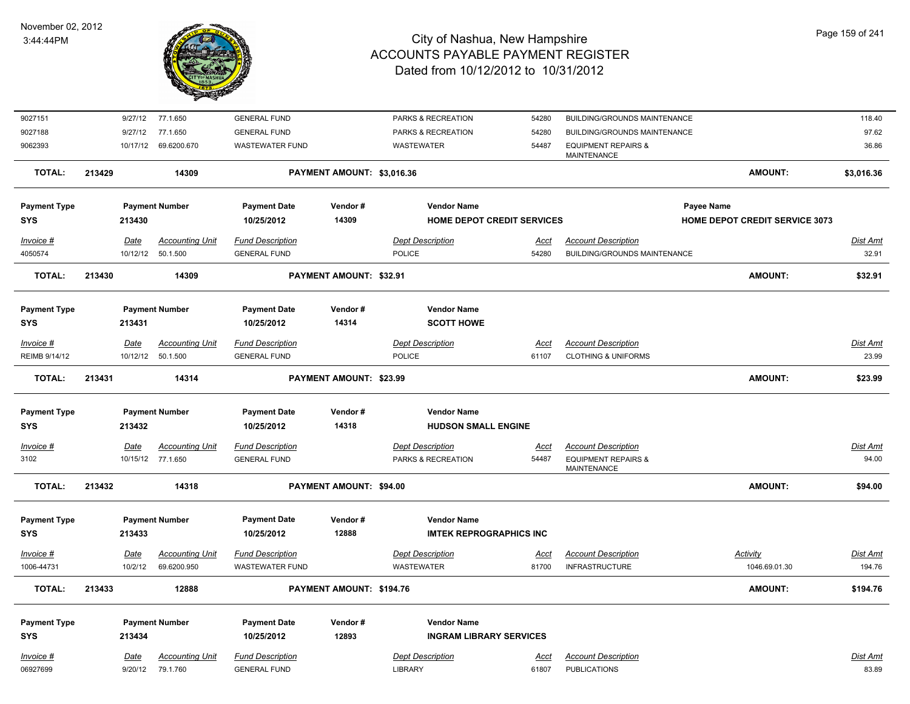# City of Nashua, New Hampshire
## ACCOUNTS PAYABLE PAYMENT REGISTER
### Dated from 10/12/2012 to 10/31/2012

November 02, 2012
3:44:44PM

| Invoice # | Date | Accounting Unit | Fund Description | Dept Description | Acct | Account Description | Dist Amt |
|---|---|---|---|---|---|---|---|
| 9027151 | 9/27/12 | 77.1.650 | GENERAL FUND | PARKS & RECREATION | 54280 | BUILDING/GROUNDS MAINTENANCE | 118.40 |
| 9027188 | 9/27/12 | 77.1.650 | GENERAL FUND | PARKS & RECREATION | 54280 | BUILDING/GROUNDS MAINTENANCE | 97.62 |
| 9062393 | 10/17/12 | 69.6200.670 | WASTEWATER FUND | WASTEWATER | 54487 | EQUIPMENT REPAIRS & MAINTENANCE | 36.86 |

**TOTAL: 213429 14309 PAYMENT AMOUNT: $3,016.36 AMOUNT: $3,016.36**

| Payment Type | Payment Number | Payment Date | Vendor # | Vendor Name | Payee Name |
|---|---|---|---|---|---|
| SYS | 213430 | 10/25/2012 | 14309 | HOME DEPOT CREDIT SERVICES | HOME DEPOT CREDIT SERVICE 3073 |

| Invoice # | Date | Accounting Unit | Fund Description | Dept Description | Acct | Account Description | Dist Amt |
|---|---|---|---|---|---|---|---|
| 4050574 | 10/12/12 | 50.1.500 | GENERAL FUND | POLICE | 54280 | BUILDING/GROUNDS MAINTENANCE | 32.91 |

**TOTAL: 213430 14309 PAYMENT AMOUNT: $32.91 AMOUNT: $32.91**

| Payment Type | Payment Number | Payment Date | Vendor # | Vendor Name |
|---|---|---|---|---|
| SYS | 213431 | 10/25/2012 | 14314 | SCOTT HOWE |

| Invoice # | Date | Accounting Unit | Fund Description | Dept Description | Acct | Account Description | Dist Amt |
|---|---|---|---|---|---|---|---|
| REIMB 9/14/12 | 10/12/12 | 50.1.500 | GENERAL FUND | POLICE | 61107 | CLOTHING & UNIFORMS | 23.99 |

**TOTAL: 213431 14314 PAYMENT AMOUNT: $23.99 AMOUNT: $23.99**

| Payment Type | Payment Number | Payment Date | Vendor # | Vendor Name |
|---|---|---|---|---|
| SYS | 213432 | 10/25/2012 | 14318 | HUDSON SMALL ENGINE |

| Invoice # | Date | Accounting Unit | Fund Description | Dept Description | Acct | Account Description | Dist Amt |
|---|---|---|---|---|---|---|---|
| 3102 | 10/15/12 | 77.1.650 | GENERAL FUND | PARKS & RECREATION | 54487 | EQUIPMENT REPAIRS & MAINTENANCE | 94.00 |

**TOTAL: 213432 14318 PAYMENT AMOUNT: $94.00 AMOUNT: $94.00**

| Payment Type | Payment Number | Payment Date | Vendor # | Vendor Name |
|---|---|---|---|---|
| SYS | 213433 | 10/25/2012 | 12888 | IMTEK REPROGRAPHICS INC |

| Invoice # | Date | Accounting Unit | Fund Description | Dept Description | Acct | Account Description | Activity | Dist Amt |
|---|---|---|---|---|---|---|---|---|
| 1006-44731 | 10/2/12 | 69.6200.950 | WASTEWATER FUND | WASTEWATER | 81700 | INFRASTRUCTURE | 1046.69.01.30 | 194.76 |

**TOTAL: 213433 12888 PAYMENT AMOUNT: $194.76 AMOUNT: $194.76**

| Payment Type | Payment Number | Payment Date | Vendor # | Vendor Name |
|---|---|---|---|---|
| SYS | 213434 | 10/25/2012 | 12893 | INGRAM LIBRARY SERVICES |

| Invoice # | Date | Accounting Unit | Fund Description | Dept Description | Acct | Account Description | Dist Amt |
|---|---|---|---|---|---|---|---|
| 06927699 | 9/20/12 | 79.1.760 | GENERAL FUND | LIBRARY | 61807 | PUBLICATIONS | 83.89 |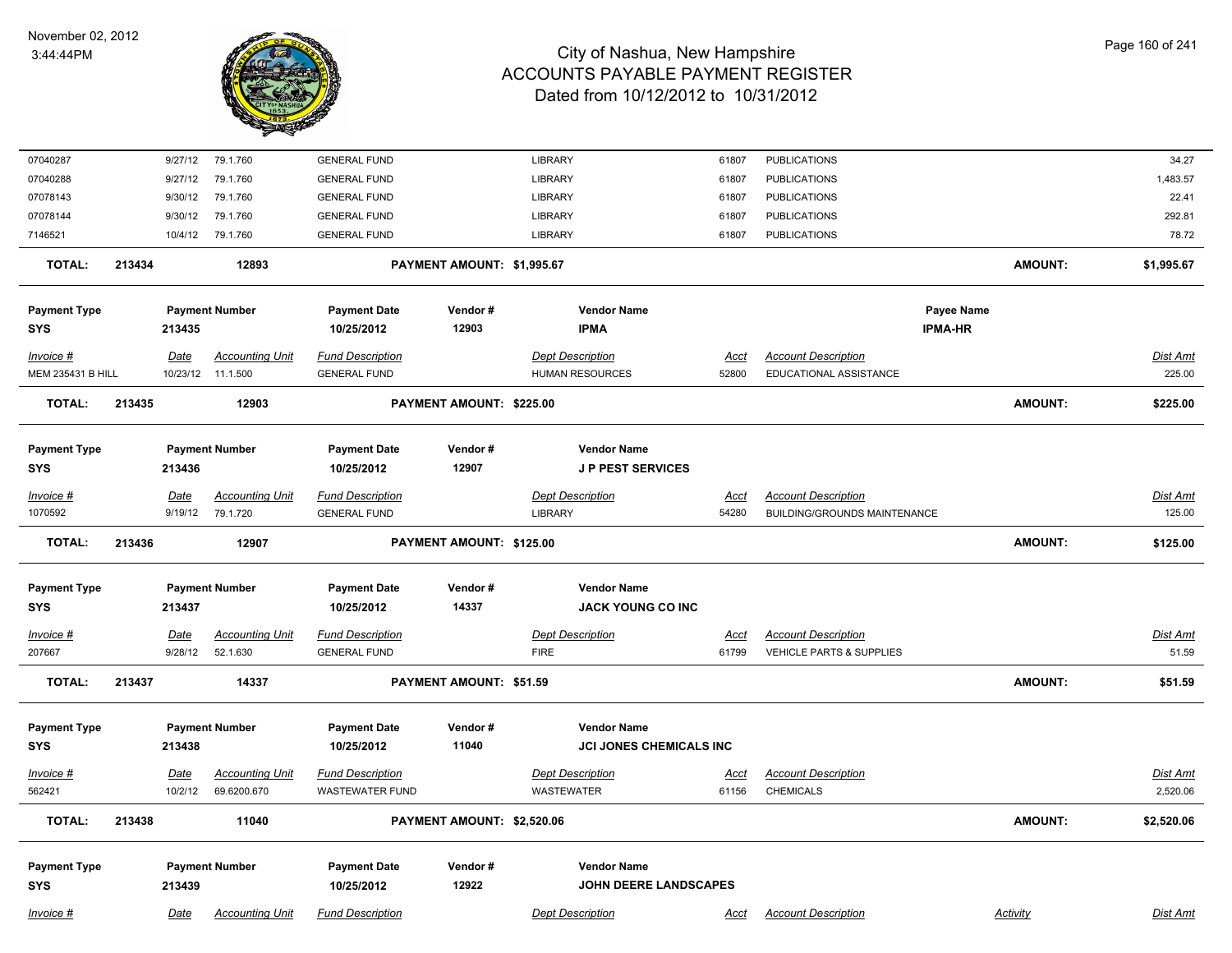# City of Nashua, New Hampshire
## ACCOUNTS PAYABLE PAYMENT REGISTER
### Dated from 10/12/2012 to 10/31/2012

November 02, 2012
3:44:44PM

| Invoice # | Date | Accounting Unit | Fund Description | Dept Description | Acct | Account Description | Dist Amt |
|---|---|---|---|---|---|---|---|
| 07040287 | 9/27/12 | 79.1.760 | GENERAL FUND | LIBRARY | 61807 | PUBLICATIONS | 34.27 |
| 07040288 | 9/27/12 | 79.1.760 | GENERAL FUND | LIBRARY | 61807 | PUBLICATIONS | 1,483.57 |
| 07078143 | 9/30/12 | 79.1.760 | GENERAL FUND | LIBRARY | 61807 | PUBLICATIONS | 22.41 |
| 07078144 | 9/30/12 | 79.1.760 | GENERAL FUND | LIBRARY | 61807 | PUBLICATIONS | 292.81 |
| 7146521 | 10/4/12 | 79.1.760 | GENERAL FUND | LIBRARY | 61807 | PUBLICATIONS | 78.72 |

**TOTAL: 213434 12893 PAYMENT AMOUNT: $1,995.67 AMOUNT: $1,995.67**

| Payment Type | Payment Number | Payment Date | Vendor # | Vendor Name | Payee Name |
|---|---|---|---|---|---|
| SYS | 213435 | 10/25/2012 | 12903 | IPMA | IPMA-HR |

| Invoice # | Date | Accounting Unit | Fund Description | Dept Description | Acct | Account Description | Dist Amt |
|---|---|---|---|---|---|---|---|
| MEM 235431 B HILL | 10/23/12 | 11.1.500 | GENERAL FUND | HUMAN RESOURCES | 52800 | EDUCATIONAL ASSISTANCE | 225.00 |

**TOTAL: 213435 12903 PAYMENT AMOUNT: $225.00 AMOUNT: $225.00**

| Payment Type | Payment Number | Payment Date | Vendor # | Vendor Name |
|---|---|---|---|---|
| SYS | 213436 | 10/25/2012 | 12907 | J P PEST SERVICES |

| Invoice # | Date | Accounting Unit | Fund Description | Dept Description | Acct | Account Description | Dist Amt |
|---|---|---|---|---|---|---|---|
| 1070592 | 9/19/12 | 79.1.720 | GENERAL FUND | LIBRARY | 54280 | BUILDING/GROUNDS MAINTENANCE | 125.00 |

**TOTAL: 213436 12907 PAYMENT AMOUNT: $125.00 AMOUNT: $125.00**

| Payment Type | Payment Number | Payment Date | Vendor # | Vendor Name |
|---|---|---|---|---|
| SYS | 213437 | 10/25/2012 | 14337 | JACK YOUNG CO INC |

| Invoice # | Date | Accounting Unit | Fund Description | Dept Description | Acct | Account Description | Dist Amt |
|---|---|---|---|---|---|---|---|
| 207667 | 9/28/12 | 52.1.630 | GENERAL FUND | FIRE | 61799 | VEHICLE PARTS & SUPPLIES | 51.59 |

**TOTAL: 213437 14337 PAYMENT AMOUNT: $51.59 AMOUNT: $51.59**

| Payment Type | Payment Number | Payment Date | Vendor # | Vendor Name |
|---|---|---|---|---|
| SYS | 213438 | 10/25/2012 | 11040 | JCI JONES CHEMICALS INC |

| Invoice # | Date | Accounting Unit | Fund Description | Dept Description | Acct | Account Description | Dist Amt |
|---|---|---|---|---|---|---|---|
| 562421 | 10/2/12 | 69.6200.670 | WASTEWATER FUND | WASTEWATER | 61156 | CHEMICALS | 2,520.06 |

**TOTAL: 213438 11040 PAYMENT AMOUNT: $2,520.06 AMOUNT: $2,520.06**

| Payment Type | Payment Number | Payment Date | Vendor # | Vendor Name |
|---|---|---|---|---|
| SYS | 213439 | 10/25/2012 | 12922 | JOHN DEERE LANDSCAPES |

| Invoice # | Date | Accounting Unit | Fund Description | Dept Description | Acct | Account Description | Activity | Dist Amt |
|---|---|---|---|---|---|---|---|---|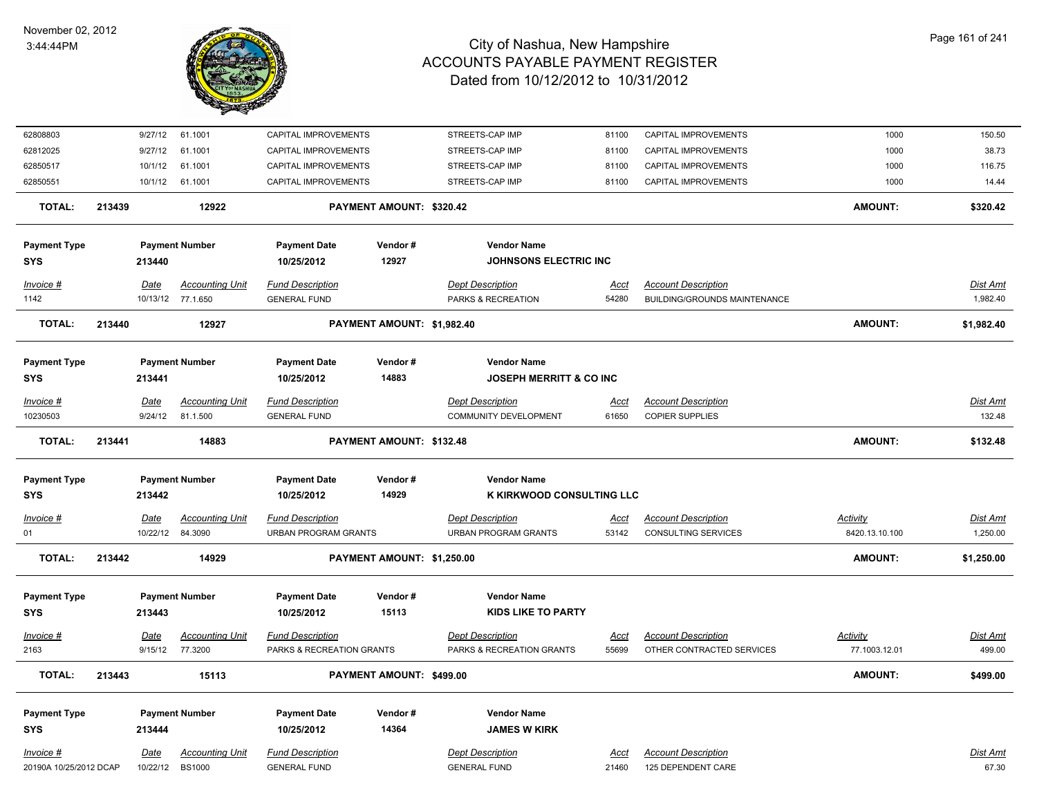# City of Nashua, New Hampshire
## ACCOUNTS PAYABLE PAYMENT REGISTER
### Dated from 10/12/2012 to 10/31/2012

November 02, 2012
3:44:44PM

| Invoice # | Date | Accounting Unit | Fund Description | Dept Description | Acct | Account Description | Activity | Dist Amt |
|---|---|---|---|---|---|---|---|---|
| 62808803 | 9/27/12 | 61.1001 | CAPITAL IMPROVEMENTS | STREETS-CAP IMP | 81100 | CAPITAL IMPROVEMENTS | 1000 | 150.50 |
| 62812025 | 9/27/12 | 61.1001 | CAPITAL IMPROVEMENTS | STREETS-CAP IMP | 81100 | CAPITAL IMPROVEMENTS | 1000 | 38.73 |
| 62850517 | 10/1/12 | 61.1001 | CAPITAL IMPROVEMENTS | STREETS-CAP IMP | 81100 | CAPITAL IMPROVEMENTS | 1000 | 116.75 |
| 62850551 | 10/1/12 | 61.1001 | CAPITAL IMPROVEMENTS | STREETS-CAP IMP | 81100 | CAPITAL IMPROVEMENTS | 1000 | 14.44 |

**TOTAL: 213439 | 12922 | PAYMENT AMOUNT: $320.42 | AMOUNT: $320.42**

| Payment Type | Payment Number | Payment Date | Vendor # | Vendor Name |
|---|---|---|---|---|
| SYS | 213440 | 10/25/2012 | 12927 | JOHNSONS ELECTRIC INC |

| Invoice # | Date | Accounting Unit | Fund Description | Dept Description | Acct | Account Description | Dist Amt |
|---|---|---|---|---|---|---|---|
| 1142 | 10/13/12 | 77.1.650 | GENERAL FUND | PARKS & RECREATION | 54280 | BUILDING/GROUNDS MAINTENANCE | 1,982.40 |

**TOTAL: 213440 | 12927 | PAYMENT AMOUNT: $1,982.40 | AMOUNT: $1,982.40**

| Payment Type | Payment Number | Payment Date | Vendor # | Vendor Name |
|---|---|---|---|---|
| SYS | 213441 | 10/25/2012 | 14883 | JOSEPH MERRITT & CO INC |

| Invoice # | Date | Accounting Unit | Fund Description | Dept Description | Acct | Account Description | Dist Amt |
|---|---|---|---|---|---|---|---|
| 10230503 | 9/24/12 | 81.1.500 | GENERAL FUND | COMMUNITY DEVELOPMENT | 61650 | COPIER SUPPLIES | 132.48 |

**TOTAL: 213441 | 14883 | PAYMENT AMOUNT: $132.48 | AMOUNT: $132.48**

| Payment Type | Payment Number | Payment Date | Vendor # | Vendor Name |
|---|---|---|---|---|
| SYS | 213442 | 10/25/2012 | 14929 | K KIRKWOOD CONSULTING LLC |

| Invoice # | Date | Accounting Unit | Fund Description | Dept Description | Acct | Account Description | Activity | Dist Amt |
|---|---|---|---|---|---|---|---|---|
| 01 | 10/22/12 | 84.3090 | URBAN PROGRAM GRANTS | URBAN PROGRAM GRANTS | 53142 | CONSULTING SERVICES | 8420.13.10.100 | 1,250.00 |

**TOTAL: 213442 | 14929 | PAYMENT AMOUNT: $1,250.00 | AMOUNT: $1,250.00**

| Payment Type | Payment Number | Payment Date | Vendor # | Vendor Name |
|---|---|---|---|---|
| SYS | 213443 | 10/25/2012 | 15113 | KIDS LIKE TO PARTY |

| Invoice # | Date | Accounting Unit | Fund Description | Dept Description | Acct | Account Description | Activity | Dist Amt |
|---|---|---|---|---|---|---|---|---|
| 2163 | 9/15/12 | 77.3200 | PARKS & RECREATION GRANTS | PARKS & RECREATION GRANTS | 55699 | OTHER CONTRACTED SERVICES | 77.1003.12.01 | 499.00 |

**TOTAL: 213443 | 15113 | PAYMENT AMOUNT: $499.00 | AMOUNT: $499.00**

| Payment Type | Payment Number | Payment Date | Vendor # | Vendor Name |
|---|---|---|---|---|
| SYS | 213444 | 10/25/2012 | 14364 | JAMES W KIRK |

| Invoice # | Date | Accounting Unit | Fund Description | Dept Description | Acct | Account Description | Dist Amt |
|---|---|---|---|---|---|---|---|
| 20190A 10/25/2012 DCAP | 10/22/12 | BS1000 | GENERAL FUND | GENERAL FUND | 21460 | 125 DEPENDENT CARE | 67.30 |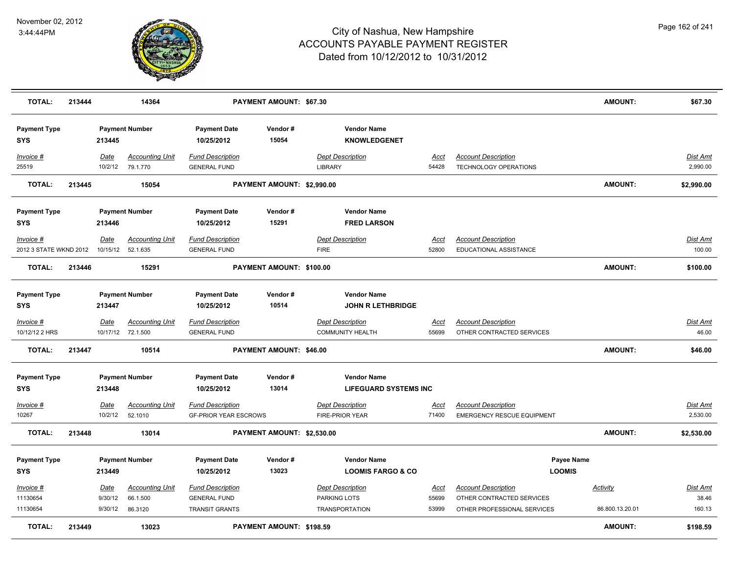# City of Nashua, New Hampshire
## ACCOUNTS PAYABLE PAYMENT REGISTER
### Dated from 10/12/2012 to 10/31/2012

November 02, 2012
3:44:44PM

| TOTAL: | 213444 | 14364 | PAYMENT AMOUNT: $67.30 | AMOUNT: | $67.30 |
|---|---|---|---|---|---|

| Payment Type | Payment Number | Payment Date | Vendor # | Vendor Name |
|---|---|---|---|---|
| SYS | 213445 | 10/25/2012 | 15054 | KNOWLEDGENET |

| Invoice # | Date | Accounting Unit | Fund Description | Dept Description | Acct | Account Description | Dist Amt |
|---|---|---|---|---|---|---|---|
| 25519 | 10/2/12 | 79.1.770 | GENERAL FUND | LIBRARY | 54428 | TECHNOLOGY OPERATIONS | 2,990.00 |

| TOTAL: | 213445 | 15054 | PAYMENT AMOUNT: $2,990.00 | AMOUNT: | $2,990.00 |
|---|---|---|---|---|---|

| Payment Type | Payment Number | Payment Date | Vendor # | Vendor Name |
|---|---|---|---|---|
| SYS | 213446 | 10/25/2012 | 15291 | FRED LARSON |

| Invoice # | Date | Accounting Unit | Fund Description | Dept Description | Acct | Account Description | Dist Amt |
|---|---|---|---|---|---|---|---|
| 2012 3 STATE WKND 2012 | 10/15/12 | 52.1.635 | GENERAL FUND | FIRE | 52800 | EDUCATIONAL ASSISTANCE | 100.00 |

| TOTAL: | 213446 | 15291 | PAYMENT AMOUNT: $100.00 | AMOUNT: | $100.00 |
|---|---|---|---|---|---|

| Payment Type | Payment Number | Payment Date | Vendor # | Vendor Name |
|---|---|---|---|---|
| SYS | 213447 | 10/25/2012 | 10514 | JOHN R LETHBRIDGE |

| Invoice # | Date | Accounting Unit | Fund Description | Dept Description | Acct | Account Description | Dist Amt |
|---|---|---|---|---|---|---|---|
| 10/12/12 2 HRS | 10/17/12 | 72.1.500 | GENERAL FUND | COMMUNITY HEALTH | 55699 | OTHER CONTRACTED SERVICES | 46.00 |

| TOTAL: | 213447 | 10514 | PAYMENT AMOUNT: $46.00 | AMOUNT: | $46.00 |
|---|---|---|---|---|---|

| Payment Type | Payment Number | Payment Date | Vendor # | Vendor Name |
|---|---|---|---|---|
| SYS | 213448 | 10/25/2012 | 13014 | LIFEGUARD SYSTEMS INC |

| Invoice # | Date | Accounting Unit | Fund Description | Dept Description | Acct | Account Description | Dist Amt |
|---|---|---|---|---|---|---|---|
| 10267 | 10/2/12 | 52.1010 | GF-PRIOR YEAR ESCROWS | FIRE-PRIOR YEAR | 71400 | EMERGENCY RESCUE EQUIPMENT | 2,530.00 |

| TOTAL: | 213448 | 13014 | PAYMENT AMOUNT: $2,530.00 | AMOUNT: | $2,530.00 |
|---|---|---|---|---|---|

| Payment Type | Payment Number | Payment Date | Vendor # | Vendor Name | Payee Name |
|---|---|---|---|---|---|
| SYS | 213449 | 10/25/2012 | 13023 | LOOMIS FARGO & CO | LOOMIS |

| Invoice # | Date | Accounting Unit | Fund Description | Dept Description | Acct | Account Description | Activity | Dist Amt |
|---|---|---|---|---|---|---|---|---|
| 11130654 | 9/30/12 | 66.1.500 | GENERAL FUND | PARKING LOTS | 55699 | OTHER CONTRACTED SERVICES | | 38.46 |
| 11130654 | 9/30/12 | 86.3120 | TRANSIT GRANTS | TRANSPORTATION | 53999 | OTHER PROFESSIONAL SERVICES | 86.800.13.20.01 | 160.13 |

| TOTAL: | 213449 | 13023 | PAYMENT AMOUNT: $198.59 | AMOUNT: | $198.59 |
|---|---|---|---|---|---|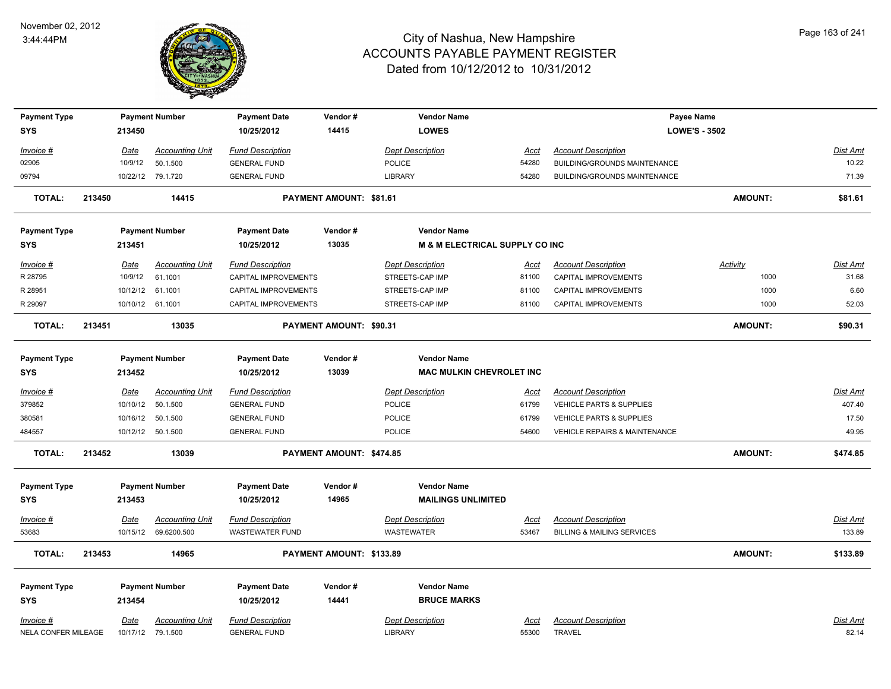# City of Nashua, New Hampshire
# ACCOUNTS PAYABLE PAYMENT REGISTER
## Dated from 10/12/2012 to 10/31/2012

November 02, 2012
3:44:44PM

| Payment Type | Payment Number | Payment Date | Vendor # | Vendor Name | Payee Name |
|---|---|---|---|---|---|
| SYS | 213450 | 10/25/2012 | 14415 | LOWES | LOWE'S - 3502 |

| Invoice # | Date | Accounting Unit | Fund Description | Dept Description | Acct | Account Description | Dist Amt |
|---|---|---|---|---|---|---|---|
| 02905 | 10/9/12 | 50.1.500 | GENERAL FUND | POLICE | 54280 | BUILDING/GROUNDS MAINTENANCE | 10.22 |
| 09794 | 10/22/12 | 79.1.720 | GENERAL FUND | LIBRARY | 54280 | BUILDING/GROUNDS MAINTENANCE | 71.39 |

**TOTAL: 213450 14415 PAYMENT AMOUNT: $81.61 AMOUNT: $81.61**

| Payment Type | Payment Number | Payment Date | Vendor # | Vendor Name |
|---|---|---|---|---|
| SYS | 213451 | 10/25/2012 | 13035 | M & M ELECTRICAL SUPPLY CO INC |

| Invoice # | Date | Accounting Unit | Fund Description | Dept Description | Acct | Account Description | Activity | Dist Amt |
|---|---|---|---|---|---|---|---|---|
| R 28795 | 10/9/12 | 61.1001 | CAPITAL IMPROVEMENTS | STREETS-CAP IMP | 81100 | CAPITAL IMPROVEMENTS | 1000 | 31.68 |
| R 28951 | 10/12/12 | 61.1001 | CAPITAL IMPROVEMENTS | STREETS-CAP IMP | 81100 | CAPITAL IMPROVEMENTS | 1000 | 6.60 |
| R 29097 | 10/10/12 | 61.1001 | CAPITAL IMPROVEMENTS | STREETS-CAP IMP | 81100 | CAPITAL IMPROVEMENTS | 1000 | 52.03 |

**TOTAL: 213451 13035 PAYMENT AMOUNT: $90.31 AMOUNT: $90.31**

| Payment Type | Payment Number | Payment Date | Vendor # | Vendor Name |
|---|---|---|---|---|
| SYS | 213452 | 10/25/2012 | 13039 | MAC MULKIN CHEVROLET INC |

| Invoice # | Date | Accounting Unit | Fund Description | Dept Description | Acct | Account Description | Dist Amt |
|---|---|---|---|---|---|---|---|
| 379852 | 10/10/12 | 50.1.500 | GENERAL FUND | POLICE | 61799 | VEHICLE PARTS & SUPPLIES | 407.40 |
| 380581 | 10/16/12 | 50.1.500 | GENERAL FUND | POLICE | 61799 | VEHICLE PARTS & SUPPLIES | 17.50 |
| 484557 | 10/12/12 | 50.1.500 | GENERAL FUND | POLICE | 54600 | VEHICLE REPAIRS & MAINTENANCE | 49.95 |

**TOTAL: 213452 13039 PAYMENT AMOUNT: $474.85 AMOUNT: $474.85**

| Payment Type | Payment Number | Payment Date | Vendor # | Vendor Name |
|---|---|---|---|---|
| SYS | 213453 | 10/25/2012 | 14965 | MAILINGS UNLIMITED |

| Invoice # | Date | Accounting Unit | Fund Description | Dept Description | Acct | Account Description | Dist Amt |
|---|---|---|---|---|---|---|---|
| 53683 | 10/15/12 | 69.6200.500 | WASTEWATER FUND | WASTEWATER | 53467 | BILLING & MAILING SERVICES | 133.89 |

**TOTAL: 213453 14965 PAYMENT AMOUNT: $133.89 AMOUNT: $133.89**

| Payment Type | Payment Number | Payment Date | Vendor # | Vendor Name |
|---|---|---|---|---|
| SYS | 213454 | 10/25/2012 | 14441 | BRUCE MARKS |

| Invoice # | Date | Accounting Unit | Fund Description | Dept Description | Acct | Account Description | Dist Amt |
|---|---|---|---|---|---|---|---|
| NELA CONFER MILEAGE | 10/17/12 | 79.1.500 | GENERAL FUND | LIBRARY | 55300 | TRAVEL | 82.14 |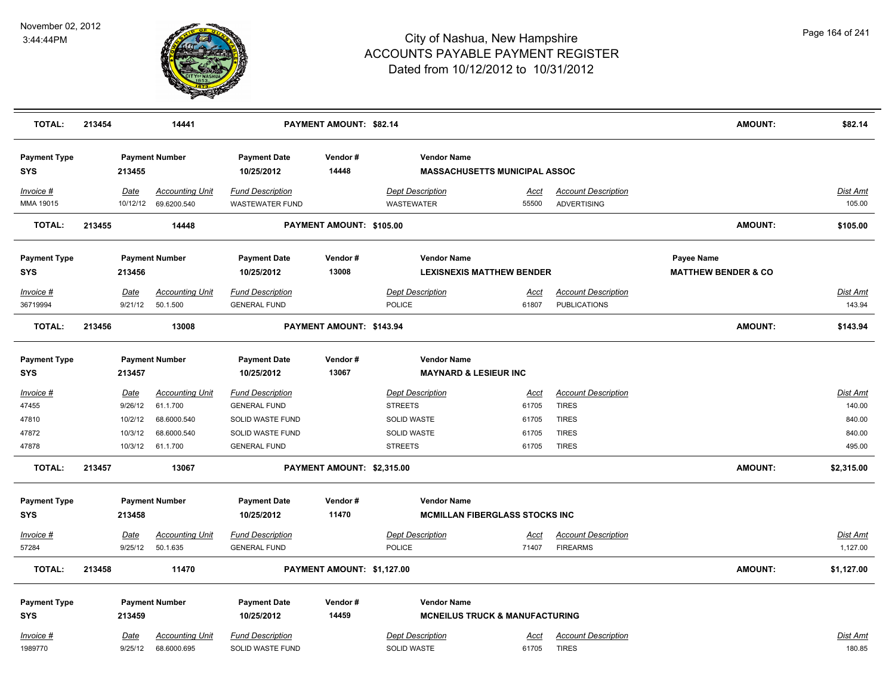# City of Nashua, New Hampshire
## ACCOUNTS PAYABLE PAYMENT REGISTER
### Dated from 10/12/2012 to 10/31/2012

November 02, 2012
3:44:44PM

| TOTAL: | 213454 | 14441 | PAYMENT AMOUNT: $82.14 | AMOUNT: | $82.14 |
|---|---|---|---|---|---|

**Payment Type:** SYS | **Payment Number:** 213455 | **Payment Date:** 10/25/2012 | **Vendor #:** 14448 | **Vendor Name:** MASSACHUSETTS MUNICIPAL ASSOC

| Invoice # | Date | Accounting Unit | Fund Description | Dept Description | Acct | Account Description | Dist Amt |
|---|---|---|---|---|---|---|---|
| MMA 19015 | 10/12/12 | 69.6200.540 | WASTEWATER FUND | WASTEWATER | 55500 | ADVERTISING | 105.00 |

| TOTAL: | 213455 | 14448 | PAYMENT AMOUNT: $105.00 | AMOUNT: | $105.00 |
|---|---|---|---|---|---|

**Payment Type:** SYS | **Payment Number:** 213456 | **Payment Date:** 10/25/2012 | **Vendor #:** 13008 | **Vendor Name:** LEXISNEXIS MATTHEW BENDER | **Payee Name:** MATTHEW BENDER & CO

| Invoice # | Date | Accounting Unit | Fund Description | Dept Description | Acct | Account Description | Dist Amt |
|---|---|---|---|---|---|---|---|
| 36719994 | 9/21/12 | 50.1.500 | GENERAL FUND | POLICE | 61807 | PUBLICATIONS | 143.94 |

| TOTAL: | 213456 | 13008 | PAYMENT AMOUNT: $143.94 | AMOUNT: | $143.94 |
|---|---|---|---|---|---|

**Payment Type:** SYS | **Payment Number:** 213457 | **Payment Date:** 10/25/2012 | **Vendor #:** 13067 | **Vendor Name:** MAYNARD & LESIEUR INC

| Invoice # | Date | Accounting Unit | Fund Description | Dept Description | Acct | Account Description | Dist Amt |
|---|---|---|---|---|---|---|---|
| 47455 | 9/26/12 | 61.1.700 | GENERAL FUND | STREETS | 61705 | TIRES | 140.00 |
| 47810 | 10/2/12 | 68.6000.540 | SOLID WASTE FUND | SOLID WASTE | 61705 | TIRES | 840.00 |
| 47872 | 10/3/12 | 68.6000.540 | SOLID WASTE FUND | SOLID WASTE | 61705 | TIRES | 840.00 |
| 47878 | 10/3/12 | 61.1.700 | GENERAL FUND | STREETS | 61705 | TIRES | 495.00 |

| TOTAL: | 213457 | 13067 | PAYMENT AMOUNT: $2,315.00 | AMOUNT: | $2,315.00 |
|---|---|---|---|---|---|

**Payment Type:** SYS | **Payment Number:** 213458 | **Payment Date:** 10/25/2012 | **Vendor #:** 11470 | **Vendor Name:** MCMILLAN FIBERGLASS STOCKS INC

| Invoice # | Date | Accounting Unit | Fund Description | Dept Description | Acct | Account Description | Dist Amt |
|---|---|---|---|---|---|---|---|
| 57284 | 9/25/12 | 50.1.635 | GENERAL FUND | POLICE | 71407 | FIREARMS | 1,127.00 |

| TOTAL: | 213458 | 11470 | PAYMENT AMOUNT: $1,127.00 | AMOUNT: | $1,127.00 |
|---|---|---|---|---|---|

**Payment Type:** SYS | **Payment Number:** 213459 | **Payment Date:** 10/25/2012 | **Vendor #:** 14459 | **Vendor Name:** MCNEILUS TRUCK & MANUFACTURING

| Invoice # | Date | Accounting Unit | Fund Description | Dept Description | Acct | Account Description | Dist Amt |
|---|---|---|---|---|---|---|---|
| 1989770 | 9/25/12 | 68.6000.695 | SOLID WASTE FUND | SOLID WASTE | 61705 | TIRES | 180.85 |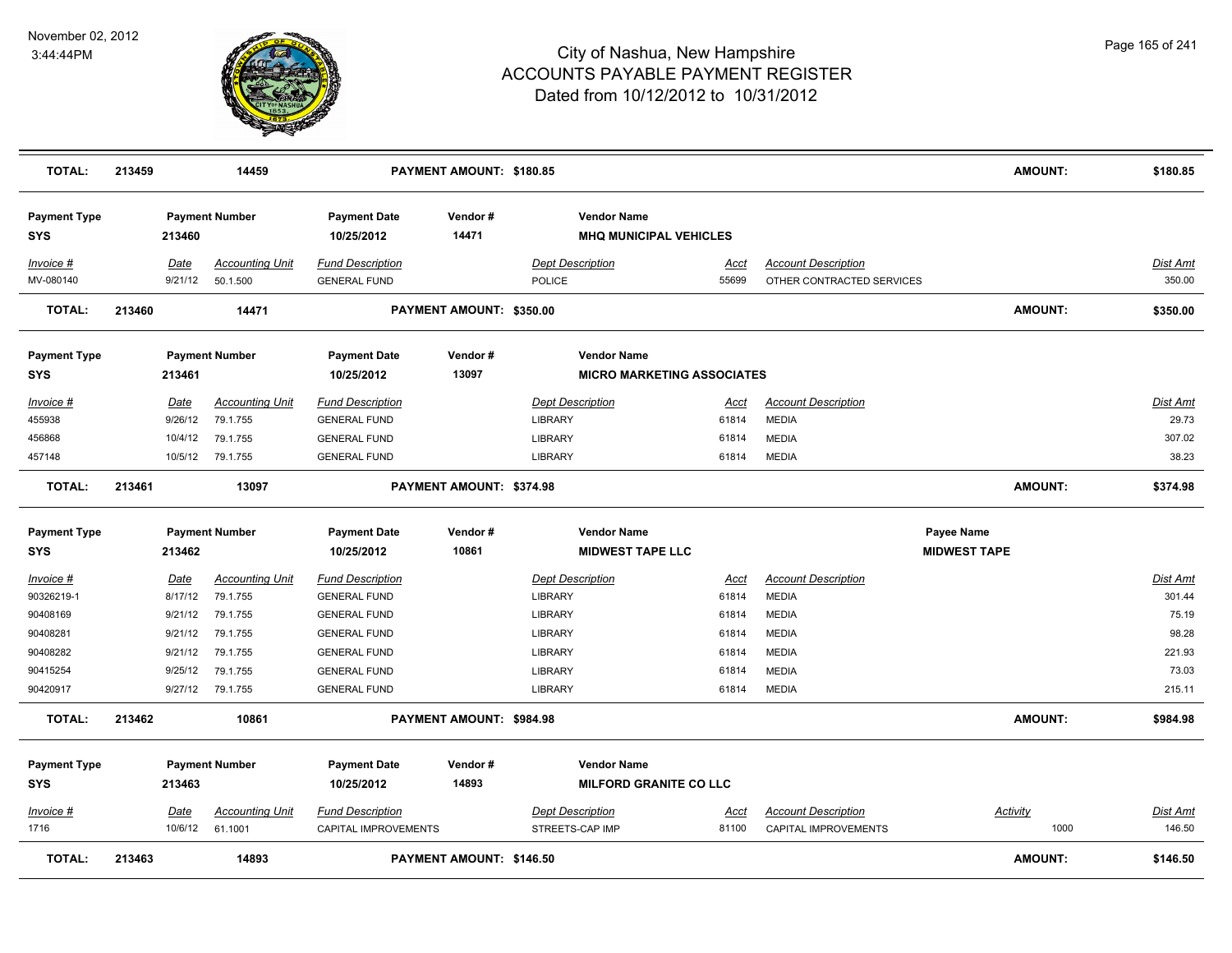# City of Nashua, New Hampshire
## ACCOUNTS PAYABLE PAYMENT REGISTER
### Dated from 10/12/2012 to 10/31/2012

November 02, 2012
3:44:44PM

| TOTAL: | 213459 | 14459 | PAYMENT AMOUNT: $180.85 | AMOUNT: | $180.85 |
|---|---|---|---|---|---|

**Payment Type:** SYS | **Payment Number:** 213460 | **Payment Date:** 10/25/2012 | **Vendor #:** 14471 | **Vendor Name:** MHQ MUNICIPAL VEHICLES

| Invoice # | Date | Accounting Unit | Fund Description | Dept Description | Acct | Account Description | Dist Amt |
|---|---|---|---|---|---|---|---|
| MV-080140 | 9/21/12 | 50.1.500 | GENERAL FUND | POLICE | 55699 | OTHER CONTRACTED SERVICES | 350.00 |

| TOTAL: | 213460 | 14471 | PAYMENT AMOUNT: $350.00 | AMOUNT: | $350.00 |
|---|---|---|---|---|---|

**Payment Type:** SYS | **Payment Number:** 213461 | **Payment Date:** 10/25/2012 | **Vendor #:** 13097 | **Vendor Name:** MICRO MARKETING ASSOCIATES

| Invoice # | Date | Accounting Unit | Fund Description | Dept Description | Acct | Account Description | Dist Amt |
|---|---|---|---|---|---|---|---|
| 455938 | 9/26/12 | 79.1.755 | GENERAL FUND | LIBRARY | 61814 | MEDIA | 29.73 |
| 456868 | 10/4/12 | 79.1.755 | GENERAL FUND | LIBRARY | 61814 | MEDIA | 307.02 |
| 457148 | 10/5/12 | 79.1.755 | GENERAL FUND | LIBRARY | 61814 | MEDIA | 38.23 |

| TOTAL: | 213461 | 13097 | PAYMENT AMOUNT: $374.98 | AMOUNT: | $374.98 |
|---|---|---|---|---|---|

**Payment Type:** SYS | **Payment Number:** 213462 | **Payment Date:** 10/25/2012 | **Vendor #:** 10861 | **Vendor Name:** MIDWEST TAPE LLC | **Payee Name:** MIDWEST TAPE

| Invoice # | Date | Accounting Unit | Fund Description | Dept Description | Acct | Account Description | Dist Amt |
|---|---|---|---|---|---|---|---|
| 90326219-1 | 8/17/12 | 79.1.755 | GENERAL FUND | LIBRARY | 61814 | MEDIA | 301.44 |
| 90408169 | 9/21/12 | 79.1.755 | GENERAL FUND | LIBRARY | 61814 | MEDIA | 75.19 |
| 90408281 | 9/21/12 | 79.1.755 | GENERAL FUND | LIBRARY | 61814 | MEDIA | 98.28 |
| 90408282 | 9/21/12 | 79.1.755 | GENERAL FUND | LIBRARY | 61814 | MEDIA | 221.93 |
| 90415254 | 9/25/12 | 79.1.755 | GENERAL FUND | LIBRARY | 61814 | MEDIA | 73.03 |
| 90420917 | 9/27/12 | 79.1.755 | GENERAL FUND | LIBRARY | 61814 | MEDIA | 215.11 |

| TOTAL: | 213462 | 10861 | PAYMENT AMOUNT: $984.98 | AMOUNT: | $984.98 |
|---|---|---|---|---|---|

**Payment Type:** SYS | **Payment Number:** 213463 | **Payment Date:** 10/25/2012 | **Vendor #:** 14893 | **Vendor Name:** MILFORD GRANITE CO LLC

| Invoice # | Date | Accounting Unit | Fund Description | Dept Description | Acct | Account Description | Activity | Dist Amt |
|---|---|---|---|---|---|---|---|---|
| 1716 | 10/6/12 | 61.1001 | CAPITAL IMPROVEMENTS | STREETS-CAP IMP | 81100 | CAPITAL IMPROVEMENTS | 1000 | 146.50 |

| TOTAL: | 213463 | 14893 | PAYMENT AMOUNT: $146.50 | AMOUNT: | $146.50 |
|---|---|---|---|---|---|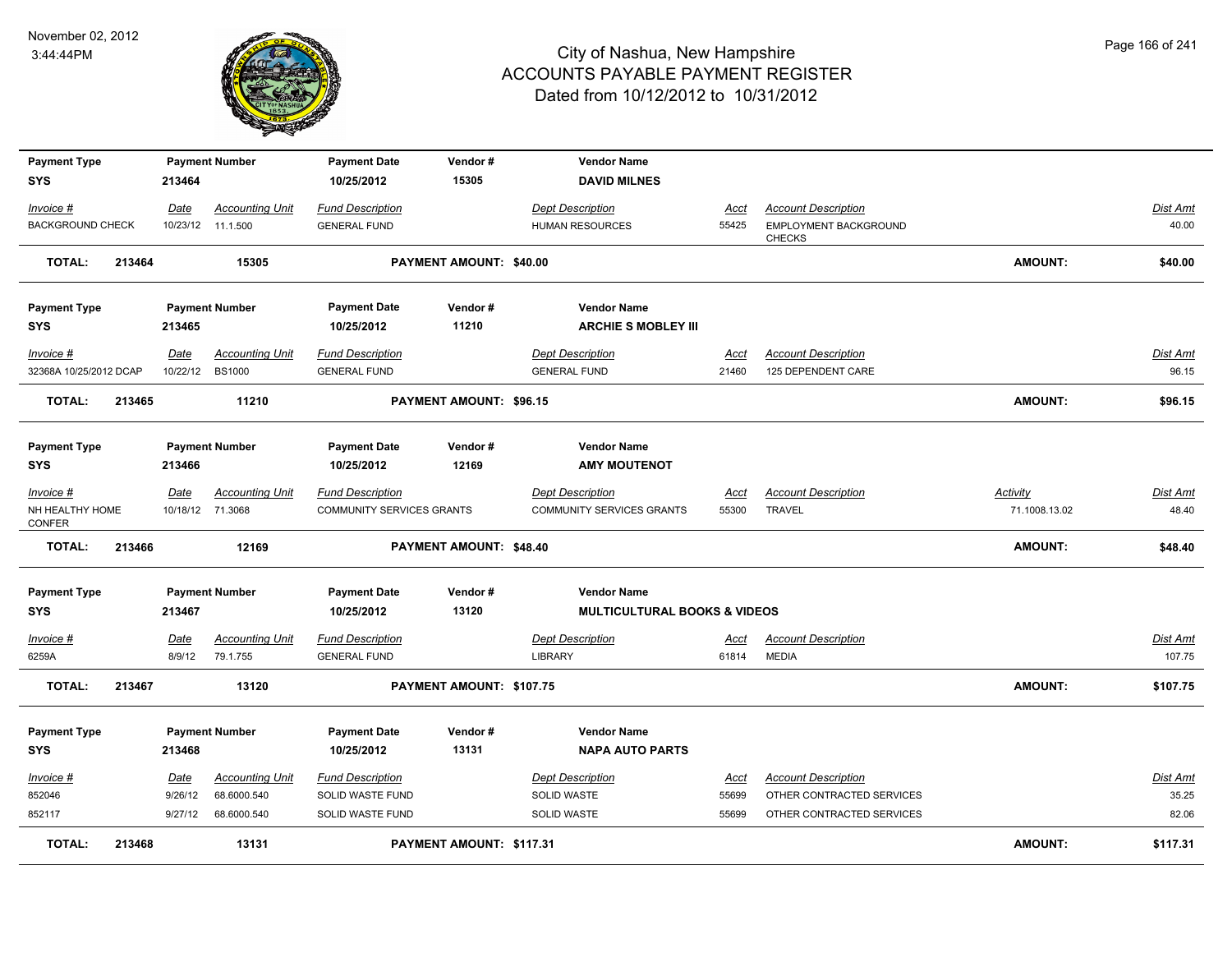# City of Nashua, New Hampshire
## ACCOUNTS PAYABLE PAYMENT REGISTER
### Dated from 10/12/2012 to 10/31/2012

November 02, 2012
3:44:44PM

| Payment Type | Payment Number | Payment Date | Vendor # | Vendor Name |
|---|---|---|---|---|
| SYS | 213464 | 10/25/2012 | 15305 | **DAVID MILNES** |

| Invoice # | Date | Accounting Unit | Fund Description | Dept Description | Acct | Account Description | Dist Amt |
|---|---|---|---|---|---|---|---|
| BACKGROUND CHECK | 10/23/12 | 11.1.500 | GENERAL FUND | HUMAN RESOURCES | 55425 | EMPLOYMENT BACKGROUND CHECKS | 40.00 |

**TOTAL: 213464 15305 PAYMENT AMOUNT: $40.00 AMOUNT: $40.00**

| Payment Type | Payment Number | Payment Date | Vendor # | Vendor Name |
|---|---|---|---|---|
| SYS | 213465 | 10/25/2012 | 11210 | **ARCHIE S MOBLEY III** |

| Invoice # | Date | Accounting Unit | Fund Description | Dept Description | Acct | Account Description | Dist Amt |
|---|---|---|---|---|---|---|---|
| 32368A 10/25/2012 DCAP | 10/22/12 | BS1000 | GENERAL FUND | GENERAL FUND | 21460 | 125 DEPENDENT CARE | 96.15 |

**TOTAL: 213465 11210 PAYMENT AMOUNT: $96.15 AMOUNT: $96.15**

| Payment Type | Payment Number | Payment Date | Vendor # | Vendor Name |
|---|---|---|---|---|
| SYS | 213466 | 10/25/2012 | 12169 | **AMY MOUTENOT** |

| Invoice # | Date | Accounting Unit | Fund Description | Dept Description | Acct | Account Description | Activity | Dist Amt |
|---|---|---|---|---|---|---|---|---|
| NH HEALTHY HOME CONFER | 10/18/12 | 71.3068 | COMMUNITY SERVICES GRANTS | COMMUNITY SERVICES GRANTS | 55300 | TRAVEL | 71.1008.13.02 | 48.40 |

**TOTAL: 213466 12169 PAYMENT AMOUNT: $48.40 AMOUNT: $48.40**

| Payment Type | Payment Number | Payment Date | Vendor # | Vendor Name |
|---|---|---|---|---|
| SYS | 213467 | 10/25/2012 | 13120 | **MULTICULTURAL BOOKS & VIDEOS** |

| Invoice # | Date | Accounting Unit | Fund Description | Dept Description | Acct | Account Description | Dist Amt |
|---|---|---|---|---|---|---|---|
| 6259A | 8/9/12 | 79.1.755 | GENERAL FUND | LIBRARY | 61814 | MEDIA | 107.75 |

**TOTAL: 213467 13120 PAYMENT AMOUNT: $107.75 AMOUNT: $107.75**

| Payment Type | Payment Number | Payment Date | Vendor # | Vendor Name |
|---|---|---|---|---|
| SYS | 213468 | 10/25/2012 | 13131 | **NAPA AUTO PARTS** |

| Invoice # | Date | Accounting Unit | Fund Description | Dept Description | Acct | Account Description | Dist Amt |
|---|---|---|---|---|---|---|---|
| 852046 | 9/26/12 | 68.6000.540 | SOLID WASTE FUND | SOLID WASTE | 55699 | OTHER CONTRACTED SERVICES | 35.25 |
| 852117 | 9/27/12 | 68.6000.540 | SOLID WASTE FUND | SOLID WASTE | 55699 | OTHER CONTRACTED SERVICES | 82.06 |

**TOTAL: 213468 13131 PAYMENT AMOUNT: $117.31 AMOUNT: $117.31**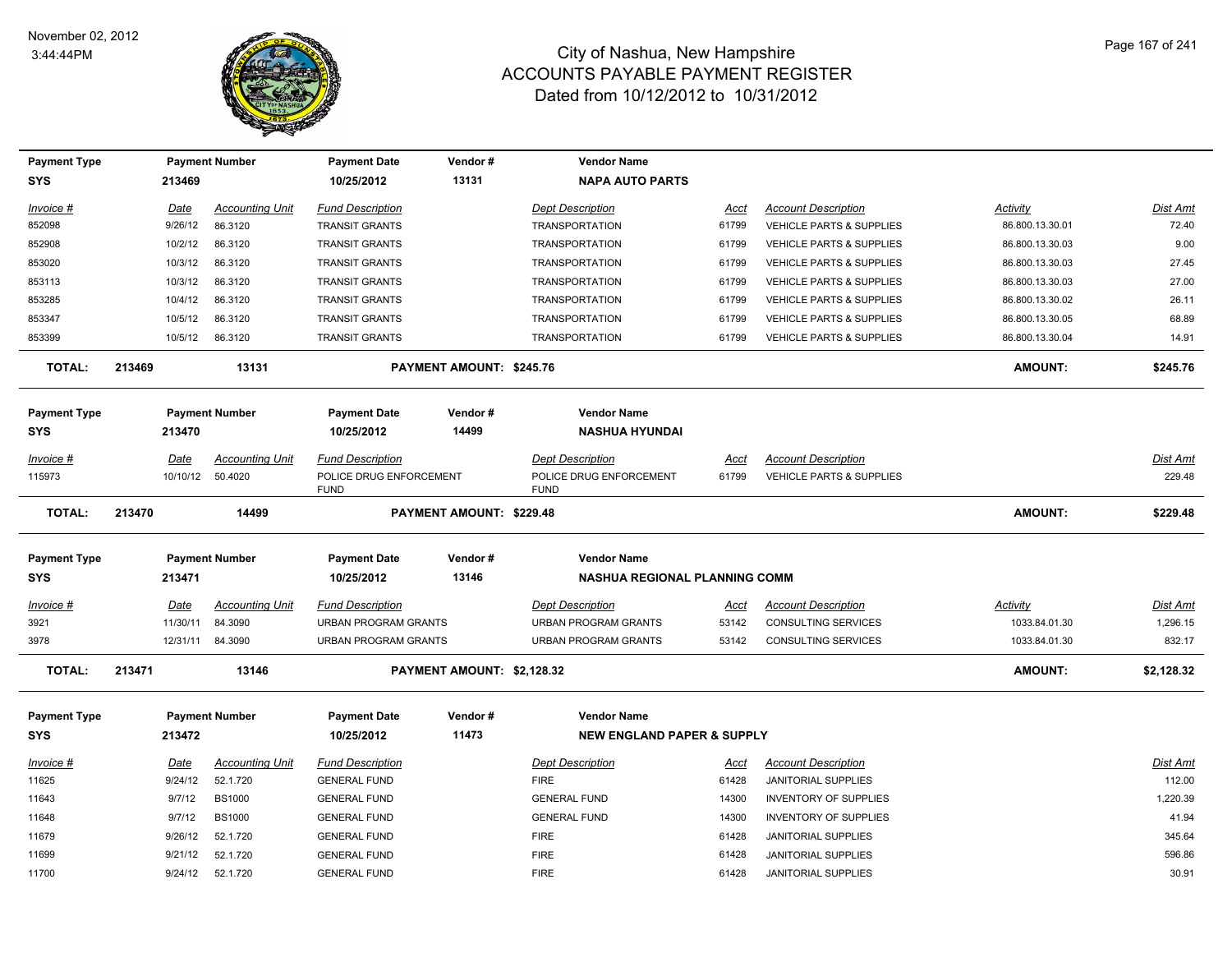# City of Nashua, New Hampshire
## ACCOUNTS PAYABLE PAYMENT REGISTER
### Dated from 10/12/2012 to 10/31/2012

November 02, 2012
3:44:44PM

| Payment Type | Payment Number | Payment Date | Vendor # | Vendor Name |
|---|---|---|---|---|
| SYS | 213469 | 10/25/2012 | 13131 | NAPA AUTO PARTS |

| Invoice # | Date | Accounting Unit | Fund Description | Dept Description | Acct | Account Description | Activity | Dist Amt |
|---|---|---|---|---|---|---|---|---|
| 852098 | 9/26/12 | 86.3120 | TRANSIT GRANTS | TRANSPORTATION | 61799 | VEHICLE PARTS & SUPPLIES | 86.800.13.30.01 | 72.40 |
| 852908 | 10/2/12 | 86.3120 | TRANSIT GRANTS | TRANSPORTATION | 61799 | VEHICLE PARTS & SUPPLIES | 86.800.13.30.03 | 9.00 |
| 853020 | 10/3/12 | 86.3120 | TRANSIT GRANTS | TRANSPORTATION | 61799 | VEHICLE PARTS & SUPPLIES | 86.800.13.30.03 | 27.45 |
| 853113 | 10/3/12 | 86.3120 | TRANSIT GRANTS | TRANSPORTATION | 61799 | VEHICLE PARTS & SUPPLIES | 86.800.13.30.03 | 27.00 |
| 853285 | 10/4/12 | 86.3120 | TRANSIT GRANTS | TRANSPORTATION | 61799 | VEHICLE PARTS & SUPPLIES | 86.800.13.30.02 | 26.11 |
| 853347 | 10/5/12 | 86.3120 | TRANSIT GRANTS | TRANSPORTATION | 61799 | VEHICLE PARTS & SUPPLIES | 86.800.13.30.05 | 68.89 |
| 853399 | 10/5/12 | 86.3120 | TRANSIT GRANTS | TRANSPORTATION | 61799 | VEHICLE PARTS & SUPPLIES | 86.800.13.30.04 | 14.91 |

**TOTAL: 213469 13131 PAYMENT AMOUNT: $245.76 AMOUNT: $245.76**

| Payment Type | Payment Number | Payment Date | Vendor # | Vendor Name |
|---|---|---|---|---|
| SYS | 213470 | 10/25/2012 | 14499 | NASHUA HYUNDAI |

| Invoice # | Date | Accounting Unit | Fund Description | Dept Description | Acct | Account Description | Dist Amt |
|---|---|---|---|---|---|---|---|
| 115973 | 10/10/12 | 50.4020 | POLICE DRUG ENFORCEMENT FUND | POLICE DRUG ENFORCEMENT FUND | 61799 | VEHICLE PARTS & SUPPLIES | 229.48 |

**TOTAL: 213470 14499 PAYMENT AMOUNT: $229.48 AMOUNT: $229.48**

| Payment Type | Payment Number | Payment Date | Vendor # | Vendor Name |
|---|---|---|---|---|
| SYS | 213471 | 10/25/2012 | 13146 | NASHUA REGIONAL PLANNING COMM |

| Invoice # | Date | Accounting Unit | Fund Description | Dept Description | Acct | Account Description | Activity | Dist Amt |
|---|---|---|---|---|---|---|---|---|
| 3921 | 11/30/11 | 84.3090 | URBAN PROGRAM GRANTS | URBAN PROGRAM GRANTS | 53142 | CONSULTING SERVICES | 1033.84.01.30 | 1,296.15 |
| 3978 | 12/31/11 | 84.3090 | URBAN PROGRAM GRANTS | URBAN PROGRAM GRANTS | 53142 | CONSULTING SERVICES | 1033.84.01.30 | 832.17 |

**TOTAL: 213471 13146 PAYMENT AMOUNT: $2,128.32 AMOUNT: $2,128.32**

| Payment Type | Payment Number | Payment Date | Vendor # | Vendor Name |
|---|---|---|---|---|
| SYS | 213472 | 10/25/2012 | 11473 | NEW ENGLAND PAPER & SUPPLY |

| Invoice # | Date | Accounting Unit | Fund Description | Dept Description | Acct | Account Description | Dist Amt |
|---|---|---|---|---|---|---|---|
| 11625 | 9/24/12 | 52.1.720 | GENERAL FUND | FIRE | 61428 | JANITORIAL SUPPLIES | 112.00 |
| 11643 | 9/7/12 | BS1000 | GENERAL FUND | GENERAL FUND | 14300 | INVENTORY OF SUPPLIES | 1,220.39 |
| 11648 | 9/7/12 | BS1000 | GENERAL FUND | GENERAL FUND | 14300 | INVENTORY OF SUPPLIES | 41.94 |
| 11679 | 9/26/12 | 52.1.720 | GENERAL FUND | FIRE | 61428 | JANITORIAL SUPPLIES | 345.64 |
| 11699 | 9/21/12 | 52.1.720 | GENERAL FUND | FIRE | 61428 | JANITORIAL SUPPLIES | 596.86 |
| 11700 | 9/24/12 | 52.1.720 | GENERAL FUND | FIRE | 61428 | JANITORIAL SUPPLIES | 30.91 |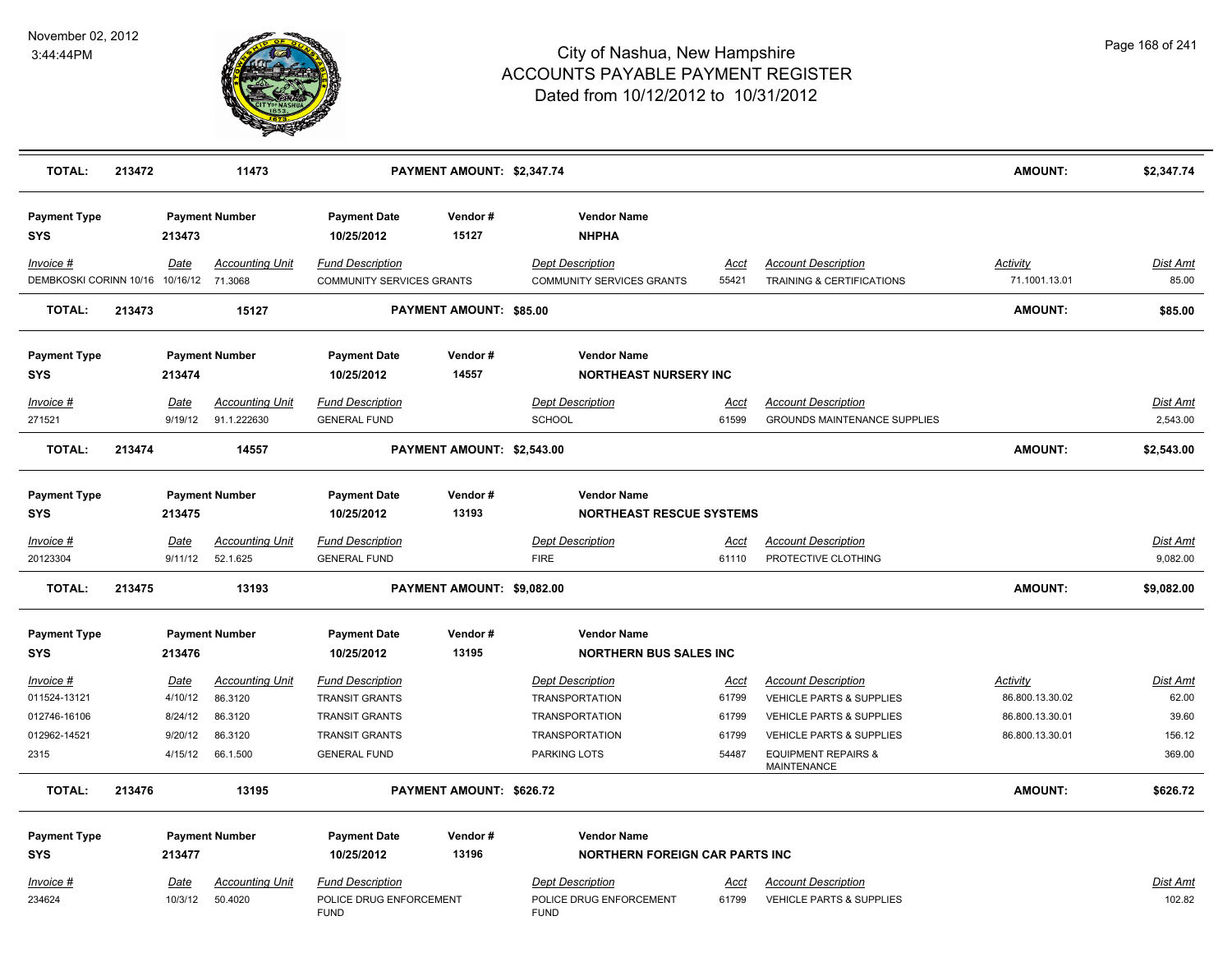# City of Nashua, New Hampshire
## ACCOUNTS PAYABLE PAYMENT REGISTER
### Dated from 10/12/2012 to 10/31/2012

November 02, 2012
3:44:44PM

| TOTAL: | 213472 | 11473 | PAYMENT AMOUNT: $2,347.74 | AMOUNT: | $2,347.74 |
|---|---|---|---|---|---|

| Payment Type | Payment Number | Payment Date | Vendor # | Vendor Name |
|---|---|---|---|---|
| SYS | 213473 | 10/25/2012 | 15127 | NHPHA |

| Invoice # | Date | Accounting Unit | Fund Description | Dept Description | Acct | Account Description | Activity | Dist Amt |
|---|---|---|---|---|---|---|---|---|
| DEMBKOSKI CORINN 10/16 | 10/16/12 | 71.3068 | COMMUNITY SERVICES GRANTS | COMMUNITY SERVICES GRANTS | 55421 | TRAINING & CERTIFICATIONS | 71.1001.13.01 | 85.00 |

| TOTAL: | 213473 | 15127 | PAYMENT AMOUNT: $85.00 | AMOUNT: | $85.00 |
|---|---|---|---|---|---|

| Payment Type | Payment Number | Payment Date | Vendor # | Vendor Name |
|---|---|---|---|---|
| SYS | 213474 | 10/25/2012 | 14557 | NORTHEAST NURSERY INC |

| Invoice # | Date | Accounting Unit | Fund Description | Dept Description | Acct | Account Description | Dist Amt |
|---|---|---|---|---|---|---|---|
| 271521 | 9/19/12 | 91.1.222630 | GENERAL FUND | SCHOOL | 61599 | GROUNDS MAINTENANCE SUPPLIES | 2,543.00 |

| TOTAL: | 213474 | 14557 | PAYMENT AMOUNT: $2,543.00 | AMOUNT: | $2,543.00 |
|---|---|---|---|---|---|

| Payment Type | Payment Number | Payment Date | Vendor # | Vendor Name |
|---|---|---|---|---|
| SYS | 213475 | 10/25/2012 | 13193 | NORTHEAST RESCUE SYSTEMS |

| Invoice # | Date | Accounting Unit | Fund Description | Dept Description | Acct | Account Description | Dist Amt |
|---|---|---|---|---|---|---|---|
| 20123304 | 9/11/12 | 52.1.625 | GENERAL FUND | FIRE | 61110 | PROTECTIVE CLOTHING | 9,082.00 |

| TOTAL: | 213475 | 13193 | PAYMENT AMOUNT: $9,082.00 | AMOUNT: | $9,082.00 |
|---|---|---|---|---|---|

| Payment Type | Payment Number | Payment Date | Vendor # | Vendor Name |
|---|---|---|---|---|
| SYS | 213476 | 10/25/2012 | 13195 | NORTHERN BUS SALES INC |

| Invoice # | Date | Accounting Unit | Fund Description | Dept Description | Acct | Account Description | Activity | Dist Amt |
|---|---|---|---|---|---|---|---|---|
| 011524-13121 | 4/10/12 | 86.3120 | TRANSIT GRANTS | TRANSPORTATION | 61799 | VEHICLE PARTS & SUPPLIES | 86.800.13.30.02 | 62.00 |
| 012746-16106 | 8/24/12 | 86.3120 | TRANSIT GRANTS | TRANSPORTATION | 61799 | VEHICLE PARTS & SUPPLIES | 86.800.13.30.01 | 39.60 |
| 012962-14521 | 9/20/12 | 86.3120 | TRANSIT GRANTS | TRANSPORTATION | 61799 | VEHICLE PARTS & SUPPLIES | 86.800.13.30.01 | 156.12 |
| 2315 | 4/15/12 | 66.1.500 | GENERAL FUND | PARKING LOTS | 54487 | EQUIPMENT REPAIRS & MAINTENANCE | | 369.00 |

| TOTAL: | 213476 | 13195 | PAYMENT AMOUNT: $626.72 | AMOUNT: | $626.72 |
|---|---|---|---|---|---|

| Payment Type | Payment Number | Payment Date | Vendor # | Vendor Name |
|---|---|---|---|---|
| SYS | 213477 | 10/25/2012 | 13196 | NORTHERN FOREIGN CAR PARTS INC |

| Invoice # | Date | Accounting Unit | Fund Description | Dept Description | Acct | Account Description | Dist Amt |
|---|---|---|---|---|---|---|---|
| 234624 | 10/3/12 | 50.4020 | POLICE DRUG ENFORCEMENT FUND | POLICE DRUG ENFORCEMENT FUND | 61799 | VEHICLE PARTS & SUPPLIES | 102.82 |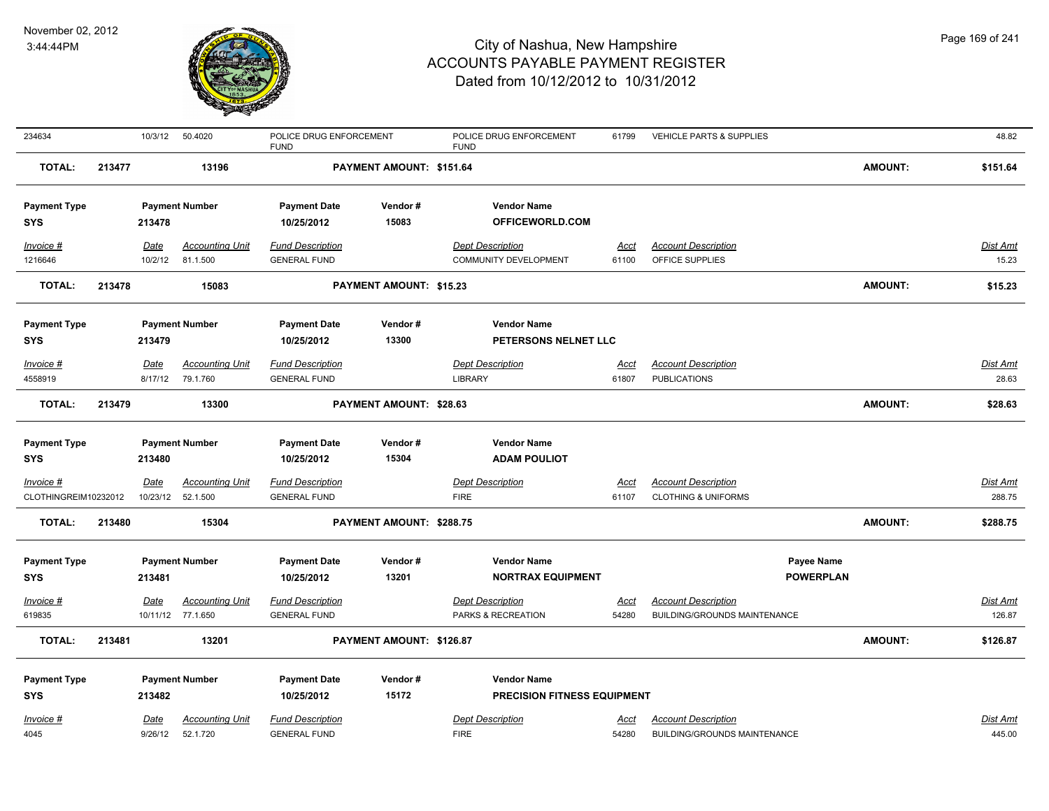| 234634 | 10/3/12 | 50.4020 | POLICE DRUG ENFORCEMENT FUND | POLICE DRUG ENFORCEMENT FUND | 61799 | VEHICLE PARTS & SUPPLIES | 48.82 |
|---|---|---|---|---|---|---|---|

**TOTAL:** 213477 13196 **PAYMENT AMOUNT: $151.64** **AMOUNT: $151.64**

| Payment Type | Payment Number | Payment Date | Vendor # | Vendor Name |
|---|---|---|---|---|
| SYS | 213478 | 10/25/2012 | 15083 | OFFICEWORLD.COM |

| Invoice # | Date | Accounting Unit | Fund Description | Dept Description | Acct | Account Description | Dist Amt |
|---|---|---|---|---|---|---|---|
| 1216646 | 10/2/12 | 81.1.500 | GENERAL FUND | COMMUNITY DEVELOPMENT | 61100 | OFFICE SUPPLIES | 15.23 |

**TOTAL:** 213478 15083 **PAYMENT AMOUNT: $15.23** **AMOUNT: $15.23**

| Payment Type | Payment Number | Payment Date | Vendor # | Vendor Name |
|---|---|---|---|---|
| SYS | 213479 | 10/25/2012 | 13300 | PETERSONS NELNET LLC |

| Invoice # | Date | Accounting Unit | Fund Description | Dept Description | Acct | Account Description | Dist Amt |
|---|---|---|---|---|---|---|---|
| 4558919 | 8/17/12 | 79.1.760 | GENERAL FUND | LIBRARY | 61807 | PUBLICATIONS | 28.63 |

**TOTAL:** 213479 13300 **PAYMENT AMOUNT: $28.63** **AMOUNT: $28.63**

| Payment Type | Payment Number | Payment Date | Vendor # | Vendor Name |
|---|---|---|---|---|
| SYS | 213480 | 10/25/2012 | 15304 | ADAM POULIOT |

| Invoice # | Date | Accounting Unit | Fund Description | Dept Description | Acct | Account Description | Dist Amt |
|---|---|---|---|---|---|---|---|
| CLOTHINGREIM10232012 | 10/23/12 | 52.1.500 | GENERAL FUND | FIRE | 61107 | CLOTHING & UNIFORMS | 288.75 |

**TOTAL:** 213480 15304 **PAYMENT AMOUNT: $288.75** **AMOUNT: $288.75**

| Payment Type | Payment Number | Payment Date | Vendor # | Vendor Name | Payee Name |
|---|---|---|---|---|---|
| SYS | 213481 | 10/25/2012 | 13201 | NORTRAX EQUIPMENT | POWERPLAN |

| Invoice # | Date | Accounting Unit | Fund Description | Dept Description | Acct | Account Description | Dist Amt |
|---|---|---|---|---|---|---|---|
| 619835 | 10/11/12 | 77.1.650 | GENERAL FUND | PARKS & RECREATION | 54280 | BUILDING/GROUNDS MAINTENANCE | 126.87 |

**TOTAL:** 213481 13201 **PAYMENT AMOUNT: $126.87** **AMOUNT: $126.87**

| Payment Type | Payment Number | Payment Date | Vendor # | Vendor Name |
|---|---|---|---|---|
| SYS | 213482 | 10/25/2012 | 15172 | PRECISION FITNESS EQUIPMENT |

| Invoice # | Date | Accounting Unit | Fund Description | Dept Description | Acct | Account Description | Dist Amt |
|---|---|---|---|---|---|---|---|
| 4045 | 9/26/12 | 52.1.720 | GENERAL FUND | FIRE | 54280 | BUILDING/GROUNDS MAINTENANCE | 445.00 |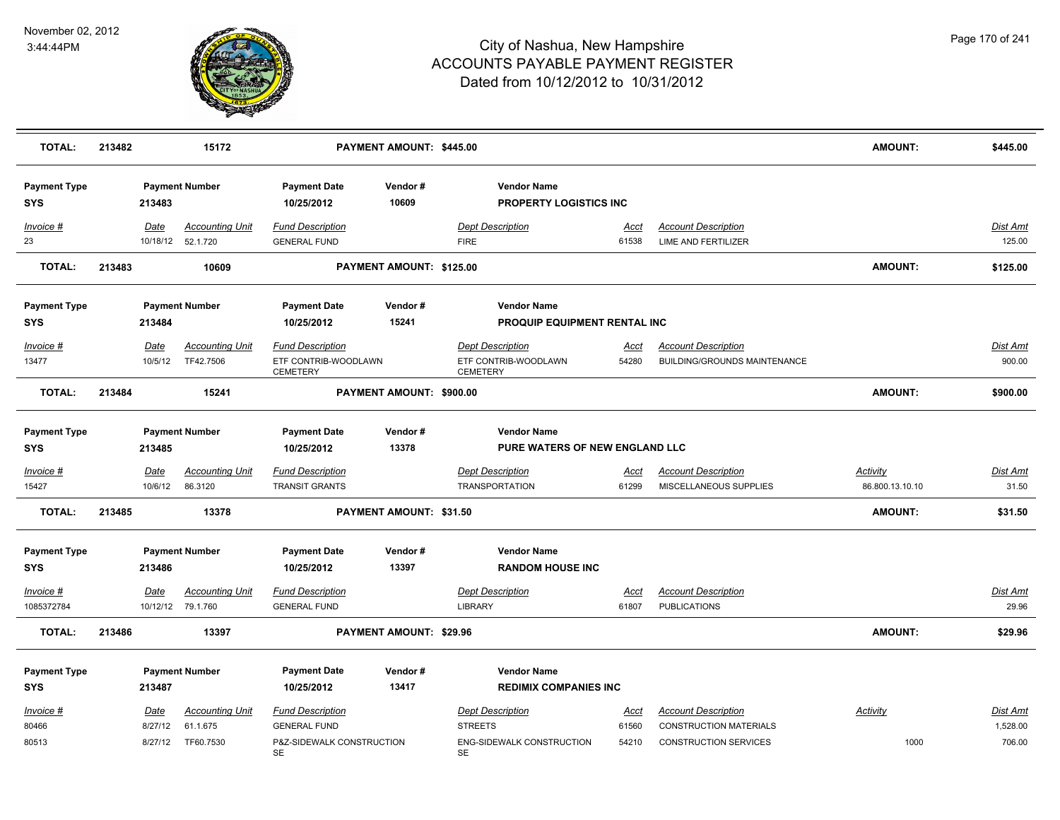# City of Nashua, New Hampshire
## ACCOUNTS PAYABLE PAYMENT REGISTER
### Dated from 10/12/2012 to 10/31/2012

November 02, 2012
3:44:44PM

| **TOTAL:** | **213482** | **15172** | **PAYMENT AMOUNT: $445.00** | **AMOUNT:** | **$445.00** |
|---|---|---|---|---|---|

**Payment Type:** SYS | **Payment Number:** 213483 | **Payment Date:** 10/25/2012 | **Vendor #:** 10609 | **Vendor Name:** PROPERTY LOGISTICS INC

| Invoice # | Date | Accounting Unit | Fund Description | Dept Description | Acct | Account Description | Activity | Dist Amt |
|---|---|---|---|---|---|---|---|---|
| 23 | 10/18/12 | 52.1.720 | GENERAL FUND | FIRE | 61538 | LIME AND FERTILIZER | | 125.00 |

| **TOTAL:** | **213483** | **10609** | **PAYMENT AMOUNT: $125.00** | **AMOUNT:** | **$125.00** |
|---|---|---|---|---|---|

**Payment Type:** SYS | **Payment Number:** 213484 | **Payment Date:** 10/25/2012 | **Vendor #:** 15241 | **Vendor Name:** PROQUIP EQUIPMENT RENTAL INC

| Invoice # | Date | Accounting Unit | Fund Description | Dept Description | Acct | Account Description | Activity | Dist Amt |
|---|---|---|---|---|---|---|---|---|
| 13477 | 10/5/12 | TF42.7506 | ETF CONTRIB-WOODLAWN CEMETERY | ETF CONTRIB-WOODLAWN CEMETERY | 54280 | BUILDING/GROUNDS MAINTENANCE | | 900.00 |

| **TOTAL:** | **213484** | **15241** | **PAYMENT AMOUNT: $900.00** | **AMOUNT:** | **$900.00** |
|---|---|---|---|---|---|

**Payment Type:** SYS | **Payment Number:** 213485 | **Payment Date:** 10/25/2012 | **Vendor #:** 13378 | **Vendor Name:** PURE WATERS OF NEW ENGLAND LLC

| Invoice # | Date | Accounting Unit | Fund Description | Dept Description | Acct | Account Description | Activity | Dist Amt |
|---|---|---|---|---|---|---|---|---|
| 15427 | 10/6/12 | 86.3120 | TRANSIT GRANTS | TRANSPORTATION | 61299 | MISCELLANEOUS SUPPLIES | 86.800.13.10.10 | 31.50 |

| **TOTAL:** | **213485** | **13378** | **PAYMENT AMOUNT: $31.50** | **AMOUNT:** | **$31.50** |
|---|---|---|---|---|---|

**Payment Type:** SYS | **Payment Number:** 213486 | **Payment Date:** 10/25/2012 | **Vendor #:** 13397 | **Vendor Name:** RANDOM HOUSE INC

| Invoice # | Date | Accounting Unit | Fund Description | Dept Description | Acct | Account Description | Activity | Dist Amt |
|---|---|---|---|---|---|---|---|---|
| 1085372784 | 10/12/12 | 79.1.760 | GENERAL FUND | LIBRARY | 61807 | PUBLICATIONS | | 29.96 |

| **TOTAL:** | **213486** | **13397** | **PAYMENT AMOUNT: $29.96** | **AMOUNT:** | **$29.96** |
|---|---|---|---|---|---|

**Payment Type:** SYS | **Payment Number:** 213487 | **Payment Date:** 10/25/2012 | **Vendor #:** 13417 | **Vendor Name:** REDIMIX COMPANIES INC

| Invoice # | Date | Accounting Unit | Fund Description | Dept Description | Acct | Account Description | Activity | Dist Amt |
|---|---|---|---|---|---|---|---|---|
| 80466 | 8/27/12 | 61.1.675 | GENERAL FUND | STREETS | 61560 | CONSTRUCTION MATERIALS | | 1,528.00 |
| 80513 | 8/27/12 | TF60.7530 | P&Z-SIDEWALK CONSTRUCTION SE | ENG-SIDEWALK CONSTRUCTION SE | 54210 | CONSTRUCTION SERVICES | 1000 | 706.00 |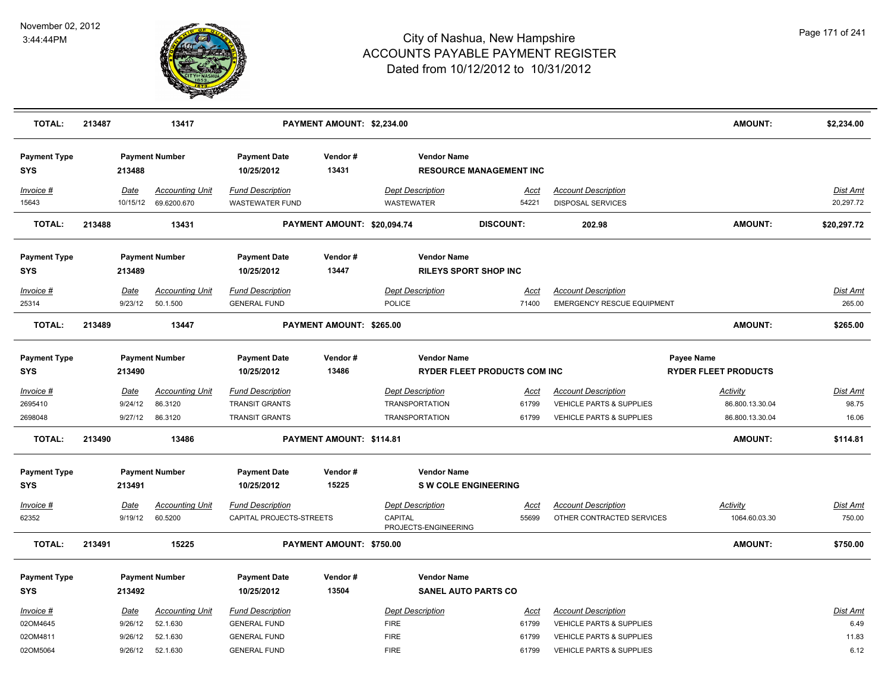# City of Nashua, New Hampshire
## ACCOUNTS PAYABLE PAYMENT REGISTER
### Dated from 10/12/2012 to 10/31/2012

November 02, 2012
3:44:44PM

| TOTAL: | 213487 | 13417 | PAYMENT AMOUNT: $2,234.00 | AMOUNT: | $2,234.00 |
|---|---|---|---|---|---|

**Payment Type:** SYS | **Payment Number:** 213488 | **Payment Date:** 10/25/2012 | **Vendor #:** 13431 | **Vendor Name:** RESOURCE MANAGEMENT INC

| Invoice # | Date | Accounting Unit | Fund Description | Dept Description | Acct | Account Description | Dist Amt |
|---|---|---|---|---|---|---|---|
| 15643 | 10/15/12 | 69.6200.670 | WASTEWATER FUND | WASTEWATER | 54221 | DISPOSAL SERVICES | 20,297.72 |

| TOTAL: | 213488 | 13431 | PAYMENT AMOUNT: $20,094.74 | DISCOUNT: 202.98 | AMOUNT: | $20,297.72 |
|---|---|---|---|---|---|---|

**Payment Type:** SYS | **Payment Number:** 213489 | **Payment Date:** 10/25/2012 | **Vendor #:** 13447 | **Vendor Name:** RILEYS SPORT SHOP INC

| Invoice # | Date | Accounting Unit | Fund Description | Dept Description | Acct | Account Description | Dist Amt |
|---|---|---|---|---|---|---|---|
| 25314 | 9/23/12 | 50.1.500 | GENERAL FUND | POLICE | 71400 | EMERGENCY RESCUE EQUIPMENT | 265.00 |

| TOTAL: | 213489 | 13447 | PAYMENT AMOUNT: $265.00 | AMOUNT: | $265.00 |
|---|---|---|---|---|---|

**Payment Type:** SYS | **Payment Number:** 213490 | **Payment Date:** 10/25/2012 | **Vendor #:** 13486 | **Vendor Name:** RYDER FLEET PRODUCTS COM INC | **Payee Name:** RYDER FLEET PRODUCTS

| Invoice # | Date | Accounting Unit | Fund Description | Dept Description | Acct | Account Description | Activity | Dist Amt |
|---|---|---|---|---|---|---|---|---|
| 2695410 | 9/24/12 | 86.3120 | TRANSIT GRANTS | TRANSPORTATION | 61799 | VEHICLE PARTS & SUPPLIES | 86.800.13.30.04 | 98.75 |
| 2698048 | 9/27/12 | 86.3120 | TRANSIT GRANTS | TRANSPORTATION | 61799 | VEHICLE PARTS & SUPPLIES | 86.800.13.30.04 | 16.06 |

| TOTAL: | 213490 | 13486 | PAYMENT AMOUNT: $114.81 | AMOUNT: | $114.81 |
|---|---|---|---|---|---|

**Payment Type:** SYS | **Payment Number:** 213491 | **Payment Date:** 10/25/2012 | **Vendor #:** 15225 | **Vendor Name:** S W COLE ENGINEERING

| Invoice # | Date | Accounting Unit | Fund Description | Dept Description | Acct | Account Description | Activity | Dist Amt |
|---|---|---|---|---|---|---|---|---|
| 62352 | 9/19/12 | 60.5200 | CAPITAL PROJECTS-STREETS | CAPITAL PROJECTS-ENGINEERING | 55699 | OTHER CONTRACTED SERVICES | 1064.60.03.30 | 750.00 |

| TOTAL: | 213491 | 15225 | PAYMENT AMOUNT: $750.00 | AMOUNT: | $750.00 |
|---|---|---|---|---|---|

**Payment Type:** SYS | **Payment Number:** 213492 | **Payment Date:** 10/25/2012 | **Vendor #:** 13504 | **Vendor Name:** SANEL AUTO PARTS CO

| Invoice # | Date | Accounting Unit | Fund Description | Dept Description | Acct | Account Description | Dist Amt |
|---|---|---|---|---|---|---|---|
| 02OM4645 | 9/26/12 | 52.1.630 | GENERAL FUND | FIRE | 61799 | VEHICLE PARTS & SUPPLIES | 6.49 |
| 02OM4811 | 9/26/12 | 52.1.630 | GENERAL FUND | FIRE | 61799 | VEHICLE PARTS & SUPPLIES | 11.83 |
| 02OM5064 | 9/26/12 | 52.1.630 | GENERAL FUND | FIRE | 61799 | VEHICLE PARTS & SUPPLIES | 6.12 |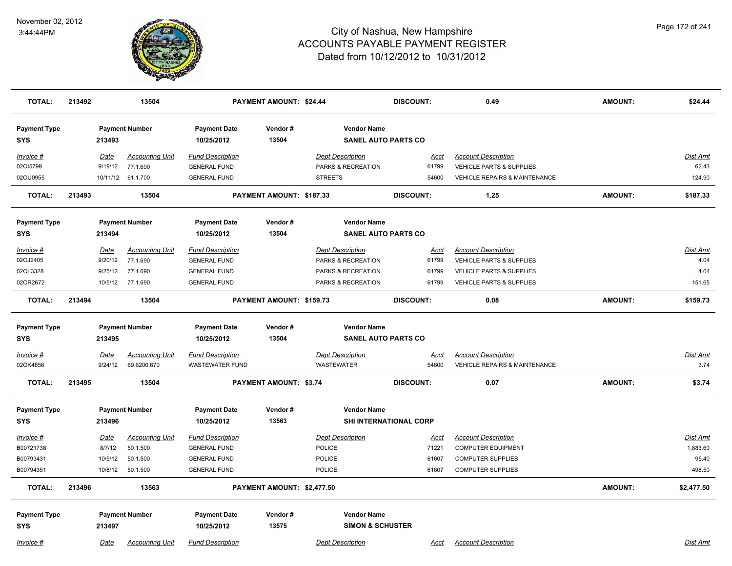# City of Nashua, New Hampshire
## ACCOUNTS PAYABLE PAYMENT REGISTER
### Dated from 10/12/2012 to 10/31/2012

November 02, 2012
3:44:44PM

| TOTAL: | 213492 | 13504 | PAYMENT AMOUNT: $24.44 | DISCOUNT: | 0.49 | AMOUNT: | $24.44 |
|---|---|---|---|---|---|---|---|

| Payment Type | Payment Number | Payment Date | Vendor # | Vendor Name |
|---|---|---|---|---|
| SYS | 213493 | 10/25/2012 | 13504 | SANEL AUTO PARTS CO |

| Invoice # | Date | Accounting Unit | Fund Description | Dept Description | Acct | Account Description | Dist Amt |
|---|---|---|---|---|---|---|---|
| 02OI5799 | 9/19/12 | 77.1.690 | GENERAL FUND | PARKS & RECREATION | 61799 | VEHICLE PARTS & SUPPLIES | 62.43 |
| 02OU0955 | 10/11/12 | 61.1.700 | GENERAL FUND | STREETS | 54600 | VEHICLE REPAIRS & MAINTENANCE | 124.90 |

| TOTAL: | 213493 | 13504 | PAYMENT AMOUNT: $187.33 | DISCOUNT: | 1.25 | AMOUNT: | $187.33 |
|---|---|---|---|---|---|---|---|

| Payment Type | Payment Number | Payment Date | Vendor # | Vendor Name |
|---|---|---|---|---|
| SYS | 213494 | 10/25/2012 | 13504 | SANEL AUTO PARTS CO |

| Invoice # | Date | Accounting Unit | Fund Description | Dept Description | Acct | Account Description | Dist Amt |
|---|---|---|---|---|---|---|---|
| 02OJ2405 | 9/20/12 | 77.1.690 | GENERAL FUND | PARKS & RECREATION | 61799 | VEHICLE PARTS & SUPPLIES | 4.04 |
| 02OL3328 | 9/25/12 | 77.1.690 | GENERAL FUND | PARKS & RECREATION | 61799 | VEHICLE PARTS & SUPPLIES | 4.04 |
| 02OR2672 | 10/5/12 | 77.1.690 | GENERAL FUND | PARKS & RECREATION | 61799 | VEHICLE PARTS & SUPPLIES | 151.65 |

| TOTAL: | 213494 | 13504 | PAYMENT AMOUNT: $159.73 | DISCOUNT: | 0.08 | AMOUNT: | $159.73 |
|---|---|---|---|---|---|---|---|

| Payment Type | Payment Number | Payment Date | Vendor # | Vendor Name |
|---|---|---|---|---|
| SYS | 213495 | 10/25/2012 | 13504 | SANEL AUTO PARTS CO |

| Invoice # | Date | Accounting Unit | Fund Description | Dept Description | Acct | Account Description | Dist Amt |
|---|---|---|---|---|---|---|---|
| 02OK4856 | 9/24/12 | 69.6200.670 | WASTEWATER FUND | WASTEWATER | 54600 | VEHICLE REPAIRS & MAINTENANCE | 3.74 |

| TOTAL: | 213495 | 13504 | PAYMENT AMOUNT: $3.74 | DISCOUNT: | 0.07 | AMOUNT: | $3.74 |
|---|---|---|---|---|---|---|---|

| Payment Type | Payment Number | Payment Date | Vendor # | Vendor Name |
|---|---|---|---|---|
| SYS | 213496 | 10/25/2012 | 13563 | SHI INTERNATIONAL CORP |

| Invoice # | Date | Accounting Unit | Fund Description | Dept Description | Acct | Account Description | Dist Amt |
|---|---|---|---|---|---|---|---|
| B00721738 | 8/7/12 | 50.1.500 | GENERAL FUND | POLICE | 71221 | COMPUTER EQUIPMENT | 1,883.60 |
| B00793431 | 10/5/12 | 50.1.500 | GENERAL FUND | POLICE | 61607 | COMPUTER SUPPLIES | 95.40 |
| B00794351 | 10/8/12 | 50.1.500 | GENERAL FUND | POLICE | 61607 | COMPUTER SUPPLIES | 498.50 |

| TOTAL: | 213496 | 13563 | PAYMENT AMOUNT: $2,477.50 | AMOUNT: | $2,477.50 |
|---|---|---|---|---|---|

| Payment Type | Payment Number | Payment Date | Vendor # | Vendor Name |
|---|---|---|---|---|
| SYS | 213497 | 10/25/2012 | 13575 | SIMON & SCHUSTER |

| Invoice # | Date | Accounting Unit | Fund Description | Dept Description | Acct | Account Description | Dist Amt |
|---|---|---|---|---|---|---|---|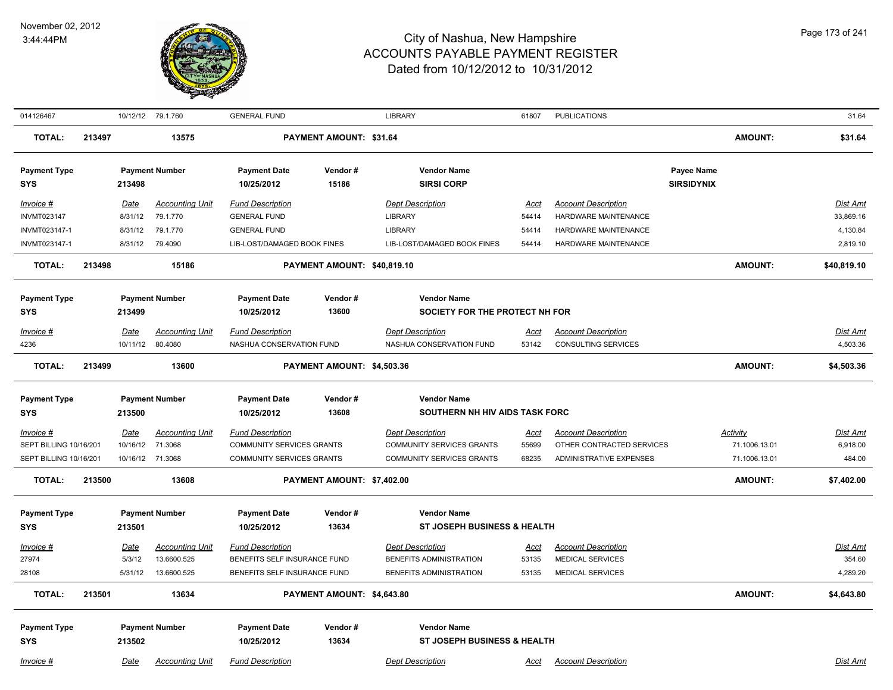# City of Nashua, New Hampshire
## ACCOUNTS PAYABLE PAYMENT REGISTER
### Dated from 10/12/2012 to 10/31/2012

November 02, 2012
3:44:44PM

| Invoice # | Date | Accounting Unit | Fund Description | Dept Description | Acct | Account Description | Activity | Dist Amt |
|---|---|---|---|---|---|---|---|---|
| 014126467 | 10/12/12 | 79.1.760 | GENERAL FUND | LIBRARY | 61807 | PUBLICATIONS | | 31.64 |

**TOTAL: 213497 — 13575 — PAYMENT AMOUNT: $31.64 — AMOUNT: $31.64**

| Payment Type | Payment Number | Payment Date | Vendor # | Vendor Name | Payee Name |
|---|---|---|---|---|---|
| SYS | 213498 | 10/25/2012 | 15186 | SIRSI CORP | SIRSIDYNIX |

| Invoice # | Date | Accounting Unit | Fund Description | Dept Description | Acct | Account Description | Dist Amt |
|---|---|---|---|---|---|---|---|
| INVMT023147 | 8/31/12 | 79.1.770 | GENERAL FUND | LIBRARY | 54414 | HARDWARE MAINTENANCE | 33,869.16 |
| INVMT023147-1 | 8/31/12 | 79.1.770 | GENERAL FUND | LIBRARY | 54414 | HARDWARE MAINTENANCE | 4,130.84 |
| INVMT023147-1 | 8/31/12 | 79.4090 | LIB-LOST/DAMAGED BOOK FINES | LIB-LOST/DAMAGED BOOK FINES | 54414 | HARDWARE MAINTENANCE | 2,819.10 |

**TOTAL: 213498 — 15186 — PAYMENT AMOUNT: $40,819.10 — AMOUNT: $40,819.10**

| Payment Type | Payment Number | Payment Date | Vendor # | Vendor Name |
|---|---|---|---|---|
| SYS | 213499 | 10/25/2012 | 13600 | SOCIETY FOR THE PROTECT NH FOR |

| Invoice # | Date | Accounting Unit | Fund Description | Dept Description | Acct | Account Description | Dist Amt |
|---|---|---|---|---|---|---|---|
| 4236 | 10/11/12 | 80.4080 | NASHUA CONSERVATION FUND | NASHUA CONSERVATION FUND | 53142 | CONSULTING SERVICES | 4,503.36 |

**TOTAL: 213499 — 13600 — PAYMENT AMOUNT: $4,503.36 — AMOUNT: $4,503.36**

| Payment Type | Payment Number | Payment Date | Vendor # | Vendor Name |
|---|---|---|---|---|
| SYS | 213500 | 10/25/2012 | 13608 | SOUTHERN NH HIV AIDS TASK FORC |

| Invoice # | Date | Accounting Unit | Fund Description | Dept Description | Acct | Account Description | Activity | Dist Amt |
|---|---|---|---|---|---|---|---|---|
| SEPT BILLING 10/16/201 | 10/16/12 | 71.3068 | COMMUNITY SERVICES GRANTS | COMMUNITY SERVICES GRANTS | 55699 | OTHER CONTRACTED SERVICES | 71.1006.13.01 | 6,918.00 |
| SEPT BILLING 10/16/201 | 10/16/12 | 71.3068 | COMMUNITY SERVICES GRANTS | COMMUNITY SERVICES GRANTS | 68235 | ADMINISTRATIVE EXPENSES | 71.1006.13.01 | 484.00 |

**TOTAL: 213500 — 13608 — PAYMENT AMOUNT: $7,402.00 — AMOUNT: $7,402.00**

| Payment Type | Payment Number | Payment Date | Vendor # | Vendor Name |
|---|---|---|---|---|
| SYS | 213501 | 10/25/2012 | 13634 | ST JOSEPH BUSINESS & HEALTH |

| Invoice # | Date | Accounting Unit | Fund Description | Dept Description | Acct | Account Description | Dist Amt |
|---|---|---|---|---|---|---|---|
| 27974 | 5/3/12 | 13.6600.525 | BENEFITS SELF INSURANCE FUND | BENEFITS ADMINISTRATION | 53135 | MEDICAL SERVICES | 354.60 |
| 28108 | 5/31/12 | 13.6600.525 | BENEFITS SELF INSURANCE FUND | BENEFITS ADMINISTRATION | 53135 | MEDICAL SERVICES | 4,289.20 |

**TOTAL: 213501 — 13634 — PAYMENT AMOUNT: $4,643.80 — AMOUNT: $4,643.80**

| Payment Type | Payment Number | Payment Date | Vendor # | Vendor Name |
|---|---|---|---|---|
| SYS | 213502 | 10/25/2012 | 13634 | ST JOSEPH BUSINESS & HEALTH |

| Invoice # | Date | Accounting Unit | Fund Description | Dept Description | Acct | Account Description | Dist Amt |
|---|---|---|---|---|---|---|---|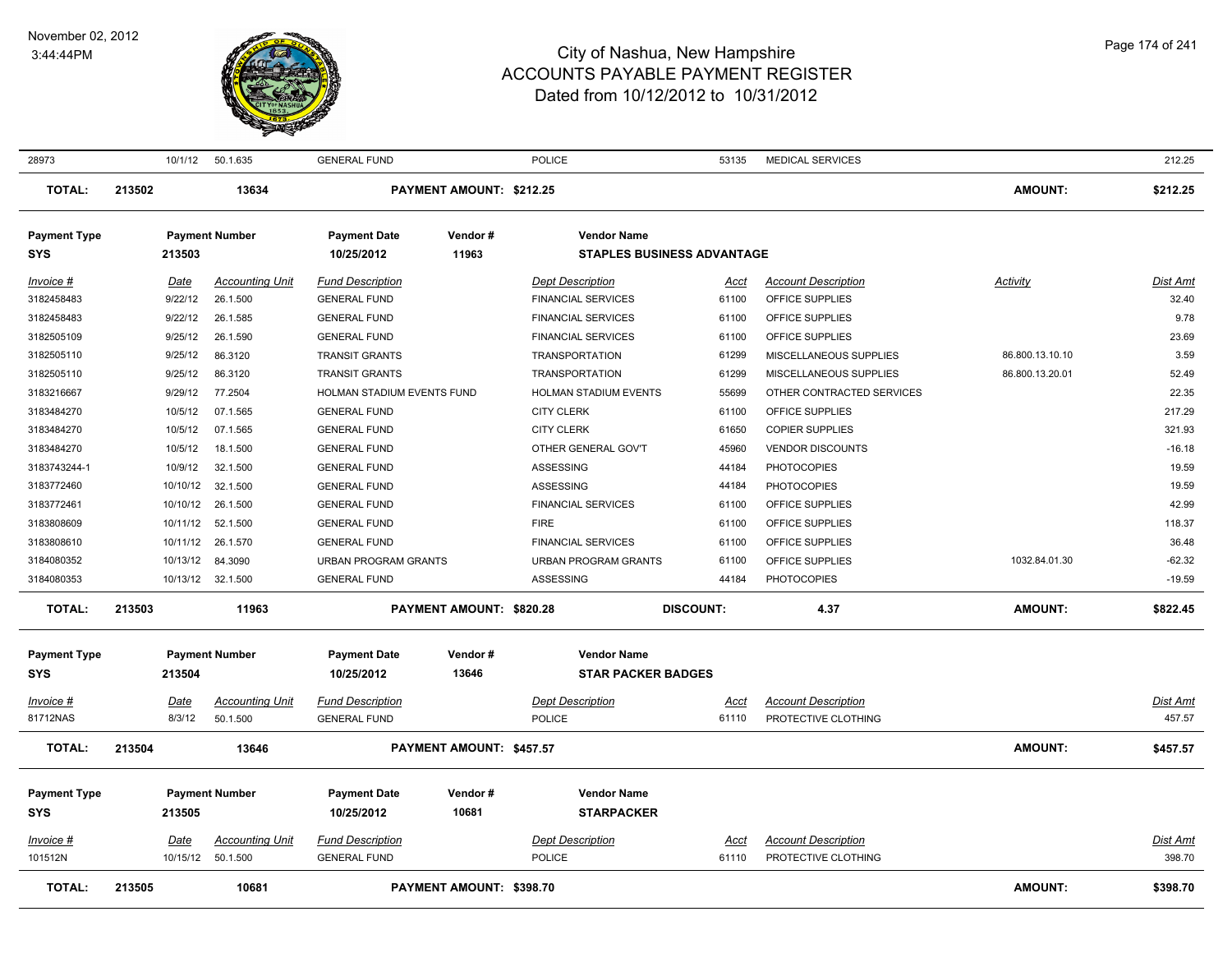# City of Nashua, New Hampshire
## ACCOUNTS PAYABLE PAYMENT REGISTER
### Dated from 10/12/2012 to 10/31/2012

November 02, 2012
3:44:44PM

| Invoice # | Date | Accounting Unit | Fund Description | Dept Description | Acct | Account Description | Activity | Dist Amt |
|---|---|---|---|---|---|---|---|---|
| 28973 | 10/1/12 | 50.1.635 | GENERAL FUND | POLICE | 53135 | MEDICAL SERVICES | | 212.25 |
| **TOTAL:** | **213502** | **13634** | **PAYMENT AMOUNT: $212.25** | | | | **AMOUNT:** | **$212.25** |

| Payment Type | Payment Number | Payment Date | Vendor # | Vendor Name |
|---|---|---|---|---|
| **SYS** | **213503** | **10/25/2012** | **11963** | **STAPLES BUSINESS ADVANTAGE** |

| Invoice # | Date | Accounting Unit | Fund Description | Dept Description | Acct | Account Description | Activity | Dist Amt |
|---|---|---|---|---|---|---|---|---|
| 3182458483 | 9/22/12 | 26.1.500 | GENERAL FUND | FINANCIAL SERVICES | 61100 | OFFICE SUPPLIES | | 32.40 |
| 3182458483 | 9/22/12 | 26.1.585 | GENERAL FUND | FINANCIAL SERVICES | 61100 | OFFICE SUPPLIES | | 9.78 |
| 3182505109 | 9/25/12 | 26.1.590 | GENERAL FUND | FINANCIAL SERVICES | 61100 | OFFICE SUPPLIES | | 23.69 |
| 3182505110 | 9/25/12 | 86.3120 | TRANSIT GRANTS | TRANSPORTATION | 61299 | MISCELLANEOUS SUPPLIES | 86.800.13.10.10 | 3.59 |
| 3182505110 | 9/25/12 | 86.3120 | TRANSIT GRANTS | TRANSPORTATION | 61299 | MISCELLANEOUS SUPPLIES | 86.800.13.20.01 | 52.49 |
| 3183216667 | 9/29/12 | 77.2504 | HOLMAN STADIUM EVENTS FUND | HOLMAN STADIUM EVENTS | 55699 | OTHER CONTRACTED SERVICES | | 22.35 |
| 3183484270 | 10/5/12 | 07.1.565 | GENERAL FUND | CITY CLERK | 61100 | OFFICE SUPPLIES | | 217.29 |
| 3183484270 | 10/5/12 | 07.1.565 | GENERAL FUND | CITY CLERK | 61650 | COPIER SUPPLIES | | 321.93 |
| 3183484270 | 10/5/12 | 18.1.500 | GENERAL FUND | OTHER GENERAL GOV'T | 45960 | VENDOR DISCOUNTS | | -16.18 |
| 3183743244-1 | 10/9/12 | 32.1.500 | GENERAL FUND | ASSESSING | 44184 | PHOTOCOPIES | | 19.59 |
| 3183772460 | 10/10/12 | 32.1.500 | GENERAL FUND | ASSESSING | 44184 | PHOTOCOPIES | | 19.59 |
| 3183772461 | 10/10/12 | 26.1.500 | GENERAL FUND | FINANCIAL SERVICES | 61100 | OFFICE SUPPLIES | | 42.99 |
| 3183808609 | 10/11/12 | 52.1.500 | GENERAL FUND | FIRE | 61100 | OFFICE SUPPLIES | | 118.37 |
| 3183808610 | 10/11/12 | 26.1.570 | GENERAL FUND | FINANCIAL SERVICES | 61100 | OFFICE SUPPLIES | | 36.48 |
| 3184080352 | 10/13/12 | 84.3090 | URBAN PROGRAM GRANTS | URBAN PROGRAM GRANTS | 61100 | OFFICE SUPPLIES | 1032.84.01.30 | -62.32 |
| 3184080353 | 10/13/12 | 32.1.500 | GENERAL FUND | ASSESSING | 44184 | PHOTOCOPIES | | -19.59 |
| **TOTAL:** | **213503** | **11963** | **PAYMENT AMOUNT: $820.28** | **DISCOUNT:** | | **4.37** | **AMOUNT:** | **$822.45** |

| Payment Type | Payment Number | Payment Date | Vendor # | Vendor Name |
|---|---|---|---|---|
| **SYS** | **213504** | **10/25/2012** | **13646** | **STAR PACKER BADGES** |

| Invoice # | Date | Accounting Unit | Fund Description | Dept Description | Acct | Account Description | Dist Amt |
|---|---|---|---|---|---|---|---|
| 81712NAS | 8/3/12 | 50.1.500 | GENERAL FUND | POLICE | 61110 | PROTECTIVE CLOTHING | 457.57 |
| **TOTAL:** | **213504** | **13646** | **PAYMENT AMOUNT: $457.57** | | | **AMOUNT:** | **$457.57** |

| Payment Type | Payment Number | Payment Date | Vendor # | Vendor Name |
|---|---|---|---|---|
| **SYS** | **213505** | **10/25/2012** | **10681** | **STARPACKER** |

| Invoice # | Date | Accounting Unit | Fund Description | Dept Description | Acct | Account Description | Dist Amt |
|---|---|---|---|---|---|---|---|
| 101512N | 10/15/12 | 50.1.500 | GENERAL FUND | POLICE | 61110 | PROTECTIVE CLOTHING | 398.70 |
| **TOTAL:** | **213505** | **10681** | **PAYMENT AMOUNT: $398.70** | | | **AMOUNT:** | **$398.70** |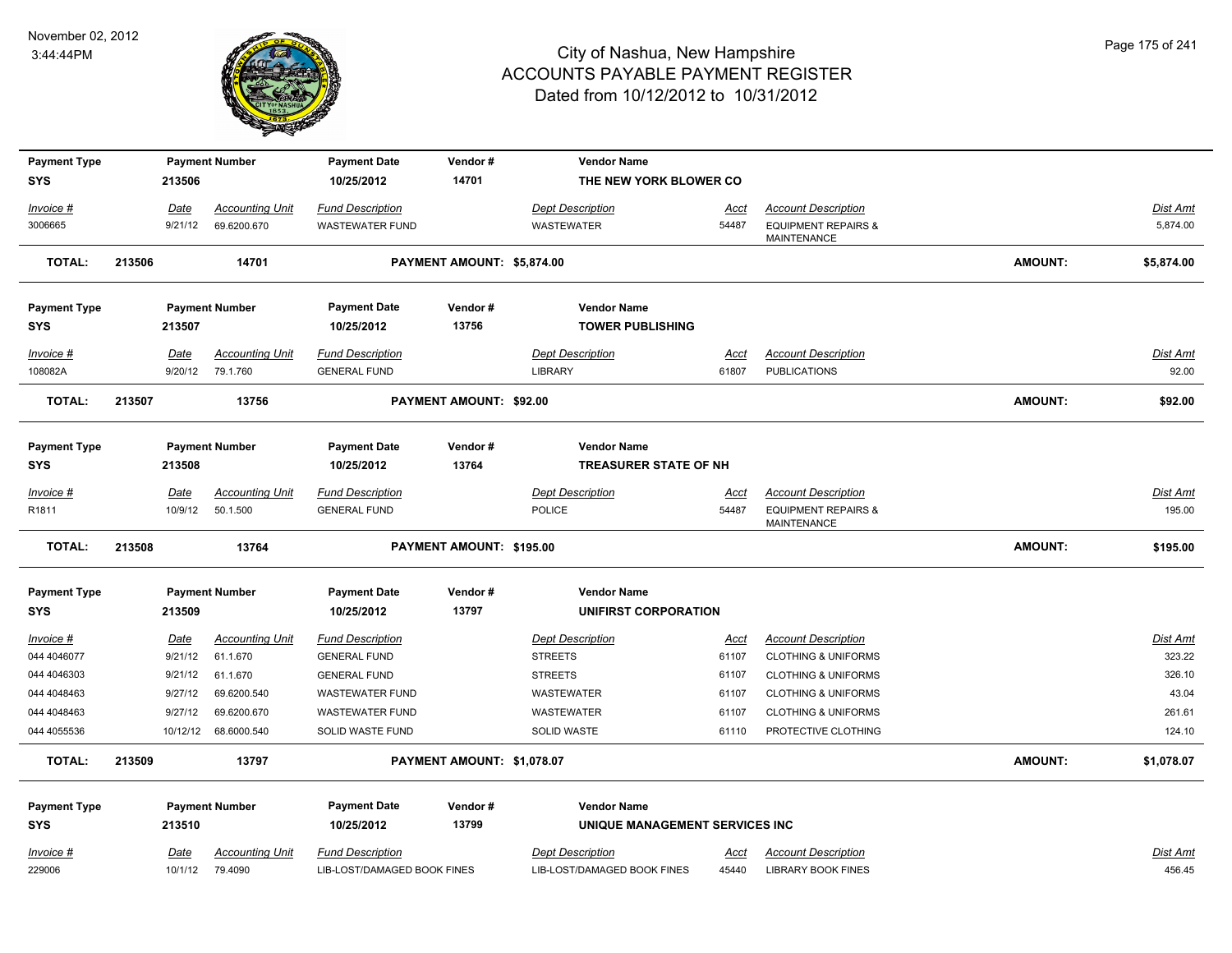# City of Nashua, New Hampshire
## ACCOUNTS PAYABLE PAYMENT REGISTER
### Dated from 10/12/2012 to 10/31/2012

November 02, 2012
3:44:44PM

| Payment Type | Payment Number | Payment Date | Vendor # | Vendor Name |
|---|---|---|---|---|
| SYS | 213506 | 10/25/2012 | 14701 | THE NEW YORK BLOWER CO |

| Invoice # | Date | Accounting Unit | Fund Description | Dept Description | Acct | Account Description | Dist Amt |
|---|---|---|---|---|---|---|---|
| 3006665 | 9/21/12 | 69.6200.670 | WASTEWATER FUND | WASTEWATER | 54487 | EQUIPMENT REPAIRS & MAINTENANCE | 5,874.00 |

**TOTAL:** 213506 14701 **PAYMENT AMOUNT: $5,874.00** **AMOUNT: $5,874.00**

| Payment Type | Payment Number | Payment Date | Vendor # | Vendor Name |
|---|---|---|---|---|
| SYS | 213507 | 10/25/2012 | 13756 | TOWER PUBLISHING |

| Invoice # | Date | Accounting Unit | Fund Description | Dept Description | Acct | Account Description | Dist Amt |
|---|---|---|---|---|---|---|---|
| 108082A | 9/20/12 | 79.1.760 | GENERAL FUND | LIBRARY | 61807 | PUBLICATIONS | 92.00 |

**TOTAL:** 213507 13756 **PAYMENT AMOUNT: $92.00** **AMOUNT: $92.00**

| Payment Type | Payment Number | Payment Date | Vendor # | Vendor Name |
|---|---|---|---|---|
| SYS | 213508 | 10/25/2012 | 13764 | TREASURER STATE OF NH |

| Invoice # | Date | Accounting Unit | Fund Description | Dept Description | Acct | Account Description | Dist Amt |
|---|---|---|---|---|---|---|---|
| R1811 | 10/9/12 | 50.1.500 | GENERAL FUND | POLICE | 54487 | EQUIPMENT REPAIRS & MAINTENANCE | 195.00 |

**TOTAL:** 213508 13764 **PAYMENT AMOUNT: $195.00** **AMOUNT: $195.00**

| Payment Type | Payment Number | Payment Date | Vendor # | Vendor Name |
|---|---|---|---|---|
| SYS | 213509 | 10/25/2012 | 13797 | UNIFIRST CORPORATION |

| Invoice # | Date | Accounting Unit | Fund Description | Dept Description | Acct | Account Description | Dist Amt |
|---|---|---|---|---|---|---|---|
| 044 4046077 | 9/21/12 | 61.1.670 | GENERAL FUND | STREETS | 61107 | CLOTHING & UNIFORMS | 323.22 |
| 044 4046303 | 9/21/12 | 61.1.670 | GENERAL FUND | STREETS | 61107 | CLOTHING & UNIFORMS | 326.10 |
| 044 4048463 | 9/27/12 | 69.6200.540 | WASTEWATER FUND | WASTEWATER | 61107 | CLOTHING & UNIFORMS | 43.04 |
| 044 4048463 | 9/27/12 | 69.6200.670 | WASTEWATER FUND | WASTEWATER | 61107 | CLOTHING & UNIFORMS | 261.61 |
| 044 4055536 | 10/12/12 | 68.6000.540 | SOLID WASTE FUND | SOLID WASTE | 61110 | PROTECTIVE CLOTHING | 124.10 |

**TOTAL:** 213509 13797 **PAYMENT AMOUNT: $1,078.07** **AMOUNT: $1,078.07**

| Payment Type | Payment Number | Payment Date | Vendor # | Vendor Name |
|---|---|---|---|---|
| SYS | 213510 | 10/25/2012 | 13799 | UNIQUE MANAGEMENT SERVICES INC |

| Invoice # | Date | Accounting Unit | Fund Description | Dept Description | Acct | Account Description | Dist Amt |
|---|---|---|---|---|---|---|---|
| 229006 | 10/1/12 | 79.4090 | LIB-LOST/DAMAGED BOOK FINES | LIB-LOST/DAMAGED BOOK FINES | 45440 | LIBRARY BOOK FINES | 456.45 |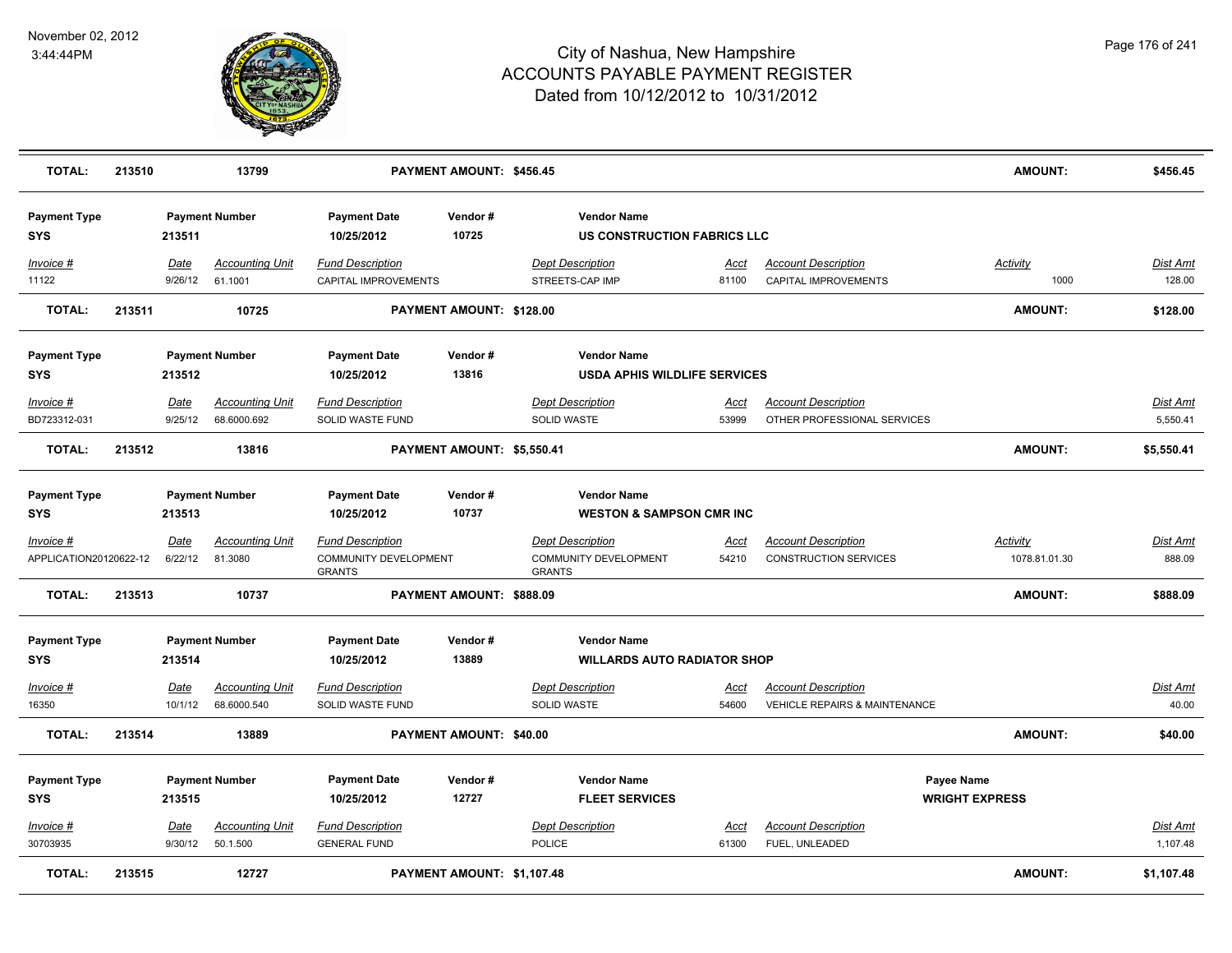# City of Nashua, New Hampshire
## ACCOUNTS PAYABLE PAYMENT REGISTER
### Dated from 10/12/2012 to 10/31/2012

November 02, 2012
3:44:44PM

| TOTAL: | 213510 | 13799 | PAYMENT AMOUNT: $456.45 | AMOUNT: | $456.45 |
|---|---|---|---|---|---|

| Payment Type | Payment Number | Payment Date | Vendor # | Vendor Name |
|---|---|---|---|---|
| SYS | 213511 | 10/25/2012 | 10725 | US CONSTRUCTION FABRICS LLC |

| Invoice # | Date | Accounting Unit | Fund Description | Dept Description | Acct | Account Description | Activity | Dist Amt |
|---|---|---|---|---|---|---|---|---|
| 11122 | 9/26/12 | 61.1001 | CAPITAL IMPROVEMENTS | STREETS-CAP IMP | 81100 | CAPITAL IMPROVEMENTS | 1000 | 128.00 |

| TOTAL: | 213511 | 10725 | PAYMENT AMOUNT: $128.00 | AMOUNT: | $128.00 |
|---|---|---|---|---|---|

| Payment Type | Payment Number | Payment Date | Vendor # | Vendor Name |
|---|---|---|---|---|
| SYS | 213512 | 10/25/2012 | 13816 | USDA APHIS WILDLIFE SERVICES |

| Invoice # | Date | Accounting Unit | Fund Description | Dept Description | Acct | Account Description | Dist Amt |
|---|---|---|---|---|---|---|---|
| BD723312-031 | 9/25/12 | 68.6000.692 | SOLID WASTE FUND | SOLID WASTE | 53999 | OTHER PROFESSIONAL SERVICES | 5,550.41 |

| TOTAL: | 213512 | 13816 | PAYMENT AMOUNT: $5,550.41 | AMOUNT: | $5,550.41 |
|---|---|---|---|---|---|

| Payment Type | Payment Number | Payment Date | Vendor # | Vendor Name |
|---|---|---|---|---|
| SYS | 213513 | 10/25/2012 | 10737 | WESTON & SAMPSON CMR INC |

| Invoice # | Date | Accounting Unit | Fund Description | Dept Description | Acct | Account Description | Activity | Dist Amt |
|---|---|---|---|---|---|---|---|---|
| APPLICATION20120622-12 | 6/22/12 | 81.3080 | COMMUNITY DEVELOPMENT GRANTS | COMMUNITY DEVELOPMENT GRANTS | 54210 | CONSTRUCTION SERVICES | 1078.81.01.30 | 888.09 |

| TOTAL: | 213513 | 10737 | PAYMENT AMOUNT: $888.09 | AMOUNT: | $888.09 |
|---|---|---|---|---|---|

| Payment Type | Payment Number | Payment Date | Vendor # | Vendor Name |
|---|---|---|---|---|
| SYS | 213514 | 10/25/2012 | 13889 | WILLARDS AUTO RADIATOR SHOP |

| Invoice # | Date | Accounting Unit | Fund Description | Dept Description | Acct | Account Description | Dist Amt |
|---|---|---|---|---|---|---|---|
| 16350 | 10/1/12 | 68.6000.540 | SOLID WASTE FUND | SOLID WASTE | 54600 | VEHICLE REPAIRS & MAINTENANCE | 40.00 |

| TOTAL: | 213514 | 13889 | PAYMENT AMOUNT: $40.00 | AMOUNT: | $40.00 |
|---|---|---|---|---|---|

| Payment Type | Payment Number | Payment Date | Vendor # | Vendor Name | Payee Name |
|---|---|---|---|---|---|
| SYS | 213515 | 10/25/2012 | 12727 | FLEET SERVICES | WRIGHT EXPRESS |

| Invoice # | Date | Accounting Unit | Fund Description | Dept Description | Acct | Account Description | Dist Amt |
|---|---|---|---|---|---|---|---|
| 30703935 | 9/30/12 | 50.1.500 | GENERAL FUND | POLICE | 61300 | FUEL, UNLEADED | 1,107.48 |

| TOTAL: | 213515 | 12727 | PAYMENT AMOUNT: $1,107.48 | AMOUNT: | $1,107.48 |
|---|---|---|---|---|---|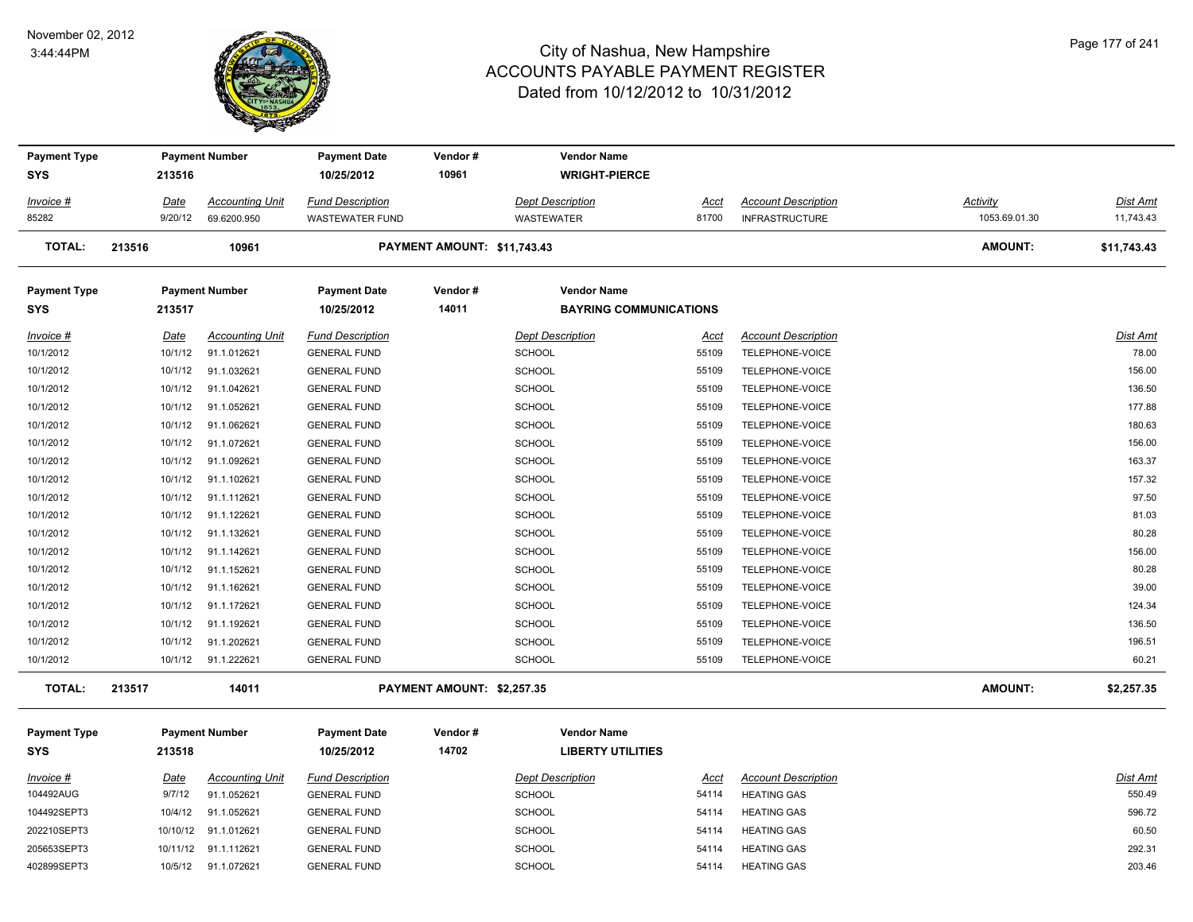# City of Nashua, New Hampshire
## ACCOUNTS PAYABLE PAYMENT REGISTER
### Dated from 10/12/2012 to 10/31/2012

November 02, 2012
3:44:44PM

| Payment Type | Payment Number | Payment Date | Vendor # | Vendor Name |
|---|---|---|---|---|
| SYS | 213516 | 10/25/2012 | 10961 | WRIGHT-PIERCE |

| Invoice # | Date | Accounting Unit | Fund Description | Dept Description | Acct | Account Description | Activity | Dist Amt |
|---|---|---|---|---|---|---|---|---|
| 85282 | 9/20/12 | 69.6200.950 | WASTEWATER FUND | WASTEWATER | 81700 | INFRASTRUCTURE | 1053.69.01.30 | 11,743.43 |

**TOTAL: 213516 10961 PAYMENT AMOUNT: $11,743.43 AMOUNT: $11,743.43**

| Payment Type | Payment Number | Payment Date | Vendor # | Vendor Name |
|---|---|---|---|---|
| SYS | 213517 | 10/25/2012 | 14011 | BAYRING COMMUNICATIONS |

| Invoice # | Date | Accounting Unit | Fund Description | Dept Description | Acct | Account Description | Dist Amt |
|---|---|---|---|---|---|---|---|
| 10/1/2012 | 10/1/12 | 91.1.012621 | GENERAL FUND | SCHOOL | 55109 | TELEPHONE-VOICE | 78.00 |
| 10/1/2012 | 10/1/12 | 91.1.032621 | GENERAL FUND | SCHOOL | 55109 | TELEPHONE-VOICE | 156.00 |
| 10/1/2012 | 10/1/12 | 91.1.042621 | GENERAL FUND | SCHOOL | 55109 | TELEPHONE-VOICE | 136.50 |
| 10/1/2012 | 10/1/12 | 91.1.052621 | GENERAL FUND | SCHOOL | 55109 | TELEPHONE-VOICE | 177.88 |
| 10/1/2012 | 10/1/12 | 91.1.062621 | GENERAL FUND | SCHOOL | 55109 | TELEPHONE-VOICE | 180.63 |
| 10/1/2012 | 10/1/12 | 91.1.072621 | GENERAL FUND | SCHOOL | 55109 | TELEPHONE-VOICE | 156.00 |
| 10/1/2012 | 10/1/12 | 91.1.092621 | GENERAL FUND | SCHOOL | 55109 | TELEPHONE-VOICE | 163.37 |
| 10/1/2012 | 10/1/12 | 91.1.102621 | GENERAL FUND | SCHOOL | 55109 | TELEPHONE-VOICE | 157.32 |
| 10/1/2012 | 10/1/12 | 91.1.112621 | GENERAL FUND | SCHOOL | 55109 | TELEPHONE-VOICE | 97.50 |
| 10/1/2012 | 10/1/12 | 91.1.122621 | GENERAL FUND | SCHOOL | 55109 | TELEPHONE-VOICE | 81.03 |
| 10/1/2012 | 10/1/12 | 91.1.132621 | GENERAL FUND | SCHOOL | 55109 | TELEPHONE-VOICE | 80.28 |
| 10/1/2012 | 10/1/12 | 91.1.142621 | GENERAL FUND | SCHOOL | 55109 | TELEPHONE-VOICE | 156.00 |
| 10/1/2012 | 10/1/12 | 91.1.152621 | GENERAL FUND | SCHOOL | 55109 | TELEPHONE-VOICE | 80.28 |
| 10/1/2012 | 10/1/12 | 91.1.162621 | GENERAL FUND | SCHOOL | 55109 | TELEPHONE-VOICE | 39.00 |
| 10/1/2012 | 10/1/12 | 91.1.172621 | GENERAL FUND | SCHOOL | 55109 | TELEPHONE-VOICE | 124.34 |
| 10/1/2012 | 10/1/12 | 91.1.192621 | GENERAL FUND | SCHOOL | 55109 | TELEPHONE-VOICE | 136.50 |
| 10/1/2012 | 10/1/12 | 91.1.202621 | GENERAL FUND | SCHOOL | 55109 | TELEPHONE-VOICE | 196.51 |
| 10/1/2012 | 10/1/12 | 91.1.222621 | GENERAL FUND | SCHOOL | 55109 | TELEPHONE-VOICE | 60.21 |

**TOTAL: 213517 14011 PAYMENT AMOUNT: $2,257.35 AMOUNT: $2,257.35**

| Payment Type | Payment Number | Payment Date | Vendor # | Vendor Name |
|---|---|---|---|---|
| SYS | 213518 | 10/25/2012 | 14702 | LIBERTY UTILITIES |

| Invoice # | Date | Accounting Unit | Fund Description | Dept Description | Acct | Account Description | Dist Amt |
|---|---|---|---|---|---|---|---|
| 104492AUG | 9/7/12 | 91.1.052621 | GENERAL FUND | SCHOOL | 54114 | HEATING GAS | 550.49 |
| 104492SEPT3 | 10/4/12 | 91.1.052621 | GENERAL FUND | SCHOOL | 54114 | HEATING GAS | 596.72 |
| 202210SEPT3 | 10/10/12 | 91.1.012621 | GENERAL FUND | SCHOOL | 54114 | HEATING GAS | 60.50 |
| 205653SEPT3 | 10/11/12 | 91.1.112621 | GENERAL FUND | SCHOOL | 54114 | HEATING GAS | 292.31 |
| 402899SEPT3 | 10/5/12 | 91.1.072621 | GENERAL FUND | SCHOOL | 54114 | HEATING GAS | 203.46 |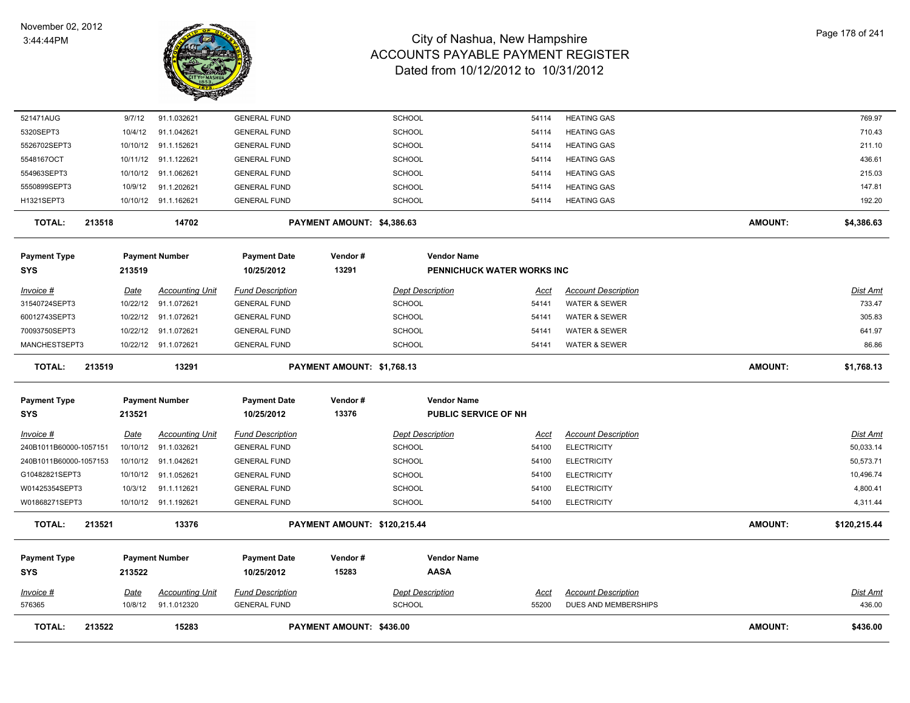# City of Nashua, New Hampshire
## ACCOUNTS PAYABLE PAYMENT REGISTER
### Dated from 10/12/2012 to 10/31/2012

November 02, 2012
3:44:44PM

| Invoice # | Date | Accounting Unit | Fund Description | Dept Description | Acct | Account Description | Dist Amt |
|---|---|---|---|---|---|---|---|
| 521471AUG | 9/7/12 | 91.1.032621 | GENERAL FUND | SCHOOL | 54114 | HEATING GAS | 769.97 |
| 5320SEPT3 | 10/4/12 | 91.1.042621 | GENERAL FUND | SCHOOL | 54114 | HEATING GAS | 710.43 |
| 5526702SEPT3 | 10/10/12 | 91.1.152621 | GENERAL FUND | SCHOOL | 54114 | HEATING GAS | 211.10 |
| 5548167OCT | 10/11/12 | 91.1.122621 | GENERAL FUND | SCHOOL | 54114 | HEATING GAS | 436.61 |
| 554963SEPT3 | 10/10/12 | 91.1.062621 | GENERAL FUND | SCHOOL | 54114 | HEATING GAS | 215.03 |
| 5550899SEPT3 | 10/9/12 | 91.1.202621 | GENERAL FUND | SCHOOL | 54114 | HEATING GAS | 147.81 |
| H1321SEPT3 | 10/10/12 | 91.1.162621 | GENERAL FUND | SCHOOL | 54114 | HEATING GAS | 192.20 |

**TOTAL: 213518 | 14702 | PAYMENT AMOUNT: $4,386.63 | AMOUNT: $4,386.63**

| Payment Type | Payment Number | Payment Date | Vendor # | Vendor Name |
|---|---|---|---|---|
| SYS | 213519 | 10/25/2012 | 13291 | PENNICHUCK WATER WORKS INC |

| Invoice # | Date | Accounting Unit | Fund Description | Dept Description | Acct | Account Description | Dist Amt |
|---|---|---|---|---|---|---|---|
| 31540724SEPT3 | 10/22/12 | 91.1.072621 | GENERAL FUND | SCHOOL | 54141 | WATER & SEWER | 733.47 |
| 60012743SEPT3 | 10/22/12 | 91.1.072621 | GENERAL FUND | SCHOOL | 54141 | WATER & SEWER | 305.83 |
| 70093750SEPT3 | 10/22/12 | 91.1.072621 | GENERAL FUND | SCHOOL | 54141 | WATER & SEWER | 641.97 |
| MANCHESTSEPT3 | 10/22/12 | 91.1.072621 | GENERAL FUND | SCHOOL | 54141 | WATER & SEWER | 86.86 |

**TOTAL: 213519 | 13291 | PAYMENT AMOUNT: $1,768.13 | AMOUNT: $1,768.13**

| Payment Type | Payment Number | Payment Date | Vendor # | Vendor Name |
|---|---|---|---|---|
| SYS | 213521 | 10/25/2012 | 13376 | PUBLIC SERVICE OF NH |

| Invoice # | Date | Accounting Unit | Fund Description | Dept Description | Acct | Account Description | Dist Amt |
|---|---|---|---|---|---|---|---|
| 240B1011B60000-1057151 | 10/10/12 | 91.1.032621 | GENERAL FUND | SCHOOL | 54100 | ELECTRICITY | 50,033.14 |
| 240B1011B60000-1057153 | 10/10/12 | 91.1.042621 | GENERAL FUND | SCHOOL | 54100 | ELECTRICITY | 50,573.71 |
| G10482821SEPT3 | 10/10/12 | 91.1.052621 | GENERAL FUND | SCHOOL | 54100 | ELECTRICITY | 10,496.74 |
| W01425354SEPT3 | 10/3/12 | 91.1.112621 | GENERAL FUND | SCHOOL | 54100 | ELECTRICITY | 4,800.41 |
| W01868271SEPT3 | 10/10/12 | 91.1.192621 | GENERAL FUND | SCHOOL | 54100 | ELECTRICITY | 4,311.44 |

**TOTAL: 213521 | 13376 | PAYMENT AMOUNT: $120,215.44 | AMOUNT: $120,215.44**

| Payment Type | Payment Number | Payment Date | Vendor # | Vendor Name |
|---|---|---|---|---|
| SYS | 213522 | 10/25/2012 | 15283 | AASA |

| Invoice # | Date | Accounting Unit | Fund Description | Dept Description | Acct | Account Description | Dist Amt |
|---|---|---|---|---|---|---|---|
| 576365 | 10/8/12 | 91.1.012320 | GENERAL FUND | SCHOOL | 55200 | DUES AND MEMBERSHIPS | 436.00 |

**TOTAL: 213522 | 15283 | PAYMENT AMOUNT: $436.00 | AMOUNT: $436.00**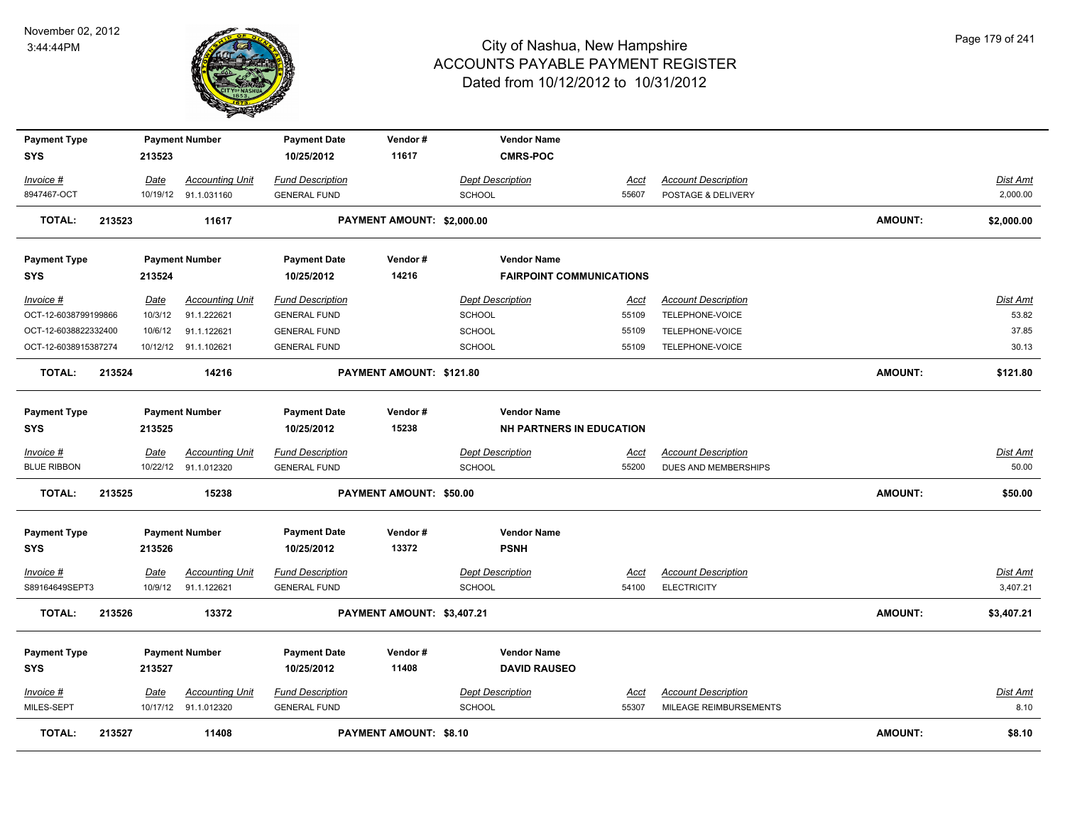# City of Nashua, New Hampshire
## ACCOUNTS PAYABLE PAYMENT REGISTER
### Dated from 10/12/2012 to 10/31/2012

November 02, 2012
3:44:44PM

| Payment Type | Payment Number | Payment Date | Vendor # | Vendor Name |
|---|---|---|---|---|
| SYS | 213523 | 10/25/2012 | 11617 | CMRS-POC |

| Invoice # | Date | Accounting Unit | Fund Description | Dept Description | Acct | Account Description | Dist Amt |
|---|---|---|---|---|---|---|---|
| 8947467-OCT | 10/19/12 | 91.1.031160 | GENERAL FUND | SCHOOL | 55607 | POSTAGE & DELIVERY | 2,000.00 |

**TOTAL: 213523 11617 PAYMENT AMOUNT: $2,000.00 AMOUNT: $2,000.00**

| Payment Type | Payment Number | Payment Date | Vendor # | Vendor Name |
|---|---|---|---|---|
| SYS | 213524 | 10/25/2012 | 14216 | FAIRPOINT COMMUNICATIONS |

| Invoice # | Date | Accounting Unit | Fund Description | Dept Description | Acct | Account Description | Dist Amt |
|---|---|---|---|---|---|---|---|
| OCT-12-6038799199866 | 10/3/12 | 91.1.222621 | GENERAL FUND | SCHOOL | 55109 | TELEPHONE-VOICE | 53.82 |
| OCT-12-6038822332400 | 10/6/12 | 91.1.122621 | GENERAL FUND | SCHOOL | 55109 | TELEPHONE-VOICE | 37.85 |
| OCT-12-6038915387274 | 10/12/12 | 91.1.102621 | GENERAL FUND | SCHOOL | 55109 | TELEPHONE-VOICE | 30.13 |

**TOTAL: 213524 14216 PAYMENT AMOUNT: $121.80 AMOUNT: $121.80**

| Payment Type | Payment Number | Payment Date | Vendor # | Vendor Name |
|---|---|---|---|---|
| SYS | 213525 | 10/25/2012 | 15238 | NH PARTNERS IN EDUCATION |

| Invoice # | Date | Accounting Unit | Fund Description | Dept Description | Acct | Account Description | Dist Amt |
|---|---|---|---|---|---|---|---|
| BLUE RIBBON | 10/22/12 | 91.1.012320 | GENERAL FUND | SCHOOL | 55200 | DUES AND MEMBERSHIPS | 50.00 |

**TOTAL: 213525 15238 PAYMENT AMOUNT: $50.00 AMOUNT: $50.00**

| Payment Type | Payment Number | Payment Date | Vendor # | Vendor Name |
|---|---|---|---|---|
| SYS | 213526 | 10/25/2012 | 13372 | PSNH |

| Invoice # | Date | Accounting Unit | Fund Description | Dept Description | Acct | Account Description | Dist Amt |
|---|---|---|---|---|---|---|---|
| S89164649SEPT3 | 10/9/12 | 91.1.122621 | GENERAL FUND | SCHOOL | 54100 | ELECTRICITY | 3,407.21 |

**TOTAL: 213526 13372 PAYMENT AMOUNT: $3,407.21 AMOUNT: $3,407.21**

| Payment Type | Payment Number | Payment Date | Vendor # | Vendor Name |
|---|---|---|---|---|
| SYS | 213527 | 10/25/2012 | 11408 | DAVID RAUSEO |

| Invoice # | Date | Accounting Unit | Fund Description | Dept Description | Acct | Account Description | Dist Amt |
|---|---|---|---|---|---|---|---|
| MILES-SEPT | 10/17/12 | 91.1.012320 | GENERAL FUND | SCHOOL | 55307 | MILEAGE REIMBURSEMENTS | 8.10 |

**TOTAL: 213527 11408 PAYMENT AMOUNT: $8.10 AMOUNT: $8.10**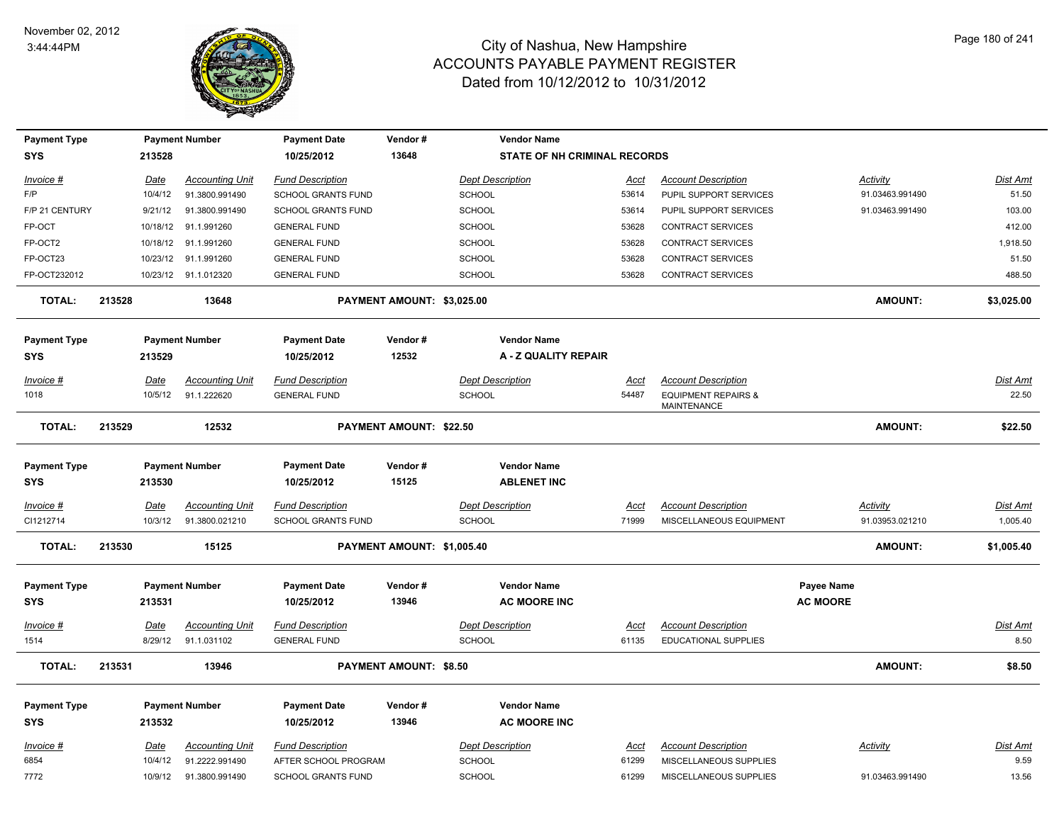# City of Nashua, New Hampshire
## ACCOUNTS PAYABLE PAYMENT REGISTER
### Dated from 10/12/2012 to 10/31/2012

November 02, 2012
3:44:44PM

| Payment Type | Payment Number | Payment Date | Vendor # | Vendor Name |
|---|---|---|---|---|
| SYS | 213528 | 10/25/2012 | 13648 | STATE OF NH CRIMINAL RECORDS |

| Invoice # | Date | Accounting Unit | Fund Description | Dept Description | Acct | Account Description | Activity | Dist Amt |
|---|---|---|---|---|---|---|---|---|
| F/P | 10/4/12 | 91.3800.991490 | SCHOOL GRANTS FUND | SCHOOL | 53614 | PUPIL SUPPORT SERVICES | 91.03463.991490 | 51.50 |
| F/P 21 CENTURY | 9/21/12 | 91.3800.991490 | SCHOOL GRANTS FUND | SCHOOL | 53614 | PUPIL SUPPORT SERVICES | 91.03463.991490 | 103.00 |
| FP-OCT | 10/18/12 | 91.1.991260 | GENERAL FUND | SCHOOL | 53628 | CONTRACT SERVICES | | 412.00 |
| FP-OCT2 | 10/18/12 | 91.1.991260 | GENERAL FUND | SCHOOL | 53628 | CONTRACT SERVICES | | 1,918.50 |
| FP-OCT23 | 10/23/12 | 91.1.991260 | GENERAL FUND | SCHOOL | 53628 | CONTRACT SERVICES | | 51.50 |
| FP-OCT232012 | 10/23/12 | 91.1.012320 | GENERAL FUND | SCHOOL | 53628 | CONTRACT SERVICES | | 488.50 |

**TOTAL: 213528 13648 PAYMENT AMOUNT: $3,025.00 AMOUNT: $3,025.00**

| Payment Type | Payment Number | Payment Date | Vendor # | Vendor Name |
|---|---|---|---|---|
| SYS | 213529 | 10/25/2012 | 12532 | A - Z QUALITY REPAIR |

| Invoice # | Date | Accounting Unit | Fund Description | Dept Description | Acct | Account Description | Dist Amt |
|---|---|---|---|---|---|---|---|
| 1018 | 10/5/12 | 91.1.222620 | GENERAL FUND | SCHOOL | 54487 | EQUIPMENT REPAIRS & MAINTENANCE | 22.50 |

**TOTAL: 213529 12532 PAYMENT AMOUNT: $22.50 AMOUNT: $22.50**

| Payment Type | Payment Number | Payment Date | Vendor # | Vendor Name |
|---|---|---|---|---|
| SYS | 213530 | 10/25/2012 | 15125 | ABLENET INC |

| Invoice # | Date | Accounting Unit | Fund Description | Dept Description | Acct | Account Description | Activity | Dist Amt |
|---|---|---|---|---|---|---|---|---|
| CI1212714 | 10/3/12 | 91.3800.021210 | SCHOOL GRANTS FUND | SCHOOL | 71999 | MISCELLANEOUS EQUIPMENT | 91.03953.021210 | 1,005.40 |

**TOTAL: 213530 15125 PAYMENT AMOUNT: $1,005.40 AMOUNT: $1,005.40**

| Payment Type | Payment Number | Payment Date | Vendor # | Vendor Name | Payee Name |
|---|---|---|---|---|---|
| SYS | 213531 | 10/25/2012 | 13946 | AC MOORE INC | AC MOORE |

| Invoice # | Date | Accounting Unit | Fund Description | Dept Description | Acct | Account Description | Dist Amt |
|---|---|---|---|---|---|---|---|
| 1514 | 8/29/12 | 91.1.031102 | GENERAL FUND | SCHOOL | 61135 | EDUCATIONAL SUPPLIES | 8.50 |

**TOTAL: 213531 13946 PAYMENT AMOUNT: $8.50 AMOUNT: $8.50**

| Payment Type | Payment Number | Payment Date | Vendor # | Vendor Name |
|---|---|---|---|---|
| SYS | 213532 | 10/25/2012 | 13946 | AC MOORE INC |

| Invoice # | Date | Accounting Unit | Fund Description | Dept Description | Acct | Account Description | Activity | Dist Amt |
|---|---|---|---|---|---|---|---|---|
| 6854 | 10/4/12 | 91.2222.991490 | AFTER SCHOOL PROGRAM | SCHOOL | 61299 | MISCELLANEOUS SUPPLIES | | 9.59 |
| 7772 | 10/9/12 | 91.3800.991490 | SCHOOL GRANTS FUND | SCHOOL | 61299 | MISCELLANEOUS SUPPLIES | 91.03463.991490 | 13.56 |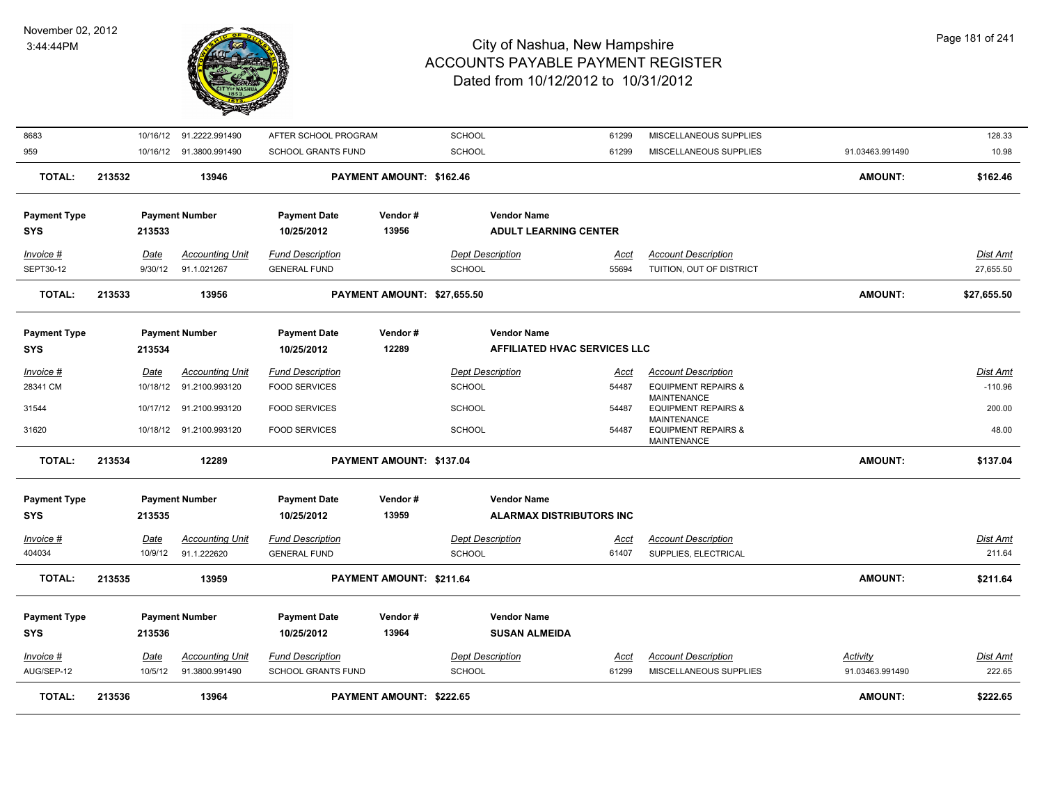| | | | | | | | | | |
|---|---|---|---|---|---|---|---|---|---|
| 8683 | 10/16/12 | 91.2222.991490 | AFTER SCHOOL PROGRAM | | SCHOOL | 61299 | MISCELLANEOUS SUPPLIES | | 128.33 |
| 959 | 10/16/12 | 91.3800.991490 | SCHOOL GRANTS FUND | | SCHOOL | 61299 | MISCELLANEOUS SUPPLIES | 91.03463.991490 | 10.98 |
| **TOTAL:** | **213532** | **13946** | | **PAYMENT AMOUNT: $162.46** | | | | **AMOUNT:** | **$162.46** |

| Payment Type | Payment Number | Payment Date | Vendor # | Vendor Name |
|---|---|---|---|---|
| SYS | 213533 | 10/25/2012 | 13956 | ADULT LEARNING CENTER |

| Invoice # | Date | Accounting Unit | Fund Description | Dept Description | Acct | Account Description | Dist Amt |
|---|---|---|---|---|---|---|---|
| SEPT30-12 | 9/30/12 | 91.1.021267 | GENERAL FUND | SCHOOL | 55694 | TUITION, OUT OF DISTRICT | 27,655.50 |
| **TOTAL:** | **213533** | **13956** | **PAYMENT AMOUNT: $27,655.50** | | | **AMOUNT:** | **$27,655.50** |

| Payment Type | Payment Number | Payment Date | Vendor # | Vendor Name |
|---|---|---|---|---|
| SYS | 213534 | 10/25/2012 | 12289 | AFFILIATED HVAC SERVICES LLC |

| Invoice # | Date | Accounting Unit | Fund Description | Dept Description | Acct | Account Description | Dist Amt |
|---|---|---|---|---|---|---|---|
| 28341 CM | 10/18/12 | 91.2100.993120 | FOOD SERVICES | SCHOOL | 54487 | EQUIPMENT REPAIRS & MAINTENANCE | -110.96 |
| 31544 | 10/17/12 | 91.2100.993120 | FOOD SERVICES | SCHOOL | 54487 | EQUIPMENT REPAIRS & MAINTENANCE | 200.00 |
| 31620 | 10/18/12 | 91.2100.993120 | FOOD SERVICES | SCHOOL | 54487 | EQUIPMENT REPAIRS & MAINTENANCE | 48.00 |
| **TOTAL:** | **213534** | **12289** | **PAYMENT AMOUNT: $137.04** | | | **AMOUNT:** | **$137.04** |

| Payment Type | Payment Number | Payment Date | Vendor # | Vendor Name |
|---|---|---|---|---|
| SYS | 213535 | 10/25/2012 | 13959 | ALARMAX DISTRIBUTORS INC |

| Invoice # | Date | Accounting Unit | Fund Description | Dept Description | Acct | Account Description | Dist Amt |
|---|---|---|---|---|---|---|---|
| 404034 | 10/9/12 | 91.1.222620 | GENERAL FUND | SCHOOL | 61407 | SUPPLIES, ELECTRICAL | 211.64 |
| **TOTAL:** | **213535** | **13959** | **PAYMENT AMOUNT: $211.64** | | | **AMOUNT:** | **$211.64** |

| Payment Type | Payment Number | Payment Date | Vendor # | Vendor Name |
|---|---|---|---|---|
| SYS | 213536 | 10/25/2012 | 13964 | SUSAN ALMEIDA |

| Invoice # | Date | Accounting Unit | Fund Description | Dept Description | Acct | Account Description | Activity | Dist Amt |
|---|---|---|---|---|---|---|---|---|
| AUG/SEP-12 | 10/5/12 | 91.3800.991490 | SCHOOL GRANTS FUND | SCHOOL | 61299 | MISCELLANEOUS SUPPLIES | 91.03463.991490 | 222.65 |
| **TOTAL:** | **213536** | **13964** | **PAYMENT AMOUNT: $222.65** | | | | **AMOUNT:** | **$222.65** |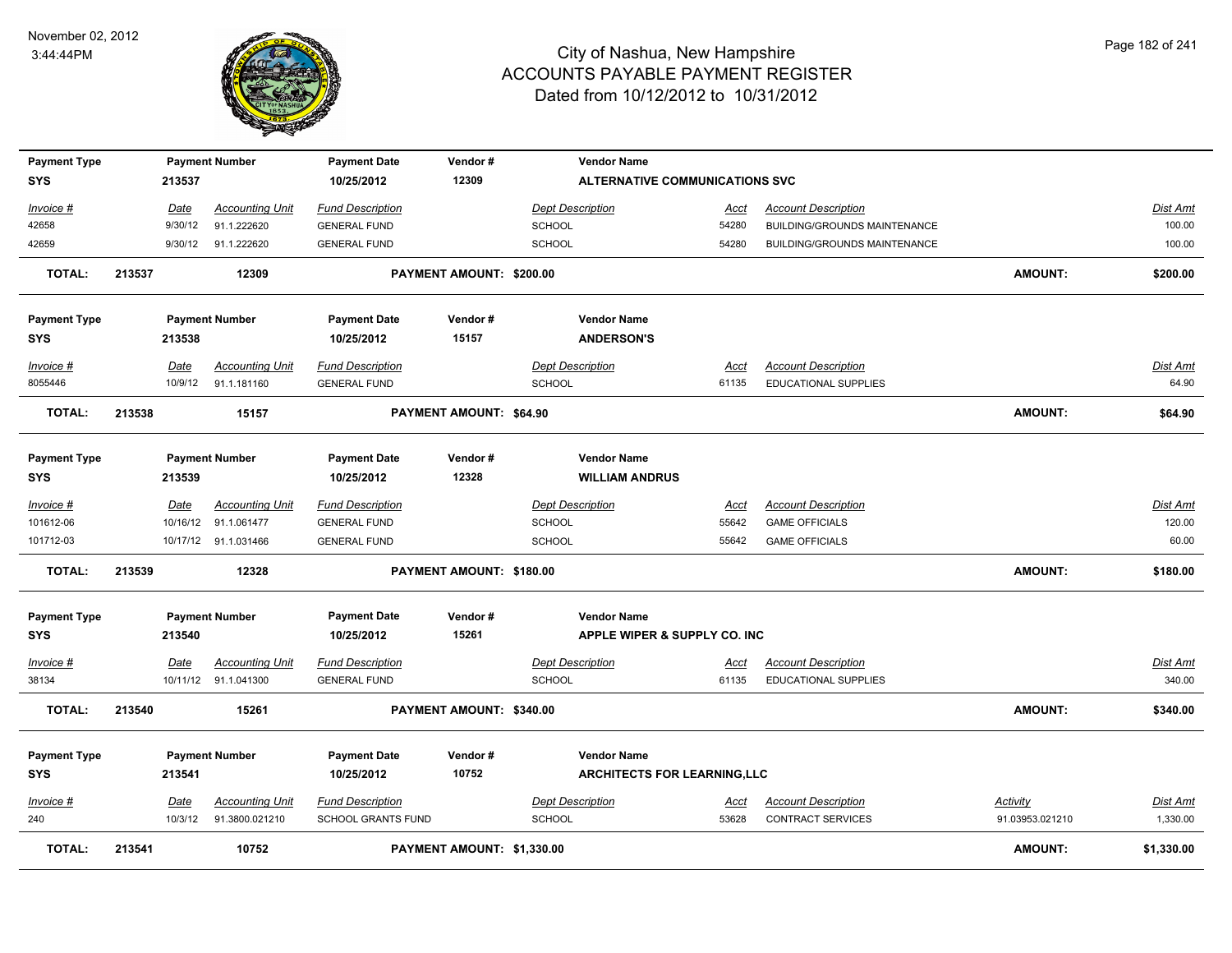# City of Nashua, New Hampshire
## ACCOUNTS PAYABLE PAYMENT REGISTER
### Dated from 10/12/2012 to 10/31/2012

November 02, 2012
3:44:44PM

| Payment Type | Payment Number | Payment Date | Vendor # | Vendor Name |
|---|---|---|---|---|
| SYS | 213537 | 10/25/2012 | 12309 | ALTERNATIVE COMMUNICATIONS SVC |

| Invoice # | Date | Accounting Unit | Fund Description | Dept Description | Acct | Account Description | Dist Amt |
|---|---|---|---|---|---|---|---|
| 42658 | 9/30/12 | 91.1.222620 | GENERAL FUND | SCHOOL | 54280 | BUILDING/GROUNDS MAINTENANCE | 100.00 |
| 42659 | 9/30/12 | 91.1.222620 | GENERAL FUND | SCHOOL | 54280 | BUILDING/GROUNDS MAINTENANCE | 100.00 |

**TOTAL: 213537 12309 PAYMENT AMOUNT: $200.00 AMOUNT: $200.00**

| Payment Type | Payment Number | Payment Date | Vendor # | Vendor Name |
|---|---|---|---|---|
| SYS | 213538 | 10/25/2012 | 15157 | ANDERSON'S |

| Invoice # | Date | Accounting Unit | Fund Description | Dept Description | Acct | Account Description | Dist Amt |
|---|---|---|---|---|---|---|---|
| 8055446 | 10/9/12 | 91.1.181160 | GENERAL FUND | SCHOOL | 61135 | EDUCATIONAL SUPPLIES | 64.90 |

**TOTAL: 213538 15157 PAYMENT AMOUNT: $64.90 AMOUNT: $64.90**

| Payment Type | Payment Number | Payment Date | Vendor # | Vendor Name |
|---|---|---|---|---|
| SYS | 213539 | 10/25/2012 | 12328 | WILLIAM ANDRUS |

| Invoice # | Date | Accounting Unit | Fund Description | Dept Description | Acct | Account Description | Dist Amt |
|---|---|---|---|---|---|---|---|
| 101612-06 | 10/16/12 | 91.1.061477 | GENERAL FUND | SCHOOL | 55642 | GAME OFFICIALS | 120.00 |
| 101712-03 | 10/17/12 | 91.1.031466 | GENERAL FUND | SCHOOL | 55642 | GAME OFFICIALS | 60.00 |

**TOTAL: 213539 12328 PAYMENT AMOUNT: $180.00 AMOUNT: $180.00**

| Payment Type | Payment Number | Payment Date | Vendor # | Vendor Name |
|---|---|---|---|---|
| SYS | 213540 | 10/25/2012 | 15261 | APPLE WIPER & SUPPLY CO. INC |

| Invoice # | Date | Accounting Unit | Fund Description | Dept Description | Acct | Account Description | Dist Amt |
|---|---|---|---|---|---|---|---|
| 38134 | 10/11/12 | 91.1.041300 | GENERAL FUND | SCHOOL | 61135 | EDUCATIONAL SUPPLIES | 340.00 |

**TOTAL: 213540 15261 PAYMENT AMOUNT: $340.00 AMOUNT: $340.00**

| Payment Type | Payment Number | Payment Date | Vendor # | Vendor Name |
|---|---|---|---|---|
| SYS | 213541 | 10/25/2012 | 10752 | ARCHITECTS FOR LEARNING,LLC |

| Invoice # | Date | Accounting Unit | Fund Description | Dept Description | Acct | Account Description | Activity | Dist Amt |
|---|---|---|---|---|---|---|---|---|
| 240 | 10/3/12 | 91.3800.021210 | SCHOOL GRANTS FUND | SCHOOL | 53628 | CONTRACT SERVICES | 91.03953.021210 | 1,330.00 |

**TOTAL: 213541 10752 PAYMENT AMOUNT: $1,330.00 AMOUNT: $1,330.00**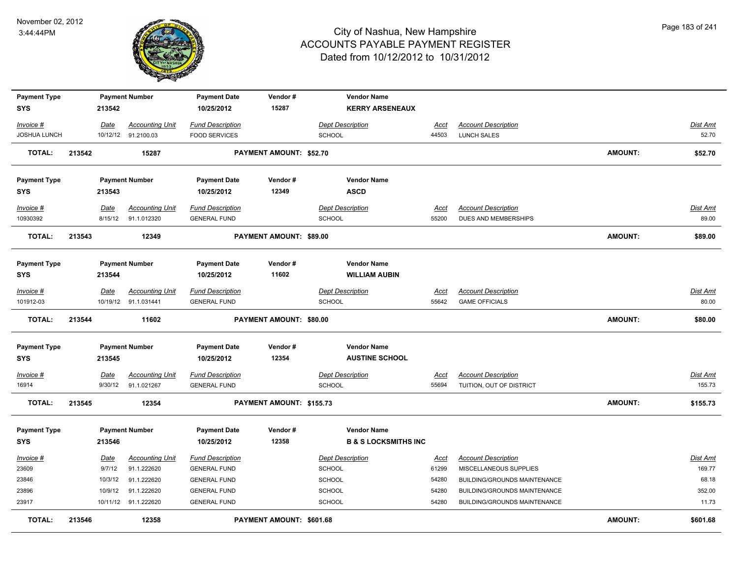# City of Nashua, New Hampshire
## ACCOUNTS PAYABLE PAYMENT REGISTER
### Dated from 10/12/2012 to 10/31/2012

November 02, 2012
3:44:44PM

| Payment Type | Payment Number | Payment Date | Vendor # | Vendor Name |
|---|---|---|---|---|
| SYS | 213542 | 10/25/2012 | 15287 | KERRY ARSENEAUX |

| Invoice # | Date | Accounting Unit | Fund Description | Dept Description | Acct | Account Description | Dist Amt |
|---|---|---|---|---|---|---|---|
| JOSHUA LUNCH | 10/12/12 | 91.2100.03 | FOOD SERVICES | SCHOOL | 44503 | LUNCH SALES | 52.70 |

**TOTAL: 213542 15287 PAYMENT AMOUNT: $52.70 AMOUNT: $52.70**

| Payment Type | Payment Number | Payment Date | Vendor # | Vendor Name |
|---|---|---|---|---|
| SYS | 213543 | 10/25/2012 | 12349 | ASCD |

| Invoice # | Date | Accounting Unit | Fund Description | Dept Description | Acct | Account Description | Dist Amt |
|---|---|---|---|---|---|---|---|
| 10930392 | 8/15/12 | 91.1.012320 | GENERAL FUND | SCHOOL | 55200 | DUES AND MEMBERSHIPS | 89.00 |

**TOTAL: 213543 12349 PAYMENT AMOUNT: $89.00 AMOUNT: $89.00**

| Payment Type | Payment Number | Payment Date | Vendor # | Vendor Name |
|---|---|---|---|---|
| SYS | 213544 | 10/25/2012 | 11602 | WILLIAM AUBIN |

| Invoice # | Date | Accounting Unit | Fund Description | Dept Description | Acct | Account Description | Dist Amt |
|---|---|---|---|---|---|---|---|
| 101912-03 | 10/19/12 | 91.1.031441 | GENERAL FUND | SCHOOL | 55642 | GAME OFFICIALS | 80.00 |

**TOTAL: 213544 11602 PAYMENT AMOUNT: $80.00 AMOUNT: $80.00**

| Payment Type | Payment Number | Payment Date | Vendor # | Vendor Name |
|---|---|---|---|---|
| SYS | 213545 | 10/25/2012 | 12354 | AUSTINE SCHOOL |

| Invoice # | Date | Accounting Unit | Fund Description | Dept Description | Acct | Account Description | Dist Amt |
|---|---|---|---|---|---|---|---|
| 16914 | 9/30/12 | 91.1.021267 | GENERAL FUND | SCHOOL | 55694 | TUITION, OUT OF DISTRICT | 155.73 |

**TOTAL: 213545 12354 PAYMENT AMOUNT: $155.73 AMOUNT: $155.73**

| Payment Type | Payment Number | Payment Date | Vendor # | Vendor Name |
|---|---|---|---|---|
| SYS | 213546 | 10/25/2012 | 12358 | B & S LOCKSMITHS INC |

| Invoice # | Date | Accounting Unit | Fund Description | Dept Description | Acct | Account Description | Dist Amt |
|---|---|---|---|---|---|---|---|
| 23609 | 9/7/12 | 91.1.222620 | GENERAL FUND | SCHOOL | 61299 | MISCELLANEOUS SUPPLIES | 169.77 |
| 23846 | 10/3/12 | 91.1.222620 | GENERAL FUND | SCHOOL | 54280 | BUILDING/GROUNDS MAINTENANCE | 68.18 |
| 23896 | 10/9/12 | 91.1.222620 | GENERAL FUND | SCHOOL | 54280 | BUILDING/GROUNDS MAINTENANCE | 352.00 |
| 23917 | 10/11/12 | 91.1.222620 | GENERAL FUND | SCHOOL | 54280 | BUILDING/GROUNDS MAINTENANCE | 11.73 |

**TOTAL: 213546 12358 PAYMENT AMOUNT: $601.68 AMOUNT: $601.68**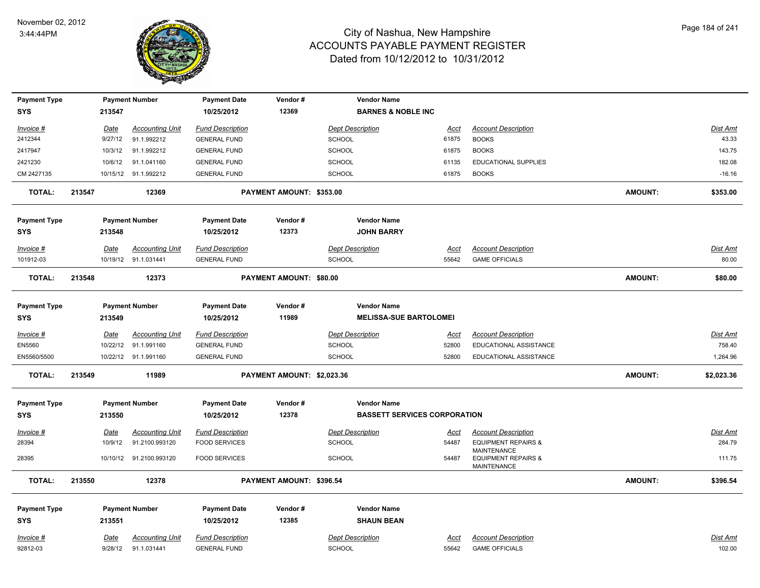# City of Nashua, New Hampshire
## ACCOUNTS PAYABLE PAYMENT REGISTER
### Dated from 10/12/2012 to 10/31/2012

November 02, 2012
3:44:44PM

| Payment Type | Payment Number | Payment Date | Vendor # | Vendor Name |
|---|---|---|---|---|
| SYS | 213547 | 10/25/2012 | 12369 | BARNES & NOBLE INC |

| Invoice # | Date | Accounting Unit | Fund Description | Dept Description | Acct | Account Description | Dist Amt |
|---|---|---|---|---|---|---|---|
| 2412344 | 9/27/12 | 91.1.992212 | GENERAL FUND | SCHOOL | 61875 | BOOKS | 43.33 |
| 2417947 | 10/3/12 | 91.1.992212 | GENERAL FUND | SCHOOL | 61875 | BOOKS | 143.75 |
| 2421230 | 10/6/12 | 91.1.041160 | GENERAL FUND | SCHOOL | 61135 | EDUCATIONAL SUPPLIES | 182.08 |
| CM 2427135 | 10/15/12 | 91.1.992212 | GENERAL FUND | SCHOOL | 61875 | BOOKS | -16.16 |

**TOTAL: 213547 12369 PAYMENT AMOUNT: $353.00 AMOUNT: $353.00**

| Payment Type | Payment Number | Payment Date | Vendor # | Vendor Name |
|---|---|---|---|---|
| SYS | 213548 | 10/25/2012 | 12373 | JOHN BARRY |

| Invoice # | Date | Accounting Unit | Fund Description | Dept Description | Acct | Account Description | Dist Amt |
|---|---|---|---|---|---|---|---|
| 101912-03 | 10/19/12 | 91.1.031441 | GENERAL FUND | SCHOOL | 55642 | GAME OFFICIALS | 80.00 |

**TOTAL: 213548 12373 PAYMENT AMOUNT: $80.00 AMOUNT: $80.00**

| Payment Type | Payment Number | Payment Date | Vendor # | Vendor Name |
|---|---|---|---|---|
| SYS | 213549 | 10/25/2012 | 11989 | MELISSA-SUE BARTOLOMEI |

| Invoice # | Date | Accounting Unit | Fund Description | Dept Description | Acct | Account Description | Dist Amt |
|---|---|---|---|---|---|---|---|
| EN5560 | 10/22/12 | 91.1.991160 | GENERAL FUND | SCHOOL | 52800 | EDUCATIONAL ASSISTANCE | 758.40 |
| EN5560/5500 | 10/22/12 | 91.1.991160 | GENERAL FUND | SCHOOL | 52800 | EDUCATIONAL ASSISTANCE | 1,264.96 |

**TOTAL: 213549 11989 PAYMENT AMOUNT: $2,023.36 AMOUNT: $2,023.36**

| Payment Type | Payment Number | Payment Date | Vendor # | Vendor Name |
|---|---|---|---|---|
| SYS | 213550 | 10/25/2012 | 12378 | BASSETT SERVICES CORPORATION |

| Invoice # | Date | Accounting Unit | Fund Description | Dept Description | Acct | Account Description | Dist Amt |
|---|---|---|---|---|---|---|---|
| 28394 | 10/9/12 | 91.2100.993120 | FOOD SERVICES | SCHOOL | 54487 | EQUIPMENT REPAIRS & MAINTENANCE | 284.79 |
| 28395 | 10/10/12 | 91.2100.993120 | FOOD SERVICES | SCHOOL | 54487 | EQUIPMENT REPAIRS & MAINTENANCE | 111.75 |

**TOTAL: 213550 12378 PAYMENT AMOUNT: $396.54 AMOUNT: $396.54**

| Payment Type | Payment Number | Payment Date | Vendor # | Vendor Name |
|---|---|---|---|---|
| SYS | 213551 | 10/25/2012 | 12385 | SHAUN BEAN |

| Invoice # | Date | Accounting Unit | Fund Description | Dept Description | Acct | Account Description | Dist Amt |
|---|---|---|---|---|---|---|---|
| 92812-03 | 9/28/12 | 91.1.031441 | GENERAL FUND | SCHOOL | 55642 | GAME OFFICIALS | 102.00 |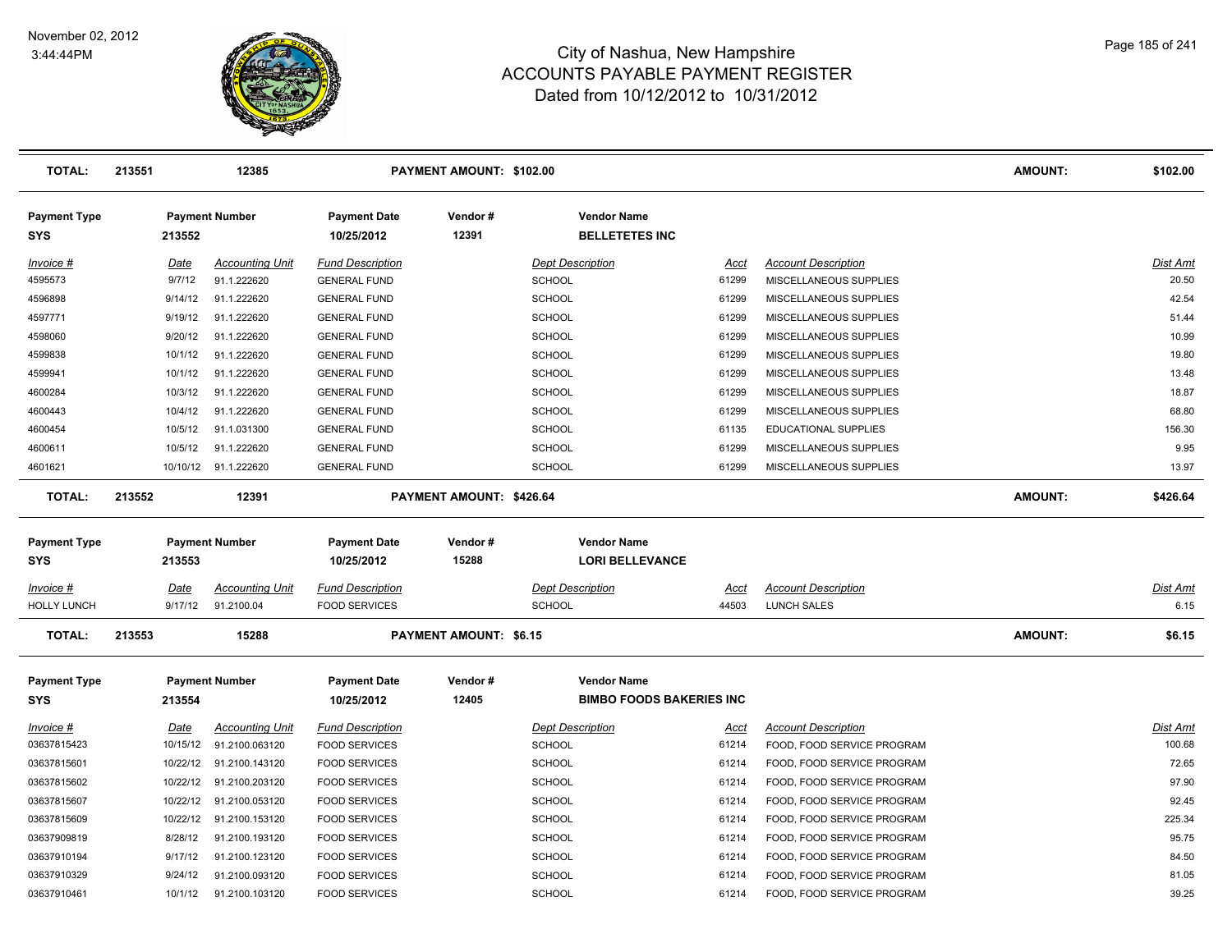# City of Nashua, New Hampshire
## ACCOUNTS PAYABLE PAYMENT REGISTER
### Dated from 10/12/2012 to 10/31/2012

November 02, 2012
3:44:44PM

| TOTAL: | 213551 | 12385 | PAYMENT AMOUNT: $102.00 | AMOUNT: | $102.00 |
|---|---|---|---|---|---|

| Payment Type | Payment Number | Payment Date | Vendor # | Vendor Name |
|---|---|---|---|---|
| SYS | 213552 | 10/25/2012 | 12391 | BELLETETES INC |

| Invoice # | Date | Accounting Unit | Fund Description | Dept Description | Acct | Account Description | Dist Amt |
|---|---|---|---|---|---|---|---|
| 4595573 | 9/7/12 | 91.1.222620 | GENERAL FUND | SCHOOL | 61299 | MISCELLANEOUS SUPPLIES | 20.50 |
| 4596898 | 9/14/12 | 91.1.222620 | GENERAL FUND | SCHOOL | 61299 | MISCELLANEOUS SUPPLIES | 42.54 |
| 4597771 | 9/19/12 | 91.1.222620 | GENERAL FUND | SCHOOL | 61299 | MISCELLANEOUS SUPPLIES | 51.44 |
| 4598060 | 9/20/12 | 91.1.222620 | GENERAL FUND | SCHOOL | 61299 | MISCELLANEOUS SUPPLIES | 10.99 |
| 4599838 | 10/1/12 | 91.1.222620 | GENERAL FUND | SCHOOL | 61299 | MISCELLANEOUS SUPPLIES | 19.80 |
| 4599941 | 10/1/12 | 91.1.222620 | GENERAL FUND | SCHOOL | 61299 | MISCELLANEOUS SUPPLIES | 13.48 |
| 4600284 | 10/3/12 | 91.1.222620 | GENERAL FUND | SCHOOL | 61299 | MISCELLANEOUS SUPPLIES | 18.87 |
| 4600443 | 10/4/12 | 91.1.222620 | GENERAL FUND | SCHOOL | 61299 | MISCELLANEOUS SUPPLIES | 68.80 |
| 4600454 | 10/5/12 | 91.1.031300 | GENERAL FUND | SCHOOL | 61135 | EDUCATIONAL SUPPLIES | 156.30 |
| 4600611 | 10/5/12 | 91.1.222620 | GENERAL FUND | SCHOOL | 61299 | MISCELLANEOUS SUPPLIES | 9.95 |
| 4601621 | 10/10/12 | 91.1.222620 | GENERAL FUND | SCHOOL | 61299 | MISCELLANEOUS SUPPLIES | 13.97 |

| TOTAL: | 213552 | 12391 | PAYMENT AMOUNT: $426.64 | AMOUNT: | $426.64 |
|---|---|---|---|---|---|

| Payment Type | Payment Number | Payment Date | Vendor # | Vendor Name |
|---|---|---|---|---|
| SYS | 213553 | 10/25/2012 | 15288 | LORI BELLEVANCE |

| Invoice # | Date | Accounting Unit | Fund Description | Dept Description | Acct | Account Description | Dist Amt |
|---|---|---|---|---|---|---|---|
| HOLLY LUNCH | 9/17/12 | 91.2100.04 | FOOD SERVICES | SCHOOL | 44503 | LUNCH SALES | 6.15 |

| TOTAL: | 213553 | 15288 | PAYMENT AMOUNT: $6.15 | AMOUNT: | $6.15 |
|---|---|---|---|---|---|

| Payment Type | Payment Number | Payment Date | Vendor # | Vendor Name |
|---|---|---|---|---|
| SYS | 213554 | 10/25/2012 | 12405 | BIMBO FOODS BAKERIES INC |

| Invoice # | Date | Accounting Unit | Fund Description | Dept Description | Acct | Account Description | Dist Amt |
|---|---|---|---|---|---|---|---|
| 03637815423 | 10/15/12 | 91.2100.063120 | FOOD SERVICES | SCHOOL | 61214 | FOOD, FOOD SERVICE PROGRAM | 100.68 |
| 03637815601 | 10/22/12 | 91.2100.143120 | FOOD SERVICES | SCHOOL | 61214 | FOOD, FOOD SERVICE PROGRAM | 72.65 |
| 03637815602 | 10/22/12 | 91.2100.203120 | FOOD SERVICES | SCHOOL | 61214 | FOOD, FOOD SERVICE PROGRAM | 97.90 |
| 03637815607 | 10/22/12 | 91.2100.053120 | FOOD SERVICES | SCHOOL | 61214 | FOOD, FOOD SERVICE PROGRAM | 92.45 |
| 03637815609 | 10/22/12 | 91.2100.153120 | FOOD SERVICES | SCHOOL | 61214 | FOOD, FOOD SERVICE PROGRAM | 225.34 |
| 03637909819 | 8/28/12 | 91.2100.193120 | FOOD SERVICES | SCHOOL | 61214 | FOOD, FOOD SERVICE PROGRAM | 95.75 |
| 03637910194 | 9/17/12 | 91.2100.123120 | FOOD SERVICES | SCHOOL | 61214 | FOOD, FOOD SERVICE PROGRAM | 84.50 |
| 03637910329 | 9/24/12 | 91.2100.093120 | FOOD SERVICES | SCHOOL | 61214 | FOOD, FOOD SERVICE PROGRAM | 81.05 |
| 03637910461 | 10/1/12 | 91.2100.103120 | FOOD SERVICES | SCHOOL | 61214 | FOOD, FOOD SERVICE PROGRAM | 39.25 |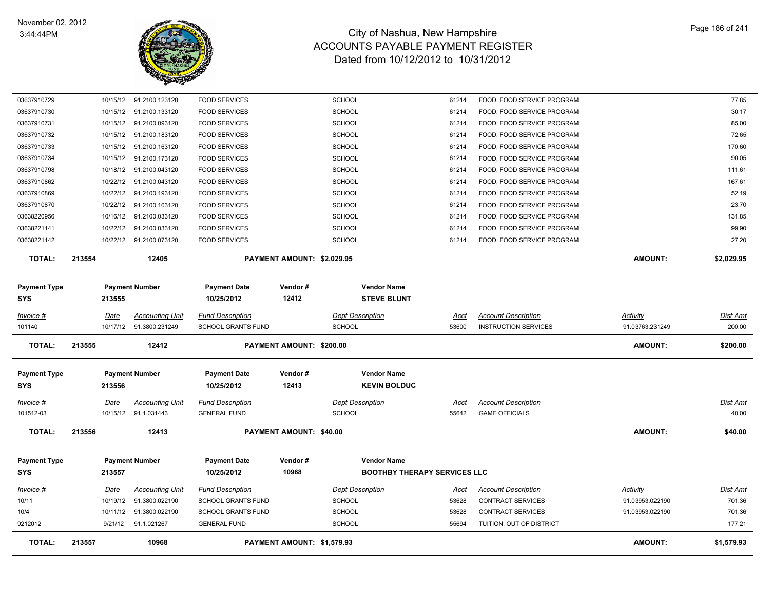# City of Nashua, New Hampshire
## ACCOUNTS PAYABLE PAYMENT REGISTER
### Dated from 10/12/2012 to 10/31/2012

November 02, 2012
3:44:44PM

| Invoice # | Date | Accounting Unit | Fund Description | Dept Description | Acct | Account Description | Activity | Dist Amt |
|---|---|---|---|---|---|---|---|---|
| 03637910729 | 10/15/12 | 91.2100.123120 | FOOD SERVICES | SCHOOL | 61214 | FOOD, FOOD SERVICE PROGRAM | | 77.85 |
| 03637910730 | 10/15/12 | 91.2100.133120 | FOOD SERVICES | SCHOOL | 61214 | FOOD, FOOD SERVICE PROGRAM | | 30.17 |
| 03637910731 | 10/15/12 | 91.2100.093120 | FOOD SERVICES | SCHOOL | 61214 | FOOD, FOOD SERVICE PROGRAM | | 85.00 |
| 03637910732 | 10/15/12 | 91.2100.183120 | FOOD SERVICES | SCHOOL | 61214 | FOOD, FOOD SERVICE PROGRAM | | 72.65 |
| 03637910733 | 10/15/12 | 91.2100.163120 | FOOD SERVICES | SCHOOL | 61214 | FOOD, FOOD SERVICE PROGRAM | | 170.60 |
| 03637910734 | 10/15/12 | 91.2100.173120 | FOOD SERVICES | SCHOOL | 61214 | FOOD, FOOD SERVICE PROGRAM | | 90.05 |
| 03637910798 | 10/18/12 | 91.2100.043120 | FOOD SERVICES | SCHOOL | 61214 | FOOD, FOOD SERVICE PROGRAM | | 111.61 |
| 03637910862 | 10/22/12 | 91.2100.043120 | FOOD SERVICES | SCHOOL | 61214 | FOOD, FOOD SERVICE PROGRAM | | 167.61 |
| 03637910869 | 10/22/12 | 91.2100.193120 | FOOD SERVICES | SCHOOL | 61214 | FOOD, FOOD SERVICE PROGRAM | | 52.19 |
| 03637910870 | 10/22/12 | 91.2100.103120 | FOOD SERVICES | SCHOOL | 61214 | FOOD, FOOD SERVICE PROGRAM | | 23.70 |
| 03638220956 | 10/16/12 | 91.2100.033120 | FOOD SERVICES | SCHOOL | 61214 | FOOD, FOOD SERVICE PROGRAM | | 131.85 |
| 03638221141 | 10/22/12 | 91.2100.033120 | FOOD SERVICES | SCHOOL | 61214 | FOOD, FOOD SERVICE PROGRAM | | 99.90 |
| 03638221142 | 10/22/12 | 91.2100.073120 | FOOD SERVICES | SCHOOL | 61214 | FOOD, FOOD SERVICE PROGRAM | | 27.20 |

**TOTAL: 213554 — 12405 — PAYMENT AMOUNT: $2,029.95 — AMOUNT: $2,029.95**

| Payment Type | Payment Number | Payment Date | Vendor # | Vendor Name |
|---|---|---|---|---|
| SYS | 213555 | 10/25/2012 | 12412 | STEVE BLUNT |

| Invoice # | Date | Accounting Unit | Fund Description | Dept Description | Acct | Account Description | Activity | Dist Amt |
|---|---|---|---|---|---|---|---|---|
| 101140 | 10/17/12 | 91.3800.231249 | SCHOOL GRANTS FUND | SCHOOL | 53600 | INSTRUCTION SERVICES | 91.03763.231249 | 200.00 |

**TOTAL: 213555 — 12412 — PAYMENT AMOUNT: $200.00 — AMOUNT: $200.00**

| Payment Type | Payment Number | Payment Date | Vendor # | Vendor Name |
|---|---|---|---|---|
| SYS | 213556 | 10/25/2012 | 12413 | KEVIN BOLDUC |

| Invoice # | Date | Accounting Unit | Fund Description | Dept Description | Acct | Account Description | Dist Amt |
|---|---|---|---|---|---|---|---|
| 101512-03 | 10/15/12 | 91.1.031443 | GENERAL FUND | SCHOOL | 55642 | GAME OFFICIALS | 40.00 |

**TOTAL: 213556 — 12413 — PAYMENT AMOUNT: $40.00 — AMOUNT: $40.00**

| Payment Type | Payment Number | Payment Date | Vendor # | Vendor Name |
|---|---|---|---|---|
| SYS | 213557 | 10/25/2012 | 10968 | BOOTHBY THERAPY SERVICES LLC |

| Invoice # | Date | Accounting Unit | Fund Description | Dept Description | Acct | Account Description | Activity | Dist Amt |
|---|---|---|---|---|---|---|---|---|
| 10/11 | 10/19/12 | 91.3800.022190 | SCHOOL GRANTS FUND | SCHOOL | 53628 | CONTRACT SERVICES | 91.03953.022190 | 701.36 |
| 10/4 | 10/11/12 | 91.3800.022190 | SCHOOL GRANTS FUND | SCHOOL | 53628 | CONTRACT SERVICES | 91.03953.022190 | 701.36 |
| 9212012 | 9/21/12 | 91.1.021267 | GENERAL FUND | SCHOOL | 55694 | TUITION, OUT OF DISTRICT | | 177.21 |

**TOTAL: 213557 — 10968 — PAYMENT AMOUNT: $1,579.93 — AMOUNT: $1,579.93**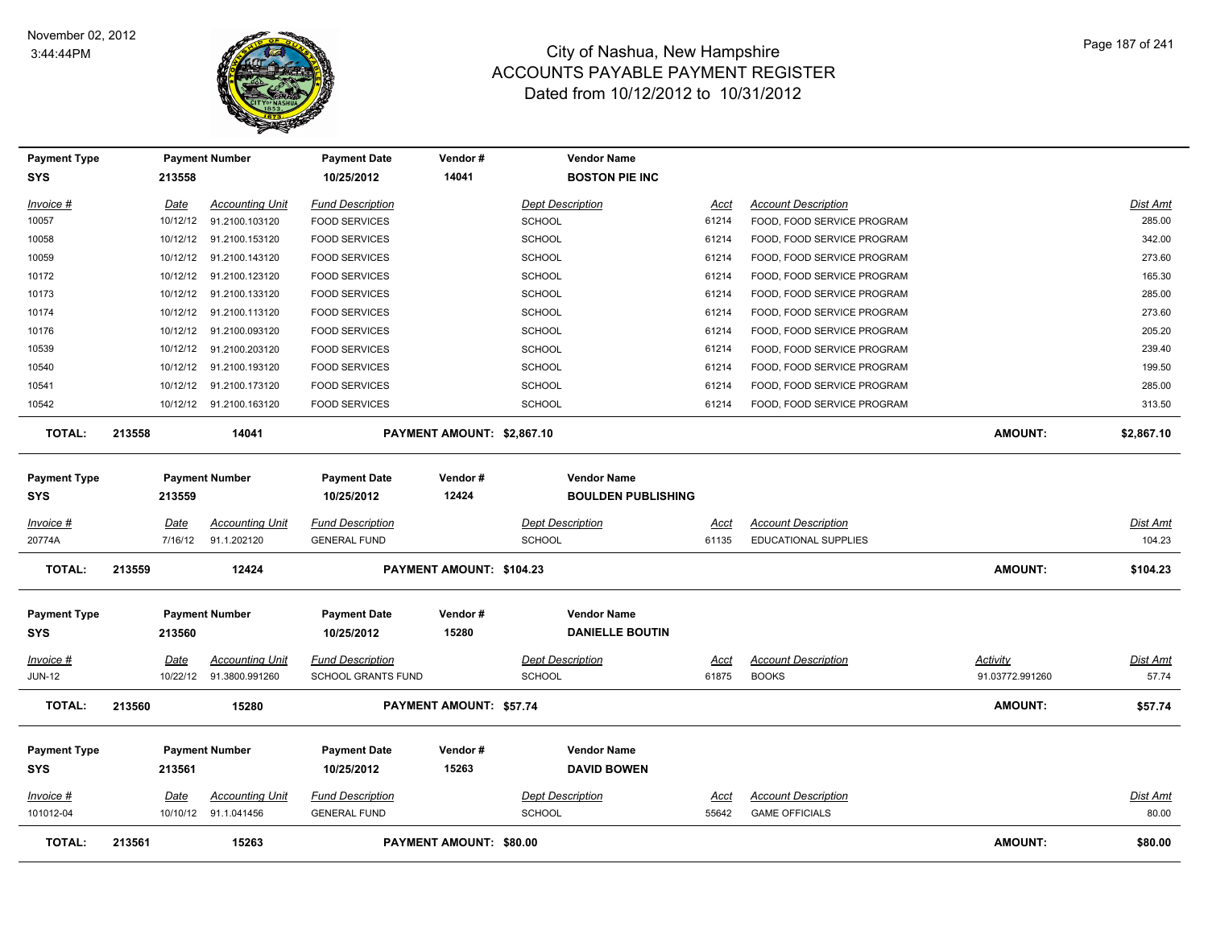# City of Nashua, New Hampshire
# ACCOUNTS PAYABLE PAYMENT REGISTER
## Dated from 10/12/2012 to 10/31/2012

November 02, 2012
3:44:44PM

| Payment Type | Payment Number | Payment Date | Vendor # | Vendor Name |
|---|---|---|---|---|
| SYS | 213558 | 10/25/2012 | 14041 | BOSTON PIE INC |

| Invoice # | Date | Accounting Unit | Fund Description | Dept Description | Acct | Account Description | Dist Amt |
|---|---|---|---|---|---|---|---|
| 10057 | 10/12/12 | 91.2100.103120 | FOOD SERVICES | SCHOOL | 61214 | FOOD, FOOD SERVICE PROGRAM | 285.00 |
| 10058 | 10/12/12 | 91.2100.153120 | FOOD SERVICES | SCHOOL | 61214 | FOOD, FOOD SERVICE PROGRAM | 342.00 |
| 10059 | 10/12/12 | 91.2100.143120 | FOOD SERVICES | SCHOOL | 61214 | FOOD, FOOD SERVICE PROGRAM | 273.60 |
| 10172 | 10/12/12 | 91.2100.123120 | FOOD SERVICES | SCHOOL | 61214 | FOOD, FOOD SERVICE PROGRAM | 165.30 |
| 10173 | 10/12/12 | 91.2100.133120 | FOOD SERVICES | SCHOOL | 61214 | FOOD, FOOD SERVICE PROGRAM | 285.00 |
| 10174 | 10/12/12 | 91.2100.113120 | FOOD SERVICES | SCHOOL | 61214 | FOOD, FOOD SERVICE PROGRAM | 273.60 |
| 10176 | 10/12/12 | 91.2100.093120 | FOOD SERVICES | SCHOOL | 61214 | FOOD, FOOD SERVICE PROGRAM | 205.20 |
| 10539 | 10/12/12 | 91.2100.203120 | FOOD SERVICES | SCHOOL | 61214 | FOOD, FOOD SERVICE PROGRAM | 239.40 |
| 10540 | 10/12/12 | 91.2100.193120 | FOOD SERVICES | SCHOOL | 61214 | FOOD, FOOD SERVICE PROGRAM | 199.50 |
| 10541 | 10/12/12 | 91.2100.173120 | FOOD SERVICES | SCHOOL | 61214 | FOOD, FOOD SERVICE PROGRAM | 285.00 |
| 10542 | 10/12/12 | 91.2100.163120 | FOOD SERVICES | SCHOOL | 61214 | FOOD, FOOD SERVICE PROGRAM | 313.50 |

**TOTAL: 213558 14041 PAYMENT AMOUNT: $2,867.10 AMOUNT: $2,867.10**

| Payment Type | Payment Number | Payment Date | Vendor # | Vendor Name |
|---|---|---|---|---|
| SYS | 213559 | 10/25/2012 | 12424 | BOULDEN PUBLISHING |

| Invoice # | Date | Accounting Unit | Fund Description | Dept Description | Acct | Account Description | Dist Amt |
|---|---|---|---|---|---|---|---|
| 20774A | 7/16/12 | 91.1.202120 | GENERAL FUND | SCHOOL | 61135 | EDUCATIONAL SUPPLIES | 104.23 |

**TOTAL: 213559 12424 PAYMENT AMOUNT: $104.23 AMOUNT: $104.23**

| Payment Type | Payment Number | Payment Date | Vendor # | Vendor Name |
|---|---|---|---|---|
| SYS | 213560 | 10/25/2012 | 15280 | DANIELLE BOUTIN |

| Invoice # | Date | Accounting Unit | Fund Description | Dept Description | Acct | Account Description | Activity | Dist Amt |
|---|---|---|---|---|---|---|---|---|
| JUN-12 | 10/22/12 | 91.3800.991260 | SCHOOL GRANTS FUND | SCHOOL | 61875 | BOOKS | 91.03772.991260 | 57.74 |

**TOTAL: 213560 15280 PAYMENT AMOUNT: $57.74 AMOUNT: $57.74**

| Payment Type | Payment Number | Payment Date | Vendor # | Vendor Name |
|---|---|---|---|---|
| SYS | 213561 | 10/25/2012 | 15263 | DAVID BOWEN |

| Invoice # | Date | Accounting Unit | Fund Description | Dept Description | Acct | Account Description | Dist Amt |
|---|---|---|---|---|---|---|---|
| 101012-04 | 10/10/12 | 91.1.041456 | GENERAL FUND | SCHOOL | 55642 | GAME OFFICIALS | 80.00 |

**TOTAL: 213561 15263 PAYMENT AMOUNT: $80.00 AMOUNT: $80.00**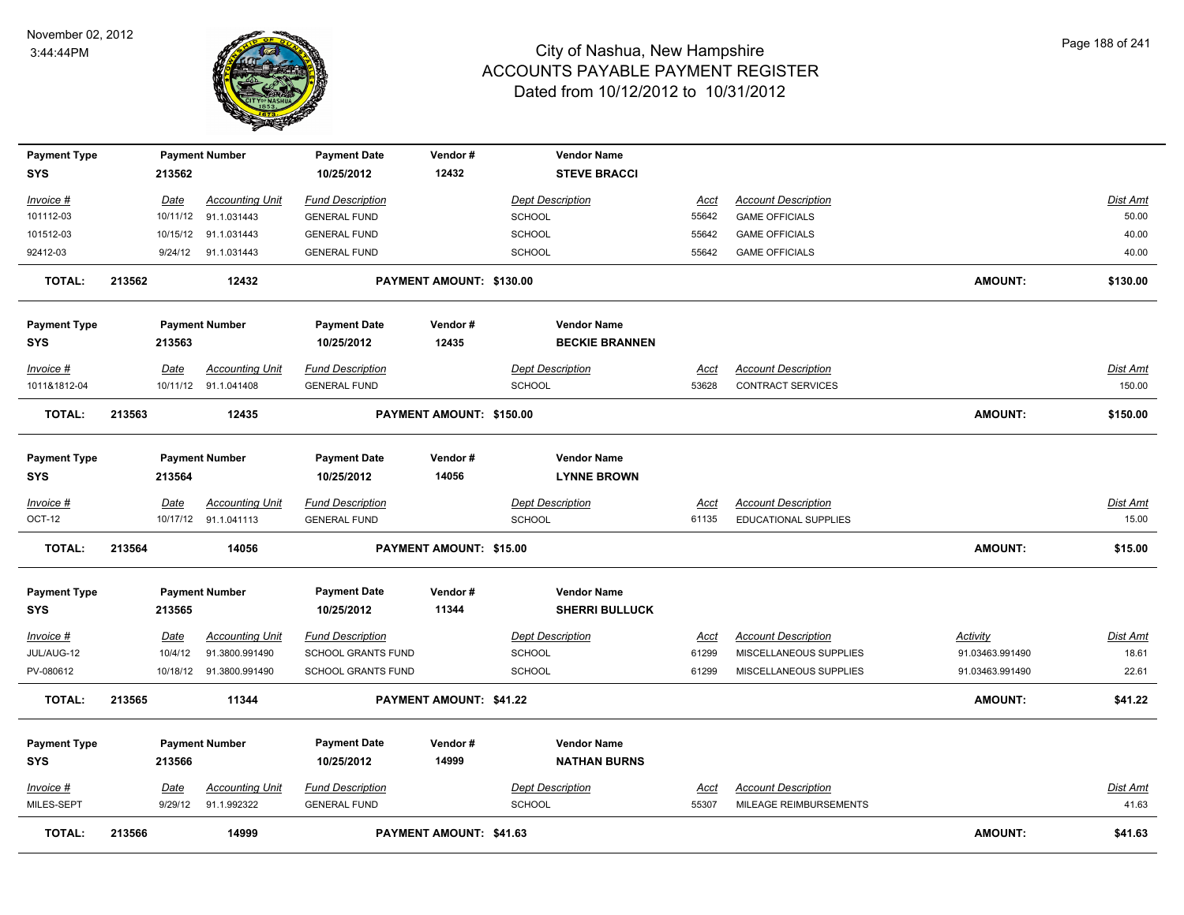# City of Nashua, New Hampshire
## ACCOUNTS PAYABLE PAYMENT REGISTER
### Dated from 10/12/2012 to 10/31/2012

November 02, 2012
3:44:44PM

| Payment Type | Payment Number | Payment Date | Vendor # | Vendor Name |
|---|---|---|---|---|
| SYS | 213562 | 10/25/2012 | 12432 | STEVE BRACCI |

| Invoice # | Date | Accounting Unit | Fund Description | Dept Description | Acct | Account Description | Dist Amt |
|---|---|---|---|---|---|---|---|
| 101112-03 | 10/11/12 | 91.1.031443 | GENERAL FUND | SCHOOL | 55642 | GAME OFFICIALS | 50.00 |
| 101512-03 | 10/15/12 | 91.1.031443 | GENERAL FUND | SCHOOL | 55642 | GAME OFFICIALS | 40.00 |
| 92412-03 | 9/24/12 | 91.1.031443 | GENERAL FUND | SCHOOL | 55642 | GAME OFFICIALS | 40.00 |

**TOTAL: 213562 12432 PAYMENT AMOUNT: $130.00 AMOUNT: $130.00**

| Payment Type | Payment Number | Payment Date | Vendor # | Vendor Name |
|---|---|---|---|---|
| SYS | 213563 | 10/25/2012 | 12435 | BECKIE BRANNEN |

| Invoice # | Date | Accounting Unit | Fund Description | Dept Description | Acct | Account Description | Dist Amt |
|---|---|---|---|---|---|---|---|
| 1011&1812-04 | 10/11/12 | 91.1.041408 | GENERAL FUND | SCHOOL | 53628 | CONTRACT SERVICES | 150.00 |

**TOTAL: 213563 12435 PAYMENT AMOUNT: $150.00 AMOUNT: $150.00**

| Payment Type | Payment Number | Payment Date | Vendor # | Vendor Name |
|---|---|---|---|---|
| SYS | 213564 | 10/25/2012 | 14056 | LYNNE BROWN |

| Invoice # | Date | Accounting Unit | Fund Description | Dept Description | Acct | Account Description | Dist Amt |
|---|---|---|---|---|---|---|---|
| OCT-12 | 10/17/12 | 91.1.041113 | GENERAL FUND | SCHOOL | 61135 | EDUCATIONAL SUPPLIES | 15.00 |

**TOTAL: 213564 14056 PAYMENT AMOUNT: $15.00 AMOUNT: $15.00**

| Payment Type | Payment Number | Payment Date | Vendor # | Vendor Name |
|---|---|---|---|---|
| SYS | 213565 | 10/25/2012 | 11344 | SHERRI BULLUCK |

| Invoice # | Date | Accounting Unit | Fund Description | Dept Description | Acct | Account Description | Activity | Dist Amt |
|---|---|---|---|---|---|---|---|---|
| JUL/AUG-12 | 10/4/12 | 91.3800.991490 | SCHOOL GRANTS FUND | SCHOOL | 61299 | MISCELLANEOUS SUPPLIES | 91.03463.991490 | 18.61 |
| PV-080612 | 10/18/12 | 91.3800.991490 | SCHOOL GRANTS FUND | SCHOOL | 61299 | MISCELLANEOUS SUPPLIES | 91.03463.991490 | 22.61 |

**TOTAL: 213565 11344 PAYMENT AMOUNT: $41.22 AMOUNT: $41.22**

| Payment Type | Payment Number | Payment Date | Vendor # | Vendor Name |
|---|---|---|---|---|
| SYS | 213566 | 10/25/2012 | 14999 | NATHAN BURNS |

| Invoice # | Date | Accounting Unit | Fund Description | Dept Description | Acct | Account Description | Dist Amt |
|---|---|---|---|---|---|---|---|
| MILES-SEPT | 9/29/12 | 91.1.992322 | GENERAL FUND | SCHOOL | 55307 | MILEAGE REIMBURSEMENTS | 41.63 |

**TOTAL: 213566 14999 PAYMENT AMOUNT: $41.63 AMOUNT: $41.63**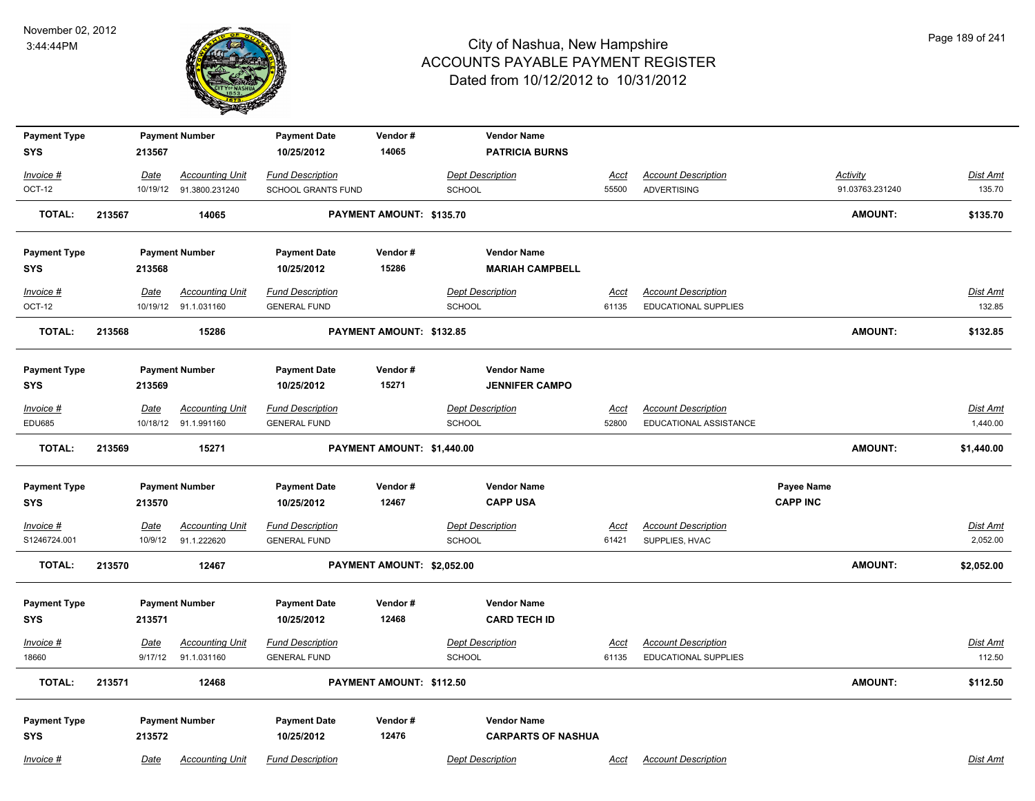# City of Nashua, New Hampshire
## ACCOUNTS PAYABLE PAYMENT REGISTER
### Dated from 10/12/2012 to 10/31/2012

November 02, 2012
3:44:44PM

| Payment Type | Payment Number | Payment Date | Vendor # | Vendor Name |
|---|---|---|---|---|
| SYS | 213567 | 10/25/2012 | 14065 | PATRICIA BURNS |

| Invoice # | Date | Accounting Unit | Fund Description | Dept Description | Acct | Account Description | Activity | Dist Amt |
|---|---|---|---|---|---|---|---|---|
| OCT-12 | 10/19/12 | 91.3800.231240 | SCHOOL GRANTS FUND | SCHOOL | 55500 | ADVERTISING | 91.03763.231240 | 135.70 |

**TOTAL: 213567 14065 PAYMENT AMOUNT: $135.70 AMOUNT: $135.70**

| Payment Type | Payment Number | Payment Date | Vendor # | Vendor Name |
|---|---|---|---|---|
| SYS | 213568 | 10/25/2012 | 15286 | MARIAH CAMPBELL |

| Invoice # | Date | Accounting Unit | Fund Description | Dept Description | Acct | Account Description | Dist Amt |
|---|---|---|---|---|---|---|---|
| OCT-12 | 10/19/12 | 91.1.031160 | GENERAL FUND | SCHOOL | 61135 | EDUCATIONAL SUPPLIES | 132.85 |

**TOTAL: 213568 15286 PAYMENT AMOUNT: $132.85 AMOUNT: $132.85**

| Payment Type | Payment Number | Payment Date | Vendor # | Vendor Name |
|---|---|---|---|---|
| SYS | 213569 | 10/25/2012 | 15271 | JENNIFER CAMPO |

| Invoice # | Date | Accounting Unit | Fund Description | Dept Description | Acct | Account Description | Dist Amt |
|---|---|---|---|---|---|---|---|
| EDU685 | 10/18/12 | 91.1.991160 | GENERAL FUND | SCHOOL | 52800 | EDUCATIONAL ASSISTANCE | 1,440.00 |

**TOTAL: 213569 15271 PAYMENT AMOUNT: $1,440.00 AMOUNT: $1,440.00**

| Payment Type | Payment Number | Payment Date | Vendor # | Vendor Name | Payee Name |
|---|---|---|---|---|---|
| SYS | 213570 | 10/25/2012 | 12467 | CAPP USA | CAPP INC |

| Invoice # | Date | Accounting Unit | Fund Description | Dept Description | Acct | Account Description | Dist Amt |
|---|---|---|---|---|---|---|---|
| S1246724.001 | 10/9/12 | 91.1.222620 | GENERAL FUND | SCHOOL | 61421 | SUPPLIES, HVAC | 2,052.00 |

**TOTAL: 213570 12467 PAYMENT AMOUNT: $2,052.00 AMOUNT: $2,052.00**

| Payment Type | Payment Number | Payment Date | Vendor # | Vendor Name |
|---|---|---|---|---|
| SYS | 213571 | 10/25/2012 | 12468 | CARD TECH ID |

| Invoice # | Date | Accounting Unit | Fund Description | Dept Description | Acct | Account Description | Dist Amt |
|---|---|---|---|---|---|---|---|
| 18660 | 9/17/12 | 91.1.031160 | GENERAL FUND | SCHOOL | 61135 | EDUCATIONAL SUPPLIES | 112.50 |

**TOTAL: 213571 12468 PAYMENT AMOUNT: $112.50 AMOUNT: $112.50**

| Payment Type | Payment Number | Payment Date | Vendor # | Vendor Name |
|---|---|---|---|---|
| SYS | 213572 | 10/25/2012 | 12476 | CARPARTS OF NASHUA |

| Invoice # | Date | Accounting Unit | Fund Description | Dept Description | Acct | Account Description | Dist Amt |
|---|---|---|---|---|---|---|---|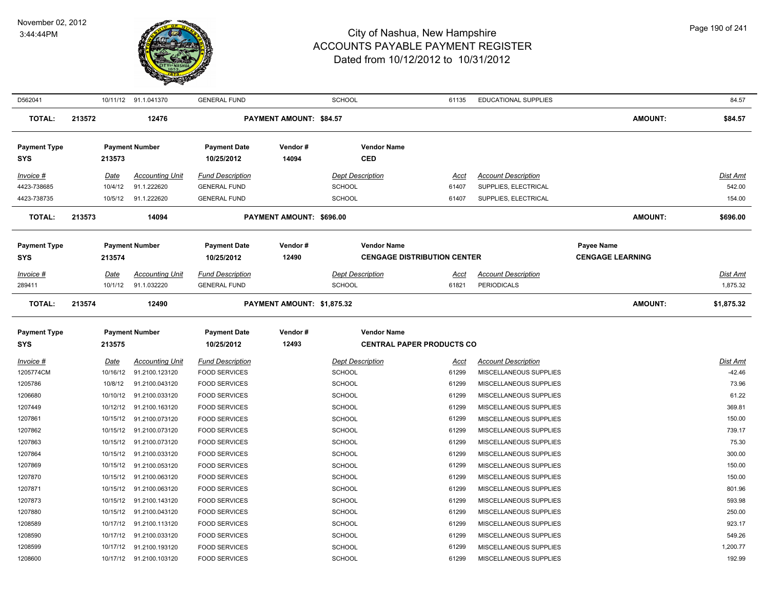# City of Nashua, New Hampshire
## ACCOUNTS PAYABLE PAYMENT REGISTER
### Dated from 10/12/2012 to 10/31/2012

November 02, 2012
3:44:44PM

| | | | | | | | | |
|---|---|---|---|---|---|---|---|---|
| D562041 | 10/11/12 | 91.1.041370 | GENERAL FUND | SCHOOL | 61135 | EDUCATIONAL SUPPLIES | | 84.57 |
| **TOTAL:** | **213572** | **12476** | | **PAYMENT AMOUNT: $84.57** | | | **AMOUNT:** | **$84.57** |

| **Payment Type** | **Payment Number** | **Payment Date** | **Vendor #** | **Vendor Name** |
|---|---|---|---|---|
| **SYS** | **213573** | **10/25/2012** | **14094** | **CED** |

| *Invoice #* | *Date* | *Accounting Unit* | *Fund Description* | *Dept Description* | *Acct* | *Account Description* | *Dist Amt* |
|---|---|---|---|---|---|---|---|
| 4423-738685 | 10/4/12 | 91.1.222620 | GENERAL FUND | SCHOOL | 61407 | SUPPLIES, ELECTRICAL | 542.00 |
| 4423-738735 | 10/5/12 | 91.1.222620 | GENERAL FUND | SCHOOL | 61407 | SUPPLIES, ELECTRICAL | 154.00 |
| **TOTAL:** | **213573** | **14094** | | **PAYMENT AMOUNT: $696.00** | | **AMOUNT:** | **$696.00** |

| **Payment Type** | **Payment Number** | **Payment Date** | **Vendor #** | **Vendor Name** | **Payee Name** |
|---|---|---|---|---|---|
| **SYS** | **213574** | **10/25/2012** | **12490** | **CENGAGE DISTRIBUTION CENTER** | **CENGAGE LEARNING** |

| *Invoice #* | *Date* | *Accounting Unit* | *Fund Description* | *Dept Description* | *Acct* | *Account Description* | *Dist Amt* |
|---|---|---|---|---|---|---|---|
| 289411 | 10/1/12 | 91.1.032220 | GENERAL FUND | SCHOOL | 61821 | PERIODICALS | 1,875.32 |
| **TOTAL:** | **213574** | **12490** | | **PAYMENT AMOUNT: $1,875.32** | | **AMOUNT:** | **$1,875.32** |

| **Payment Type** | **Payment Number** | **Payment Date** | **Vendor #** | **Vendor Name** |
|---|---|---|---|---|
| **SYS** | **213575** | **10/25/2012** | **12493** | **CENTRAL PAPER PRODUCTS CO** |

| *Invoice #* | *Date* | *Accounting Unit* | *Fund Description* | *Dept Description* | *Acct* | *Account Description* | *Dist Amt* |
|---|---|---|---|---|---|---|---|
| 1205774CM | 10/16/12 | 91.2100.123120 | FOOD SERVICES | SCHOOL | 61299 | MISCELLANEOUS SUPPLIES | -42.46 |
| 1205786 | 10/8/12 | 91.2100.043120 | FOOD SERVICES | SCHOOL | 61299 | MISCELLANEOUS SUPPLIES | 73.96 |
| 1206680 | 10/10/12 | 91.2100.033120 | FOOD SERVICES | SCHOOL | 61299 | MISCELLANEOUS SUPPLIES | 61.22 |
| 1207449 | 10/12/12 | 91.2100.163120 | FOOD SERVICES | SCHOOL | 61299 | MISCELLANEOUS SUPPLIES | 369.81 |
| 1207861 | 10/15/12 | 91.2100.073120 | FOOD SERVICES | SCHOOL | 61299 | MISCELLANEOUS SUPPLIES | 150.00 |
| 1207862 | 10/15/12 | 91.2100.073120 | FOOD SERVICES | SCHOOL | 61299 | MISCELLANEOUS SUPPLIES | 739.17 |
| 1207863 | 10/15/12 | 91.2100.073120 | FOOD SERVICES | SCHOOL | 61299 | MISCELLANEOUS SUPPLIES | 75.30 |
| 1207864 | 10/15/12 | 91.2100.033120 | FOOD SERVICES | SCHOOL | 61299 | MISCELLANEOUS SUPPLIES | 300.00 |
| 1207869 | 10/15/12 | 91.2100.053120 | FOOD SERVICES | SCHOOL | 61299 | MISCELLANEOUS SUPPLIES | 150.00 |
| 1207870 | 10/15/12 | 91.2100.063120 | FOOD SERVICES | SCHOOL | 61299 | MISCELLANEOUS SUPPLIES | 150.00 |
| 1207871 | 10/15/12 | 91.2100.063120 | FOOD SERVICES | SCHOOL | 61299 | MISCELLANEOUS SUPPLIES | 801.96 |
| 1207873 | 10/15/12 | 91.2100.143120 | FOOD SERVICES | SCHOOL | 61299 | MISCELLANEOUS SUPPLIES | 593.98 |
| 1207880 | 10/15/12 | 91.2100.043120 | FOOD SERVICES | SCHOOL | 61299 | MISCELLANEOUS SUPPLIES | 250.00 |
| 1208589 | 10/17/12 | 91.2100.113120 | FOOD SERVICES | SCHOOL | 61299 | MISCELLANEOUS SUPPLIES | 923.17 |
| 1208590 | 10/17/12 | 91.2100.033120 | FOOD SERVICES | SCHOOL | 61299 | MISCELLANEOUS SUPPLIES | 549.26 |
| 1208599 | 10/17/12 | 91.2100.193120 | FOOD SERVICES | SCHOOL | 61299 | MISCELLANEOUS SUPPLIES | 1,200.77 |
| 1208600 | 10/17/12 | 91.2100.103120 | FOOD SERVICES | SCHOOL | 61299 | MISCELLANEOUS SUPPLIES | 192.99 |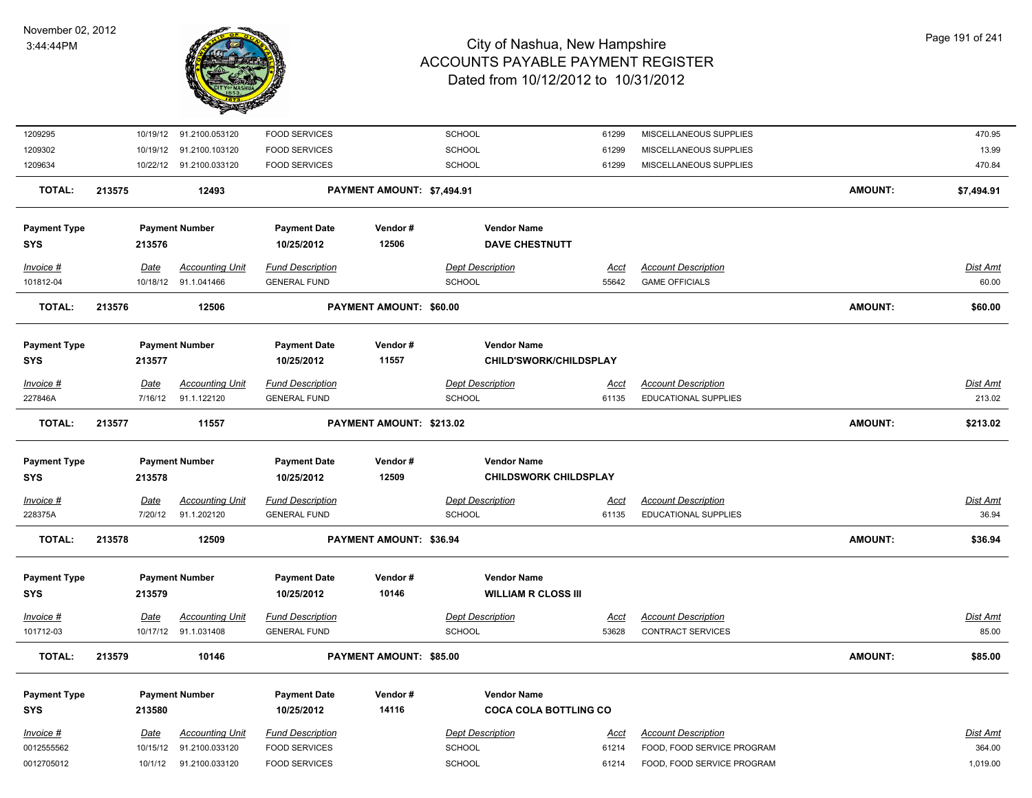| | | | | | | | | |
|---|---|---|---|---|---|---|---|---|
| 1209295 | 10/19/12 | 91.2100.053120 | FOOD SERVICES | | SCHOOL | 61299 | MISCELLANEOUS SUPPLIES | 470.95 |
| 1209302 | 10/19/12 | 91.2100.103120 | FOOD SERVICES | | SCHOOL | 61299 | MISCELLANEOUS SUPPLIES | 13.99 |
| 1209634 | 10/22/12 | 91.2100.033120 | FOOD SERVICES | | SCHOOL | 61299 | MISCELLANEOUS SUPPLIES | 470.84 |

**TOTAL: 213575 12493 PAYMENT AMOUNT: $7,494.91 AMOUNT: $7,494.91**

| Payment Type | Payment Number | Payment Date | Vendor # | Vendor Name |
|---|---|---|---|---|
| SYS | 213576 | 10/25/2012 | 12506 | DAVE CHESTNUTT |

| Invoice # | Date | Accounting Unit | Fund Description | Dept Description | Acct | Account Description | Dist Amt |
|---|---|---|---|---|---|---|---|
| 101812-04 | 10/18/12 | 91.1.041466 | GENERAL FUND | SCHOOL | 55642 | GAME OFFICIALS | 60.00 |

**TOTAL: 213576 12506 PAYMENT AMOUNT: $60.00 AMOUNT: $60.00**

| Payment Type | Payment Number | Payment Date | Vendor # | Vendor Name |
|---|---|---|---|---|
| SYS | 213577 | 10/25/2012 | 11557 | CHILD'SWORK/CHILDSPLAY |

| Invoice # | Date | Accounting Unit | Fund Description | Dept Description | Acct | Account Description | Dist Amt |
|---|---|---|---|---|---|---|---|
| 227846A | 7/16/12 | 91.1.122120 | GENERAL FUND | SCHOOL | 61135 | EDUCATIONAL SUPPLIES | 213.02 |

**TOTAL: 213577 11557 PAYMENT AMOUNT: $213.02 AMOUNT: $213.02**

| Payment Type | Payment Number | Payment Date | Vendor # | Vendor Name |
|---|---|---|---|---|
| SYS | 213578 | 10/25/2012 | 12509 | CHILDSWORK CHILDSPLAY |

| Invoice # | Date | Accounting Unit | Fund Description | Dept Description | Acct | Account Description | Dist Amt |
|---|---|---|---|---|---|---|---|
| 228375A | 7/20/12 | 91.1.202120 | GENERAL FUND | SCHOOL | 61135 | EDUCATIONAL SUPPLIES | 36.94 |

**TOTAL: 213578 12509 PAYMENT AMOUNT: $36.94 AMOUNT: $36.94**

| Payment Type | Payment Number | Payment Date | Vendor # | Vendor Name |
|---|---|---|---|---|
| SYS | 213579 | 10/25/2012 | 10146 | WILLIAM R CLOSS III |

| Invoice # | Date | Accounting Unit | Fund Description | Dept Description | Acct | Account Description | Dist Amt |
|---|---|---|---|---|---|---|---|
| 101712-03 | 10/17/12 | 91.1.031408 | GENERAL FUND | SCHOOL | 53628 | CONTRACT SERVICES | 85.00 |

**TOTAL: 213579 10146 PAYMENT AMOUNT: $85.00 AMOUNT: $85.00**

| Payment Type | Payment Number | Payment Date | Vendor # | Vendor Name |
|---|---|---|---|---|
| SYS | 213580 | 10/25/2012 | 14116 | COCA COLA BOTTLING CO |

| Invoice # | Date | Accounting Unit | Fund Description | Dept Description | Acct | Account Description | Dist Amt |
|---|---|---|---|---|---|---|---|
| 0012555562 | 10/15/12 | 91.2100.033120 | FOOD SERVICES | SCHOOL | 61214 | FOOD, FOOD SERVICE PROGRAM | 364.00 |
| 0012705012 | 10/1/12 | 91.2100.033120 | FOOD SERVICES | SCHOOL | 61214 | FOOD, FOOD SERVICE PROGRAM | 1,019.00 |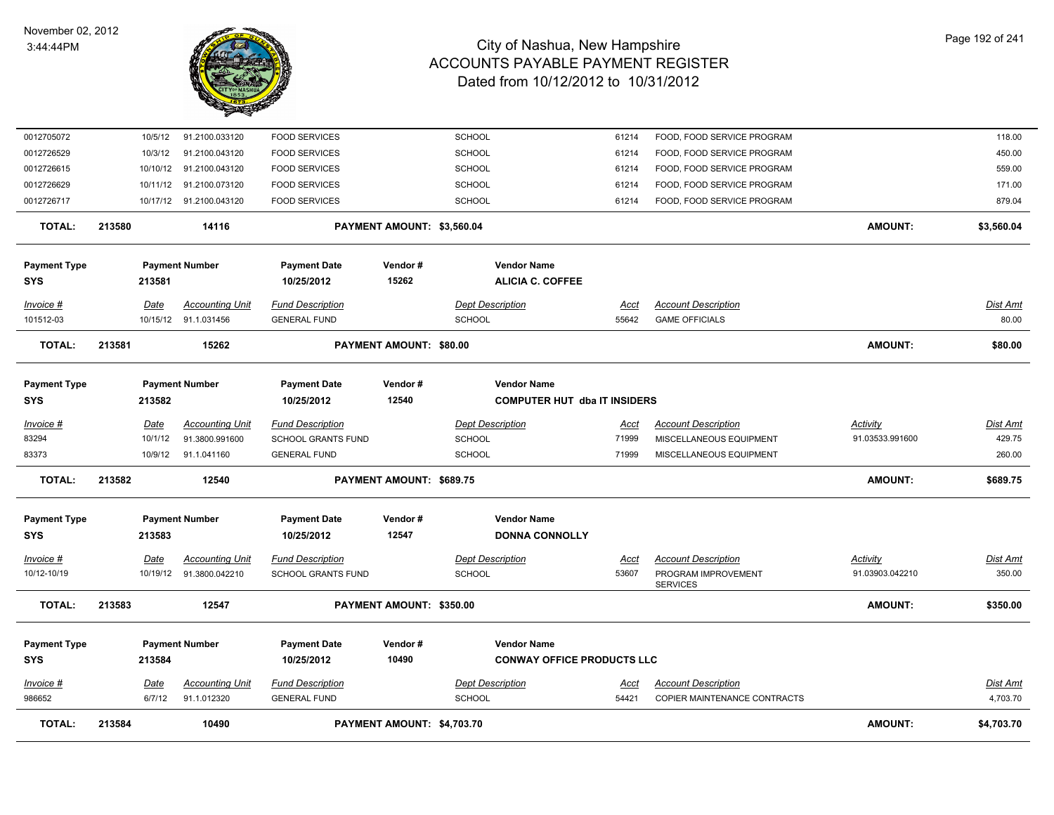# City of Nashua, New Hampshire
## ACCOUNTS PAYABLE PAYMENT REGISTER
### Dated from 10/12/2012 to 10/31/2012

November 02, 2012
3:44:44PM

| Invoice # | Date | Accounting Unit | Fund Description | Dept Description | Acct | Account Description | Activity | Dist Amt |
|---|---|---|---|---|---|---|---|---|
| 0012705072 | 10/5/12 | 91.2100.033120 | FOOD SERVICES | SCHOOL | 61214 | FOOD, FOOD SERVICE PROGRAM | | 118.00 |
| 0012726529 | 10/3/12 | 91.2100.043120 | FOOD SERVICES | SCHOOL | 61214 | FOOD, FOOD SERVICE PROGRAM | | 450.00 |
| 0012726615 | 10/10/12 | 91.2100.043120 | FOOD SERVICES | SCHOOL | 61214 | FOOD, FOOD SERVICE PROGRAM | | 559.00 |
| 0012726629 | 10/11/12 | 91.2100.073120 | FOOD SERVICES | SCHOOL | 61214 | FOOD, FOOD SERVICE PROGRAM | | 171.00 |
| 0012726717 | 10/17/12 | 91.2100.043120 | FOOD SERVICES | SCHOOL | 61214 | FOOD, FOOD SERVICE PROGRAM | | 879.04 |

**TOTAL:** 213580 — 14116 — **PAYMENT AMOUNT: $3,560.04** — **AMOUNT: $3,560.04**

| Payment Type | Payment Number | Payment Date | Vendor # | Vendor Name |
|---|---|---|---|---|
| SYS | 213581 | 10/25/2012 | 15262 | ALICIA C. COFFEE |

| Invoice # | Date | Accounting Unit | Fund Description | Dept Description | Acct | Account Description | Dist Amt |
|---|---|---|---|---|---|---|---|
| 101512-03 | 10/15/12 | 91.1.031456 | GENERAL FUND | SCHOOL | 55642 | GAME OFFICIALS | 80.00 |

**TOTAL:** 213581 — 15262 — **PAYMENT AMOUNT: $80.00** — **AMOUNT: $80.00**

| Payment Type | Payment Number | Payment Date | Vendor # | Vendor Name |
|---|---|---|---|---|
| SYS | 213582 | 10/25/2012 | 12540 | COMPUTER HUT dba IT INSIDERS |

| Invoice # | Date | Accounting Unit | Fund Description | Dept Description | Acct | Account Description | Activity | Dist Amt |
|---|---|---|---|---|---|---|---|---|
| 83294 | 10/1/12 | 91.3800.991600 | SCHOOL GRANTS FUND | SCHOOL | 71999 | MISCELLANEOUS EQUIPMENT | 91.03533.991600 | 429.75 |
| 83373 | 10/9/12 | 91.1.041160 | GENERAL FUND | SCHOOL | 71999 | MISCELLANEOUS EQUIPMENT | | 260.00 |

**TOTAL:** 213582 — 12540 — **PAYMENT AMOUNT: $689.75** — **AMOUNT: $689.75**

| Payment Type | Payment Number | Payment Date | Vendor # | Vendor Name |
|---|---|---|---|---|
| SYS | 213583 | 10/25/2012 | 12547 | DONNA CONNOLLY |

| Invoice # | Date | Accounting Unit | Fund Description | Dept Description | Acct | Account Description | Activity | Dist Amt |
|---|---|---|---|---|---|---|---|---|
| 10/12-10/19 | 10/19/12 | 91.3800.042210 | SCHOOL GRANTS FUND | SCHOOL | 53607 | PROGRAM IMPROVEMENT SERVICES | 91.03903.042210 | 350.00 |

**TOTAL:** 213583 — 12547 — **PAYMENT AMOUNT: $350.00** — **AMOUNT: $350.00**

| Payment Type | Payment Number | Payment Date | Vendor # | Vendor Name |
|---|---|---|---|---|
| SYS | 213584 | 10/25/2012 | 10490 | CONWAY OFFICE PRODUCTS LLC |

| Invoice # | Date | Accounting Unit | Fund Description | Dept Description | Acct | Account Description | Dist Amt |
|---|---|---|---|---|---|---|---|
| 986652 | 6/7/12 | 91.1.012320 | GENERAL FUND | SCHOOL | 54421 | COPIER MAINTENANCE CONTRACTS | 4,703.70 |

**TOTAL:** 213584 — 10490 — **PAYMENT AMOUNT: $4,703.70** — **AMOUNT: $4,703.70**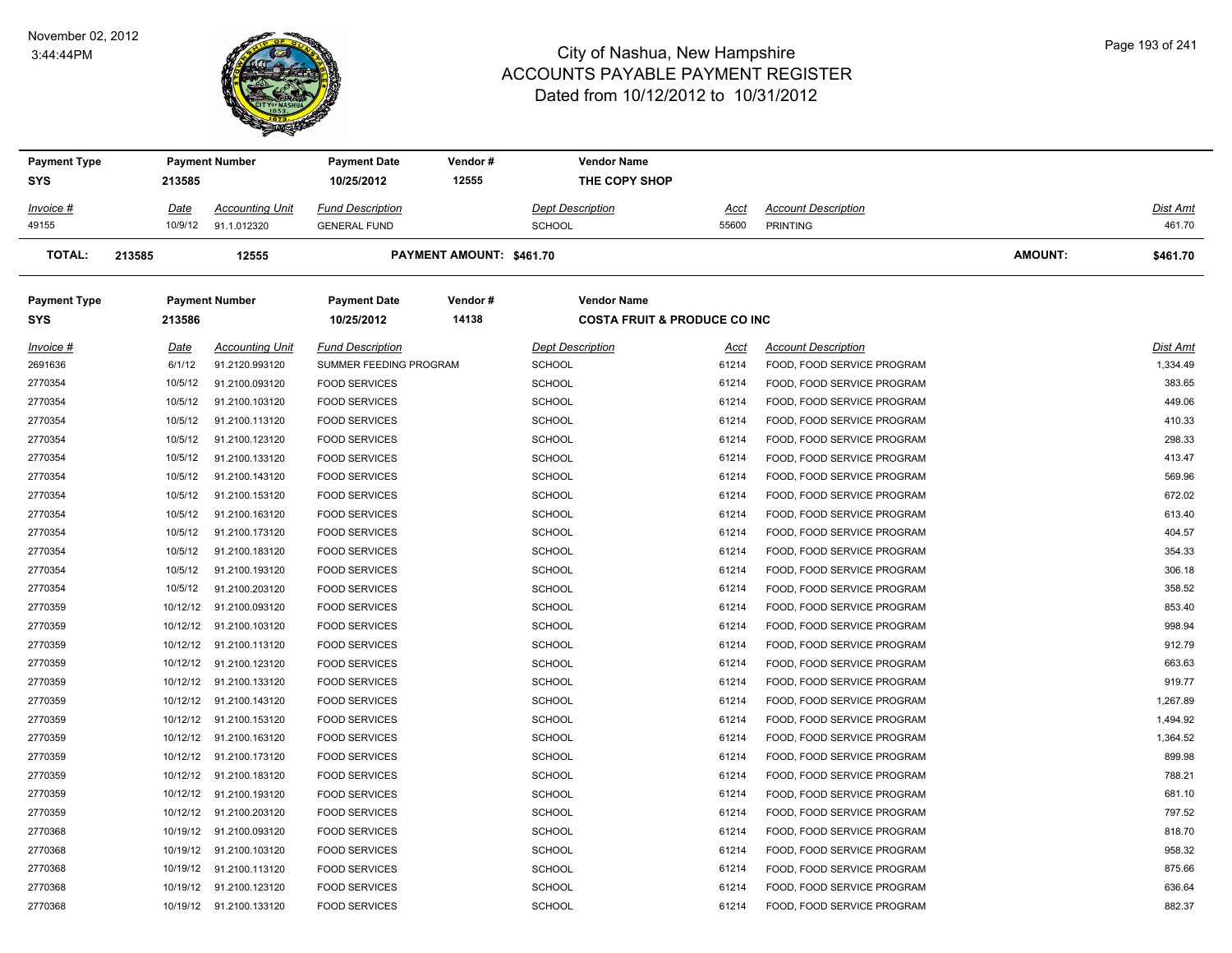# City of Nashua, New Hampshire
# ACCOUNTS PAYABLE PAYMENT REGISTER
## Dated from 10/12/2012 to 10/31/2012

November 02, 2012
3:44:44PM

| Payment Type | Payment Number | Payment Date | Vendor # | Vendor Name |
|---|---|---|---|---|
| SYS | 213585 | 10/25/2012 | 12555 | THE COPY SHOP |

| Invoice # | Date | Accounting Unit | Fund Description | Dept Description | Acct | Account Description | Dist Amt |
|---|---|---|---|---|---|---|---|
| 49155 | 10/9/12 | 91.1.012320 | GENERAL FUND | SCHOOL | 55600 | PRINTING | 461.70 |

**TOTAL: 213585 12555 PAYMENT AMOUNT: $461.70 AMOUNT: $461.70**

| Payment Type | Payment Number | Payment Date | Vendor # | Vendor Name |
|---|---|---|---|---|
| SYS | 213586 | 10/25/2012 | 14138 | COSTA FRUIT & PRODUCE CO INC |

| Invoice # | Date | Accounting Unit | Fund Description | Dept Description | Acct | Account Description | Dist Amt |
|---|---|---|---|---|---|---|---|
| 2691636 | 6/1/12 | 91.2120.993120 | SUMMER FEEDING PROGRAM | SCHOOL | 61214 | FOOD, FOOD SERVICE PROGRAM | 1,334.49 |
| 2770354 | 10/5/12 | 91.2100.093120 | FOOD SERVICES | SCHOOL | 61214 | FOOD, FOOD SERVICE PROGRAM | 383.65 |
| 2770354 | 10/5/12 | 91.2100.103120 | FOOD SERVICES | SCHOOL | 61214 | FOOD, FOOD SERVICE PROGRAM | 449.06 |
| 2770354 | 10/5/12 | 91.2100.113120 | FOOD SERVICES | SCHOOL | 61214 | FOOD, FOOD SERVICE PROGRAM | 410.33 |
| 2770354 | 10/5/12 | 91.2100.123120 | FOOD SERVICES | SCHOOL | 61214 | FOOD, FOOD SERVICE PROGRAM | 298.33 |
| 2770354 | 10/5/12 | 91.2100.133120 | FOOD SERVICES | SCHOOL | 61214 | FOOD, FOOD SERVICE PROGRAM | 413.47 |
| 2770354 | 10/5/12 | 91.2100.143120 | FOOD SERVICES | SCHOOL | 61214 | FOOD, FOOD SERVICE PROGRAM | 569.96 |
| 2770354 | 10/5/12 | 91.2100.153120 | FOOD SERVICES | SCHOOL | 61214 | FOOD, FOOD SERVICE PROGRAM | 672.02 |
| 2770354 | 10/5/12 | 91.2100.163120 | FOOD SERVICES | SCHOOL | 61214 | FOOD, FOOD SERVICE PROGRAM | 613.40 |
| 2770354 | 10/5/12 | 91.2100.173120 | FOOD SERVICES | SCHOOL | 61214 | FOOD, FOOD SERVICE PROGRAM | 404.57 |
| 2770354 | 10/5/12 | 91.2100.183120 | FOOD SERVICES | SCHOOL | 61214 | FOOD, FOOD SERVICE PROGRAM | 354.33 |
| 2770354 | 10/5/12 | 91.2100.193120 | FOOD SERVICES | SCHOOL | 61214 | FOOD, FOOD SERVICE PROGRAM | 306.18 |
| 2770354 | 10/5/12 | 91.2100.203120 | FOOD SERVICES | SCHOOL | 61214 | FOOD, FOOD SERVICE PROGRAM | 358.52 |
| 2770359 | 10/12/12 | 91.2100.093120 | FOOD SERVICES | SCHOOL | 61214 | FOOD, FOOD SERVICE PROGRAM | 853.40 |
| 2770359 | 10/12/12 | 91.2100.103120 | FOOD SERVICES | SCHOOL | 61214 | FOOD, FOOD SERVICE PROGRAM | 998.94 |
| 2770359 | 10/12/12 | 91.2100.113120 | FOOD SERVICES | SCHOOL | 61214 | FOOD, FOOD SERVICE PROGRAM | 912.79 |
| 2770359 | 10/12/12 | 91.2100.123120 | FOOD SERVICES | SCHOOL | 61214 | FOOD, FOOD SERVICE PROGRAM | 663.63 |
| 2770359 | 10/12/12 | 91.2100.133120 | FOOD SERVICES | SCHOOL | 61214 | FOOD, FOOD SERVICE PROGRAM | 919.77 |
| 2770359 | 10/12/12 | 91.2100.143120 | FOOD SERVICES | SCHOOL | 61214 | FOOD, FOOD SERVICE PROGRAM | 1,267.89 |
| 2770359 | 10/12/12 | 91.2100.153120 | FOOD SERVICES | SCHOOL | 61214 | FOOD, FOOD SERVICE PROGRAM | 1,494.92 |
| 2770359 | 10/12/12 | 91.2100.163120 | FOOD SERVICES | SCHOOL | 61214 | FOOD, FOOD SERVICE PROGRAM | 1,364.52 |
| 2770359 | 10/12/12 | 91.2100.173120 | FOOD SERVICES | SCHOOL | 61214 | FOOD, FOOD SERVICE PROGRAM | 899.98 |
| 2770359 | 10/12/12 | 91.2100.183120 | FOOD SERVICES | SCHOOL | 61214 | FOOD, FOOD SERVICE PROGRAM | 788.21 |
| 2770359 | 10/12/12 | 91.2100.193120 | FOOD SERVICES | SCHOOL | 61214 | FOOD, FOOD SERVICE PROGRAM | 681.10 |
| 2770359 | 10/12/12 | 91.2100.203120 | FOOD SERVICES | SCHOOL | 61214 | FOOD, FOOD SERVICE PROGRAM | 797.52 |
| 2770368 | 10/19/12 | 91.2100.093120 | FOOD SERVICES | SCHOOL | 61214 | FOOD, FOOD SERVICE PROGRAM | 818.70 |
| 2770368 | 10/19/12 | 91.2100.103120 | FOOD SERVICES | SCHOOL | 61214 | FOOD, FOOD SERVICE PROGRAM | 958.32 |
| 2770368 | 10/19/12 | 91.2100.113120 | FOOD SERVICES | SCHOOL | 61214 | FOOD, FOOD SERVICE PROGRAM | 875.66 |
| 2770368 | 10/19/12 | 91.2100.123120 | FOOD SERVICES | SCHOOL | 61214 | FOOD, FOOD SERVICE PROGRAM | 636.64 |
| 2770368 | 10/19/12 | 91.2100.133120 | FOOD SERVICES | SCHOOL | 61214 | FOOD, FOOD SERVICE PROGRAM | 882.37 |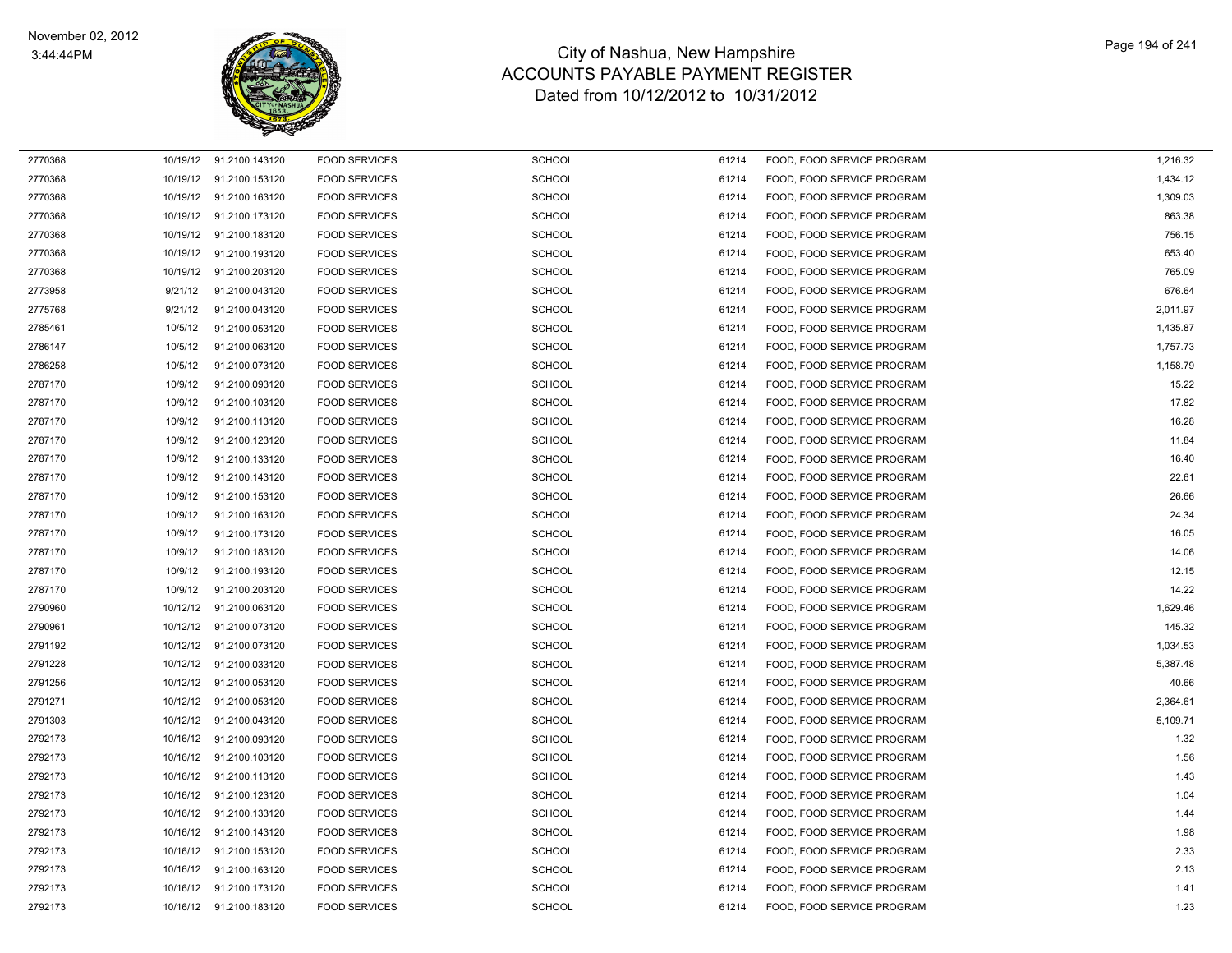# City of Nashua, New Hampshire
## ACCOUNTS PAYABLE PAYMENT REGISTER
### Dated from 10/12/2012 to 10/31/2012

| | | | | | | | |
|---|---|---|---|---|---|---|---|
| 2770368 | 10/19/12 | 91.2100.143120 | FOOD SERVICES | SCHOOL | 61214 | FOOD, FOOD SERVICE PROGRAM | 1,216.32 |
| 2770368 | 10/19/12 | 91.2100.153120 | FOOD SERVICES | SCHOOL | 61214 | FOOD, FOOD SERVICE PROGRAM | 1,434.12 |
| 2770368 | 10/19/12 | 91.2100.163120 | FOOD SERVICES | SCHOOL | 61214 | FOOD, FOOD SERVICE PROGRAM | 1,309.03 |
| 2770368 | 10/19/12 | 91.2100.173120 | FOOD SERVICES | SCHOOL | 61214 | FOOD, FOOD SERVICE PROGRAM | 863.38 |
| 2770368 | 10/19/12 | 91.2100.183120 | FOOD SERVICES | SCHOOL | 61214 | FOOD, FOOD SERVICE PROGRAM | 756.15 |
| 2770368 | 10/19/12 | 91.2100.193120 | FOOD SERVICES | SCHOOL | 61214 | FOOD, FOOD SERVICE PROGRAM | 653.40 |
| 2770368 | 10/19/12 | 91.2100.203120 | FOOD SERVICES | SCHOOL | 61214 | FOOD, FOOD SERVICE PROGRAM | 765.09 |
| 2773958 | 9/21/12 | 91.2100.043120 | FOOD SERVICES | SCHOOL | 61214 | FOOD, FOOD SERVICE PROGRAM | 676.64 |
| 2775768 | 9/21/12 | 91.2100.043120 | FOOD SERVICES | SCHOOL | 61214 | FOOD, FOOD SERVICE PROGRAM | 2,011.97 |
| 2785461 | 10/5/12 | 91.2100.053120 | FOOD SERVICES | SCHOOL | 61214 | FOOD, FOOD SERVICE PROGRAM | 1,435.87 |
| 2786147 | 10/5/12 | 91.2100.063120 | FOOD SERVICES | SCHOOL | 61214 | FOOD, FOOD SERVICE PROGRAM | 1,757.73 |
| 2786258 | 10/5/12 | 91.2100.073120 | FOOD SERVICES | SCHOOL | 61214 | FOOD, FOOD SERVICE PROGRAM | 1,158.79 |
| 2787170 | 10/9/12 | 91.2100.093120 | FOOD SERVICES | SCHOOL | 61214 | FOOD, FOOD SERVICE PROGRAM | 15.22 |
| 2787170 | 10/9/12 | 91.2100.103120 | FOOD SERVICES | SCHOOL | 61214 | FOOD, FOOD SERVICE PROGRAM | 17.82 |
| 2787170 | 10/9/12 | 91.2100.113120 | FOOD SERVICES | SCHOOL | 61214 | FOOD, FOOD SERVICE PROGRAM | 16.28 |
| 2787170 | 10/9/12 | 91.2100.123120 | FOOD SERVICES | SCHOOL | 61214 | FOOD, FOOD SERVICE PROGRAM | 11.84 |
| 2787170 | 10/9/12 | 91.2100.133120 | FOOD SERVICES | SCHOOL | 61214 | FOOD, FOOD SERVICE PROGRAM | 16.40 |
| 2787170 | 10/9/12 | 91.2100.143120 | FOOD SERVICES | SCHOOL | 61214 | FOOD, FOOD SERVICE PROGRAM | 22.61 |
| 2787170 | 10/9/12 | 91.2100.153120 | FOOD SERVICES | SCHOOL | 61214 | FOOD, FOOD SERVICE PROGRAM | 26.66 |
| 2787170 | 10/9/12 | 91.2100.163120 | FOOD SERVICES | SCHOOL | 61214 | FOOD, FOOD SERVICE PROGRAM | 24.34 |
| 2787170 | 10/9/12 | 91.2100.173120 | FOOD SERVICES | SCHOOL | 61214 | FOOD, FOOD SERVICE PROGRAM | 16.05 |
| 2787170 | 10/9/12 | 91.2100.183120 | FOOD SERVICES | SCHOOL | 61214 | FOOD, FOOD SERVICE PROGRAM | 14.06 |
| 2787170 | 10/9/12 | 91.2100.193120 | FOOD SERVICES | SCHOOL | 61214 | FOOD, FOOD SERVICE PROGRAM | 12.15 |
| 2787170 | 10/9/12 | 91.2100.203120 | FOOD SERVICES | SCHOOL | 61214 | FOOD, FOOD SERVICE PROGRAM | 14.22 |
| 2790960 | 10/12/12 | 91.2100.063120 | FOOD SERVICES | SCHOOL | 61214 | FOOD, FOOD SERVICE PROGRAM | 1,629.46 |
| 2790961 | 10/12/12 | 91.2100.073120 | FOOD SERVICES | SCHOOL | 61214 | FOOD, FOOD SERVICE PROGRAM | 145.32 |
| 2791192 | 10/12/12 | 91.2100.073120 | FOOD SERVICES | SCHOOL | 61214 | FOOD, FOOD SERVICE PROGRAM | 1,034.53 |
| 2791228 | 10/12/12 | 91.2100.033120 | FOOD SERVICES | SCHOOL | 61214 | FOOD, FOOD SERVICE PROGRAM | 5,387.48 |
| 2791256 | 10/12/12 | 91.2100.053120 | FOOD SERVICES | SCHOOL | 61214 | FOOD, FOOD SERVICE PROGRAM | 40.66 |
| 2791271 | 10/12/12 | 91.2100.053120 | FOOD SERVICES | SCHOOL | 61214 | FOOD, FOOD SERVICE PROGRAM | 2,364.61 |
| 2791303 | 10/12/12 | 91.2100.043120 | FOOD SERVICES | SCHOOL | 61214 | FOOD, FOOD SERVICE PROGRAM | 5,109.71 |
| 2792173 | 10/16/12 | 91.2100.093120 | FOOD SERVICES | SCHOOL | 61214 | FOOD, FOOD SERVICE PROGRAM | 1.32 |
| 2792173 | 10/16/12 | 91.2100.103120 | FOOD SERVICES | SCHOOL | 61214 | FOOD, FOOD SERVICE PROGRAM | 1.56 |
| 2792173 | 10/16/12 | 91.2100.113120 | FOOD SERVICES | SCHOOL | 61214 | FOOD, FOOD SERVICE PROGRAM | 1.43 |
| 2792173 | 10/16/12 | 91.2100.123120 | FOOD SERVICES | SCHOOL | 61214 | FOOD, FOOD SERVICE PROGRAM | 1.04 |
| 2792173 | 10/16/12 | 91.2100.133120 | FOOD SERVICES | SCHOOL | 61214 | FOOD, FOOD SERVICE PROGRAM | 1.44 |
| 2792173 | 10/16/12 | 91.2100.143120 | FOOD SERVICES | SCHOOL | 61214 | FOOD, FOOD SERVICE PROGRAM | 1.98 |
| 2792173 | 10/16/12 | 91.2100.153120 | FOOD SERVICES | SCHOOL | 61214 | FOOD, FOOD SERVICE PROGRAM | 2.33 |
| 2792173 | 10/16/12 | 91.2100.163120 | FOOD SERVICES | SCHOOL | 61214 | FOOD, FOOD SERVICE PROGRAM | 2.13 |
| 2792173 | 10/16/12 | 91.2100.173120 | FOOD SERVICES | SCHOOL | 61214 | FOOD, FOOD SERVICE PROGRAM | 1.41 |
| 2792173 | 10/16/12 | 91.2100.183120 | FOOD SERVICES | SCHOOL | 61214 | FOOD, FOOD SERVICE PROGRAM | 1.23 |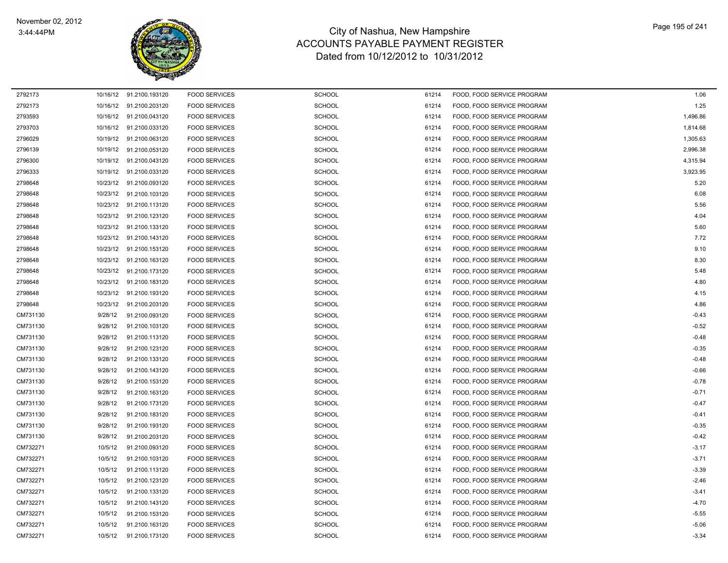# City of Nashua, New Hampshire
## ACCOUNTS PAYABLE PAYMENT REGISTER
### Dated from 10/12/2012 to 10/31/2012

November 02, 2012
3:44:44PM

| | | | | | | | |
|---|---|---|---|---|---|---|---|
| 2792173 | 10/16/12 | 91.2100.193120 | FOOD SERVICES | SCHOOL | 61214 | FOOD, FOOD SERVICE PROGRAM | 1.06 |
| 2792173 | 10/16/12 | 91.2100.203120 | FOOD SERVICES | SCHOOL | 61214 | FOOD, FOOD SERVICE PROGRAM | 1.25 |
| 2793593 | 10/16/12 | 91.2100.043120 | FOOD SERVICES | SCHOOL | 61214 | FOOD, FOOD SERVICE PROGRAM | 1,496.86 |
| 2793703 | 10/16/12 | 91.2100.033120 | FOOD SERVICES | SCHOOL | 61214 | FOOD, FOOD SERVICE PROGRAM | 1,814.68 |
| 2796029 | 10/19/12 | 91.2100.063120 | FOOD SERVICES | SCHOOL | 61214 | FOOD, FOOD SERVICE PROGRAM | 1,305.63 |
| 2796139 | 10/19/12 | 91.2100.053120 | FOOD SERVICES | SCHOOL | 61214 | FOOD, FOOD SERVICE PROGRAM | 2,996.38 |
| 2796300 | 10/19/12 | 91.2100.043120 | FOOD SERVICES | SCHOOL | 61214 | FOOD, FOOD SERVICE PROGRAM | 4,315.94 |
| 2796333 | 10/19/12 | 91.2100.033120 | FOOD SERVICES | SCHOOL | 61214 | FOOD, FOOD SERVICE PROGRAM | 3,923.95 |
| 2798648 | 10/23/12 | 91.2100.093120 | FOOD SERVICES | SCHOOL | 61214 | FOOD, FOOD SERVICE PROGRAM | 5.20 |
| 2798648 | 10/23/12 | 91.2100.103120 | FOOD SERVICES | SCHOOL | 61214 | FOOD, FOOD SERVICE PROGRAM | 6.08 |
| 2798648 | 10/23/12 | 91.2100.113120 | FOOD SERVICES | SCHOOL | 61214 | FOOD, FOOD SERVICE PROGRAM | 5.56 |
| 2798648 | 10/23/12 | 91.2100.123120 | FOOD SERVICES | SCHOOL | 61214 | FOOD, FOOD SERVICE PROGRAM | 4.04 |
| 2798648 | 10/23/12 | 91.2100.133120 | FOOD SERVICES | SCHOOL | 61214 | FOOD, FOOD SERVICE PROGRAM | 5.60 |
| 2798648 | 10/23/12 | 91.2100.143120 | FOOD SERVICES | SCHOOL | 61214 | FOOD, FOOD SERVICE PROGRAM | 7.72 |
| 2798648 | 10/23/12 | 91.2100.153120 | FOOD SERVICES | SCHOOL | 61214 | FOOD, FOOD SERVICE PROGRAM | 9.10 |
| 2798648 | 10/23/12 | 91.2100.163120 | FOOD SERVICES | SCHOOL | 61214 | FOOD, FOOD SERVICE PROGRAM | 8.30 |
| 2798648 | 10/23/12 | 91.2100.173120 | FOOD SERVICES | SCHOOL | 61214 | FOOD, FOOD SERVICE PROGRAM | 5.48 |
| 2798648 | 10/23/12 | 91.2100.183120 | FOOD SERVICES | SCHOOL | 61214 | FOOD, FOOD SERVICE PROGRAM | 4.80 |
| 2798648 | 10/23/12 | 91.2100.193120 | FOOD SERVICES | SCHOOL | 61214 | FOOD, FOOD SERVICE PROGRAM | 4.15 |
| 2798648 | 10/23/12 | 91.2100.203120 | FOOD SERVICES | SCHOOL | 61214 | FOOD, FOOD SERVICE PROGRAM | 4.86 |
| CM731130 | 9/28/12 | 91.2100.093120 | FOOD SERVICES | SCHOOL | 61214 | FOOD, FOOD SERVICE PROGRAM | -0.43 |
| CM731130 | 9/28/12 | 91.2100.103120 | FOOD SERVICES | SCHOOL | 61214 | FOOD, FOOD SERVICE PROGRAM | -0.52 |
| CM731130 | 9/28/12 | 91.2100.113120 | FOOD SERVICES | SCHOOL | 61214 | FOOD, FOOD SERVICE PROGRAM | -0.48 |
| CM731130 | 9/28/12 | 91.2100.123120 | FOOD SERVICES | SCHOOL | 61214 | FOOD, FOOD SERVICE PROGRAM | -0.35 |
| CM731130 | 9/28/12 | 91.2100.133120 | FOOD SERVICES | SCHOOL | 61214 | FOOD, FOOD SERVICE PROGRAM | -0.48 |
| CM731130 | 9/28/12 | 91.2100.143120 | FOOD SERVICES | SCHOOL | 61214 | FOOD, FOOD SERVICE PROGRAM | -0.66 |
| CM731130 | 9/28/12 | 91.2100.153120 | FOOD SERVICES | SCHOOL | 61214 | FOOD, FOOD SERVICE PROGRAM | -0.78 |
| CM731130 | 9/28/12 | 91.2100.163120 | FOOD SERVICES | SCHOOL | 61214 | FOOD, FOOD SERVICE PROGRAM | -0.71 |
| CM731130 | 9/28/12 | 91.2100.173120 | FOOD SERVICES | SCHOOL | 61214 | FOOD, FOOD SERVICE PROGRAM | -0.47 |
| CM731130 | 9/28/12 | 91.2100.183120 | FOOD SERVICES | SCHOOL | 61214 | FOOD, FOOD SERVICE PROGRAM | -0.41 |
| CM731130 | 9/28/12 | 91.2100.193120 | FOOD SERVICES | SCHOOL | 61214 | FOOD, FOOD SERVICE PROGRAM | -0.35 |
| CM731130 | 9/28/12 | 91.2100.203120 | FOOD SERVICES | SCHOOL | 61214 | FOOD, FOOD SERVICE PROGRAM | -0.42 |
| CM732271 | 10/5/12 | 91.2100.093120 | FOOD SERVICES | SCHOOL | 61214 | FOOD, FOOD SERVICE PROGRAM | -3.17 |
| CM732271 | 10/5/12 | 91.2100.103120 | FOOD SERVICES | SCHOOL | 61214 | FOOD, FOOD SERVICE PROGRAM | -3.71 |
| CM732271 | 10/5/12 | 91.2100.113120 | FOOD SERVICES | SCHOOL | 61214 | FOOD, FOOD SERVICE PROGRAM | -3.39 |
| CM732271 | 10/5/12 | 91.2100.123120 | FOOD SERVICES | SCHOOL | 61214 | FOOD, FOOD SERVICE PROGRAM | -2.46 |
| CM732271 | 10/5/12 | 91.2100.133120 | FOOD SERVICES | SCHOOL | 61214 | FOOD, FOOD SERVICE PROGRAM | -3.41 |
| CM732271 | 10/5/12 | 91.2100.143120 | FOOD SERVICES | SCHOOL | 61214 | FOOD, FOOD SERVICE PROGRAM | -4.70 |
| CM732271 | 10/5/12 | 91.2100.153120 | FOOD SERVICES | SCHOOL | 61214 | FOOD, FOOD SERVICE PROGRAM | -5.55 |
| CM732271 | 10/5/12 | 91.2100.163120 | FOOD SERVICES | SCHOOL | 61214 | FOOD, FOOD SERVICE PROGRAM | -5.06 |
| CM732271 | 10/5/12 | 91.2100.173120 | FOOD SERVICES | SCHOOL | 61214 | FOOD, FOOD SERVICE PROGRAM | -3.34 |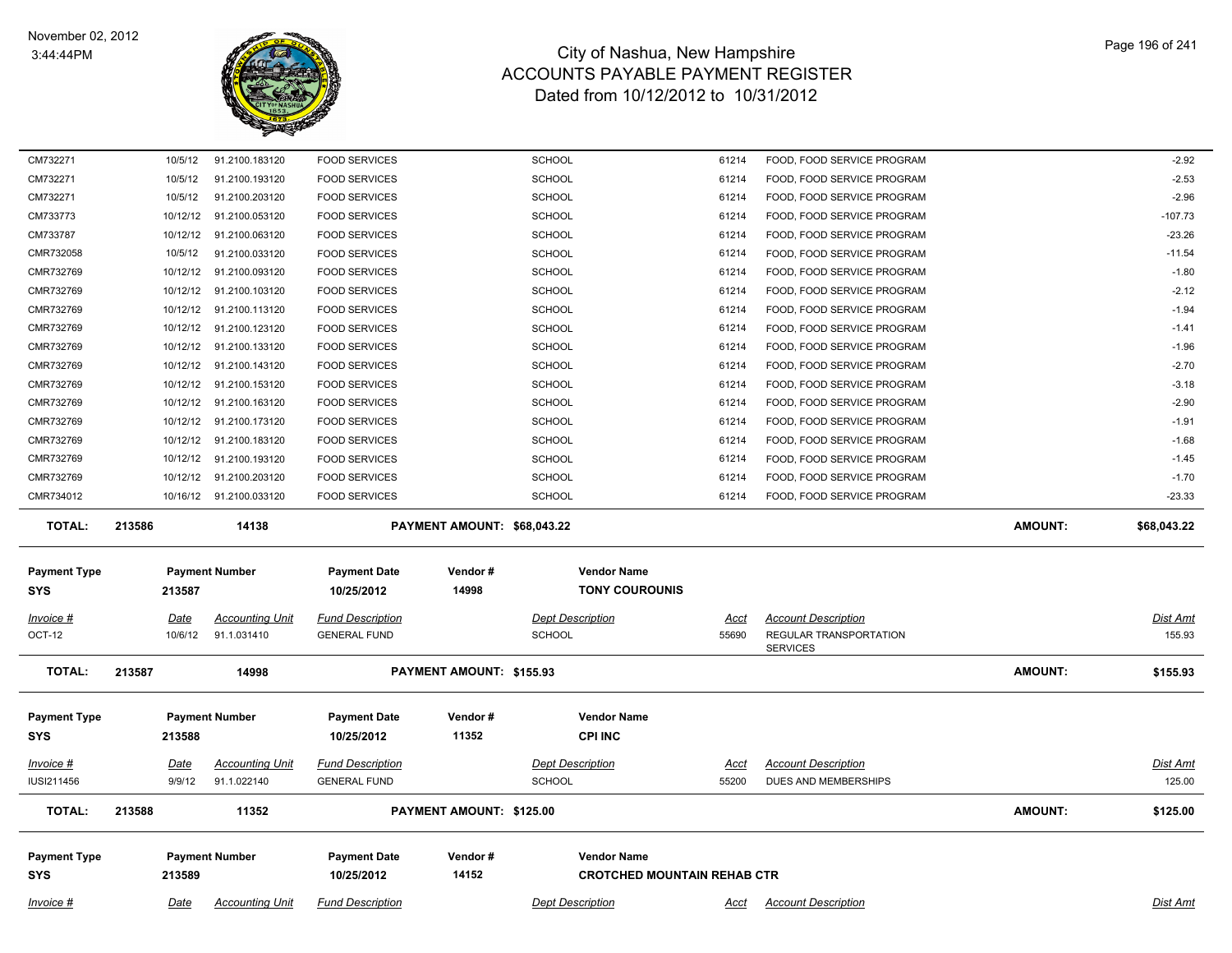| Invoice # | Date | Accounting Unit | Fund Description | Dept Description | Acct | Account Description | Dist Amt |
|---|---|---|---|---|---|---|---|
| CM732271 | 10/5/12 | 91.2100.183120 | FOOD SERVICES | SCHOOL | 61214 | FOOD, FOOD SERVICE PROGRAM | -2.92 |
| CM732271 | 10/5/12 | 91.2100.193120 | FOOD SERVICES | SCHOOL | 61214 | FOOD, FOOD SERVICE PROGRAM | -2.53 |
| CM732271 | 10/5/12 | 91.2100.203120 | FOOD SERVICES | SCHOOL | 61214 | FOOD, FOOD SERVICE PROGRAM | -2.96 |
| CM733773 | 10/12/12 | 91.2100.053120 | FOOD SERVICES | SCHOOL | 61214 | FOOD, FOOD SERVICE PROGRAM | -107.73 |
| CM733787 | 10/12/12 | 91.2100.063120 | FOOD SERVICES | SCHOOL | 61214 | FOOD, FOOD SERVICE PROGRAM | -23.26 |
| CMR732058 | 10/5/12 | 91.2100.033120 | FOOD SERVICES | SCHOOL | 61214 | FOOD, FOOD SERVICE PROGRAM | -11.54 |
| CMR732769 | 10/12/12 | 91.2100.093120 | FOOD SERVICES | SCHOOL | 61214 | FOOD, FOOD SERVICE PROGRAM | -1.80 |
| CMR732769 | 10/12/12 | 91.2100.103120 | FOOD SERVICES | SCHOOL | 61214 | FOOD, FOOD SERVICE PROGRAM | -2.12 |
| CMR732769 | 10/12/12 | 91.2100.113120 | FOOD SERVICES | SCHOOL | 61214 | FOOD, FOOD SERVICE PROGRAM | -1.94 |
| CMR732769 | 10/12/12 | 91.2100.123120 | FOOD SERVICES | SCHOOL | 61214 | FOOD, FOOD SERVICE PROGRAM | -1.41 |
| CMR732769 | 10/12/12 | 91.2100.133120 | FOOD SERVICES | SCHOOL | 61214 | FOOD, FOOD SERVICE PROGRAM | -1.96 |
| CMR732769 | 10/12/12 | 91.2100.143120 | FOOD SERVICES | SCHOOL | 61214 | FOOD, FOOD SERVICE PROGRAM | -2.70 |
| CMR732769 | 10/12/12 | 91.2100.153120 | FOOD SERVICES | SCHOOL | 61214 | FOOD, FOOD SERVICE PROGRAM | -3.18 |
| CMR732769 | 10/12/12 | 91.2100.163120 | FOOD SERVICES | SCHOOL | 61214 | FOOD, FOOD SERVICE PROGRAM | -2.90 |
| CMR732769 | 10/12/12 | 91.2100.173120 | FOOD SERVICES | SCHOOL | 61214 | FOOD, FOOD SERVICE PROGRAM | -1.91 |
| CMR732769 | 10/12/12 | 91.2100.183120 | FOOD SERVICES | SCHOOL | 61214 | FOOD, FOOD SERVICE PROGRAM | -1.68 |
| CMR732769 | 10/12/12 | 91.2100.193120 | FOOD SERVICES | SCHOOL | 61214 | FOOD, FOOD SERVICE PROGRAM | -1.45 |
| CMR732769 | 10/12/12 | 91.2100.203120 | FOOD SERVICES | SCHOOL | 61214 | FOOD, FOOD SERVICE PROGRAM | -1.70 |
| CMR734012 | 10/16/12 | 91.2100.033120 | FOOD SERVICES | SCHOOL | 61214 | FOOD, FOOD SERVICE PROGRAM | -23.33 |

**TOTAL:** 213586 | 14138 | **PAYMENT AMOUNT: $68,043.22** | **AMOUNT: $68,043.22**

| Payment Type | Payment Number | Payment Date | Vendor # | Vendor Name |
|---|---|---|---|---|
| SYS | 213587 | 10/25/2012 | 14998 | TONY COUROUNIS |

| Invoice # | Date | Accounting Unit | Fund Description | Dept Description | Acct | Account Description | Dist Amt |
|---|---|---|---|---|---|---|---|
| OCT-12 | 10/6/12 | 91.1.031410 | GENERAL FUND | SCHOOL | 55690 | REGULAR TRANSPORTATION SERVICES | 155.93 |

**TOTAL:** 213587 | 14998 | **PAYMENT AMOUNT: $155.93** | **AMOUNT: $155.93**

| Payment Type | Payment Number | Payment Date | Vendor # | Vendor Name |
|---|---|---|---|---|
| SYS | 213588 | 10/25/2012 | 11352 | CPI INC |

| Invoice # | Date | Accounting Unit | Fund Description | Dept Description | Acct | Account Description | Dist Amt |
|---|---|---|---|---|---|---|---|
| IUSI211456 | 9/9/12 | 91.1.022140 | GENERAL FUND | SCHOOL | 55200 | DUES AND MEMBERSHIPS | 125.00 |

**TOTAL:** 213588 | 11352 | **PAYMENT AMOUNT: $125.00** | **AMOUNT: $125.00**

| Payment Type | Payment Number | Payment Date | Vendor # | Vendor Name |
|---|---|---|---|---|
| SYS | 213589 | 10/25/2012 | 14152 | CROTCHED MOUNTAIN REHAB CTR |

| Invoice # | Date | Accounting Unit | Fund Description | Dept Description | Acct | Account Description | Dist Amt |
|---|---|---|---|---|---|---|---|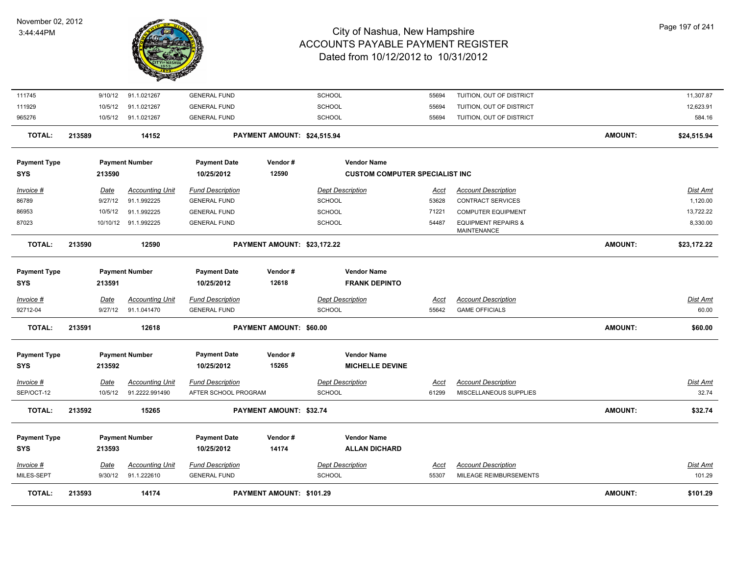# City of Nashua, New Hampshire
## ACCOUNTS PAYABLE PAYMENT REGISTER
### Dated from 10/12/2012 to 10/31/2012

November 02, 2012
3:44:44PM

| Invoice # | Date | Accounting Unit | Fund Description | Dept Description | Acct | Account Description | Dist Amt |
|---|---|---|---|---|---|---|---|
| 111745 | 9/10/12 | 91.1.021267 | GENERAL FUND | SCHOOL | 55694 | TUITION, OUT OF DISTRICT | 11,307.87 |
| 111929 | 10/5/12 | 91.1.021267 | GENERAL FUND | SCHOOL | 55694 | TUITION, OUT OF DISTRICT | 12,623.91 |
| 965276 | 10/5/12 | 91.1.021267 | GENERAL FUND | SCHOOL | 55694 | TUITION, OUT OF DISTRICT | 584.16 |

**TOTAL: 213589 14152 PAYMENT AMOUNT: $24,515.94 AMOUNT: $24,515.94**

| Payment Type | Payment Number | Payment Date | Vendor # | Vendor Name |
|---|---|---|---|---|
| SYS | 213590 | 10/25/2012 | 12590 | CUSTOM COMPUTER SPECIALIST INC |

| Invoice # | Date | Accounting Unit | Fund Description | Dept Description | Acct | Account Description | Dist Amt |
|---|---|---|---|---|---|---|---|
| 86789 | 9/27/12 | 91.1.992225 | GENERAL FUND | SCHOOL | 53628 | CONTRACT SERVICES | 1,120.00 |
| 86953 | 10/5/12 | 91.1.992225 | GENERAL FUND | SCHOOL | 71221 | COMPUTER EQUIPMENT | 13,722.22 |
| 87023 | 10/10/12 | 91.1.992225 | GENERAL FUND | SCHOOL | 54487 | EQUIPMENT REPAIRS & MAINTENANCE | 8,330.00 |

**TOTAL: 213590 12590 PAYMENT AMOUNT: $23,172.22 AMOUNT: $23,172.22**

| Payment Type | Payment Number | Payment Date | Vendor # | Vendor Name |
|---|---|---|---|---|
| SYS | 213591 | 10/25/2012 | 12618 | FRANK DEPINTO |

| Invoice # | Date | Accounting Unit | Fund Description | Dept Description | Acct | Account Description | Dist Amt |
|---|---|---|---|---|---|---|---|
| 92712-04 | 9/27/12 | 91.1.041470 | GENERAL FUND | SCHOOL | 55642 | GAME OFFICIALS | 60.00 |

**TOTAL: 213591 12618 PAYMENT AMOUNT: $60.00 AMOUNT: $60.00**

| Payment Type | Payment Number | Payment Date | Vendor # | Vendor Name |
|---|---|---|---|---|
| SYS | 213592 | 10/25/2012 | 15265 | MICHELLE DEVINE |

| Invoice # | Date | Accounting Unit | Fund Description | Dept Description | Acct | Account Description | Dist Amt |
|---|---|---|---|---|---|---|---|
| SEP/OCT-12 | 10/5/12 | 91.2222.991490 | AFTER SCHOOL PROGRAM | SCHOOL | 61299 | MISCELLANEOUS SUPPLIES | 32.74 |

**TOTAL: 213592 15265 PAYMENT AMOUNT: $32.74 AMOUNT: $32.74**

| Payment Type | Payment Number | Payment Date | Vendor # | Vendor Name |
|---|---|---|---|---|
| SYS | 213593 | 10/25/2012 | 14174 | ALLAN DICHARD |

| Invoice # | Date | Accounting Unit | Fund Description | Dept Description | Acct | Account Description | Dist Amt |
|---|---|---|---|---|---|---|---|
| MILES-SEPT | 9/30/12 | 91.1.222610 | GENERAL FUND | SCHOOL | 55307 | MILEAGE REIMBURSEMENTS | 101.29 |

**TOTAL: 213593 14174 PAYMENT AMOUNT: $101.29 AMOUNT: $101.29**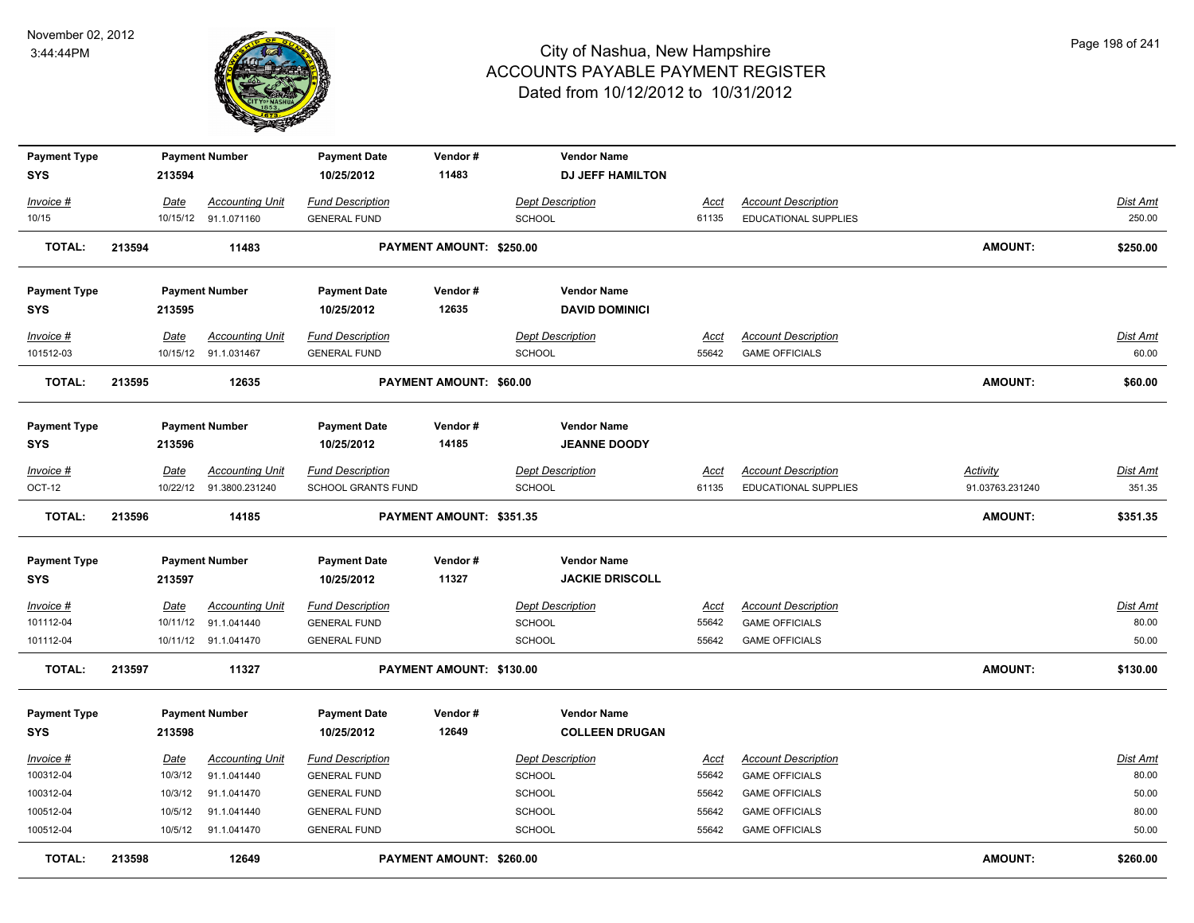# City of Nashua, New Hampshire
# ACCOUNTS PAYABLE PAYMENT REGISTER
## Dated from 10/12/2012 to 10/31/2012

November 02, 2012
3:44:44PM

| Payment Type | Payment Number | Payment Date | Vendor # | Vendor Name | | | |
|---|---|---|---|---|---|---|---|
| SYS | 213594 | 10/25/2012 | 11483 | DJ JEFF HAMILTON | | | |

| Invoice # | Date | Accounting Unit | Fund Description | Dept Description | Acct | Account Description | Dist Amt |
|---|---|---|---|---|---|---|---|
| 10/15 | 10/15/12 | 91.1.071160 | GENERAL FUND | SCHOOL | 61135 | EDUCATIONAL SUPPLIES | 250.00 |

**TOTAL: 213594 11483 PAYMENT AMOUNT: $250.00 AMOUNT: $250.00**

| Payment Type | Payment Number | Payment Date | Vendor # | Vendor Name | | | |
|---|---|---|---|---|---|---|---|
| SYS | 213595 | 10/25/2012 | 12635 | DAVID DOMINICI | | | |

| Invoice # | Date | Accounting Unit | Fund Description | Dept Description | Acct | Account Description | Dist Amt |
|---|---|---|---|---|---|---|---|
| 101512-03 | 10/15/12 | 91.1.031467 | GENERAL FUND | SCHOOL | 55642 | GAME OFFICIALS | 60.00 |

**TOTAL: 213595 12635 PAYMENT AMOUNT: $60.00 AMOUNT: $60.00**

| Payment Type | Payment Number | Payment Date | Vendor # | Vendor Name | | | | |
|---|---|---|---|---|---|---|---|---|
| SYS | 213596 | 10/25/2012 | 14185 | JEANNE DOODY | | | | |

| Invoice # | Date | Accounting Unit | Fund Description | Dept Description | Acct | Account Description | Activity | Dist Amt |
|---|---|---|---|---|---|---|---|---|
| OCT-12 | 10/22/12 | 91.3800.231240 | SCHOOL GRANTS FUND | SCHOOL | 61135 | EDUCATIONAL SUPPLIES | 91.03763.231240 | 351.35 |

**TOTAL: 213596 14185 PAYMENT AMOUNT: $351.35 AMOUNT: $351.35**

| Payment Type | Payment Number | Payment Date | Vendor # | Vendor Name | | | |
|---|---|---|---|---|---|---|---|
| SYS | 213597 | 10/25/2012 | 11327 | JACKIE DRISCOLL | | | |

| Invoice # | Date | Accounting Unit | Fund Description | Dept Description | Acct | Account Description | Dist Amt |
|---|---|---|---|---|---|---|---|
| 101112-04 | 10/11/12 | 91.1.041440 | GENERAL FUND | SCHOOL | 55642 | GAME OFFICIALS | 80.00 |
| 101112-04 | 10/11/12 | 91.1.041470 | GENERAL FUND | SCHOOL | 55642 | GAME OFFICIALS | 50.00 |

**TOTAL: 213597 11327 PAYMENT AMOUNT: $130.00 AMOUNT: $130.00**

| Payment Type | Payment Number | Payment Date | Vendor # | Vendor Name | | | |
|---|---|---|---|---|---|---|---|
| SYS | 213598 | 10/25/2012 | 12649 | COLLEEN DRUGAN | | | |

| Invoice # | Date | Accounting Unit | Fund Description | Dept Description | Acct | Account Description | Dist Amt |
|---|---|---|---|---|---|---|---|
| 100312-04 | 10/3/12 | 91.1.041440 | GENERAL FUND | SCHOOL | 55642 | GAME OFFICIALS | 80.00 |
| 100312-04 | 10/3/12 | 91.1.041470 | GENERAL FUND | SCHOOL | 55642 | GAME OFFICIALS | 50.00 |
| 100512-04 | 10/5/12 | 91.1.041440 | GENERAL FUND | SCHOOL | 55642 | GAME OFFICIALS | 80.00 |
| 100512-04 | 10/5/12 | 91.1.041470 | GENERAL FUND | SCHOOL | 55642 | GAME OFFICIALS | 50.00 |

**TOTAL: 213598 12649 PAYMENT AMOUNT: $260.00 AMOUNT: $260.00**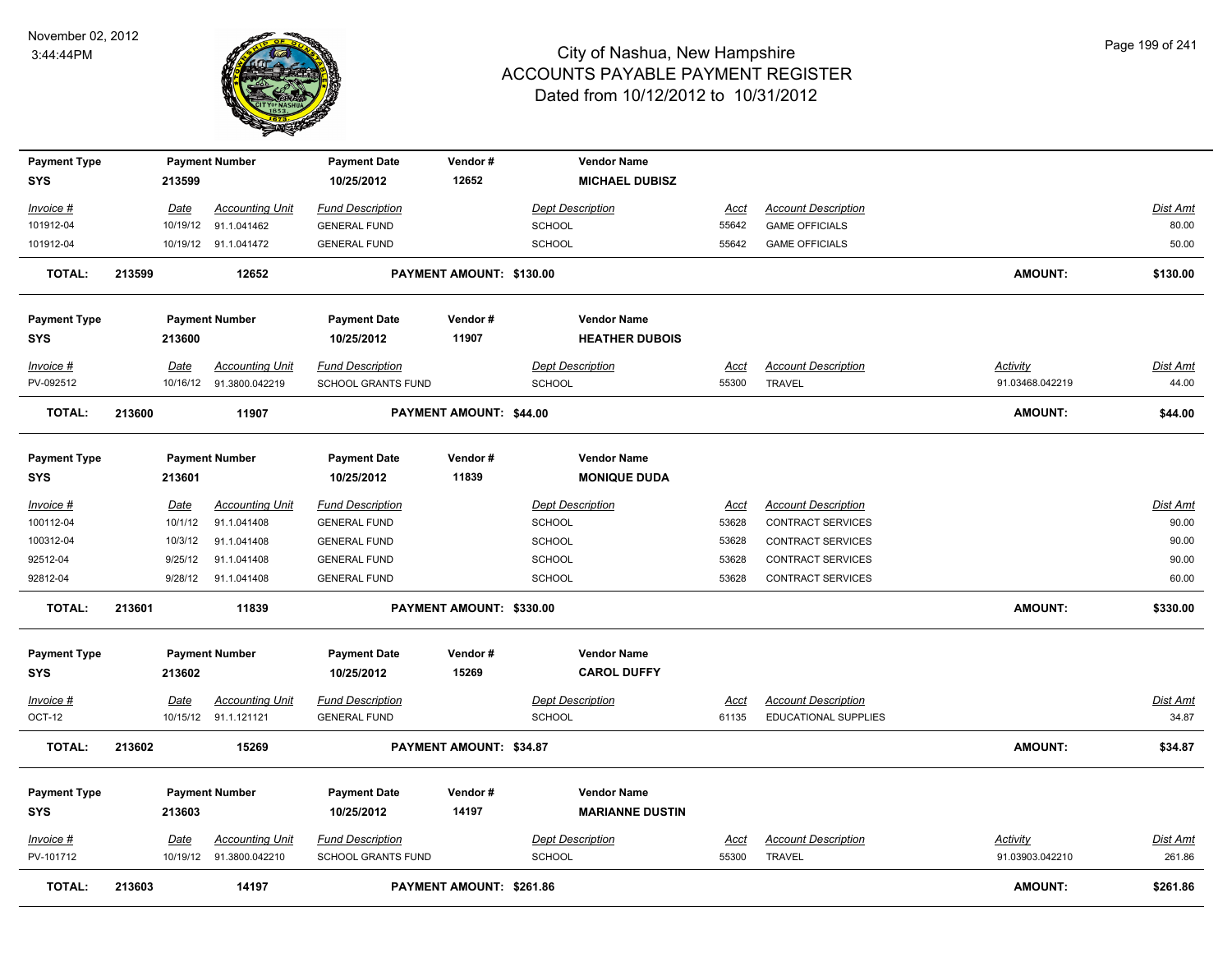# City of Nashua, New Hampshire
## ACCOUNTS PAYABLE PAYMENT REGISTER
### Dated from 10/12/2012 to 10/31/2012

November 02, 2012
3:44:44PM

| Payment Type | Payment Number | Payment Date | Vendor # | Vendor Name | | | | |
|---|---|---|---|---|---|---|---|---|
| SYS | 213599 | 10/25/2012 | 12652 | MICHAEL DUBISZ | | | | |
| *Invoice #* | *Date* | *Accounting Unit* | *Fund Description* | *Dept Description* | *Acct* | *Account Description* | | *Dist Amt* |
| 101912-04 | 10/19/12 | 91.1.041462 | GENERAL FUND | SCHOOL | 55642 | GAME OFFICIALS | | 80.00 |
| 101912-04 | 10/19/12 | 91.1.041472 | GENERAL FUND | SCHOOL | 55642 | GAME OFFICIALS | | 50.00 |
| **TOTAL:** | **213599** | **12652** | **PAYMENT AMOUNT: $130.00** | | | | **AMOUNT:** | **$130.00** |

| Payment Type | Payment Number | Payment Date | Vendor # | Vendor Name | | | | |
|---|---|---|---|---|---|---|---|---|
| SYS | 213600 | 10/25/2012 | 11907 | HEATHER DUBOIS | | | | |
| *Invoice #* | *Date* | *Accounting Unit* | *Fund Description* | *Dept Description* | *Acct* | *Account Description* | *Activity* | *Dist Amt* |
| PV-092512 | 10/16/12 | 91.3800.042219 | SCHOOL GRANTS FUND | SCHOOL | 55300 | TRAVEL | 91.03468.042219 | 44.00 |
| **TOTAL:** | **213600** | **11907** | **PAYMENT AMOUNT: $44.00** | | | | **AMOUNT:** | **$44.00** |

| Payment Type | Payment Number | Payment Date | Vendor # | Vendor Name | | | | |
|---|---|---|---|---|---|---|---|---|
| SYS | 213601 | 10/25/2012 | 11839 | MONIQUE DUDA | | | | |
| *Invoice #* | *Date* | *Accounting Unit* | *Fund Description* | *Dept Description* | *Acct* | *Account Description* | | *Dist Amt* |
| 100112-04 | 10/1/12 | 91.1.041408 | GENERAL FUND | SCHOOL | 53628 | CONTRACT SERVICES | | 90.00 |
| 100312-04 | 10/3/12 | 91.1.041408 | GENERAL FUND | SCHOOL | 53628 | CONTRACT SERVICES | | 90.00 |
| 92512-04 | 9/25/12 | 91.1.041408 | GENERAL FUND | SCHOOL | 53628 | CONTRACT SERVICES | | 90.00 |
| 92812-04 | 9/28/12 | 91.1.041408 | GENERAL FUND | SCHOOL | 53628 | CONTRACT SERVICES | | 60.00 |
| **TOTAL:** | **213601** | **11839** | **PAYMENT AMOUNT: $330.00** | | | | **AMOUNT:** | **$330.00** |

| Payment Type | Payment Number | Payment Date | Vendor # | Vendor Name | | | | |
|---|---|---|---|---|---|---|---|---|
| SYS | 213602 | 10/25/2012 | 15269 | CAROL DUFFY | | | | |
| *Invoice #* | *Date* | *Accounting Unit* | *Fund Description* | *Dept Description* | *Acct* | *Account Description* | | *Dist Amt* |
| OCT-12 | 10/15/12 | 91.1.121121 | GENERAL FUND | SCHOOL | 61135 | EDUCATIONAL SUPPLIES | | 34.87 |
| **TOTAL:** | **213602** | **15269** | **PAYMENT AMOUNT: $34.87** | | | | **AMOUNT:** | **$34.87** |

| Payment Type | Payment Number | Payment Date | Vendor # | Vendor Name | | | | |
|---|---|---|---|---|---|---|---|---|
| SYS | 213603 | 10/25/2012 | 14197 | MARIANNE DUSTIN | | | | |
| *Invoice #* | *Date* | *Accounting Unit* | *Fund Description* | *Dept Description* | *Acct* | *Account Description* | *Activity* | *Dist Amt* |
| PV-101712 | 10/19/12 | 91.3800.042210 | SCHOOL GRANTS FUND | SCHOOL | 55300 | TRAVEL | 91.03903.042210 | 261.86 |
| **TOTAL:** | **213603** | **14197** | **PAYMENT AMOUNT: $261.86** | | | | **AMOUNT:** | **$261.86** |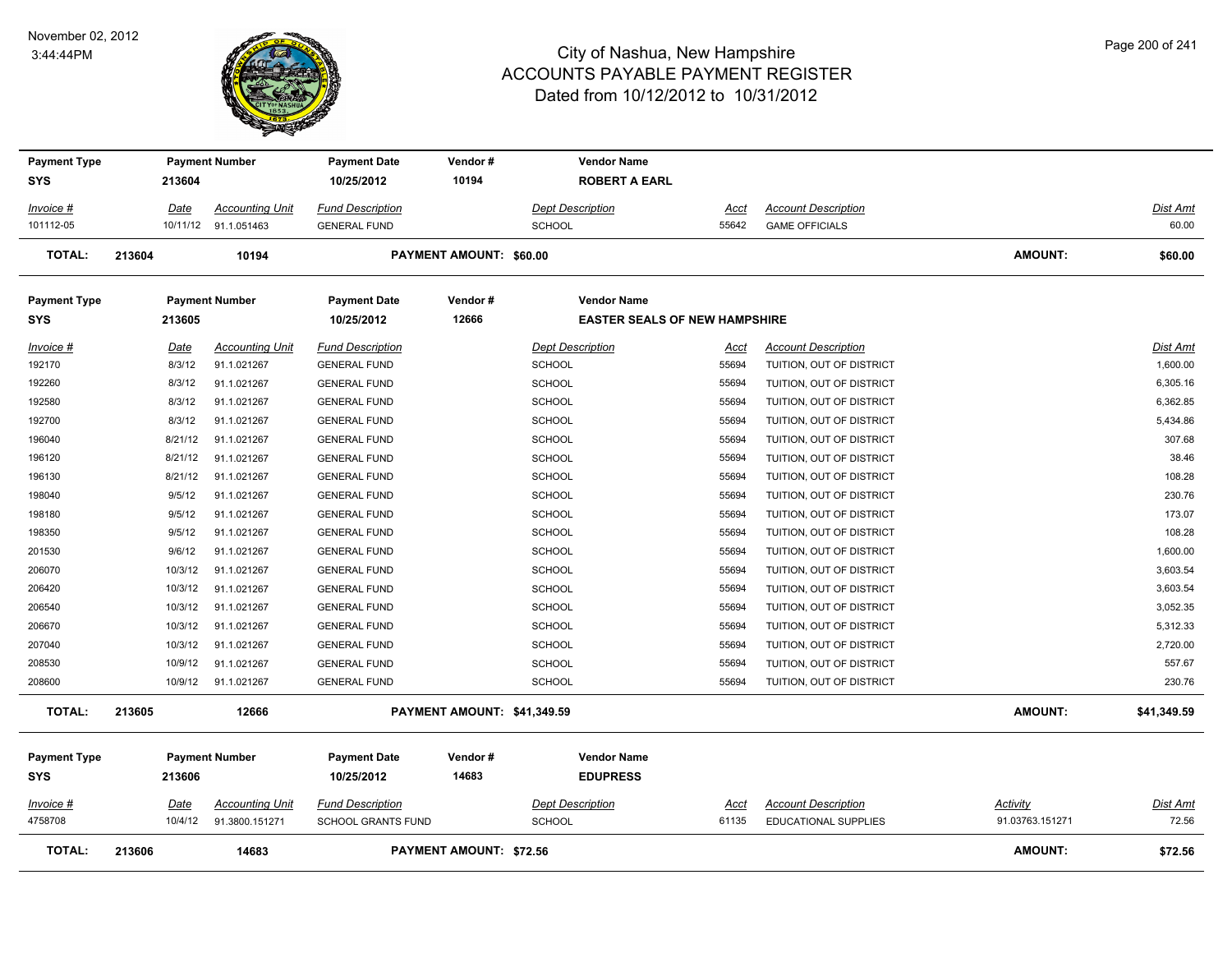# City of Nashua, New Hampshire
# ACCOUNTS PAYABLE PAYMENT REGISTER
## Dated from 10/12/2012 to 10/31/2012

November 02, 2012
3:44:44PM

| Payment Type | Payment Number | Payment Date | Vendor # | Vendor Name |
|---|---|---|---|---|
| SYS | 213604 | 10/25/2012 | 10194 | ROBERT A EARL |

| Invoice # | Date | Accounting Unit | Fund Description | Dept Description | Acct | Account Description | Dist Amt |
|---|---|---|---|---|---|---|---|
| 101112-05 | 10/11/12 | 91.1.051463 | GENERAL FUND | SCHOOL | 55642 | GAME OFFICIALS | 60.00 |

**TOTAL: 213604 10194 PAYMENT AMOUNT: $60.00 AMOUNT: $60.00**

| Payment Type | Payment Number | Payment Date | Vendor # | Vendor Name |
|---|---|---|---|---|
| SYS | 213605 | 10/25/2012 | 12666 | EASTER SEALS OF NEW HAMPSHIRE |

| Invoice # | Date | Accounting Unit | Fund Description | Dept Description | Acct | Account Description | Dist Amt |
|---|---|---|---|---|---|---|---|
| 192170 | 8/3/12 | 91.1.021267 | GENERAL FUND | SCHOOL | 55694 | TUITION, OUT OF DISTRICT | 1,600.00 |
| 192260 | 8/3/12 | 91.1.021267 | GENERAL FUND | SCHOOL | 55694 | TUITION, OUT OF DISTRICT | 6,305.16 |
| 192580 | 8/3/12 | 91.1.021267 | GENERAL FUND | SCHOOL | 55694 | TUITION, OUT OF DISTRICT | 6,362.85 |
| 192700 | 8/3/12 | 91.1.021267 | GENERAL FUND | SCHOOL | 55694 | TUITION, OUT OF DISTRICT | 5,434.86 |
| 196040 | 8/21/12 | 91.1.021267 | GENERAL FUND | SCHOOL | 55694 | TUITION, OUT OF DISTRICT | 307.68 |
| 196120 | 8/21/12 | 91.1.021267 | GENERAL FUND | SCHOOL | 55694 | TUITION, OUT OF DISTRICT | 38.46 |
| 196130 | 8/21/12 | 91.1.021267 | GENERAL FUND | SCHOOL | 55694 | TUITION, OUT OF DISTRICT | 108.28 |
| 198040 | 9/5/12 | 91.1.021267 | GENERAL FUND | SCHOOL | 55694 | TUITION, OUT OF DISTRICT | 230.76 |
| 198180 | 9/5/12 | 91.1.021267 | GENERAL FUND | SCHOOL | 55694 | TUITION, OUT OF DISTRICT | 173.07 |
| 198350 | 9/5/12 | 91.1.021267 | GENERAL FUND | SCHOOL | 55694 | TUITION, OUT OF DISTRICT | 108.28 |
| 201530 | 9/6/12 | 91.1.021267 | GENERAL FUND | SCHOOL | 55694 | TUITION, OUT OF DISTRICT | 1,600.00 |
| 206070 | 10/3/12 | 91.1.021267 | GENERAL FUND | SCHOOL | 55694 | TUITION, OUT OF DISTRICT | 3,603.54 |
| 206420 | 10/3/12 | 91.1.021267 | GENERAL FUND | SCHOOL | 55694 | TUITION, OUT OF DISTRICT | 3,603.54 |
| 206540 | 10/3/12 | 91.1.021267 | GENERAL FUND | SCHOOL | 55694 | TUITION, OUT OF DISTRICT | 3,052.35 |
| 206670 | 10/3/12 | 91.1.021267 | GENERAL FUND | SCHOOL | 55694 | TUITION, OUT OF DISTRICT | 5,312.33 |
| 207040 | 10/3/12 | 91.1.021267 | GENERAL FUND | SCHOOL | 55694 | TUITION, OUT OF DISTRICT | 2,720.00 |
| 208530 | 10/9/12 | 91.1.021267 | GENERAL FUND | SCHOOL | 55694 | TUITION, OUT OF DISTRICT | 557.67 |
| 208600 | 10/9/12 | 91.1.021267 | GENERAL FUND | SCHOOL | 55694 | TUITION, OUT OF DISTRICT | 230.76 |

**TOTAL: 213605 12666 PAYMENT AMOUNT: $41,349.59 AMOUNT: $41,349.59**

| Payment Type | Payment Number | Payment Date | Vendor # | Vendor Name |
|---|---|---|---|---|
| SYS | 213606 | 10/25/2012 | 14683 | EDUPRESS |

| Invoice # | Date | Accounting Unit | Fund Description | Dept Description | Acct | Account Description | Activity | Dist Amt |
|---|---|---|---|---|---|---|---|---|
| 4758708 | 10/4/12 | 91.3800.151271 | SCHOOL GRANTS FUND | SCHOOL | 61135 | EDUCATIONAL SUPPLIES | 91.03763.151271 | 72.56 |

**TOTAL: 213606 14683 PAYMENT AMOUNT: $72.56 AMOUNT: $72.56**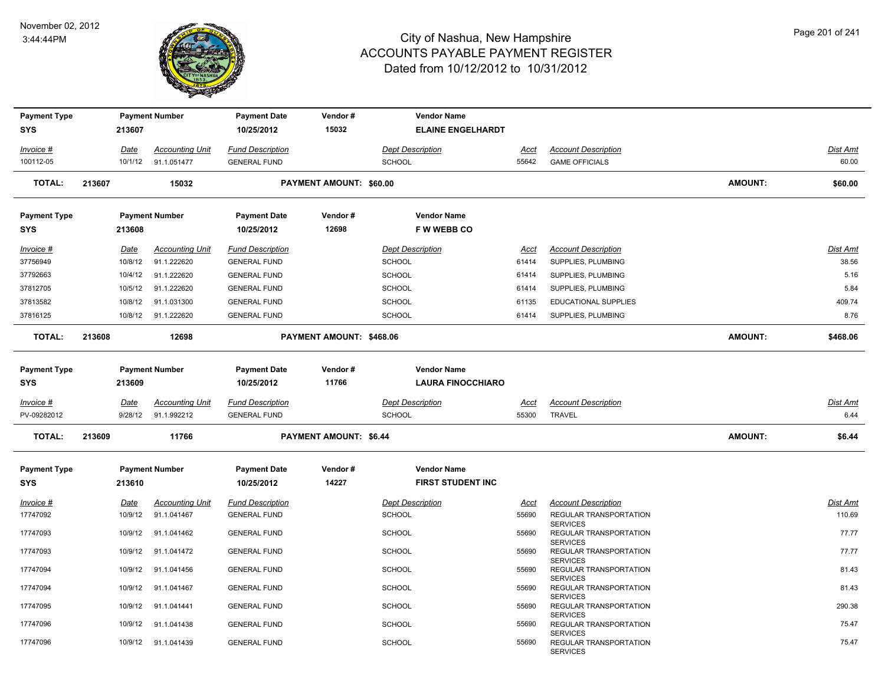November 02, 2012
3:44:44PM

# City of Nashua, New Hampshire
# ACCOUNTS PAYABLE PAYMENT REGISTER
Dated from 10/12/2012 to 10/31/2012

| Payment Type | Payment Number | Payment Date | Vendor # | Vendor Name |
|---|---|---|---|---|
| SYS | 213607 | 10/25/2012 | 15032 | ELAINE ENGELHARDT |

| Invoice # | Date | Accounting Unit | Fund Description | Dept Description | Acct | Account Description | Dist Amt |
|---|---|---|---|---|---|---|---|
| 100112-05 | 10/1/12 | 91.1.051477 | GENERAL FUND | SCHOOL | 55642 | GAME OFFICIALS | 60.00 |

**TOTAL: 213607 15032 PAYMENT AMOUNT: $60.00 AMOUNT: $60.00**

| Payment Type | Payment Number | Payment Date | Vendor # | Vendor Name |
|---|---|---|---|---|
| SYS | 213608 | 10/25/2012 | 12698 | F W WEBB CO |

| Invoice # | Date | Accounting Unit | Fund Description | Dept Description | Acct | Account Description | Dist Amt |
|---|---|---|---|---|---|---|---|
| 37756949 | 10/8/12 | 91.1.222620 | GENERAL FUND | SCHOOL | 61414 | SUPPLIES, PLUMBING | 38.56 |
| 37792663 | 10/4/12 | 91.1.222620 | GENERAL FUND | SCHOOL | 61414 | SUPPLIES, PLUMBING | 5.16 |
| 37812705 | 10/5/12 | 91.1.222620 | GENERAL FUND | SCHOOL | 61414 | SUPPLIES, PLUMBING | 5.84 |
| 37813582 | 10/8/12 | 91.1.031300 | GENERAL FUND | SCHOOL | 61135 | EDUCATIONAL SUPPLIES | 409.74 |
| 37816125 | 10/8/12 | 91.1.222620 | GENERAL FUND | SCHOOL | 61414 | SUPPLIES, PLUMBING | 8.76 |

**TOTAL: 213608 12698 PAYMENT AMOUNT: $468.06 AMOUNT: $468.06**

| Payment Type | Payment Number | Payment Date | Vendor # | Vendor Name |
|---|---|---|---|---|
| SYS | 213609 | 10/25/2012 | 11766 | LAURA FINOCCHIARO |

| Invoice # | Date | Accounting Unit | Fund Description | Dept Description | Acct | Account Description | Dist Amt |
|---|---|---|---|---|---|---|---|
| PV-09282012 | 9/28/12 | 91.1.992212 | GENERAL FUND | SCHOOL | 55300 | TRAVEL | 6.44 |

**TOTAL: 213609 11766 PAYMENT AMOUNT: $6.44 AMOUNT: $6.44**

| Payment Type | Payment Number | Payment Date | Vendor # | Vendor Name |
|---|---|---|---|---|
| SYS | 213610 | 10/25/2012 | 14227 | FIRST STUDENT INC |

| Invoice # | Date | Accounting Unit | Fund Description | Dept Description | Acct | Account Description | Dist Amt |
|---|---|---|---|---|---|---|---|
| 17747092 | 10/9/12 | 91.1.041467 | GENERAL FUND | SCHOOL | 55690 | REGULAR TRANSPORTATION SERVICES | 110.69 |
| 17747093 | 10/9/12 | 91.1.041462 | GENERAL FUND | SCHOOL | 55690 | REGULAR TRANSPORTATION SERVICES | 77.77 |
| 17747093 | 10/9/12 | 91.1.041472 | GENERAL FUND | SCHOOL | 55690 | REGULAR TRANSPORTATION SERVICES | 77.77 |
| 17747094 | 10/9/12 | 91.1.041456 | GENERAL FUND | SCHOOL | 55690 | REGULAR TRANSPORTATION SERVICES | 81.43 |
| 17747094 | 10/9/12 | 91.1.041467 | GENERAL FUND | SCHOOL | 55690 | REGULAR TRANSPORTATION SERVICES | 81.43 |
| 17747095 | 10/9/12 | 91.1.041441 | GENERAL FUND | SCHOOL | 55690 | REGULAR TRANSPORTATION SERVICES | 290.38 |
| 17747096 | 10/9/12 | 91.1.041438 | GENERAL FUND | SCHOOL | 55690 | REGULAR TRANSPORTATION SERVICES | 75.47 |
| 17747096 | 10/9/12 | 91.1.041439 | GENERAL FUND | SCHOOL | 55690 | REGULAR TRANSPORTATION SERVICES | 75.47 |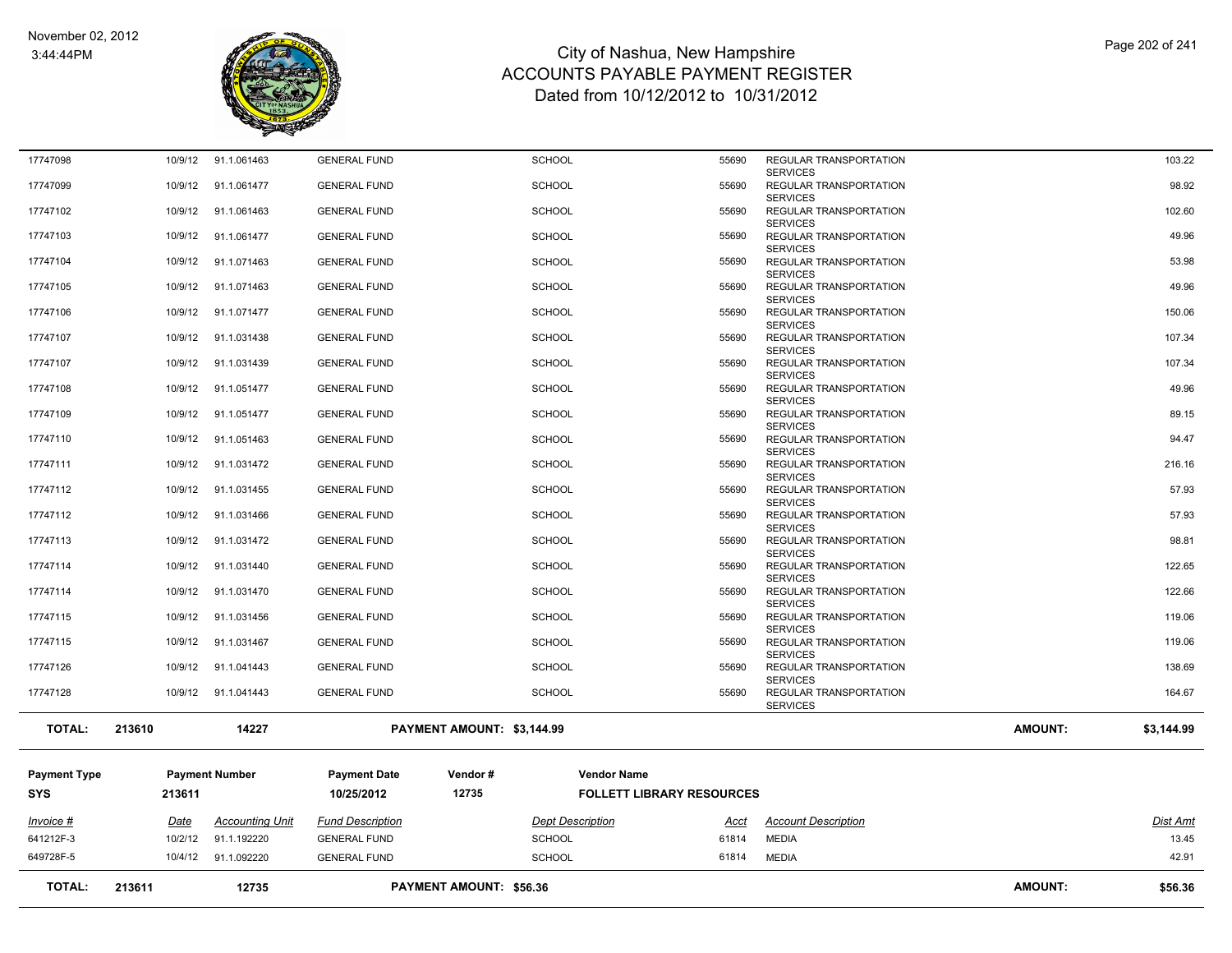| Invoice # | Date | Accounting Unit | Fund Description | Dept Description | Acct | Account Description | Dist Amt |
|---|---|---|---|---|---|---|---|
| 17747098 | 10/9/12 | 91.1.061463 | GENERAL FUND | SCHOOL | 55690 | REGULAR TRANSPORTATION SERVICES | 103.22 |
| 17747099 | 10/9/12 | 91.1.061477 | GENERAL FUND | SCHOOL | 55690 | REGULAR TRANSPORTATION SERVICES | 98.92 |
| 17747102 | 10/9/12 | 91.1.061463 | GENERAL FUND | SCHOOL | 55690 | REGULAR TRANSPORTATION SERVICES | 102.60 |
| 17747103 | 10/9/12 | 91.1.061477 | GENERAL FUND | SCHOOL | 55690 | REGULAR TRANSPORTATION SERVICES | 49.96 |
| 17747104 | 10/9/12 | 91.1.071463 | GENERAL FUND | SCHOOL | 55690 | REGULAR TRANSPORTATION SERVICES | 53.98 |
| 17747105 | 10/9/12 | 91.1.071463 | GENERAL FUND | SCHOOL | 55690 | REGULAR TRANSPORTATION SERVICES | 49.96 |
| 17747106 | 10/9/12 | 91.1.071477 | GENERAL FUND | SCHOOL | 55690 | REGULAR TRANSPORTATION SERVICES | 150.06 |
| 17747107 | 10/9/12 | 91.1.031438 | GENERAL FUND | SCHOOL | 55690 | REGULAR TRANSPORTATION SERVICES | 107.34 |
| 17747107 | 10/9/12 | 91.1.031439 | GENERAL FUND | SCHOOL | 55690 | REGULAR TRANSPORTATION SERVICES | 107.34 |
| 17747108 | 10/9/12 | 91.1.051477 | GENERAL FUND | SCHOOL | 55690 | REGULAR TRANSPORTATION SERVICES | 49.96 |
| 17747109 | 10/9/12 | 91.1.051477 | GENERAL FUND | SCHOOL | 55690 | REGULAR TRANSPORTATION SERVICES | 89.15 |
| 17747110 | 10/9/12 | 91.1.051463 | GENERAL FUND | SCHOOL | 55690 | REGULAR TRANSPORTATION SERVICES | 94.47 |
| 17747111 | 10/9/12 | 91.1.031472 | GENERAL FUND | SCHOOL | 55690 | REGULAR TRANSPORTATION SERVICES | 216.16 |
| 17747112 | 10/9/12 | 91.1.031455 | GENERAL FUND | SCHOOL | 55690 | REGULAR TRANSPORTATION SERVICES | 57.93 |
| 17747112 | 10/9/12 | 91.1.031466 | GENERAL FUND | SCHOOL | 55690 | REGULAR TRANSPORTATION SERVICES | 57.93 |
| 17747113 | 10/9/12 | 91.1.031472 | GENERAL FUND | SCHOOL | 55690 | REGULAR TRANSPORTATION SERVICES | 98.81 |
| 17747114 | 10/9/12 | 91.1.031440 | GENERAL FUND | SCHOOL | 55690 | REGULAR TRANSPORTATION SERVICES | 122.65 |
| 17747114 | 10/9/12 | 91.1.031470 | GENERAL FUND | SCHOOL | 55690 | REGULAR TRANSPORTATION SERVICES | 122.66 |
| 17747115 | 10/9/12 | 91.1.031456 | GENERAL FUND | SCHOOL | 55690 | REGULAR TRANSPORTATION SERVICES | 119.06 |
| 17747115 | 10/9/12 | 91.1.031467 | GENERAL FUND | SCHOOL | 55690 | REGULAR TRANSPORTATION SERVICES | 119.06 |
| 17747126 | 10/9/12 | 91.1.041443 | GENERAL FUND | SCHOOL | 55690 | REGULAR TRANSPORTATION SERVICES | 138.69 |
| 17747128 | 10/9/12 | 91.1.041443 | GENERAL FUND | SCHOOL | 55690 | REGULAR TRANSPORTATION SERVICES | 164.67 |

**TOTAL:** 213610 | 14227 | **PAYMENT AMOUNT: $3,144.99** | **AMOUNT: $3,144.99**

| Payment Type | Payment Number | Payment Date | Vendor # | Vendor Name |
|---|---|---|---|---|
| SYS | 213611 | 10/25/2012 | 12735 | FOLLETT LIBRARY RESOURCES |

| Invoice # | Date | Accounting Unit | Fund Description | Dept Description | Acct | Account Description | Dist Amt |
|---|---|---|---|---|---|---|---|
| 641212F-3 | 10/2/12 | 91.1.192220 | GENERAL FUND | SCHOOL | 61814 | MEDIA | 13.45 |
| 649728F-5 | 10/4/12 | 91.1.092220 | GENERAL FUND | SCHOOL | 61814 | MEDIA | 42.91 |

**TOTAL:** 213611 | 12735 | **PAYMENT AMOUNT: $56.36** | **AMOUNT: $56.36**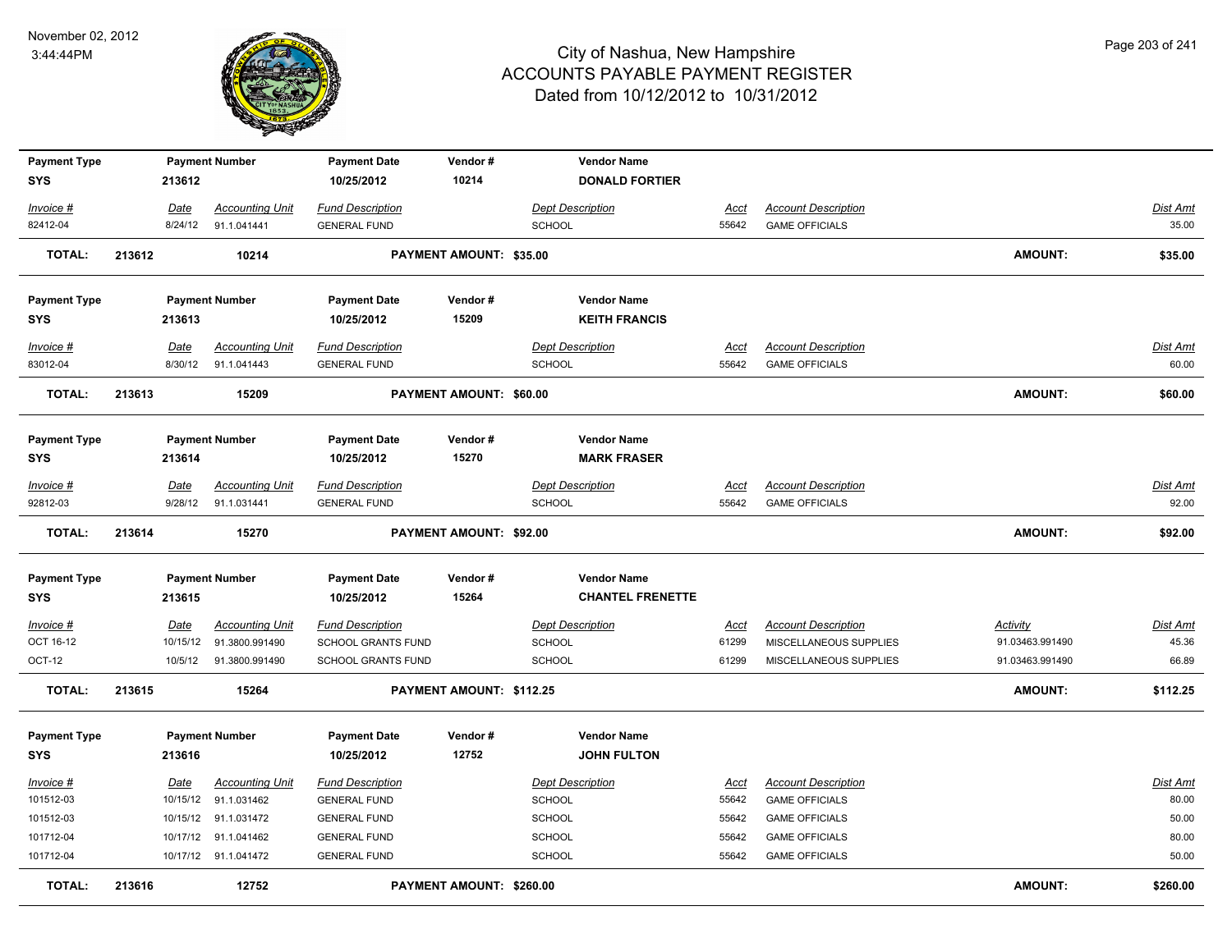# City of Nashua, New Hampshire
## ACCOUNTS PAYABLE PAYMENT REGISTER
### Dated from 10/12/2012 to 10/31/2012

November 02, 2012
3:44:44PM

| Payment Type | Payment Number | Payment Date | Vendor # | Vendor Name |
|---|---|---|---|---|
| SYS | 213612 | 10/25/2012 | 10214 | DONALD FORTIER |

| Invoice # | Date | Accounting Unit | Fund Description | Dept Description | Acct | Account Description | Dist Amt |
|---|---|---|---|---|---|---|---|
| 82412-04 | 8/24/12 | 91.1.041441 | GENERAL FUND | SCHOOL | 55642 | GAME OFFICIALS | 35.00 |

**TOTAL: 213612 10214 PAYMENT AMOUNT: $35.00 AMOUNT: $35.00**

| Payment Type | Payment Number | Payment Date | Vendor # | Vendor Name |
|---|---|---|---|---|
| SYS | 213613 | 10/25/2012 | 15209 | KEITH FRANCIS |

| Invoice # | Date | Accounting Unit | Fund Description | Dept Description | Acct | Account Description | Dist Amt |
|---|---|---|---|---|---|---|---|
| 83012-04 | 8/30/12 | 91.1.041443 | GENERAL FUND | SCHOOL | 55642 | GAME OFFICIALS | 60.00 |

**TOTAL: 213613 15209 PAYMENT AMOUNT: $60.00 AMOUNT: $60.00**

| Payment Type | Payment Number | Payment Date | Vendor # | Vendor Name |
|---|---|---|---|---|
| SYS | 213614 | 10/25/2012 | 15270 | MARK FRASER |

| Invoice # | Date | Accounting Unit | Fund Description | Dept Description | Acct | Account Description | Dist Amt |
|---|---|---|---|---|---|---|---|
| 92812-03 | 9/28/12 | 91.1.031441 | GENERAL FUND | SCHOOL | 55642 | GAME OFFICIALS | 92.00 |

**TOTAL: 213614 15270 PAYMENT AMOUNT: $92.00 AMOUNT: $92.00**

| Payment Type | Payment Number | Payment Date | Vendor # | Vendor Name |
|---|---|---|---|---|
| SYS | 213615 | 10/25/2012 | 15264 | CHANTEL FRENETTE |

| Invoice # | Date | Accounting Unit | Fund Description | Dept Description | Acct | Account Description | Activity | Dist Amt |
|---|---|---|---|---|---|---|---|---|
| OCT 16-12 | 10/15/12 | 91.3800.991490 | SCHOOL GRANTS FUND | SCHOOL | 61299 | MISCELLANEOUS SUPPLIES | 91.03463.991490 | 45.36 |
| OCT-12 | 10/5/12 | 91.3800.991490 | SCHOOL GRANTS FUND | SCHOOL | 61299 | MISCELLANEOUS SUPPLIES | 91.03463.991490 | 66.89 |

**TOTAL: 213615 15264 PAYMENT AMOUNT: $112.25 AMOUNT: $112.25**

| Payment Type | Payment Number | Payment Date | Vendor # | Vendor Name |
|---|---|---|---|---|
| SYS | 213616 | 10/25/2012 | 12752 | JOHN FULTON |

| Invoice # | Date | Accounting Unit | Fund Description | Dept Description | Acct | Account Description | Dist Amt |
|---|---|---|---|---|---|---|---|
| 101512-03 | 10/15/12 | 91.1.031462 | GENERAL FUND | SCHOOL | 55642 | GAME OFFICIALS | 80.00 |
| 101512-03 | 10/15/12 | 91.1.031472 | GENERAL FUND | SCHOOL | 55642 | GAME OFFICIALS | 50.00 |
| 101712-04 | 10/17/12 | 91.1.041462 | GENERAL FUND | SCHOOL | 55642 | GAME OFFICIALS | 80.00 |
| 101712-04 | 10/17/12 | 91.1.041472 | GENERAL FUND | SCHOOL | 55642 | GAME OFFICIALS | 50.00 |

**TOTAL: 213616 12752 PAYMENT AMOUNT: $260.00 AMOUNT: $260.00**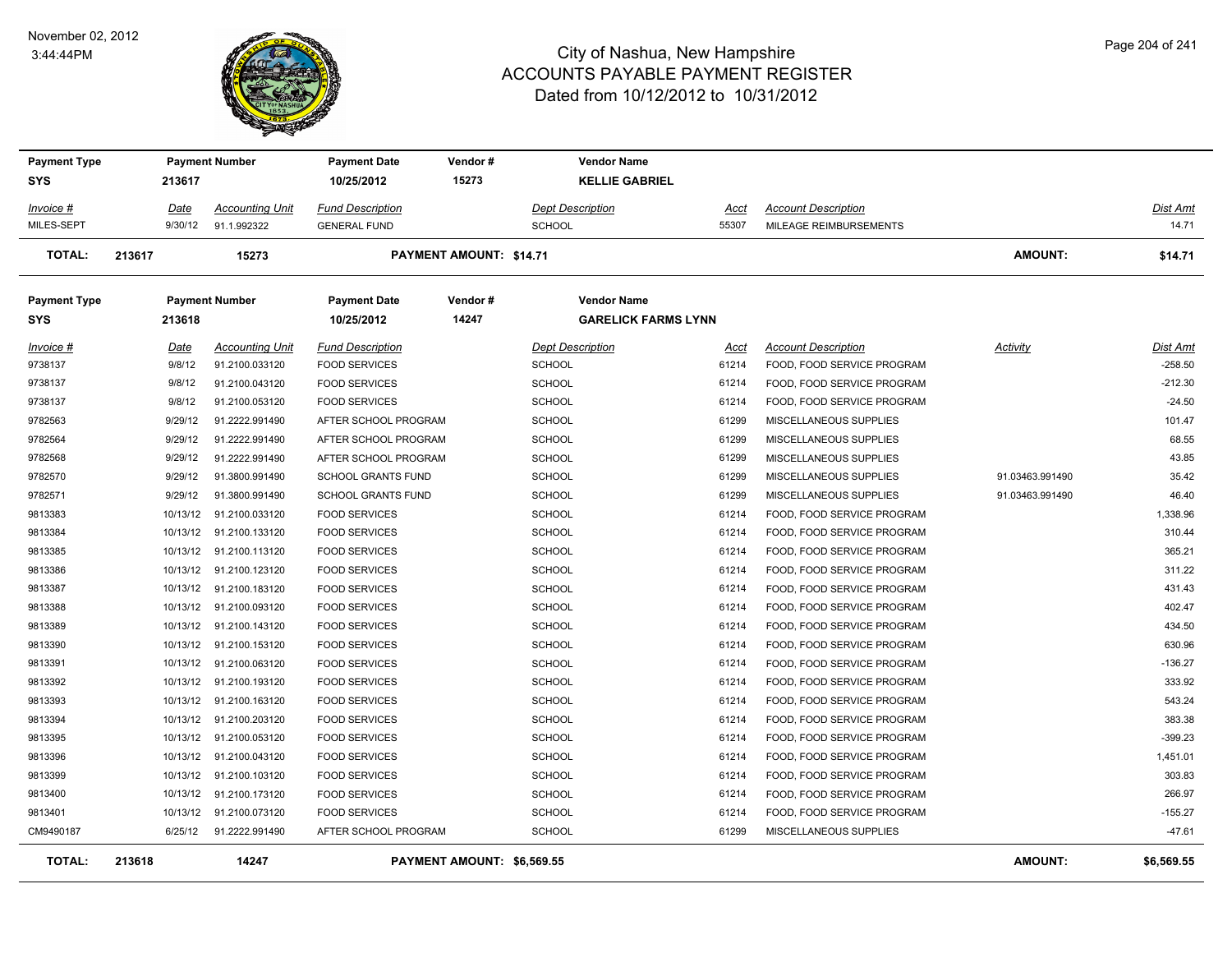# City of Nashua, New Hampshire
## ACCOUNTS PAYABLE PAYMENT REGISTER
### Dated from 10/12/2012 to 10/31/2012

November 02, 2012
3:44:44PM

| Payment Type | Payment Number | Payment Date | Vendor # | Vendor Name |
|---|---|---|---|---|
| SYS | 213617 | 10/25/2012 | 15273 | KELLIE GABRIEL |

| Invoice # | Date | Accounting Unit | Fund Description | Dept Description | Acct | Account Description | Dist Amt |
|---|---|---|---|---|---|---|---|
| MILES-SEPT | 9/30/12 | 91.1.992322 | GENERAL FUND | SCHOOL | 55307 | MILEAGE REIMBURSEMENTS | 14.71 |

**TOTAL: 213617 15273 PAYMENT AMOUNT: $14.71 AMOUNT: $14.71**

| Payment Type | Payment Number | Payment Date | Vendor # | Vendor Name |
|---|---|---|---|---|
| SYS | 213618 | 10/25/2012 | 14247 | GARELICK FARMS LYNN |

| Invoice # | Date | Accounting Unit | Fund Description | Dept Description | Acct | Account Description | Activity | Dist Amt |
|---|---|---|---|---|---|---|---|---|
| 9738137 | 9/8/12 | 91.2100.033120 | FOOD SERVICES | SCHOOL | 61214 | FOOD, FOOD SERVICE PROGRAM | | -258.50 |
| 9738137 | 9/8/12 | 91.2100.043120 | FOOD SERVICES | SCHOOL | 61214 | FOOD, FOOD SERVICE PROGRAM | | -212.30 |
| 9738137 | 9/8/12 | 91.2100.053120 | FOOD SERVICES | SCHOOL | 61214 | FOOD, FOOD SERVICE PROGRAM | | -24.50 |
| 9782563 | 9/29/12 | 91.2222.991490 | AFTER SCHOOL PROGRAM | SCHOOL | 61299 | MISCELLANEOUS SUPPLIES | | 101.47 |
| 9782564 | 9/29/12 | 91.2222.991490 | AFTER SCHOOL PROGRAM | SCHOOL | 61299 | MISCELLANEOUS SUPPLIES | | 68.55 |
| 9782568 | 9/29/12 | 91.2222.991490 | AFTER SCHOOL PROGRAM | SCHOOL | 61299 | MISCELLANEOUS SUPPLIES | | 43.85 |
| 9782570 | 9/29/12 | 91.3800.991490 | SCHOOL GRANTS FUND | SCHOOL | 61299 | MISCELLANEOUS SUPPLIES | 91.03463.991490 | 35.42 |
| 9782571 | 9/29/12 | 91.3800.991490 | SCHOOL GRANTS FUND | SCHOOL | 61299 | MISCELLANEOUS SUPPLIES | 91.03463.991490 | 46.40 |
| 9813383 | 10/13/12 | 91.2100.033120 | FOOD SERVICES | SCHOOL | 61214 | FOOD, FOOD SERVICE PROGRAM | | 1,338.96 |
| 9813384 | 10/13/12 | 91.2100.133120 | FOOD SERVICES | SCHOOL | 61214 | FOOD, FOOD SERVICE PROGRAM | | 310.44 |
| 9813385 | 10/13/12 | 91.2100.113120 | FOOD SERVICES | SCHOOL | 61214 | FOOD, FOOD SERVICE PROGRAM | | 365.21 |
| 9813386 | 10/13/12 | 91.2100.123120 | FOOD SERVICES | SCHOOL | 61214 | FOOD, FOOD SERVICE PROGRAM | | 311.22 |
| 9813387 | 10/13/12 | 91.2100.183120 | FOOD SERVICES | SCHOOL | 61214 | FOOD, FOOD SERVICE PROGRAM | | 431.43 |
| 9813388 | 10/13/12 | 91.2100.093120 | FOOD SERVICES | SCHOOL | 61214 | FOOD, FOOD SERVICE PROGRAM | | 402.47 |
| 9813389 | 10/13/12 | 91.2100.143120 | FOOD SERVICES | SCHOOL | 61214 | FOOD, FOOD SERVICE PROGRAM | | 434.50 |
| 9813390 | 10/13/12 | 91.2100.153120 | FOOD SERVICES | SCHOOL | 61214 | FOOD, FOOD SERVICE PROGRAM | | 630.96 |
| 9813391 | 10/13/12 | 91.2100.063120 | FOOD SERVICES | SCHOOL | 61214 | FOOD, FOOD SERVICE PROGRAM | | -136.27 |
| 9813392 | 10/13/12 | 91.2100.193120 | FOOD SERVICES | SCHOOL | 61214 | FOOD, FOOD SERVICE PROGRAM | | 333.92 |
| 9813393 | 10/13/12 | 91.2100.163120 | FOOD SERVICES | SCHOOL | 61214 | FOOD, FOOD SERVICE PROGRAM | | 543.24 |
| 9813394 | 10/13/12 | 91.2100.203120 | FOOD SERVICES | SCHOOL | 61214 | FOOD, FOOD SERVICE PROGRAM | | 383.38 |
| 9813395 | 10/13/12 | 91.2100.053120 | FOOD SERVICES | SCHOOL | 61214 | FOOD, FOOD SERVICE PROGRAM | | -399.23 |
| 9813396 | 10/13/12 | 91.2100.043120 | FOOD SERVICES | SCHOOL | 61214 | FOOD, FOOD SERVICE PROGRAM | | 1,451.01 |
| 9813399 | 10/13/12 | 91.2100.103120 | FOOD SERVICES | SCHOOL | 61214 | FOOD, FOOD SERVICE PROGRAM | | 303.83 |
| 9813400 | 10/13/12 | 91.2100.173120 | FOOD SERVICES | SCHOOL | 61214 | FOOD, FOOD SERVICE PROGRAM | | 266.97 |
| 9813401 | 10/13/12 | 91.2100.073120 | FOOD SERVICES | SCHOOL | 61214 | FOOD, FOOD SERVICE PROGRAM | | -155.27 |
| CM9490187 | 6/25/12 | 91.2222.991490 | AFTER SCHOOL PROGRAM | SCHOOL | 61299 | MISCELLANEOUS SUPPLIES | | -47.61 |

**TOTAL: 213618 14247 PAYMENT AMOUNT: $6,569.55 AMOUNT: $6,569.55**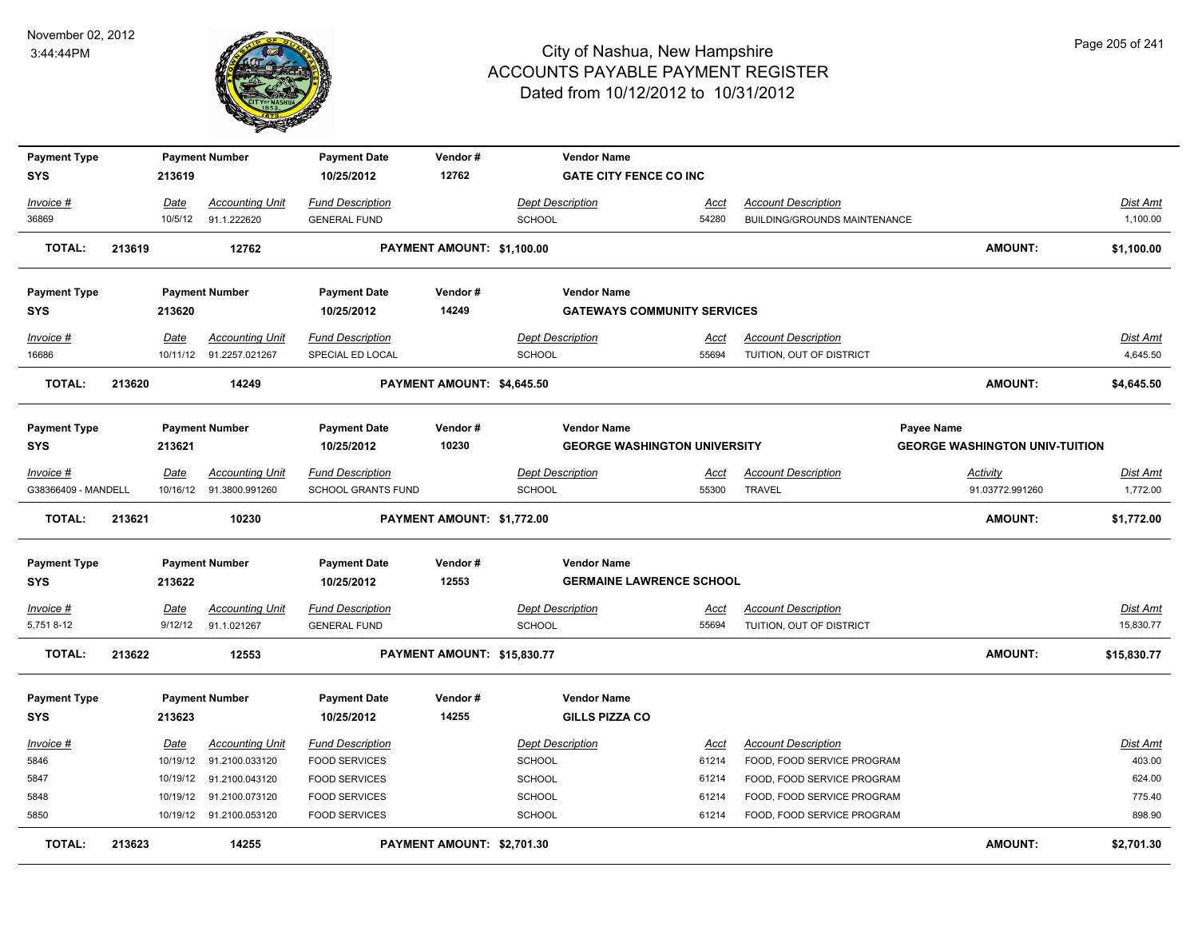# City of Nashua, New Hampshire
## ACCOUNTS PAYABLE PAYMENT REGISTER
### Dated from 10/12/2012 to 10/31/2012

November 02, 2012
3:44:44PM

| Payment Type | Payment Number | Payment Date | Vendor # | Vendor Name |
|---|---|---|---|---|
| SYS | 213619 | 10/25/2012 | 12762 | GATE CITY FENCE CO INC |

| Invoice # | Date | Accounting Unit | Fund Description | Dept Description | Acct | Account Description | Dist Amt |
|---|---|---|---|---|---|---|---|
| 36869 | 10/5/12 | 91.1.222620 | GENERAL FUND | SCHOOL | 54280 | BUILDING/GROUNDS MAINTENANCE | 1,100.00 |

**TOTAL: 213619 12762 PAYMENT AMOUNT: $1,100.00 AMOUNT: $1,100.00**

| Payment Type | Payment Number | Payment Date | Vendor # | Vendor Name |
|---|---|---|---|---|
| SYS | 213620 | 10/25/2012 | 14249 | GATEWAYS COMMUNITY SERVICES |

| Invoice # | Date | Accounting Unit | Fund Description | Dept Description | Acct | Account Description | Dist Amt |
|---|---|---|---|---|---|---|---|
| 16686 | 10/11/12 | 91.2257.021267 | SPECIAL ED LOCAL | SCHOOL | 55694 | TUITION, OUT OF DISTRICT | 4,645.50 |

**TOTAL: 213620 14249 PAYMENT AMOUNT: $4,645.50 AMOUNT: $4,645.50**

| Payment Type | Payment Number | Payment Date | Vendor # | Vendor Name | Payee Name |
|---|---|---|---|---|---|
| SYS | 213621 | 10/25/2012 | 10230 | GEORGE WASHINGTON UNIVERSITY | GEORGE WASHINGTON UNIV-TUITION |

| Invoice # | Date | Accounting Unit | Fund Description | Dept Description | Acct | Account Description | Activity | Dist Amt |
|---|---|---|---|---|---|---|---|---|
| G38366409 - MANDELL | 10/16/12 | 91.3800.991260 | SCHOOL GRANTS FUND | SCHOOL | 55300 | TRAVEL | 91.03772.991260 | 1,772.00 |

**TOTAL: 213621 10230 PAYMENT AMOUNT: $1,772.00 AMOUNT: $1,772.00**

| Payment Type | Payment Number | Payment Date | Vendor # | Vendor Name |
|---|---|---|---|---|
| SYS | 213622 | 10/25/2012 | 12553 | GERMAINE LAWRENCE SCHOOL |

| Invoice # | Date | Accounting Unit | Fund Description | Dept Description | Acct | Account Description | Dist Amt |
|---|---|---|---|---|---|---|---|
| 5,751 8-12 | 9/12/12 | 91.1.021267 | GENERAL FUND | SCHOOL | 55694 | TUITION, OUT OF DISTRICT | 15,830.77 |

**TOTAL: 213622 12553 PAYMENT AMOUNT: $15,830.77 AMOUNT: $15,830.77**

| Payment Type | Payment Number | Payment Date | Vendor # | Vendor Name |
|---|---|---|---|---|
| SYS | 213623 | 10/25/2012 | 14255 | GILLS PIZZA CO |

| Invoice # | Date | Accounting Unit | Fund Description | Dept Description | Acct | Account Description | Dist Amt |
|---|---|---|---|---|---|---|---|
| 5846 | 10/19/12 | 91.2100.033120 | FOOD SERVICES | SCHOOL | 61214 | FOOD, FOOD SERVICE PROGRAM | 403.00 |
| 5847 | 10/19/12 | 91.2100.043120 | FOOD SERVICES | SCHOOL | 61214 | FOOD, FOOD SERVICE PROGRAM | 624.00 |
| 5848 | 10/19/12 | 91.2100.073120 | FOOD SERVICES | SCHOOL | 61214 | FOOD, FOOD SERVICE PROGRAM | 775.40 |
| 5850 | 10/19/12 | 91.2100.053120 | FOOD SERVICES | SCHOOL | 61214 | FOOD, FOOD SERVICE PROGRAM | 898.90 |

**TOTAL: 213623 14255 PAYMENT AMOUNT: $2,701.30 AMOUNT: $2,701.30**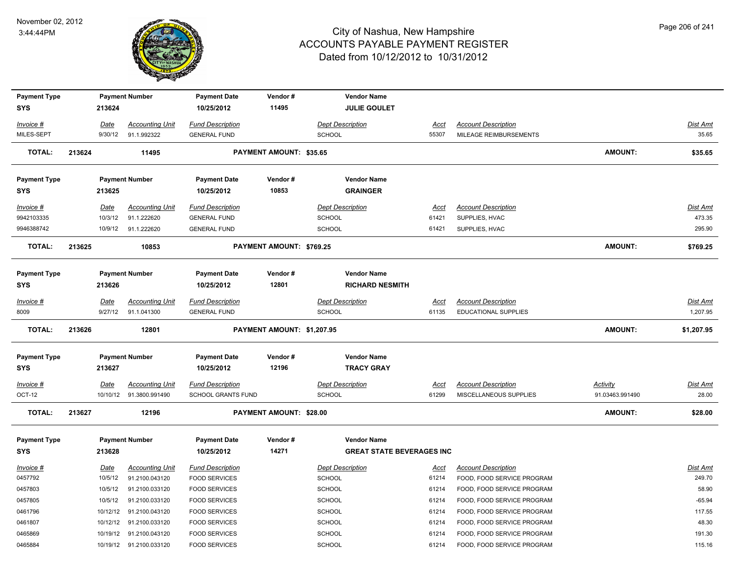# City of Nashua, New Hampshire
## ACCOUNTS PAYABLE PAYMENT REGISTER
### Dated from 10/12/2012 to 10/31/2012

November 02, 2012
3:44:44PM

| Payment Type | Payment Number | Payment Date | Vendor # | Vendor Name |
|---|---|---|---|---|
| SYS | 213624 | 10/25/2012 | 11495 | JULIE GOULET |

| Invoice # | Date | Accounting Unit | Fund Description | Dept Description | Acct | Account Description | Dist Amt |
|---|---|---|---|---|---|---|---|
| MILES-SEPT | 9/30/12 | 91.1.992322 | GENERAL FUND | SCHOOL | 55307 | MILEAGE REIMBURSEMENTS | 35.65 |

**TOTAL: 213624 11495 PAYMENT AMOUNT: $35.65 AMOUNT: $35.65**

| Payment Type | Payment Number | Payment Date | Vendor # | Vendor Name |
|---|---|---|---|---|
| SYS | 213625 | 10/25/2012 | 10853 | GRAINGER |

| Invoice # | Date | Accounting Unit | Fund Description | Dept Description | Acct | Account Description | Dist Amt |
|---|---|---|---|---|---|---|---|
| 9942103335 | 10/3/12 | 91.1.222620 | GENERAL FUND | SCHOOL | 61421 | SUPPLIES, HVAC | 473.35 |
| 9946388742 | 10/9/12 | 91.1.222620 | GENERAL FUND | SCHOOL | 61421 | SUPPLIES, HVAC | 295.90 |

**TOTAL: 213625 10853 PAYMENT AMOUNT: $769.25 AMOUNT: $769.25**

| Payment Type | Payment Number | Payment Date | Vendor # | Vendor Name |
|---|---|---|---|---|
| SYS | 213626 | 10/25/2012 | 12801 | RICHARD NESMITH |

| Invoice # | Date | Accounting Unit | Fund Description | Dept Description | Acct | Account Description | Dist Amt |
|---|---|---|---|---|---|---|---|
| 8009 | 9/27/12 | 91.1.041300 | GENERAL FUND | SCHOOL | 61135 | EDUCATIONAL SUPPLIES | 1,207.95 |

**TOTAL: 213626 12801 PAYMENT AMOUNT: $1,207.95 AMOUNT: $1,207.95**

| Payment Type | Payment Number | Payment Date | Vendor # | Vendor Name |
|---|---|---|---|---|
| SYS | 213627 | 10/25/2012 | 12196 | TRACY GRAY |

| Invoice # | Date | Accounting Unit | Fund Description | Dept Description | Acct | Account Description | Activity | Dist Amt |
|---|---|---|---|---|---|---|---|---|
| OCT-12 | 10/10/12 | 91.3800.991490 | SCHOOL GRANTS FUND | SCHOOL | 61299 | MISCELLANEOUS SUPPLIES | 91.03463.991490 | 28.00 |

**TOTAL: 213627 12196 PAYMENT AMOUNT: $28.00 AMOUNT: $28.00**

| Payment Type | Payment Number | Payment Date | Vendor # | Vendor Name |
|---|---|---|---|---|
| SYS | 213628 | 10/25/2012 | 14271 | GREAT STATE BEVERAGES INC |

| Invoice # | Date | Accounting Unit | Fund Description | Dept Description | Acct | Account Description | Dist Amt |
|---|---|---|---|---|---|---|---|
| 0457792 | 10/5/12 | 91.2100.043120 | FOOD SERVICES | SCHOOL | 61214 | FOOD, FOOD SERVICE PROGRAM | 249.70 |
| 0457803 | 10/5/12 | 91.2100.033120 | FOOD SERVICES | SCHOOL | 61214 | FOOD, FOOD SERVICE PROGRAM | 58.90 |
| 0457805 | 10/5/12 | 91.2100.033120 | FOOD SERVICES | SCHOOL | 61214 | FOOD, FOOD SERVICE PROGRAM | -65.94 |
| 0461796 | 10/12/12 | 91.2100.043120 | FOOD SERVICES | SCHOOL | 61214 | FOOD, FOOD SERVICE PROGRAM | 117.55 |
| 0461807 | 10/12/12 | 91.2100.033120 | FOOD SERVICES | SCHOOL | 61214 | FOOD, FOOD SERVICE PROGRAM | 48.30 |
| 0465869 | 10/19/12 | 91.2100.043120 | FOOD SERVICES | SCHOOL | 61214 | FOOD, FOOD SERVICE PROGRAM | 191.30 |
| 0465884 | 10/19/12 | 91.2100.033120 | FOOD SERVICES | SCHOOL | 61214 | FOOD, FOOD SERVICE PROGRAM | 115.16 |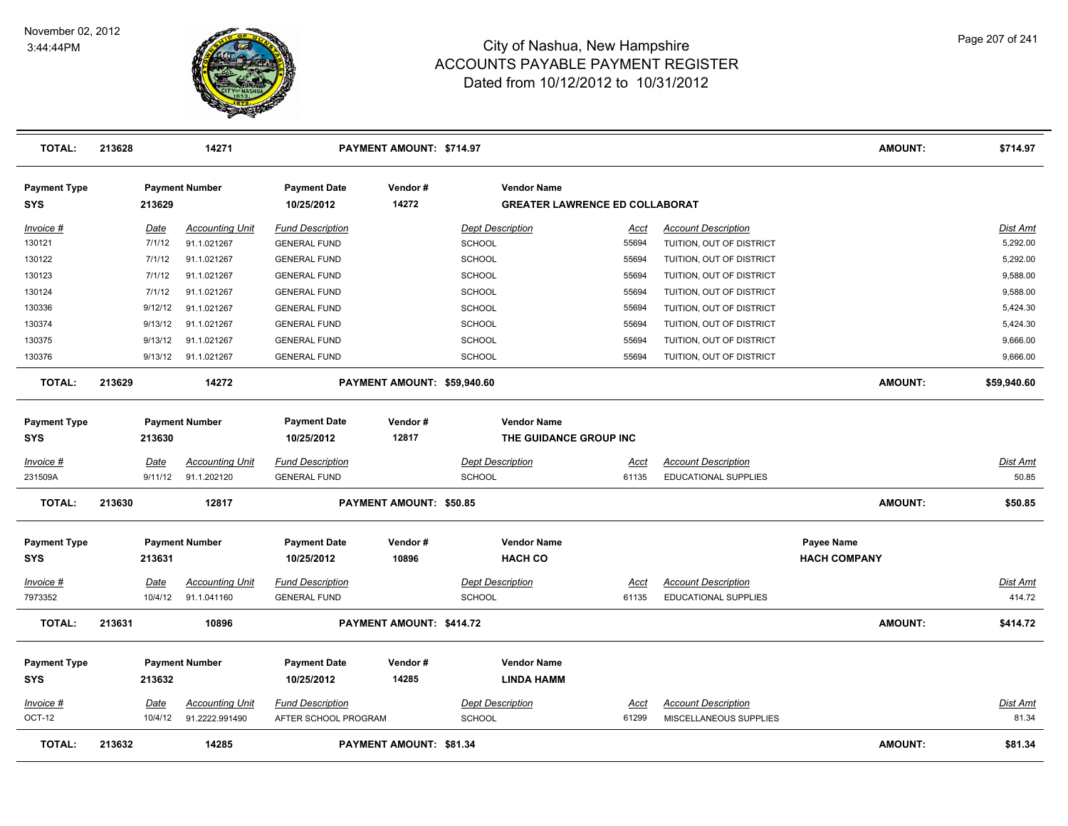# City of Nashua, New Hampshire
## ACCOUNTS PAYABLE PAYMENT REGISTER
### Dated from 10/12/2012 to 10/31/2012

November 02, 2012
3:44:44PM

| TOTAL: | 213628 | 14271 | PAYMENT AMOUNT: $714.97 | AMOUNT: | $714.97 |
|---|---|---|---|---|---|

**Payment Type:** SYS | **Payment Number:** 213629 | **Payment Date:** 10/25/2012 | **Vendor #:** 14272 | **Vendor Name:** GREATER LAWRENCE ED COLLABORAT

| Invoice # | Date | Accounting Unit | Fund Description | Dept Description | Acct | Account Description | Dist Amt |
|---|---|---|---|---|---|---|---|
| 130121 | 7/1/12 | 91.1.021267 | GENERAL FUND | SCHOOL | 55694 | TUITION, OUT OF DISTRICT | 5,292.00 |
| 130122 | 7/1/12 | 91.1.021267 | GENERAL FUND | SCHOOL | 55694 | TUITION, OUT OF DISTRICT | 5,292.00 |
| 130123 | 7/1/12 | 91.1.021267 | GENERAL FUND | SCHOOL | 55694 | TUITION, OUT OF DISTRICT | 9,588.00 |
| 130124 | 7/1/12 | 91.1.021267 | GENERAL FUND | SCHOOL | 55694 | TUITION, OUT OF DISTRICT | 9,588.00 |
| 130336 | 9/12/12 | 91.1.021267 | GENERAL FUND | SCHOOL | 55694 | TUITION, OUT OF DISTRICT | 5,424.30 |
| 130374 | 9/13/12 | 91.1.021267 | GENERAL FUND | SCHOOL | 55694 | TUITION, OUT OF DISTRICT | 5,424.30 |
| 130375 | 9/13/12 | 91.1.021267 | GENERAL FUND | SCHOOL | 55694 | TUITION, OUT OF DISTRICT | 9,666.00 |
| 130376 | 9/13/12 | 91.1.021267 | GENERAL FUND | SCHOOL | 55694 | TUITION, OUT OF DISTRICT | 9,666.00 |

| TOTAL: | 213629 | 14272 | PAYMENT AMOUNT: $59,940.60 | AMOUNT: | $59,940.60 |
|---|---|---|---|---|---|

**Payment Type:** SYS | **Payment Number:** 213630 | **Payment Date:** 10/25/2012 | **Vendor #:** 12817 | **Vendor Name:** THE GUIDANCE GROUP INC

| Invoice # | Date | Accounting Unit | Fund Description | Dept Description | Acct | Account Description | Dist Amt |
|---|---|---|---|---|---|---|---|
| 231509A | 9/11/12 | 91.1.202120 | GENERAL FUND | SCHOOL | 61135 | EDUCATIONAL SUPPLIES | 50.85 |

| TOTAL: | 213630 | 12817 | PAYMENT AMOUNT: $50.85 | AMOUNT: | $50.85 |
|---|---|---|---|---|---|

**Payment Type:** SYS | **Payment Number:** 213631 | **Payment Date:** 10/25/2012 | **Vendor #:** 10896 | **Vendor Name:** HACH CO | **Payee Name:** HACH COMPANY

| Invoice # | Date | Accounting Unit | Fund Description | Dept Description | Acct | Account Description | Dist Amt |
|---|---|---|---|---|---|---|---|
| 7973352 | 10/4/12 | 91.1.041160 | GENERAL FUND | SCHOOL | 61135 | EDUCATIONAL SUPPLIES | 414.72 |

| TOTAL: | 213631 | 10896 | PAYMENT AMOUNT: $414.72 | AMOUNT: | $414.72 |
|---|---|---|---|---|---|

**Payment Type:** SYS | **Payment Number:** 213632 | **Payment Date:** 10/25/2012 | **Vendor #:** 14285 | **Vendor Name:** LINDA HAMM

| Invoice # | Date | Accounting Unit | Fund Description | Dept Description | Acct | Account Description | Dist Amt |
|---|---|---|---|---|---|---|---|
| OCT-12 | 10/4/12 | 91.2222.991490 | AFTER SCHOOL PROGRAM | SCHOOL | 61299 | MISCELLANEOUS SUPPLIES | 81.34 |

| TOTAL: | 213632 | 14285 | PAYMENT AMOUNT: $81.34 | AMOUNT: | $81.34 |
|---|---|---|---|---|---|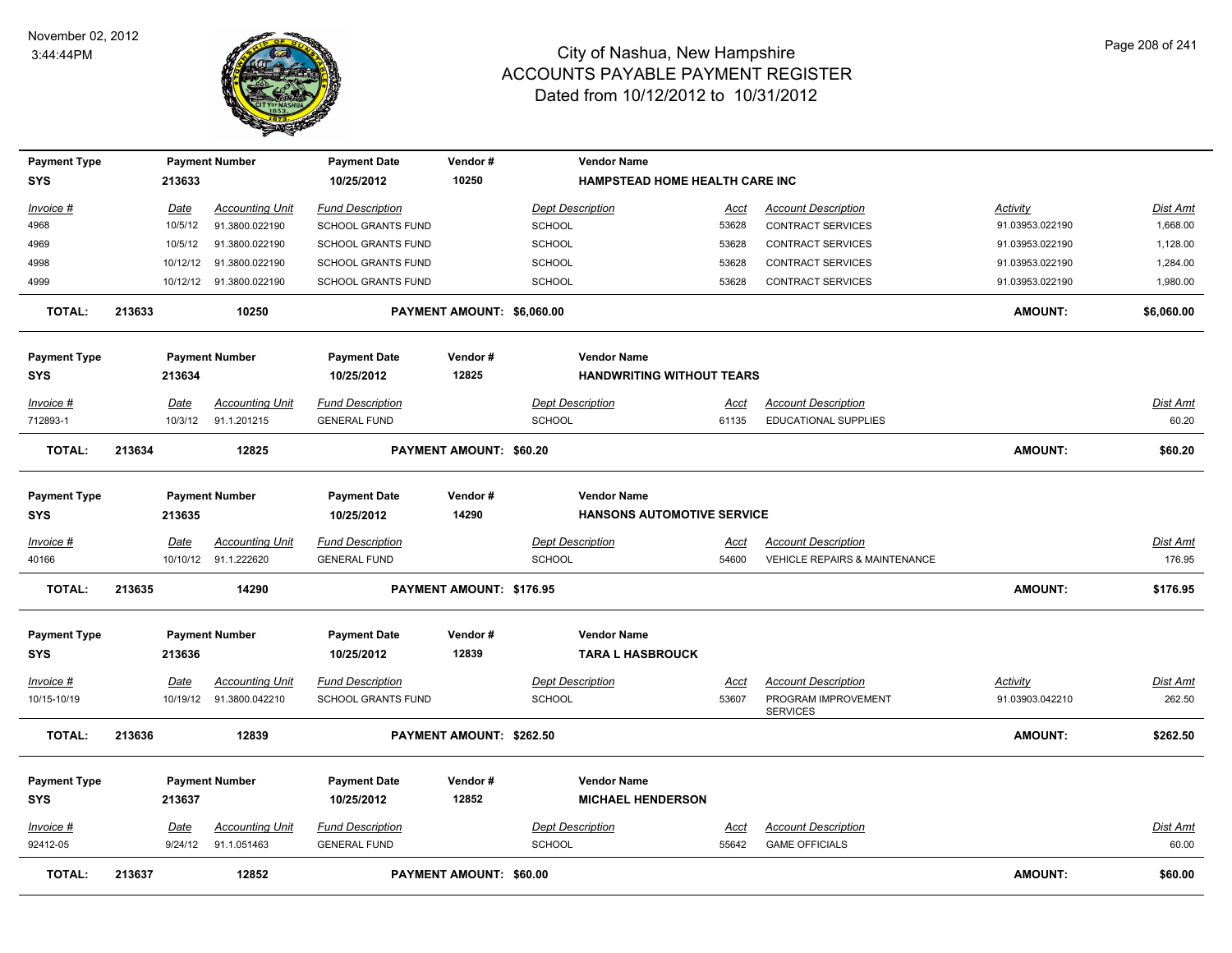# City of Nashua, New Hampshire
## ACCOUNTS PAYABLE PAYMENT REGISTER
### Dated from 10/12/2012 to 10/31/2012

November 02, 2012
3:44:44PM

| Payment Type | Payment Number | Payment Date | Vendor # | Vendor Name |
|---|---|---|---|---|
| SYS | 213633 | 10/25/2012 | 10250 | HAMPSTEAD HOME HEALTH CARE INC |

| Invoice # | Date | Accounting Unit | Fund Description | Dept Description | Acct | Account Description | Activity | Dist Amt |
|---|---|---|---|---|---|---|---|---|
| 4968 | 10/5/12 | 91.3800.022190 | SCHOOL GRANTS FUND | SCHOOL | 53628 | CONTRACT SERVICES | 91.03953.022190 | 1,668.00 |
| 4969 | 10/5/12 | 91.3800.022190 | SCHOOL GRANTS FUND | SCHOOL | 53628 | CONTRACT SERVICES | 91.03953.022190 | 1,128.00 |
| 4998 | 10/12/12 | 91.3800.022190 | SCHOOL GRANTS FUND | SCHOOL | 53628 | CONTRACT SERVICES | 91.03953.022190 | 1,284.00 |
| 4999 | 10/12/12 | 91.3800.022190 | SCHOOL GRANTS FUND | SCHOOL | 53628 | CONTRACT SERVICES | 91.03953.022190 | 1,980.00 |

**TOTAL: 213633 10250 PAYMENT AMOUNT: $6,060.00 AMOUNT: $6,060.00**

| Payment Type | Payment Number | Payment Date | Vendor # | Vendor Name |
|---|---|---|---|---|
| SYS | 213634 | 10/25/2012 | 12825 | HANDWRITING WITHOUT TEARS |

| Invoice # | Date | Accounting Unit | Fund Description | Dept Description | Acct | Account Description | Dist Amt |
|---|---|---|---|---|---|---|---|
| 712893-1 | 10/3/12 | 91.1.201215 | GENERAL FUND | SCHOOL | 61135 | EDUCATIONAL SUPPLIES | 60.20 |

**TOTAL: 213634 12825 PAYMENT AMOUNT: $60.20 AMOUNT: $60.20**

| Payment Type | Payment Number | Payment Date | Vendor # | Vendor Name |
|---|---|---|---|---|
| SYS | 213635 | 10/25/2012 | 14290 | HANSONS AUTOMOTIVE SERVICE |

| Invoice # | Date | Accounting Unit | Fund Description | Dept Description | Acct | Account Description | Dist Amt |
|---|---|---|---|---|---|---|---|
| 40166 | 10/10/12 | 91.1.222620 | GENERAL FUND | SCHOOL | 54600 | VEHICLE REPAIRS & MAINTENANCE | 176.95 |

**TOTAL: 213635 14290 PAYMENT AMOUNT: $176.95 AMOUNT: $176.95**

| Payment Type | Payment Number | Payment Date | Vendor # | Vendor Name |
|---|---|---|---|---|
| SYS | 213636 | 10/25/2012 | 12839 | TARA L HASBROUCK |

| Invoice # | Date | Accounting Unit | Fund Description | Dept Description | Acct | Account Description | Activity | Dist Amt |
|---|---|---|---|---|---|---|---|---|
| 10/15-10/19 | 10/19/12 | 91.3800.042210 | SCHOOL GRANTS FUND | SCHOOL | 53607 | PROGRAM IMPROVEMENT SERVICES | 91.03903.042210 | 262.50 |

**TOTAL: 213636 12839 PAYMENT AMOUNT: $262.50 AMOUNT: $262.50**

| Payment Type | Payment Number | Payment Date | Vendor # | Vendor Name |
|---|---|---|---|---|
| SYS | 213637 | 10/25/2012 | 12852 | MICHAEL HENDERSON |

| Invoice # | Date | Accounting Unit | Fund Description | Dept Description | Acct | Account Description | Dist Amt |
|---|---|---|---|---|---|---|---|
| 92412-05 | 9/24/12 | 91.1.051463 | GENERAL FUND | SCHOOL | 55642 | GAME OFFICIALS | 60.00 |

**TOTAL: 213637 12852 PAYMENT AMOUNT: $60.00 AMOUNT: $60.00**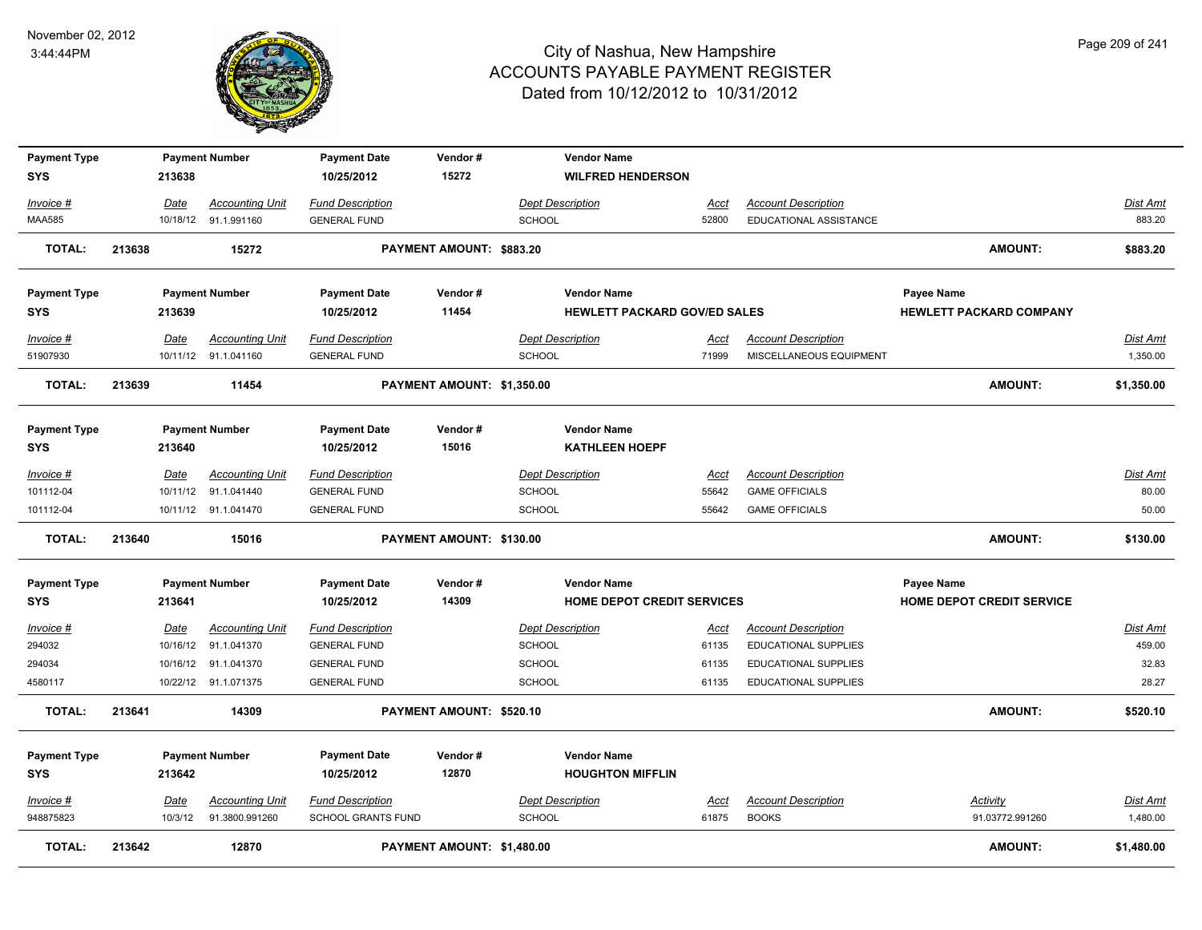# City of Nashua, New Hampshire
## ACCOUNTS PAYABLE PAYMENT REGISTER
### Dated from 10/12/2012 to 10/31/2012

November 02, 2012
3:44:44PM

| Payment Type | Payment Number | Payment Date | Vendor # | Vendor Name | | | |
|---|---|---|---|---|---|---|---|
| SYS | 213638 | 10/25/2012 | 15272 | WILFRED HENDERSON | | | |

| Invoice # | Date | Accounting Unit | Fund Description | Dept Description | Acct | Account Description | Dist Amt |
|---|---|---|---|---|---|---|---|
| MAA585 | 10/18/12 | 91.1.991160 | GENERAL FUND | SCHOOL | 52800 | EDUCATIONAL ASSISTANCE | 883.20 |

**TOTAL: 213638 15272 PAYMENT AMOUNT: $883.20 AMOUNT: $883.20**

| Payment Type | Payment Number | Payment Date | Vendor # | Vendor Name | Payee Name |
|---|---|---|---|---|---|
| SYS | 213639 | 10/25/2012 | 11454 | HEWLETT PACKARD GOV/ED SALES | HEWLETT PACKARD COMPANY |

| Invoice # | Date | Accounting Unit | Fund Description | Dept Description | Acct | Account Description | Dist Amt |
|---|---|---|---|---|---|---|---|
| 51907930 | 10/11/12 | 91.1.041160 | GENERAL FUND | SCHOOL | 71999 | MISCELLANEOUS EQUIPMENT | 1,350.00 |

**TOTAL: 213639 11454 PAYMENT AMOUNT: $1,350.00 AMOUNT: $1,350.00**

| Payment Type | Payment Number | Payment Date | Vendor # | Vendor Name |
|---|---|---|---|---|
| SYS | 213640 | 10/25/2012 | 15016 | KATHLEEN HOEPF |

| Invoice # | Date | Accounting Unit | Fund Description | Dept Description | Acct | Account Description | Dist Amt |
|---|---|---|---|---|---|---|---|
| 101112-04 | 10/11/12 | 91.1.041440 | GENERAL FUND | SCHOOL | 55642 | GAME OFFICIALS | 80.00 |
| 101112-04 | 10/11/12 | 91.1.041470 | GENERAL FUND | SCHOOL | 55642 | GAME OFFICIALS | 50.00 |

**TOTAL: 213640 15016 PAYMENT AMOUNT: $130.00 AMOUNT: $130.00**

| Payment Type | Payment Number | Payment Date | Vendor # | Vendor Name | Payee Name |
|---|---|---|---|---|---|
| SYS | 213641 | 10/25/2012 | 14309 | HOME DEPOT CREDIT SERVICES | HOME DEPOT CREDIT SERVICE |

| Invoice # | Date | Accounting Unit | Fund Description | Dept Description | Acct | Account Description | Dist Amt |
|---|---|---|---|---|---|---|---|
| 294032 | 10/16/12 | 91.1.041370 | GENERAL FUND | SCHOOL | 61135 | EDUCATIONAL SUPPLIES | 459.00 |
| 294034 | 10/16/12 | 91.1.041370 | GENERAL FUND | SCHOOL | 61135 | EDUCATIONAL SUPPLIES | 32.83 |
| 4580117 | 10/22/12 | 91.1.071375 | GENERAL FUND | SCHOOL | 61135 | EDUCATIONAL SUPPLIES | 28.27 |

**TOTAL: 213641 14309 PAYMENT AMOUNT: $520.10 AMOUNT: $520.10**

| Payment Type | Payment Number | Payment Date | Vendor # | Vendor Name |
|---|---|---|---|---|
| SYS | 213642 | 10/25/2012 | 12870 | HOUGHTON MIFFLIN |

| Invoice # | Date | Accounting Unit | Fund Description | Dept Description | Acct | Account Description | Activity | Dist Amt |
|---|---|---|---|---|---|---|---|---|
| 948875823 | 10/3/12 | 91.3800.991260 | SCHOOL GRANTS FUND | SCHOOL | 61875 | BOOKS | 91.03772.991260 | 1,480.00 |

**TOTAL: 213642 12870 PAYMENT AMOUNT: $1,480.00 AMOUNT: $1,480.00**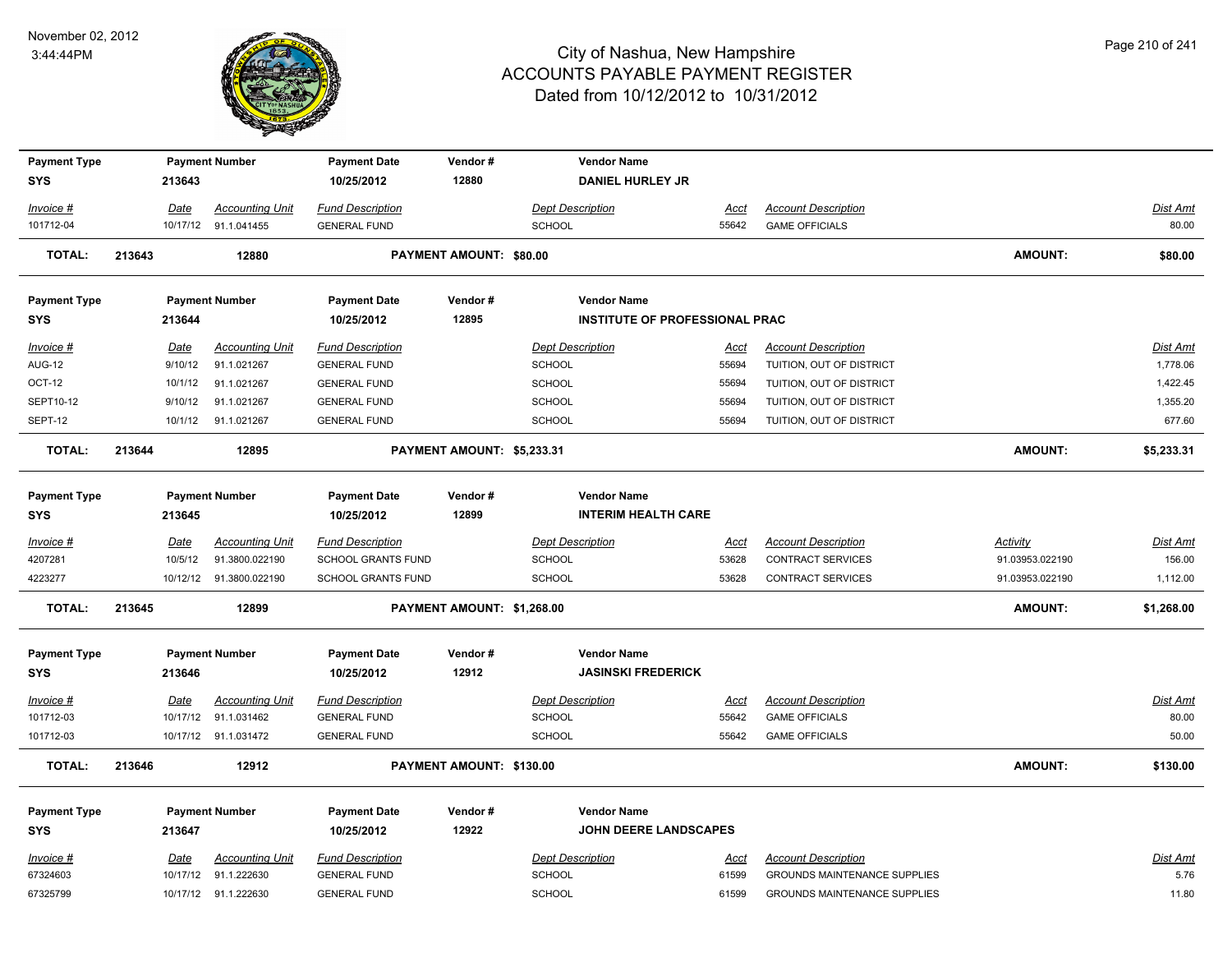# City of Nashua, New Hampshire
## ACCOUNTS PAYABLE PAYMENT REGISTER
### Dated from 10/12/2012 to 10/31/2012

November 02, 2012
3:44:44PM

| Payment Type | Payment Number | Payment Date | Vendor # | Vendor Name |
|---|---|---|---|---|
| SYS | 213643 | 10/25/2012 | 12880 | DANIEL HURLEY JR |

| Invoice # | Date | Accounting Unit | Fund Description | Dept Description | Acct | Account Description | Dist Amt |
|---|---|---|---|---|---|---|---|
| 101712-04 | 10/17/12 | 91.1.041455 | GENERAL FUND | SCHOOL | 55642 | GAME OFFICIALS | 80.00 |

**TOTAL: 213643 12880 PAYMENT AMOUNT: $80.00 AMOUNT: $80.00**

| Payment Type | Payment Number | Payment Date | Vendor # | Vendor Name |
|---|---|---|---|---|
| SYS | 213644 | 10/25/2012 | 12895 | INSTITUTE OF PROFESSIONAL PRAC |

| Invoice # | Date | Accounting Unit | Fund Description | Dept Description | Acct | Account Description | Dist Amt |
|---|---|---|---|---|---|---|---|
| AUG-12 | 9/10/12 | 91.1.021267 | GENERAL FUND | SCHOOL | 55694 | TUITION, OUT OF DISTRICT | 1,778.06 |
| OCT-12 | 10/1/12 | 91.1.021267 | GENERAL FUND | SCHOOL | 55694 | TUITION, OUT OF DISTRICT | 1,422.45 |
| SEPT10-12 | 9/10/12 | 91.1.021267 | GENERAL FUND | SCHOOL | 55694 | TUITION, OUT OF DISTRICT | 1,355.20 |
| SEPT-12 | 10/1/12 | 91.1.021267 | GENERAL FUND | SCHOOL | 55694 | TUITION, OUT OF DISTRICT | 677.60 |

**TOTAL: 213644 12895 PAYMENT AMOUNT: $5,233.31 AMOUNT: $5,233.31**

| Payment Type | Payment Number | Payment Date | Vendor # | Vendor Name |
|---|---|---|---|---|
| SYS | 213645 | 10/25/2012 | 12899 | INTERIM HEALTH CARE |

| Invoice # | Date | Accounting Unit | Fund Description | Dept Description | Acct | Account Description | Activity | Dist Amt |
|---|---|---|---|---|---|---|---|---|
| 4207281 | 10/5/12 | 91.3800.022190 | SCHOOL GRANTS FUND | SCHOOL | 53628 | CONTRACT SERVICES | 91.03953.022190 | 156.00 |
| 4223277 | 10/12/12 | 91.3800.022190 | SCHOOL GRANTS FUND | SCHOOL | 53628 | CONTRACT SERVICES | 91.03953.022190 | 1,112.00 |

**TOTAL: 213645 12899 PAYMENT AMOUNT: $1,268.00 AMOUNT: $1,268.00**

| Payment Type | Payment Number | Payment Date | Vendor # | Vendor Name |
|---|---|---|---|---|
| SYS | 213646 | 10/25/2012 | 12912 | JASINSKI FREDERICK |

| Invoice # | Date | Accounting Unit | Fund Description | Dept Description | Acct | Account Description | Dist Amt |
|---|---|---|---|---|---|---|---|
| 101712-03 | 10/17/12 | 91.1.031462 | GENERAL FUND | SCHOOL | 55642 | GAME OFFICIALS | 80.00 |
| 101712-03 | 10/17/12 | 91.1.031472 | GENERAL FUND | SCHOOL | 55642 | GAME OFFICIALS | 50.00 |

**TOTAL: 213646 12912 PAYMENT AMOUNT: $130.00 AMOUNT: $130.00**

| Payment Type | Payment Number | Payment Date | Vendor # | Vendor Name |
|---|---|---|---|---|
| SYS | 213647 | 10/25/2012 | 12922 | JOHN DEERE LANDSCAPES |

| Invoice # | Date | Accounting Unit | Fund Description | Dept Description | Acct | Account Description | Dist Amt |
|---|---|---|---|---|---|---|---|
| 67324603 | 10/17/12 | 91.1.222630 | GENERAL FUND | SCHOOL | 61599 | GROUNDS MAINTENANCE SUPPLIES | 5.76 |
| 67325799 | 10/17/12 | 91.1.222630 | GENERAL FUND | SCHOOL | 61599 | GROUNDS MAINTENANCE SUPPLIES | 11.80 |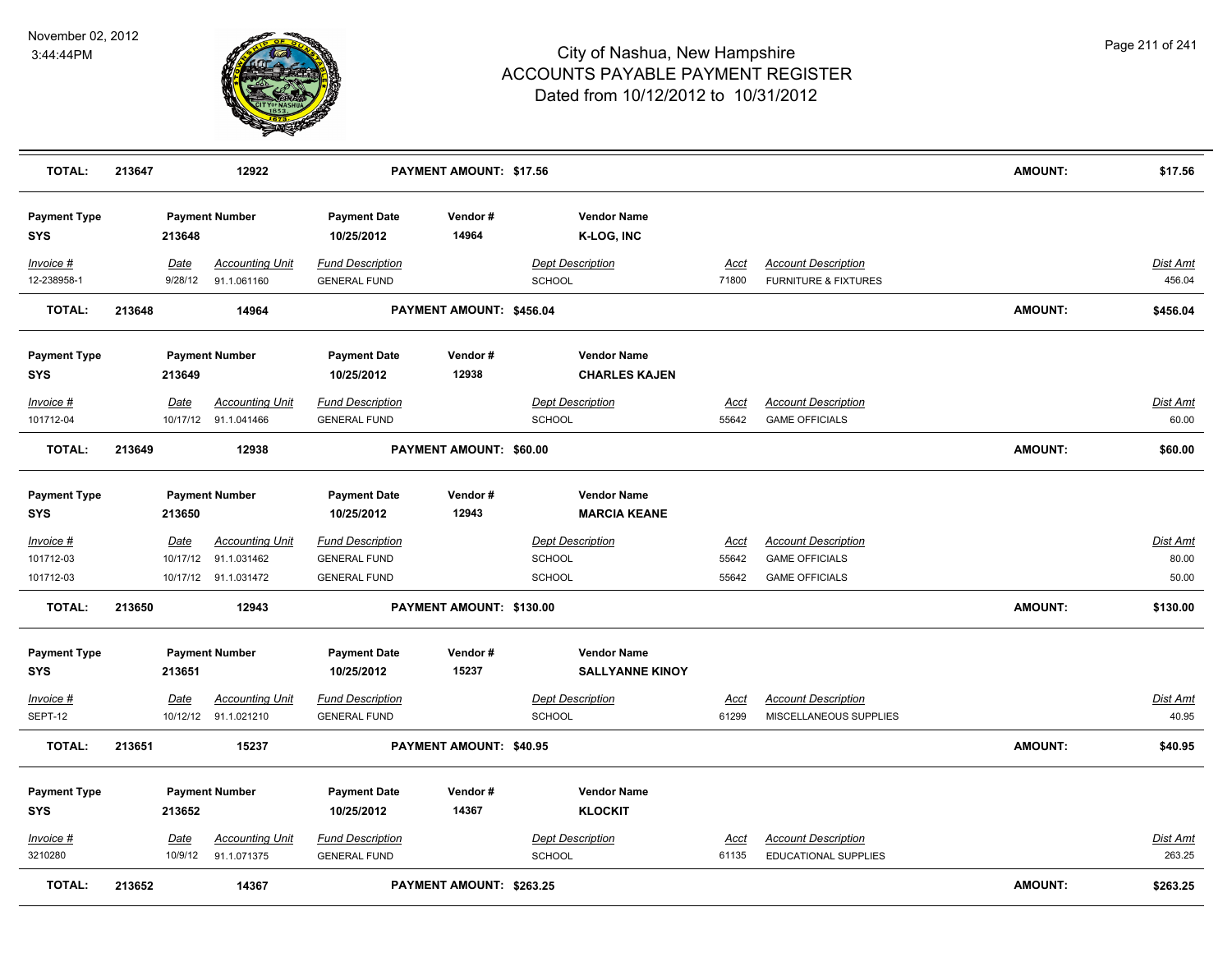# City of Nashua, New Hampshire
## ACCOUNTS PAYABLE PAYMENT REGISTER
### Dated from 10/12/2012 to 10/31/2012

November 02, 2012
3:44:44PM

| **TOTAL:** | **213647** | **12922** | **PAYMENT AMOUNT: $17.56** | **AMOUNT:** | **$17.56** |
|---|---|---|---|---|---|

| Payment Type | Payment Number | Payment Date | Vendor # | Vendor Name |
|---|---|---|---|---|
| SYS | 213648 | 10/25/2012 | 14964 | K-LOG, INC |

| Invoice # | Date | Accounting Unit | Fund Description | Dept Description | Acct | Account Description | Dist Amt |
|---|---|---|---|---|---|---|---|
| 12-238958-1 | 9/28/12 | 91.1.061160 | GENERAL FUND | SCHOOL | 71800 | FURNITURE & FIXTURES | 456.04 |

| **TOTAL:** | **213648** | **14964** | **PAYMENT AMOUNT: $456.04** | **AMOUNT:** | **$456.04** |
|---|---|---|---|---|---|

| Payment Type | Payment Number | Payment Date | Vendor # | Vendor Name |
|---|---|---|---|---|
| SYS | 213649 | 10/25/2012 | 12938 | CHARLES KAJEN |

| Invoice # | Date | Accounting Unit | Fund Description | Dept Description | Acct | Account Description | Dist Amt |
|---|---|---|---|---|---|---|---|
| 101712-04 | 10/17/12 | 91.1.041466 | GENERAL FUND | SCHOOL | 55642 | GAME OFFICIALS | 60.00 |

| **TOTAL:** | **213649** | **12938** | **PAYMENT AMOUNT: $60.00** | **AMOUNT:** | **$60.00** |
|---|---|---|---|---|---|

| Payment Type | Payment Number | Payment Date | Vendor # | Vendor Name |
|---|---|---|---|---|
| SYS | 213650 | 10/25/2012 | 12943 | MARCIA KEANE |

| Invoice # | Date | Accounting Unit | Fund Description | Dept Description | Acct | Account Description | Dist Amt |
|---|---|---|---|---|---|---|---|
| 101712-03 | 10/17/12 | 91.1.031462 | GENERAL FUND | SCHOOL | 55642 | GAME OFFICIALS | 80.00 |
| 101712-03 | 10/17/12 | 91.1.031472 | GENERAL FUND | SCHOOL | 55642 | GAME OFFICIALS | 50.00 |

| **TOTAL:** | **213650** | **12943** | **PAYMENT AMOUNT: $130.00** | **AMOUNT:** | **$130.00** |
|---|---|---|---|---|---|

| Payment Type | Payment Number | Payment Date | Vendor # | Vendor Name |
|---|---|---|---|---|
| SYS | 213651 | 10/25/2012 | 15237 | SALLYANNE KINOY |

| Invoice # | Date | Accounting Unit | Fund Description | Dept Description | Acct | Account Description | Dist Amt |
|---|---|---|---|---|---|---|---|
| SEPT-12 | 10/12/12 | 91.1.021210 | GENERAL FUND | SCHOOL | 61299 | MISCELLANEOUS SUPPLIES | 40.95 |

| **TOTAL:** | **213651** | **15237** | **PAYMENT AMOUNT: $40.95** | **AMOUNT:** | **$40.95** |
|---|---|---|---|---|---|

| Payment Type | Payment Number | Payment Date | Vendor # | Vendor Name |
|---|---|---|---|---|
| SYS | 213652 | 10/25/2012 | 14367 | KLOCKIT |

| Invoice # | Date | Accounting Unit | Fund Description | Dept Description | Acct | Account Description | Dist Amt |
|---|---|---|---|---|---|---|---|
| 3210280 | 10/9/12 | 91.1.071375 | GENERAL FUND | SCHOOL | 61135 | EDUCATIONAL SUPPLIES | 263.25 |

| **TOTAL:** | **213652** | **14367** | **PAYMENT AMOUNT: $263.25** | **AMOUNT:** | **$263.25** |
|---|---|---|---|---|---|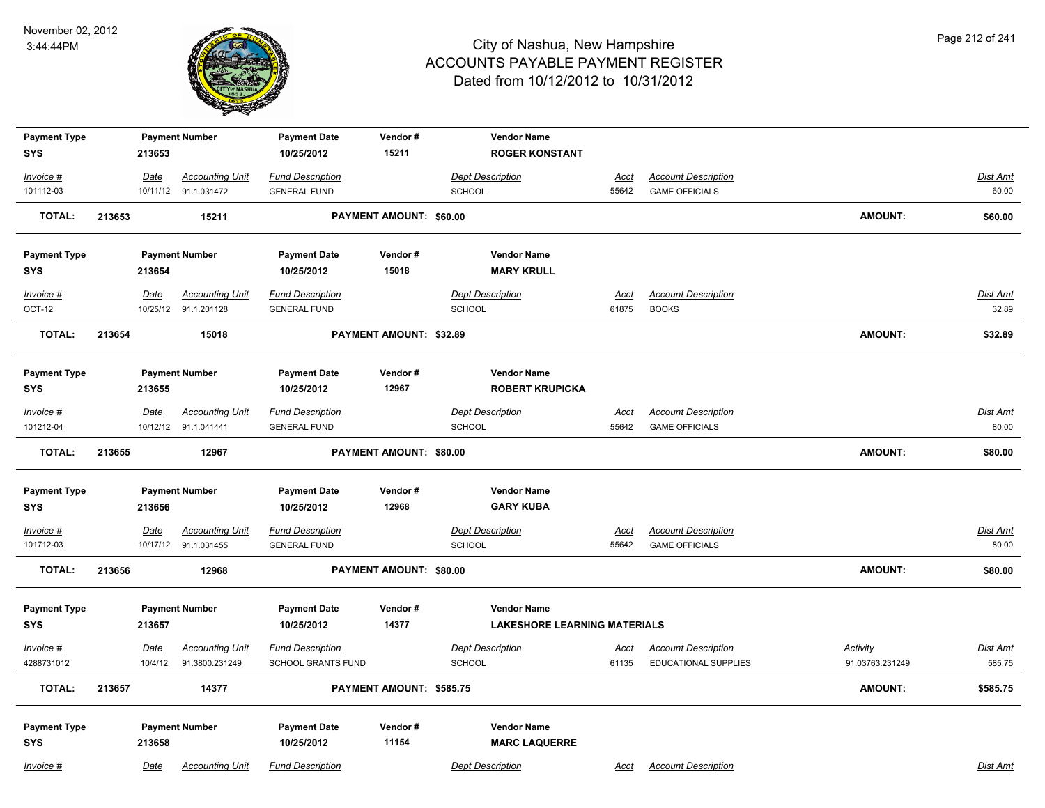# City of Nashua, New Hampshire
## ACCOUNTS PAYABLE PAYMENT REGISTER
### Dated from 10/12/2012 to 10/31/2012

November 02, 2012
3:44:44PM

| Payment Type | Payment Number | Payment Date | Vendor # | Vendor Name |
|---|---|---|---|---|
| SYS | 213653 | 10/25/2012 | 15211 | ROGER KONSTANT |

| Invoice # | Date | Accounting Unit | Fund Description | Dept Description | Acct | Account Description | Dist Amt |
|---|---|---|---|---|---|---|---|
| 101112-03 | 10/11/12 | 91.1.031472 | GENERAL FUND | SCHOOL | 55642 | GAME OFFICIALS | 60.00 |

**TOTAL: 213653 15211 PAYMENT AMOUNT: $60.00 AMOUNT: $60.00**

| Payment Type | Payment Number | Payment Date | Vendor # | Vendor Name |
|---|---|---|---|---|
| SYS | 213654 | 10/25/2012 | 15018 | MARY KRULL |

| Invoice # | Date | Accounting Unit | Fund Description | Dept Description | Acct | Account Description | Dist Amt |
|---|---|---|---|---|---|---|---|
| OCT-12 | 10/25/12 | 91.1.201128 | GENERAL FUND | SCHOOL | 61875 | BOOKS | 32.89 |

**TOTAL: 213654 15018 PAYMENT AMOUNT: $32.89 AMOUNT: $32.89**

| Payment Type | Payment Number | Payment Date | Vendor # | Vendor Name |
|---|---|---|---|---|
| SYS | 213655 | 10/25/2012 | 12967 | ROBERT KRUPICKA |

| Invoice # | Date | Accounting Unit | Fund Description | Dept Description | Acct | Account Description | Dist Amt |
|---|---|---|---|---|---|---|---|
| 101212-04 | 10/12/12 | 91.1.041441 | GENERAL FUND | SCHOOL | 55642 | GAME OFFICIALS | 80.00 |

**TOTAL: 213655 12967 PAYMENT AMOUNT: $80.00 AMOUNT: $80.00**

| Payment Type | Payment Number | Payment Date | Vendor # | Vendor Name |
|---|---|---|---|---|
| SYS | 213656 | 10/25/2012 | 12968 | GARY KUBA |

| Invoice # | Date | Accounting Unit | Fund Description | Dept Description | Acct | Account Description | Dist Amt |
|---|---|---|---|---|---|---|---|
| 101712-03 | 10/17/12 | 91.1.031455 | GENERAL FUND | SCHOOL | 55642 | GAME OFFICIALS | 80.00 |

**TOTAL: 213656 12968 PAYMENT AMOUNT: $80.00 AMOUNT: $80.00**

| Payment Type | Payment Number | Payment Date | Vendor # | Vendor Name |
|---|---|---|---|---|
| SYS | 213657 | 10/25/2012 | 14377 | LAKESHORE LEARNING MATERIALS |

| Invoice # | Date | Accounting Unit | Fund Description | Dept Description | Acct | Account Description | Activity | Dist Amt |
|---|---|---|---|---|---|---|---|---|
| 4288731012 | 10/4/12 | 91.3800.231249 | SCHOOL GRANTS FUND | SCHOOL | 61135 | EDUCATIONAL SUPPLIES | 91.03763.231249 | 585.75 |

**TOTAL: 213657 14377 PAYMENT AMOUNT: $585.75 AMOUNT: $585.75**

| Payment Type | Payment Number | Payment Date | Vendor # | Vendor Name |
|---|---|---|---|---|
| SYS | 213658 | 10/25/2012 | 11154 | MARC LAQUERRE |

| Invoice # | Date | Accounting Unit | Fund Description | Dept Description | Acct | Account Description | Dist Amt |
|---|---|---|---|---|---|---|---|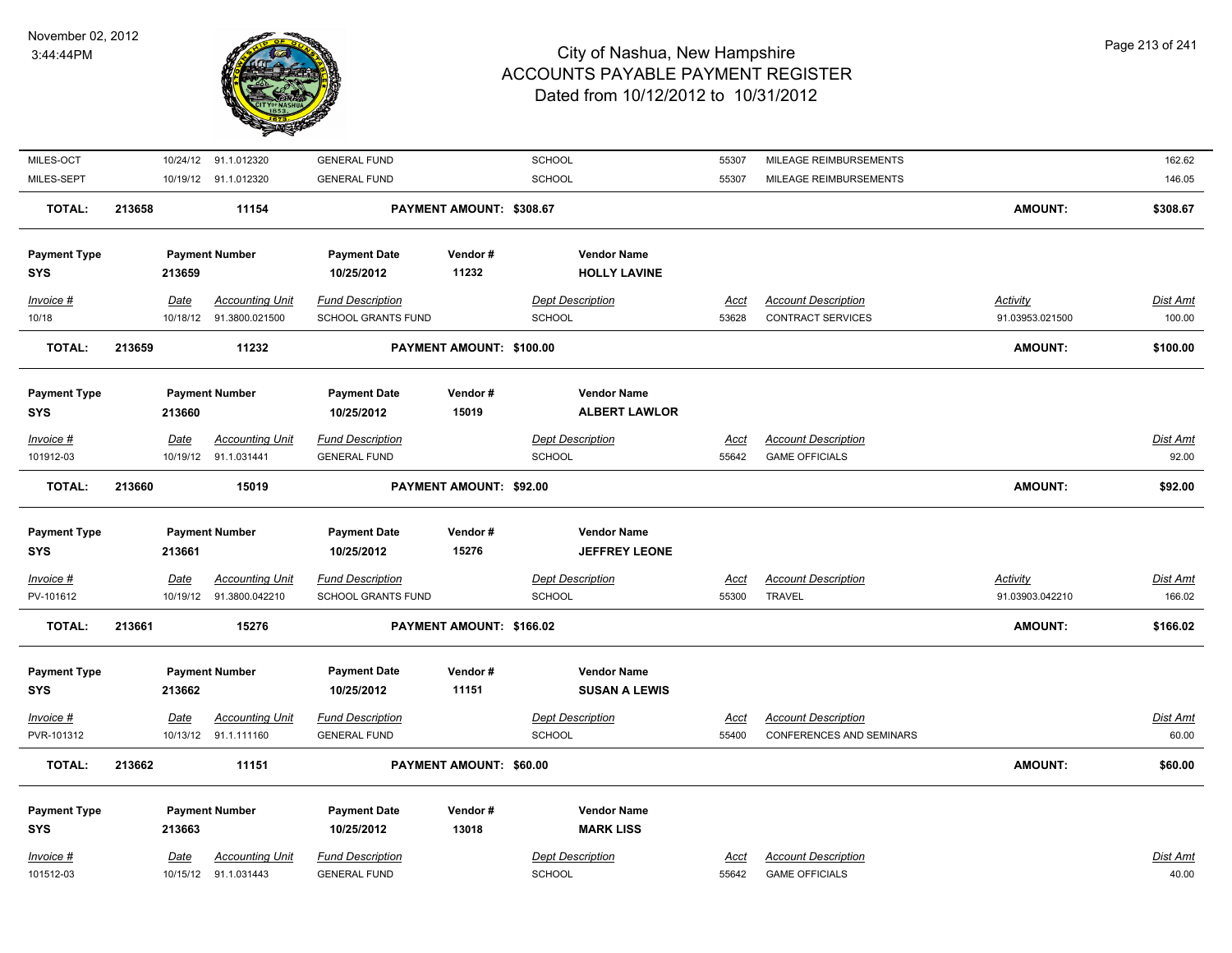| Invoice # | Date | Accounting Unit | Fund Description | Dept Description | Acct | Account Description | Activity | Dist Amt |
|---|---|---|---|---|---|---|---|---|
| MILES-OCT | 10/24/12 | 91.1.012320 | GENERAL FUND | SCHOOL | 55307 | MILEAGE REIMBURSEMENTS | | 162.62 |
| MILES-SEPT | 10/19/12 | 91.1.012320 | GENERAL FUND | SCHOOL | 55307 | MILEAGE REIMBURSEMENTS | | 146.05 |

**TOTAL: 213658 — 11154 — PAYMENT AMOUNT: $308.67 — AMOUNT: $308.67**

| Payment Type | Payment Number | Payment Date | Vendor # | Vendor Name |
|---|---|---|---|---|
| SYS | 213659 | 10/25/2012 | 11232 | HOLLY LAVINE |

| Invoice # | Date | Accounting Unit | Fund Description | Dept Description | Acct | Account Description | Activity | Dist Amt |
|---|---|---|---|---|---|---|---|---|
| 10/18 | 10/18/12 | 91.3800.021500 | SCHOOL GRANTS FUND | SCHOOL | 53628 | CONTRACT SERVICES | 91.03953.021500 | 100.00 |

**TOTAL: 213659 — 11232 — PAYMENT AMOUNT: $100.00 — AMOUNT: $100.00**

| Payment Type | Payment Number | Payment Date | Vendor # | Vendor Name |
|---|---|---|---|---|
| SYS | 213660 | 10/25/2012 | 15019 | ALBERT LAWLOR |

| Invoice # | Date | Accounting Unit | Fund Description | Dept Description | Acct | Account Description | Dist Amt |
|---|---|---|---|---|---|---|---|
| 101912-03 | 10/19/12 | 91.1.031441 | GENERAL FUND | SCHOOL | 55642 | GAME OFFICIALS | 92.00 |

**TOTAL: 213660 — 15019 — PAYMENT AMOUNT: $92.00 — AMOUNT: $92.00**

| Payment Type | Payment Number | Payment Date | Vendor # | Vendor Name |
|---|---|---|---|---|
| SYS | 213661 | 10/25/2012 | 15276 | JEFFREY LEONE |

| Invoice # | Date | Accounting Unit | Fund Description | Dept Description | Acct | Account Description | Activity | Dist Amt |
|---|---|---|---|---|---|---|---|---|
| PV-101612 | 10/19/12 | 91.3800.042210 | SCHOOL GRANTS FUND | SCHOOL | 55300 | TRAVEL | 91.03903.042210 | 166.02 |

**TOTAL: 213661 — 15276 — PAYMENT AMOUNT: $166.02 — AMOUNT: $166.02**

| Payment Type | Payment Number | Payment Date | Vendor # | Vendor Name |
|---|---|---|---|---|
| SYS | 213662 | 10/25/2012 | 11151 | SUSAN A LEWIS |

| Invoice # | Date | Accounting Unit | Fund Description | Dept Description | Acct | Account Description | Dist Amt |
|---|---|---|---|---|---|---|---|
| PVR-101312 | 10/13/12 | 91.1.111160 | GENERAL FUND | SCHOOL | 55400 | CONFERENCES AND SEMINARS | 60.00 |

**TOTAL: 213662 — 11151 — PAYMENT AMOUNT: $60.00 — AMOUNT: $60.00**

| Payment Type | Payment Number | Payment Date | Vendor # | Vendor Name |
|---|---|---|---|---|
| SYS | 213663 | 10/25/2012 | 13018 | MARK LISS |

| Invoice # | Date | Accounting Unit | Fund Description | Dept Description | Acct | Account Description | Dist Amt |
|---|---|---|---|---|---|---|---|
| 101512-03 | 10/15/12 | 91.1.031443 | GENERAL FUND | SCHOOL | 55642 | GAME OFFICIALS | 40.00 |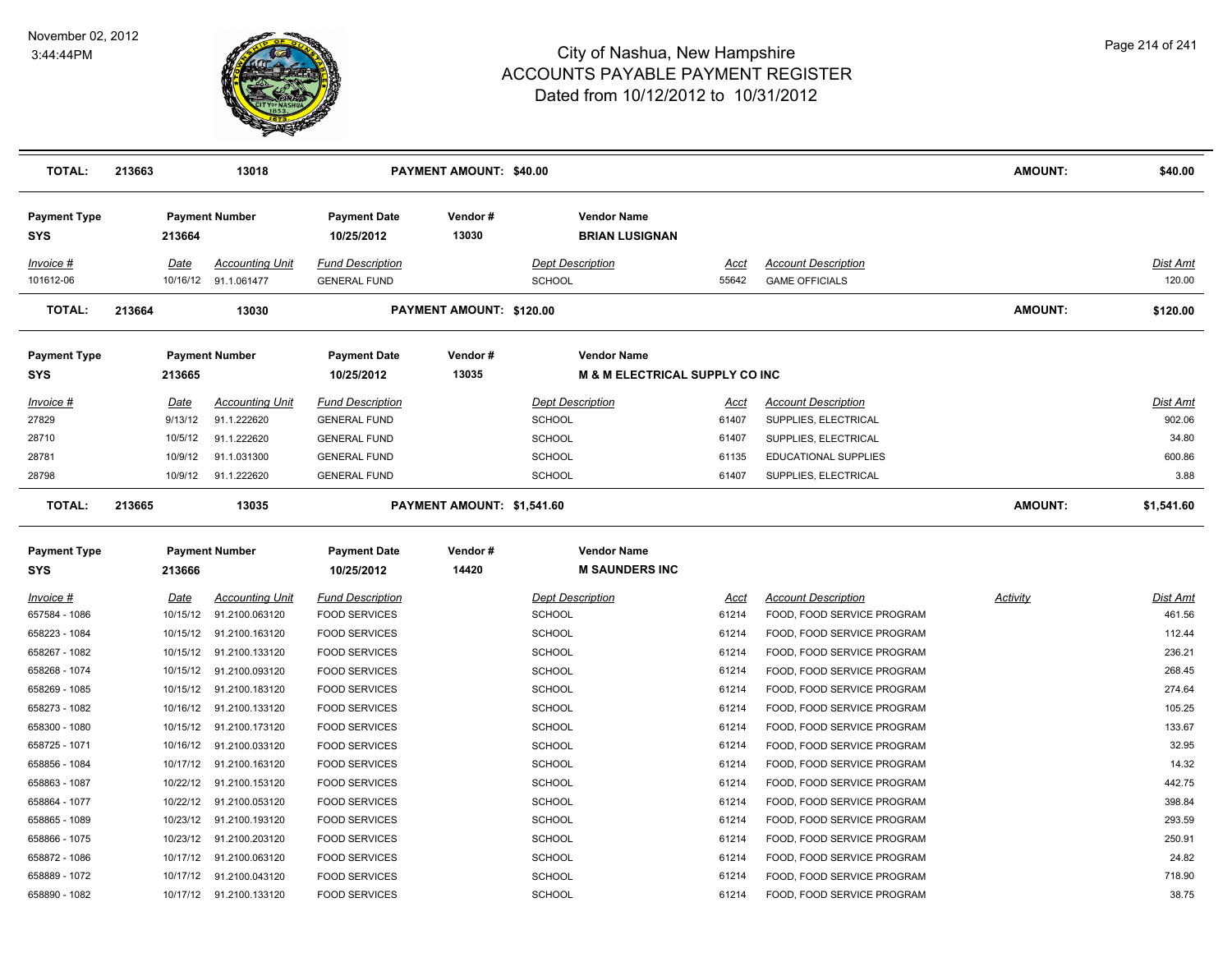# City of Nashua, New Hampshire
## ACCOUNTS PAYABLE PAYMENT REGISTER
### Dated from 10/12/2012 to 10/31/2012

November 02, 2012
3:44:44PM

| TOTAL: | 213663 | 13018 | | PAYMENT AMOUNT: $40.00 | | | | AMOUNT: | $40.00 |
|---|---|---|---|---|---|---|---|---|---|

| Payment Type | Payment Number | Payment Date | Vendor # | Vendor Name |
|---|---|---|---|---|
| SYS | 213664 | 10/25/2012 | 13030 | BRIAN LUSIGNAN |

| Invoice # | Date | Accounting Unit | Fund Description | Dept Description | Acct | Account Description | Dist Amt |
|---|---|---|---|---|---|---|---|
| 101612-06 | 10/16/12 | 91.1.061477 | GENERAL FUND | SCHOOL | 55642 | GAME OFFICIALS | 120.00 |

| TOTAL: | 213664 | 13030 | | PAYMENT AMOUNT: $120.00 | | | | AMOUNT: | $120.00 |
|---|---|---|---|---|---|---|---|---|---|

| Payment Type | Payment Number | Payment Date | Vendor # | Vendor Name |
|---|---|---|---|---|
| SYS | 213665 | 10/25/2012 | 13035 | M & M ELECTRICAL SUPPLY CO INC |

| Invoice # | Date | Accounting Unit | Fund Description | Dept Description | Acct | Account Description | Dist Amt |
|---|---|---|---|---|---|---|---|
| 27829 | 9/13/12 | 91.1.222620 | GENERAL FUND | SCHOOL | 61407 | SUPPLIES, ELECTRICAL | 902.06 |
| 28710 | 10/5/12 | 91.1.222620 | GENERAL FUND | SCHOOL | 61407 | SUPPLIES, ELECTRICAL | 34.80 |
| 28781 | 10/9/12 | 91.1.031300 | GENERAL FUND | SCHOOL | 61135 | EDUCATIONAL SUPPLIES | 600.86 |
| 28798 | 10/9/12 | 91.1.222620 | GENERAL FUND | SCHOOL | 61407 | SUPPLIES, ELECTRICAL | 3.88 |

| TOTAL: | 213665 | 13035 | | PAYMENT AMOUNT: $1,541.60 | | | | AMOUNT: | $1,541.60 |
|---|---|---|---|---|---|---|---|---|---|

| Payment Type | Payment Number | Payment Date | Vendor # | Vendor Name |
|---|---|---|---|---|
| SYS | 213666 | 10/25/2012 | 14420 | M SAUNDERS INC |

| Invoice # | Date | Accounting Unit | Fund Description | Dept Description | Acct | Account Description | Activity | Dist Amt |
|---|---|---|---|---|---|---|---|---|
| 657584 - 1086 | 10/15/12 | 91.2100.063120 | FOOD SERVICES | SCHOOL | 61214 | FOOD, FOOD SERVICE PROGRAM | | 461.56 |
| 658223 - 1084 | 10/15/12 | 91.2100.163120 | FOOD SERVICES | SCHOOL | 61214 | FOOD, FOOD SERVICE PROGRAM | | 112.44 |
| 658267 - 1082 | 10/15/12 | 91.2100.133120 | FOOD SERVICES | SCHOOL | 61214 | FOOD, FOOD SERVICE PROGRAM | | 236.21 |
| 658268 - 1074 | 10/15/12 | 91.2100.093120 | FOOD SERVICES | SCHOOL | 61214 | FOOD, FOOD SERVICE PROGRAM | | 268.45 |
| 658269 - 1085 | 10/15/12 | 91.2100.183120 | FOOD SERVICES | SCHOOL | 61214 | FOOD, FOOD SERVICE PROGRAM | | 274.64 |
| 658273 - 1082 | 10/16/12 | 91.2100.133120 | FOOD SERVICES | SCHOOL | 61214 | FOOD, FOOD SERVICE PROGRAM | | 105.25 |
| 658300 - 1080 | 10/15/12 | 91.2100.173120 | FOOD SERVICES | SCHOOL | 61214 | FOOD, FOOD SERVICE PROGRAM | | 133.67 |
| 658725 - 1071 | 10/16/12 | 91.2100.033120 | FOOD SERVICES | SCHOOL | 61214 | FOOD, FOOD SERVICE PROGRAM | | 32.95 |
| 658856 - 1084 | 10/17/12 | 91.2100.163120 | FOOD SERVICES | SCHOOL | 61214 | FOOD, FOOD SERVICE PROGRAM | | 14.32 |
| 658863 - 1087 | 10/22/12 | 91.2100.153120 | FOOD SERVICES | SCHOOL | 61214 | FOOD, FOOD SERVICE PROGRAM | | 442.75 |
| 658864 - 1077 | 10/22/12 | 91.2100.053120 | FOOD SERVICES | SCHOOL | 61214 | FOOD, FOOD SERVICE PROGRAM | | 398.84 |
| 658865 - 1089 | 10/23/12 | 91.2100.193120 | FOOD SERVICES | SCHOOL | 61214 | FOOD, FOOD SERVICE PROGRAM | | 293.59 |
| 658866 - 1075 | 10/23/12 | 91.2100.203120 | FOOD SERVICES | SCHOOL | 61214 | FOOD, FOOD SERVICE PROGRAM | | 250.91 |
| 658872 - 1086 | 10/17/12 | 91.2100.063120 | FOOD SERVICES | SCHOOL | 61214 | FOOD, FOOD SERVICE PROGRAM | | 24.82 |
| 658889 - 1072 | 10/17/12 | 91.2100.043120 | FOOD SERVICES | SCHOOL | 61214 | FOOD, FOOD SERVICE PROGRAM | | 718.90 |
| 658890 - 1082 | 10/17/12 | 91.2100.133120 | FOOD SERVICES | SCHOOL | 61214 | FOOD, FOOD SERVICE PROGRAM | | 38.75 |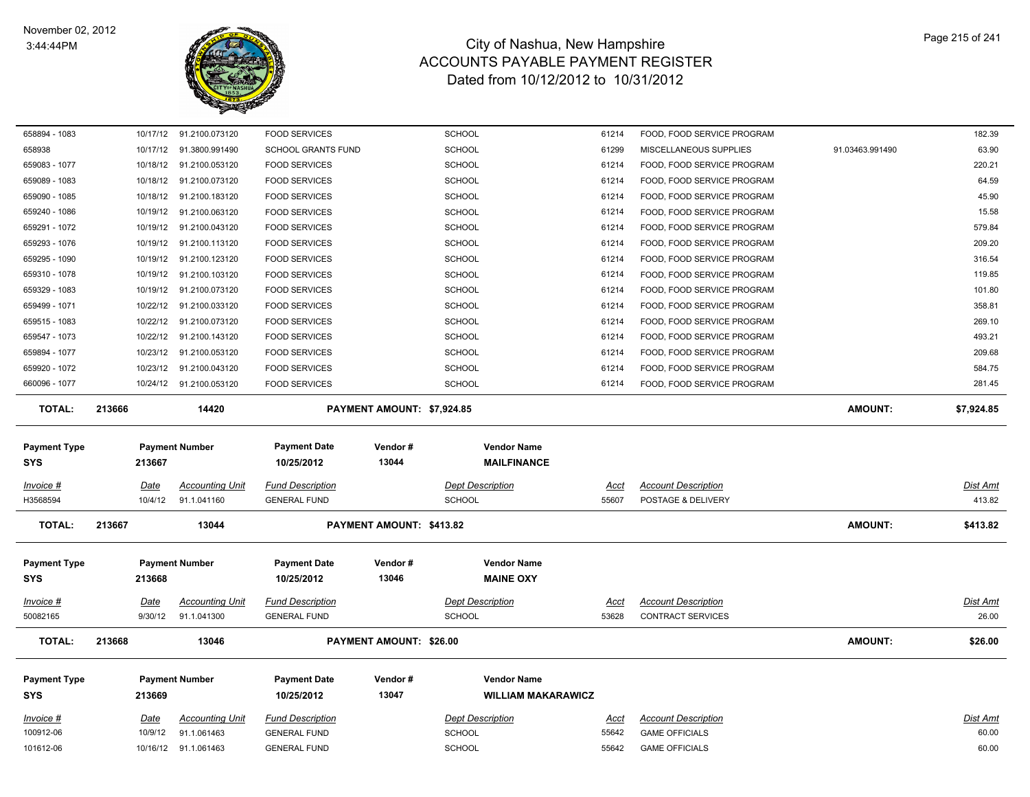| Invoice # | Date | Accounting Unit | Fund Description | Dept Description | Acct | Account Description | | Dist Amt |
|---|---|---|---|---|---|---|---|---|
| 658894 - 1083 | 10/17/12 | 91.2100.073120 | FOOD SERVICES | SCHOOL | 61214 | FOOD, FOOD SERVICE PROGRAM | | 182.39 |
| 658938 | 10/17/12 | 91.3800.991490 | SCHOOL GRANTS FUND | SCHOOL | 61299 | MISCELLANEOUS SUPPLIES | 91.03463.991490 | 63.90 |
| 659083 - 1077 | 10/18/12 | 91.2100.053120 | FOOD SERVICES | SCHOOL | 61214 | FOOD, FOOD SERVICE PROGRAM | | 220.21 |
| 659089 - 1083 | 10/18/12 | 91.2100.073120 | FOOD SERVICES | SCHOOL | 61214 | FOOD, FOOD SERVICE PROGRAM | | 64.59 |
| 659090 - 1085 | 10/18/12 | 91.2100.183120 | FOOD SERVICES | SCHOOL | 61214 | FOOD, FOOD SERVICE PROGRAM | | 45.90 |
| 659240 - 1086 | 10/19/12 | 91.2100.063120 | FOOD SERVICES | SCHOOL | 61214 | FOOD, FOOD SERVICE PROGRAM | | 15.58 |
| 659291 - 1072 | 10/19/12 | 91.2100.043120 | FOOD SERVICES | SCHOOL | 61214 | FOOD, FOOD SERVICE PROGRAM | | 579.84 |
| 659293 - 1076 | 10/19/12 | 91.2100.113120 | FOOD SERVICES | SCHOOL | 61214 | FOOD, FOOD SERVICE PROGRAM | | 209.20 |
| 659295 - 1090 | 10/19/12 | 91.2100.123120 | FOOD SERVICES | SCHOOL | 61214 | FOOD, FOOD SERVICE PROGRAM | | 316.54 |
| 659310 - 1078 | 10/19/12 | 91.2100.103120 | FOOD SERVICES | SCHOOL | 61214 | FOOD, FOOD SERVICE PROGRAM | | 119.85 |
| 659329 - 1083 | 10/19/12 | 91.2100.073120 | FOOD SERVICES | SCHOOL | 61214 | FOOD, FOOD SERVICE PROGRAM | | 101.80 |
| 659499 - 1071 | 10/22/12 | 91.2100.033120 | FOOD SERVICES | SCHOOL | 61214 | FOOD, FOOD SERVICE PROGRAM | | 358.81 |
| 659515 - 1083 | 10/22/12 | 91.2100.073120 | FOOD SERVICES | SCHOOL | 61214 | FOOD, FOOD SERVICE PROGRAM | | 269.10 |
| 659547 - 1073 | 10/22/12 | 91.2100.143120 | FOOD SERVICES | SCHOOL | 61214 | FOOD, FOOD SERVICE PROGRAM | | 493.21 |
| 659894 - 1077 | 10/23/12 | 91.2100.053120 | FOOD SERVICES | SCHOOL | 61214 | FOOD, FOOD SERVICE PROGRAM | | 209.68 |
| 659920 - 1072 | 10/23/12 | 91.2100.043120 | FOOD SERVICES | SCHOOL | 61214 | FOOD, FOOD SERVICE PROGRAM | | 584.75 |
| 660096 - 1077 | 10/24/12 | 91.2100.053120 | FOOD SERVICES | SCHOOL | 61214 | FOOD, FOOD SERVICE PROGRAM | | 281.45 |

**TOTAL: 213666 | 14420 | PAYMENT AMOUNT: $7,924.85 | AMOUNT: $7,924.85**

| Payment Type | Payment Number | Payment Date | Vendor # | Vendor Name |
|---|---|---|---|---|
| SYS | 213667 | 10/25/2012 | 13044 | MAILFINANCE |

| Invoice # | Date | Accounting Unit | Fund Description | Dept Description | Acct | Account Description | Dist Amt |
|---|---|---|---|---|---|---|---|
| H3568594 | 10/4/12 | 91.1.041160 | GENERAL FUND | SCHOOL | 55607 | POSTAGE & DELIVERY | 413.82 |

**TOTAL: 213667 | 13044 | PAYMENT AMOUNT: $413.82 | AMOUNT: $413.82**

| Payment Type | Payment Number | Payment Date | Vendor # | Vendor Name |
|---|---|---|---|---|
| SYS | 213668 | 10/25/2012 | 13046 | MAINE OXY |

| Invoice # | Date | Accounting Unit | Fund Description | Dept Description | Acct | Account Description | Dist Amt |
|---|---|---|---|---|---|---|---|
| 50082165 | 9/30/12 | 91.1.041300 | GENERAL FUND | SCHOOL | 53628 | CONTRACT SERVICES | 26.00 |

**TOTAL: 213668 | 13046 | PAYMENT AMOUNT: $26.00 | AMOUNT: $26.00**

| Payment Type | Payment Number | Payment Date | Vendor # | Vendor Name |
|---|---|---|---|---|
| SYS | 213669 | 10/25/2012 | 13047 | WILLIAM MAKARAWICZ |

| Invoice # | Date | Accounting Unit | Fund Description | Dept Description | Acct | Account Description | Dist Amt |
|---|---|---|---|---|---|---|---|
| 100912-06 | 10/9/12 | 91.1.061463 | GENERAL FUND | SCHOOL | 55642 | GAME OFFICIALS | 60.00 |
| 101612-06 | 10/16/12 | 91.1.061463 | GENERAL FUND | SCHOOL | 55642 | GAME OFFICIALS | 60.00 |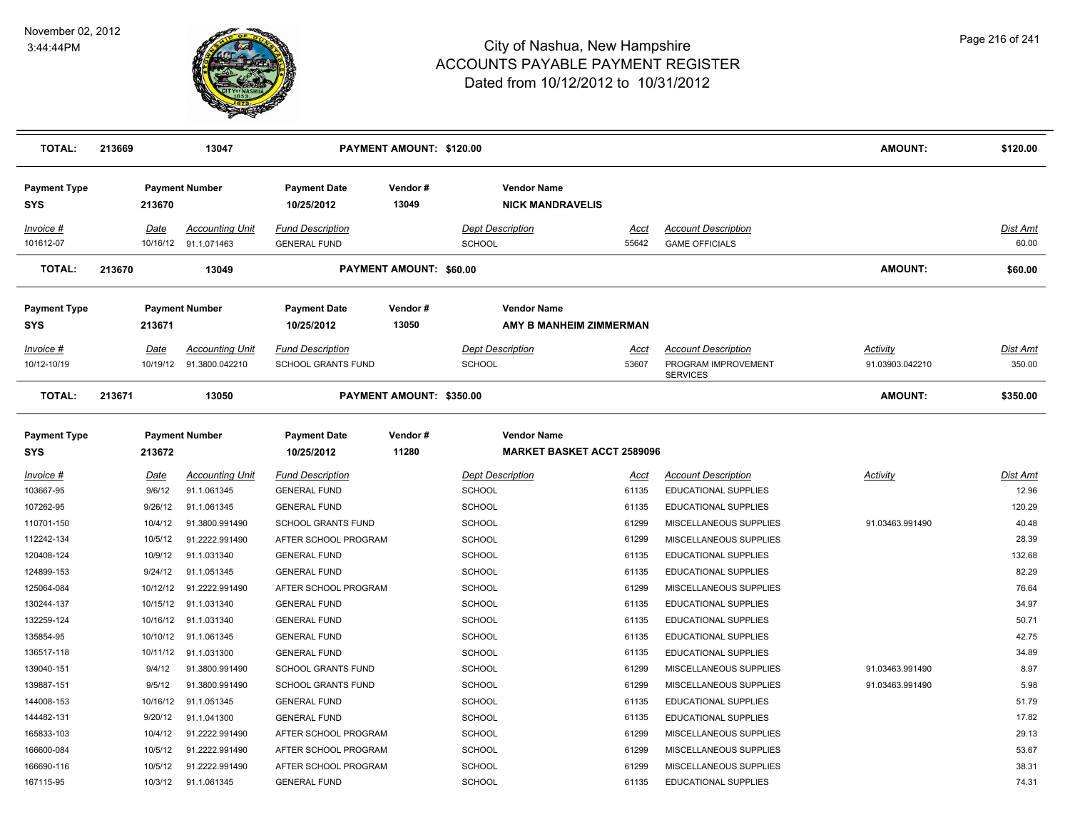# City of Nashua, New Hampshire
## ACCOUNTS PAYABLE PAYMENT REGISTER
### Dated from 10/12/2012 to 10/31/2012

November 02, 2012
3:44:44PM

| TOTAL: | 213669 | 13047 | PAYMENT AMOUNT: $120.00 | | AMOUNT: | $120.00 |
|---|---|---|---|---|---|---|

| Payment Type | Payment Number | Payment Date | Vendor # | Vendor Name |
|---|---|---|---|---|
| SYS | 213670 | 10/25/2012 | 13049 | NICK MANDRAVELIS |

| Invoice # | Date | Accounting Unit | Fund Description | Dept Description | Acct | Account Description | Activity | Dist Amt |
|---|---|---|---|---|---|---|---|---|
| 101612-07 | 10/16/12 | 91.1.071463 | GENERAL FUND | SCHOOL | 55642 | GAME OFFICIALS | | 60.00 |

| TOTAL: | 213670 | 13049 | PAYMENT AMOUNT: $60.00 | | AMOUNT: | $60.00 |
|---|---|---|---|---|---|---|

| Payment Type | Payment Number | Payment Date | Vendor # | Vendor Name |
|---|---|---|---|---|
| SYS | 213671 | 10/25/2012 | 13050 | AMY B MANHEIM ZIMMERMAN |

| Invoice # | Date | Accounting Unit | Fund Description | Dept Description | Acct | Account Description | Activity | Dist Amt |
|---|---|---|---|---|---|---|---|---|
| 10/12-10/19 | 10/19/12 | 91.3800.042210 | SCHOOL GRANTS FUND | SCHOOL | 53607 | PROGRAM IMPROVEMENT SERVICES | 91.03903.042210 | 350.00 |

| TOTAL: | 213671 | 13050 | PAYMENT AMOUNT: $350.00 | | AMOUNT: | $350.00 |
|---|---|---|---|---|---|---|

| Payment Type | Payment Number | Payment Date | Vendor # | Vendor Name |
|---|---|---|---|---|
| SYS | 213672 | 10/25/2012 | 11280 | MARKET BASKET ACCT 2589096 |

| Invoice # | Date | Accounting Unit | Fund Description | Dept Description | Acct | Account Description | Activity | Dist Amt |
|---|---|---|---|---|---|---|---|---|
| 103667-95 | 9/6/12 | 91.1.061345 | GENERAL FUND | SCHOOL | 61135 | EDUCATIONAL SUPPLIES | | 12.96 |
| 107262-95 | 9/26/12 | 91.1.061345 | GENERAL FUND | SCHOOL | 61135 | EDUCATIONAL SUPPLIES | | 120.29 |
| 110701-150 | 10/4/12 | 91.3800.991490 | SCHOOL GRANTS FUND | SCHOOL | 61299 | MISCELLANEOUS SUPPLIES | 91.03463.991490 | 40.48 |
| 112242-134 | 10/5/12 | 91.2222.991490 | AFTER SCHOOL PROGRAM | SCHOOL | 61299 | MISCELLANEOUS SUPPLIES | | 28.39 |
| 120408-124 | 10/9/12 | 91.1.031340 | GENERAL FUND | SCHOOL | 61135 | EDUCATIONAL SUPPLIES | | 132.68 |
| 124899-153 | 9/24/12 | 91.1.051345 | GENERAL FUND | SCHOOL | 61135 | EDUCATIONAL SUPPLIES | | 82.29 |
| 125064-084 | 10/12/12 | 91.2222.991490 | AFTER SCHOOL PROGRAM | SCHOOL | 61299 | MISCELLANEOUS SUPPLIES | | 76.64 |
| 130244-137 | 10/15/12 | 91.1.031340 | GENERAL FUND | SCHOOL | 61135 | EDUCATIONAL SUPPLIES | | 34.97 |
| 132259-124 | 10/16/12 | 91.1.031340 | GENERAL FUND | SCHOOL | 61135 | EDUCATIONAL SUPPLIES | | 50.71 |
| 135854-95 | 10/10/12 | 91.1.061345 | GENERAL FUND | SCHOOL | 61135 | EDUCATIONAL SUPPLIES | | 42.75 |
| 136517-118 | 10/11/12 | 91.1.031300 | GENERAL FUND | SCHOOL | 61135 | EDUCATIONAL SUPPLIES | | 34.89 |
| 139040-151 | 9/4/12 | 91.3800.991490 | SCHOOL GRANTS FUND | SCHOOL | 61299 | MISCELLANEOUS SUPPLIES | 91.03463.991490 | 8.97 |
| 139887-151 | 9/5/12 | 91.3800.991490 | SCHOOL GRANTS FUND | SCHOOL | 61299 | MISCELLANEOUS SUPPLIES | 91.03463.991490 | 5.98 |
| 144008-153 | 10/16/12 | 91.1.051345 | GENERAL FUND | SCHOOL | 61135 | EDUCATIONAL SUPPLIES | | 51.79 |
| 144482-131 | 9/20/12 | 91.1.041300 | GENERAL FUND | SCHOOL | 61135 | EDUCATIONAL SUPPLIES | | 17.82 |
| 165833-103 | 10/4/12 | 91.2222.991490 | AFTER SCHOOL PROGRAM | SCHOOL | 61299 | MISCELLANEOUS SUPPLIES | | 29.13 |
| 166600-084 | 10/5/12 | 91.2222.991490 | AFTER SCHOOL PROGRAM | SCHOOL | 61299 | MISCELLANEOUS SUPPLIES | | 53.67 |
| 166690-116 | 10/5/12 | 91.2222.991490 | AFTER SCHOOL PROGRAM | SCHOOL | 61299 | MISCELLANEOUS SUPPLIES | | 38.31 |
| 167115-95 | 10/3/12 | 91.1.061345 | GENERAL FUND | SCHOOL | 61135 | EDUCATIONAL SUPPLIES | | 74.31 |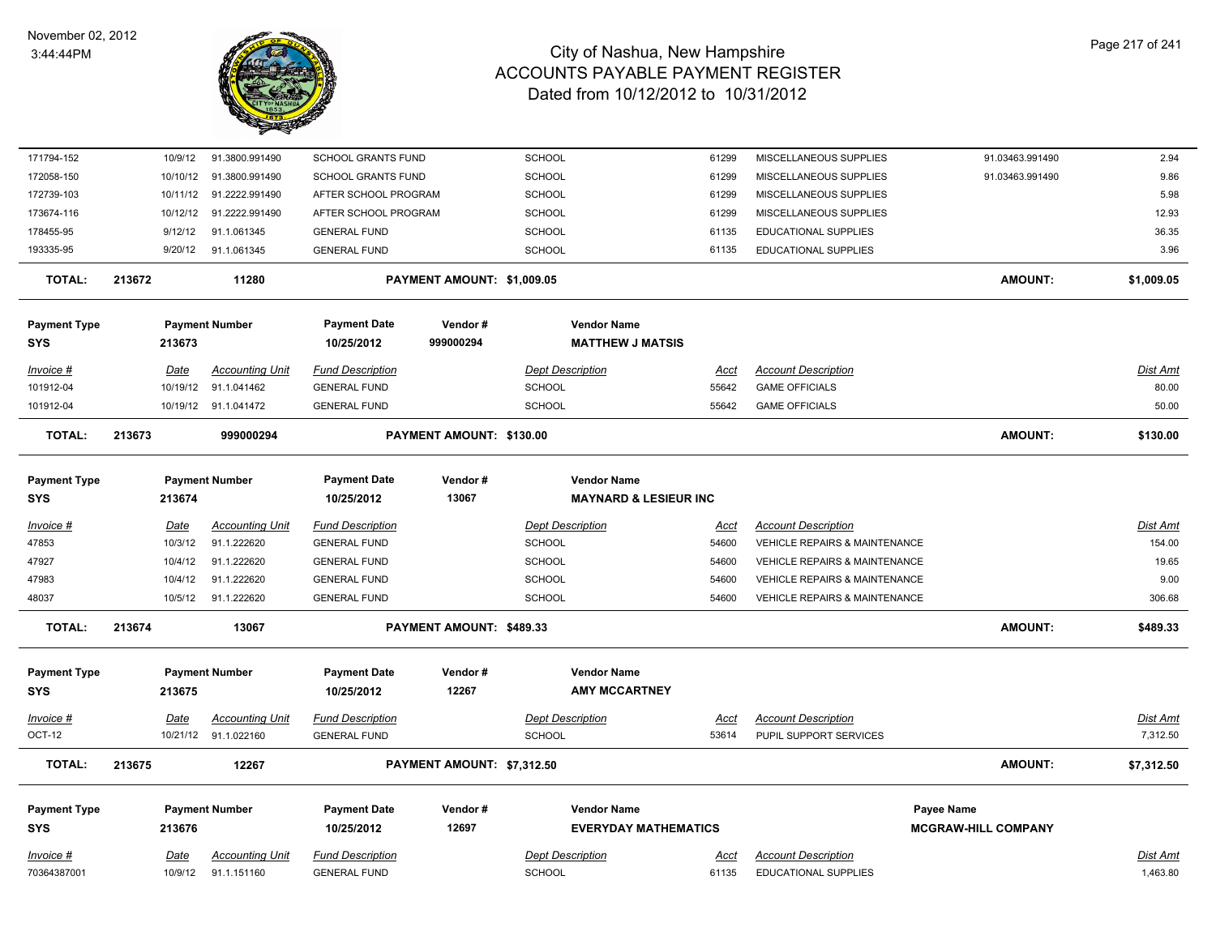# City of Nashua, New Hampshire
## ACCOUNTS PAYABLE PAYMENT REGISTER
### Dated from 10/12/2012 to 10/31/2012

November 02, 2012
3:44:44PM

| Invoice # | Date | Accounting Unit | Fund Description | Dept Description | Acct | Account Description | | Dist Amt |
|---|---|---|---|---|---|---|---|---|
| 171794-152 | 10/9/12 | 91.3800.991490 | SCHOOL GRANTS FUND | SCHOOL | 61299 | MISCELLANEOUS SUPPLIES | 91.03463.991490 | 2.94 |
| 172058-150 | 10/10/12 | 91.3800.991490 | SCHOOL GRANTS FUND | SCHOOL | 61299 | MISCELLANEOUS SUPPLIES | 91.03463.991490 | 9.86 |
| 172739-103 | 10/11/12 | 91.2222.991490 | AFTER SCHOOL PROGRAM | SCHOOL | 61299 | MISCELLANEOUS SUPPLIES | | 5.98 |
| 173674-116 | 10/12/12 | 91.2222.991490 | AFTER SCHOOL PROGRAM | SCHOOL | 61299 | MISCELLANEOUS SUPPLIES | | 12.93 |
| 178455-95 | 9/12/12 | 91.1.061345 | GENERAL FUND | SCHOOL | 61135 | EDUCATIONAL SUPPLIES | | 36.35 |
| 193335-95 | 9/20/12 | 91.1.061345 | GENERAL FUND | SCHOOL | 61135 | EDUCATIONAL SUPPLIES | | 3.96 |

**TOTAL: 213672 — 11280 — PAYMENT AMOUNT: $1,009.05 — AMOUNT: $1,009.05**

| Payment Type | Payment Number | Payment Date | Vendor # | Vendor Name |
|---|---|---|---|---|
| SYS | 213673 | 10/25/2012 | 999000294 | MATTHEW J MATSIS |

| Invoice # | Date | Accounting Unit | Fund Description | Dept Description | Acct | Account Description | Dist Amt |
|---|---|---|---|---|---|---|---|
| 101912-04 | 10/19/12 | 91.1.041462 | GENERAL FUND | SCHOOL | 55642 | GAME OFFICIALS | 80.00 |
| 101912-04 | 10/19/12 | 91.1.041472 | GENERAL FUND | SCHOOL | 55642 | GAME OFFICIALS | 50.00 |

**TOTAL: 213673 — 999000294 — PAYMENT AMOUNT: $130.00 — AMOUNT: $130.00**

| Payment Type | Payment Number | Payment Date | Vendor # | Vendor Name |
|---|---|---|---|---|
| SYS | 213674 | 10/25/2012 | 13067 | MAYNARD & LESIEUR INC |

| Invoice # | Date | Accounting Unit | Fund Description | Dept Description | Acct | Account Description | Dist Amt |
|---|---|---|---|---|---|---|---|
| 47853 | 10/3/12 | 91.1.222620 | GENERAL FUND | SCHOOL | 54600 | VEHICLE REPAIRS & MAINTENANCE | 154.00 |
| 47927 | 10/4/12 | 91.1.222620 | GENERAL FUND | SCHOOL | 54600 | VEHICLE REPAIRS & MAINTENANCE | 19.65 |
| 47983 | 10/4/12 | 91.1.222620 | GENERAL FUND | SCHOOL | 54600 | VEHICLE REPAIRS & MAINTENANCE | 9.00 |
| 48037 | 10/5/12 | 91.1.222620 | GENERAL FUND | SCHOOL | 54600 | VEHICLE REPAIRS & MAINTENANCE | 306.68 |

**TOTAL: 213674 — 13067 — PAYMENT AMOUNT: $489.33 — AMOUNT: $489.33**

| Payment Type | Payment Number | Payment Date | Vendor # | Vendor Name |
|---|---|---|---|---|
| SYS | 213675 | 10/25/2012 | 12267 | AMY MCCARTNEY |

| Invoice # | Date | Accounting Unit | Fund Description | Dept Description | Acct | Account Description | Dist Amt |
|---|---|---|---|---|---|---|---|
| OCT-12 | 10/21/12 | 91.1.022160 | GENERAL FUND | SCHOOL | 53614 | PUPIL SUPPORT SERVICES | 7,312.50 |

**TOTAL: 213675 — 12267 — PAYMENT AMOUNT: $7,312.50 — AMOUNT: $7,312.50**

| Payment Type | Payment Number | Payment Date | Vendor # | Vendor Name | Payee Name |
|---|---|---|---|---|---|
| SYS | 213676 | 10/25/2012 | 12697 | EVERYDAY MATHEMATICS | MCGRAW-HILL COMPANY |

| Invoice # | Date | Accounting Unit | Fund Description | Dept Description | Acct | Account Description | Dist Amt |
|---|---|---|---|---|---|---|---|
| 70364387001 | 10/9/12 | 91.1.151160 | GENERAL FUND | SCHOOL | 61135 | EDUCATIONAL SUPPLIES | 1,463.80 |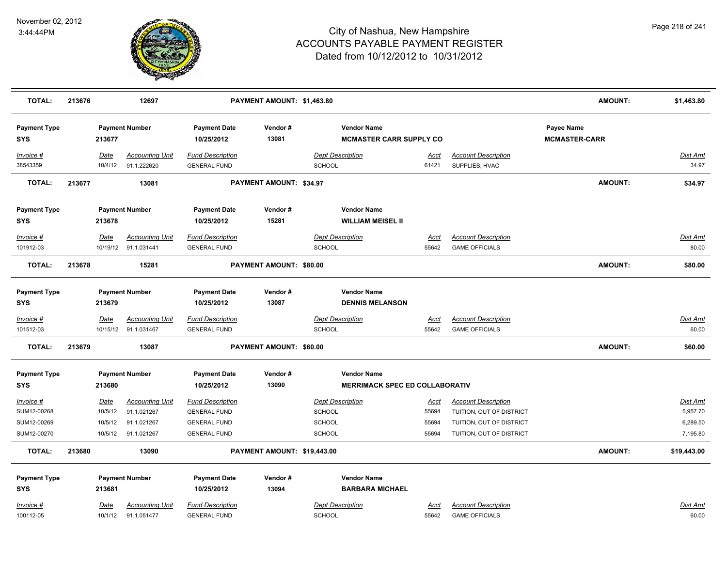# City of Nashua, New Hampshire
## ACCOUNTS PAYABLE PAYMENT REGISTER
### Dated from 10/12/2012 to 10/31/2012

November 02, 2012
3:44:44PM

| TOTAL: | 213676 | 12697 | PAYMENT AMOUNT: $1,463.80 | AMOUNT: | $1,463.80 |
|---|---|---|---|---|---|

**Payment Type:** SYS | **Payment Number:** 213677 | **Payment Date:** 10/25/2012 | **Vendor #:** 13081 | **Vendor Name:** MCMASTER CARR SUPPLY CO | **Payee Name:** MCMASTER-CARR

| Invoice # | Date | Accounting Unit | Fund Description | Dept Description | Acct | Account Description | Dist Amt |
|---|---|---|---|---|---|---|---|
| 38543359 | 10/4/12 | 91.1.222620 | GENERAL FUND | SCHOOL | 61421 | SUPPLIES, HVAC | 34.97 |

| TOTAL: | 213677 | 13081 | PAYMENT AMOUNT: $34.97 | AMOUNT: | $34.97 |
|---|---|---|---|---|---|

**Payment Type:** SYS | **Payment Number:** 213678 | **Payment Date:** 10/25/2012 | **Vendor #:** 15281 | **Vendor Name:** WILLIAM MEISEL II

| Invoice # | Date | Accounting Unit | Fund Description | Dept Description | Acct | Account Description | Dist Amt |
|---|---|---|---|---|---|---|---|
| 101912-03 | 10/19/12 | 91.1.031441 | GENERAL FUND | SCHOOL | 55642 | GAME OFFICIALS | 80.00 |

| TOTAL: | 213678 | 15281 | PAYMENT AMOUNT: $80.00 | AMOUNT: | $80.00 |
|---|---|---|---|---|---|

**Payment Type:** SYS | **Payment Number:** 213679 | **Payment Date:** 10/25/2012 | **Vendor #:** 13087 | **Vendor Name:** DENNIS MELANSON

| Invoice # | Date | Accounting Unit | Fund Description | Dept Description | Acct | Account Description | Dist Amt |
|---|---|---|---|---|---|---|---|
| 101512-03 | 10/15/12 | 91.1.031467 | GENERAL FUND | SCHOOL | 55642 | GAME OFFICIALS | 60.00 |

| TOTAL: | 213679 | 13087 | PAYMENT AMOUNT: $60.00 | AMOUNT: | $60.00 |
|---|---|---|---|---|---|

**Payment Type:** SYS | **Payment Number:** 213680 | **Payment Date:** 10/25/2012 | **Vendor #:** 13090 | **Vendor Name:** MERRIMACK SPEC ED COLLABORATIV

| Invoice # | Date | Accounting Unit | Fund Description | Dept Description | Acct | Account Description | Dist Amt |
|---|---|---|---|---|---|---|---|
| SUM12-00268 | 10/5/12 | 91.1.021267 | GENERAL FUND | SCHOOL | 55694 | TUITION, OUT OF DISTRICT | 5,957.70 |
| SUM12-00269 | 10/5/12 | 91.1.021267 | GENERAL FUND | SCHOOL | 55694 | TUITION, OUT OF DISTRICT | 6,289.50 |
| SUM12-00270 | 10/5/12 | 91.1.021267 | GENERAL FUND | SCHOOL | 55694 | TUITION, OUT OF DISTRICT | 7,195.80 |

| TOTAL: | 213680 | 13090 | PAYMENT AMOUNT: $19,443.00 | AMOUNT: | $19,443.00 |
|---|---|---|---|---|---|

**Payment Type:** SYS | **Payment Number:** 213681 | **Payment Date:** 10/25/2012 | **Vendor #:** 13094 | **Vendor Name:** BARBARA MICHAEL

| Invoice # | Date | Accounting Unit | Fund Description | Dept Description | Acct | Account Description | Dist Amt |
|---|---|---|---|---|---|---|---|
| 100112-05 | 10/1/12 | 91.1.051477 | GENERAL FUND | SCHOOL | 55642 | GAME OFFICIALS | 60.00 |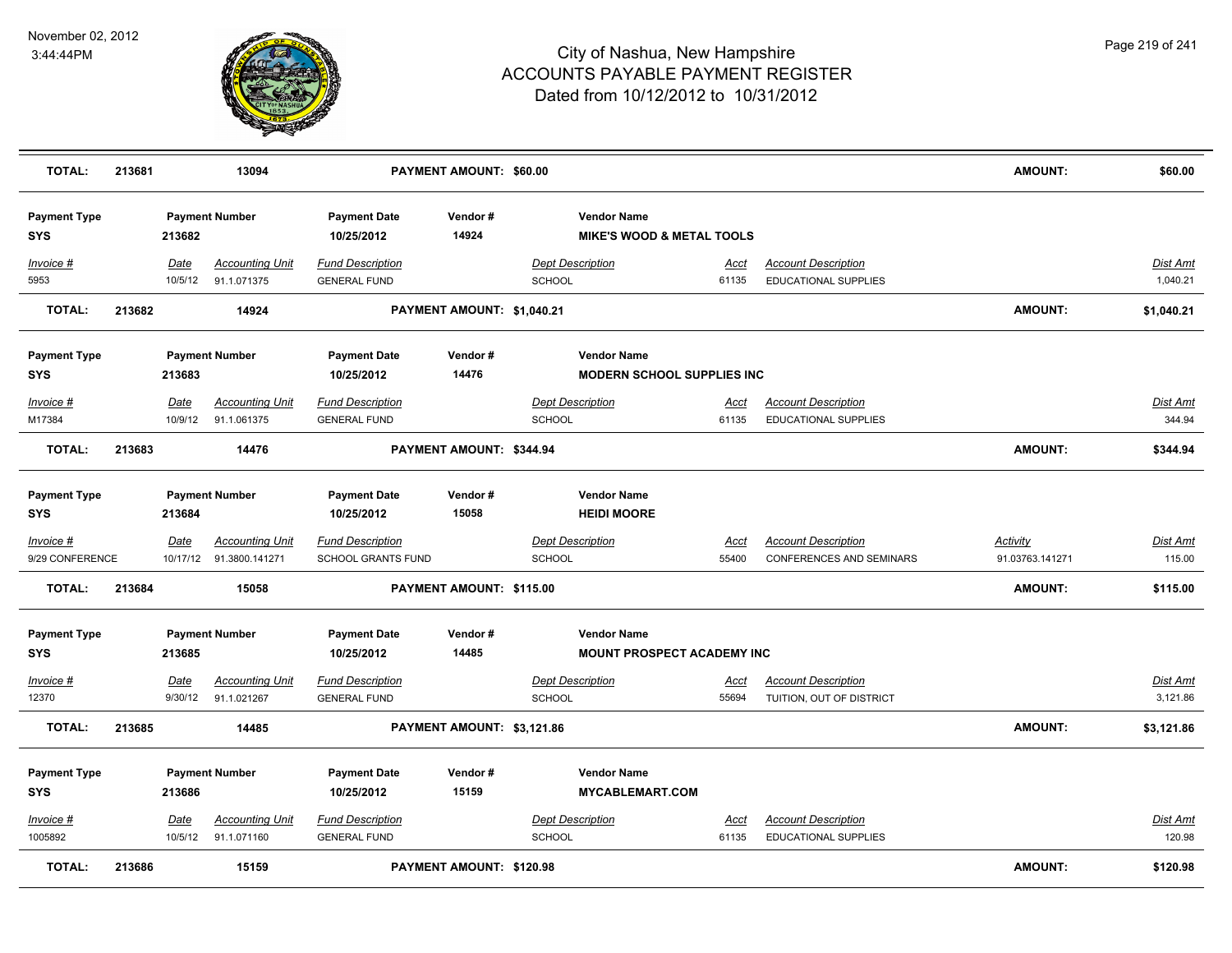# City of Nashua, New Hampshire
## ACCOUNTS PAYABLE PAYMENT REGISTER
### Dated from 10/12/2012 to 10/31/2012

November 02, 2012
3:44:44PM

| TOTAL: | 213681 | 13094 | PAYMENT AMOUNT: $60.00 | AMOUNT: | $60.00 |
|---|---|---|---|---|---|

| Payment Type | Payment Number | Payment Date | Vendor # | Vendor Name |
|---|---|---|---|---|
| SYS | 213682 | 10/25/2012 | 14924 | MIKE'S WOOD & METAL TOOLS |

| Invoice # | Date | Accounting Unit | Fund Description | Dept Description | Acct | Account Description | Dist Amt |
|---|---|---|---|---|---|---|---|
| 5953 | 10/5/12 | 91.1.071375 | GENERAL FUND | SCHOOL | 61135 | EDUCATIONAL SUPPLIES | 1,040.21 |

| TOTAL: | 213682 | 14924 | PAYMENT AMOUNT: $1,040.21 | AMOUNT: | $1,040.21 |
|---|---|---|---|---|---|

| Payment Type | Payment Number | Payment Date | Vendor # | Vendor Name |
|---|---|---|---|---|
| SYS | 213683 | 10/25/2012 | 14476 | MODERN SCHOOL SUPPLIES INC |

| Invoice # | Date | Accounting Unit | Fund Description | Dept Description | Acct | Account Description | Dist Amt |
|---|---|---|---|---|---|---|---|
| M17384 | 10/9/12 | 91.1.061375 | GENERAL FUND | SCHOOL | 61135 | EDUCATIONAL SUPPLIES | 344.94 |

| TOTAL: | 213683 | 14476 | PAYMENT AMOUNT: $344.94 | AMOUNT: | $344.94 |
|---|---|---|---|---|---|

| Payment Type | Payment Number | Payment Date | Vendor # | Vendor Name |
|---|---|---|---|---|
| SYS | 213684 | 10/25/2012 | 15058 | HEIDI MOORE |

| Invoice # | Date | Accounting Unit | Fund Description | Dept Description | Acct | Account Description | Activity | Dist Amt |
|---|---|---|---|---|---|---|---|---|
| 9/29 CONFERENCE | 10/17/12 | 91.3800.141271 | SCHOOL GRANTS FUND | SCHOOL | 55400 | CONFERENCES AND SEMINARS | 91.03763.141271 | 115.00 |

| TOTAL: | 213684 | 15058 | PAYMENT AMOUNT: $115.00 | AMOUNT: | $115.00 |
|---|---|---|---|---|---|

| Payment Type | Payment Number | Payment Date | Vendor # | Vendor Name |
|---|---|---|---|---|
| SYS | 213685 | 10/25/2012 | 14485 | MOUNT PROSPECT ACADEMY INC |

| Invoice # | Date | Accounting Unit | Fund Description | Dept Description | Acct | Account Description | Dist Amt |
|---|---|---|---|---|---|---|---|
| 12370 | 9/30/12 | 91.1.021267 | GENERAL FUND | SCHOOL | 55694 | TUITION, OUT OF DISTRICT | 3,121.86 |

| TOTAL: | 213685 | 14485 | PAYMENT AMOUNT: $3,121.86 | AMOUNT: | $3,121.86 |
|---|---|---|---|---|---|

| Payment Type | Payment Number | Payment Date | Vendor # | Vendor Name |
|---|---|---|---|---|
| SYS | 213686 | 10/25/2012 | 15159 | MYCABLEMART.COM |

| Invoice # | Date | Accounting Unit | Fund Description | Dept Description | Acct | Account Description | Dist Amt |
|---|---|---|---|---|---|---|---|
| 1005892 | 10/5/12 | 91.1.071160 | GENERAL FUND | SCHOOL | 61135 | EDUCATIONAL SUPPLIES | 120.98 |

| TOTAL: | 213686 | 15159 | PAYMENT AMOUNT: $120.98 | AMOUNT: | $120.98 |
|---|---|---|---|---|---|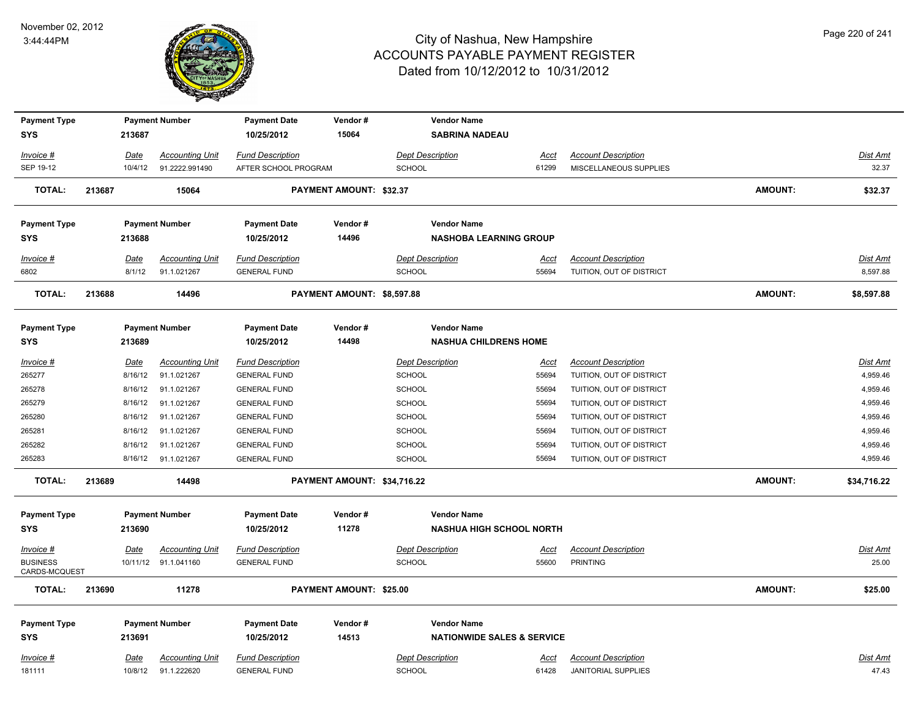# City of Nashua, New Hampshire
## ACCOUNTS PAYABLE PAYMENT REGISTER
### Dated from 10/12/2012 to 10/31/2012

November 02, 2012
3:44:44PM

| Payment Type | Payment Number | Payment Date | Vendor # | Vendor Name |
|---|---|---|---|---|
| SYS | 213687 | 10/25/2012 | 15064 | SABRINA NADEAU |

| Invoice # | Date | Accounting Unit | Fund Description | Dept Description | Acct | Account Description | Dist Amt |
|---|---|---|---|---|---|---|---|
| SEP 19-12 | 10/4/12 | 91.2222.991490 | AFTER SCHOOL PROGRAM | SCHOOL | 61299 | MISCELLANEOUS SUPPLIES | 32.37 |

**TOTAL: 213687 15064 PAYMENT AMOUNT: $32.37 AMOUNT: $32.37**

| Payment Type | Payment Number | Payment Date | Vendor # | Vendor Name |
|---|---|---|---|---|
| SYS | 213688 | 10/25/2012 | 14496 | NASHOBA LEARNING GROUP |

| Invoice # | Date | Accounting Unit | Fund Description | Dept Description | Acct | Account Description | Dist Amt |
|---|---|---|---|---|---|---|---|
| 6802 | 8/1/12 | 91.1.021267 | GENERAL FUND | SCHOOL | 55694 | TUITION, OUT OF DISTRICT | 8,597.88 |

**TOTAL: 213688 14496 PAYMENT AMOUNT: $8,597.88 AMOUNT: $8,597.88**

| Payment Type | Payment Number | Payment Date | Vendor # | Vendor Name |
|---|---|---|---|---|
| SYS | 213689 | 10/25/2012 | 14498 | NASHUA CHILDRENS HOME |

| Invoice # | Date | Accounting Unit | Fund Description | Dept Description | Acct | Account Description | Dist Amt |
|---|---|---|---|---|---|---|---|
| 265277 | 8/16/12 | 91.1.021267 | GENERAL FUND | SCHOOL | 55694 | TUITION, OUT OF DISTRICT | 4,959.46 |
| 265278 | 8/16/12 | 91.1.021267 | GENERAL FUND | SCHOOL | 55694 | TUITION, OUT OF DISTRICT | 4,959.46 |
| 265279 | 8/16/12 | 91.1.021267 | GENERAL FUND | SCHOOL | 55694 | TUITION, OUT OF DISTRICT | 4,959.46 |
| 265280 | 8/16/12 | 91.1.021267 | GENERAL FUND | SCHOOL | 55694 | TUITION, OUT OF DISTRICT | 4,959.46 |
| 265281 | 8/16/12 | 91.1.021267 | GENERAL FUND | SCHOOL | 55694 | TUITION, OUT OF DISTRICT | 4,959.46 |
| 265282 | 8/16/12 | 91.1.021267 | GENERAL FUND | SCHOOL | 55694 | TUITION, OUT OF DISTRICT | 4,959.46 |
| 265283 | 8/16/12 | 91.1.021267 | GENERAL FUND | SCHOOL | 55694 | TUITION, OUT OF DISTRICT | 4,959.46 |

**TOTAL: 213689 14498 PAYMENT AMOUNT: $34,716.22 AMOUNT: $34,716.22**

| Payment Type | Payment Number | Payment Date | Vendor # | Vendor Name |
|---|---|---|---|---|
| SYS | 213690 | 10/25/2012 | 11278 | NASHUA HIGH SCHOOL NORTH |

| Invoice # | Date | Accounting Unit | Fund Description | Dept Description | Acct | Account Description | Dist Amt |
|---|---|---|---|---|---|---|---|
| BUSINESS CARDS-MCQUEST | 10/11/12 | 91.1.041160 | GENERAL FUND | SCHOOL | 55600 | PRINTING | 25.00 |

**TOTAL: 213690 11278 PAYMENT AMOUNT: $25.00 AMOUNT: $25.00**

| Payment Type | Payment Number | Payment Date | Vendor # | Vendor Name |
|---|---|---|---|---|
| SYS | 213691 | 10/25/2012 | 14513 | NATIONWIDE SALES & SERVICE |

| Invoice # | Date | Accounting Unit | Fund Description | Dept Description | Acct | Account Description | Dist Amt |
|---|---|---|---|---|---|---|---|
| 181111 | 10/8/12 | 91.1.222620 | GENERAL FUND | SCHOOL | 61428 | JANITORIAL SUPPLIES | 47.43 |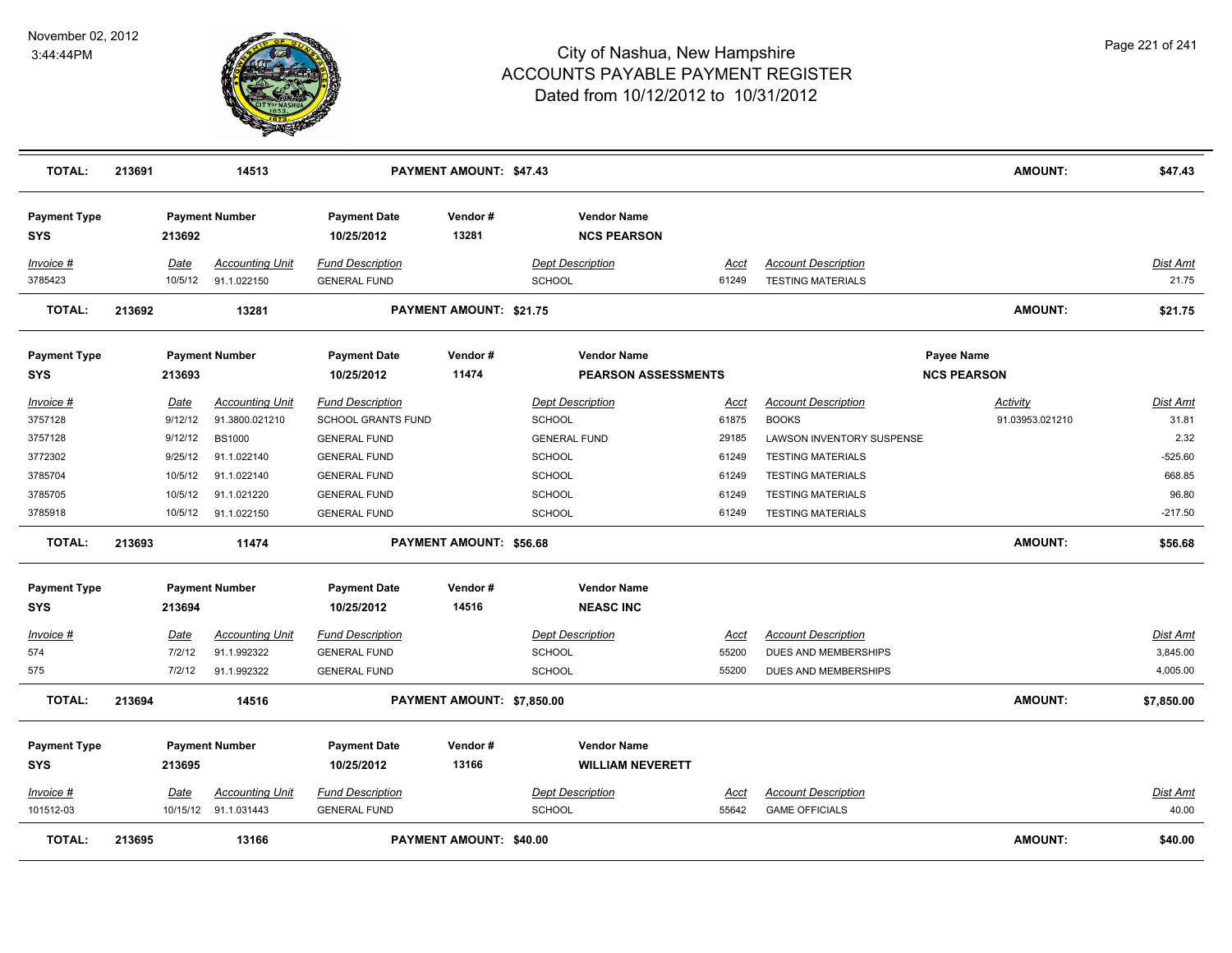# City of Nashua, New Hampshire
## ACCOUNTS PAYABLE PAYMENT REGISTER
### Dated from 10/12/2012 to 10/31/2012

November 02, 2012
3:44:44PM

| **TOTAL:** | **213691** | **14513** | **PAYMENT AMOUNT: $47.43** | **AMOUNT:** | **$47.43** |
|---|---|---|---|---|---|

| Payment Type | Payment Number | Payment Date | Vendor # | Vendor Name |
|---|---|---|---|---|
| SYS | 213692 | 10/25/2012 | 13281 | NCS PEARSON |

| Invoice # | Date | Accounting Unit | Fund Description | Dept Description | Acct | Account Description | Dist Amt |
|---|---|---|---|---|---|---|---|
| 3785423 | 10/5/12 | 91.1.022150 | GENERAL FUND | SCHOOL | 61249 | TESTING MATERIALS | 21.75 |

| **TOTAL:** | **213692** | **13281** | **PAYMENT AMOUNT: $21.75** | **AMOUNT:** | **$21.75** |
|---|---|---|---|---|---|

| Payment Type | Payment Number | Payment Date | Vendor # | Vendor Name | Payee Name |
|---|---|---|---|---|---|
| SYS | 213693 | 10/25/2012 | 11474 | PEARSON ASSESSMENTS | NCS PEARSON |

| Invoice # | Date | Accounting Unit | Fund Description | Dept Description | Acct | Account Description | Activity | Dist Amt |
|---|---|---|---|---|---|---|---|---|
| 3757128 | 9/12/12 | 91.3800.021210 | SCHOOL GRANTS FUND | SCHOOL | 61875 | BOOKS | 91.03953.021210 | 31.81 |
| 3757128 | 9/12/12 | BS1000 | GENERAL FUND | GENERAL FUND | 29185 | LAWSON INVENTORY SUSPENSE | | 2.32 |
| 3772302 | 9/25/12 | 91.1.022140 | GENERAL FUND | SCHOOL | 61249 | TESTING MATERIALS | | -525.60 |
| 3785704 | 10/5/12 | 91.1.022140 | GENERAL FUND | SCHOOL | 61249 | TESTING MATERIALS | | 668.85 |
| 3785705 | 10/5/12 | 91.1.021220 | GENERAL FUND | SCHOOL | 61249 | TESTING MATERIALS | | 96.80 |
| 3785918 | 10/5/12 | 91.1.022150 | GENERAL FUND | SCHOOL | 61249 | TESTING MATERIALS | | -217.50 |

| **TOTAL:** | **213693** | **11474** | **PAYMENT AMOUNT: $56.68** | **AMOUNT:** | **$56.68** |
|---|---|---|---|---|---|

| Payment Type | Payment Number | Payment Date | Vendor # | Vendor Name |
|---|---|---|---|---|
| SYS | 213694 | 10/25/2012 | 14516 | NEASC INC |

| Invoice # | Date | Accounting Unit | Fund Description | Dept Description | Acct | Account Description | Dist Amt |
|---|---|---|---|---|---|---|---|
| 574 | 7/2/12 | 91.1.992322 | GENERAL FUND | SCHOOL | 55200 | DUES AND MEMBERSHIPS | 3,845.00 |
| 575 | 7/2/12 | 91.1.992322 | GENERAL FUND | SCHOOL | 55200 | DUES AND MEMBERSHIPS | 4,005.00 |

| **TOTAL:** | **213694** | **14516** | **PAYMENT AMOUNT: $7,850.00** | **AMOUNT:** | **$7,850.00** |
|---|---|---|---|---|---|

| Payment Type | Payment Number | Payment Date | Vendor # | Vendor Name |
|---|---|---|---|---|
| SYS | 213695 | 10/25/2012 | 13166 | WILLIAM NEVERETT |

| Invoice # | Date | Accounting Unit | Fund Description | Dept Description | Acct | Account Description | Dist Amt |
|---|---|---|---|---|---|---|---|
| 101512-03 | 10/15/12 | 91.1.031443 | GENERAL FUND | SCHOOL | 55642 | GAME OFFICIALS | 40.00 |

| **TOTAL:** | **213695** | **13166** | **PAYMENT AMOUNT: $40.00** | **AMOUNT:** | **$40.00** |
|---|---|---|---|---|---|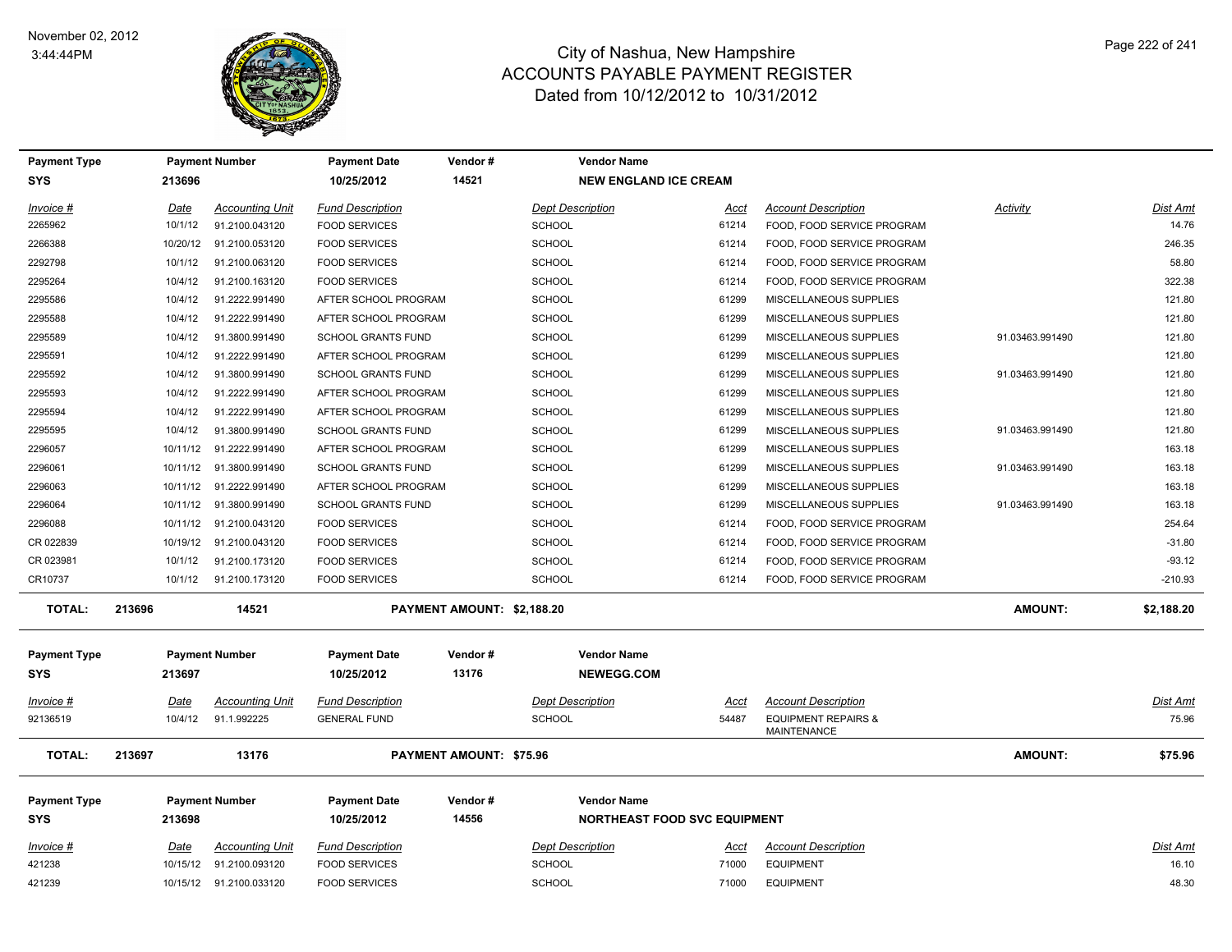# City of Nashua, New Hampshire
## ACCOUNTS PAYABLE PAYMENT REGISTER
### Dated from 10/12/2012 to 10/31/2012

November 02, 2012
3:44:44PM

| Payment Type | Payment Number | Payment Date | Vendor # | Vendor Name |
|---|---|---|---|---|
| SYS | 213696 | 10/25/2012 | 14521 | NEW ENGLAND ICE CREAM |

| Invoice # | Date | Accounting Unit | Fund Description | Dept Description | Acct | Account Description | Activity | Dist Amt |
|---|---|---|---|---|---|---|---|---|
| 2265962 | 10/1/12 | 91.2100.043120 | FOOD SERVICES | SCHOOL | 61214 | FOOD, FOOD SERVICE PROGRAM | | 14.76 |
| 2266388 | 10/20/12 | 91.2100.053120 | FOOD SERVICES | SCHOOL | 61214 | FOOD, FOOD SERVICE PROGRAM | | 246.35 |
| 2292798 | 10/1/12 | 91.2100.063120 | FOOD SERVICES | SCHOOL | 61214 | FOOD, FOOD SERVICE PROGRAM | | 58.80 |
| 2295264 | 10/4/12 | 91.2100.163120 | FOOD SERVICES | SCHOOL | 61214 | FOOD, FOOD SERVICE PROGRAM | | 322.38 |
| 2295586 | 10/4/12 | 91.2222.991490 | AFTER SCHOOL PROGRAM | SCHOOL | 61299 | MISCELLANEOUS SUPPLIES | | 121.80 |
| 2295588 | 10/4/12 | 91.2222.991490 | AFTER SCHOOL PROGRAM | SCHOOL | 61299 | MISCELLANEOUS SUPPLIES | | 121.80 |
| 2295589 | 10/4/12 | 91.3800.991490 | SCHOOL GRANTS FUND | SCHOOL | 61299 | MISCELLANEOUS SUPPLIES | 91.03463.991490 | 121.80 |
| 2295591 | 10/4/12 | 91.2222.991490 | AFTER SCHOOL PROGRAM | SCHOOL | 61299 | MISCELLANEOUS SUPPLIES | | 121.80 |
| 2295592 | 10/4/12 | 91.3800.991490 | SCHOOL GRANTS FUND | SCHOOL | 61299 | MISCELLANEOUS SUPPLIES | 91.03463.991490 | 121.80 |
| 2295593 | 10/4/12 | 91.2222.991490 | AFTER SCHOOL PROGRAM | SCHOOL | 61299 | MISCELLANEOUS SUPPLIES | | 121.80 |
| 2295594 | 10/4/12 | 91.2222.991490 | AFTER SCHOOL PROGRAM | SCHOOL | 61299 | MISCELLANEOUS SUPPLIES | | 121.80 |
| 2295595 | 10/4/12 | 91.3800.991490 | SCHOOL GRANTS FUND | SCHOOL | 61299 | MISCELLANEOUS SUPPLIES | 91.03463.991490 | 121.80 |
| 2296057 | 10/11/12 | 91.2222.991490 | AFTER SCHOOL PROGRAM | SCHOOL | 61299 | MISCELLANEOUS SUPPLIES | | 163.18 |
| 2296061 | 10/11/12 | 91.3800.991490 | SCHOOL GRANTS FUND | SCHOOL | 61299 | MISCELLANEOUS SUPPLIES | 91.03463.991490 | 163.18 |
| 2296063 | 10/11/12 | 91.2222.991490 | AFTER SCHOOL PROGRAM | SCHOOL | 61299 | MISCELLANEOUS SUPPLIES | | 163.18 |
| 2296064 | 10/11/12 | 91.3800.991490 | SCHOOL GRANTS FUND | SCHOOL | 61299 | MISCELLANEOUS SUPPLIES | 91.03463.991490 | 163.18 |
| 2296088 | 10/11/12 | 91.2100.043120 | FOOD SERVICES | SCHOOL | 61214 | FOOD, FOOD SERVICE PROGRAM | | 254.64 |
| CR 022839 | 10/19/12 | 91.2100.043120 | FOOD SERVICES | SCHOOL | 61214 | FOOD, FOOD SERVICE PROGRAM | | -31.80 |
| CR 023981 | 10/1/12 | 91.2100.173120 | FOOD SERVICES | SCHOOL | 61214 | FOOD, FOOD SERVICE PROGRAM | | -93.12 |
| CR10737 | 10/1/12 | 91.2100.173120 | FOOD SERVICES | SCHOOL | 61214 | FOOD, FOOD SERVICE PROGRAM | | -210.93 |

**TOTAL: 213696 14521 PAYMENT AMOUNT: $2,188.20 AMOUNT: $2,188.20**

| Payment Type | Payment Number | Payment Date | Vendor # | Vendor Name |
|---|---|---|---|---|
| SYS | 213697 | 10/25/2012 | 13176 | NEWEGG.COM |

| Invoice # | Date | Accounting Unit | Fund Description | Dept Description | Acct | Account Description | Dist Amt |
|---|---|---|---|---|---|---|---|
| 92136519 | 10/4/12 | 91.1.992225 | GENERAL FUND | SCHOOL | 54487 | EQUIPMENT REPAIRS & MAINTENANCE | 75.96 |

**TOTAL: 213697 13176 PAYMENT AMOUNT: $75.96 AMOUNT: $75.96**

| Payment Type | Payment Number | Payment Date | Vendor # | Vendor Name |
|---|---|---|---|---|
| SYS | 213698 | 10/25/2012 | 14556 | NORTHEAST FOOD SVC EQUIPMENT |

| Invoice # | Date | Accounting Unit | Fund Description | Dept Description | Acct | Account Description | Dist Amt |
|---|---|---|---|---|---|---|---|
| 421238 | 10/15/12 | 91.2100.093120 | FOOD SERVICES | SCHOOL | 71000 | EQUIPMENT | 16.10 |
| 421239 | 10/15/12 | 91.2100.033120 | FOOD SERVICES | SCHOOL | 71000 | EQUIPMENT | 48.30 |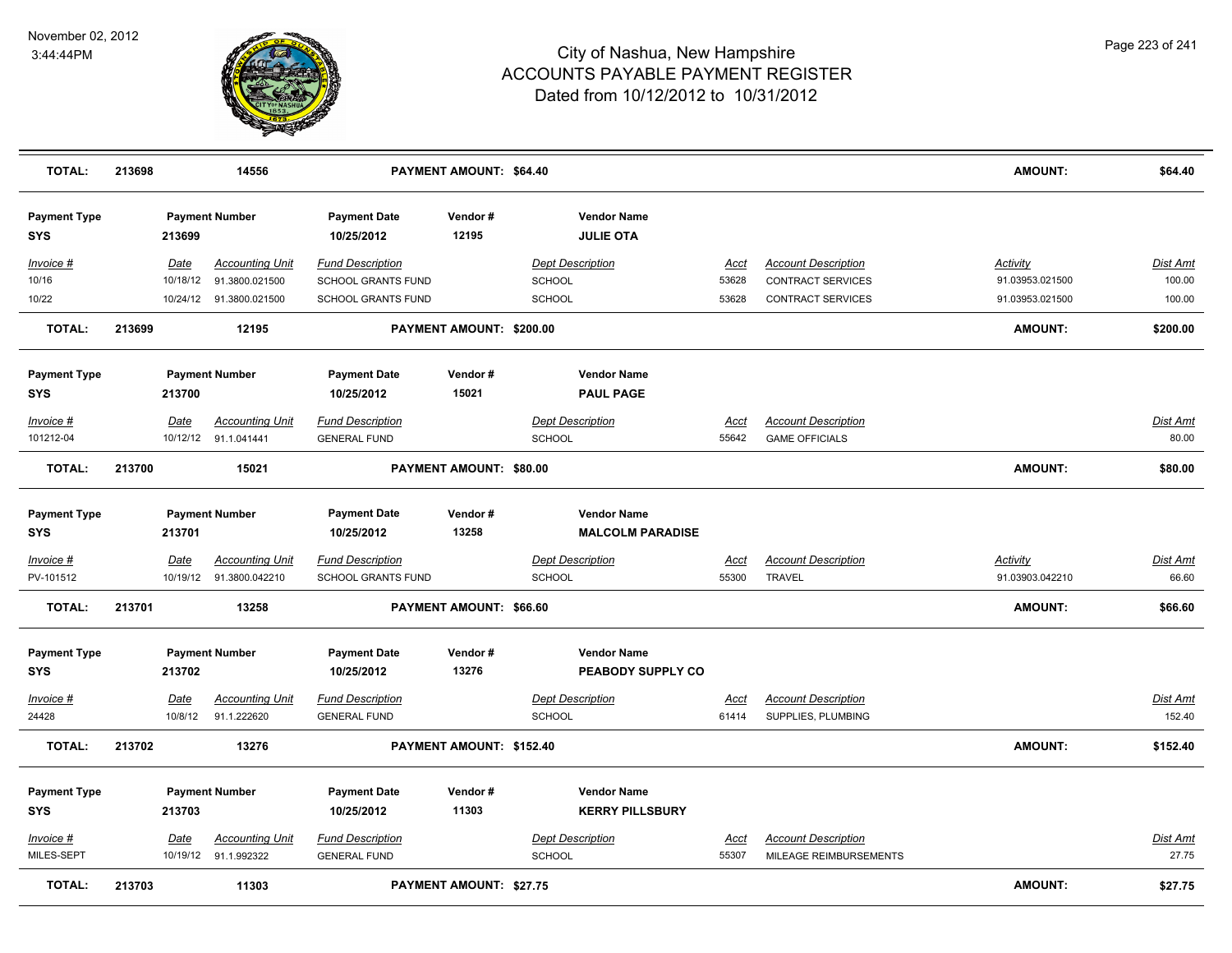# City of Nashua, New Hampshire
# ACCOUNTS PAYABLE PAYMENT REGISTER
## Dated from 10/12/2012 to 10/31/2012

November 02, 2012
3:44:44PM

| TOTAL: | 213698 | 14556 | PAYMENT AMOUNT: $64.40 | AMOUNT: | $64.40 |
|---|---|---|---|---|---|

| Payment Type | Payment Number | Payment Date | Vendor # | Vendor Name |
|---|---|---|---|---|
| SYS | 213699 | 10/25/2012 | 12195 | JULIE OTA |

| Invoice # | Date | Accounting Unit | Fund Description | Dept Description | Acct | Account Description | Activity | Dist Amt |
|---|---|---|---|---|---|---|---|---|
| 10/16 | 10/18/12 | 91.3800.021500 | SCHOOL GRANTS FUND | SCHOOL | 53628 | CONTRACT SERVICES | 91.03953.021500 | 100.00 |
| 10/22 | 10/24/12 | 91.3800.021500 | SCHOOL GRANTS FUND | SCHOOL | 53628 | CONTRACT SERVICES | 91.03953.021500 | 100.00 |

| TOTAL: | 213699 | 12195 | PAYMENT AMOUNT: $200.00 | AMOUNT: | $200.00 |
|---|---|---|---|---|---|

| Payment Type | Payment Number | Payment Date | Vendor # | Vendor Name |
|---|---|---|---|---|
| SYS | 213700 | 10/25/2012 | 15021 | PAUL PAGE |

| Invoice # | Date | Accounting Unit | Fund Description | Dept Description | Acct | Account Description | Dist Amt |
|---|---|---|---|---|---|---|---|
| 101212-04 | 10/12/12 | 91.1.041441 | GENERAL FUND | SCHOOL | 55642 | GAME OFFICIALS | 80.00 |

| TOTAL: | 213700 | 15021 | PAYMENT AMOUNT: $80.00 | AMOUNT: | $80.00 |
|---|---|---|---|---|---|

| Payment Type | Payment Number | Payment Date | Vendor # | Vendor Name |
|---|---|---|---|---|
| SYS | 213701 | 10/25/2012 | 13258 | MALCOLM PARADISE |

| Invoice # | Date | Accounting Unit | Fund Description | Dept Description | Acct | Account Description | Activity | Dist Amt |
|---|---|---|---|---|---|---|---|---|
| PV-101512 | 10/19/12 | 91.3800.042210 | SCHOOL GRANTS FUND | SCHOOL | 55300 | TRAVEL | 91.03903.042210 | 66.60 |

| TOTAL: | 213701 | 13258 | PAYMENT AMOUNT: $66.60 | AMOUNT: | $66.60 |
|---|---|---|---|---|---|

| Payment Type | Payment Number | Payment Date | Vendor # | Vendor Name |
|---|---|---|---|---|
| SYS | 213702 | 10/25/2012 | 13276 | PEABODY SUPPLY CO |

| Invoice # | Date | Accounting Unit | Fund Description | Dept Description | Acct | Account Description | Dist Amt |
|---|---|---|---|---|---|---|---|
| 24428 | 10/8/12 | 91.1.222620 | GENERAL FUND | SCHOOL | 61414 | SUPPLIES, PLUMBING | 152.40 |

| TOTAL: | 213702 | 13276 | PAYMENT AMOUNT: $152.40 | AMOUNT: | $152.40 |
|---|---|---|---|---|---|

| Payment Type | Payment Number | Payment Date | Vendor # | Vendor Name |
|---|---|---|---|---|
| SYS | 213703 | 10/25/2012 | 11303 | KERRY PILLSBURY |

| Invoice # | Date | Accounting Unit | Fund Description | Dept Description | Acct | Account Description | Dist Amt |
|---|---|---|---|---|---|---|---|
| MILES-SEPT | 10/19/12 | 91.1.992322 | GENERAL FUND | SCHOOL | 55307 | MILEAGE REIMBURSEMENTS | 27.75 |

| TOTAL: | 213703 | 11303 | PAYMENT AMOUNT: $27.75 | AMOUNT: | $27.75 |
|---|---|---|---|---|---|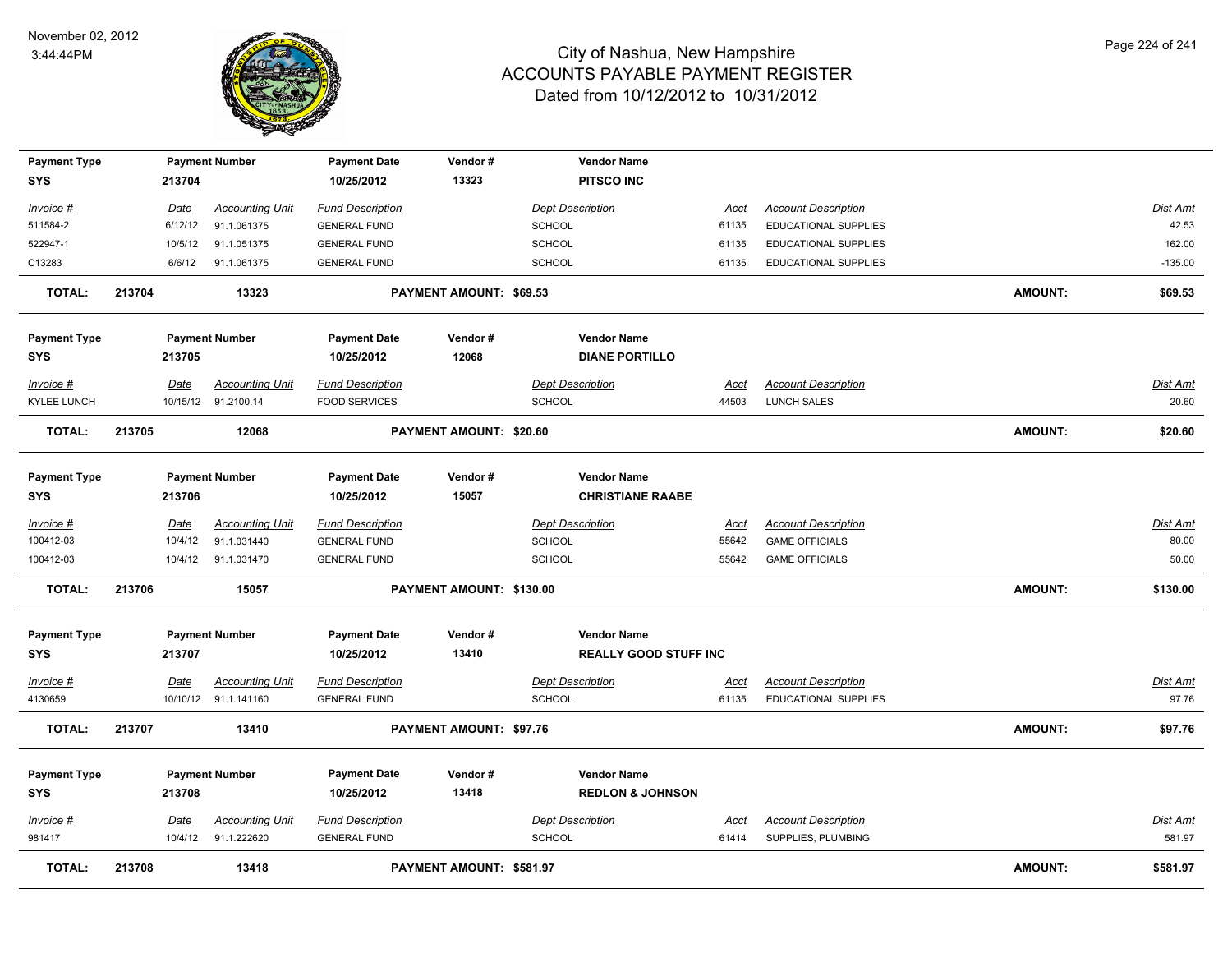# City of Nashua, New Hampshire
## ACCOUNTS PAYABLE PAYMENT REGISTER
### Dated from 10/12/2012 to 10/31/2012

November 02, 2012
3:44:44PM

| Payment Type | Payment Number | Payment Date | Vendor # | Vendor Name |
|---|---|---|---|---|
| SYS | 213704 | 10/25/2012 | 13323 | PITSCO INC |

| Invoice # | Date | Accounting Unit | Fund Description | Dept Description | Acct | Account Description | Dist Amt |
|---|---|---|---|---|---|---|---|
| 511584-2 | 6/12/12 | 91.1.061375 | GENERAL FUND | SCHOOL | 61135 | EDUCATIONAL SUPPLIES | 42.53 |
| 522947-1 | 10/5/12 | 91.1.051375 | GENERAL FUND | SCHOOL | 61135 | EDUCATIONAL SUPPLIES | 162.00 |
| C13283 | 6/6/12 | 91.1.061375 | GENERAL FUND | SCHOOL | 61135 | EDUCATIONAL SUPPLIES | -135.00 |

**TOTAL: 213704 13323 PAYMENT AMOUNT: $69.53 AMOUNT: $69.53**

| Payment Type | Payment Number | Payment Date | Vendor # | Vendor Name |
|---|---|---|---|---|
| SYS | 213705 | 10/25/2012 | 12068 | DIANE PORTILLO |

| Invoice # | Date | Accounting Unit | Fund Description | Dept Description | Acct | Account Description | Dist Amt |
|---|---|---|---|---|---|---|---|
| KYLEE LUNCH | 10/15/12 | 91.2100.14 | FOOD SERVICES | SCHOOL | 44503 | LUNCH SALES | 20.60 |

**TOTAL: 213705 12068 PAYMENT AMOUNT: $20.60 AMOUNT: $20.60**

| Payment Type | Payment Number | Payment Date | Vendor # | Vendor Name |
|---|---|---|---|---|
| SYS | 213706 | 10/25/2012 | 15057 | CHRISTIANE RAABE |

| Invoice # | Date | Accounting Unit | Fund Description | Dept Description | Acct | Account Description | Dist Amt |
|---|---|---|---|---|---|---|---|
| 100412-03 | 10/4/12 | 91.1.031440 | GENERAL FUND | SCHOOL | 55642 | GAME OFFICIALS | 80.00 |
| 100412-03 | 10/4/12 | 91.1.031470 | GENERAL FUND | SCHOOL | 55642 | GAME OFFICIALS | 50.00 |

**TOTAL: 213706 15057 PAYMENT AMOUNT: $130.00 AMOUNT: $130.00**

| Payment Type | Payment Number | Payment Date | Vendor # | Vendor Name |
|---|---|---|---|---|
| SYS | 213707 | 10/25/2012 | 13410 | REALLY GOOD STUFF INC |

| Invoice # | Date | Accounting Unit | Fund Description | Dept Description | Acct | Account Description | Dist Amt |
|---|---|---|---|---|---|---|---|
| 4130659 | 10/10/12 | 91.1.141160 | GENERAL FUND | SCHOOL | 61135 | EDUCATIONAL SUPPLIES | 97.76 |

**TOTAL: 213707 13410 PAYMENT AMOUNT: $97.76 AMOUNT: $97.76**

| Payment Type | Payment Number | Payment Date | Vendor # | Vendor Name |
|---|---|---|---|---|
| SYS | 213708 | 10/25/2012 | 13418 | REDLON & JOHNSON |

| Invoice # | Date | Accounting Unit | Fund Description | Dept Description | Acct | Account Description | Dist Amt |
|---|---|---|---|---|---|---|---|
| 981417 | 10/4/12 | 91.1.222620 | GENERAL FUND | SCHOOL | 61414 | SUPPLIES, PLUMBING | 581.97 |

**TOTAL: 213708 13418 PAYMENT AMOUNT: $581.97 AMOUNT: $581.97**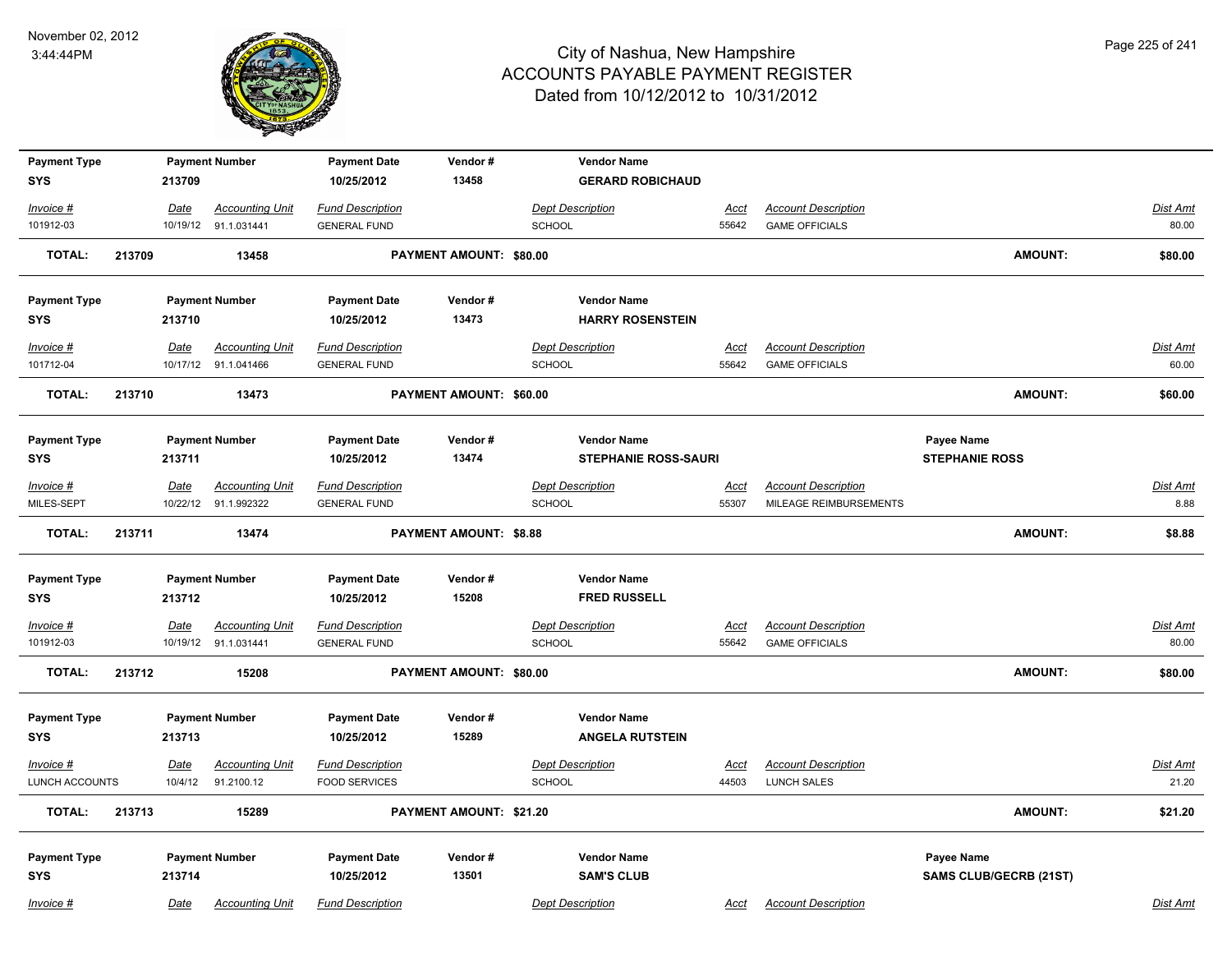# City of Nashua, New Hampshire
## ACCOUNTS PAYABLE PAYMENT REGISTER
### Dated from 10/12/2012 to 10/31/2012

November 02, 2012
3:44:44PM

| Payment Type | Payment Number | Payment Date | Vendor # | Vendor Name | | |
|---|---|---|---|---|---|---|
| SYS | 213709 | 10/25/2012 | 13458 | GERARD ROBICHAUD | | |

| Invoice # | Date | Accounting Unit | Fund Description | Dept Description | Acct | Account Description | Dist Amt |
|---|---|---|---|---|---|---|---|
| 101912-03 | 10/19/12 | 91.1.031441 | GENERAL FUND | SCHOOL | 55642 | GAME OFFICIALS | 80.00 |

**TOTAL: 213709 13458 PAYMENT AMOUNT: $80.00 AMOUNT: $80.00**

| Payment Type | Payment Number | Payment Date | Vendor # | Vendor Name | | |
|---|---|---|---|---|---|---|
| SYS | 213710 | 10/25/2012 | 13473 | HARRY ROSENSTEIN | | |

| Invoice # | Date | Accounting Unit | Fund Description | Dept Description | Acct | Account Description | Dist Amt |
|---|---|---|---|---|---|---|---|
| 101712-04 | 10/17/12 | 91.1.041466 | GENERAL FUND | SCHOOL | 55642 | GAME OFFICIALS | 60.00 |

**TOTAL: 213710 13473 PAYMENT AMOUNT: $60.00 AMOUNT: $60.00**

| Payment Type | Payment Number | Payment Date | Vendor # | Vendor Name | Payee Name |
|---|---|---|---|---|---|
| SYS | 213711 | 10/25/2012 | 13474 | STEPHANIE ROSS-SAURI | STEPHANIE ROSS |

| Invoice # | Date | Accounting Unit | Fund Description | Dept Description | Acct | Account Description | Dist Amt |
|---|---|---|---|---|---|---|---|
| MILES-SEPT | 10/22/12 | 91.1.992322 | GENERAL FUND | SCHOOL | 55307 | MILEAGE REIMBURSEMENTS | 8.88 |

**TOTAL: 213711 13474 PAYMENT AMOUNT: $8.88 AMOUNT: $8.88**

| Payment Type | Payment Number | Payment Date | Vendor # | Vendor Name | | |
|---|---|---|---|---|---|---|
| SYS | 213712 | 10/25/2012 | 15208 | FRED RUSSELL | | |

| Invoice # | Date | Accounting Unit | Fund Description | Dept Description | Acct | Account Description | Dist Amt |
|---|---|---|---|---|---|---|---|
| 101912-03 | 10/19/12 | 91.1.031441 | GENERAL FUND | SCHOOL | 55642 | GAME OFFICIALS | 80.00 |

**TOTAL: 213712 15208 PAYMENT AMOUNT: $80.00 AMOUNT: $80.00**

| Payment Type | Payment Number | Payment Date | Vendor # | Vendor Name | | |
|---|---|---|---|---|---|---|
| SYS | 213713 | 10/25/2012 | 15289 | ANGELA RUTSTEIN | | |

| Invoice # | Date | Accounting Unit | Fund Description | Dept Description | Acct | Account Description | Dist Amt |
|---|---|---|---|---|---|---|---|
| LUNCH ACCOUNTS | 10/4/12 | 91.2100.12 | FOOD SERVICES | SCHOOL | 44503 | LUNCH SALES | 21.20 |

**TOTAL: 213713 15289 PAYMENT AMOUNT: $21.20 AMOUNT: $21.20**

| Payment Type | Payment Number | Payment Date | Vendor # | Vendor Name | Payee Name |
|---|---|---|---|---|---|
| SYS | 213714 | 10/25/2012 | 13501 | SAM'S CLUB | SAMS CLUB/GECRB (21ST) |

| Invoice # | Date | Accounting Unit | Fund Description | Dept Description | Acct | Account Description | Dist Amt |
|---|---|---|---|---|---|---|---|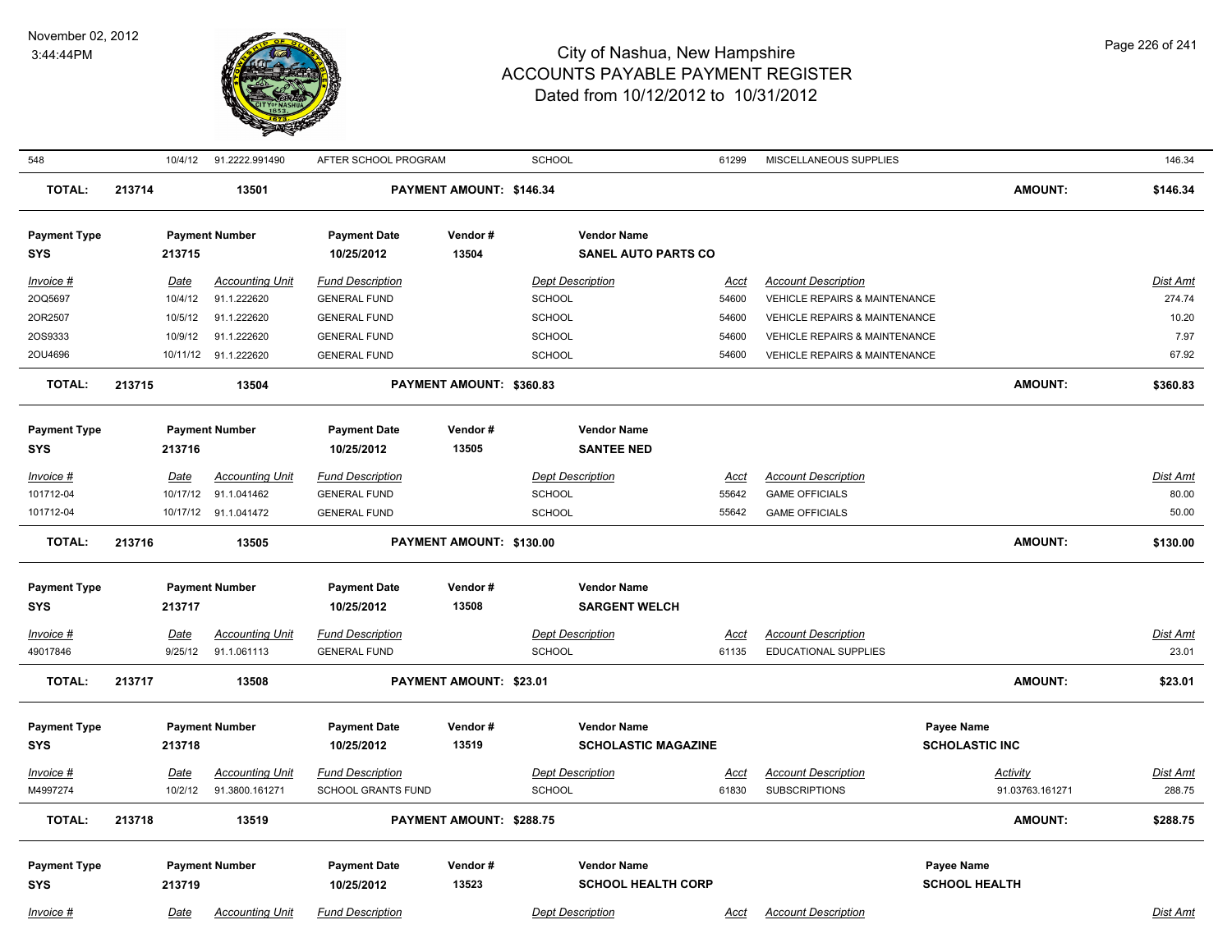# City of Nashua, New Hampshire
# ACCOUNTS PAYABLE PAYMENT REGISTER
## Dated from 10/12/2012 to 10/31/2012

November 02, 2012
3:44:44PM

| 548 | 10/4/12 | 91.2222.991490 | AFTER SCHOOL PROGRAM | SCHOOL | 61299 | MISCELLANEOUS SUPPLIES | 146.34 |
|---|---|---|---|---|---|---|---|

**TOTAL: 213714 13501 PAYMENT AMOUNT: $146.34 AMOUNT: $146.34**

| Payment Type | Payment Number | Payment Date | Vendor # | Vendor Name |
|---|---|---|---|---|
| SYS | 213715 | 10/25/2012 | 13504 | SANEL AUTO PARTS CO |

| Invoice # | Date | Accounting Unit | Fund Description | Dept Description | Acct | Account Description | Dist Amt |
|---|---|---|---|---|---|---|---|
| 2OQ5697 | 10/4/12 | 91.1.222620 | GENERAL FUND | SCHOOL | 54600 | VEHICLE REPAIRS & MAINTENANCE | 274.74 |
| 2OR2507 | 10/5/12 | 91.1.222620 | GENERAL FUND | SCHOOL | 54600 | VEHICLE REPAIRS & MAINTENANCE | 10.20 |
| 2OS9333 | 10/9/12 | 91.1.222620 | GENERAL FUND | SCHOOL | 54600 | VEHICLE REPAIRS & MAINTENANCE | 7.97 |
| 2OU4696 | 10/11/12 | 91.1.222620 | GENERAL FUND | SCHOOL | 54600 | VEHICLE REPAIRS & MAINTENANCE | 67.92 |

**TOTAL: 213715 13504 PAYMENT AMOUNT: $360.83 AMOUNT: $360.83**

| Payment Type | Payment Number | Payment Date | Vendor # | Vendor Name |
|---|---|---|---|---|
| SYS | 213716 | 10/25/2012 | 13505 | SANTEE NED |

| Invoice # | Date | Accounting Unit | Fund Description | Dept Description | Acct | Account Description | Dist Amt |
|---|---|---|---|---|---|---|---|
| 101712-04 | 10/17/12 | 91.1.041462 | GENERAL FUND | SCHOOL | 55642 | GAME OFFICIALS | 80.00 |
| 101712-04 | 10/17/12 | 91.1.041472 | GENERAL FUND | SCHOOL | 55642 | GAME OFFICIALS | 50.00 |

**TOTAL: 213716 13505 PAYMENT AMOUNT: $130.00 AMOUNT: $130.00**

| Payment Type | Payment Number | Payment Date | Vendor # | Vendor Name |
|---|---|---|---|---|
| SYS | 213717 | 10/25/2012 | 13508 | SARGENT WELCH |

| Invoice # | Date | Accounting Unit | Fund Description | Dept Description | Acct | Account Description | Dist Amt |
|---|---|---|---|---|---|---|---|
| 49017846 | 9/25/12 | 91.1.061113 | GENERAL FUND | SCHOOL | 61135 | EDUCATIONAL SUPPLIES | 23.01 |

**TOTAL: 213717 13508 PAYMENT AMOUNT: $23.01 AMOUNT: $23.01**

| Payment Type | Payment Number | Payment Date | Vendor # | Vendor Name | Payee Name |
|---|---|---|---|---|---|
| SYS | 213718 | 10/25/2012 | 13519 | SCHOLASTIC MAGAZINE | SCHOLASTIC INC |

| Invoice # | Date | Accounting Unit | Fund Description | Dept Description | Acct | Account Description | Activity | Dist Amt |
|---|---|---|---|---|---|---|---|---|
| M4997274 | 10/2/12 | 91.3800.161271 | SCHOOL GRANTS FUND | SCHOOL | 61830 | SUBSCRIPTIONS | 91.03763.161271 | 288.75 |

**TOTAL: 213718 13519 PAYMENT AMOUNT: $288.75 AMOUNT: $288.75**

| Payment Type | Payment Number | Payment Date | Vendor # | Vendor Name | Payee Name |
|---|---|---|---|---|---|
| SYS | 213719 | 10/25/2012 | 13523 | SCHOOL HEALTH CORP | SCHOOL HEALTH |

| Invoice # | Date | Accounting Unit | Fund Description | Dept Description | Acct | Account Description | Dist Amt |
|---|---|---|---|---|---|---|---|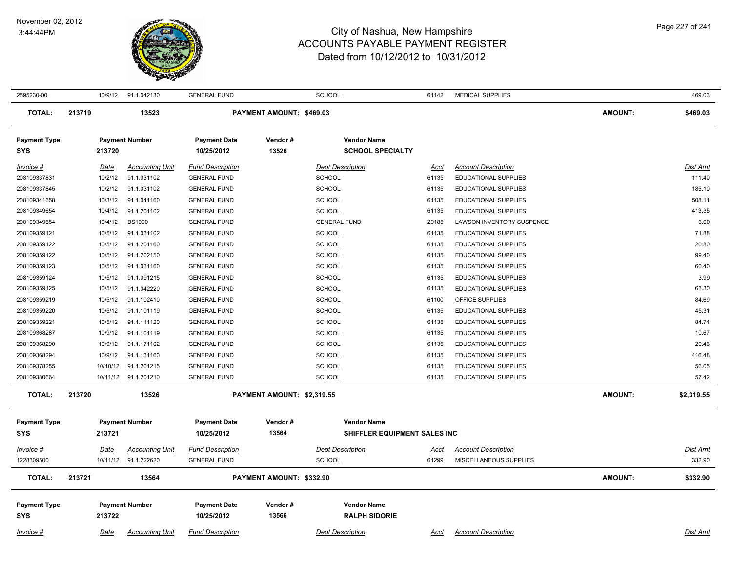# City of Nashua, New Hampshire
## ACCOUNTS PAYABLE PAYMENT REGISTER
### Dated from 10/12/2012 to 10/31/2012

November 02, 2012
3:44:44PM

| Invoice # | Date | Accounting Unit | Fund Description | Dept Description | Acct | Account Description | Dist Amt |
|---|---|---|---|---|---|---|---|
| 2595230-00 | 10/9/12 | 91.1.042130 | GENERAL FUND | SCHOOL | 61142 | MEDICAL SUPPLIES | 469.03 |

**TOTAL:** 213719 | 13523 | **PAYMENT AMOUNT: $469.03** | **AMOUNT:** $469.03

| Payment Type | Payment Number | Payment Date | Vendor # | Vendor Name |
|---|---|---|---|---|
| SYS | 213720 | 10/25/2012 | 13526 | SCHOOL SPECIALTY |

| Invoice # | Date | Accounting Unit | Fund Description | Dept Description | Acct | Account Description | Dist Amt |
|---|---|---|---|---|---|---|---|
| 208109337831 | 10/2/12 | 91.1.031102 | GENERAL FUND | SCHOOL | 61135 | EDUCATIONAL SUPPLIES | 111.40 |
| 208109337845 | 10/2/12 | 91.1.031102 | GENERAL FUND | SCHOOL | 61135 | EDUCATIONAL SUPPLIES | 185.10 |
| 208109341658 | 10/3/12 | 91.1.041160 | GENERAL FUND | SCHOOL | 61135 | EDUCATIONAL SUPPLIES | 508.11 |
| 208109349654 | 10/4/12 | 91.1.201102 | GENERAL FUND | SCHOOL | 61135 | EDUCATIONAL SUPPLIES | 413.35 |
| 208109349654 | 10/4/12 | BS1000 | GENERAL FUND | GENERAL FUND | 29185 | LAWSON INVENTORY SUSPENSE | 6.00 |
| 208109359121 | 10/5/12 | 91.1.031102 | GENERAL FUND | SCHOOL | 61135 | EDUCATIONAL SUPPLIES | 71.88 |
| 208109359122 | 10/5/12 | 91.1.201160 | GENERAL FUND | SCHOOL | 61135 | EDUCATIONAL SUPPLIES | 20.80 |
| 208109359122 | 10/5/12 | 91.1.202150 | GENERAL FUND | SCHOOL | 61135 | EDUCATIONAL SUPPLIES | 99.40 |
| 208109359123 | 10/5/12 | 91.1.031160 | GENERAL FUND | SCHOOL | 61135 | EDUCATIONAL SUPPLIES | 60.40 |
| 208109359124 | 10/5/12 | 91.1.091215 | GENERAL FUND | SCHOOL | 61135 | EDUCATIONAL SUPPLIES | 3.99 |
| 208109359125 | 10/5/12 | 91.1.042220 | GENERAL FUND | SCHOOL | 61135 | EDUCATIONAL SUPPLIES | 63.30 |
| 208109359219 | 10/5/12 | 91.1.102410 | GENERAL FUND | SCHOOL | 61100 | OFFICE SUPPLIES | 84.69 |
| 208109359220 | 10/5/12 | 91.1.101119 | GENERAL FUND | SCHOOL | 61135 | EDUCATIONAL SUPPLIES | 45.31 |
| 208109359221 | 10/5/12 | 91.1.111120 | GENERAL FUND | SCHOOL | 61135 | EDUCATIONAL SUPPLIES | 84.74 |
| 208109368287 | 10/9/12 | 91.1.101119 | GENERAL FUND | SCHOOL | 61135 | EDUCATIONAL SUPPLIES | 10.67 |
| 208109368290 | 10/9/12 | 91.1.171102 | GENERAL FUND | SCHOOL | 61135 | EDUCATIONAL SUPPLIES | 20.46 |
| 208109368294 | 10/9/12 | 91.1.131160 | GENERAL FUND | SCHOOL | 61135 | EDUCATIONAL SUPPLIES | 416.48 |
| 208109378255 | 10/10/12 | 91.1.201215 | GENERAL FUND | SCHOOL | 61135 | EDUCATIONAL SUPPLIES | 56.05 |
| 208109380664 | 10/11/12 | 91.1.201210 | GENERAL FUND | SCHOOL | 61135 | EDUCATIONAL SUPPLIES | 57.42 |

**TOTAL:** 213720 | 13526 | **PAYMENT AMOUNT: $2,319.55** | **AMOUNT:** $2,319.55

| Payment Type | Payment Number | Payment Date | Vendor # | Vendor Name |
|---|---|---|---|---|
| SYS | 213721 | 10/25/2012 | 13564 | SHIFFLER EQUIPMENT SALES INC |

| Invoice # | Date | Accounting Unit | Fund Description | Dept Description | Acct | Account Description | Dist Amt |
|---|---|---|---|---|---|---|---|
| 1228309500 | 10/11/12 | 91.1.222620 | GENERAL FUND | SCHOOL | 61299 | MISCELLANEOUS SUPPLIES | 332.90 |

**TOTAL:** 213721 | 13564 | **PAYMENT AMOUNT: $332.90** | **AMOUNT:** $332.90

| Payment Type | Payment Number | Payment Date | Vendor # | Vendor Name |
|---|---|---|---|---|
| SYS | 213722 | 10/25/2012 | 13566 | RALPH SIDORIE |

| Invoice # | Date | Accounting Unit | Fund Description | Dept Description | Acct | Account Description | Dist Amt |
|---|---|---|---|---|---|---|---|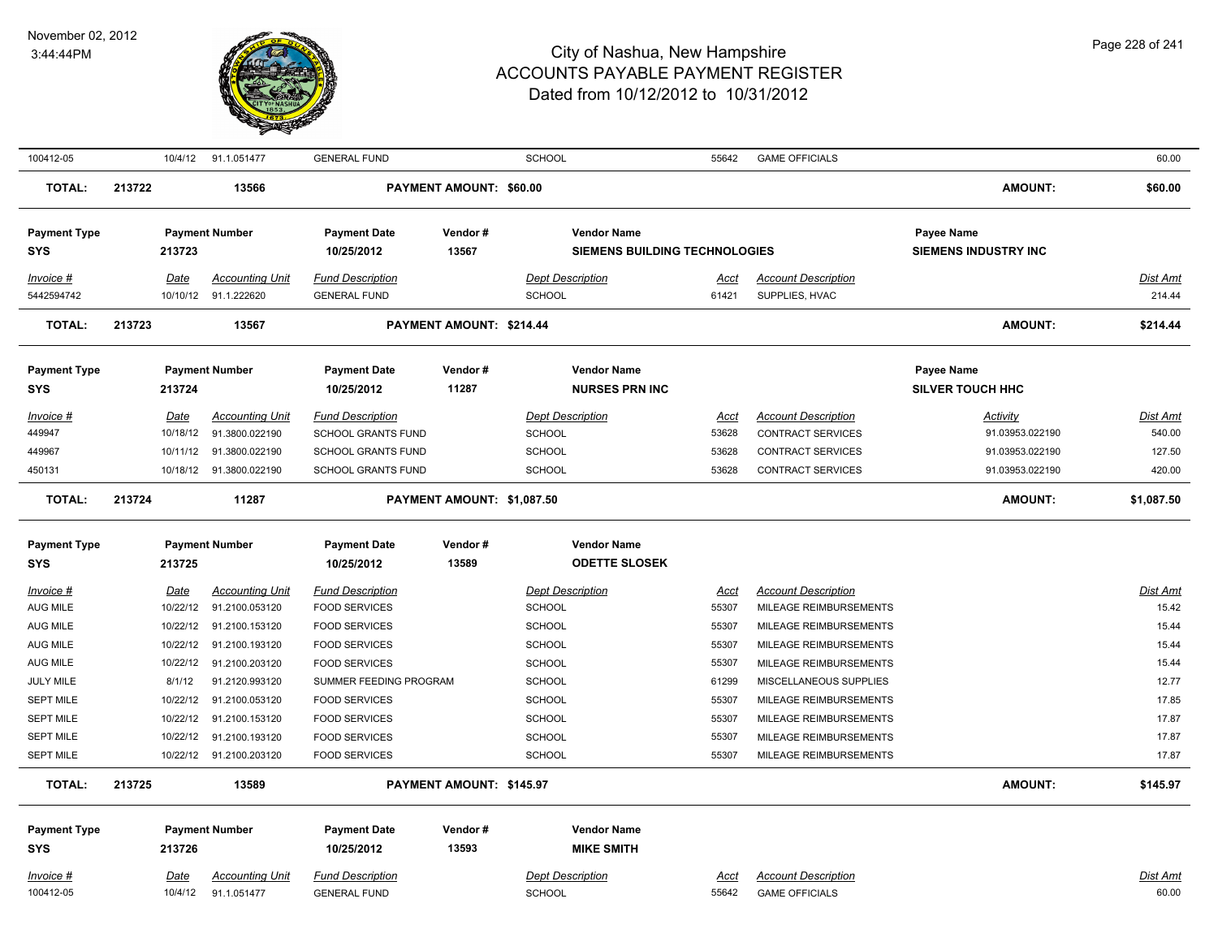| Invoice # | Date | Accounting Unit | Fund Description | Dept Description | Acct | Account Description | | Dist Amt |
|---|---|---|---|---|---|---|---|---|
| 100412-05 | 10/4/12 | 91.1.051477 | GENERAL FUND | SCHOOL | 55642 | GAME OFFICIALS | | 60.00 |

**TOTAL:** 213722 | 13566 | **PAYMENT AMOUNT: $60.00** | **AMOUNT:** **$60.00**

| Payment Type | Payment Number | Payment Date | Vendor # | Vendor Name | Payee Name |
|---|---|---|---|---|---|
| SYS | 213723 | 10/25/2012 | 13567 | SIEMENS BUILDING TECHNOLOGIES | SIEMENS INDUSTRY INC |

| Invoice # | Date | Accounting Unit | Fund Description | Dept Description | Acct | Account Description | | Dist Amt |
|---|---|---|---|---|---|---|---|---|
| 5442594742 | 10/10/12 | 91.1.222620 | GENERAL FUND | SCHOOL | 61421 | SUPPLIES, HVAC | | 214.44 |

**TOTAL:** 213723 | 13567 | **PAYMENT AMOUNT: $214.44** | **AMOUNT:** **$214.44**

| Payment Type | Payment Number | Payment Date | Vendor # | Vendor Name | Payee Name |
|---|---|---|---|---|---|
| SYS | 213724 | 10/25/2012 | 11287 | NURSES PRN INC | SILVER TOUCH HHC |

| Invoice # | Date | Accounting Unit | Fund Description | Dept Description | Acct | Account Description | Activity | Dist Amt |
|---|---|---|---|---|---|---|---|---|
| 449947 | 10/18/12 | 91.3800.022190 | SCHOOL GRANTS FUND | SCHOOL | 53628 | CONTRACT SERVICES | 91.03953.022190 | 540.00 |
| 449967 | 10/11/12 | 91.3800.022190 | SCHOOL GRANTS FUND | SCHOOL | 53628 | CONTRACT SERVICES | 91.03953.022190 | 127.50 |
| 450131 | 10/18/12 | 91.3800.022190 | SCHOOL GRANTS FUND | SCHOOL | 53628 | CONTRACT SERVICES | 91.03953.022190 | 420.00 |

**TOTAL:** 213724 | 11287 | **PAYMENT AMOUNT: $1,087.50** | **AMOUNT:** **$1,087.50**

| Payment Type | Payment Number | Payment Date | Vendor # | Vendor Name |
|---|---|---|---|---|
| SYS | 213725 | 10/25/2012 | 13589 | ODETTE SLOSEK |

| Invoice # | Date | Accounting Unit | Fund Description | Dept Description | Acct | Account Description | | Dist Amt |
|---|---|---|---|---|---|---|---|---|
| AUG MILE | 10/22/12 | 91.2100.053120 | FOOD SERVICES | SCHOOL | 55307 | MILEAGE REIMBURSEMENTS | | 15.42 |
| AUG MILE | 10/22/12 | 91.2100.153120 | FOOD SERVICES | SCHOOL | 55307 | MILEAGE REIMBURSEMENTS | | 15.44 |
| AUG MILE | 10/22/12 | 91.2100.193120 | FOOD SERVICES | SCHOOL | 55307 | MILEAGE REIMBURSEMENTS | | 15.44 |
| AUG MILE | 10/22/12 | 91.2100.203120 | FOOD SERVICES | SCHOOL | 55307 | MILEAGE REIMBURSEMENTS | | 15.44 |
| JULY MILE | 8/1/12 | 91.2120.993120 | SUMMER FEEDING PROGRAM | SCHOOL | 61299 | MISCELLANEOUS SUPPLIES | | 12.77 |
| SEPT MILE | 10/22/12 | 91.2100.053120 | FOOD SERVICES | SCHOOL | 55307 | MILEAGE REIMBURSEMENTS | | 17.85 |
| SEPT MILE | 10/22/12 | 91.2100.153120 | FOOD SERVICES | SCHOOL | 55307 | MILEAGE REIMBURSEMENTS | | 17.87 |
| SEPT MILE | 10/22/12 | 91.2100.193120 | FOOD SERVICES | SCHOOL | 55307 | MILEAGE REIMBURSEMENTS | | 17.87 |
| SEPT MILE | 10/22/12 | 91.2100.203120 | FOOD SERVICES | SCHOOL | 55307 | MILEAGE REIMBURSEMENTS | | 17.87 |

**TOTAL:** 213725 | 13589 | **PAYMENT AMOUNT: $145.97** | **AMOUNT:** **$145.97**

| Payment Type | Payment Number | Payment Date | Vendor # | Vendor Name |
|---|---|---|---|---|
| SYS | 213726 | 10/25/2012 | 13593 | MIKE SMITH |

| Invoice # | Date | Accounting Unit | Fund Description | Dept Description | Acct | Account Description | | Dist Amt |
|---|---|---|---|---|---|---|---|---|
| 100412-05 | 10/4/12 | 91.1.051477 | GENERAL FUND | SCHOOL | 55642 | GAME OFFICIALS | | 60.00 |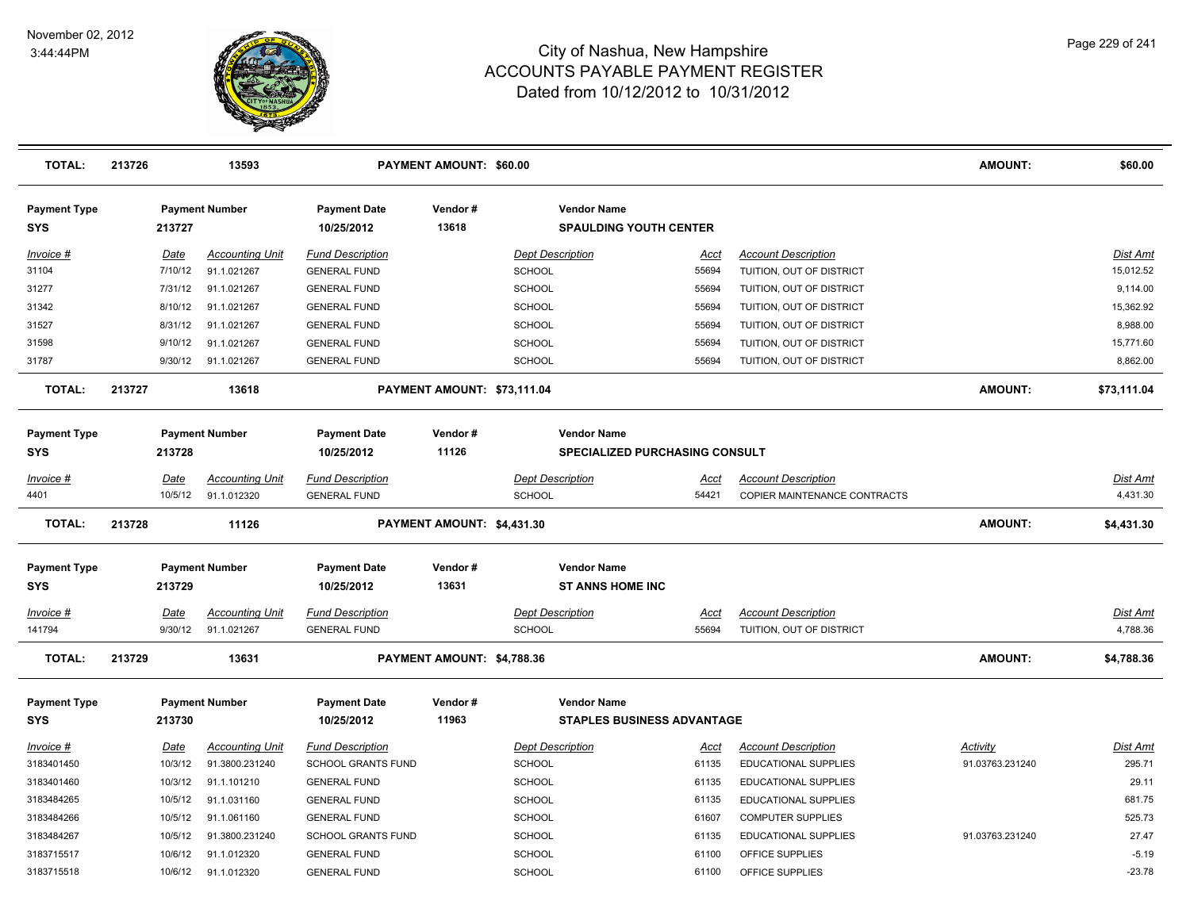# City of Nashua, New Hampshire
## ACCOUNTS PAYABLE PAYMENT REGISTER
### Dated from 10/12/2012 to 10/31/2012

November 02, 2012
3:44:44PM

| TOTAL: | 213726 | 13593 | PAYMENT AMOUNT: $60.00 | AMOUNT: | $60.00 |
|---|---|---|---|---|---|

**Payment Type:** SYS | **Payment Number:** 213727 | **Payment Date:** 10/25/2012 | **Vendor #:** 13618 | **Vendor Name:** SPAULDING YOUTH CENTER

| Invoice # | Date | Accounting Unit | Fund Description | Dept Description | Acct | Account Description | Dist Amt |
|---|---|---|---|---|---|---|---|
| 31104 | 7/10/12 | 91.1.021267 | GENERAL FUND | SCHOOL | 55694 | TUITION, OUT OF DISTRICT | 15,012.52 |
| 31277 | 7/31/12 | 91.1.021267 | GENERAL FUND | SCHOOL | 55694 | TUITION, OUT OF DISTRICT | 9,114.00 |
| 31342 | 8/10/12 | 91.1.021267 | GENERAL FUND | SCHOOL | 55694 | TUITION, OUT OF DISTRICT | 15,362.92 |
| 31527 | 8/31/12 | 91.1.021267 | GENERAL FUND | SCHOOL | 55694 | TUITION, OUT OF DISTRICT | 8,988.00 |
| 31598 | 9/10/12 | 91.1.021267 | GENERAL FUND | SCHOOL | 55694 | TUITION, OUT OF DISTRICT | 15,771.60 |
| 31787 | 9/30/12 | 91.1.021267 | GENERAL FUND | SCHOOL | 55694 | TUITION, OUT OF DISTRICT | 8,862.00 |

| TOTAL: | 213727 | 13618 | PAYMENT AMOUNT: $73,111.04 | AMOUNT: | $73,111.04 |
|---|---|---|---|---|---|

**Payment Type:** SYS | **Payment Number:** 213728 | **Payment Date:** 10/25/2012 | **Vendor #:** 11126 | **Vendor Name:** SPECIALIZED PURCHASING CONSULT

| Invoice # | Date | Accounting Unit | Fund Description | Dept Description | Acct | Account Description | Dist Amt |
|---|---|---|---|---|---|---|---|
| 4401 | 10/5/12 | 91.1.012320 | GENERAL FUND | SCHOOL | 54421 | COPIER MAINTENANCE CONTRACTS | 4,431.30 |

| TOTAL: | 213728 | 11126 | PAYMENT AMOUNT: $4,431.30 | AMOUNT: | $4,431.30 |
|---|---|---|---|---|---|

**Payment Type:** SYS | **Payment Number:** 213729 | **Payment Date:** 10/25/2012 | **Vendor #:** 13631 | **Vendor Name:** ST ANNS HOME INC

| Invoice # | Date | Accounting Unit | Fund Description | Dept Description | Acct | Account Description | Dist Amt |
|---|---|---|---|---|---|---|---|
| 141794 | 9/30/12 | 91.1.021267 | GENERAL FUND | SCHOOL | 55694 | TUITION, OUT OF DISTRICT | 4,788.36 |

| TOTAL: | 213729 | 13631 | PAYMENT AMOUNT: $4,788.36 | AMOUNT: | $4,788.36 |
|---|---|---|---|---|---|

**Payment Type:** SYS | **Payment Number:** 213730 | **Payment Date:** 10/25/2012 | **Vendor #:** 11963 | **Vendor Name:** STAPLES BUSINESS ADVANTAGE

| Invoice # | Date | Accounting Unit | Fund Description | Dept Description | Acct | Account Description | Activity | Dist Amt |
|---|---|---|---|---|---|---|---|---|
| 3183401450 | 10/3/12 | 91.3800.231240 | SCHOOL GRANTS FUND | SCHOOL | 61135 | EDUCATIONAL SUPPLIES | 91.03763.231240 | 295.71 |
| 3183401460 | 10/3/12 | 91.1.101210 | GENERAL FUND | SCHOOL | 61135 | EDUCATIONAL SUPPLIES | | 29.11 |
| 3183484265 | 10/5/12 | 91.1.031160 | GENERAL FUND | SCHOOL | 61135 | EDUCATIONAL SUPPLIES | | 681.75 |
| 3183484266 | 10/5/12 | 91.1.061160 | GENERAL FUND | SCHOOL | 61607 | COMPUTER SUPPLIES | | 525.73 |
| 3183484267 | 10/5/12 | 91.3800.231240 | SCHOOL GRANTS FUND | SCHOOL | 61135 | EDUCATIONAL SUPPLIES | 91.03763.231240 | 27.47 |
| 3183715517 | 10/6/12 | 91.1.012320 | GENERAL FUND | SCHOOL | 61100 | OFFICE SUPPLIES | | -5.19 |
| 3183715518 | 10/6/12 | 91.1.012320 | GENERAL FUND | SCHOOL | 61100 | OFFICE SUPPLIES | | -23.78 |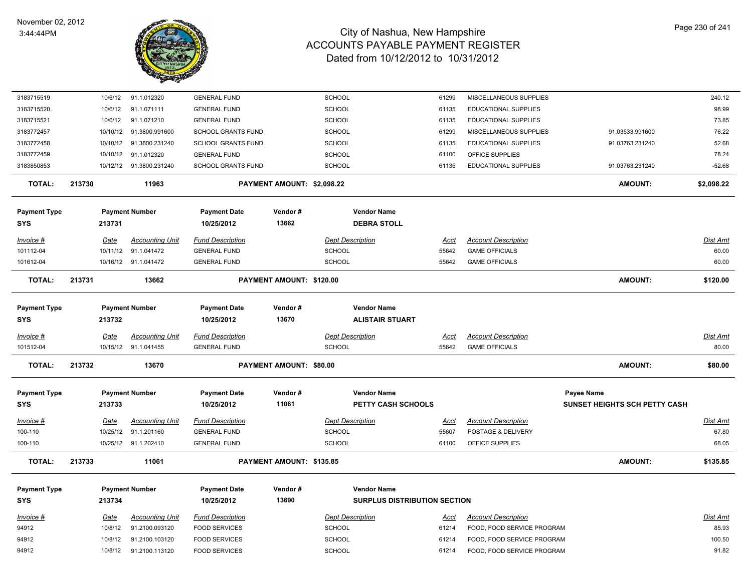| 3183715519 | 10/6/12 | 91.1.012320 | GENERAL FUND | SCHOOL | 61299 | MISCELLANEOUS SUPPLIES | | 240.12 |
|---|---|---|---|---|---|---|---|---|
| 3183715520 | 10/6/12 | 91.1.071111 | GENERAL FUND | SCHOOL | 61135 | EDUCATIONAL SUPPLIES | | 98.99 |
| 3183715521 | 10/6/12 | 91.1.071210 | GENERAL FUND | SCHOOL | 61135 | EDUCATIONAL SUPPLIES | | 73.85 |
| 3183772457 | 10/10/12 | 91.3800.991600 | SCHOOL GRANTS FUND | SCHOOL | 61299 | MISCELLANEOUS SUPPLIES | 91.03533.991600 | 76.22 |
| 3183772458 | 10/10/12 | 91.3800.231240 | SCHOOL GRANTS FUND | SCHOOL | 61135 | EDUCATIONAL SUPPLIES | 91.03763.231240 | 52.68 |
| 3183772459 | 10/10/12 | 91.1.012320 | GENERAL FUND | SCHOOL | 61100 | OFFICE SUPPLIES | | 78.24 |
| 3183850853 | 10/12/12 | 91.3800.231240 | SCHOOL GRANTS FUND | SCHOOL | 61135 | EDUCATIONAL SUPPLIES | 91.03763.231240 | -52.68 |

**TOTAL: 213730 — 11963 — PAYMENT AMOUNT: $2,098.22 — AMOUNT: $2,098.22**

| Payment Type | Payment Number | Payment Date | Vendor # | Vendor Name |
|---|---|---|---|---|
| SYS | 213731 | 10/25/2012 | 13662 | DEBRA STOLL |

| Invoice # | Date | Accounting Unit | Fund Description | Dept Description | Acct | Account Description | Dist Amt |
|---|---|---|---|---|---|---|---|
| 101112-04 | 10/11/12 | 91.1.041472 | GENERAL FUND | SCHOOL | 55642 | GAME OFFICIALS | 60.00 |
| 101612-04 | 10/16/12 | 91.1.041472 | GENERAL FUND | SCHOOL | 55642 | GAME OFFICIALS | 60.00 |

**TOTAL: 213731 — 13662 — PAYMENT AMOUNT: $120.00 — AMOUNT: $120.00**

| Payment Type | Payment Number | Payment Date | Vendor # | Vendor Name |
|---|---|---|---|---|
| SYS | 213732 | 10/25/2012 | 13670 | ALISTAIR STUART |

| Invoice # | Date | Accounting Unit | Fund Description | Dept Description | Acct | Account Description | Dist Amt |
|---|---|---|---|---|---|---|---|
| 101512-04 | 10/15/12 | 91.1.041455 | GENERAL FUND | SCHOOL | 55642 | GAME OFFICIALS | 80.00 |

**TOTAL: 213732 — 13670 — PAYMENT AMOUNT: $80.00 — AMOUNT: $80.00**

| Payment Type | Payment Number | Payment Date | Vendor # | Vendor Name | Payee Name |
|---|---|---|---|---|---|
| SYS | 213733 | 10/25/2012 | 11061 | PETTY CASH SCHOOLS | SUNSET HEIGHTS SCH PETTY CASH |

| Invoice # | Date | Accounting Unit | Fund Description | Dept Description | Acct | Account Description | Dist Amt |
|---|---|---|---|---|---|---|---|
| 100-110 | 10/25/12 | 91.1.201160 | GENERAL FUND | SCHOOL | 55607 | POSTAGE & DELIVERY | 67.80 |
| 100-110 | 10/25/12 | 91.1.202410 | GENERAL FUND | SCHOOL | 61100 | OFFICE SUPPLIES | 68.05 |

**TOTAL: 213733 — 11061 — PAYMENT AMOUNT: $135.85 — AMOUNT: $135.85**

| Payment Type | Payment Number | Payment Date | Vendor # | Vendor Name |
|---|---|---|---|---|
| SYS | 213734 | 10/25/2012 | 13690 | SURPLUS DISTRIBUTION SECTION |

| Invoice # | Date | Accounting Unit | Fund Description | Dept Description | Acct | Account Description | Dist Amt |
|---|---|---|---|---|---|---|---|
| 94912 | 10/8/12 | 91.2100.093120 | FOOD SERVICES | SCHOOL | 61214 | FOOD, FOOD SERVICE PROGRAM | 85.93 |
| 94912 | 10/8/12 | 91.2100.103120 | FOOD SERVICES | SCHOOL | 61214 | FOOD, FOOD SERVICE PROGRAM | 100.50 |
| 94912 | 10/8/12 | 91.2100.113120 | FOOD SERVICES | SCHOOL | 61214 | FOOD, FOOD SERVICE PROGRAM | 91.82 |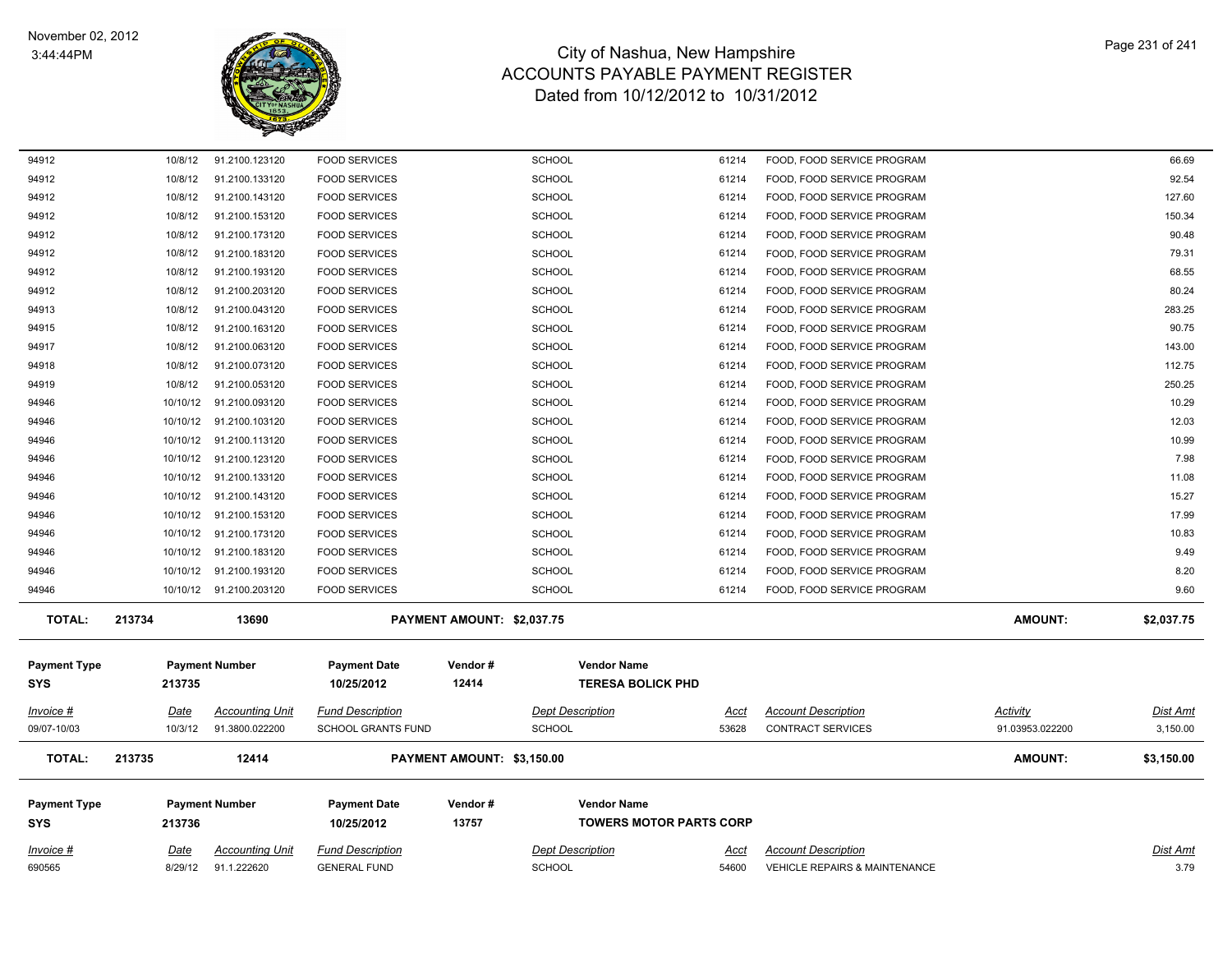# City of Nashua, New Hampshire
## ACCOUNTS PAYABLE PAYMENT REGISTER
### Dated from 10/12/2012 to 10/31/2012

November 02, 2012
3:44:44PM

| | | | | | | | | | |
|---|---|---|---|---|---|---|---|---|---|
| 94912 | 10/8/12 | 91.2100.123120 | FOOD SERVICES | | SCHOOL | 61214 | FOOD, FOOD SERVICE PROGRAM | | 66.69 |
| 94912 | 10/8/12 | 91.2100.133120 | FOOD SERVICES | | SCHOOL | 61214 | FOOD, FOOD SERVICE PROGRAM | | 92.54 |
| 94912 | 10/8/12 | 91.2100.143120 | FOOD SERVICES | | SCHOOL | 61214 | FOOD, FOOD SERVICE PROGRAM | | 127.60 |
| 94912 | 10/8/12 | 91.2100.153120 | FOOD SERVICES | | SCHOOL | 61214 | FOOD, FOOD SERVICE PROGRAM | | 150.34 |
| 94912 | 10/8/12 | 91.2100.173120 | FOOD SERVICES | | SCHOOL | 61214 | FOOD, FOOD SERVICE PROGRAM | | 90.48 |
| 94912 | 10/8/12 | 91.2100.183120 | FOOD SERVICES | | SCHOOL | 61214 | FOOD, FOOD SERVICE PROGRAM | | 79.31 |
| 94912 | 10/8/12 | 91.2100.193120 | FOOD SERVICES | | SCHOOL | 61214 | FOOD, FOOD SERVICE PROGRAM | | 68.55 |
| 94912 | 10/8/12 | 91.2100.203120 | FOOD SERVICES | | SCHOOL | 61214 | FOOD, FOOD SERVICE PROGRAM | | 80.24 |
| 94913 | 10/8/12 | 91.2100.043120 | FOOD SERVICES | | SCHOOL | 61214 | FOOD, FOOD SERVICE PROGRAM | | 283.25 |
| 94915 | 10/8/12 | 91.2100.163120 | FOOD SERVICES | | SCHOOL | 61214 | FOOD, FOOD SERVICE PROGRAM | | 90.75 |
| 94917 | 10/8/12 | 91.2100.063120 | FOOD SERVICES | | SCHOOL | 61214 | FOOD, FOOD SERVICE PROGRAM | | 143.00 |
| 94918 | 10/8/12 | 91.2100.073120 | FOOD SERVICES | | SCHOOL | 61214 | FOOD, FOOD SERVICE PROGRAM | | 112.75 |
| 94919 | 10/8/12 | 91.2100.053120 | FOOD SERVICES | | SCHOOL | 61214 | FOOD, FOOD SERVICE PROGRAM | | 250.25 |
| 94946 | 10/10/12 | 91.2100.093120 | FOOD SERVICES | | SCHOOL | 61214 | FOOD, FOOD SERVICE PROGRAM | | 10.29 |
| 94946 | 10/10/12 | 91.2100.103120 | FOOD SERVICES | | SCHOOL | 61214 | FOOD, FOOD SERVICE PROGRAM | | 12.03 |
| 94946 | 10/10/12 | 91.2100.113120 | FOOD SERVICES | | SCHOOL | 61214 | FOOD, FOOD SERVICE PROGRAM | | 10.99 |
| 94946 | 10/10/12 | 91.2100.123120 | FOOD SERVICES | | SCHOOL | 61214 | FOOD, FOOD SERVICE PROGRAM | | 7.98 |
| 94946 | 10/10/12 | 91.2100.133120 | FOOD SERVICES | | SCHOOL | 61214 | FOOD, FOOD SERVICE PROGRAM | | 11.08 |
| 94946 | 10/10/12 | 91.2100.143120 | FOOD SERVICES | | SCHOOL | 61214 | FOOD, FOOD SERVICE PROGRAM | | 15.27 |
| 94946 | 10/10/12 | 91.2100.153120 | FOOD SERVICES | | SCHOOL | 61214 | FOOD, FOOD SERVICE PROGRAM | | 17.99 |
| 94946 | 10/10/12 | 91.2100.173120 | FOOD SERVICES | | SCHOOL | 61214 | FOOD, FOOD SERVICE PROGRAM | | 10.83 |
| 94946 | 10/10/12 | 91.2100.183120 | FOOD SERVICES | | SCHOOL | 61214 | FOOD, FOOD SERVICE PROGRAM | | 9.49 |
| 94946 | 10/10/12 | 91.2100.193120 | FOOD SERVICES | | SCHOOL | 61214 | FOOD, FOOD SERVICE PROGRAM | | 8.20 |
| 94946 | 10/10/12 | 91.2100.203120 | FOOD SERVICES | | SCHOOL | 61214 | FOOD, FOOD SERVICE PROGRAM | | 9.60 |
| **TOTAL:** | **213734** | **13690** | | **PAYMENT AMOUNT: $2,037.75** | | | | **AMOUNT:** | **$2,037.75** |

| Payment Type | Payment Number | | Payment Date | Vendor # | Vendor Name | | | | |
|---|---|---|---|---|---|---|---|---|---|
| **SYS** | **213735** | | **10/25/2012** | **12414** | **TERESA BOLICK PHD** | | | | |
| *Invoice #* | *Date* | *Accounting Unit* | *Fund Description* | | *Dept Description* | *Acct* | *Account Description* | *Activity* | *Dist Amt* |
| 09/07-10/03 | 10/3/12 | 91.3800.022200 | SCHOOL GRANTS FUND | | SCHOOL | 53628 | CONTRACT SERVICES | 91.03953.022200 | 3,150.00 |
| **TOTAL:** | **213735** | **12414** | | **PAYMENT AMOUNT: $3,150.00** | | | | **AMOUNT:** | **$3,150.00** |

| Payment Type | Payment Number | | Payment Date | Vendor # | Vendor Name | | | | |
|---|---|---|---|---|---|---|---|---|---|
| **SYS** | **213736** | | **10/25/2012** | **13757** | **TOWERS MOTOR PARTS CORP** | | | | |
| *Invoice #* | *Date* | *Accounting Unit* | *Fund Description* | | *Dept Description* | *Acct* | *Account Description* | | *Dist Amt* |
| 690565 | 8/29/12 | 91.1.222620 | GENERAL FUND | | SCHOOL | 54600 | VEHICLE REPAIRS & MAINTENANCE | | 3.79 |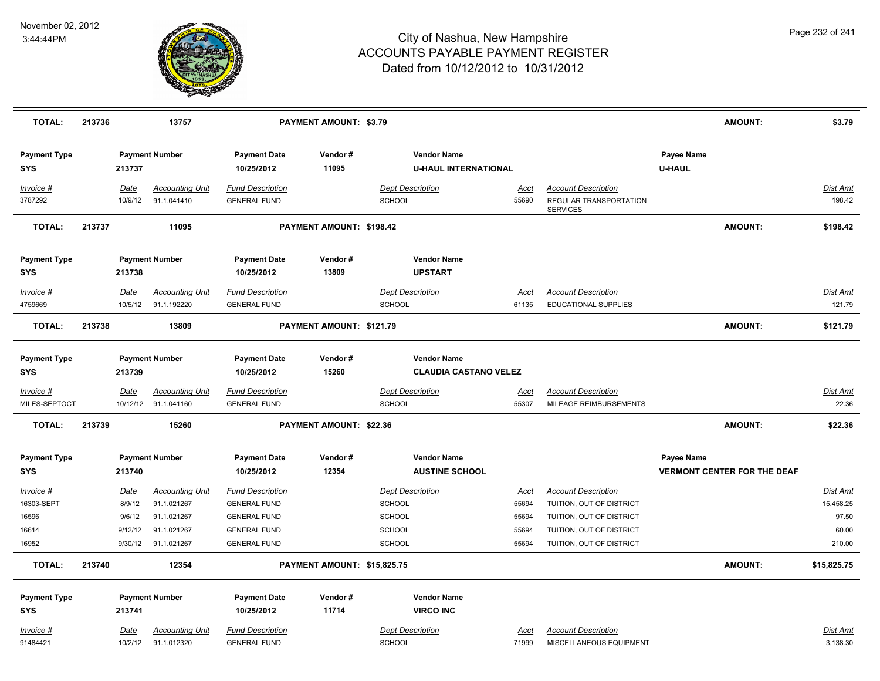| TOTAL: | 213736 | 13757 | PAYMENT AMOUNT: $3.79 | | | | AMOUNT: | $3.79 |
|---|---|---|---|---|---|---|---|---|

| Payment Type | Payment Number | | Payment Date | Vendor # | Vendor Name | | | Payee Name | |
|---|---|---|---|---|---|---|---|---|---|
| SYS | 213737 | | 10/25/2012 | 11095 | U-HAUL INTERNATIONAL | | | U-HAUL | |
| *Invoice #* | *Date* | *Accounting Unit* | *Fund Description* | | *Dept Description* | *Acct* | *Account Description* | | *Dist Amt* |
| 3787292 | 10/9/12 | 91.1.041410 | GENERAL FUND | | SCHOOL | 55690 | REGULAR TRANSPORTATION SERVICES | | 198.42 |
| **TOTAL:** | **213737** | **11095** | **PAYMENT AMOUNT: $198.42** | | | | | **AMOUNT:** | **$198.42** |

| Payment Type | Payment Number | | Payment Date | Vendor # | Vendor Name | | | | |
|---|---|---|---|---|---|---|---|---|---|
| SYS | 213738 | | 10/25/2012 | 13809 | UPSTART | | | | |
| *Invoice #* | *Date* | *Accounting Unit* | *Fund Description* | | *Dept Description* | *Acct* | *Account Description* | | *Dist Amt* |
| 4759669 | 10/5/12 | 91.1.192220 | GENERAL FUND | | SCHOOL | 61135 | EDUCATIONAL SUPPLIES | | 121.79 |
| **TOTAL:** | **213738** | **13809** | **PAYMENT AMOUNT: $121.79** | | | | | **AMOUNT:** | **$121.79** |

| Payment Type | Payment Number | | Payment Date | Vendor # | Vendor Name | | | | |
|---|---|---|---|---|---|---|---|---|---|
| SYS | 213739 | | 10/25/2012 | 15260 | CLAUDIA CASTANO VELEZ | | | | |
| *Invoice #* | *Date* | *Accounting Unit* | *Fund Description* | | *Dept Description* | *Acct* | *Account Description* | | *Dist Amt* |
| MILES-SEPTOCT | 10/12/12 | 91.1.041160 | GENERAL FUND | | SCHOOL | 55307 | MILEAGE REIMBURSEMENTS | | 22.36 |
| **TOTAL:** | **213739** | **15260** | **PAYMENT AMOUNT: $22.36** | | | | | **AMOUNT:** | **$22.36** |

| Payment Type | Payment Number | | Payment Date | Vendor # | Vendor Name | | | Payee Name | |
|---|---|---|---|---|---|---|---|---|---|
| SYS | 213740 | | 10/25/2012 | 12354 | AUSTINE SCHOOL | | | VERMONT CENTER FOR THE DEAF | |
| *Invoice #* | *Date* | *Accounting Unit* | *Fund Description* | | *Dept Description* | *Acct* | *Account Description* | | *Dist Amt* |
| 16303-SEPT | 8/9/12 | 91.1.021267 | GENERAL FUND | | SCHOOL | 55694 | TUITION, OUT OF DISTRICT | | 15,458.25 |
| 16596 | 9/6/12 | 91.1.021267 | GENERAL FUND | | SCHOOL | 55694 | TUITION, OUT OF DISTRICT | | 97.50 |
| 16614 | 9/12/12 | 91.1.021267 | GENERAL FUND | | SCHOOL | 55694 | TUITION, OUT OF DISTRICT | | 60.00 |
| 16952 | 9/30/12 | 91.1.021267 | GENERAL FUND | | SCHOOL | 55694 | TUITION, OUT OF DISTRICT | | 210.00 |
| **TOTAL:** | **213740** | **12354** | **PAYMENT AMOUNT: $15,825.75** | | | | | **AMOUNT:** | **$15,825.75** |

| Payment Type | Payment Number | | Payment Date | Vendor # | Vendor Name | | | | |
|---|---|---|---|---|---|---|---|---|---|
| SYS | 213741 | | 10/25/2012 | 11714 | VIRCO INC | | | | |
| *Invoice #* | *Date* | *Accounting Unit* | *Fund Description* | | *Dept Description* | *Acct* | *Account Description* | | *Dist Amt* |
| 91484421 | 10/2/12 | 91.1.012320 | GENERAL FUND | | SCHOOL | 71999 | MISCELLANEOUS EQUIPMENT | | 3,138.30 |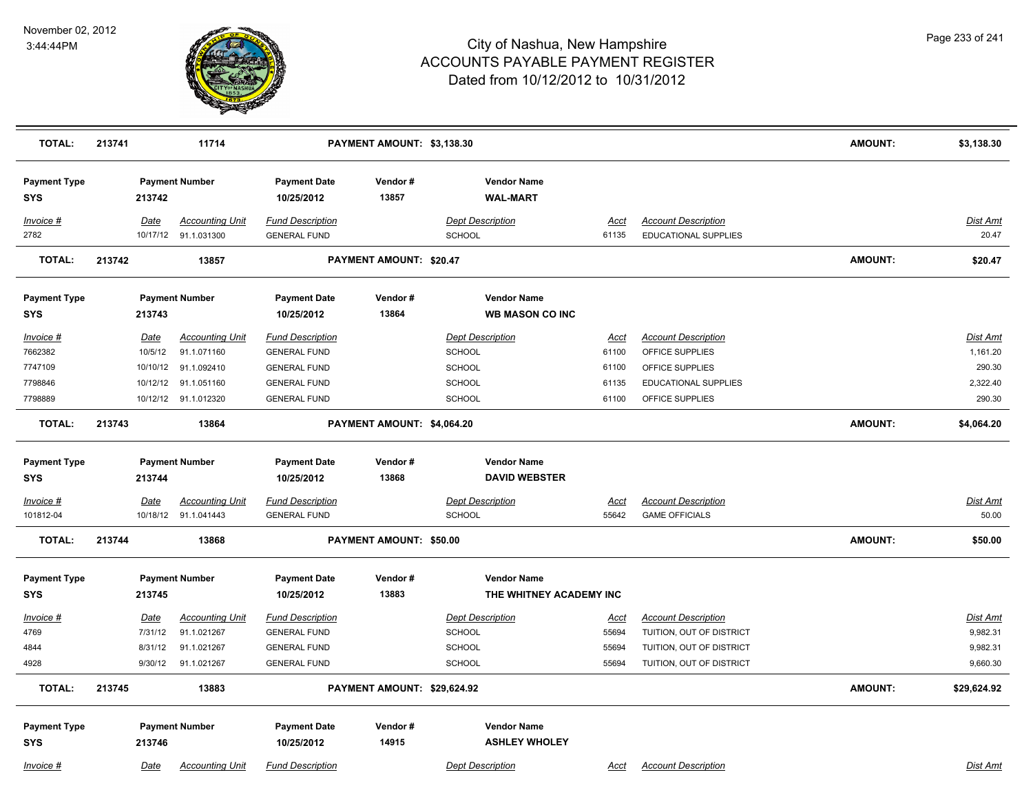# City of Nashua, New Hampshire
## ACCOUNTS PAYABLE PAYMENT REGISTER
### Dated from 10/12/2012 to 10/31/2012

November 02, 2012
3:44:44PM

| TOTAL: | 213741 | 11714 | PAYMENT AMOUNT: $3,138.30 | AMOUNT: | $3,138.30 |
|---|---|---|---|---|---|

| Payment Type | Payment Number | Payment Date | Vendor # | Vendor Name |
|---|---|---|---|---|
| SYS | 213742 | 10/25/2012 | 13857 | WAL-MART |

| Invoice # | Date | Accounting Unit | Fund Description | Dept Description | Acct | Account Description | Dist Amt |
|---|---|---|---|---|---|---|---|
| 2782 | 10/17/12 | 91.1.031300 | GENERAL FUND | SCHOOL | 61135 | EDUCATIONAL SUPPLIES | 20.47 |

| TOTAL: | 213742 | 13857 | PAYMENT AMOUNT: $20.47 | AMOUNT: | $20.47 |
|---|---|---|---|---|---|

| Payment Type | Payment Number | Payment Date | Vendor # | Vendor Name |
|---|---|---|---|---|
| SYS | 213743 | 10/25/2012 | 13864 | WB MASON CO INC |

| Invoice # | Date | Accounting Unit | Fund Description | Dept Description | Acct | Account Description | Dist Amt |
|---|---|---|---|---|---|---|---|
| 7662382 | 10/5/12 | 91.1.071160 | GENERAL FUND | SCHOOL | 61100 | OFFICE SUPPLIES | 1,161.20 |
| 7747109 | 10/10/12 | 91.1.092410 | GENERAL FUND | SCHOOL | 61100 | OFFICE SUPPLIES | 290.30 |
| 7798846 | 10/12/12 | 91.1.051160 | GENERAL FUND | SCHOOL | 61135 | EDUCATIONAL SUPPLIES | 2,322.40 |
| 7798889 | 10/12/12 | 91.1.012320 | GENERAL FUND | SCHOOL | 61100 | OFFICE SUPPLIES | 290.30 |

| TOTAL: | 213743 | 13864 | PAYMENT AMOUNT: $4,064.20 | AMOUNT: | $4,064.20 |
|---|---|---|---|---|---|

| Payment Type | Payment Number | Payment Date | Vendor # | Vendor Name |
|---|---|---|---|---|
| SYS | 213744 | 10/25/2012 | 13868 | DAVID WEBSTER |

| Invoice # | Date | Accounting Unit | Fund Description | Dept Description | Acct | Account Description | Dist Amt |
|---|---|---|---|---|---|---|---|
| 101812-04 | 10/18/12 | 91.1.041443 | GENERAL FUND | SCHOOL | 55642 | GAME OFFICIALS | 50.00 |

| TOTAL: | 213744 | 13868 | PAYMENT AMOUNT: $50.00 | AMOUNT: | $50.00 |
|---|---|---|---|---|---|

| Payment Type | Payment Number | Payment Date | Vendor # | Vendor Name |
|---|---|---|---|---|
| SYS | 213745 | 10/25/2012 | 13883 | THE WHITNEY ACADEMY INC |

| Invoice # | Date | Accounting Unit | Fund Description | Dept Description | Acct | Account Description | Dist Amt |
|---|---|---|---|---|---|---|---|
| 4769 | 7/31/12 | 91.1.021267 | GENERAL FUND | SCHOOL | 55694 | TUITION, OUT OF DISTRICT | 9,982.31 |
| 4844 | 8/31/12 | 91.1.021267 | GENERAL FUND | SCHOOL | 55694 | TUITION, OUT OF DISTRICT | 9,982.31 |
| 4928 | 9/30/12 | 91.1.021267 | GENERAL FUND | SCHOOL | 55694 | TUITION, OUT OF DISTRICT | 9,660.30 |

| TOTAL: | 213745 | 13883 | PAYMENT AMOUNT: $29,624.92 | AMOUNT: | $29,624.92 |
|---|---|---|---|---|---|

| Payment Type | Payment Number | Payment Date | Vendor # | Vendor Name |
|---|---|---|---|---|
| SYS | 213746 | 10/25/2012 | 14915 | ASHLEY WHOLEY |

| Invoice # | Date | Accounting Unit | Fund Description | Dept Description | Acct | Account Description | Dist Amt |
|---|---|---|---|---|---|---|---|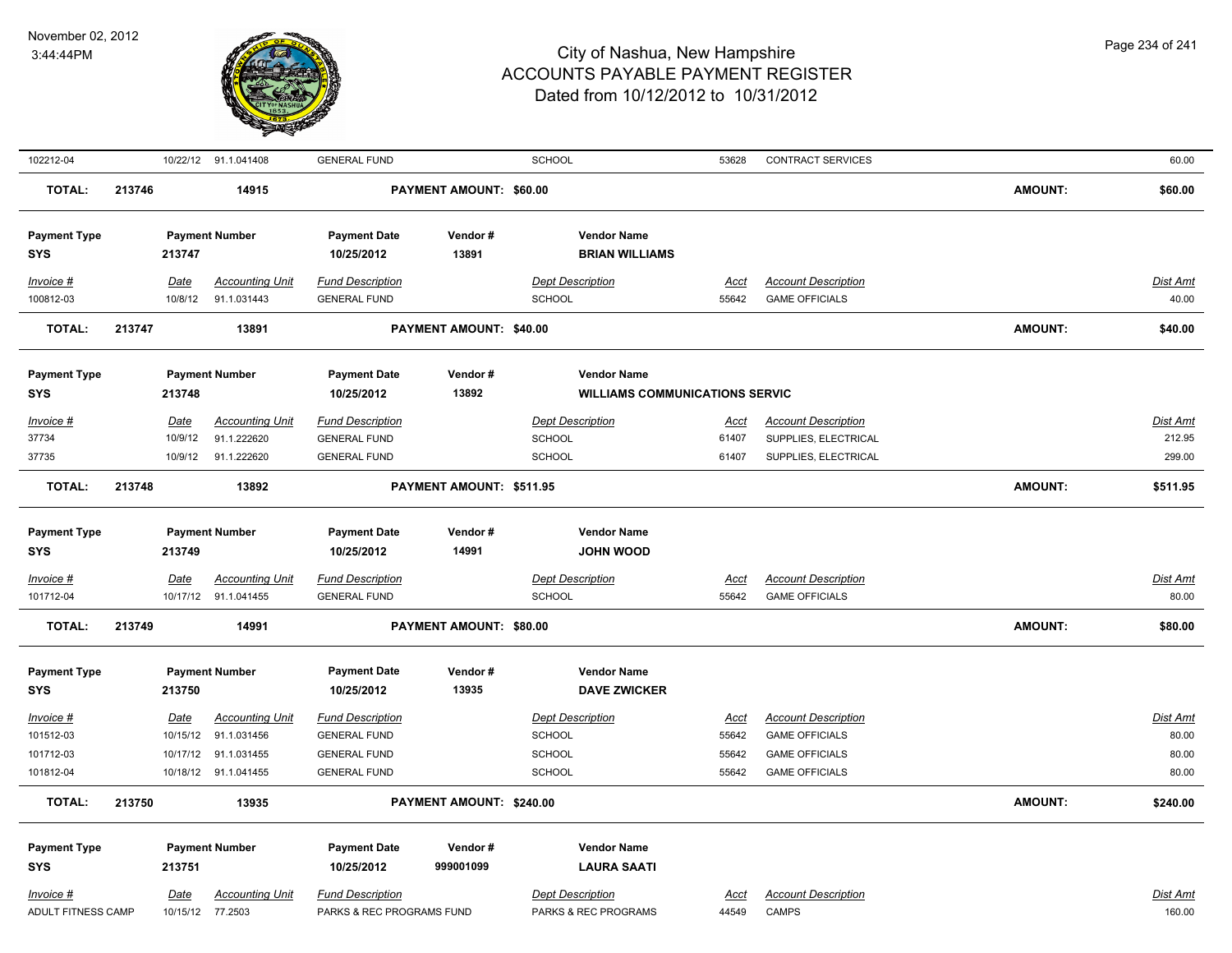| Invoice # | Date | Accounting Unit | Fund Description | Dept Description | Acct | Account Description | Dist Amt |
|---|---|---|---|---|---|---|---|
| 102212-04 | 10/22/12 | 91.1.041408 | GENERAL FUND | SCHOOL | 53628 | CONTRACT SERVICES | 60.00 |

**TOTAL: 213746 14915 PAYMENT AMOUNT: $60.00 AMOUNT: $60.00**

| Payment Type | Payment Number | Payment Date | Vendor # | Vendor Name |
|---|---|---|---|---|
| SYS | 213747 | 10/25/2012 | 13891 | BRIAN WILLIAMS |

| Invoice # | Date | Accounting Unit | Fund Description | Dept Description | Acct | Account Description | Dist Amt |
|---|---|---|---|---|---|---|---|
| 100812-03 | 10/8/12 | 91.1.031443 | GENERAL FUND | SCHOOL | 55642 | GAME OFFICIALS | 40.00 |

**TOTAL: 213747 13891 PAYMENT AMOUNT: $40.00 AMOUNT: $40.00**

| Payment Type | Payment Number | Payment Date | Vendor # | Vendor Name |
|---|---|---|---|---|
| SYS | 213748 | 10/25/2012 | 13892 | WILLIAMS COMMUNICATIONS SERVIC |

| Invoice # | Date | Accounting Unit | Fund Description | Dept Description | Acct | Account Description | Dist Amt |
|---|---|---|---|---|---|---|---|
| 37734 | 10/9/12 | 91.1.222620 | GENERAL FUND | SCHOOL | 61407 | SUPPLIES, ELECTRICAL | 212.95 |
| 37735 | 10/9/12 | 91.1.222620 | GENERAL FUND | SCHOOL | 61407 | SUPPLIES, ELECTRICAL | 299.00 |

**TOTAL: 213748 13892 PAYMENT AMOUNT: $511.95 AMOUNT: $511.95**

| Payment Type | Payment Number | Payment Date | Vendor # | Vendor Name |
|---|---|---|---|---|
| SYS | 213749 | 10/25/2012 | 14991 | JOHN WOOD |

| Invoice # | Date | Accounting Unit | Fund Description | Dept Description | Acct | Account Description | Dist Amt |
|---|---|---|---|---|---|---|---|
| 101712-04 | 10/17/12 | 91.1.041455 | GENERAL FUND | SCHOOL | 55642 | GAME OFFICIALS | 80.00 |

**TOTAL: 213749 14991 PAYMENT AMOUNT: $80.00 AMOUNT: $80.00**

| Payment Type | Payment Number | Payment Date | Vendor # | Vendor Name |
|---|---|---|---|---|
| SYS | 213750 | 10/25/2012 | 13935 | DAVE ZWICKER |

| Invoice # | Date | Accounting Unit | Fund Description | Dept Description | Acct | Account Description | Dist Amt |
|---|---|---|---|---|---|---|---|
| 101512-03 | 10/15/12 | 91.1.031456 | GENERAL FUND | SCHOOL | 55642 | GAME OFFICIALS | 80.00 |
| 101712-03 | 10/17/12 | 91.1.031455 | GENERAL FUND | SCHOOL | 55642 | GAME OFFICIALS | 80.00 |
| 101812-04 | 10/18/12 | 91.1.041455 | GENERAL FUND | SCHOOL | 55642 | GAME OFFICIALS | 80.00 |

**TOTAL: 213750 13935 PAYMENT AMOUNT: $240.00 AMOUNT: $240.00**

| Payment Type | Payment Number | Payment Date | Vendor # | Vendor Name |
|---|---|---|---|---|
| SYS | 213751 | 10/25/2012 | 999001099 | LAURA SAATI |

| Invoice # | Date | Accounting Unit | Fund Description | Dept Description | Acct | Account Description | Dist Amt |
|---|---|---|---|---|---|---|---|
| ADULT FITNESS CAMP | 10/15/12 | 77.2503 | PARKS & REC PROGRAMS FUND | PARKS & REC PROGRAMS | 44549 | CAMPS | 160.00 |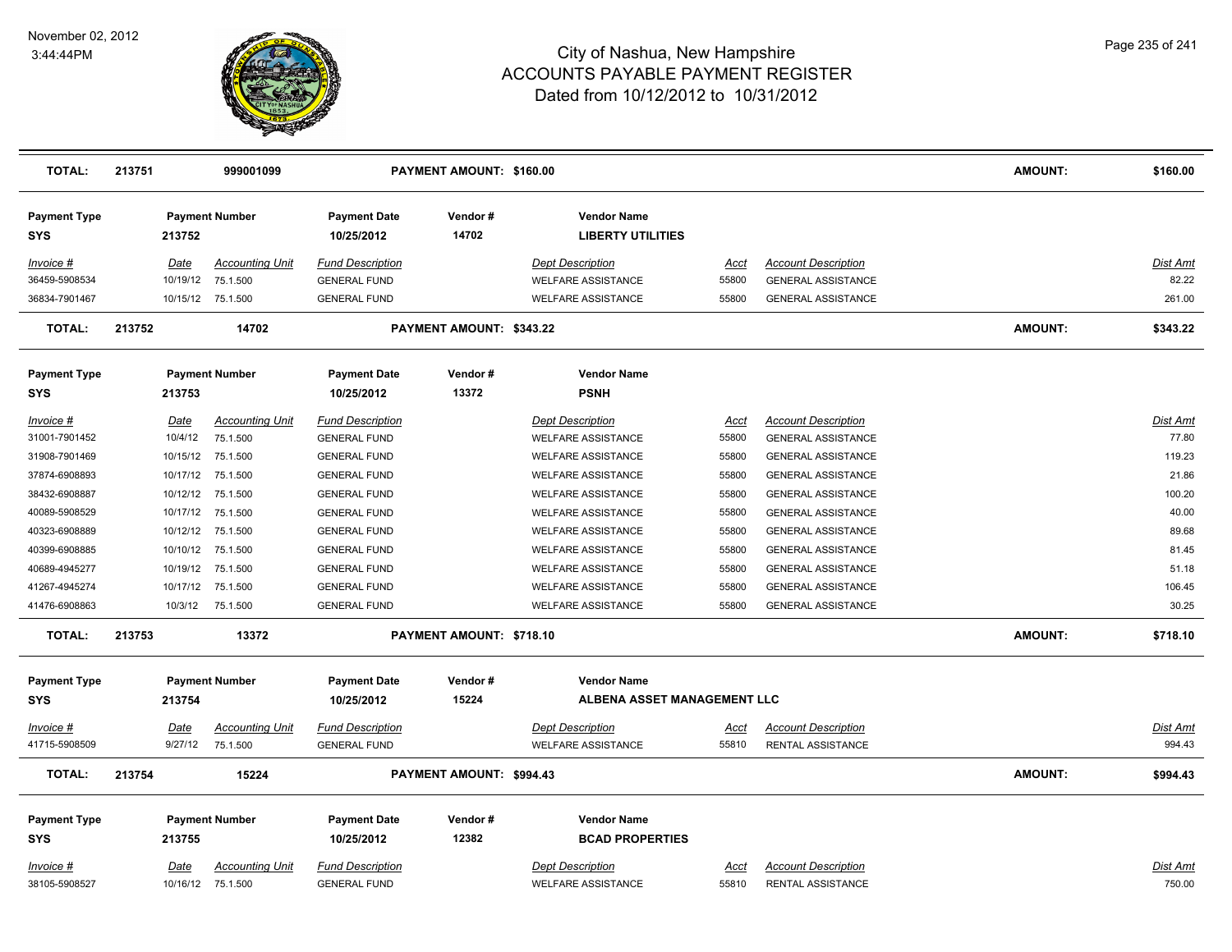# City of Nashua, New Hampshire
## ACCOUNTS PAYABLE PAYMENT REGISTER
### Dated from 10/12/2012 to 10/31/2012

November 02, 2012
3:44:44PM

| **TOTAL:** | **213751** | **999001099** | **PAYMENT AMOUNT: $160.00** | **AMOUNT:** | **$160.00** |
|---|---|---|---|---|---|

**Payment Type:** SYS | **Payment Number:** 213752 | **Payment Date:** 10/25/2012 | **Vendor #:** 14702 | **Vendor Name:** LIBERTY UTILITIES

| Invoice # | Date | Accounting Unit | Fund Description | Dept Description | Acct | Account Description | Dist Amt |
|---|---|---|---|---|---|---|---|
| 36459-5908534 | 10/19/12 | 75.1.500 | GENERAL FUND | WELFARE ASSISTANCE | 55800 | GENERAL ASSISTANCE | 82.22 |
| 36834-7901467 | 10/15/12 | 75.1.500 | GENERAL FUND | WELFARE ASSISTANCE | 55800 | GENERAL ASSISTANCE | 261.00 |

| **TOTAL:** | **213752** | **14702** | **PAYMENT AMOUNT: $343.22** | **AMOUNT:** | **$343.22** |
|---|---|---|---|---|---|

**Payment Type:** SYS | **Payment Number:** 213753 | **Payment Date:** 10/25/2012 | **Vendor #:** 13372 | **Vendor Name:** PSNH

| Invoice # | Date | Accounting Unit | Fund Description | Dept Description | Acct | Account Description | Dist Amt |
|---|---|---|---|---|---|---|---|
| 31001-7901452 | 10/4/12 | 75.1.500 | GENERAL FUND | WELFARE ASSISTANCE | 55800 | GENERAL ASSISTANCE | 77.80 |
| 31908-7901469 | 10/15/12 | 75.1.500 | GENERAL FUND | WELFARE ASSISTANCE | 55800 | GENERAL ASSISTANCE | 119.23 |
| 37874-6908893 | 10/17/12 | 75.1.500 | GENERAL FUND | WELFARE ASSISTANCE | 55800 | GENERAL ASSISTANCE | 21.86 |
| 38432-6908887 | 10/12/12 | 75.1.500 | GENERAL FUND | WELFARE ASSISTANCE | 55800 | GENERAL ASSISTANCE | 100.20 |
| 40089-5908529 | 10/17/12 | 75.1.500 | GENERAL FUND | WELFARE ASSISTANCE | 55800 | GENERAL ASSISTANCE | 40.00 |
| 40323-6908889 | 10/12/12 | 75.1.500 | GENERAL FUND | WELFARE ASSISTANCE | 55800 | GENERAL ASSISTANCE | 89.68 |
| 40399-6908885 | 10/10/12 | 75.1.500 | GENERAL FUND | WELFARE ASSISTANCE | 55800 | GENERAL ASSISTANCE | 81.45 |
| 40689-4945277 | 10/19/12 | 75.1.500 | GENERAL FUND | WELFARE ASSISTANCE | 55800 | GENERAL ASSISTANCE | 51.18 |
| 41267-4945274 | 10/17/12 | 75.1.500 | GENERAL FUND | WELFARE ASSISTANCE | 55800 | GENERAL ASSISTANCE | 106.45 |
| 41476-6908863 | 10/3/12 | 75.1.500 | GENERAL FUND | WELFARE ASSISTANCE | 55800 | GENERAL ASSISTANCE | 30.25 |

| **TOTAL:** | **213753** | **13372** | **PAYMENT AMOUNT: $718.10** | **AMOUNT:** | **$718.10** |
|---|---|---|---|---|---|

**Payment Type:** SYS | **Payment Number:** 213754 | **Payment Date:** 10/25/2012 | **Vendor #:** 15224 | **Vendor Name:** ALBENA ASSET MANAGEMENT LLC

| Invoice # | Date | Accounting Unit | Fund Description | Dept Description | Acct | Account Description | Dist Amt |
|---|---|---|---|---|---|---|---|
| 41715-5908509 | 9/27/12 | 75.1.500 | GENERAL FUND | WELFARE ASSISTANCE | 55810 | RENTAL ASSISTANCE | 994.43 |

| **TOTAL:** | **213754** | **15224** | **PAYMENT AMOUNT: $994.43** | **AMOUNT:** | **$994.43** |
|---|---|---|---|---|---|

**Payment Type:** SYS | **Payment Number:** 213755 | **Payment Date:** 10/25/2012 | **Vendor #:** 12382 | **Vendor Name:** BCAD PROPERTIES

| Invoice # | Date | Accounting Unit | Fund Description | Dept Description | Acct | Account Description | Dist Amt |
|---|---|---|---|---|---|---|---|
| 38105-5908527 | 10/16/12 | 75.1.500 | GENERAL FUND | WELFARE ASSISTANCE | 55810 | RENTAL ASSISTANCE | 750.00 |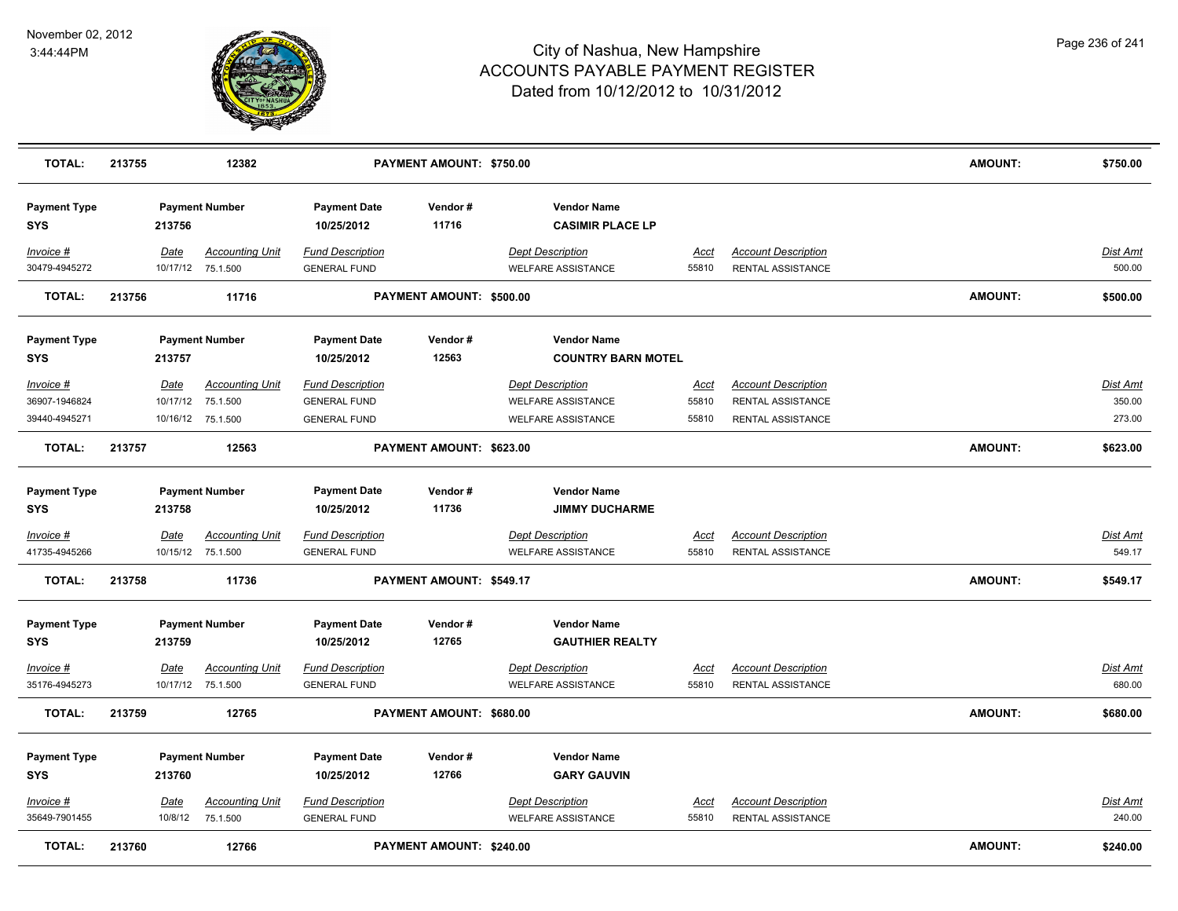| TOTAL: | 213755 | 12382 | PAYMENT AMOUNT: $750.00 | AMOUNT: | $750.00 |
|---|---|---|---|---|---|

| Payment Type | Payment Number | Payment Date | Vendor # | Vendor Name |
|---|---|---|---|---|
| SYS | 213756 | 10/25/2012 | 11716 | CASIMIR PLACE LP |

| Invoice # | Date | Accounting Unit | Fund Description | Dept Description | Acct | Account Description | Dist Amt |
|---|---|---|---|---|---|---|---|
| 30479-4945272 | 10/17/12 | 75.1.500 | GENERAL FUND | WELFARE ASSISTANCE | 55810 | RENTAL ASSISTANCE | 500.00 |

| TOTAL: | 213756 | 11716 | PAYMENT AMOUNT: $500.00 | AMOUNT: | $500.00 |
|---|---|---|---|---|---|

| Payment Type | Payment Number | Payment Date | Vendor # | Vendor Name |
|---|---|---|---|---|
| SYS | 213757 | 10/25/2012 | 12563 | COUNTRY BARN MOTEL |

| Invoice # | Date | Accounting Unit | Fund Description | Dept Description | Acct | Account Description | Dist Amt |
|---|---|---|---|---|---|---|---|
| 36907-1946824 | 10/17/12 | 75.1.500 | GENERAL FUND | WELFARE ASSISTANCE | 55810 | RENTAL ASSISTANCE | 350.00 |
| 39440-4945271 | 10/16/12 | 75.1.500 | GENERAL FUND | WELFARE ASSISTANCE | 55810 | RENTAL ASSISTANCE | 273.00 |

| TOTAL: | 213757 | 12563 | PAYMENT AMOUNT: $623.00 | AMOUNT: | $623.00 |
|---|---|---|---|---|---|

| Payment Type | Payment Number | Payment Date | Vendor # | Vendor Name |
|---|---|---|---|---|
| SYS | 213758 | 10/25/2012 | 11736 | JIMMY DUCHARME |

| Invoice # | Date | Accounting Unit | Fund Description | Dept Description | Acct | Account Description | Dist Amt |
|---|---|---|---|---|---|---|---|
| 41735-4945266 | 10/15/12 | 75.1.500 | GENERAL FUND | WELFARE ASSISTANCE | 55810 | RENTAL ASSISTANCE | 549.17 |

| TOTAL: | 213758 | 11736 | PAYMENT AMOUNT: $549.17 | AMOUNT: | $549.17 |
|---|---|---|---|---|---|

| Payment Type | Payment Number | Payment Date | Vendor # | Vendor Name |
|---|---|---|---|---|
| SYS | 213759 | 10/25/2012 | 12765 | GAUTHIER REALTY |

| Invoice # | Date | Accounting Unit | Fund Description | Dept Description | Acct | Account Description | Dist Amt |
|---|---|---|---|---|---|---|---|
| 35176-4945273 | 10/17/12 | 75.1.500 | GENERAL FUND | WELFARE ASSISTANCE | 55810 | RENTAL ASSISTANCE | 680.00 |

| TOTAL: | 213759 | 12765 | PAYMENT AMOUNT: $680.00 | AMOUNT: | $680.00 |
|---|---|---|---|---|---|

| Payment Type | Payment Number | Payment Date | Vendor # | Vendor Name |
|---|---|---|---|---|
| SYS | 213760 | 10/25/2012 | 12766 | GARY GAUVIN |

| Invoice # | Date | Accounting Unit | Fund Description | Dept Description | Acct | Account Description | Dist Amt |
|---|---|---|---|---|---|---|---|
| 35649-7901455 | 10/8/12 | 75.1.500 | GENERAL FUND | WELFARE ASSISTANCE | 55810 | RENTAL ASSISTANCE | 240.00 |

| TOTAL: | 213760 | 12766 | PAYMENT AMOUNT: $240.00 | AMOUNT: | $240.00 |
|---|---|---|---|---|---|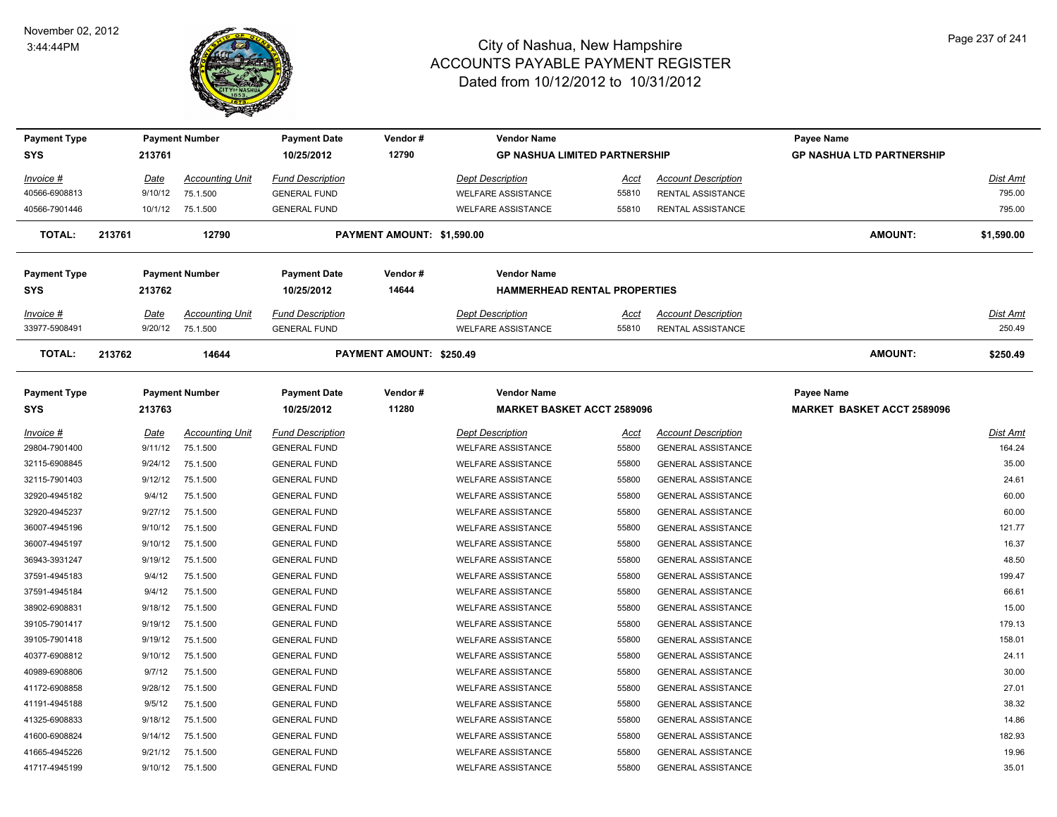# City of Nashua, New Hampshire
## ACCOUNTS PAYABLE PAYMENT REGISTER
### Dated from 10/12/2012 to 10/31/2012

November 02, 2012
3:44:44PM

| Payment Type | Payment Number | Payment Date | Vendor # | Vendor Name | | | Payee Name |
|---|---|---|---|---|---|---|---|
| SYS | 213761 | 10/25/2012 | 12790 | GP NASHUA LIMITED PARTNERSHIP | | | GP NASHUA LTD PARTNERSHIP |

| Invoice # | Date | Accounting Unit | Fund Description | Dept Description | Acct | Account Description | Dist Amt |
|---|---|---|---|---|---|---|---|
| 40566-6908813 | 9/10/12 | 75.1.500 | GENERAL FUND | WELFARE ASSISTANCE | 55810 | RENTAL ASSISTANCE | 795.00 |
| 40566-7901446 | 10/1/12 | 75.1.500 | GENERAL FUND | WELFARE ASSISTANCE | 55810 | RENTAL ASSISTANCE | 795.00 |

**TOTAL: 213761 12790 PAYMENT AMOUNT: $1,590.00 AMOUNT: $1,590.00**

| Payment Type | Payment Number | Payment Date | Vendor # | Vendor Name |
|---|---|---|---|---|
| SYS | 213762 | 10/25/2012 | 14644 | HAMMERHEAD RENTAL PROPERTIES |

| Invoice # | Date | Accounting Unit | Fund Description | Dept Description | Acct | Account Description | Dist Amt |
|---|---|---|---|---|---|---|---|
| 33977-5908491 | 9/20/12 | 75.1.500 | GENERAL FUND | WELFARE ASSISTANCE | 55810 | RENTAL ASSISTANCE | 250.49 |

**TOTAL: 213762 14644 PAYMENT AMOUNT: $250.49 AMOUNT: $250.49**

| Payment Type | Payment Number | Payment Date | Vendor # | Vendor Name | | | Payee Name |
|---|---|---|---|---|---|---|---|
| SYS | 213763 | 10/25/2012 | 11280 | MARKET BASKET ACCT 2589096 | | | MARKET BASKET ACCT 2589096 |

| Invoice # | Date | Accounting Unit | Fund Description | Dept Description | Acct | Account Description | Dist Amt |
|---|---|---|---|---|---|---|---|
| 29804-7901400 | 9/11/12 | 75.1.500 | GENERAL FUND | WELFARE ASSISTANCE | 55800 | GENERAL ASSISTANCE | 164.24 |
| 32115-6908845 | 9/24/12 | 75.1.500 | GENERAL FUND | WELFARE ASSISTANCE | 55800 | GENERAL ASSISTANCE | 35.00 |
| 32115-7901403 | 9/12/12 | 75.1.500 | GENERAL FUND | WELFARE ASSISTANCE | 55800 | GENERAL ASSISTANCE | 24.61 |
| 32920-4945182 | 9/4/12 | 75.1.500 | GENERAL FUND | WELFARE ASSISTANCE | 55800 | GENERAL ASSISTANCE | 60.00 |
| 32920-4945237 | 9/27/12 | 75.1.500 | GENERAL FUND | WELFARE ASSISTANCE | 55800 | GENERAL ASSISTANCE | 60.00 |
| 36007-4945196 | 9/10/12 | 75.1.500 | GENERAL FUND | WELFARE ASSISTANCE | 55800 | GENERAL ASSISTANCE | 121.77 |
| 36007-4945197 | 9/10/12 | 75.1.500 | GENERAL FUND | WELFARE ASSISTANCE | 55800 | GENERAL ASSISTANCE | 16.37 |
| 36943-3931247 | 9/19/12 | 75.1.500 | GENERAL FUND | WELFARE ASSISTANCE | 55800 | GENERAL ASSISTANCE | 48.50 |
| 37591-4945183 | 9/4/12 | 75.1.500 | GENERAL FUND | WELFARE ASSISTANCE | 55800 | GENERAL ASSISTANCE | 199.47 |
| 37591-4945184 | 9/4/12 | 75.1.500 | GENERAL FUND | WELFARE ASSISTANCE | 55800 | GENERAL ASSISTANCE | 66.61 |
| 38902-6908831 | 9/18/12 | 75.1.500 | GENERAL FUND | WELFARE ASSISTANCE | 55800 | GENERAL ASSISTANCE | 15.00 |
| 39105-7901417 | 9/19/12 | 75.1.500 | GENERAL FUND | WELFARE ASSISTANCE | 55800 | GENERAL ASSISTANCE | 179.13 |
| 39105-7901418 | 9/19/12 | 75.1.500 | GENERAL FUND | WELFARE ASSISTANCE | 55800 | GENERAL ASSISTANCE | 158.01 |
| 40377-6908812 | 9/10/12 | 75.1.500 | GENERAL FUND | WELFARE ASSISTANCE | 55800 | GENERAL ASSISTANCE | 24.11 |
| 40989-6908806 | 9/7/12 | 75.1.500 | GENERAL FUND | WELFARE ASSISTANCE | 55800 | GENERAL ASSISTANCE | 30.00 |
| 41172-6908858 | 9/28/12 | 75.1.500 | GENERAL FUND | WELFARE ASSISTANCE | 55800 | GENERAL ASSISTANCE | 27.01 |
| 41191-4945188 | 9/5/12 | 75.1.500 | GENERAL FUND | WELFARE ASSISTANCE | 55800 | GENERAL ASSISTANCE | 38.32 |
| 41325-6908833 | 9/18/12 | 75.1.500 | GENERAL FUND | WELFARE ASSISTANCE | 55800 | GENERAL ASSISTANCE | 14.86 |
| 41600-6908824 | 9/14/12 | 75.1.500 | GENERAL FUND | WELFARE ASSISTANCE | 55800 | GENERAL ASSISTANCE | 182.93 |
| 41665-4945226 | 9/21/12 | 75.1.500 | GENERAL FUND | WELFARE ASSISTANCE | 55800 | GENERAL ASSISTANCE | 19.96 |
| 41717-4945199 | 9/10/12 | 75.1.500 | GENERAL FUND | WELFARE ASSISTANCE | 55800 | GENERAL ASSISTANCE | 35.01 |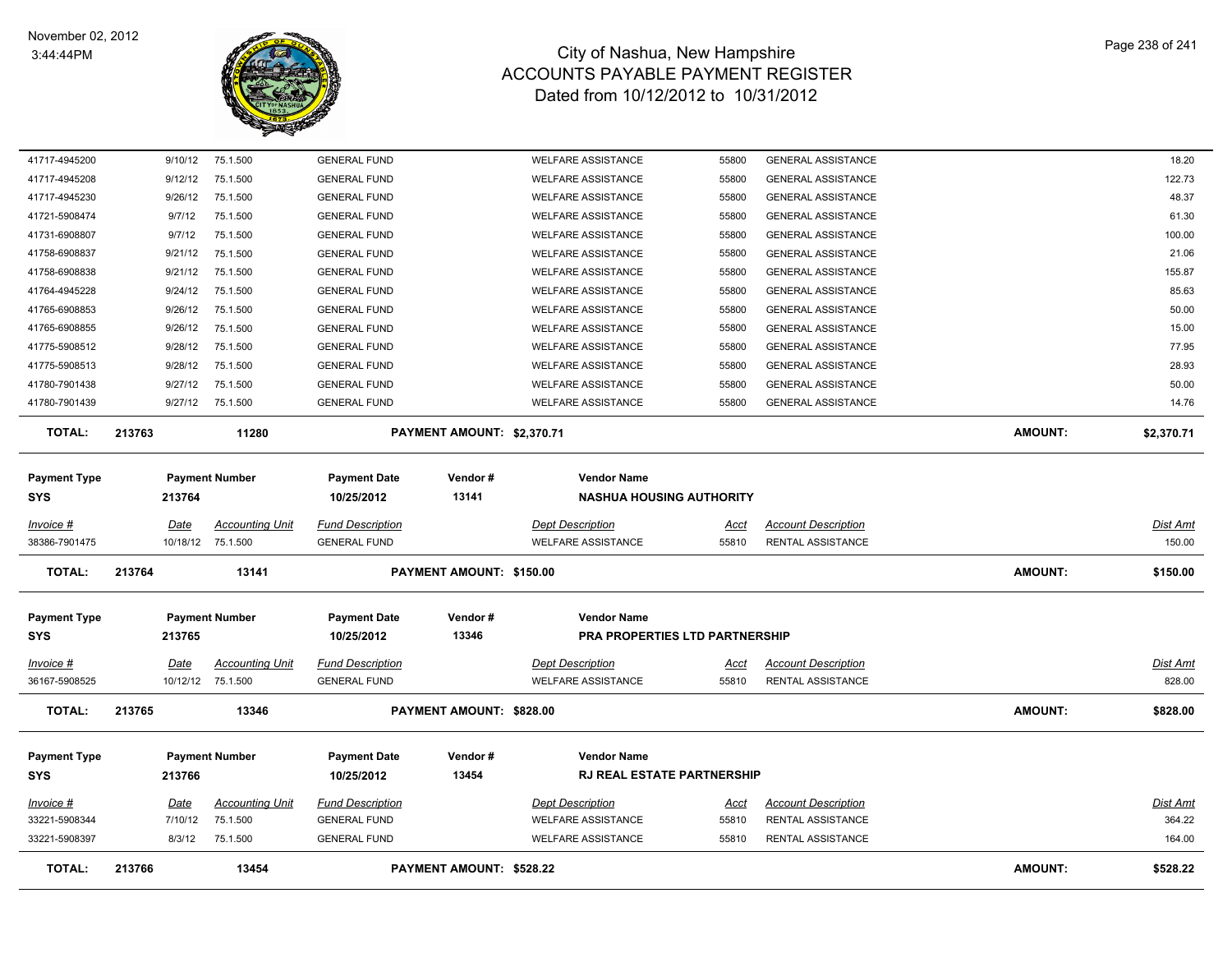# City of Nashua, New Hampshire
## ACCOUNTS PAYABLE PAYMENT REGISTER
### Dated from 10/12/2012 to 10/31/2012

November 02, 2012
3:44:44PM

| Invoice # | Date | Accounting Unit | Fund Description | Dept Description | Acct | Account Description | Dist Amt |
|---|---|---|---|---|---|---|---|
| 41717-4945200 | 9/10/12 | 75.1.500 | GENERAL FUND | WELFARE ASSISTANCE | 55800 | GENERAL ASSISTANCE | 18.20 |
| 41717-4945208 | 9/12/12 | 75.1.500 | GENERAL FUND | WELFARE ASSISTANCE | 55800 | GENERAL ASSISTANCE | 122.73 |
| 41717-4945230 | 9/26/12 | 75.1.500 | GENERAL FUND | WELFARE ASSISTANCE | 55800 | GENERAL ASSISTANCE | 48.37 |
| 41721-5908474 | 9/7/12 | 75.1.500 | GENERAL FUND | WELFARE ASSISTANCE | 55800 | GENERAL ASSISTANCE | 61.30 |
| 41731-6908807 | 9/7/12 | 75.1.500 | GENERAL FUND | WELFARE ASSISTANCE | 55800 | GENERAL ASSISTANCE | 100.00 |
| 41758-6908837 | 9/21/12 | 75.1.500 | GENERAL FUND | WELFARE ASSISTANCE | 55800 | GENERAL ASSISTANCE | 21.06 |
| 41758-6908838 | 9/21/12 | 75.1.500 | GENERAL FUND | WELFARE ASSISTANCE | 55800 | GENERAL ASSISTANCE | 155.87 |
| 41764-4945228 | 9/24/12 | 75.1.500 | GENERAL FUND | WELFARE ASSISTANCE | 55800 | GENERAL ASSISTANCE | 85.63 |
| 41765-6908853 | 9/26/12 | 75.1.500 | GENERAL FUND | WELFARE ASSISTANCE | 55800 | GENERAL ASSISTANCE | 50.00 |
| 41765-6908855 | 9/26/12 | 75.1.500 | GENERAL FUND | WELFARE ASSISTANCE | 55800 | GENERAL ASSISTANCE | 15.00 |
| 41775-5908512 | 9/28/12 | 75.1.500 | GENERAL FUND | WELFARE ASSISTANCE | 55800 | GENERAL ASSISTANCE | 77.95 |
| 41775-5908513 | 9/28/12 | 75.1.500 | GENERAL FUND | WELFARE ASSISTANCE | 55800 | GENERAL ASSISTANCE | 28.93 |
| 41780-7901438 | 9/27/12 | 75.1.500 | GENERAL FUND | WELFARE ASSISTANCE | 55800 | GENERAL ASSISTANCE | 50.00 |
| 41780-7901439 | 9/27/12 | 75.1.500 | GENERAL FUND | WELFARE ASSISTANCE | 55800 | GENERAL ASSISTANCE | 14.76 |

**TOTAL: 213763 | 11280 | PAYMENT AMOUNT: $2,370.71 | AMOUNT: $2,370.71**

| Payment Type | Payment Number | Payment Date | Vendor # | Vendor Name |
|---|---|---|---|---|
| SYS | 213764 | 10/25/2012 | 13141 | NASHUA HOUSING AUTHORITY |

| Invoice # | Date | Accounting Unit | Fund Description | Dept Description | Acct | Account Description | Dist Amt |
|---|---|---|---|---|---|---|---|
| 38386-7901475 | 10/18/12 | 75.1.500 | GENERAL FUND | WELFARE ASSISTANCE | 55810 | RENTAL ASSISTANCE | 150.00 |

**TOTAL: 213764 | 13141 | PAYMENT AMOUNT: $150.00 | AMOUNT: $150.00**

| Payment Type | Payment Number | Payment Date | Vendor # | Vendor Name |
|---|---|---|---|---|
| SYS | 213765 | 10/25/2012 | 13346 | PRA PROPERTIES LTD PARTNERSHIP |

| Invoice # | Date | Accounting Unit | Fund Description | Dept Description | Acct | Account Description | Dist Amt |
|---|---|---|---|---|---|---|---|
| 36167-5908525 | 10/12/12 | 75.1.500 | GENERAL FUND | WELFARE ASSISTANCE | 55810 | RENTAL ASSISTANCE | 828.00 |

**TOTAL: 213765 | 13346 | PAYMENT AMOUNT: $828.00 | AMOUNT: $828.00**

| Payment Type | Payment Number | Payment Date | Vendor # | Vendor Name |
|---|---|---|---|---|
| SYS | 213766 | 10/25/2012 | 13454 | RJ REAL ESTATE PARTNERSHIP |

| Invoice # | Date | Accounting Unit | Fund Description | Dept Description | Acct | Account Description | Dist Amt |
|---|---|---|---|---|---|---|---|
| 33221-5908344 | 7/10/12 | 75.1.500 | GENERAL FUND | WELFARE ASSISTANCE | 55810 | RENTAL ASSISTANCE | 364.22 |
| 33221-5908397 | 8/3/12 | 75.1.500 | GENERAL FUND | WELFARE ASSISTANCE | 55810 | RENTAL ASSISTANCE | 164.00 |

**TOTAL: 213766 | 13454 | PAYMENT AMOUNT: $528.22 | AMOUNT: $528.22**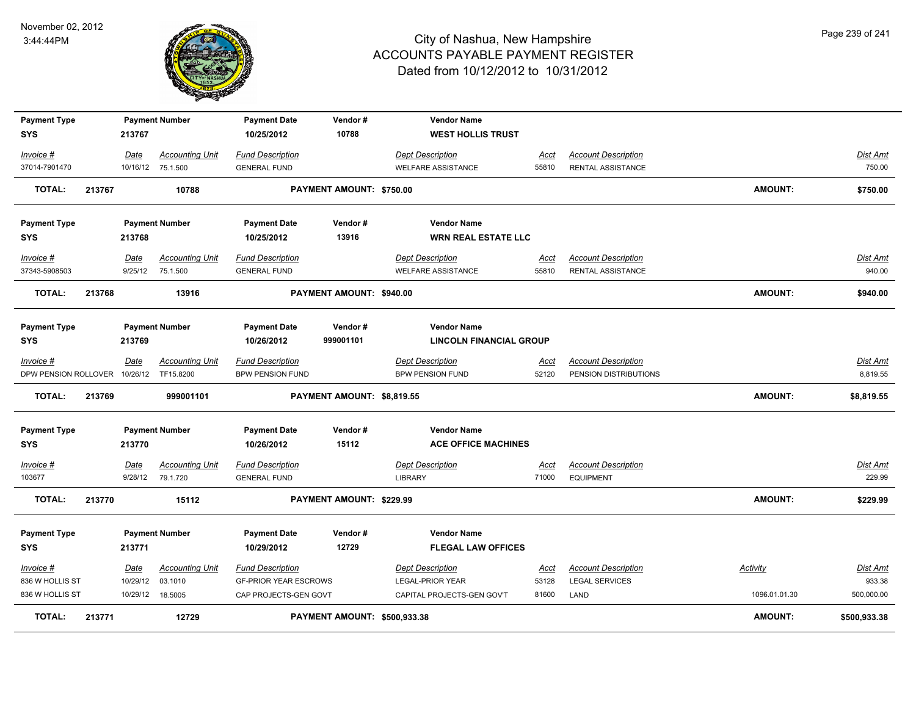# City of Nashua, New Hampshire
## ACCOUNTS PAYABLE PAYMENT REGISTER
### Dated from 10/12/2012 to 10/31/2012

November 02, 2012
3:44:44PM

| Payment Type | Payment Number | Payment Date | Vendor # | Vendor Name |
|---|---|---|---|---|
| SYS | 213767 | 10/25/2012 | 10788 | WEST HOLLIS TRUST |

| Invoice # | Date | Accounting Unit | Fund Description | Dept Description | Acct | Account Description | Dist Amt |
|---|---|---|---|---|---|---|---|
| 37014-7901470 | 10/16/12 | 75.1.500 | GENERAL FUND | WELFARE ASSISTANCE | 55810 | RENTAL ASSISTANCE | 750.00 |

**TOTAL: 213767 — 10788 — PAYMENT AMOUNT: $750.00 — AMOUNT: $750.00**

| Payment Type | Payment Number | Payment Date | Vendor # | Vendor Name |
|---|---|---|---|---|
| SYS | 213768 | 10/25/2012 | 13916 | WRN REAL ESTATE LLC |

| Invoice # | Date | Accounting Unit | Fund Description | Dept Description | Acct | Account Description | Dist Amt |
|---|---|---|---|---|---|---|---|
| 37343-5908503 | 9/25/12 | 75.1.500 | GENERAL FUND | WELFARE ASSISTANCE | 55810 | RENTAL ASSISTANCE | 940.00 |

**TOTAL: 213768 — 13916 — PAYMENT AMOUNT: $940.00 — AMOUNT: $940.00**

| Payment Type | Payment Number | Payment Date | Vendor # | Vendor Name |
|---|---|---|---|---|
| SYS | 213769 | 10/26/2012 | 999001101 | LINCOLN FINANCIAL GROUP |

| Invoice # | Date | Accounting Unit | Fund Description | Dept Description | Acct | Account Description | Dist Amt |
|---|---|---|---|---|---|---|---|
| DPW PENSION ROLLOVER | 10/26/12 | TF15.8200 | BPW PENSION FUND | BPW PENSION FUND | 52120 | PENSION DISTRIBUTIONS | 8,819.55 |

**TOTAL: 213769 — 999001101 — PAYMENT AMOUNT: $8,819.55 — AMOUNT: $8,819.55**

| Payment Type | Payment Number | Payment Date | Vendor # | Vendor Name |
|---|---|---|---|---|
| SYS | 213770 | 10/26/2012 | 15112 | ACE OFFICE MACHINES |

| Invoice # | Date | Accounting Unit | Fund Description | Dept Description | Acct | Account Description | Dist Amt |
|---|---|---|---|---|---|---|---|
| 103677 | 9/28/12 | 79.1.720 | GENERAL FUND | LIBRARY | 71000 | EQUIPMENT | 229.99 |

**TOTAL: 213770 — 15112 — PAYMENT AMOUNT: $229.99 — AMOUNT: $229.99**

| Payment Type | Payment Number | Payment Date | Vendor # | Vendor Name |
|---|---|---|---|---|
| SYS | 213771 | 10/29/2012 | 12729 | FLEGAL LAW OFFICES |

| Invoice # | Date | Accounting Unit | Fund Description | Dept Description | Acct | Account Description | Activity | Dist Amt |
|---|---|---|---|---|---|---|---|---|
| 836 W HOLLIS ST | 10/29/12 | 03.1010 | GF-PRIOR YEAR ESCROWS | LEGAL-PRIOR YEAR | 53128 | LEGAL SERVICES | | 933.38 |
| 836 W HOLLIS ST | 10/29/12 | 18.5005 | CAP PROJECTS-GEN GOVT | CAPITAL PROJECTS-GEN GOV'T | 81600 | LAND | 1096.01.01.30 | 500,000.00 |

**TOTAL: 213771 — 12729 — PAYMENT AMOUNT: $500,933.38 — AMOUNT: $500,933.38**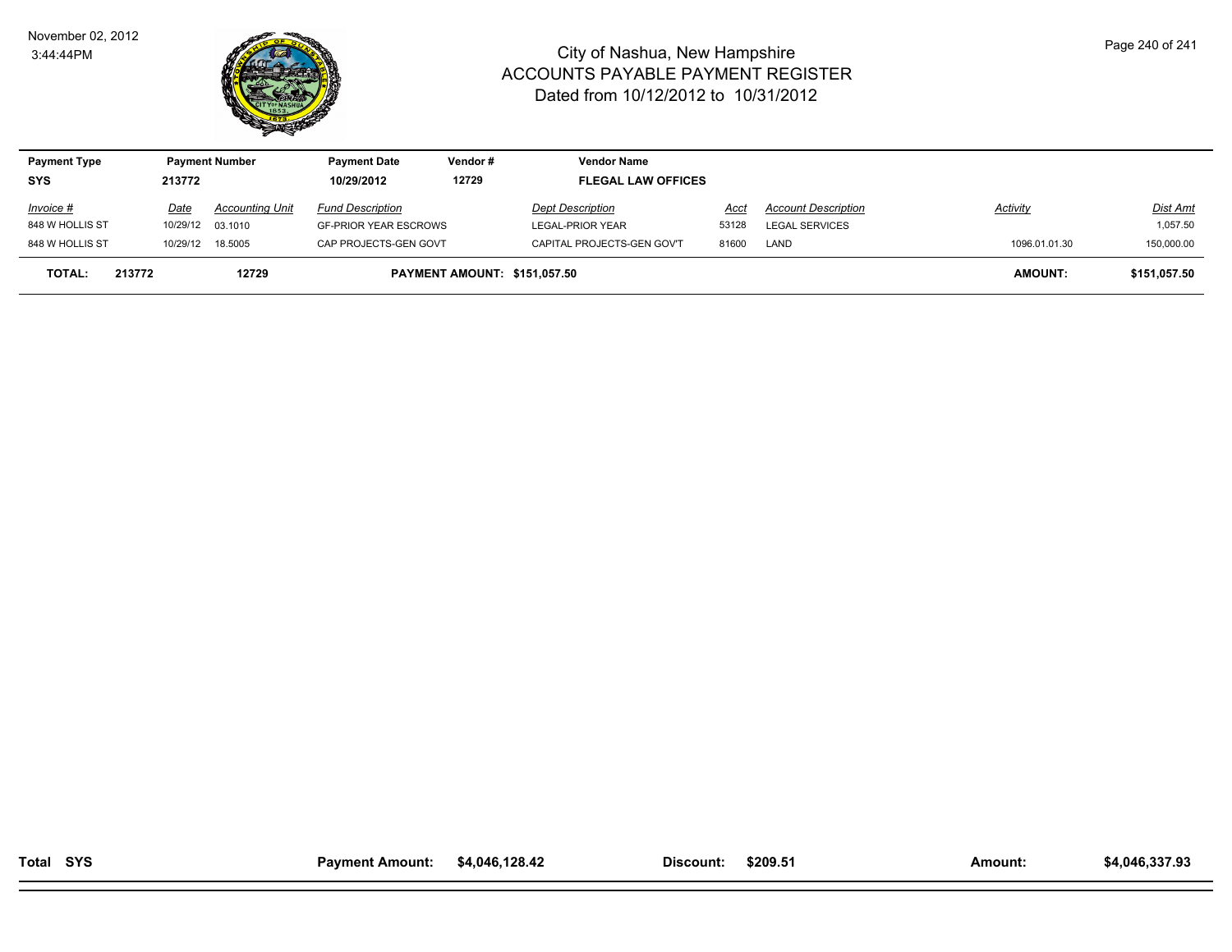# City of Nashua, New Hampshire
## ACCOUNTS PAYABLE PAYMENT REGISTER
### Dated from 10/12/2012 to 10/31/2012

November 02, 2012
3:44:44PM

| Payment Type | Payment Number | Payment Date | Vendor # | Vendor Name |
|---|---|---|---|---|
| SYS | 213772 | 10/29/2012 | 12729 | FLEGAL LAW OFFICES |

| Invoice # | Date | Accounting Unit | Fund Description | Dept Description | Acct | Account Description | Activity | Dist Amt |
|---|---|---|---|---|---|---|---|---|
| 848 W HOLLIS ST | 10/29/12 | 03.1010 | GF-PRIOR YEAR ESCROWS | LEGAL-PRIOR YEAR | 53128 | LEGAL SERVICES | | 1,057.50 |
| 848 W HOLLIS ST | 10/29/12 | 18.5005 | CAP PROJECTS-GEN GOVT | CAPITAL PROJECTS-GEN GOV'T | 81600 | LAND | 1096.01.01.30 | 150,000.00 |
| **TOTAL: 213772** | | **12729** | **PAYMENT AMOUNT: $151,057.50** | | | | **AMOUNT:** | **$151,057.50** |

| Total SYS | Payment Amount: | $4,046,128.42 | Discount: | $209.51 | Amount: | $4,046,337.93 |
|---|---|---|---|---|---|---|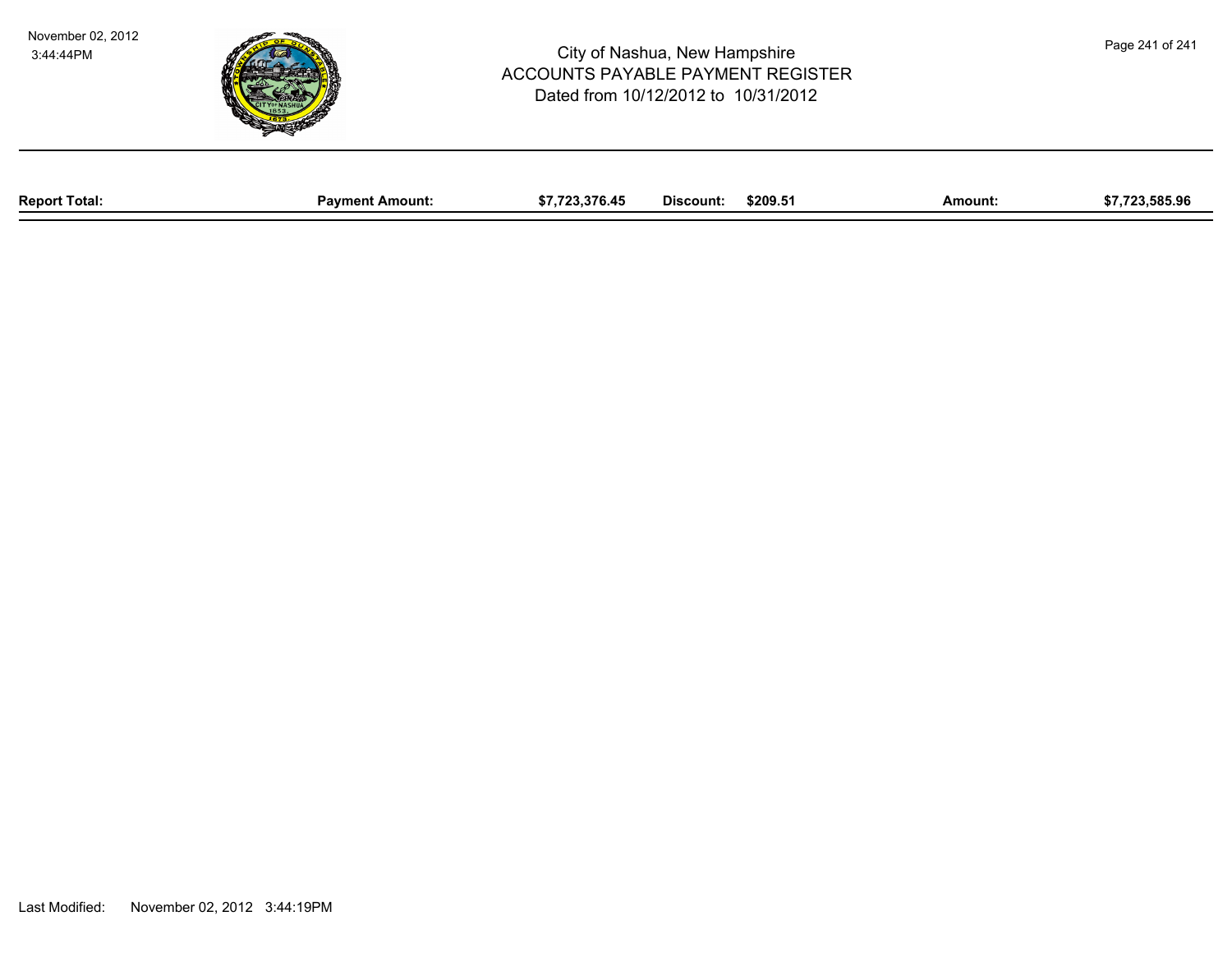City of Nashua, New Hampshire
ACCOUNTS PAYABLE PAYMENT REGISTER
Dated from 10/12/2012 to 10/31/2012

| | | | | | | |
|---|---|---|---|---|---|---|
| **Report Total:** | **Payment Amount:** | **$7,723,376.45** | **Discount:** | **$209.51** | **Amount:** | **$7,723,585.96** |